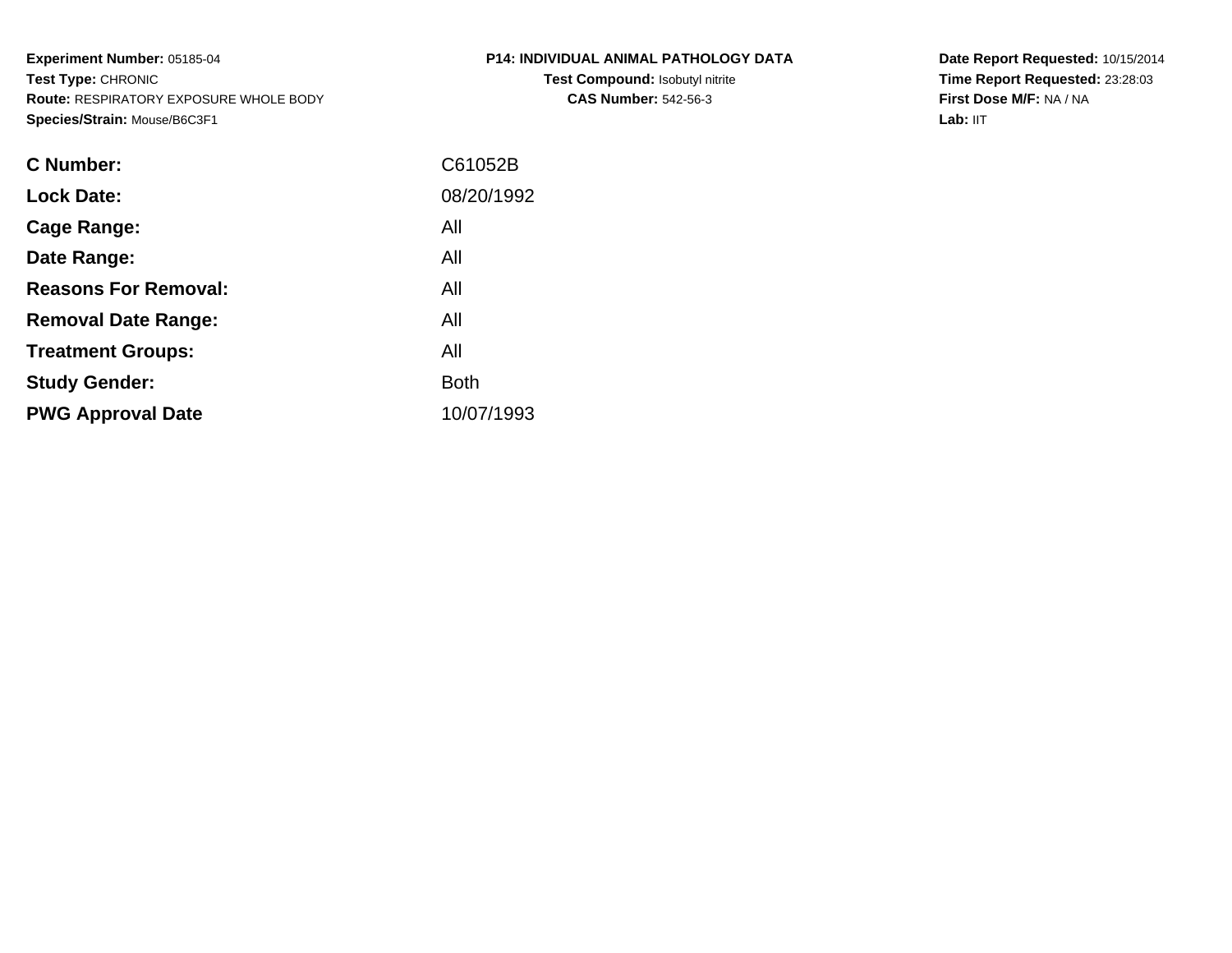**Experiment Number:** 05185-04
**Test Type:** CHRONIC
**Route:** RESPIRATORY EXPOSURE WHOLE BODY
**Species/Strain:** Mouse/B6C3F1

**P14: INDIVIDUAL ANIMAL PATHOLOGY DATA**
**Test Compound:** Isobutyl nitrite
**CAS Number:** 542-56-3

**Date Report Requested:** 10/15/2014
**Time Report Requested:** 23:28:03
**First Dose M/F:** NA / NA
**Lab:** IIT

| | |
|---|---|
| **C Number:** | C61052B |
| **Lock Date:** | 08/20/1992 |
| **Cage Range:** | All |
| **Date Range:** | All |
| **Reasons For Removal:** | All |
| **Removal Date Range:** | All |
| **Treatment Groups:** | All |
| **Study Gender:** | Both |
| **PWG Approval Date** | 10/07/1993 |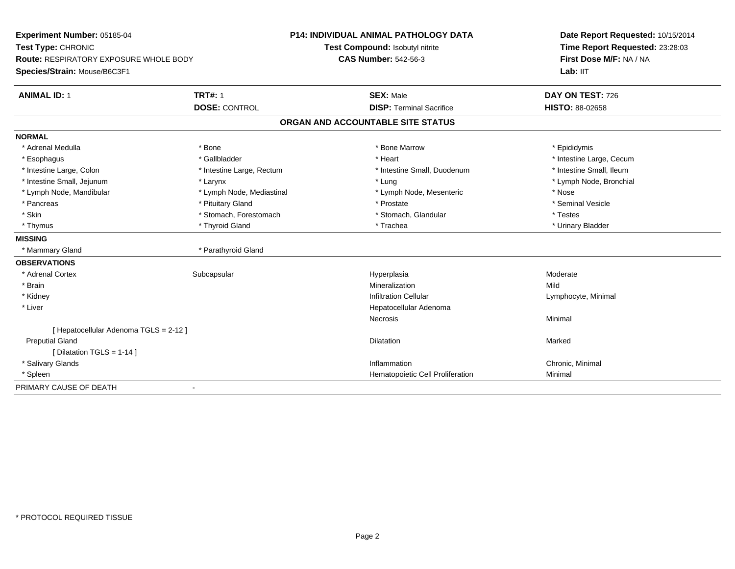**Experiment Number:** 05185-04
**Test Type:** CHRONIC
**Route:** RESPIRATORY EXPOSURE WHOLE BODY
**Species/Strain:** Mouse/B6C3F1

**P14: INDIVIDUAL ANIMAL PATHOLOGY DATA**
**Test Compound:** Isobutyl nitrite
**CAS Number:** 542-56-3

**Date Report Requested:** 10/15/2014
**Time Report Requested:** 23:28:03
**First Dose M/F:** NA / NA
**Lab:** IIT

| **ANIMAL ID:** 1 | **TRT#:** 1 | **SEX:** Male | **DAY ON TEST:** 726 |
|---|---|---|---|
| | **DOSE:** CONTROL | **DISP:** Terminal Sacrifice | **HISTO:** 88-02658 |

## ORGAN AND ACCOUNTABLE SITE STATUS

**NORMAL**

| | | | |
|---|---|---|---|
| * Adrenal Medulla | * Bone | * Bone Marrow | * Epididymis |
| * Esophagus | * Gallbladder | * Heart | * Intestine Large, Cecum |
| * Intestine Large, Colon | * Intestine Large, Rectum | * Intestine Small, Duodenum | * Intestine Small, Ileum |
| * Intestine Small, Jejunum | * Larynx | * Lung | * Lymph Node, Bronchial |
| * Lymph Node, Mandibular | * Lymph Node, Mediastinal | * Lymph Node, Mesenteric | * Nose |
| * Pancreas | * Pituitary Gland | * Prostate | * Seminal Vesicle |
| * Skin | * Stomach, Forestomach | * Stomach, Glandular | * Testes |
| * Thymus | * Thyroid Gland | * Trachea | * Urinary Bladder |

**MISSING**

| | |
|---|---|
| * Mammary Gland | * Parathyroid Gland |

**OBSERVATIONS**

| | | | |
|---|---|---|---|
| * Adrenal Cortex | Subcapsular | Hyperplasia | Moderate |
| * Brain | | Mineralization | Mild |
| * Kidney | | Infiltration Cellular | Lymphocyte, Minimal |
| * Liver | | Hepatocellular Adenoma | |
| | | Necrosis | Minimal |
| [ Hepatocellular Adenoma TGLS = 2-12 ] | | | |
| Preputial Gland | | Dilatation | Marked |
| [ Dilatation TGLS = 1-14 ] | | | |
| * Salivary Glands | | Inflammation | Chronic, Minimal |
| * Spleen | | Hematopoietic Cell Proliferation | Minimal |

PRIMARY CAUSE OF DEATH -

* PROTOCOL REQUIRED TISSUE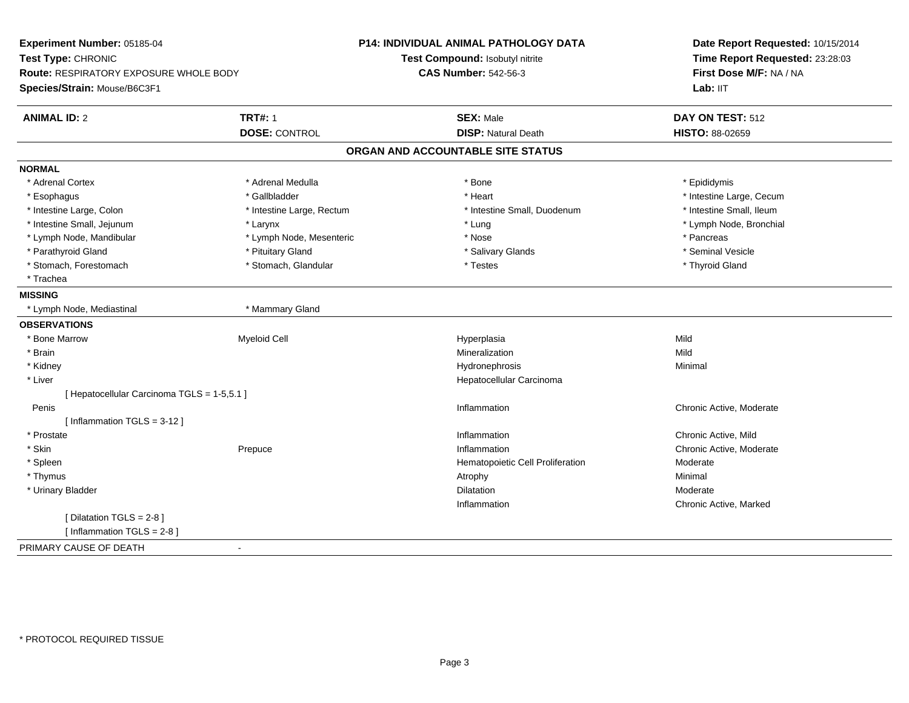**Experiment Number:** 05185-04
**Test Type:** CHRONIC
**Route:** RESPIRATORY EXPOSURE WHOLE BODY
**Species/Strain:** Mouse/B6C3F1

**P14: INDIVIDUAL ANIMAL PATHOLOGY DATA**
**Test Compound:** Isobutyl nitrite
**CAS Number:** 542-56-3

**Date Report Requested:** 10/15/2014
**Time Report Requested:** 23:28:03
**First Dose M/F:** NA / NA
**Lab:** IIT

| **ANIMAL ID:** 2 | **TRT#:** 1 | **SEX:** Male | **DAY ON TEST:** 512 |
|---|---|---|---|
| | **DOSE:** CONTROL | **DISP:** Natural Death | **HISTO:** 88-02659 |

## ORGAN AND ACCOUNTABLE SITE STATUS

**NORMAL**

| | | | |
|---|---|---|---|
| * Adrenal Cortex | * Adrenal Medulla | * Bone | * Epididymis |
| * Esophagus | * Gallbladder | * Heart | * Intestine Large, Cecum |
| * Intestine Large, Colon | * Intestine Large, Rectum | * Intestine Small, Duodenum | * Intestine Small, Ileum |
| * Intestine Small, Jejunum | * Larynx | * Lung | * Lymph Node, Bronchial |
| * Lymph Node, Mandibular | * Lymph Node, Mesenteric | * Nose | * Pancreas |
| * Parathyroid Gland | * Pituitary Gland | * Salivary Glands | * Seminal Vesicle |
| * Stomach, Forestomach | * Stomach, Glandular | * Testes | * Thyroid Gland |
| * Trachea | | | |

**MISSING**

| | |
|---|---|
| * Lymph Node, Mediastinal | * Mammary Gland |

**OBSERVATIONS**

| | | | |
|---|---|---|---|
| * Bone Marrow | Myeloid Cell | Hyperplasia | Mild |
| * Brain | | Mineralization | Mild |
| * Kidney | | Hydronephrosis | Minimal |
| * Liver | | Hepatocellular Carcinoma | |
| [ Hepatocellular Carcinoma TGLS = 1-5,5.1 ] | | | |
| Penis | | Inflammation | Chronic Active, Moderate |
| [ Inflammation TGLS = 3-12 ] | | | |
| * Prostate | | Inflammation | Chronic Active, Mild |
| * Skin | Prepuce | Inflammation | Chronic Active, Moderate |
| * Spleen | | Hematopoietic Cell Proliferation | Moderate |
| * Thymus | | Atrophy | Minimal |
| * Urinary Bladder | | Dilatation | Moderate |
| | | Inflammation | Chronic Active, Marked |
| [ Dilatation TGLS = 2-8 ] | | | |
| [ Inflammation TGLS = 2-8 ] | | | |

PRIMARY CAUSE OF DEATH -

* PROTOCOL REQUIRED TISSUE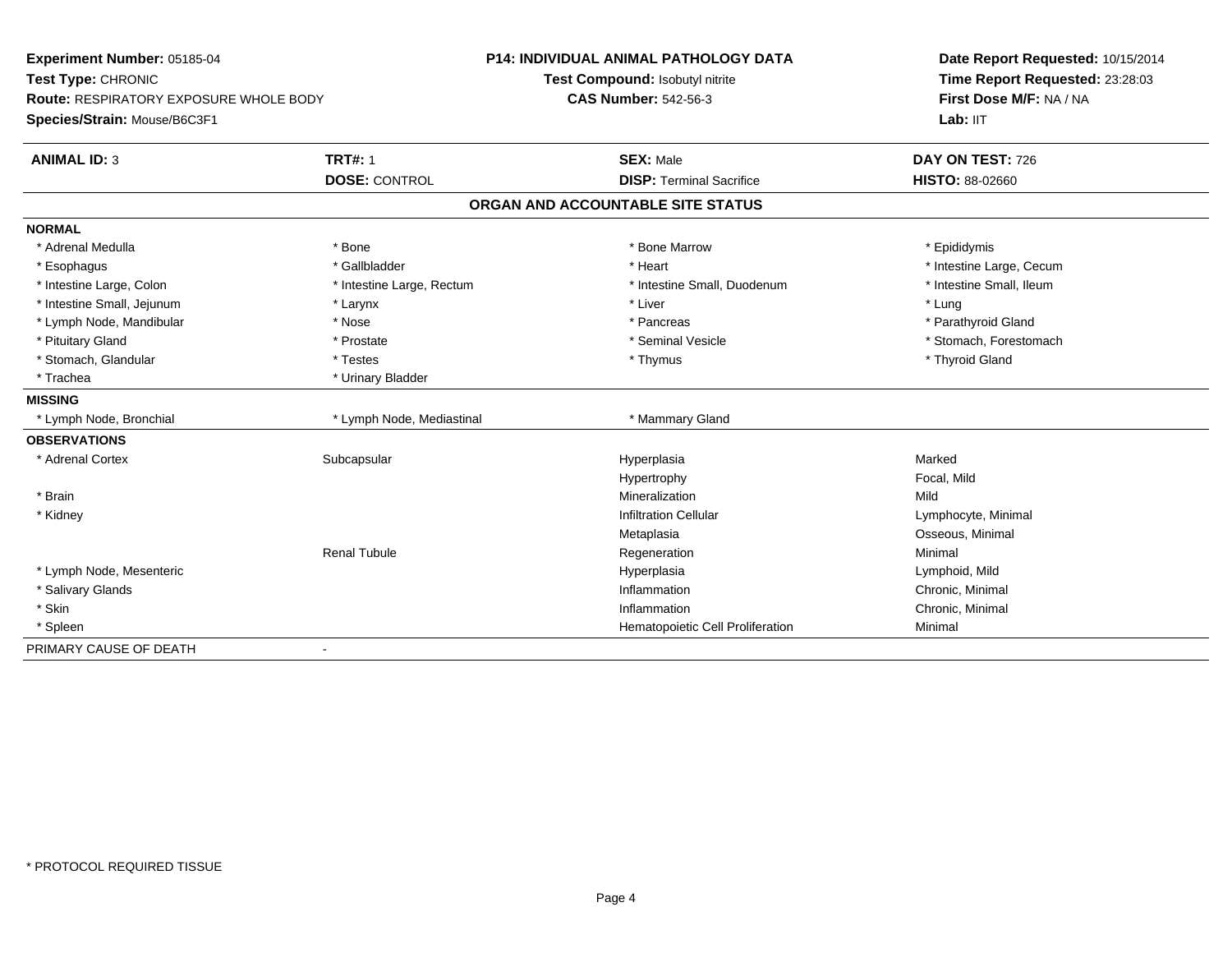**Experiment Number:** 05185-04
**Test Type:** CHRONIC
**Route:** RESPIRATORY EXPOSURE WHOLE BODY
**Species/Strain:** Mouse/B6C3F1

**P14: INDIVIDUAL ANIMAL PATHOLOGY DATA**
**Test Compound:** Isobutyl nitrite
**CAS Number:** 542-56-3

**Date Report Requested:** 10/15/2014
**Time Report Requested:** 23:28:03
**First Dose M/F:** NA / NA
**Lab:** IIT

| **ANIMAL ID:** 3 | **TRT#:** 1 | **SEX:** Male | **DAY ON TEST:** 726 |
|---|---|---|---|
| | **DOSE:** CONTROL | **DISP:** Terminal Sacrifice | **HISTO:** 88-02660 |

## ORGAN AND ACCOUNTABLE SITE STATUS

**NORMAL**

| | | | |
|---|---|---|---|
| * Adrenal Medulla | * Bone | * Bone Marrow | * Epididymis |
| * Esophagus | * Gallbladder | * Heart | * Intestine Large, Cecum |
| * Intestine Large, Colon | * Intestine Large, Rectum | * Intestine Small, Duodenum | * Intestine Small, Ileum |
| * Intestine Small, Jejunum | * Larynx | * Liver | * Lung |
| * Lymph Node, Mandibular | * Nose | * Pancreas | * Parathyroid Gland |
| * Pituitary Gland | * Prostate | * Seminal Vesicle | * Stomach, Forestomach |
| * Stomach, Glandular | * Testes | * Thymus | * Thyroid Gland |
| * Trachea | * Urinary Bladder | | |

**MISSING**

| | | |
|---|---|---|
| * Lymph Node, Bronchial | * Lymph Node, Mediastinal | * Mammary Gland |

**OBSERVATIONS**

| | | | |
|---|---|---|---|
| * Adrenal Cortex | Subcapsular | Hyperplasia | Marked |
| | | Hypertrophy | Focal, Mild |
| * Brain | | Mineralization | Mild |
| * Kidney | | Infiltration Cellular | Lymphocyte, Minimal |
| | | Metaplasia | Osseous, Minimal |
| | Renal Tubule | Regeneration | Minimal |
| * Lymph Node, Mesenteric | | Hyperplasia | Lymphoid, Mild |
| * Salivary Glands | | Inflammation | Chronic, Minimal |
| * Skin | | Inflammation | Chronic, Minimal |
| * Spleen | | Hematopoietic Cell Proliferation | Minimal |

PRIMARY CAUSE OF DEATH -

\* PROTOCOL REQUIRED TISSUE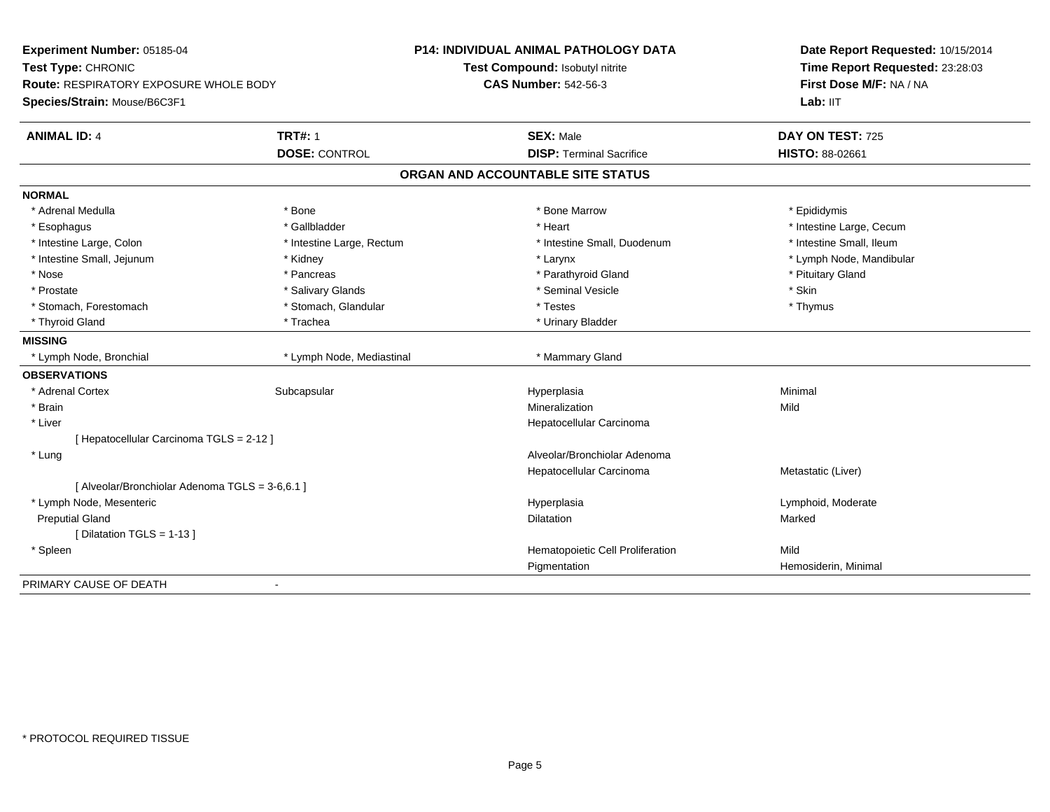**Experiment Number:** 05185-04
**Test Type:** CHRONIC
**Route:** RESPIRATORY EXPOSURE WHOLE BODY
**Species/Strain:** Mouse/B6C3F1

**P14: INDIVIDUAL ANIMAL PATHOLOGY DATA**
**Test Compound:** Isobutyl nitrite
**CAS Number:** 542-56-3

**Date Report Requested:** 10/15/2014
**Time Report Requested:** 23:28:03
**First Dose M/F:** NA / NA
**Lab:** IIT

| **ANIMAL ID:** 4 | **TRT#:** 1 | **SEX:** Male | **DAY ON TEST:** 725 |
|---|---|---|---|
| | **DOSE:** CONTROL | **DISP:** Terminal Sacrifice | **HISTO:** 88-02661 |

## ORGAN AND ACCOUNTABLE SITE STATUS

**NORMAL**

| | | | |
|---|---|---|---|
| * Adrenal Medulla | * Bone | * Bone Marrow | * Epididymis |
| * Esophagus | * Gallbladder | * Heart | * Intestine Large, Cecum |
| * Intestine Large, Colon | * Intestine Large, Rectum | * Intestine Small, Duodenum | * Intestine Small, Ileum |
| * Intestine Small, Jejunum | * Kidney | * Larynx | * Lymph Node, Mandibular |
| * Nose | * Pancreas | * Parathyroid Gland | * Pituitary Gland |
| * Prostate | * Salivary Glands | * Seminal Vesicle | * Skin |
| * Stomach, Forestomach | * Stomach, Glandular | * Testes | * Thymus |
| * Thyroid Gland | * Trachea | * Urinary Bladder | |

**MISSING**

| | | |
|---|---|---|
| * Lymph Node, Bronchial | * Lymph Node, Mediastinal | * Mammary Gland |

**OBSERVATIONS**

| | | | |
|---|---|---|---|
| * Adrenal Cortex | Subcapsular | Hyperplasia | Minimal |
| * Brain | | Mineralization | Mild |
| * Liver | | Hepatocellular Carcinoma | |
| [ Hepatocellular Carcinoma TGLS = 2-12 ] | | | |
| * Lung | | Alveolar/Bronchiolar Adenoma | |
| | | Hepatocellular Carcinoma | Metastatic (Liver) |
| [ Alveolar/Bronchiolar Adenoma TGLS = 3-6,6.1 ] | | | |
| * Lymph Node, Mesenteric | | Hyperplasia | Lymphoid, Moderate |
| Preputial Gland | | Dilatation | Marked |
| [ Dilatation TGLS = 1-13 ] | | | |
| * Spleen | | Hematopoietic Cell Proliferation | Mild |
| | | Pigmentation | Hemosiderin, Minimal |

PRIMARY CAUSE OF DEATH -

* PROTOCOL REQUIRED TISSUE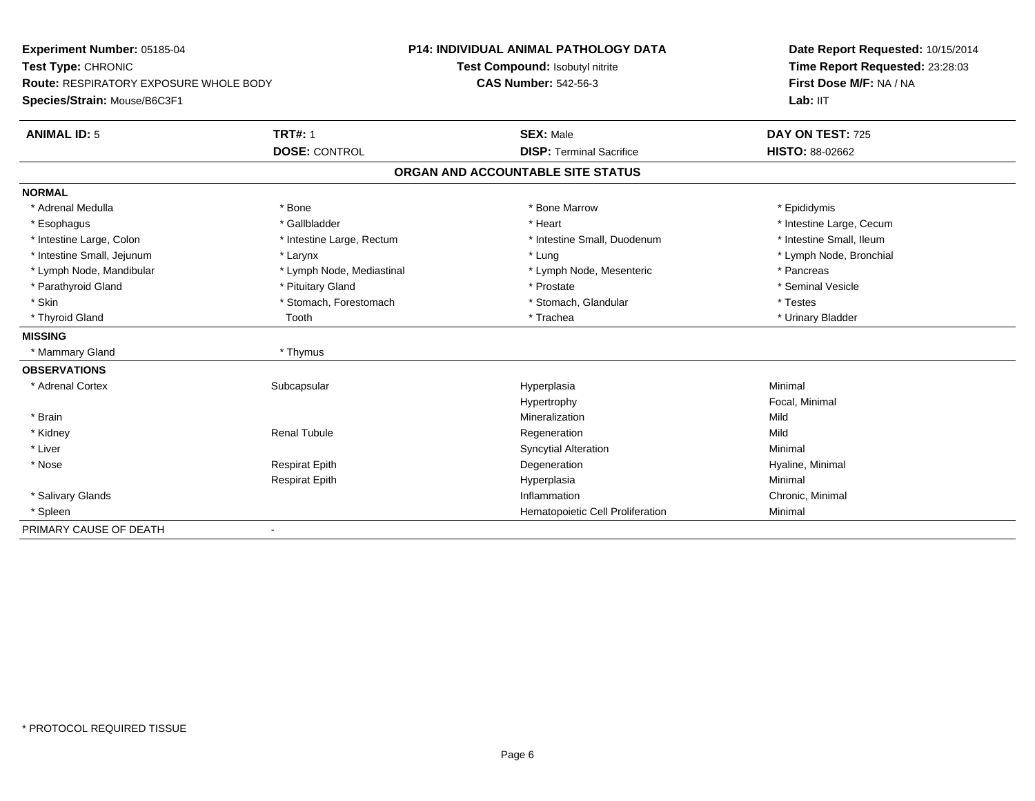**Experiment Number:** 05185-04
**Test Type:** CHRONIC
**Route:** RESPIRATORY EXPOSURE WHOLE BODY
**Species/Strain:** Mouse/B6C3F1

**P14: INDIVIDUAL ANIMAL PATHOLOGY DATA**
**Test Compound:** Isobutyl nitrite
**CAS Number:** 542-56-3

**Date Report Requested:** 10/15/2014
**Time Report Requested:** 23:28:03
**First Dose M/F:** NA / NA
**Lab:** IIT

| **ANIMAL ID:** 5 | **TRT#:** 1 | **SEX:** Male | **DAY ON TEST:** 725 |
|---|---|---|---|
| | **DOSE:** CONTROL | **DISP:** Terminal Sacrifice | **HISTO:** 88-02662 |

## ORGAN AND ACCOUNTABLE SITE STATUS

| | | | |
|---|---|---|---|
| **NORMAL** | | | |
| * Adrenal Medulla | * Bone | * Bone Marrow | * Epididymis |
| * Esophagus | * Gallbladder | * Heart | * Intestine Large, Cecum |
| * Intestine Large, Colon | * Intestine Large, Rectum | * Intestine Small, Duodenum | * Intestine Small, Ileum |
| * Intestine Small, Jejunum | * Larynx | * Lung | * Lymph Node, Bronchial |
| * Lymph Node, Mandibular | * Lymph Node, Mediastinal | * Lymph Node, Mesenteric | * Pancreas |
| * Parathyroid Gland | * Pituitary Gland | * Prostate | * Seminal Vesicle |
| * Skin | * Stomach, Forestomach | * Stomach, Glandular | * Testes |
| * Thyroid Gland | Tooth | * Trachea | * Urinary Bladder |
| **MISSING** | | | |
| * Mammary Gland | * Thymus | | |
| **OBSERVATIONS** | | | |
| * Adrenal Cortex | Subcapsular | Hyperplasia | Minimal |
| | | Hypertrophy | Focal, Minimal |
| * Brain | | Mineralization | Mild |
| * Kidney | Renal Tubule | Regeneration | Mild |
| * Liver | | Syncytial Alteration | Minimal |
| * Nose | Respirat Epith | Degeneration | Hyaline, Minimal |
| | Respirat Epith | Hyperplasia | Minimal |
| * Salivary Glands | | Inflammation | Chronic, Minimal |
| * Spleen | | Hematopoietic Cell Proliferation | Minimal |
| PRIMARY CAUSE OF DEATH | - | | |

* PROTOCOL REQUIRED TISSUE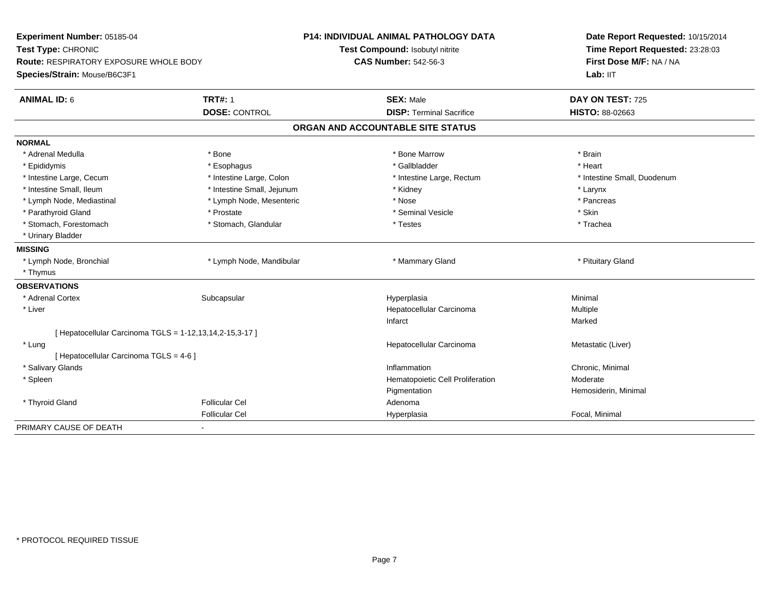**Experiment Number:** 05185-04
**Test Type:** CHRONIC
**Route:** RESPIRATORY EXPOSURE WHOLE BODY
**Species/Strain:** Mouse/B6C3F1

**P14: INDIVIDUAL ANIMAL PATHOLOGY DATA**
**Test Compound:** Isobutyl nitrite
**CAS Number:** 542-56-3

**Date Report Requested:** 10/15/2014
**Time Report Requested:** 23:28:03
**First Dose M/F:** NA / NA
**Lab:** IIT

| **ANIMAL ID:** 6 | **TRT#:** 1 | **SEX:** Male | **DAY ON TEST:** 725 |
|---|---|---|---|
| | **DOSE:** CONTROL | **DISP:** Terminal Sacrifice | **HISTO:** 88-02663 |

## ORGAN AND ACCOUNTABLE SITE STATUS

**NORMAL**

| | | | |
|---|---|---|---|
| * Adrenal Medulla | * Bone | * Bone Marrow | * Brain |
| * Epididymis | * Esophagus | * Gallbladder | * Heart |
| * Intestine Large, Cecum | * Intestine Large, Colon | * Intestine Large, Rectum | * Intestine Small, Duodenum |
| * Intestine Small, Ileum | * Intestine Small, Jejunum | * Kidney | * Larynx |
| * Lymph Node, Mediastinal | * Lymph Node, Mesenteric | * Nose | * Pancreas |
| * Parathyroid Gland | * Prostate | * Seminal Vesicle | * Skin |
| * Stomach, Forestomach | * Stomach, Glandular | * Testes | * Trachea |
| * Urinary Bladder | | | |

**MISSING**

| | | | |
|---|---|---|---|
| * Lymph Node, Bronchial | * Lymph Node, Mandibular | * Mammary Gland | * Pituitary Gland |
| * Thymus | | | |

**OBSERVATIONS**

| | | | |
|---|---|---|---|
| * Adrenal Cortex | Subcapsular | Hyperplasia | Minimal |
| * Liver | | Hepatocellular Carcinoma | Multiple |
| | | Infarct | Marked |
| [ Hepatocellular Carcinoma TGLS = 1-12,13,14,2-15,3-17 ] | | | |
| * Lung | | Hepatocellular Carcinoma | Metastatic (Liver) |
| [ Hepatocellular Carcinoma TGLS = 4-6 ] | | | |
| * Salivary Glands | | Inflammation | Chronic, Minimal |
| * Spleen | | Hematopoietic Cell Proliferation | Moderate |
| | | Pigmentation | Hemosiderin, Minimal |
| * Thyroid Gland | Follicular Cel | Adenoma | |
| | Follicular Cel | Hyperplasia | Focal, Minimal |

PRIMARY CAUSE OF DEATH -

\* PROTOCOL REQUIRED TISSUE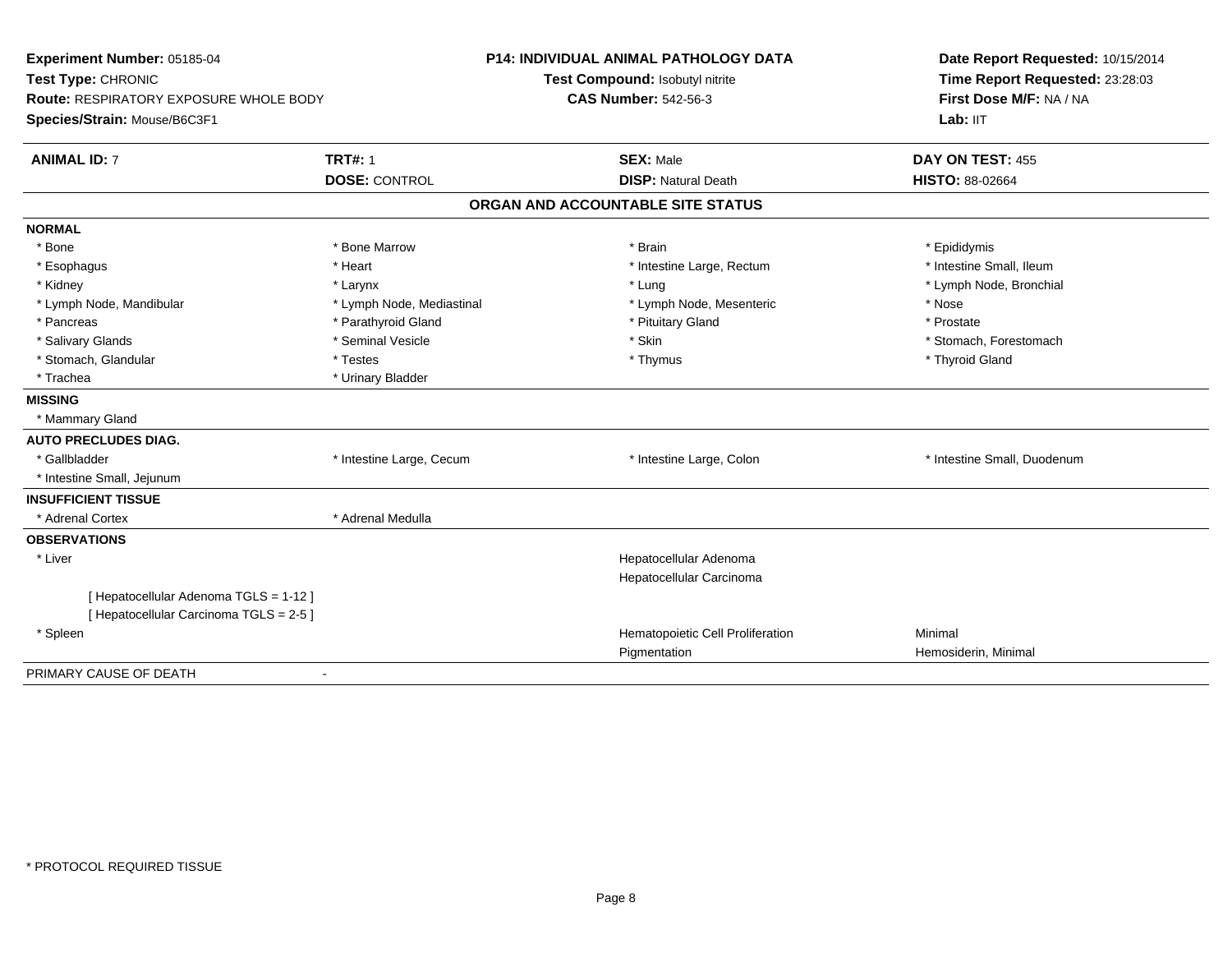**Experiment Number:** 05185-04
**Test Type:** CHRONIC
**Route:** RESPIRATORY EXPOSURE WHOLE BODY
**Species/Strain:** Mouse/B6C3F1

**P14: INDIVIDUAL ANIMAL PATHOLOGY DATA**
**Test Compound:** Isobutyl nitrite
**CAS Number:** 542-56-3

**Date Report Requested:** 10/15/2014
**Time Report Requested:** 23:28:03
**First Dose M/F:** NA / NA
**Lab:** IIT

| **ANIMAL ID:** 7 | **TRT#:** 1 | **SEX:** Male | **DAY ON TEST:** 455 |
|---|---|---|---|
| | **DOSE:** CONTROL | **DISP:** Natural Death | **HISTO:** 88-02664 |

**ORGAN AND ACCOUNTABLE SITE STATUS**

**NORMAL**

| | | | |
|---|---|---|---|
| * Bone | * Bone Marrow | * Brain | * Epididymis |
| * Esophagus | * Heart | * Intestine Large, Rectum | * Intestine Small, Ileum |
| * Kidney | * Larynx | * Lung | * Lymph Node, Bronchial |
| * Lymph Node, Mandibular | * Lymph Node, Mediastinal | * Lymph Node, Mesenteric | * Nose |
| * Pancreas | * Parathyroid Gland | * Pituitary Gland | * Prostate |
| * Salivary Glands | * Seminal Vesicle | * Skin | * Stomach, Forestomach |
| * Stomach, Glandular | * Testes | * Thymus | * Thyroid Gland |
| * Trachea | * Urinary Bladder | | |

**MISSING**

* Mammary Gland

**AUTO PRECLUDES DIAG.**

| | | | |
|---|---|---|---|
| * Gallbladder | * Intestine Large, Cecum | * Intestine Large, Colon | * Intestine Small, Duodenum |
| * Intestine Small, Jejunum | | | |

**INSUFFICIENT TISSUE**

| | |
|---|---|
| * Adrenal Cortex | * Adrenal Medulla |

**OBSERVATIONS**

| | | |
|---|---|---|
| * Liver | Hepatocellular Adenoma | |
| | Hepatocellular Carcinoma | |
| [ Hepatocellular Adenoma TGLS = 1-12 ] | | |
| [ Hepatocellular Carcinoma TGLS = 2-5 ] | | |
| * Spleen | Hematopoietic Cell Proliferation | Minimal |
| | Pigmentation | Hemosiderin, Minimal |

PRIMARY CAUSE OF DEATH -

* PROTOCOL REQUIRED TISSUE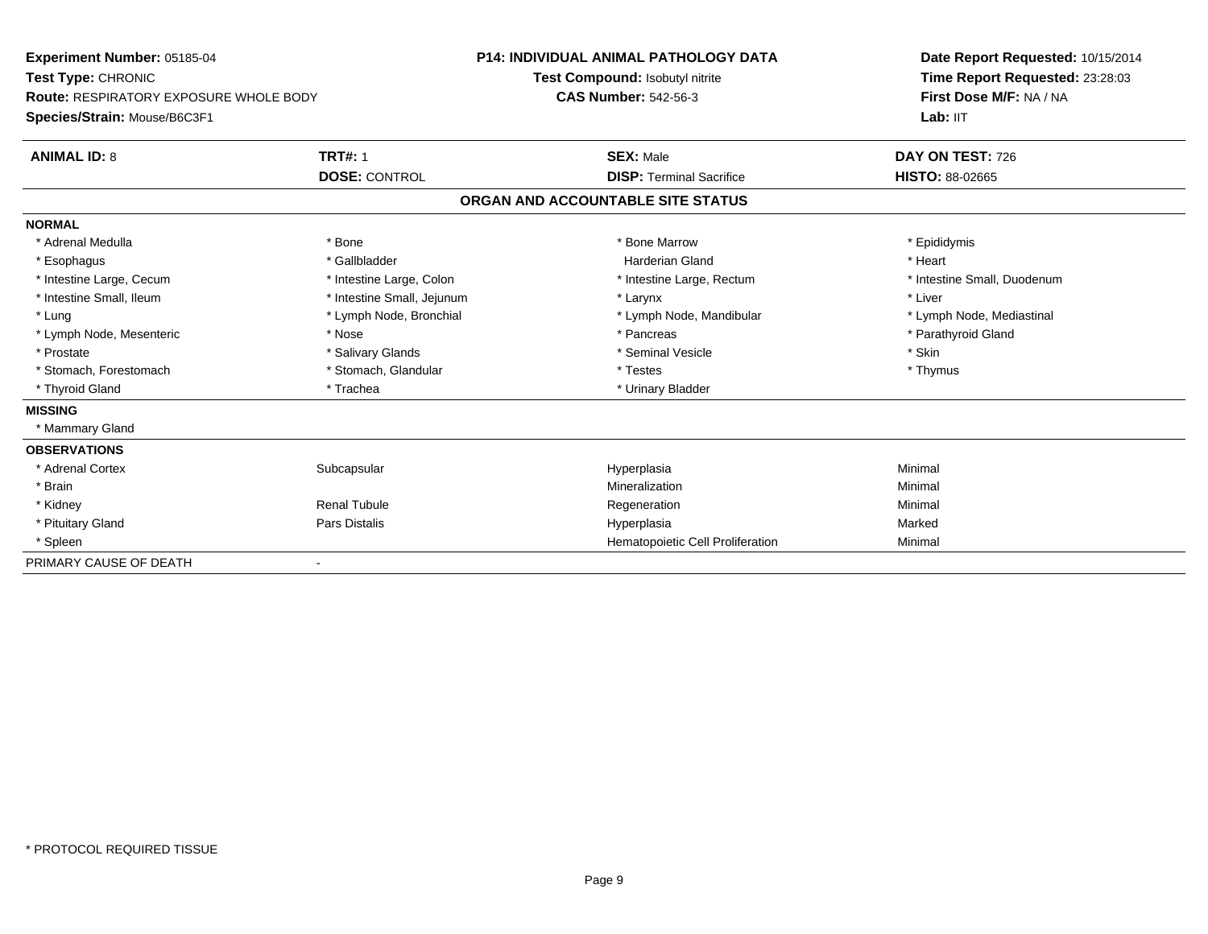**Experiment Number:** 05185-04
**Test Type:** CHRONIC
**Route:** RESPIRATORY EXPOSURE WHOLE BODY
**Species/Strain:** Mouse/B6C3F1

**P14: INDIVIDUAL ANIMAL PATHOLOGY DATA**
**Test Compound:** Isobutyl nitrite
**CAS Number:** 542-56-3

**Date Report Requested:** 10/15/2014
**Time Report Requested:** 23:28:03
**First Dose M/F:** NA / NA
**Lab:** IIT

| **ANIMAL ID:** 8 | **TRT#:** 1 | **SEX:** Male | **DAY ON TEST:** 726 |
|---|---|---|---|
| | **DOSE:** CONTROL | **DISP:** Terminal Sacrifice | **HISTO:** 88-02665 |

## ORGAN AND ACCOUNTABLE SITE STATUS

| | | | |
|---|---|---|---|
| **NORMAL** | | | |
| * Adrenal Medulla | * Bone | * Bone Marrow | * Epididymis |
| * Esophagus | * Gallbladder | Harderian Gland | * Heart |
| * Intestine Large, Cecum | * Intestine Large, Colon | * Intestine Large, Rectum | * Intestine Small, Duodenum |
| * Intestine Small, Ileum | * Intestine Small, Jejunum | * Larynx | * Liver |
| * Lung | * Lymph Node, Bronchial | * Lymph Node, Mandibular | * Lymph Node, Mediastinal |
| * Lymph Node, Mesenteric | * Nose | * Pancreas | * Parathyroid Gland |
| * Prostate | * Salivary Glands | * Seminal Vesicle | * Skin |
| * Stomach, Forestomach | * Stomach, Glandular | * Testes | * Thymus |
| * Thyroid Gland | * Trachea | * Urinary Bladder | |
| **MISSING** | | | |
| * Mammary Gland | | | |
| **OBSERVATIONS** | | | |
| * Adrenal Cortex | Subcapsular | Hyperplasia | Minimal |
| * Brain | | Mineralization | Minimal |
| * Kidney | Renal Tubule | Regeneration | Minimal |
| * Pituitary Gland | Pars Distalis | Hyperplasia | Marked |
| * Spleen | | Hematopoietic Cell Proliferation | Minimal |
| PRIMARY CAUSE OF DEATH | - | | |

* PROTOCOL REQUIRED TISSUE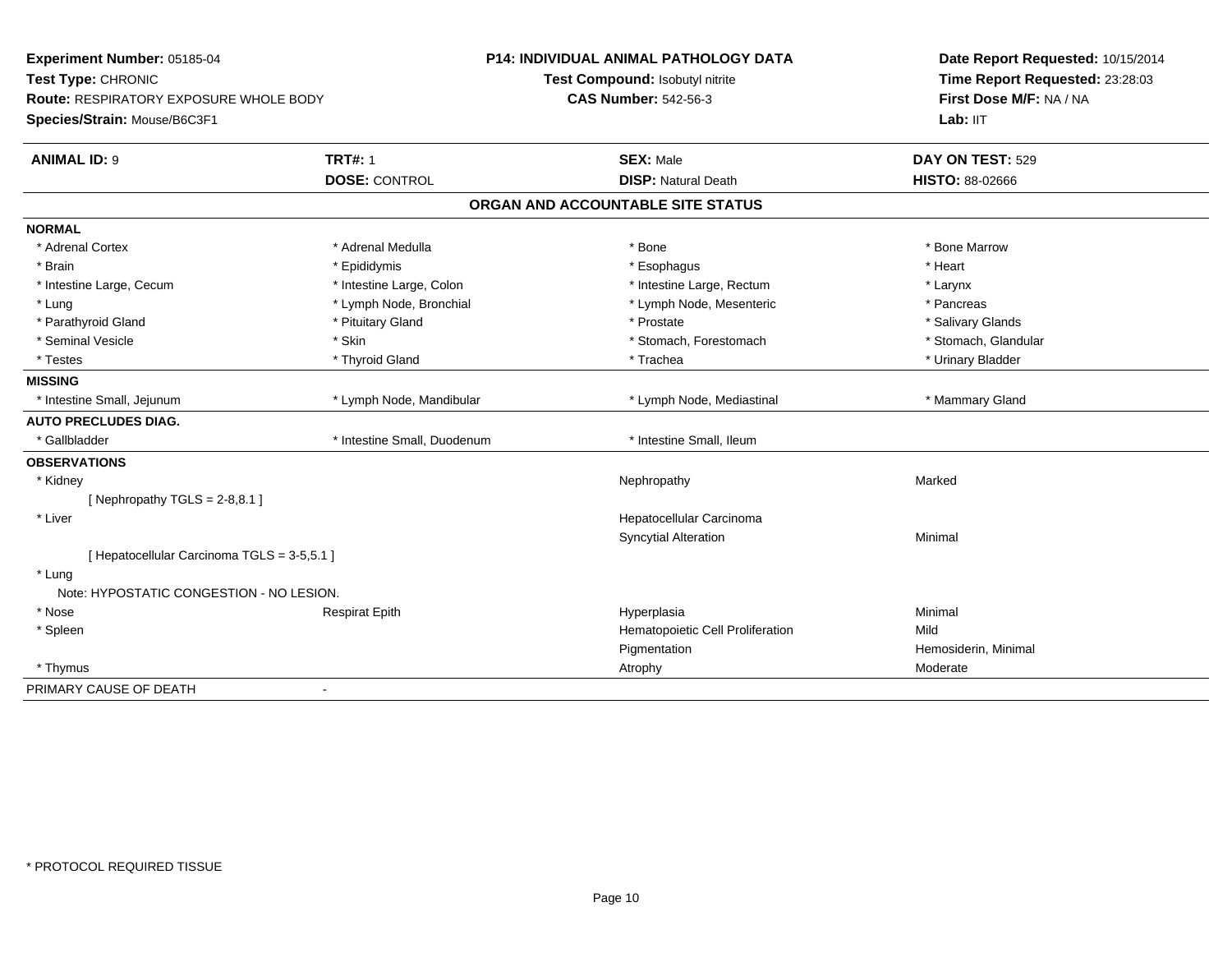**Experiment Number:** 05185-04
**Test Type:** CHRONIC
**Route:** RESPIRATORY EXPOSURE WHOLE BODY
**Species/Strain:** Mouse/B6C3F1

**P14: INDIVIDUAL ANIMAL PATHOLOGY DATA**
**Test Compound:** Isobutyl nitrite
**CAS Number:** 542-56-3

**Date Report Requested:** 10/15/2014
**Time Report Requested:** 23:28:03
**First Dose M/F:** NA / NA
**Lab:** IIT

| **ANIMAL ID:** 9 | **TRT#:** 1 | **SEX:** Male | **DAY ON TEST:** 529 |
|---|---|---|---|
| | **DOSE:** CONTROL | **DISP:** Natural Death | **HISTO:** 88-02666 |

## ORGAN AND ACCOUNTABLE SITE STATUS

| | | | |
|---|---|---|---|
| **NORMAL** | | | |
| * Adrenal Cortex | * Adrenal Medulla | * Bone | * Bone Marrow |
| * Brain | * Epididymis | * Esophagus | * Heart |
| * Intestine Large, Cecum | * Intestine Large, Colon | * Intestine Large, Rectum | * Larynx |
| * Lung | * Lymph Node, Bronchial | * Lymph Node, Mesenteric | * Pancreas |
| * Parathyroid Gland | * Pituitary Gland | * Prostate | * Salivary Glands |
| * Seminal Vesicle | * Skin | * Stomach, Forestomach | * Stomach, Glandular |
| * Testes | * Thyroid Gland | * Trachea | * Urinary Bladder |
| **MISSING** | | | |
| * Intestine Small, Jejunum | * Lymph Node, Mandibular | * Lymph Node, Mediastinal | * Mammary Gland |
| **AUTO PRECLUDES DIAG.** | | | |
| * Gallbladder | * Intestine Small, Duodenum | * Intestine Small, Ileum | |
| **OBSERVATIONS** | | | |
| * Kidney | | Nephropathy | Marked |
| [ Nephropathy TGLS = 2-8,8.1 ] | | | |
| * Liver | | Hepatocellular Carcinoma | |
| | | Syncytial Alteration | Minimal |
| [ Hepatocellular Carcinoma TGLS = 3-5,5.1 ] | | | |
| * Lung | | | |
| Note: HYPOSTATIC CONGESTION - NO LESION. | | | |
| * Nose | Respirat Epith | Hyperplasia | Minimal |
| * Spleen | | Hematopoietic Cell Proliferation | Mild |
| | | Pigmentation | Hemosiderin, Minimal |
| * Thymus | | Atrophy | Moderate |
| PRIMARY CAUSE OF DEATH | - | | |

* PROTOCOL REQUIRED TISSUE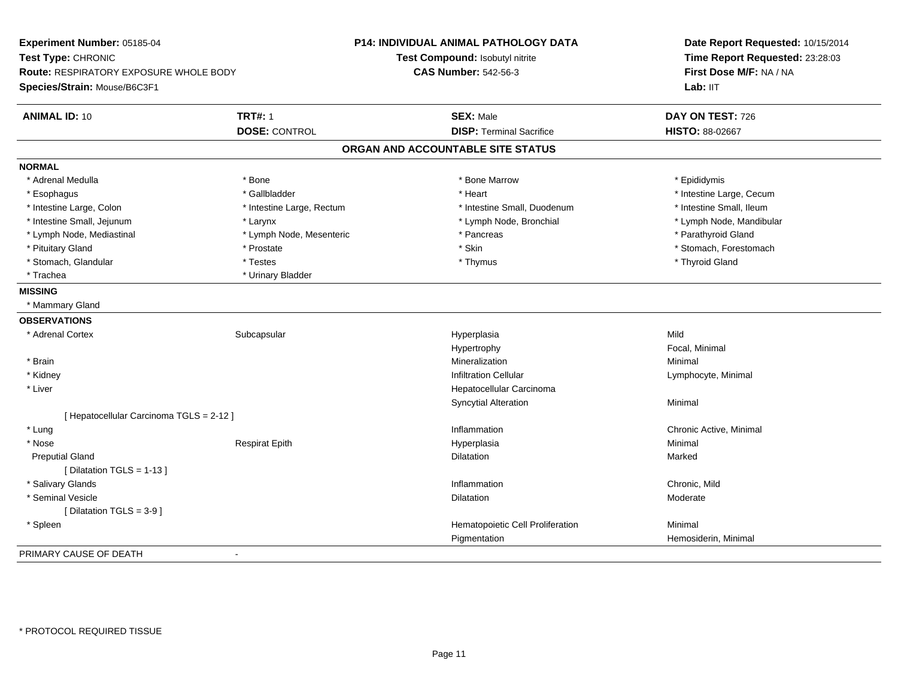**Experiment Number:** 05185-04
**Test Type:** CHRONIC
**Route:** RESPIRATORY EXPOSURE WHOLE BODY
**Species/Strain:** Mouse/B6C3F1

**P14: INDIVIDUAL ANIMAL PATHOLOGY DATA**
**Test Compound:** Isobutyl nitrite
**CAS Number:** 542-56-3

**Date Report Requested:** 10/15/2014
**Time Report Requested:** 23:28:03
**First Dose M/F:** NA / NA
**Lab:** IIT

| **ANIMAL ID:** 10 | **TRT#:** 1 | **SEX:** Male | **DAY ON TEST:** 726 |
|---|---|---|---|
| | **DOSE:** CONTROL | **DISP:** Terminal Sacrifice | **HISTO:** 88-02667 |

## ORGAN AND ACCOUNTABLE SITE STATUS

**NORMAL**

| | | | |
|---|---|---|---|
| * Adrenal Medulla | * Bone | * Bone Marrow | * Epididymis |
| * Esophagus | * Gallbladder | * Heart | * Intestine Large, Cecum |
| * Intestine Large, Colon | * Intestine Large, Rectum | * Intestine Small, Duodenum | * Intestine Small, Ileum |
| * Intestine Small, Jejunum | * Larynx | * Lymph Node, Bronchial | * Lymph Node, Mandibular |
| * Lymph Node, Mediastinal | * Lymph Node, Mesenteric | * Pancreas | * Parathyroid Gland |
| * Pituitary Gland | * Prostate | * Skin | * Stomach, Forestomach |
| * Stomach, Glandular | * Testes | * Thymus | * Thyroid Gland |
| * Trachea | * Urinary Bladder | | |

**MISSING**

* Mammary Gland

**OBSERVATIONS**

| | | | |
|---|---|---|---|
| * Adrenal Cortex | Subcapsular | Hyperplasia | Mild |
| | | Hypertrophy | Focal, Minimal |
| * Brain | | Mineralization | Minimal |
| * Kidney | | Infiltration Cellular | Lymphocyte, Minimal |
| * Liver | | Hepatocellular Carcinoma | |
| | | Syncytial Alteration | Minimal |
| [ Hepatocellular Carcinoma TGLS = 2-12 ] | | | |
| * Lung | | Inflammation | Chronic Active, Minimal |
| * Nose | Respirat Epith | Hyperplasia | Minimal |
| Preputial Gland | | Dilatation | Marked |
| [ Dilatation TGLS = 1-13 ] | | | |
| * Salivary Glands | | Inflammation | Chronic, Mild |
| * Seminal Vesicle | | Dilatation | Moderate |
| [ Dilatation TGLS = 3-9 ] | | | |
| * Spleen | | Hematopoietic Cell Proliferation | Minimal |
| | | Pigmentation | Hemosiderin, Minimal |

PRIMARY CAUSE OF DEATH -

* PROTOCOL REQUIRED TISSUE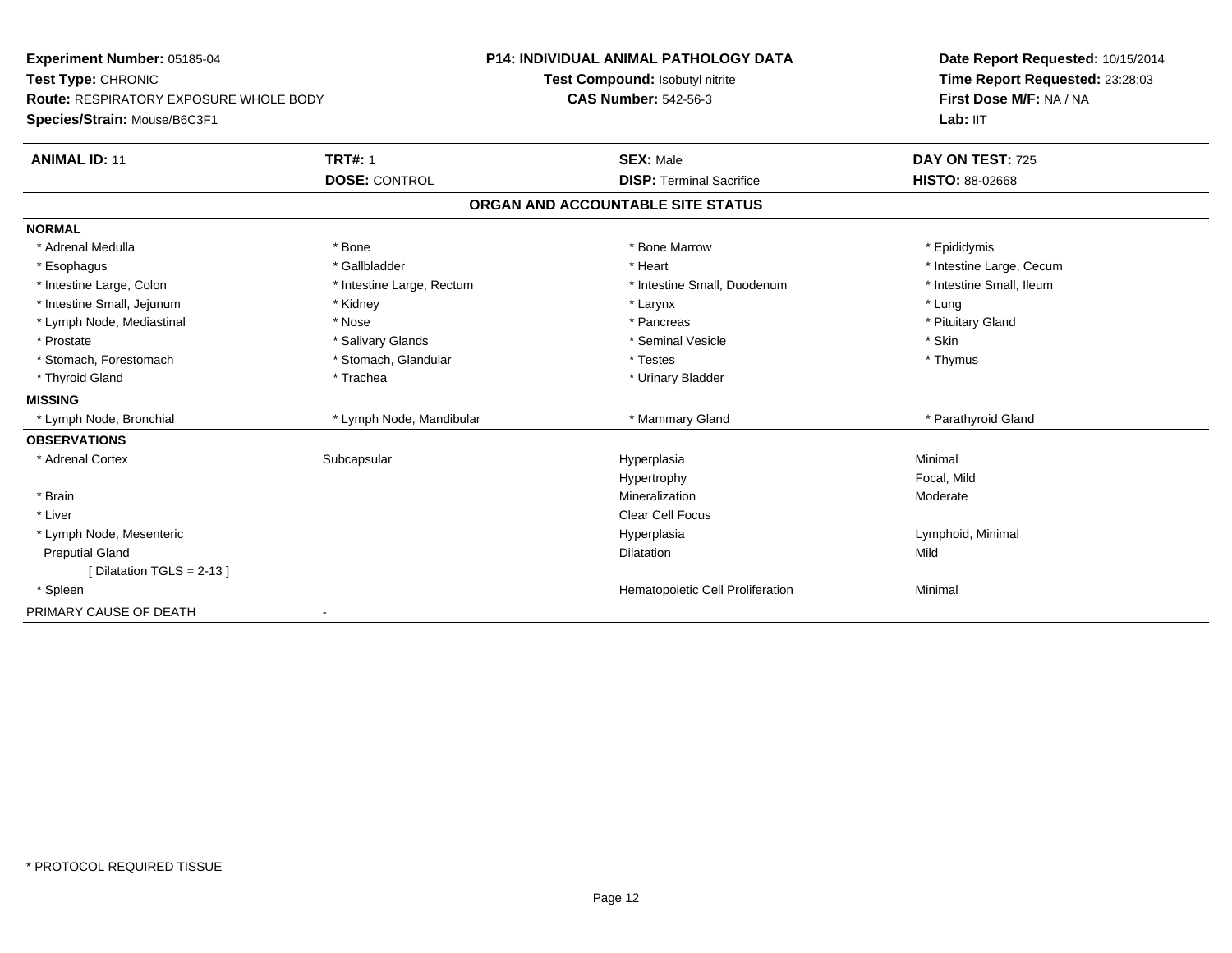**Experiment Number:** 05185-04
**Test Type:** CHRONIC
**Route:** RESPIRATORY EXPOSURE WHOLE BODY
**Species/Strain:** Mouse/B6C3F1

**P14: INDIVIDUAL ANIMAL PATHOLOGY DATA**
**Test Compound:** Isobutyl nitrite
**CAS Number:** 542-56-3

**Date Report Requested:** 10/15/2014
**Time Report Requested:** 23:28:03
**First Dose M/F:** NA / NA
**Lab:** IIT

| **ANIMAL ID:** 11 | **TRT#:** 1 | **SEX:** Male | **DAY ON TEST:** 725 |
|---|---|---|---|
| | **DOSE:** CONTROL | **DISP:** Terminal Sacrifice | **HISTO:** 88-02668 |

## ORGAN AND ACCOUNTABLE SITE STATUS

**NORMAL**

| | | | |
|---|---|---|---|
| * Adrenal Medulla | * Bone | * Bone Marrow | * Epididymis |
| * Esophagus | * Gallbladder | * Heart | * Intestine Large, Cecum |
| * Intestine Large, Colon | * Intestine Large, Rectum | * Intestine Small, Duodenum | * Intestine Small, Ileum |
| * Intestine Small, Jejunum | * Kidney | * Larynx | * Lung |
| * Lymph Node, Mediastinal | * Nose | * Pancreas | * Pituitary Gland |
| * Prostate | * Salivary Glands | * Seminal Vesicle | * Skin |
| * Stomach, Forestomach | * Stomach, Glandular | * Testes | * Thymus |
| * Thyroid Gland | * Trachea | * Urinary Bladder | |

**MISSING**

| | | | |
|---|---|---|---|
| * Lymph Node, Bronchial | * Lymph Node, Mandibular | * Mammary Gland | * Parathyroid Gland |

**OBSERVATIONS**

| | | | |
|---|---|---|---|
| * Adrenal Cortex | Subcapsular | Hyperplasia | Minimal |
| | | Hypertrophy | Focal, Mild |
| * Brain | | Mineralization | Moderate |
| * Liver | | Clear Cell Focus | |
| * Lymph Node, Mesenteric | | Hyperplasia | Lymphoid, Minimal |
| Preputial Gland | | Dilatation | Mild |
| [ Dilatation TGLS = 2-13 ] | | | |
| * Spleen | | Hematopoietic Cell Proliferation | Minimal |

PRIMARY CAUSE OF DEATH -

\* PROTOCOL REQUIRED TISSUE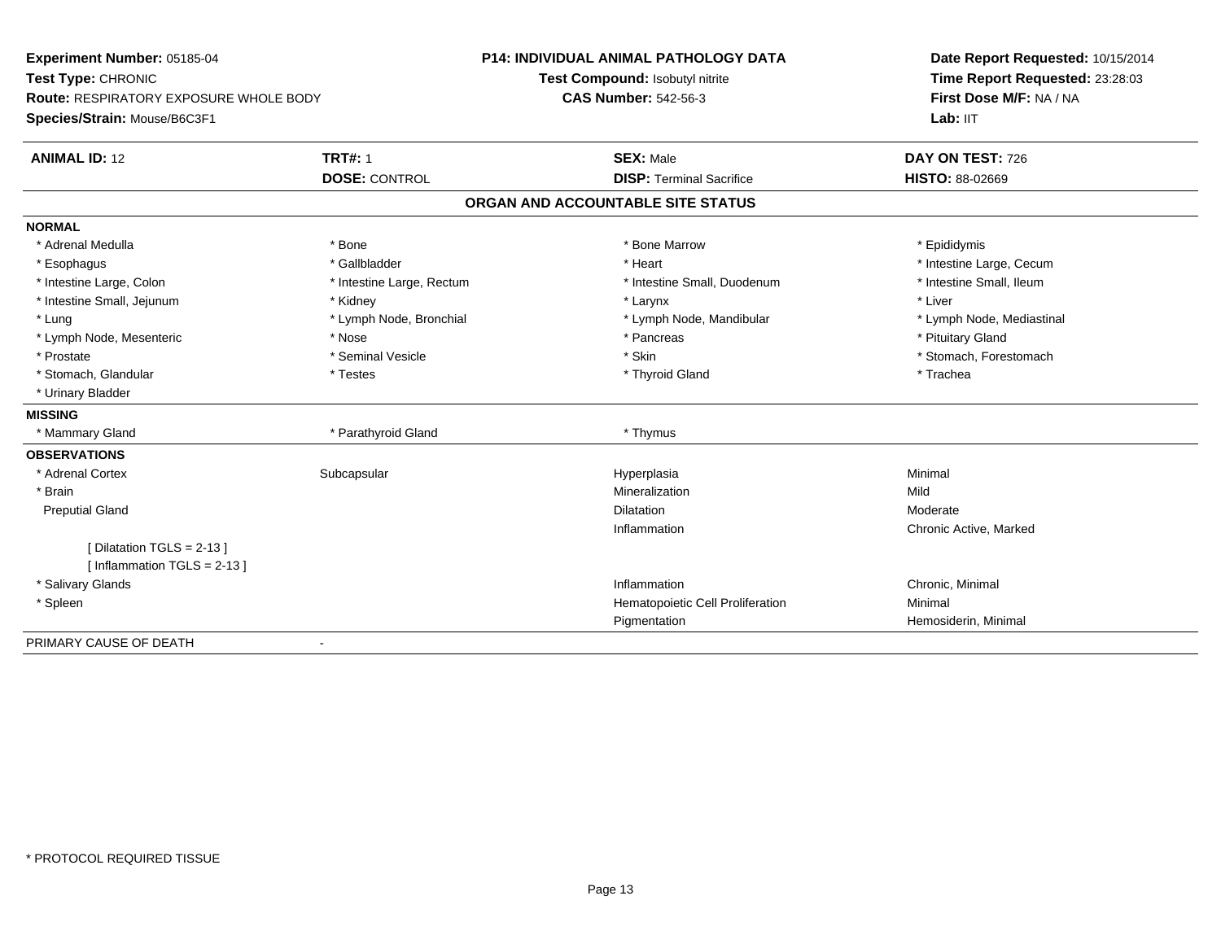**Experiment Number:** 05185-04
**Test Type:** CHRONIC
**Route:** RESPIRATORY EXPOSURE WHOLE BODY
**Species/Strain:** Mouse/B6C3F1

**P14: INDIVIDUAL ANIMAL PATHOLOGY DATA**
**Test Compound:** Isobutyl nitrite
**CAS Number:** 542-56-3

**Date Report Requested:** 10/15/2014
**Time Report Requested:** 23:28:03
**First Dose M/F:** NA / NA
**Lab:** IIT

| **ANIMAL ID:** 12 | **TRT#:** 1 | **SEX:** Male | **DAY ON TEST:** 726 |
|---|---|---|---|
| | **DOSE:** CONTROL | **DISP:** Terminal Sacrifice | **HISTO:** 88-02669 |

## ORGAN AND ACCOUNTABLE SITE STATUS

**NORMAL**

| | | | |
|---|---|---|---|
| * Adrenal Medulla | * Bone | * Bone Marrow | * Epididymis |
| * Esophagus | * Gallbladder | * Heart | * Intestine Large, Cecum |
| * Intestine Large, Colon | * Intestine Large, Rectum | * Intestine Small, Duodenum | * Intestine Small, Ileum |
| * Intestine Small, Jejunum | * Kidney | * Larynx | * Liver |
| * Lung | * Lymph Node, Bronchial | * Lymph Node, Mandibular | * Lymph Node, Mediastinal |
| * Lymph Node, Mesenteric | * Nose | * Pancreas | * Pituitary Gland |
| * Prostate | * Seminal Vesicle | * Skin | * Stomach, Forestomach |
| * Stomach, Glandular | * Testes | * Thyroid Gland | * Trachea |
| * Urinary Bladder | | | |

**MISSING**

| | | |
|---|---|---|
| * Mammary Gland | * Parathyroid Gland | * Thymus |

**OBSERVATIONS**

| | | | |
|---|---|---|---|
| * Adrenal Cortex | Subcapsular | Hyperplasia | Minimal |
| * Brain | | Mineralization | Mild |
| Preputial Gland | | Dilatation | Moderate |
| | | Inflammation | Chronic Active, Marked |
| [ Dilatation TGLS = 2-13 ] | | | |
| [ Inflammation TGLS = 2-13 ] | | | |
| * Salivary Glands | | Inflammation | Chronic, Minimal |
| * Spleen | | Hematopoietic Cell Proliferation | Minimal |
| | | Pigmentation | Hemosiderin, Minimal |

PRIMARY CAUSE OF DEATH -

\* PROTOCOL REQUIRED TISSUE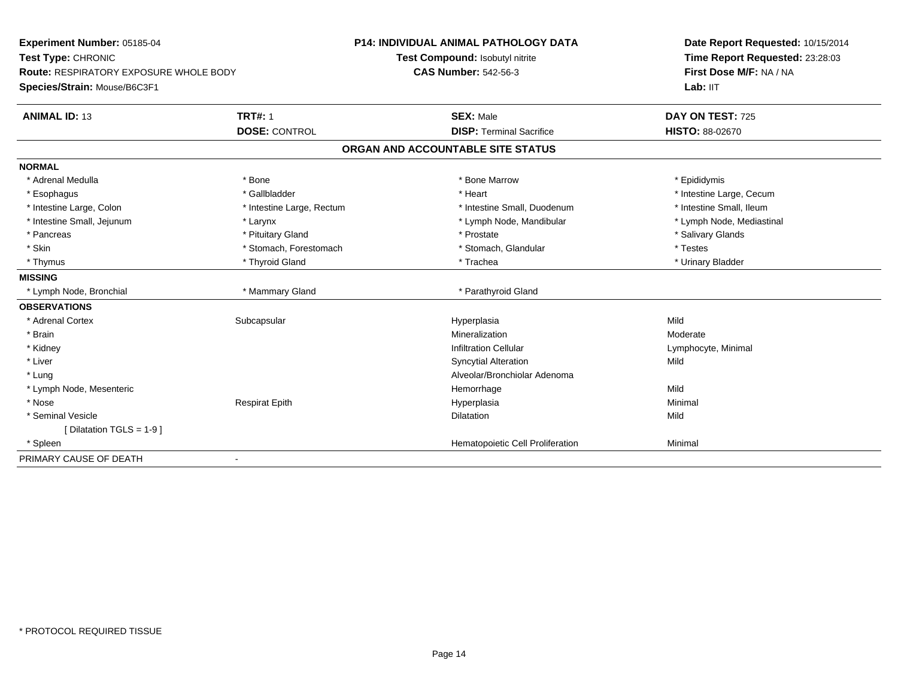**Experiment Number:** 05185-04
**Test Type:** CHRONIC
**Route:** RESPIRATORY EXPOSURE WHOLE BODY
**Species/Strain:** Mouse/B6C3F1

**P14: INDIVIDUAL ANIMAL PATHOLOGY DATA**
**Test Compound:** Isobutyl nitrite
**CAS Number:** 542-56-3

**Date Report Requested:** 10/15/2014
**Time Report Requested:** 23:28:03
**First Dose M/F:** NA / NA
**Lab:** IIT

| **ANIMAL ID:** 13 | **TRT#:** 1 | **SEX:** Male | **DAY ON TEST:** 725 |
|---|---|---|---|
| | **DOSE:** CONTROL | **DISP:** Terminal Sacrifice | **HISTO:** 88-02670 |

**ORGAN AND ACCOUNTABLE SITE STATUS**

| | | | |
|---|---|---|---|
| **NORMAL** | | | |
| * Adrenal Medulla | * Bone | * Bone Marrow | * Epididymis |
| * Esophagus | * Gallbladder | * Heart | * Intestine Large, Cecum |
| * Intestine Large, Colon | * Intestine Large, Rectum | * Intestine Small, Duodenum | * Intestine Small, Ileum |
| * Intestine Small, Jejunum | * Larynx | * Lymph Node, Mandibular | * Lymph Node, Mediastinal |
| * Pancreas | * Pituitary Gland | * Prostate | * Salivary Glands |
| * Skin | * Stomach, Forestomach | * Stomach, Glandular | * Testes |
| * Thymus | * Thyroid Gland | * Trachea | * Urinary Bladder |
| **MISSING** | | | |
| * Lymph Node, Bronchial | * Mammary Gland | * Parathyroid Gland | |
| **OBSERVATIONS** | | | |
| * Adrenal Cortex | Subcapsular | Hyperplasia | Mild |
| * Brain | | Mineralization | Moderate |
| * Kidney | | Infiltration Cellular | Lymphocyte, Minimal |
| * Liver | | Syncytial Alteration | Mild |
| * Lung | | Alveolar/Bronchiolar Adenoma | |
| * Lymph Node, Mesenteric | | Hemorrhage | Mild |
| * Nose | Respirat Epith | Hyperplasia | Minimal |
| * Seminal Vesicle | | Dilatation | Mild |
| [ Dilatation TGLS = 1-9 ] | | | |
| * Spleen | | Hematopoietic Cell Proliferation | Minimal |
| PRIMARY CAUSE OF DEATH | - | | |

\* PROTOCOL REQUIRED TISSUE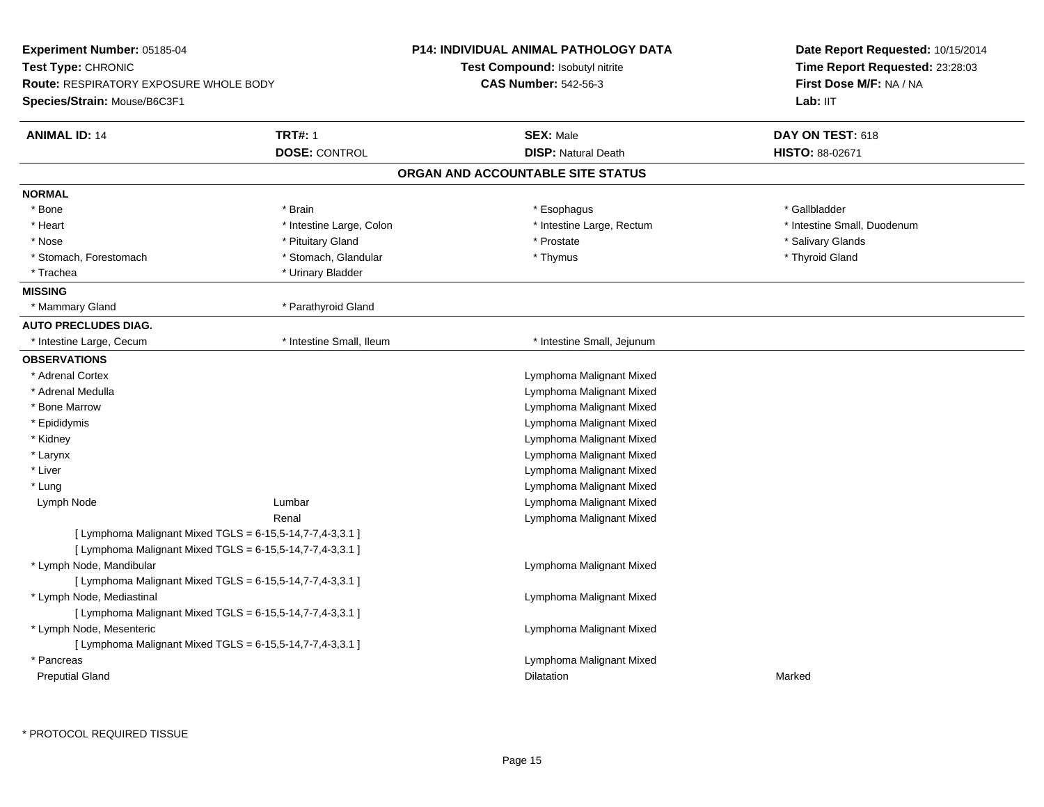**Experiment Number:** 05185-04
**Test Type:** CHRONIC
**Route:** RESPIRATORY EXPOSURE WHOLE BODY
**Species/Strain:** Mouse/B6C3F1

**P14: INDIVIDUAL ANIMAL PATHOLOGY DATA**
**Test Compound:** Isobutyl nitrite
**CAS Number:** 542-56-3

**Date Report Requested:** 10/15/2014
**Time Report Requested:** 23:28:03
**First Dose M/F:** NA / NA
**Lab:** IIT

| **ANIMAL ID:** 14 | **TRT#:** 1 | **SEX:** Male | **DAY ON TEST:** 618 |
|---|---|---|---|
| | **DOSE:** CONTROL | **DISP:** Natural Death | **HISTO:** 88-02671 |

## ORGAN AND ACCOUNTABLE SITE STATUS

**NORMAL**

| | | | |
|---|---|---|---|
| * Bone | * Brain | * Esophagus | * Gallbladder |
| * Heart | * Intestine Large, Colon | * Intestine Large, Rectum | * Intestine Small, Duodenum |
| * Nose | * Pituitary Gland | * Prostate | * Salivary Glands |
| * Stomach, Forestomach | * Stomach, Glandular | * Thymus | * Thyroid Gland |
| * Trachea | * Urinary Bladder | | |

**MISSING**

| | |
|---|---|
| * Mammary Gland | * Parathyroid Gland |

**AUTO PRECLUDES DIAG.**

| | | |
|---|---|---|
| * Intestine Large, Cecum | * Intestine Small, Ileum | * Intestine Small, Jejunum |

**OBSERVATIONS**

| | | | |
|---|---|---|---|
| * Adrenal Cortex | | Lymphoma Malignant Mixed | |
| * Adrenal Medulla | | Lymphoma Malignant Mixed | |
| * Bone Marrow | | Lymphoma Malignant Mixed | |
| * Epididymis | | Lymphoma Malignant Mixed | |
| * Kidney | | Lymphoma Malignant Mixed | |
| * Larynx | | Lymphoma Malignant Mixed | |
| * Liver | | Lymphoma Malignant Mixed | |
| * Lung | | Lymphoma Malignant Mixed | |
| Lymph Node | Lumbar | Lymphoma Malignant Mixed | |
| | Renal | Lymphoma Malignant Mixed | |
| [ Lymphoma Malignant Mixed TGLS = 6-15,5-14,7-7,4-3,3.1 ] | | | |
| [ Lymphoma Malignant Mixed TGLS = 6-15,5-14,7-7,4-3,3.1 ] | | | |
| * Lymph Node, Mandibular | | Lymphoma Malignant Mixed | |
| [ Lymphoma Malignant Mixed TGLS = 6-15,5-14,7-7,4-3,3.1 ] | | | |
| * Lymph Node, Mediastinal | | Lymphoma Malignant Mixed | |
| [ Lymphoma Malignant Mixed TGLS = 6-15,5-14,7-7,4-3,3.1 ] | | | |
| * Lymph Node, Mesenteric | | Lymphoma Malignant Mixed | |
| [ Lymphoma Malignant Mixed TGLS = 6-15,5-14,7-7,4-3,3.1 ] | | | |
| * Pancreas | | Lymphoma Malignant Mixed | |
| Preputial Gland | | Dilatation | Marked |

\* PROTOCOL REQUIRED TISSUE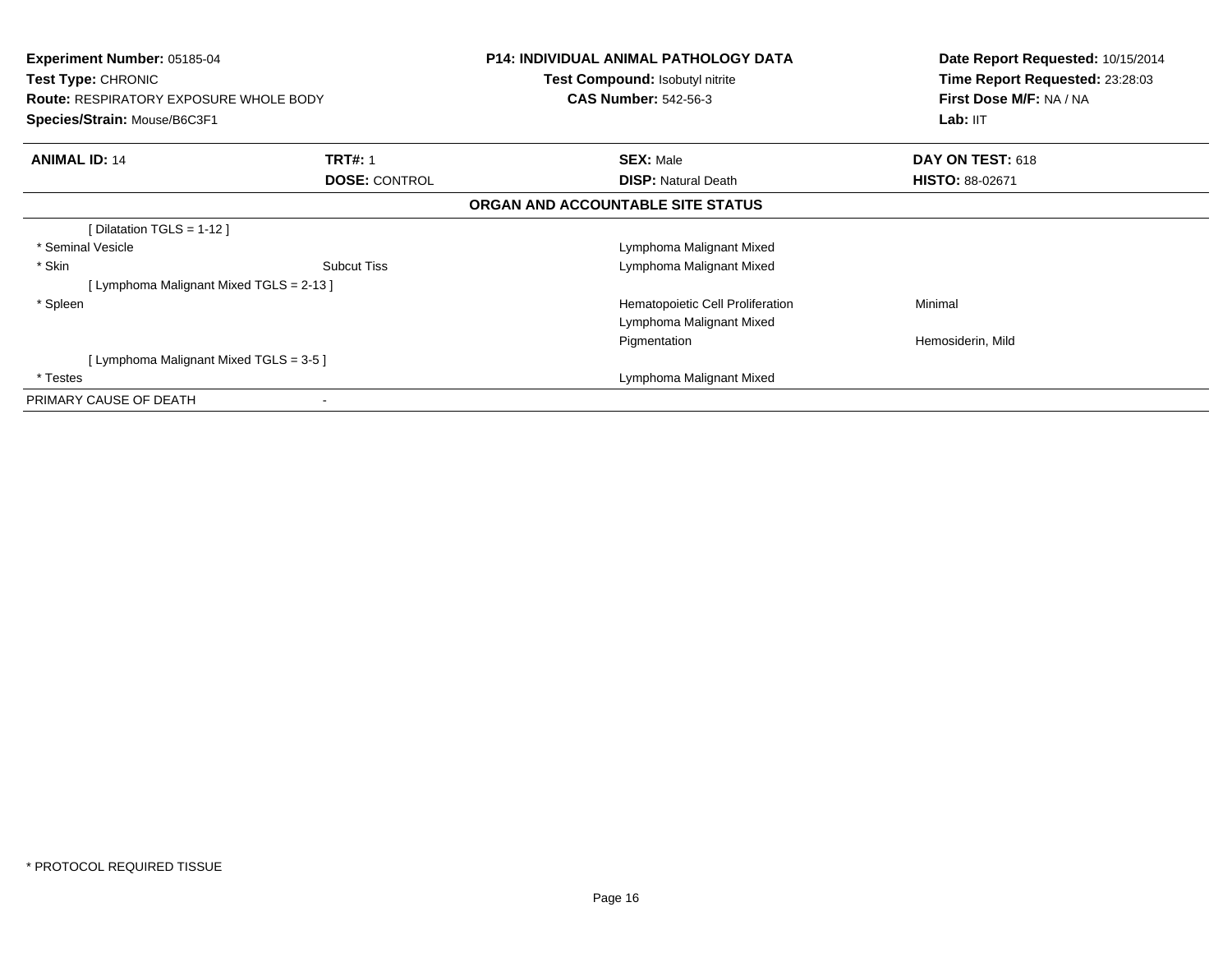**Experiment Number:** 05185-04
**Test Type:** CHRONIC
**Route:** RESPIRATORY EXPOSURE WHOLE BODY
**Species/Strain:** Mouse/B6C3F1

**P14: INDIVIDUAL ANIMAL PATHOLOGY DATA**
**Test Compound:** Isobutyl nitrite
**CAS Number:** 542-56-3

**Date Report Requested:** 10/15/2014
**Time Report Requested:** 23:28:03
**First Dose M/F:** NA / NA
**Lab:** IIT

| **ANIMAL ID:** 14 | **TRT#:** 1 | **SEX:** Male | **DAY ON TEST:** 618 |
|---|---|---|---|
| | **DOSE:** CONTROL | **DISP:** Natural Death | **HISTO:** 88-02671 |

**ORGAN AND ACCOUNTABLE SITE STATUS**

| | | | |
|---|---|---|---|
| [ Dilatation TGLS = 1-12 ] | | | |
| * Seminal Vesicle | | Lymphoma Malignant Mixed | |
| * Skin | Subcut Tiss | Lymphoma Malignant Mixed | |
| [ Lymphoma Malignant Mixed TGLS = 2-13 ] | | | |
| * Spleen | | Hematopoietic Cell Proliferation | Minimal |
| | | Lymphoma Malignant Mixed | |
| | | Pigmentation | Hemosiderin, Mild |
| [ Lymphoma Malignant Mixed TGLS = 3-5 ] | | | |
| * Testes | | Lymphoma Malignant Mixed | |
| PRIMARY CAUSE OF DEATH | - | | |

* PROTOCOL REQUIRED TISSUE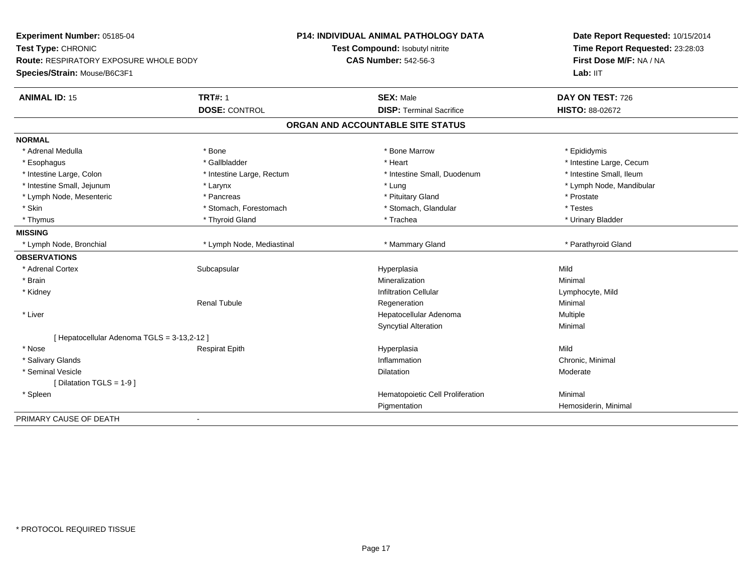**Experiment Number:** 05185-04
**Test Type:** CHRONIC
**Route:** RESPIRATORY EXPOSURE WHOLE BODY
**Species/Strain:** Mouse/B6C3F1

**P14: INDIVIDUAL ANIMAL PATHOLOGY DATA**
**Test Compound:** Isobutyl nitrite
**CAS Number:** 542-56-3

**Date Report Requested:** 10/15/2014
**Time Report Requested:** 23:28:03
**First Dose M/F:** NA / NA
**Lab:** IIT

| **ANIMAL ID:** 15 | **TRT#:** 1 | **SEX:** Male | **DAY ON TEST:** 726 |
|---|---|---|---|
| | **DOSE:** CONTROL | **DISP:** Terminal Sacrifice | **HISTO:** 88-02672 |

## ORGAN AND ACCOUNTABLE SITE STATUS

**NORMAL**

| | | | |
|---|---|---|---|
| * Adrenal Medulla | * Bone | * Bone Marrow | * Epididymis |
| * Esophagus | * Gallbladder | * Heart | * Intestine Large, Cecum |
| * Intestine Large, Colon | * Intestine Large, Rectum | * Intestine Small, Duodenum | * Intestine Small, Ileum |
| * Intestine Small, Jejunum | * Larynx | * Lung | * Lymph Node, Mandibular |
| * Lymph Node, Mesenteric | * Pancreas | * Pituitary Gland | * Prostate |
| * Skin | * Stomach, Forestomach | * Stomach, Glandular | * Testes |
| * Thymus | * Thyroid Gland | * Trachea | * Urinary Bladder |

**MISSING**

| | | | |
|---|---|---|---|
| * Lymph Node, Bronchial | * Lymph Node, Mediastinal | * Mammary Gland | * Parathyroid Gland |

**OBSERVATIONS**

| | | | |
|---|---|---|---|
| * Adrenal Cortex | Subcapsular | Hyperplasia | Mild |
| * Brain | | Mineralization | Minimal |
| * Kidney | | Infiltration Cellular | Lymphocyte, Mild |
| | Renal Tubule | Regeneration | Minimal |
| * Liver | | Hepatocellular Adenoma | Multiple |
| | | Syncytial Alteration | Minimal |
| [ Hepatocellular Adenoma TGLS = 3-13,2-12 ] | | | |
| * Nose | Respirat Epith | Hyperplasia | Mild |
| * Salivary Glands | | Inflammation | Chronic, Minimal |
| * Seminal Vesicle | | Dilatation | Moderate |
| [ Dilatation TGLS = 1-9 ] | | | |
| * Spleen | | Hematopoietic Cell Proliferation | Minimal |
| | | Pigmentation | Hemosiderin, Minimal |

PRIMARY CAUSE OF DEATH -

* PROTOCOL REQUIRED TISSUE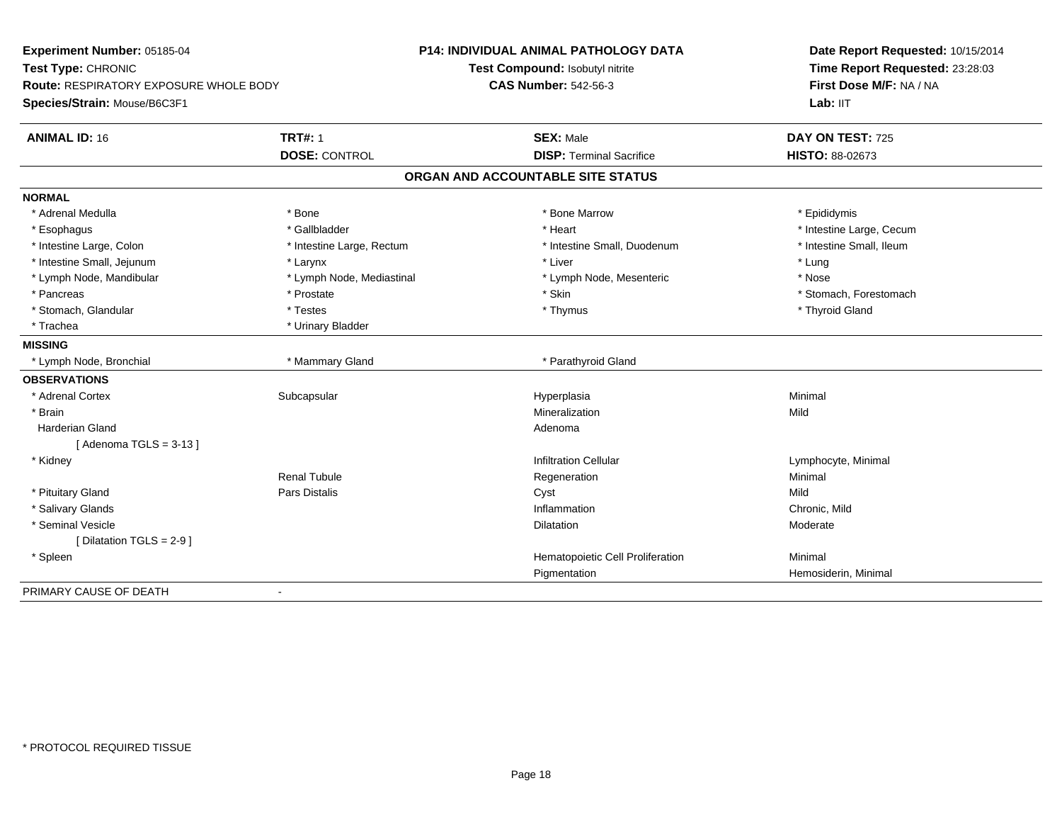**Experiment Number:** 05185-04
**Test Type:** CHRONIC
**Route:** RESPIRATORY EXPOSURE WHOLE BODY
**Species/Strain:** Mouse/B6C3F1

**P14: INDIVIDUAL ANIMAL PATHOLOGY DATA**
**Test Compound:** Isobutyl nitrite
**CAS Number:** 542-56-3

**Date Report Requested:** 10/15/2014
**Time Report Requested:** 23:28:03
**First Dose M/F:** NA / NA
**Lab:** IIT

| **ANIMAL ID:** 16 | **TRT#:** 1 | **SEX:** Male | **DAY ON TEST:** 725 |
|---|---|---|---|
| | **DOSE:** CONTROL | **DISP:** Terminal Sacrifice | **HISTO:** 88-02673 |

## ORGAN AND ACCOUNTABLE SITE STATUS

| | | | |
|---|---|---|---|
| **NORMAL** | | | |
| * Adrenal Medulla | * Bone | * Bone Marrow | * Epididymis |
| * Esophagus | * Gallbladder | * Heart | * Intestine Large, Cecum |
| * Intestine Large, Colon | * Intestine Large, Rectum | * Intestine Small, Duodenum | * Intestine Small, Ileum |
| * Intestine Small, Jejunum | * Larynx | * Liver | * Lung |
| * Lymph Node, Mandibular | * Lymph Node, Mediastinal | * Lymph Node, Mesenteric | * Nose |
| * Pancreas | * Prostate | * Skin | * Stomach, Forestomach |
| * Stomach, Glandular | * Testes | * Thymus | * Thyroid Gland |
| * Trachea | * Urinary Bladder | | |
| **MISSING** | | | |
| * Lymph Node, Bronchial | * Mammary Gland | * Parathyroid Gland | |
| **OBSERVATIONS** | | | |
| * Adrenal Cortex | Subcapsular | Hyperplasia | Minimal |
| * Brain | | Mineralization | Mild |
| Harderian Gland | | Adenoma | |
| [ Adenoma TGLS = 3-13 ] | | | |
| * Kidney | | Infiltration Cellular | Lymphocyte, Minimal |
| | Renal Tubule | Regeneration | Minimal |
| * Pituitary Gland | Pars Distalis | Cyst | Mild |
| * Salivary Glands | | Inflammation | Chronic, Mild |
| * Seminal Vesicle | | Dilatation | Moderate |
| [ Dilatation TGLS = 2-9 ] | | | |
| * Spleen | | Hematopoietic Cell Proliferation | Minimal |
| | | Pigmentation | Hemosiderin, Minimal |
| PRIMARY CAUSE OF DEATH | - | | |

\* PROTOCOL REQUIRED TISSUE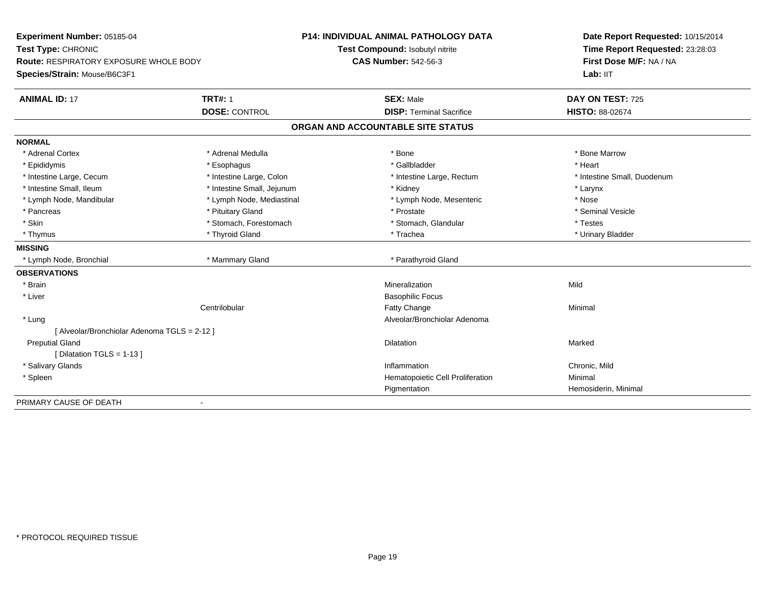**Experiment Number:** 05185-04
**Test Type:** CHRONIC
**Route:** RESPIRATORY EXPOSURE WHOLE BODY
**Species/Strain:** Mouse/B6C3F1

**P14: INDIVIDUAL ANIMAL PATHOLOGY DATA**
**Test Compound:** Isobutyl nitrite
**CAS Number:** 542-56-3

**Date Report Requested:** 10/15/2014
**Time Report Requested:** 23:28:03
**First Dose M/F:** NA / NA
**Lab:** IIT

| **ANIMAL ID:** 17 | **TRT#:** 1 | **SEX:** Male | **DAY ON TEST:** 725 |
|---|---|---|---|
| | **DOSE:** CONTROL | **DISP:** Terminal Sacrifice | **HISTO:** 88-02674 |

## ORGAN AND ACCOUNTABLE SITE STATUS

**NORMAL**

| | | | |
|---|---|---|---|
| * Adrenal Cortex | * Adrenal Medulla | * Bone | * Bone Marrow |
| * Epididymis | * Esophagus | * Gallbladder | * Heart |
| * Intestine Large, Cecum | * Intestine Large, Colon | * Intestine Large, Rectum | * Intestine Small, Duodenum |
| * Intestine Small, Ileum | * Intestine Small, Jejunum | * Kidney | * Larynx |
| * Lymph Node, Mandibular | * Lymph Node, Mediastinal | * Lymph Node, Mesenteric | * Nose |
| * Pancreas | * Pituitary Gland | * Prostate | * Seminal Vesicle |
| * Skin | * Stomach, Forestomach | * Stomach, Glandular | * Testes |
| * Thymus | * Thyroid Gland | * Trachea | * Urinary Bladder |

**MISSING**

| | | |
|---|---|---|
| * Lymph Node, Bronchial | * Mammary Gland | * Parathyroid Gland |

**OBSERVATIONS**

| | | | |
|---|---|---|---|
| * Brain | | Mineralization | Mild |
| * Liver | | Basophilic Focus | |
| | Centrilobular | Fatty Change | Minimal |
| * Lung | | Alveolar/Bronchiolar Adenoma | |
| [ Alveolar/Bronchiolar Adenoma TGLS = 2-12 ] | | | |
| Preputial Gland | | Dilatation | Marked |
| [ Dilatation TGLS = 1-13 ] | | | |
| * Salivary Glands | | Inflammation | Chronic, Mild |
| * Spleen | | Hematopoietic Cell Proliferation | Minimal |
| | | Pigmentation | Hemosiderin, Minimal |

PRIMARY CAUSE OF DEATH -

* PROTOCOL REQUIRED TISSUE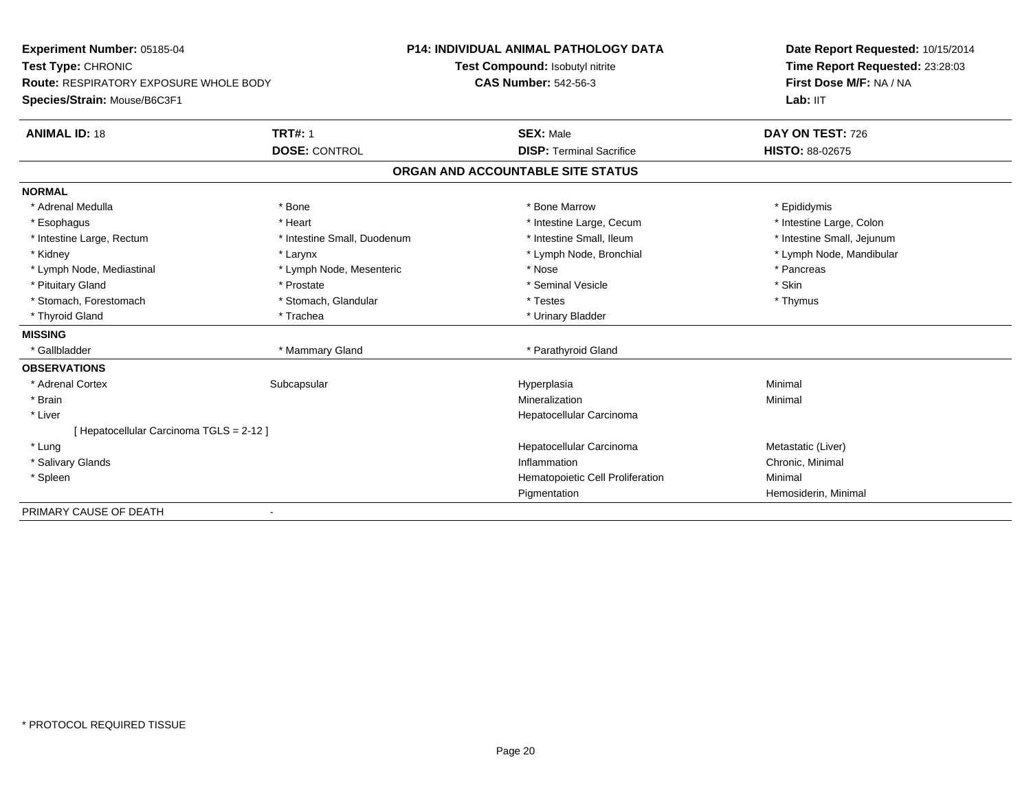**Experiment Number:** 05185-04
**Test Type:** CHRONIC
**Route:** RESPIRATORY EXPOSURE WHOLE BODY
**Species/Strain:** Mouse/B6C3F1

**P14: INDIVIDUAL ANIMAL PATHOLOGY DATA**
**Test Compound:** Isobutyl nitrite
**CAS Number:** 542-56-3

**Date Report Requested:** 10/15/2014
**Time Report Requested:** 23:28:03
**First Dose M/F:** NA / NA
**Lab:** IIT

| **ANIMAL ID:** 18 | **TRT#:** 1 | **SEX:** Male | **DAY ON TEST:** 726 |
|---|---|---|---|
| | **DOSE:** CONTROL | **DISP:** Terminal Sacrifice | **HISTO:** 88-02675 |

## ORGAN AND ACCOUNTABLE SITE STATUS

**NORMAL**

| | | | |
|---|---|---|---|
| * Adrenal Medulla | * Bone | * Bone Marrow | * Epididymis |
| * Esophagus | * Heart | * Intestine Large, Cecum | * Intestine Large, Colon |
| * Intestine Large, Rectum | * Intestine Small, Duodenum | * Intestine Small, Ileum | * Intestine Small, Jejunum |
| * Kidney | * Larynx | * Lymph Node, Bronchial | * Lymph Node, Mandibular |
| * Lymph Node, Mediastinal | * Lymph Node, Mesenteric | * Nose | * Pancreas |
| * Pituitary Gland | * Prostate | * Seminal Vesicle | * Skin |
| * Stomach, Forestomach | * Stomach, Glandular | * Testes | * Thymus |
| * Thyroid Gland | * Trachea | * Urinary Bladder | |

**MISSING**

| | | | |
|---|---|---|---|
| * Gallbladder | * Mammary Gland | * Parathyroid Gland | |

**OBSERVATIONS**

| | | | |
|---|---|---|---|
| * Adrenal Cortex | Subcapsular | Hyperplasia | Minimal |
| * Brain | | Mineralization | Minimal |
| * Liver | | Hepatocellular Carcinoma | |
| [ Hepatocellular Carcinoma TGLS = 2-12 ] | | | |
| * Lung | | Hepatocellular Carcinoma | Metastatic (Liver) |
| * Salivary Glands | | Inflammation | Chronic, Minimal |
| * Spleen | | Hematopoietic Cell Proliferation | Minimal |
| | | Pigmentation | Hemosiderin, Minimal |

PRIMARY CAUSE OF DEATH -

* PROTOCOL REQUIRED TISSUE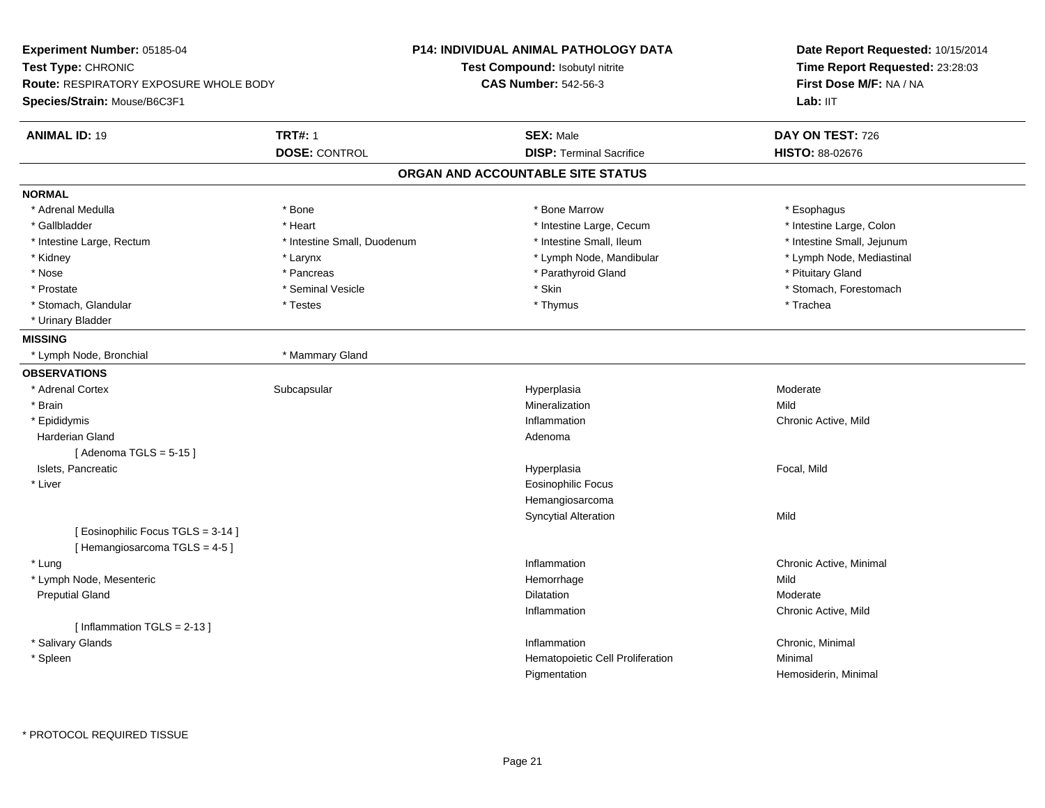**Experiment Number:** 05185-04
**Test Type:** CHRONIC
**Route:** RESPIRATORY EXPOSURE WHOLE BODY
**Species/Strain:** Mouse/B6C3F1

**P14: INDIVIDUAL ANIMAL PATHOLOGY DATA**
**Test Compound:** Isobutyl nitrite
**CAS Number:** 542-56-3

**Date Report Requested:** 10/15/2014
**Time Report Requested:** 23:28:03
**First Dose M/F:** NA / NA
**Lab:** IIT

| **ANIMAL ID:** 19 | **TRT#:** 1 | **SEX:** Male | **DAY ON TEST:** 726 |
|---|---|---|---|
| | **DOSE:** CONTROL | **DISP:** Terminal Sacrifice | **HISTO:** 88-02676 |

## ORGAN AND ACCOUNTABLE SITE STATUS

**NORMAL**

| | | | |
|---|---|---|---|
| * Adrenal Medulla | * Bone | * Bone Marrow | * Esophagus |
| * Gallbladder | * Heart | * Intestine Large, Cecum | * Intestine Large, Colon |
| * Intestine Large, Rectum | * Intestine Small, Duodenum | * Intestine Small, Ileum | * Intestine Small, Jejunum |
| * Kidney | * Larynx | * Lymph Node, Mandibular | * Lymph Node, Mediastinal |
| * Nose | * Pancreas | * Parathyroid Gland | * Pituitary Gland |
| * Prostate | * Seminal Vesicle | * Skin | * Stomach, Forestomach |
| * Stomach, Glandular | * Testes | * Thymus | * Trachea |
| * Urinary Bladder | | | |

**MISSING**

| | |
|---|---|
| * Lymph Node, Bronchial | * Mammary Gland |

**OBSERVATIONS**

| | | | |
|---|---|---|---|
| * Adrenal Cortex | Subcapsular | Hyperplasia | Moderate |
| * Brain | | Mineralization | Mild |
| * Epididymis | | Inflammation | Chronic Active, Mild |
| Harderian Gland | | Adenoma | |
| [ Adenoma TGLS = 5-15 ] | | | |
| Islets, Pancreatic | | Hyperplasia | Focal, Mild |
| * Liver | | Eosinophilic Focus | |
| | | Hemangiosarcoma | |
| | | Syncytial Alteration | Mild |
| [ Eosinophilic Focus TGLS = 3-14 ] | | | |
| [ Hemangiosarcoma TGLS = 4-5 ] | | | |
| * Lung | | Inflammation | Chronic Active, Minimal |
| * Lymph Node, Mesenteric | | Hemorrhage | Mild |
| Preputial Gland | | Dilatation | Moderate |
| | | Inflammation | Chronic Active, Mild |
| [ Inflammation TGLS = 2-13 ] | | | |
| * Salivary Glands | | Inflammation | Chronic, Minimal |
| * Spleen | | Hematopoietic Cell Proliferation | Minimal |
| | | Pigmentation | Hemosiderin, Minimal |

* PROTOCOL REQUIRED TISSUE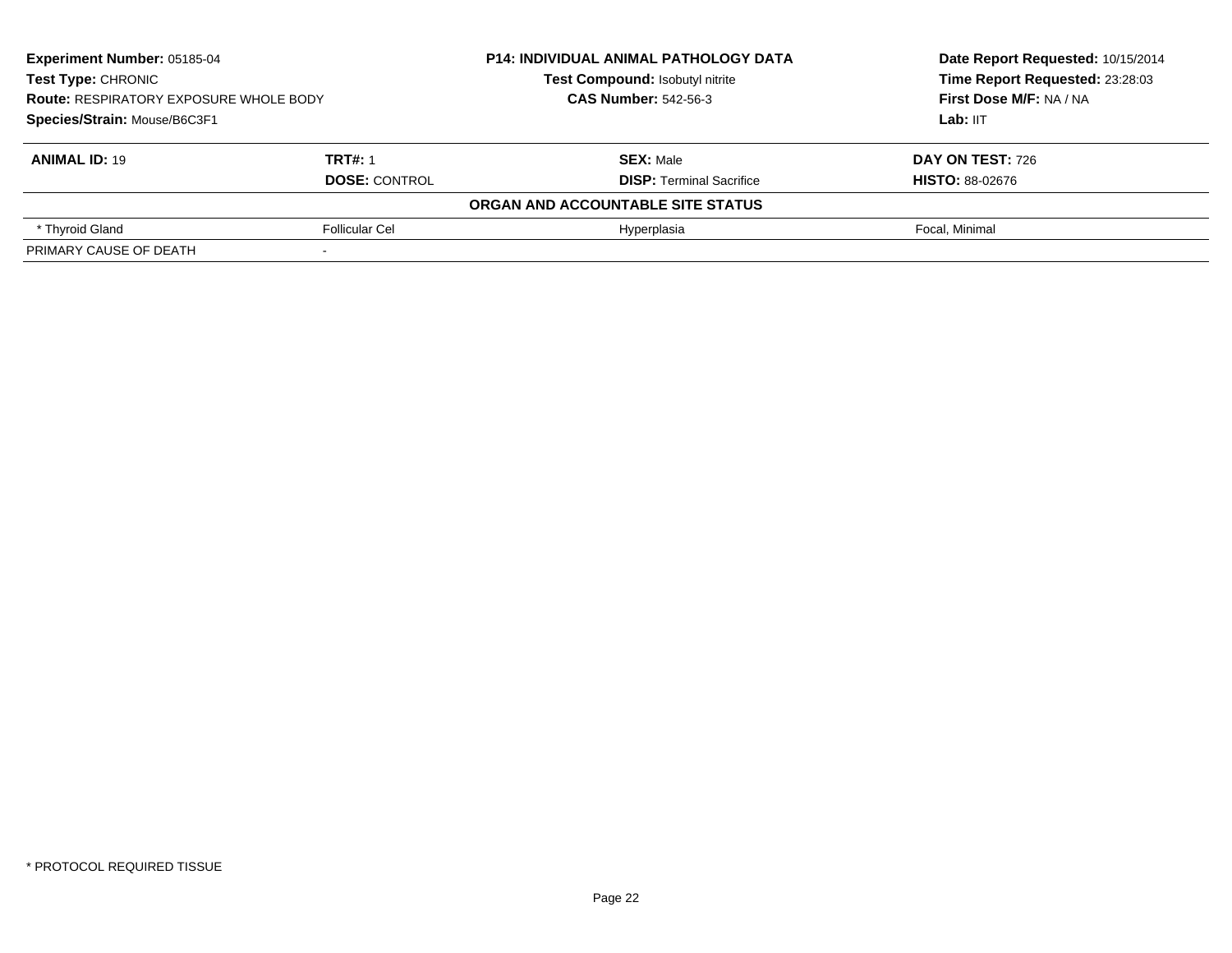**Experiment Number:** 05185-04
**Test Type:** CHRONIC
**Route:** RESPIRATORY EXPOSURE WHOLE BODY
**Species/Strain:** Mouse/B6C3F1

**P14: INDIVIDUAL ANIMAL PATHOLOGY DATA**
**Test Compound:** Isobutyl nitrite
**CAS Number:** 542-56-3

**Date Report Requested:** 10/15/2014
**Time Report Requested:** 23:28:03
**First Dose M/F:** NA / NA
**Lab:** IIT

| **ANIMAL ID:** 19 | **TRT#:** 1 | **SEX:** Male | **DAY ON TEST:** 726 |
|---|---|---|---|
| | **DOSE:** CONTROL | **DISP:** Terminal Sacrifice | **HISTO:** 88-02676 |
| | | **ORGAN AND ACCOUNTABLE SITE STATUS** | |
| * Thyroid Gland | Follicular Cel | Hyperplasia | Focal, Minimal |
| PRIMARY CAUSE OF DEATH | - | | |

* PROTOCOL REQUIRED TISSUE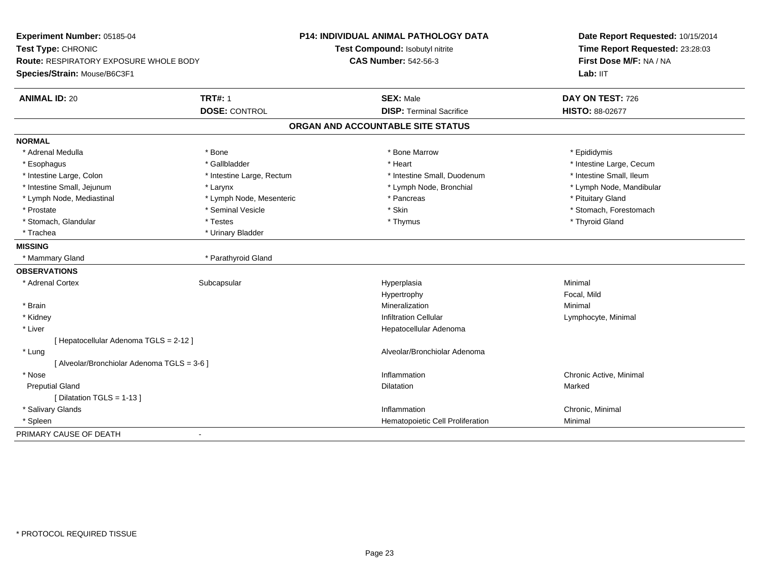**Experiment Number:** 05185-04
**Test Type:** CHRONIC
**Route:** RESPIRATORY EXPOSURE WHOLE BODY
**Species/Strain:** Mouse/B6C3F1

**P14: INDIVIDUAL ANIMAL PATHOLOGY DATA**
**Test Compound:** Isobutyl nitrite
**CAS Number:** 542-56-3

**Date Report Requested:** 10/15/2014
**Time Report Requested:** 23:28:03
**First Dose M/F:** NA / NA
**Lab:** IIT

| **ANIMAL ID:** 20 | **TRT#:** 1 | **SEX:** Male | **DAY ON TEST:** 726 |
|---|---|---|---|
| | **DOSE:** CONTROL | **DISP:** Terminal Sacrifice | **HISTO:** 88-02677 |

## ORGAN AND ACCOUNTABLE SITE STATUS

| | | | |
|---|---|---|---|
| **NORMAL** | | | |
| * Adrenal Medulla | * Bone | * Bone Marrow | * Epididymis |
| * Esophagus | * Gallbladder | * Heart | * Intestine Large, Cecum |
| * Intestine Large, Colon | * Intestine Large, Rectum | * Intestine Small, Duodenum | * Intestine Small, Ileum |
| * Intestine Small, Jejunum | * Larynx | * Lymph Node, Bronchial | * Lymph Node, Mandibular |
| * Lymph Node, Mediastinal | * Lymph Node, Mesenteric | * Pancreas | * Pituitary Gland |
| * Prostate | * Seminal Vesicle | * Skin | * Stomach, Forestomach |
| * Stomach, Glandular | * Testes | * Thymus | * Thyroid Gland |
| * Trachea | * Urinary Bladder | | |
| **MISSING** | | | |
| * Mammary Gland | * Parathyroid Gland | | |
| **OBSERVATIONS** | | | |
| * Adrenal Cortex | Subcapsular | Hyperplasia | Minimal |
| | | Hypertrophy | Focal, Mild |
| * Brain | | Mineralization | Minimal |
| * Kidney | | Infiltration Cellular | Lymphocyte, Minimal |
| * Liver | | Hepatocellular Adenoma | |
| [ Hepatocellular Adenoma TGLS = 2-12 ] | | | |
| * Lung | | Alveolar/Bronchiolar Adenoma | |
| [ Alveolar/Bronchiolar Adenoma TGLS = 3-6 ] | | | |
| * Nose | | Inflammation | Chronic Active, Minimal |
| Preputial Gland | | Dilatation | Marked |
| [ Dilatation TGLS = 1-13 ] | | | |
| * Salivary Glands | | Inflammation | Chronic, Minimal |
| * Spleen | | Hematopoietic Cell Proliferation | Minimal |
| PRIMARY CAUSE OF DEATH | - | | |

* PROTOCOL REQUIRED TISSUE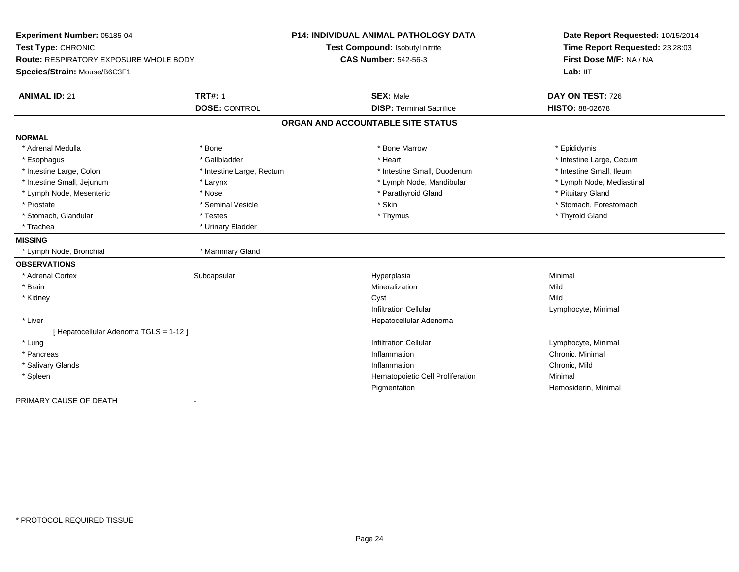**Experiment Number:** 05185-04
**Test Type:** CHRONIC
**Route:** RESPIRATORY EXPOSURE WHOLE BODY
**Species/Strain:** Mouse/B6C3F1

**P14: INDIVIDUAL ANIMAL PATHOLOGY DATA**
**Test Compound:** Isobutyl nitrite
**CAS Number:** 542-56-3

**Date Report Requested:** 10/15/2014
**Time Report Requested:** 23:28:03
**First Dose M/F:** NA / NA
**Lab:** IIT

| **ANIMAL ID:** 21 | **TRT#:** 1 | **SEX:** Male | **DAY ON TEST:** 726 |
|---|---|---|---|
| | **DOSE:** CONTROL | **DISP:** Terminal Sacrifice | **HISTO:** 88-02678 |

## ORGAN AND ACCOUNTABLE SITE STATUS

**NORMAL**

| | | | |
|---|---|---|---|
| * Adrenal Medulla | * Bone | * Bone Marrow | * Epididymis |
| * Esophagus | * Gallbladder | * Heart | * Intestine Large, Cecum |
| * Intestine Large, Colon | * Intestine Large, Rectum | * Intestine Small, Duodenum | * Intestine Small, Ileum |
| * Intestine Small, Jejunum | * Larynx | * Lymph Node, Mandibular | * Lymph Node, Mediastinal |
| * Lymph Node, Mesenteric | * Nose | * Parathyroid Gland | * Pituitary Gland |
| * Prostate | * Seminal Vesicle | * Skin | * Stomach, Forestomach |
| * Stomach, Glandular | * Testes | * Thymus | * Thyroid Gland |
| * Trachea | * Urinary Bladder | | |

**MISSING**

| | |
|---|---|
| * Lymph Node, Bronchial | * Mammary Gland |

**OBSERVATIONS**

| | | | |
|---|---|---|---|
| * Adrenal Cortex | Subcapsular | Hyperplasia | Minimal |
| * Brain | | Mineralization | Mild |
| * Kidney | | Cyst | Mild |
| | | Infiltration Cellular | Lymphocyte, Minimal |
| * Liver | | Hepatocellular Adenoma | |
| [ Hepatocellular Adenoma TGLS = 1-12 ] | | | |
| * Lung | | Infiltration Cellular | Lymphocyte, Minimal |
| * Pancreas | | Inflammation | Chronic, Minimal |
| * Salivary Glands | | Inflammation | Chronic, Mild |
| * Spleen | | Hematopoietic Cell Proliferation | Minimal |
| | | Pigmentation | Hemosiderin, Minimal |

PRIMARY CAUSE OF DEATH -

* PROTOCOL REQUIRED TISSUE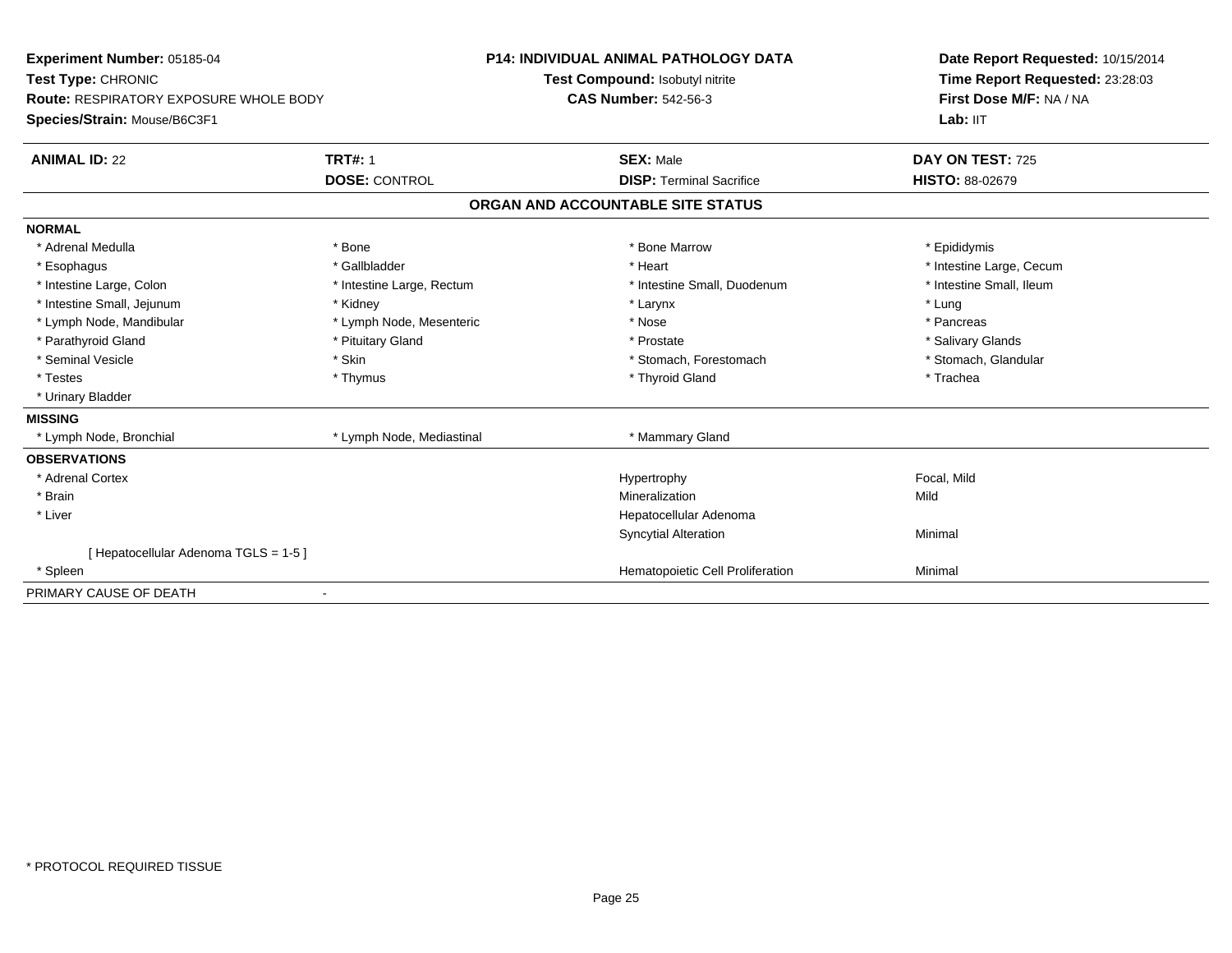**Experiment Number:** 05185-04
**Test Type:** CHRONIC
**Route:** RESPIRATORY EXPOSURE WHOLE BODY
**Species/Strain:** Mouse/B6C3F1

**P14: INDIVIDUAL ANIMAL PATHOLOGY DATA**
**Test Compound:** Isobutyl nitrite
**CAS Number:** 542-56-3

**Date Report Requested:** 10/15/2014
**Time Report Requested:** 23:28:03
**First Dose M/F:** NA / NA
**Lab:** IIT

| **ANIMAL ID:** 22 | **TRT#:** 1 | **SEX:** Male | **DAY ON TEST:** 725 |
|---|---|---|---|
| | **DOSE:** CONTROL | **DISP:** Terminal Sacrifice | **HISTO:** 88-02679 |

## ORGAN AND ACCOUNTABLE SITE STATUS

| | | | |
|---|---|---|---|
| **NORMAL** | | | |
| * Adrenal Medulla | * Bone | * Bone Marrow | * Epididymis |
| * Esophagus | * Gallbladder | * Heart | * Intestine Large, Cecum |
| * Intestine Large, Colon | * Intestine Large, Rectum | * Intestine Small, Duodenum | * Intestine Small, Ileum |
| * Intestine Small, Jejunum | * Kidney | * Larynx | * Lung |
| * Lymph Node, Mandibular | * Lymph Node, Mesenteric | * Nose | * Pancreas |
| * Parathyroid Gland | * Pituitary Gland | * Prostate | * Salivary Glands |
| * Seminal Vesicle | * Skin | * Stomach, Forestomach | * Stomach, Glandular |
| * Testes | * Thymus | * Thyroid Gland | * Trachea |
| * Urinary Bladder | | | |
| **MISSING** | | | |
| * Lymph Node, Bronchial | * Lymph Node, Mediastinal | * Mammary Gland | |
| **OBSERVATIONS** | | | |
| * Adrenal Cortex | | Hypertrophy | Focal, Mild |
| * Brain | | Mineralization | Mild |
| * Liver | | Hepatocellular Adenoma | |
| | | Syncytial Alteration | Minimal |
| [ Hepatocellular Adenoma TGLS = 1-5 ] | | | |
| * Spleen | | Hematopoietic Cell Proliferation | Minimal |
| PRIMARY CAUSE OF DEATH | - | | |

* PROTOCOL REQUIRED TISSUE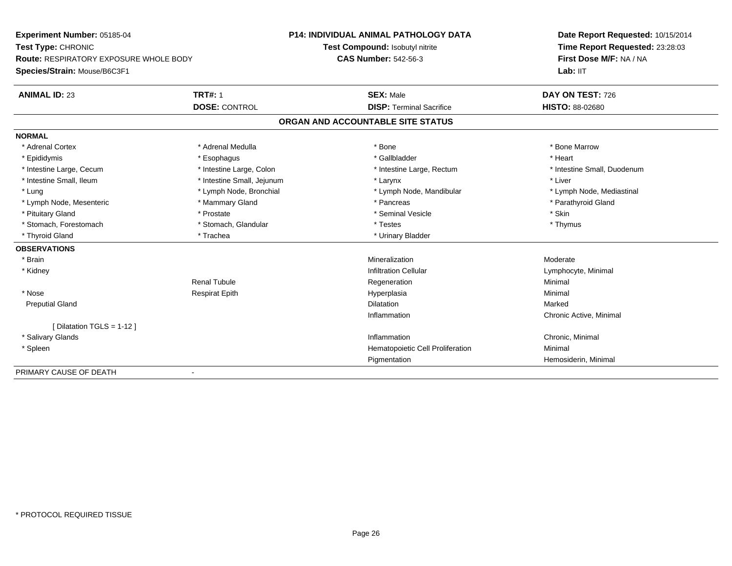**Experiment Number:** 05185-04
**Test Type:** CHRONIC
**Route:** RESPIRATORY EXPOSURE WHOLE BODY
**Species/Strain:** Mouse/B6C3F1

**P14: INDIVIDUAL ANIMAL PATHOLOGY DATA**
**Test Compound:** Isobutyl nitrite
**CAS Number:** 542-56-3

**Date Report Requested:** 10/15/2014
**Time Report Requested:** 23:28:03
**First Dose M/F:** NA / NA
**Lab:** IIT

| **ANIMAL ID:** 23 | **TRT#:** 1 | **SEX:** Male | **DAY ON TEST:** 726 |
|---|---|---|---|
| | **DOSE:** CONTROL | **DISP:** Terminal Sacrifice | **HISTO:** 88-02680 |

**ORGAN AND ACCOUNTABLE SITE STATUS**

**NORMAL**

| | | | |
|---|---|---|---|
| * Adrenal Cortex | * Adrenal Medulla | * Bone | * Bone Marrow |
| * Epididymis | * Esophagus | * Gallbladder | * Heart |
| * Intestine Large, Cecum | * Intestine Large, Colon | * Intestine Large, Rectum | * Intestine Small, Duodenum |
| * Intestine Small, Ileum | * Intestine Small, Jejunum | * Larynx | * Liver |
| * Lung | * Lymph Node, Bronchial | * Lymph Node, Mandibular | * Lymph Node, Mediastinal |
| * Lymph Node, Mesenteric | * Mammary Gland | * Pancreas | * Parathyroid Gland |
| * Pituitary Gland | * Prostate | * Seminal Vesicle | * Skin |
| * Stomach, Forestomach | * Stomach, Glandular | * Testes | * Thymus |
| * Thyroid Gland | * Trachea | * Urinary Bladder | |

**OBSERVATIONS**

| | | | |
|---|---|---|---|
| * Brain | | Mineralization | Moderate |
| * Kidney | | Infiltration Cellular | Lymphocyte, Minimal |
| | Renal Tubule | Regeneration | Minimal |
| * Nose | Respirat Epith | Hyperplasia | Minimal |
| Preputial Gland | | Dilatation | Marked |
| | | Inflammation | Chronic Active, Minimal |
| [ Dilatation TGLS = 1-12 ] | | | |
| * Salivary Glands | | Inflammation | Chronic, Minimal |
| * Spleen | | Hematopoietic Cell Proliferation | Minimal |
| | | Pigmentation | Hemosiderin, Minimal |

PRIMARY CAUSE OF DEATH -

* PROTOCOL REQUIRED TISSUE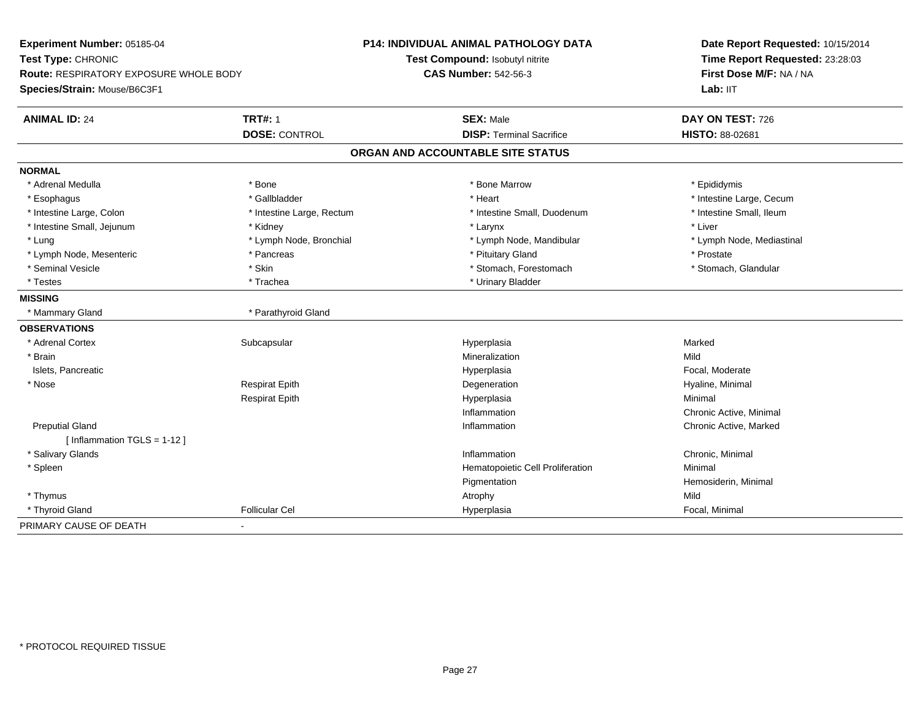**Experiment Number:** 05185-04
**Test Type:** CHRONIC
**Route:** RESPIRATORY EXPOSURE WHOLE BODY
**Species/Strain:** Mouse/B6C3F1

**P14: INDIVIDUAL ANIMAL PATHOLOGY DATA**
**Test Compound:** Isobutyl nitrite
**CAS Number:** 542-56-3

**Date Report Requested:** 10/15/2014
**Time Report Requested:** 23:28:03
**First Dose M/F:** NA / NA
**Lab:** IIT

| **ANIMAL ID:** 24 | **TRT#:** 1 | **SEX:** Male | **DAY ON TEST:** 726 |
|---|---|---|---|
| | **DOSE:** CONTROL | **DISP:** Terminal Sacrifice | **HISTO:** 88-02681 |

## ORGAN AND ACCOUNTABLE SITE STATUS

| | | | |
|---|---|---|---|
| **NORMAL** | | | |
| * Adrenal Medulla | * Bone | * Bone Marrow | * Epididymis |
| * Esophagus | * Gallbladder | * Heart | * Intestine Large, Cecum |
| * Intestine Large, Colon | * Intestine Large, Rectum | * Intestine Small, Duodenum | * Intestine Small, Ileum |
| * Intestine Small, Jejunum | * Kidney | * Larynx | * Liver |
| * Lung | * Lymph Node, Bronchial | * Lymph Node, Mandibular | * Lymph Node, Mediastinal |
| * Lymph Node, Mesenteric | * Pancreas | * Pituitary Gland | * Prostate |
| * Seminal Vesicle | * Skin | * Stomach, Forestomach | * Stomach, Glandular |
| * Testes | * Trachea | * Urinary Bladder | |
| **MISSING** | | | |
| * Mammary Gland | * Parathyroid Gland | | |
| **OBSERVATIONS** | | | |
| * Adrenal Cortex | Subcapsular | Hyperplasia | Marked |
| * Brain | | Mineralization | Mild |
| Islets, Pancreatic | | Hyperplasia | Focal, Moderate |
| * Nose | Respirat Epith | Degeneration | Hyaline, Minimal |
| | Respirat Epith | Hyperplasia | Minimal |
| | | Inflammation | Chronic Active, Minimal |
| Preputial Gland | | Inflammation | Chronic Active, Marked |
| [ Inflammation TGLS = 1-12 ] | | | |
| * Salivary Glands | | Inflammation | Chronic, Minimal |
| * Spleen | | Hematopoietic Cell Proliferation | Minimal |
| | | Pigmentation | Hemosiderin, Minimal |
| * Thymus | | Atrophy | Mild |
| * Thyroid Gland | Follicular Cel | Hyperplasia | Focal, Minimal |
| PRIMARY CAUSE OF DEATH | - | | |

* PROTOCOL REQUIRED TISSUE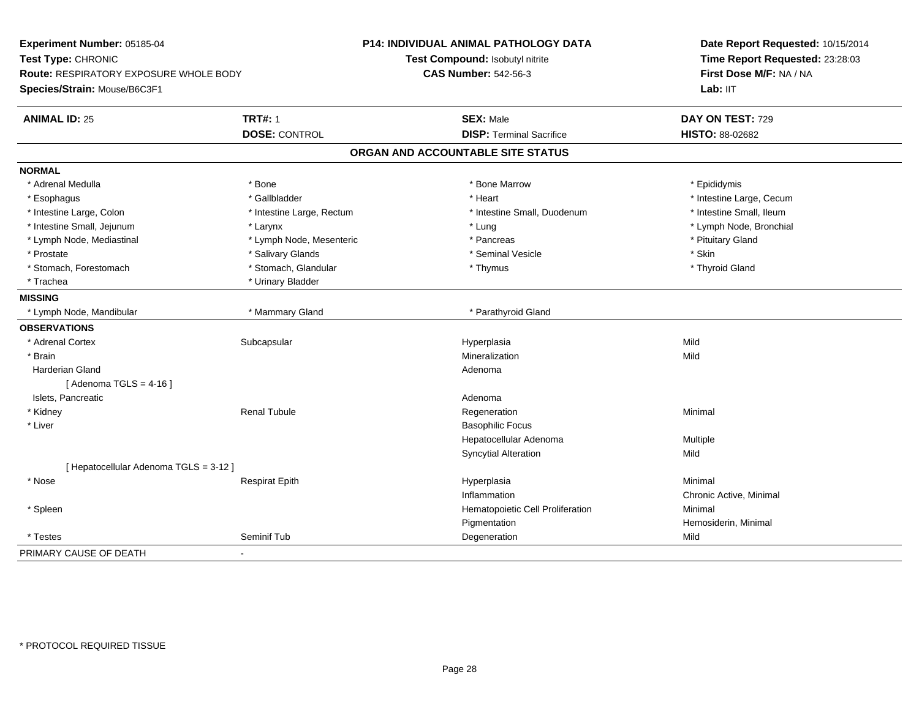**Experiment Number:** 05185-04
**Test Type:** CHRONIC
**Route:** RESPIRATORY EXPOSURE WHOLE BODY
**Species/Strain:** Mouse/B6C3F1

**P14: INDIVIDUAL ANIMAL PATHOLOGY DATA**
**Test Compound:** Isobutyl nitrite
**CAS Number:** 542-56-3

**Date Report Requested:** 10/15/2014
**Time Report Requested:** 23:28:03
**First Dose M/F:** NA / NA
**Lab:** IIT

| **ANIMAL ID:** 25 | **TRT#:** 1 | **SEX:** Male | **DAY ON TEST:** 729 |
|---|---|---|---|
| | **DOSE:** CONTROL | **DISP:** Terminal Sacrifice | **HISTO:** 88-02682 |

## ORGAN AND ACCOUNTABLE SITE STATUS

**NORMAL**

| | | | |
|---|---|---|---|
| * Adrenal Medulla | * Bone | * Bone Marrow | * Epididymis |
| * Esophagus | * Gallbladder | * Heart | * Intestine Large, Cecum |
| * Intestine Large, Colon | * Intestine Large, Rectum | * Intestine Small, Duodenum | * Intestine Small, Ileum |
| * Intestine Small, Jejunum | * Larynx | * Lung | * Lymph Node, Bronchial |
| * Lymph Node, Mediastinal | * Lymph Node, Mesenteric | * Pancreas | * Pituitary Gland |
| * Prostate | * Salivary Glands | * Seminal Vesicle | * Skin |
| * Stomach, Forestomach | * Stomach, Glandular | * Thymus | * Thyroid Gland |
| * Trachea | * Urinary Bladder | | |

**MISSING**

| | | |
|---|---|---|
| * Lymph Node, Mandibular | * Mammary Gland | * Parathyroid Gland |

**OBSERVATIONS**

| | | | |
|---|---|---|---|
| * Adrenal Cortex | Subcapsular | Hyperplasia | Mild |
| * Brain | | Mineralization | Mild |
| Harderian Gland | | Adenoma | |
| [ Adenoma TGLS = 4-16 ] | | | |
| Islets, Pancreatic | | Adenoma | |
| * Kidney | Renal Tubule | Regeneration | Minimal |
| * Liver | | Basophilic Focus | |
| | | Hepatocellular Adenoma | Multiple |
| | | Syncytial Alteration | Mild |
| [ Hepatocellular Adenoma TGLS = 3-12 ] | | | |
| * Nose | Respirat Epith | Hyperplasia | Minimal |
| | | Inflammation | Chronic Active, Minimal |
| * Spleen | | Hematopoietic Cell Proliferation | Minimal |
| | | Pigmentation | Hemosiderin, Minimal |
| * Testes | Seminif Tub | Degeneration | Mild |

PRIMARY CAUSE OF DEATH -

* PROTOCOL REQUIRED TISSUE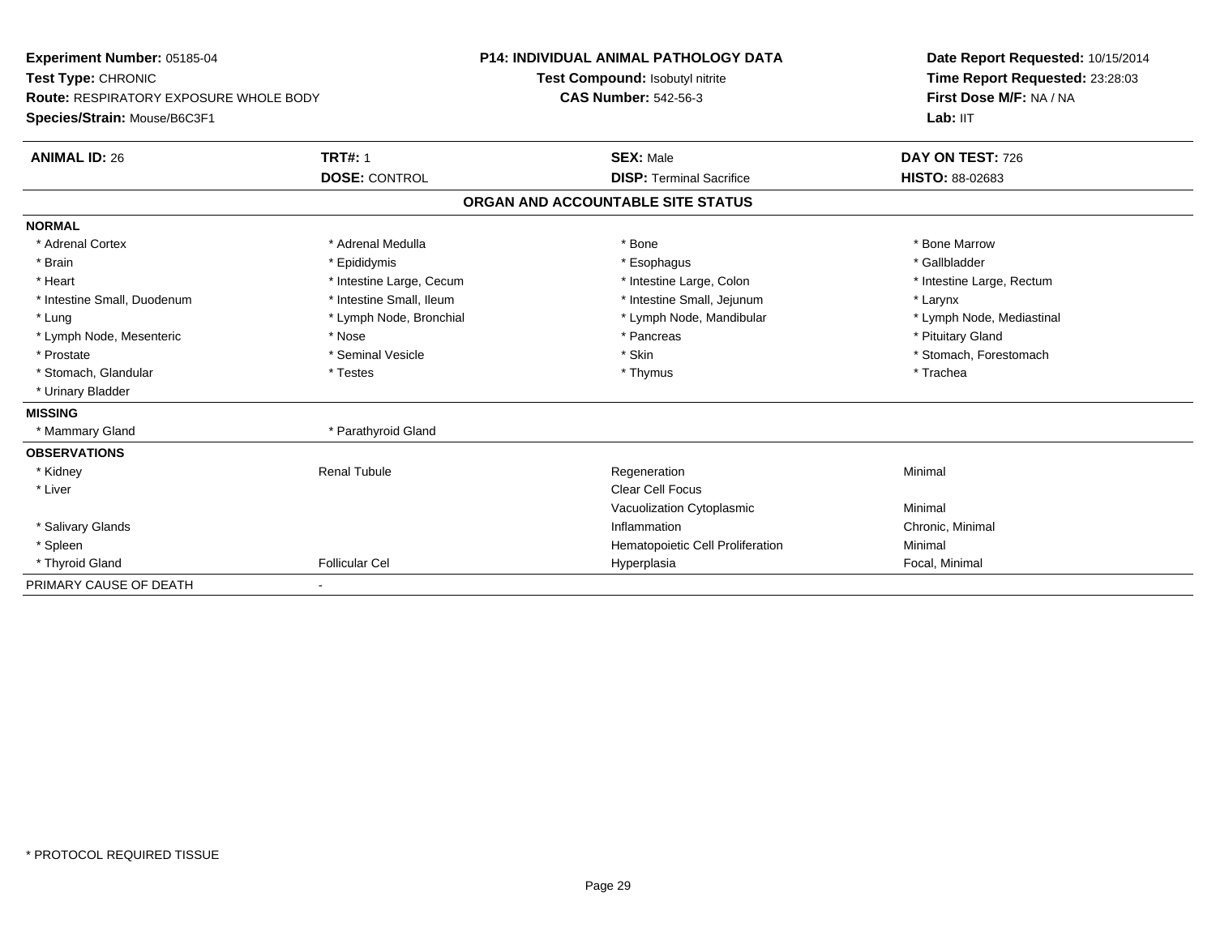**Experiment Number:** 05185-04
**Test Type:** CHRONIC
**Route:** RESPIRATORY EXPOSURE WHOLE BODY
**Species/Strain:** Mouse/B6C3F1

**P14: INDIVIDUAL ANIMAL PATHOLOGY DATA**
**Test Compound:** Isobutyl nitrite
**CAS Number:** 542-56-3

**Date Report Requested:** 10/15/2014
**Time Report Requested:** 23:28:03
**First Dose M/F:** NA / NA
**Lab:** IIT

| **ANIMAL ID:** 26 | **TRT#:** 1 | **SEX:** Male | **DAY ON TEST:** 726 |
|---|---|---|---|
| | **DOSE:** CONTROL | **DISP:** Terminal Sacrifice | **HISTO:** 88-02683 |

## ORGAN AND ACCOUNTABLE SITE STATUS

| | | | |
|---|---|---|---|
| **NORMAL** | | | |
| * Adrenal Cortex | * Adrenal Medulla | * Bone | * Bone Marrow |
| * Brain | * Epididymis | * Esophagus | * Gallbladder |
| * Heart | * Intestine Large, Cecum | * Intestine Large, Colon | * Intestine Large, Rectum |
| * Intestine Small, Duodenum | * Intestine Small, Ileum | * Intestine Small, Jejunum | * Larynx |
| * Lung | * Lymph Node, Bronchial | * Lymph Node, Mandibular | * Lymph Node, Mediastinal |
| * Lymph Node, Mesenteric | * Nose | * Pancreas | * Pituitary Gland |
| * Prostate | * Seminal Vesicle | * Skin | * Stomach, Forestomach |
| * Stomach, Glandular | * Testes | * Thymus | * Trachea |
| * Urinary Bladder | | | |
| **MISSING** | | | |
| * Mammary Gland | * Parathyroid Gland | | |
| **OBSERVATIONS** | | | |
| * Kidney | Renal Tubule | Regeneration | Minimal |
| * Liver | | Clear Cell Focus | |
| | | Vacuolization Cytoplasmic | Minimal |
| * Salivary Glands | | Inflammation | Chronic, Minimal |
| * Spleen | | Hematopoietic Cell Proliferation | Minimal |
| * Thyroid Gland | Follicular Cel | Hyperplasia | Focal, Minimal |
| PRIMARY CAUSE OF DEATH | - | | |

* PROTOCOL REQUIRED TISSUE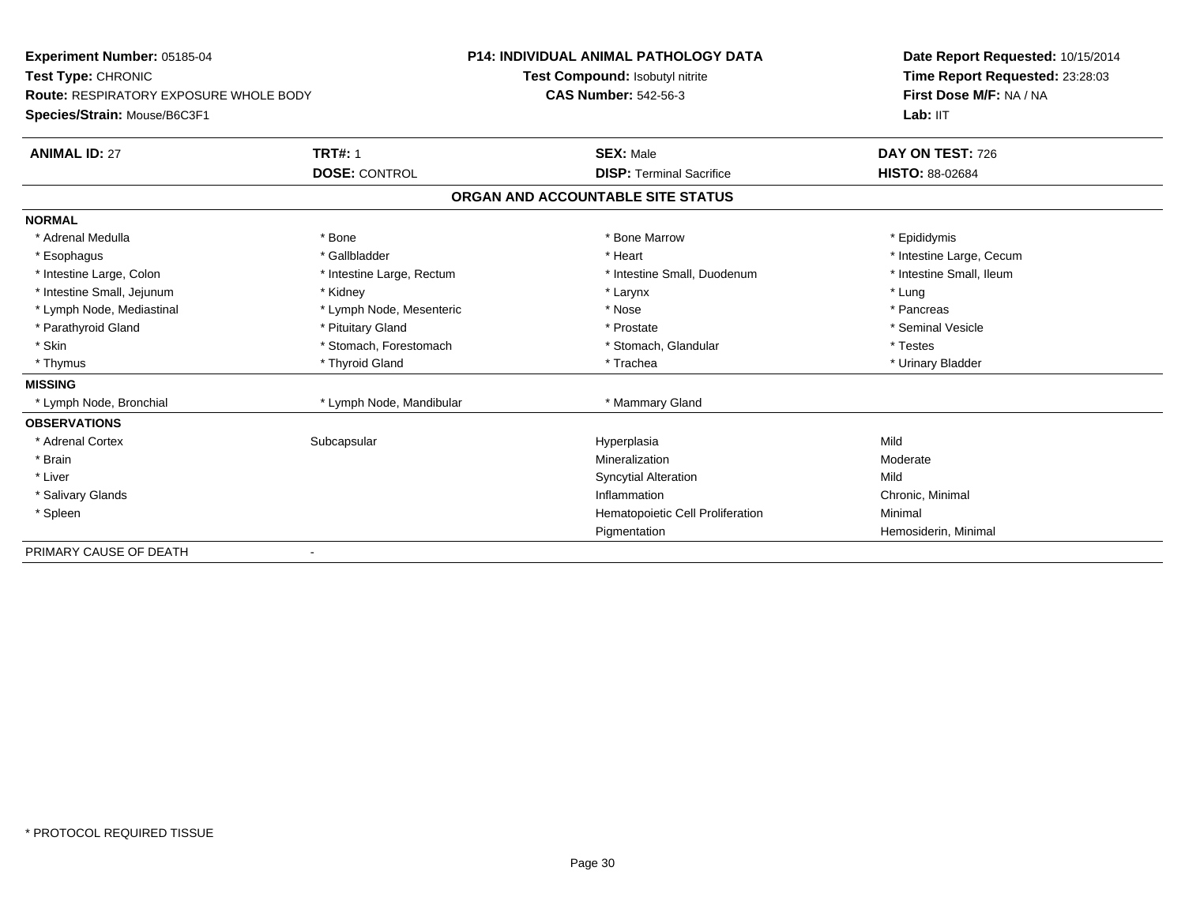**Experiment Number:** 05185-04
**Test Type:** CHRONIC
**Route:** RESPIRATORY EXPOSURE WHOLE BODY
**Species/Strain:** Mouse/B6C3F1

**P14: INDIVIDUAL ANIMAL PATHOLOGY DATA**
**Test Compound:** Isobutyl nitrite
**CAS Number:** 542-56-3

**Date Report Requested:** 10/15/2014
**Time Report Requested:** 23:28:03
**First Dose M/F:** NA / NA
**Lab:** IIT

| **ANIMAL ID:** 27 | **TRT#:** 1 | **SEX:** Male | **DAY ON TEST:** 726 |
|---|---|---|---|
| | **DOSE:** CONTROL | **DISP:** Terminal Sacrifice | **HISTO:** 88-02684 |

## ORGAN AND ACCOUNTABLE SITE STATUS

**NORMAL**

| | | | |
|---|---|---|---|
| * Adrenal Medulla | * Bone | * Bone Marrow | * Epididymis |
| * Esophagus | * Gallbladder | * Heart | * Intestine Large, Cecum |
| * Intestine Large, Colon | * Intestine Large, Rectum | * Intestine Small, Duodenum | * Intestine Small, Ileum |
| * Intestine Small, Jejunum | * Kidney | * Larynx | * Lung |
| * Lymph Node, Mediastinal | * Lymph Node, Mesenteric | * Nose | * Pancreas |
| * Parathyroid Gland | * Pituitary Gland | * Prostate | * Seminal Vesicle |
| * Skin | * Stomach, Forestomach | * Stomach, Glandular | * Testes |
| * Thymus | * Thyroid Gland | * Trachea | * Urinary Bladder |

**MISSING**

| | | |
|---|---|---|
| * Lymph Node, Bronchial | * Lymph Node, Mandibular | * Mammary Gland |

**OBSERVATIONS**

| | | | |
|---|---|---|---|
| * Adrenal Cortex | Subcapsular | Hyperplasia | Mild |
| * Brain | | Mineralization | Moderate |
| * Liver | | Syncytial Alteration | Mild |
| * Salivary Glands | | Inflammation | Chronic, Minimal |
| * Spleen | | Hematopoietic Cell Proliferation | Minimal |
| | | Pigmentation | Hemosiderin, Minimal |

PRIMARY CAUSE OF DEATH -

* PROTOCOL REQUIRED TISSUE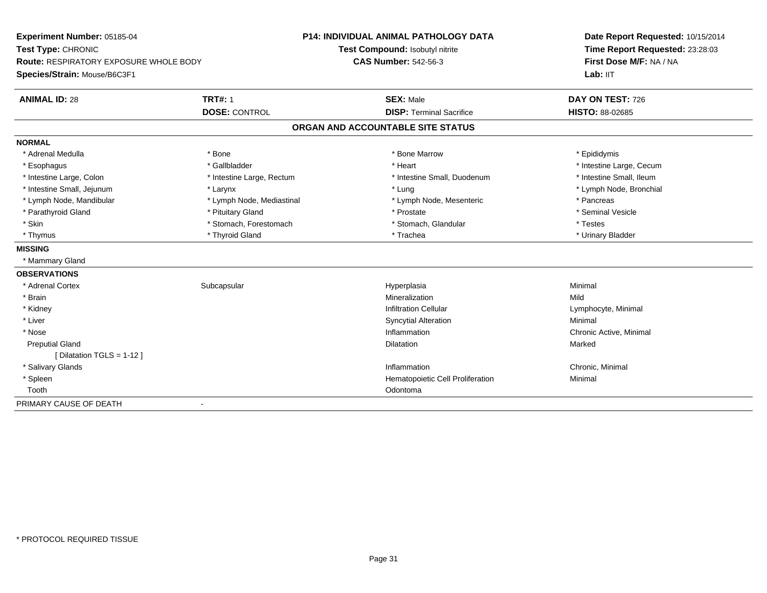**Experiment Number:** 05185-04
**Test Type:** CHRONIC
**Route:** RESPIRATORY EXPOSURE WHOLE BODY
**Species/Strain:** Mouse/B6C3F1

**P14: INDIVIDUAL ANIMAL PATHOLOGY DATA**
**Test Compound:** Isobutyl nitrite
**CAS Number:** 542-56-3

**Date Report Requested:** 10/15/2014
**Time Report Requested:** 23:28:03
**First Dose M/F:** NA / NA
**Lab:** IIT

| **ANIMAL ID:** 28 | **TRT#:** 1 | **SEX:** Male | **DAY ON TEST:** 726 |
|---|---|---|---|
| | **DOSE:** CONTROL | **DISP:** Terminal Sacrifice | **HISTO:** 88-02685 |

## ORGAN AND ACCOUNTABLE SITE STATUS

**NORMAL**

| | | | |
|---|---|---|---|
| * Adrenal Medulla | * Bone | * Bone Marrow | * Epididymis |
| * Esophagus | * Gallbladder | * Heart | * Intestine Large, Cecum |
| * Intestine Large, Colon | * Intestine Large, Rectum | * Intestine Small, Duodenum | * Intestine Small, Ileum |
| * Intestine Small, Jejunum | * Larynx | * Lung | * Lymph Node, Bronchial |
| * Lymph Node, Mandibular | * Lymph Node, Mediastinal | * Lymph Node, Mesenteric | * Pancreas |
| * Parathyroid Gland | * Pituitary Gland | * Prostate | * Seminal Vesicle |
| * Skin | * Stomach, Forestomach | * Stomach, Glandular | * Testes |
| * Thymus | * Thyroid Gland | * Trachea | * Urinary Bladder |

**MISSING**

* Mammary Gland

**OBSERVATIONS**

| | | | |
|---|---|---|---|
| * Adrenal Cortex | Subcapsular | Hyperplasia | Minimal |
| * Brain | | Mineralization | Mild |
| * Kidney | | Infiltration Cellular | Lymphocyte, Minimal |
| * Liver | | Syncytial Alteration | Minimal |
| * Nose | | Inflammation | Chronic Active, Minimal |
| Preputial Gland | | Dilatation | Marked |
| [ Dilatation TGLS = 1-12 ] | | | |
| * Salivary Glands | | Inflammation | Chronic, Minimal |
| * Spleen | | Hematopoietic Cell Proliferation | Minimal |
| Tooth | | Odontoma | |

PRIMARY CAUSE OF DEATH -

* PROTOCOL REQUIRED TISSUE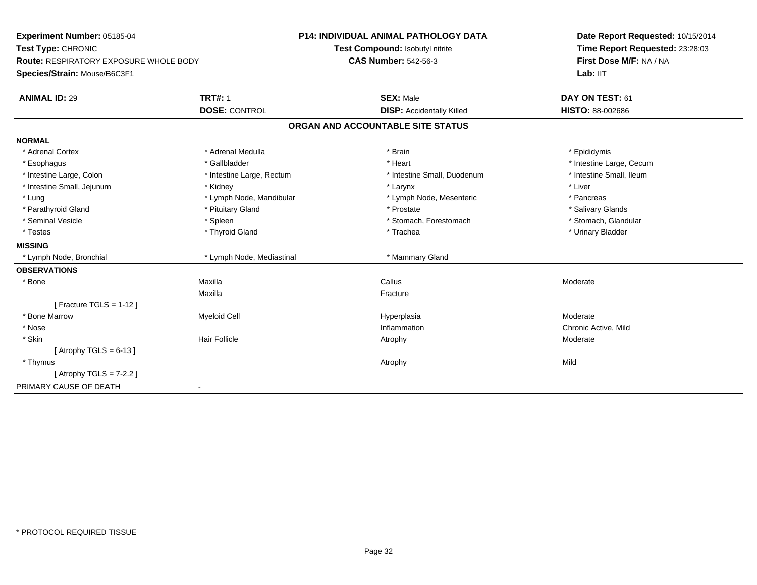**Experiment Number:** 05185-04
**Test Type:** CHRONIC
**Route:** RESPIRATORY EXPOSURE WHOLE BODY
**Species/Strain:** Mouse/B6C3F1

**P14: INDIVIDUAL ANIMAL PATHOLOGY DATA**
**Test Compound:** Isobutyl nitrite
**CAS Number:** 542-56-3

**Date Report Requested:** 10/15/2014
**Time Report Requested:** 23:28:03
**First Dose M/F:** NA / NA
**Lab:** IIT

| **ANIMAL ID:** 29 | **TRT#:** 1 | **SEX:** Male | **DAY ON TEST:** 61 |
|---|---|---|---|
| | **DOSE:** CONTROL | **DISP:** Accidentally Killed | **HISTO:** 88-002686 |

## ORGAN AND ACCOUNTABLE SITE STATUS

**NORMAL**

| | | | |
|---|---|---|---|
| * Adrenal Cortex | * Adrenal Medulla | * Brain | * Epididymis |
| * Esophagus | * Gallbladder | * Heart | * Intestine Large, Cecum |
| * Intestine Large, Colon | * Intestine Large, Rectum | * Intestine Small, Duodenum | * Intestine Small, Ileum |
| * Intestine Small, Jejunum | * Kidney | * Larynx | * Liver |
| * Lung | * Lymph Node, Mandibular | * Lymph Node, Mesenteric | * Pancreas |
| * Parathyroid Gland | * Pituitary Gland | * Prostate | * Salivary Glands |
| * Seminal Vesicle | * Spleen | * Stomach, Forestomach | * Stomach, Glandular |
| * Testes | * Thyroid Gland | * Trachea | * Urinary Bladder |

**MISSING**

| | | |
|---|---|---|
| * Lymph Node, Bronchial | * Lymph Node, Mediastinal | * Mammary Gland |

**OBSERVATIONS**

| | | | |
|---|---|---|---|
| * Bone | Maxilla | Callus | Moderate |
| | Maxilla | Fracture | |
| [ Fracture TGLS = 1-12 ] | | | |
| * Bone Marrow | Myeloid Cell | Hyperplasia | Moderate |
| * Nose | | Inflammation | Chronic Active, Mild |
| * Skin | Hair Follicle | Atrophy | Moderate |
| [ Atrophy TGLS = 6-13 ] | | | |
| * Thymus | | Atrophy | Mild |
| [ Atrophy TGLS = 7-2.2 ] | | | |

PRIMARY CAUSE OF DEATH -

* PROTOCOL REQUIRED TISSUE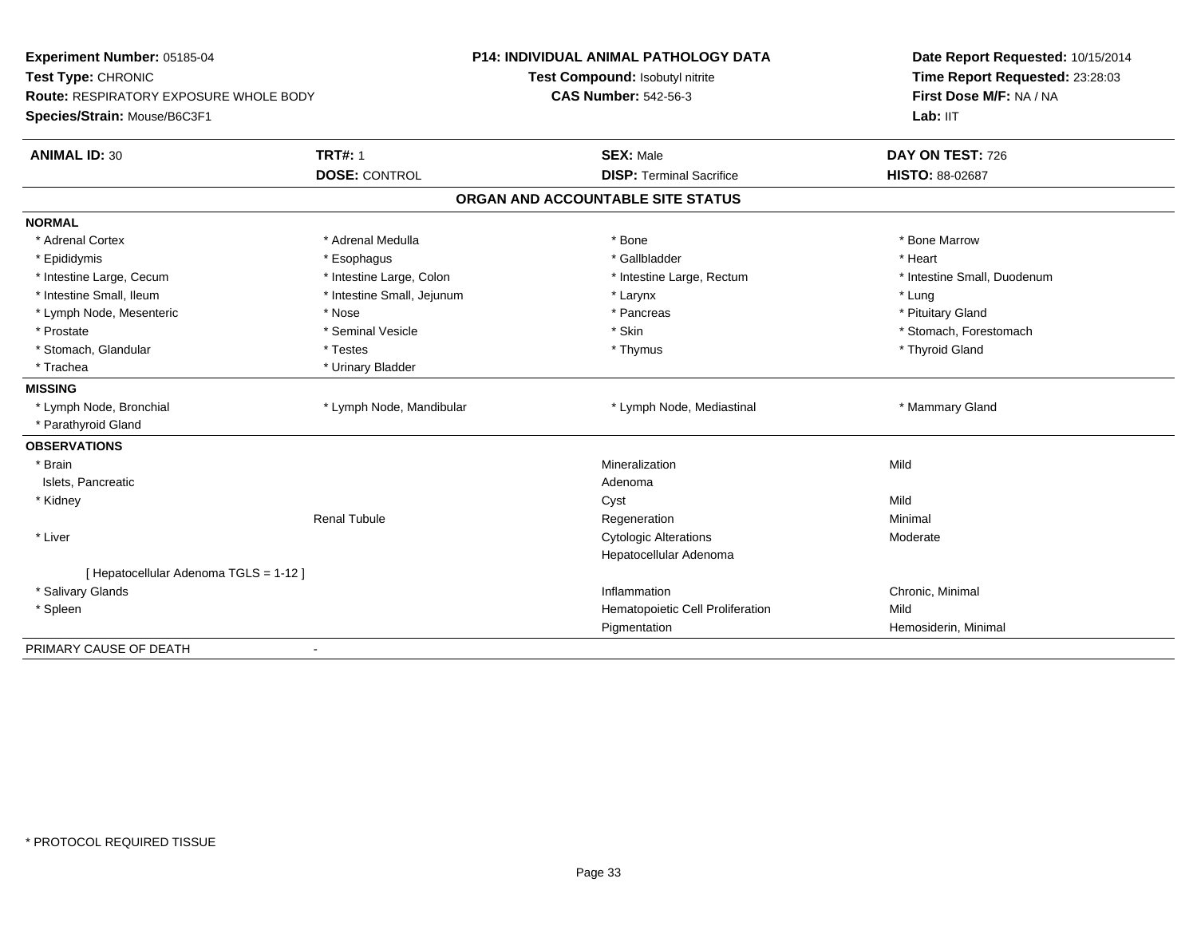**Experiment Number:** 05185-04
**Test Type:** CHRONIC
**Route:** RESPIRATORY EXPOSURE WHOLE BODY
**Species/Strain:** Mouse/B6C3F1

**P14: INDIVIDUAL ANIMAL PATHOLOGY DATA**
**Test Compound:** Isobutyl nitrite
**CAS Number:** 542-56-3

**Date Report Requested:** 10/15/2014
**Time Report Requested:** 23:28:03
**First Dose M/F:** NA / NA
**Lab:** IIT

| **ANIMAL ID:** 30 | **TRT#:** 1 | **SEX:** Male | **DAY ON TEST:** 726 |
|---|---|---|---|
| | **DOSE:** CONTROL | **DISP:** Terminal Sacrifice | **HISTO:** 88-02687 |

## ORGAN AND ACCOUNTABLE SITE STATUS

**NORMAL**

| | | | |
|---|---|---|---|
| * Adrenal Cortex | * Adrenal Medulla | * Bone | * Bone Marrow |
| * Epididymis | * Esophagus | * Gallbladder | * Heart |
| * Intestine Large, Cecum | * Intestine Large, Colon | * Intestine Large, Rectum | * Intestine Small, Duodenum |
| * Intestine Small, Ileum | * Intestine Small, Jejunum | * Larynx | * Lung |
| * Lymph Node, Mesenteric | * Nose | * Pancreas | * Pituitary Gland |
| * Prostate | * Seminal Vesicle | * Skin | * Stomach, Forestomach |
| * Stomach, Glandular | * Testes | * Thymus | * Thyroid Gland |
| * Trachea | * Urinary Bladder | | |

**MISSING**

| | | | |
|---|---|---|---|
| * Lymph Node, Bronchial | * Lymph Node, Mandibular | * Lymph Node, Mediastinal | * Mammary Gland |
| * Parathyroid Gland | | | |

**OBSERVATIONS**

| | | | |
|---|---|---|---|
| * Brain | | Mineralization | Mild |
| Islets, Pancreatic | | Adenoma | |
| * Kidney | | Cyst | Mild |
| | Renal Tubule | Regeneration | Minimal |
| * Liver | | Cytologic Alterations | Moderate |
| | | Hepatocellular Adenoma | |
| [ Hepatocellular Adenoma TGLS = 1-12 ] | | | |
| * Salivary Glands | | Inflammation | Chronic, Minimal |
| * Spleen | | Hematopoietic Cell Proliferation | Mild |
| | | Pigmentation | Hemosiderin, Minimal |

PRIMARY CAUSE OF DEATH -

* PROTOCOL REQUIRED TISSUE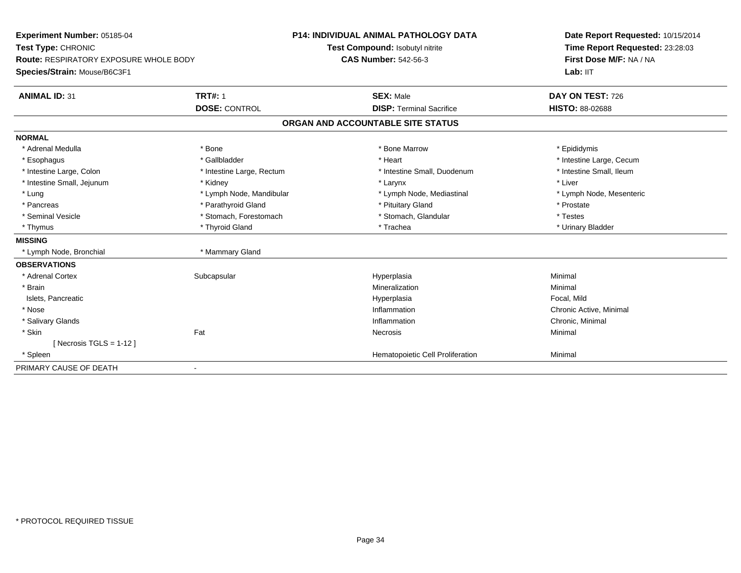**Experiment Number:** 05185-04
**Test Type:** CHRONIC
**Route:** RESPIRATORY EXPOSURE WHOLE BODY
**Species/Strain:** Mouse/B6C3F1

**P14: INDIVIDUAL ANIMAL PATHOLOGY DATA**
**Test Compound:** Isobutyl nitrite
**CAS Number:** 542-56-3

**Date Report Requested:** 10/15/2014
**Time Report Requested:** 23:28:03
**First Dose M/F:** NA / NA
**Lab:** IIT

| **ANIMAL ID:** 31 | **TRT#:** 1 | **SEX:** Male | **DAY ON TEST:** 726 |
|---|---|---|---|
| | **DOSE:** CONTROL | **DISP:** Terminal Sacrifice | **HISTO:** 88-02688 |

## ORGAN AND ACCOUNTABLE SITE STATUS

| | | | |
|---|---|---|---|
| **NORMAL** | | | |
| * Adrenal Medulla | * Bone | * Bone Marrow | * Epididymis |
| * Esophagus | * Gallbladder | * Heart | * Intestine Large, Cecum |
| * Intestine Large, Colon | * Intestine Large, Rectum | * Intestine Small, Duodenum | * Intestine Small, Ileum |
| * Intestine Small, Jejunum | * Kidney | * Larynx | * Liver |
| * Lung | * Lymph Node, Mandibular | * Lymph Node, Mediastinal | * Lymph Node, Mesenteric |
| * Pancreas | * Parathyroid Gland | * Pituitary Gland | * Prostate |
| * Seminal Vesicle | * Stomach, Forestomach | * Stomach, Glandular | * Testes |
| * Thymus | * Thyroid Gland | * Trachea | * Urinary Bladder |
| **MISSING** | | | |
| * Lymph Node, Bronchial | * Mammary Gland | | |
| **OBSERVATIONS** | | | |
| * Adrenal Cortex | Subcapsular | Hyperplasia | Minimal |
| * Brain | | Mineralization | Minimal |
| Islets, Pancreatic | | Hyperplasia | Focal, Mild |
| * Nose | | Inflammation | Chronic Active, Minimal |
| * Salivary Glands | | Inflammation | Chronic, Minimal |
| * Skin | Fat | Necrosis | Minimal |
| [ Necrosis TGLS = 1-12 ] | | | |
| * Spleen | | Hematopoietic Cell Proliferation | Minimal |
| PRIMARY CAUSE OF DEATH | - | | |

* PROTOCOL REQUIRED TISSUE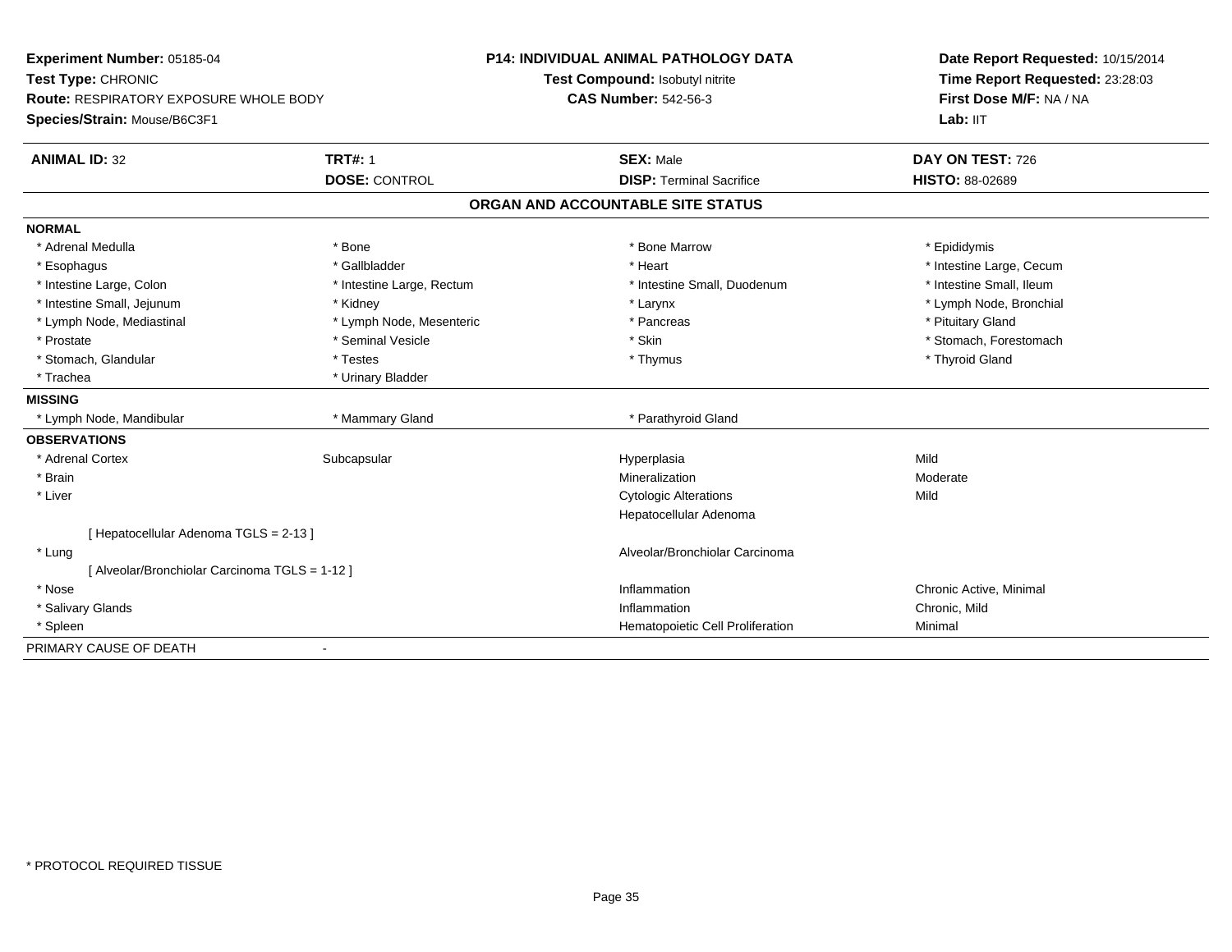**Experiment Number:** 05185-04
**Test Type:** CHRONIC
**Route:** RESPIRATORY EXPOSURE WHOLE BODY
**Species/Strain:** Mouse/B6C3F1

**P14: INDIVIDUAL ANIMAL PATHOLOGY DATA**
**Test Compound:** Isobutyl nitrite
**CAS Number:** 542-56-3

**Date Report Requested:** 10/15/2014
**Time Report Requested:** 23:28:03
**First Dose M/F:** NA / NA
**Lab:** IIT

| **ANIMAL ID:** 32 | **TRT#:** 1 | **SEX:** Male | **DAY ON TEST:** 726 |
|---|---|---|---|
| | **DOSE:** CONTROL | **DISP:** Terminal Sacrifice | **HISTO:** 88-02689 |

## ORGAN AND ACCOUNTABLE SITE STATUS

**NORMAL**

| | | | |
|---|---|---|---|
| * Adrenal Medulla | * Bone | * Bone Marrow | * Epididymis |
| * Esophagus | * Gallbladder | * Heart | * Intestine Large, Cecum |
| * Intestine Large, Colon | * Intestine Large, Rectum | * Intestine Small, Duodenum | * Intestine Small, Ileum |
| * Intestine Small, Jejunum | * Kidney | * Larynx | * Lymph Node, Bronchial |
| * Lymph Node, Mediastinal | * Lymph Node, Mesenteric | * Pancreas | * Pituitary Gland |
| * Prostate | * Seminal Vesicle | * Skin | * Stomach, Forestomach |
| * Stomach, Glandular | * Testes | * Thymus | * Thyroid Gland |
| * Trachea | * Urinary Bladder | | |

**MISSING**

| | | |
|---|---|---|
| * Lymph Node, Mandibular | * Mammary Gland | * Parathyroid Gland |

**OBSERVATIONS**

| | | | |
|---|---|---|---|
| * Adrenal Cortex | Subcapsular | Hyperplasia | Mild |
| * Brain | | Mineralization | Moderate |
| * Liver | | Cytologic Alterations | Mild |
| | | Hepatocellular Adenoma | |
| [ Hepatocellular Adenoma TGLS = 2-13 ] | | | |
| * Lung | | Alveolar/Bronchiolar Carcinoma | |
| [ Alveolar/Bronchiolar Carcinoma TGLS = 1-12 ] | | | |
| * Nose | | Inflammation | Chronic Active, Minimal |
| * Salivary Glands | | Inflammation | Chronic, Mild |
| * Spleen | | Hematopoietic Cell Proliferation | Minimal |

PRIMARY CAUSE OF DEATH -

* PROTOCOL REQUIRED TISSUE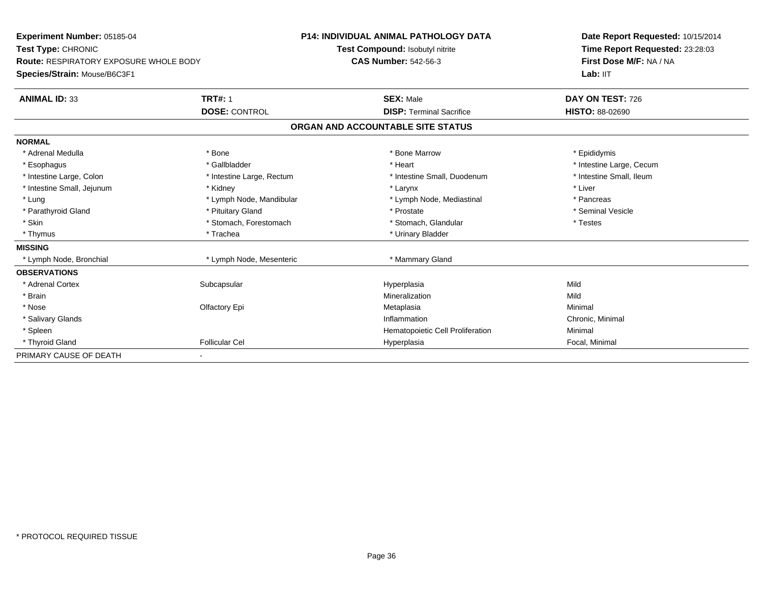**Experiment Number:** 05185-04
**Test Type:** CHRONIC
**Route:** RESPIRATORY EXPOSURE WHOLE BODY
**Species/Strain:** Mouse/B6C3F1

**P14: INDIVIDUAL ANIMAL PATHOLOGY DATA**
**Test Compound:** Isobutyl nitrite
**CAS Number:** 542-56-3

**Date Report Requested:** 10/15/2014
**Time Report Requested:** 23:28:03
**First Dose M/F:** NA / NA
**Lab:** IIT

| **ANIMAL ID:** 33 | **TRT#:** 1 | **SEX:** Male | **DAY ON TEST:** 726 |
|---|---|---|---|
| | **DOSE:** CONTROL | **DISP:** Terminal Sacrifice | **HISTO:** 88-02690 |

## ORGAN AND ACCOUNTABLE SITE STATUS

| | | | |
|---|---|---|---|
| **NORMAL** | | | |
| * Adrenal Medulla | * Bone | * Bone Marrow | * Epididymis |
| * Esophagus | * Gallbladder | * Heart | * Intestine Large, Cecum |
| * Intestine Large, Colon | * Intestine Large, Rectum | * Intestine Small, Duodenum | * Intestine Small, Ileum |
| * Intestine Small, Jejunum | * Kidney | * Larynx | * Liver |
| * Lung | * Lymph Node, Mandibular | * Lymph Node, Mediastinal | * Pancreas |
| * Parathyroid Gland | * Pituitary Gland | * Prostate | * Seminal Vesicle |
| * Skin | * Stomach, Forestomach | * Stomach, Glandular | * Testes |
| * Thymus | * Trachea | * Urinary Bladder | |
| **MISSING** | | | |
| * Lymph Node, Bronchial | * Lymph Node, Mesenteric | * Mammary Gland | |
| **OBSERVATIONS** | | | |
| * Adrenal Cortex | Subcapsular | Hyperplasia | Mild |
| * Brain | | Mineralization | Mild |
| * Nose | Olfactory Epi | Metaplasia | Minimal |
| * Salivary Glands | | Inflammation | Chronic, Minimal |
| * Spleen | | Hematopoietic Cell Proliferation | Minimal |
| * Thyroid Gland | Follicular Cel | Hyperplasia | Focal, Minimal |
| PRIMARY CAUSE OF DEATH | - | | |

\* PROTOCOL REQUIRED TISSUE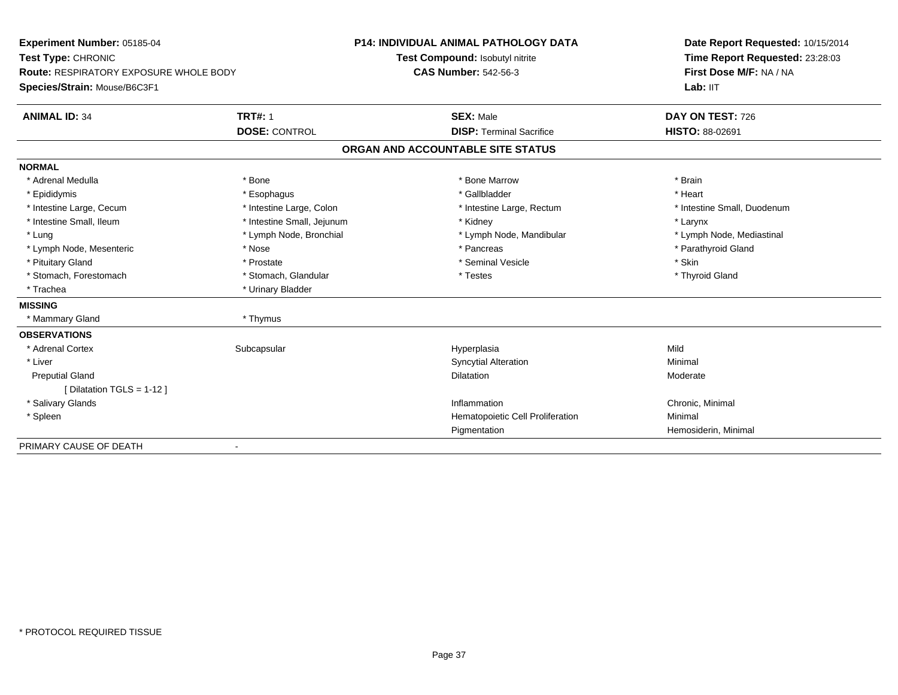**Experiment Number:** 05185-04
**Test Type:** CHRONIC
**Route:** RESPIRATORY EXPOSURE WHOLE BODY
**Species/Strain:** Mouse/B6C3F1

**P14: INDIVIDUAL ANIMAL PATHOLOGY DATA**
**Test Compound:** Isobutyl nitrite
**CAS Number:** 542-56-3

**Date Report Requested:** 10/15/2014
**Time Report Requested:** 23:28:03
**First Dose M/F:** NA / NA
**Lab:** IIT

| **ANIMAL ID:** 34 | **TRT#:** 1 | **SEX:** Male | **DAY ON TEST:** 726 |
|---|---|---|---|
| | **DOSE:** CONTROL | **DISP:** Terminal Sacrifice | **HISTO:** 88-02691 |

## ORGAN AND ACCOUNTABLE SITE STATUS

| | | | |
|---|---|---|---|
| **NORMAL** | | | |
| * Adrenal Medulla | * Bone | * Bone Marrow | * Brain |
| * Epididymis | * Esophagus | * Gallbladder | * Heart |
| * Intestine Large, Cecum | * Intestine Large, Colon | * Intestine Large, Rectum | * Intestine Small, Duodenum |
| * Intestine Small, Ileum | * Intestine Small, Jejunum | * Kidney | * Larynx |
| * Lung | * Lymph Node, Bronchial | * Lymph Node, Mandibular | * Lymph Node, Mediastinal |
| * Lymph Node, Mesenteric | * Nose | * Pancreas | * Parathyroid Gland |
| * Pituitary Gland | * Prostate | * Seminal Vesicle | * Skin |
| * Stomach, Forestomach | * Stomach, Glandular | * Testes | * Thyroid Gland |
| * Trachea | * Urinary Bladder | | |
| **MISSING** | | | |
| * Mammary Gland | * Thymus | | |
| **OBSERVATIONS** | | | |
| * Adrenal Cortex | Subcapsular | Hyperplasia | Mild |
| * Liver | | Syncytial Alteration | Minimal |
| Preputial Gland | | Dilatation | Moderate |
| [ Dilatation TGLS = 1-12 ] | | | |
| * Salivary Glands | | Inflammation | Chronic, Minimal |
| * Spleen | | Hematopoietic Cell Proliferation | Minimal |
| | | Pigmentation | Hemosiderin, Minimal |
| PRIMARY CAUSE OF DEATH | - | | |

* PROTOCOL REQUIRED TISSUE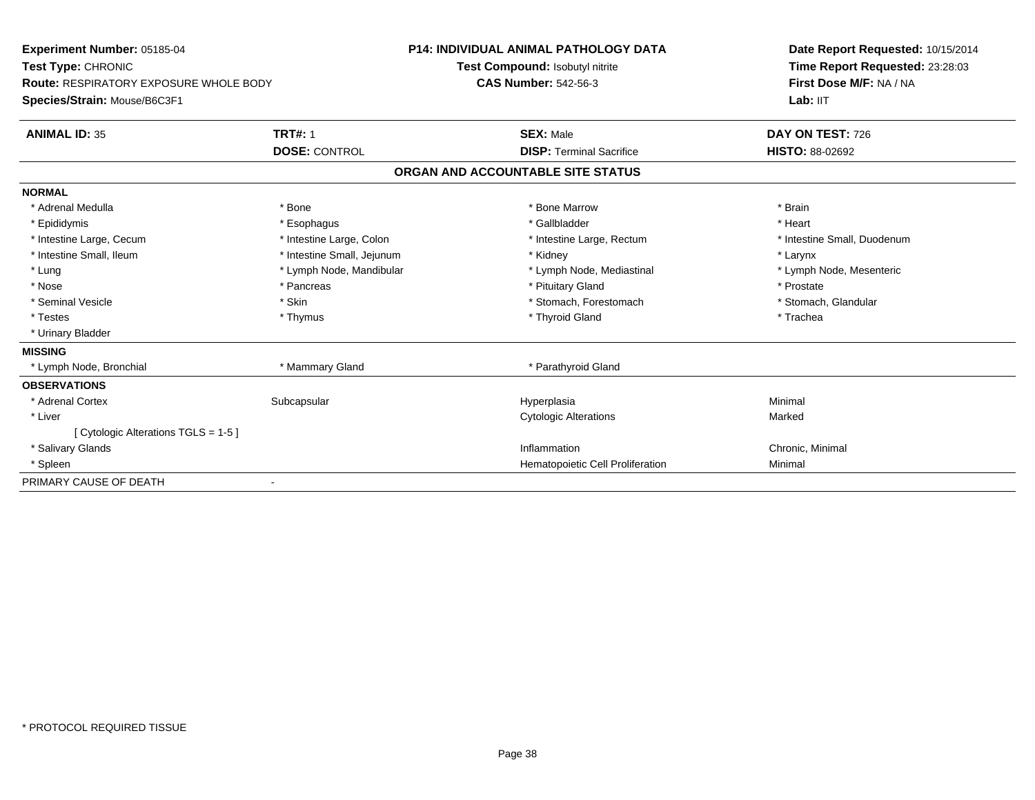**Experiment Number:** 05185-04
**Test Type:** CHRONIC
**Route:** RESPIRATORY EXPOSURE WHOLE BODY
**Species/Strain:** Mouse/B6C3F1

**P14: INDIVIDUAL ANIMAL PATHOLOGY DATA**
**Test Compound:** Isobutyl nitrite
**CAS Number:** 542-56-3

**Date Report Requested:** 10/15/2014
**Time Report Requested:** 23:28:03
**First Dose M/F:** NA / NA
**Lab:** IIT

| **ANIMAL ID:** 35 | **TRT#:** 1 | **SEX:** Male | **DAY ON TEST:** 726 |
|---|---|---|---|
| | **DOSE:** CONTROL | **DISP:** Terminal Sacrifice | **HISTO:** 88-02692 |

## ORGAN AND ACCOUNTABLE SITE STATUS

**NORMAL**

| | | | |
|---|---|---|---|
| * Adrenal Medulla | * Bone | * Bone Marrow | * Brain |
| * Epididymis | * Esophagus | * Gallbladder | * Heart |
| * Intestine Large, Cecum | * Intestine Large, Colon | * Intestine Large, Rectum | * Intestine Small, Duodenum |
| * Intestine Small, Ileum | * Intestine Small, Jejunum | * Kidney | * Larynx |
| * Lung | * Lymph Node, Mandibular | * Lymph Node, Mediastinal | * Lymph Node, Mesenteric |
| * Nose | * Pancreas | * Pituitary Gland | * Prostate |
| * Seminal Vesicle | * Skin | * Stomach, Forestomach | * Stomach, Glandular |
| * Testes | * Thymus | * Thyroid Gland | * Trachea |
| * Urinary Bladder | | | |

**MISSING**

| | | |
|---|---|---|
| * Lymph Node, Bronchial | * Mammary Gland | * Parathyroid Gland |

**OBSERVATIONS**

| | | | |
|---|---|---|---|
| * Adrenal Cortex | Subcapsular | Hyperplasia | Minimal |
| * Liver | | Cytologic Alterations | Marked |
| [ Cytologic Alterations TGLS = 1-5 ] | | | |
| * Salivary Glands | | Inflammation | Chronic, Minimal |
| * Spleen | | Hematopoietic Cell Proliferation | Minimal |

PRIMARY CAUSE OF DEATH -

* PROTOCOL REQUIRED TISSUE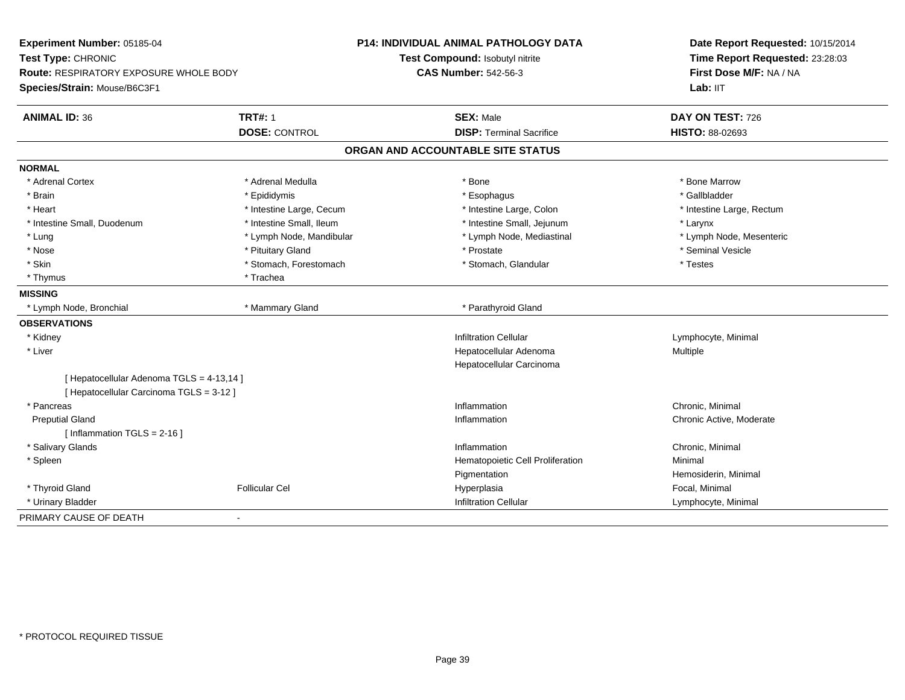**Experiment Number:** 05185-04
**Test Type:** CHRONIC
**Route:** RESPIRATORY EXPOSURE WHOLE BODY
**Species/Strain:** Mouse/B6C3F1

**P14: INDIVIDUAL ANIMAL PATHOLOGY DATA**
**Test Compound:** Isobutyl nitrite
**CAS Number:** 542-56-3

**Date Report Requested:** 10/15/2014
**Time Report Requested:** 23:28:03
**First Dose M/F:** NA / NA
**Lab:** IIT

| **ANIMAL ID:** 36 | **TRT#:** 1 | **SEX:** Male | **DAY ON TEST:** 726 |
|---|---|---|---|
| | **DOSE:** CONTROL | **DISP:** Terminal Sacrifice | **HISTO:** 88-02693 |

## ORGAN AND ACCOUNTABLE SITE STATUS

**NORMAL**

| | | | |
|---|---|---|---|
| * Adrenal Cortex | * Adrenal Medulla | * Bone | * Bone Marrow |
| * Brain | * Epididymis | * Esophagus | * Gallbladder |
| * Heart | * Intestine Large, Cecum | * Intestine Large, Colon | * Intestine Large, Rectum |
| * Intestine Small, Duodenum | * Intestine Small, Ileum | * Intestine Small, Jejunum | * Larynx |
| * Lung | * Lymph Node, Mandibular | * Lymph Node, Mediastinal | * Lymph Node, Mesenteric |
| * Nose | * Pituitary Gland | * Prostate | * Seminal Vesicle |
| * Skin | * Stomach, Forestomach | * Stomach, Glandular | * Testes |
| * Thymus | * Trachea | | |

**MISSING**

| | | |
|---|---|---|
| * Lymph Node, Bronchial | * Mammary Gland | * Parathyroid Gland |

**OBSERVATIONS**

| | | | |
|---|---|---|---|
| * Kidney | | Infiltration Cellular | Lymphocyte, Minimal |
| * Liver | | Hepatocellular Adenoma | Multiple |
| | | Hepatocellular Carcinoma | |
| [ Hepatocellular Adenoma TGLS = 4-13,14 ] | | | |
| [ Hepatocellular Carcinoma TGLS = 3-12 ] | | | |
| * Pancreas | | Inflammation | Chronic, Minimal |
| Preputial Gland | | Inflammation | Chronic Active, Moderate |
| [ Inflammation TGLS = 2-16 ] | | | |
| * Salivary Glands | | Inflammation | Chronic, Minimal |
| * Spleen | | Hematopoietic Cell Proliferation | Minimal |
| | | Pigmentation | Hemosiderin, Minimal |
| * Thyroid Gland | Follicular Cel | Hyperplasia | Focal, Minimal |
| * Urinary Bladder | | Infiltration Cellular | Lymphocyte, Minimal |

PRIMARY CAUSE OF DEATH -

* PROTOCOL REQUIRED TISSUE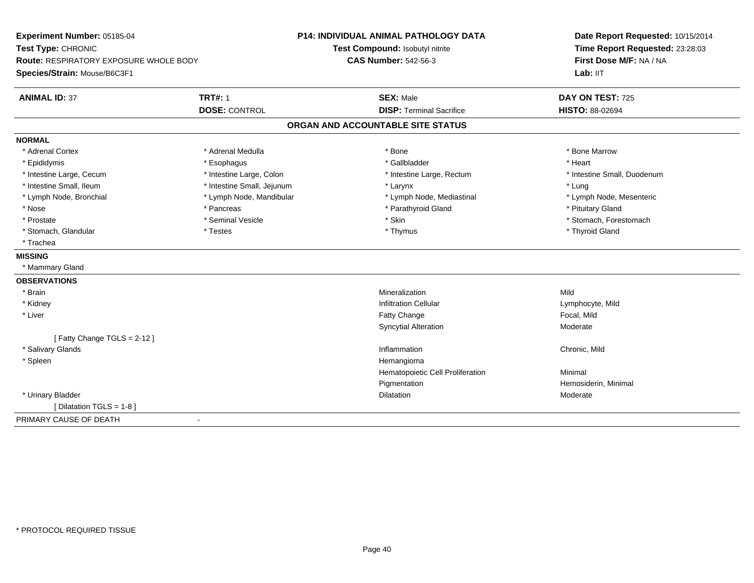**Experiment Number:** 05185-04
**Test Type:** CHRONIC
**Route:** RESPIRATORY EXPOSURE WHOLE BODY
**Species/Strain:** Mouse/B6C3F1

**P14: INDIVIDUAL ANIMAL PATHOLOGY DATA**
**Test Compound:** Isobutyl nitrite
**CAS Number:** 542-56-3

**Date Report Requested:** 10/15/2014
**Time Report Requested:** 23:28:03
**First Dose M/F:** NA / NA
**Lab:** IIT

| **ANIMAL ID:** 37 | **TRT#:** 1 | **SEX:** Male | **DAY ON TEST:** 725 |
|---|---|---|---|
| | **DOSE:** CONTROL | **DISP:** Terminal Sacrifice | **HISTO:** 88-02694 |

## ORGAN AND ACCOUNTABLE SITE STATUS

**NORMAL**

| | | | |
|---|---|---|---|
| * Adrenal Cortex | * Adrenal Medulla | * Bone | * Bone Marrow |
| * Epididymis | * Esophagus | * Gallbladder | * Heart |
| * Intestine Large, Cecum | * Intestine Large, Colon | * Intestine Large, Rectum | * Intestine Small, Duodenum |
| * Intestine Small, Ileum | * Intestine Small, Jejunum | * Larynx | * Lung |
| * Lymph Node, Bronchial | * Lymph Node, Mandibular | * Lymph Node, Mediastinal | * Lymph Node, Mesenteric |
| * Nose | * Pancreas | * Parathyroid Gland | * Pituitary Gland |
| * Prostate | * Seminal Vesicle | * Skin | * Stomach, Forestomach |
| * Stomach, Glandular | * Testes | * Thymus | * Thyroid Gland |
| * Trachea | | | |

**MISSING**

* Mammary Gland

**OBSERVATIONS**

| Organ | Observation | Qualifier |
|---|---|---|
| * Brain | Mineralization | Mild |
| * Kidney | Infiltration Cellular | Lymphocyte, Mild |
| * Liver | Fatty Change | Focal, Mild |
| | Syncytial Alteration | Moderate |
| [ Fatty Change TGLS = 2-12 ] | | |
| * Salivary Glands | Inflammation | Chronic, Mild |
| * Spleen | Hemangioma | |
| | Hematopoietic Cell Proliferation | Minimal |
| | Pigmentation | Hemosiderin, Minimal |
| * Urinary Bladder | Dilatation | Moderate |
| [ Dilatation TGLS = 1-8 ] | | |

PRIMARY CAUSE OF DEATH -

* PROTOCOL REQUIRED TISSUE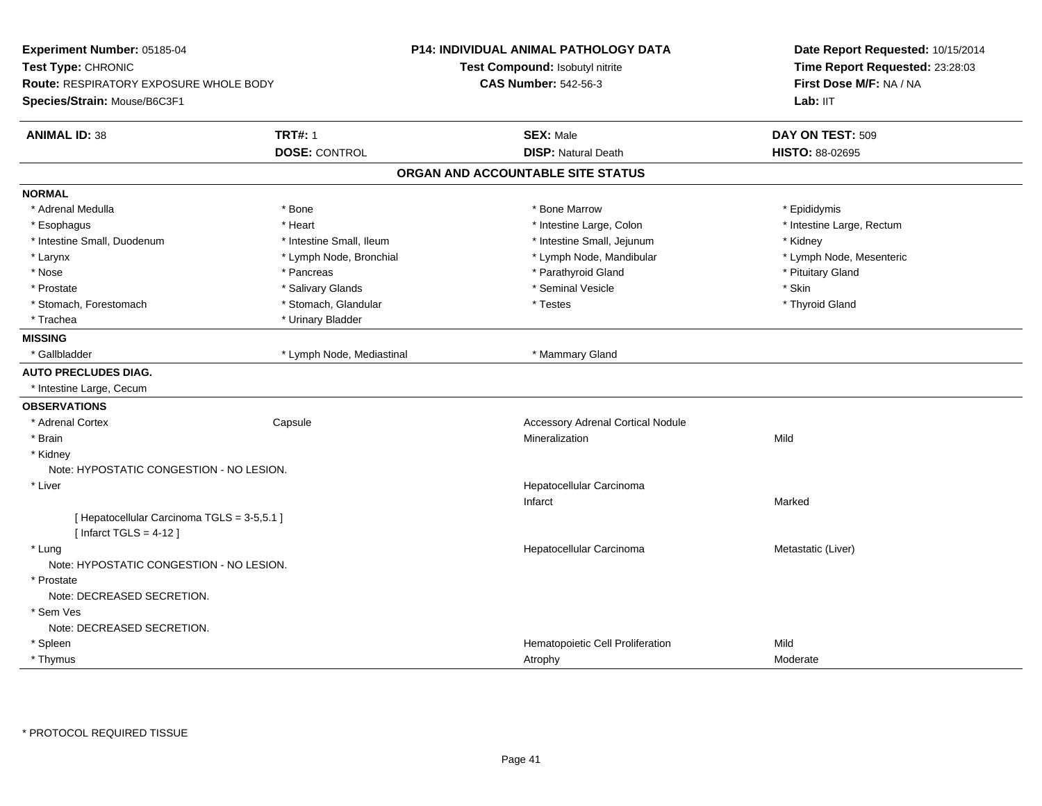**Experiment Number:** 05185-04
**Test Type:** CHRONIC
**Route:** RESPIRATORY EXPOSURE WHOLE BODY
**Species/Strain:** Mouse/B6C3F1

**P14: INDIVIDUAL ANIMAL PATHOLOGY DATA**
**Test Compound:** Isobutyl nitrite
**CAS Number:** 542-56-3

**Date Report Requested:** 10/15/2014
**Time Report Requested:** 23:28:03
**First Dose M/F:** NA / NA
**Lab:** IIT

| **ANIMAL ID:** 38 | **TRT#:** 1 | **SEX:** Male | **DAY ON TEST:** 509 |
|---|---|---|---|
| | **DOSE:** CONTROL | **DISP:** Natural Death | **HISTO:** 88-02695 |

## ORGAN AND ACCOUNTABLE SITE STATUS

**NORMAL**

| | | | |
|---|---|---|---|
| * Adrenal Medulla | * Bone | * Bone Marrow | * Epididymis |
| * Esophagus | * Heart | * Intestine Large, Colon | * Intestine Large, Rectum |
| * Intestine Small, Duodenum | * Intestine Small, Ileum | * Intestine Small, Jejunum | * Kidney |
| * Larynx | * Lymph Node, Bronchial | * Lymph Node, Mandibular | * Lymph Node, Mesenteric |
| * Nose | * Pancreas | * Parathyroid Gland | * Pituitary Gland |
| * Prostate | * Salivary Glands | * Seminal Vesicle | * Skin |
| * Stomach, Forestomach | * Stomach, Glandular | * Testes | * Thyroid Gland |
| * Trachea | * Urinary Bladder | | |

**MISSING**

| | | |
|---|---|---|
| * Gallbladder | * Lymph Node, Mediastinal | * Mammary Gland |

**AUTO PRECLUDES DIAG.**

* Intestine Large, Cecum

**OBSERVATIONS**

| | | | |
|---|---|---|---|
| * Adrenal Cortex | Capsule | Accessory Adrenal Cortical Nodule | |
| * Brain | | Mineralization | Mild |
| * Kidney | | | |
| Note: HYPOSTATIC CONGESTION - NO LESION. | | | |
| * Liver | | Hepatocellular Carcinoma | |
| | | Infarct | Marked |
| [ Hepatocellular Carcinoma TGLS = 3-5,5.1 ] | | | |
| [ Infarct TGLS = 4-12 ] | | | |
| * Lung | | Hepatocellular Carcinoma | Metastatic (Liver) |
| Note: HYPOSTATIC CONGESTION - NO LESION. | | | |
| * Prostate | | | |
| Note: DECREASED SECRETION. | | | |
| * Sem Ves | | | |
| Note: DECREASED SECRETION. | | | |
| * Spleen | | Hematopoietic Cell Proliferation | Mild |
| * Thymus | | Atrophy | Moderate |

* PROTOCOL REQUIRED TISSUE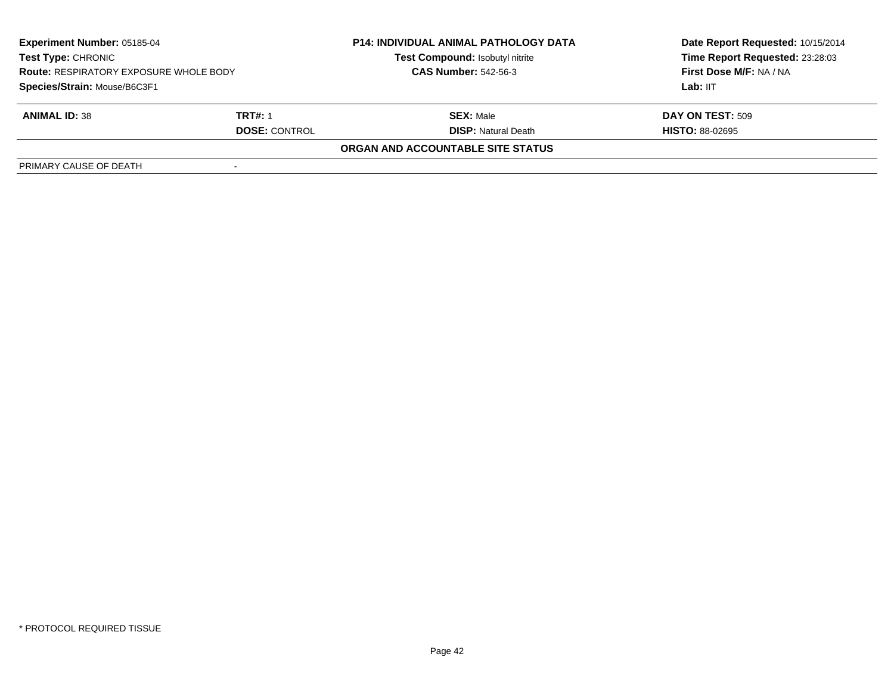| **Experiment Number:** 05185-04 | | **P14: INDIVIDUAL ANIMAL PATHOLOGY DATA** | **Date Report Requested:** 10/15/2014 |
|---|---|---|---|
| **Test Type:** CHRONIC | | **Test Compound:** Isobutyl nitrite | **Time Report Requested:** 23:28:03 |
| **Route:** RESPIRATORY EXPOSURE WHOLE BODY | | **CAS Number:** 542-56-3 | **First Dose M/F:** NA / NA |
| **Species/Strain:** Mouse/B6C3F1 | | | **Lab:** IIT |

| **ANIMAL ID:** 38 | **TRT#:** 1 | **SEX:** Male | **DAY ON TEST:** 509 |
|---|---|---|---|
| | **DOSE:** CONTROL | **DISP:** Natural Death | **HISTO:** 88-02695 |

**ORGAN AND ACCOUNTABLE SITE STATUS**

| | |
|---|---|
| PRIMARY CAUSE OF DEATH | - |

* PROTOCOL REQUIRED TISSUE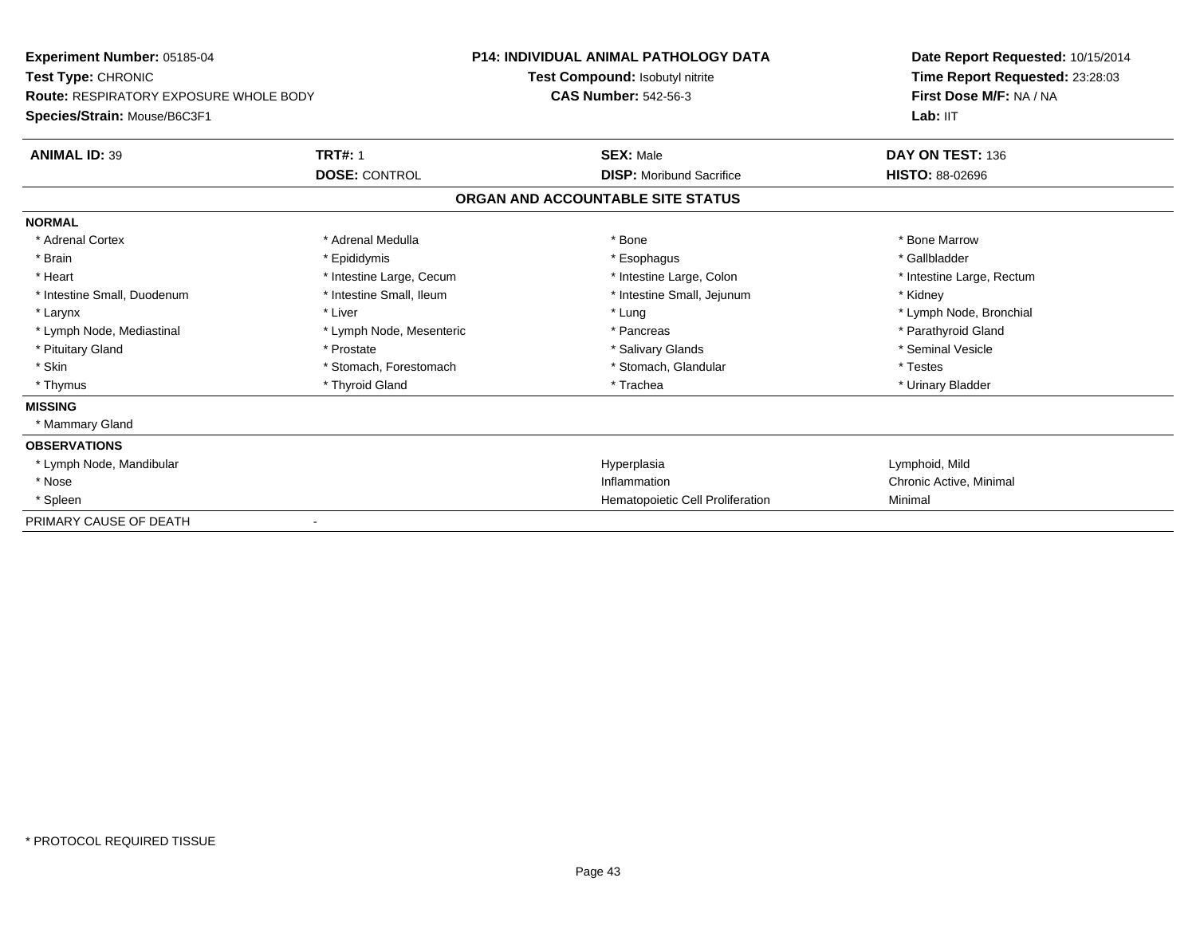**Experiment Number:** 05185-04
**Test Type:** CHRONIC
**Route:** RESPIRATORY EXPOSURE WHOLE BODY
**Species/Strain:** Mouse/B6C3F1

**P14: INDIVIDUAL ANIMAL PATHOLOGY DATA**
**Test Compound:** Isobutyl nitrite
**CAS Number:** 542-56-3

**Date Report Requested:** 10/15/2014
**Time Report Requested:** 23:28:03
**First Dose M/F:** NA / NA
**Lab:** IIT

| **ANIMAL ID:** 39 | **TRT#:** 1 | **SEX:** Male | **DAY ON TEST:** 136 |
|---|---|---|---|
| | **DOSE:** CONTROL | **DISP:** Moribund Sacrifice | **HISTO:** 88-02696 |

**ORGAN AND ACCOUNTABLE SITE STATUS**

**NORMAL**

| | | | |
|---|---|---|---|
| * Adrenal Cortex | * Adrenal Medulla | * Bone | * Bone Marrow |
| * Brain | * Epididymis | * Esophagus | * Gallbladder |
| * Heart | * Intestine Large, Cecum | * Intestine Large, Colon | * Intestine Large, Rectum |
| * Intestine Small, Duodenum | * Intestine Small, Ileum | * Intestine Small, Jejunum | * Kidney |
| * Larynx | * Liver | * Lung | * Lymph Node, Bronchial |
| * Lymph Node, Mediastinal | * Lymph Node, Mesenteric | * Pancreas | * Parathyroid Gland |
| * Pituitary Gland | * Prostate | * Salivary Glands | * Seminal Vesicle |
| * Skin | * Stomach, Forestomach | * Stomach, Glandular | * Testes |
| * Thymus | * Thyroid Gland | * Trachea | * Urinary Bladder |

**MISSING**

* Mammary Gland

**OBSERVATIONS**

| | | |
|---|---|---|
| * Lymph Node, Mandibular | Hyperplasia | Lymphoid, Mild |
| * Nose | Inflammation | Chronic Active, Minimal |
| * Spleen | Hematopoietic Cell Proliferation | Minimal |

PRIMARY CAUSE OF DEATH -

* PROTOCOL REQUIRED TISSUE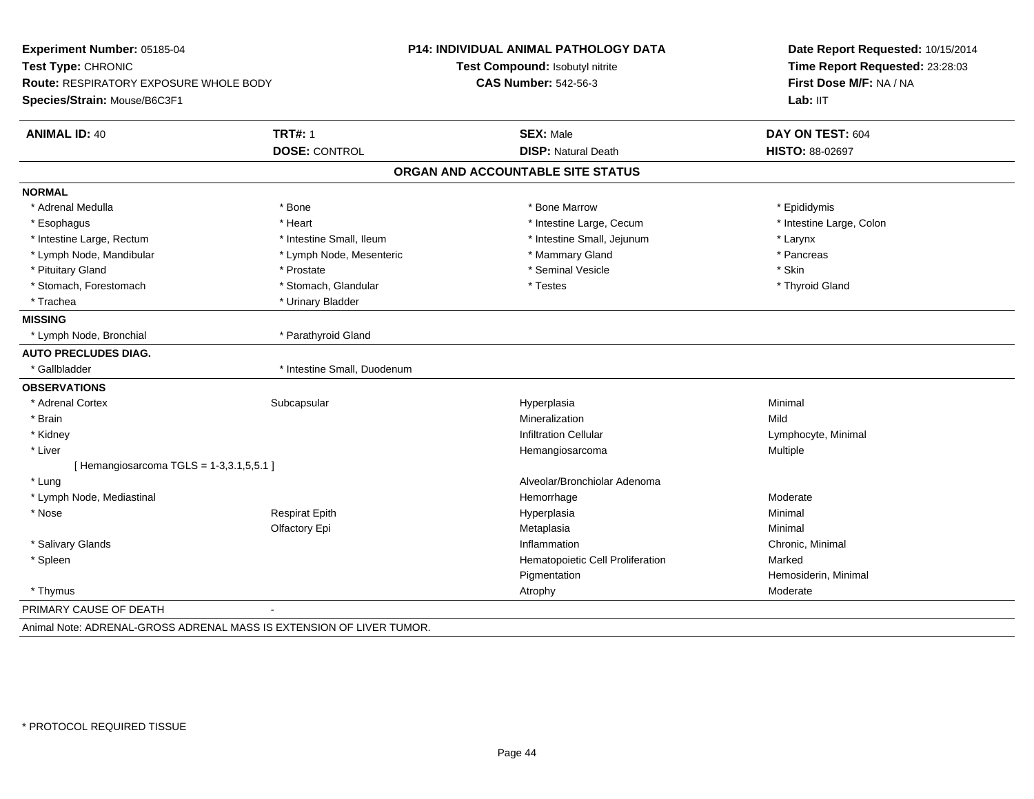**Experiment Number:** 05185-04
**Test Type:** CHRONIC
**Route:** RESPIRATORY EXPOSURE WHOLE BODY
**Species/Strain:** Mouse/B6C3F1

**P14: INDIVIDUAL ANIMAL PATHOLOGY DATA**
**Test Compound:** Isobutyl nitrite
**CAS Number:** 542-56-3

**Date Report Requested:** 10/15/2014
**Time Report Requested:** 23:28:03
**First Dose M/F:** NA / NA
**Lab:** IIT

| **ANIMAL ID:** 40 | **TRT#:** 1 | **SEX:** Male | **DAY ON TEST:** 604 |
|---|---|---|---|
| | **DOSE:** CONTROL | **DISP:** Natural Death | **HISTO:** 88-02697 |

## ORGAN AND ACCOUNTABLE SITE STATUS

| | | | |
|---|---|---|---|
| **NORMAL** | | | |
| * Adrenal Medulla | * Bone | * Bone Marrow | * Epididymis |
| * Esophagus | * Heart | * Intestine Large, Cecum | * Intestine Large, Colon |
| * Intestine Large, Rectum | * Intestine Small, Ileum | * Intestine Small, Jejunum | * Larynx |
| * Lymph Node, Mandibular | * Lymph Node, Mesenteric | * Mammary Gland | * Pancreas |
| * Pituitary Gland | * Prostate | * Seminal Vesicle | * Skin |
| * Stomach, Forestomach | * Stomach, Glandular | * Testes | * Thyroid Gland |
| * Trachea | * Urinary Bladder | | |
| **MISSING** | | | |
| * Lymph Node, Bronchial | * Parathyroid Gland | | |
| **AUTO PRECLUDES DIAG.** | | | |
| * Gallbladder | * Intestine Small, Duodenum | | |
| **OBSERVATIONS** | | | |
| * Adrenal Cortex | Subcapsular | Hyperplasia | Minimal |
| * Brain | | Mineralization | Mild |
| * Kidney | | Infiltration Cellular | Lymphocyte, Minimal |
| * Liver | | Hemangiosarcoma | Multiple |
| [ Hemangiosarcoma TGLS = 1-3,3.1,5,5.1 ] | | | |
| * Lung | | Alveolar/Bronchiolar Adenoma | |
| * Lymph Node, Mediastinal | | Hemorrhage | Moderate |
| * Nose | Respirat Epith | Hyperplasia | Minimal |
| | Olfactory Epi | Metaplasia | Minimal |
| * Salivary Glands | | Inflammation | Chronic, Minimal |
| * Spleen | | Hematopoietic Cell Proliferation | Marked |
| | | Pigmentation | Hemosiderin, Minimal |
| * Thymus | | Atrophy | Moderate |
| PRIMARY CAUSE OF DEATH | - | | |

Animal Note: ADRENAL-GROSS ADRENAL MASS IS EXTENSION OF LIVER TUMOR.

* PROTOCOL REQUIRED TISSUE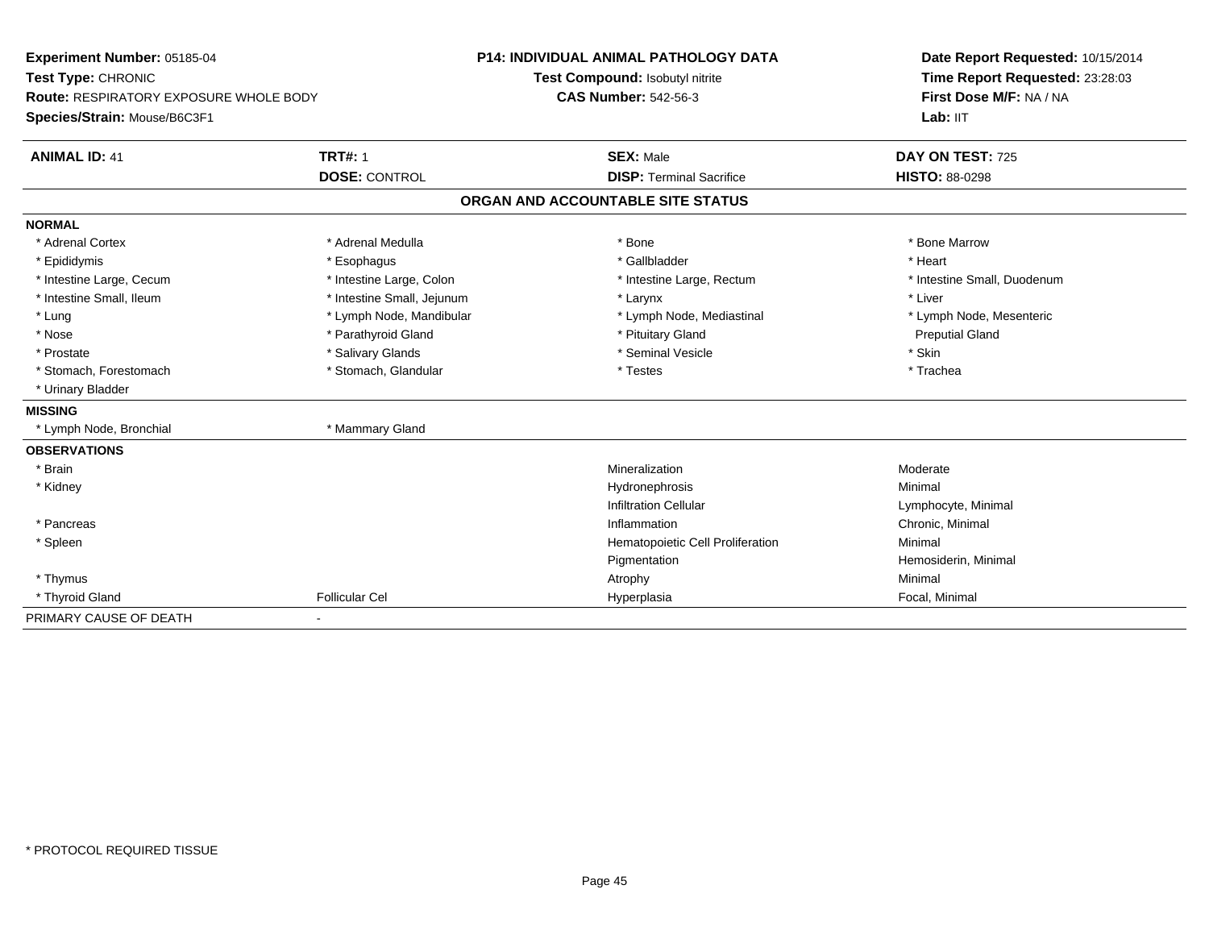**Experiment Number:** 05185-04
**Test Type:** CHRONIC
**Route:** RESPIRATORY EXPOSURE WHOLE BODY
**Species/Strain:** Mouse/B6C3F1

**P14: INDIVIDUAL ANIMAL PATHOLOGY DATA**
**Test Compound:** Isobutyl nitrite
**CAS Number:** 542-56-3

**Date Report Requested:** 10/15/2014
**Time Report Requested:** 23:28:03
**First Dose M/F:** NA / NA
**Lab:** IIT

| **ANIMAL ID:** 41 | **TRT#:** 1 | **SEX:** Male | **DAY ON TEST:** 725 |
|---|---|---|---|
| | **DOSE:** CONTROL | **DISP:** Terminal Sacrifice | **HISTO:** 88-0298 |

## ORGAN AND ACCOUNTABLE SITE STATUS

**NORMAL**

| | | | |
|---|---|---|---|
| * Adrenal Cortex | * Adrenal Medulla | * Bone | * Bone Marrow |
| * Epididymis | * Esophagus | * Gallbladder | * Heart |
| * Intestine Large, Cecum | * Intestine Large, Colon | * Intestine Large, Rectum | * Intestine Small, Duodenum |
| * Intestine Small, Ileum | * Intestine Small, Jejunum | * Larynx | * Liver |
| * Lung | * Lymph Node, Mandibular | * Lymph Node, Mediastinal | * Lymph Node, Mesenteric |
| * Nose | * Parathyroid Gland | * Pituitary Gland | Preputial Gland |
| * Prostate | * Salivary Glands | * Seminal Vesicle | * Skin |
| * Stomach, Forestomach | * Stomach, Glandular | * Testes | * Trachea |
| * Urinary Bladder | | | |

**MISSING**

| | |
|---|---|
| * Lymph Node, Bronchial | * Mammary Gland |

**OBSERVATIONS**

| | | | |
|---|---|---|---|
| * Brain | | Mineralization | Moderate |
| * Kidney | | Hydronephrosis | Minimal |
| | | Infiltration Cellular | Lymphocyte, Minimal |
| * Pancreas | | Inflammation | Chronic, Minimal |
| * Spleen | | Hematopoietic Cell Proliferation | Minimal |
| | | Pigmentation | Hemosiderin, Minimal |
| * Thymus | | Atrophy | Minimal |
| * Thyroid Gland | Follicular Cel | Hyperplasia | Focal, Minimal |

PRIMARY CAUSE OF DEATH -

* PROTOCOL REQUIRED TISSUE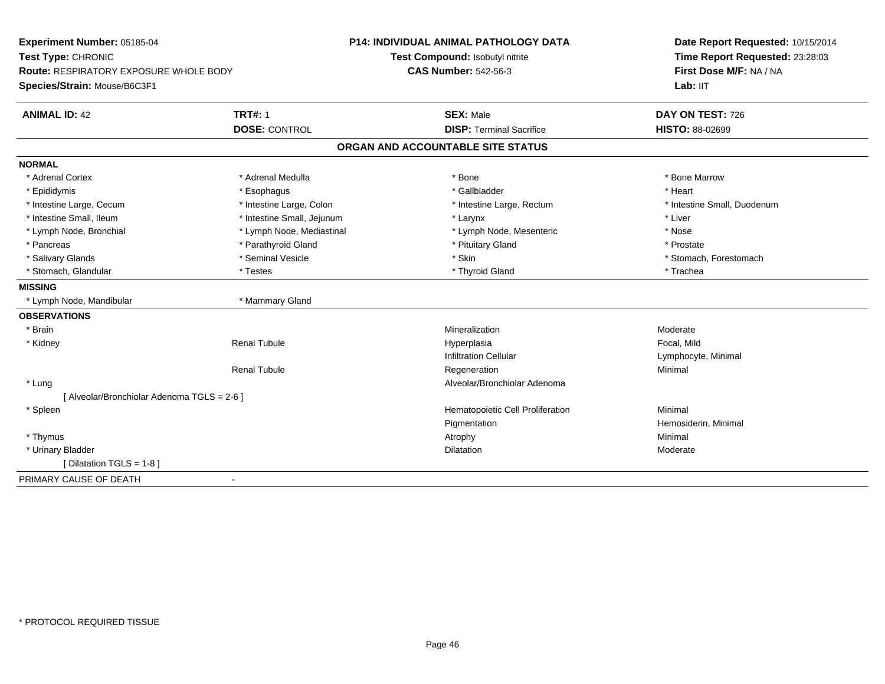**Experiment Number:** 05185-04
**Test Type:** CHRONIC
**Route:** RESPIRATORY EXPOSURE WHOLE BODY
**Species/Strain:** Mouse/B6C3F1

**P14: INDIVIDUAL ANIMAL PATHOLOGY DATA**
**Test Compound:** Isobutyl nitrite
**CAS Number:** 542-56-3

**Date Report Requested:** 10/15/2014
**Time Report Requested:** 23:28:03
**First Dose M/F:** NA / NA
**Lab:** IIT

| **ANIMAL ID:** 42 | **TRT#:** 1 | **SEX:** Male | **DAY ON TEST:** 726 |
|---|---|---|---|
| | **DOSE:** CONTROL | **DISP:** Terminal Sacrifice | **HISTO:** 88-02699 |

## ORGAN AND ACCOUNTABLE SITE STATUS

**NORMAL**

| | | | |
|---|---|---|---|
| * Adrenal Cortex | * Adrenal Medulla | * Bone | * Bone Marrow |
| * Epididymis | * Esophagus | * Gallbladder | * Heart |
| * Intestine Large, Cecum | * Intestine Large, Colon | * Intestine Large, Rectum | * Intestine Small, Duodenum |
| * Intestine Small, Ileum | * Intestine Small, Jejunum | * Larynx | * Liver |
| * Lymph Node, Bronchial | * Lymph Node, Mediastinal | * Lymph Node, Mesenteric | * Nose |
| * Pancreas | * Parathyroid Gland | * Pituitary Gland | * Prostate |
| * Salivary Glands | * Seminal Vesicle | * Skin | * Stomach, Forestomach |
| * Stomach, Glandular | * Testes | * Thyroid Gland | * Trachea |

**MISSING**

| | |
|---|---|
| * Lymph Node, Mandibular | * Mammary Gland |

**OBSERVATIONS**

| Organ | Site | Observation | Qualifier |
|---|---|---|---|
| * Brain | | Mineralization | Moderate |
| * Kidney | Renal Tubule | Hyperplasia | Focal, Mild |
| | | Infiltration Cellular | Lymphocyte, Minimal |
| | Renal Tubule | Regeneration | Minimal |
| * Lung | | Alveolar/Bronchiolar Adenoma | |
| [ Alveolar/Bronchiolar Adenoma TGLS = 2-6 ] | | | |
| * Spleen | | Hematopoietic Cell Proliferation | Minimal |
| | | Pigmentation | Hemosiderin, Minimal |
| * Thymus | | Atrophy | Minimal |
| * Urinary Bladder | | Dilatation | Moderate |
| [ Dilatation TGLS = 1-8 ] | | | |

PRIMARY CAUSE OF DEATH -

* PROTOCOL REQUIRED TISSUE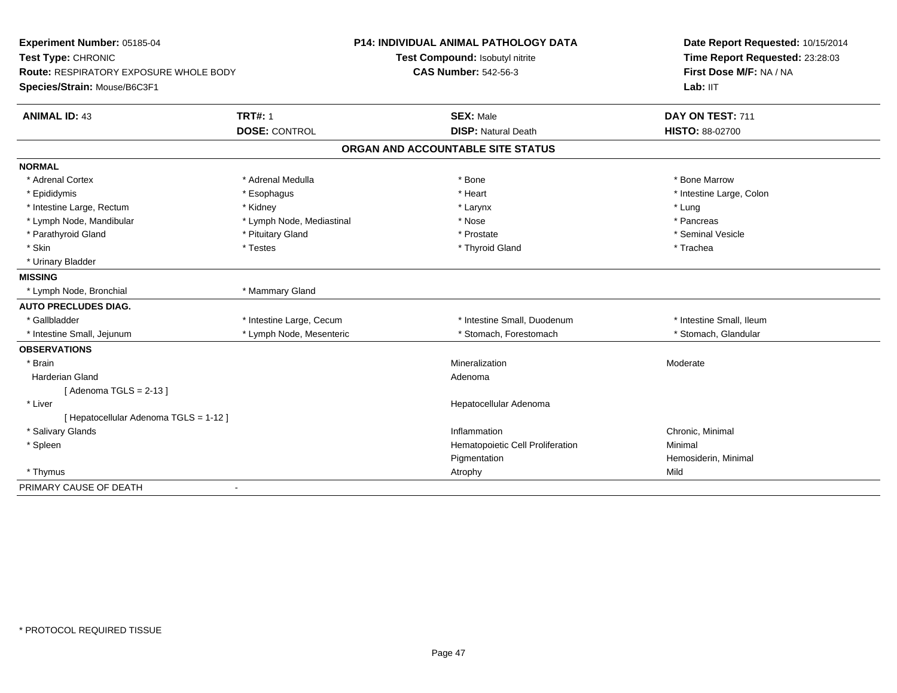**Experiment Number:** 05185-04
**Test Type:** CHRONIC
**Route:** RESPIRATORY EXPOSURE WHOLE BODY
**Species/Strain:** Mouse/B6C3F1

**P14: INDIVIDUAL ANIMAL PATHOLOGY DATA**
**Test Compound:** Isobutyl nitrite
**CAS Number:** 542-56-3

**Date Report Requested:** 10/15/2014
**Time Report Requested:** 23:28:03
**First Dose M/F:** NA / NA
**Lab:** IIT

| **ANIMAL ID:** 43 | **TRT#:** 1 | **SEX:** Male | **DAY ON TEST:** 711 |
|---|---|---|---|
| | **DOSE:** CONTROL | **DISP:** Natural Death | **HISTO:** 88-02700 |

**ORGAN AND ACCOUNTABLE SITE STATUS**

**NORMAL**

| | | | |
|---|---|---|---|
| * Adrenal Cortex | * Adrenal Medulla | * Bone | * Bone Marrow |
| * Epididymis | * Esophagus | * Heart | * Intestine Large, Colon |
| * Intestine Large, Rectum | * Kidney | * Larynx | * Lung |
| * Lymph Node, Mandibular | * Lymph Node, Mediastinal | * Nose | * Pancreas |
| * Parathyroid Gland | * Pituitary Gland | * Prostate | * Seminal Vesicle |
| * Skin | * Testes | * Thyroid Gland | * Trachea |
| * Urinary Bladder | | | |

**MISSING**

| | |
|---|---|
| * Lymph Node, Bronchial | * Mammary Gland |

**AUTO PRECLUDES DIAG.**

| | | | |
|---|---|---|---|
| * Gallbladder | * Intestine Large, Cecum | * Intestine Small, Duodenum | * Intestine Small, Ileum |
| * Intestine Small, Jejunum | * Lymph Node, Mesenteric | * Stomach, Forestomach | * Stomach, Glandular |

**OBSERVATIONS**

| Organ | Observation | Severity |
|---|---|---|
| * Brain | Mineralization | Moderate |
| Harderian Gland | Adenoma | |
| [ Adenoma TGLS = 2-13 ] | | |
| * Liver | Hepatocellular Adenoma | |
| [ Hepatocellular Adenoma TGLS = 1-12 ] | | |
| * Salivary Glands | Inflammation | Chronic, Minimal |
| * Spleen | Hematopoietic Cell Proliferation | Minimal |
| | Pigmentation | Hemosiderin, Minimal |
| * Thymus | Atrophy | Mild |

PRIMARY CAUSE OF DEATH -

\* PROTOCOL REQUIRED TISSUE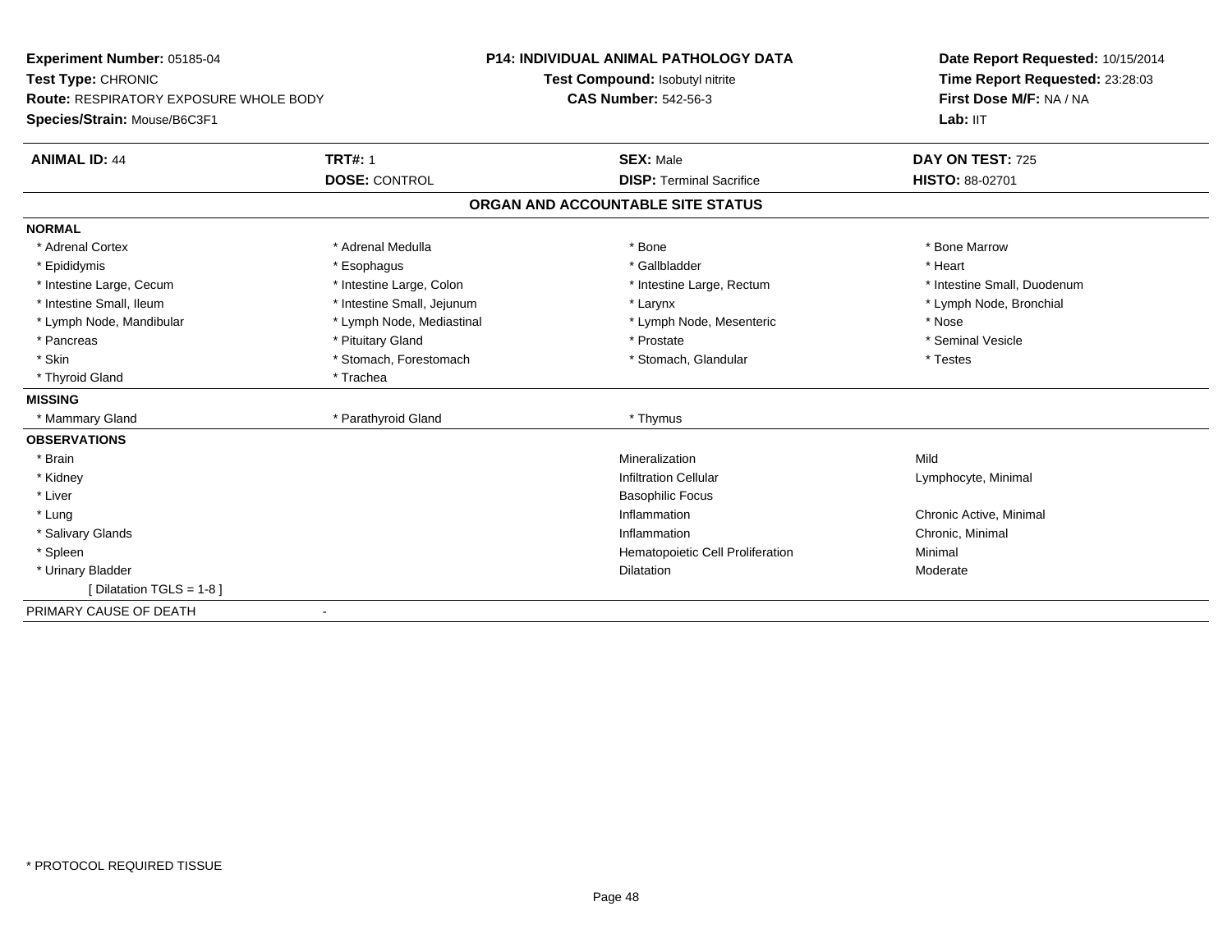**Experiment Number:** 05185-04
**Test Type:** CHRONIC
**Route:** RESPIRATORY EXPOSURE WHOLE BODY
**Species/Strain:** Mouse/B6C3F1

**P14: INDIVIDUAL ANIMAL PATHOLOGY DATA**
**Test Compound:** Isobutyl nitrite
**CAS Number:** 542-56-3

**Date Report Requested:** 10/15/2014
**Time Report Requested:** 23:28:03
**First Dose M/F:** NA / NA
**Lab:** IIT

| **ANIMAL ID:** 44 | **TRT#:** 1 | **SEX:** Male | **DAY ON TEST:** 725 |
|---|---|---|---|
| | **DOSE:** CONTROL | **DISP:** Terminal Sacrifice | **HISTO:** 88-02701 |

## ORGAN AND ACCOUNTABLE SITE STATUS

**NORMAL**

| | | | |
|---|---|---|---|
| * Adrenal Cortex | * Adrenal Medulla | * Bone | * Bone Marrow |
| * Epididymis | * Esophagus | * Gallbladder | * Heart |
| * Intestine Large, Cecum | * Intestine Large, Colon | * Intestine Large, Rectum | * Intestine Small, Duodenum |
| * Intestine Small, Ileum | * Intestine Small, Jejunum | * Larynx | * Lymph Node, Bronchial |
| * Lymph Node, Mandibular | * Lymph Node, Mediastinal | * Lymph Node, Mesenteric | * Nose |
| * Pancreas | * Pituitary Gland | * Prostate | * Seminal Vesicle |
| * Skin | * Stomach, Forestomach | * Stomach, Glandular | * Testes |
| * Thyroid Gland | * Trachea | | |

**MISSING**

| | | |
|---|---|---|
| * Mammary Gland | * Parathyroid Gland | * Thymus |

**OBSERVATIONS**

| | | |
|---|---|---|
| * Brain | Mineralization | Mild |
| * Kidney | Infiltration Cellular | Lymphocyte, Minimal |
| * Liver | Basophilic Focus | |
| * Lung | Inflammation | Chronic Active, Minimal |
| * Salivary Glands | Inflammation | Chronic, Minimal |
| * Spleen | Hematopoietic Cell Proliferation | Minimal |
| * Urinary Bladder | Dilatation | Moderate |
| [ Dilatation TGLS = 1-8 ] | | |

PRIMARY CAUSE OF DEATH -

* PROTOCOL REQUIRED TISSUE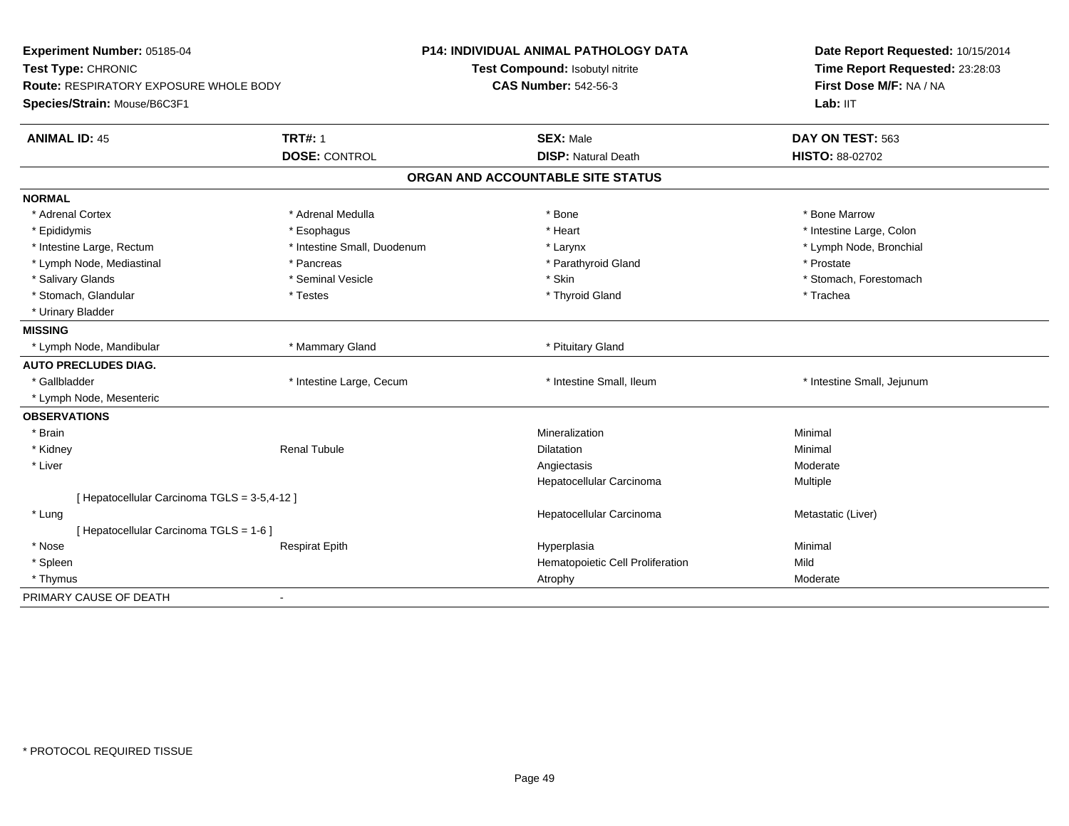**Experiment Number:** 05185-04
**Test Type:** CHRONIC
**Route:** RESPIRATORY EXPOSURE WHOLE BODY
**Species/Strain:** Mouse/B6C3F1

**P14: INDIVIDUAL ANIMAL PATHOLOGY DATA**
**Test Compound:** Isobutyl nitrite
**CAS Number:** 542-56-3

**Date Report Requested:** 10/15/2014
**Time Report Requested:** 23:28:03
**First Dose M/F:** NA / NA
**Lab:** IIT

| **ANIMAL ID:** 45 | **TRT#:** 1 | **SEX:** Male | **DAY ON TEST:** 563 |
|---|---|---|---|
| | **DOSE:** CONTROL | **DISP:** Natural Death | **HISTO:** 88-02702 |

## ORGAN AND ACCOUNTABLE SITE STATUS

**NORMAL**

| | | | |
|---|---|---|---|
| * Adrenal Cortex | * Adrenal Medulla | * Bone | * Bone Marrow |
| * Epididymis | * Esophagus | * Heart | * Intestine Large, Colon |
| * Intestine Large, Rectum | * Intestine Small, Duodenum | * Larynx | * Lymph Node, Bronchial |
| * Lymph Node, Mediastinal | * Pancreas | * Parathyroid Gland | * Prostate |
| * Salivary Glands | * Seminal Vesicle | * Skin | * Stomach, Forestomach |
| * Stomach, Glandular | * Testes | * Thyroid Gland | * Trachea |
| * Urinary Bladder | | | |

**MISSING**

| | | | |
|---|---|---|---|
| * Lymph Node, Mandibular | * Mammary Gland | * Pituitary Gland | |

**AUTO PRECLUDES DIAG.**

| | | | |
|---|---|---|---|
| * Gallbladder | * Intestine Large, Cecum | * Intestine Small, Ileum | * Intestine Small, Jejunum |
| * Lymph Node, Mesenteric | | | |

**OBSERVATIONS**

| | | | |
|---|---|---|---|
| * Brain | | Mineralization | Minimal |
| * Kidney | Renal Tubule | Dilatation | Minimal |
| * Liver | | Angiectasis | Moderate |
| | | Hepatocellular Carcinoma | Multiple |
| [ Hepatocellular Carcinoma TGLS = 3-5,4-12 ] | | | |
| * Lung | | Hepatocellular Carcinoma | Metastatic (Liver) |
| [ Hepatocellular Carcinoma TGLS = 1-6 ] | | | |
| * Nose | Respirat Epith | Hyperplasia | Minimal |
| * Spleen | | Hematopoietic Cell Proliferation | Mild |
| * Thymus | | Atrophy | Moderate |

PRIMARY CAUSE OF DEATH -

* PROTOCOL REQUIRED TISSUE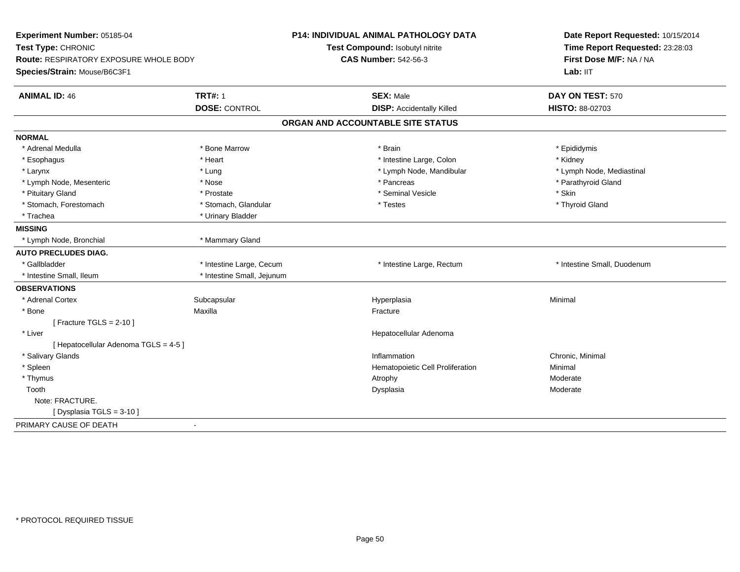**Experiment Number:** 05185-04
**Test Type:** CHRONIC
**Route:** RESPIRATORY EXPOSURE WHOLE BODY
**Species/Strain:** Mouse/B6C3F1

**P14: INDIVIDUAL ANIMAL PATHOLOGY DATA**
**Test Compound:** Isobutyl nitrite
**CAS Number:** 542-56-3

**Date Report Requested:** 10/15/2014
**Time Report Requested:** 23:28:03
**First Dose M/F:** NA / NA
**Lab:** IIT

| **ANIMAL ID:** 46 | **TRT#:** 1 | **SEX:** Male | **DAY ON TEST:** 570 |
|---|---|---|---|
| | **DOSE:** CONTROL | **DISP:** Accidentally Killed | **HISTO:** 88-02703 |

## ORGAN AND ACCOUNTABLE SITE STATUS

**NORMAL**

| | | | |
|---|---|---|---|
| * Adrenal Medulla | * Bone Marrow | * Brain | * Epididymis |
| * Esophagus | * Heart | * Intestine Large, Colon | * Kidney |
| * Larynx | * Lung | * Lymph Node, Mandibular | * Lymph Node, Mediastinal |
| * Lymph Node, Mesenteric | * Nose | * Pancreas | * Parathyroid Gland |
| * Pituitary Gland | * Prostate | * Seminal Vesicle | * Skin |
| * Stomach, Forestomach | * Stomach, Glandular | * Testes | * Thyroid Gland |
| * Trachea | * Urinary Bladder | | |

**MISSING**

| | |
|---|---|
| * Lymph Node, Bronchial | * Mammary Gland |

**AUTO PRECLUDES DIAG.**

| | | | |
|---|---|---|---|
| * Gallbladder | * Intestine Large, Cecum | * Intestine Large, Rectum | * Intestine Small, Duodenum |
| * Intestine Small, Ileum | * Intestine Small, Jejunum | | |

**OBSERVATIONS**

| | | | |
|---|---|---|---|
| * Adrenal Cortex | Subcapsular | Hyperplasia | Minimal |
| * Bone | Maxilla | Fracture | |
| [ Fracture TGLS = 2-10 ] | | | |
| * Liver | | Hepatocellular Adenoma | |
| [ Hepatocellular Adenoma TGLS = 4-5 ] | | | |
| * Salivary Glands | | Inflammation | Chronic, Minimal |
| * Spleen | | Hematopoietic Cell Proliferation | Minimal |
| * Thymus | | Atrophy | Moderate |
| Tooth | | Dysplasia | Moderate |
| Note: FRACTURE. | | | |
| [ Dysplasia TGLS = 3-10 ] | | | |

PRIMARY CAUSE OF DEATH -

* PROTOCOL REQUIRED TISSUE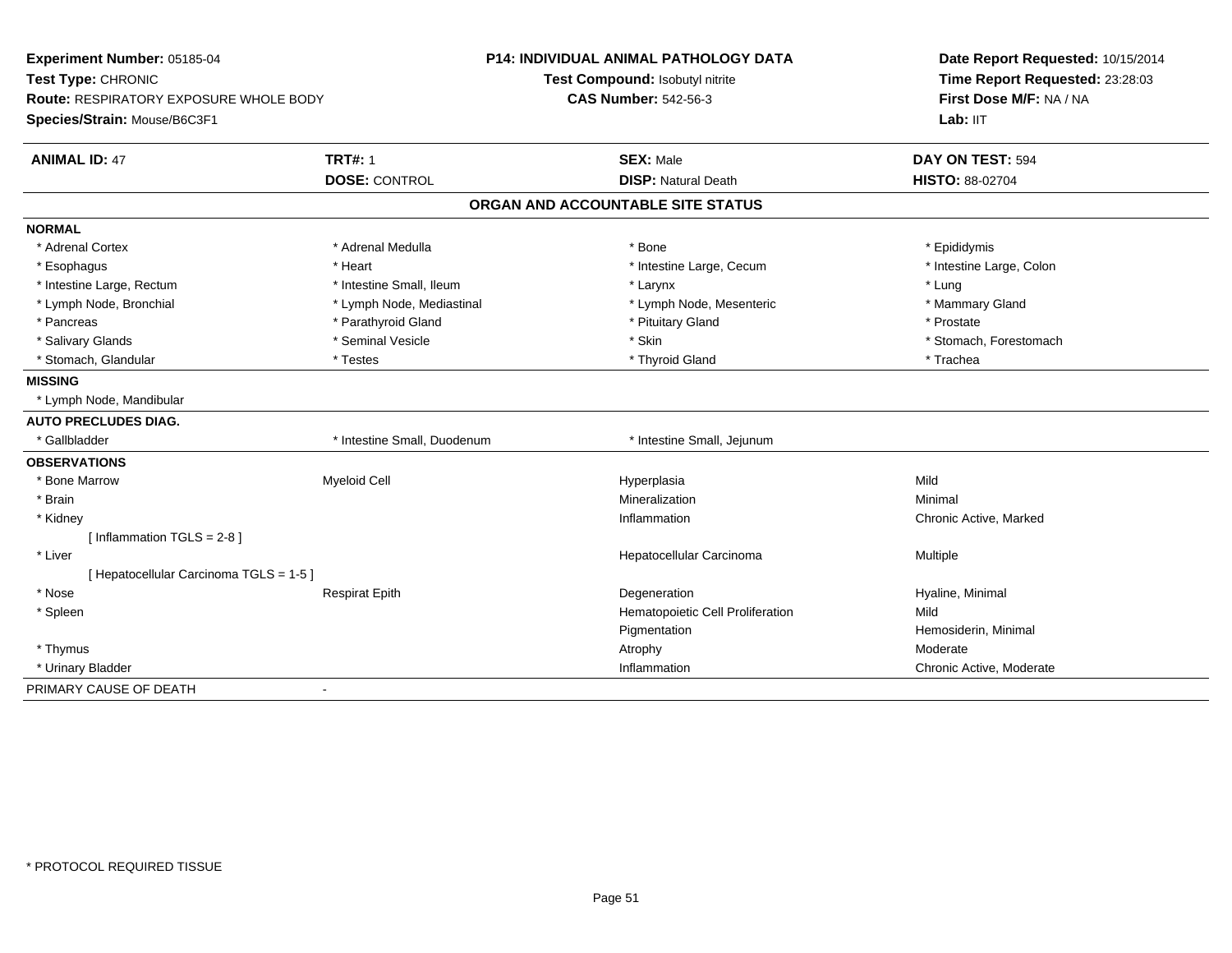**Experiment Number:** 05185-04
**Test Type:** CHRONIC
**Route:** RESPIRATORY EXPOSURE WHOLE BODY
**Species/Strain:** Mouse/B6C3F1

**P14: INDIVIDUAL ANIMAL PATHOLOGY DATA**
**Test Compound:** Isobutyl nitrite
**CAS Number:** 542-56-3

**Date Report Requested:** 10/15/2014
**Time Report Requested:** 23:28:03
**First Dose M/F:** NA / NA
**Lab:** IIT

| **ANIMAL ID:** 47 | **TRT#:** 1 | **SEX:** Male | **DAY ON TEST:** 594 |
|---|---|---|---|
| | **DOSE:** CONTROL | **DISP:** Natural Death | **HISTO:** 88-02704 |

## ORGAN AND ACCOUNTABLE SITE STATUS

**NORMAL**

| | | | |
|---|---|---|---|
| * Adrenal Cortex | * Adrenal Medulla | * Bone | * Epididymis |
| * Esophagus | * Heart | * Intestine Large, Cecum | * Intestine Large, Colon |
| * Intestine Large, Rectum | * Intestine Small, Ileum | * Larynx | * Lung |
| * Lymph Node, Bronchial | * Lymph Node, Mediastinal | * Lymph Node, Mesenteric | * Mammary Gland |
| * Pancreas | * Parathyroid Gland | * Pituitary Gland | * Prostate |
| * Salivary Glands | * Seminal Vesicle | * Skin | * Stomach, Forestomach |
| * Stomach, Glandular | * Testes | * Thyroid Gland | * Trachea |

**MISSING**

* Lymph Node, Mandibular

**AUTO PRECLUDES DIAG.**

| | | |
|---|---|---|
| * Gallbladder | * Intestine Small, Duodenum | * Intestine Small, Jejunum |

**OBSERVATIONS**

| | | | |
|---|---|---|---|
| * Bone Marrow | Myeloid Cell | Hyperplasia | Mild |
| * Brain | | Mineralization | Minimal |
| * Kidney | | Inflammation | Chronic Active, Marked |
| [ Inflammation TGLS = 2-8 ] | | | |
| * Liver | | Hepatocellular Carcinoma | Multiple |
| [ Hepatocellular Carcinoma TGLS = 1-5 ] | | | |
| * Nose | Respirat Epith | Degeneration | Hyaline, Minimal |
| * Spleen | | Hematopoietic Cell Proliferation | Mild |
| | | Pigmentation | Hemosiderin, Minimal |
| * Thymus | | Atrophy | Moderate |
| * Urinary Bladder | | Inflammation | Chronic Active, Moderate |

PRIMARY CAUSE OF DEATH -

* PROTOCOL REQUIRED TISSUE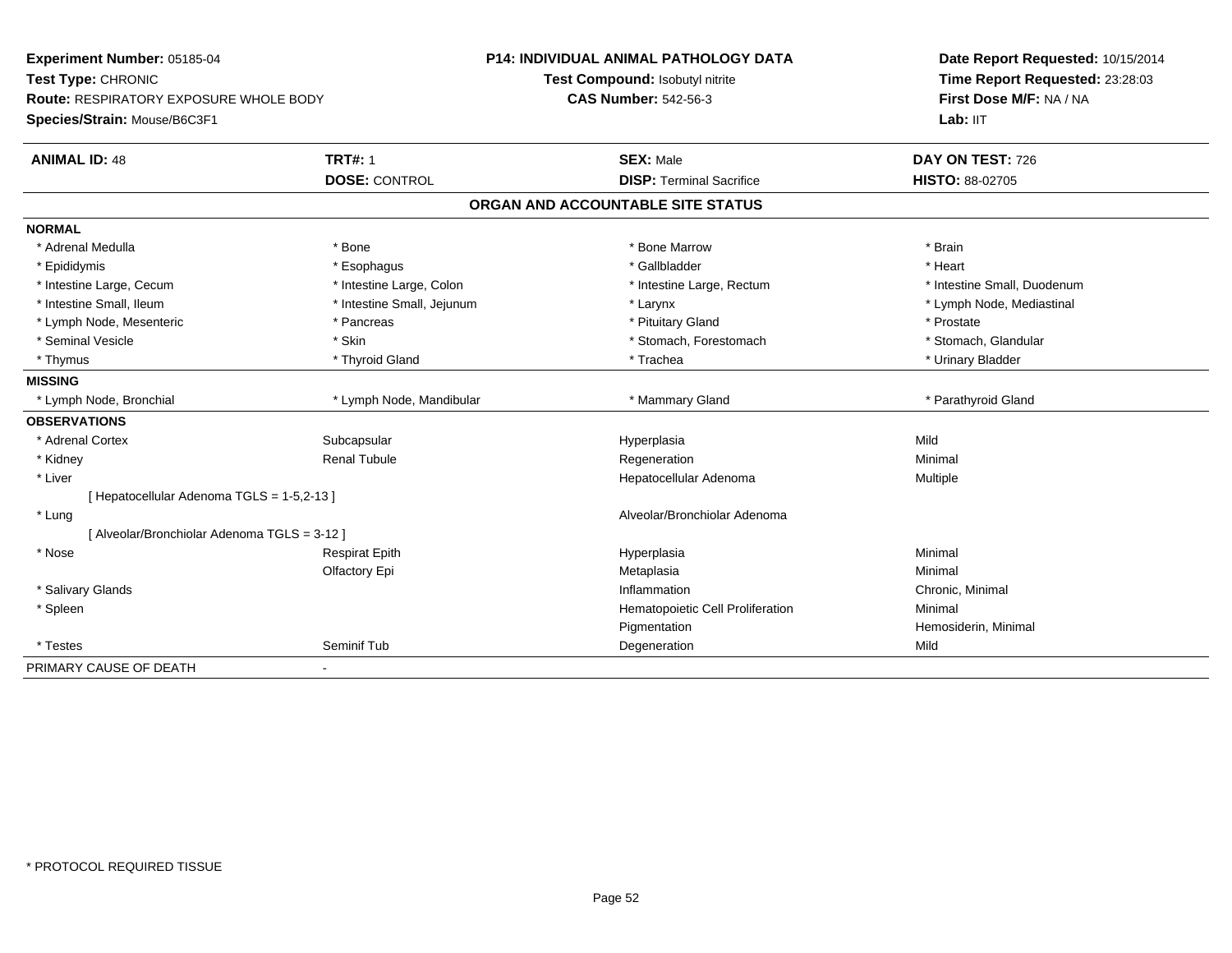**Experiment Number:** 05185-04
**Test Type:** CHRONIC
**Route:** RESPIRATORY EXPOSURE WHOLE BODY
**Species/Strain:** Mouse/B6C3F1

**P14: INDIVIDUAL ANIMAL PATHOLOGY DATA**
**Test Compound:** Isobutyl nitrite
**CAS Number:** 542-56-3

**Date Report Requested:** 10/15/2014
**Time Report Requested:** 23:28:03
**First Dose M/F:** NA / NA
**Lab:** IIT

| **ANIMAL ID:** 48 | **TRT#:** 1 | **SEX:** Male | **DAY ON TEST:** 726 |
|---|---|---|---|
| | **DOSE:** CONTROL | **DISP:** Terminal Sacrifice | **HISTO:** 88-02705 |

## ORGAN AND ACCOUNTABLE SITE STATUS

| | | | |
|---|---|---|---|
| **NORMAL** | | | |
| * Adrenal Medulla | * Bone | * Bone Marrow | * Brain |
| * Epididymis | * Esophagus | * Gallbladder | * Heart |
| * Intestine Large, Cecum | * Intestine Large, Colon | * Intestine Large, Rectum | * Intestine Small, Duodenum |
| * Intestine Small, Ileum | * Intestine Small, Jejunum | * Larynx | * Lymph Node, Mediastinal |
| * Lymph Node, Mesenteric | * Pancreas | * Pituitary Gland | * Prostate |
| * Seminal Vesicle | * Skin | * Stomach, Forestomach | * Stomach, Glandular |
| * Thymus | * Thyroid Gland | * Trachea | * Urinary Bladder |
| **MISSING** | | | |
| * Lymph Node, Bronchial | * Lymph Node, Mandibular | * Mammary Gland | * Parathyroid Gland |
| **OBSERVATIONS** | | | |
| * Adrenal Cortex | Subcapsular | Hyperplasia | Mild |
| * Kidney | Renal Tubule | Regeneration | Minimal |
| * Liver | | Hepatocellular Adenoma | Multiple |
| [ Hepatocellular Adenoma TGLS = 1-5,2-13 ] | | | |
| * Lung | | Alveolar/Bronchiolar Adenoma | |
| [ Alveolar/Bronchiolar Adenoma TGLS = 3-12 ] | | | |
| * Nose | Respirat Epith | Hyperplasia | Minimal |
| | Olfactory Epi | Metaplasia | Minimal |
| * Salivary Glands | | Inflammation | Chronic, Minimal |
| * Spleen | | Hematopoietic Cell Proliferation | Minimal |
| | | Pigmentation | Hemosiderin, Minimal |
| * Testes | Seminif Tub | Degeneration | Mild |
| PRIMARY CAUSE OF DEATH | - | | |

* PROTOCOL REQUIRED TISSUE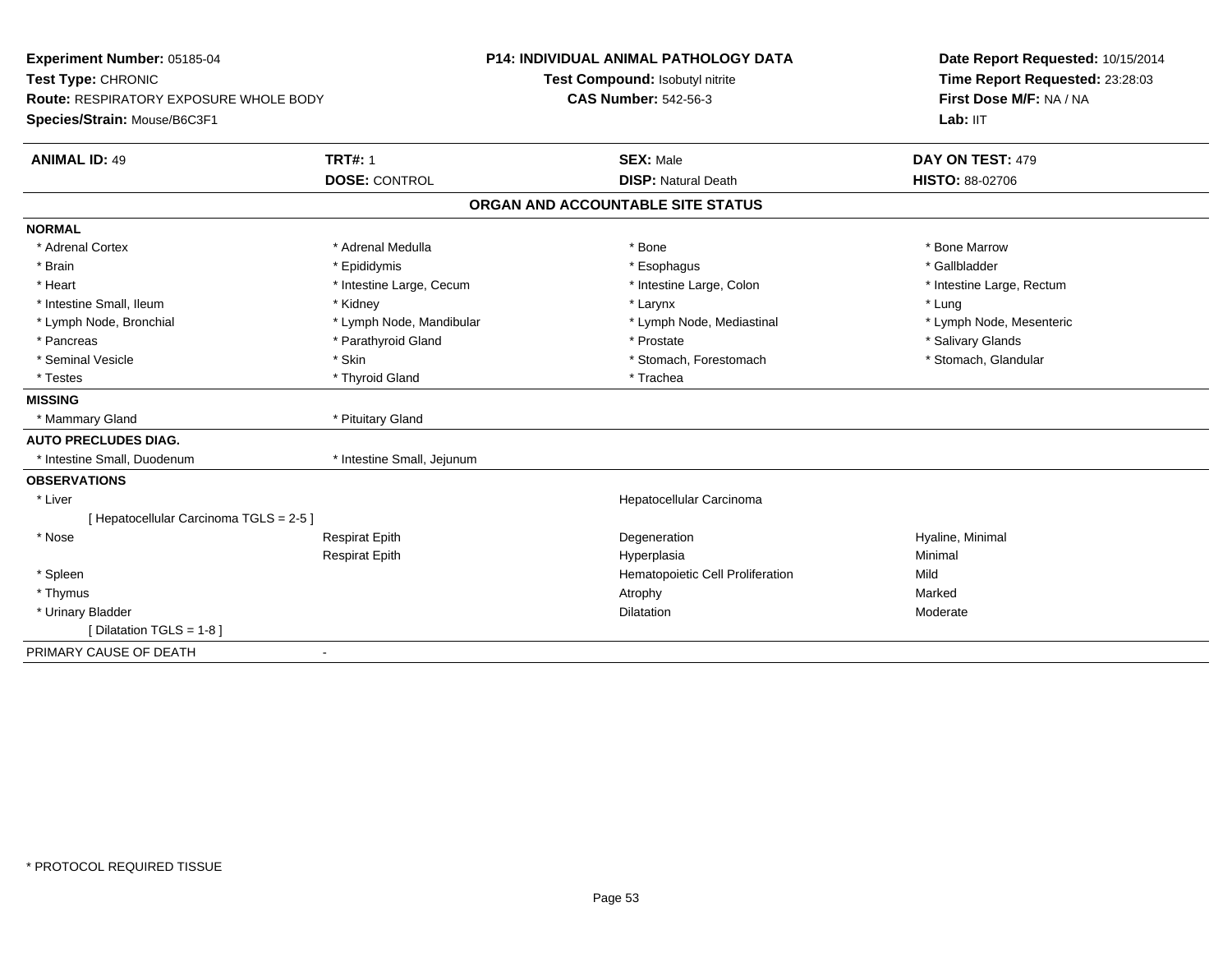**Experiment Number:** 05185-04
**Test Type:** CHRONIC
**Route:** RESPIRATORY EXPOSURE WHOLE BODY
**Species/Strain:** Mouse/B6C3F1

**P14: INDIVIDUAL ANIMAL PATHOLOGY DATA**
**Test Compound:** Isobutyl nitrite
**CAS Number:** 542-56-3

**Date Report Requested:** 10/15/2014
**Time Report Requested:** 23:28:03
**First Dose M/F:** NA / NA
**Lab:** IIT

| **ANIMAL ID:** 49 | **TRT#:** 1 | **SEX:** Male | **DAY ON TEST:** 479 |
|---|---|---|---|
| | **DOSE:** CONTROL | **DISP:** Natural Death | **HISTO:** 88-02706 |

## ORGAN AND ACCOUNTABLE SITE STATUS

**NORMAL**

| | | | |
|---|---|---|---|
| * Adrenal Cortex | * Adrenal Medulla | * Bone | * Bone Marrow |
| * Brain | * Epididymis | * Esophagus | * Gallbladder |
| * Heart | * Intestine Large, Cecum | * Intestine Large, Colon | * Intestine Large, Rectum |
| * Intestine Small, Ileum | * Kidney | * Larynx | * Lung |
| * Lymph Node, Bronchial | * Lymph Node, Mandibular | * Lymph Node, Mediastinal | * Lymph Node, Mesenteric |
| * Pancreas | * Parathyroid Gland | * Prostate | * Salivary Glands |
| * Seminal Vesicle | * Skin | * Stomach, Forestomach | * Stomach, Glandular |
| * Testes | * Thyroid Gland | * Trachea | |

**MISSING**

| | |
|---|---|
| * Mammary Gland | * Pituitary Gland |

**AUTO PRECLUDES DIAG.**

| | |
|---|---|
| * Intestine Small, Duodenum | * Intestine Small, Jejunum |

**OBSERVATIONS**

| | | | |
|---|---|---|---|
| * Liver | | Hepatocellular Carcinoma | |
| [ Hepatocellular Carcinoma TGLS = 2-5 ] | | | |
| * Nose | Respirat Epith | Degeneration | Hyaline, Minimal |
| | Respirat Epith | Hyperplasia | Minimal |
| * Spleen | | Hematopoietic Cell Proliferation | Mild |
| * Thymus | | Atrophy | Marked |
| * Urinary Bladder | | Dilatation | Moderate |
| [ Dilatation TGLS = 1-8 ] | | | |

PRIMARY CAUSE OF DEATH -

* PROTOCOL REQUIRED TISSUE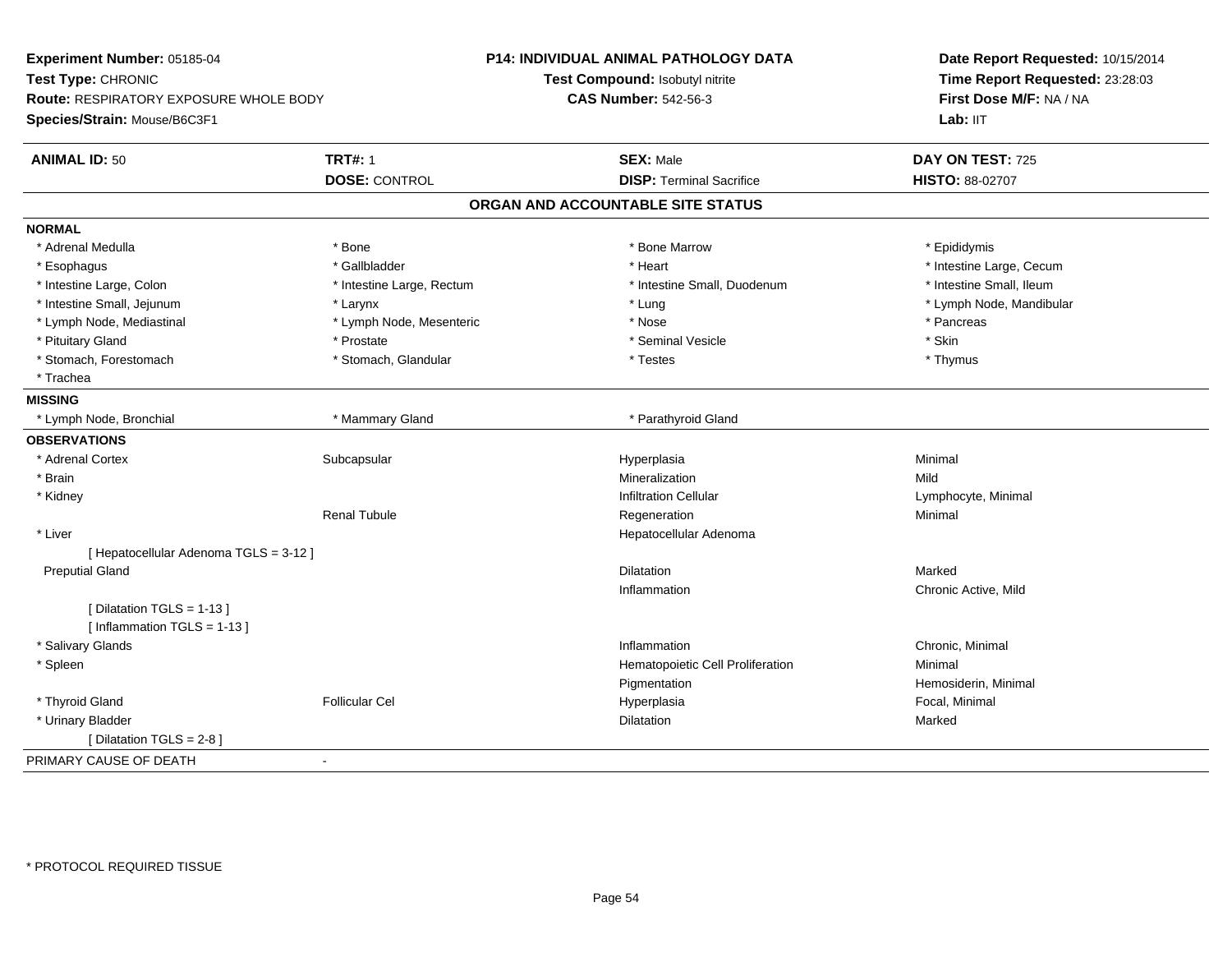**Experiment Number:** 05185-04
**Test Type:** CHRONIC
**Route:** RESPIRATORY EXPOSURE WHOLE BODY
**Species/Strain:** Mouse/B6C3F1

**P14: INDIVIDUAL ANIMAL PATHOLOGY DATA**
**Test Compound:** Isobutyl nitrite
**CAS Number:** 542-56-3

**Date Report Requested:** 10/15/2014
**Time Report Requested:** 23:28:03
**First Dose M/F:** NA / NA
**Lab:** IIT

| **ANIMAL ID:** 50 | **TRT#:** 1 | **SEX:** Male | **DAY ON TEST:** 725 |
|---|---|---|---|
| | **DOSE:** CONTROL | **DISP:** Terminal Sacrifice | **HISTO:** 88-02707 |

## ORGAN AND ACCOUNTABLE SITE STATUS

**NORMAL**

| | | | |
|---|---|---|---|
| * Adrenal Medulla | * Bone | * Bone Marrow | * Epididymis |
| * Esophagus | * Gallbladder | * Heart | * Intestine Large, Cecum |
| * Intestine Large, Colon | * Intestine Large, Rectum | * Intestine Small, Duodenum | * Intestine Small, Ileum |
| * Intestine Small, Jejunum | * Larynx | * Lung | * Lymph Node, Mandibular |
| * Lymph Node, Mediastinal | * Lymph Node, Mesenteric | * Nose | * Pancreas |
| * Pituitary Gland | * Prostate | * Seminal Vesicle | * Skin |
| * Stomach, Forestomach | * Stomach, Glandular | * Testes | * Thymus |
| * Trachea | | | |

**MISSING**

| | | |
|---|---|---|
| * Lymph Node, Bronchial | * Mammary Gland | * Parathyroid Gland |

**OBSERVATIONS**

| | | | |
|---|---|---|---|
| * Adrenal Cortex | Subcapsular | Hyperplasia | Minimal |
| * Brain | | Mineralization | Mild |
| * Kidney | | Infiltration Cellular | Lymphocyte, Minimal |
| | Renal Tubule | Regeneration | Minimal |
| * Liver | | Hepatocellular Adenoma | |
| [ Hepatocellular Adenoma TGLS = 3-12 ] | | | |
| Preputial Gland | | Dilatation | Marked |
| | | Inflammation | Chronic Active, Mild |
| [ Dilatation TGLS = 1-13 ] | | | |
| [ Inflammation TGLS = 1-13 ] | | | |
| * Salivary Glands | | Inflammation | Chronic, Minimal |
| * Spleen | | Hematopoietic Cell Proliferation | Minimal |
| | | Pigmentation | Hemosiderin, Minimal |
| * Thyroid Gland | Follicular Cel | Hyperplasia | Focal, Minimal |
| * Urinary Bladder | | Dilatation | Marked |
| [ Dilatation TGLS = 2-8 ] | | | |

PRIMARY CAUSE OF DEATH -

* PROTOCOL REQUIRED TISSUE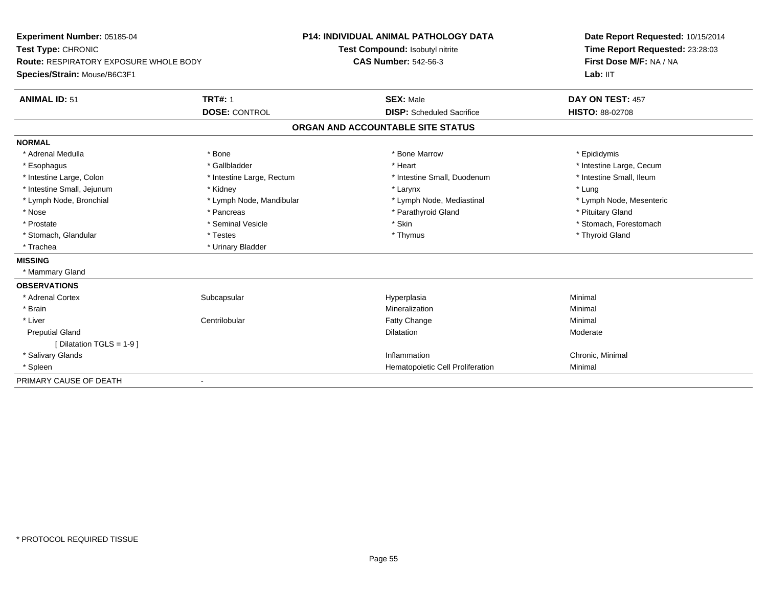**Experiment Number:** 05185-04
**Test Type:** CHRONIC
**Route:** RESPIRATORY EXPOSURE WHOLE BODY
**Species/Strain:** Mouse/B6C3F1

**P14: INDIVIDUAL ANIMAL PATHOLOGY DATA**
**Test Compound:** Isobutyl nitrite
**CAS Number:** 542-56-3

**Date Report Requested:** 10/15/2014
**Time Report Requested:** 23:28:03
**First Dose M/F:** NA / NA
**Lab:** IIT

| **ANIMAL ID:** 51 | **TRT#:** 1 | **SEX:** Male | **DAY ON TEST:** 457 |
|---|---|---|---|
| | **DOSE:** CONTROL | **DISP:** Scheduled Sacrifice | **HISTO:** 88-02708 |

## ORGAN AND ACCOUNTABLE SITE STATUS

**NORMAL**

| | | | |
|---|---|---|---|
| * Adrenal Medulla | * Bone | * Bone Marrow | * Epididymis |
| * Esophagus | * Gallbladder | * Heart | * Intestine Large, Cecum |
| * Intestine Large, Colon | * Intestine Large, Rectum | * Intestine Small, Duodenum | * Intestine Small, Ileum |
| * Intestine Small, Jejunum | * Kidney | * Larynx | * Lung |
| * Lymph Node, Bronchial | * Lymph Node, Mandibular | * Lymph Node, Mediastinal | * Lymph Node, Mesenteric |
| * Nose | * Pancreas | * Parathyroid Gland | * Pituitary Gland |
| * Prostate | * Seminal Vesicle | * Skin | * Stomach, Forestomach |
| * Stomach, Glandular | * Testes | * Thymus | * Thyroid Gland |
| * Trachea | * Urinary Bladder | | |

**MISSING**

* Mammary Gland

**OBSERVATIONS**

| | | | |
|---|---|---|---|
| * Adrenal Cortex | Subcapsular | Hyperplasia | Minimal |
| * Brain | | Mineralization | Minimal |
| * Liver | Centrilobular | Fatty Change | Minimal |
| Preputial Gland | | Dilatation | Moderate |
| [ Dilatation TGLS = 1-9 ] | | | |
| * Salivary Glands | | Inflammation | Chronic, Minimal |
| * Spleen | | Hematopoietic Cell Proliferation | Minimal |

PRIMARY CAUSE OF DEATH -

* PROTOCOL REQUIRED TISSUE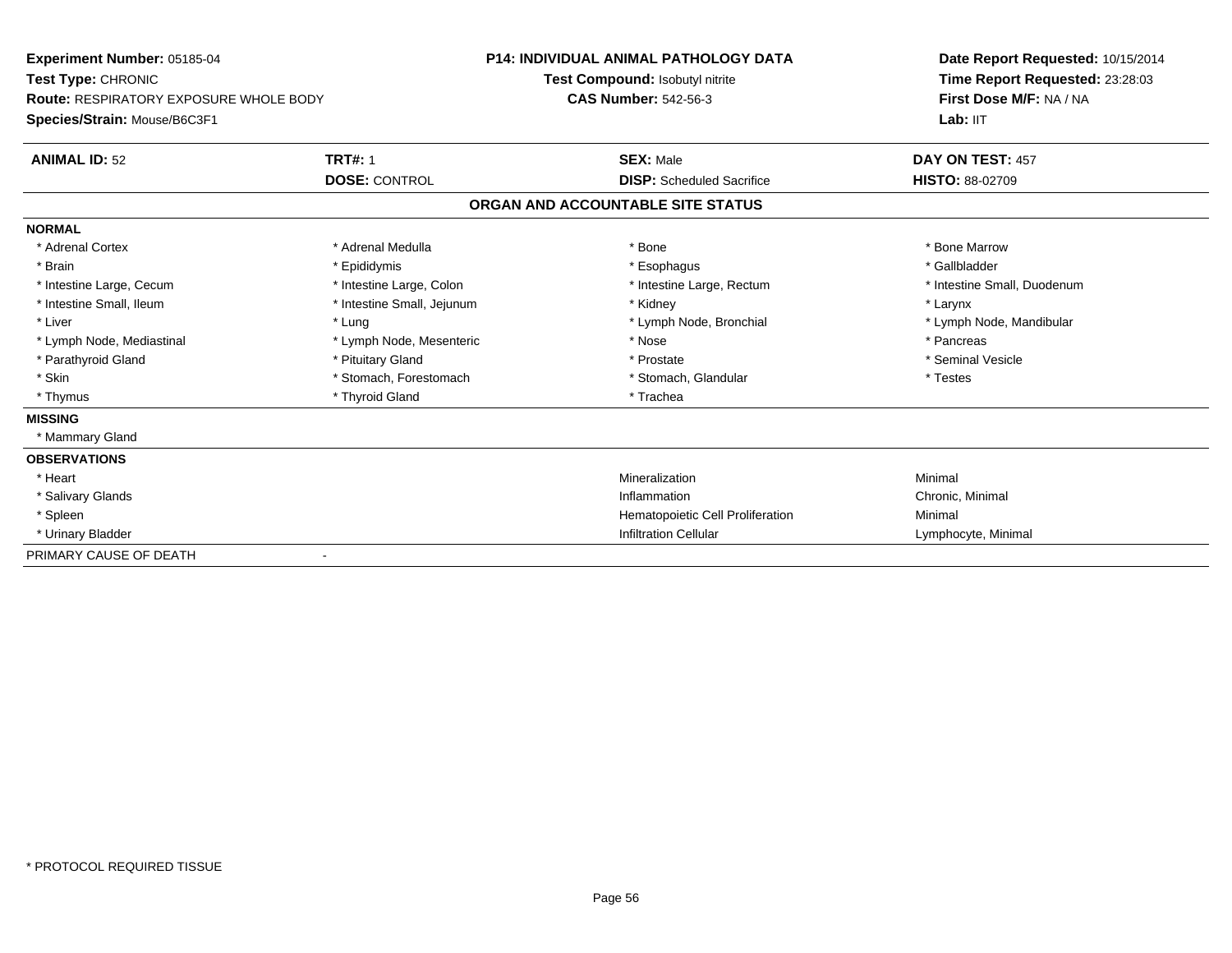**Experiment Number:** 05185-04
**Test Type:** CHRONIC
**Route:** RESPIRATORY EXPOSURE WHOLE BODY
**Species/Strain:** Mouse/B6C3F1

**P14: INDIVIDUAL ANIMAL PATHOLOGY DATA**
**Test Compound:** Isobutyl nitrite
**CAS Number:** 542-56-3

**Date Report Requested:** 10/15/2014
**Time Report Requested:** 23:28:03
**First Dose M/F:** NA / NA
**Lab:** IIT

| **ANIMAL ID:** 52 | **TRT#:** 1 | **SEX:** Male | **DAY ON TEST:** 457 |
|---|---|---|---|
| | **DOSE:** CONTROL | **DISP:** Scheduled Sacrifice | **HISTO:** 88-02709 |

## ORGAN AND ACCOUNTABLE SITE STATUS

| | | | |
|---|---|---|---|
| **NORMAL** | | | |
| * Adrenal Cortex | * Adrenal Medulla | * Bone | * Bone Marrow |
| * Brain | * Epididymis | * Esophagus | * Gallbladder |
| * Intestine Large, Cecum | * Intestine Large, Colon | * Intestine Large, Rectum | * Intestine Small, Duodenum |
| * Intestine Small, Ileum | * Intestine Small, Jejunum | * Kidney | * Larynx |
| * Liver | * Lung | * Lymph Node, Bronchial | * Lymph Node, Mandibular |
| * Lymph Node, Mediastinal | * Lymph Node, Mesenteric | * Nose | * Pancreas |
| * Parathyroid Gland | * Pituitary Gland | * Prostate | * Seminal Vesicle |
| * Skin | * Stomach, Forestomach | * Stomach, Glandular | * Testes |
| * Thymus | * Thyroid Gland | * Trachea | |
| **MISSING** | | | |
| * Mammary Gland | | | |
| **OBSERVATIONS** | | | |
| * Heart | | Mineralization | Minimal |
| * Salivary Glands | | Inflammation | Chronic, Minimal |
| * Spleen | | Hematopoietic Cell Proliferation | Minimal |
| * Urinary Bladder | | Infiltration Cellular | Lymphocyte, Minimal |
| PRIMARY CAUSE OF DEATH | - | | |

* PROTOCOL REQUIRED TISSUE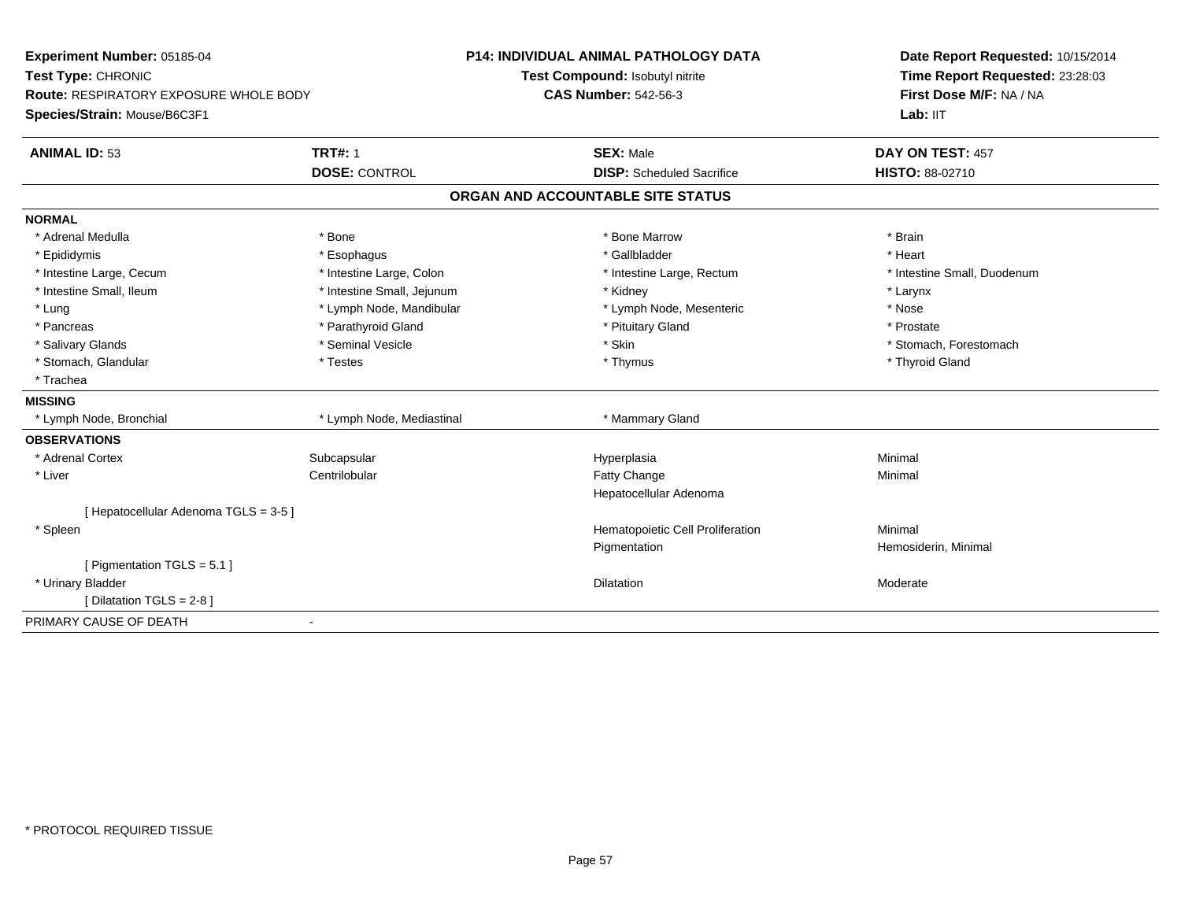**Experiment Number:** 05185-04
**Test Type:** CHRONIC
**Route:** RESPIRATORY EXPOSURE WHOLE BODY
**Species/Strain:** Mouse/B6C3F1

**P14: INDIVIDUAL ANIMAL PATHOLOGY DATA**
**Test Compound:** Isobutyl nitrite
**CAS Number:** 542-56-3

**Date Report Requested:** 10/15/2014
**Time Report Requested:** 23:28:03
**First Dose M/F:** NA / NA
**Lab:** IIT

| **ANIMAL ID:** 53 | **TRT#:** 1 | **SEX:** Male | **DAY ON TEST:** 457 |
|---|---|---|---|
| | **DOSE:** CONTROL | **DISP:** Scheduled Sacrifice | **HISTO:** 88-02710 |

## ORGAN AND ACCOUNTABLE SITE STATUS

| | | | |
|---|---|---|---|
| **NORMAL** | | | |
| * Adrenal Medulla | * Bone | * Bone Marrow | * Brain |
| * Epididymis | * Esophagus | * Gallbladder | * Heart |
| * Intestine Large, Cecum | * Intestine Large, Colon | * Intestine Large, Rectum | * Intestine Small, Duodenum |
| * Intestine Small, Ileum | * Intestine Small, Jejunum | * Kidney | * Larynx |
| * Lung | * Lymph Node, Mandibular | * Lymph Node, Mesenteric | * Nose |
| * Pancreas | * Parathyroid Gland | * Pituitary Gland | * Prostate |
| * Salivary Glands | * Seminal Vesicle | * Skin | * Stomach, Forestomach |
| * Stomach, Glandular | * Testes | * Thymus | * Thyroid Gland |
| * Trachea | | | |
| **MISSING** | | | |
| * Lymph Node, Bronchial | * Lymph Node, Mediastinal | * Mammary Gland | |
| **OBSERVATIONS** | | | |
| * Adrenal Cortex | Subcapsular | Hyperplasia | Minimal |
| * Liver | Centrilobular | Fatty Change | Minimal |
| | | Hepatocellular Adenoma | |
| [ Hepatocellular Adenoma TGLS = 3-5 ] | | | |
| * Spleen | | Hematopoietic Cell Proliferation | Minimal |
| | | Pigmentation | Hemosiderin, Minimal |
| [ Pigmentation TGLS = 5.1 ] | | | |
| * Urinary Bladder | | Dilatation | Moderate |
| [ Dilatation TGLS = 2-8 ] | | | |
| PRIMARY CAUSE OF DEATH | - | | |

\* PROTOCOL REQUIRED TISSUE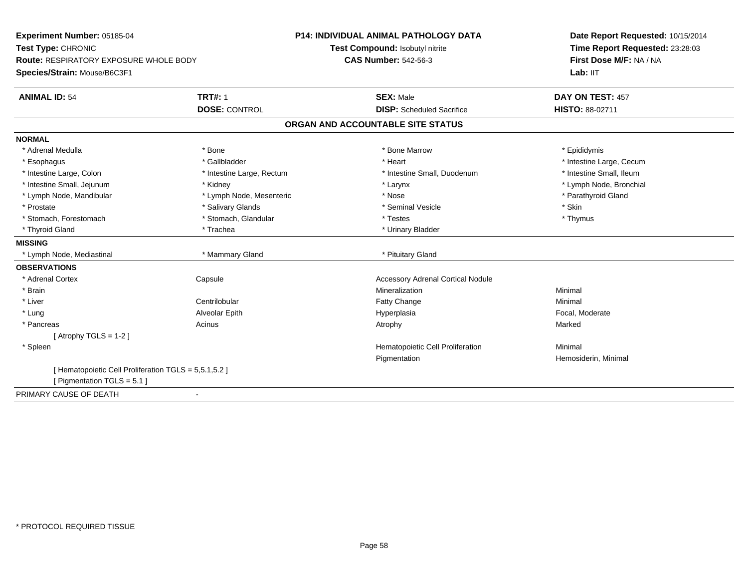**Experiment Number:** 05185-04
**Test Type:** CHRONIC
**Route:** RESPIRATORY EXPOSURE WHOLE BODY
**Species/Strain:** Mouse/B6C3F1

**P14: INDIVIDUAL ANIMAL PATHOLOGY DATA**
**Test Compound:** Isobutyl nitrite
**CAS Number:** 542-56-3

**Date Report Requested:** 10/15/2014
**Time Report Requested:** 23:28:03
**First Dose M/F:** NA / NA
**Lab:** IIT

| **ANIMAL ID:** 54 | **TRT#:** 1 | **SEX:** Male | **DAY ON TEST:** 457 |
|---|---|---|---|
| | **DOSE:** CONTROL | **DISP:** Scheduled Sacrifice | **HISTO:** 88-02711 |

## ORGAN AND ACCOUNTABLE SITE STATUS

**NORMAL**

| | | | |
|---|---|---|---|
| * Adrenal Medulla | * Bone | * Bone Marrow | * Epididymis |
| * Esophagus | * Gallbladder | * Heart | * Intestine Large, Cecum |
| * Intestine Large, Colon | * Intestine Large, Rectum | * Intestine Small, Duodenum | * Intestine Small, Ileum |
| * Intestine Small, Jejunum | * Kidney | * Larynx | * Lymph Node, Bronchial |
| * Lymph Node, Mandibular | * Lymph Node, Mesenteric | * Nose | * Parathyroid Gland |
| * Prostate | * Salivary Glands | * Seminal Vesicle | * Skin |
| * Stomach, Forestomach | * Stomach, Glandular | * Testes | * Thymus |
| * Thyroid Gland | * Trachea | * Urinary Bladder | |

**MISSING**

| | | |
|---|---|---|
| * Lymph Node, Mediastinal | * Mammary Gland | * Pituitary Gland |

**OBSERVATIONS**

| | | | |
|---|---|---|---|
| * Adrenal Cortex | Capsule | Accessory Adrenal Cortical Nodule | |
| * Brain | | Mineralization | Minimal |
| * Liver | Centrilobular | Fatty Change | Minimal |
| * Lung | Alveolar Epith | Hyperplasia | Focal, Moderate |
| * Pancreas | Acinus | Atrophy | Marked |
| [ Atrophy TGLS = 1-2 ] | | | |
| * Spleen | | Hematopoietic Cell Proliferation | Minimal |
| | | Pigmentation | Hemosiderin, Minimal |
| [ Hematopoietic Cell Proliferation TGLS = 5,5.1,5.2 ] | | | |
| [ Pigmentation TGLS = 5.1 ] | | | |

PRIMARY CAUSE OF DEATH -

* PROTOCOL REQUIRED TISSUE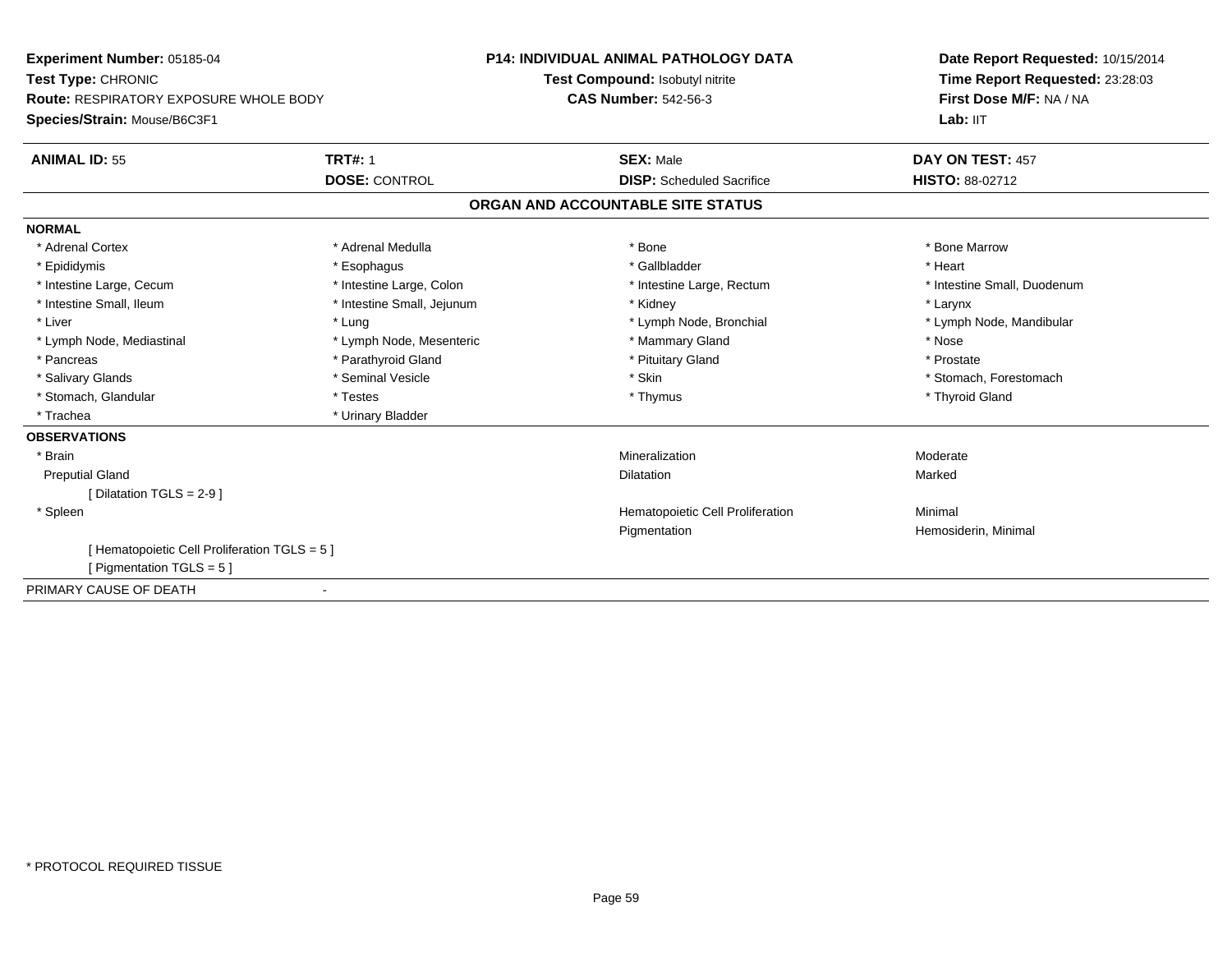**Experiment Number:** 05185-04
**Test Type:** CHRONIC
**Route:** RESPIRATORY EXPOSURE WHOLE BODY
**Species/Strain:** Mouse/B6C3F1

**P14: INDIVIDUAL ANIMAL PATHOLOGY DATA**
**Test Compound:** Isobutyl nitrite
**CAS Number:** 542-56-3

**Date Report Requested:** 10/15/2014
**Time Report Requested:** 23:28:03
**First Dose M/F:** NA / NA
**Lab:** IIT

| **ANIMAL ID:** 55 | **TRT#:** 1 | **SEX:** Male | **DAY ON TEST:** 457 |
|---|---|---|---|
| | **DOSE:** CONTROL | **DISP:** Scheduled Sacrifice | **HISTO:** 88-02712 |

## ORGAN AND ACCOUNTABLE SITE STATUS

**NORMAL**

| | | | |
|---|---|---|---|
| * Adrenal Cortex | * Adrenal Medulla | * Bone | * Bone Marrow |
| * Epididymis | * Esophagus | * Gallbladder | * Heart |
| * Intestine Large, Cecum | * Intestine Large, Colon | * Intestine Large, Rectum | * Intestine Small, Duodenum |
| * Intestine Small, Ileum | * Intestine Small, Jejunum | * Kidney | * Larynx |
| * Liver | * Lung | * Lymph Node, Bronchial | * Lymph Node, Mandibular |
| * Lymph Node, Mediastinal | * Lymph Node, Mesenteric | * Mammary Gland | * Nose |
| * Pancreas | * Parathyroid Gland | * Pituitary Gland | * Prostate |
| * Salivary Glands | * Seminal Vesicle | * Skin | * Stomach, Forestomach |
| * Stomach, Glandular | * Testes | * Thymus | * Thyroid Gland |
| * Trachea | * Urinary Bladder | | |

**OBSERVATIONS**

| | | |
|---|---|---|
| * Brain | Mineralization | Moderate |
| Preputial Gland | Dilatation | Marked |
| [ Dilatation TGLS = 2-9 ] | | |
| * Spleen | Hematopoietic Cell Proliferation | Minimal |
| | Pigmentation | Hemosiderin, Minimal |
| [ Hematopoietic Cell Proliferation TGLS = 5 ] | | |
| [ Pigmentation TGLS = 5 ] | | |

PRIMARY CAUSE OF DEATH -

* PROTOCOL REQUIRED TISSUE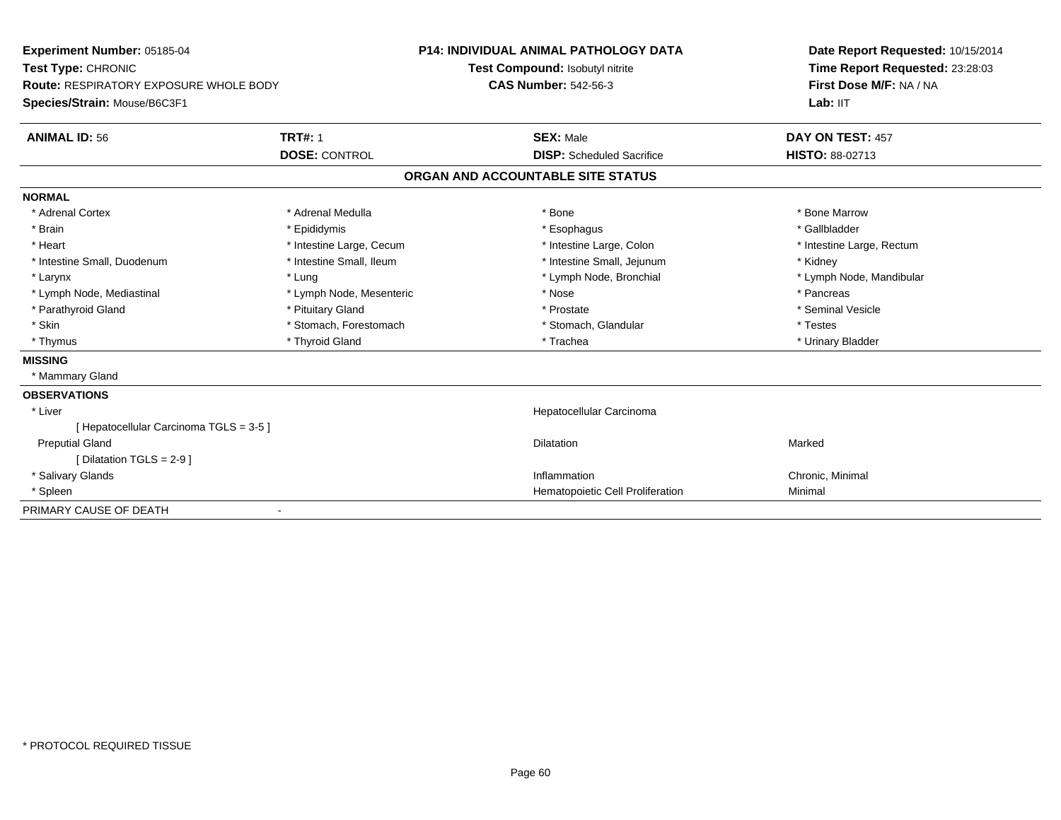**Experiment Number:** 05185-04
**Test Type:** CHRONIC
**Route:** RESPIRATORY EXPOSURE WHOLE BODY
**Species/Strain:** Mouse/B6C3F1

**P14: INDIVIDUAL ANIMAL PATHOLOGY DATA**
**Test Compound:** Isobutyl nitrite
**CAS Number:** 542-56-3

**Date Report Requested:** 10/15/2014
**Time Report Requested:** 23:28:03
**First Dose M/F:** NA / NA
**Lab:** IIT

| **ANIMAL ID:** 56 | **TRT#:** 1 | **SEX:** Male | **DAY ON TEST:** 457 |
|---|---|---|---|
| | **DOSE:** CONTROL | **DISP:** Scheduled Sacrifice | **HISTO:** 88-02713 |

## ORGAN AND ACCOUNTABLE SITE STATUS

**NORMAL**

| | | | |
|---|---|---|---|
| * Adrenal Cortex | * Adrenal Medulla | * Bone | * Bone Marrow |
| * Brain | * Epididymis | * Esophagus | * Gallbladder |
| * Heart | * Intestine Large, Cecum | * Intestine Large, Colon | * Intestine Large, Rectum |
| * Intestine Small, Duodenum | * Intestine Small, Ileum | * Intestine Small, Jejunum | * Kidney |
| * Larynx | * Lung | * Lymph Node, Bronchial | * Lymph Node, Mandibular |
| * Lymph Node, Mediastinal | * Lymph Node, Mesenteric | * Nose | * Pancreas |
| * Parathyroid Gland | * Pituitary Gland | * Prostate | * Seminal Vesicle |
| * Skin | * Stomach, Forestomach | * Stomach, Glandular | * Testes |
| * Thymus | * Thyroid Gland | * Trachea | * Urinary Bladder |

**MISSING**

* Mammary Gland

**OBSERVATIONS**

| | | |
|---|---|---|
| * Liver | Hepatocellular Carcinoma | |
| [ Hepatocellular Carcinoma TGLS = 3-5 ] | | |
| Preputial Gland | Dilatation | Marked |
| [ Dilatation TGLS = 2-9 ] | | |
| * Salivary Glands | Inflammation | Chronic, Minimal |
| * Spleen | Hematopoietic Cell Proliferation | Minimal |

PRIMARY CAUSE OF DEATH -

* PROTOCOL REQUIRED TISSUE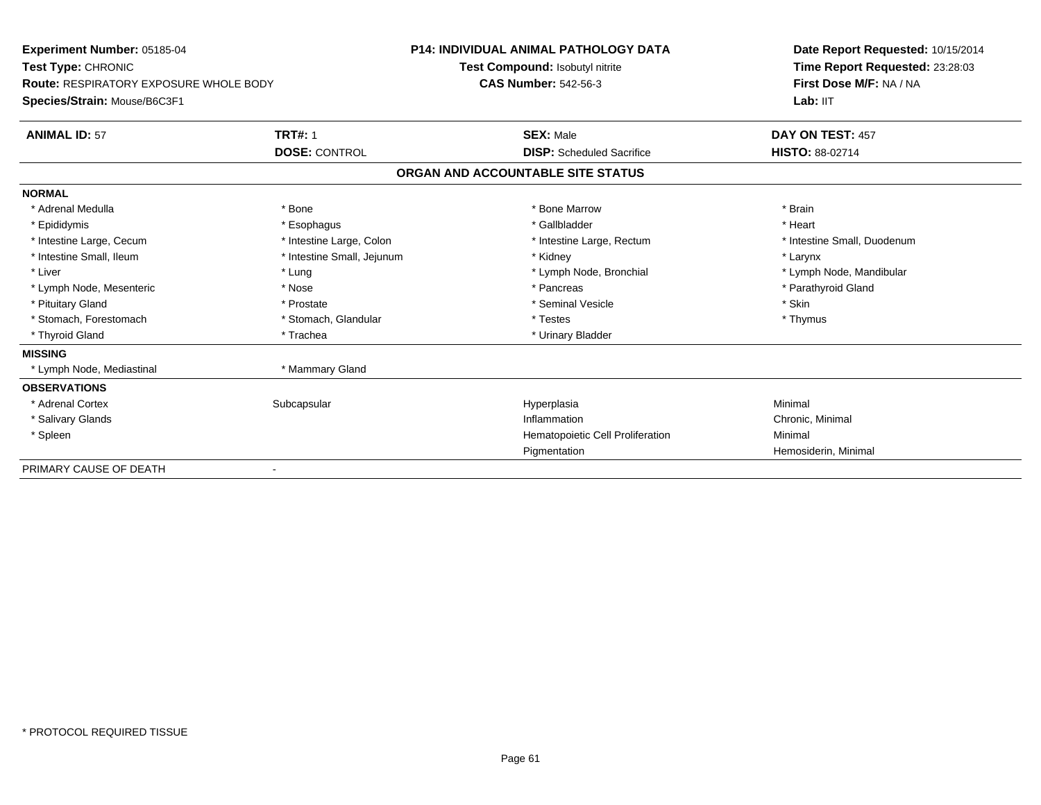**Experiment Number:** 05185-04
**Test Type:** CHRONIC
**Route:** RESPIRATORY EXPOSURE WHOLE BODY
**Species/Strain:** Mouse/B6C3F1

**P14: INDIVIDUAL ANIMAL PATHOLOGY DATA**
**Test Compound:** Isobutyl nitrite
**CAS Number:** 542-56-3

**Date Report Requested:** 10/15/2014
**Time Report Requested:** 23:28:03
**First Dose M/F:** NA / NA
**Lab:** IIT

| **ANIMAL ID:** 57 | **TRT#:** 1 | **SEX:** Male | **DAY ON TEST:** 457 |
|---|---|---|---|
| | **DOSE:** CONTROL | **DISP:** Scheduled Sacrifice | **HISTO:** 88-02714 |

## ORGAN AND ACCOUNTABLE SITE STATUS

| | | | |
|---|---|---|---|
| **NORMAL** | | | |
| * Adrenal Medulla | * Bone | * Bone Marrow | * Brain |
| * Epididymis | * Esophagus | * Gallbladder | * Heart |
| * Intestine Large, Cecum | * Intestine Large, Colon | * Intestine Large, Rectum | * Intestine Small, Duodenum |
| * Intestine Small, Ileum | * Intestine Small, Jejunum | * Kidney | * Larynx |
| * Liver | * Lung | * Lymph Node, Bronchial | * Lymph Node, Mandibular |
| * Lymph Node, Mesenteric | * Nose | * Pancreas | * Parathyroid Gland |
| * Pituitary Gland | * Prostate | * Seminal Vesicle | * Skin |
| * Stomach, Forestomach | * Stomach, Glandular | * Testes | * Thymus |
| * Thyroid Gland | * Trachea | * Urinary Bladder | |
| **MISSING** | | | |
| * Lymph Node, Mediastinal | * Mammary Gland | | |
| **OBSERVATIONS** | | | |
| * Adrenal Cortex | Subcapsular | Hyperplasia | Minimal |
| * Salivary Glands | | Inflammation | Chronic, Minimal |
| * Spleen | | Hematopoietic Cell Proliferation | Minimal |
| | | Pigmentation | Hemosiderin, Minimal |
| PRIMARY CAUSE OF DEATH | - | | |

\* PROTOCOL REQUIRED TISSUE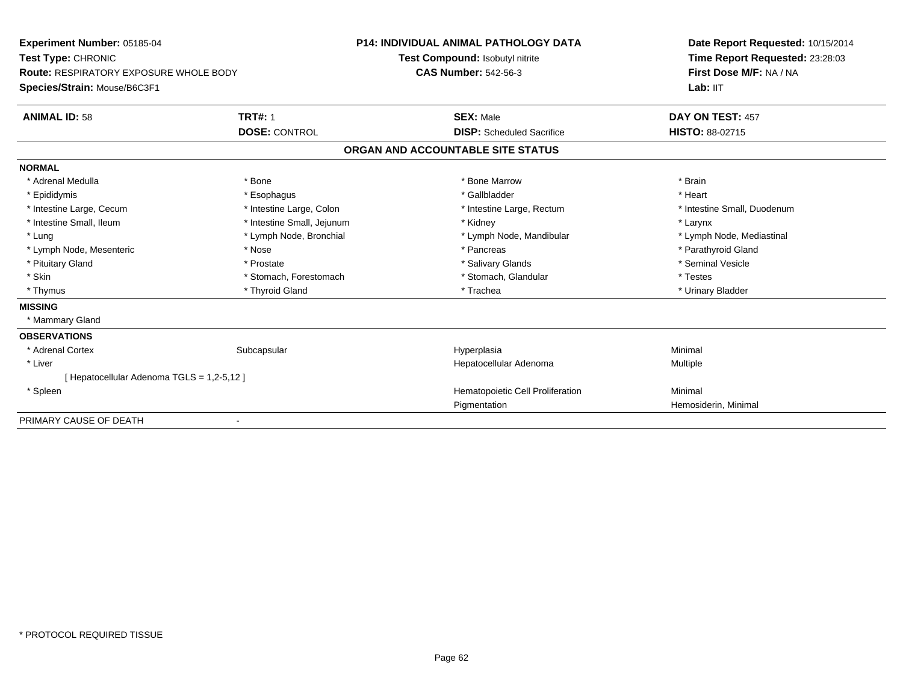**Experiment Number:** 05185-04
**Test Type:** CHRONIC
**Route:** RESPIRATORY EXPOSURE WHOLE BODY
**Species/Strain:** Mouse/B6C3F1

**P14: INDIVIDUAL ANIMAL PATHOLOGY DATA**
**Test Compound:** Isobutyl nitrite
**CAS Number:** 542-56-3

**Date Report Requested:** 10/15/2014
**Time Report Requested:** 23:28:03
**First Dose M/F:** NA / NA
**Lab:** IIT

| **ANIMAL ID:** 58 | **TRT#:** 1 | **SEX:** Male | **DAY ON TEST:** 457 |
|---|---|---|---|
| | **DOSE:** CONTROL | **DISP:** Scheduled Sacrifice | **HISTO:** 88-02715 |

## ORGAN AND ACCOUNTABLE SITE STATUS

**NORMAL**

| | | | |
|---|---|---|---|
| * Adrenal Medulla | * Bone | * Bone Marrow | * Brain |
| * Epididymis | * Esophagus | * Gallbladder | * Heart |
| * Intestine Large, Cecum | * Intestine Large, Colon | * Intestine Large, Rectum | * Intestine Small, Duodenum |
| * Intestine Small, Ileum | * Intestine Small, Jejunum | * Kidney | * Larynx |
| * Lung | * Lymph Node, Bronchial | * Lymph Node, Mandibular | * Lymph Node, Mediastinal |
| * Lymph Node, Mesenteric | * Nose | * Pancreas | * Parathyroid Gland |
| * Pituitary Gland | * Prostate | * Salivary Glands | * Seminal Vesicle |
| * Skin | * Stomach, Forestomach | * Stomach, Glandular | * Testes |
| * Thymus | * Thyroid Gland | * Trachea | * Urinary Bladder |

**MISSING**

* Mammary Gland

**OBSERVATIONS**

| | | | |
|---|---|---|---|
| * Adrenal Cortex | Subcapsular | Hyperplasia | Minimal |
| * Liver | | Hepatocellular Adenoma | Multiple |
| [ Hepatocellular Adenoma TGLS = 1,2-5,12 ] | | | |
| * Spleen | | Hematopoietic Cell Proliferation | Minimal |
| | | Pigmentation | Hemosiderin, Minimal |

PRIMARY CAUSE OF DEATH -

* PROTOCOL REQUIRED TISSUE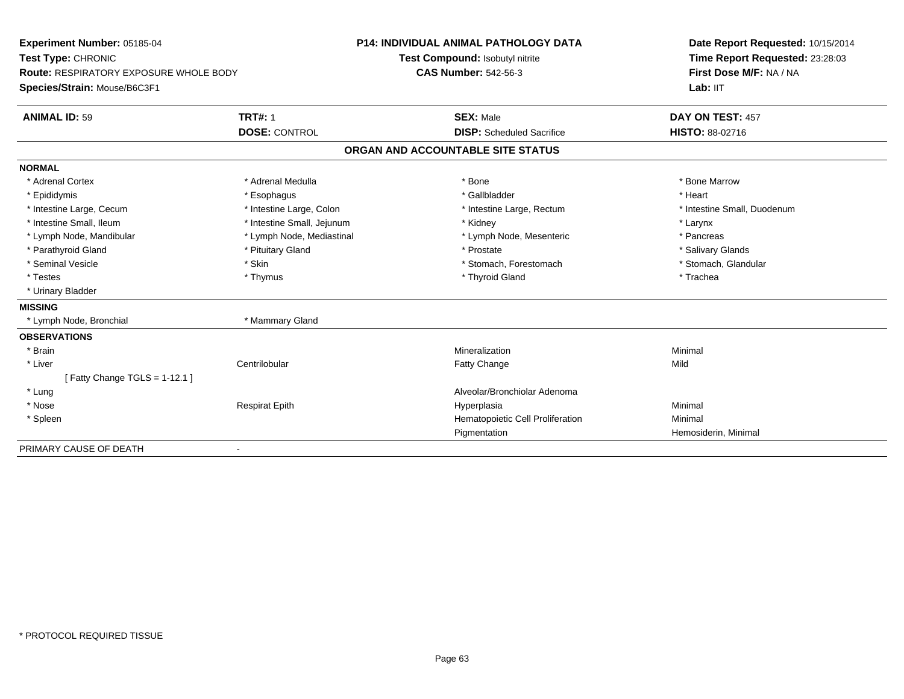**Experiment Number:** 05185-04
**Test Type:** CHRONIC
**Route:** RESPIRATORY EXPOSURE WHOLE BODY
**Species/Strain:** Mouse/B6C3F1

**P14: INDIVIDUAL ANIMAL PATHOLOGY DATA**
**Test Compound:** Isobutyl nitrite
**CAS Number:** 542-56-3

**Date Report Requested:** 10/15/2014
**Time Report Requested:** 23:28:03
**First Dose M/F:** NA / NA
**Lab:** IIT

| **ANIMAL ID:** 59 | **TRT#:** 1 | **SEX:** Male | **DAY ON TEST:** 457 |
|---|---|---|---|
| | **DOSE:** CONTROL | **DISP:** Scheduled Sacrifice | **HISTO:** 88-02716 |

## ORGAN AND ACCOUNTABLE SITE STATUS

**NORMAL**

| | | | |
|---|---|---|---|
| * Adrenal Cortex | * Adrenal Medulla | * Bone | * Bone Marrow |
| * Epididymis | * Esophagus | * Gallbladder | * Heart |
| * Intestine Large, Cecum | * Intestine Large, Colon | * Intestine Large, Rectum | * Intestine Small, Duodenum |
| * Intestine Small, Ileum | * Intestine Small, Jejunum | * Kidney | * Larynx |
| * Lymph Node, Mandibular | * Lymph Node, Mediastinal | * Lymph Node, Mesenteric | * Pancreas |
| * Parathyroid Gland | * Pituitary Gland | * Prostate | * Salivary Glands |
| * Seminal Vesicle | * Skin | * Stomach, Forestomach | * Stomach, Glandular |
| * Testes | * Thymus | * Thyroid Gland | * Trachea |
| * Urinary Bladder | | | |

**MISSING**

| | |
|---|---|
| * Lymph Node, Bronchial | * Mammary Gland |

**OBSERVATIONS**

| | | | |
|---|---|---|---|
| * Brain | | Mineralization | Minimal |
| * Liver | Centrilobular | Fatty Change | Mild |
| [ Fatty Change TGLS = 1-12.1 ] | | | |
| * Lung | | Alveolar/Bronchiolar Adenoma | |
| * Nose | Respirat Epith | Hyperplasia | Minimal |
| * Spleen | | Hematopoietic Cell Proliferation | Minimal |
| | | Pigmentation | Hemosiderin, Minimal |

PRIMARY CAUSE OF DEATH -

* PROTOCOL REQUIRED TISSUE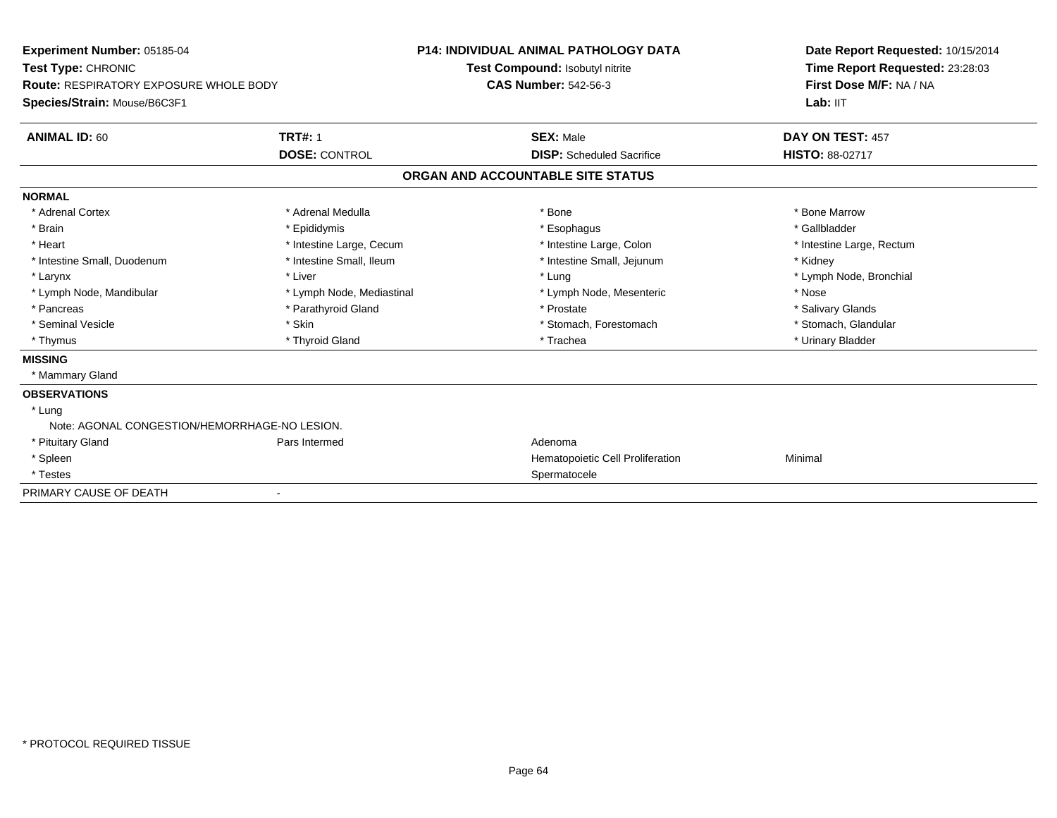**Experiment Number:** 05185-04
**Test Type:** CHRONIC
**Route:** RESPIRATORY EXPOSURE WHOLE BODY
**Species/Strain:** Mouse/B6C3F1

**P14: INDIVIDUAL ANIMAL PATHOLOGY DATA**
**Test Compound:** Isobutyl nitrite
**CAS Number:** 542-56-3

**Date Report Requested:** 10/15/2014
**Time Report Requested:** 23:28:03
**First Dose M/F:** NA / NA
**Lab:** IIT

| **ANIMAL ID:** 60 | **TRT#:** 1 | **SEX:** Male | **DAY ON TEST:** 457 |
|---|---|---|---|
| | **DOSE:** CONTROL | **DISP:** Scheduled Sacrifice | **HISTO:** 88-02717 |

## ORGAN AND ACCOUNTABLE SITE STATUS

**NORMAL**

| | | | |
|---|---|---|---|
| * Adrenal Cortex | * Adrenal Medulla | * Bone | * Bone Marrow |
| * Brain | * Epididymis | * Esophagus | * Gallbladder |
| * Heart | * Intestine Large, Cecum | * Intestine Large, Colon | * Intestine Large, Rectum |
| * Intestine Small, Duodenum | * Intestine Small, Ileum | * Intestine Small, Jejunum | * Kidney |
| * Larynx | * Liver | * Lung | * Lymph Node, Bronchial |
| * Lymph Node, Mandibular | * Lymph Node, Mediastinal | * Lymph Node, Mesenteric | * Nose |
| * Pancreas | * Parathyroid Gland | * Prostate | * Salivary Glands |
| * Seminal Vesicle | * Skin | * Stomach, Forestomach | * Stomach, Glandular |
| * Thymus | * Thyroid Gland | * Trachea | * Urinary Bladder |

**MISSING**

* Mammary Gland

**OBSERVATIONS**

* Lung
  Note: AGONAL CONGESTION/HEMORRHAGE-NO LESION.

| | | | |
|---|---|---|---|
| * Pituitary Gland | Pars Intermed | Adenoma | |
| * Spleen | | Hematopoietic Cell Proliferation | Minimal |
| * Testes | | Spermatocele | |

PRIMARY CAUSE OF DEATH -

* PROTOCOL REQUIRED TISSUE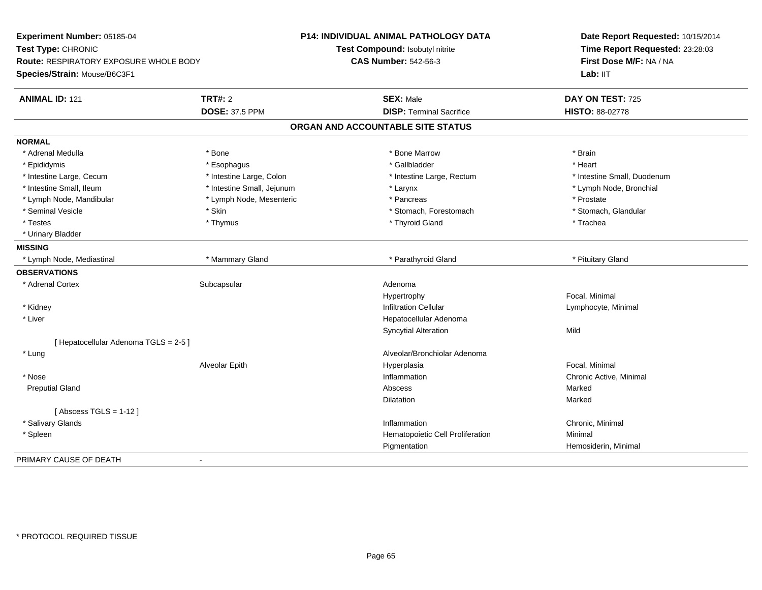**Experiment Number:** 05185-04
**Test Type:** CHRONIC
**Route:** RESPIRATORY EXPOSURE WHOLE BODY
**Species/Strain:** Mouse/B6C3F1

**P14: INDIVIDUAL ANIMAL PATHOLOGY DATA**
**Test Compound:** Isobutyl nitrite
**CAS Number:** 542-56-3

**Date Report Requested:** 10/15/2014
**Time Report Requested:** 23:28:03
**First Dose M/F:** NA / NA
**Lab:** IIT

| **ANIMAL ID:** 121 | **TRT#:** 2 | **SEX:** Male | **DAY ON TEST:** 725 |
|---|---|---|---|
| | **DOSE:** 37.5 PPM | **DISP:** Terminal Sacrifice | **HISTO:** 88-02778 |

## ORGAN AND ACCOUNTABLE SITE STATUS

**NORMAL**

| | | | |
|---|---|---|---|
| * Adrenal Medulla | * Bone | * Bone Marrow | * Brain |
| * Epididymis | * Esophagus | * Gallbladder | * Heart |
| * Intestine Large, Cecum | * Intestine Large, Colon | * Intestine Large, Rectum | * Intestine Small, Duodenum |
| * Intestine Small, Ileum | * Intestine Small, Jejunum | * Larynx | * Lymph Node, Bronchial |
| * Lymph Node, Mandibular | * Lymph Node, Mesenteric | * Pancreas | * Prostate |
| * Seminal Vesicle | * Skin | * Stomach, Forestomach | * Stomach, Glandular |
| * Testes | * Thymus | * Thyroid Gland | * Trachea |
| * Urinary Bladder | | | |

**MISSING**

| | | | |
|---|---|---|---|
| * Lymph Node, Mediastinal | * Mammary Gland | * Parathyroid Gland | * Pituitary Gland |

**OBSERVATIONS**

| | | | |
|---|---|---|---|
| * Adrenal Cortex | Subcapsular | Adenoma | |
| | | Hypertrophy | Focal, Minimal |
| * Kidney | | Infiltration Cellular | Lymphocyte, Minimal |
| * Liver | | Hepatocellular Adenoma | |
| | | Syncytial Alteration | Mild |
| [ Hepatocellular Adenoma TGLS = 2-5 ] | | | |
| * Lung | | Alveolar/Bronchiolar Adenoma | |
| | Alveolar Epith | Hyperplasia | Focal, Minimal |
| * Nose | | Inflammation | Chronic Active, Minimal |
| Preputial Gland | | Abscess | Marked |
| | | Dilatation | Marked |
| [ Abscess TGLS = 1-12 ] | | | |
| * Salivary Glands | | Inflammation | Chronic, Minimal |
| * Spleen | | Hematopoietic Cell Proliferation | Minimal |
| | | Pigmentation | Hemosiderin, Minimal |

PRIMARY CAUSE OF DEATH -

* PROTOCOL REQUIRED TISSUE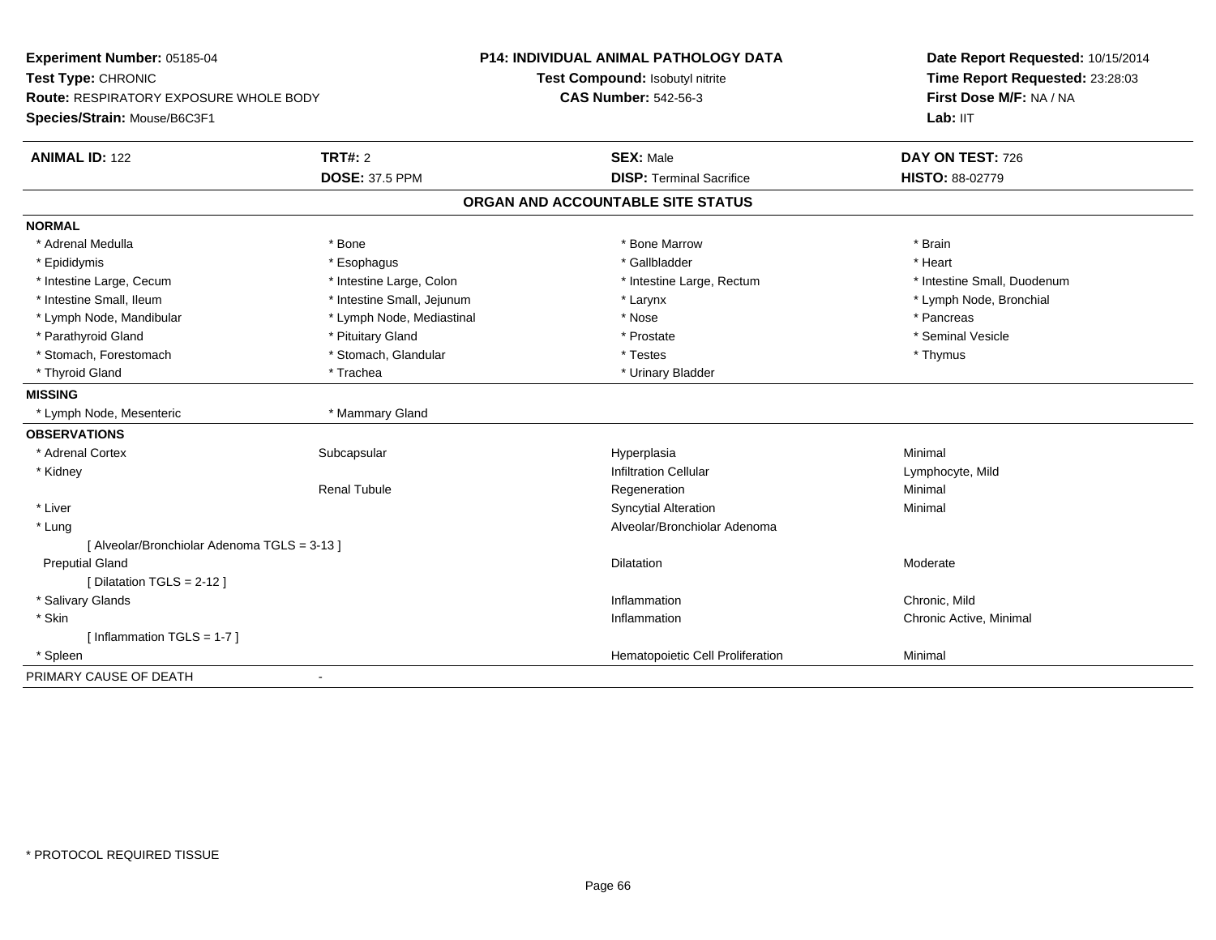**Experiment Number:** 05185-04
**Test Type:** CHRONIC
**Route:** RESPIRATORY EXPOSURE WHOLE BODY
**Species/Strain:** Mouse/B6C3F1

**P14: INDIVIDUAL ANIMAL PATHOLOGY DATA**
**Test Compound:** Isobutyl nitrite
**CAS Number:** 542-56-3

**Date Report Requested:** 10/15/2014
**Time Report Requested:** 23:28:03
**First Dose M/F:** NA / NA
**Lab:** IIT

| **ANIMAL ID:** 122 | **TRT#:** 2 | **SEX:** Male | **DAY ON TEST:** 726 |
|---|---|---|---|
| | **DOSE:** 37.5 PPM | **DISP:** Terminal Sacrifice | **HISTO:** 88-02779 |

## ORGAN AND ACCOUNTABLE SITE STATUS

**NORMAL**

| | | | |
|---|---|---|---|
| * Adrenal Medulla | * Bone | * Bone Marrow | * Brain |
| * Epididymis | * Esophagus | * Gallbladder | * Heart |
| * Intestine Large, Cecum | * Intestine Large, Colon | * Intestine Large, Rectum | * Intestine Small, Duodenum |
| * Intestine Small, Ileum | * Intestine Small, Jejunum | * Larynx | * Lymph Node, Bronchial |
| * Lymph Node, Mandibular | * Lymph Node, Mediastinal | * Nose | * Pancreas |
| * Parathyroid Gland | * Pituitary Gland | * Prostate | * Seminal Vesicle |
| * Stomach, Forestomach | * Stomach, Glandular | * Testes | * Thymus |
| * Thyroid Gland | * Trachea | * Urinary Bladder | |

**MISSING**

| | |
|---|---|
| * Lymph Node, Mesenteric | * Mammary Gland |

**OBSERVATIONS**

| | | | |
|---|---|---|---|
| * Adrenal Cortex | Subcapsular | Hyperplasia | Minimal |
| * Kidney | | Infiltration Cellular | Lymphocyte, Mild |
| | Renal Tubule | Regeneration | Minimal |
| * Liver | | Syncytial Alteration | Minimal |
| * Lung | | Alveolar/Bronchiolar Adenoma | |
| [ Alveolar/Bronchiolar Adenoma TGLS = 3-13 ] | | | |
| Preputial Gland | | Dilatation | Moderate |
| [ Dilatation TGLS = 2-12 ] | | | |
| * Salivary Glands | | Inflammation | Chronic, Mild |
| * Skin | | Inflammation | Chronic Active, Minimal |
| [ Inflammation TGLS = 1-7 ] | | | |
| * Spleen | | Hematopoietic Cell Proliferation | Minimal |

PRIMARY CAUSE OF DEATH -

* PROTOCOL REQUIRED TISSUE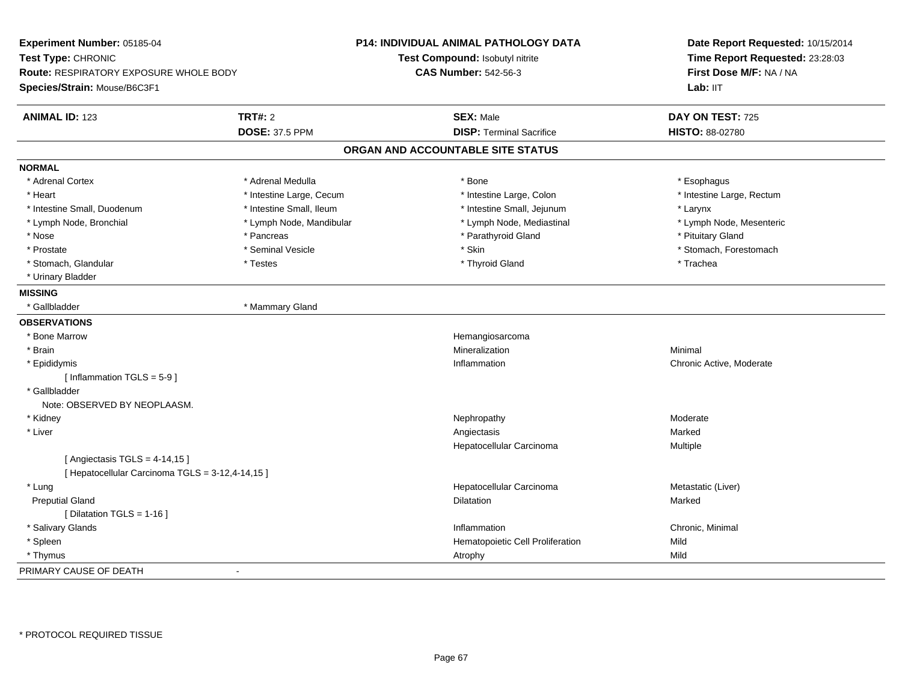**Experiment Number:** 05185-04
**Test Type:** CHRONIC
**Route:** RESPIRATORY EXPOSURE WHOLE BODY
**Species/Strain:** Mouse/B6C3F1

**P14: INDIVIDUAL ANIMAL PATHOLOGY DATA**
**Test Compound:** Isobutyl nitrite
**CAS Number:** 542-56-3

**Date Report Requested:** 10/15/2014
**Time Report Requested:** 23:28:03
**First Dose M/F:** NA / NA
**Lab:** IIT

| **ANIMAL ID:** 123 | **TRT#:** 2 | **SEX:** Male | **DAY ON TEST:** 725 |
|---|---|---|---|
| | **DOSE:** 37.5 PPM | **DISP:** Terminal Sacrifice | **HISTO:** 88-02780 |

## ORGAN AND ACCOUNTABLE SITE STATUS

**NORMAL**

| | | | |
|---|---|---|---|
| * Adrenal Cortex | * Adrenal Medulla | * Bone | * Esophagus |
| * Heart | * Intestine Large, Cecum | * Intestine Large, Colon | * Intestine Large, Rectum |
| * Intestine Small, Duodenum | * Intestine Small, Ileum | * Intestine Small, Jejunum | * Larynx |
| * Lymph Node, Bronchial | * Lymph Node, Mandibular | * Lymph Node, Mediastinal | * Lymph Node, Mesenteric |
| * Nose | * Pancreas | * Parathyroid Gland | * Pituitary Gland |
| * Prostate | * Seminal Vesicle | * Skin | * Stomach, Forestomach |
| * Stomach, Glandular | * Testes | * Thyroid Gland | * Trachea |
| * Urinary Bladder | | | |

**MISSING**

| | |
|---|---|
| * Gallbladder | * Mammary Gland |

**OBSERVATIONS**

| | | |
|---|---|---|
| * Bone Marrow | Hemangiosarcoma | |
| * Brain | Mineralization | Minimal |
| * Epididymis | Inflammation | Chronic Active, Moderate |
| [ Inflammation TGLS = 5-9 ] | | |
| * Gallbladder | | |
| Note: OBSERVED BY NEOPLAASM. | | |
| * Kidney | Nephropathy | Moderate |
| * Liver | Angiectasis | Marked |
| | Hepatocellular Carcinoma | Multiple |
| [ Angiectasis TGLS = 4-14,15 ] | | |
| [ Hepatocellular Carcinoma TGLS = 3-12,4-14,15 ] | | |
| * Lung | Hepatocellular Carcinoma | Metastatic (Liver) |
| Preputial Gland | Dilatation | Marked |
| [ Dilatation TGLS = 1-16 ] | | |
| * Salivary Glands | Inflammation | Chronic, Minimal |
| * Spleen | Hematopoietic Cell Proliferation | Mild |
| * Thymus | Atrophy | Mild |

PRIMARY CAUSE OF DEATH -

* PROTOCOL REQUIRED TISSUE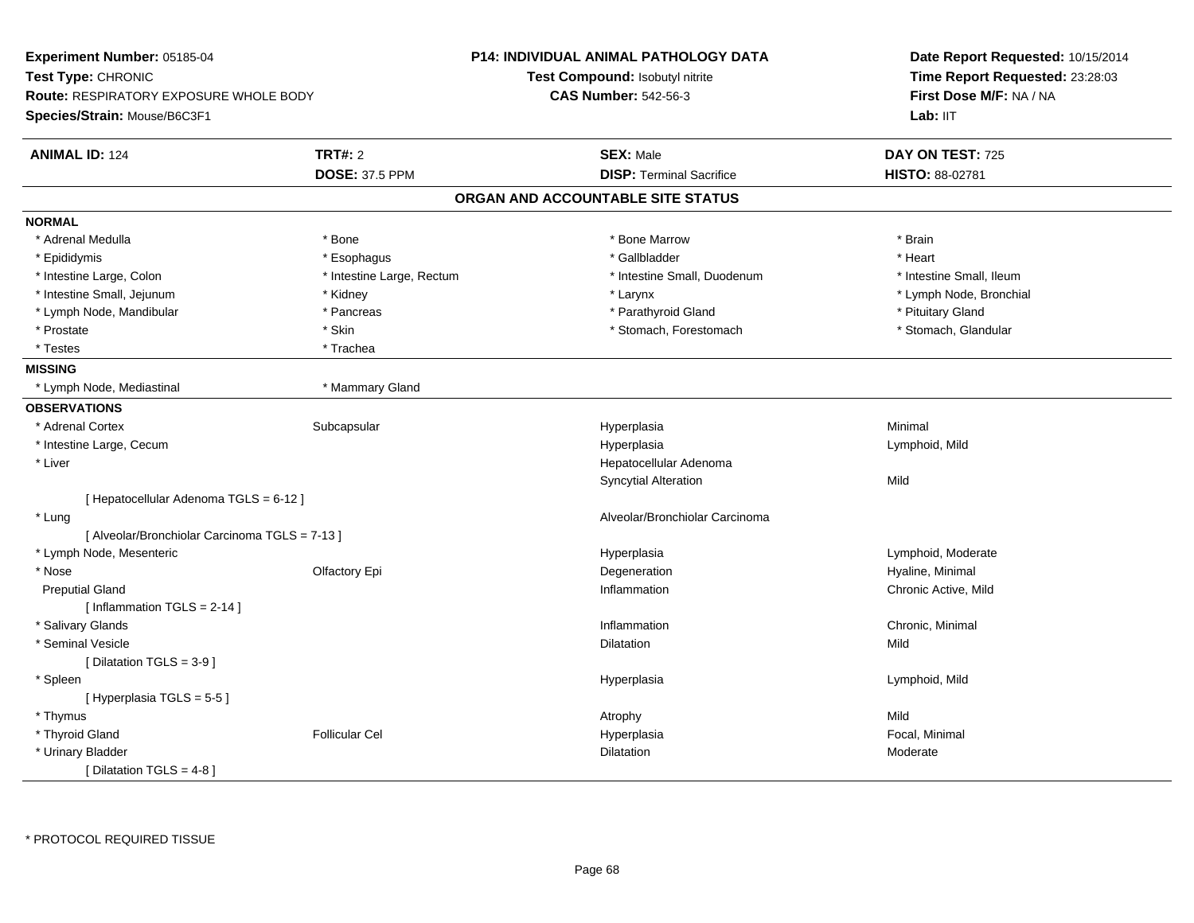**Experiment Number:** 05185-04
**Test Type:** CHRONIC
**Route:** RESPIRATORY EXPOSURE WHOLE BODY
**Species/Strain:** Mouse/B6C3F1

**P14: INDIVIDUAL ANIMAL PATHOLOGY DATA**
**Test Compound:** Isobutyl nitrite
**CAS Number:** 542-56-3

**Date Report Requested:** 10/15/2014
**Time Report Requested:** 23:28:03
**First Dose M/F:** NA / NA
**Lab:** IIT

| **ANIMAL ID:** 124 | **TRT#:** 2 | **SEX:** Male | **DAY ON TEST:** 725 |
|---|---|---|---|
| | **DOSE:** 37.5 PPM | **DISP:** Terminal Sacrifice | **HISTO:** 88-02781 |

## ORGAN AND ACCOUNTABLE SITE STATUS

**NORMAL**

| | | | |
|---|---|---|---|
| * Adrenal Medulla | * Bone | * Bone Marrow | * Brain |
| * Epididymis | * Esophagus | * Gallbladder | * Heart |
| * Intestine Large, Colon | * Intestine Large, Rectum | * Intestine Small, Duodenum | * Intestine Small, Ileum |
| * Intestine Small, Jejunum | * Kidney | * Larynx | * Lymph Node, Bronchial |
| * Lymph Node, Mandibular | * Pancreas | * Parathyroid Gland | * Pituitary Gland |
| * Prostate | * Skin | * Stomach, Forestomach | * Stomach, Glandular |
| * Testes | * Trachea | | |

**MISSING**

| | |
|---|---|
| * Lymph Node, Mediastinal | * Mammary Gland |

**OBSERVATIONS**

| | | | |
|---|---|---|---|
| * Adrenal Cortex | Subcapsular | Hyperplasia | Minimal |
| * Intestine Large, Cecum | | Hyperplasia | Lymphoid, Mild |
| * Liver | | Hepatocellular Adenoma | |
| | | Syncytial Alteration | Mild |
| [ Hepatocellular Adenoma TGLS = 6-12 ] | | | |
| * Lung | | Alveolar/Bronchiolar Carcinoma | |
| [ Alveolar/Bronchiolar Carcinoma TGLS = 7-13 ] | | | |
| * Lymph Node, Mesenteric | | Hyperplasia | Lymphoid, Moderate |
| * Nose | Olfactory Epi | Degeneration | Hyaline, Minimal |
| Preputial Gland | | Inflammation | Chronic Active, Mild |
| [ Inflammation TGLS = 2-14 ] | | | |
| * Salivary Glands | | Inflammation | Chronic, Minimal |
| * Seminal Vesicle | | Dilatation | Mild |
| [ Dilatation TGLS = 3-9 ] | | | |
| * Spleen | | Hyperplasia | Lymphoid, Mild |
| [ Hyperplasia TGLS = 5-5 ] | | | |
| * Thymus | | Atrophy | Mild |
| * Thyroid Gland | Follicular Cel | Hyperplasia | Focal, Minimal |
| * Urinary Bladder | | Dilatation | Moderate |
| [ Dilatation TGLS = 4-8 ] | | | |

* PROTOCOL REQUIRED TISSUE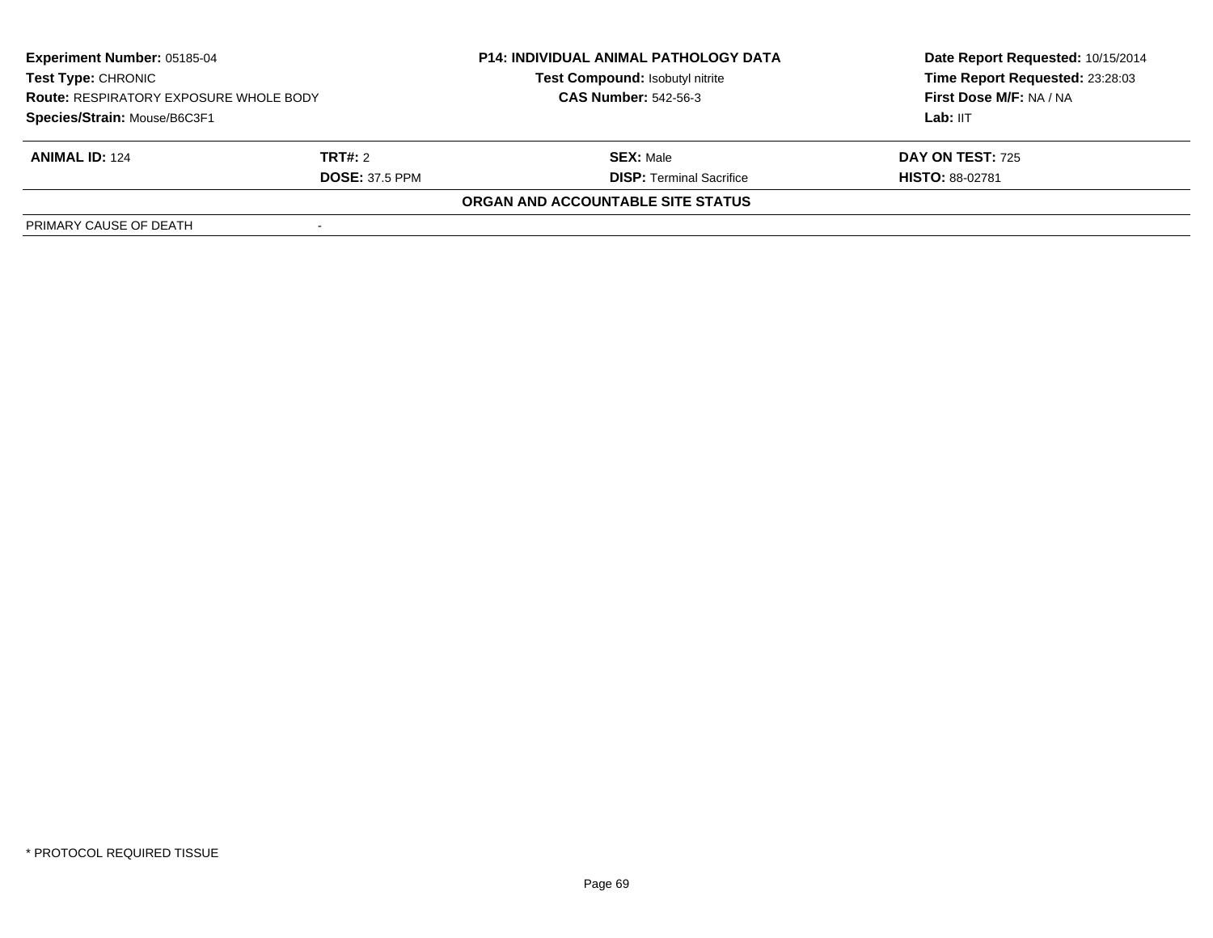| **Experiment Number:** 05185-04 | **P14: INDIVIDUAL ANIMAL PATHOLOGY DATA** | **Date Report Requested:** 10/15/2014 |
|---|---|---|
| **Test Type:** CHRONIC | **Test Compound:** Isobutyl nitrite | **Time Report Requested:** 23:28:03 |
| **Route:** RESPIRATORY EXPOSURE WHOLE BODY | **CAS Number:** 542-56-3 | **First Dose M/F:** NA / NA |
| **Species/Strain:** Mouse/B6C3F1 | | **Lab:** IIT |

| **ANIMAL ID:** 124 | **TRT#:** 2 | **SEX:** Male | **DAY ON TEST:** 725 |
|---|---|---|---|
| | **DOSE:** 37.5 PPM | **DISP:** Terminal Sacrifice | **HISTO:** 88-02781 |

**ORGAN AND ACCOUNTABLE SITE STATUS**

| PRIMARY CAUSE OF DEATH | - |
|---|---|

\* PROTOCOL REQUIRED TISSUE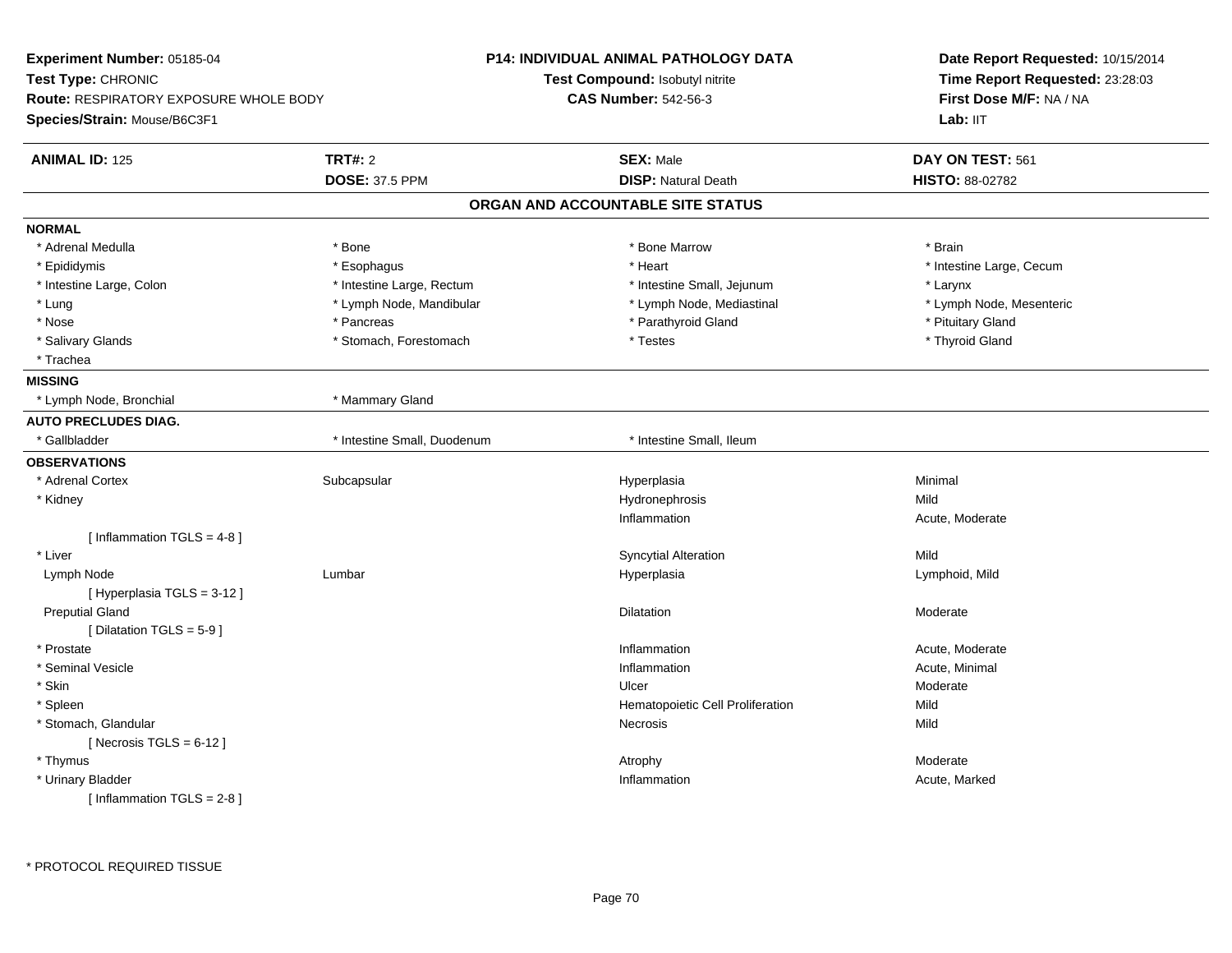**Experiment Number:** 05185-04
**Test Type:** CHRONIC
**Route:** RESPIRATORY EXPOSURE WHOLE BODY
**Species/Strain:** Mouse/B6C3F1

**P14: INDIVIDUAL ANIMAL PATHOLOGY DATA**
**Test Compound:** Isobutyl nitrite
**CAS Number:** 542-56-3

**Date Report Requested:** 10/15/2014
**Time Report Requested:** 23:28:03
**First Dose M/F:** NA / NA
**Lab:** IIT

| **ANIMAL ID:** 125 | **TRT#:** 2 | **SEX:** Male | **DAY ON TEST:** 561 |
|---|---|---|---|
| | **DOSE:** 37.5 PPM | **DISP:** Natural Death | **HISTO:** 88-02782 |

## ORGAN AND ACCOUNTABLE SITE STATUS

**NORMAL**

| | | | |
|---|---|---|---|
| * Adrenal Medulla | * Bone | * Bone Marrow | * Brain |
| * Epididymis | * Esophagus | * Heart | * Intestine Large, Cecum |
| * Intestine Large, Colon | * Intestine Large, Rectum | * Intestine Small, Jejunum | * Larynx |
| * Lung | * Lymph Node, Mandibular | * Lymph Node, Mediastinal | * Lymph Node, Mesenteric |
| * Nose | * Pancreas | * Parathyroid Gland | * Pituitary Gland |
| * Salivary Glands | * Stomach, Forestomach | * Testes | * Thyroid Gland |
| * Trachea | | | |

**MISSING**

| | |
|---|---|
| * Lymph Node, Bronchial | * Mammary Gland |

**AUTO PRECLUDES DIAG.**

| | | |
|---|---|---|
| * Gallbladder | * Intestine Small, Duodenum | * Intestine Small, Ileum |

**OBSERVATIONS**

| | | | |
|---|---|---|---|
| * Adrenal Cortex | Subcapsular | Hyperplasia | Minimal |
| * Kidney | | Hydronephrosis | Mild |
| | | Inflammation | Acute, Moderate |
| [ Inflammation TGLS = 4-8 ] | | | |
| * Liver | | Syncytial Alteration | Mild |
| Lymph Node | Lumbar | Hyperplasia | Lymphoid, Mild |
| [ Hyperplasia TGLS = 3-12 ] | | | |
| Preputial Gland | | Dilatation | Moderate |
| [ Dilatation TGLS = 5-9 ] | | | |
| * Prostate | | Inflammation | Acute, Moderate |
| * Seminal Vesicle | | Inflammation | Acute, Minimal |
| * Skin | | Ulcer | Moderate |
| * Spleen | | Hematopoietic Cell Proliferation | Mild |
| * Stomach, Glandular | | Necrosis | Mild |
| [ Necrosis TGLS = 6-12 ] | | | |
| * Thymus | | Atrophy | Moderate |
| * Urinary Bladder | | Inflammation | Acute, Marked |
| [ Inflammation TGLS = 2-8 ] | | | |

\* PROTOCOL REQUIRED TISSUE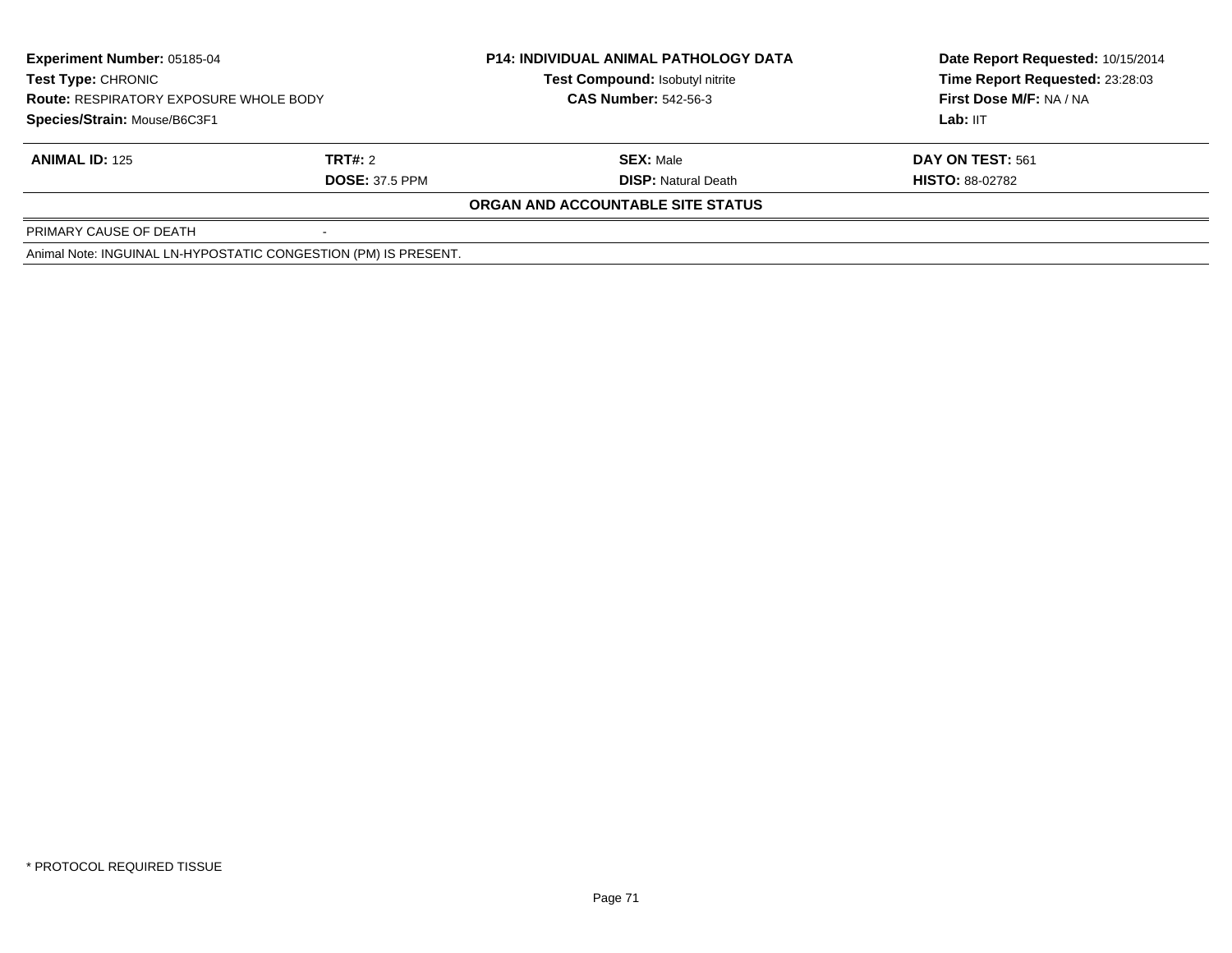| Experiment Number: 05185-04 | P14: INDIVIDUAL ANIMAL PATHOLOGY DATA | Date Report Requested: 10/15/2014 |
|---|---|---|
| Test Type: CHRONIC | Test Compound: Isobutyl nitrite | Time Report Requested: 23:28:03 |
| Route: RESPIRATORY EXPOSURE WHOLE BODY | CAS Number: 542-56-3 | First Dose M/F: NA / NA |
| Species/Strain: Mouse/B6C3F1 | | Lab: IIT |

| ANIMAL ID: 125 | TRT#: 2 | SEX: Male | DAY ON TEST: 561 |
|---|---|---|---|
| | DOSE: 37.5 PPM | DISP: Natural Death | HISTO: 88-02782 |

**ORGAN AND ACCOUNTABLE SITE STATUS**

| PRIMARY CAUSE OF DEATH | - |
|---|---|

Animal Note: INGUINAL LN-HYPOSTATIC CONGESTION (PM) IS PRESENT.

* PROTOCOL REQUIRED TISSUE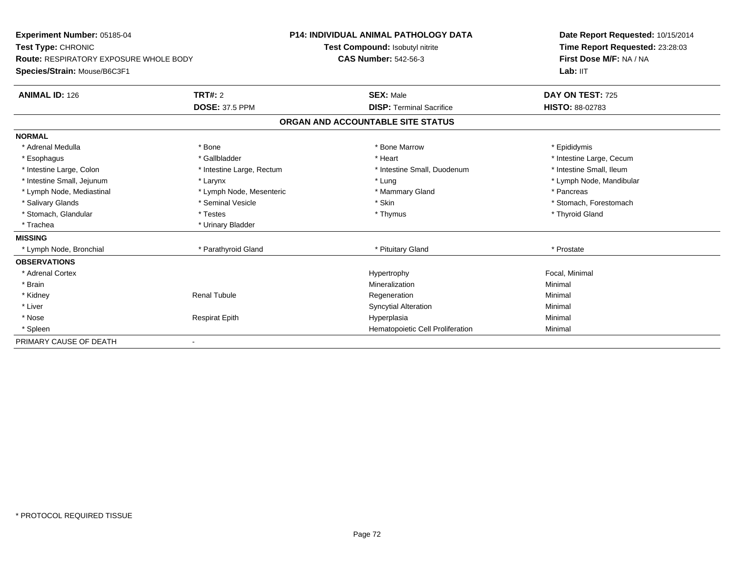**Experiment Number:** 05185-04
**Test Type:** CHRONIC
**Route:** RESPIRATORY EXPOSURE WHOLE BODY
**Species/Strain:** Mouse/B6C3F1

**P14: INDIVIDUAL ANIMAL PATHOLOGY DATA**
**Test Compound:** Isobutyl nitrite
**CAS Number:** 542-56-3

**Date Report Requested:** 10/15/2014
**Time Report Requested:** 23:28:03
**First Dose M/F:** NA / NA
**Lab:** IIT

| **ANIMAL ID:** 126 | **TRT#:** 2 | **SEX:** Male | **DAY ON TEST:** 725 |
|---|---|---|---|
| | **DOSE:** 37.5 PPM | **DISP:** Terminal Sacrifice | **HISTO:** 88-02783 |

**ORGAN AND ACCOUNTABLE SITE STATUS**

| | | | |
|---|---|---|---|
| **NORMAL** | | | |
| * Adrenal Medulla | * Bone | * Bone Marrow | * Epididymis |
| * Esophagus | * Gallbladder | * Heart | * Intestine Large, Cecum |
| * Intestine Large, Colon | * Intestine Large, Rectum | * Intestine Small, Duodenum | * Intestine Small, Ileum |
| * Intestine Small, Jejunum | * Larynx | * Lung | * Lymph Node, Mandibular |
| * Lymph Node, Mediastinal | * Lymph Node, Mesenteric | * Mammary Gland | * Pancreas |
| * Salivary Glands | * Seminal Vesicle | * Skin | * Stomach, Forestomach |
| * Stomach, Glandular | * Testes | * Thymus | * Thyroid Gland |
| * Trachea | * Urinary Bladder | | |
| **MISSING** | | | |
| * Lymph Node, Bronchial | * Parathyroid Gland | * Pituitary Gland | * Prostate |
| **OBSERVATIONS** | | | |
| * Adrenal Cortex | | Hypertrophy | Focal, Minimal |
| * Brain | | Mineralization | Minimal |
| * Kidney | Renal Tubule | Regeneration | Minimal |
| * Liver | | Syncytial Alteration | Minimal |
| * Nose | Respirat Epith | Hyperplasia | Minimal |
| * Spleen | | Hematopoietic Cell Proliferation | Minimal |
| PRIMARY CAUSE OF DEATH | - | | |

* PROTOCOL REQUIRED TISSUE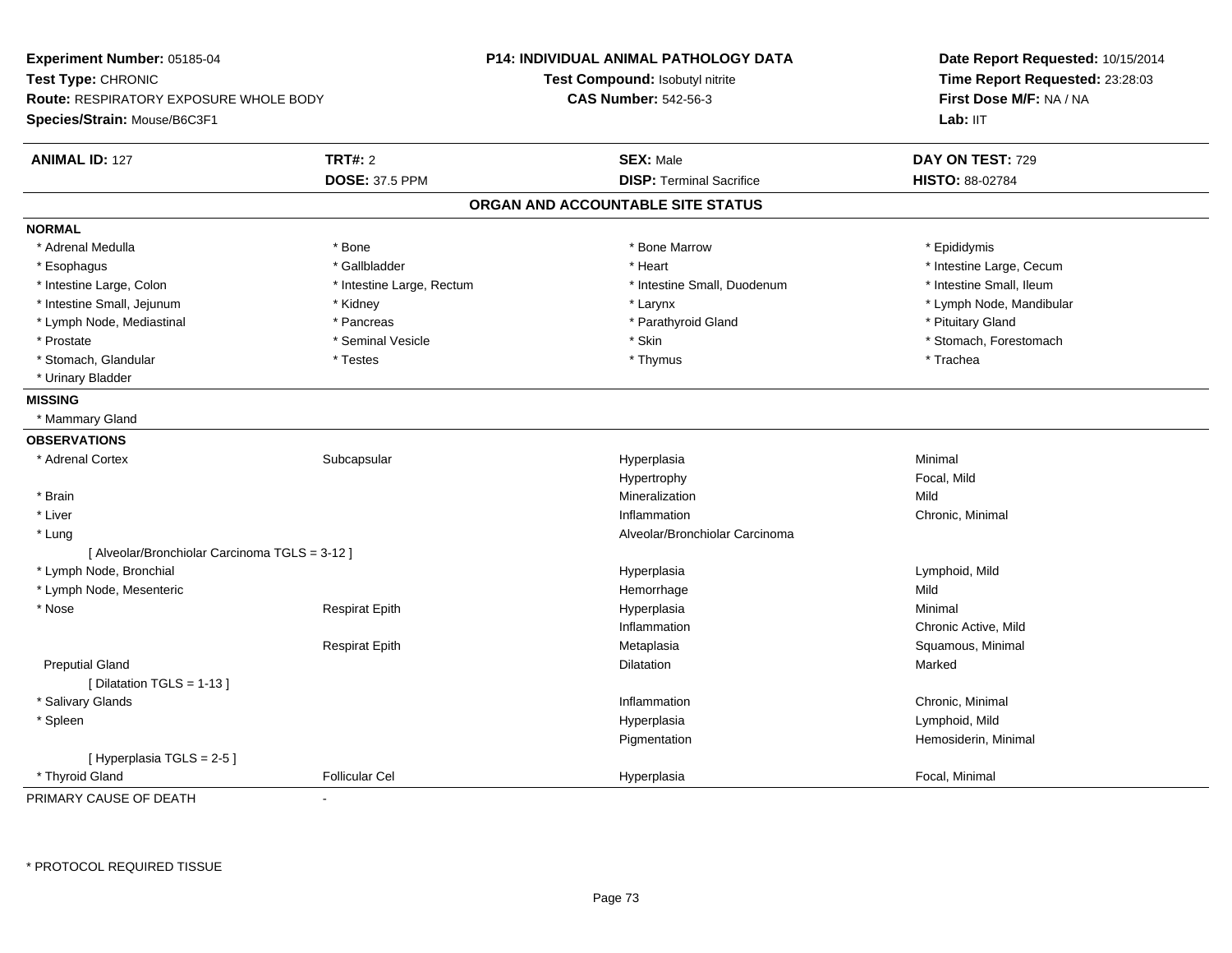**Experiment Number:** 05185-04
**Test Type:** CHRONIC
**Route:** RESPIRATORY EXPOSURE WHOLE BODY
**Species/Strain:** Mouse/B6C3F1

**P14: INDIVIDUAL ANIMAL PATHOLOGY DATA**
**Test Compound:** Isobutyl nitrite
**CAS Number:** 542-56-3

**Date Report Requested:** 10/15/2014
**Time Report Requested:** 23:28:03
**First Dose M/F:** NA / NA
**Lab:** IIT

| **ANIMAL ID:** 127 | **TRT#:** 2 | **SEX:** Male | **DAY ON TEST:** 729 |
|---|---|---|---|
| | **DOSE:** 37.5 PPM | **DISP:** Terminal Sacrifice | **HISTO:** 88-02784 |

## ORGAN AND ACCOUNTABLE SITE STATUS

**NORMAL**

| | | | |
|---|---|---|---|
| * Adrenal Medulla | * Bone | * Bone Marrow | * Epididymis |
| * Esophagus | * Gallbladder | * Heart | * Intestine Large, Cecum |
| * Intestine Large, Colon | * Intestine Large, Rectum | * Intestine Small, Duodenum | * Intestine Small, Ileum |
| * Intestine Small, Jejunum | * Kidney | * Larynx | * Lymph Node, Mandibular |
| * Lymph Node, Mediastinal | * Pancreas | * Parathyroid Gland | * Pituitary Gland |
| * Prostate | * Seminal Vesicle | * Skin | * Stomach, Forestomach |
| * Stomach, Glandular | * Testes | * Thymus | * Trachea |
| * Urinary Bladder | | | |

**MISSING**

* Mammary Gland

**OBSERVATIONS**

| | | | |
|---|---|---|---|
| * Adrenal Cortex | Subcapsular | Hyperplasia | Minimal |
| | | Hypertrophy | Focal, Mild |
| * Brain | | Mineralization | Mild |
| * Liver | | Inflammation | Chronic, Minimal |
| * Lung | | Alveolar/Bronchiolar Carcinoma | |
| [ Alveolar/Bronchiolar Carcinoma TGLS = 3-12 ] | | | |
| * Lymph Node, Bronchial | | Hyperplasia | Lymphoid, Mild |
| * Lymph Node, Mesenteric | | Hemorrhage | Mild |
| * Nose | Respirat Epith | Hyperplasia | Minimal |
| | | Inflammation | Chronic Active, Mild |
| | Respirat Epith | Metaplasia | Squamous, Minimal |
| Preputial Gland | | Dilatation | Marked |
| [ Dilatation TGLS = 1-13 ] | | | |
| * Salivary Glands | | Inflammation | Chronic, Minimal |
| * Spleen | | Hyperplasia | Lymphoid, Mild |
| | | Pigmentation | Hemosiderin, Minimal |
| [ Hyperplasia TGLS = 2-5 ] | | | |
| * Thyroid Gland | Follicular Cel | Hyperplasia | Focal, Minimal |

PRIMARY CAUSE OF DEATH -

* PROTOCOL REQUIRED TISSUE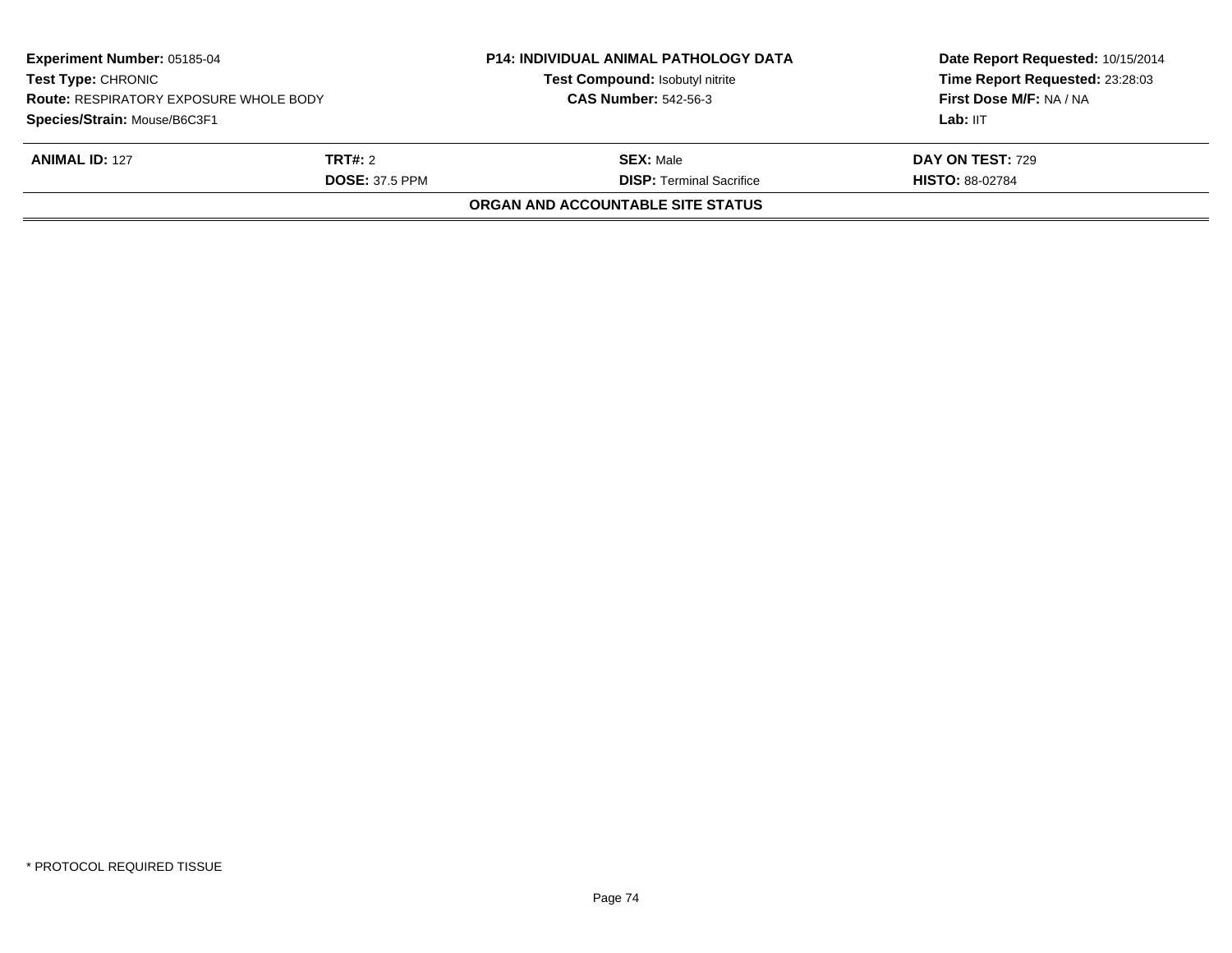**Experiment Number:** 05185-04
**Test Type:** CHRONIC
**Route:** RESPIRATORY EXPOSURE WHOLE BODY
**Species/Strain:** Mouse/B6C3F1

**P14: INDIVIDUAL ANIMAL PATHOLOGY DATA**
**Test Compound:** Isobutyl nitrite
**CAS Number:** 542-56-3

**Date Report Requested:** 10/15/2014
**Time Report Requested:** 23:28:03
**First Dose M/F:** NA / NA
**Lab:** IIT

| **ANIMAL ID:** 127 | **TRT#:** 2 | **SEX:** Male | **DAY ON TEST:** 729 |
|---|---|---|---|
| | **DOSE:** 37.5 PPM | **DISP:** Terminal Sacrifice | **HISTO:** 88-02784 |

**ORGAN AND ACCOUNTABLE SITE STATUS**

\* PROTOCOL REQUIRED TISSUE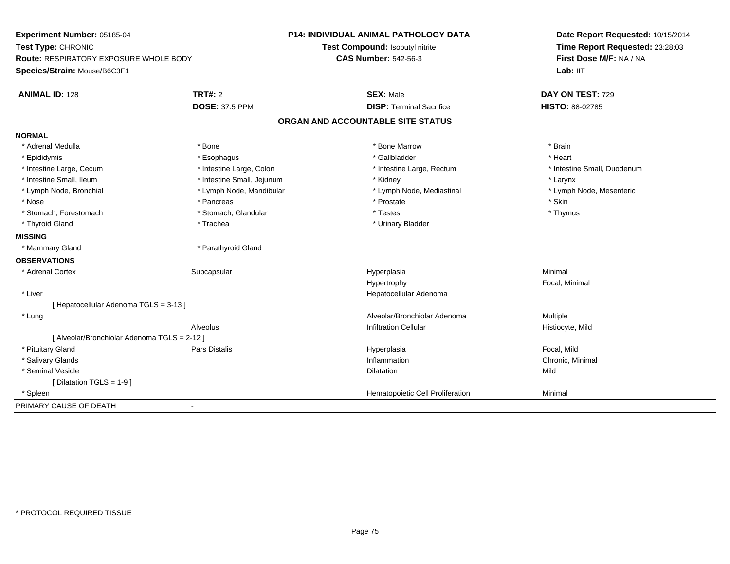**Experiment Number:** 05185-04
**Test Type:** CHRONIC
**Route:** RESPIRATORY EXPOSURE WHOLE BODY
**Species/Strain:** Mouse/B6C3F1

**P14: INDIVIDUAL ANIMAL PATHOLOGY DATA**
**Test Compound:** Isobutyl nitrite
**CAS Number:** 542-56-3

**Date Report Requested:** 10/15/2014
**Time Report Requested:** 23:28:03
**First Dose M/F:** NA / NA
**Lab:** IIT

| **ANIMAL ID:** 128 | **TRT#:** 2 | **SEX:** Male | **DAY ON TEST:** 729 |
|---|---|---|---|
| | **DOSE:** 37.5 PPM | **DISP:** Terminal Sacrifice | **HISTO:** 88-02785 |

## ORGAN AND ACCOUNTABLE SITE STATUS

| | | | |
|---|---|---|---|
| **NORMAL** | | | |
| * Adrenal Medulla | * Bone | * Bone Marrow | * Brain |
| * Epididymis | * Esophagus | * Gallbladder | * Heart |
| * Intestine Large, Cecum | * Intestine Large, Colon | * Intestine Large, Rectum | * Intestine Small, Duodenum |
| * Intestine Small, Ileum | * Intestine Small, Jejunum | * Kidney | * Larynx |
| * Lymph Node, Bronchial | * Lymph Node, Mandibular | * Lymph Node, Mediastinal | * Lymph Node, Mesenteric |
| * Nose | * Pancreas | * Prostate | * Skin |
| * Stomach, Forestomach | * Stomach, Glandular | * Testes | * Thymus |
| * Thyroid Gland | * Trachea | * Urinary Bladder | |
| **MISSING** | | | |
| * Mammary Gland | * Parathyroid Gland | | |
| **OBSERVATIONS** | | | |
| * Adrenal Cortex | Subcapsular | Hyperplasia | Minimal |
| | | Hypertrophy | Focal, Minimal |
| * Liver | | Hepatocellular Adenoma | |
| [ Hepatocellular Adenoma TGLS = 3-13 ] | | | |
| * Lung | | Alveolar/Bronchiolar Adenoma | Multiple |
| | Alveolus | Infiltration Cellular | Histiocyte, Mild |
| [ Alveolar/Bronchiolar Adenoma TGLS = 2-12 ] | | | |
| * Pituitary Gland | Pars Distalis | Hyperplasia | Focal, Mild |
| * Salivary Glands | | Inflammation | Chronic, Minimal |
| * Seminal Vesicle | | Dilatation | Mild |
| [ Dilatation TGLS = 1-9 ] | | | |
| * Spleen | | Hematopoietic Cell Proliferation | Minimal |
| PRIMARY CAUSE OF DEATH | - | | |

* PROTOCOL REQUIRED TISSUE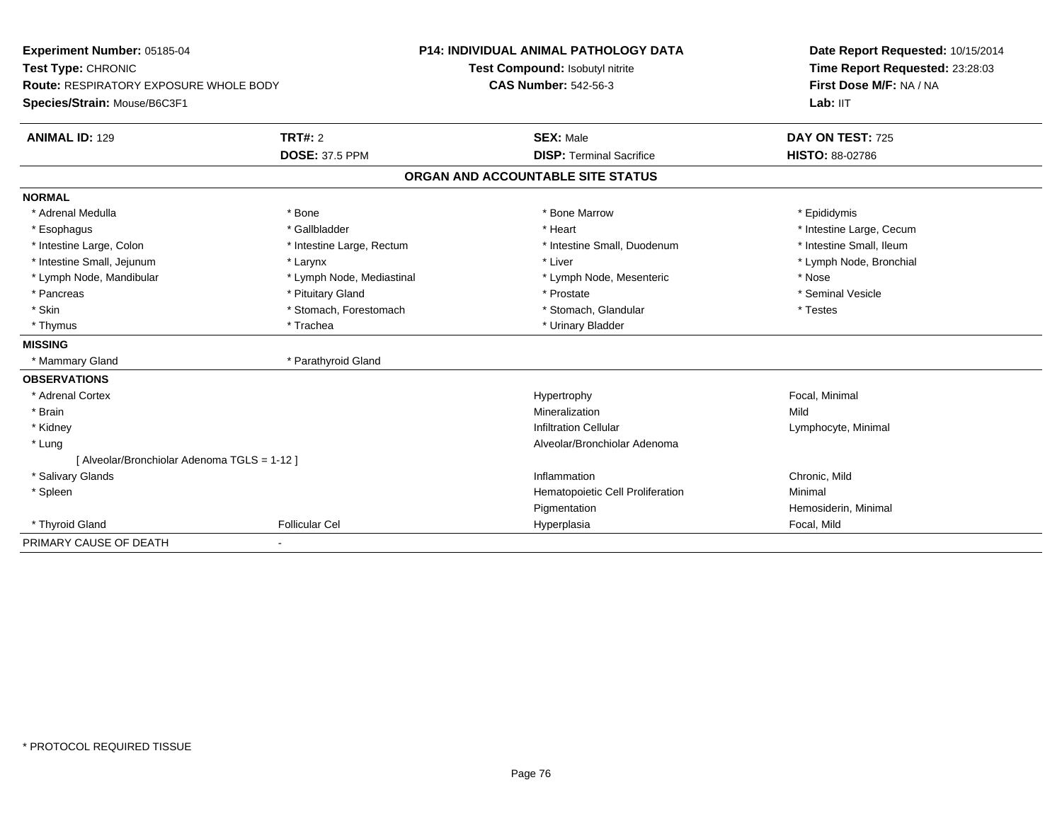**Experiment Number:** 05185-04
**Test Type:** CHRONIC
**Route:** RESPIRATORY EXPOSURE WHOLE BODY
**Species/Strain:** Mouse/B6C3F1

**P14: INDIVIDUAL ANIMAL PATHOLOGY DATA**
**Test Compound:** Isobutyl nitrite
**CAS Number:** 542-56-3

**Date Report Requested:** 10/15/2014
**Time Report Requested:** 23:28:03
**First Dose M/F:** NA / NA
**Lab:** IIT

| **ANIMAL ID:** 129 | **TRT#:** 2 | **SEX:** Male | **DAY ON TEST:** 725 |
|---|---|---|---|
| | **DOSE:** 37.5 PPM | **DISP:** Terminal Sacrifice | **HISTO:** 88-02786 |

## ORGAN AND ACCOUNTABLE SITE STATUS

**NORMAL**

| | | | |
|---|---|---|---|
| * Adrenal Medulla | * Bone | * Bone Marrow | * Epididymis |
| * Esophagus | * Gallbladder | * Heart | * Intestine Large, Cecum |
| * Intestine Large, Colon | * Intestine Large, Rectum | * Intestine Small, Duodenum | * Intestine Small, Ileum |
| * Intestine Small, Jejunum | * Larynx | * Liver | * Lymph Node, Bronchial |
| * Lymph Node, Mandibular | * Lymph Node, Mediastinal | * Lymph Node, Mesenteric | * Nose |
| * Pancreas | * Pituitary Gland | * Prostate | * Seminal Vesicle |
| * Skin | * Stomach, Forestomach | * Stomach, Glandular | * Testes |
| * Thymus | * Trachea | * Urinary Bladder | |

**MISSING**

| | |
|---|---|
| * Mammary Gland | * Parathyroid Gland |

**OBSERVATIONS**

| | | | |
|---|---|---|---|
| * Adrenal Cortex | | Hypertrophy | Focal, Minimal |
| * Brain | | Mineralization | Mild |
| * Kidney | | Infiltration Cellular | Lymphocyte, Minimal |
| * Lung | | Alveolar/Bronchiolar Adenoma | |
| [ Alveolar/Bronchiolar Adenoma TGLS = 1-12 ] | | | |
| * Salivary Glands | | Inflammation | Chronic, Mild |
| * Spleen | | Hematopoietic Cell Proliferation | Minimal |
| | | Pigmentation | Hemosiderin, Minimal |
| * Thyroid Gland | Follicular Cel | Hyperplasia | Focal, Mild |

PRIMARY CAUSE OF DEATH -

* PROTOCOL REQUIRED TISSUE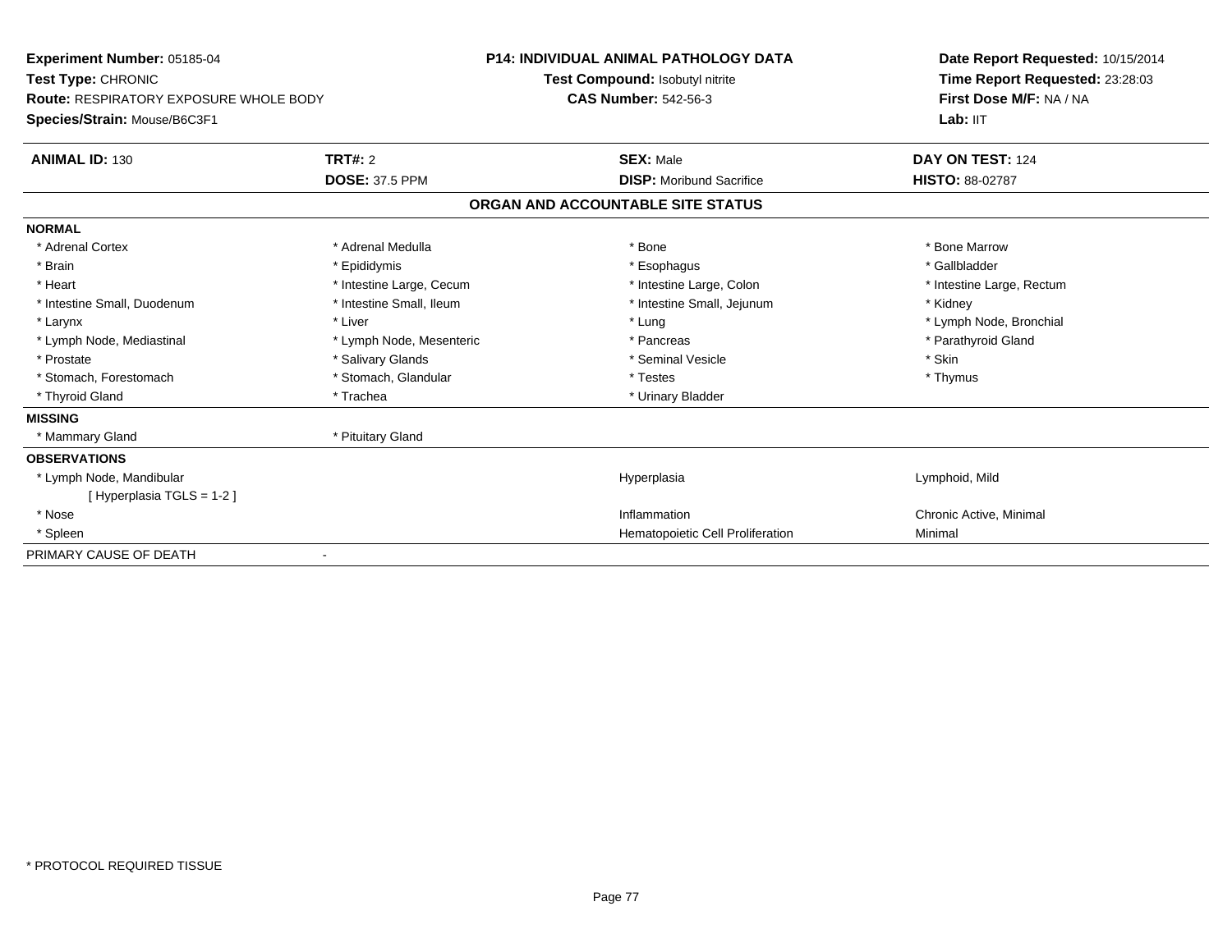**Experiment Number:** 05185-04
**Test Type:** CHRONIC
**Route:** RESPIRATORY EXPOSURE WHOLE BODY
**Species/Strain:** Mouse/B6C3F1

**P14: INDIVIDUAL ANIMAL PATHOLOGY DATA**
**Test Compound:** Isobutyl nitrite
**CAS Number:** 542-56-3

**Date Report Requested:** 10/15/2014
**Time Report Requested:** 23:28:03
**First Dose M/F:** NA / NA
**Lab:** IIT

| **ANIMAL ID:** 130 | **TRT#:** 2 | **SEX:** Male | **DAY ON TEST:** 124 |
|---|---|---|---|
| | **DOSE:** 37.5 PPM | **DISP:** Moribund Sacrifice | **HISTO:** 88-02787 |

## ORGAN AND ACCOUNTABLE SITE STATUS

| | | | |
|---|---|---|---|
| **NORMAL** | | | |
| * Adrenal Cortex | * Adrenal Medulla | * Bone | * Bone Marrow |
| * Brain | * Epididymis | * Esophagus | * Gallbladder |
| * Heart | * Intestine Large, Cecum | * Intestine Large, Colon | * Intestine Large, Rectum |
| * Intestine Small, Duodenum | * Intestine Small, Ileum | * Intestine Small, Jejunum | * Kidney |
| * Larynx | * Liver | * Lung | * Lymph Node, Bronchial |
| * Lymph Node, Mediastinal | * Lymph Node, Mesenteric | * Pancreas | * Parathyroid Gland |
| * Prostate | * Salivary Glands | * Seminal Vesicle | * Skin |
| * Stomach, Forestomach | * Stomach, Glandular | * Testes | * Thymus |
| * Thyroid Gland | * Trachea | * Urinary Bladder | |
| **MISSING** | | | |
| * Mammary Gland | * Pituitary Gland | | |
| **OBSERVATIONS** | | | |
| * Lymph Node, Mandibular | | Hyperplasia | Lymphoid, Mild |
| [ Hyperplasia TGLS = 1-2 ] | | | |
| * Nose | | Inflammation | Chronic Active, Minimal |
| * Spleen | | Hematopoietic Cell Proliferation | Minimal |
| PRIMARY CAUSE OF DEATH | - | | |

\* PROTOCOL REQUIRED TISSUE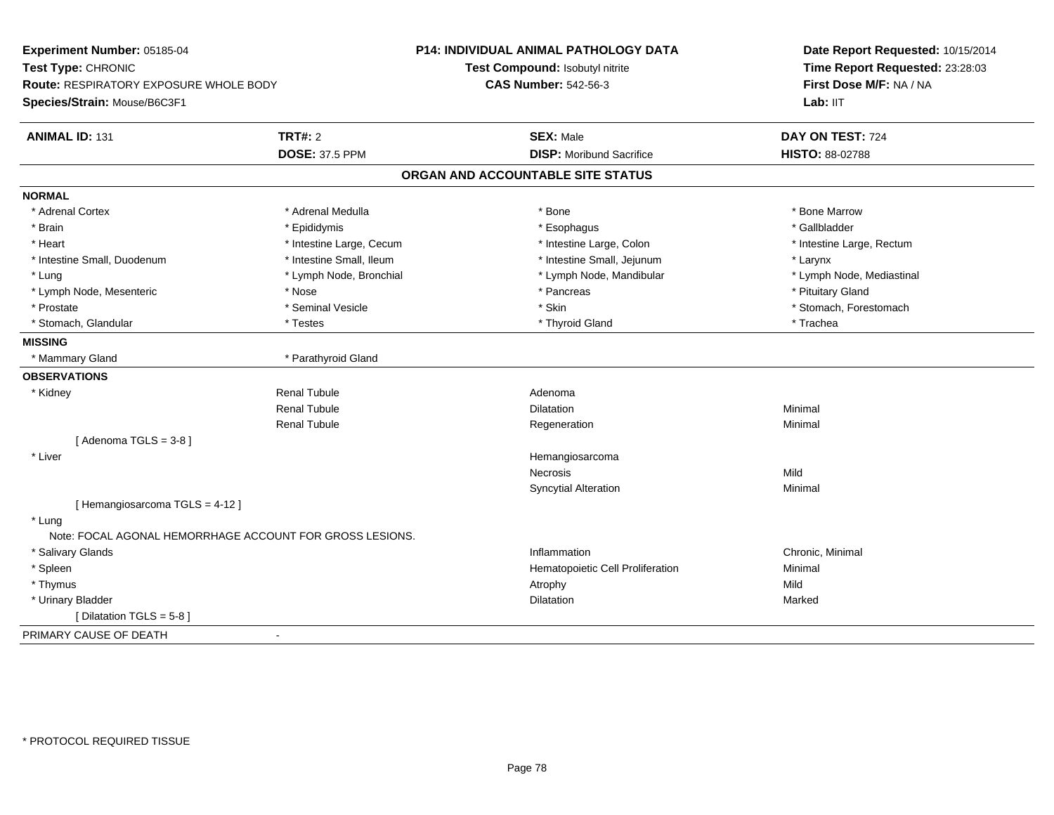**Experiment Number:** 05185-04
**Test Type:** CHRONIC
**Route:** RESPIRATORY EXPOSURE WHOLE BODY
**Species/Strain:** Mouse/B6C3F1

**P14: INDIVIDUAL ANIMAL PATHOLOGY DATA**
**Test Compound:** Isobutyl nitrite
**CAS Number:** 542-56-3

**Date Report Requested:** 10/15/2014
**Time Report Requested:** 23:28:03
**First Dose M/F:** NA / NA
**Lab:** IIT

| **ANIMAL ID:** 131 | **TRT#:** 2 | **SEX:** Male | **DAY ON TEST:** 724 |
|---|---|---|---|
| | **DOSE:** 37.5 PPM | **DISP:** Moribund Sacrifice | **HISTO:** 88-02788 |

## ORGAN AND ACCOUNTABLE SITE STATUS

**NORMAL**

| | | | |
|---|---|---|---|
| * Adrenal Cortex | * Adrenal Medulla | * Bone | * Bone Marrow |
| * Brain | * Epididymis | * Esophagus | * Gallbladder |
| * Heart | * Intestine Large, Cecum | * Intestine Large, Colon | * Intestine Large, Rectum |
| * Intestine Small, Duodenum | * Intestine Small, Ileum | * Intestine Small, Jejunum | * Larynx |
| * Lung | * Lymph Node, Bronchial | * Lymph Node, Mandibular | * Lymph Node, Mediastinal |
| * Lymph Node, Mesenteric | * Nose | * Pancreas | * Pituitary Gland |
| * Prostate | * Seminal Vesicle | * Skin | * Stomach, Forestomach |
| * Stomach, Glandular | * Testes | * Thyroid Gland | * Trachea |

**MISSING**

| | |
|---|---|
| * Mammary Gland | * Parathyroid Gland |

**OBSERVATIONS**

| | | | |
|---|---|---|---|
| * Kidney | Renal Tubule | Adenoma | |
| | Renal Tubule | Dilatation | Minimal |
| | Renal Tubule | Regeneration | Minimal |
| [ Adenoma TGLS = 3-8 ] | | | |
| * Liver | | Hemangiosarcoma | |
| | | Necrosis | Mild |
| | | Syncytial Alteration | Minimal |
| [ Hemangiosarcoma TGLS = 4-12 ] | | | |
| * Lung | | | |
| Note: FOCAL AGONAL HEMORRHAGE ACCOUNT FOR GROSS LESIONS. | | | |
| * Salivary Glands | | Inflammation | Chronic, Minimal |
| * Spleen | | Hematopoietic Cell Proliferation | Minimal |
| * Thymus | | Atrophy | Mild |
| * Urinary Bladder | | Dilatation | Marked |
| [ Dilatation TGLS = 5-8 ] | | | |

PRIMARY CAUSE OF DEATH -

* PROTOCOL REQUIRED TISSUE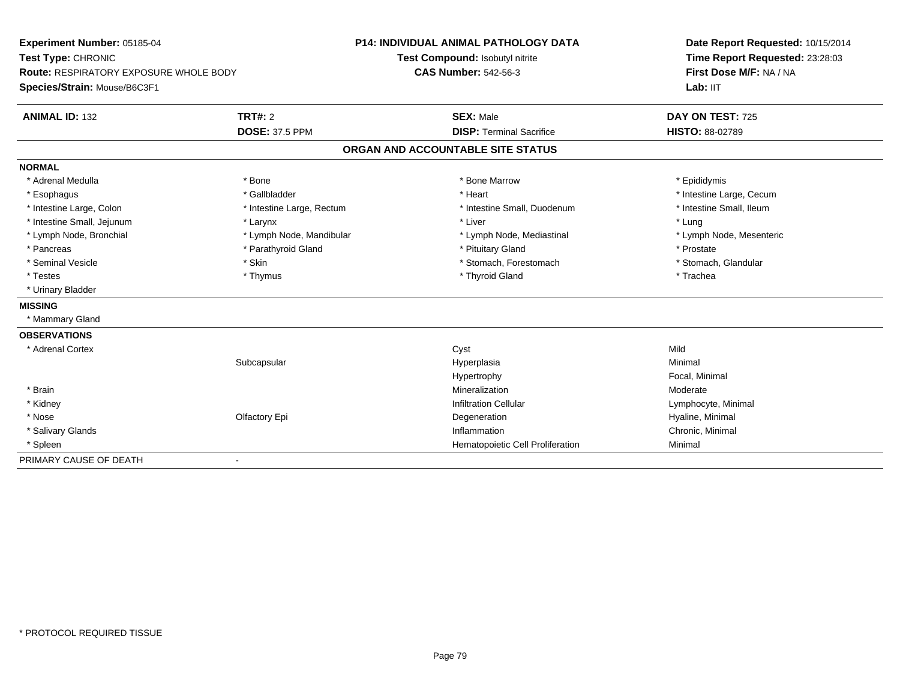**Experiment Number:** 05185-04
**Test Type:** CHRONIC
**Route:** RESPIRATORY EXPOSURE WHOLE BODY
**Species/Strain:** Mouse/B6C3F1

**P14: INDIVIDUAL ANIMAL PATHOLOGY DATA**
**Test Compound:** Isobutyl nitrite
**CAS Number:** 542-56-3

**Date Report Requested:** 10/15/2014
**Time Report Requested:** 23:28:03
**First Dose M/F:** NA / NA
**Lab:** IIT

| **ANIMAL ID:** 132 | **TRT#:** 2 | **SEX:** Male | **DAY ON TEST:** 725 |
|---|---|---|---|
| | **DOSE:** 37.5 PPM | **DISP:** Terminal Sacrifice | **HISTO:** 88-02789 |

## ORGAN AND ACCOUNTABLE SITE STATUS

**NORMAL**

| | | | |
|---|---|---|---|
| * Adrenal Medulla | * Bone | * Bone Marrow | * Epididymis |
| * Esophagus | * Gallbladder | * Heart | * Intestine Large, Cecum |
| * Intestine Large, Colon | * Intestine Large, Rectum | * Intestine Small, Duodenum | * Intestine Small, Ileum |
| * Intestine Small, Jejunum | * Larynx | * Liver | * Lung |
| * Lymph Node, Bronchial | * Lymph Node, Mandibular | * Lymph Node, Mediastinal | * Lymph Node, Mesenteric |
| * Pancreas | * Parathyroid Gland | * Pituitary Gland | * Prostate |
| * Seminal Vesicle | * Skin | * Stomach, Forestomach | * Stomach, Glandular |
| * Testes | * Thymus | * Thyroid Gland | * Trachea |
| * Urinary Bladder | | | |

**MISSING**

* Mammary Gland

**OBSERVATIONS**

| | | | |
|---|---|---|---|
| * Adrenal Cortex | | Cyst | Mild |
| | Subcapsular | Hyperplasia | Minimal |
| | | Hypertrophy | Focal, Minimal |
| * Brain | | Mineralization | Moderate |
| * Kidney | | Infiltration Cellular | Lymphocyte, Minimal |
| * Nose | Olfactory Epi | Degeneration | Hyaline, Minimal |
| * Salivary Glands | | Inflammation | Chronic, Minimal |
| * Spleen | | Hematopoietic Cell Proliferation | Minimal |

PRIMARY CAUSE OF DEATH -

* PROTOCOL REQUIRED TISSUE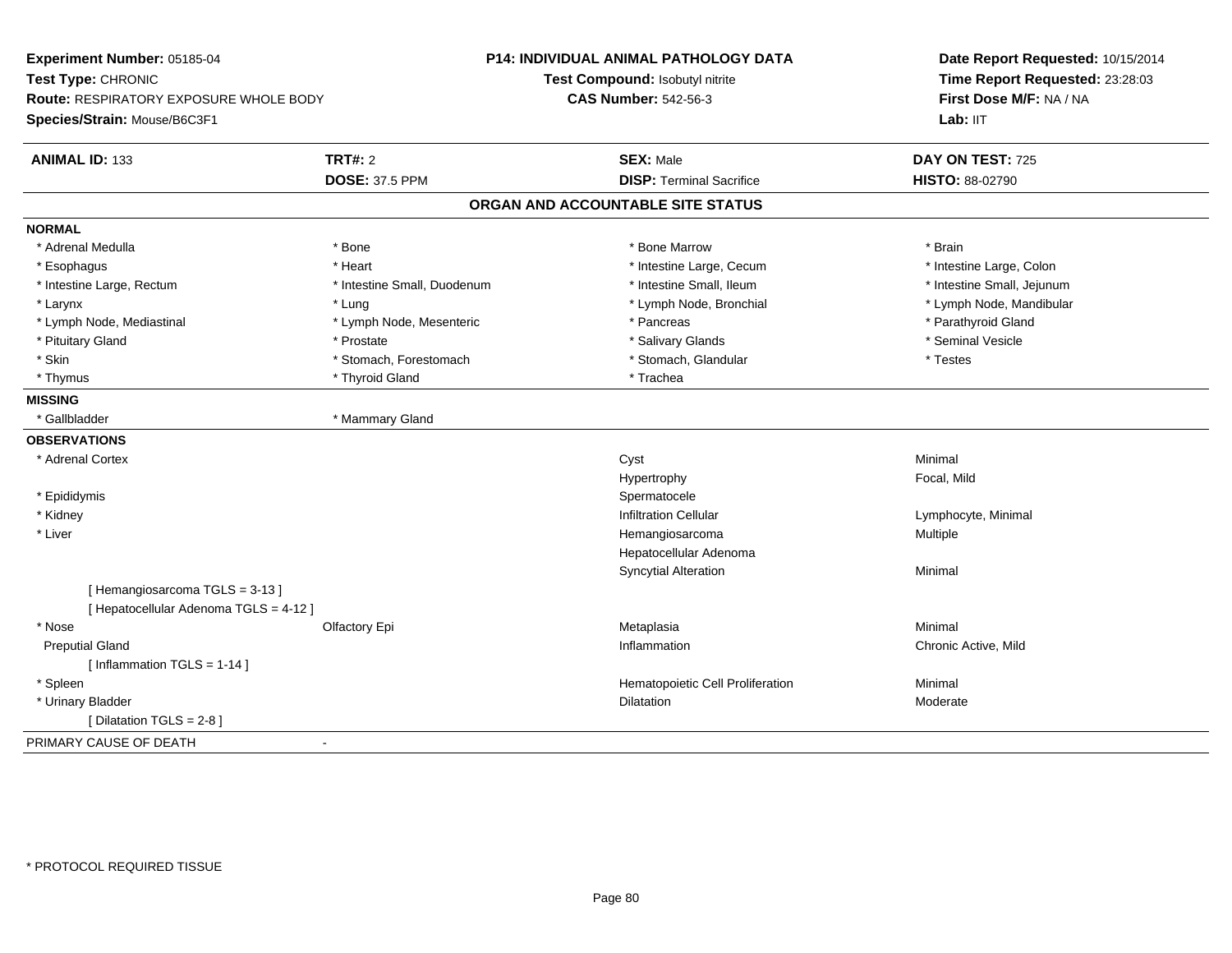**Experiment Number:** 05185-04
**Test Type:** CHRONIC
**Route:** RESPIRATORY EXPOSURE WHOLE BODY
**Species/Strain:** Mouse/B6C3F1

**P14: INDIVIDUAL ANIMAL PATHOLOGY DATA**
**Test Compound:** Isobutyl nitrite
**CAS Number:** 542-56-3

**Date Report Requested:** 10/15/2014
**Time Report Requested:** 23:28:03
**First Dose M/F:** NA / NA
**Lab:** IIT

| **ANIMAL ID:** 133 | **TRT#:** 2 | **SEX:** Male | **DAY ON TEST:** 725 |
|---|---|---|---|
| | **DOSE:** 37.5 PPM | **DISP:** Terminal Sacrifice | **HISTO:** 88-02790 |

## ORGAN AND ACCOUNTABLE SITE STATUS

**NORMAL**

| | | | |
|---|---|---|---|
| * Adrenal Medulla | * Bone | * Bone Marrow | * Brain |
| * Esophagus | * Heart | * Intestine Large, Cecum | * Intestine Large, Colon |
| * Intestine Large, Rectum | * Intestine Small, Duodenum | * Intestine Small, Ileum | * Intestine Small, Jejunum |
| * Larynx | * Lung | * Lymph Node, Bronchial | * Lymph Node, Mandibular |
| * Lymph Node, Mediastinal | * Lymph Node, Mesenteric | * Pancreas | * Parathyroid Gland |
| * Pituitary Gland | * Prostate | * Salivary Glands | * Seminal Vesicle |
| * Skin | * Stomach, Forestomach | * Stomach, Glandular | * Testes |
| * Thymus | * Thyroid Gland | * Trachea | |

**MISSING**

| | |
|---|---|
| * Gallbladder | * Mammary Gland |

**OBSERVATIONS**

| Organ | Site | Observation | Qualifier |
|---|---|---|---|
| * Adrenal Cortex | | Cyst | Minimal |
| | | Hypertrophy | Focal, Mild |
| * Epididymis | | Spermatocele | |
| * Kidney | | Infiltration Cellular | Lymphocyte, Minimal |
| * Liver | | Hemangiosarcoma | Multiple |
| | | Hepatocellular Adenoma | |
| | | Syncytial Alteration | Minimal |
| [ Hemangiosarcoma TGLS = 3-13 ] | | | |
| [ Hepatocellular Adenoma TGLS = 4-12 ] | | | |
| * Nose | Olfactory Epi | Metaplasia | Minimal |
| Preputial Gland | | Inflammation | Chronic Active, Mild |
| [ Inflammation TGLS = 1-14 ] | | | |
| * Spleen | | Hematopoietic Cell Proliferation | Minimal |
| * Urinary Bladder | | Dilatation | Moderate |
| [ Dilatation TGLS = 2-8 ] | | | |

PRIMARY CAUSE OF DEATH -

* PROTOCOL REQUIRED TISSUE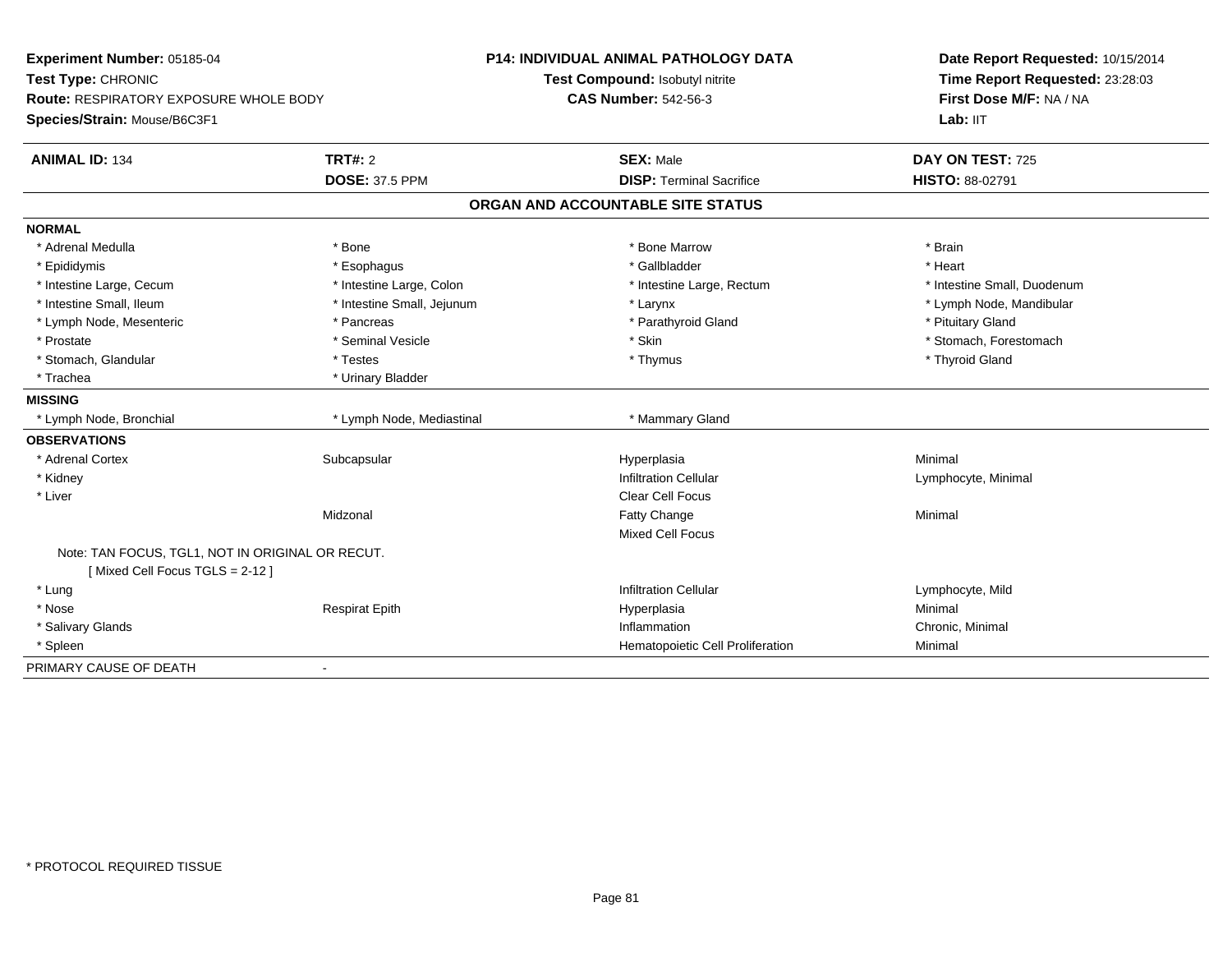**Experiment Number:** 05185-04
**Test Type:** CHRONIC
**Route:** RESPIRATORY EXPOSURE WHOLE BODY
**Species/Strain:** Mouse/B6C3F1

**P14: INDIVIDUAL ANIMAL PATHOLOGY DATA**
**Test Compound:** Isobutyl nitrite
**CAS Number:** 542-56-3

**Date Report Requested:** 10/15/2014
**Time Report Requested:** 23:28:03
**First Dose M/F:** NA / NA
**Lab:** IIT

| **ANIMAL ID:** 134 | **TRT#:** 2 | **SEX:** Male | **DAY ON TEST:** 725 |
|---|---|---|---|
| | **DOSE:** 37.5 PPM | **DISP:** Terminal Sacrifice | **HISTO:** 88-02791 |

## ORGAN AND ACCOUNTABLE SITE STATUS

| | | | |
|---|---|---|---|
| **NORMAL** | | | |
| * Adrenal Medulla | * Bone | * Bone Marrow | * Brain |
| * Epididymis | * Esophagus | * Gallbladder | * Heart |
| * Intestine Large, Cecum | * Intestine Large, Colon | * Intestine Large, Rectum | * Intestine Small, Duodenum |
| * Intestine Small, Ileum | * Intestine Small, Jejunum | * Larynx | * Lymph Node, Mandibular |
| * Lymph Node, Mesenteric | * Pancreas | * Parathyroid Gland | * Pituitary Gland |
| * Prostate | * Seminal Vesicle | * Skin | * Stomach, Forestomach |
| * Stomach, Glandular | * Testes | * Thymus | * Thyroid Gland |
| * Trachea | * Urinary Bladder | | |
| **MISSING** | | | |
| * Lymph Node, Bronchial | * Lymph Node, Mediastinal | * Mammary Gland | |
| **OBSERVATIONS** | | | |
| * Adrenal Cortex | Subcapsular | Hyperplasia | Minimal |
| * Kidney | | Infiltration Cellular | Lymphocyte, Minimal |
| * Liver | | Clear Cell Focus | |
| | Midzonal | Fatty Change | Minimal |
| | | Mixed Cell Focus | |
| Note: TAN FOCUS, TGL1, NOT IN ORIGINAL OR RECUT. [ Mixed Cell Focus TGLS = 2-12 ] | | | |
| * Lung | | Infiltration Cellular | Lymphocyte, Mild |
| * Nose | Respirat Epith | Hyperplasia | Minimal |
| * Salivary Glands | | Inflammation | Chronic, Minimal |
| * Spleen | | Hematopoietic Cell Proliferation | Minimal |
| PRIMARY CAUSE OF DEATH | - | | |

* PROTOCOL REQUIRED TISSUE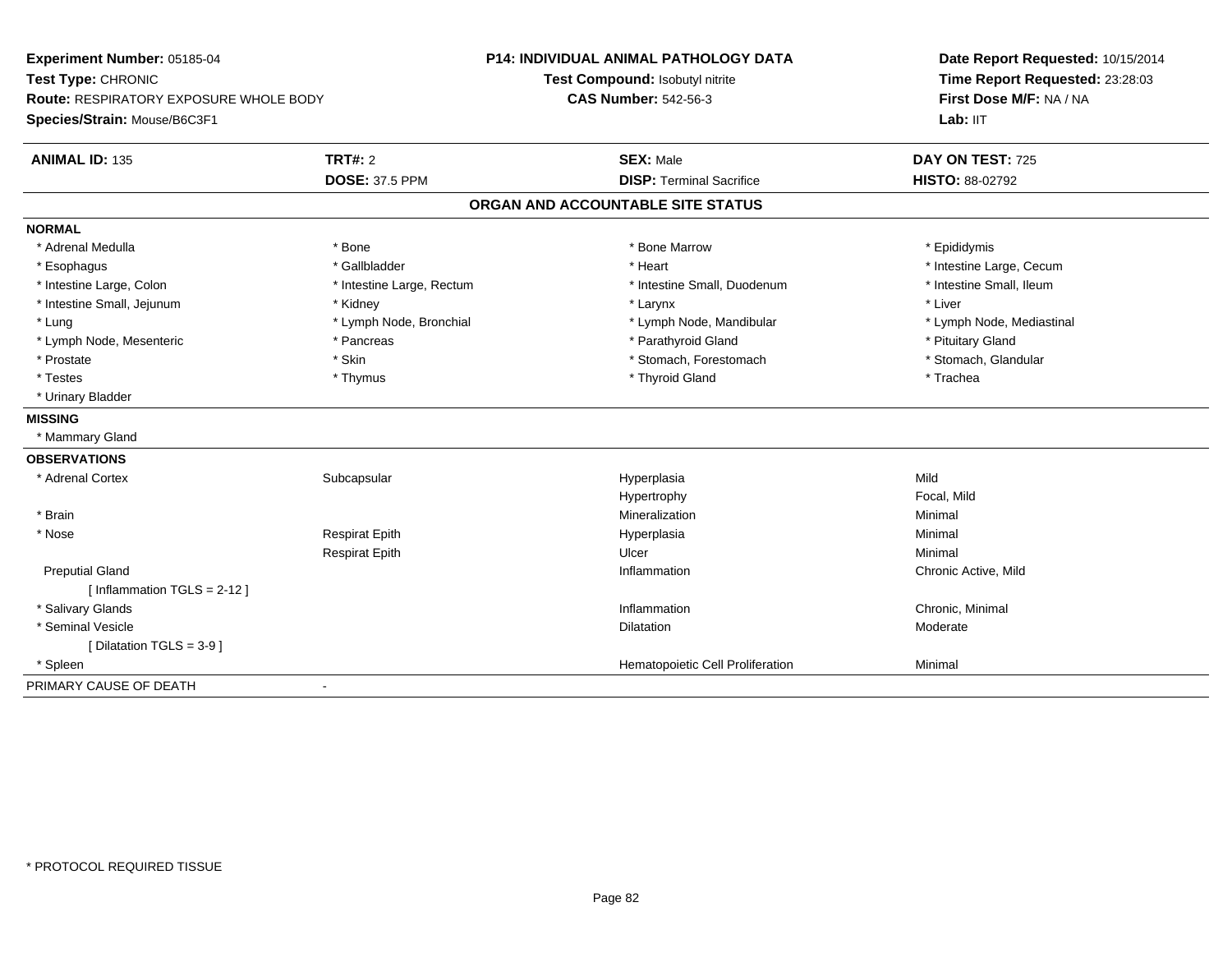**Experiment Number:** 05185-04
**Test Type:** CHRONIC
**Route:** RESPIRATORY EXPOSURE WHOLE BODY
**Species/Strain:** Mouse/B6C3F1

**P14: INDIVIDUAL ANIMAL PATHOLOGY DATA**
**Test Compound:** Isobutyl nitrite
**CAS Number:** 542-56-3

**Date Report Requested:** 10/15/2014
**Time Report Requested:** 23:28:03
**First Dose M/F:** NA / NA
**Lab:** IIT

| **ANIMAL ID:** 135 | **TRT#:** 2 | **SEX:** Male | **DAY ON TEST:** 725 |
|---|---|---|---|
| | **DOSE:** 37.5 PPM | **DISP:** Terminal Sacrifice | **HISTO:** 88-02792 |

## ORGAN AND ACCOUNTABLE SITE STATUS

**NORMAL**

| | | | |
|---|---|---|---|
| * Adrenal Medulla | * Bone | * Bone Marrow | * Epididymis |
| * Esophagus | * Gallbladder | * Heart | * Intestine Large, Cecum |
| * Intestine Large, Colon | * Intestine Large, Rectum | * Intestine Small, Duodenum | * Intestine Small, Ileum |
| * Intestine Small, Jejunum | * Kidney | * Larynx | * Liver |
| * Lung | * Lymph Node, Bronchial | * Lymph Node, Mandibular | * Lymph Node, Mediastinal |
| * Lymph Node, Mesenteric | * Pancreas | * Parathyroid Gland | * Pituitary Gland |
| * Prostate | * Skin | * Stomach, Forestomach | * Stomach, Glandular |
| * Testes | * Thymus | * Thyroid Gland | * Trachea |
| * Urinary Bladder | | | |

**MISSING**

* Mammary Gland

**OBSERVATIONS**

| | | | |
|---|---|---|---|
| * Adrenal Cortex | Subcapsular | Hyperplasia | Mild |
| | | Hypertrophy | Focal, Mild |
| * Brain | | Mineralization | Minimal |
| * Nose | Respirat Epith | Hyperplasia | Minimal |
| | Respirat Epith | Ulcer | Minimal |
| Preputial Gland | | Inflammation | Chronic Active, Mild |
| [ Inflammation TGLS = 2-12 ] | | | |
| * Salivary Glands | | Inflammation | Chronic, Minimal |
| * Seminal Vesicle | | Dilatation | Moderate |
| [ Dilatation TGLS = 3-9 ] | | | |
| * Spleen | | Hematopoietic Cell Proliferation | Minimal |

PRIMARY CAUSE OF DEATH -

* PROTOCOL REQUIRED TISSUE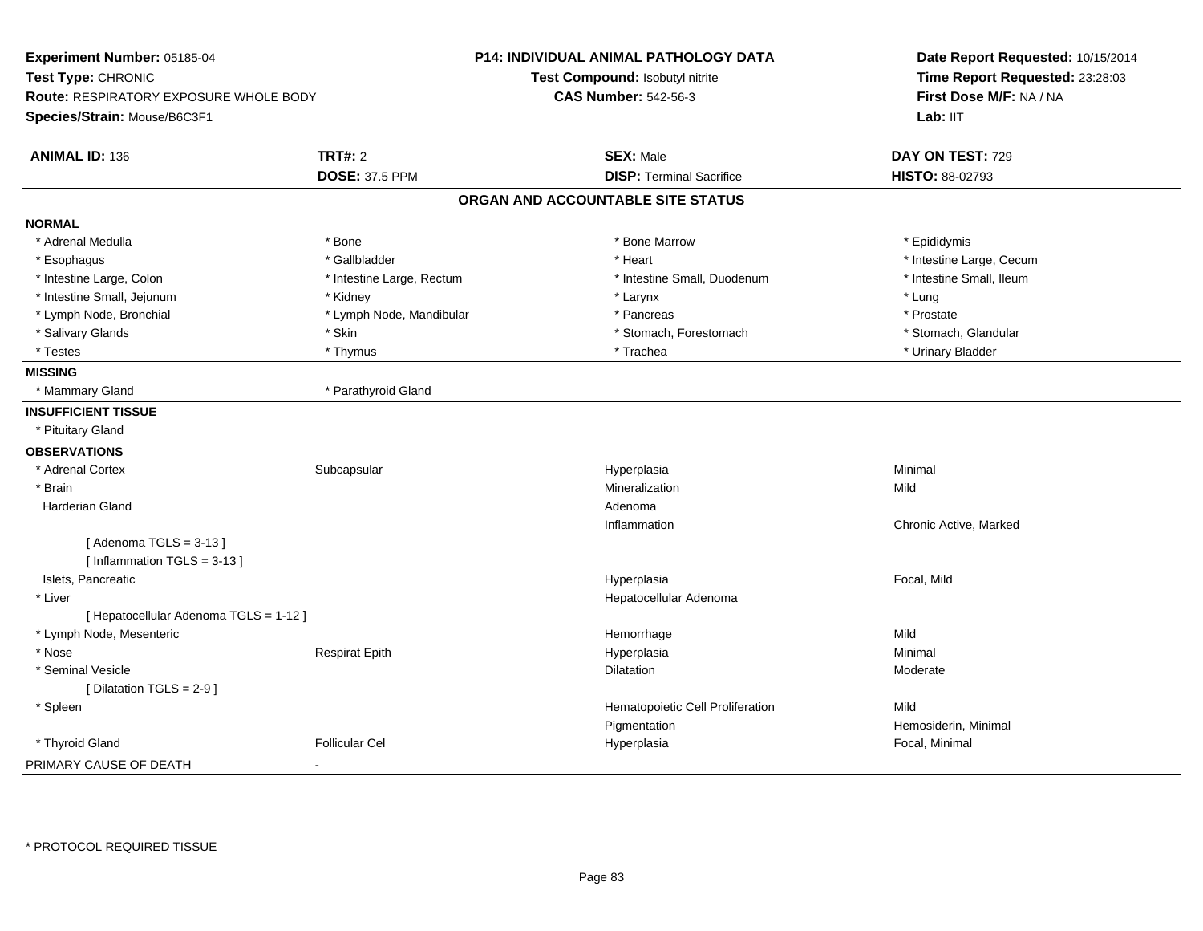**Experiment Number:** 05185-04
**Test Type:** CHRONIC
**Route:** RESPIRATORY EXPOSURE WHOLE BODY
**Species/Strain:** Mouse/B6C3F1

**P14: INDIVIDUAL ANIMAL PATHOLOGY DATA**
**Test Compound:** Isobutyl nitrite
**CAS Number:** 542-56-3

**Date Report Requested:** 10/15/2014
**Time Report Requested:** 23:28:03
**First Dose M/F:** NA / NA
**Lab:** IIT

| **ANIMAL ID:** 136 | **TRT#:** 2 | **SEX:** Male | **DAY ON TEST:** 729 |
|---|---|---|---|
| | **DOSE:** 37.5 PPM | **DISP:** Terminal Sacrifice | **HISTO:** 88-02793 |

## ORGAN AND ACCOUNTABLE SITE STATUS

**NORMAL**

| | | | |
|---|---|---|---|
| * Adrenal Medulla | * Bone | * Bone Marrow | * Epididymis |
| * Esophagus | * Gallbladder | * Heart | * Intestine Large, Cecum |
| * Intestine Large, Colon | * Intestine Large, Rectum | * Intestine Small, Duodenum | * Intestine Small, Ileum |
| * Intestine Small, Jejunum | * Kidney | * Larynx | * Lung |
| * Lymph Node, Bronchial | * Lymph Node, Mandibular | * Pancreas | * Prostate |
| * Salivary Glands | * Skin | * Stomach, Forestomach | * Stomach, Glandular |
| * Testes | * Thymus | * Trachea | * Urinary Bladder |

**MISSING**

* Mammary Gland
* Parathyroid Gland

**INSUFFICIENT TISSUE**

* Pituitary Gland

**OBSERVATIONS**

| | | | |
|---|---|---|---|
| * Adrenal Cortex | Subcapsular | Hyperplasia | Minimal |
| * Brain | | Mineralization | Mild |
| Harderian Gland | | Adenoma | |
| | | Inflammation | Chronic Active, Marked |
| [ Adenoma TGLS = 3-13 ] | | | |
| [ Inflammation TGLS = 3-13 ] | | | |
| Islets, Pancreatic | | Hyperplasia | Focal, Mild |
| * Liver | | Hepatocellular Adenoma | |
| [ Hepatocellular Adenoma TGLS = 1-12 ] | | | |
| * Lymph Node, Mesenteric | | Hemorrhage | Mild |
| * Nose | Respirat Epith | Hyperplasia | Minimal |
| * Seminal Vesicle | | Dilatation | Moderate |
| [ Dilatation TGLS = 2-9 ] | | | |
| * Spleen | | Hematopoietic Cell Proliferation | Mild |
| | | Pigmentation | Hemosiderin, Minimal |
| * Thyroid Gland | Follicular Cel | Hyperplasia | Focal, Minimal |

PRIMARY CAUSE OF DEATH -

* PROTOCOL REQUIRED TISSUE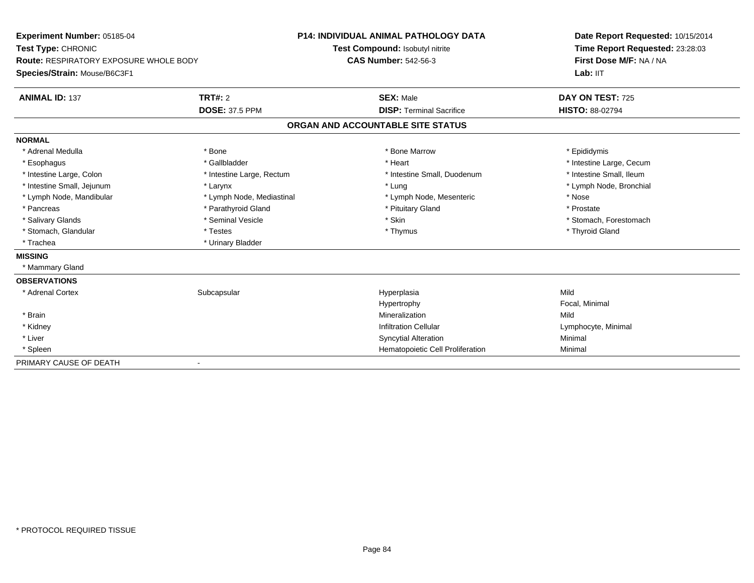**Experiment Number:** 05185-04
**Test Type:** CHRONIC
**Route:** RESPIRATORY EXPOSURE WHOLE BODY
**Species/Strain:** Mouse/B6C3F1

**P14: INDIVIDUAL ANIMAL PATHOLOGY DATA**
**Test Compound:** Isobutyl nitrite
**CAS Number:** 542-56-3

**Date Report Requested:** 10/15/2014
**Time Report Requested:** 23:28:03
**First Dose M/F:** NA / NA
**Lab:** IIT

| **ANIMAL ID:** 137 | **TRT#:** 2 | **SEX:** Male | **DAY ON TEST:** 725 |
|---|---|---|---|
| | **DOSE:** 37.5 PPM | **DISP:** Terminal Sacrifice | **HISTO:** 88-02794 |

## ORGAN AND ACCOUNTABLE SITE STATUS

**NORMAL**

| | | | |
|---|---|---|---|
| * Adrenal Medulla | * Bone | * Bone Marrow | * Epididymis |
| * Esophagus | * Gallbladder | * Heart | * Intestine Large, Cecum |
| * Intestine Large, Colon | * Intestine Large, Rectum | * Intestine Small, Duodenum | * Intestine Small, Ileum |
| * Intestine Small, Jejunum | * Larynx | * Lung | * Lymph Node, Bronchial |
| * Lymph Node, Mandibular | * Lymph Node, Mediastinal | * Lymph Node, Mesenteric | * Nose |
| * Pancreas | * Parathyroid Gland | * Pituitary Gland | * Prostate |
| * Salivary Glands | * Seminal Vesicle | * Skin | * Stomach, Forestomach |
| * Stomach, Glandular | * Testes | * Thymus | * Thyroid Gland |
| * Trachea | * Urinary Bladder | | |

**MISSING**

* Mammary Gland

**OBSERVATIONS**

| | | | |
|---|---|---|---|
| * Adrenal Cortex | Subcapsular | Hyperplasia | Mild |
| | | Hypertrophy | Focal, Minimal |
| * Brain | | Mineralization | Mild |
| * Kidney | | Infiltration Cellular | Lymphocyte, Minimal |
| * Liver | | Syncytial Alteration | Minimal |
| * Spleen | | Hematopoietic Cell Proliferation | Minimal |

PRIMARY CAUSE OF DEATH -

* PROTOCOL REQUIRED TISSUE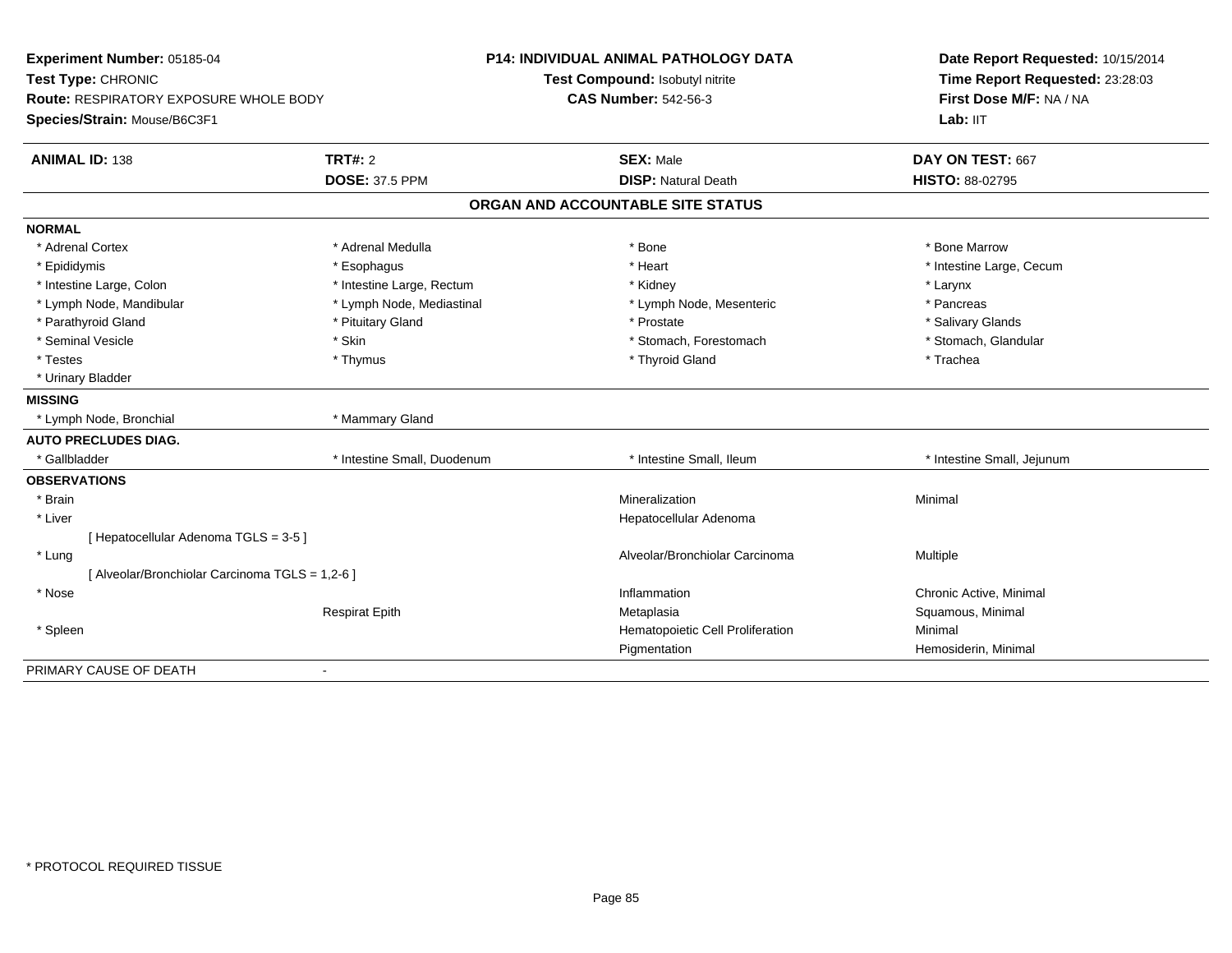**Experiment Number:** 05185-04
**Test Type:** CHRONIC
**Route:** RESPIRATORY EXPOSURE WHOLE BODY
**Species/Strain:** Mouse/B6C3F1

**P14: INDIVIDUAL ANIMAL PATHOLOGY DATA**
**Test Compound:** Isobutyl nitrite
**CAS Number:** 542-56-3

**Date Report Requested:** 10/15/2014
**Time Report Requested:** 23:28:03
**First Dose M/F:** NA / NA
**Lab:** IIT

| **ANIMAL ID:** 138 | **TRT#:** 2 | **SEX:** Male | **DAY ON TEST:** 667 |
|---|---|---|---|
| | **DOSE:** 37.5 PPM | **DISP:** Natural Death | **HISTO:** 88-02795 |

## ORGAN AND ACCOUNTABLE SITE STATUS

**NORMAL**

| | | | |
|---|---|---|---|
| * Adrenal Cortex | * Adrenal Medulla | * Bone | * Bone Marrow |
| * Epididymis | * Esophagus | * Heart | * Intestine Large, Cecum |
| * Intestine Large, Colon | * Intestine Large, Rectum | * Kidney | * Larynx |
| * Lymph Node, Mandibular | * Lymph Node, Mediastinal | * Lymph Node, Mesenteric | * Pancreas |
| * Parathyroid Gland | * Pituitary Gland | * Prostate | * Salivary Glands |
| * Seminal Vesicle | * Skin | * Stomach, Forestomach | * Stomach, Glandular |
| * Testes | * Thymus | * Thyroid Gland | * Trachea |
| * Urinary Bladder | | | |

**MISSING**

| | |
|---|---|
| * Lymph Node, Bronchial | * Mammary Gland |

**AUTO PRECLUDES DIAG.**

| | | | |
|---|---|---|---|
| * Gallbladder | * Intestine Small, Duodenum | * Intestine Small, Ileum | * Intestine Small, Jejunum |

**OBSERVATIONS**

| | | | |
|---|---|---|---|
| * Brain | | Mineralization | Minimal |
| * Liver | | Hepatocellular Adenoma | |
| [ Hepatocellular Adenoma TGLS = 3-5 ] | | | |
| * Lung | | Alveolar/Bronchiolar Carcinoma | Multiple |
| [ Alveolar/Bronchiolar Carcinoma TGLS = 1,2-6 ] | | | |
| * Nose | | Inflammation | Chronic Active, Minimal |
| | Respirat Epith | Metaplasia | Squamous, Minimal |
| * Spleen | | Hematopoietic Cell Proliferation | Minimal |
| | | Pigmentation | Hemosiderin, Minimal |

PRIMARY CAUSE OF DEATH -

\* PROTOCOL REQUIRED TISSUE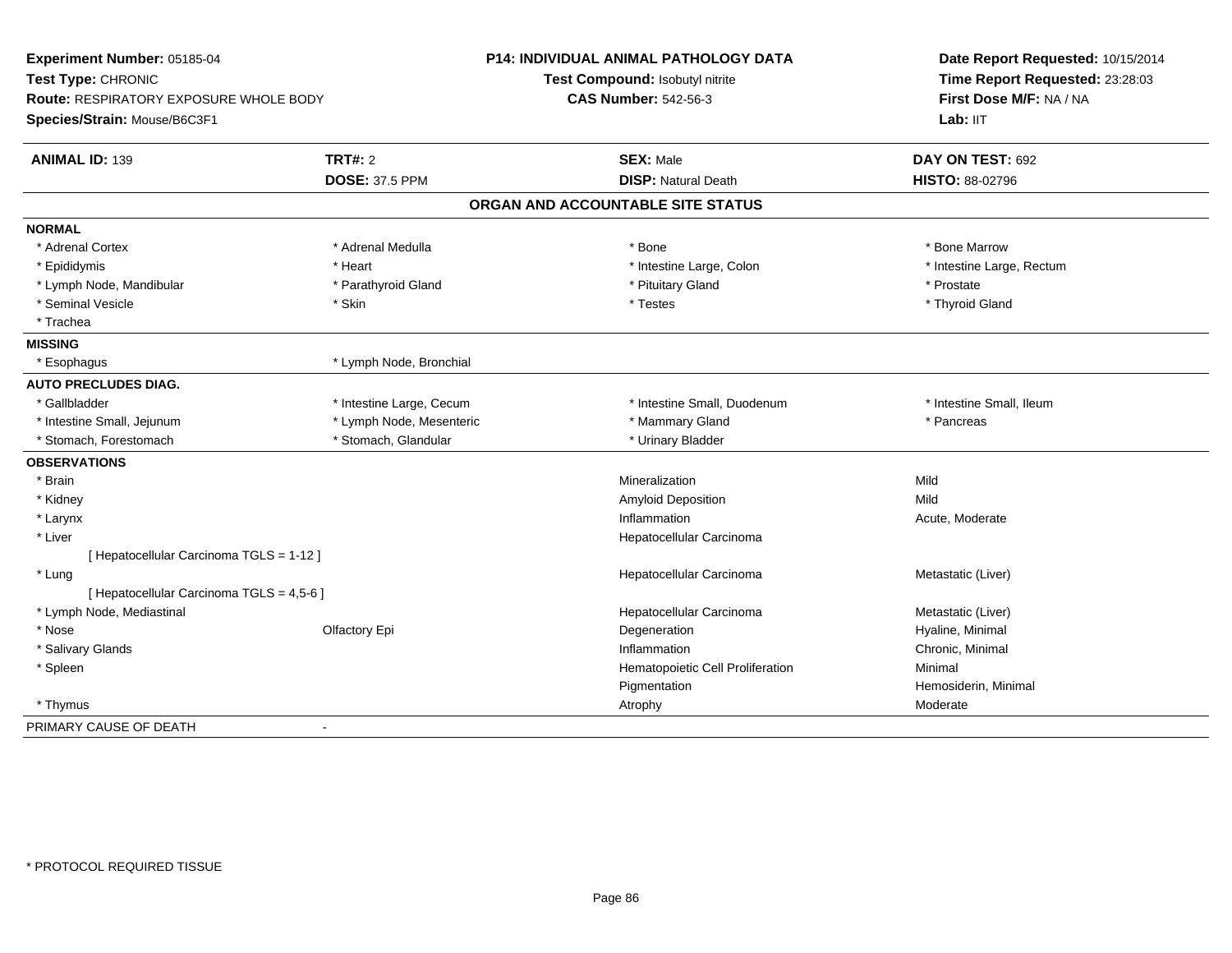**Experiment Number:** 05185-04
**Test Type:** CHRONIC
**Route:** RESPIRATORY EXPOSURE WHOLE BODY
**Species/Strain:** Mouse/B6C3F1

**P14: INDIVIDUAL ANIMAL PATHOLOGY DATA**
**Test Compound:** Isobutyl nitrite
**CAS Number:** 542-56-3

**Date Report Requested:** 10/15/2014
**Time Report Requested:** 23:28:03
**First Dose M/F:** NA / NA
**Lab:** IIT

| **ANIMAL ID:** 139 | **TRT#:** 2 | **SEX:** Male | **DAY ON TEST:** 692 |
|---|---|---|---|
| | **DOSE:** 37.5 PPM | **DISP:** Natural Death | **HISTO:** 88-02796 |

## ORGAN AND ACCOUNTABLE SITE STATUS

| | | | |
|---|---|---|---|
| **NORMAL** | | | |
| * Adrenal Cortex | * Adrenal Medulla | * Bone | * Bone Marrow |
| * Epididymis | * Heart | * Intestine Large, Colon | * Intestine Large, Rectum |
| * Lymph Node, Mandibular | * Parathyroid Gland | * Pituitary Gland | * Prostate |
| * Seminal Vesicle | * Skin | * Testes | * Thyroid Gland |
| * Trachea | | | |
| **MISSING** | | | |
| * Esophagus | * Lymph Node, Bronchial | | |
| **AUTO PRECLUDES DIAG.** | | | |
| * Gallbladder | * Intestine Large, Cecum | * Intestine Small, Duodenum | * Intestine Small, Ileum |
| * Intestine Small, Jejunum | * Lymph Node, Mesenteric | * Mammary Gland | * Pancreas |
| * Stomach, Forestomach | * Stomach, Glandular | * Urinary Bladder | |
| **OBSERVATIONS** | | | |
| * Brain | | Mineralization | Mild |
| * Kidney | | Amyloid Deposition | Mild |
| * Larynx | | Inflammation | Acute, Moderate |
| * Liver | | Hepatocellular Carcinoma | |
| [ Hepatocellular Carcinoma TGLS = 1-12 ] | | | |
| * Lung | | Hepatocellular Carcinoma | Metastatic (Liver) |
| [ Hepatocellular Carcinoma TGLS = 4,5-6 ] | | | |
| * Lymph Node, Mediastinal | | Hepatocellular Carcinoma | Metastatic (Liver) |
| * Nose | Olfactory Epi | Degeneration | Hyaline, Minimal |
| * Salivary Glands | | Inflammation | Chronic, Minimal |
| * Spleen | | Hematopoietic Cell Proliferation | Minimal |
| | | Pigmentation | Hemosiderin, Minimal |
| * Thymus | | Atrophy | Moderate |
| PRIMARY CAUSE OF DEATH | - | | |

* PROTOCOL REQUIRED TISSUE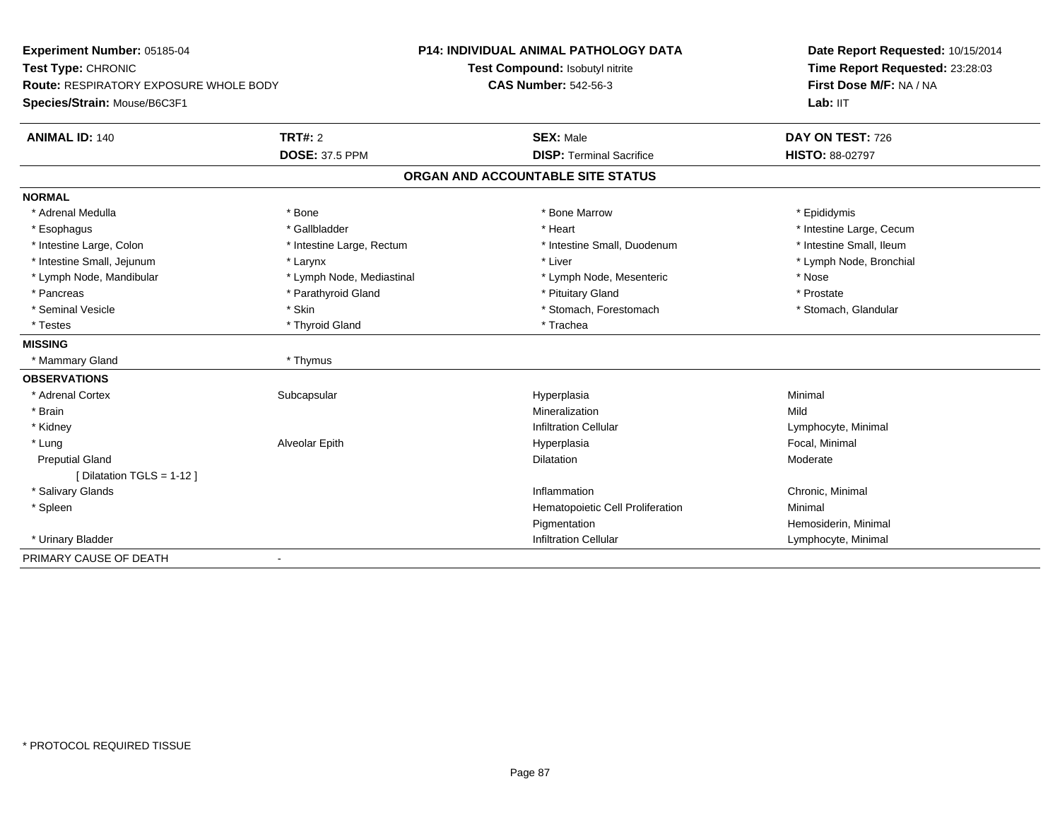**Experiment Number:** 05185-04
**Test Type:** CHRONIC
**Route:** RESPIRATORY EXPOSURE WHOLE BODY
**Species/Strain:** Mouse/B6C3F1

**P14: INDIVIDUAL ANIMAL PATHOLOGY DATA**
**Test Compound:** Isobutyl nitrite
**CAS Number:** 542-56-3

**Date Report Requested:** 10/15/2014
**Time Report Requested:** 23:28:03
**First Dose M/F:** NA / NA
**Lab:** IIT

| **ANIMAL ID:** 140 | **TRT#:** 2 | **SEX:** Male | **DAY ON TEST:** 726 |
|---|---|---|---|
| | **DOSE:** 37.5 PPM | **DISP:** Terminal Sacrifice | **HISTO:** 88-02797 |

## ORGAN AND ACCOUNTABLE SITE STATUS

| | | | |
|---|---|---|---|
| **NORMAL** | | | |
| * Adrenal Medulla | * Bone | * Bone Marrow | * Epididymis |
| * Esophagus | * Gallbladder | * Heart | * Intestine Large, Cecum |
| * Intestine Large, Colon | * Intestine Large, Rectum | * Intestine Small, Duodenum | * Intestine Small, Ileum |
| * Intestine Small, Jejunum | * Larynx | * Liver | * Lymph Node, Bronchial |
| * Lymph Node, Mandibular | * Lymph Node, Mediastinal | * Lymph Node, Mesenteric | * Nose |
| * Pancreas | * Parathyroid Gland | * Pituitary Gland | * Prostate |
| * Seminal Vesicle | * Skin | * Stomach, Forestomach | * Stomach, Glandular |
| * Testes | * Thyroid Gland | * Trachea | |
| **MISSING** | | | |
| * Mammary Gland | * Thymus | | |
| **OBSERVATIONS** | | | |
| * Adrenal Cortex | Subcapsular | Hyperplasia | Minimal |
| * Brain | | Mineralization | Mild |
| * Kidney | | Infiltration Cellular | Lymphocyte, Minimal |
| * Lung | Alveolar Epith | Hyperplasia | Focal, Minimal |
| Preputial Gland | | Dilatation | Moderate |
| [ Dilatation TGLS = 1-12 ] | | | |
| * Salivary Glands | | Inflammation | Chronic, Minimal |
| * Spleen | | Hematopoietic Cell Proliferation | Minimal |
| | | Pigmentation | Hemosiderin, Minimal |
| * Urinary Bladder | | Infiltration Cellular | Lymphocyte, Minimal |
| PRIMARY CAUSE OF DEATH | - | | |

* PROTOCOL REQUIRED TISSUE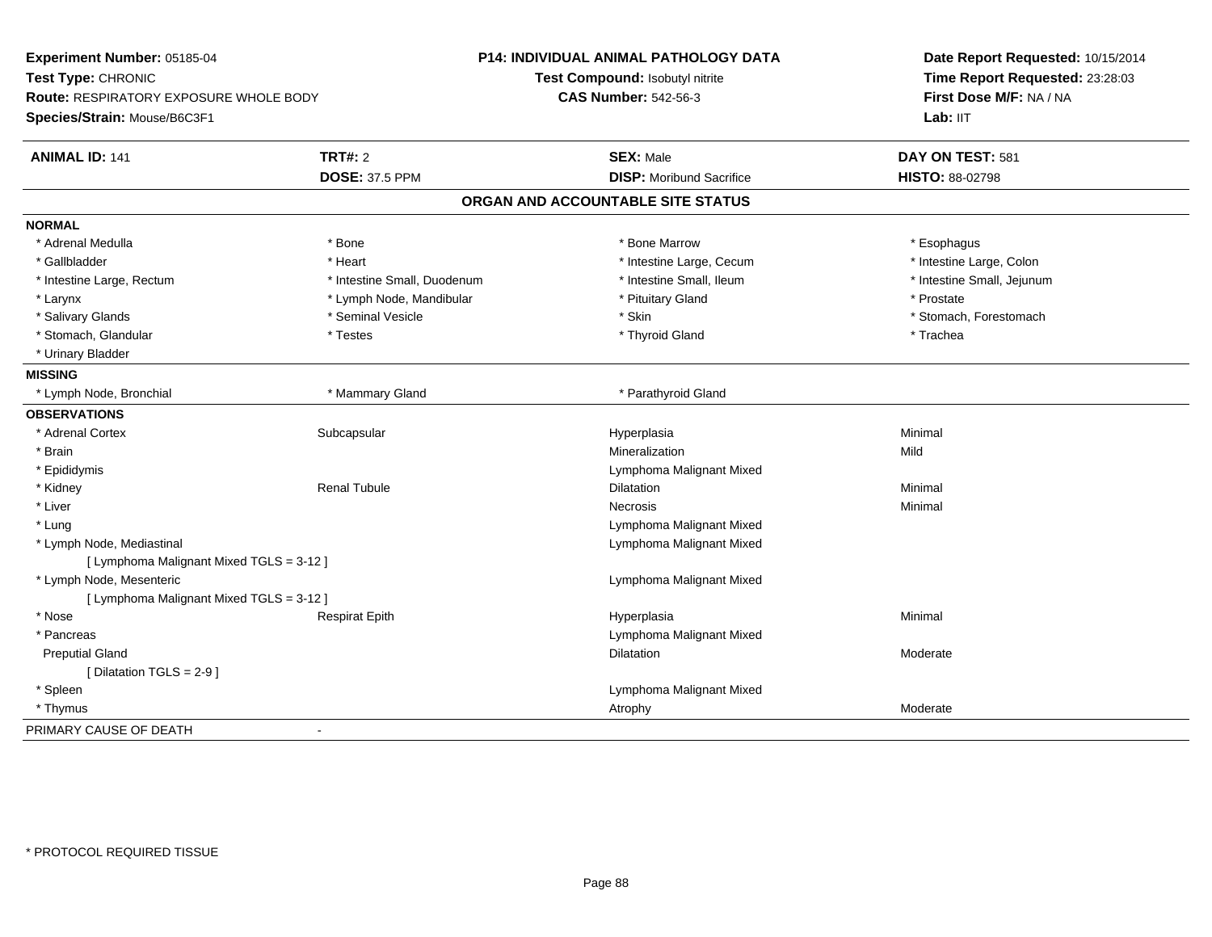**Experiment Number:** 05185-04
**Test Type:** CHRONIC
**Route:** RESPIRATORY EXPOSURE WHOLE BODY
**Species/Strain:** Mouse/B6C3F1

**P14: INDIVIDUAL ANIMAL PATHOLOGY DATA**
**Test Compound:** Isobutyl nitrite
**CAS Number:** 542-56-3

**Date Report Requested:** 10/15/2014
**Time Report Requested:** 23:28:03
**First Dose M/F:** NA / NA
**Lab:** IIT

| **ANIMAL ID:** 141 | **TRT#:** 2 | **SEX:** Male | **DAY ON TEST:** 581 |
|---|---|---|---|
| | **DOSE:** 37.5 PPM | **DISP:** Moribund Sacrifice | **HISTO:** 88-02798 |

## ORGAN AND ACCOUNTABLE SITE STATUS

| | | | |
|---|---|---|---|
| **NORMAL** | | | |
| * Adrenal Medulla | * Bone | * Bone Marrow | * Esophagus |
| * Gallbladder | * Heart | * Intestine Large, Cecum | * Intestine Large, Colon |
| * Intestine Large, Rectum | * Intestine Small, Duodenum | * Intestine Small, Ileum | * Intestine Small, Jejunum |
| * Larynx | * Lymph Node, Mandibular | * Pituitary Gland | * Prostate |
| * Salivary Glands | * Seminal Vesicle | * Skin | * Stomach, Forestomach |
| * Stomach, Glandular | * Testes | * Thyroid Gland | * Trachea |
| * Urinary Bladder | | | |
| **MISSING** | | | |
| * Lymph Node, Bronchial | * Mammary Gland | * Parathyroid Gland | |
| **OBSERVATIONS** | | | |
| * Adrenal Cortex | Subcapsular | Hyperplasia | Minimal |
| * Brain | | Mineralization | Mild |
| * Epididymis | | Lymphoma Malignant Mixed | |
| * Kidney | Renal Tubule | Dilatation | Minimal |
| * Liver | | Necrosis | Minimal |
| * Lung | | Lymphoma Malignant Mixed | |
| * Lymph Node, Mediastinal | | Lymphoma Malignant Mixed | |
| [ Lymphoma Malignant Mixed TGLS = 3-12 ] | | | |
| * Lymph Node, Mesenteric | | Lymphoma Malignant Mixed | |
| [ Lymphoma Malignant Mixed TGLS = 3-12 ] | | | |
| * Nose | Respirat Epith | Hyperplasia | Minimal |
| * Pancreas | | Lymphoma Malignant Mixed | |
| Preputial Gland | | Dilatation | Moderate |
| [ Dilatation TGLS = 2-9 ] | | | |
| * Spleen | | Lymphoma Malignant Mixed | |
| * Thymus | | Atrophy | Moderate |
| PRIMARY CAUSE OF DEATH | - | | |

\* PROTOCOL REQUIRED TISSUE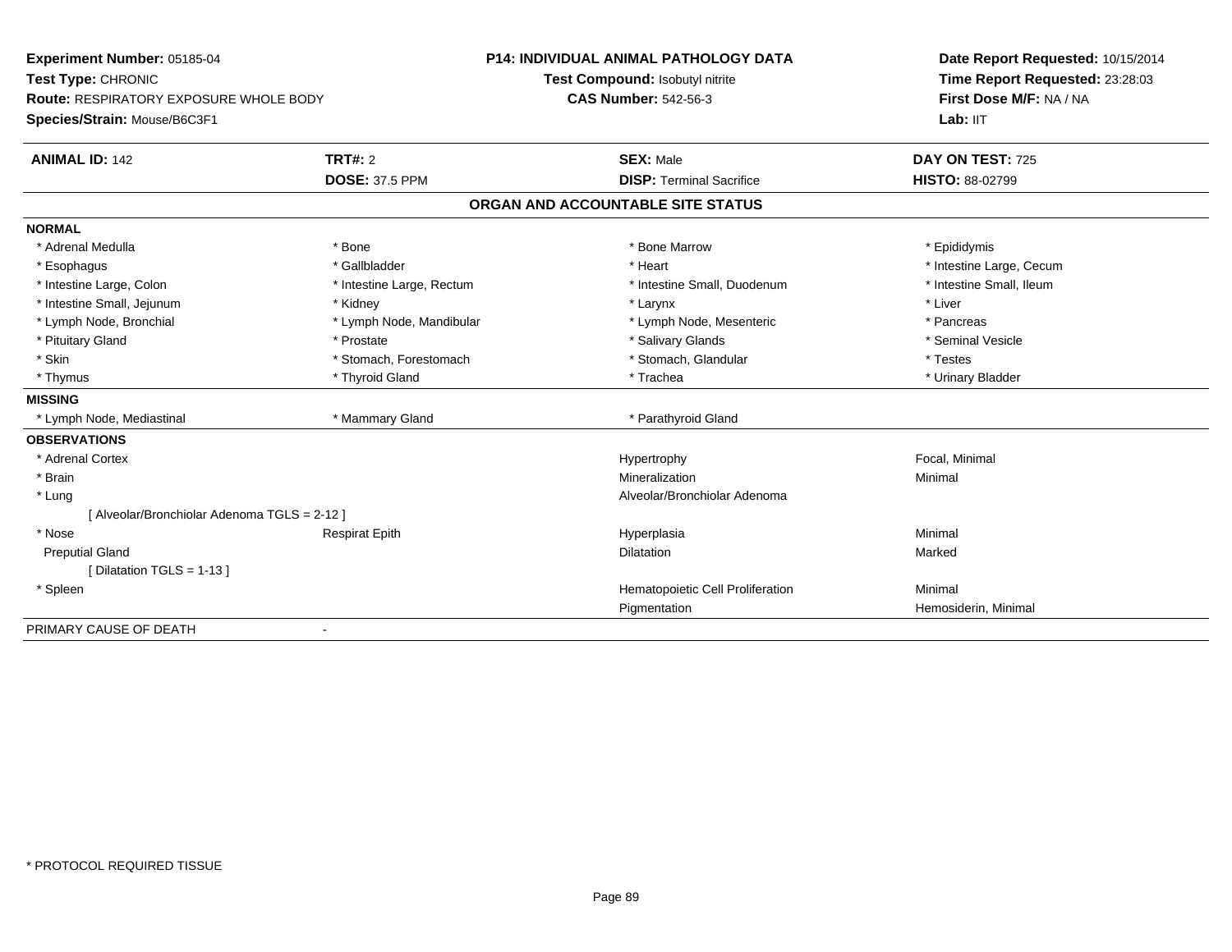**Experiment Number:** 05185-04
**Test Type:** CHRONIC
**Route:** RESPIRATORY EXPOSURE WHOLE BODY
**Species/Strain:** Mouse/B6C3F1

**P14: INDIVIDUAL ANIMAL PATHOLOGY DATA**
**Test Compound:** Isobutyl nitrite
**CAS Number:** 542-56-3

**Date Report Requested:** 10/15/2014
**Time Report Requested:** 23:28:03
**First Dose M/F:** NA / NA
**Lab:** IIT

| **ANIMAL ID:** 142 | **TRT#:** 2 | **SEX:** Male | **DAY ON TEST:** 725 |
|---|---|---|---|
| | **DOSE:** 37.5 PPM | **DISP:** Terminal Sacrifice | **HISTO:** 88-02799 |

## ORGAN AND ACCOUNTABLE SITE STATUS

**NORMAL**

| | | | |
|---|---|---|---|
| * Adrenal Medulla | * Bone | * Bone Marrow | * Epididymis |
| * Esophagus | * Gallbladder | * Heart | * Intestine Large, Cecum |
| * Intestine Large, Colon | * Intestine Large, Rectum | * Intestine Small, Duodenum | * Intestine Small, Ileum |
| * Intestine Small, Jejunum | * Kidney | * Larynx | * Liver |
| * Lymph Node, Bronchial | * Lymph Node, Mandibular | * Lymph Node, Mesenteric | * Pancreas |
| * Pituitary Gland | * Prostate | * Salivary Glands | * Seminal Vesicle |
| * Skin | * Stomach, Forestomach | * Stomach, Glandular | * Testes |
| * Thymus | * Thyroid Gland | * Trachea | * Urinary Bladder |

**MISSING**

| | | |
|---|---|---|
| * Lymph Node, Mediastinal | * Mammary Gland | * Parathyroid Gland |

**OBSERVATIONS**

| | | | |
|---|---|---|---|
| * Adrenal Cortex | | Hypertrophy | Focal, Minimal |
| * Brain | | Mineralization | Minimal |
| * Lung | | Alveolar/Bronchiolar Adenoma | |
| [ Alveolar/Bronchiolar Adenoma TGLS = 2-12 ] | | | |
| * Nose | Respirat Epith | Hyperplasia | Minimal |
| Preputial Gland | | Dilatation | Marked |
| [ Dilatation TGLS = 1-13 ] | | | |
| * Spleen | | Hematopoietic Cell Proliferation | Minimal |
| | | Pigmentation | Hemosiderin, Minimal |

PRIMARY CAUSE OF DEATH -

* PROTOCOL REQUIRED TISSUE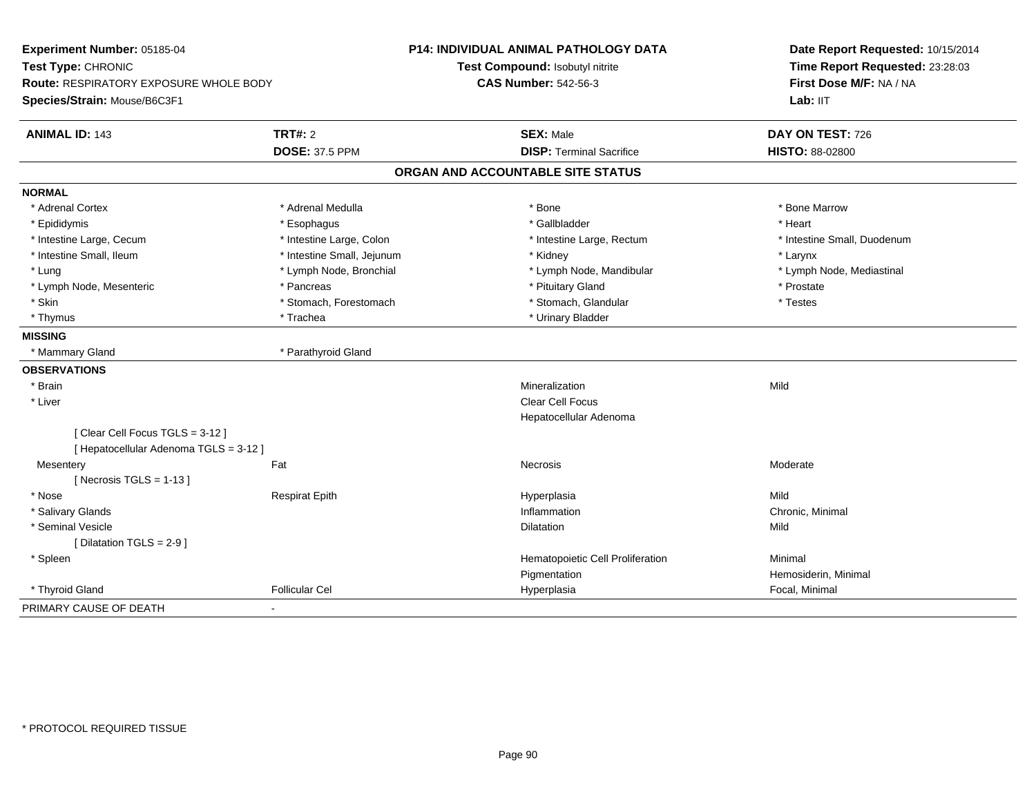**Experiment Number:** 05185-04
**Test Type:** CHRONIC
**Route:** RESPIRATORY EXPOSURE WHOLE BODY
**Species/Strain:** Mouse/B6C3F1

**P14: INDIVIDUAL ANIMAL PATHOLOGY DATA**
**Test Compound:** Isobutyl nitrite
**CAS Number:** 542-56-3

**Date Report Requested:** 10/15/2014
**Time Report Requested:** 23:28:03
**First Dose M/F:** NA / NA
**Lab:** IIT

| **ANIMAL ID:** 143 | **TRT#:** 2 | **SEX:** Male | **DAY ON TEST:** 726 |
|---|---|---|---|
| | **DOSE:** 37.5 PPM | **DISP:** Terminal Sacrifice | **HISTO:** 88-02800 |

## ORGAN AND ACCOUNTABLE SITE STATUS

| | | | |
|---|---|---|---|
| **NORMAL** | | | |
| * Adrenal Cortex | * Adrenal Medulla | * Bone | * Bone Marrow |
| * Epididymis | * Esophagus | * Gallbladder | * Heart |
| * Intestine Large, Cecum | * Intestine Large, Colon | * Intestine Large, Rectum | * Intestine Small, Duodenum |
| * Intestine Small, Ileum | * Intestine Small, Jejunum | * Kidney | * Larynx |
| * Lung | * Lymph Node, Bronchial | * Lymph Node, Mandibular | * Lymph Node, Mediastinal |
| * Lymph Node, Mesenteric | * Pancreas | * Pituitary Gland | * Prostate |
| * Skin | * Stomach, Forestomach | * Stomach, Glandular | * Testes |
| * Thymus | * Trachea | * Urinary Bladder | |
| **MISSING** | | | |
| * Mammary Gland | * Parathyroid Gland | | |
| **OBSERVATIONS** | | | |
| * Brain | | Mineralization | Mild |
| * Liver | | Clear Cell Focus | |
| | | Hepatocellular Adenoma | |
| [ Clear Cell Focus TGLS = 3-12 ] | | | |
| [ Hepatocellular Adenoma TGLS = 3-12 ] | | | |
| Mesentery | Fat | Necrosis | Moderate |
| [ Necrosis TGLS = 1-13 ] | | | |
| * Nose | Respirat Epith | Hyperplasia | Mild |
| * Salivary Glands | | Inflammation | Chronic, Minimal |
| * Seminal Vesicle | | Dilatation | Mild |
| [ Dilatation TGLS = 2-9 ] | | | |
| * Spleen | | Hematopoietic Cell Proliferation | Minimal |
| | | Pigmentation | Hemosiderin, Minimal |
| * Thyroid Gland | Follicular Cel | Hyperplasia | Focal, Minimal |
| PRIMARY CAUSE OF DEATH | - | | |

* PROTOCOL REQUIRED TISSUE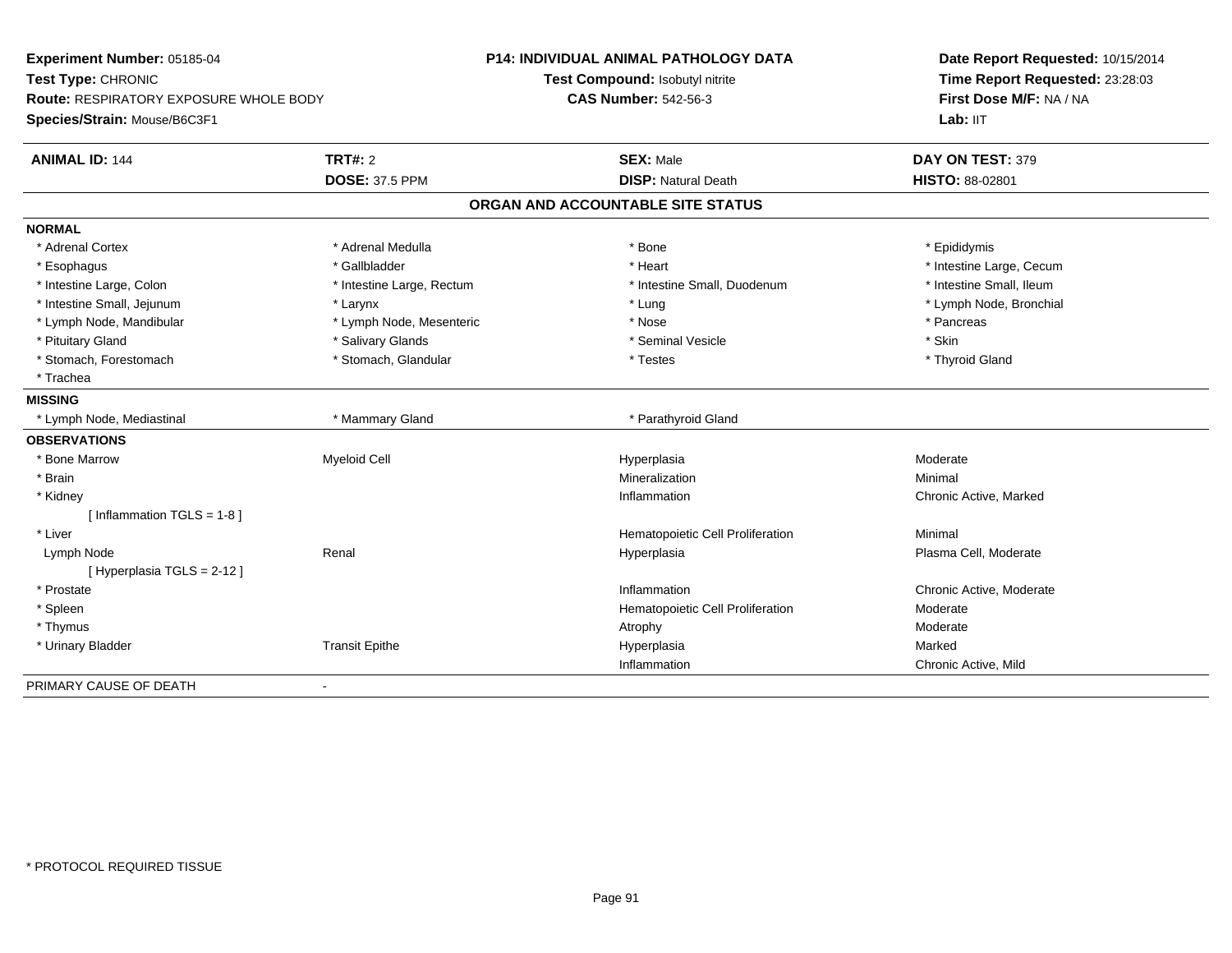**Experiment Number:** 05185-04
**Test Type:** CHRONIC
**Route:** RESPIRATORY EXPOSURE WHOLE BODY
**Species/Strain:** Mouse/B6C3F1

**P14: INDIVIDUAL ANIMAL PATHOLOGY DATA**
**Test Compound:** Isobutyl nitrite
**CAS Number:** 542-56-3

**Date Report Requested:** 10/15/2014
**Time Report Requested:** 23:28:03
**First Dose M/F:** NA / NA
**Lab:** IIT

| **ANIMAL ID:** 144 | **TRT#:** 2 | **SEX:** Male | **DAY ON TEST:** 379 |
|---|---|---|---|
| | **DOSE:** 37.5 PPM | **DISP:** Natural Death | **HISTO:** 88-02801 |

## ORGAN AND ACCOUNTABLE SITE STATUS

**NORMAL**

| | | | |
|---|---|---|---|
| * Adrenal Cortex | * Adrenal Medulla | * Bone | * Epididymis |
| * Esophagus | * Gallbladder | * Heart | * Intestine Large, Cecum |
| * Intestine Large, Colon | * Intestine Large, Rectum | * Intestine Small, Duodenum | * Intestine Small, Ileum |
| * Intestine Small, Jejunum | * Larynx | * Lung | * Lymph Node, Bronchial |
| * Lymph Node, Mandibular | * Lymph Node, Mesenteric | * Nose | * Pancreas |
| * Pituitary Gland | * Salivary Glands | * Seminal Vesicle | * Skin |
| * Stomach, Forestomach | * Stomach, Glandular | * Testes | * Thyroid Gland |
| * Trachea | | | |

**MISSING**

| | | |
|---|---|---|
| * Lymph Node, Mediastinal | * Mammary Gland | * Parathyroid Gland |

**OBSERVATIONS**

| | | | |
|---|---|---|---|
| * Bone Marrow | Myeloid Cell | Hyperplasia | Moderate |
| * Brain | | Mineralization | Minimal |
| * Kidney | | Inflammation | Chronic Active, Marked |
| [ Inflammation TGLS = 1-8 ] | | | |
| * Liver | | Hematopoietic Cell Proliferation | Minimal |
| Lymph Node | Renal | Hyperplasia | Plasma Cell, Moderate |
| [ Hyperplasia TGLS = 2-12 ] | | | |
| * Prostate | | Inflammation | Chronic Active, Moderate |
| * Spleen | | Hematopoietic Cell Proliferation | Moderate |
| * Thymus | | Atrophy | Moderate |
| * Urinary Bladder | Transit Epithe | Hyperplasia | Marked |
| | | Inflammation | Chronic Active, Mild |

PRIMARY CAUSE OF DEATH -

* PROTOCOL REQUIRED TISSUE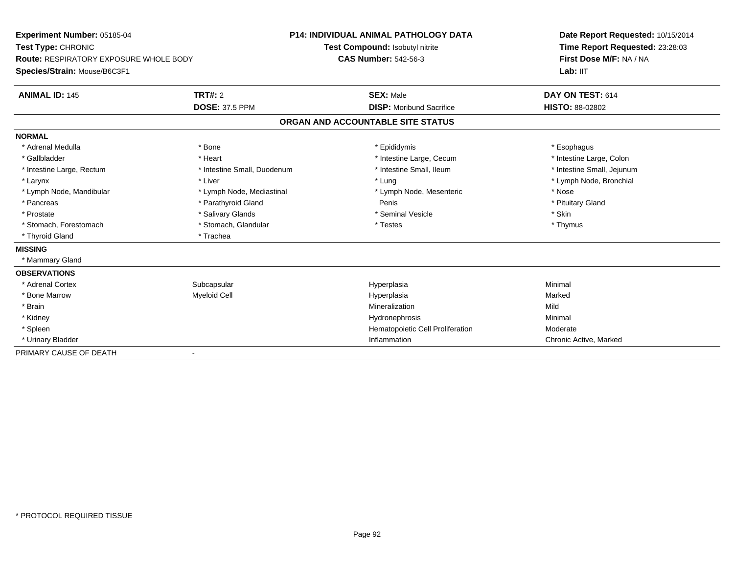**Experiment Number:** 05185-04
**Test Type:** CHRONIC
**Route:** RESPIRATORY EXPOSURE WHOLE BODY
**Species/Strain:** Mouse/B6C3F1

**P14: INDIVIDUAL ANIMAL PATHOLOGY DATA**
**Test Compound:** Isobutyl nitrite
**CAS Number:** 542-56-3

**Date Report Requested:** 10/15/2014
**Time Report Requested:** 23:28:03
**First Dose M/F:** NA / NA
**Lab:** IIT

| **ANIMAL ID:** 145 | **TRT#:** 2 | **SEX:** Male | **DAY ON TEST:** 614 |
|---|---|---|---|
| | **DOSE:** 37.5 PPM | **DISP:** Moribund Sacrifice | **HISTO:** 88-02802 |

## ORGAN AND ACCOUNTABLE SITE STATUS

| | | | |
|---|---|---|---|
| **NORMAL** | | | |
| * Adrenal Medulla | * Bone | * Epididymis | * Esophagus |
| * Gallbladder | * Heart | * Intestine Large, Cecum | * Intestine Large, Colon |
| * Intestine Large, Rectum | * Intestine Small, Duodenum | * Intestine Small, Ileum | * Intestine Small, Jejunum |
| * Larynx | * Liver | * Lung | * Lymph Node, Bronchial |
| * Lymph Node, Mandibular | * Lymph Node, Mediastinal | * Lymph Node, Mesenteric | * Nose |
| * Pancreas | * Parathyroid Gland | Penis | * Pituitary Gland |
| * Prostate | * Salivary Glands | * Seminal Vesicle | * Skin |
| * Stomach, Forestomach | * Stomach, Glandular | * Testes | * Thymus |
| * Thyroid Gland | * Trachea | | |
| **MISSING** | | | |
| * Mammary Gland | | | |
| **OBSERVATIONS** | | | |
| * Adrenal Cortex | Subcapsular | Hyperplasia | Minimal |
| * Bone Marrow | Myeloid Cell | Hyperplasia | Marked |
| * Brain | | Mineralization | Mild |
| * Kidney | | Hydronephrosis | Minimal |
| * Spleen | | Hematopoietic Cell Proliferation | Moderate |
| * Urinary Bladder | | Inflammation | Chronic Active, Marked |
| PRIMARY CAUSE OF DEATH | - | | |

\* PROTOCOL REQUIRED TISSUE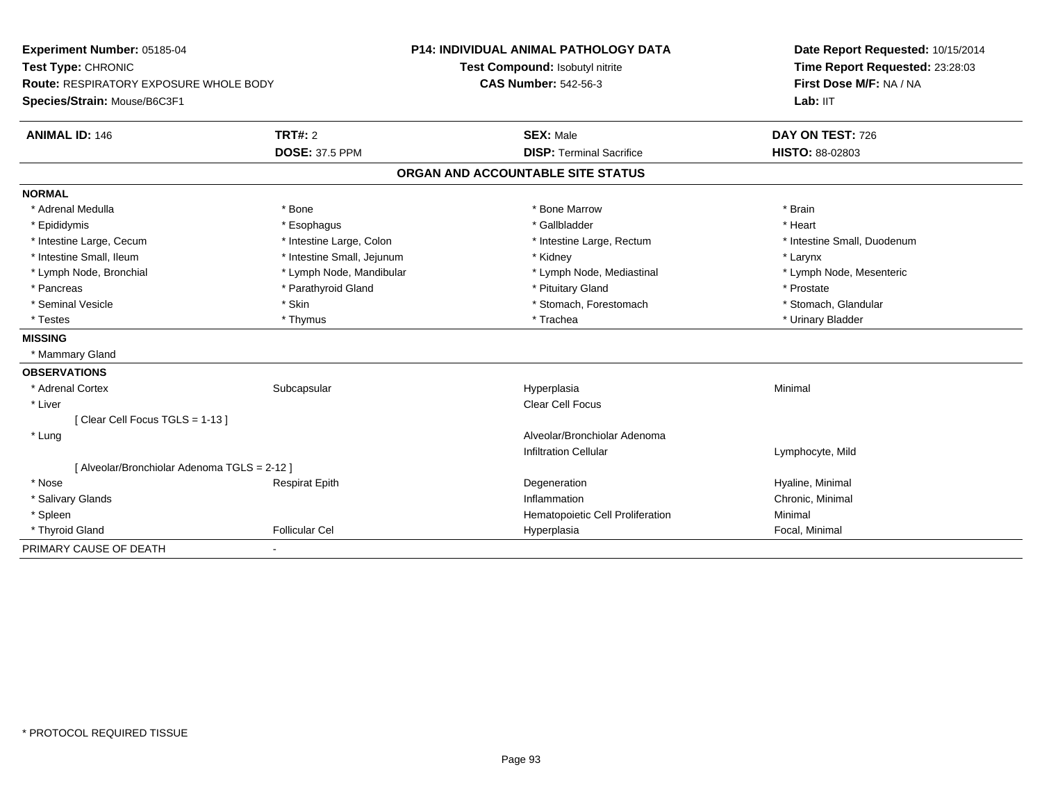**Experiment Number:** 05185-04
**Test Type:** CHRONIC
**Route:** RESPIRATORY EXPOSURE WHOLE BODY
**Species/Strain:** Mouse/B6C3F1

**P14: INDIVIDUAL ANIMAL PATHOLOGY DATA**
**Test Compound:** Isobutyl nitrite
**CAS Number:** 542-56-3

**Date Report Requested:** 10/15/2014
**Time Report Requested:** 23:28:03
**First Dose M/F:** NA / NA
**Lab:** IIT

| **ANIMAL ID:** 146 | **TRT#:** 2 | **SEX:** Male | **DAY ON TEST:** 726 |
|---|---|---|---|
| | **DOSE:** 37.5 PPM | **DISP:** Terminal Sacrifice | **HISTO:** 88-02803 |

## ORGAN AND ACCOUNTABLE SITE STATUS

**NORMAL**

| | | | |
|---|---|---|---|
| * Adrenal Medulla | * Bone | * Bone Marrow | * Brain |
| * Epididymis | * Esophagus | * Gallbladder | * Heart |
| * Intestine Large, Cecum | * Intestine Large, Colon | * Intestine Large, Rectum | * Intestine Small, Duodenum |
| * Intestine Small, Ileum | * Intestine Small, Jejunum | * Kidney | * Larynx |
| * Lymph Node, Bronchial | * Lymph Node, Mandibular | * Lymph Node, Mediastinal | * Lymph Node, Mesenteric |
| * Pancreas | * Parathyroid Gland | * Pituitary Gland | * Prostate |
| * Seminal Vesicle | * Skin | * Stomach, Forestomach | * Stomach, Glandular |
| * Testes | * Thymus | * Trachea | * Urinary Bladder |

**MISSING**

* Mammary Gland

**OBSERVATIONS**

| | | | |
|---|---|---|---|
| * Adrenal Cortex | Subcapsular | Hyperplasia | Minimal |
| * Liver | | Clear Cell Focus | |
| [ Clear Cell Focus TGLS = 1-13 ] | | | |
| * Lung | | Alveolar/Bronchiolar Adenoma | |
| | | Infiltration Cellular | Lymphocyte, Mild |
| [ Alveolar/Bronchiolar Adenoma TGLS = 2-12 ] | | | |
| * Nose | Respirat Epith | Degeneration | Hyaline, Minimal |
| * Salivary Glands | | Inflammation | Chronic, Minimal |
| * Spleen | | Hematopoietic Cell Proliferation | Minimal |
| * Thyroid Gland | Follicular Cel | Hyperplasia | Focal, Minimal |

PRIMARY CAUSE OF DEATH -

* PROTOCOL REQUIRED TISSUE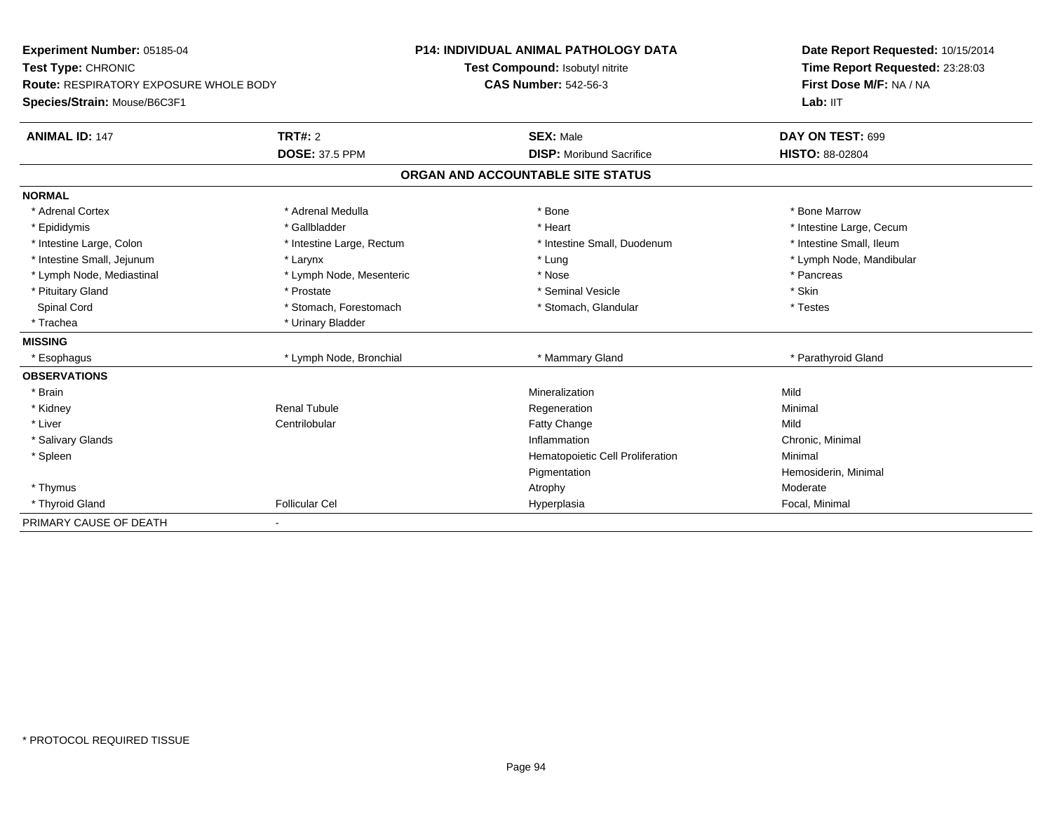**Experiment Number:** 05185-04
**Test Type:** CHRONIC
**Route:** RESPIRATORY EXPOSURE WHOLE BODY
**Species/Strain:** Mouse/B6C3F1

**P14: INDIVIDUAL ANIMAL PATHOLOGY DATA**
**Test Compound:** Isobutyl nitrite
**CAS Number:** 542-56-3

**Date Report Requested:** 10/15/2014
**Time Report Requested:** 23:28:03
**First Dose M/F:** NA / NA
**Lab:** IIT

| **ANIMAL ID:** 147 | **TRT#:** 2 | **SEX:** Male | **DAY ON TEST:** 699 |
|---|---|---|---|
| | **DOSE:** 37.5 PPM | **DISP:** Moribund Sacrifice | **HISTO:** 88-02804 |

## ORGAN AND ACCOUNTABLE SITE STATUS

| | | | |
|---|---|---|---|
| **NORMAL** | | | |
| * Adrenal Cortex | * Adrenal Medulla | * Bone | * Bone Marrow |
| * Epididymis | * Gallbladder | * Heart | * Intestine Large, Cecum |
| * Intestine Large, Colon | * Intestine Large, Rectum | * Intestine Small, Duodenum | * Intestine Small, Ileum |
| * Intestine Small, Jejunum | * Larynx | * Lung | * Lymph Node, Mandibular |
| * Lymph Node, Mediastinal | * Lymph Node, Mesenteric | * Nose | * Pancreas |
| * Pituitary Gland | * Prostate | * Seminal Vesicle | * Skin |
| Spinal Cord | * Stomach, Forestomach | * Stomach, Glandular | * Testes |
| * Trachea | * Urinary Bladder | | |
| **MISSING** | | | |
| * Esophagus | * Lymph Node, Bronchial | * Mammary Gland | * Parathyroid Gland |
| **OBSERVATIONS** | | | |
| * Brain | | Mineralization | Mild |
| * Kidney | Renal Tubule | Regeneration | Minimal |
| * Liver | Centrilobular | Fatty Change | Mild |
| * Salivary Glands | | Inflammation | Chronic, Minimal |
| * Spleen | | Hematopoietic Cell Proliferation | Minimal |
| | | Pigmentation | Hemosiderin, Minimal |
| * Thymus | | Atrophy | Moderate |
| * Thyroid Gland | Follicular Cel | Hyperplasia | Focal, Minimal |
| PRIMARY CAUSE OF DEATH | - | | |

* PROTOCOL REQUIRED TISSUE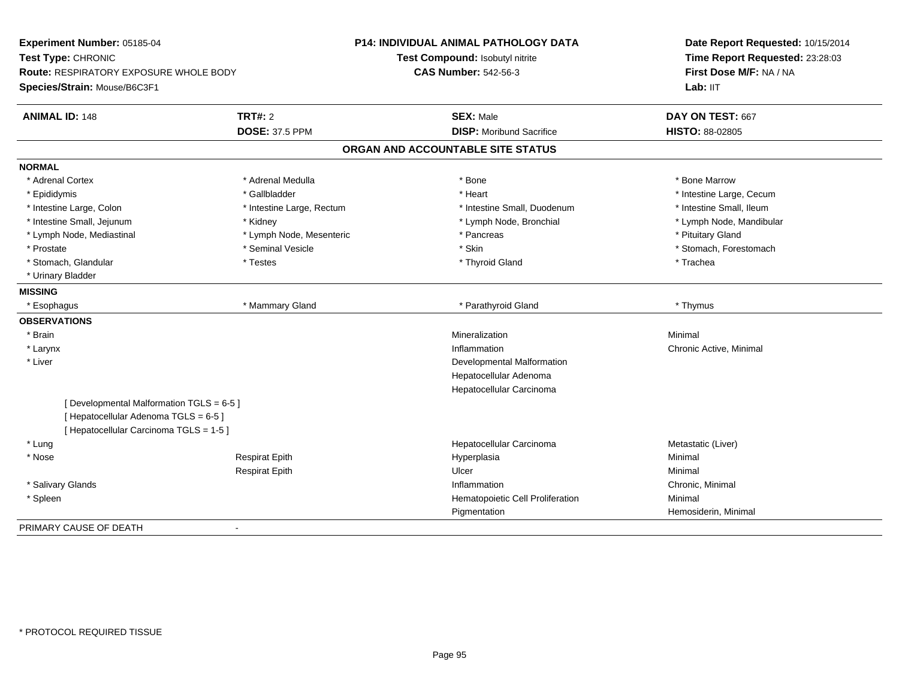**Experiment Number:** 05185-04
**Test Type:** CHRONIC
**Route:** RESPIRATORY EXPOSURE WHOLE BODY
**Species/Strain:** Mouse/B6C3F1

**P14: INDIVIDUAL ANIMAL PATHOLOGY DATA**
**Test Compound:** Isobutyl nitrite
**CAS Number:** 542-56-3

**Date Report Requested:** 10/15/2014
**Time Report Requested:** 23:28:03
**First Dose M/F:** NA / NA
**Lab:** IIT

| **ANIMAL ID:** 148 | **TRT#:** 2 | **SEX:** Male | **DAY ON TEST:** 667 |
|---|---|---|---|
| | **DOSE:** 37.5 PPM | **DISP:** Moribund Sacrifice | **HISTO:** 88-02805 |

**ORGAN AND ACCOUNTABLE SITE STATUS**

**NORMAL**

| | | | |
|---|---|---|---|
| * Adrenal Cortex | * Adrenal Medulla | * Bone | * Bone Marrow |
| * Epididymis | * Gallbladder | * Heart | * Intestine Large, Cecum |
| * Intestine Large, Colon | * Intestine Large, Rectum | * Intestine Small, Duodenum | * Intestine Small, Ileum |
| * Intestine Small, Jejunum | * Kidney | * Lymph Node, Bronchial | * Lymph Node, Mandibular |
| * Lymph Node, Mediastinal | * Lymph Node, Mesenteric | * Pancreas | * Pituitary Gland |
| * Prostate | * Seminal Vesicle | * Skin | * Stomach, Forestomach |
| * Stomach, Glandular | * Testes | * Thyroid Gland | * Trachea |
| * Urinary Bladder | | | |

**MISSING**

| | | | |
|---|---|---|---|
| * Esophagus | * Mammary Gland | * Parathyroid Gland | * Thymus |

**OBSERVATIONS**

| | | | |
|---|---|---|---|
| * Brain | | Mineralization | Minimal |
| * Larynx | | Inflammation | Chronic Active, Minimal |
| * Liver | | Developmental Malformation | |
| | | Hepatocellular Adenoma | |
| | | Hepatocellular Carcinoma | |
| [ Developmental Malformation TGLS = 6-5 ] | | | |
| [ Hepatocellular Adenoma TGLS = 6-5 ] | | | |
| [ Hepatocellular Carcinoma TGLS = 1-5 ] | | | |
| * Lung | | Hepatocellular Carcinoma | Metastatic (Liver) |
| * Nose | Respirat Epith | Hyperplasia | Minimal |
| | Respirat Epith | Ulcer | Minimal |
| * Salivary Glands | | Inflammation | Chronic, Minimal |
| * Spleen | | Hematopoietic Cell Proliferation | Minimal |
| | | Pigmentation | Hemosiderin, Minimal |

PRIMARY CAUSE OF DEATH -

\* PROTOCOL REQUIRED TISSUE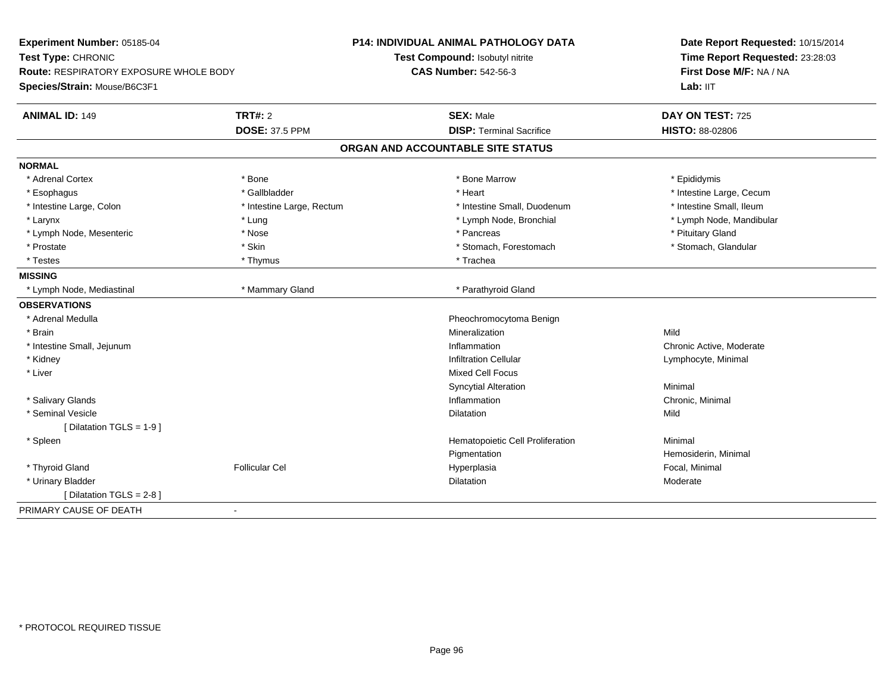**Experiment Number:** 05185-04
**Test Type:** CHRONIC
**Route:** RESPIRATORY EXPOSURE WHOLE BODY
**Species/Strain:** Mouse/B6C3F1

**P14: INDIVIDUAL ANIMAL PATHOLOGY DATA**
**Test Compound:** Isobutyl nitrite
**CAS Number:** 542-56-3

**Date Report Requested:** 10/15/2014
**Time Report Requested:** 23:28:03
**First Dose M/F:** NA / NA
**Lab:** IIT

| **ANIMAL ID:** 149 | **TRT#:** 2 | **SEX:** Male | **DAY ON TEST:** 725 |
|---|---|---|---|
| | **DOSE:** 37.5 PPM | **DISP:** Terminal Sacrifice | **HISTO:** 88-02806 |

## ORGAN AND ACCOUNTABLE SITE STATUS

| | | | |
|---|---|---|---|
| **NORMAL** | | | |
| * Adrenal Cortex | * Bone | * Bone Marrow | * Epididymis |
| * Esophagus | * Gallbladder | * Heart | * Intestine Large, Cecum |
| * Intestine Large, Colon | * Intestine Large, Rectum | * Intestine Small, Duodenum | * Intestine Small, Ileum |
| * Larynx | * Lung | * Lymph Node, Bronchial | * Lymph Node, Mandibular |
| * Lymph Node, Mesenteric | * Nose | * Pancreas | * Pituitary Gland |
| * Prostate | * Skin | * Stomach, Forestomach | * Stomach, Glandular |
| * Testes | * Thymus | * Trachea | |
| **MISSING** | | | |
| * Lymph Node, Mediastinal | * Mammary Gland | * Parathyroid Gland | |
| **OBSERVATIONS** | | | |
| * Adrenal Medulla | | Pheochromocytoma Benign | |
| * Brain | | Mineralization | Mild |
| * Intestine Small, Jejunum | | Inflammation | Chronic Active, Moderate |
| * Kidney | | Infiltration Cellular | Lymphocyte, Minimal |
| * Liver | | Mixed Cell Focus | |
| | | Syncytial Alteration | Minimal |
| * Salivary Glands | | Inflammation | Chronic, Minimal |
| * Seminal Vesicle | | Dilatation | Mild |
| [ Dilatation TGLS = 1-9 ] | | | |
| * Spleen | | Hematopoietic Cell Proliferation | Minimal |
| | | Pigmentation | Hemosiderin, Minimal |
| * Thyroid Gland | Follicular Cel | Hyperplasia | Focal, Minimal |
| * Urinary Bladder | | Dilatation | Moderate |
| [ Dilatation TGLS = 2-8 ] | | | |
| PRIMARY CAUSE OF DEATH | - | | |

* PROTOCOL REQUIRED TISSUE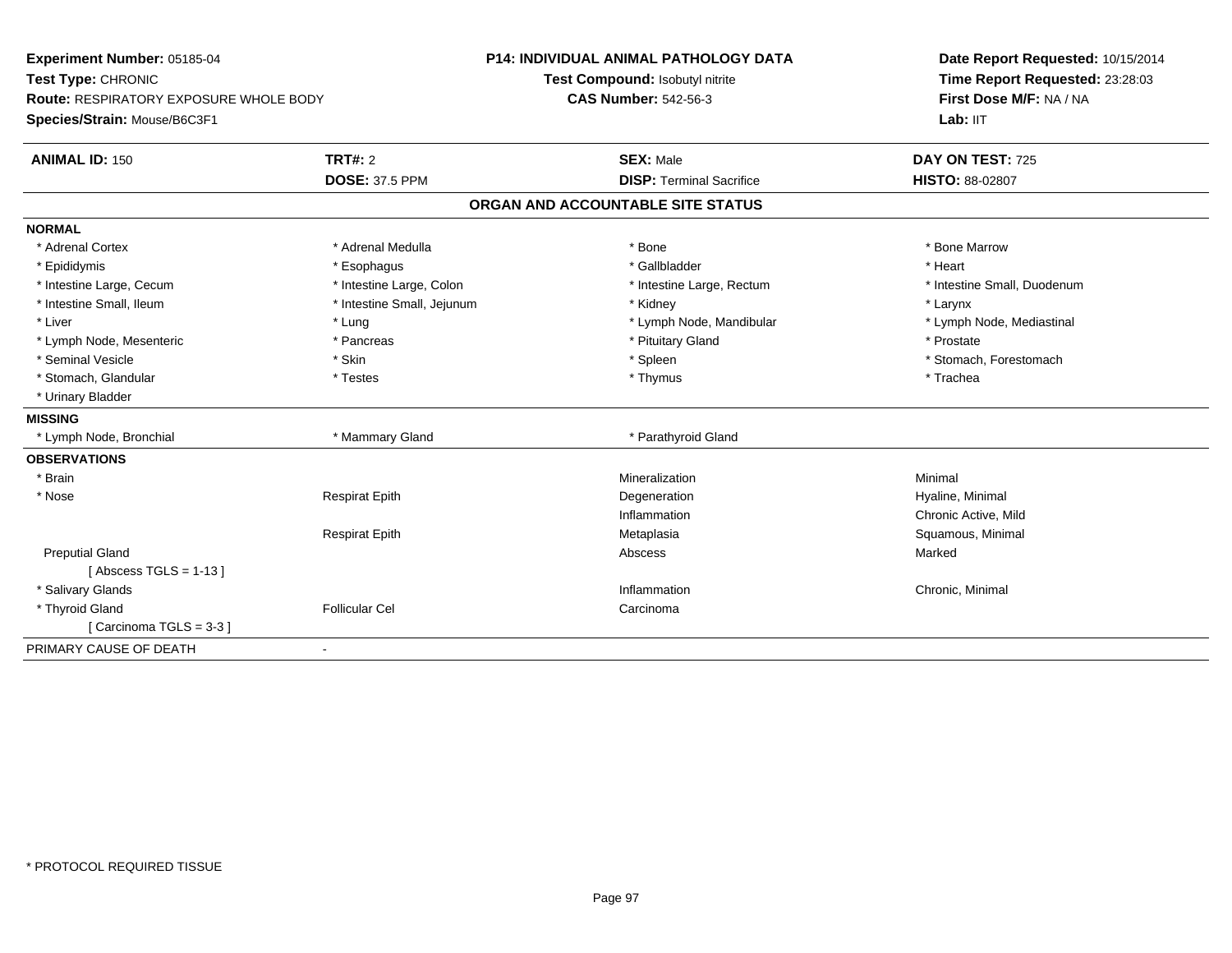**Experiment Number:** 05185-04
**Test Type:** CHRONIC
**Route:** RESPIRATORY EXPOSURE WHOLE BODY
**Species/Strain:** Mouse/B6C3F1

**P14: INDIVIDUAL ANIMAL PATHOLOGY DATA**
**Test Compound:** Isobutyl nitrite
**CAS Number:** 542-56-3

**Date Report Requested:** 10/15/2014
**Time Report Requested:** 23:28:03
**First Dose M/F:** NA / NA
**Lab:** IIT

| **ANIMAL ID:** 150 | **TRT#:** 2 | **SEX:** Male | **DAY ON TEST:** 725 |
|---|---|---|---|
| | **DOSE:** 37.5 PPM | **DISP:** Terminal Sacrifice | **HISTO:** 88-02807 |

## ORGAN AND ACCOUNTABLE SITE STATUS

| | | | |
|---|---|---|---|
| **NORMAL** | | | |
| * Adrenal Cortex | * Adrenal Medulla | * Bone | * Bone Marrow |
| * Epididymis | * Esophagus | * Gallbladder | * Heart |
| * Intestine Large, Cecum | * Intestine Large, Colon | * Intestine Large, Rectum | * Intestine Small, Duodenum |
| * Intestine Small, Ileum | * Intestine Small, Jejunum | * Kidney | * Larynx |
| * Liver | * Lung | * Lymph Node, Mandibular | * Lymph Node, Mediastinal |
| * Lymph Node, Mesenteric | * Pancreas | * Pituitary Gland | * Prostate |
| * Seminal Vesicle | * Skin | * Spleen | * Stomach, Forestomach |
| * Stomach, Glandular | * Testes | * Thymus | * Trachea |
| * Urinary Bladder | | | |
| **MISSING** | | | |
| * Lymph Node, Bronchial | * Mammary Gland | * Parathyroid Gland | |
| **OBSERVATIONS** | | | |
| * Brain | | Mineralization | Minimal |
| * Nose | Respirat Epith | Degeneration | Hyaline, Minimal |
| | | Inflammation | Chronic Active, Mild |
| | Respirat Epith | Metaplasia | Squamous, Minimal |
| Preputial Gland | | Abscess | Marked |
| [ Abscess TGLS = 1-13 ] | | | |
| * Salivary Glands | | Inflammation | Chronic, Minimal |
| * Thyroid Gland | Follicular Cel | Carcinoma | |
| [ Carcinoma TGLS = 3-3 ] | | | |
| PRIMARY CAUSE OF DEATH | - | | |

* PROTOCOL REQUIRED TISSUE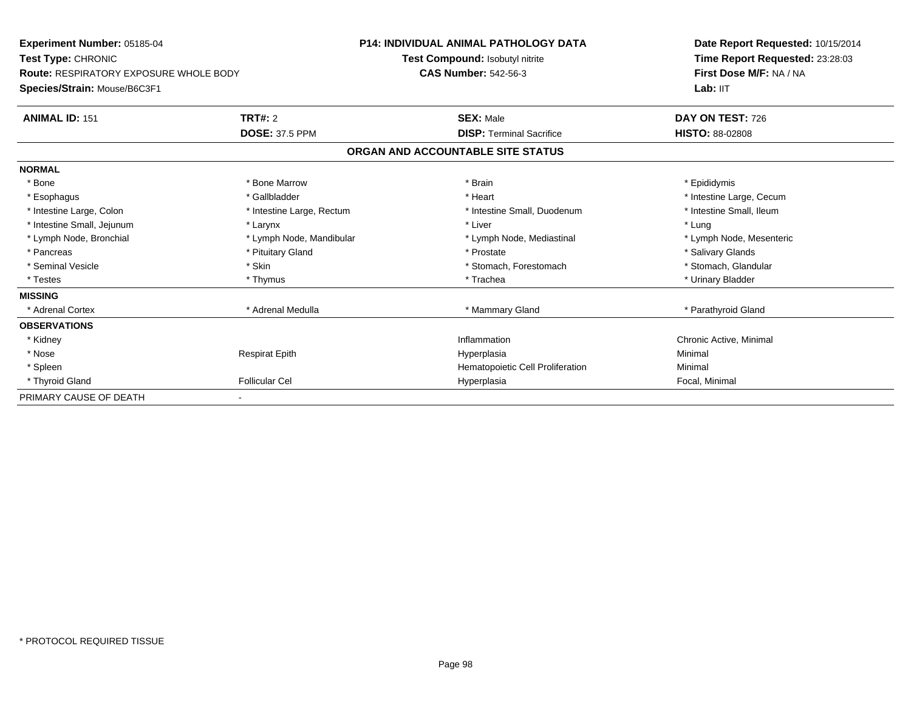**Experiment Number:** 05185-04
**Test Type:** CHRONIC
**Route:** RESPIRATORY EXPOSURE WHOLE BODY
**Species/Strain:** Mouse/B6C3F1

**P14: INDIVIDUAL ANIMAL PATHOLOGY DATA**
**Test Compound:** Isobutyl nitrite
**CAS Number:** 542-56-3

**Date Report Requested:** 10/15/2014
**Time Report Requested:** 23:28:03
**First Dose M/F:** NA / NA
**Lab:** IIT

| **ANIMAL ID:** 151 | **TRT#:** 2 | **SEX:** Male | **DAY ON TEST:** 726 |
|---|---|---|---|
| | **DOSE:** 37.5 PPM | **DISP:** Terminal Sacrifice | **HISTO:** 88-02808 |

## ORGAN AND ACCOUNTABLE SITE STATUS

| | | | |
|---|---|---|---|
| **NORMAL** | | | |
| * Bone | * Bone Marrow | * Brain | * Epididymis |
| * Esophagus | * Gallbladder | * Heart | * Intestine Large, Cecum |
| * Intestine Large, Colon | * Intestine Large, Rectum | * Intestine Small, Duodenum | * Intestine Small, Ileum |
| * Intestine Small, Jejunum | * Larynx | * Liver | * Lung |
| * Lymph Node, Bronchial | * Lymph Node, Mandibular | * Lymph Node, Mediastinal | * Lymph Node, Mesenteric |
| * Pancreas | * Pituitary Gland | * Prostate | * Salivary Glands |
| * Seminal Vesicle | * Skin | * Stomach, Forestomach | * Stomach, Glandular |
| * Testes | * Thymus | * Trachea | * Urinary Bladder |
| **MISSING** | | | |
| * Adrenal Cortex | * Adrenal Medulla | * Mammary Gland | * Parathyroid Gland |
| **OBSERVATIONS** | | | |
| * Kidney | | Inflammation | Chronic Active, Minimal |
| * Nose | Respirat Epith | Hyperplasia | Minimal |
| * Spleen | | Hematopoietic Cell Proliferation | Minimal |
| * Thyroid Gland | Follicular Cel | Hyperplasia | Focal, Minimal |
| PRIMARY CAUSE OF DEATH | - | | |

* PROTOCOL REQUIRED TISSUE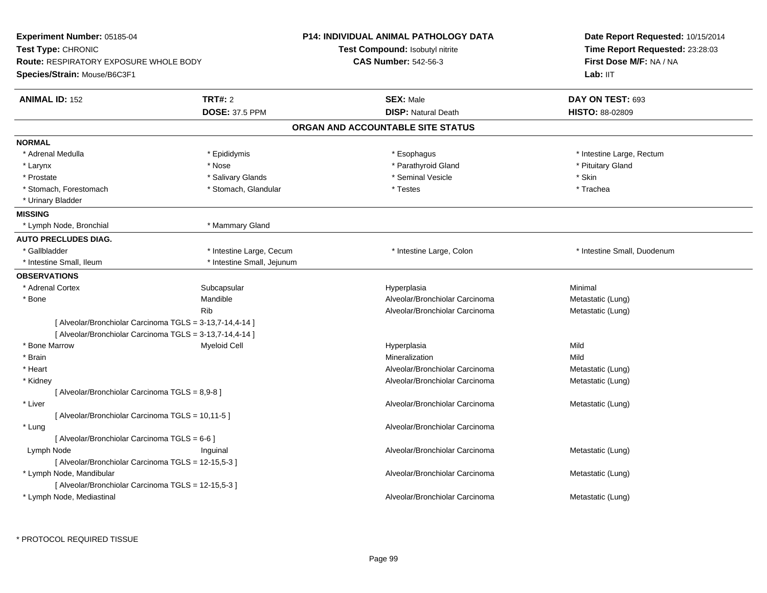**Experiment Number:** 05185-04
**Test Type:** CHRONIC
**Route:** RESPIRATORY EXPOSURE WHOLE BODY
**Species/Strain:** Mouse/B6C3F1

**P14: INDIVIDUAL ANIMAL PATHOLOGY DATA**
**Test Compound:** Isobutyl nitrite
**CAS Number:** 542-56-3

**Date Report Requested:** 10/15/2014
**Time Report Requested:** 23:28:03
**First Dose M/F:** NA / NA
**Lab:** IIT

| **ANIMAL ID:** 152 | **TRT#:** 2 | **SEX:** Male | **DAY ON TEST:** 693 |
|---|---|---|---|
| | **DOSE:** 37.5 PPM | **DISP:** Natural Death | **HISTO:** 88-02809 |

## ORGAN AND ACCOUNTABLE SITE STATUS

**NORMAL**

| | | | |
|---|---|---|---|
| * Adrenal Medulla | * Epididymis | * Esophagus | * Intestine Large, Rectum |
| * Larynx | * Nose | * Parathyroid Gland | * Pituitary Gland |
| * Prostate | * Salivary Glands | * Seminal Vesicle | * Skin |
| * Stomach, Forestomach | * Stomach, Glandular | * Testes | * Trachea |
| * Urinary Bladder | | | |

**MISSING**

| | |
|---|---|
| * Lymph Node, Bronchial | * Mammary Gland |

**AUTO PRECLUDES DIAG.**

| | | | |
|---|---|---|---|
| * Gallbladder | * Intestine Large, Cecum | * Intestine Large, Colon | * Intestine Small, Duodenum |
| * Intestine Small, Ileum | * Intestine Small, Jejunum | | |

**OBSERVATIONS**

| | | | |
|---|---|---|---|
| * Adrenal Cortex | Subcapsular | Hyperplasia | Minimal |
| * Bone | Mandible | Alveolar/Bronchiolar Carcinoma | Metastatic (Lung) |
| | Rib | Alveolar/Bronchiolar Carcinoma | Metastatic (Lung) |
| [ Alveolar/Bronchiolar Carcinoma TGLS = 3-13,7-14,4-14 ] | | | |
| [ Alveolar/Bronchiolar Carcinoma TGLS = 3-13,7-14,4-14 ] | | | |
| * Bone Marrow | Myeloid Cell | Hyperplasia | Mild |
| * Brain | | Mineralization | Mild |
| * Heart | | Alveolar/Bronchiolar Carcinoma | Metastatic (Lung) |
| * Kidney | | Alveolar/Bronchiolar Carcinoma | Metastatic (Lung) |
| [ Alveolar/Bronchiolar Carcinoma TGLS = 8,9-8 ] | | | |
| * Liver | | Alveolar/Bronchiolar Carcinoma | Metastatic (Lung) |
| [ Alveolar/Bronchiolar Carcinoma TGLS = 10,11-5 ] | | | |
| * Lung | | Alveolar/Bronchiolar Carcinoma | |
| [ Alveolar/Bronchiolar Carcinoma TGLS = 6-6 ] | | | |
| Lymph Node | Inguinal | Alveolar/Bronchiolar Carcinoma | Metastatic (Lung) |
| [ Alveolar/Bronchiolar Carcinoma TGLS = 12-15,5-3 ] | | | |
| * Lymph Node, Mandibular | | Alveolar/Bronchiolar Carcinoma | Metastatic (Lung) |
| [ Alveolar/Bronchiolar Carcinoma TGLS = 12-15,5-3 ] | | | |
| * Lymph Node, Mediastinal | | Alveolar/Bronchiolar Carcinoma | Metastatic (Lung) |

* PROTOCOL REQUIRED TISSUE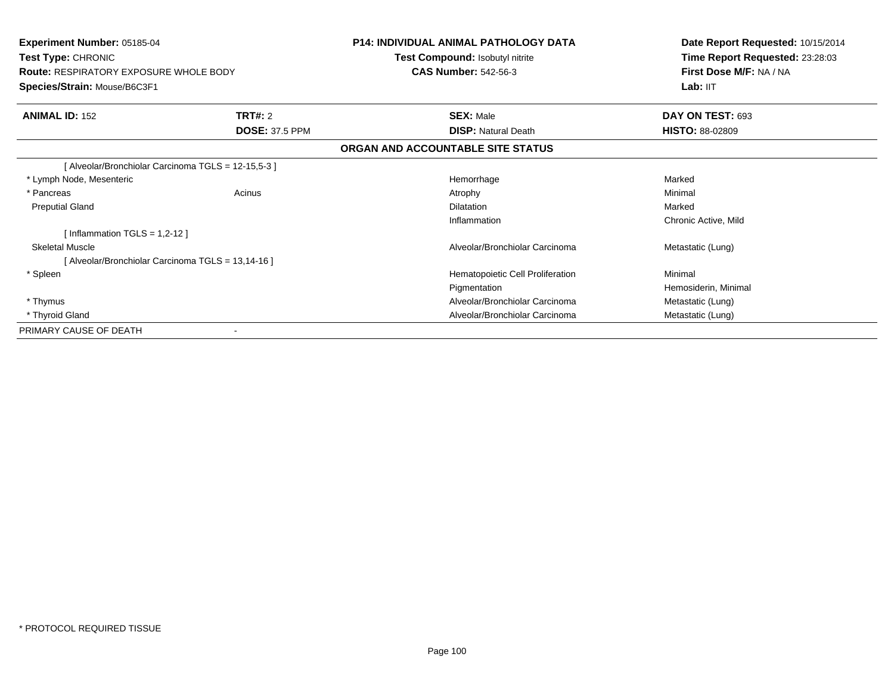**Experiment Number:** 05185-04
**Test Type:** CHRONIC
**Route:** RESPIRATORY EXPOSURE WHOLE BODY
**Species/Strain:** Mouse/B6C3F1

**P14: INDIVIDUAL ANIMAL PATHOLOGY DATA**
**Test Compound:** Isobutyl nitrite
**CAS Number:** 542-56-3

**Date Report Requested:** 10/15/2014
**Time Report Requested:** 23:28:03
**First Dose M/F:** NA / NA
**Lab:** IIT

| **ANIMAL ID:** 152 | **TRT#:** 2 | **SEX:** Male | **DAY ON TEST:** 693 |
|---|---|---|---|
| | **DOSE:** 37.5 PPM | **DISP:** Natural Death | **HISTO:** 88-02809 |

**ORGAN AND ACCOUNTABLE SITE STATUS**

| | | | |
|---|---|---|---|
| [ Alveolar/Bronchiolar Carcinoma TGLS = 12-15,5-3 ] | | | |
| * Lymph Node, Mesenteric | | Hemorrhage | Marked |
| * Pancreas | Acinus | Atrophy | Minimal |
| Preputial Gland | | Dilatation | Marked |
| | | Inflammation | Chronic Active, Mild |
| [ Inflammation TGLS = 1,2-12 ] | | | |
| Skeletal Muscle | | Alveolar/Bronchiolar Carcinoma | Metastatic (Lung) |
| [ Alveolar/Bronchiolar Carcinoma TGLS = 13,14-16 ] | | | |
| * Spleen | | Hematopoietic Cell Proliferation | Minimal |
| | | Pigmentation | Hemosiderin, Minimal |
| * Thymus | | Alveolar/Bronchiolar Carcinoma | Metastatic (Lung) |
| * Thyroid Gland | | Alveolar/Bronchiolar Carcinoma | Metastatic (Lung) |
| PRIMARY CAUSE OF DEATH | - | | |

* PROTOCOL REQUIRED TISSUE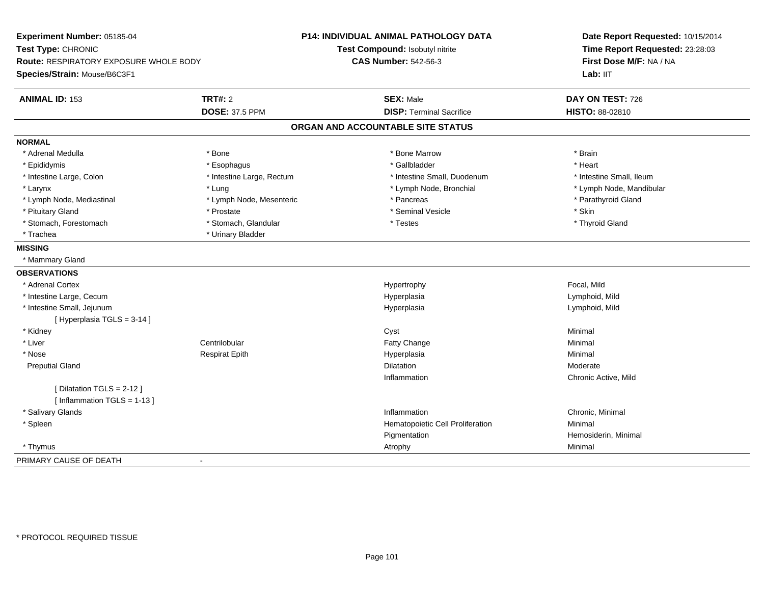**Experiment Number:** 05185-04
**Test Type:** CHRONIC
**Route:** RESPIRATORY EXPOSURE WHOLE BODY
**Species/Strain:** Mouse/B6C3F1

**P14: INDIVIDUAL ANIMAL PATHOLOGY DATA**
**Test Compound:** Isobutyl nitrite
**CAS Number:** 542-56-3

**Date Report Requested:** 10/15/2014
**Time Report Requested:** 23:28:03
**First Dose M/F:** NA / NA
**Lab:** IIT

| **ANIMAL ID:** 153 | **TRT#:** 2 | **SEX:** Male | **DAY ON TEST:** 726 |
|---|---|---|---|
| | **DOSE:** 37.5 PPM | **DISP:** Terminal Sacrifice | **HISTO:** 88-02810 |

## ORGAN AND ACCOUNTABLE SITE STATUS

**NORMAL**

| | | | |
|---|---|---|---|
| * Adrenal Medulla | * Bone | * Bone Marrow | * Brain |
| * Epididymis | * Esophagus | * Gallbladder | * Heart |
| * Intestine Large, Colon | * Intestine Large, Rectum | * Intestine Small, Duodenum | * Intestine Small, Ileum |
| * Larynx | * Lung | * Lymph Node, Bronchial | * Lymph Node, Mandibular |
| * Lymph Node, Mediastinal | * Lymph Node, Mesenteric | * Pancreas | * Parathyroid Gland |
| * Pituitary Gland | * Prostate | * Seminal Vesicle | * Skin |
| * Stomach, Forestomach | * Stomach, Glandular | * Testes | * Thyroid Gland |
| * Trachea | * Urinary Bladder | | |

**MISSING**

* Mammary Gland

**OBSERVATIONS**

| | | | |
|---|---|---|---|
| * Adrenal Cortex | | Hypertrophy | Focal, Mild |
| * Intestine Large, Cecum | | Hyperplasia | Lymphoid, Mild |
| * Intestine Small, Jejunum | | Hyperplasia | Lymphoid, Mild |
| [ Hyperplasia TGLS = 3-14 ] | | | |
| * Kidney | | Cyst | Minimal |
| * Liver | Centrilobular | Fatty Change | Minimal |
| * Nose | Respirat Epith | Hyperplasia | Minimal |
| Preputial Gland | | Dilatation | Moderate |
| | | Inflammation | Chronic Active, Mild |
| [ Dilatation TGLS = 2-12 ] | | | |
| [ Inflammation TGLS = 1-13 ] | | | |
| * Salivary Glands | | Inflammation | Chronic, Minimal |
| * Spleen | | Hematopoietic Cell Proliferation | Minimal |
| | | Pigmentation | Hemosiderin, Minimal |
| * Thymus | | Atrophy | Minimal |

PRIMARY CAUSE OF DEATH -

* PROTOCOL REQUIRED TISSUE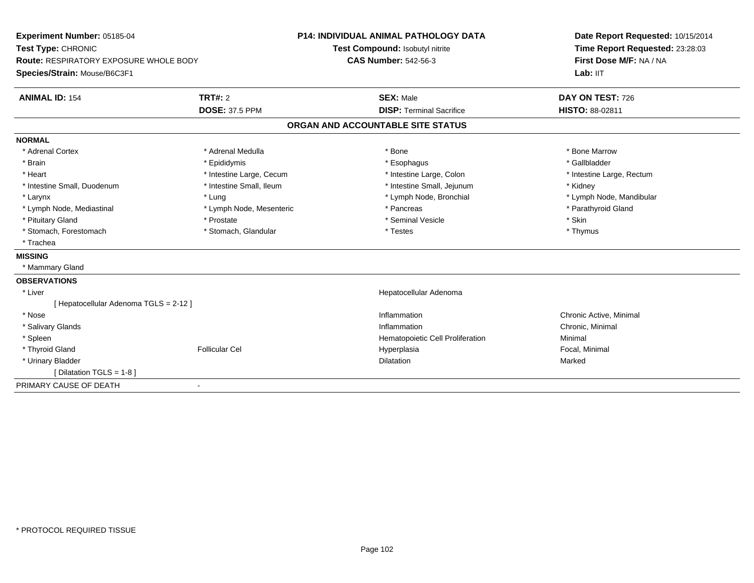**Experiment Number:** 05185-04
**Test Type:** CHRONIC
**Route:** RESPIRATORY EXPOSURE WHOLE BODY
**Species/Strain:** Mouse/B6C3F1

**P14: INDIVIDUAL ANIMAL PATHOLOGY DATA**
**Test Compound:** Isobutyl nitrite
**CAS Number:** 542-56-3

**Date Report Requested:** 10/15/2014
**Time Report Requested:** 23:28:03
**First Dose M/F:** NA / NA
**Lab:** IIT

| **ANIMAL ID:** 154 | **TRT#:** 2 | **SEX:** Male | **DAY ON TEST:** 726 |
|---|---|---|---|
| | **DOSE:** 37.5 PPM | **DISP:** Terminal Sacrifice | **HISTO:** 88-02811 |

## ORGAN AND ACCOUNTABLE SITE STATUS

**NORMAL**

| | | | |
|---|---|---|---|
| * Adrenal Cortex | * Adrenal Medulla | * Bone | * Bone Marrow |
| * Brain | * Epididymis | * Esophagus | * Gallbladder |
| * Heart | * Intestine Large, Cecum | * Intestine Large, Colon | * Intestine Large, Rectum |
| * Intestine Small, Duodenum | * Intestine Small, Ileum | * Intestine Small, Jejunum | * Kidney |
| * Larynx | * Lung | * Lymph Node, Bronchial | * Lymph Node, Mandibular |
| * Lymph Node, Mediastinal | * Lymph Node, Mesenteric | * Pancreas | * Parathyroid Gland |
| * Pituitary Gland | * Prostate | * Seminal Vesicle | * Skin |
| * Stomach, Forestomach | * Stomach, Glandular | * Testes | * Thymus |
| * Trachea | | | |

**MISSING**

* Mammary Gland

**OBSERVATIONS**

| | | | |
|---|---|---|---|
| * Liver | | Hepatocellular Adenoma | |
| [ Hepatocellular Adenoma TGLS = 2-12 ] | | | |
| * Nose | | Inflammation | Chronic Active, Minimal |
| * Salivary Glands | | Inflammation | Chronic, Minimal |
| * Spleen | | Hematopoietic Cell Proliferation | Minimal |
| * Thyroid Gland | Follicular Cel | Hyperplasia | Focal, Minimal |
| * Urinary Bladder | | Dilatation | Marked |
| [ Dilatation TGLS = 1-8 ] | | | |

PRIMARY CAUSE OF DEATH -

* PROTOCOL REQUIRED TISSUE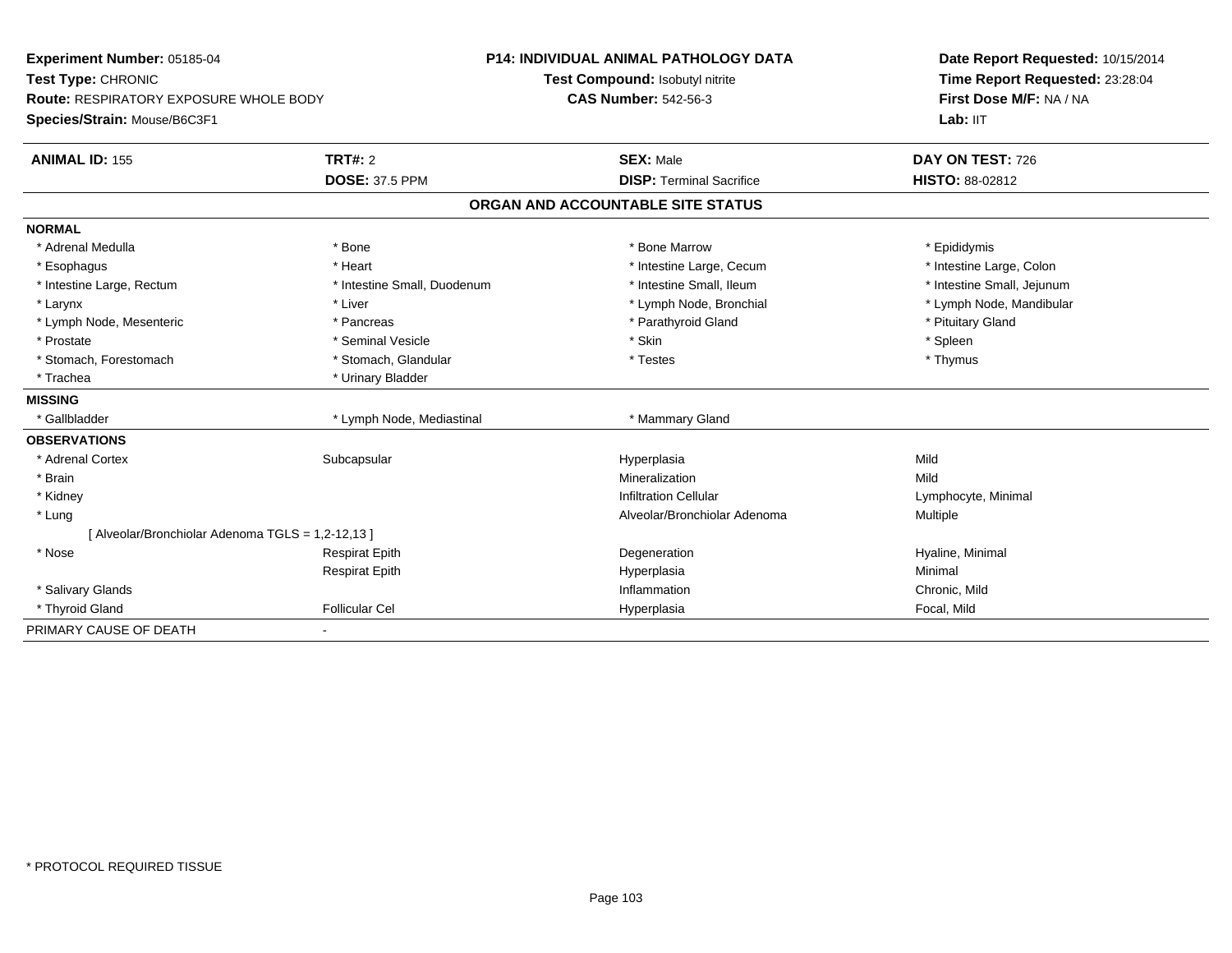**Experiment Number:** 05185-04
**Test Type:** CHRONIC
**Route:** RESPIRATORY EXPOSURE WHOLE BODY
**Species/Strain:** Mouse/B6C3F1

**P14: INDIVIDUAL ANIMAL PATHOLOGY DATA**
**Test Compound:** Isobutyl nitrite
**CAS Number:** 542-56-3

**Date Report Requested:** 10/15/2014
**Time Report Requested:** 23:28:04
**First Dose M/F:** NA / NA
**Lab:** IIT

| **ANIMAL ID:** 155 | **TRT#:** 2 | **SEX:** Male | **DAY ON TEST:** 726 |
|---|---|---|---|
| | **DOSE:** 37.5 PPM | **DISP:** Terminal Sacrifice | **HISTO:** 88-02812 |

## ORGAN AND ACCOUNTABLE SITE STATUS

| | | | |
|---|---|---|---|
| **NORMAL** | | | |
| * Adrenal Medulla | * Bone | * Bone Marrow | * Epididymis |
| * Esophagus | * Heart | * Intestine Large, Cecum | * Intestine Large, Colon |
| * Intestine Large, Rectum | * Intestine Small, Duodenum | * Intestine Small, Ileum | * Intestine Small, Jejunum |
| * Larynx | * Liver | * Lymph Node, Bronchial | * Lymph Node, Mandibular |
| * Lymph Node, Mesenteric | * Pancreas | * Parathyroid Gland | * Pituitary Gland |
| * Prostate | * Seminal Vesicle | * Skin | * Spleen |
| * Stomach, Forestomach | * Stomach, Glandular | * Testes | * Thymus |
| * Trachea | * Urinary Bladder | | |
| **MISSING** | | | |
| * Gallbladder | * Lymph Node, Mediastinal | * Mammary Gland | |
| **OBSERVATIONS** | | | |
| * Adrenal Cortex | Subcapsular | Hyperplasia | Mild |
| * Brain | | Mineralization | Mild |
| * Kidney | | Infiltration Cellular | Lymphocyte, Minimal |
| * Lung | | Alveolar/Bronchiolar Adenoma | Multiple |
| [ Alveolar/Bronchiolar Adenoma TGLS = 1,2-12,13 ] | | | |
| * Nose | Respirat Epith | Degeneration | Hyaline, Minimal |
| | Respirat Epith | Hyperplasia | Minimal |
| * Salivary Glands | | Inflammation | Chronic, Mild |
| * Thyroid Gland | Follicular Cel | Hyperplasia | Focal, Mild |
| PRIMARY CAUSE OF DEATH | - | | |

* PROTOCOL REQUIRED TISSUE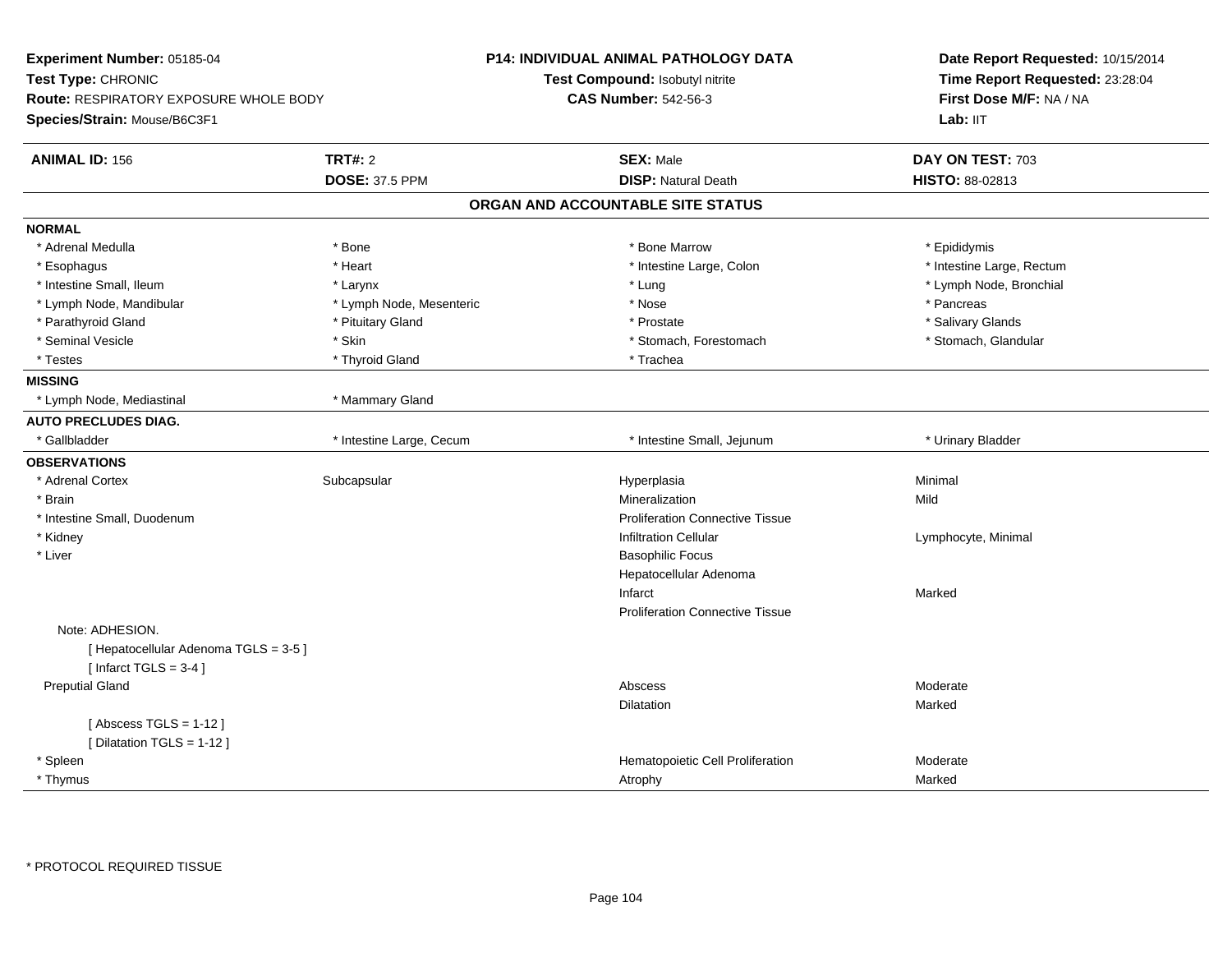**Experiment Number:** 05185-04
**Test Type:** CHRONIC
**Route:** RESPIRATORY EXPOSURE WHOLE BODY
**Species/Strain:** Mouse/B6C3F1

**P14: INDIVIDUAL ANIMAL PATHOLOGY DATA**
**Test Compound:** Isobutyl nitrite
**CAS Number:** 542-56-3

**Date Report Requested:** 10/15/2014
**Time Report Requested:** 23:28:04
**First Dose M/F:** NA / NA
**Lab:** IIT

| **ANIMAL ID:** 156 | **TRT#:** 2 | **SEX:** Male | **DAY ON TEST:** 703 |
|---|---|---|---|
| | **DOSE:** 37.5 PPM | **DISP:** Natural Death | **HISTO:** 88-02813 |

## ORGAN AND ACCOUNTABLE SITE STATUS

**NORMAL**

| | | | |
|---|---|---|---|
| * Adrenal Medulla | * Bone | * Bone Marrow | * Epididymis |
| * Esophagus | * Heart | * Intestine Large, Colon | * Intestine Large, Rectum |
| * Intestine Small, Ileum | * Larynx | * Lung | * Lymph Node, Bronchial |
| * Lymph Node, Mandibular | * Lymph Node, Mesenteric | * Nose | * Pancreas |
| * Parathyroid Gland | * Pituitary Gland | * Prostate | * Salivary Glands |
| * Seminal Vesicle | * Skin | * Stomach, Forestomach | * Stomach, Glandular |
| * Testes | * Thyroid Gland | * Trachea | |

**MISSING**

| | |
|---|---|
| * Lymph Node, Mediastinal | * Mammary Gland |

**AUTO PRECLUDES DIAG.**

| | | | |
|---|---|---|---|
| * Gallbladder | * Intestine Large, Cecum | * Intestine Small, Jejunum | * Urinary Bladder |

**OBSERVATIONS**

| | | | |
|---|---|---|---|
| * Adrenal Cortex | Subcapsular | Hyperplasia | Minimal |
| * Brain | | Mineralization | Mild |
| * Intestine Small, Duodenum | | Proliferation Connective Tissue | |
| * Kidney | | Infiltration Cellular | Lymphocyte, Minimal |
| * Liver | | Basophilic Focus | |
| | | Hepatocellular Adenoma | |
| | | Infarct | Marked |
| | | Proliferation Connective Tissue | |
| Note: ADHESION. | | | |
| [ Hepatocellular Adenoma TGLS = 3-5 ] | | | |
| [ Infarct TGLS = 3-4 ] | | | |
| Preputial Gland | | Abscess | Moderate |
| | | Dilatation | Marked |
| [ Abscess TGLS = 1-12 ] | | | |
| [ Dilatation TGLS = 1-12 ] | | | |
| * Spleen | | Hematopoietic Cell Proliferation | Moderate |
| * Thymus | | Atrophy | Marked |

* PROTOCOL REQUIRED TISSUE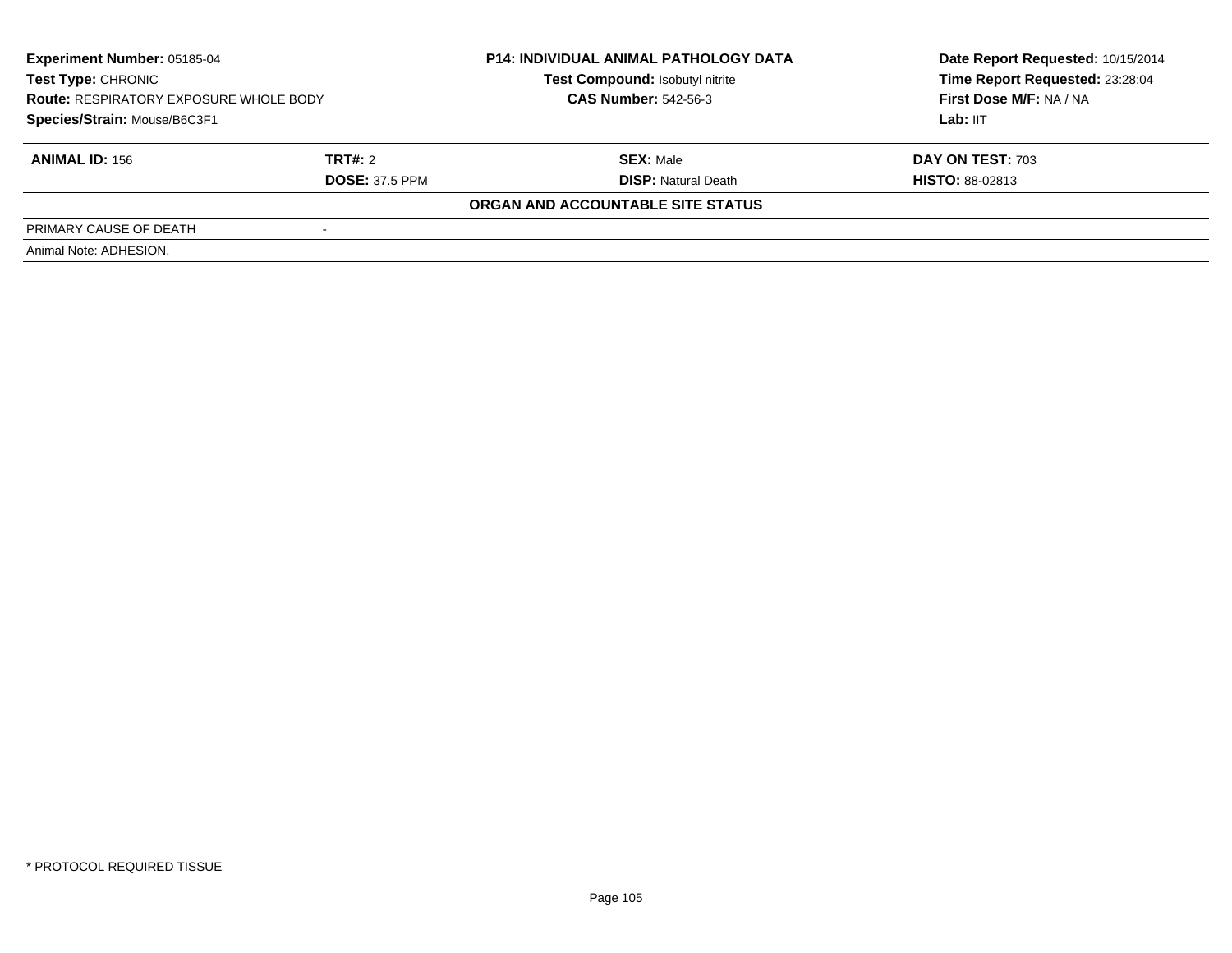**Experiment Number:** 05185-04
**Test Type:** CHRONIC
**Route:** RESPIRATORY EXPOSURE WHOLE BODY
**Species/Strain:** Mouse/B6C3F1

**P14: INDIVIDUAL ANIMAL PATHOLOGY DATA**
**Test Compound:** Isobutyl nitrite
**CAS Number:** 542-56-3

**Date Report Requested:** 10/15/2014
**Time Report Requested:** 23:28:04
**First Dose M/F:** NA / NA
**Lab:** IIT

| **ANIMAL ID:** 156 | **TRT#:** 2 | **SEX:** Male | **DAY ON TEST:** 703 |
|---|---|---|---|
| | **DOSE:** 37.5 PPM | **DISP:** Natural Death | **HISTO:** 88-02813 |

**ORGAN AND ACCOUNTABLE SITE STATUS**

| | |
|---|---|
| PRIMARY CAUSE OF DEATH | - |

Animal Note: ADHESION.

* PROTOCOL REQUIRED TISSUE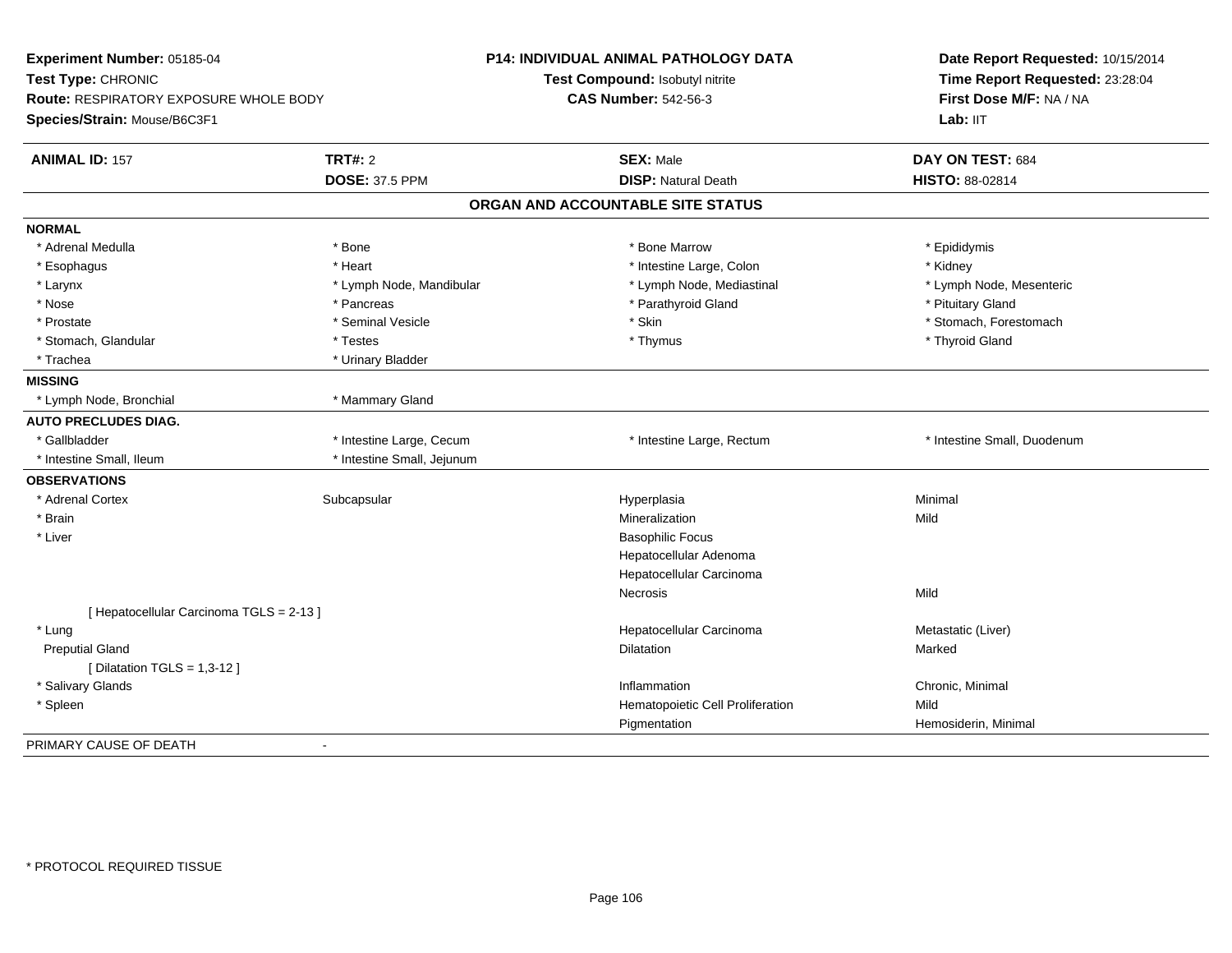**Experiment Number:** 05185-04
**Test Type:** CHRONIC
**Route:** RESPIRATORY EXPOSURE WHOLE BODY
**Species/Strain:** Mouse/B6C3F1

**P14: INDIVIDUAL ANIMAL PATHOLOGY DATA**
**Test Compound:** Isobutyl nitrite
**CAS Number:** 542-56-3

**Date Report Requested:** 10/15/2014
**Time Report Requested:** 23:28:04
**First Dose M/F:** NA / NA
**Lab:** IIT

| **ANIMAL ID:** 157 | **TRT#:** 2 | **SEX:** Male | **DAY ON TEST:** 684 |
|---|---|---|---|
| | **DOSE:** 37.5 PPM | **DISP:** Natural Death | **HISTO:** 88-02814 |

## ORGAN AND ACCOUNTABLE SITE STATUS

| | | | |
|---|---|---|---|
| **NORMAL** | | | |
| * Adrenal Medulla | * Bone | * Bone Marrow | * Epididymis |
| * Esophagus | * Heart | * Intestine Large, Colon | * Kidney |
| * Larynx | * Lymph Node, Mandibular | * Lymph Node, Mediastinal | * Lymph Node, Mesenteric |
| * Nose | * Pancreas | * Parathyroid Gland | * Pituitary Gland |
| * Prostate | * Seminal Vesicle | * Skin | * Stomach, Forestomach |
| * Stomach, Glandular | * Testes | * Thymus | * Thyroid Gland |
| * Trachea | * Urinary Bladder | | |
| **MISSING** | | | |
| * Lymph Node, Bronchial | * Mammary Gland | | |
| **AUTO PRECLUDES DIAG.** | | | |
| * Gallbladder | * Intestine Large, Cecum | * Intestine Large, Rectum | * Intestine Small, Duodenum |
| * Intestine Small, Ileum | * Intestine Small, Jejunum | | |
| **OBSERVATIONS** | | | |
| * Adrenal Cortex | Subcapsular | Hyperplasia | Minimal |
| * Brain | | Mineralization | Mild |
| * Liver | | Basophilic Focus | |
| | | Hepatocellular Adenoma | |
| | | Hepatocellular Carcinoma | |
| | | Necrosis | Mild |
| [ Hepatocellular Carcinoma TGLS = 2-13 ] | | | |
| * Lung | | Hepatocellular Carcinoma | Metastatic (Liver) |
| Preputial Gland | | Dilatation | Marked |
| [ Dilatation TGLS = 1,3-12 ] | | | |
| * Salivary Glands | | Inflammation | Chronic, Minimal |
| * Spleen | | Hematopoietic Cell Proliferation | Mild |
| | | Pigmentation | Hemosiderin, Minimal |
| PRIMARY CAUSE OF DEATH | - | | |

\* PROTOCOL REQUIRED TISSUE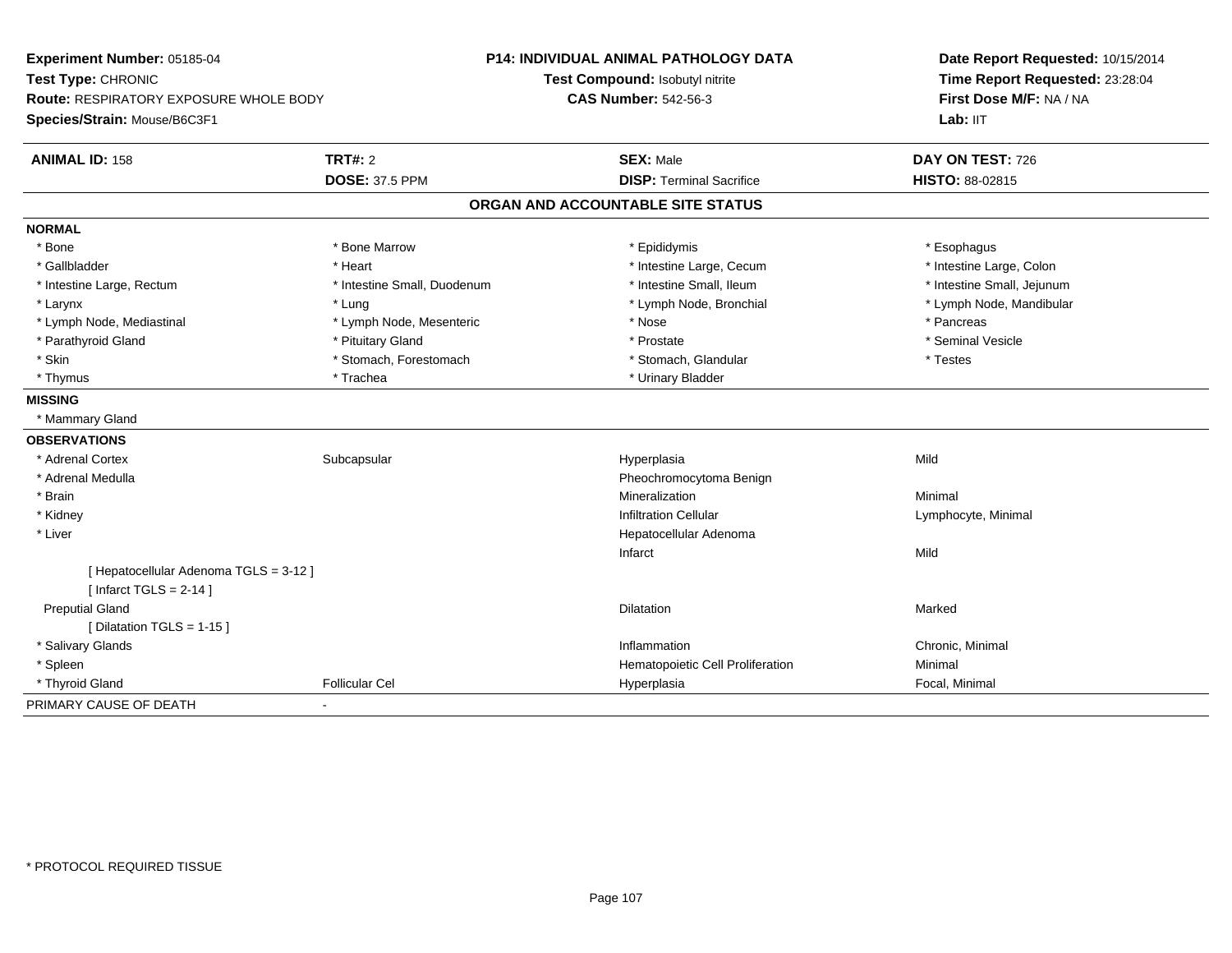**Experiment Number:** 05185-04
**Test Type:** CHRONIC
**Route:** RESPIRATORY EXPOSURE WHOLE BODY
**Species/Strain:** Mouse/B6C3F1

**P14: INDIVIDUAL ANIMAL PATHOLOGY DATA**
**Test Compound:** Isobutyl nitrite
**CAS Number:** 542-56-3

**Date Report Requested:** 10/15/2014
**Time Report Requested:** 23:28:04
**First Dose M/F:** NA / NA
**Lab:** IIT

| **ANIMAL ID:** 158 | **TRT#:** 2 | **SEX:** Male | **DAY ON TEST:** 726 |
|---|---|---|---|
| | **DOSE:** 37.5 PPM | **DISP:** Terminal Sacrifice | **HISTO:** 88-02815 |

## ORGAN AND ACCOUNTABLE SITE STATUS

**NORMAL**

| | | | |
|---|---|---|---|
| * Bone | * Bone Marrow | * Epididymis | * Esophagus |
| * Gallbladder | * Heart | * Intestine Large, Cecum | * Intestine Large, Colon |
| * Intestine Large, Rectum | * Intestine Small, Duodenum | * Intestine Small, Ileum | * Intestine Small, Jejunum |
| * Larynx | * Lung | * Lymph Node, Bronchial | * Lymph Node, Mandibular |
| * Lymph Node, Mediastinal | * Lymph Node, Mesenteric | * Nose | * Pancreas |
| * Parathyroid Gland | * Pituitary Gland | * Prostate | * Seminal Vesicle |
| * Skin | * Stomach, Forestomach | * Stomach, Glandular | * Testes |
| * Thymus | * Trachea | * Urinary Bladder | |

**MISSING**

* Mammary Gland

**OBSERVATIONS**

| | | | |
|---|---|---|---|
| * Adrenal Cortex | Subcapsular | Hyperplasia | Mild |
| * Adrenal Medulla | | Pheochromocytoma Benign | |
| * Brain | | Mineralization | Minimal |
| * Kidney | | Infiltration Cellular | Lymphocyte, Minimal |
| * Liver | | Hepatocellular Adenoma | |
| | | Infarct | Mild |
| [ Hepatocellular Adenoma TGLS = 3-12 ] | | | |
| [ Infarct TGLS = 2-14 ] | | | |
| Preputial Gland | | Dilatation | Marked |
| [ Dilatation TGLS = 1-15 ] | | | |
| * Salivary Glands | | Inflammation | Chronic, Minimal |
| * Spleen | | Hematopoietic Cell Proliferation | Minimal |
| * Thyroid Gland | Follicular Cel | Hyperplasia | Focal, Minimal |

PRIMARY CAUSE OF DEATH -

* PROTOCOL REQUIRED TISSUE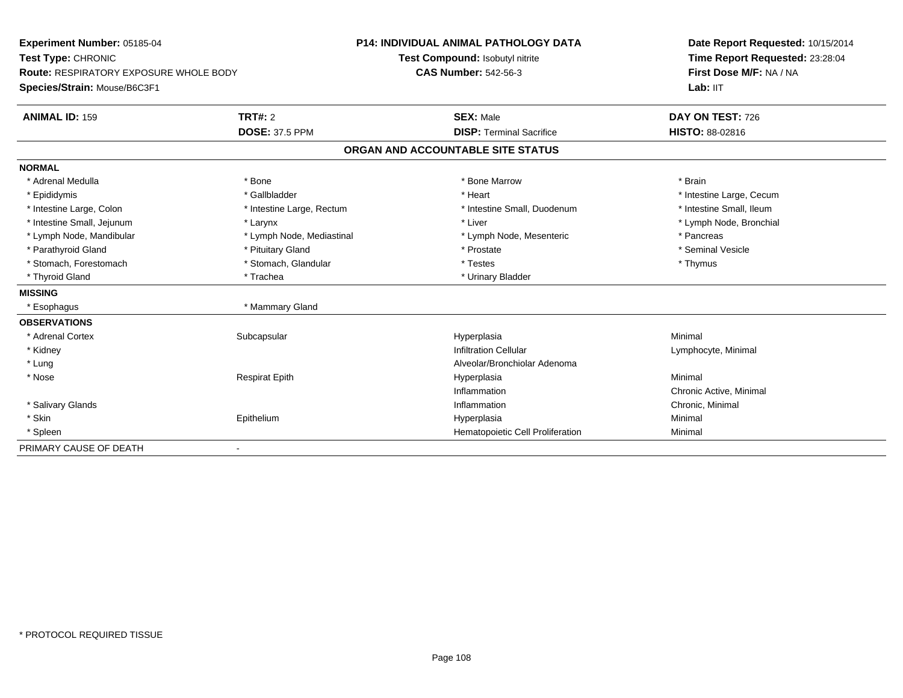**Experiment Number:** 05185-04
**Test Type:** CHRONIC
**Route:** RESPIRATORY EXPOSURE WHOLE BODY
**Species/Strain:** Mouse/B6C3F1

**P14: INDIVIDUAL ANIMAL PATHOLOGY DATA**
**Test Compound:** Isobutyl nitrite
**CAS Number:** 542-56-3

**Date Report Requested:** 10/15/2014
**Time Report Requested:** 23:28:04
**First Dose M/F:** NA / NA
**Lab:** IIT

| **ANIMAL ID:** 159 | **TRT#:** 2 | **SEX:** Male | **DAY ON TEST:** 726 |
|---|---|---|---|
| | **DOSE:** 37.5 PPM | **DISP:** Terminal Sacrifice | **HISTO:** 88-02816 |

**ORGAN AND ACCOUNTABLE SITE STATUS**

| | | | |
|---|---|---|---|
| **NORMAL** | | | |
| * Adrenal Medulla | * Bone | * Bone Marrow | * Brain |
| * Epididymis | * Gallbladder | * Heart | * Intestine Large, Cecum |
| * Intestine Large, Colon | * Intestine Large, Rectum | * Intestine Small, Duodenum | * Intestine Small, Ileum |
| * Intestine Small, Jejunum | * Larynx | * Liver | * Lymph Node, Bronchial |
| * Lymph Node, Mandibular | * Lymph Node, Mediastinal | * Lymph Node, Mesenteric | * Pancreas |
| * Parathyroid Gland | * Pituitary Gland | * Prostate | * Seminal Vesicle |
| * Stomach, Forestomach | * Stomach, Glandular | * Testes | * Thymus |
| * Thyroid Gland | * Trachea | * Urinary Bladder | |
| **MISSING** | | | |
| * Esophagus | * Mammary Gland | | |
| **OBSERVATIONS** | | | |
| * Adrenal Cortex | Subcapsular | Hyperplasia | Minimal |
| * Kidney | | Infiltration Cellular | Lymphocyte, Minimal |
| * Lung | | Alveolar/Bronchiolar Adenoma | |
| * Nose | Respirat Epith | Hyperplasia | Minimal |
| | | Inflammation | Chronic Active, Minimal |
| * Salivary Glands | | Inflammation | Chronic, Minimal |
| * Skin | Epithelium | Hyperplasia | Minimal |
| * Spleen | | Hematopoietic Cell Proliferation | Minimal |
| PRIMARY CAUSE OF DEATH | - | | |

\* PROTOCOL REQUIRED TISSUE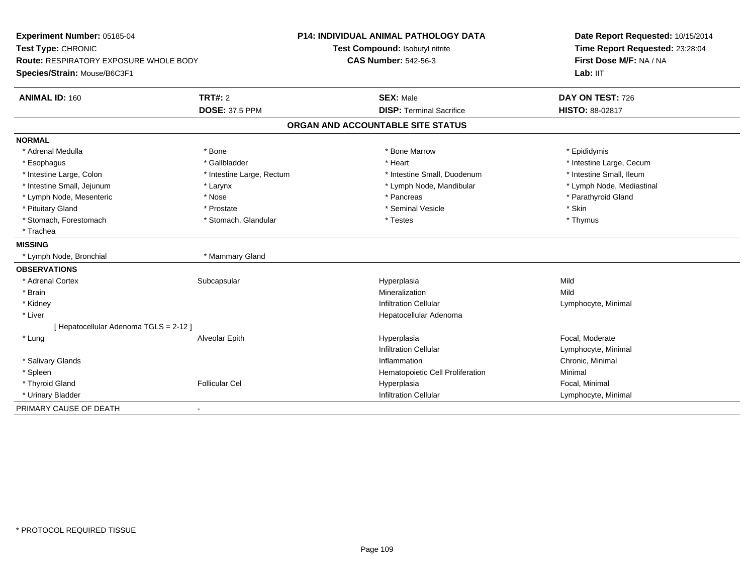**Experiment Number:** 05185-04
**Test Type:** CHRONIC
**Route:** RESPIRATORY EXPOSURE WHOLE BODY
**Species/Strain:** Mouse/B6C3F1

**P14: INDIVIDUAL ANIMAL PATHOLOGY DATA**
**Test Compound:** Isobutyl nitrite
**CAS Number:** 542-56-3

**Date Report Requested:** 10/15/2014
**Time Report Requested:** 23:28:04
**First Dose M/F:** NA / NA
**Lab:** IIT

| **ANIMAL ID:** 160 | **TRT#:** 2 | **SEX:** Male | **DAY ON TEST:** 726 |
|---|---|---|---|
| | **DOSE:** 37.5 PPM | **DISP:** Terminal Sacrifice | **HISTO:** 88-02817 |

## ORGAN AND ACCOUNTABLE SITE STATUS

**NORMAL**

| | | | |
|---|---|---|---|
| * Adrenal Medulla | * Bone | * Bone Marrow | * Epididymis |
| * Esophagus | * Gallbladder | * Heart | * Intestine Large, Cecum |
| * Intestine Large, Colon | * Intestine Large, Rectum | * Intestine Small, Duodenum | * Intestine Small, Ileum |
| * Intestine Small, Jejunum | * Larynx | * Lymph Node, Mandibular | * Lymph Node, Mediastinal |
| * Lymph Node, Mesenteric | * Nose | * Pancreas | * Parathyroid Gland |
| * Pituitary Gland | * Prostate | * Seminal Vesicle | * Skin |
| * Stomach, Forestomach | * Stomach, Glandular | * Testes | * Thymus |
| * Trachea | | | |

**MISSING**

| | |
|---|---|
| * Lymph Node, Bronchial | * Mammary Gland |

**OBSERVATIONS**

| | | | |
|---|---|---|---|
| * Adrenal Cortex | Subcapsular | Hyperplasia | Mild |
| * Brain | | Mineralization | Mild |
| * Kidney | | Infiltration Cellular | Lymphocyte, Minimal |
| * Liver | | Hepatocellular Adenoma | |
| [ Hepatocellular Adenoma TGLS = 2-12 ] | | | |
| * Lung | Alveolar Epith | Hyperplasia | Focal, Moderate |
| | | Infiltration Cellular | Lymphocyte, Minimal |
| * Salivary Glands | | Inflammation | Chronic, Minimal |
| * Spleen | | Hematopoietic Cell Proliferation | Minimal |
| * Thyroid Gland | Follicular Cel | Hyperplasia | Focal, Minimal |
| * Urinary Bladder | | Infiltration Cellular | Lymphocyte, Minimal |

PRIMARY CAUSE OF DEATH -

* PROTOCOL REQUIRED TISSUE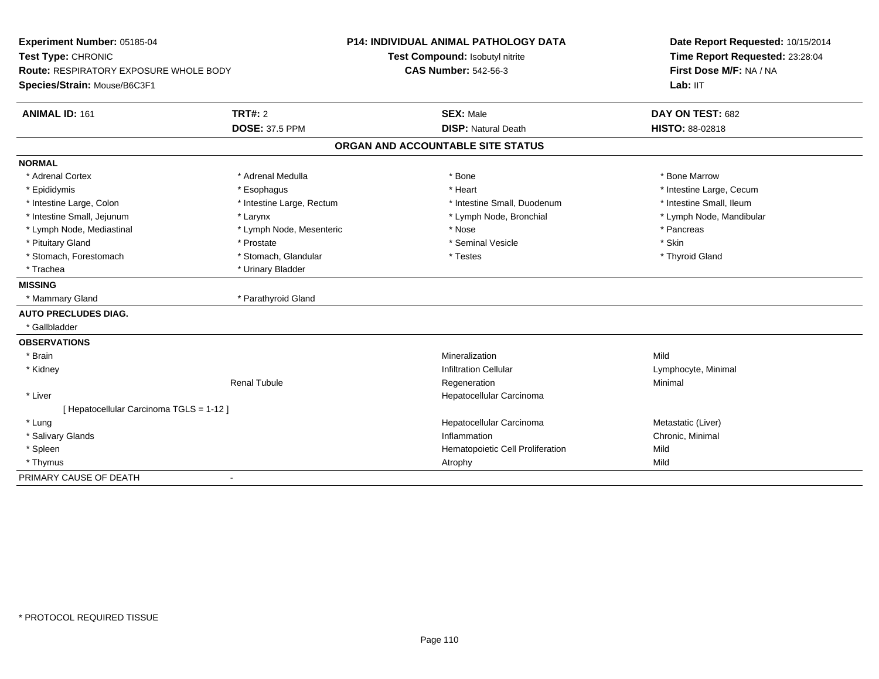**Experiment Number:** 05185-04
**Test Type:** CHRONIC
**Route:** RESPIRATORY EXPOSURE WHOLE BODY
**Species/Strain:** Mouse/B6C3F1

**P14: INDIVIDUAL ANIMAL PATHOLOGY DATA**
**Test Compound:** Isobutyl nitrite
**CAS Number:** 542-56-3

**Date Report Requested:** 10/15/2014
**Time Report Requested:** 23:28:04
**First Dose M/F:** NA / NA
**Lab:** IIT

| **ANIMAL ID:** 161 | **TRT#:** 2 | **SEX:** Male | **DAY ON TEST:** 682 |
|---|---|---|---|
| | **DOSE:** 37.5 PPM | **DISP:** Natural Death | **HISTO:** 88-02818 |

## ORGAN AND ACCOUNTABLE SITE STATUS

**NORMAL**

| | | | |
|---|---|---|---|
| * Adrenal Cortex | * Adrenal Medulla | * Bone | * Bone Marrow |
| * Epididymis | * Esophagus | * Heart | * Intestine Large, Cecum |
| * Intestine Large, Colon | * Intestine Large, Rectum | * Intestine Small, Duodenum | * Intestine Small, Ileum |
| * Intestine Small, Jejunum | * Larynx | * Lymph Node, Bronchial | * Lymph Node, Mandibular |
| * Lymph Node, Mediastinal | * Lymph Node, Mesenteric | * Nose | * Pancreas |
| * Pituitary Gland | * Prostate | * Seminal Vesicle | * Skin |
| * Stomach, Forestomach | * Stomach, Glandular | * Testes | * Thyroid Gland |
| * Trachea | * Urinary Bladder | | |

**MISSING**

| | |
|---|---|
| * Mammary Gland | * Parathyroid Gland |

**AUTO PRECLUDES DIAG.**

* Gallbladder

**OBSERVATIONS**

| | | | |
|---|---|---|---|
| * Brain | | Mineralization | Mild |
| * Kidney | | Infiltration Cellular | Lymphocyte, Minimal |
| | Renal Tubule | Regeneration | Minimal |
| * Liver | | Hepatocellular Carcinoma | |
| [ Hepatocellular Carcinoma TGLS = 1-12 ] | | | |
| * Lung | | Hepatocellular Carcinoma | Metastatic (Liver) |
| * Salivary Glands | | Inflammation | Chronic, Minimal |
| * Spleen | | Hematopoietic Cell Proliferation | Mild |
| * Thymus | | Atrophy | Mild |

PRIMARY CAUSE OF DEATH -

* PROTOCOL REQUIRED TISSUE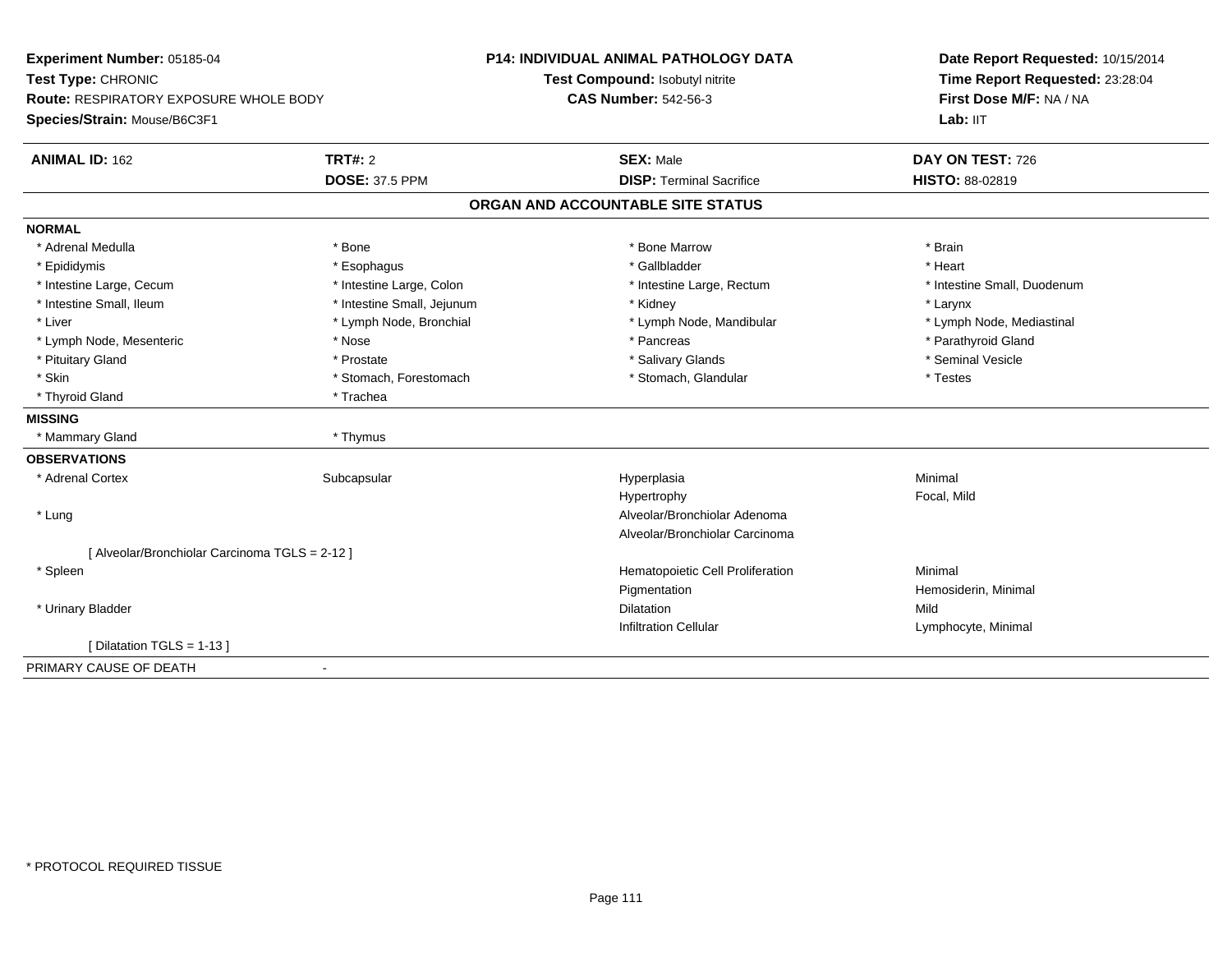**Experiment Number:** 05185-04
**Test Type:** CHRONIC
**Route:** RESPIRATORY EXPOSURE WHOLE BODY
**Species/Strain:** Mouse/B6C3F1

**P14: INDIVIDUAL ANIMAL PATHOLOGY DATA**
**Test Compound:** Isobutyl nitrite
**CAS Number:** 542-56-3

**Date Report Requested:** 10/15/2014
**Time Report Requested:** 23:28:04
**First Dose M/F:** NA / NA
**Lab:** IIT

| **ANIMAL ID:** 162 | **TRT#:** 2 | **SEX:** Male | **DAY ON TEST:** 726 |
|---|---|---|---|
| | **DOSE:** 37.5 PPM | **DISP:** Terminal Sacrifice | **HISTO:** 88-02819 |

## ORGAN AND ACCOUNTABLE SITE STATUS

**NORMAL**

| | | | |
|---|---|---|---|
| * Adrenal Medulla | * Bone | * Bone Marrow | * Brain |
| * Epididymis | * Esophagus | * Gallbladder | * Heart |
| * Intestine Large, Cecum | * Intestine Large, Colon | * Intestine Large, Rectum | * Intestine Small, Duodenum |
| * Intestine Small, Ileum | * Intestine Small, Jejunum | * Kidney | * Larynx |
| * Liver | * Lymph Node, Bronchial | * Lymph Node, Mandibular | * Lymph Node, Mediastinal |
| * Lymph Node, Mesenteric | * Nose | * Pancreas | * Parathyroid Gland |
| * Pituitary Gland | * Prostate | * Salivary Glands | * Seminal Vesicle |
| * Skin | * Stomach, Forestomach | * Stomach, Glandular | * Testes |
| * Thyroid Gland | * Trachea | | |

**MISSING**

| | |
|---|---|
| * Mammary Gland | * Thymus |

**OBSERVATIONS**

| | | | |
|---|---|---|---|
| * Adrenal Cortex | Subcapsular | Hyperplasia | Minimal |
| | | Hypertrophy | Focal, Mild |
| * Lung | | Alveolar/Bronchiolar Adenoma | |
| | | Alveolar/Bronchiolar Carcinoma | |
| [ Alveolar/Bronchiolar Carcinoma TGLS = 2-12 ] | | | |
| * Spleen | | Hematopoietic Cell Proliferation | Minimal |
| | | Pigmentation | Hemosiderin, Minimal |
| * Urinary Bladder | | Dilatation | Mild |
| | | Infiltration Cellular | Lymphocyte, Minimal |
| [ Dilatation TGLS = 1-13 ] | | | |

PRIMARY CAUSE OF DEATH -

* PROTOCOL REQUIRED TISSUE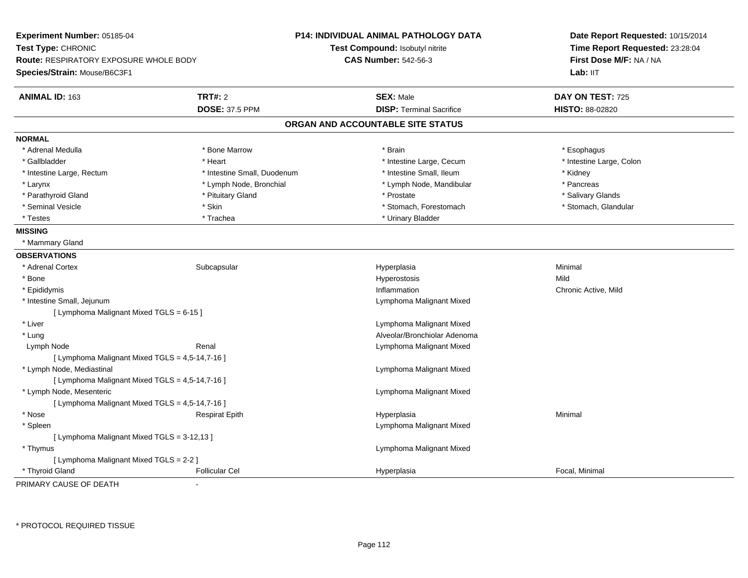**Experiment Number:** 05185-04
**Test Type:** CHRONIC
**Route:** RESPIRATORY EXPOSURE WHOLE BODY
**Species/Strain:** Mouse/B6C3F1

**P14: INDIVIDUAL ANIMAL PATHOLOGY DATA**
**Test Compound:** Isobutyl nitrite
**CAS Number:** 542-56-3

**Date Report Requested:** 10/15/2014
**Time Report Requested:** 23:28:04
**First Dose M/F:** NA / NA
**Lab:** IIT

| **ANIMAL ID:** 163 | **TRT#:** 2 | **SEX:** Male | **DAY ON TEST:** 725 |
|---|---|---|---|
| | **DOSE:** 37.5 PPM | **DISP:** Terminal Sacrifice | **HISTO:** 88-02820 |

## ORGAN AND ACCOUNTABLE SITE STATUS

**NORMAL**

| | | | |
|---|---|---|---|
| * Adrenal Medulla | * Bone Marrow | * Brain | * Esophagus |
| * Gallbladder | * Heart | * Intestine Large, Cecum | * Intestine Large, Colon |
| * Intestine Large, Rectum | * Intestine Small, Duodenum | * Intestine Small, Ileum | * Kidney |
| * Larynx | * Lymph Node, Bronchial | * Lymph Node, Mandibular | * Pancreas |
| * Parathyroid Gland | * Pituitary Gland | * Prostate | * Salivary Glands |
| * Seminal Vesicle | * Skin | * Stomach, Forestomach | * Stomach, Glandular |
| * Testes | * Trachea | * Urinary Bladder | |

**MISSING**

* Mammary Gland

**OBSERVATIONS**

| | | | |
|---|---|---|---|
| * Adrenal Cortex | Subcapsular | Hyperplasia | Minimal |
| * Bone | | Hyperostosis | Mild |
| * Epididymis | | Inflammation | Chronic Active, Mild |
| * Intestine Small, Jejunum | | Lymphoma Malignant Mixed | |
| [ Lymphoma Malignant Mixed TGLS = 6-15 ] | | | |
| * Liver | | Lymphoma Malignant Mixed | |
| * Lung | | Alveolar/Bronchiolar Adenoma | |
| Lymph Node | Renal | Lymphoma Malignant Mixed | |
| [ Lymphoma Malignant Mixed TGLS = 4,5-14,7-16 ] | | | |
| * Lymph Node, Mediastinal | | Lymphoma Malignant Mixed | |
| [ Lymphoma Malignant Mixed TGLS = 4,5-14,7-16 ] | | | |
| * Lymph Node, Mesenteric | | Lymphoma Malignant Mixed | |
| [ Lymphoma Malignant Mixed TGLS = 4,5-14,7-16 ] | | | |
| * Nose | Respirat Epith | Hyperplasia | Minimal |
| * Spleen | | Lymphoma Malignant Mixed | |
| [ Lymphoma Malignant Mixed TGLS = 3-12,13 ] | | | |
| * Thymus | | Lymphoma Malignant Mixed | |
| [ Lymphoma Malignant Mixed TGLS = 2-2 ] | | | |
| * Thyroid Gland | Follicular Cel | Hyperplasia | Focal, Minimal |

PRIMARY CAUSE OF DEATH -

* PROTOCOL REQUIRED TISSUE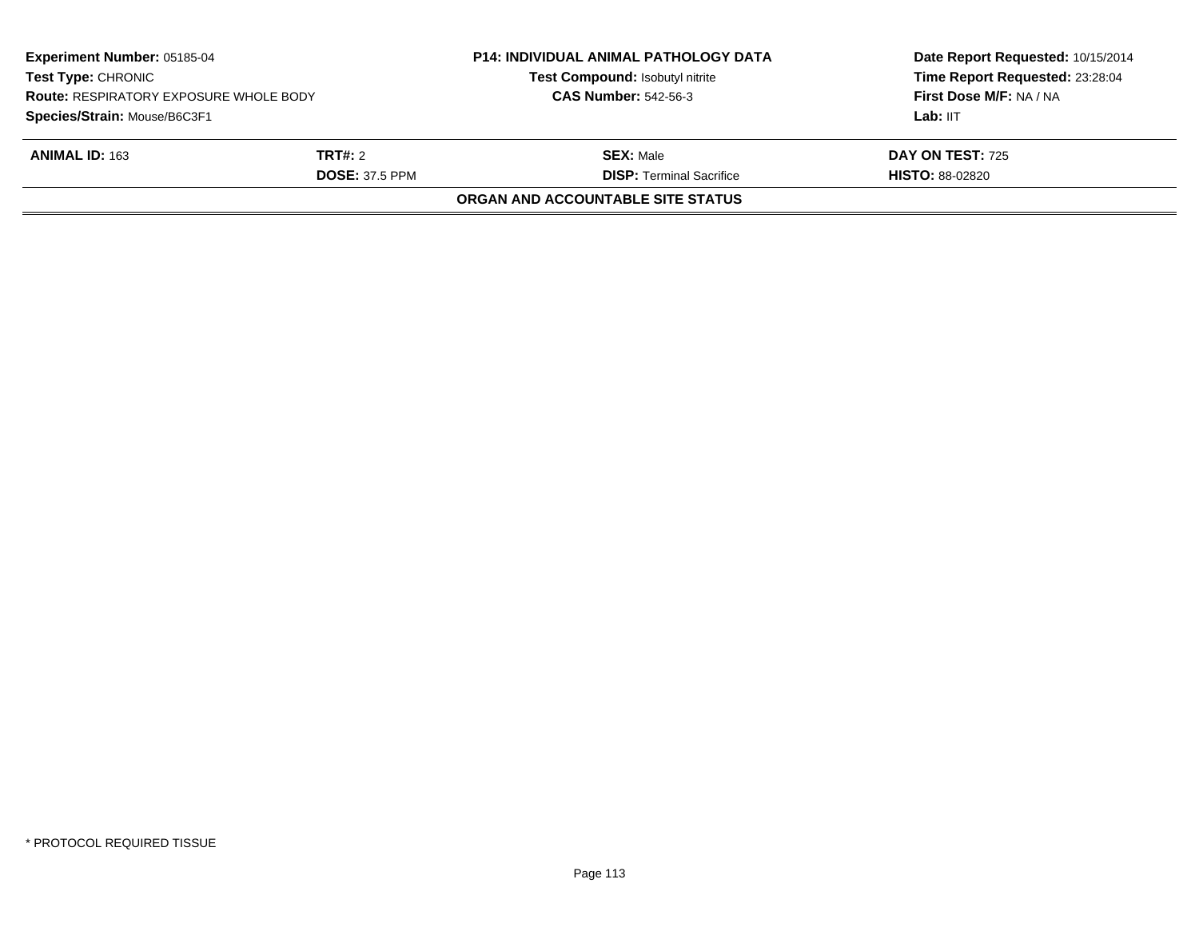**Experiment Number:** 05185-04
**Test Type:** CHRONIC
**Route:** RESPIRATORY EXPOSURE WHOLE BODY
**Species/Strain:** Mouse/B6C3F1

**P14: INDIVIDUAL ANIMAL PATHOLOGY DATA**
**Test Compound:** Isobutyl nitrite
**CAS Number:** 542-56-3

**Date Report Requested:** 10/15/2014
**Time Report Requested:** 23:28:04
**First Dose M/F:** NA / NA
**Lab:** IIT

| **ANIMAL ID:** 163 | **TRT#:** 2 | **SEX:** Male | **DAY ON TEST:** 725 |
|---|---|---|---|
| | **DOSE:** 37.5 PPM | **DISP:** Terminal Sacrifice | **HISTO:** 88-02820 |

**ORGAN AND ACCOUNTABLE SITE STATUS**

* PROTOCOL REQUIRED TISSUE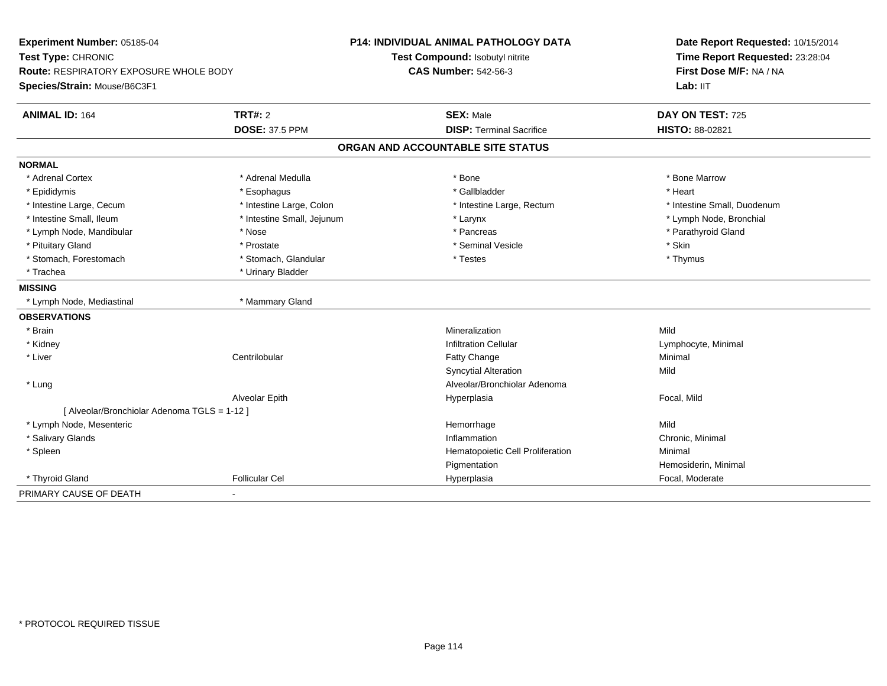**Experiment Number:** 05185-04
**Test Type:** CHRONIC
**Route:** RESPIRATORY EXPOSURE WHOLE BODY
**Species/Strain:** Mouse/B6C3F1

**P14: INDIVIDUAL ANIMAL PATHOLOGY DATA**
**Test Compound:** Isobutyl nitrite
**CAS Number:** 542-56-3

**Date Report Requested:** 10/15/2014
**Time Report Requested:** 23:28:04
**First Dose M/F:** NA / NA
**Lab:** IIT

| **ANIMAL ID:** 164 | **TRT#:** 2 | **SEX:** Male | **DAY ON TEST:** 725 |
|---|---|---|---|
| | **DOSE:** 37.5 PPM | **DISP:** Terminal Sacrifice | **HISTO:** 88-02821 |

## ORGAN AND ACCOUNTABLE SITE STATUS

**NORMAL**

| | | | |
|---|---|---|---|
| * Adrenal Cortex | * Adrenal Medulla | * Bone | * Bone Marrow |
| * Epididymis | * Esophagus | * Gallbladder | * Heart |
| * Intestine Large, Cecum | * Intestine Large, Colon | * Intestine Large, Rectum | * Intestine Small, Duodenum |
| * Intestine Small, Ileum | * Intestine Small, Jejunum | * Larynx | * Lymph Node, Bronchial |
| * Lymph Node, Mandibular | * Nose | * Pancreas | * Parathyroid Gland |
| * Pituitary Gland | * Prostate | * Seminal Vesicle | * Skin |
| * Stomach, Forestomach | * Stomach, Glandular | * Testes | * Thymus |
| * Trachea | * Urinary Bladder | | |

**MISSING**

| | |
|---|---|
| * Lymph Node, Mediastinal | * Mammary Gland |

**OBSERVATIONS**

| | | | |
|---|---|---|---|
| * Brain | | Mineralization | Mild |
| * Kidney | | Infiltration Cellular | Lymphocyte, Minimal |
| * Liver | Centrilobular | Fatty Change | Minimal |
| | | Syncytial Alteration | Mild |
| * Lung | | Alveolar/Bronchiolar Adenoma | |
| | Alveolar Epith | Hyperplasia | Focal, Mild |
| [ Alveolar/Bronchiolar Adenoma TGLS = 1-12 ] | | | |
| * Lymph Node, Mesenteric | | Hemorrhage | Mild |
| * Salivary Glands | | Inflammation | Chronic, Minimal |
| * Spleen | | Hematopoietic Cell Proliferation | Minimal |
| | | Pigmentation | Hemosiderin, Minimal |
| * Thyroid Gland | Follicular Cel | Hyperplasia | Focal, Moderate |

PRIMARY CAUSE OF DEATH -

* PROTOCOL REQUIRED TISSUE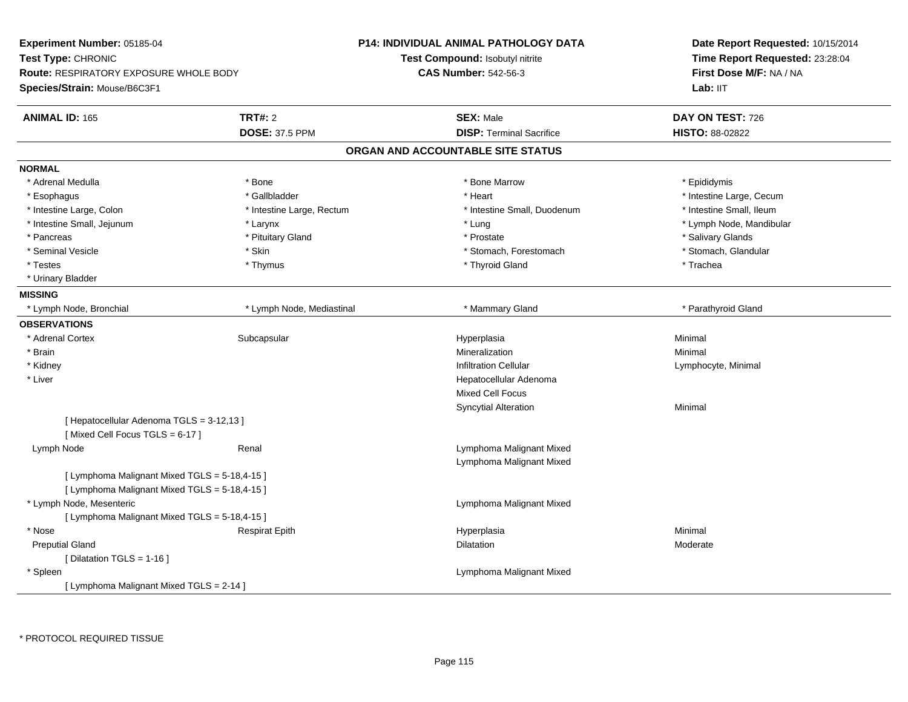**Experiment Number:** 05185-04
**Test Type:** CHRONIC
**Route:** RESPIRATORY EXPOSURE WHOLE BODY
**Species/Strain:** Mouse/B6C3F1

**P14: INDIVIDUAL ANIMAL PATHOLOGY DATA**
**Test Compound:** Isobutyl nitrite
**CAS Number:** 542-56-3

**Date Report Requested:** 10/15/2014
**Time Report Requested:** 23:28:04
**First Dose M/F:** NA / NA
**Lab:** IIT

| **ANIMAL ID:** 165 | **TRT#:** 2 | **SEX:** Male | **DAY ON TEST:** 726 |
|---|---|---|---|
| | **DOSE:** 37.5 PPM | **DISP:** Terminal Sacrifice | **HISTO:** 88-02822 |

## ORGAN AND ACCOUNTABLE SITE STATUS

**NORMAL**

| | | | |
|---|---|---|---|
| * Adrenal Medulla | * Bone | * Bone Marrow | * Epididymis |
| * Esophagus | * Gallbladder | * Heart | * Intestine Large, Cecum |
| * Intestine Large, Colon | * Intestine Large, Rectum | * Intestine Small, Duodenum | * Intestine Small, Ileum |
| * Intestine Small, Jejunum | * Larynx | * Lung | * Lymph Node, Mandibular |
| * Pancreas | * Pituitary Gland | * Prostate | * Salivary Glands |
| * Seminal Vesicle | * Skin | * Stomach, Forestomach | * Stomach, Glandular |
| * Testes | * Thymus | * Thyroid Gland | * Trachea |
| * Urinary Bladder | | | |

**MISSING**

| | | | |
|---|---|---|---|
| * Lymph Node, Bronchial | * Lymph Node, Mediastinal | * Mammary Gland | * Parathyroid Gland |

**OBSERVATIONS**

| | | | |
|---|---|---|---|
| * Adrenal Cortex | Subcapsular | Hyperplasia | Minimal |
| * Brain | | Mineralization | Minimal |
| * Kidney | | Infiltration Cellular | Lymphocyte, Minimal |
| * Liver | | Hepatocellular Adenoma | |
| | | Mixed Cell Focus | |
| | | Syncytial Alteration | Minimal |
| [ Hepatocellular Adenoma TGLS = 3-12,13 ] | | | |
| [ Mixed Cell Focus TGLS = 6-17 ] | | | |
| Lymph Node | Renal | Lymphoma Malignant Mixed | |
| | | Lymphoma Malignant Mixed | |
| [ Lymphoma Malignant Mixed TGLS = 5-18,4-15 ] | | | |
| [ Lymphoma Malignant Mixed TGLS = 5-18,4-15 ] | | | |
| * Lymph Node, Mesenteric | | Lymphoma Malignant Mixed | |
| [ Lymphoma Malignant Mixed TGLS = 5-18,4-15 ] | | | |
| * Nose | Respirat Epith | Hyperplasia | Minimal |
| Preputial Gland | | Dilatation | Moderate |
| [ Dilatation TGLS = 1-16 ] | | | |
| * Spleen | | Lymphoma Malignant Mixed | |
| [ Lymphoma Malignant Mixed TGLS = 2-14 ] | | | |

* PROTOCOL REQUIRED TISSUE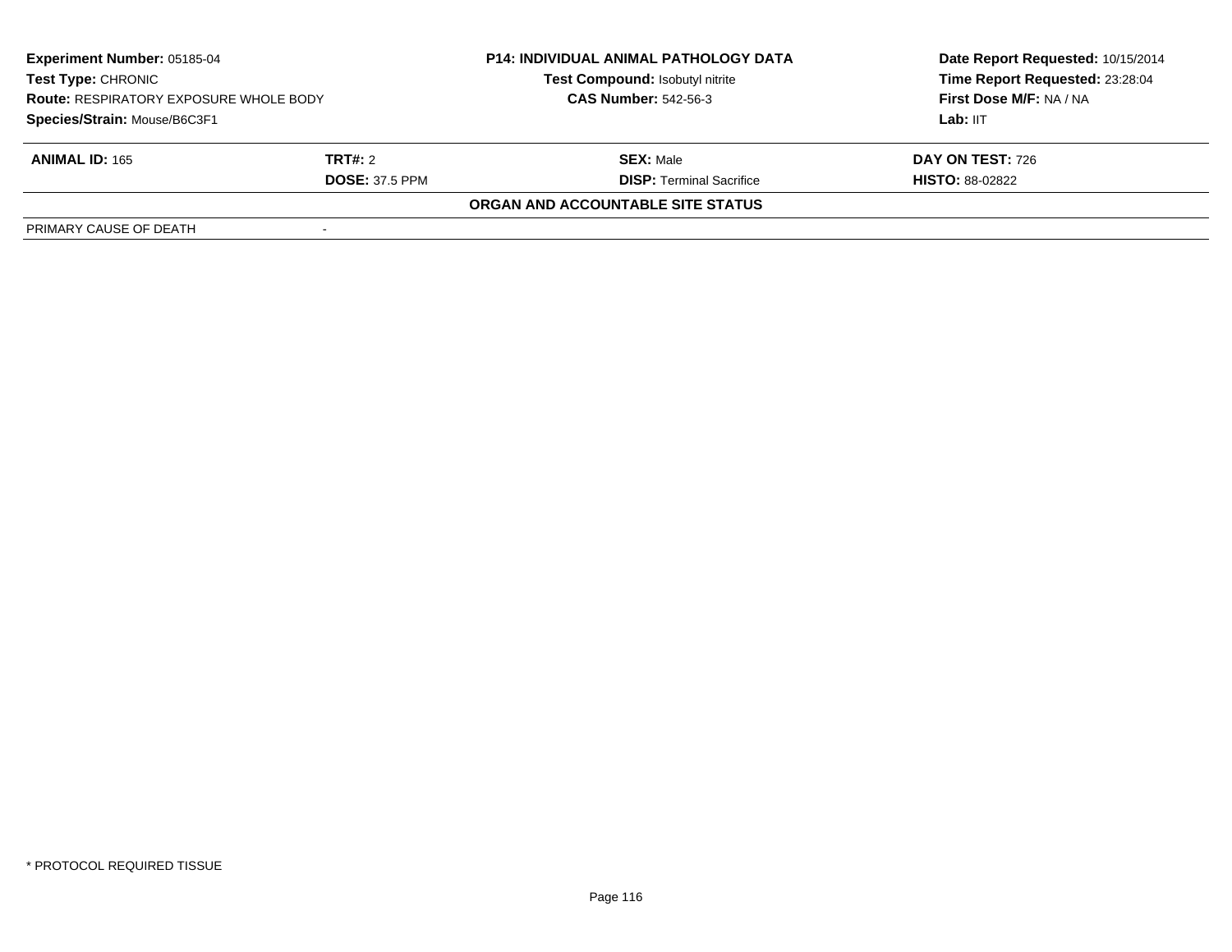**Experiment Number:** 05185-04
**Test Type:** CHRONIC
**Route:** RESPIRATORY EXPOSURE WHOLE BODY
**Species/Strain:** Mouse/B6C3F1

**P14: INDIVIDUAL ANIMAL PATHOLOGY DATA**
**Test Compound:** Isobutyl nitrite
**CAS Number:** 542-56-3

**Date Report Requested:** 10/15/2014
**Time Report Requested:** 23:28:04
**First Dose M/F:** NA / NA
**Lab:** IIT

| **ANIMAL ID:** 165 | **TRT#:** 2 | **SEX:** Male | **DAY ON TEST:** 726 |
|---|---|---|---|
| | **DOSE:** 37.5 PPM | **DISP:** Terminal Sacrifice | **HISTO:** 88-02822 |

**ORGAN AND ACCOUNTABLE SITE STATUS**

| PRIMARY CAUSE OF DEATH | - |
|---|---|

\* PROTOCOL REQUIRED TISSUE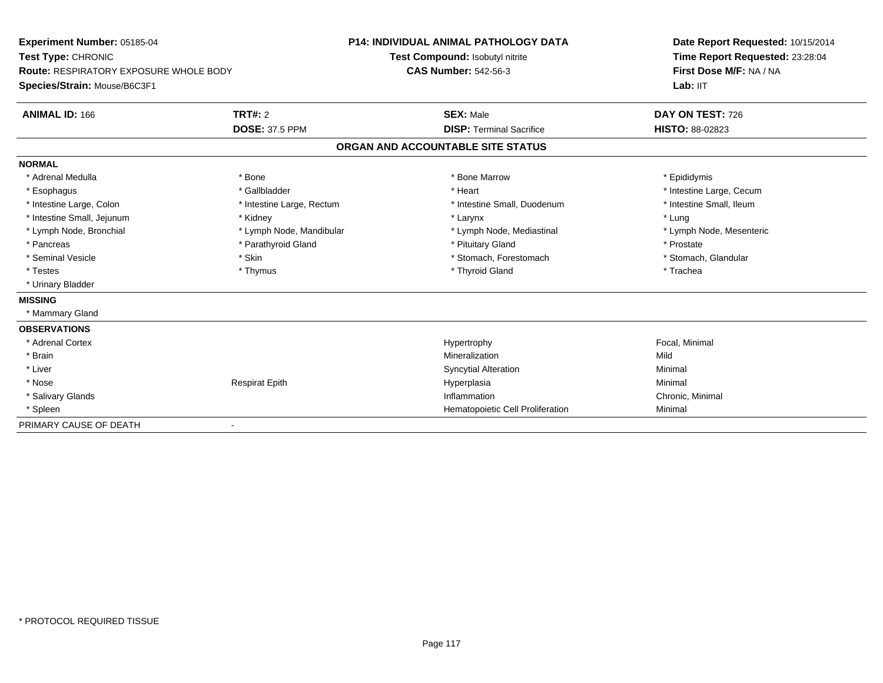**Experiment Number:** 05185-04
**Test Type:** CHRONIC
**Route:** RESPIRATORY EXPOSURE WHOLE BODY
**Species/Strain:** Mouse/B6C3F1

**P14: INDIVIDUAL ANIMAL PATHOLOGY DATA**
**Test Compound:** Isobutyl nitrite
**CAS Number:** 542-56-3

**Date Report Requested:** 10/15/2014
**Time Report Requested:** 23:28:04
**First Dose M/F:** NA / NA
**Lab:** IIT

| **ANIMAL ID:** 166 | **TRT#:** 2 | **SEX:** Male | **DAY ON TEST:** 726 |
|---|---|---|---|
| | **DOSE:** 37.5 PPM | **DISP:** Terminal Sacrifice | **HISTO:** 88-02823 |

## ORGAN AND ACCOUNTABLE SITE STATUS

| | | | |
|---|---|---|---|
| **NORMAL** | | | |
| * Adrenal Medulla | * Bone | * Bone Marrow | * Epididymis |
| * Esophagus | * Gallbladder | * Heart | * Intestine Large, Cecum |
| * Intestine Large, Colon | * Intestine Large, Rectum | * Intestine Small, Duodenum | * Intestine Small, Ileum |
| * Intestine Small, Jejunum | * Kidney | * Larynx | * Lung |
| * Lymph Node, Bronchial | * Lymph Node, Mandibular | * Lymph Node, Mediastinal | * Lymph Node, Mesenteric |
| * Pancreas | * Parathyroid Gland | * Pituitary Gland | * Prostate |
| * Seminal Vesicle | * Skin | * Stomach, Forestomach | * Stomach, Glandular |
| * Testes | * Thymus | * Thyroid Gland | * Trachea |
| * Urinary Bladder | | | |
| **MISSING** | | | |
| * Mammary Gland | | | |
| **OBSERVATIONS** | | | |
| * Adrenal Cortex | | Hypertrophy | Focal, Minimal |
| * Brain | | Mineralization | Mild |
| * Liver | | Syncytial Alteration | Minimal |
| * Nose | Respirat Epith | Hyperplasia | Minimal |
| * Salivary Glands | | Inflammation | Chronic, Minimal |
| * Spleen | | Hematopoietic Cell Proliferation | Minimal |
| PRIMARY CAUSE OF DEATH | - | | |

\* PROTOCOL REQUIRED TISSUE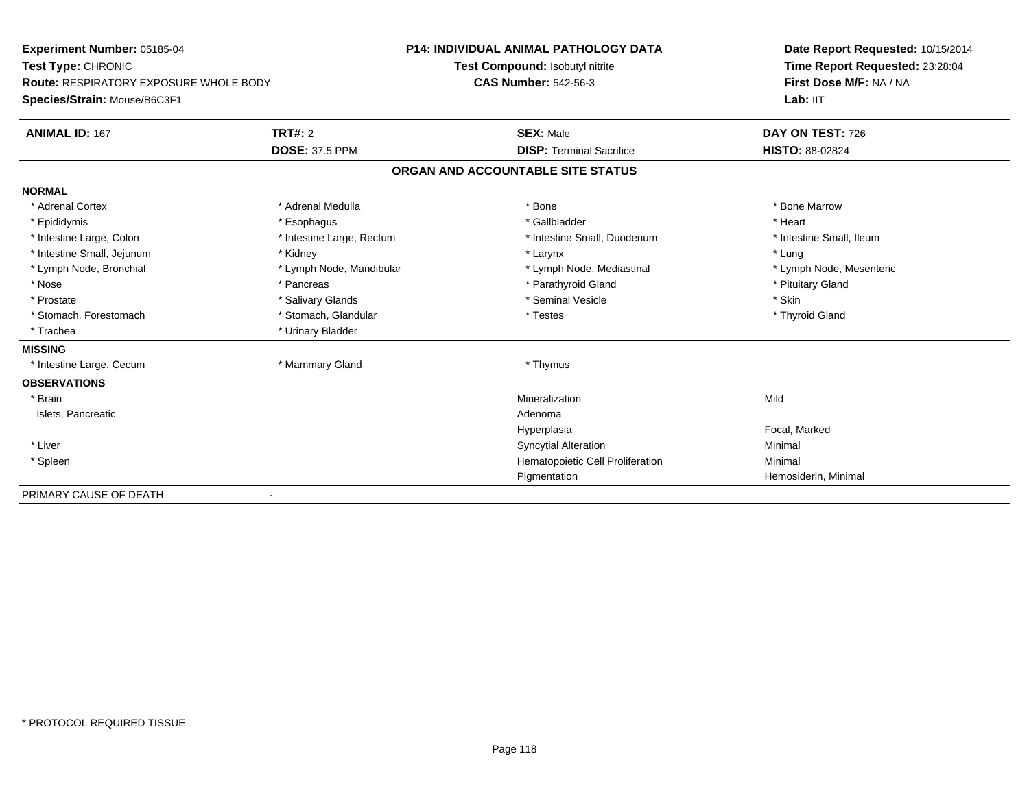**Experiment Number:** 05185-04
**Test Type:** CHRONIC
**Route:** RESPIRATORY EXPOSURE WHOLE BODY
**Species/Strain:** Mouse/B6C3F1

**P14: INDIVIDUAL ANIMAL PATHOLOGY DATA**
**Test Compound:** Isobutyl nitrite
**CAS Number:** 542-56-3

**Date Report Requested:** 10/15/2014
**Time Report Requested:** 23:28:04
**First Dose M/F:** NA / NA
**Lab:** IIT

| **ANIMAL ID:** 167 | **TRT#:** 2 | **SEX:** Male | **DAY ON TEST:** 726 |
|---|---|---|---|
| | **DOSE:** 37.5 PPM | **DISP:** Terminal Sacrifice | **HISTO:** 88-02824 |

## ORGAN AND ACCOUNTABLE SITE STATUS

**NORMAL**

| | | | |
|---|---|---|---|
| * Adrenal Cortex | * Adrenal Medulla | * Bone | * Bone Marrow |
| * Epididymis | * Esophagus | * Gallbladder | * Heart |
| * Intestine Large, Colon | * Intestine Large, Rectum | * Intestine Small, Duodenum | * Intestine Small, Ileum |
| * Intestine Small, Jejunum | * Kidney | * Larynx | * Lung |
| * Lymph Node, Bronchial | * Lymph Node, Mandibular | * Lymph Node, Mediastinal | * Lymph Node, Mesenteric |
| * Nose | * Pancreas | * Parathyroid Gland | * Pituitary Gland |
| * Prostate | * Salivary Glands | * Seminal Vesicle | * Skin |
| * Stomach, Forestomach | * Stomach, Glandular | * Testes | * Thyroid Gland |
| * Trachea | * Urinary Bladder | | |

**MISSING**

| | | |
|---|---|---|
| * Intestine Large, Cecum | * Mammary Gland | * Thymus |

**OBSERVATIONS**

| | | |
|---|---|---|
| * Brain | Mineralization | Mild |
| Islets, Pancreatic | Adenoma | |
| | Hyperplasia | Focal, Marked |
| * Liver | Syncytial Alteration | Minimal |
| * Spleen | Hematopoietic Cell Proliferation | Minimal |
| | Pigmentation | Hemosiderin, Minimal |

PRIMARY CAUSE OF DEATH -

* PROTOCOL REQUIRED TISSUE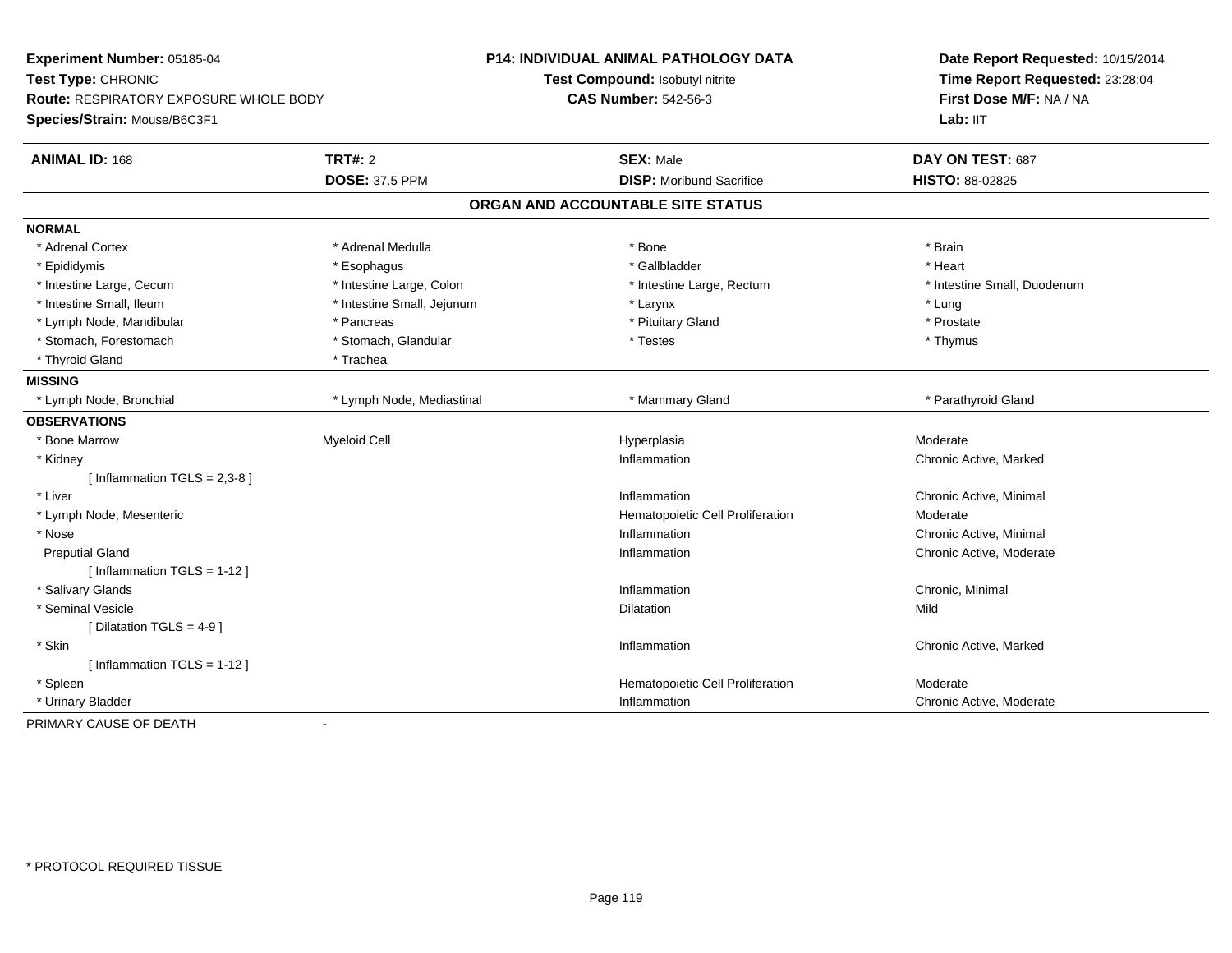**Experiment Number:** 05185-04
**Test Type:** CHRONIC
**Route:** RESPIRATORY EXPOSURE WHOLE BODY
**Species/Strain:** Mouse/B6C3F1

**P14: INDIVIDUAL ANIMAL PATHOLOGY DATA**
**Test Compound:** Isobutyl nitrite
**CAS Number:** 542-56-3

**Date Report Requested:** 10/15/2014
**Time Report Requested:** 23:28:04
**First Dose M/F:** NA / NA
**Lab:** IIT

| **ANIMAL ID:** 168 | **TRT#:** 2 | **SEX:** Male | **DAY ON TEST:** 687 |
|---|---|---|---|
| | **DOSE:** 37.5 PPM | **DISP:** Moribund Sacrifice | **HISTO:** 88-02825 |

## ORGAN AND ACCOUNTABLE SITE STATUS

**NORMAL**

| | | | |
|---|---|---|---|
| * Adrenal Cortex | * Adrenal Medulla | * Bone | * Brain |
| * Epididymis | * Esophagus | * Gallbladder | * Heart |
| * Intestine Large, Cecum | * Intestine Large, Colon | * Intestine Large, Rectum | * Intestine Small, Duodenum |
| * Intestine Small, Ileum | * Intestine Small, Jejunum | * Larynx | * Lung |
| * Lymph Node, Mandibular | * Pancreas | * Pituitary Gland | * Prostate |
| * Stomach, Forestomach | * Stomach, Glandular | * Testes | * Thymus |
| * Thyroid Gland | * Trachea | | |

**MISSING**

| | | | |
|---|---|---|---|
| * Lymph Node, Bronchial | * Lymph Node, Mediastinal | * Mammary Gland | * Parathyroid Gland |

**OBSERVATIONS**

| | | | |
|---|---|---|---|
| * Bone Marrow | Myeloid Cell | Hyperplasia | Moderate |
| * Kidney | | Inflammation | Chronic Active, Marked |
| [ Inflammation TGLS = 2,3-8 ] | | | |
| * Liver | | Inflammation | Chronic Active, Minimal |
| * Lymph Node, Mesenteric | | Hematopoietic Cell Proliferation | Moderate |
| * Nose | | Inflammation | Chronic Active, Minimal |
| Preputial Gland | | Inflammation | Chronic Active, Moderate |
| [ Inflammation TGLS = 1-12 ] | | | |
| * Salivary Glands | | Inflammation | Chronic, Minimal |
| * Seminal Vesicle | | Dilatation | Mild |
| [ Dilatation TGLS = 4-9 ] | | | |
| * Skin | | Inflammation | Chronic Active, Marked |
| [ Inflammation TGLS = 1-12 ] | | | |
| * Spleen | | Hematopoietic Cell Proliferation | Moderate |
| * Urinary Bladder | | Inflammation | Chronic Active, Moderate |

PRIMARY CAUSE OF DEATH -

* PROTOCOL REQUIRED TISSUE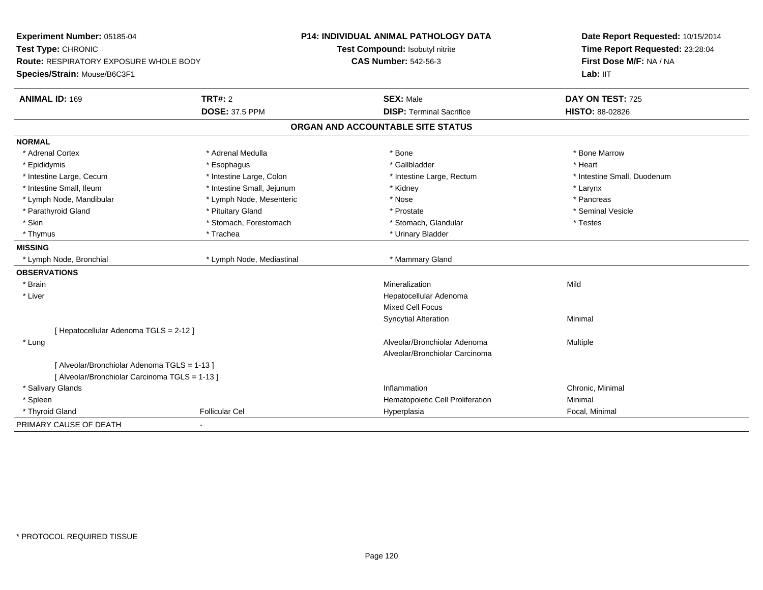**Experiment Number:** 05185-04
**Test Type:** CHRONIC
**Route:** RESPIRATORY EXPOSURE WHOLE BODY
**Species/Strain:** Mouse/B6C3F1

**P14: INDIVIDUAL ANIMAL PATHOLOGY DATA**
**Test Compound:** Isobutyl nitrite
**CAS Number:** 542-56-3

**Date Report Requested:** 10/15/2014
**Time Report Requested:** 23:28:04
**First Dose M/F:** NA / NA
**Lab:** IIT

| **ANIMAL ID:** 169 | **TRT#:** 2 | **SEX:** Male | **DAY ON TEST:** 725 |
|---|---|---|---|
| | **DOSE:** 37.5 PPM | **DISP:** Terminal Sacrifice | **HISTO:** 88-02826 |

## ORGAN AND ACCOUNTABLE SITE STATUS

**NORMAL**

| | | | |
|---|---|---|---|
| * Adrenal Cortex | * Adrenal Medulla | * Bone | * Bone Marrow |
| * Epididymis | * Esophagus | * Gallbladder | * Heart |
| * Intestine Large, Cecum | * Intestine Large, Colon | * Intestine Large, Rectum | * Intestine Small, Duodenum |
| * Intestine Small, Ileum | * Intestine Small, Jejunum | * Kidney | * Larynx |
| * Lymph Node, Mandibular | * Lymph Node, Mesenteric | * Nose | * Pancreas |
| * Parathyroid Gland | * Pituitary Gland | * Prostate | * Seminal Vesicle |
| * Skin | * Stomach, Forestomach | * Stomach, Glandular | * Testes |
| * Thymus | * Trachea | * Urinary Bladder | |

**MISSING**

| | | |
|---|---|---|
| * Lymph Node, Bronchial | * Lymph Node, Mediastinal | * Mammary Gland |

**OBSERVATIONS**

| | | | |
|---|---|---|---|
| * Brain | | Mineralization | Mild |
| * Liver | | Hepatocellular Adenoma | |
| | | Mixed Cell Focus | |
| | | Syncytial Alteration | Minimal |
| [ Hepatocellular Adenoma TGLS = 2-12 ] | | | |
| * Lung | | Alveolar/Bronchiolar Adenoma | Multiple |
| | | Alveolar/Bronchiolar Carcinoma | |
| [ Alveolar/Bronchiolar Adenoma TGLS = 1-13 ] | | | |
| [ Alveolar/Bronchiolar Carcinoma TGLS = 1-13 ] | | | |
| * Salivary Glands | | Inflammation | Chronic, Minimal |
| * Spleen | | Hematopoietic Cell Proliferation | Minimal |
| * Thyroid Gland | Follicular Cel | Hyperplasia | Focal, Minimal |

PRIMARY CAUSE OF DEATH -

* PROTOCOL REQUIRED TISSUE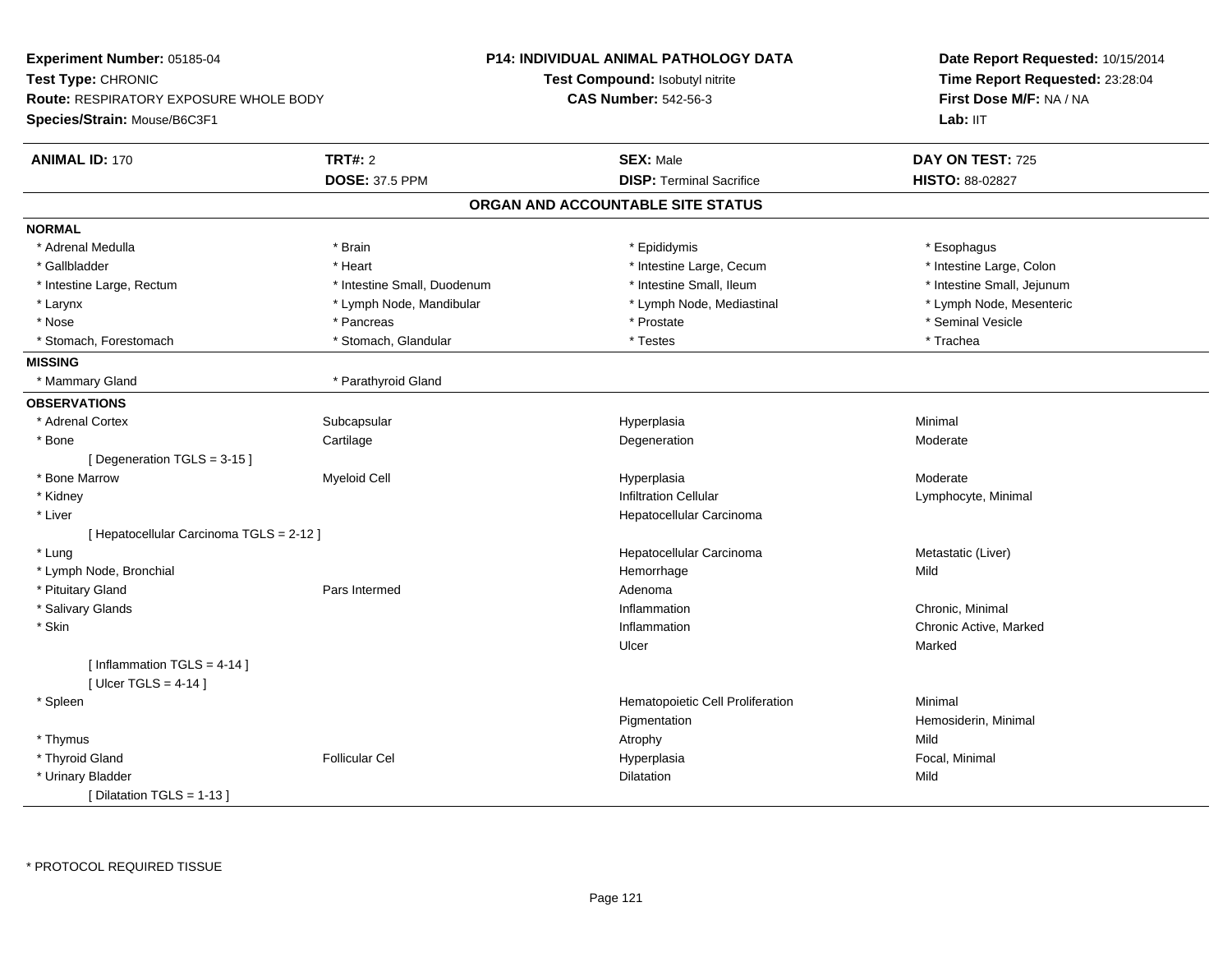**Experiment Number:** 05185-04
**Test Type:** CHRONIC
**Route:** RESPIRATORY EXPOSURE WHOLE BODY
**Species/Strain:** Mouse/B6C3F1

**P14: INDIVIDUAL ANIMAL PATHOLOGY DATA**
**Test Compound:** Isobutyl nitrite
**CAS Number:** 542-56-3

**Date Report Requested:** 10/15/2014
**Time Report Requested:** 23:28:04
**First Dose M/F:** NA / NA
**Lab:** IIT

| **ANIMAL ID:** 170 | **TRT#:** 2 | **SEX:** Male | **DAY ON TEST:** 725 |
|---|---|---|---|
| | **DOSE:** 37.5 PPM | **DISP:** Terminal Sacrifice | **HISTO:** 88-02827 |

## ORGAN AND ACCOUNTABLE SITE STATUS

**NORMAL**

| | | | |
|---|---|---|---|
| * Adrenal Medulla | * Brain | * Epididymis | * Esophagus |
| * Gallbladder | * Heart | * Intestine Large, Cecum | * Intestine Large, Colon |
| * Intestine Large, Rectum | * Intestine Small, Duodenum | * Intestine Small, Ileum | * Intestine Small, Jejunum |
| * Larynx | * Lymph Node, Mandibular | * Lymph Node, Mediastinal | * Lymph Node, Mesenteric |
| * Nose | * Pancreas | * Prostate | * Seminal Vesicle |
| * Stomach, Forestomach | * Stomach, Glandular | * Testes | * Trachea |

**MISSING**

| | |
|---|---|
| * Mammary Gland | * Parathyroid Gland |

**OBSERVATIONS**

| | | | |
|---|---|---|---|
| * Adrenal Cortex | Subcapsular | Hyperplasia | Minimal |
| * Bone | Cartilage | Degeneration | Moderate |
| [ Degeneration TGLS = 3-15 ] | | | |
| * Bone Marrow | Myeloid Cell | Hyperplasia | Moderate |
| * Kidney | | Infiltration Cellular | Lymphocyte, Minimal |
| * Liver | | Hepatocellular Carcinoma | |
| [ Hepatocellular Carcinoma TGLS = 2-12 ] | | | |
| * Lung | | Hepatocellular Carcinoma | Metastatic (Liver) |
| * Lymph Node, Bronchial | | Hemorrhage | Mild |
| * Pituitary Gland | Pars Intermed | Adenoma | |
| * Salivary Glands | | Inflammation | Chronic, Minimal |
| * Skin | | Inflammation | Chronic Active, Marked |
| | | Ulcer | Marked |
| [ Inflammation TGLS = 4-14 ] | | | |
| [ Ulcer TGLS = 4-14 ] | | | |
| * Spleen | | Hematopoietic Cell Proliferation | Minimal |
| | | Pigmentation | Hemosiderin, Minimal |
| * Thymus | | Atrophy | Mild |
| * Thyroid Gland | Follicular Cel | Hyperplasia | Focal, Minimal |
| * Urinary Bladder | | Dilatation | Mild |
| [ Dilatation TGLS = 1-13 ] | | | |

* PROTOCOL REQUIRED TISSUE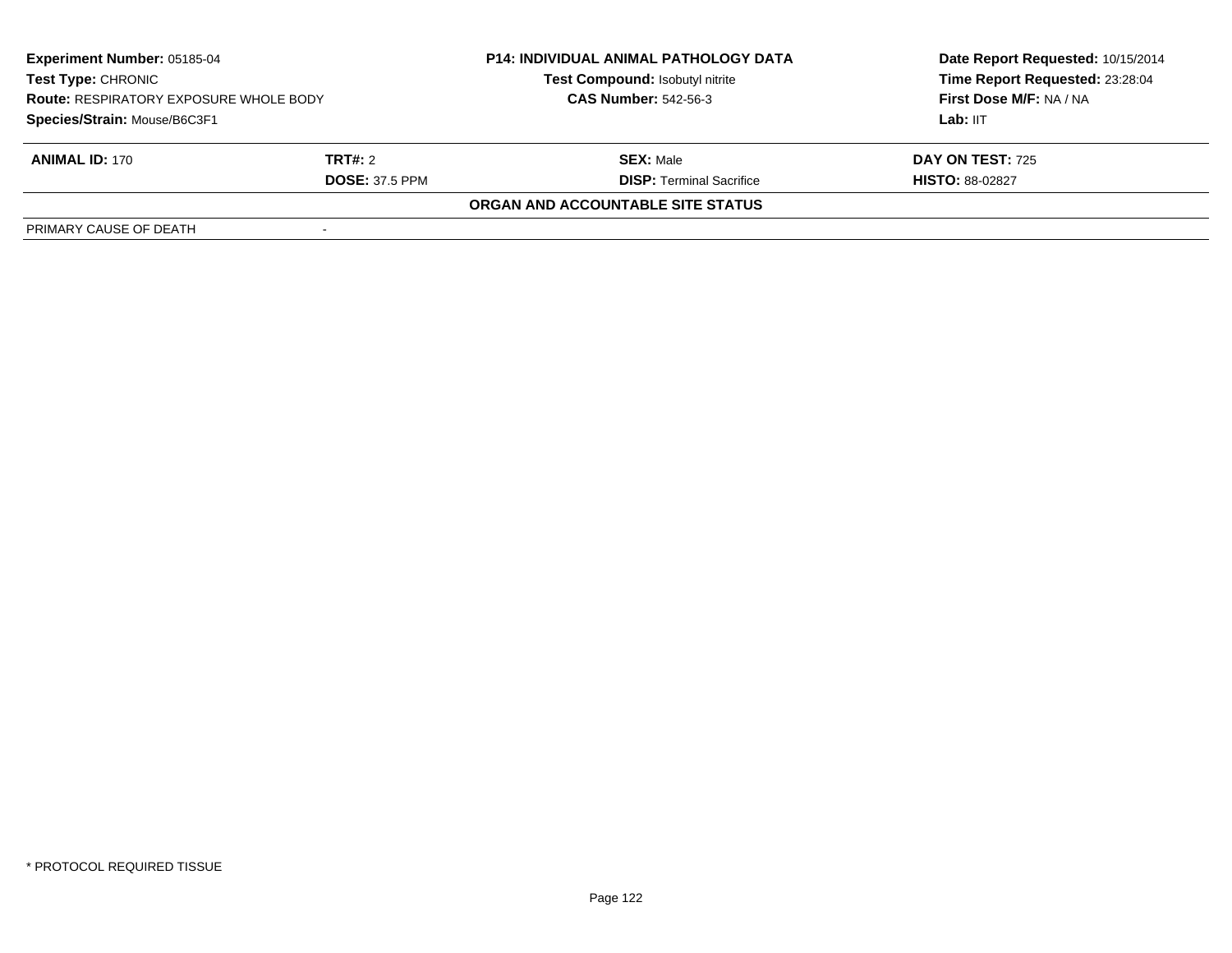**Experiment Number:** 05185-04
**Test Type:** CHRONIC
**Route:** RESPIRATORY EXPOSURE WHOLE BODY
**Species/Strain:** Mouse/B6C3F1

**P14: INDIVIDUAL ANIMAL PATHOLOGY DATA**
**Test Compound:** Isobutyl nitrite
**CAS Number:** 542-56-3

**Date Report Requested:** 10/15/2014
**Time Report Requested:** 23:28:04
**First Dose M/F:** NA / NA
**Lab:** IIT

| **ANIMAL ID:** 170 | **TRT#:** 2 | **SEX:** Male | **DAY ON TEST:** 725 |
|---|---|---|---|
| | **DOSE:** 37.5 PPM | **DISP:** Terminal Sacrifice | **HISTO:** 88-02827 |

**ORGAN AND ACCOUNTABLE SITE STATUS**

| PRIMARY CAUSE OF DEATH | - |
|---|---|

* PROTOCOL REQUIRED TISSUE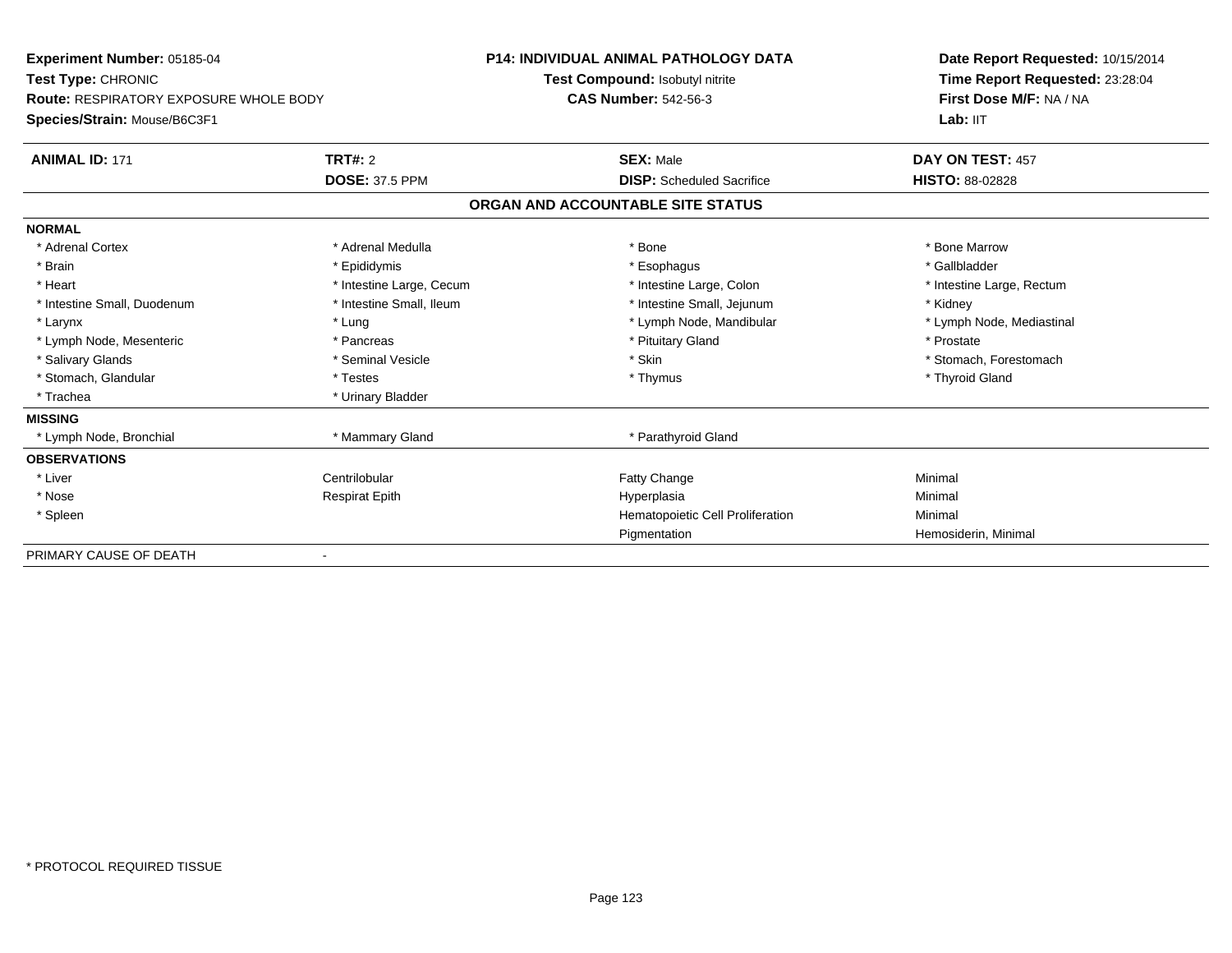**Experiment Number:** 05185-04
**Test Type:** CHRONIC
**Route:** RESPIRATORY EXPOSURE WHOLE BODY
**Species/Strain:** Mouse/B6C3F1

**P14: INDIVIDUAL ANIMAL PATHOLOGY DATA**
**Test Compound:** Isobutyl nitrite
**CAS Number:** 542-56-3

**Date Report Requested:** 10/15/2014
**Time Report Requested:** 23:28:04
**First Dose M/F:** NA / NA
**Lab:** IIT

| **ANIMAL ID:** 171 | **TRT#:** 2 | **SEX:** Male | **DAY ON TEST:** 457 |
|---|---|---|---|
| | **DOSE:** 37.5 PPM | **DISP:** Scheduled Sacrifice | **HISTO:** 88-02828 |

## ORGAN AND ACCOUNTABLE SITE STATUS

| | | | |
|---|---|---|---|
| **NORMAL** | | | |
| * Adrenal Cortex | * Adrenal Medulla | * Bone | * Bone Marrow |
| * Brain | * Epididymis | * Esophagus | * Gallbladder |
| * Heart | * Intestine Large, Cecum | * Intestine Large, Colon | * Intestine Large, Rectum |
| * Intestine Small, Duodenum | * Intestine Small, Ileum | * Intestine Small, Jejunum | * Kidney |
| * Larynx | * Lung | * Lymph Node, Mandibular | * Lymph Node, Mediastinal |
| * Lymph Node, Mesenteric | * Pancreas | * Pituitary Gland | * Prostate |
| * Salivary Glands | * Seminal Vesicle | * Skin | * Stomach, Forestomach |
| * Stomach, Glandular | * Testes | * Thymus | * Thyroid Gland |
| * Trachea | * Urinary Bladder | | |
| **MISSING** | | | |
| * Lymph Node, Bronchial | * Mammary Gland | * Parathyroid Gland | |
| **OBSERVATIONS** | | | |
| * Liver | Centrilobular | Fatty Change | Minimal |
| * Nose | Respirat Epith | Hyperplasia | Minimal |
| * Spleen | | Hematopoietic Cell Proliferation | Minimal |
| | | Pigmentation | Hemosiderin, Minimal |
| PRIMARY CAUSE OF DEATH | - | | |

* PROTOCOL REQUIRED TISSUE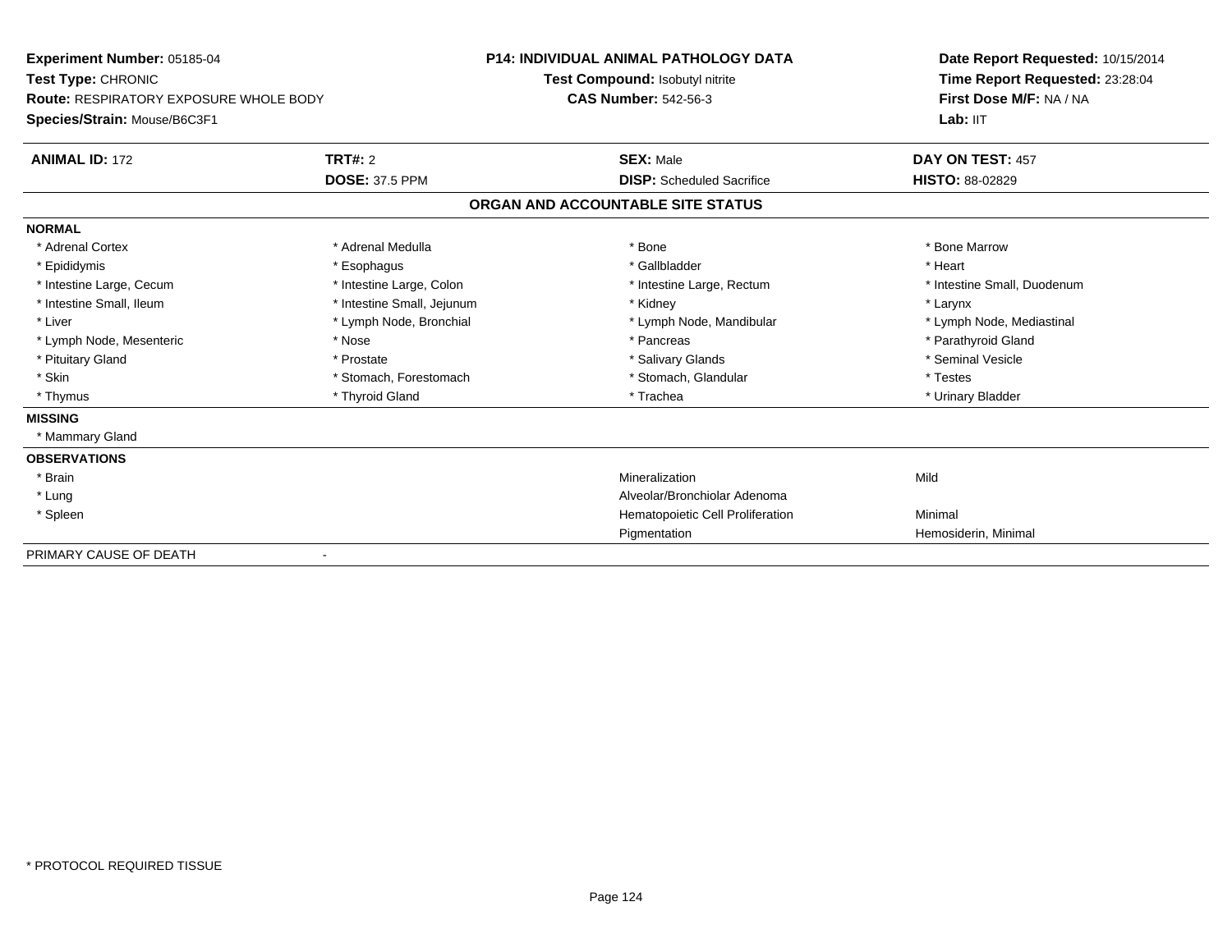**Experiment Number:** 05185-04
**Test Type:** CHRONIC
**Route:** RESPIRATORY EXPOSURE WHOLE BODY
**Species/Strain:** Mouse/B6C3F1

**P14: INDIVIDUAL ANIMAL PATHOLOGY DATA**
**Test Compound:** Isobutyl nitrite
**CAS Number:** 542-56-3

**Date Report Requested:** 10/15/2014
**Time Report Requested:** 23:28:04
**First Dose M/F:** NA / NA
**Lab:** IIT

| **ANIMAL ID:** 172 | **TRT#:** 2 | **SEX:** Male | **DAY ON TEST:** 457 |
|---|---|---|---|
| | **DOSE:** 37.5 PPM | **DISP:** Scheduled Sacrifice | **HISTO:** 88-02829 |

## ORGAN AND ACCOUNTABLE SITE STATUS

| | | | |
|---|---|---|---|
| **NORMAL** | | | |
| * Adrenal Cortex | * Adrenal Medulla | * Bone | * Bone Marrow |
| * Epididymis | * Esophagus | * Gallbladder | * Heart |
| * Intestine Large, Cecum | * Intestine Large, Colon | * Intestine Large, Rectum | * Intestine Small, Duodenum |
| * Intestine Small, Ileum | * Intestine Small, Jejunum | * Kidney | * Larynx |
| * Liver | * Lymph Node, Bronchial | * Lymph Node, Mandibular | * Lymph Node, Mediastinal |
| * Lymph Node, Mesenteric | * Nose | * Pancreas | * Parathyroid Gland |
| * Pituitary Gland | * Prostate | * Salivary Glands | * Seminal Vesicle |
| * Skin | * Stomach, Forestomach | * Stomach, Glandular | * Testes |
| * Thymus | * Thyroid Gland | * Trachea | * Urinary Bladder |
| **MISSING** | | | |
| * Mammary Gland | | | |
| **OBSERVATIONS** | | | |
| * Brain | | Mineralization | Mild |
| * Lung | | Alveolar/Bronchiolar Adenoma | |
| * Spleen | | Hematopoietic Cell Proliferation | Minimal |
| | | Pigmentation | Hemosiderin, Minimal |
| PRIMARY CAUSE OF DEATH | - | | |

* PROTOCOL REQUIRED TISSUE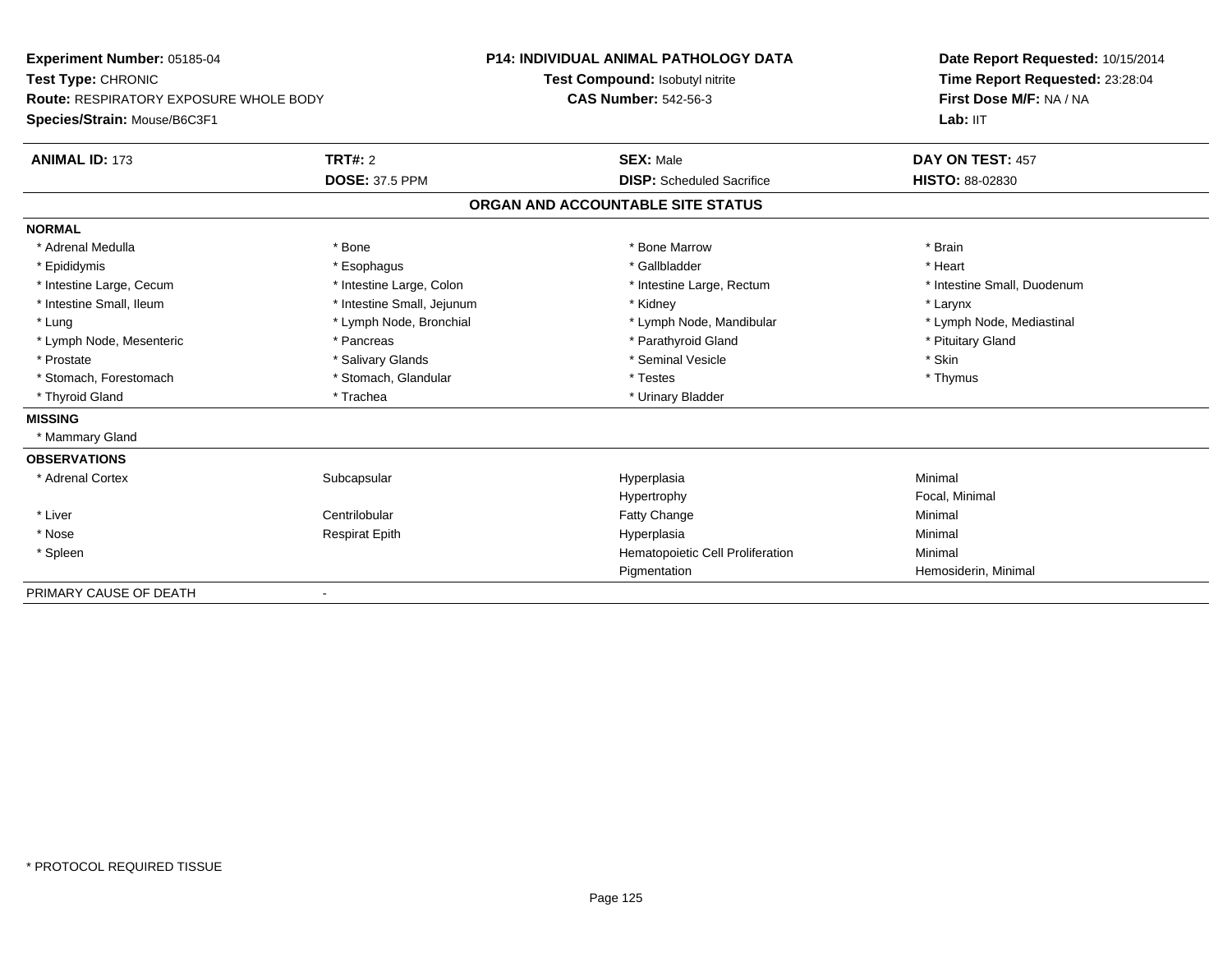**Experiment Number:** 05185-04
**Test Type:** CHRONIC
**Route:** RESPIRATORY EXPOSURE WHOLE BODY
**Species/Strain:** Mouse/B6C3F1

**P14: INDIVIDUAL ANIMAL PATHOLOGY DATA**
**Test Compound:** Isobutyl nitrite
**CAS Number:** 542-56-3

**Date Report Requested:** 10/15/2014
**Time Report Requested:** 23:28:04
**First Dose M/F:** NA / NA
**Lab:** IIT

| **ANIMAL ID:** 173 | **TRT#:** 2 | **SEX:** Male | **DAY ON TEST:** 457 |
|---|---|---|---|
| | **DOSE:** 37.5 PPM | **DISP:** Scheduled Sacrifice | **HISTO:** 88-02830 |

## ORGAN AND ACCOUNTABLE SITE STATUS

| | | | |
|---|---|---|---|
| **NORMAL** | | | |
| * Adrenal Medulla | * Bone | * Bone Marrow | * Brain |
| * Epididymis | * Esophagus | * Gallbladder | * Heart |
| * Intestine Large, Cecum | * Intestine Large, Colon | * Intestine Large, Rectum | * Intestine Small, Duodenum |
| * Intestine Small, Ileum | * Intestine Small, Jejunum | * Kidney | * Larynx |
| * Lung | * Lymph Node, Bronchial | * Lymph Node, Mandibular | * Lymph Node, Mediastinal |
| * Lymph Node, Mesenteric | * Pancreas | * Parathyroid Gland | * Pituitary Gland |
| * Prostate | * Salivary Glands | * Seminal Vesicle | * Skin |
| * Stomach, Forestomach | * Stomach, Glandular | * Testes | * Thymus |
| * Thyroid Gland | * Trachea | * Urinary Bladder | |
| **MISSING** | | | |
| * Mammary Gland | | | |
| **OBSERVATIONS** | | | |
| * Adrenal Cortex | Subcapsular | Hyperplasia | Minimal |
| | | Hypertrophy | Focal, Minimal |
| * Liver | Centrilobular | Fatty Change | Minimal |
| * Nose | Respirat Epith | Hyperplasia | Minimal |
| * Spleen | | Hematopoietic Cell Proliferation | Minimal |
| | | Pigmentation | Hemosiderin, Minimal |
| PRIMARY CAUSE OF DEATH | - | | |

* PROTOCOL REQUIRED TISSUE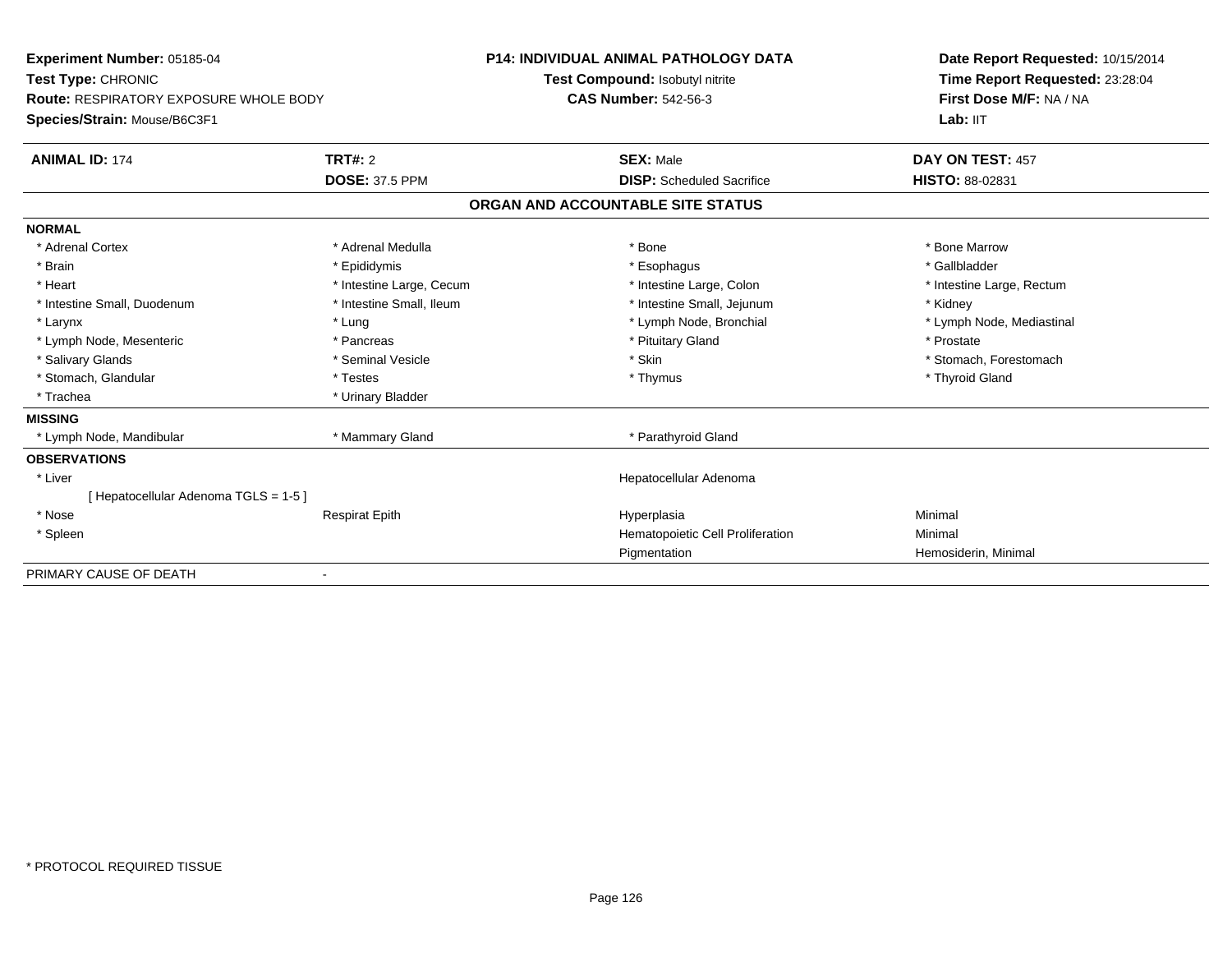**Experiment Number:** 05185-04
**Test Type:** CHRONIC
**Route:** RESPIRATORY EXPOSURE WHOLE BODY
**Species/Strain:** Mouse/B6C3F1

**P14: INDIVIDUAL ANIMAL PATHOLOGY DATA**
**Test Compound:** Isobutyl nitrite
**CAS Number:** 542-56-3

**Date Report Requested:** 10/15/2014
**Time Report Requested:** 23:28:04
**First Dose M/F:** NA / NA
**Lab:** IIT

| **ANIMAL ID:** 174 | **TRT#:** 2 | **SEX:** Male | **DAY ON TEST:** 457 |
|---|---|---|---|
| | **DOSE:** 37.5 PPM | **DISP:** Scheduled Sacrifice | **HISTO:** 88-02831 |

## ORGAN AND ACCOUNTABLE SITE STATUS

| | | | |
|---|---|---|---|
| **NORMAL** | | | |
| * Adrenal Cortex | * Adrenal Medulla | * Bone | * Bone Marrow |
| * Brain | * Epididymis | * Esophagus | * Gallbladder |
| * Heart | * Intestine Large, Cecum | * Intestine Large, Colon | * Intestine Large, Rectum |
| * Intestine Small, Duodenum | * Intestine Small, Ileum | * Intestine Small, Jejunum | * Kidney |
| * Larynx | * Lung | * Lymph Node, Bronchial | * Lymph Node, Mediastinal |
| * Lymph Node, Mesenteric | * Pancreas | * Pituitary Gland | * Prostate |
| * Salivary Glands | * Seminal Vesicle | * Skin | * Stomach, Forestomach |
| * Stomach, Glandular | * Testes | * Thymus | * Thyroid Gland |
| * Trachea | * Urinary Bladder | | |
| **MISSING** | | | |
| * Lymph Node, Mandibular | * Mammary Gland | * Parathyroid Gland | |
| **OBSERVATIONS** | | | |
| * Liver | | Hepatocellular Adenoma | |
| [ Hepatocellular Adenoma TGLS = 1-5 ] | | | |
| * Nose | Respirat Epith | Hyperplasia | Minimal |
| * Spleen | | Hematopoietic Cell Proliferation | Minimal |
| | | Pigmentation | Hemosiderin, Minimal |
| PRIMARY CAUSE OF DEATH | - | | |

* PROTOCOL REQUIRED TISSUE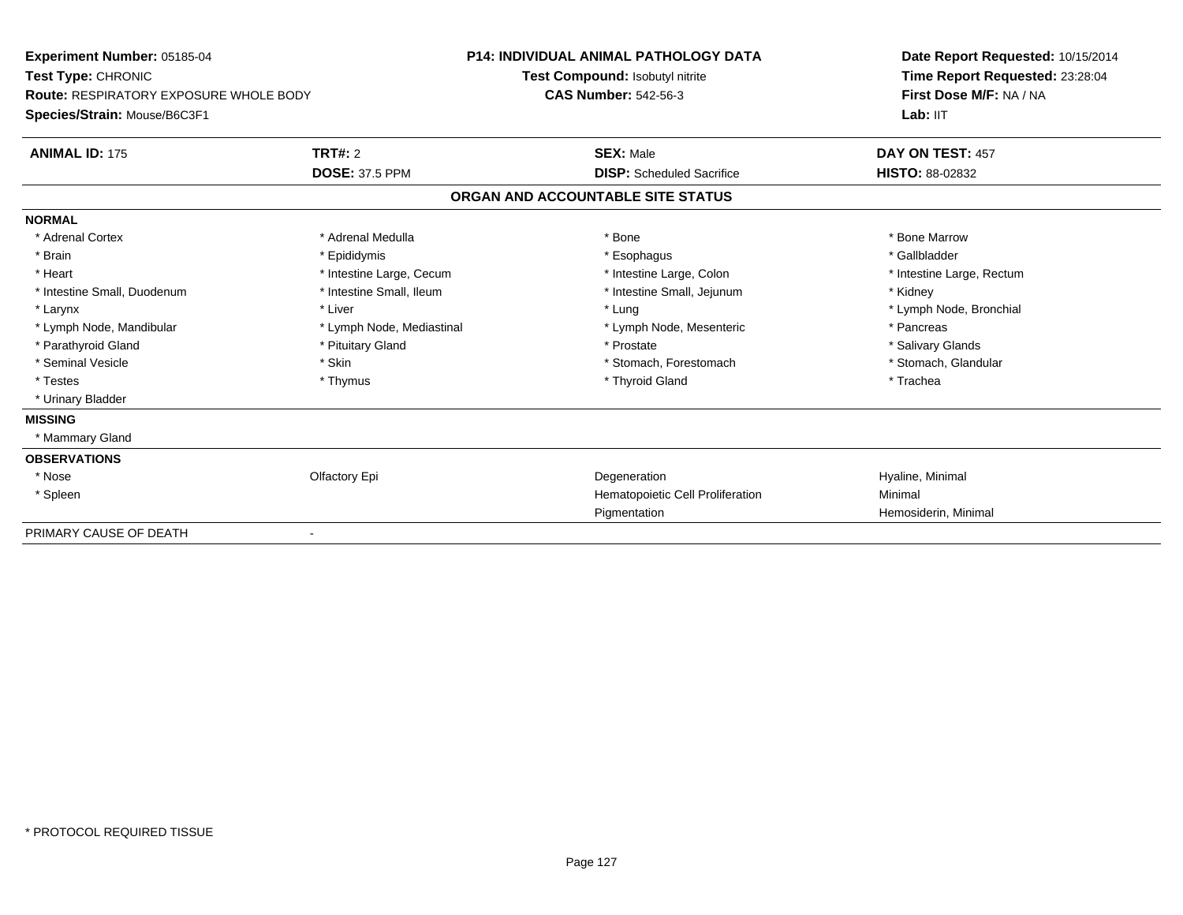**Experiment Number:** 05185-04
**Test Type:** CHRONIC
**Route:** RESPIRATORY EXPOSURE WHOLE BODY
**Species/Strain:** Mouse/B6C3F1

**P14: INDIVIDUAL ANIMAL PATHOLOGY DATA**
**Test Compound:** Isobutyl nitrite
**CAS Number:** 542-56-3

**Date Report Requested:** 10/15/2014
**Time Report Requested:** 23:28:04
**First Dose M/F:** NA / NA
**Lab:** IIT

| **ANIMAL ID:** 175 | **TRT#:** 2 | **SEX:** Male | **DAY ON TEST:** 457 |
|---|---|---|---|
| | **DOSE:** 37.5 PPM | **DISP:** Scheduled Sacrifice | **HISTO:** 88-02832 |

## ORGAN AND ACCOUNTABLE SITE STATUS

| | | | |
|---|---|---|---|
| **NORMAL** | | | |
| * Adrenal Cortex | * Adrenal Medulla | * Bone | * Bone Marrow |
| * Brain | * Epididymis | * Esophagus | * Gallbladder |
| * Heart | * Intestine Large, Cecum | * Intestine Large, Colon | * Intestine Large, Rectum |
| * Intestine Small, Duodenum | * Intestine Small, Ileum | * Intestine Small, Jejunum | * Kidney |
| * Larynx | * Liver | * Lung | * Lymph Node, Bronchial |
| * Lymph Node, Mandibular | * Lymph Node, Mediastinal | * Lymph Node, Mesenteric | * Pancreas |
| * Parathyroid Gland | * Pituitary Gland | * Prostate | * Salivary Glands |
| * Seminal Vesicle | * Skin | * Stomach, Forestomach | * Stomach, Glandular |
| * Testes | * Thymus | * Thyroid Gland | * Trachea |
| * Urinary Bladder | | | |
| **MISSING** | | | |
| * Mammary Gland | | | |
| **OBSERVATIONS** | | | |
| * Nose | Olfactory Epi | Degeneration | Hyaline, Minimal |
| * Spleen | | Hematopoietic Cell Proliferation | Minimal |
| | | Pigmentation | Hemosiderin, Minimal |
| PRIMARY CAUSE OF DEATH | - | | |

* PROTOCOL REQUIRED TISSUE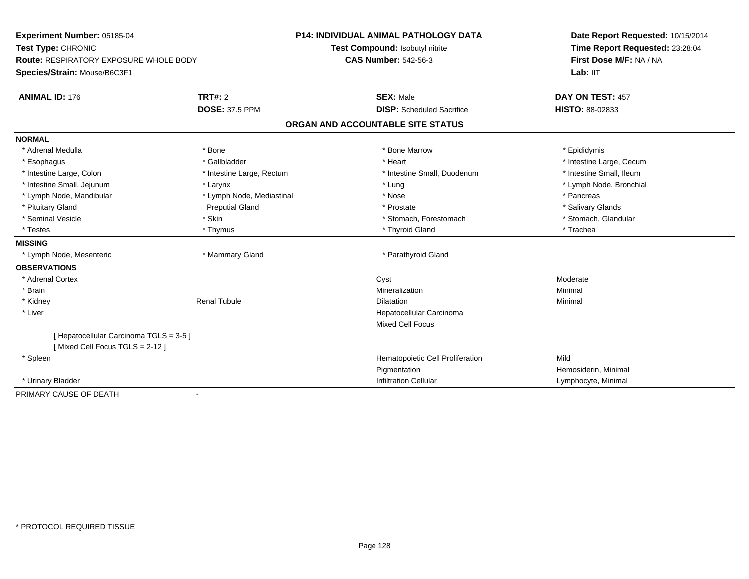**Experiment Number:** 05185-04
**Test Type:** CHRONIC
**Route:** RESPIRATORY EXPOSURE WHOLE BODY
**Species/Strain:** Mouse/B6C3F1

**P14: INDIVIDUAL ANIMAL PATHOLOGY DATA**
**Test Compound:** Isobutyl nitrite
**CAS Number:** 542-56-3

**Date Report Requested:** 10/15/2014
**Time Report Requested:** 23:28:04
**First Dose M/F:** NA / NA
**Lab:** IIT

| **ANIMAL ID:** 176 | **TRT#:** 2 | **SEX:** Male | **DAY ON TEST:** 457 |
|---|---|---|---|
| | **DOSE:** 37.5 PPM | **DISP:** Scheduled Sacrifice | **HISTO:** 88-02833 |

## ORGAN AND ACCOUNTABLE SITE STATUS

**NORMAL**

| | | | |
|---|---|---|---|
| * Adrenal Medulla | * Bone | * Bone Marrow | * Epididymis |
| * Esophagus | * Gallbladder | * Heart | * Intestine Large, Cecum |
| * Intestine Large, Colon | * Intestine Large, Rectum | * Intestine Small, Duodenum | * Intestine Small, Ileum |
| * Intestine Small, Jejunum | * Larynx | * Lung | * Lymph Node, Bronchial |
| * Lymph Node, Mandibular | * Lymph Node, Mediastinal | * Nose | * Pancreas |
| * Pituitary Gland | Preputial Gland | * Prostate | * Salivary Glands |
| * Seminal Vesicle | * Skin | * Stomach, Forestomach | * Stomach, Glandular |
| * Testes | * Thymus | * Thyroid Gland | * Trachea |

**MISSING**

| | | |
|---|---|---|
| * Lymph Node, Mesenteric | * Mammary Gland | * Parathyroid Gland |

**OBSERVATIONS**

| | | | |
|---|---|---|---|
| * Adrenal Cortex | | Cyst | Moderate |
| * Brain | | Mineralization | Minimal |
| * Kidney | Renal Tubule | Dilatation | Minimal |
| * Liver | | Hepatocellular Carcinoma | |
| | | Mixed Cell Focus | |
| [ Hepatocellular Carcinoma TGLS = 3-5 ] | | | |
| [ Mixed Cell Focus TGLS = 2-12 ] | | | |
| * Spleen | | Hematopoietic Cell Proliferation | Mild |
| | | Pigmentation | Hemosiderin, Minimal |
| * Urinary Bladder | | Infiltration Cellular | Lymphocyte, Minimal |

PRIMARY CAUSE OF DEATH -

* PROTOCOL REQUIRED TISSUE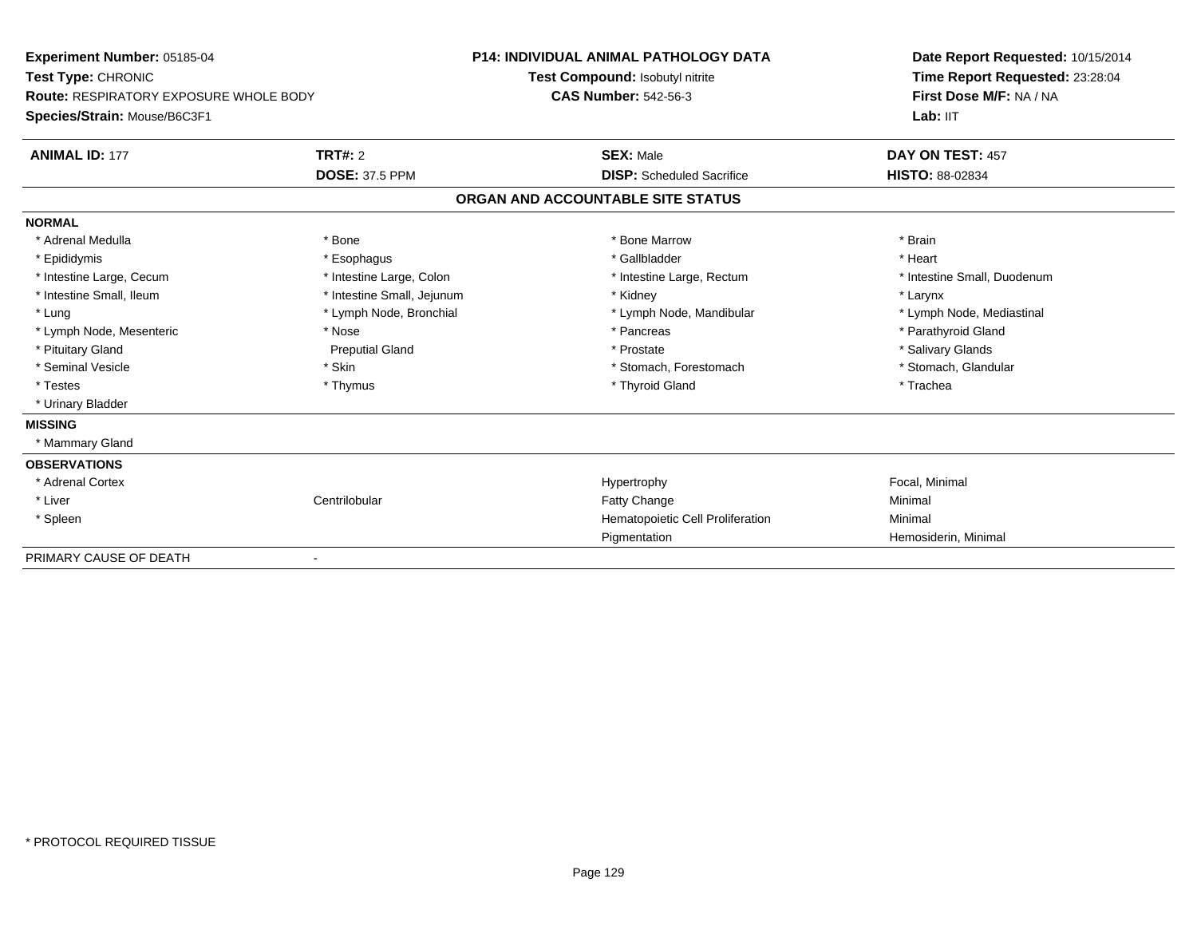**Experiment Number:** 05185-04
**Test Type:** CHRONIC
**Route:** RESPIRATORY EXPOSURE WHOLE BODY
**Species/Strain:** Mouse/B6C3F1

**P14: INDIVIDUAL ANIMAL PATHOLOGY DATA**
**Test Compound:** Isobutyl nitrite
**CAS Number:** 542-56-3

**Date Report Requested:** 10/15/2014
**Time Report Requested:** 23:28:04
**First Dose M/F:** NA / NA
**Lab:** IIT

| **ANIMAL ID:** 177 | **TRT#:** 2 | **SEX:** Male | **DAY ON TEST:** 457 |
|---|---|---|---|
| | **DOSE:** 37.5 PPM | **DISP:** Scheduled Sacrifice | **HISTO:** 88-02834 |

**ORGAN AND ACCOUNTABLE SITE STATUS**

| | | | |
|---|---|---|---|
| **NORMAL** | | | |
| * Adrenal Medulla | * Bone | * Bone Marrow | * Brain |
| * Epididymis | * Esophagus | * Gallbladder | * Heart |
| * Intestine Large, Cecum | * Intestine Large, Colon | * Intestine Large, Rectum | * Intestine Small, Duodenum |
| * Intestine Small, Ileum | * Intestine Small, Jejunum | * Kidney | * Larynx |
| * Lung | * Lymph Node, Bronchial | * Lymph Node, Mandibular | * Lymph Node, Mediastinal |
| * Lymph Node, Mesenteric | * Nose | * Pancreas | * Parathyroid Gland |
| * Pituitary Gland | Preputial Gland | * Prostate | * Salivary Glands |
| * Seminal Vesicle | * Skin | * Stomach, Forestomach | * Stomach, Glandular |
| * Testes | * Thymus | * Thyroid Gland | * Trachea |
| * Urinary Bladder | | | |
| **MISSING** | | | |
| * Mammary Gland | | | |
| **OBSERVATIONS** | | | |
| * Adrenal Cortex | | Hypertrophy | Focal, Minimal |
| * Liver | Centrilobular | Fatty Change | Minimal |
| * Spleen | | Hematopoietic Cell Proliferation | Minimal |
| | | Pigmentation | Hemosiderin, Minimal |
| PRIMARY CAUSE OF DEATH | - | | |

\* PROTOCOL REQUIRED TISSUE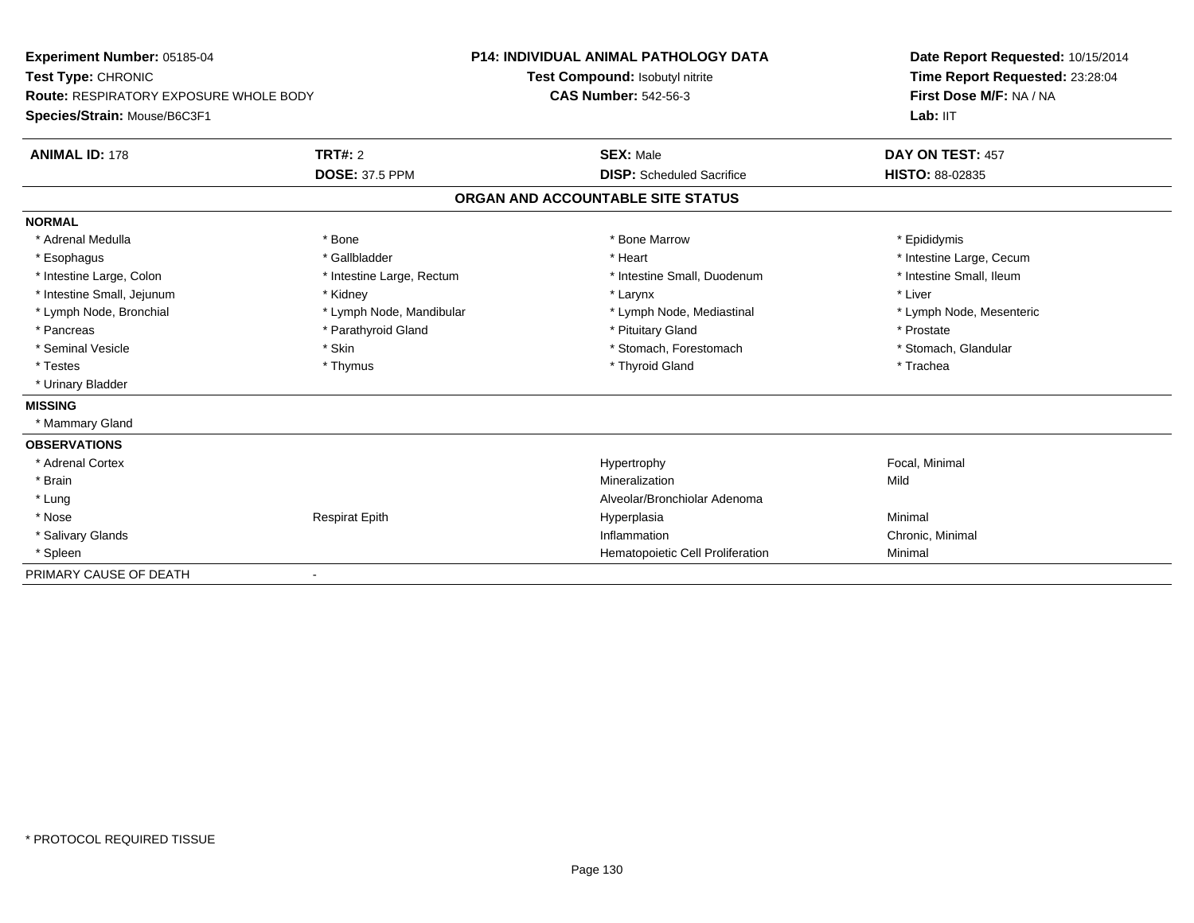**Experiment Number:** 05185-04
**Test Type:** CHRONIC
**Route:** RESPIRATORY EXPOSURE WHOLE BODY
**Species/Strain:** Mouse/B6C3F1

**P14: INDIVIDUAL ANIMAL PATHOLOGY DATA**
**Test Compound:** Isobutyl nitrite
**CAS Number:** 542-56-3

**Date Report Requested:** 10/15/2014
**Time Report Requested:** 23:28:04
**First Dose M/F:** NA / NA
**Lab:** IIT

| **ANIMAL ID:** 178 | **TRT#:** 2 | **SEX:** Male | **DAY ON TEST:** 457 |
|---|---|---|---|
| | **DOSE:** 37.5 PPM | **DISP:** Scheduled Sacrifice | **HISTO:** 88-02835 |

## ORGAN AND ACCOUNTABLE SITE STATUS

| | | | |
|---|---|---|---|
| **NORMAL** | | | |
| * Adrenal Medulla | * Bone | * Bone Marrow | * Epididymis |
| * Esophagus | * Gallbladder | * Heart | * Intestine Large, Cecum |
| * Intestine Large, Colon | * Intestine Large, Rectum | * Intestine Small, Duodenum | * Intestine Small, Ileum |
| * Intestine Small, Jejunum | * Kidney | * Larynx | * Liver |
| * Lymph Node, Bronchial | * Lymph Node, Mandibular | * Lymph Node, Mediastinal | * Lymph Node, Mesenteric |
| * Pancreas | * Parathyroid Gland | * Pituitary Gland | * Prostate |
| * Seminal Vesicle | * Skin | * Stomach, Forestomach | * Stomach, Glandular |
| * Testes | * Thymus | * Thyroid Gland | * Trachea |
| * Urinary Bladder | | | |
| **MISSING** | | | |
| * Mammary Gland | | | |
| **OBSERVATIONS** | | | |
| * Adrenal Cortex | | Hypertrophy | Focal, Minimal |
| * Brain | | Mineralization | Mild |
| * Lung | | Alveolar/Bronchiolar Adenoma | |
| * Nose | Respirat Epith | Hyperplasia | Minimal |
| * Salivary Glands | | Inflammation | Chronic, Minimal |
| * Spleen | | Hematopoietic Cell Proliferation | Minimal |
| PRIMARY CAUSE OF DEATH | - | | |

* PROTOCOL REQUIRED TISSUE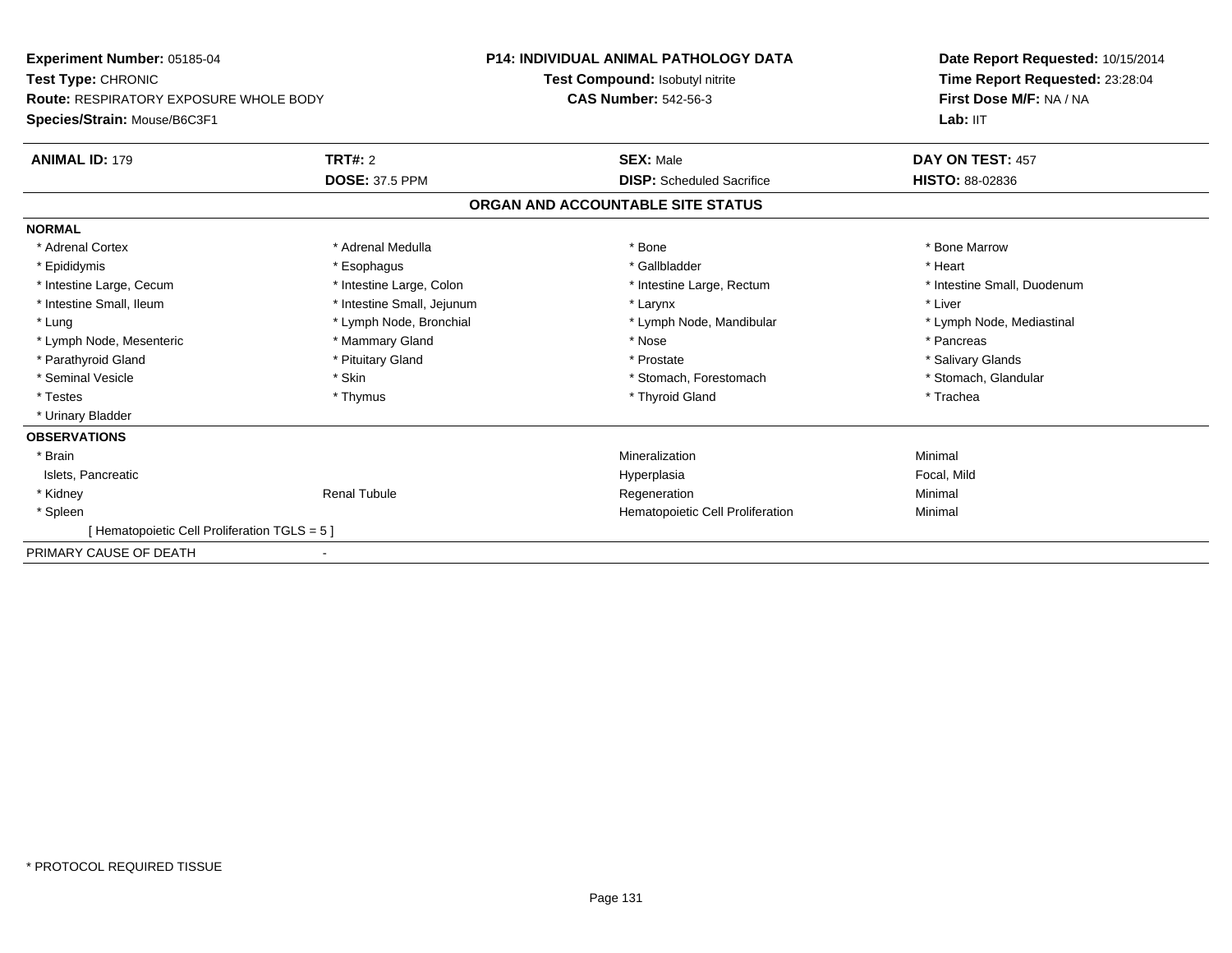**Experiment Number:** 05185-04
**Test Type:** CHRONIC
**Route:** RESPIRATORY EXPOSURE WHOLE BODY
**Species/Strain:** Mouse/B6C3F1

**P14: INDIVIDUAL ANIMAL PATHOLOGY DATA**
**Test Compound:** Isobutyl nitrite
**CAS Number:** 542-56-3

**Date Report Requested:** 10/15/2014
**Time Report Requested:** 23:28:04
**First Dose M/F:** NA / NA
**Lab:** IIT

| **ANIMAL ID:** 179 | **TRT#:** 2 | **SEX:** Male | **DAY ON TEST:** 457 |
|---|---|---|---|
| | **DOSE:** 37.5 PPM | **DISP:** Scheduled Sacrifice | **HISTO:** 88-02836 |

## ORGAN AND ACCOUNTABLE SITE STATUS

**NORMAL**

| | | | |
|---|---|---|---|
| * Adrenal Cortex | * Adrenal Medulla | * Bone | * Bone Marrow |
| * Epididymis | * Esophagus | * Gallbladder | * Heart |
| * Intestine Large, Cecum | * Intestine Large, Colon | * Intestine Large, Rectum | * Intestine Small, Duodenum |
| * Intestine Small, Ileum | * Intestine Small, Jejunum | * Larynx | * Liver |
| * Lung | * Lymph Node, Bronchial | * Lymph Node, Mandibular | * Lymph Node, Mediastinal |
| * Lymph Node, Mesenteric | * Mammary Gland | * Nose | * Pancreas |
| * Parathyroid Gland | * Pituitary Gland | * Prostate | * Salivary Glands |
| * Seminal Vesicle | * Skin | * Stomach, Forestomach | * Stomach, Glandular |
| * Testes | * Thymus | * Thyroid Gland | * Trachea |
| * Urinary Bladder | | | |

**OBSERVATIONS**

| | | | |
|---|---|---|---|
| * Brain | | Mineralization | Minimal |
| Islets, Pancreatic | | Hyperplasia | Focal, Mild |
| * Kidney | Renal Tubule | Regeneration | Minimal |
| * Spleen | | Hematopoietic Cell Proliferation | Minimal |
| [ Hematopoietic Cell Proliferation TGLS = 5 ] | | | |

PRIMARY CAUSE OF DEATH -

* PROTOCOL REQUIRED TISSUE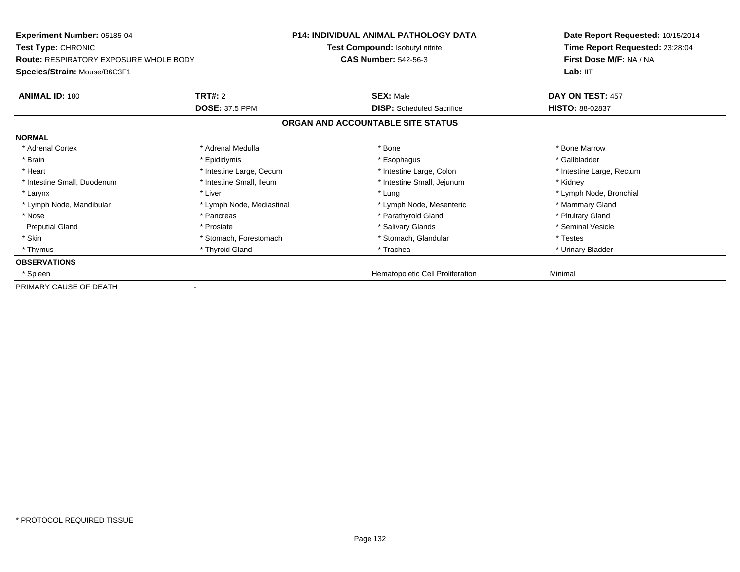**Experiment Number:** 05185-04
**Test Type:** CHRONIC
**Route:** RESPIRATORY EXPOSURE WHOLE BODY
**Species/Strain:** Mouse/B6C3F1

**P14: INDIVIDUAL ANIMAL PATHOLOGY DATA**
**Test Compound:** Isobutyl nitrite
**CAS Number:** 542-56-3

**Date Report Requested:** 10/15/2014
**Time Report Requested:** 23:28:04
**First Dose M/F:** NA / NA
**Lab:** IIT

| **ANIMAL ID:** 180 | **TRT#:** 2 | **SEX:** Male | **DAY ON TEST:** 457 |
|---|---|---|---|
| | **DOSE:** 37.5 PPM | **DISP:** Scheduled Sacrifice | **HISTO:** 88-02837 |

**ORGAN AND ACCOUNTABLE SITE STATUS**

| | | | |
|---|---|---|---|
| **NORMAL** | | | |
| * Adrenal Cortex | * Adrenal Medulla | * Bone | * Bone Marrow |
| * Brain | * Epididymis | * Esophagus | * Gallbladder |
| * Heart | * Intestine Large, Cecum | * Intestine Large, Colon | * Intestine Large, Rectum |
| * Intestine Small, Duodenum | * Intestine Small, Ileum | * Intestine Small, Jejunum | * Kidney |
| * Larynx | * Liver | * Lung | * Lymph Node, Bronchial |
| * Lymph Node, Mandibular | * Lymph Node, Mediastinal | * Lymph Node, Mesenteric | * Mammary Gland |
| * Nose | * Pancreas | * Parathyroid Gland | * Pituitary Gland |
| Preputial Gland | * Prostate | * Salivary Glands | * Seminal Vesicle |
| * Skin | * Stomach, Forestomach | * Stomach, Glandular | * Testes |
| * Thymus | * Thyroid Gland | * Trachea | * Urinary Bladder |
| **OBSERVATIONS** | | | |
| * Spleen | | Hematopoietic Cell Proliferation | Minimal |
| PRIMARY CAUSE OF DEATH | - | | |

\* PROTOCOL REQUIRED TISSUE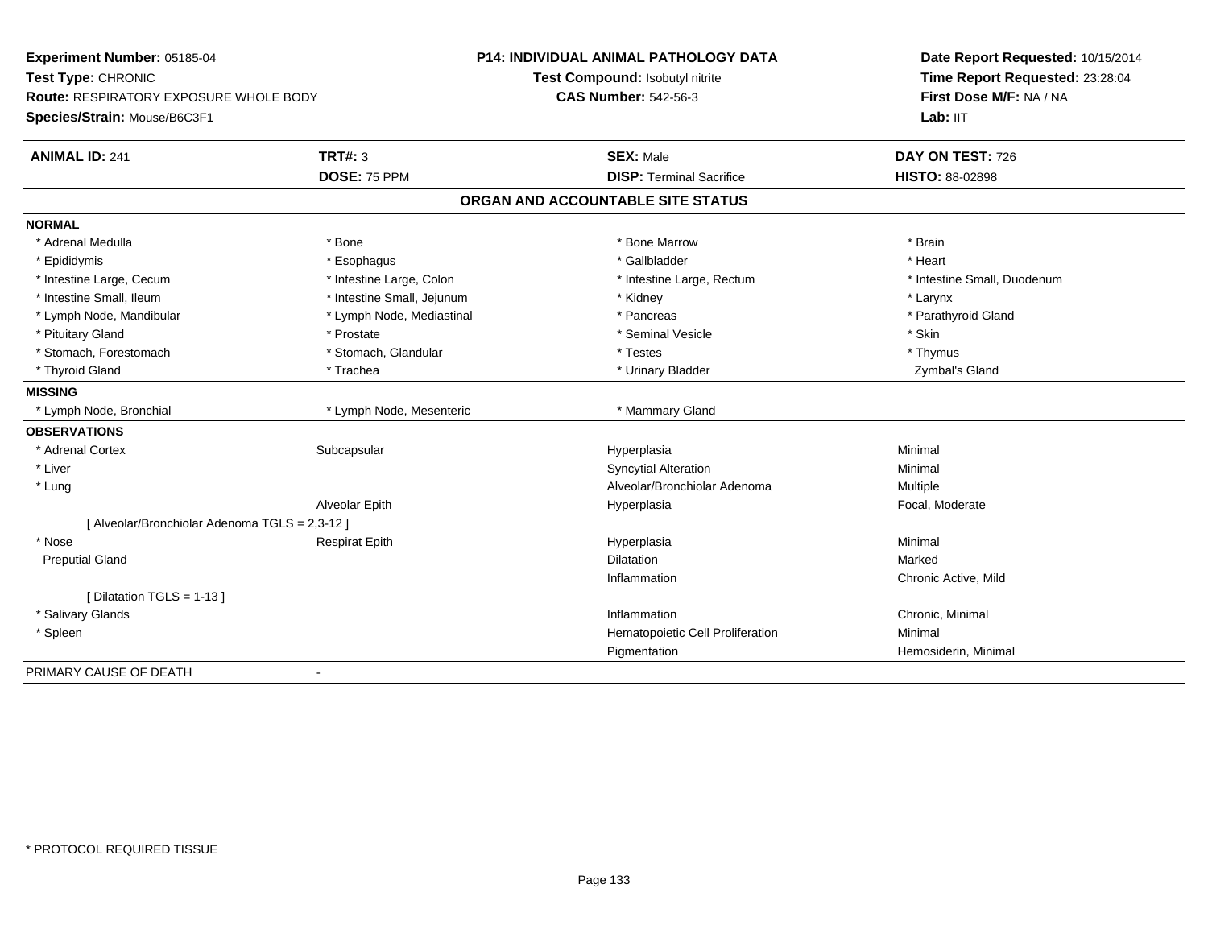**Experiment Number:** 05185-04
**Test Type:** CHRONIC
**Route:** RESPIRATORY EXPOSURE WHOLE BODY
**Species/Strain:** Mouse/B6C3F1

**P14: INDIVIDUAL ANIMAL PATHOLOGY DATA**
**Test Compound:** Isobutyl nitrite
**CAS Number:** 542-56-3

**Date Report Requested:** 10/15/2014
**Time Report Requested:** 23:28:04
**First Dose M/F:** NA / NA
**Lab:** IIT

| **ANIMAL ID:** 241 | **TRT#:** 3 | **SEX:** Male | **DAY ON TEST:** 726 |
|---|---|---|---|
| | **DOSE:** 75 PPM | **DISP:** Terminal Sacrifice | **HISTO:** 88-02898 |

## ORGAN AND ACCOUNTABLE SITE STATUS

**NORMAL**

| | | | |
|---|---|---|---|
| * Adrenal Medulla | * Bone | * Bone Marrow | * Brain |
| * Epididymis | * Esophagus | * Gallbladder | * Heart |
| * Intestine Large, Cecum | * Intestine Large, Colon | * Intestine Large, Rectum | * Intestine Small, Duodenum |
| * Intestine Small, Ileum | * Intestine Small, Jejunum | * Kidney | * Larynx |
| * Lymph Node, Mandibular | * Lymph Node, Mediastinal | * Pancreas | * Parathyroid Gland |
| * Pituitary Gland | * Prostate | * Seminal Vesicle | * Skin |
| * Stomach, Forestomach | * Stomach, Glandular | * Testes | * Thymus |
| * Thyroid Gland | * Trachea | * Urinary Bladder | Zymbal's Gland |

**MISSING**

| | | |
|---|---|---|
| * Lymph Node, Bronchial | * Lymph Node, Mesenteric | * Mammary Gland |

**OBSERVATIONS**

| | | | |
|---|---|---|---|
| * Adrenal Cortex | Subcapsular | Hyperplasia | Minimal |
| * Liver | | Syncytial Alteration | Minimal |
| * Lung | | Alveolar/Bronchiolar Adenoma | Multiple |
| | Alveolar Epith | Hyperplasia | Focal, Moderate |
| [ Alveolar/Bronchiolar Adenoma TGLS = 2,3-12 ] | | | |
| * Nose | Respirat Epith | Hyperplasia | Minimal |
| Preputial Gland | | Dilatation | Marked |
| | | Inflammation | Chronic Active, Mild |
| [ Dilatation TGLS = 1-13 ] | | | |
| * Salivary Glands | | Inflammation | Chronic, Minimal |
| * Spleen | | Hematopoietic Cell Proliferation | Minimal |
| | | Pigmentation | Hemosiderin, Minimal |

PRIMARY CAUSE OF DEATH -

* PROTOCOL REQUIRED TISSUE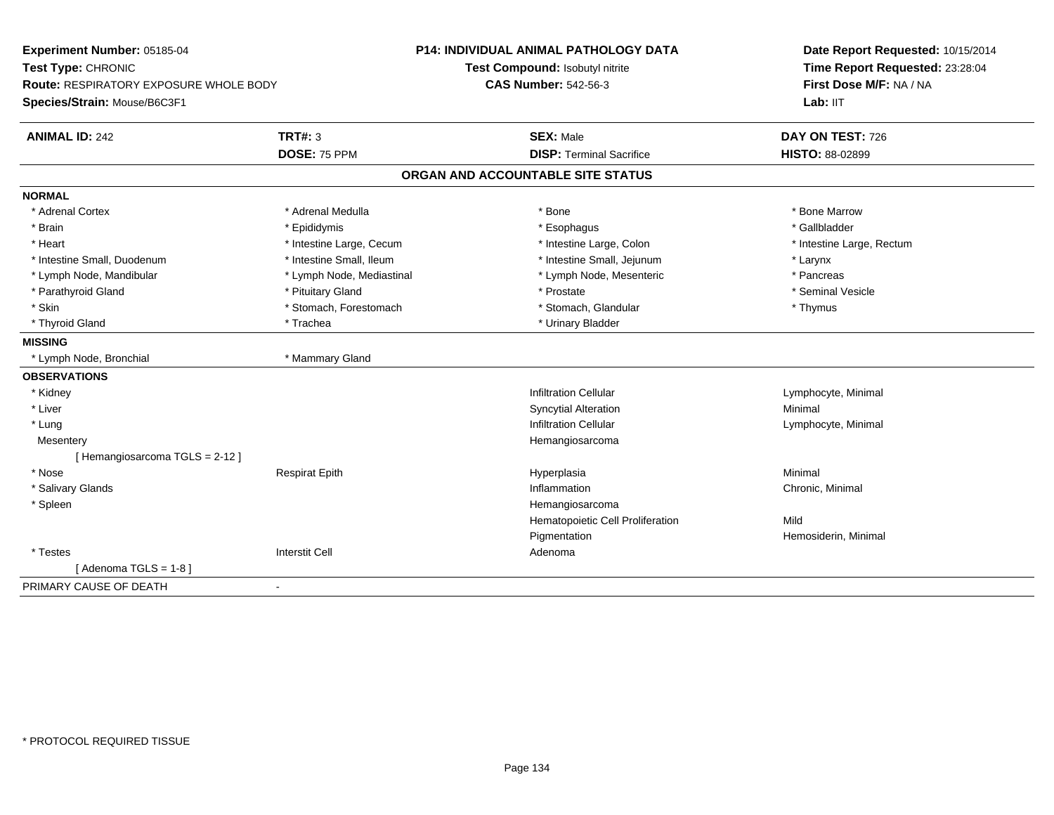**Experiment Number:** 05185-04
**Test Type:** CHRONIC
**Route:** RESPIRATORY EXPOSURE WHOLE BODY
**Species/Strain:** Mouse/B6C3F1

**P14: INDIVIDUAL ANIMAL PATHOLOGY DATA**
**Test Compound:** Isobutyl nitrite
**CAS Number:** 542-56-3

**Date Report Requested:** 10/15/2014
**Time Report Requested:** 23:28:04
**First Dose M/F:** NA / NA
**Lab:** IIT

| **ANIMAL ID:** 242 | **TRT#:** 3 | **SEX:** Male | **DAY ON TEST:** 726 |
|---|---|---|---|
| | **DOSE:** 75 PPM | **DISP:** Terminal Sacrifice | **HISTO:** 88-02899 |

## ORGAN AND ACCOUNTABLE SITE STATUS

**NORMAL**

| | | | |
|---|---|---|---|
| * Adrenal Cortex | * Adrenal Medulla | * Bone | * Bone Marrow |
| * Brain | * Epididymis | * Esophagus | * Gallbladder |
| * Heart | * Intestine Large, Cecum | * Intestine Large, Colon | * Intestine Large, Rectum |
| * Intestine Small, Duodenum | * Intestine Small, Ileum | * Intestine Small, Jejunum | * Larynx |
| * Lymph Node, Mandibular | * Lymph Node, Mediastinal | * Lymph Node, Mesenteric | * Pancreas |
| * Parathyroid Gland | * Pituitary Gland | * Prostate | * Seminal Vesicle |
| * Skin | * Stomach, Forestomach | * Stomach, Glandular | * Thymus |
| * Thyroid Gland | * Trachea | * Urinary Bladder | |

**MISSING**

| | |
|---|---|
| * Lymph Node, Bronchial | * Mammary Gland |

**OBSERVATIONS**

| | | | |
|---|---|---|---|
| * Kidney | | Infiltration Cellular | Lymphocyte, Minimal |
| * Liver | | Syncytial Alteration | Minimal |
| * Lung | | Infiltration Cellular | Lymphocyte, Minimal |
| Mesentery | | Hemangiosarcoma | |
| [ Hemangiosarcoma TGLS = 2-12 ] | | | |
| * Nose | Respirat Epith | Hyperplasia | Minimal |
| * Salivary Glands | | Inflammation | Chronic, Minimal |
| * Spleen | | Hemangiosarcoma | |
| | | Hematopoietic Cell Proliferation | Mild |
| | | Pigmentation | Hemosiderin, Minimal |
| * Testes | Interstit Cell | Adenoma | |
| [ Adenoma TGLS = 1-8 ] | | | |

PRIMARY CAUSE OF DEATH -

* PROTOCOL REQUIRED TISSUE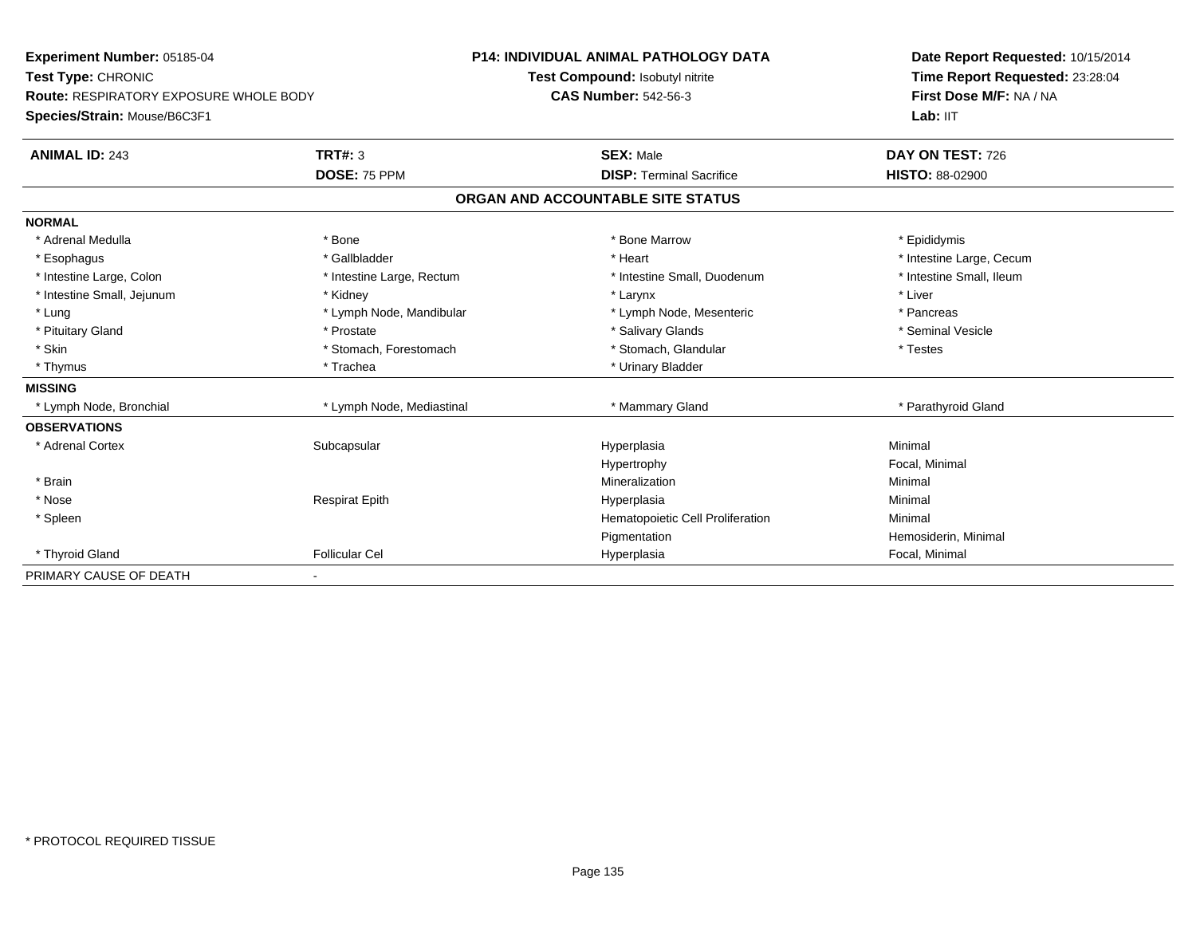**Experiment Number:** 05185-04
**Test Type:** CHRONIC
**Route:** RESPIRATORY EXPOSURE WHOLE BODY
**Species/Strain:** Mouse/B6C3F1

**P14: INDIVIDUAL ANIMAL PATHOLOGY DATA**
**Test Compound:** Isobutyl nitrite
**CAS Number:** 542-56-3

**Date Report Requested:** 10/15/2014
**Time Report Requested:** 23:28:04
**First Dose M/F:** NA / NA
**Lab:** IIT

| **ANIMAL ID:** 243 | **TRT#:** 3 | **SEX:** Male | **DAY ON TEST:** 726 |
|---|---|---|---|
| | **DOSE:** 75 PPM | **DISP:** Terminal Sacrifice | **HISTO:** 88-02900 |

## ORGAN AND ACCOUNTABLE SITE STATUS

| | | | |
|---|---|---|---|
| **NORMAL** | | | |
| * Adrenal Medulla | * Bone | * Bone Marrow | * Epididymis |
| * Esophagus | * Gallbladder | * Heart | * Intestine Large, Cecum |
| * Intestine Large, Colon | * Intestine Large, Rectum | * Intestine Small, Duodenum | * Intestine Small, Ileum |
| * Intestine Small, Jejunum | * Kidney | * Larynx | * Liver |
| * Lung | * Lymph Node, Mandibular | * Lymph Node, Mesenteric | * Pancreas |
| * Pituitary Gland | * Prostate | * Salivary Glands | * Seminal Vesicle |
| * Skin | * Stomach, Forestomach | * Stomach, Glandular | * Testes |
| * Thymus | * Trachea | * Urinary Bladder | |
| **MISSING** | | | |
| * Lymph Node, Bronchial | * Lymph Node, Mediastinal | * Mammary Gland | * Parathyroid Gland |
| **OBSERVATIONS** | | | |
| * Adrenal Cortex | Subcapsular | Hyperplasia | Minimal |
| | | Hypertrophy | Focal, Minimal |
| * Brain | | Mineralization | Minimal |
| * Nose | Respirat Epith | Hyperplasia | Minimal |
| * Spleen | | Hematopoietic Cell Proliferation | Minimal |
| | | Pigmentation | Hemosiderin, Minimal |
| * Thyroid Gland | Follicular Cel | Hyperplasia | Focal, Minimal |
| PRIMARY CAUSE OF DEATH | - | | |

* PROTOCOL REQUIRED TISSUE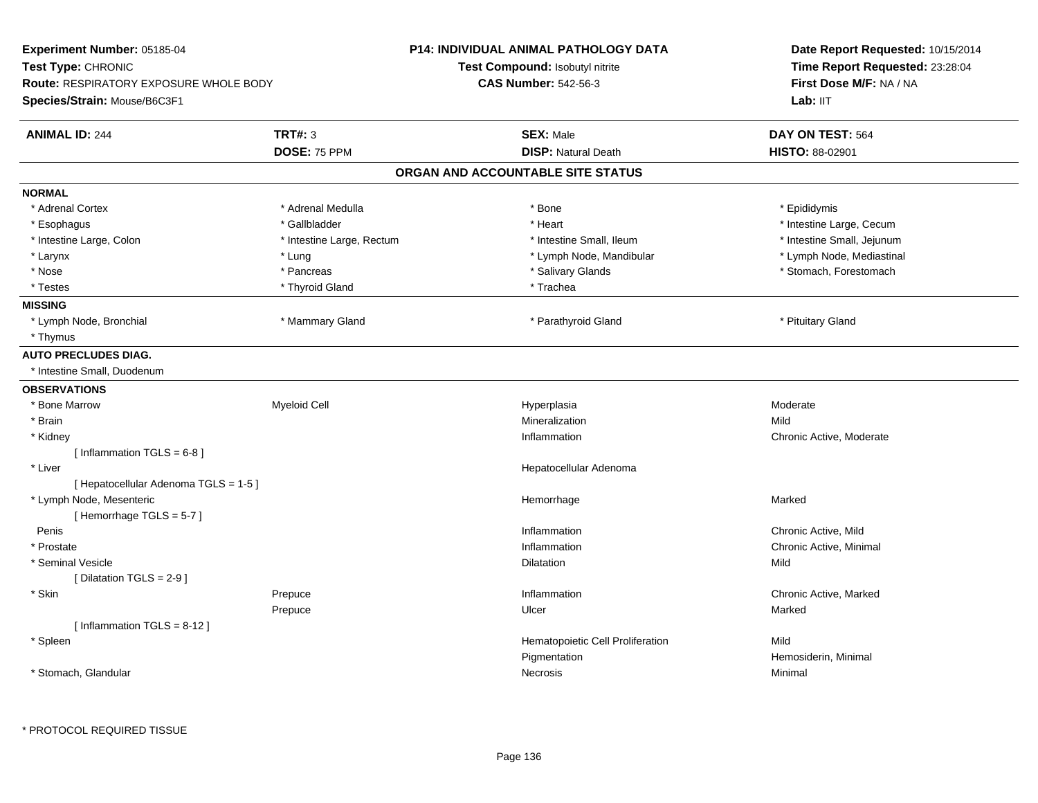**Experiment Number:** 05185-04
**Test Type:** CHRONIC
**Route:** RESPIRATORY EXPOSURE WHOLE BODY
**Species/Strain:** Mouse/B6C3F1

**P14: INDIVIDUAL ANIMAL PATHOLOGY DATA**
**Test Compound:** Isobutyl nitrite
**CAS Number:** 542-56-3

**Date Report Requested:** 10/15/2014
**Time Report Requested:** 23:28:04
**First Dose M/F:** NA / NA
**Lab:** IIT

| **ANIMAL ID:** 244 | **TRT#:** 3 | **SEX:** Male | **DAY ON TEST:** 564 |
|---|---|---|---|
| | **DOSE:** 75 PPM | **DISP:** Natural Death | **HISTO:** 88-02901 |

## ORGAN AND ACCOUNTABLE SITE STATUS

**NORMAL**

| | | | |
|---|---|---|---|
| * Adrenal Cortex | * Adrenal Medulla | * Bone | * Epididymis |
| * Esophagus | * Gallbladder | * Heart | * Intestine Large, Cecum |
| * Intestine Large, Colon | * Intestine Large, Rectum | * Intestine Small, Ileum | * Intestine Small, Jejunum |
| * Larynx | * Lung | * Lymph Node, Mandibular | * Lymph Node, Mediastinal |
| * Nose | * Pancreas | * Salivary Glands | * Stomach, Forestomach |
| * Testes | * Thyroid Gland | * Trachea | |

**MISSING**

| | | | |
|---|---|---|---|
| * Lymph Node, Bronchial | * Mammary Gland | * Parathyroid Gland | * Pituitary Gland |
| * Thymus | | | |

**AUTO PRECLUDES DIAG.**

* Intestine Small, Duodenum

**OBSERVATIONS**

| | | | |
|---|---|---|---|
| * Bone Marrow | Myeloid Cell | Hyperplasia | Moderate |
| * Brain | | Mineralization | Mild |
| * Kidney | | Inflammation | Chronic Active, Moderate |
| [ Inflammation TGLS = 6-8 ] | | | |
| * Liver | | Hepatocellular Adenoma | |
| [ Hepatocellular Adenoma TGLS = 1-5 ] | | | |
| * Lymph Node, Mesenteric | | Hemorrhage | Marked |
| [ Hemorrhage TGLS = 5-7 ] | | | |
| Penis | | Inflammation | Chronic Active, Mild |
| * Prostate | | Inflammation | Chronic Active, Minimal |
| * Seminal Vesicle | | Dilatation | Mild |
| [ Dilatation TGLS = 2-9 ] | | | |
| * Skin | Prepuce | Inflammation | Chronic Active, Marked |
| | Prepuce | Ulcer | Marked |
| [ Inflammation TGLS = 8-12 ] | | | |
| * Spleen | | Hematopoietic Cell Proliferation | Mild |
| | | Pigmentation | Hemosiderin, Minimal |
| * Stomach, Glandular | | Necrosis | Minimal |

* PROTOCOL REQUIRED TISSUE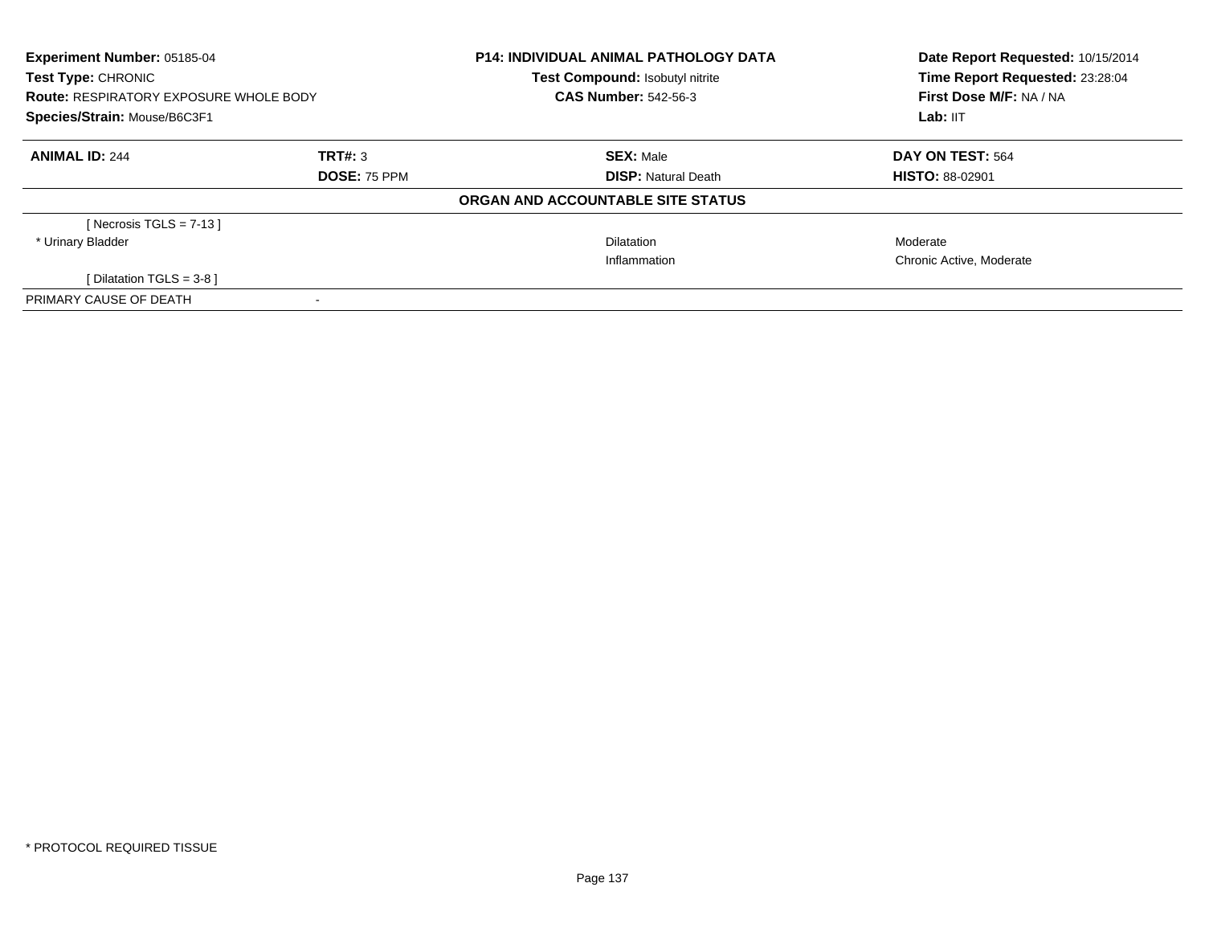**Experiment Number:** 05185-04
**Test Type:** CHRONIC
**Route:** RESPIRATORY EXPOSURE WHOLE BODY
**Species/Strain:** Mouse/B6C3F1

**P14: INDIVIDUAL ANIMAL PATHOLOGY DATA**
**Test Compound:** Isobutyl nitrite
**CAS Number:** 542-56-3

**Date Report Requested:** 10/15/2014
**Time Report Requested:** 23:28:04
**First Dose M/F:** NA / NA
**Lab:** IIT

| **ANIMAL ID:** 244 | **TRT#:** 3 | **SEX:** Male | **DAY ON TEST:** 564 |
|---|---|---|---|
| | **DOSE:** 75 PPM | **DISP:** Natural Death | **HISTO:** 88-02901 |

**ORGAN AND ACCOUNTABLE SITE STATUS**

| | | | |
|---|---|---|---|
| [ Necrosis TGLS = 7-13 ] | | | |
| * Urinary Bladder | | Dilatation | Moderate |
| | | Inflammation | Chronic Active, Moderate |
| [ Dilatation TGLS = 3-8 ] | | | |
| PRIMARY CAUSE OF DEATH | - | | |

* PROTOCOL REQUIRED TISSUE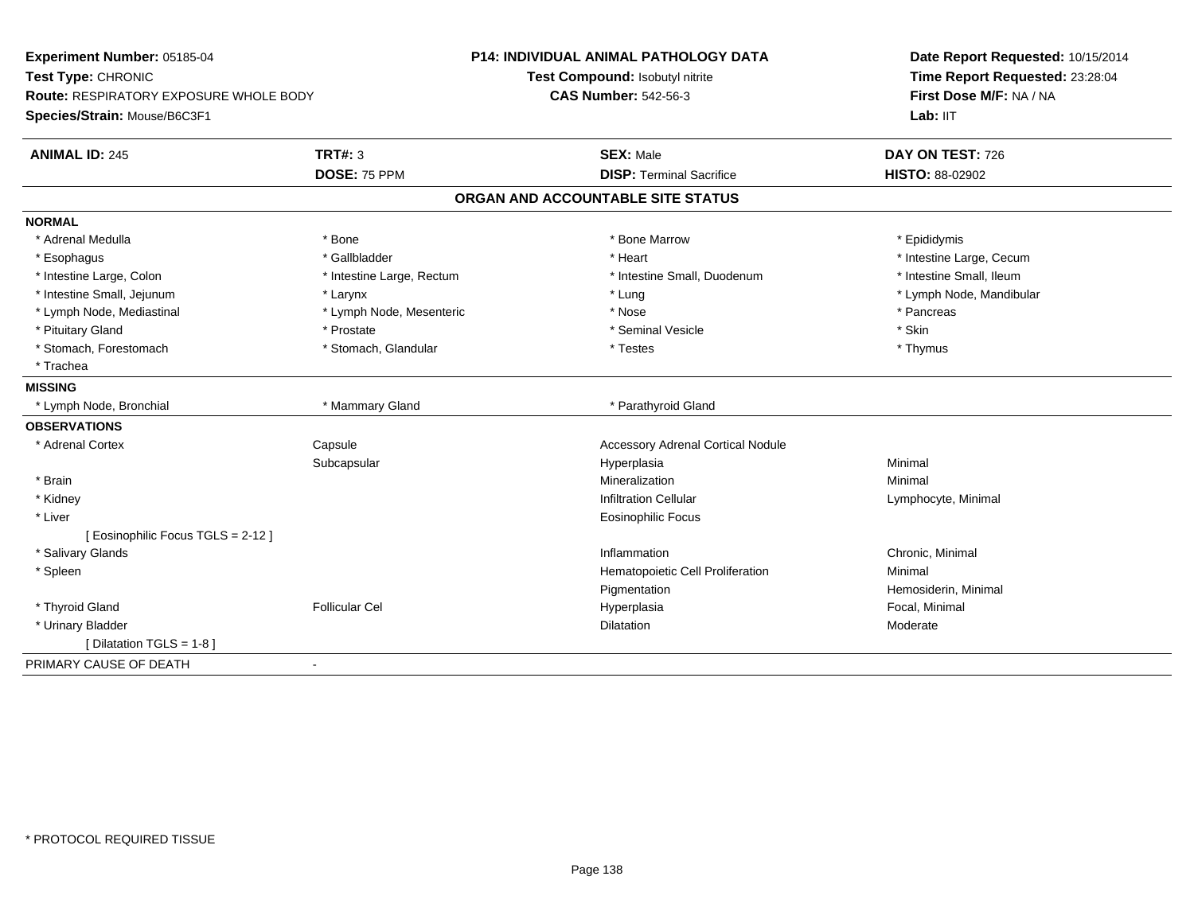**Experiment Number:** 05185-04
**Test Type:** CHRONIC
**Route:** RESPIRATORY EXPOSURE WHOLE BODY
**Species/Strain:** Mouse/B6C3F1

**P14: INDIVIDUAL ANIMAL PATHOLOGY DATA**
**Test Compound:** Isobutyl nitrite
**CAS Number:** 542-56-3

**Date Report Requested:** 10/15/2014
**Time Report Requested:** 23:28:04
**First Dose M/F:** NA / NA
**Lab:** IIT

| **ANIMAL ID:** 245 | **TRT#:** 3 | **SEX:** Male | **DAY ON TEST:** 726 |
|---|---|---|---|
| | **DOSE:** 75 PPM | **DISP:** Terminal Sacrifice | **HISTO:** 88-02902 |

## ORGAN AND ACCOUNTABLE SITE STATUS

**NORMAL**

| | | | |
|---|---|---|---|
| * Adrenal Medulla | * Bone | * Bone Marrow | * Epididymis |
| * Esophagus | * Gallbladder | * Heart | * Intestine Large, Cecum |
| * Intestine Large, Colon | * Intestine Large, Rectum | * Intestine Small, Duodenum | * Intestine Small, Ileum |
| * Intestine Small, Jejunum | * Larynx | * Lung | * Lymph Node, Mandibular |
| * Lymph Node, Mediastinal | * Lymph Node, Mesenteric | * Nose | * Pancreas |
| * Pituitary Gland | * Prostate | * Seminal Vesicle | * Skin |
| * Stomach, Forestomach | * Stomach, Glandular | * Testes | * Thymus |
| * Trachea | | | |

**MISSING**

| | | |
|---|---|---|
| * Lymph Node, Bronchial | * Mammary Gland | * Parathyroid Gland |

**OBSERVATIONS**

| | | | |
|---|---|---|---|
| * Adrenal Cortex | Capsule | Accessory Adrenal Cortical Nodule | |
| | Subcapsular | Hyperplasia | Minimal |
| * Brain | | Mineralization | Minimal |
| * Kidney | | Infiltration Cellular | Lymphocyte, Minimal |
| * Liver | | Eosinophilic Focus | |
| [ Eosinophilic Focus TGLS = 2-12 ] | | | |
| * Salivary Glands | | Inflammation | Chronic, Minimal |
| * Spleen | | Hematopoietic Cell Proliferation | Minimal |
| | | Pigmentation | Hemosiderin, Minimal |
| * Thyroid Gland | Follicular Cel | Hyperplasia | Focal, Minimal |
| * Urinary Bladder | | Dilatation | Moderate |
| [ Dilatation TGLS = 1-8 ] | | | |

PRIMARY CAUSE OF DEATH -

* PROTOCOL REQUIRED TISSUE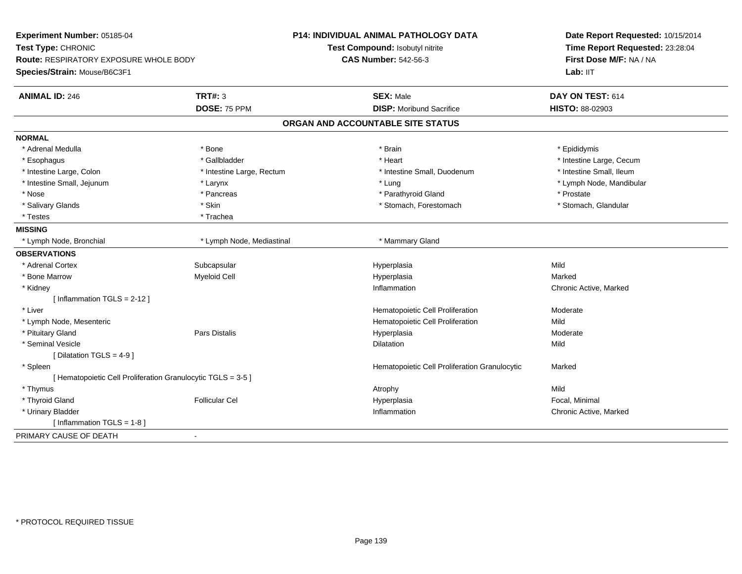**Experiment Number:** 05185-04
**Test Type:** CHRONIC
**Route:** RESPIRATORY EXPOSURE WHOLE BODY
**Species/Strain:** Mouse/B6C3F1

**P14: INDIVIDUAL ANIMAL PATHOLOGY DATA**
**Test Compound:** Isobutyl nitrite
**CAS Number:** 542-56-3

**Date Report Requested:** 10/15/2014
**Time Report Requested:** 23:28:04
**First Dose M/F:** NA / NA
**Lab:** IIT

| **ANIMAL ID:** 246 | **TRT#:** 3 | **SEX:** Male | **DAY ON TEST:** 614 |
|---|---|---|---|
| | **DOSE:** 75 PPM | **DISP:** Moribund Sacrifice | **HISTO:** 88-02903 |

## ORGAN AND ACCOUNTABLE SITE STATUS

**NORMAL**

| | | | |
|---|---|---|---|
| * Adrenal Medulla | * Bone | * Brain | * Epididymis |
| * Esophagus | * Gallbladder | * Heart | * Intestine Large, Cecum |
| * Intestine Large, Colon | * Intestine Large, Rectum | * Intestine Small, Duodenum | * Intestine Small, Ileum |
| * Intestine Small, Jejunum | * Larynx | * Lung | * Lymph Node, Mandibular |
| * Nose | * Pancreas | * Parathyroid Gland | * Prostate |
| * Salivary Glands | * Skin | * Stomach, Forestomach | * Stomach, Glandular |
| * Testes | * Trachea | | |

**MISSING**

| | | |
|---|---|---|
| * Lymph Node, Bronchial | * Lymph Node, Mediastinal | * Mammary Gland |

**OBSERVATIONS**

| | | | |
|---|---|---|---|
| * Adrenal Cortex | Subcapsular | Hyperplasia | Mild |
| * Bone Marrow | Myeloid Cell | Hyperplasia | Marked |
| * Kidney | | Inflammation | Chronic Active, Marked |
| [ Inflammation TGLS = 2-12 ] | | | |
| * Liver | | Hematopoietic Cell Proliferation | Moderate |
| * Lymph Node, Mesenteric | | Hematopoietic Cell Proliferation | Mild |
| * Pituitary Gland | Pars Distalis | Hyperplasia | Moderate |
| * Seminal Vesicle | | Dilatation | Mild |
| [ Dilatation TGLS = 4-9 ] | | | |
| * Spleen | | Hematopoietic Cell Proliferation Granulocytic | Marked |
| [ Hematopoietic Cell Proliferation Granulocytic TGLS = 3-5 ] | | | |
| * Thymus | | Atrophy | Mild |
| * Thyroid Gland | Follicular Cel | Hyperplasia | Focal, Minimal |
| * Urinary Bladder | | Inflammation | Chronic Active, Marked |
| [ Inflammation TGLS = 1-8 ] | | | |

PRIMARY CAUSE OF DEATH -

* PROTOCOL REQUIRED TISSUE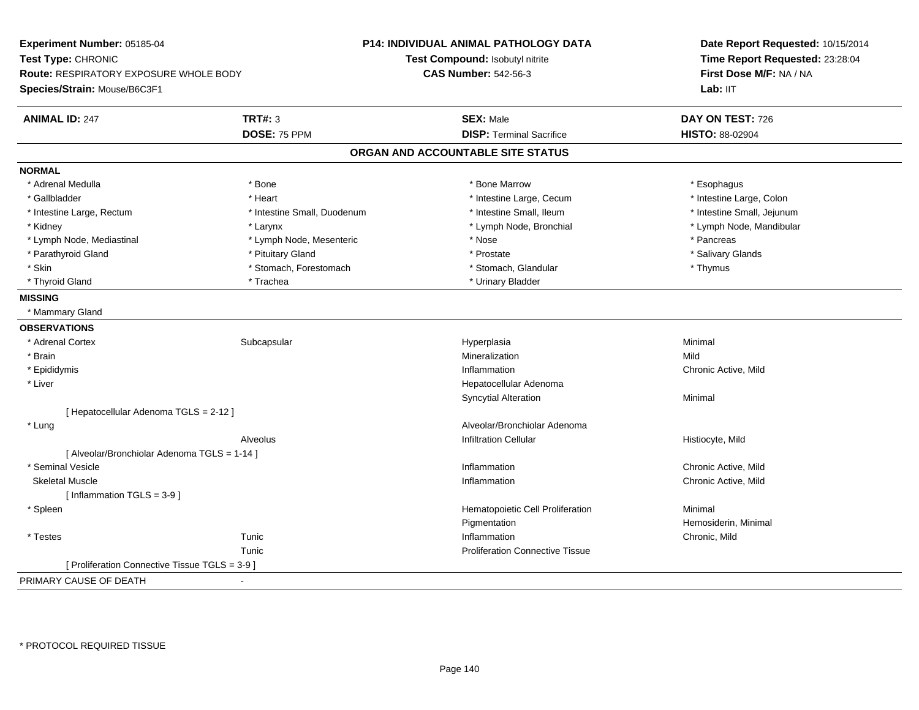**Experiment Number:** 05185-04
**Test Type:** CHRONIC
**Route:** RESPIRATORY EXPOSURE WHOLE BODY
**Species/Strain:** Mouse/B6C3F1

**P14: INDIVIDUAL ANIMAL PATHOLOGY DATA**
**Test Compound:** Isobutyl nitrite
**CAS Number:** 542-56-3

**Date Report Requested:** 10/15/2014
**Time Report Requested:** 23:28:04
**First Dose M/F:** NA / NA
**Lab:** IIT

| **ANIMAL ID:** 247 | **TRT#:** 3 | **SEX:** Male | **DAY ON TEST:** 726 |
|---|---|---|---|
| | **DOSE:** 75 PPM | **DISP:** Terminal Sacrifice | **HISTO:** 88-02904 |

## ORGAN AND ACCOUNTABLE SITE STATUS

**NORMAL**

| | | | |
|---|---|---|---|
| * Adrenal Medulla | * Bone | * Bone Marrow | * Esophagus |
| * Gallbladder | * Heart | * Intestine Large, Cecum | * Intestine Large, Colon |
| * Intestine Large, Rectum | * Intestine Small, Duodenum | * Intestine Small, Ileum | * Intestine Small, Jejunum |
| * Kidney | * Larynx | * Lymph Node, Bronchial | * Lymph Node, Mandibular |
| * Lymph Node, Mediastinal | * Lymph Node, Mesenteric | * Nose | * Pancreas |
| * Parathyroid Gland | * Pituitary Gland | * Prostate | * Salivary Glands |
| * Skin | * Stomach, Forestomach | * Stomach, Glandular | * Thymus |
| * Thyroid Gland | * Trachea | * Urinary Bladder | |

**MISSING**

* Mammary Gland

**OBSERVATIONS**

| | | | |
|---|---|---|---|
| * Adrenal Cortex | Subcapsular | Hyperplasia | Minimal |
| * Brain | | Mineralization | Mild |
| * Epididymis | | Inflammation | Chronic Active, Mild |
| * Liver | | Hepatocellular Adenoma | |
| | | Syncytial Alteration | Minimal |
| [ Hepatocellular Adenoma TGLS = 2-12 ] | | | |
| * Lung | | Alveolar/Bronchiolar Adenoma | |
| | Alveolus | Infiltration Cellular | Histiocyte, Mild |
| [ Alveolar/Bronchiolar Adenoma TGLS = 1-14 ] | | | |
| * Seminal Vesicle | | Inflammation | Chronic Active, Mild |
| Skeletal Muscle | | Inflammation | Chronic Active, Mild |
| [ Inflammation TGLS = 3-9 ] | | | |
| * Spleen | | Hematopoietic Cell Proliferation | Minimal |
| | | Pigmentation | Hemosiderin, Minimal |
| * Testes | Tunic | Inflammation | Chronic, Mild |
| | Tunic | Proliferation Connective Tissue | |
| [ Proliferation Connective Tissue TGLS = 3-9 ] | | | |

PRIMARY CAUSE OF DEATH -

\* PROTOCOL REQUIRED TISSUE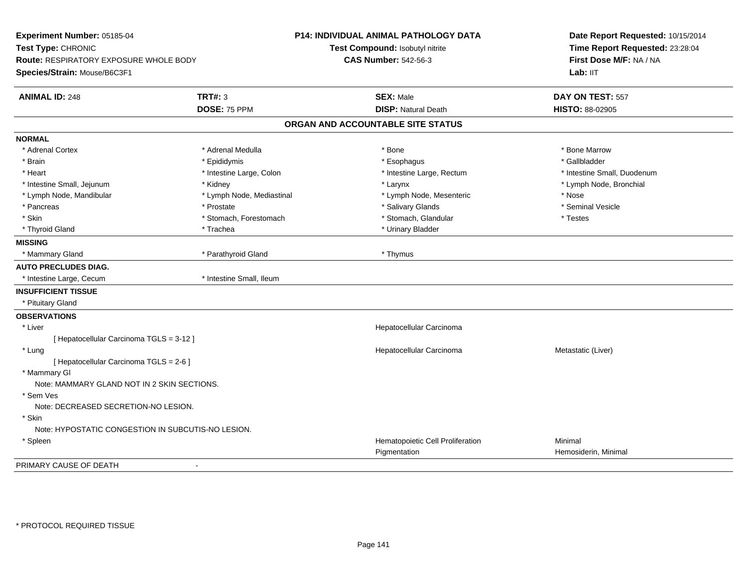**Experiment Number:** 05185-04
**Test Type:** CHRONIC
**Route:** RESPIRATORY EXPOSURE WHOLE BODY
**Species/Strain:** Mouse/B6C3F1

**P14: INDIVIDUAL ANIMAL PATHOLOGY DATA**
**Test Compound:** Isobutyl nitrite
**CAS Number:** 542-56-3

**Date Report Requested:** 10/15/2014
**Time Report Requested:** 23:28:04
**First Dose M/F:** NA / NA
**Lab:** IIT

| **ANIMAL ID:** 248 | **TRT#:** 3 | **SEX:** Male | **DAY ON TEST:** 557 |
|---|---|---|---|
| | **DOSE:** 75 PPM | **DISP:** Natural Death | **HISTO:** 88-02905 |

## ORGAN AND ACCOUNTABLE SITE STATUS

**NORMAL**

| | | | |
|---|---|---|---|
| * Adrenal Cortex | * Adrenal Medulla | * Bone | * Bone Marrow |
| * Brain | * Epididymis | * Esophagus | * Gallbladder |
| * Heart | * Intestine Large, Colon | * Intestine Large, Rectum | * Intestine Small, Duodenum |
| * Intestine Small, Jejunum | * Kidney | * Larynx | * Lymph Node, Bronchial |
| * Lymph Node, Mandibular | * Lymph Node, Mediastinal | * Lymph Node, Mesenteric | * Nose |
| * Pancreas | * Prostate | * Salivary Glands | * Seminal Vesicle |
| * Skin | * Stomach, Forestomach | * Stomach, Glandular | * Testes |
| * Thyroid Gland | * Trachea | * Urinary Bladder | |

**MISSING**

| | | |
|---|---|---|
| * Mammary Gland | * Parathyroid Gland | * Thymus |

**AUTO PRECLUDES DIAG.**

| | |
|---|---|
| * Intestine Large, Cecum | * Intestine Small, Ileum |

**INSUFFICIENT TISSUE**

* Pituitary Gland

**OBSERVATIONS**

| | | |
|---|---|---|
| * Liver | Hepatocellular Carcinoma | |
| [ Hepatocellular Carcinoma TGLS = 3-12 ] | | |
| * Lung | Hepatocellular Carcinoma | Metastatic (Liver) |
| [ Hepatocellular Carcinoma TGLS = 2-6 ] | | |
| * Mammary Gl | | |
| Note: MAMMARY GLAND NOT IN 2 SKIN SECTIONS. | | |
| * Sem Ves | | |
| Note: DECREASED SECRETION-NO LESION. | | |
| * Skin | | |
| Note: HYPOSTATIC CONGESTION IN SUBCUTIS-NO LESION. | | |
| * Spleen | Hematopoietic Cell Proliferation | Minimal |
| | Pigmentation | Hemosiderin, Minimal |

PRIMARY CAUSE OF DEATH -

* PROTOCOL REQUIRED TISSUE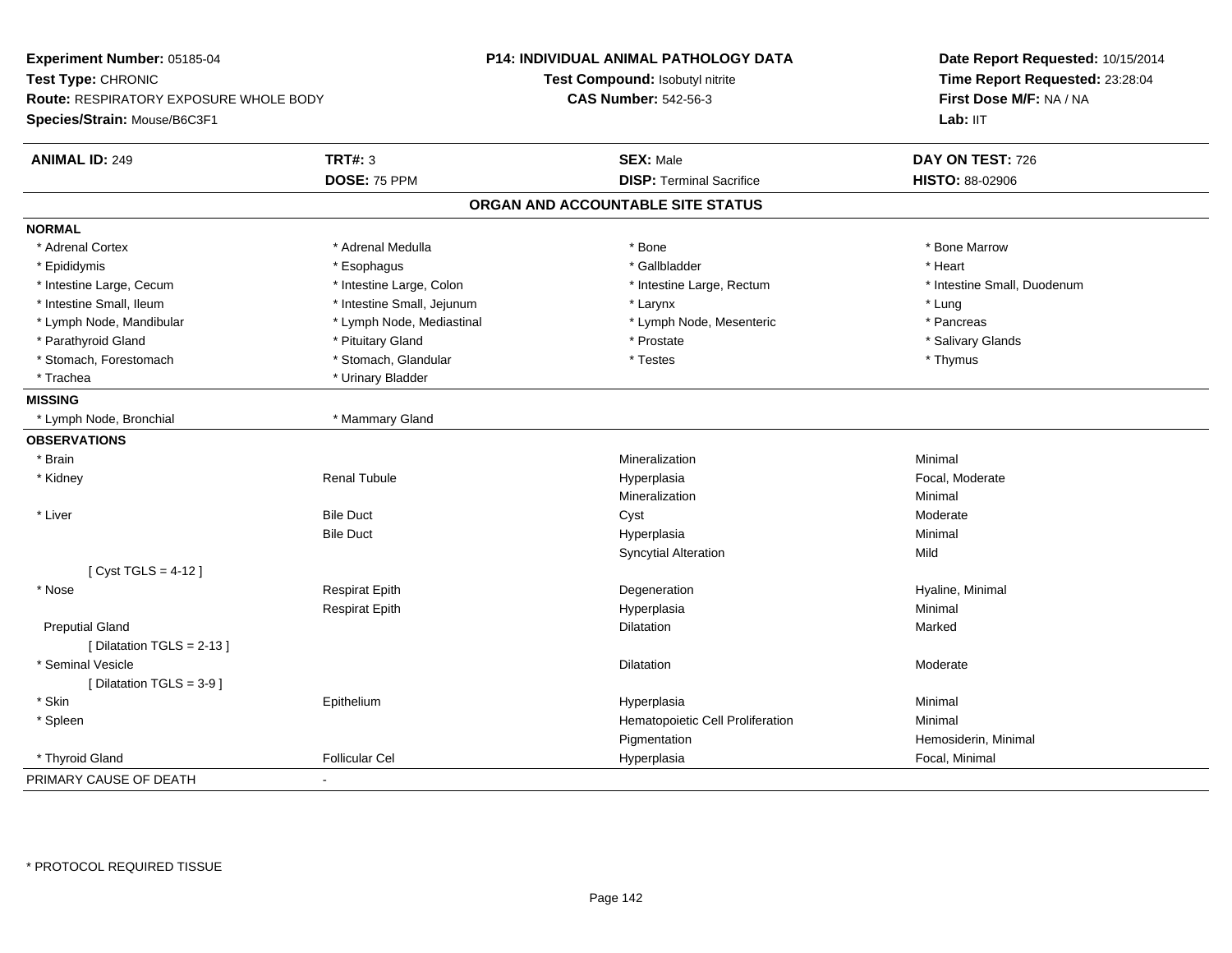**Experiment Number:** 05185-04
**Test Type:** CHRONIC
**Route:** RESPIRATORY EXPOSURE WHOLE BODY
**Species/Strain:** Mouse/B6C3F1

**P14: INDIVIDUAL ANIMAL PATHOLOGY DATA**
**Test Compound:** Isobutyl nitrite
**CAS Number:** 542-56-3

**Date Report Requested:** 10/15/2014
**Time Report Requested:** 23:28:04
**First Dose M/F:** NA / NA
**Lab:** IIT

| **ANIMAL ID:** 249 | **TRT#:** 3 | **SEX:** Male | **DAY ON TEST:** 726 |
|---|---|---|---|
| | **DOSE:** 75 PPM | **DISP:** Terminal Sacrifice | **HISTO:** 88-02906 |

## ORGAN AND ACCOUNTABLE SITE STATUS

**NORMAL**

| | | | |
|---|---|---|---|
| * Adrenal Cortex | * Adrenal Medulla | * Bone | * Bone Marrow |
| * Epididymis | * Esophagus | * Gallbladder | * Heart |
| * Intestine Large, Cecum | * Intestine Large, Colon | * Intestine Large, Rectum | * Intestine Small, Duodenum |
| * Intestine Small, Ileum | * Intestine Small, Jejunum | * Larynx | * Lung |
| * Lymph Node, Mandibular | * Lymph Node, Mediastinal | * Lymph Node, Mesenteric | * Pancreas |
| * Parathyroid Gland | * Pituitary Gland | * Prostate | * Salivary Glands |
| * Stomach, Forestomach | * Stomach, Glandular | * Testes | * Thymus |
| * Trachea | * Urinary Bladder | | |

**MISSING**

| | |
|---|---|
| * Lymph Node, Bronchial | * Mammary Gland |

**OBSERVATIONS**

| | | | |
|---|---|---|---|
| * Brain | | Mineralization | Minimal |
| * Kidney | Renal Tubule | Hyperplasia | Focal, Moderate |
| | | Mineralization | Minimal |
| * Liver | Bile Duct | Cyst | Moderate |
| | Bile Duct | Hyperplasia | Minimal |
| | | Syncytial Alteration | Mild |
| [ Cyst TGLS = 4-12 ] | | | |
| * Nose | Respirat Epith | Degeneration | Hyaline, Minimal |
| | Respirat Epith | Hyperplasia | Minimal |
| Preputial Gland | | Dilatation | Marked |
| [ Dilatation TGLS = 2-13 ] | | | |
| * Seminal Vesicle | | Dilatation | Moderate |
| [ Dilatation TGLS = 3-9 ] | | | |
| * Skin | Epithelium | Hyperplasia | Minimal |
| * Spleen | | Hematopoietic Cell Proliferation | Minimal |
| | | Pigmentation | Hemosiderin, Minimal |
| * Thyroid Gland | Follicular Cel | Hyperplasia | Focal, Minimal |

PRIMARY CAUSE OF DEATH -

\* PROTOCOL REQUIRED TISSUE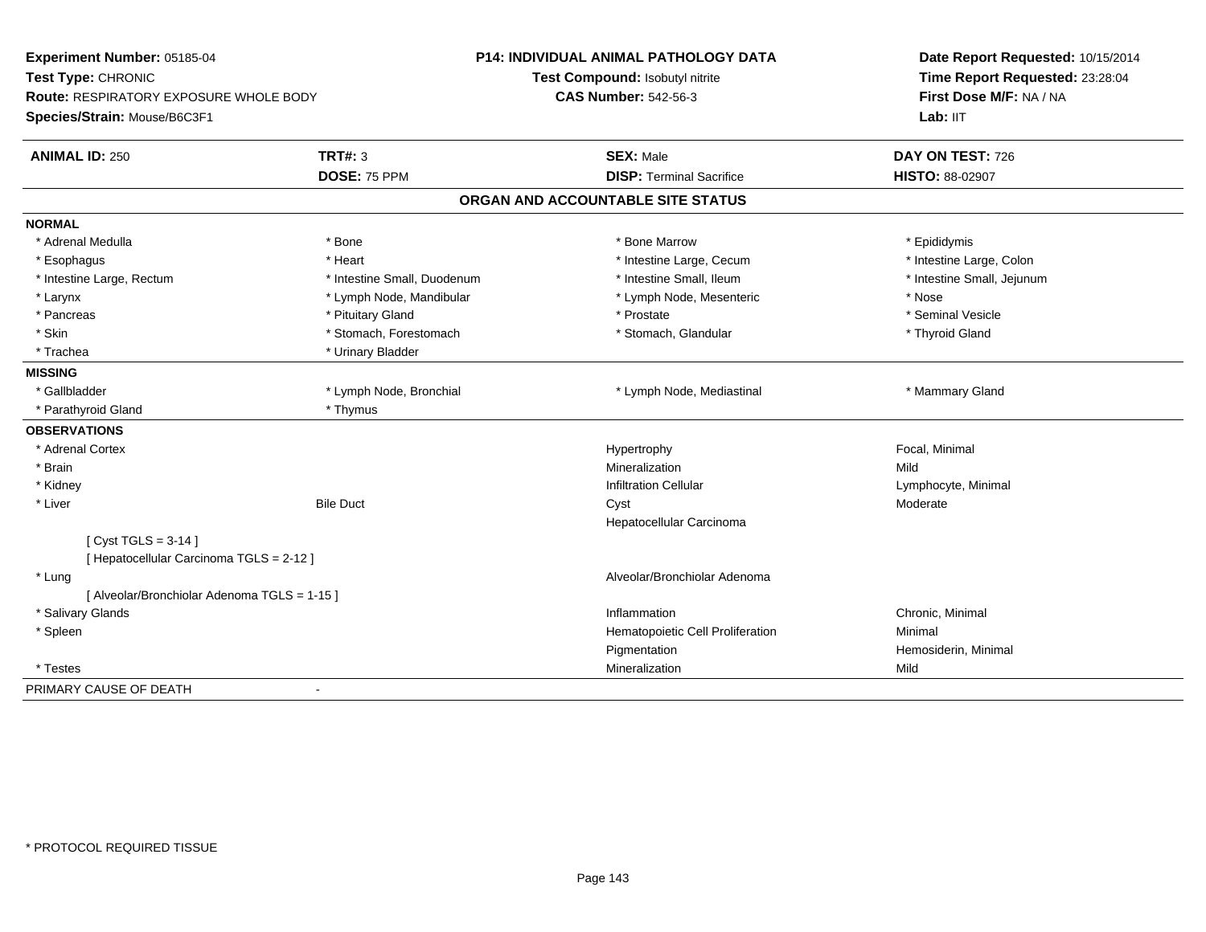**Experiment Number:** 05185-04
**Test Type:** CHRONIC
**Route:** RESPIRATORY EXPOSURE WHOLE BODY
**Species/Strain:** Mouse/B6C3F1

**P14: INDIVIDUAL ANIMAL PATHOLOGY DATA**
**Test Compound:** Isobutyl nitrite
**CAS Number:** 542-56-3

**Date Report Requested:** 10/15/2014
**Time Report Requested:** 23:28:04
**First Dose M/F:** NA / NA
**Lab:** IIT

| **ANIMAL ID:** 250 | **TRT#:** 3 | **SEX:** Male | **DAY ON TEST:** 726 |
|---|---|---|---|
| | **DOSE:** 75 PPM | **DISP:** Terminal Sacrifice | **HISTO:** 88-02907 |

## ORGAN AND ACCOUNTABLE SITE STATUS

**NORMAL**

| | | | |
|---|---|---|---|
| * Adrenal Medulla | * Bone | * Bone Marrow | * Epididymis |
| * Esophagus | * Heart | * Intestine Large, Cecum | * Intestine Large, Colon |
| * Intestine Large, Rectum | * Intestine Small, Duodenum | * Intestine Small, Ileum | * Intestine Small, Jejunum |
| * Larynx | * Lymph Node, Mandibular | * Lymph Node, Mesenteric | * Nose |
| * Pancreas | * Pituitary Gland | * Prostate | * Seminal Vesicle |
| * Skin | * Stomach, Forestomach | * Stomach, Glandular | * Thyroid Gland |
| * Trachea | * Urinary Bladder | | |

**MISSING**

| | | | |
|---|---|---|---|
| * Gallbladder | * Lymph Node, Bronchial | * Lymph Node, Mediastinal | * Mammary Gland |
| * Parathyroid Gland | * Thymus | | |

**OBSERVATIONS**

| | | | |
|---|---|---|---|
| * Adrenal Cortex | | Hypertrophy | Focal, Minimal |
| * Brain | | Mineralization | Mild |
| * Kidney | | Infiltration Cellular | Lymphocyte, Minimal |
| * Liver | Bile Duct | Cyst | Moderate |
| | | Hepatocellular Carcinoma | |
| [ Cyst TGLS = 3-14 ] | | | |
| [ Hepatocellular Carcinoma TGLS = 2-12 ] | | | |
| * Lung | | Alveolar/Bronchiolar Adenoma | |
| [ Alveolar/Bronchiolar Adenoma TGLS = 1-15 ] | | | |
| * Salivary Glands | | Inflammation | Chronic, Minimal |
| * Spleen | | Hematopoietic Cell Proliferation | Minimal |
| | | Pigmentation | Hemosiderin, Minimal |
| * Testes | | Mineralization | Mild |

PRIMARY CAUSE OF DEATH -

* PROTOCOL REQUIRED TISSUE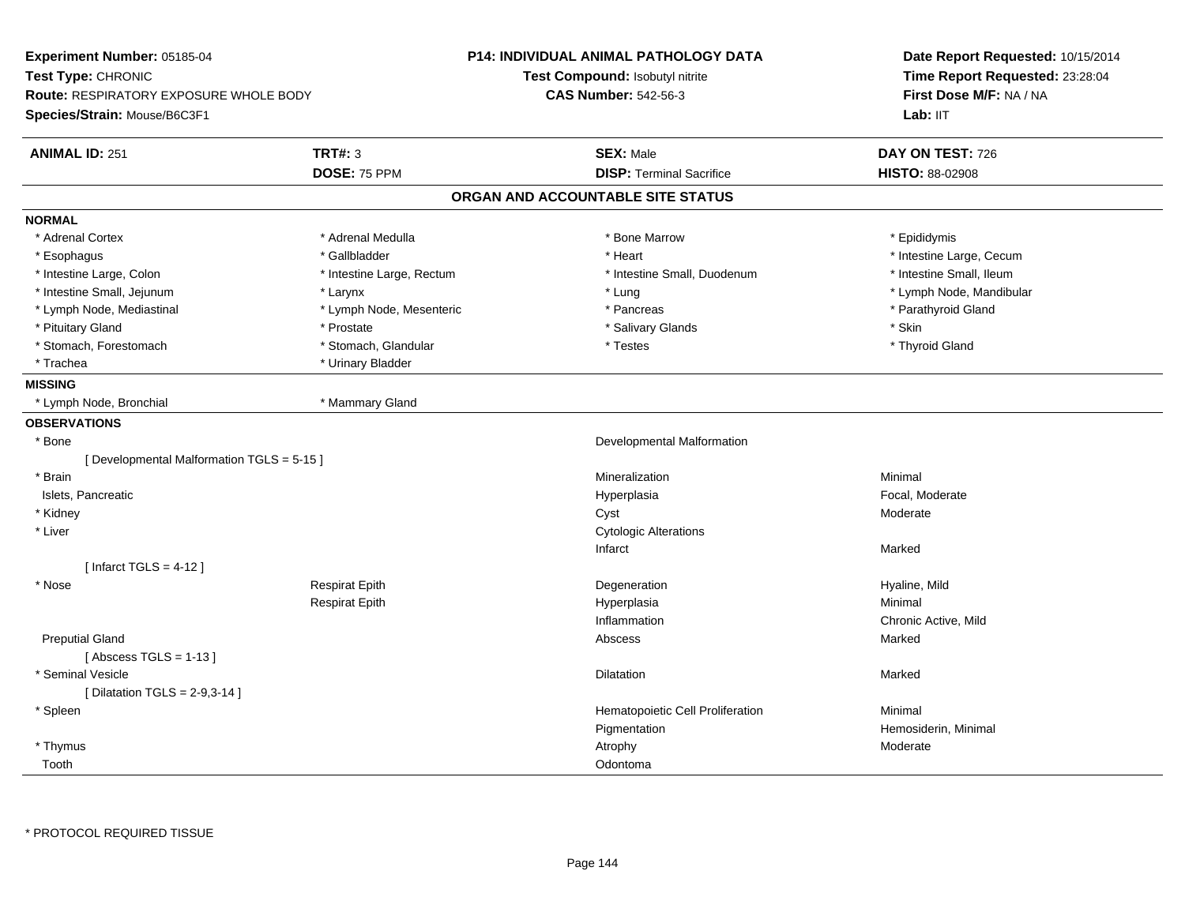**Experiment Number:** 05185-04
**Test Type:** CHRONIC
**Route:** RESPIRATORY EXPOSURE WHOLE BODY
**Species/Strain:** Mouse/B6C3F1

**P14: INDIVIDUAL ANIMAL PATHOLOGY DATA**
**Test Compound:** Isobutyl nitrite
**CAS Number:** 542-56-3

**Date Report Requested:** 10/15/2014
**Time Report Requested:** 23:28:04
**First Dose M/F:** NA / NA
**Lab:** IIT

| **ANIMAL ID:** 251 | **TRT#:** 3 | **SEX:** Male | **DAY ON TEST:** 726 |
|---|---|---|---|
| | **DOSE:** 75 PPM | **DISP:** Terminal Sacrifice | **HISTO:** 88-02908 |

## ORGAN AND ACCOUNTABLE SITE STATUS

**NORMAL**

| | | | |
|---|---|---|---|
| * Adrenal Cortex | * Adrenal Medulla | * Bone Marrow | * Epididymis |
| * Esophagus | * Gallbladder | * Heart | * Intestine Large, Cecum |
| * Intestine Large, Colon | * Intestine Large, Rectum | * Intestine Small, Duodenum | * Intestine Small, Ileum |
| * Intestine Small, Jejunum | * Larynx | * Lung | * Lymph Node, Mandibular |
| * Lymph Node, Mediastinal | * Lymph Node, Mesenteric | * Pancreas | * Parathyroid Gland |
| * Pituitary Gland | * Prostate | * Salivary Glands | * Skin |
| * Stomach, Forestomach | * Stomach, Glandular | * Testes | * Thyroid Gland |
| * Trachea | * Urinary Bladder | | |

**MISSING**

| | |
|---|---|
| * Lymph Node, Bronchial | * Mammary Gland |

**OBSERVATIONS**

| Organ | Site | Observation | Severity |
|---|---|---|---|
| * Bone | | Developmental Malformation | |
| [ Developmental Malformation TGLS = 5-15 ] | | | |
| * Brain | | Mineralization | Minimal |
| Islets, Pancreatic | | Hyperplasia | Focal, Moderate |
| * Kidney | | Cyst | Moderate |
| * Liver | | Cytologic Alterations | |
| | | Infarct | Marked |
| [ Infarct TGLS = 4-12 ] | | | |
| * Nose | Respirat Epith | Degeneration | Hyaline, Mild |
| | Respirat Epith | Hyperplasia | Minimal |
| | | Inflammation | Chronic Active, Mild |
| Preputial Gland | | Abscess | Marked |
| [ Abscess TGLS = 1-13 ] | | | |
| * Seminal Vesicle | | Dilatation | Marked |
| [ Dilatation TGLS = 2-9,3-14 ] | | | |
| * Spleen | | Hematopoietic Cell Proliferation | Minimal |
| | | Pigmentation | Hemosiderin, Minimal |
| * Thymus | | Atrophy | Moderate |
| Tooth | | Odontoma | |

\* PROTOCOL REQUIRED TISSUE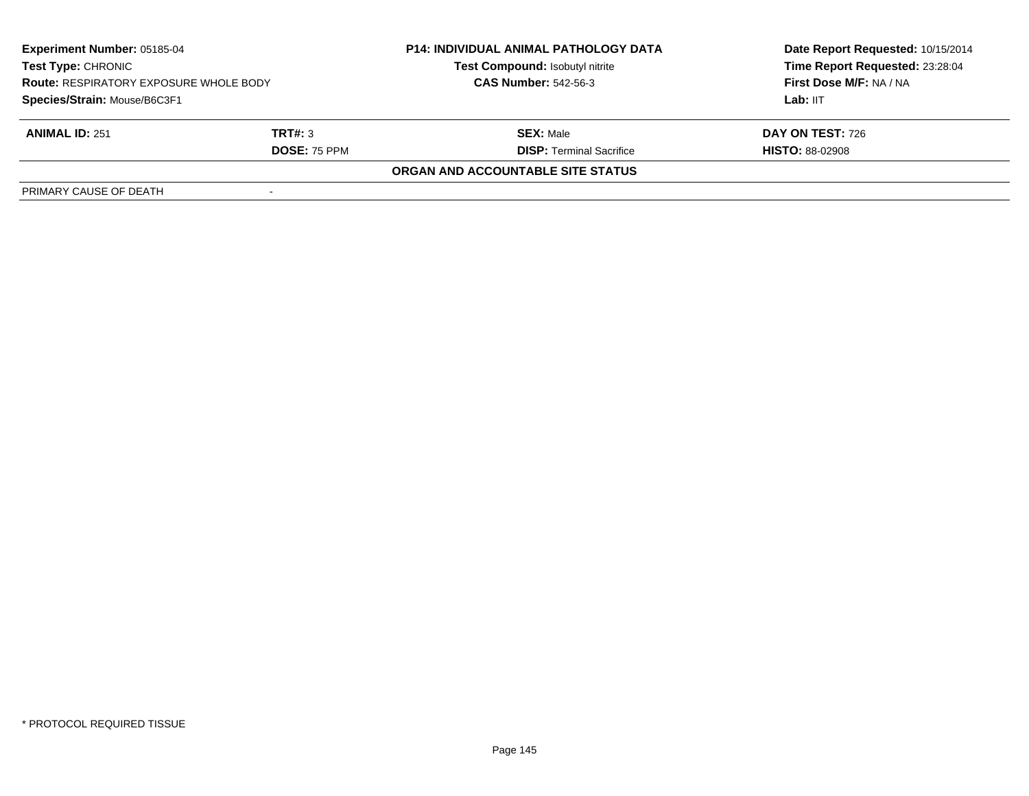| Experiment Number: 05185-04 | P14: INDIVIDUAL ANIMAL PATHOLOGY DATA | Date Report Requested: 10/15/2014 |
|---|---|---|
| Test Type: CHRONIC | Test Compound: Isobutyl nitrite | Time Report Requested: 23:28:04 |
| Route: RESPIRATORY EXPOSURE WHOLE BODY | CAS Number: 542-56-3 | First Dose M/F: NA / NA |
| Species/Strain: Mouse/B6C3F1 | | Lab: IIT |

| ANIMAL ID: 251 | TRT#: 3 | SEX: Male | DAY ON TEST: 726 |
|---|---|---|---|
| | DOSE: 75 PPM | DISP: Terminal Sacrifice | HISTO: 88-02908 |

**ORGAN AND ACCOUNTABLE SITE STATUS**

| PRIMARY CAUSE OF DEATH | - |
|---|---|

\* PROTOCOL REQUIRED TISSUE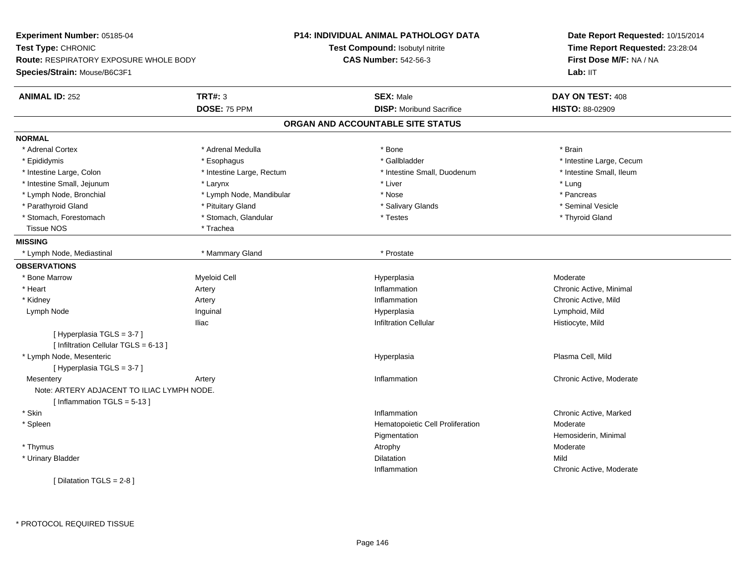**Experiment Number:** 05185-04
**Test Type:** CHRONIC
**Route:** RESPIRATORY EXPOSURE WHOLE BODY
**Species/Strain:** Mouse/B6C3F1

**P14: INDIVIDUAL ANIMAL PATHOLOGY DATA**
**Test Compound:** Isobutyl nitrite
**CAS Number:** 542-56-3

**Date Report Requested:** 10/15/2014
**Time Report Requested:** 23:28:04
**First Dose M/F:** NA / NA
**Lab:** IIT

| **ANIMAL ID:** 252 | **TRT#:** 3 | **SEX:** Male | **DAY ON TEST:** 408 |
|---|---|---|---|
| | **DOSE:** 75 PPM | **DISP:** Moribund Sacrifice | **HISTO:** 88-02909 |

## ORGAN AND ACCOUNTABLE SITE STATUS

**NORMAL**

| | | | |
|---|---|---|---|
| * Adrenal Cortex | * Adrenal Medulla | * Bone | * Brain |
| * Epididymis | * Esophagus | * Gallbladder | * Intestine Large, Cecum |
| * Intestine Large, Colon | * Intestine Large, Rectum | * Intestine Small, Duodenum | * Intestine Small, Ileum |
| * Intestine Small, Jejunum | * Larynx | * Liver | * Lung |
| * Lymph Node, Bronchial | * Lymph Node, Mandibular | * Nose | * Pancreas |
| * Parathyroid Gland | * Pituitary Gland | * Salivary Glands | * Seminal Vesicle |
| * Stomach, Forestomach | * Stomach, Glandular | * Testes | * Thyroid Gland |
| Tissue NOS | * Trachea | | |

**MISSING**

| | | |
|---|---|---|
| * Lymph Node, Mediastinal | * Mammary Gland | * Prostate |

**OBSERVATIONS**

| | | | |
|---|---|---|---|
| * Bone Marrow | Myeloid Cell | Hyperplasia | Moderate |
| * Heart | Artery | Inflammation | Chronic Active, Minimal |
| * Kidney | Artery | Inflammation | Chronic Active, Mild |
| Lymph Node | Inguinal | Hyperplasia | Lymphoid, Mild |
| | Iliac | Infiltration Cellular | Histiocyte, Mild |
| [ Hyperplasia TGLS = 3-7 ] | | | |
| [ Infiltration Cellular TGLS = 6-13 ] | | | |
| * Lymph Node, Mesenteric | | Hyperplasia | Plasma Cell, Mild |
| [ Hyperplasia TGLS = 3-7 ] | | | |
| Mesentery | Artery | Inflammation | Chronic Active, Moderate |
| Note: ARTERY ADJACENT TO ILIAC LYMPH NODE. | | | |
| [ Inflammation TGLS = 5-13 ] | | | |
| * Skin | | Inflammation | Chronic Active, Marked |
| * Spleen | | Hematopoietic Cell Proliferation | Moderate |
| | | Pigmentation | Hemosiderin, Minimal |
| * Thymus | | Atrophy | Moderate |
| * Urinary Bladder | | Dilatation | Mild |
| | | Inflammation | Chronic Active, Moderate |
| [ Dilatation TGLS = 2-8 ] | | | |

* PROTOCOL REQUIRED TISSUE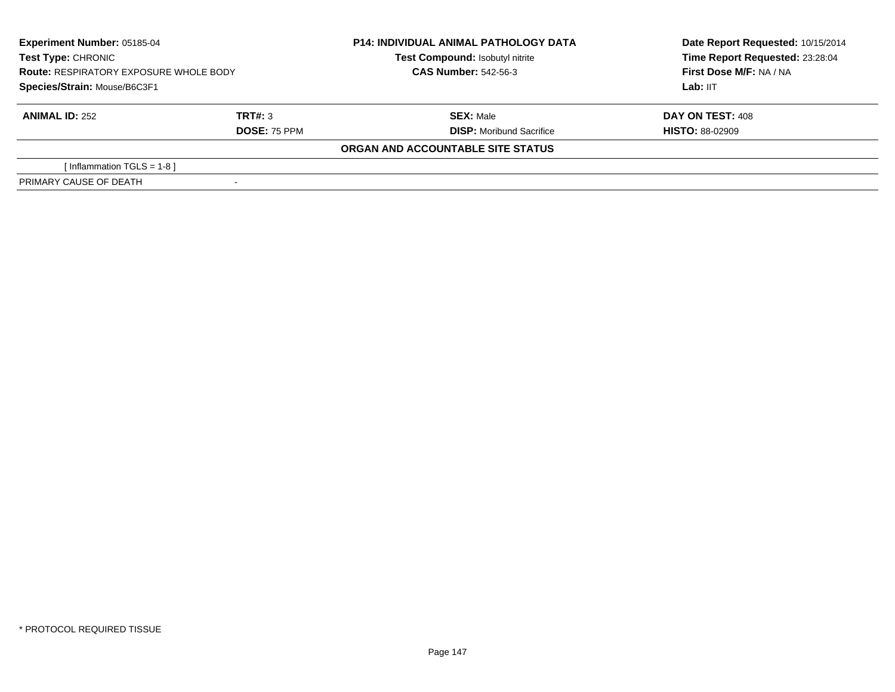**Experiment Number:** 05185-04
**Test Type:** CHRONIC
**Route:** RESPIRATORY EXPOSURE WHOLE BODY
**Species/Strain:** Mouse/B6C3F1

**P14: INDIVIDUAL ANIMAL PATHOLOGY DATA**
**Test Compound:** Isobutyl nitrite
**CAS Number:** 542-56-3

**Date Report Requested:** 10/15/2014
**Time Report Requested:** 23:28:04
**First Dose M/F:** NA / NA
**Lab:** IIT

| **ANIMAL ID:** 252 | **TRT#:** 3 | **SEX:** Male | **DAY ON TEST:** 408 |
|---|---|---|---|
| | **DOSE:** 75 PPM | **DISP:** Moribund Sacrifice | **HISTO:** 88-02909 |

**ORGAN AND ACCOUNTABLE SITE STATUS**

| | |
|---|---|
| [ Inflammation TGLS = 1-8 ] | |
| PRIMARY CAUSE OF DEATH | - |

* PROTOCOL REQUIRED TISSUE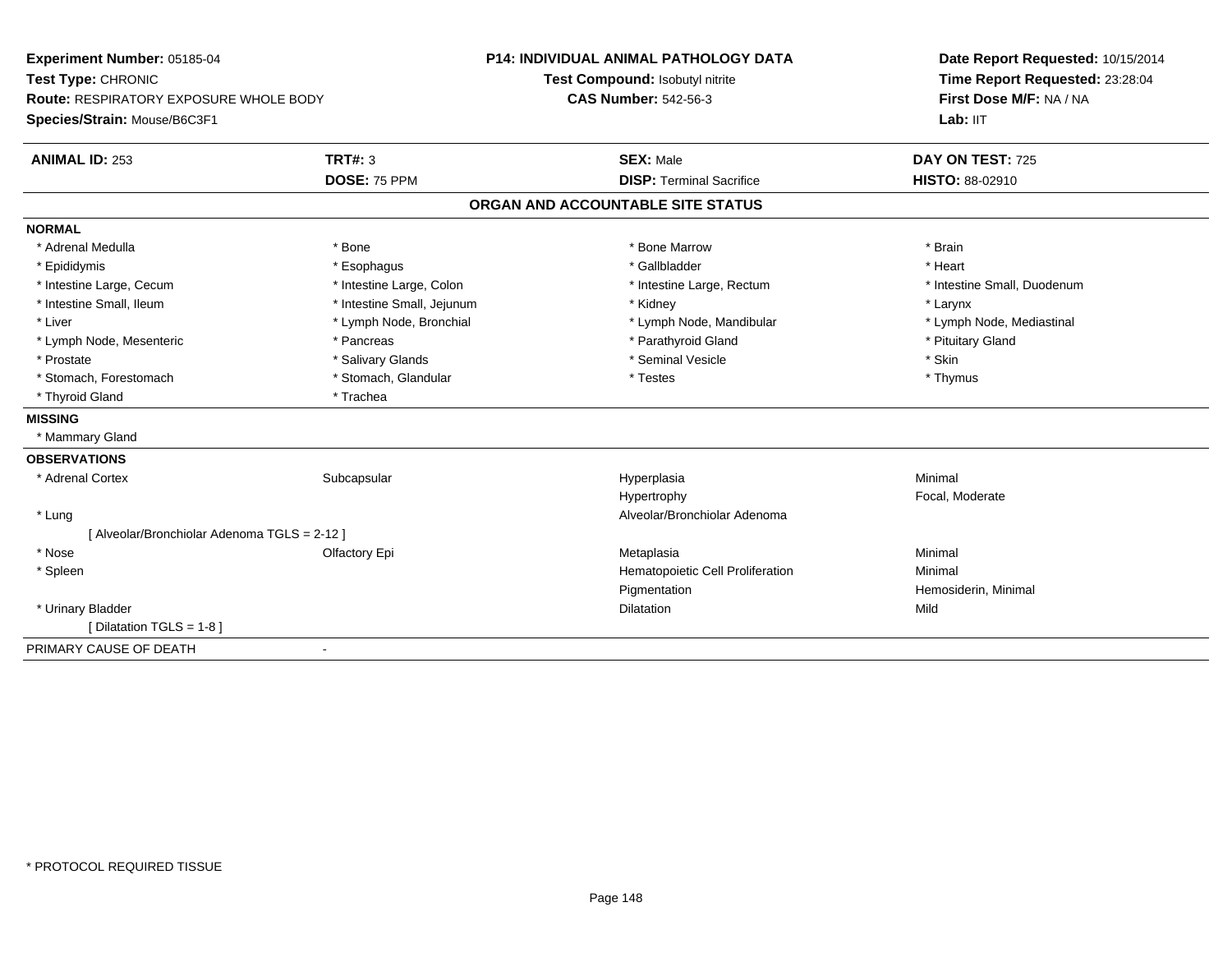**Experiment Number:** 05185-04
**Test Type:** CHRONIC
**Route:** RESPIRATORY EXPOSURE WHOLE BODY
**Species/Strain:** Mouse/B6C3F1

**P14: INDIVIDUAL ANIMAL PATHOLOGY DATA**
**Test Compound:** Isobutyl nitrite
**CAS Number:** 542-56-3

**Date Report Requested:** 10/15/2014
**Time Report Requested:** 23:28:04
**First Dose M/F:** NA / NA
**Lab:** IIT

| **ANIMAL ID:** 253 | **TRT#:** 3 | **SEX:** Male | **DAY ON TEST:** 725 |
|---|---|---|---|
| | **DOSE:** 75 PPM | **DISP:** Terminal Sacrifice | **HISTO:** 88-02910 |

## ORGAN AND ACCOUNTABLE SITE STATUS

**NORMAL**

| | | | |
|---|---|---|---|
| * Adrenal Medulla | * Bone | * Bone Marrow | * Brain |
| * Epididymis | * Esophagus | * Gallbladder | * Heart |
| * Intestine Large, Cecum | * Intestine Large, Colon | * Intestine Large, Rectum | * Intestine Small, Duodenum |
| * Intestine Small, Ileum | * Intestine Small, Jejunum | * Kidney | * Larynx |
| * Liver | * Lymph Node, Bronchial | * Lymph Node, Mandibular | * Lymph Node, Mediastinal |
| * Lymph Node, Mesenteric | * Pancreas | * Parathyroid Gland | * Pituitary Gland |
| * Prostate | * Salivary Glands | * Seminal Vesicle | * Skin |
| * Stomach, Forestomach | * Stomach, Glandular | * Testes | * Thymus |
| * Thyroid Gland | * Trachea | | |

**MISSING**

* Mammary Gland

**OBSERVATIONS**

| | | | |
|---|---|---|---|
| * Adrenal Cortex | Subcapsular | Hyperplasia | Minimal |
| | | Hypertrophy | Focal, Moderate |
| * Lung | | Alveolar/Bronchiolar Adenoma | |
| [ Alveolar/Bronchiolar Adenoma TGLS = 2-12 ] | | | |
| * Nose | Olfactory Epi | Metaplasia | Minimal |
| * Spleen | | Hematopoietic Cell Proliferation | Minimal |
| | | Pigmentation | Hemosiderin, Minimal |
| * Urinary Bladder | | Dilatation | Mild |
| [ Dilatation TGLS = 1-8 ] | | | |

PRIMARY CAUSE OF DEATH -

* PROTOCOL REQUIRED TISSUE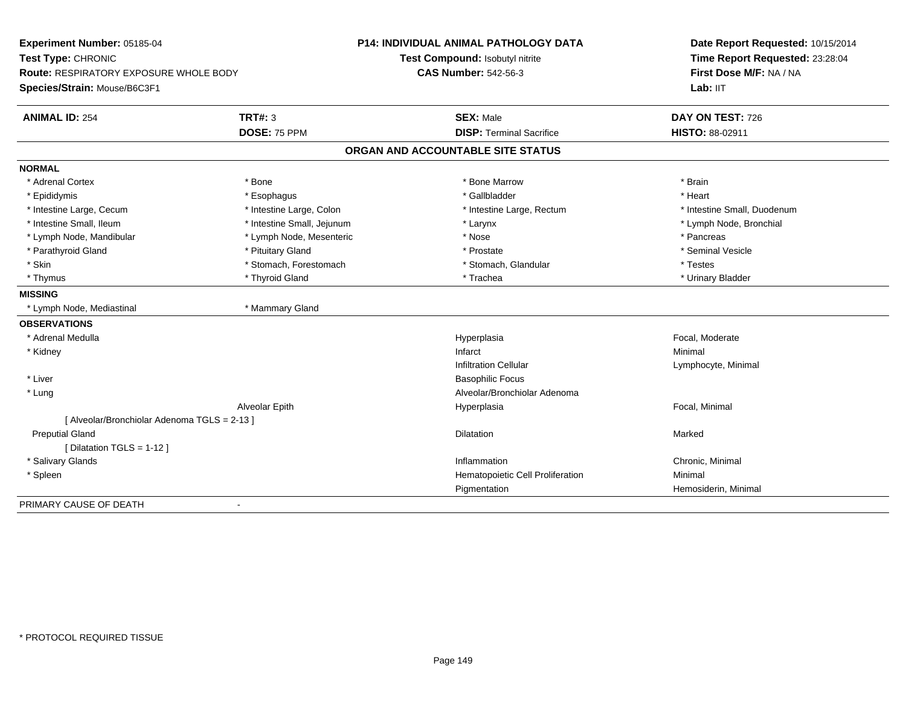**Experiment Number:** 05185-04
**Test Type:** CHRONIC
**Route:** RESPIRATORY EXPOSURE WHOLE BODY
**Species/Strain:** Mouse/B6C3F1

**P14: INDIVIDUAL ANIMAL PATHOLOGY DATA**
**Test Compound:** Isobutyl nitrite
**CAS Number:** 542-56-3

**Date Report Requested:** 10/15/2014
**Time Report Requested:** 23:28:04
**First Dose M/F:** NA / NA
**Lab:** IIT

| **ANIMAL ID:** 254 | **TRT#:** 3 | **SEX:** Male | **DAY ON TEST:** 726 |
|---|---|---|---|
| | **DOSE:** 75 PPM | **DISP:** Terminal Sacrifice | **HISTO:** 88-02911 |

## ORGAN AND ACCOUNTABLE SITE STATUS

**NORMAL**

| | | | |
|---|---|---|---|
| * Adrenal Cortex | * Bone | * Bone Marrow | * Brain |
| * Epididymis | * Esophagus | * Gallbladder | * Heart |
| * Intestine Large, Cecum | * Intestine Large, Colon | * Intestine Large, Rectum | * Intestine Small, Duodenum |
| * Intestine Small, Ileum | * Intestine Small, Jejunum | * Larynx | * Lymph Node, Bronchial |
| * Lymph Node, Mandibular | * Lymph Node, Mesenteric | * Nose | * Pancreas |
| * Parathyroid Gland | * Pituitary Gland | * Prostate | * Seminal Vesicle |
| * Skin | * Stomach, Forestomach | * Stomach, Glandular | * Testes |
| * Thymus | * Thyroid Gland | * Trachea | * Urinary Bladder |

**MISSING**

| | |
|---|---|
| * Lymph Node, Mediastinal | * Mammary Gland |

**OBSERVATIONS**

| | | | |
|---|---|---|---|
| * Adrenal Medulla | | Hyperplasia | Focal, Moderate |
| * Kidney | | Infarct | Minimal |
| | | Infiltration Cellular | Lymphocyte, Minimal |
| * Liver | | Basophilic Focus | |
| * Lung | | Alveolar/Bronchiolar Adenoma | |
| | Alveolar Epith | Hyperplasia | Focal, Minimal |
| [ Alveolar/Bronchiolar Adenoma TGLS = 2-13 ] | | | |
| Preputial Gland | | Dilatation | Marked |
| [ Dilatation TGLS = 1-12 ] | | | |
| * Salivary Glands | | Inflammation | Chronic, Minimal |
| * Spleen | | Hematopoietic Cell Proliferation | Minimal |
| | | Pigmentation | Hemosiderin, Minimal |

PRIMARY CAUSE OF DEATH -

* PROTOCOL REQUIRED TISSUE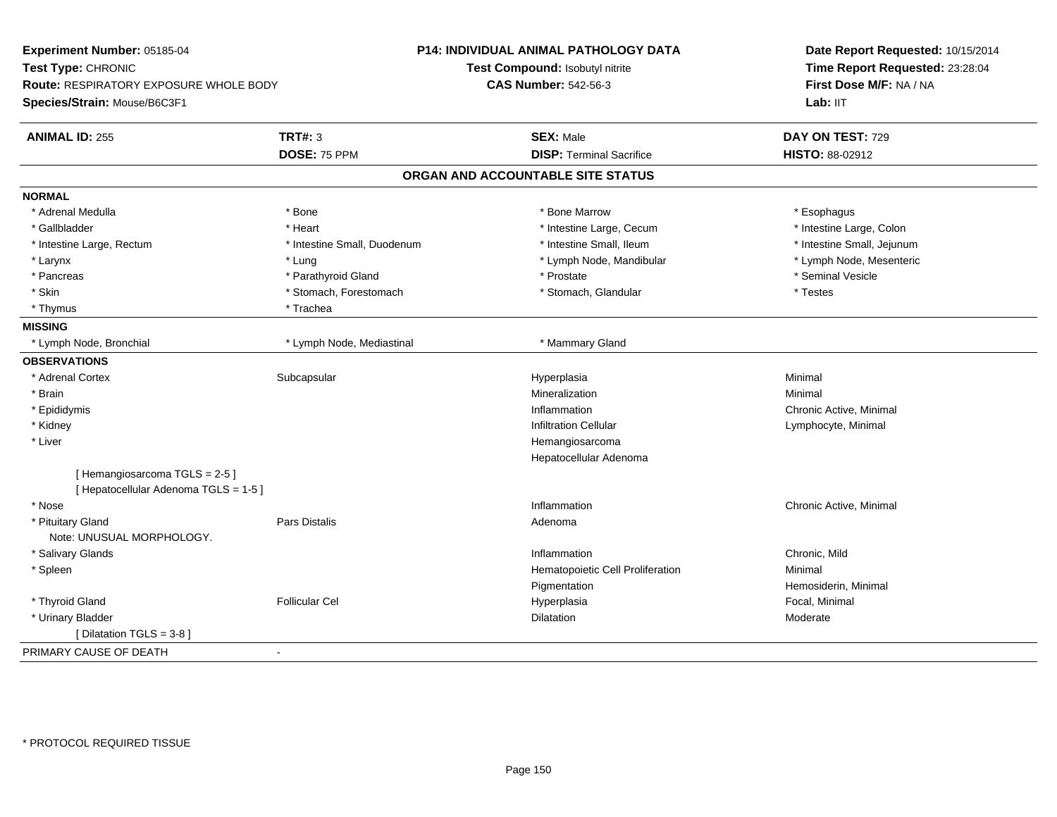**Experiment Number:** 05185-04
**Test Type:** CHRONIC
**Route:** RESPIRATORY EXPOSURE WHOLE BODY
**Species/Strain:** Mouse/B6C3F1

**P14: INDIVIDUAL ANIMAL PATHOLOGY DATA**
**Test Compound:** Isobutyl nitrite
**CAS Number:** 542-56-3

**Date Report Requested:** 10/15/2014
**Time Report Requested:** 23:28:04
**First Dose M/F:** NA / NA
**Lab:** IIT

| **ANIMAL ID:** 255 | **TRT#:** 3 | **SEX:** Male | **DAY ON TEST:** 729 |
|---|---|---|---|
| | **DOSE:** 75 PPM | **DISP:** Terminal Sacrifice | **HISTO:** 88-02912 |

## ORGAN AND ACCOUNTABLE SITE STATUS

**NORMAL**

| | | | |
|---|---|---|---|
| * Adrenal Medulla | * Bone | * Bone Marrow | * Esophagus |
| * Gallbladder | * Heart | * Intestine Large, Cecum | * Intestine Large, Colon |
| * Intestine Large, Rectum | * Intestine Small, Duodenum | * Intestine Small, Ileum | * Intestine Small, Jejunum |
| * Larynx | * Lung | * Lymph Node, Mandibular | * Lymph Node, Mesenteric |
| * Pancreas | * Parathyroid Gland | * Prostate | * Seminal Vesicle |
| * Skin | * Stomach, Forestomach | * Stomach, Glandular | * Testes |
| * Thymus | * Trachea | | |

**MISSING**

| | | |
|---|---|---|
| * Lymph Node, Bronchial | * Lymph Node, Mediastinal | * Mammary Gland |

**OBSERVATIONS**

| | | | |
|---|---|---|---|
| * Adrenal Cortex | Subcapsular | Hyperplasia | Minimal |
| * Brain | | Mineralization | Minimal |
| * Epididymis | | Inflammation | Chronic Active, Minimal |
| * Kidney | | Infiltration Cellular | Lymphocyte, Minimal |
| * Liver | | Hemangiosarcoma | |
| | | Hepatocellular Adenoma | |
| [ Hemangiosarcoma TGLS = 2-5 ] | | | |
| [ Hepatocellular Adenoma TGLS = 1-5 ] | | | |
| * Nose | | Inflammation | Chronic Active, Minimal |
| * Pituitary Gland | Pars Distalis | Adenoma | |
| Note: UNUSUAL MORPHOLOGY. | | | |
| * Salivary Glands | | Inflammation | Chronic, Mild |
| * Spleen | | Hematopoietic Cell Proliferation | Minimal |
| | | Pigmentation | Hemosiderin, Minimal |
| * Thyroid Gland | Follicular Cel | Hyperplasia | Focal, Minimal |
| * Urinary Bladder | | Dilatation | Moderate |
| [ Dilatation TGLS = 3-8 ] | | | |

PRIMARY CAUSE OF DEATH -

* PROTOCOL REQUIRED TISSUE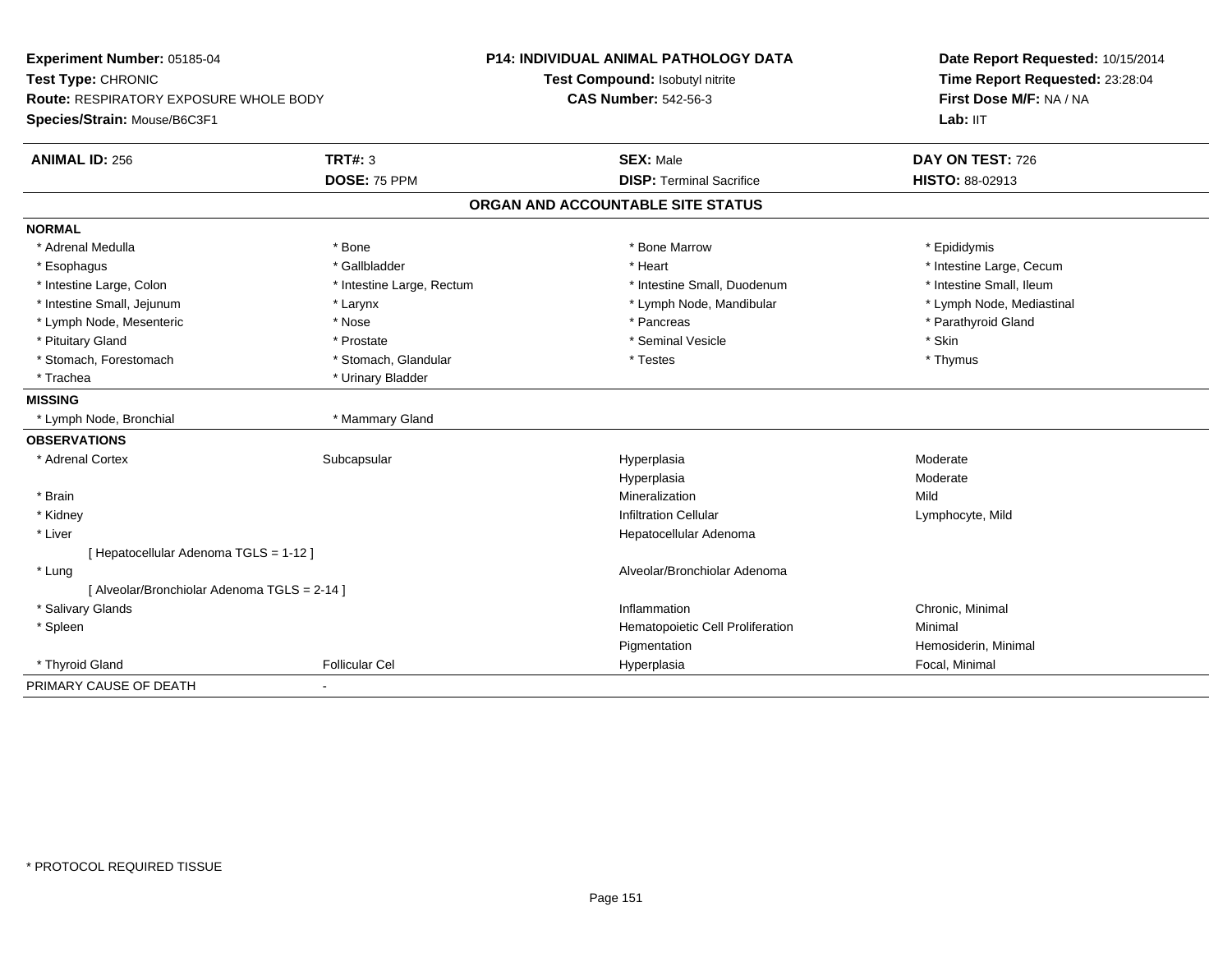**Experiment Number:** 05185-04
**Test Type:** CHRONIC
**Route:** RESPIRATORY EXPOSURE WHOLE BODY
**Species/Strain:** Mouse/B6C3F1

**P14: INDIVIDUAL ANIMAL PATHOLOGY DATA**
**Test Compound:** Isobutyl nitrite
**CAS Number:** 542-56-3

**Date Report Requested:** 10/15/2014
**Time Report Requested:** 23:28:04
**First Dose M/F:** NA / NA
**Lab:** IIT

| **ANIMAL ID:** 256 | **TRT#:** 3 | **SEX:** Male | **DAY ON TEST:** 726 |
|---|---|---|---|
| | **DOSE:** 75 PPM | **DISP:** Terminal Sacrifice | **HISTO:** 88-02913 |

## ORGAN AND ACCOUNTABLE SITE STATUS

**NORMAL**

| | | | |
|---|---|---|---|
| * Adrenal Medulla | * Bone | * Bone Marrow | * Epididymis |
| * Esophagus | * Gallbladder | * Heart | * Intestine Large, Cecum |
| * Intestine Large, Colon | * Intestine Large, Rectum | * Intestine Small, Duodenum | * Intestine Small, Ileum |
| * Intestine Small, Jejunum | * Larynx | * Lymph Node, Mandibular | * Lymph Node, Mediastinal |
| * Lymph Node, Mesenteric | * Nose | * Pancreas | * Parathyroid Gland |
| * Pituitary Gland | * Prostate | * Seminal Vesicle | * Skin |
| * Stomach, Forestomach | * Stomach, Glandular | * Testes | * Thymus |
| * Trachea | * Urinary Bladder | | |

**MISSING**

| | |
|---|---|
| * Lymph Node, Bronchial | * Mammary Gland |

**OBSERVATIONS**

| | | | |
|---|---|---|---|
| * Adrenal Cortex | Subcapsular | Hyperplasia | Moderate |
| | | Hyperplasia | Moderate |
| * Brain | | Mineralization | Mild |
| * Kidney | | Infiltration Cellular | Lymphocyte, Mild |
| * Liver | | Hepatocellular Adenoma | |
| [ Hepatocellular Adenoma TGLS = 1-12 ] | | | |
| * Lung | | Alveolar/Bronchiolar Adenoma | |
| [ Alveolar/Bronchiolar Adenoma TGLS = 2-14 ] | | | |
| * Salivary Glands | | Inflammation | Chronic, Minimal |
| * Spleen | | Hematopoietic Cell Proliferation | Minimal |
| | | Pigmentation | Hemosiderin, Minimal |
| * Thyroid Gland | Follicular Cel | Hyperplasia | Focal, Minimal |

PRIMARY CAUSE OF DEATH -

* PROTOCOL REQUIRED TISSUE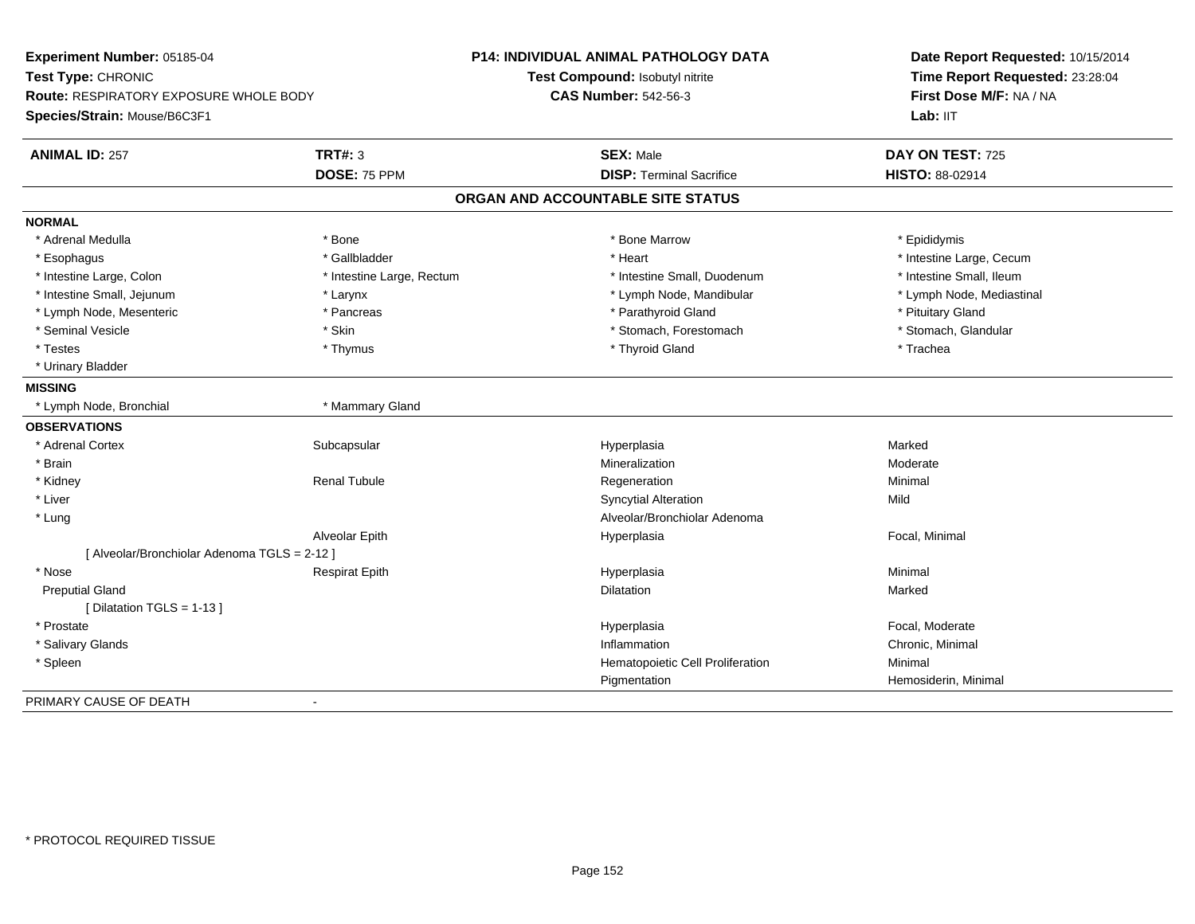**Experiment Number:** 05185-04
**Test Type:** CHRONIC
**Route:** RESPIRATORY EXPOSURE WHOLE BODY
**Species/Strain:** Mouse/B6C3F1

**P14: INDIVIDUAL ANIMAL PATHOLOGY DATA**
**Test Compound:** Isobutyl nitrite
**CAS Number:** 542-56-3

**Date Report Requested:** 10/15/2014
**Time Report Requested:** 23:28:04
**First Dose M/F:** NA / NA
**Lab:** IIT

| **ANIMAL ID:** 257 | **TRT#:** 3 | **SEX:** Male | **DAY ON TEST:** 725 |
|---|---|---|---|
| | **DOSE:** 75 PPM | **DISP:** Terminal Sacrifice | **HISTO:** 88-02914 |

## ORGAN AND ACCOUNTABLE SITE STATUS

**NORMAL**

| | | | |
|---|---|---|---|
| * Adrenal Medulla | * Bone | * Bone Marrow | * Epididymis |
| * Esophagus | * Gallbladder | * Heart | * Intestine Large, Cecum |
| * Intestine Large, Colon | * Intestine Large, Rectum | * Intestine Small, Duodenum | * Intestine Small, Ileum |
| * Intestine Small, Jejunum | * Larynx | * Lymph Node, Mandibular | * Lymph Node, Mediastinal |
| * Lymph Node, Mesenteric | * Pancreas | * Parathyroid Gland | * Pituitary Gland |
| * Seminal Vesicle | * Skin | * Stomach, Forestomach | * Stomach, Glandular |
| * Testes | * Thymus | * Thyroid Gland | * Trachea |
| * Urinary Bladder | | | |

**MISSING**

| | |
|---|---|
| * Lymph Node, Bronchial | * Mammary Gland |

**OBSERVATIONS**

| | | | |
|---|---|---|---|
| * Adrenal Cortex | Subcapsular | Hyperplasia | Marked |
| * Brain | | Mineralization | Moderate |
| * Kidney | Renal Tubule | Regeneration | Minimal |
| * Liver | | Syncytial Alteration | Mild |
| * Lung | | Alveolar/Bronchiolar Adenoma | |
| | Alveolar Epith | Hyperplasia | Focal, Minimal |
| [ Alveolar/Bronchiolar Adenoma TGLS = 2-12 ] | | | |
| * Nose | Respirat Epith | Hyperplasia | Minimal |
| Preputial Gland | | Dilatation | Marked |
| [ Dilatation TGLS = 1-13 ] | | | |
| * Prostate | | Hyperplasia | Focal, Moderate |
| * Salivary Glands | | Inflammation | Chronic, Minimal |
| * Spleen | | Hematopoietic Cell Proliferation | Minimal |
| | | Pigmentation | Hemosiderin, Minimal |

PRIMARY CAUSE OF DEATH -

* PROTOCOL REQUIRED TISSUE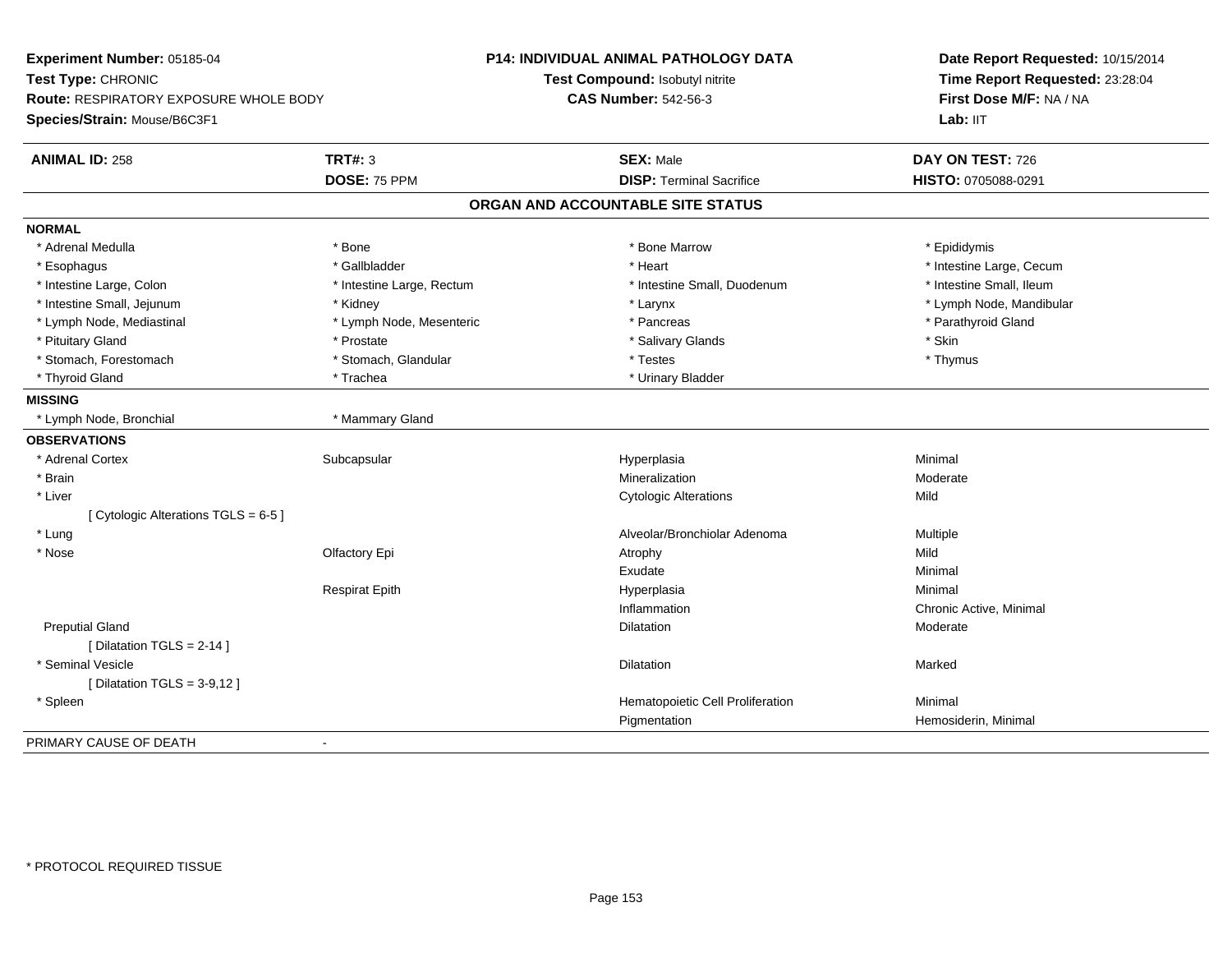**Experiment Number:** 05185-04
**Test Type:** CHRONIC
**Route:** RESPIRATORY EXPOSURE WHOLE BODY
**Species/Strain:** Mouse/B6C3F1

**P14: INDIVIDUAL ANIMAL PATHOLOGY DATA**
**Test Compound:** Isobutyl nitrite
**CAS Number:** 542-56-3

**Date Report Requested:** 10/15/2014
**Time Report Requested:** 23:28:04
**First Dose M/F:** NA / NA
**Lab:** IIT

| **ANIMAL ID:** 258 | **TRT#:** 3 | **SEX:** Male | **DAY ON TEST:** 726 |
|---|---|---|---|
| | **DOSE:** 75 PPM | **DISP:** Terminal Sacrifice | **HISTO:** 0705088-0291 |

## ORGAN AND ACCOUNTABLE SITE STATUS

**NORMAL**

| | | | |
|---|---|---|---|
| * Adrenal Medulla | * Bone | * Bone Marrow | * Epididymis |
| * Esophagus | * Gallbladder | * Heart | * Intestine Large, Cecum |
| * Intestine Large, Colon | * Intestine Large, Rectum | * Intestine Small, Duodenum | * Intestine Small, Ileum |
| * Intestine Small, Jejunum | * Kidney | * Larynx | * Lymph Node, Mandibular |
| * Lymph Node, Mediastinal | * Lymph Node, Mesenteric | * Pancreas | * Parathyroid Gland |
| * Pituitary Gland | * Prostate | * Salivary Glands | * Skin |
| * Stomach, Forestomach | * Stomach, Glandular | * Testes | * Thymus |
| * Thyroid Gland | * Trachea | * Urinary Bladder | |

**MISSING**

| | |
|---|---|
| * Lymph Node, Bronchial | * Mammary Gland |

**OBSERVATIONS**

| Organ | Site | Observation | Severity |
|---|---|---|---|
| * Adrenal Cortex | Subcapsular | Hyperplasia | Minimal |
| * Brain | | Mineralization | Moderate |
| * Liver | | Cytologic Alterations | Mild |
| [ Cytologic Alterations TGLS = 6-5 ] | | | |
| * Lung | | Alveolar/Bronchiolar Adenoma | Multiple |
| * Nose | Olfactory Epi | Atrophy | Mild |
| | | Exudate | Minimal |
| | Respirat Epith | Hyperplasia | Minimal |
| | | Inflammation | Chronic Active, Minimal |
| Preputial Gland | | Dilatation | Moderate |
| [ Dilatation TGLS = 2-14 ] | | | |
| * Seminal Vesicle | | Dilatation | Marked |
| [ Dilatation TGLS = 3-9,12 ] | | | |
| * Spleen | | Hematopoietic Cell Proliferation | Minimal |
| | | Pigmentation | Hemosiderin, Minimal |

PRIMARY CAUSE OF DEATH -

* PROTOCOL REQUIRED TISSUE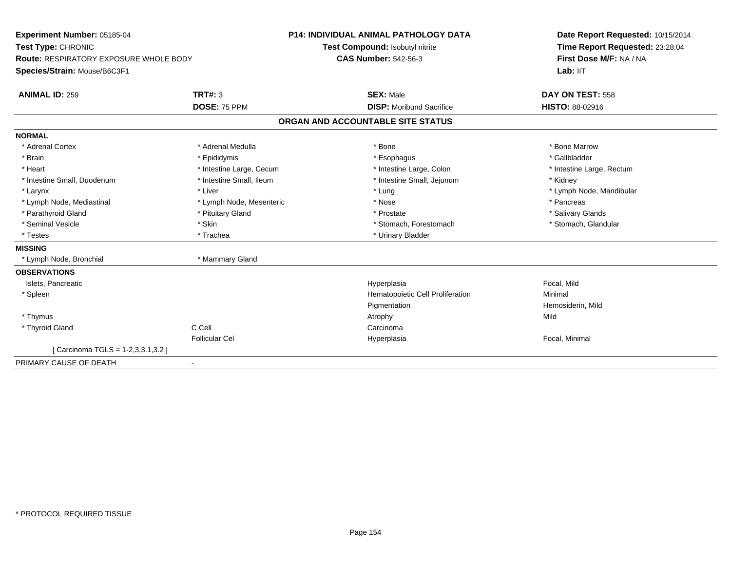**Experiment Number:** 05185-04
**Test Type:** CHRONIC
**Route:** RESPIRATORY EXPOSURE WHOLE BODY
**Species/Strain:** Mouse/B6C3F1

**P14: INDIVIDUAL ANIMAL PATHOLOGY DATA**
**Test Compound:** Isobutyl nitrite
**CAS Number:** 542-56-3

**Date Report Requested:** 10/15/2014
**Time Report Requested:** 23:28:04
**First Dose M/F:** NA / NA
**Lab:** IIT

| **ANIMAL ID:** 259 | **TRT#:** 3 | **SEX:** Male | **DAY ON TEST:** 558 |
|---|---|---|---|
| | **DOSE:** 75 PPM | **DISP:** Moribund Sacrifice | **HISTO:** 88-02916 |

## ORGAN AND ACCOUNTABLE SITE STATUS

| | | | |
|---|---|---|---|
| **NORMAL** | | | |
| * Adrenal Cortex | * Adrenal Medulla | * Bone | * Bone Marrow |
| * Brain | * Epididymis | * Esophagus | * Gallbladder |
| * Heart | * Intestine Large, Cecum | * Intestine Large, Colon | * Intestine Large, Rectum |
| * Intestine Small, Duodenum | * Intestine Small, Ileum | * Intestine Small, Jejunum | * Kidney |
| * Larynx | * Liver | * Lung | * Lymph Node, Mandibular |
| * Lymph Node, Mediastinal | * Lymph Node, Mesenteric | * Nose | * Pancreas |
| * Parathyroid Gland | * Pituitary Gland | * Prostate | * Salivary Glands |
| * Seminal Vesicle | * Skin | * Stomach, Forestomach | * Stomach, Glandular |
| * Testes | * Trachea | * Urinary Bladder | |
| **MISSING** | | | |
| * Lymph Node, Bronchial | * Mammary Gland | | |
| **OBSERVATIONS** | | | |
| Islets, Pancreatic | | Hyperplasia | Focal, Mild |
| * Spleen | | Hematopoietic Cell Proliferation | Minimal |
| | | Pigmentation | Hemosiderin, Mild |
| * Thymus | | Atrophy | Mild |
| * Thyroid Gland | C Cell | Carcinoma | |
| | Follicular Cel | Hyperplasia | Focal, Minimal |
| [ Carcinoma TGLS = 1-2,3,3.1,3.2 ] | | | |
| PRIMARY CAUSE OF DEATH | - | | |

* PROTOCOL REQUIRED TISSUE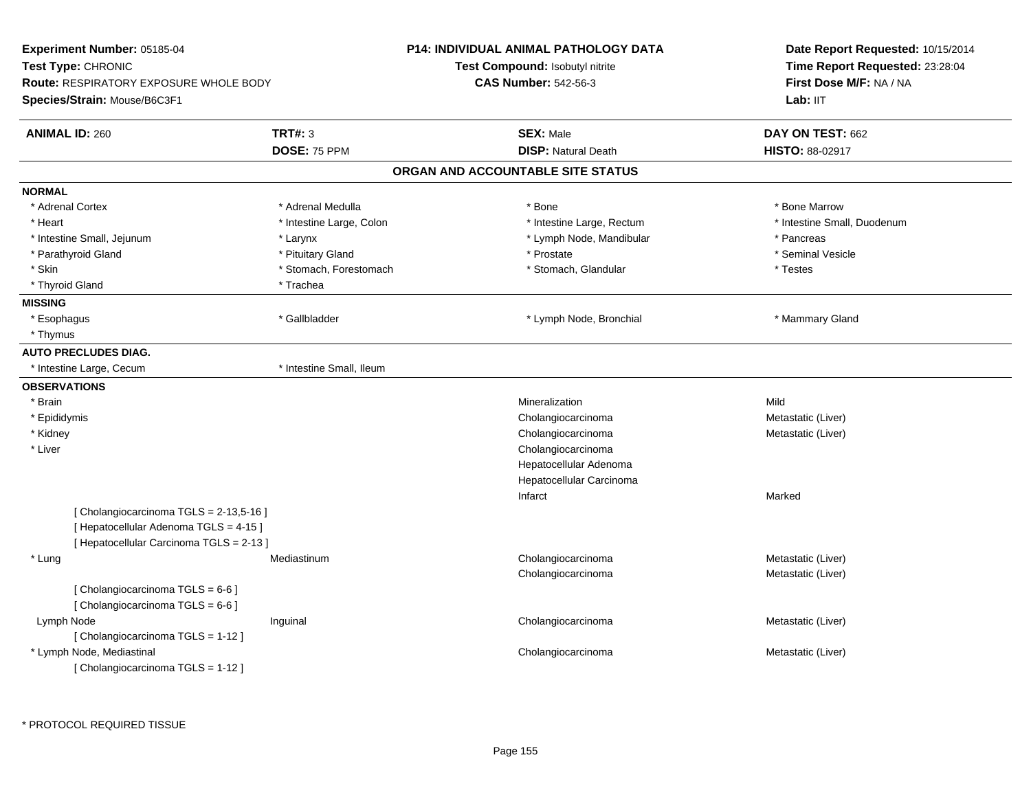**Experiment Number:** 05185-04
**Test Type:** CHRONIC
**Route:** RESPIRATORY EXPOSURE WHOLE BODY
**Species/Strain:** Mouse/B6C3F1

**P14: INDIVIDUAL ANIMAL PATHOLOGY DATA**
**Test Compound:** Isobutyl nitrite
**CAS Number:** 542-56-3

**Date Report Requested:** 10/15/2014
**Time Report Requested:** 23:28:04
**First Dose M/F:** NA / NA
**Lab:** IIT

| **ANIMAL ID:** 260 | **TRT#:** 3 | **SEX:** Male | **DAY ON TEST:** 662 |
|---|---|---|---|
| | **DOSE:** 75 PPM | **DISP:** Natural Death | **HISTO:** 88-02917 |

## ORGAN AND ACCOUNTABLE SITE STATUS

**NORMAL**

| | | | |
|---|---|---|---|
| * Adrenal Cortex | * Adrenal Medulla | * Bone | * Bone Marrow |
| * Heart | * Intestine Large, Colon | * Intestine Large, Rectum | * Intestine Small, Duodenum |
| * Intestine Small, Jejunum | * Larynx | * Lymph Node, Mandibular | * Pancreas |
| * Parathyroid Gland | * Pituitary Gland | * Prostate | * Seminal Vesicle |
| * Skin | * Stomach, Forestomach | * Stomach, Glandular | * Testes |
| * Thyroid Gland | * Trachea | | |

**MISSING**

| | | | |
|---|---|---|---|
| * Esophagus | * Gallbladder | * Lymph Node, Bronchial | * Mammary Gland |
| * Thymus | | | |

**AUTO PRECLUDES DIAG.**

| | |
|---|---|
| * Intestine Large, Cecum | * Intestine Small, Ileum |

**OBSERVATIONS**

| | | | |
|---|---|---|---|
| * Brain | | Mineralization | Mild |
| * Epididymis | | Cholangiocarcinoma | Metastatic (Liver) |
| * Kidney | | Cholangiocarcinoma | Metastatic (Liver) |
| * Liver | | Cholangiocarcinoma | |
| | | Hepatocellular Adenoma | |
| | | Hepatocellular Carcinoma | |
| | | Infarct | Marked |
| [ Cholangiocarcinoma TGLS = 2-13,5-16 ] | | | |
| [ Hepatocellular Adenoma TGLS = 4-15 ] | | | |
| [ Hepatocellular Carcinoma TGLS = 2-13 ] | | | |
| * Lung | Mediastinum | Cholangiocarcinoma | Metastatic (Liver) |
| | | Cholangiocarcinoma | Metastatic (Liver) |
| [ Cholangiocarcinoma TGLS = 6-6 ] | | | |
| [ Cholangiocarcinoma TGLS = 6-6 ] | | | |
| Lymph Node | Inguinal | Cholangiocarcinoma | Metastatic (Liver) |
| [ Cholangiocarcinoma TGLS = 1-12 ] | | | |
| * Lymph Node, Mediastinal | | Cholangiocarcinoma | Metastatic (Liver) |
| [ Cholangiocarcinoma TGLS = 1-12 ] | | | |

* PROTOCOL REQUIRED TISSUE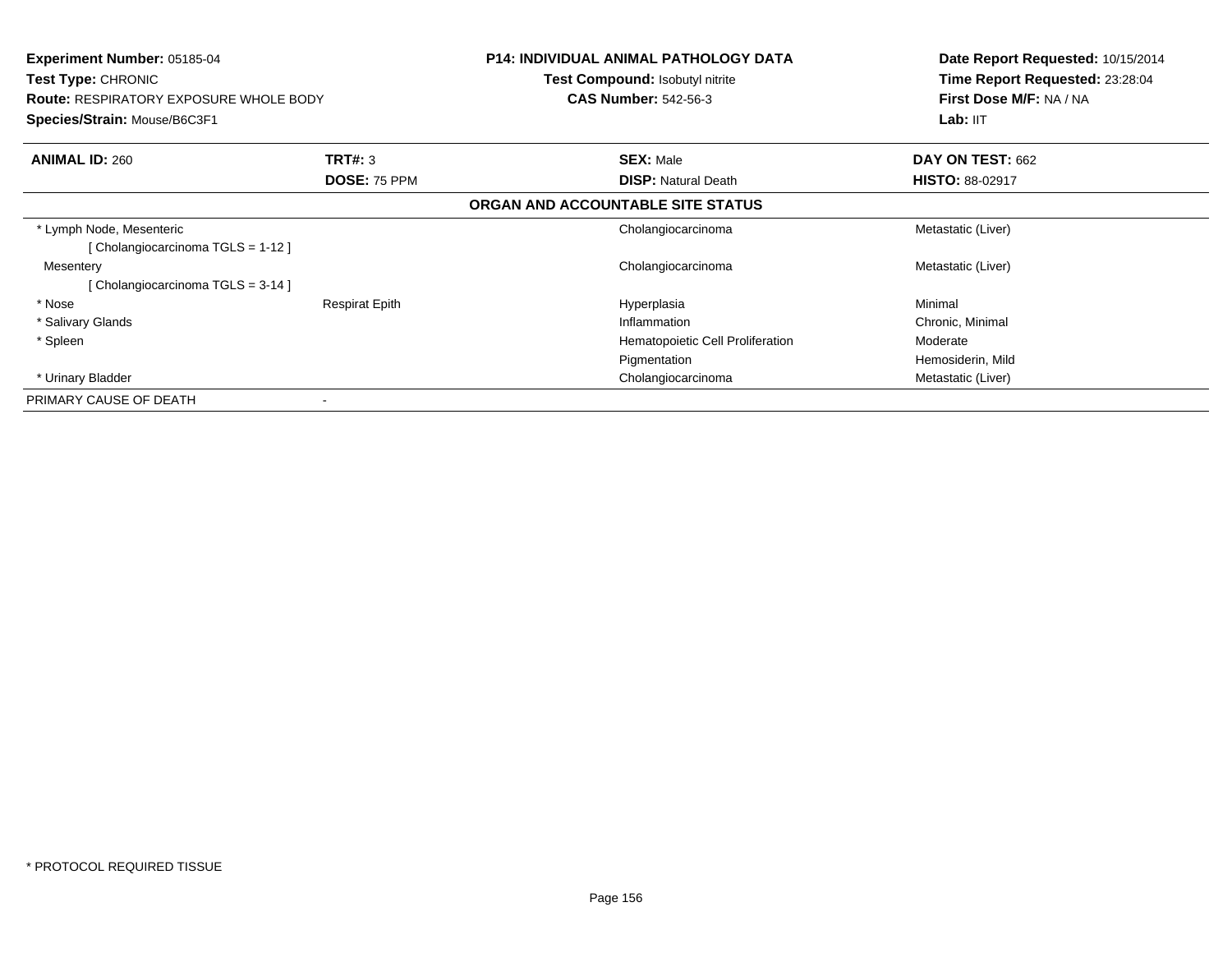**Experiment Number:** 05185-04
**Test Type:** CHRONIC
**Route:** RESPIRATORY EXPOSURE WHOLE BODY
**Species/Strain:** Mouse/B6C3F1

**P14: INDIVIDUAL ANIMAL PATHOLOGY DATA**
**Test Compound:** Isobutyl nitrite
**CAS Number:** 542-56-3

**Date Report Requested:** 10/15/2014
**Time Report Requested:** 23:28:04
**First Dose M/F:** NA / NA
**Lab:** IIT

| **ANIMAL ID:** 260 | **TRT#:** 3 | **SEX:** Male | **DAY ON TEST:** 662 |
|---|---|---|---|
| | **DOSE:** 75 PPM | **DISP:** Natural Death | **HISTO:** 88-02917 |

**ORGAN AND ACCOUNTABLE SITE STATUS**

| Organ | Site | Finding | Status |
|---|---|---|---|
| * Lymph Node, Mesenteric<br>[ Cholangiocarcinoma TGLS = 1-12 ] | | Cholangiocarcinoma | Metastatic (Liver) |
| Mesentery<br>[ Cholangiocarcinoma TGLS = 3-14 ] | | Cholangiocarcinoma | Metastatic (Liver) |
| * Nose | Respirat Epith | Hyperplasia | Minimal |
| * Salivary Glands | | Inflammation | Chronic, Minimal |
| * Spleen | | Hematopoietic Cell Proliferation | Moderate |
| | | Pigmentation | Hemosiderin, Mild |
| * Urinary Bladder | | Cholangiocarcinoma | Metastatic (Liver) |
| PRIMARY CAUSE OF DEATH | - | | |

* PROTOCOL REQUIRED TISSUE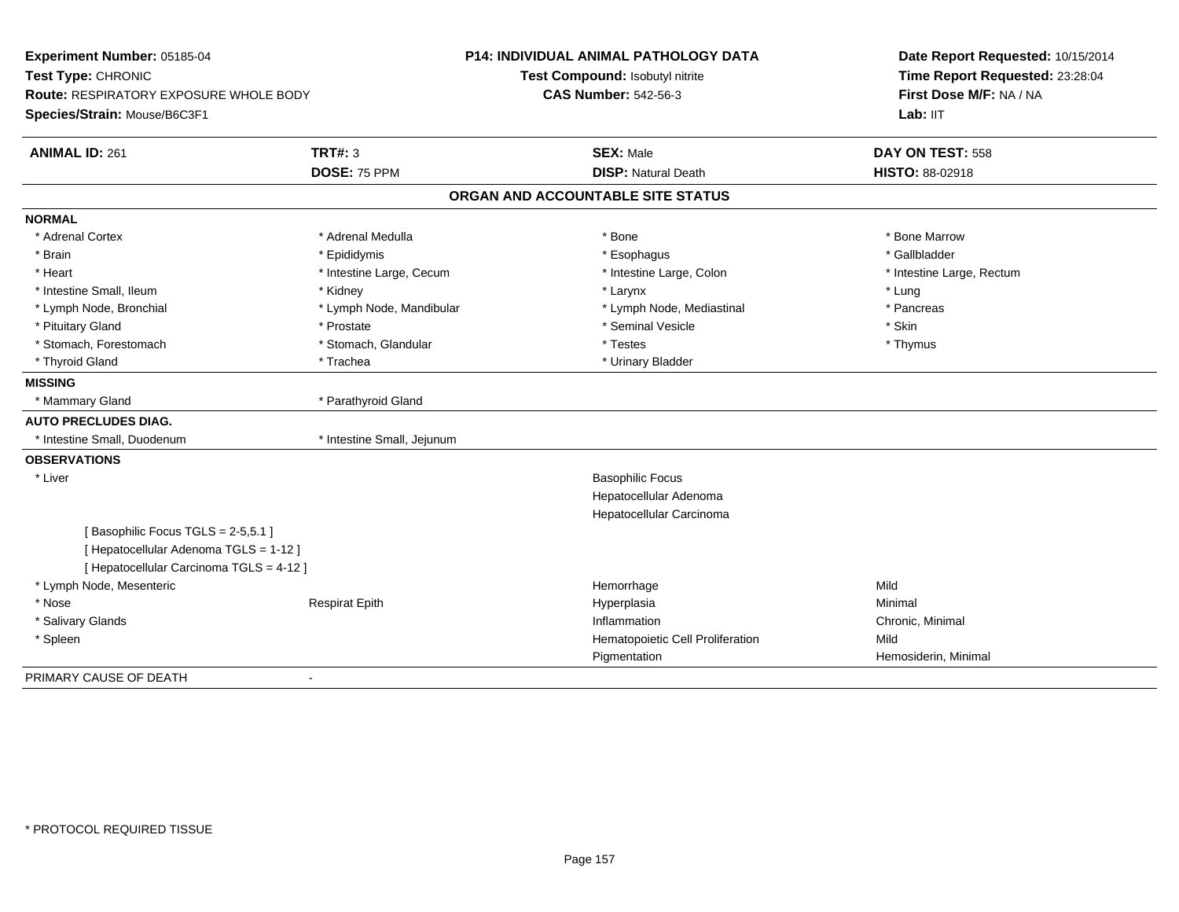**Experiment Number:** 05185-04
**Test Type:** CHRONIC
**Route:** RESPIRATORY EXPOSURE WHOLE BODY
**Species/Strain:** Mouse/B6C3F1

**P14: INDIVIDUAL ANIMAL PATHOLOGY DATA**
**Test Compound:** Isobutyl nitrite
**CAS Number:** 542-56-3

**Date Report Requested:** 10/15/2014
**Time Report Requested:** 23:28:04
**First Dose M/F:** NA / NA
**Lab:** IIT

| **ANIMAL ID:** 261 | **TRT#:** 3 | **SEX:** Male | **DAY ON TEST:** 558 |
|---|---|---|---|
| | **DOSE:** 75 PPM | **DISP:** Natural Death | **HISTO:** 88-02918 |

## ORGAN AND ACCOUNTABLE SITE STATUS

**NORMAL**

| | | | |
|---|---|---|---|
| * Adrenal Cortex | * Adrenal Medulla | * Bone | * Bone Marrow |
| * Brain | * Epididymis | * Esophagus | * Gallbladder |
| * Heart | * Intestine Large, Cecum | * Intestine Large, Colon | * Intestine Large, Rectum |
| * Intestine Small, Ileum | * Kidney | * Larynx | * Lung |
| * Lymph Node, Bronchial | * Lymph Node, Mandibular | * Lymph Node, Mediastinal | * Pancreas |
| * Pituitary Gland | * Prostate | * Seminal Vesicle | * Skin |
| * Stomach, Forestomach | * Stomach, Glandular | * Testes | * Thymus |
| * Thyroid Gland | * Trachea | * Urinary Bladder | |

**MISSING**

* Mammary Gland
* Parathyroid Gland

**AUTO PRECLUDES DIAG.**

* Intestine Small, Duodenum
* Intestine Small, Jejunum

**OBSERVATIONS**

| | | | |
|---|---|---|---|
| * Liver | | Basophilic Focus | |
| | | Hepatocellular Adenoma | |
| | | Hepatocellular Carcinoma | |
| [ Basophilic Focus TGLS = 2-5,5.1 ] | | | |
| [ Hepatocellular Adenoma TGLS = 1-12 ] | | | |
| [ Hepatocellular Carcinoma TGLS = 4-12 ] | | | |
| * Lymph Node, Mesenteric | | Hemorrhage | Mild |
| * Nose | Respirat Epith | Hyperplasia | Minimal |
| * Salivary Glands | | Inflammation | Chronic, Minimal |
| * Spleen | | Hematopoietic Cell Proliferation | Mild |
| | | Pigmentation | Hemosiderin, Minimal |

PRIMARY CAUSE OF DEATH -

* PROTOCOL REQUIRED TISSUE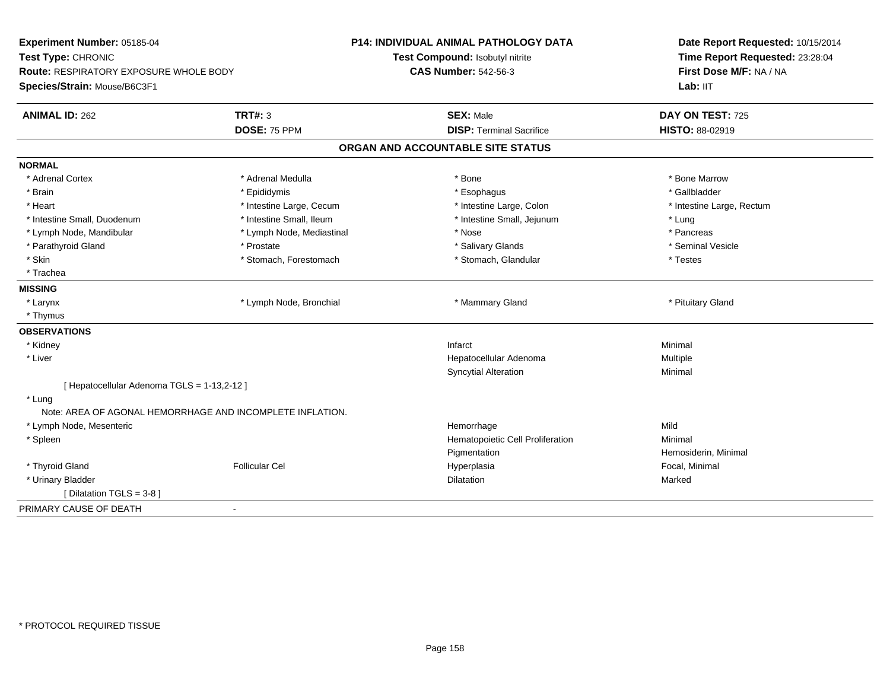**Experiment Number:** 05185-04
**Test Type:** CHRONIC
**Route:** RESPIRATORY EXPOSURE WHOLE BODY
**Species/Strain:** Mouse/B6C3F1

**P14: INDIVIDUAL ANIMAL PATHOLOGY DATA**
**Test Compound:** Isobutyl nitrite
**CAS Number:** 542-56-3

**Date Report Requested:** 10/15/2014
**Time Report Requested:** 23:28:04
**First Dose M/F:** NA / NA
**Lab:** IIT

| **ANIMAL ID:** 262 | **TRT#:** 3 | **SEX:** Male | **DAY ON TEST:** 725 |
|---|---|---|---|
| | **DOSE:** 75 PPM | **DISP:** Terminal Sacrifice | **HISTO:** 88-02919 |

## ORGAN AND ACCOUNTABLE SITE STATUS

**NORMAL**

| | | | |
|---|---|---|---|
| * Adrenal Cortex | * Adrenal Medulla | * Bone | * Bone Marrow |
| * Brain | * Epididymis | * Esophagus | * Gallbladder |
| * Heart | * Intestine Large, Cecum | * Intestine Large, Colon | * Intestine Large, Rectum |
| * Intestine Small, Duodenum | * Intestine Small, Ileum | * Intestine Small, Jejunum | * Lung |
| * Lymph Node, Mandibular | * Lymph Node, Mediastinal | * Nose | * Pancreas |
| * Parathyroid Gland | * Prostate | * Salivary Glands | * Seminal Vesicle |
| * Skin | * Stomach, Forestomach | * Stomach, Glandular | * Testes |
| * Trachea | | | |

**MISSING**

| | | | |
|---|---|---|---|
| * Larynx | * Lymph Node, Bronchial | * Mammary Gland | * Pituitary Gland |
| * Thymus | | | |

**OBSERVATIONS**

| | | | |
|---|---|---|---|
| * Kidney | | Infarct | Minimal |
| * Liver | | Hepatocellular Adenoma | Multiple |
| | | Syncytial Alteration | Minimal |
| [ Hepatocellular Adenoma TGLS = 1-13,2-12 ] | | | |
| * Lung | | | |
| Note: AREA OF AGONAL HEMORRHAGE AND INCOMPLETE INFLATION. | | | |
| * Lymph Node, Mesenteric | | Hemorrhage | Mild |
| * Spleen | | Hematopoietic Cell Proliferation | Minimal |
| | | Pigmentation | Hemosiderin, Minimal |
| * Thyroid Gland | Follicular Cel | Hyperplasia | Focal, Minimal |
| * Urinary Bladder | | Dilatation | Marked |
| [ Dilatation TGLS = 3-8 ] | | | |

PRIMARY CAUSE OF DEATH -

\* PROTOCOL REQUIRED TISSUE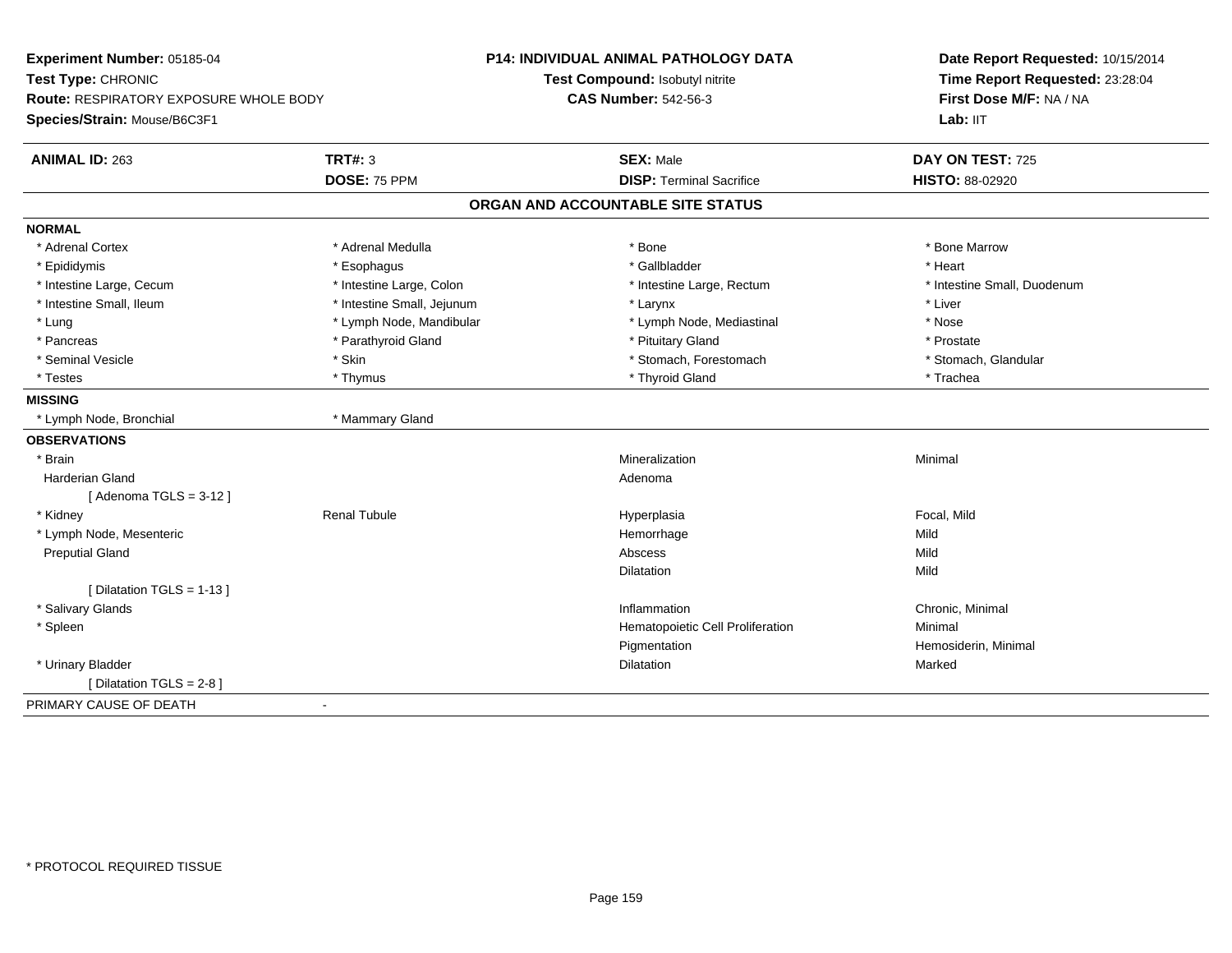**Experiment Number:** 05185-04
**Test Type:** CHRONIC
**Route:** RESPIRATORY EXPOSURE WHOLE BODY
**Species/Strain:** Mouse/B6C3F1

**P14: INDIVIDUAL ANIMAL PATHOLOGY DATA**
**Test Compound:** Isobutyl nitrite
**CAS Number:** 542-56-3

**Date Report Requested:** 10/15/2014
**Time Report Requested:** 23:28:04
**First Dose M/F:** NA / NA
**Lab:** IIT

| **ANIMAL ID:** 263 | **TRT#:** 3 | **SEX:** Male | **DAY ON TEST:** 725 |
|---|---|---|---|
| | **DOSE:** 75 PPM | **DISP:** Terminal Sacrifice | **HISTO:** 88-02920 |

## ORGAN AND ACCOUNTABLE SITE STATUS

**NORMAL**

| | | | |
|---|---|---|---|
| * Adrenal Cortex | * Adrenal Medulla | * Bone | * Bone Marrow |
| * Epididymis | * Esophagus | * Gallbladder | * Heart |
| * Intestine Large, Cecum | * Intestine Large, Colon | * Intestine Large, Rectum | * Intestine Small, Duodenum |
| * Intestine Small, Ileum | * Intestine Small, Jejunum | * Larynx | * Liver |
| * Lung | * Lymph Node, Mandibular | * Lymph Node, Mediastinal | * Nose |
| * Pancreas | * Parathyroid Gland | * Pituitary Gland | * Prostate |
| * Seminal Vesicle | * Skin | * Stomach, Forestomach | * Stomach, Glandular |
| * Testes | * Thymus | * Thyroid Gland | * Trachea |

**MISSING**

| | |
|---|---|
| * Lymph Node, Bronchial | * Mammary Gland |

**OBSERVATIONS**

| | | | |
|---|---|---|---|
| * Brain | | Mineralization | Minimal |
| Harderian Gland | | Adenoma | |
| [ Adenoma TGLS = 3-12 ] | | | |
| * Kidney | Renal Tubule | Hyperplasia | Focal, Mild |
| * Lymph Node, Mesenteric | | Hemorrhage | Mild |
| Preputial Gland | | Abscess | Mild |
| | | Dilatation | Mild |
| [ Dilatation TGLS = 1-13 ] | | | |
| * Salivary Glands | | Inflammation | Chronic, Minimal |
| * Spleen | | Hematopoietic Cell Proliferation | Minimal |
| | | Pigmentation | Hemosiderin, Minimal |
| * Urinary Bladder | | Dilatation | Marked |
| [ Dilatation TGLS = 2-8 ] | | | |

PRIMARY CAUSE OF DEATH -

* PROTOCOL REQUIRED TISSUE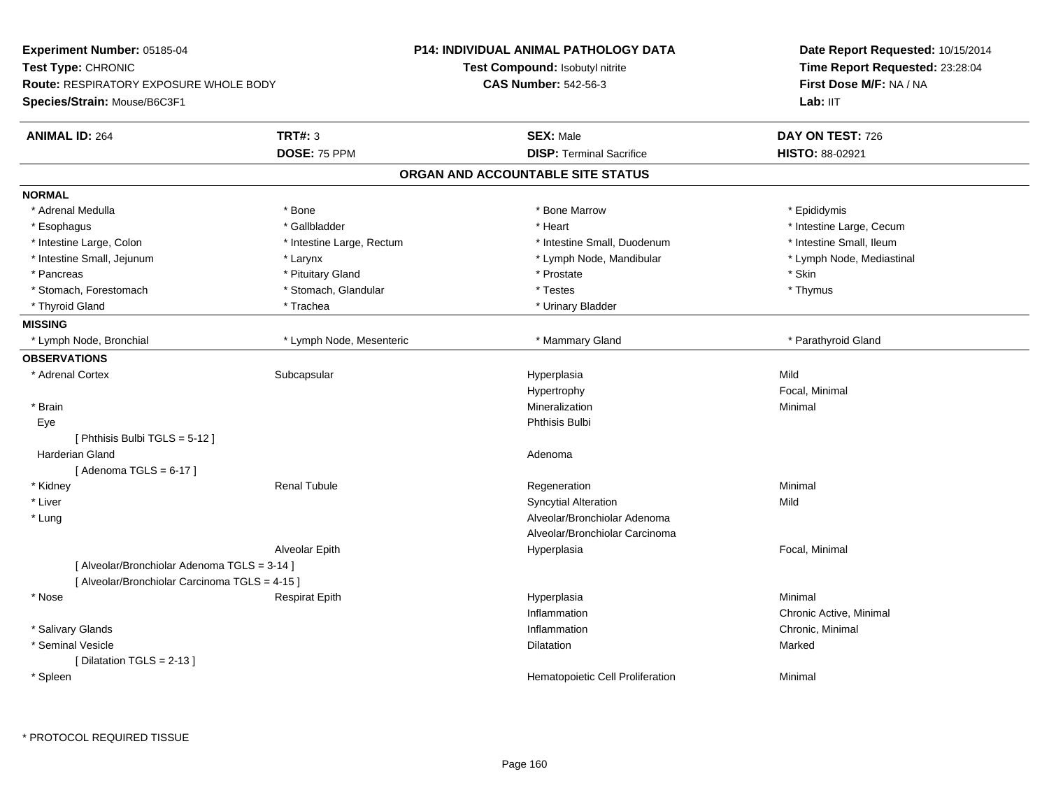**Experiment Number:** 05185-04
**Test Type:** CHRONIC
**Route:** RESPIRATORY EXPOSURE WHOLE BODY
**Species/Strain:** Mouse/B6C3F1

**P14: INDIVIDUAL ANIMAL PATHOLOGY DATA**
**Test Compound:** Isobutyl nitrite
**CAS Number:** 542-56-3

**Date Report Requested:** 10/15/2014
**Time Report Requested:** 23:28:04
**First Dose M/F:** NA / NA
**Lab:** IIT

| **ANIMAL ID:** 264 | **TRT#:** 3 | **SEX:** Male | **DAY ON TEST:** 726 |
|---|---|---|---|
| | **DOSE:** 75 PPM | **DISP:** Terminal Sacrifice | **HISTO:** 88-02921 |

## ORGAN AND ACCOUNTABLE SITE STATUS

**NORMAL**

| | | | |
|---|---|---|---|
| * Adrenal Medulla | * Bone | * Bone Marrow | * Epididymis |
| * Esophagus | * Gallbladder | * Heart | * Intestine Large, Cecum |
| * Intestine Large, Colon | * Intestine Large, Rectum | * Intestine Small, Duodenum | * Intestine Small, Ileum |
| * Intestine Small, Jejunum | * Larynx | * Lymph Node, Mandibular | * Lymph Node, Mediastinal |
| * Pancreas | * Pituitary Gland | * Prostate | * Skin |
| * Stomach, Forestomach | * Stomach, Glandular | * Testes | * Thymus |
| * Thyroid Gland | * Trachea | * Urinary Bladder | |

**MISSING**

| | | | |
|---|---|---|---|
| * Lymph Node, Bronchial | * Lymph Node, Mesenteric | * Mammary Gland | * Parathyroid Gland |

**OBSERVATIONS**

| | | | |
|---|---|---|---|
| * Adrenal Cortex | Subcapsular | Hyperplasia | Mild |
| | | Hypertrophy | Focal, Minimal |
| * Brain | | Mineralization | Minimal |
| Eye | | Phthisis Bulbi | |
| [ Phthisis Bulbi TGLS = 5-12 ] | | | |
| Harderian Gland | | Adenoma | |
| [ Adenoma TGLS = 6-17 ] | | | |
| * Kidney | Renal Tubule | Regeneration | Minimal |
| * Liver | | Syncytial Alteration | Mild |
| * Lung | | Alveolar/Bronchiolar Adenoma | |
| | | Alveolar/Bronchiolar Carcinoma | |
| | Alveolar Epith | Hyperplasia | Focal, Minimal |
| [ Alveolar/Bronchiolar Adenoma TGLS = 3-14 ] | | | |
| [ Alveolar/Bronchiolar Carcinoma TGLS = 4-15 ] | | | |
| * Nose | Respirat Epith | Hyperplasia | Minimal |
| | | Inflammation | Chronic Active, Minimal |
| * Salivary Glands | | Inflammation | Chronic, Minimal |
| * Seminal Vesicle | | Dilatation | Marked |
| [ Dilatation TGLS = 2-13 ] | | | |
| * Spleen | | Hematopoietic Cell Proliferation | Minimal |

\* PROTOCOL REQUIRED TISSUE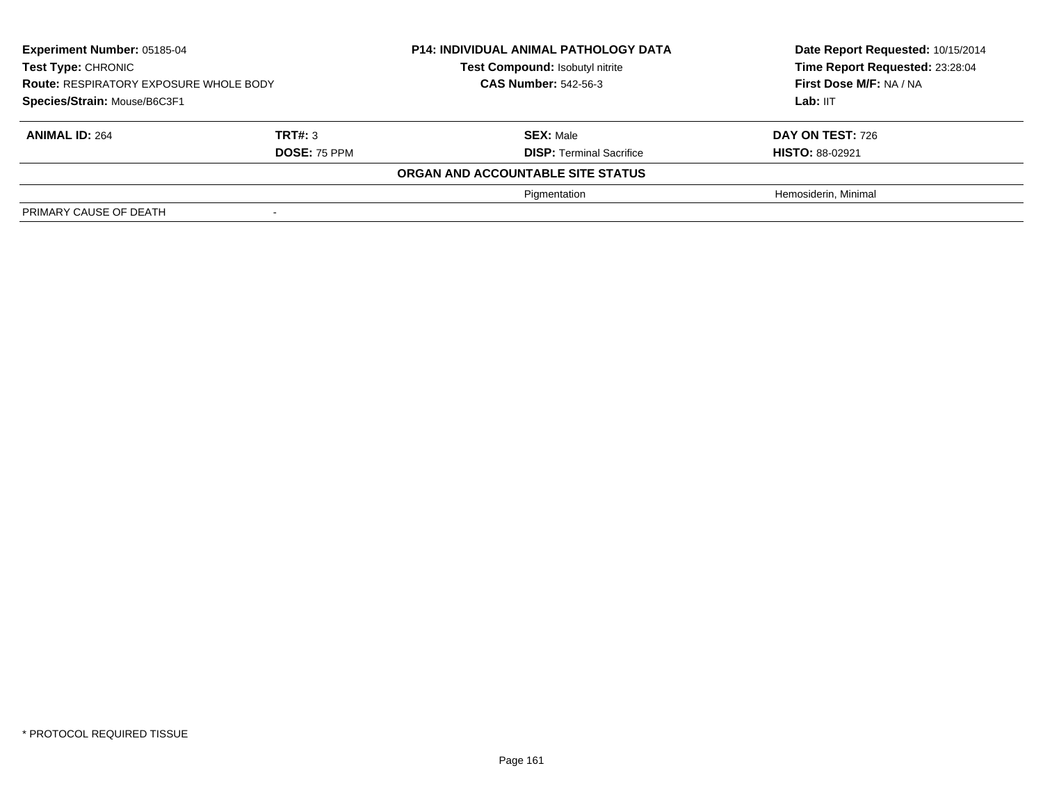**Experiment Number:** 05185-04
**Test Type:** CHRONIC
**Route:** RESPIRATORY EXPOSURE WHOLE BODY
**Species/Strain:** Mouse/B6C3F1

**P14: INDIVIDUAL ANIMAL PATHOLOGY DATA**
**Test Compound:** Isobutyl nitrite
**CAS Number:** 542-56-3

**Date Report Requested:** 10/15/2014
**Time Report Requested:** 23:28:04
**First Dose M/F:** NA / NA
**Lab:** IIT

| **ANIMAL ID:** 264 | **TRT#:** 3 | **SEX:** Male | **DAY ON TEST:** 726 |
|---|---|---|---|
| | **DOSE:** 75 PPM | **DISP:** Terminal Sacrifice | **HISTO:** 88-02921 |
| | | **ORGAN AND ACCOUNTABLE SITE STATUS** | |
| | | Pigmentation | Hemosiderin, Minimal |
| PRIMARY CAUSE OF DEATH | - | | |

* PROTOCOL REQUIRED TISSUE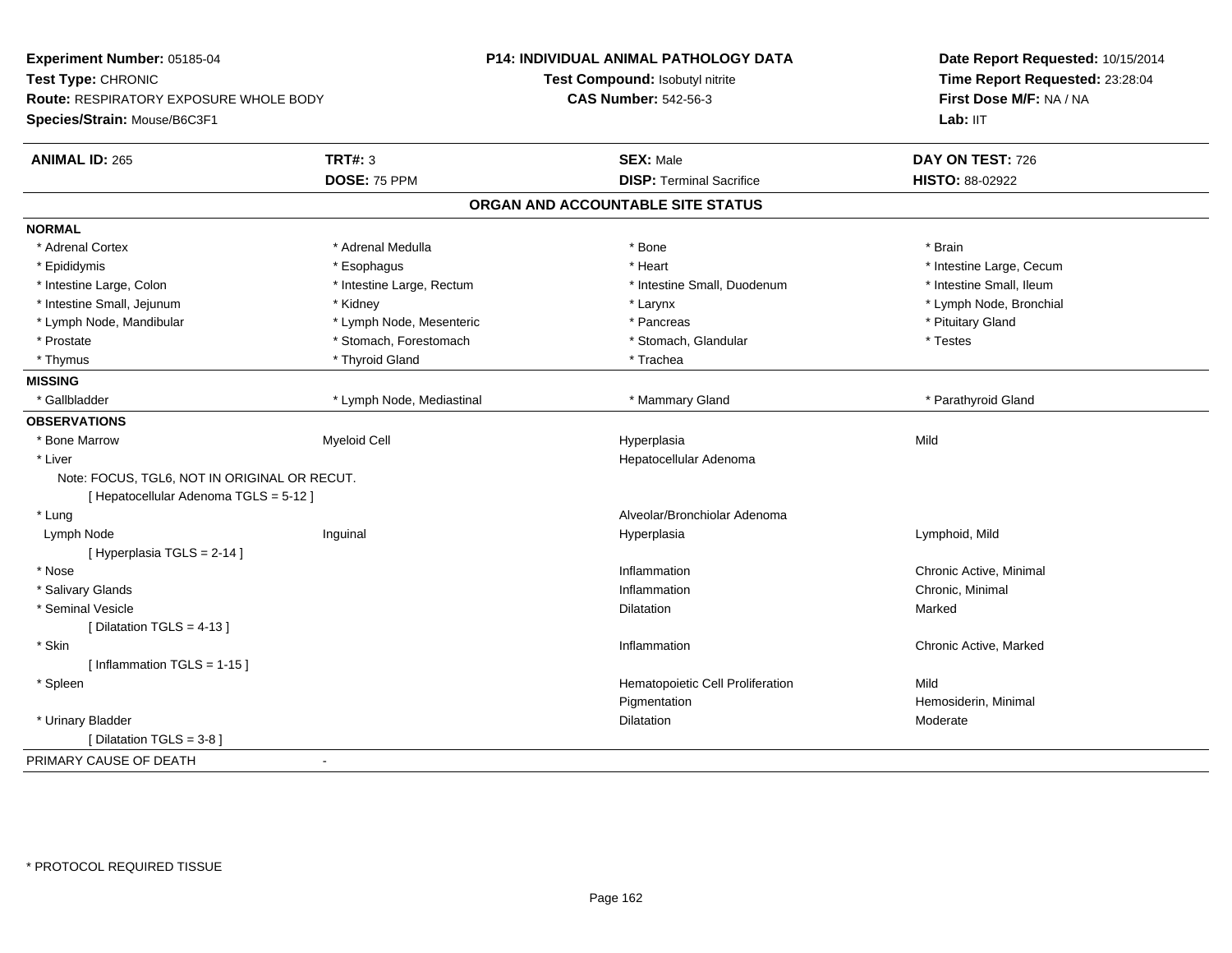**Experiment Number:** 05185-04
**Test Type:** CHRONIC
**Route:** RESPIRATORY EXPOSURE WHOLE BODY
**Species/Strain:** Mouse/B6C3F1

**P14: INDIVIDUAL ANIMAL PATHOLOGY DATA**
**Test Compound:** Isobutyl nitrite
**CAS Number:** 542-56-3

**Date Report Requested:** 10/15/2014
**Time Report Requested:** 23:28:04
**First Dose M/F:** NA / NA
**Lab:** IIT

| **ANIMAL ID:** 265 | **TRT#:** 3 | **SEX:** Male | **DAY ON TEST:** 726 |
|---|---|---|---|
| | **DOSE:** 75 PPM | **DISP:** Terminal Sacrifice | **HISTO:** 88-02922 |

## ORGAN AND ACCOUNTABLE SITE STATUS

**NORMAL**

| | | | |
|---|---|---|---|
| * Adrenal Cortex | * Adrenal Medulla | * Bone | * Brain |
| * Epididymis | * Esophagus | * Heart | * Intestine Large, Cecum |
| * Intestine Large, Colon | * Intestine Large, Rectum | * Intestine Small, Duodenum | * Intestine Small, Ileum |
| * Intestine Small, Jejunum | * Kidney | * Larynx | * Lymph Node, Bronchial |
| * Lymph Node, Mandibular | * Lymph Node, Mesenteric | * Pancreas | * Pituitary Gland |
| * Prostate | * Stomach, Forestomach | * Stomach, Glandular | * Testes |
| * Thymus | * Thyroid Gland | * Trachea | |

**MISSING**

| | | | |
|---|---|---|---|
| * Gallbladder | * Lymph Node, Mediastinal | * Mammary Gland | * Parathyroid Gland |

**OBSERVATIONS**

| | | | |
|---|---|---|---|
| * Bone Marrow | Myeloid Cell | Hyperplasia | Mild |
| * Liver | | Hepatocellular Adenoma | |
| Note: FOCUS, TGL6, NOT IN ORIGINAL OR RECUT. | | | |
| [ Hepatocellular Adenoma TGLS = 5-12 ] | | | |
| * Lung | | Alveolar/Bronchiolar Adenoma | |
| Lymph Node | Inguinal | Hyperplasia | Lymphoid, Mild |
| [ Hyperplasia TGLS = 2-14 ] | | | |
| * Nose | | Inflammation | Chronic Active, Minimal |
| * Salivary Glands | | Inflammation | Chronic, Minimal |
| * Seminal Vesicle | | Dilatation | Marked |
| [ Dilatation TGLS = 4-13 ] | | | |
| * Skin | | Inflammation | Chronic Active, Marked |
| [ Inflammation TGLS = 1-15 ] | | | |
| * Spleen | | Hematopoietic Cell Proliferation | Mild |
| | | Pigmentation | Hemosiderin, Minimal |
| * Urinary Bladder | | Dilatation | Moderate |
| [ Dilatation TGLS = 3-8 ] | | | |

PRIMARY CAUSE OF DEATH -

* PROTOCOL REQUIRED TISSUE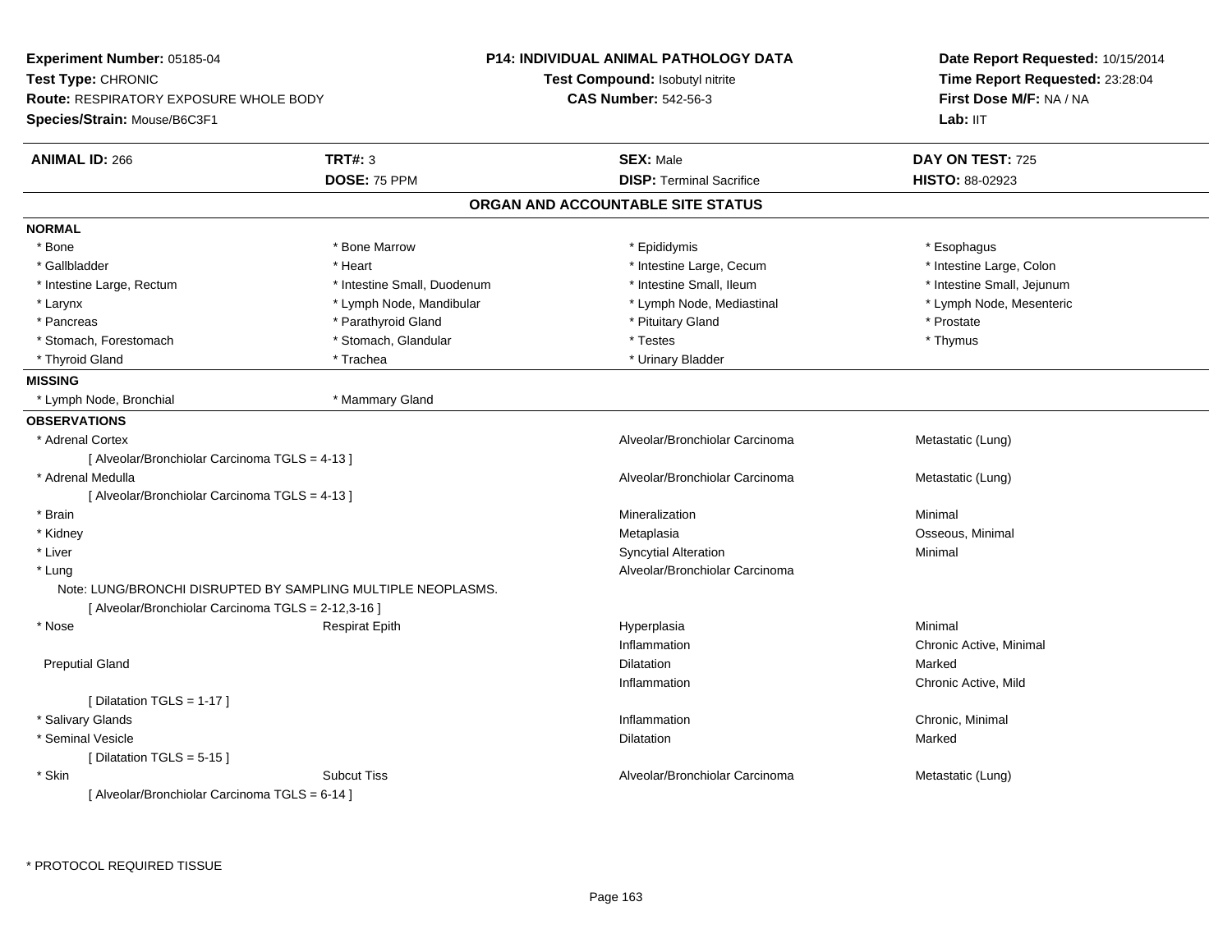**Experiment Number:** 05185-04
**Test Type:** CHRONIC
**Route:** RESPIRATORY EXPOSURE WHOLE BODY
**Species/Strain:** Mouse/B6C3F1

**P14: INDIVIDUAL ANIMAL PATHOLOGY DATA**
**Test Compound:** Isobutyl nitrite
**CAS Number:** 542-56-3

**Date Report Requested:** 10/15/2014
**Time Report Requested:** 23:28:04
**First Dose M/F:** NA / NA
**Lab:** IIT

| **ANIMAL ID:** 266 | **TRT#:** 3 | **SEX:** Male | **DAY ON TEST:** 725 |
|---|---|---|---|
| | **DOSE:** 75 PPM | **DISP:** Terminal Sacrifice | **HISTO:** 88-02923 |

## ORGAN AND ACCOUNTABLE SITE STATUS

**NORMAL**

| | | | |
|---|---|---|---|
| * Bone | * Bone Marrow | * Epididymis | * Esophagus |
| * Gallbladder | * Heart | * Intestine Large, Cecum | * Intestine Large, Colon |
| * Intestine Large, Rectum | * Intestine Small, Duodenum | * Intestine Small, Ileum | * Intestine Small, Jejunum |
| * Larynx | * Lymph Node, Mandibular | * Lymph Node, Mediastinal | * Lymph Node, Mesenteric |
| * Pancreas | * Parathyroid Gland | * Pituitary Gland | * Prostate |
| * Stomach, Forestomach | * Stomach, Glandular | * Testes | * Thymus |
| * Thyroid Gland | * Trachea | * Urinary Bladder | |

**MISSING**

| | |
|---|---|
| * Lymph Node, Bronchial | * Mammary Gland |

**OBSERVATIONS**

| Organ | Site | Observation | Qualifier |
|---|---|---|---|
| * Adrenal Cortex | | Alveolar/Bronchiolar Carcinoma | Metastatic (Lung) |
| [ Alveolar/Bronchiolar Carcinoma TGLS = 4-13 ] | | | |
| * Adrenal Medulla | | Alveolar/Bronchiolar Carcinoma | Metastatic (Lung) |
| [ Alveolar/Bronchiolar Carcinoma TGLS = 4-13 ] | | | |
| * Brain | | Mineralization | Minimal |
| * Kidney | | Metaplasia | Osseous, Minimal |
| * Liver | | Syncytial Alteration | Minimal |
| * Lung | | Alveolar/Bronchiolar Carcinoma | |
| Note: LUNG/BRONCHI DISRUPTED BY SAMPLING MULTIPLE NEOPLASMS. | | | |
| [ Alveolar/Bronchiolar Carcinoma TGLS = 2-12,3-16 ] | | | |
| * Nose | Respirat Epith | Hyperplasia | Minimal |
| | | Inflammation | Chronic Active, Minimal |
| Preputial Gland | | Dilatation | Marked |
| | | Inflammation | Chronic Active, Mild |
| [ Dilatation TGLS = 1-17 ] | | | |
| * Salivary Glands | | Inflammation | Chronic, Minimal |
| * Seminal Vesicle | | Dilatation | Marked |
| [ Dilatation TGLS = 5-15 ] | | | |
| * Skin | Subcut Tiss | Alveolar/Bronchiolar Carcinoma | Metastatic (Lung) |
| [ Alveolar/Bronchiolar Carcinoma TGLS = 6-14 ] | | | |

\* PROTOCOL REQUIRED TISSUE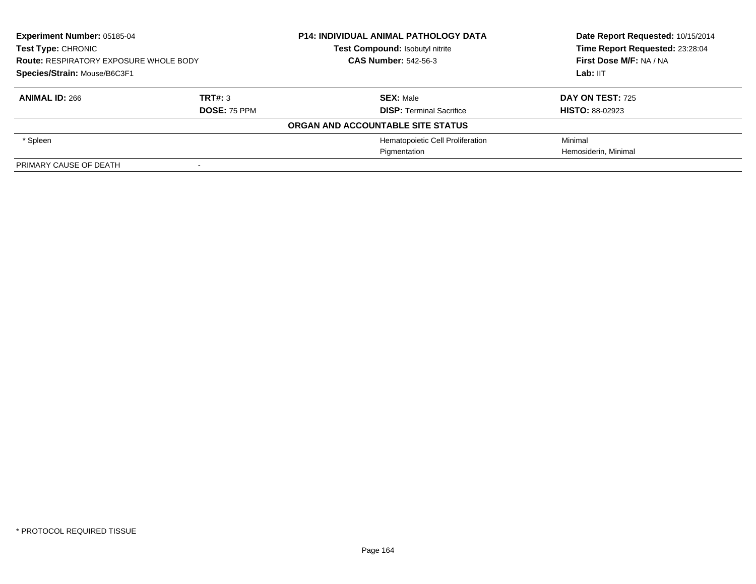**Experiment Number:** 05185-04
**Test Type:** CHRONIC
**Route:** RESPIRATORY EXPOSURE WHOLE BODY
**Species/Strain:** Mouse/B6C3F1

**P14: INDIVIDUAL ANIMAL PATHOLOGY DATA**
**Test Compound:** Isobutyl nitrite
**CAS Number:** 542-56-3

**Date Report Requested:** 10/15/2014
**Time Report Requested:** 23:28:04
**First Dose M/F:** NA / NA
**Lab:** IIT

| **ANIMAL ID:** 266 | **TRT#:** 3 | **SEX:** Male | **DAY ON TEST:** 725 |
|---|---|---|---|
| | **DOSE:** 75 PPM | **DISP:** Terminal Sacrifice | **HISTO:** 88-02923 |
| **ORGAN AND ACCOUNTABLE SITE STATUS** | | | |
| * Spleen | | Hematopoietic Cell Proliferation | Minimal |
| | | Pigmentation | Hemosiderin, Minimal |
| PRIMARY CAUSE OF DEATH | - | | |

* PROTOCOL REQUIRED TISSUE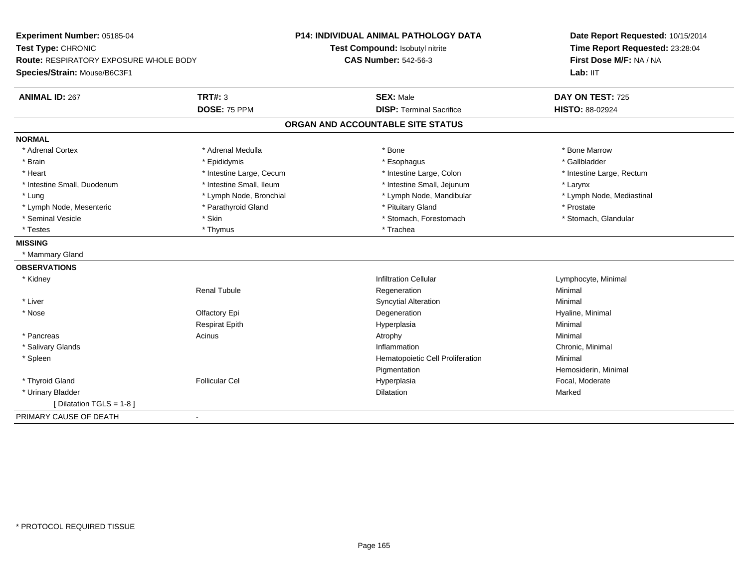**Experiment Number:** 05185-04
**Test Type:** CHRONIC
**Route:** RESPIRATORY EXPOSURE WHOLE BODY
**Species/Strain:** Mouse/B6C3F1

**P14: INDIVIDUAL ANIMAL PATHOLOGY DATA**
**Test Compound:** Isobutyl nitrite
**CAS Number:** 542-56-3

**Date Report Requested:** 10/15/2014
**Time Report Requested:** 23:28:04
**First Dose M/F:** NA / NA
**Lab:** IIT

| **ANIMAL ID:** 267 | **TRT#:** 3 | **SEX:** Male | **DAY ON TEST:** 725 |
|---|---|---|---|
| | **DOSE:** 75 PPM | **DISP:** Terminal Sacrifice | **HISTO:** 88-02924 |

## ORGAN AND ACCOUNTABLE SITE STATUS

**NORMAL**

| | | | |
|---|---|---|---|
| * Adrenal Cortex | * Adrenal Medulla | * Bone | * Bone Marrow |
| * Brain | * Epididymis | * Esophagus | * Gallbladder |
| * Heart | * Intestine Large, Cecum | * Intestine Large, Colon | * Intestine Large, Rectum |
| * Intestine Small, Duodenum | * Intestine Small, Ileum | * Intestine Small, Jejunum | * Larynx |
| * Lung | * Lymph Node, Bronchial | * Lymph Node, Mandibular | * Lymph Node, Mediastinal |
| * Lymph Node, Mesenteric | * Parathyroid Gland | * Pituitary Gland | * Prostate |
| * Seminal Vesicle | * Skin | * Stomach, Forestomach | * Stomach, Glandular |
| * Testes | * Thymus | * Trachea | |

**MISSING**

* Mammary Gland

**OBSERVATIONS**

| | | | |
|---|---|---|---|
| * Kidney | | Infiltration Cellular | Lymphocyte, Minimal |
| | Renal Tubule | Regeneration | Minimal |
| * Liver | | Syncytial Alteration | Minimal |
| * Nose | Olfactory Epi | Degeneration | Hyaline, Minimal |
| | Respirat Epith | Hyperplasia | Minimal |
| * Pancreas | Acinus | Atrophy | Minimal |
| * Salivary Glands | | Inflammation | Chronic, Minimal |
| * Spleen | | Hematopoietic Cell Proliferation | Minimal |
| | | Pigmentation | Hemosiderin, Minimal |
| * Thyroid Gland | Follicular Cel | Hyperplasia | Focal, Moderate |
| * Urinary Bladder | | Dilatation | Marked |
| [ Dilatation TGLS = 1-8 ] | | | |

PRIMARY CAUSE OF DEATH -

* PROTOCOL REQUIRED TISSUE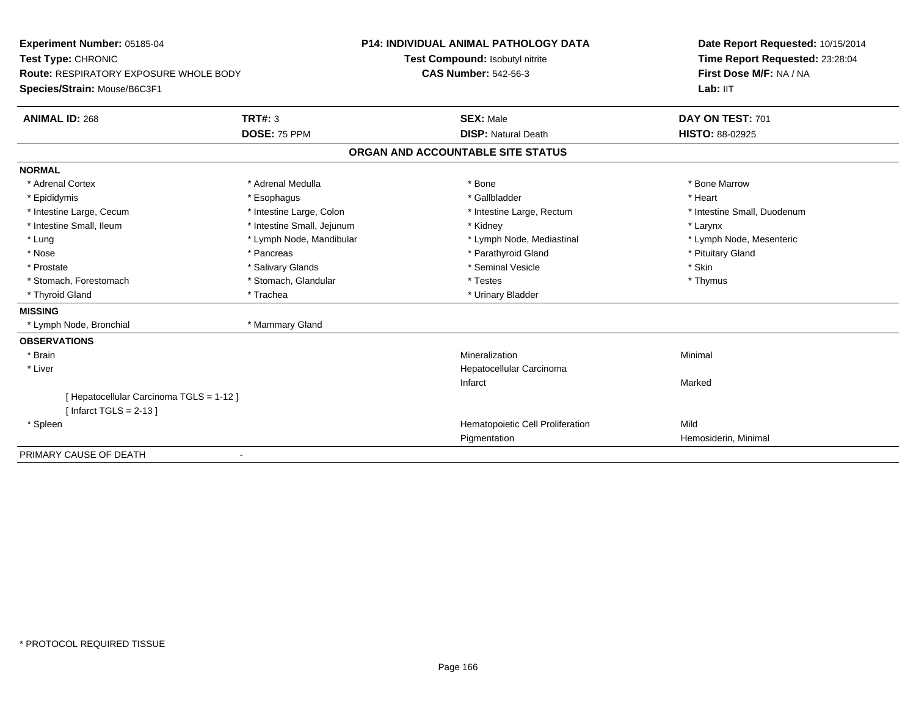**Experiment Number:** 05185-04
**Test Type:** CHRONIC
**Route:** RESPIRATORY EXPOSURE WHOLE BODY
**Species/Strain:** Mouse/B6C3F1

**P14: INDIVIDUAL ANIMAL PATHOLOGY DATA**
**Test Compound:** Isobutyl nitrite
**CAS Number:** 542-56-3

**Date Report Requested:** 10/15/2014
**Time Report Requested:** 23:28:04
**First Dose M/F:** NA / NA
**Lab:** IIT

| **ANIMAL ID:** 268 | **TRT#:** 3 | **SEX:** Male | **DAY ON TEST:** 701 |
|---|---|---|---|
| | **DOSE:** 75 PPM | **DISP:** Natural Death | **HISTO:** 88-02925 |

## ORGAN AND ACCOUNTABLE SITE STATUS

**NORMAL**

| | | | |
|---|---|---|---|
| * Adrenal Cortex | * Adrenal Medulla | * Bone | * Bone Marrow |
| * Epididymis | * Esophagus | * Gallbladder | * Heart |
| * Intestine Large, Cecum | * Intestine Large, Colon | * Intestine Large, Rectum | * Intestine Small, Duodenum |
| * Intestine Small, Ileum | * Intestine Small, Jejunum | * Kidney | * Larynx |
| * Lung | * Lymph Node, Mandibular | * Lymph Node, Mediastinal | * Lymph Node, Mesenteric |
| * Nose | * Pancreas | * Parathyroid Gland | * Pituitary Gland |
| * Prostate | * Salivary Glands | * Seminal Vesicle | * Skin |
| * Stomach, Forestomach | * Stomach, Glandular | * Testes | * Thymus |
| * Thyroid Gland | * Trachea | * Urinary Bladder | |

**MISSING**

* Lymph Node, Bronchial
* Mammary Gland

**OBSERVATIONS**

| | | |
|---|---|---|
| * Brain | Mineralization | Minimal |
| * Liver | Hepatocellular Carcinoma | |
| | Infarct | Marked |
| [ Hepatocellular Carcinoma TGLS = 1-12 ] | | |
| [ Infarct TGLS = 2-13 ] | | |
| * Spleen | Hematopoietic Cell Proliferation | Mild |
| | Pigmentation | Hemosiderin, Minimal |

PRIMARY CAUSE OF DEATH -

* PROTOCOL REQUIRED TISSUE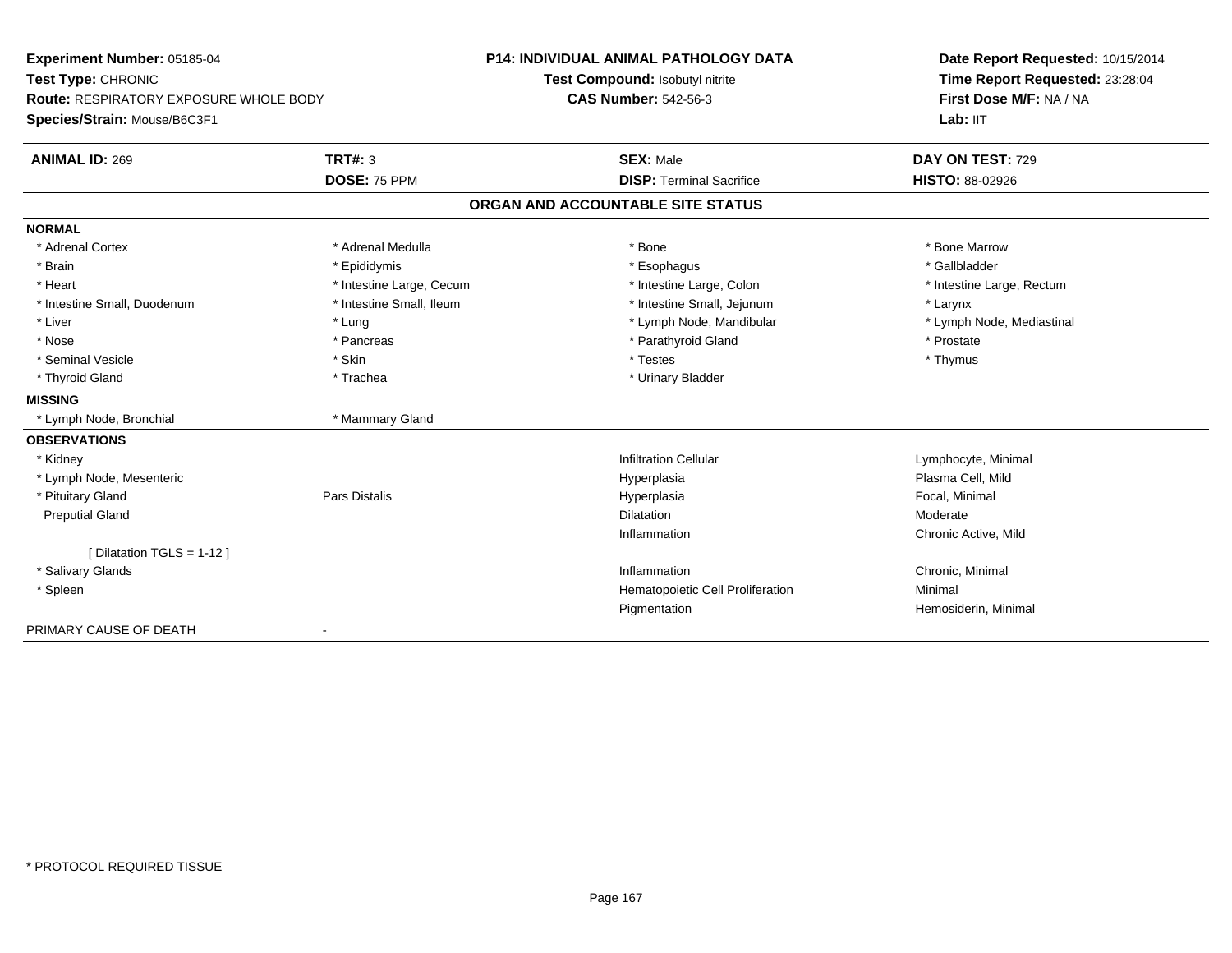**Experiment Number:** 05185-04
**Test Type:** CHRONIC
**Route:** RESPIRATORY EXPOSURE WHOLE BODY
**Species/Strain:** Mouse/B6C3F1

**P14: INDIVIDUAL ANIMAL PATHOLOGY DATA**
**Test Compound:** Isobutyl nitrite
**CAS Number:** 542-56-3

**Date Report Requested:** 10/15/2014
**Time Report Requested:** 23:28:04
**First Dose M/F:** NA / NA
**Lab:** IIT

| **ANIMAL ID:** 269 | **TRT#:** 3 | **SEX:** Male | **DAY ON TEST:** 729 |
|---|---|---|---|
| | **DOSE:** 75 PPM | **DISP:** Terminal Sacrifice | **HISTO:** 88-02926 |

## ORGAN AND ACCOUNTABLE SITE STATUS

**NORMAL**

| | | | |
|---|---|---|---|
| * Adrenal Cortex | * Adrenal Medulla | * Bone | * Bone Marrow |
| * Brain | * Epididymis | * Esophagus | * Gallbladder |
| * Heart | * Intestine Large, Cecum | * Intestine Large, Colon | * Intestine Large, Rectum |
| * Intestine Small, Duodenum | * Intestine Small, Ileum | * Intestine Small, Jejunum | * Larynx |
| * Liver | * Lung | * Lymph Node, Mandibular | * Lymph Node, Mediastinal |
| * Nose | * Pancreas | * Parathyroid Gland | * Prostate |
| * Seminal Vesicle | * Skin | * Testes | * Thymus |
| * Thyroid Gland | * Trachea | * Urinary Bladder | |

**MISSING**

| | |
|---|---|
| * Lymph Node, Bronchial | * Mammary Gland |

**OBSERVATIONS**

| | | | |
|---|---|---|---|
| * Kidney | | Infiltration Cellular | Lymphocyte, Minimal |
| * Lymph Node, Mesenteric | | Hyperplasia | Plasma Cell, Mild |
| * Pituitary Gland | Pars Distalis | Hyperplasia | Focal, Minimal |
| Preputial Gland | | Dilatation | Moderate |
| | | Inflammation | Chronic Active, Mild |
| [ Dilatation TGLS = 1-12 ] | | | |
| * Salivary Glands | | Inflammation | Chronic, Minimal |
| * Spleen | | Hematopoietic Cell Proliferation | Minimal |
| | | Pigmentation | Hemosiderin, Minimal |

PRIMARY CAUSE OF DEATH -

* PROTOCOL REQUIRED TISSUE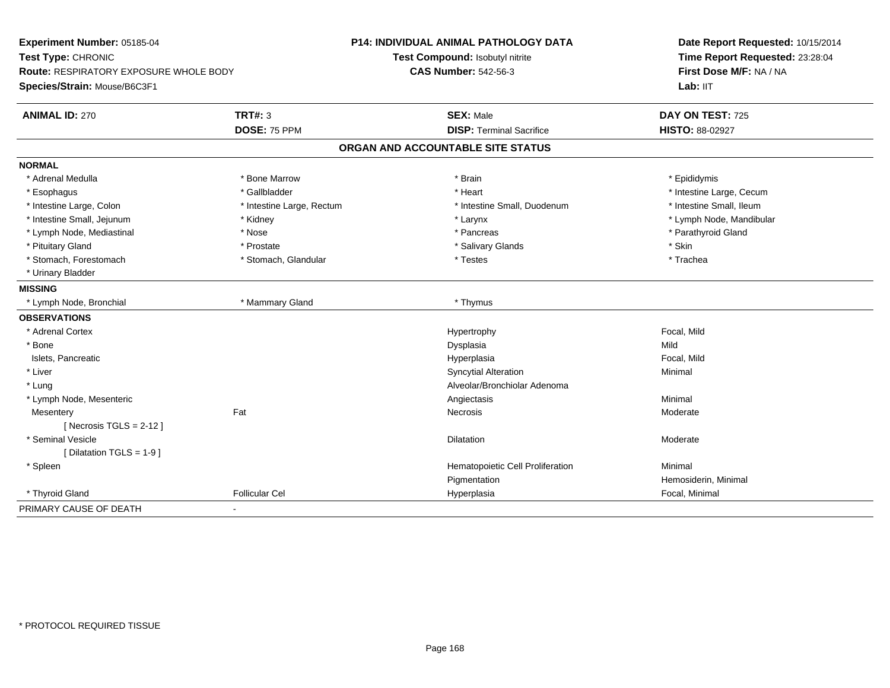**Experiment Number:** 05185-04
**Test Type:** CHRONIC
**Route:** RESPIRATORY EXPOSURE WHOLE BODY
**Species/Strain:** Mouse/B6C3F1

**P14: INDIVIDUAL ANIMAL PATHOLOGY DATA**
**Test Compound:** Isobutyl nitrite
**CAS Number:** 542-56-3

**Date Report Requested:** 10/15/2014
**Time Report Requested:** 23:28:04
**First Dose M/F:** NA / NA
**Lab:** IIT

| **ANIMAL ID:** 270 | **TRT#:** 3 | **SEX:** Male | **DAY ON TEST:** 725 |
|---|---|---|---|
| | **DOSE:** 75 PPM | **DISP:** Terminal Sacrifice | **HISTO:** 88-02927 |

## ORGAN AND ACCOUNTABLE SITE STATUS

**NORMAL**

| | | | |
|---|---|---|---|
| * Adrenal Medulla | * Bone Marrow | * Brain | * Epididymis |
| * Esophagus | * Gallbladder | * Heart | * Intestine Large, Cecum |
| * Intestine Large, Colon | * Intestine Large, Rectum | * Intestine Small, Duodenum | * Intestine Small, Ileum |
| * Intestine Small, Jejunum | * Kidney | * Larynx | * Lymph Node, Mandibular |
| * Lymph Node, Mediastinal | * Nose | * Pancreas | * Parathyroid Gland |
| * Pituitary Gland | * Prostate | * Salivary Glands | * Skin |
| * Stomach, Forestomach | * Stomach, Glandular | * Testes | * Trachea |
| * Urinary Bladder | | | |

**MISSING**

| | | |
|---|---|---|
| * Lymph Node, Bronchial | * Mammary Gland | * Thymus |

**OBSERVATIONS**

| | | | |
|---|---|---|---|
| * Adrenal Cortex | | Hypertrophy | Focal, Mild |
| * Bone | | Dysplasia | Mild |
| Islets, Pancreatic | | Hyperplasia | Focal, Mild |
| * Liver | | Syncytial Alteration | Minimal |
| * Lung | | Alveolar/Bronchiolar Adenoma | |
| * Lymph Node, Mesenteric | | Angiectasis | Minimal |
| Mesentery | Fat | Necrosis | Moderate |
| [ Necrosis TGLS = 2-12 ] | | | |
| * Seminal Vesicle | | Dilatation | Moderate |
| [ Dilatation TGLS = 1-9 ] | | | |
| * Spleen | | Hematopoietic Cell Proliferation | Minimal |
| | | Pigmentation | Hemosiderin, Minimal |
| * Thyroid Gland | Follicular Cel | Hyperplasia | Focal, Minimal |

PRIMARY CAUSE OF DEATH -

\* PROTOCOL REQUIRED TISSUE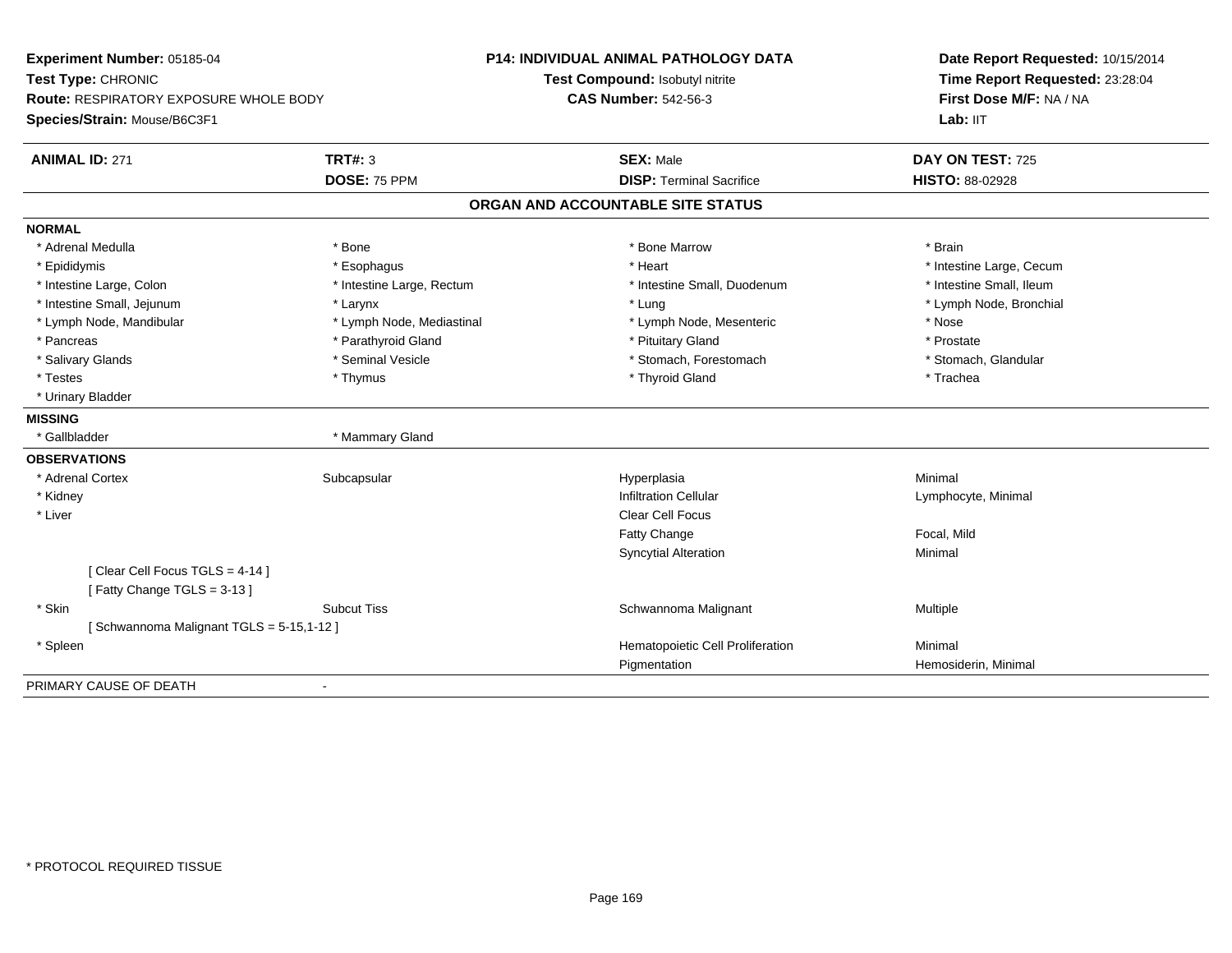**Experiment Number:** 05185-04
**Test Type:** CHRONIC
**Route:** RESPIRATORY EXPOSURE WHOLE BODY
**Species/Strain:** Mouse/B6C3F1

**P14: INDIVIDUAL ANIMAL PATHOLOGY DATA**
**Test Compound:** Isobutyl nitrite
**CAS Number:** 542-56-3

**Date Report Requested:** 10/15/2014
**Time Report Requested:** 23:28:04
**First Dose M/F:** NA / NA
**Lab:** IIT

| **ANIMAL ID:** 271 | **TRT#:** 3 | **SEX:** Male | **DAY ON TEST:** 725 |
|---|---|---|---|
| | **DOSE:** 75 PPM | **DISP:** Terminal Sacrifice | **HISTO:** 88-02928 |

## ORGAN AND ACCOUNTABLE SITE STATUS

**NORMAL**

| | | | |
|---|---|---|---|
| * Adrenal Medulla | * Bone | * Bone Marrow | * Brain |
| * Epididymis | * Esophagus | * Heart | * Intestine Large, Cecum |
| * Intestine Large, Colon | * Intestine Large, Rectum | * Intestine Small, Duodenum | * Intestine Small, Ileum |
| * Intestine Small, Jejunum | * Larynx | * Lung | * Lymph Node, Bronchial |
| * Lymph Node, Mandibular | * Lymph Node, Mediastinal | * Lymph Node, Mesenteric | * Nose |
| * Pancreas | * Parathyroid Gland | * Pituitary Gland | * Prostate |
| * Salivary Glands | * Seminal Vesicle | * Stomach, Forestomach | * Stomach, Glandular |
| * Testes | * Thymus | * Thyroid Gland | * Trachea |
| * Urinary Bladder | | | |

**MISSING**

| | |
|---|---|
| * Gallbladder | * Mammary Gland |

**OBSERVATIONS**

| | | | |
|---|---|---|---|
| * Adrenal Cortex | Subcapsular | Hyperplasia | Minimal |
| * Kidney | | Infiltration Cellular | Lymphocyte, Minimal |
| * Liver | | Clear Cell Focus | |
| | | Fatty Change | Focal, Mild |
| | | Syncytial Alteration | Minimal |
| [ Clear Cell Focus TGLS = 4-14 ] | | | |
| [ Fatty Change TGLS = 3-13 ] | | | |
| * Skin | Subcut Tiss | Schwannoma Malignant | Multiple |
| [ Schwannoma Malignant TGLS = 5-15,1-12 ] | | | |
| * Spleen | | Hematopoietic Cell Proliferation | Minimal |
| | | Pigmentation | Hemosiderin, Minimal |

PRIMARY CAUSE OF DEATH -

* PROTOCOL REQUIRED TISSUE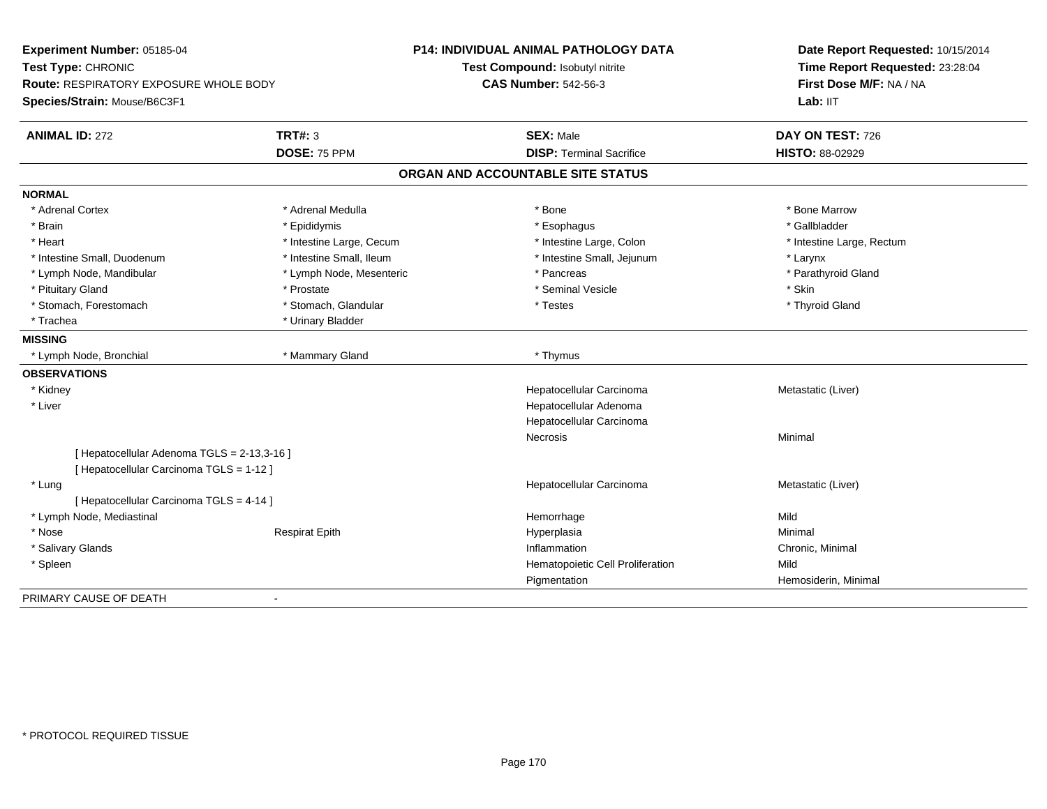**Experiment Number:** 05185-04
**Test Type:** CHRONIC
**Route:** RESPIRATORY EXPOSURE WHOLE BODY
**Species/Strain:** Mouse/B6C3F1

**P14: INDIVIDUAL ANIMAL PATHOLOGY DATA**
**Test Compound:** Isobutyl nitrite
**CAS Number:** 542-56-3

**Date Report Requested:** 10/15/2014
**Time Report Requested:** 23:28:04
**First Dose M/F:** NA / NA
**Lab:** IIT

| **ANIMAL ID:** 272 | **TRT#:** 3 | **SEX:** Male | **DAY ON TEST:** 726 |
|---|---|---|---|
| | **DOSE:** 75 PPM | **DISP:** Terminal Sacrifice | **HISTO:** 88-02929 |

## ORGAN AND ACCOUNTABLE SITE STATUS

| | | | |
|---|---|---|---|
| **NORMAL** | | | |
| * Adrenal Cortex | * Adrenal Medulla | * Bone | * Bone Marrow |
| * Brain | * Epididymis | * Esophagus | * Gallbladder |
| * Heart | * Intestine Large, Cecum | * Intestine Large, Colon | * Intestine Large, Rectum |
| * Intestine Small, Duodenum | * Intestine Small, Ileum | * Intestine Small, Jejunum | * Larynx |
| * Lymph Node, Mandibular | * Lymph Node, Mesenteric | * Pancreas | * Parathyroid Gland |
| * Pituitary Gland | * Prostate | * Seminal Vesicle | * Skin |
| * Stomach, Forestomach | * Stomach, Glandular | * Testes | * Thyroid Gland |
| * Trachea | * Urinary Bladder | | |
| **MISSING** | | | |
| * Lymph Node, Bronchial | * Mammary Gland | * Thymus | |
| **OBSERVATIONS** | | | |
| * Kidney | | Hepatocellular Carcinoma | Metastatic (Liver) |
| * Liver | | Hepatocellular Adenoma | |
| | | Hepatocellular Carcinoma | |
| | | Necrosis | Minimal |
| [ Hepatocellular Adenoma TGLS = 2-13,3-16 ] | | | |
| [ Hepatocellular Carcinoma TGLS = 1-12 ] | | | |
| * Lung | | Hepatocellular Carcinoma | Metastatic (Liver) |
| [ Hepatocellular Carcinoma TGLS = 4-14 ] | | | |
| * Lymph Node, Mediastinal | | Hemorrhage | Mild |
| * Nose | Respirat Epith | Hyperplasia | Minimal |
| * Salivary Glands | | Inflammation | Chronic, Minimal |
| * Spleen | | Hematopoietic Cell Proliferation | Mild |
| | | Pigmentation | Hemosiderin, Minimal |
| PRIMARY CAUSE OF DEATH | - | | |

* PROTOCOL REQUIRED TISSUE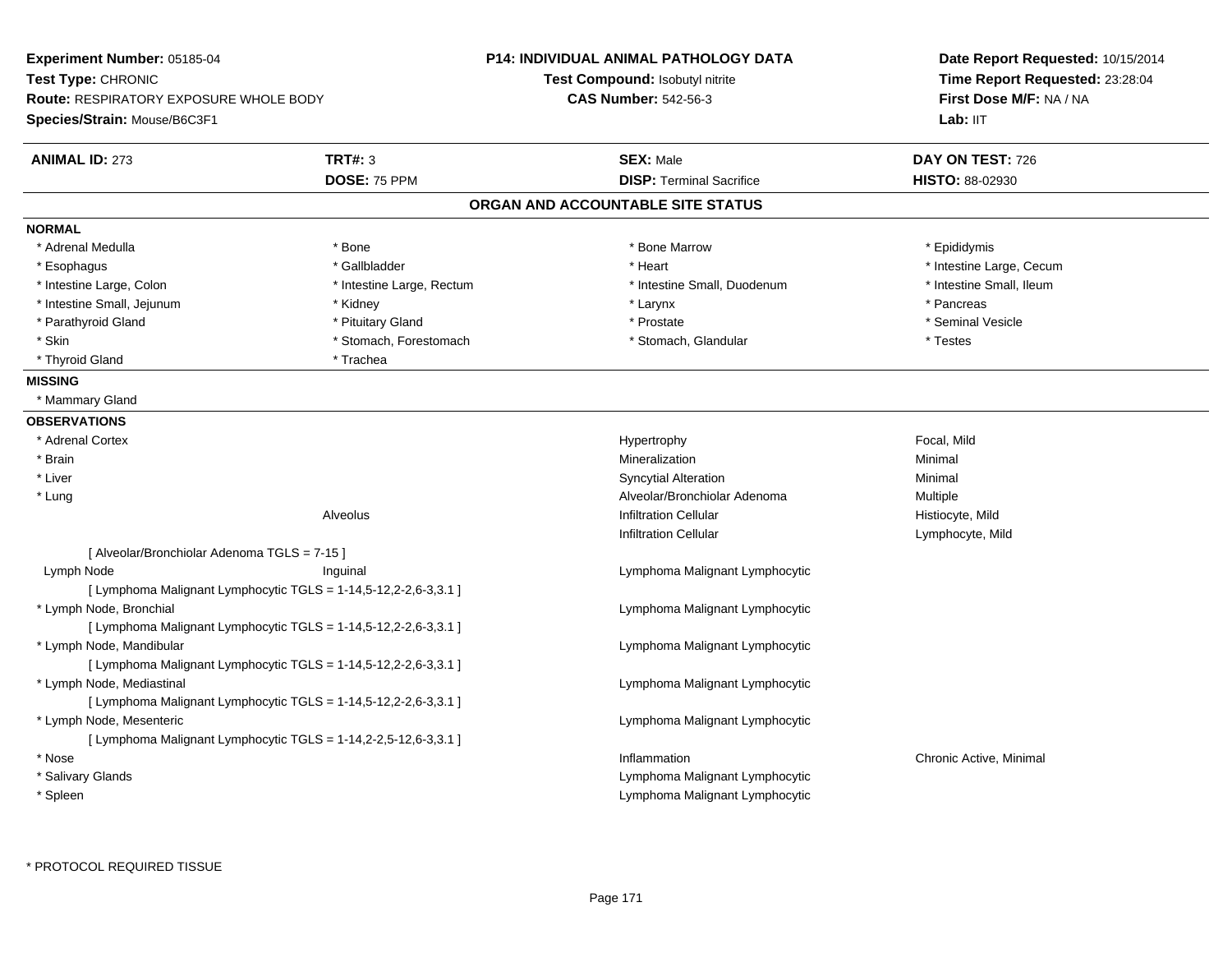**Experiment Number:** 05185-04
**Test Type:** CHRONIC
**Route:** RESPIRATORY EXPOSURE WHOLE BODY
**Species/Strain:** Mouse/B6C3F1

**P14: INDIVIDUAL ANIMAL PATHOLOGY DATA**
**Test Compound:** Isobutyl nitrite
**CAS Number:** 542-56-3

**Date Report Requested:** 10/15/2014
**Time Report Requested:** 23:28:04
**First Dose M/F:** NA / NA
**Lab:** IIT

| **ANIMAL ID:** 273 | **TRT#:** 3 | **SEX:** Male | **DAY ON TEST:** 726 |
|---|---|---|---|
| | **DOSE:** 75 PPM | **DISP:** Terminal Sacrifice | **HISTO:** 88-02930 |

## ORGAN AND ACCOUNTABLE SITE STATUS

**NORMAL**

| | | | |
|---|---|---|---|
| * Adrenal Medulla | * Bone | * Bone Marrow | * Epididymis |
| * Esophagus | * Gallbladder | * Heart | * Intestine Large, Cecum |
| * Intestine Large, Colon | * Intestine Large, Rectum | * Intestine Small, Duodenum | * Intestine Small, Ileum |
| * Intestine Small, Jejunum | * Kidney | * Larynx | * Pancreas |
| * Parathyroid Gland | * Pituitary Gland | * Prostate | * Seminal Vesicle |
| * Skin | * Stomach, Forestomach | * Stomach, Glandular | * Testes |
| * Thyroid Gland | * Trachea | | |

**MISSING**

* Mammary Gland

**OBSERVATIONS**

| | | | |
|---|---|---|---|
| * Adrenal Cortex | | Hypertrophy | Focal, Mild |
| * Brain | | Mineralization | Minimal |
| * Liver | | Syncytial Alteration | Minimal |
| * Lung | | Alveolar/Bronchiolar Adenoma | Multiple |
| | Alveolus | Infiltration Cellular | Histiocyte, Mild |
| | | Infiltration Cellular | Lymphocyte, Mild |
| [ Alveolar/Bronchiolar Adenoma TGLS = 7-15 ] | | | |
| Lymph Node | Inguinal | Lymphoma Malignant Lymphocytic | |
| [ Lymphoma Malignant Lymphocytic TGLS = 1-14,5-12,2-2,6-3,3.1 ] | | | |
| * Lymph Node, Bronchial | | Lymphoma Malignant Lymphocytic | |
| [ Lymphoma Malignant Lymphocytic TGLS = 1-14,5-12,2-2,6-3,3.1 ] | | | |
| * Lymph Node, Mandibular | | Lymphoma Malignant Lymphocytic | |
| [ Lymphoma Malignant Lymphocytic TGLS = 1-14,5-12,2-2,6-3,3.1 ] | | | |
| * Lymph Node, Mediastinal | | Lymphoma Malignant Lymphocytic | |
| [ Lymphoma Malignant Lymphocytic TGLS = 1-14,5-12,2-2,6-3,3.1 ] | | | |
| * Lymph Node, Mesenteric | | Lymphoma Malignant Lymphocytic | |
| [ Lymphoma Malignant Lymphocytic TGLS = 1-14,2-2,5-12,6-3,3.1 ] | | | |
| * Nose | | Inflammation | Chronic Active, Minimal |
| * Salivary Glands | | Lymphoma Malignant Lymphocytic | |
| * Spleen | | Lymphoma Malignant Lymphocytic | |

* PROTOCOL REQUIRED TISSUE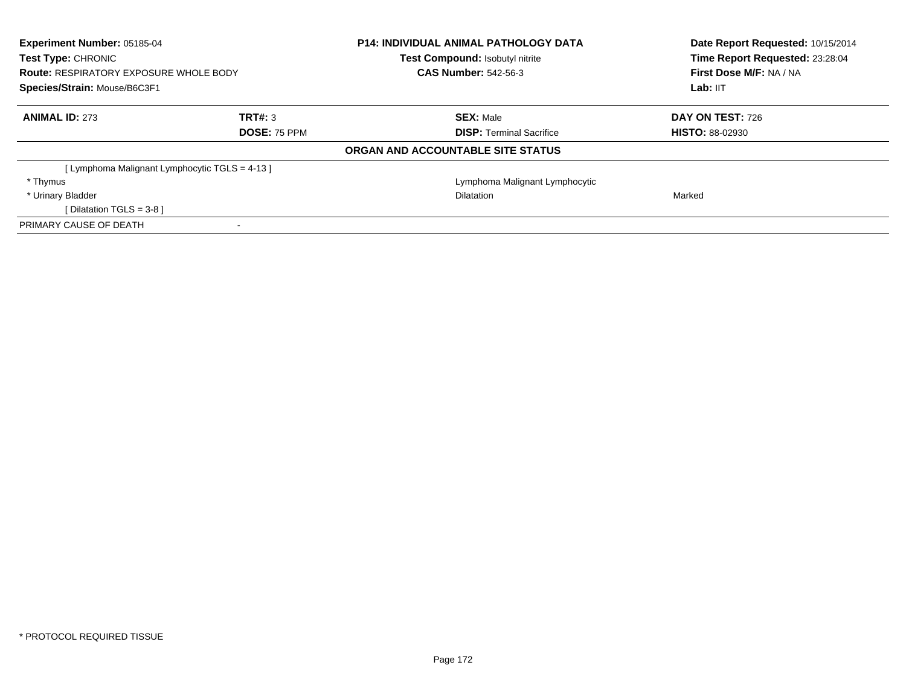**Experiment Number:** 05185-04
**Test Type:** CHRONIC
**Route:** RESPIRATORY EXPOSURE WHOLE BODY
**Species/Strain:** Mouse/B6C3F1

**P14: INDIVIDUAL ANIMAL PATHOLOGY DATA**
**Test Compound:** Isobutyl nitrite
**CAS Number:** 542-56-3

**Date Report Requested:** 10/15/2014
**Time Report Requested:** 23:28:04
**First Dose M/F:** NA / NA
**Lab:** IIT

| **ANIMAL ID:** 273 | **TRT#:** 3 | **SEX:** Male | **DAY ON TEST:** 726 |
|---|---|---|---|
| | **DOSE:** 75 PPM | **DISP:** Terminal Sacrifice | **HISTO:** 88-02930 |

**ORGAN AND ACCOUNTABLE SITE STATUS**

| | | |
|---|---|---|
| [ Lymphoma Malignant Lymphocytic TGLS = 4-13 ] | | |
| * Thymus | Lymphoma Malignant Lymphocytic | |
| * Urinary Bladder | Dilatation | Marked |
| [ Dilatation TGLS = 3-8 ] | | |
| PRIMARY CAUSE OF DEATH | - | |

* PROTOCOL REQUIRED TISSUE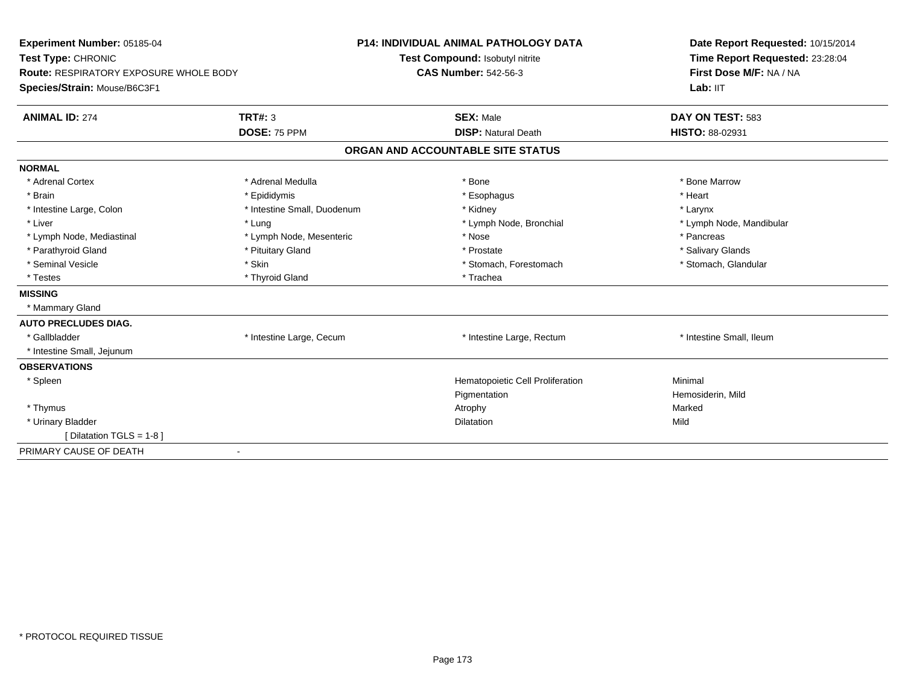**Experiment Number:** 05185-04
**Test Type:** CHRONIC
**Route:** RESPIRATORY EXPOSURE WHOLE BODY
**Species/Strain:** Mouse/B6C3F1

**P14: INDIVIDUAL ANIMAL PATHOLOGY DATA**
**Test Compound:** Isobutyl nitrite
**CAS Number:** 542-56-3

**Date Report Requested:** 10/15/2014
**Time Report Requested:** 23:28:04
**First Dose M/F:** NA / NA
**Lab:** IIT

| **ANIMAL ID:** 274 | **TRT#:** 3 | **SEX:** Male | **DAY ON TEST:** 583 |
|---|---|---|---|
| | **DOSE:** 75 PPM | **DISP:** Natural Death | **HISTO:** 88-02931 |

**ORGAN AND ACCOUNTABLE SITE STATUS**

| | | | |
|---|---|---|---|
| **NORMAL** | | | |
| * Adrenal Cortex | * Adrenal Medulla | * Bone | * Bone Marrow |
| * Brain | * Epididymis | * Esophagus | * Heart |
| * Intestine Large, Colon | * Intestine Small, Duodenum | * Kidney | * Larynx |
| * Liver | * Lung | * Lymph Node, Bronchial | * Lymph Node, Mandibular |
| * Lymph Node, Mediastinal | * Lymph Node, Mesenteric | * Nose | * Pancreas |
| * Parathyroid Gland | * Pituitary Gland | * Prostate | * Salivary Glands |
| * Seminal Vesicle | * Skin | * Stomach, Forestomach | * Stomach, Glandular |
| * Testes | * Thyroid Gland | * Trachea | |
| **MISSING** | | | |
| * Mammary Gland | | | |
| **AUTO PRECLUDES DIAG.** | | | |
| * Gallbladder | * Intestine Large, Cecum | * Intestine Large, Rectum | * Intestine Small, Ileum |
| * Intestine Small, Jejunum | | | |
| **OBSERVATIONS** | | | |
| * Spleen | | Hematopoietic Cell Proliferation | Minimal |
| | | Pigmentation | Hemosiderin, Mild |
| * Thymus | | Atrophy | Marked |
| * Urinary Bladder | | Dilatation | Mild |
| [ Dilatation TGLS = 1-8 ] | | | |
| PRIMARY CAUSE OF DEATH | - | | |

* PROTOCOL REQUIRED TISSUE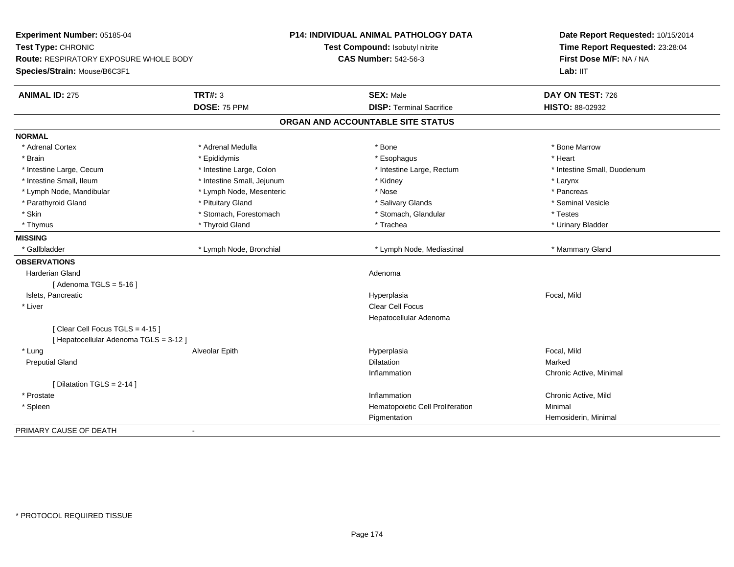**Experiment Number:** 05185-04
**Test Type:** CHRONIC
**Route:** RESPIRATORY EXPOSURE WHOLE BODY
**Species/Strain:** Mouse/B6C3F1

**P14: INDIVIDUAL ANIMAL PATHOLOGY DATA**
**Test Compound:** Isobutyl nitrite
**CAS Number:** 542-56-3

**Date Report Requested:** 10/15/2014
**Time Report Requested:** 23:28:04
**First Dose M/F:** NA / NA
**Lab:** IIT

| **ANIMAL ID:** 275 | **TRT#:** 3 | **SEX:** Male | **DAY ON TEST:** 726 |
|---|---|---|---|
| | **DOSE:** 75 PPM | **DISP:** Terminal Sacrifice | **HISTO:** 88-02932 |

## ORGAN AND ACCOUNTABLE SITE STATUS

**NORMAL**

| | | | |
|---|---|---|---|
| * Adrenal Cortex | * Adrenal Medulla | * Bone | * Bone Marrow |
| * Brain | * Epididymis | * Esophagus | * Heart |
| * Intestine Large, Cecum | * Intestine Large, Colon | * Intestine Large, Rectum | * Intestine Small, Duodenum |
| * Intestine Small, Ileum | * Intestine Small, Jejunum | * Kidney | * Larynx |
| * Lymph Node, Mandibular | * Lymph Node, Mesenteric | * Nose | * Pancreas |
| * Parathyroid Gland | * Pituitary Gland | * Salivary Glands | * Seminal Vesicle |
| * Skin | * Stomach, Forestomach | * Stomach, Glandular | * Testes |
| * Thymus | * Thyroid Gland | * Trachea | * Urinary Bladder |

**MISSING**

| | | | |
|---|---|---|---|
| * Gallbladder | * Lymph Node, Bronchial | * Lymph Node, Mediastinal | * Mammary Gland |

**OBSERVATIONS**

| | | | |
|---|---|---|---|
| Harderian Gland | | Adenoma | |
| [ Adenoma TGLS = 5-16 ] | | | |
| Islets, Pancreatic | | Hyperplasia | Focal, Mild |
| * Liver | | Clear Cell Focus | |
| | | Hepatocellular Adenoma | |
| [ Clear Cell Focus TGLS = 4-15 ] | | | |
| [ Hepatocellular Adenoma TGLS = 3-12 ] | | | |
| * Lung | Alveolar Epith | Hyperplasia | Focal, Mild |
| Preputial Gland | | Dilatation | Marked |
| | | Inflammation | Chronic Active, Minimal |
| [ Dilatation TGLS = 2-14 ] | | | |
| * Prostate | | Inflammation | Chronic Active, Mild |
| * Spleen | | Hematopoietic Cell Proliferation | Minimal |
| | | Pigmentation | Hemosiderin, Minimal |

PRIMARY CAUSE OF DEATH -

\* PROTOCOL REQUIRED TISSUE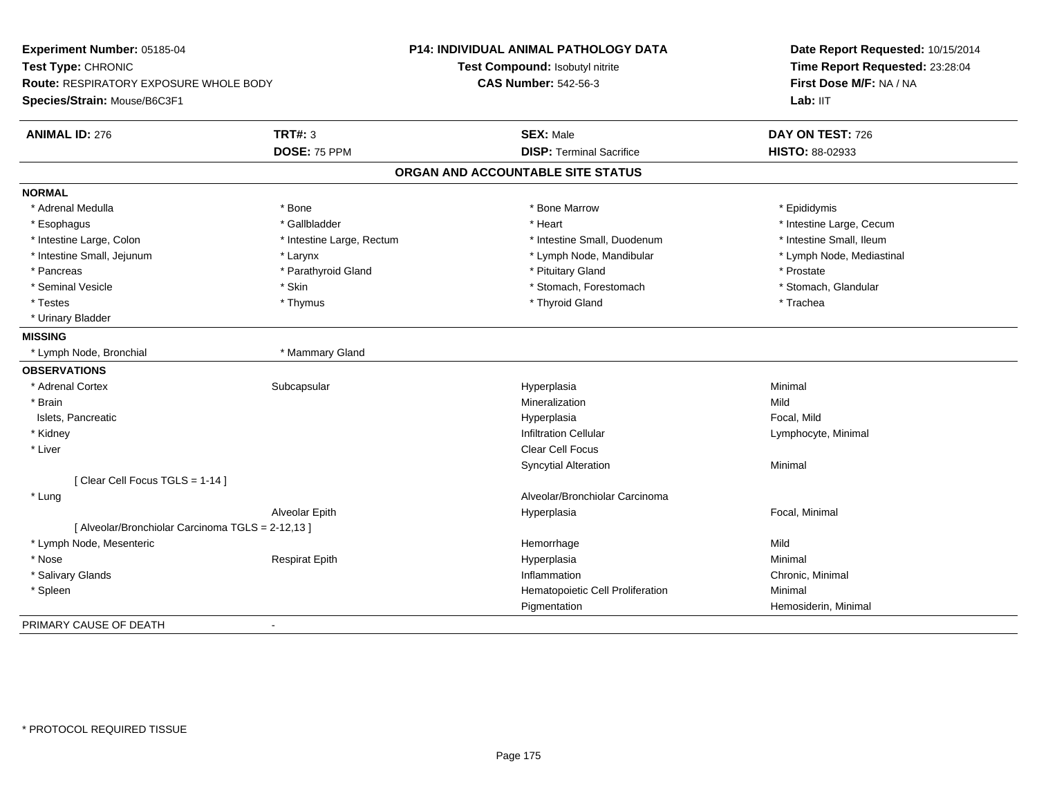**Experiment Number:** 05185-04
**Test Type:** CHRONIC
**Route:** RESPIRATORY EXPOSURE WHOLE BODY
**Species/Strain:** Mouse/B6C3F1

**P14: INDIVIDUAL ANIMAL PATHOLOGY DATA**
**Test Compound:** Isobutyl nitrite
**CAS Number:** 542-56-3

**Date Report Requested:** 10/15/2014
**Time Report Requested:** 23:28:04
**First Dose M/F:** NA / NA
**Lab:** IIT

| **ANIMAL ID:** 276 | **TRT#:** 3 | **SEX:** Male | **DAY ON TEST:** 726 |
|---|---|---|---|
| | **DOSE:** 75 PPM | **DISP:** Terminal Sacrifice | **HISTO:** 88-02933 |

## ORGAN AND ACCOUNTABLE SITE STATUS

**NORMAL**

| | | | |
|---|---|---|---|
| * Adrenal Medulla | * Bone | * Bone Marrow | * Epididymis |
| * Esophagus | * Gallbladder | * Heart | * Intestine Large, Cecum |
| * Intestine Large, Colon | * Intestine Large, Rectum | * Intestine Small, Duodenum | * Intestine Small, Ileum |
| * Intestine Small, Jejunum | * Larynx | * Lymph Node, Mandibular | * Lymph Node, Mediastinal |
| * Pancreas | * Parathyroid Gland | * Pituitary Gland | * Prostate |
| * Seminal Vesicle | * Skin | * Stomach, Forestomach | * Stomach, Glandular |
| * Testes | * Thymus | * Thyroid Gland | * Trachea |
| * Urinary Bladder | | | |

**MISSING**

| | |
|---|---|
| * Lymph Node, Bronchial | * Mammary Gland |

**OBSERVATIONS**

| | | | |
|---|---|---|---|
| * Adrenal Cortex | Subcapsular | Hyperplasia | Minimal |
| * Brain | | Mineralization | Mild |
| Islets, Pancreatic | | Hyperplasia | Focal, Mild |
| * Kidney | | Infiltration Cellular | Lymphocyte, Minimal |
| * Liver | | Clear Cell Focus | |
| | | Syncytial Alteration | Minimal |
| [ Clear Cell Focus TGLS = 1-14 ] | | | |
| * Lung | | Alveolar/Bronchiolar Carcinoma | |
| | Alveolar Epith | Hyperplasia | Focal, Minimal |
| [ Alveolar/Bronchiolar Carcinoma TGLS = 2-12,13 ] | | | |
| * Lymph Node, Mesenteric | | Hemorrhage | Mild |
| * Nose | Respirat Epith | Hyperplasia | Minimal |
| * Salivary Glands | | Inflammation | Chronic, Minimal |
| * Spleen | | Hematopoietic Cell Proliferation | Minimal |
| | | Pigmentation | Hemosiderin, Minimal |

PRIMARY CAUSE OF DEATH -

* PROTOCOL REQUIRED TISSUE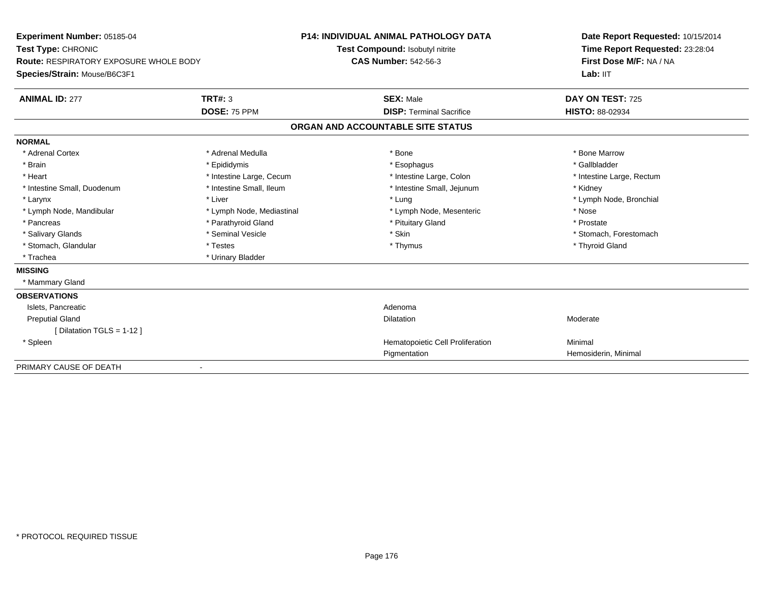**Experiment Number:** 05185-04
**Test Type:** CHRONIC
**Route:** RESPIRATORY EXPOSURE WHOLE BODY
**Species/Strain:** Mouse/B6C3F1

**P14: INDIVIDUAL ANIMAL PATHOLOGY DATA**
**Test Compound:** Isobutyl nitrite
**CAS Number:** 542-56-3

**Date Report Requested:** 10/15/2014
**Time Report Requested:** 23:28:04
**First Dose M/F:** NA / NA
**Lab:** IIT

| **ANIMAL ID:** 277 | **TRT#:** 3 | **SEX:** Male | **DAY ON TEST:** 725 |
|---|---|---|---|
| | **DOSE:** 75 PPM | **DISP:** Terminal Sacrifice | **HISTO:** 88-02934 |

## ORGAN AND ACCOUNTABLE SITE STATUS

**NORMAL**

| | | | |
|---|---|---|---|
| * Adrenal Cortex | * Adrenal Medulla | * Bone | * Bone Marrow |
| * Brain | * Epididymis | * Esophagus | * Gallbladder |
| * Heart | * Intestine Large, Cecum | * Intestine Large, Colon | * Intestine Large, Rectum |
| * Intestine Small, Duodenum | * Intestine Small, Ileum | * Intestine Small, Jejunum | * Kidney |
| * Larynx | * Liver | * Lung | * Lymph Node, Bronchial |
| * Lymph Node, Mandibular | * Lymph Node, Mediastinal | * Lymph Node, Mesenteric | * Nose |
| * Pancreas | * Parathyroid Gland | * Pituitary Gland | * Prostate |
| * Salivary Glands | * Seminal Vesicle | * Skin | * Stomach, Forestomach |
| * Stomach, Glandular | * Testes | * Thymus | * Thyroid Gland |
| * Trachea | * Urinary Bladder | | |

**MISSING**

* Mammary Gland

**OBSERVATIONS**

| | | |
|---|---|---|
| Islets, Pancreatic | Adenoma | |
| Preputial Gland | Dilatation | Moderate |
| [ Dilatation TGLS = 1-12 ] | | |
| * Spleen | Hematopoietic Cell Proliferation | Minimal |
| | Pigmentation | Hemosiderin, Minimal |

PRIMARY CAUSE OF DEATH -

* PROTOCOL REQUIRED TISSUE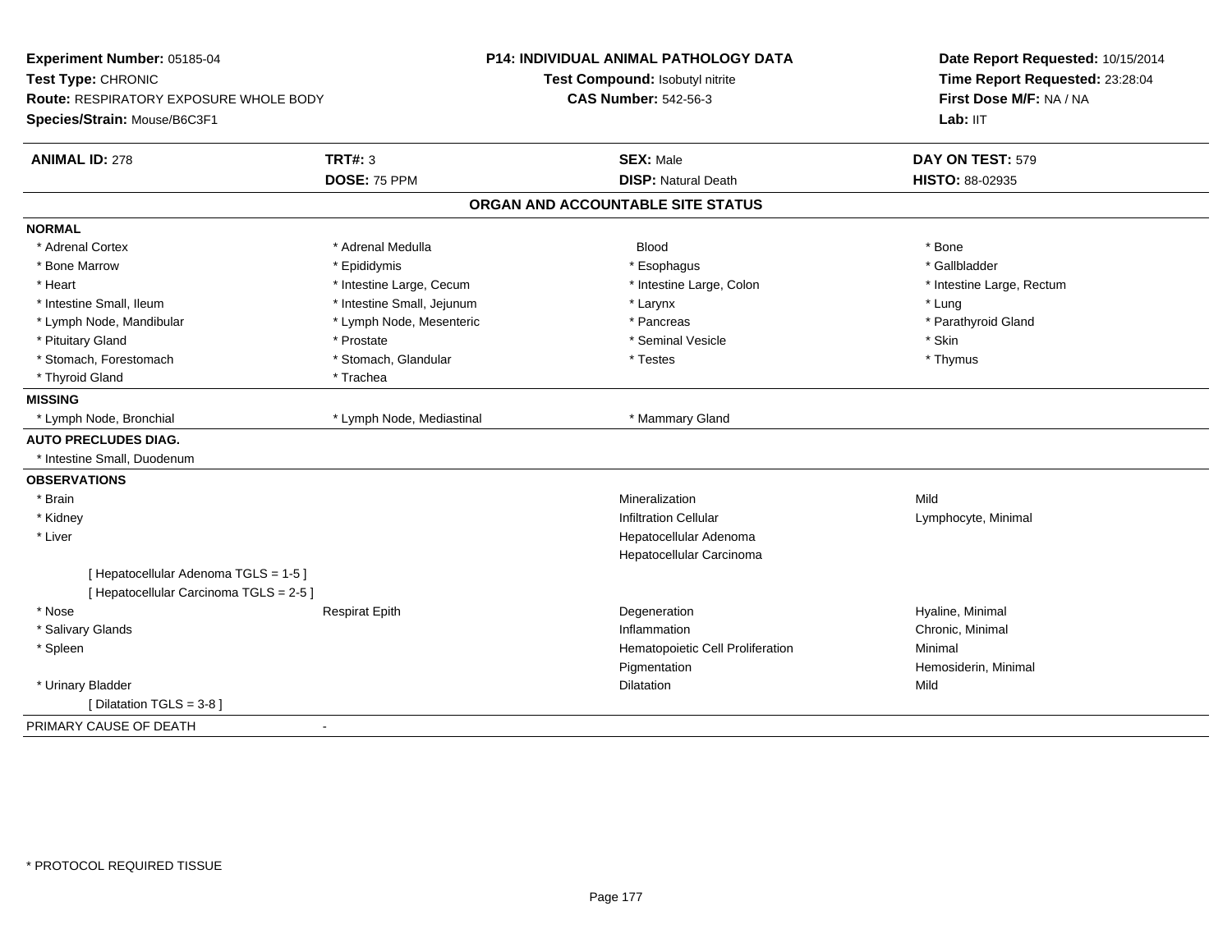**Experiment Number:** 05185-04
**Test Type:** CHRONIC
**Route:** RESPIRATORY EXPOSURE WHOLE BODY
**Species/Strain:** Mouse/B6C3F1

**P14: INDIVIDUAL ANIMAL PATHOLOGY DATA**
**Test Compound:** Isobutyl nitrite
**CAS Number:** 542-56-3

**Date Report Requested:** 10/15/2014
**Time Report Requested:** 23:28:04
**First Dose M/F:** NA / NA
**Lab:** IIT

| **ANIMAL ID:** 278 | **TRT#:** 3 | **SEX:** Male | **DAY ON TEST:** 579 |
|---|---|---|---|
| | **DOSE:** 75 PPM | **DISP:** Natural Death | **HISTO:** 88-02935 |

## ORGAN AND ACCOUNTABLE SITE STATUS

**NORMAL**

| | | | |
|---|---|---|---|
| * Adrenal Cortex | * Adrenal Medulla | Blood | * Bone |
| * Bone Marrow | * Epididymis | * Esophagus | * Gallbladder |
| * Heart | * Intestine Large, Cecum | * Intestine Large, Colon | * Intestine Large, Rectum |
| * Intestine Small, Ileum | * Intestine Small, Jejunum | * Larynx | * Lung |
| * Lymph Node, Mandibular | * Lymph Node, Mesenteric | * Pancreas | * Parathyroid Gland |
| * Pituitary Gland | * Prostate | * Seminal Vesicle | * Skin |
| * Stomach, Forestomach | * Stomach, Glandular | * Testes | * Thymus |
| * Thyroid Gland | * Trachea | | |

**MISSING**

| | | |
|---|---|---|
| * Lymph Node, Bronchial | * Lymph Node, Mediastinal | * Mammary Gland |

**AUTO PRECLUDES DIAG.**

* Intestine Small, Duodenum

**OBSERVATIONS**

| | | | |
|---|---|---|---|
| * Brain | | Mineralization | Mild |
| * Kidney | | Infiltration Cellular | Lymphocyte, Minimal |
| * Liver | | Hepatocellular Adenoma | |
| | | Hepatocellular Carcinoma | |
| [ Hepatocellular Adenoma TGLS = 1-5 ] | | | |
| [ Hepatocellular Carcinoma TGLS = 2-5 ] | | | |
| * Nose | Respirat Epith | Degeneration | Hyaline, Minimal |
| * Salivary Glands | | Inflammation | Chronic, Minimal |
| * Spleen | | Hematopoietic Cell Proliferation | Minimal |
| | | Pigmentation | Hemosiderin, Minimal |
| * Urinary Bladder | | Dilatation | Mild |
| [ Dilatation TGLS = 3-8 ] | | | |

PRIMARY CAUSE OF DEATH -

* PROTOCOL REQUIRED TISSUE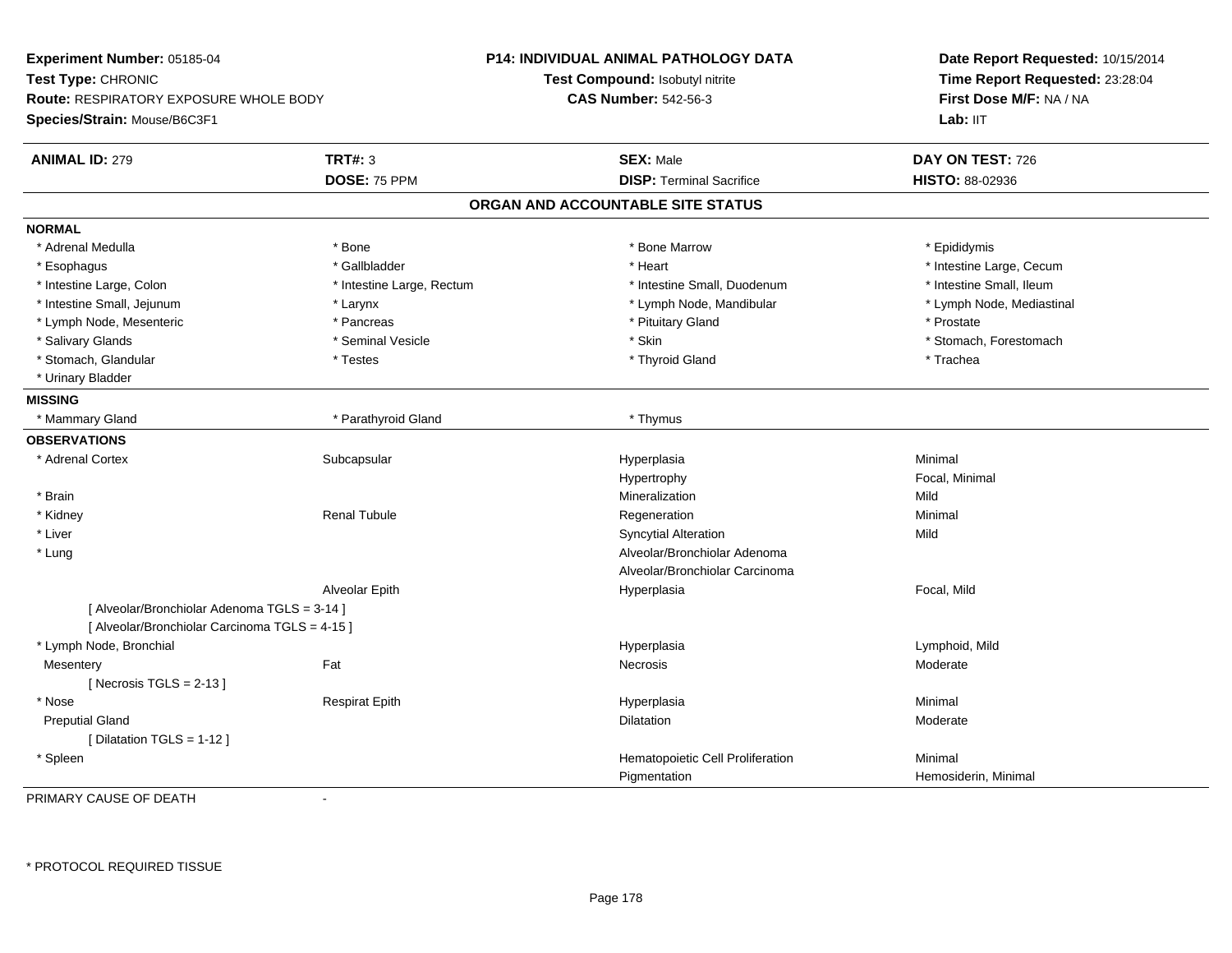**Experiment Number:** 05185-04
**Test Type:** CHRONIC
**Route:** RESPIRATORY EXPOSURE WHOLE BODY
**Species/Strain:** Mouse/B6C3F1

**P14: INDIVIDUAL ANIMAL PATHOLOGY DATA**
**Test Compound:** Isobutyl nitrite
**CAS Number:** 542-56-3

**Date Report Requested:** 10/15/2014
**Time Report Requested:** 23:28:04
**First Dose M/F:** NA / NA
**Lab:** IIT

| **ANIMAL ID:** 279 | **TRT#:** 3 | **SEX:** Male | **DAY ON TEST:** 726 |
|---|---|---|---|
| | **DOSE:** 75 PPM | **DISP:** Terminal Sacrifice | **HISTO:** 88-02936 |

## ORGAN AND ACCOUNTABLE SITE STATUS

**NORMAL**

| | | | |
|---|---|---|---|
| * Adrenal Medulla | * Bone | * Bone Marrow | * Epididymis |
| * Esophagus | * Gallbladder | * Heart | * Intestine Large, Cecum |
| * Intestine Large, Colon | * Intestine Large, Rectum | * Intestine Small, Duodenum | * Intestine Small, Ileum |
| * Intestine Small, Jejunum | * Larynx | * Lymph Node, Mandibular | * Lymph Node, Mediastinal |
| * Lymph Node, Mesenteric | * Pancreas | * Pituitary Gland | * Prostate |
| * Salivary Glands | * Seminal Vesicle | * Skin | * Stomach, Forestomach |
| * Stomach, Glandular | * Testes | * Thyroid Gland | * Trachea |
| * Urinary Bladder | | | |

**MISSING**

| | | | |
|---|---|---|---|
| * Mammary Gland | * Parathyroid Gland | * Thymus | |

**OBSERVATIONS**

| | | | |
|---|---|---|---|
| * Adrenal Cortex | Subcapsular | Hyperplasia | Minimal |
| | | Hypertrophy | Focal, Minimal |
| * Brain | | Mineralization | Mild |
| * Kidney | Renal Tubule | Regeneration | Minimal |
| * Liver | | Syncytial Alteration | Mild |
| * Lung | | Alveolar/Bronchiolar Adenoma | |
| | | Alveolar/Bronchiolar Carcinoma | |
| | Alveolar Epith | Hyperplasia | Focal, Mild |
| [ Alveolar/Bronchiolar Adenoma TGLS = 3-14 ] | | | |
| [ Alveolar/Bronchiolar Carcinoma TGLS = 4-15 ] | | | |
| * Lymph Node, Bronchial | | Hyperplasia | Lymphoid, Mild |
| Mesentery | Fat | Necrosis | Moderate |
| [ Necrosis TGLS = 2-13 ] | | | |
| * Nose | Respirat Epith | Hyperplasia | Minimal |
| Preputial Gland | | Dilatation | Moderate |
| [ Dilatation TGLS = 1-12 ] | | | |
| * Spleen | | Hematopoietic Cell Proliferation | Minimal |
| | | Pigmentation | Hemosiderin, Minimal |

PRIMARY CAUSE OF DEATH -

\* PROTOCOL REQUIRED TISSUE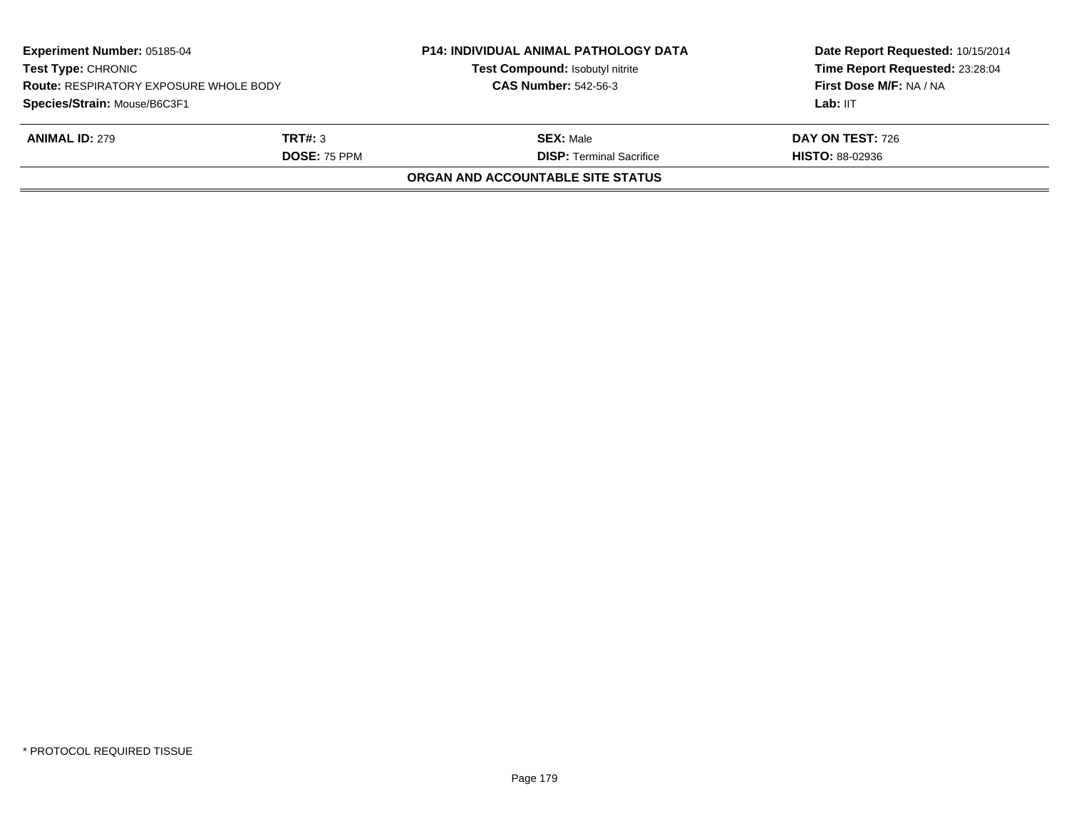| Experiment Number: 05185-04 | P14: INDIVIDUAL ANIMAL PATHOLOGY DATA | Date Report Requested: 10/15/2014 |
|---|---|---|
| Test Type: CHRONIC | Test Compound: Isobutyl nitrite | Time Report Requested: 23:28:04 |
| Route: RESPIRATORY EXPOSURE WHOLE BODY | CAS Number: 542-56-3 | First Dose M/F: NA / NA |
| Species/Strain: Mouse/B6C3F1 | | Lab: IIT |

| ANIMAL ID: 279 | TRT#: 3 | SEX: Male | DAY ON TEST: 726 |
|---|---|---|---|
| | DOSE: 75 PPM | DISP: Terminal Sacrifice | HISTO: 88-02936 |

**ORGAN AND ACCOUNTABLE SITE STATUS**

* PROTOCOL REQUIRED TISSUE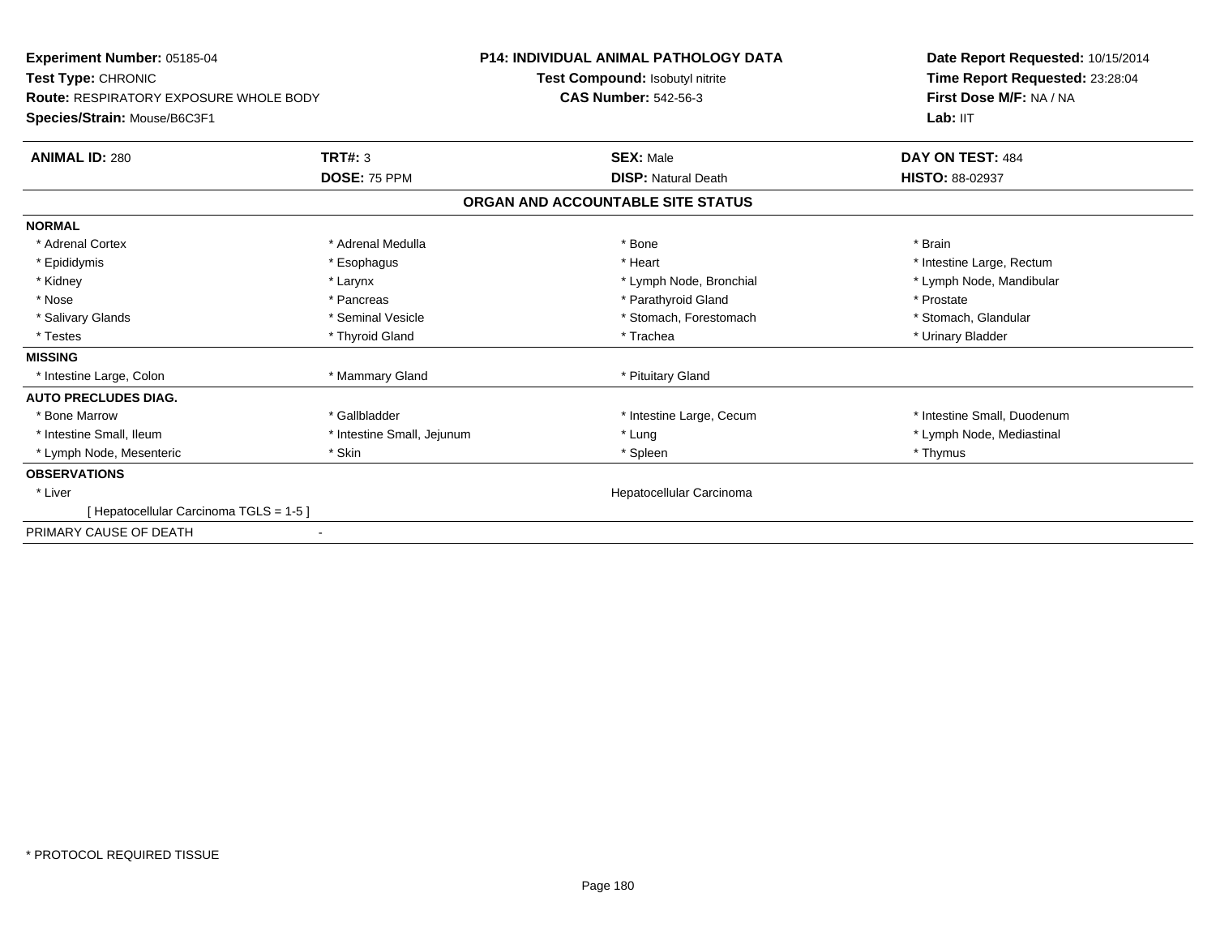**Experiment Number:** 05185-04
**Test Type:** CHRONIC
**Route:** RESPIRATORY EXPOSURE WHOLE BODY
**Species/Strain:** Mouse/B6C3F1

**P14: INDIVIDUAL ANIMAL PATHOLOGY DATA**
**Test Compound:** Isobutyl nitrite
**CAS Number:** 542-56-3

**Date Report Requested:** 10/15/2014
**Time Report Requested:** 23:28:04
**First Dose M/F:** NA / NA
**Lab:** IIT

| **ANIMAL ID:** 280 | **TRT#:** 3 | **SEX:** Male | **DAY ON TEST:** 484 |
|---|---|---|---|
| | **DOSE:** 75 PPM | **DISP:** Natural Death | **HISTO:** 88-02937 |

## ORGAN AND ACCOUNTABLE SITE STATUS

| | | | |
|---|---|---|---|
| **NORMAL** | | | |
| * Adrenal Cortex | * Adrenal Medulla | * Bone | * Brain |
| * Epididymis | * Esophagus | * Heart | * Intestine Large, Rectum |
| * Kidney | * Larynx | * Lymph Node, Bronchial | * Lymph Node, Mandibular |
| * Nose | * Pancreas | * Parathyroid Gland | * Prostate |
| * Salivary Glands | * Seminal Vesicle | * Stomach, Forestomach | * Stomach, Glandular |
| * Testes | * Thyroid Gland | * Trachea | * Urinary Bladder |
| **MISSING** | | | |
| * Intestine Large, Colon | * Mammary Gland | * Pituitary Gland | |
| **AUTO PRECLUDES DIAG.** | | | |
| * Bone Marrow | * Gallbladder | * Intestine Large, Cecum | * Intestine Small, Duodenum |
| * Intestine Small, Ileum | * Intestine Small, Jejunum | * Lung | * Lymph Node, Mediastinal |
| * Lymph Node, Mesenteric | * Skin | * Spleen | * Thymus |
| **OBSERVATIONS** | | | |
| * Liver | | Hepatocellular Carcinoma | |
| [ Hepatocellular Carcinoma TGLS = 1-5 ] | | | |
| PRIMARY CAUSE OF DEATH | - | | |

* PROTOCOL REQUIRED TISSUE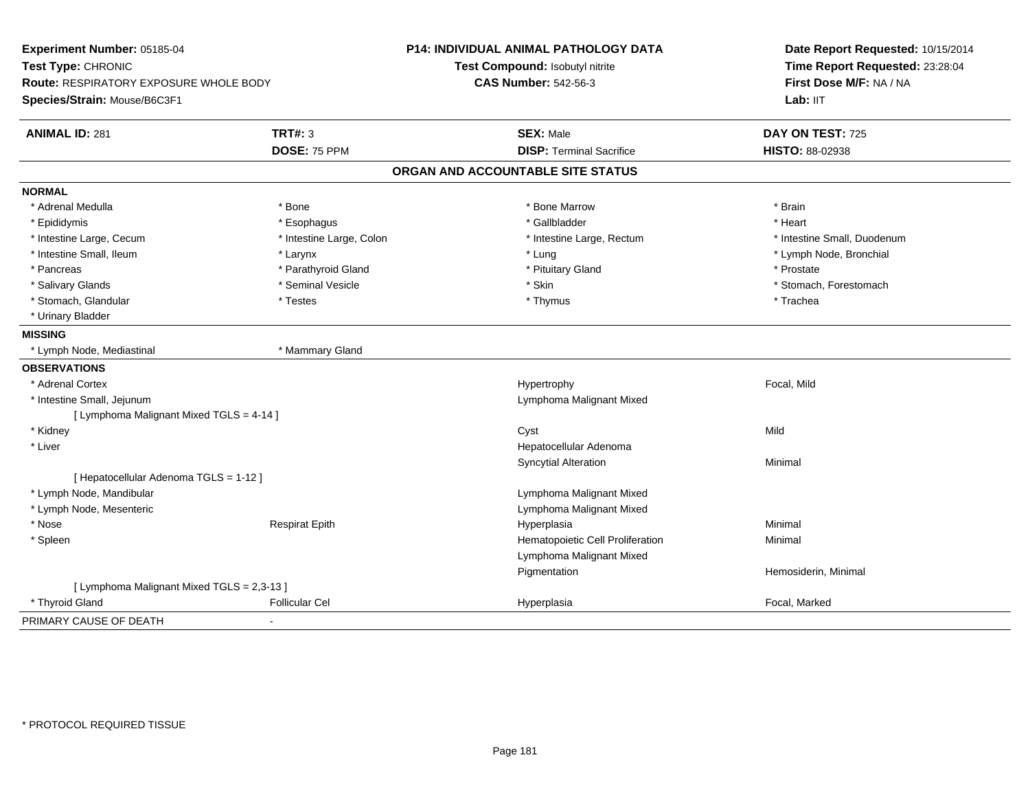**Experiment Number:** 05185-04
**Test Type:** CHRONIC
**Route:** RESPIRATORY EXPOSURE WHOLE BODY
**Species/Strain:** Mouse/B6C3F1

**P14: INDIVIDUAL ANIMAL PATHOLOGY DATA**
**Test Compound:** Isobutyl nitrite
**CAS Number:** 542-56-3

**Date Report Requested:** 10/15/2014
**Time Report Requested:** 23:28:04
**First Dose M/F:** NA / NA
**Lab:** IIT

| **ANIMAL ID:** 281 | **TRT#:** 3 | **SEX:** Male | **DAY ON TEST:** 725 |
|---|---|---|---|
| | **DOSE:** 75 PPM | **DISP:** Terminal Sacrifice | **HISTO:** 88-02938 |

## ORGAN AND ACCOUNTABLE SITE STATUS

**NORMAL**

| | | | |
|---|---|---|---|
| * Adrenal Medulla | * Bone | * Bone Marrow | * Brain |
| * Epididymis | * Esophagus | * Gallbladder | * Heart |
| * Intestine Large, Cecum | * Intestine Large, Colon | * Intestine Large, Rectum | * Intestine Small, Duodenum |
| * Intestine Small, Ileum | * Larynx | * Lung | * Lymph Node, Bronchial |
| * Pancreas | * Parathyroid Gland | * Pituitary Gland | * Prostate |
| * Salivary Glands | * Seminal Vesicle | * Skin | * Stomach, Forestomach |
| * Stomach, Glandular | * Testes | * Thymus | * Trachea |
| * Urinary Bladder | | | |

**MISSING**

| | |
|---|---|
| * Lymph Node, Mediastinal | * Mammary Gland |

**OBSERVATIONS**

| Organ | Site | Observation | Severity |
|---|---|---|---|
| * Adrenal Cortex | | Hypertrophy | Focal, Mild |
| * Intestine Small, Jejunum | | Lymphoma Malignant Mixed | |
| [ Lymphoma Malignant Mixed TGLS = 4-14 ] | | | |
| * Kidney | | Cyst | Mild |
| * Liver | | Hepatocellular Adenoma | |
| | | Syncytial Alteration | Minimal |
| [ Hepatocellular Adenoma TGLS = 1-12 ] | | | |
| * Lymph Node, Mandibular | | Lymphoma Malignant Mixed | |
| * Lymph Node, Mesenteric | | Lymphoma Malignant Mixed | |
| * Nose | Respirat Epith | Hyperplasia | Minimal |
| * Spleen | | Hematopoietic Cell Proliferation | Minimal |
| | | Lymphoma Malignant Mixed | |
| | | Pigmentation | Hemosiderin, Minimal |
| [ Lymphoma Malignant Mixed TGLS = 2,3-13 ] | | | |
| * Thyroid Gland | Follicular Cel | Hyperplasia | Focal, Marked |

PRIMARY CAUSE OF DEATH -

\* PROTOCOL REQUIRED TISSUE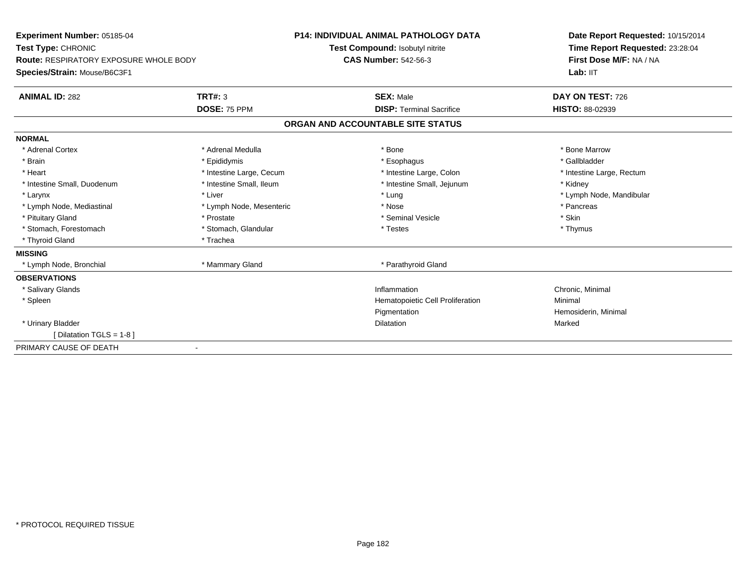**Experiment Number:** 05185-04
**Test Type:** CHRONIC
**Route:** RESPIRATORY EXPOSURE WHOLE BODY
**Species/Strain:** Mouse/B6C3F1

**P14: INDIVIDUAL ANIMAL PATHOLOGY DATA**
**Test Compound:** Isobutyl nitrite
**CAS Number:** 542-56-3

**Date Report Requested:** 10/15/2014
**Time Report Requested:** 23:28:04
**First Dose M/F:** NA / NA
**Lab:** IIT

| **ANIMAL ID:** 282 | **TRT#:** 3 | **SEX:** Male | **DAY ON TEST:** 726 |
|---|---|---|---|
| | **DOSE:** 75 PPM | **DISP:** Terminal Sacrifice | **HISTO:** 88-02939 |

## ORGAN AND ACCOUNTABLE SITE STATUS

**NORMAL**

| | | | |
|---|---|---|---|
| * Adrenal Cortex | * Adrenal Medulla | * Bone | * Bone Marrow |
| * Brain | * Epididymis | * Esophagus | * Gallbladder |
| * Heart | * Intestine Large, Cecum | * Intestine Large, Colon | * Intestine Large, Rectum |
| * Intestine Small, Duodenum | * Intestine Small, Ileum | * Intestine Small, Jejunum | * Kidney |
| * Larynx | * Liver | * Lung | * Lymph Node, Mandibular |
| * Lymph Node, Mediastinal | * Lymph Node, Mesenteric | * Nose | * Pancreas |
| * Pituitary Gland | * Prostate | * Seminal Vesicle | * Skin |
| * Stomach, Forestomach | * Stomach, Glandular | * Testes | * Thymus |
| * Thyroid Gland | * Trachea | | |

**MISSING**

| | | |
|---|---|---|
| * Lymph Node, Bronchial | * Mammary Gland | * Parathyroid Gland |

**OBSERVATIONS**

| | | |
|---|---|---|
| * Salivary Glands | Inflammation | Chronic, Minimal |
| * Spleen | Hematopoietic Cell Proliferation | Minimal |
| | Pigmentation | Hemosiderin, Minimal |
| * Urinary Bladder | Dilatation | Marked |
| [ Dilatation TGLS = 1-8 ] | | |

PRIMARY CAUSE OF DEATH -

\* PROTOCOL REQUIRED TISSUE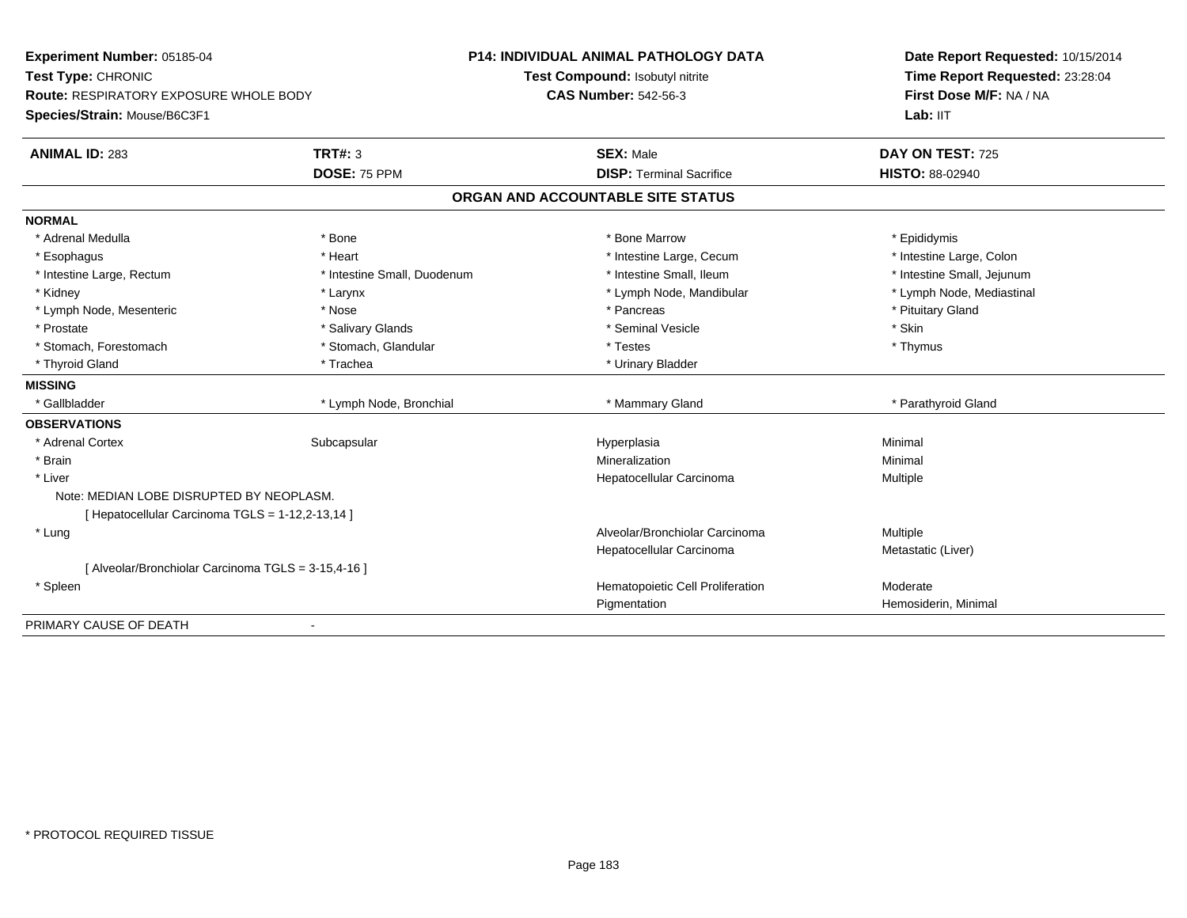**Experiment Number:** 05185-04
**Test Type:** CHRONIC
**Route:** RESPIRATORY EXPOSURE WHOLE BODY
**Species/Strain:** Mouse/B6C3F1

**P14: INDIVIDUAL ANIMAL PATHOLOGY DATA**
**Test Compound:** Isobutyl nitrite
**CAS Number:** 542-56-3

**Date Report Requested:** 10/15/2014
**Time Report Requested:** 23:28:04
**First Dose M/F:** NA / NA
**Lab:** IIT

| **ANIMAL ID:** 283 | **TRT#:** 3 | **SEX:** Male | **DAY ON TEST:** 725 |
|---|---|---|---|
| | **DOSE:** 75 PPM | **DISP:** Terminal Sacrifice | **HISTO:** 88-02940 |

## ORGAN AND ACCOUNTABLE SITE STATUS

**NORMAL**

| | | | |
|---|---|---|---|
| * Adrenal Medulla | * Bone | * Bone Marrow | * Epididymis |
| * Esophagus | * Heart | * Intestine Large, Cecum | * Intestine Large, Colon |
| * Intestine Large, Rectum | * Intestine Small, Duodenum | * Intestine Small, Ileum | * Intestine Small, Jejunum |
| * Kidney | * Larynx | * Lymph Node, Mandibular | * Lymph Node, Mediastinal |
| * Lymph Node, Mesenteric | * Nose | * Pancreas | * Pituitary Gland |
| * Prostate | * Salivary Glands | * Seminal Vesicle | * Skin |
| * Stomach, Forestomach | * Stomach, Glandular | * Testes | * Thymus |
| * Thyroid Gland | * Trachea | * Urinary Bladder | |

**MISSING**

| | | | |
|---|---|---|---|
| * Gallbladder | * Lymph Node, Bronchial | * Mammary Gland | * Parathyroid Gland |

**OBSERVATIONS**

| | | | |
|---|---|---|---|
| * Adrenal Cortex | Subcapsular | Hyperplasia | Minimal |
| * Brain | | Mineralization | Minimal |
| * Liver | | Hepatocellular Carcinoma | Multiple |
| Note: MEDIAN LOBE DISRUPTED BY NEOPLASM. | | | |
| [ Hepatocellular Carcinoma TGLS = 1-12,2-13,14 ] | | | |
| * Lung | | Alveolar/Bronchiolar Carcinoma | Multiple |
| | | Hepatocellular Carcinoma | Metastatic (Liver) |
| [ Alveolar/Bronchiolar Carcinoma TGLS = 3-15,4-16 ] | | | |
| * Spleen | | Hematopoietic Cell Proliferation | Moderate |
| | | Pigmentation | Hemosiderin, Minimal |

PRIMARY CAUSE OF DEATH -

* PROTOCOL REQUIRED TISSUE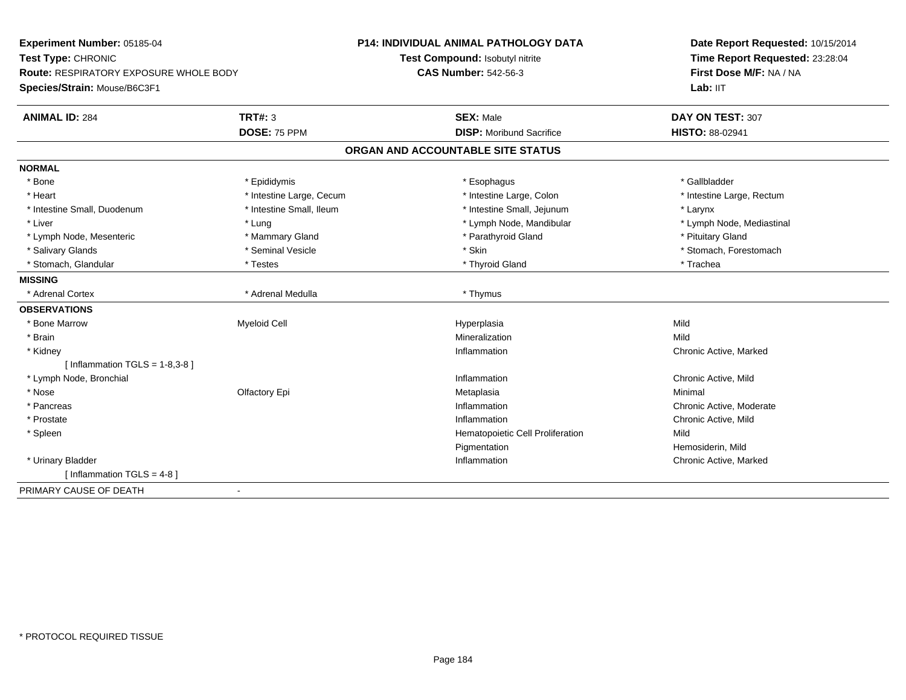**Experiment Number:** 05185-04
**Test Type:** CHRONIC
**Route:** RESPIRATORY EXPOSURE WHOLE BODY
**Species/Strain:** Mouse/B6C3F1

**P14: INDIVIDUAL ANIMAL PATHOLOGY DATA**
**Test Compound:** Isobutyl nitrite
**CAS Number:** 542-56-3

**Date Report Requested:** 10/15/2014
**Time Report Requested:** 23:28:04
**First Dose M/F:** NA / NA
**Lab:** IIT

| **ANIMAL ID:** 284 | **TRT#:** 3 | **SEX:** Male | **DAY ON TEST:** 307 |
|---|---|---|---|
| | **DOSE:** 75 PPM | **DISP:** Moribund Sacrifice | **HISTO:** 88-02941 |

## ORGAN AND ACCOUNTABLE SITE STATUS

**NORMAL**

| | | | |
|---|---|---|---|
| * Bone | * Epididymis | * Esophagus | * Gallbladder |
| * Heart | * Intestine Large, Cecum | * Intestine Large, Colon | * Intestine Large, Rectum |
| * Intestine Small, Duodenum | * Intestine Small, Ileum | * Intestine Small, Jejunum | * Larynx |
| * Liver | * Lung | * Lymph Node, Mandibular | * Lymph Node, Mediastinal |
| * Lymph Node, Mesenteric | * Mammary Gland | * Parathyroid Gland | * Pituitary Gland |
| * Salivary Glands | * Seminal Vesicle | * Skin | * Stomach, Forestomach |
| * Stomach, Glandular | * Testes | * Thyroid Gland | * Trachea |

**MISSING**

| | | |
|---|---|---|
| * Adrenal Cortex | * Adrenal Medulla | * Thymus |

**OBSERVATIONS**

| | | | |
|---|---|---|---|
| * Bone Marrow | Myeloid Cell | Hyperplasia | Mild |
| * Brain | | Mineralization | Mild |
| * Kidney | | Inflammation | Chronic Active, Marked |
| [ Inflammation TGLS = 1-8,3-8 ] | | | |
| * Lymph Node, Bronchial | | Inflammation | Chronic Active, Mild |
| * Nose | Olfactory Epi | Metaplasia | Minimal |
| * Pancreas | | Inflammation | Chronic Active, Moderate |
| * Prostate | | Inflammation | Chronic Active, Mild |
| * Spleen | | Hematopoietic Cell Proliferation | Mild |
| | | Pigmentation | Hemosiderin, Mild |
| * Urinary Bladder | | Inflammation | Chronic Active, Marked |
| [ Inflammation TGLS = 4-8 ] | | | |

PRIMARY CAUSE OF DEATH -

* PROTOCOL REQUIRED TISSUE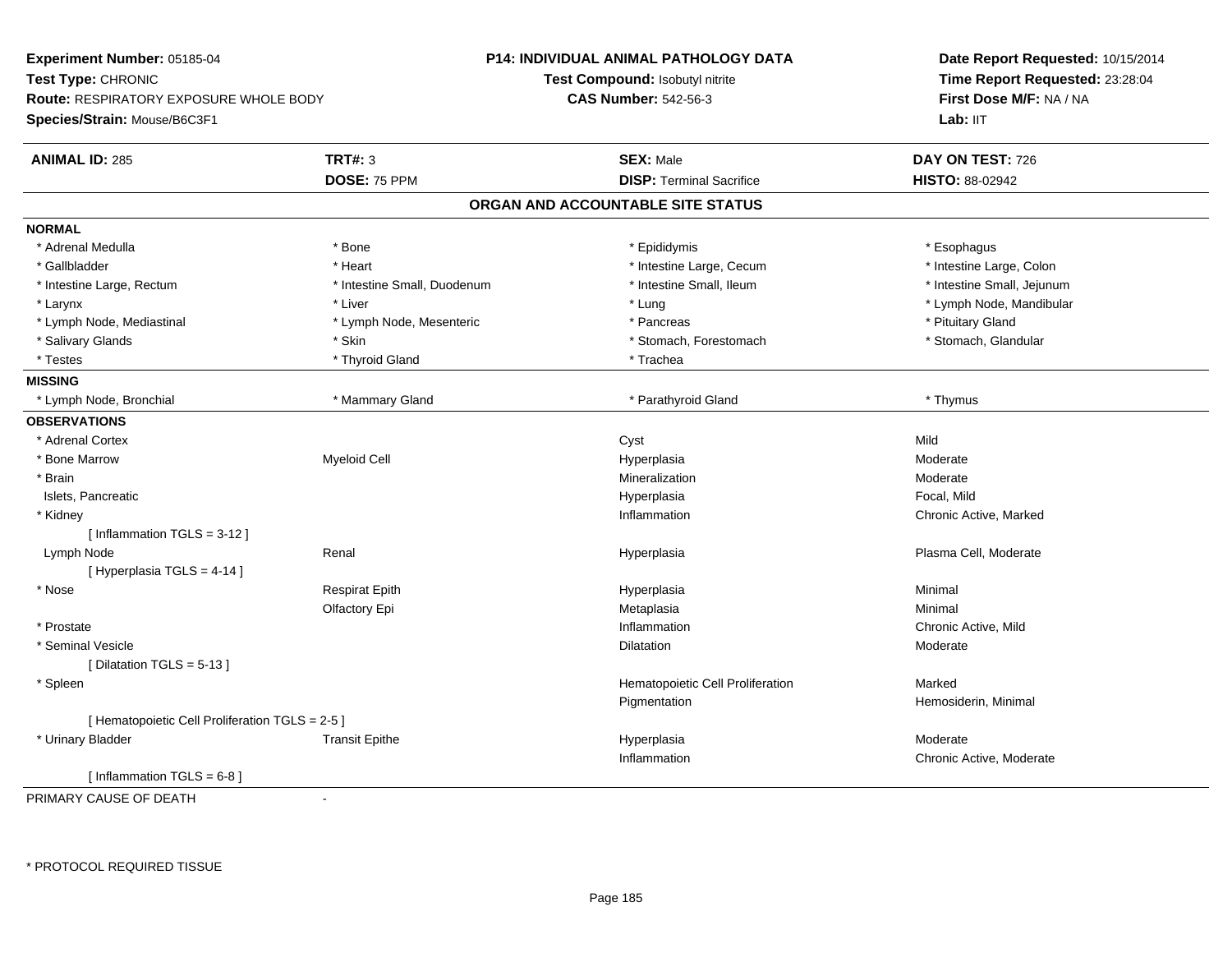**Experiment Number:** 05185-04
**Test Type:** CHRONIC
**Route:** RESPIRATORY EXPOSURE WHOLE BODY
**Species/Strain:** Mouse/B6C3F1

**P14: INDIVIDUAL ANIMAL PATHOLOGY DATA**
**Test Compound:** Isobutyl nitrite
**CAS Number:** 542-56-3

**Date Report Requested:** 10/15/2014
**Time Report Requested:** 23:28:04
**First Dose M/F:** NA / NA
**Lab:** IIT

| **ANIMAL ID:** 285 | **TRT#:** 3 | **SEX:** Male | **DAY ON TEST:** 726 |
|---|---|---|---|
| | **DOSE:** 75 PPM | **DISP:** Terminal Sacrifice | **HISTO:** 88-02942 |

## ORGAN AND ACCOUNTABLE SITE STATUS

**NORMAL**

| | | | |
|---|---|---|---|
| * Adrenal Medulla | * Bone | * Epididymis | * Esophagus |
| * Gallbladder | * Heart | * Intestine Large, Cecum | * Intestine Large, Colon |
| * Intestine Large, Rectum | * Intestine Small, Duodenum | * Intestine Small, Ileum | * Intestine Small, Jejunum |
| * Larynx | * Liver | * Lung | * Lymph Node, Mandibular |
| * Lymph Node, Mediastinal | * Lymph Node, Mesenteric | * Pancreas | * Pituitary Gland |
| * Salivary Glands | * Skin | * Stomach, Forestomach | * Stomach, Glandular |
| * Testes | * Thyroid Gland | * Trachea | |

**MISSING**

| | | | |
|---|---|---|---|
| * Lymph Node, Bronchial | * Mammary Gland | * Parathyroid Gland | * Thymus |

**OBSERVATIONS**

| | | | |
|---|---|---|---|
| * Adrenal Cortex | | Cyst | Mild |
| * Bone Marrow | Myeloid Cell | Hyperplasia | Moderate |
| * Brain | | Mineralization | Moderate |
| Islets, Pancreatic | | Hyperplasia | Focal, Mild |
| * Kidney | | Inflammation | Chronic Active, Marked |
| [ Inflammation TGLS = 3-12 ] | | | |
| Lymph Node | Renal | Hyperplasia | Plasma Cell, Moderate |
| [ Hyperplasia TGLS = 4-14 ] | | | |
| * Nose | Respirat Epith | Hyperplasia | Minimal |
| | Olfactory Epi | Metaplasia | Minimal |
| * Prostate | | Inflammation | Chronic Active, Mild |
| * Seminal Vesicle | | Dilatation | Moderate |
| [ Dilatation TGLS = 5-13 ] | | | |
| * Spleen | | Hematopoietic Cell Proliferation | Marked |
| | | Pigmentation | Hemosiderin, Minimal |
| [ Hematopoietic Cell Proliferation TGLS = 2-5 ] | | | |
| * Urinary Bladder | Transit Epithe | Hyperplasia | Moderate |
| | | Inflammation | Chronic Active, Moderate |
| [ Inflammation TGLS = 6-8 ] | | | |

PRIMARY CAUSE OF DEATH -

\* PROTOCOL REQUIRED TISSUE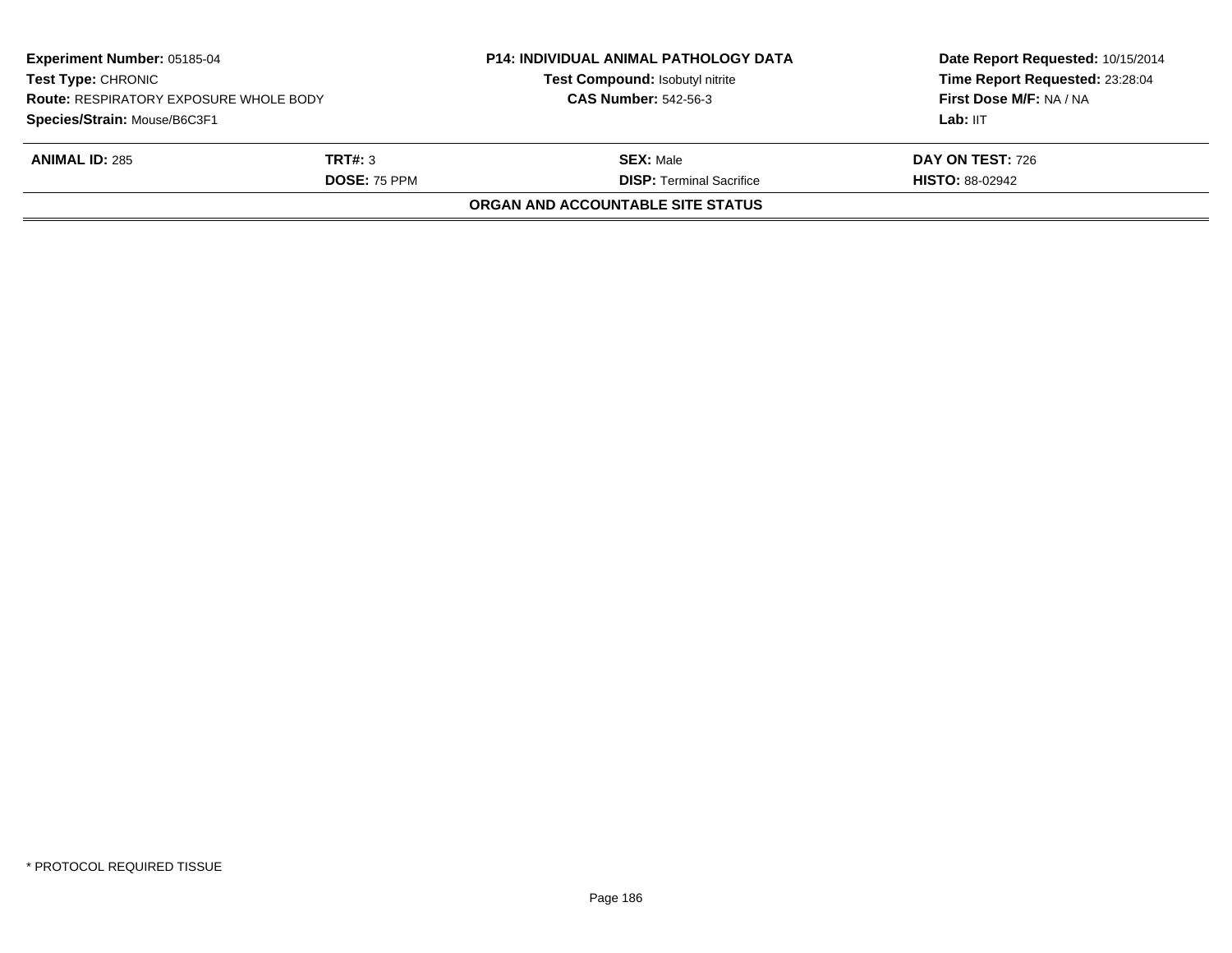**Experiment Number:** 05185-04
**Test Type:** CHRONIC
**Route:** RESPIRATORY EXPOSURE WHOLE BODY
**Species/Strain:** Mouse/B6C3F1

**P14: INDIVIDUAL ANIMAL PATHOLOGY DATA**
**Test Compound:** Isobutyl nitrite
**CAS Number:** 542-56-3

**Date Report Requested:** 10/15/2014
**Time Report Requested:** 23:28:04
**First Dose M/F:** NA / NA
**Lab:** IIT

| **ANIMAL ID:** 285 | **TRT#:** 3 | **SEX:** Male | **DAY ON TEST:** 726 |
|---|---|---|---|
| | **DOSE:** 75 PPM | **DISP:** Terminal Sacrifice | **HISTO:** 88-02942 |

**ORGAN AND ACCOUNTABLE SITE STATUS**

* PROTOCOL REQUIRED TISSUE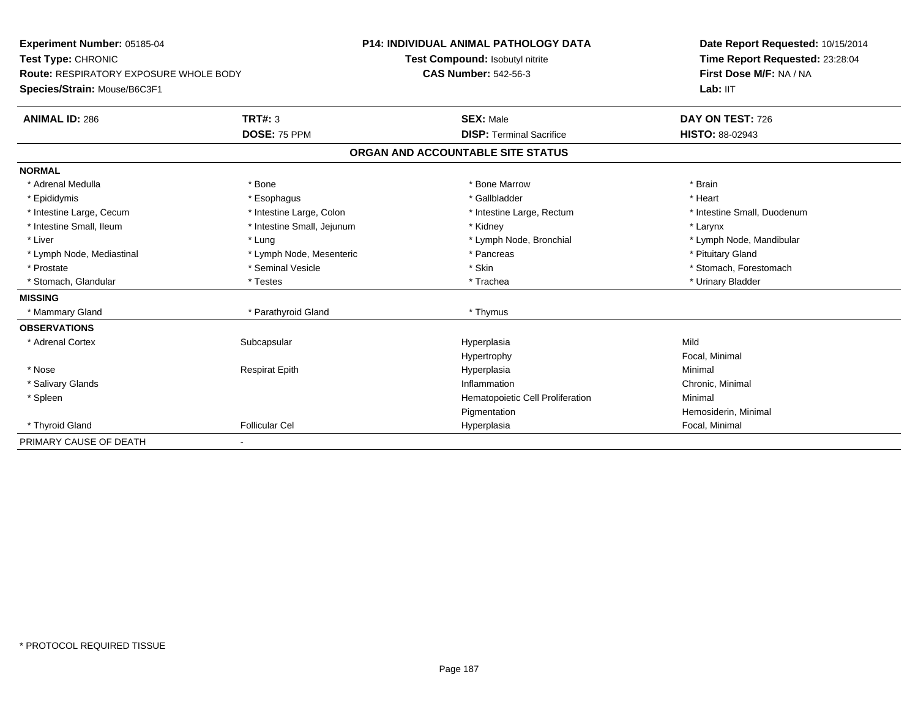**Experiment Number:** 05185-04
**Test Type:** CHRONIC
**Route:** RESPIRATORY EXPOSURE WHOLE BODY
**Species/Strain:** Mouse/B6C3F1

**P14: INDIVIDUAL ANIMAL PATHOLOGY DATA**
**Test Compound:** Isobutyl nitrite
**CAS Number:** 542-56-3

**Date Report Requested:** 10/15/2014
**Time Report Requested:** 23:28:04
**First Dose M/F:** NA / NA
**Lab:** IIT

| **ANIMAL ID:** 286 | **TRT#:** 3 | **SEX:** Male | **DAY ON TEST:** 726 |
|---|---|---|---|
| | **DOSE:** 75 PPM | **DISP:** Terminal Sacrifice | **HISTO:** 88-02943 |

## ORGAN AND ACCOUNTABLE SITE STATUS

| | | | |
|---|---|---|---|
| **NORMAL** | | | |
| * Adrenal Medulla | * Bone | * Bone Marrow | * Brain |
| * Epididymis | * Esophagus | * Gallbladder | * Heart |
| * Intestine Large, Cecum | * Intestine Large, Colon | * Intestine Large, Rectum | * Intestine Small, Duodenum |
| * Intestine Small, Ileum | * Intestine Small, Jejunum | * Kidney | * Larynx |
| * Liver | * Lung | * Lymph Node, Bronchial | * Lymph Node, Mandibular |
| * Lymph Node, Mediastinal | * Lymph Node, Mesenteric | * Pancreas | * Pituitary Gland |
| * Prostate | * Seminal Vesicle | * Skin | * Stomach, Forestomach |
| * Stomach, Glandular | * Testes | * Trachea | * Urinary Bladder |
| **MISSING** | | | |
| * Mammary Gland | * Parathyroid Gland | * Thymus | |
| **OBSERVATIONS** | | | |
| * Adrenal Cortex | Subcapsular | Hyperplasia | Mild |
| | | Hypertrophy | Focal, Minimal |
| * Nose | Respirat Epith | Hyperplasia | Minimal |
| * Salivary Glands | | Inflammation | Chronic, Minimal |
| * Spleen | | Hematopoietic Cell Proliferation | Minimal |
| | | Pigmentation | Hemosiderin, Minimal |
| * Thyroid Gland | Follicular Cel | Hyperplasia | Focal, Minimal |
| PRIMARY CAUSE OF DEATH | - | | |

* PROTOCOL REQUIRED TISSUE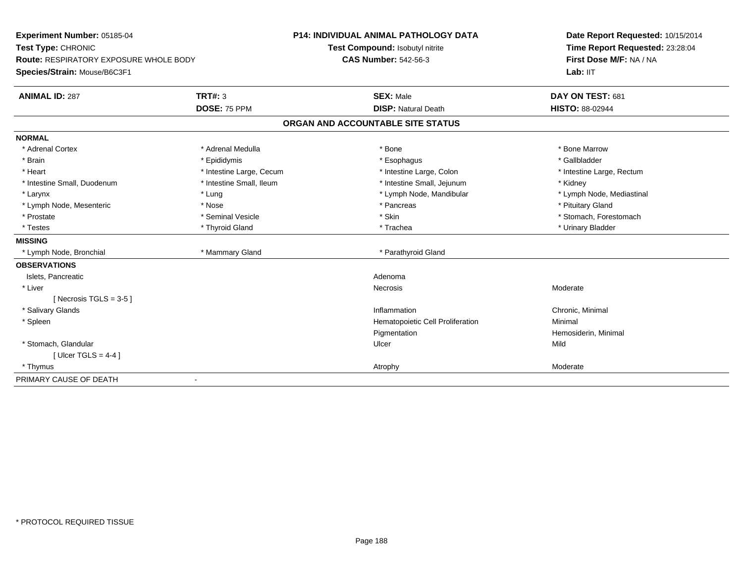**Experiment Number:** 05185-04
**Test Type:** CHRONIC
**Route:** RESPIRATORY EXPOSURE WHOLE BODY
**Species/Strain:** Mouse/B6C3F1

**P14: INDIVIDUAL ANIMAL PATHOLOGY DATA**
**Test Compound:** Isobutyl nitrite
**CAS Number:** 542-56-3

**Date Report Requested:** 10/15/2014
**Time Report Requested:** 23:28:04
**First Dose M/F:** NA / NA
**Lab:** IIT

| **ANIMAL ID:** 287 | **TRT#:** 3 | **SEX:** Male | **DAY ON TEST:** 681 |
|---|---|---|---|
| | **DOSE:** 75 PPM | **DISP:** Natural Death | **HISTO:** 88-02944 |

## ORGAN AND ACCOUNTABLE SITE STATUS

| | | | |
|---|---|---|---|
| **NORMAL** | | | |
| * Adrenal Cortex | * Adrenal Medulla | * Bone | * Bone Marrow |
| * Brain | * Epididymis | * Esophagus | * Gallbladder |
| * Heart | * Intestine Large, Cecum | * Intestine Large, Colon | * Intestine Large, Rectum |
| * Intestine Small, Duodenum | * Intestine Small, Ileum | * Intestine Small, Jejunum | * Kidney |
| * Larynx | * Lung | * Lymph Node, Mandibular | * Lymph Node, Mediastinal |
| * Lymph Node, Mesenteric | * Nose | * Pancreas | * Pituitary Gland |
| * Prostate | * Seminal Vesicle | * Skin | * Stomach, Forestomach |
| * Testes | * Thyroid Gland | * Trachea | * Urinary Bladder |
| **MISSING** | | | |
| * Lymph Node, Bronchial | * Mammary Gland | * Parathyroid Gland | |
| **OBSERVATIONS** | | | |
| Islets, Pancreatic | | Adenoma | |
| * Liver | | Necrosis | Moderate |
| [ Necrosis TGLS = 3-5 ] | | | |
| * Salivary Glands | | Inflammation | Chronic, Minimal |
| * Spleen | | Hematopoietic Cell Proliferation | Minimal |
| | | Pigmentation | Hemosiderin, Minimal |
| * Stomach, Glandular | | Ulcer | Mild |
| [ Ulcer TGLS = 4-4 ] | | | |
| * Thymus | | Atrophy | Moderate |
| PRIMARY CAUSE OF DEATH | - | | |

* PROTOCOL REQUIRED TISSUE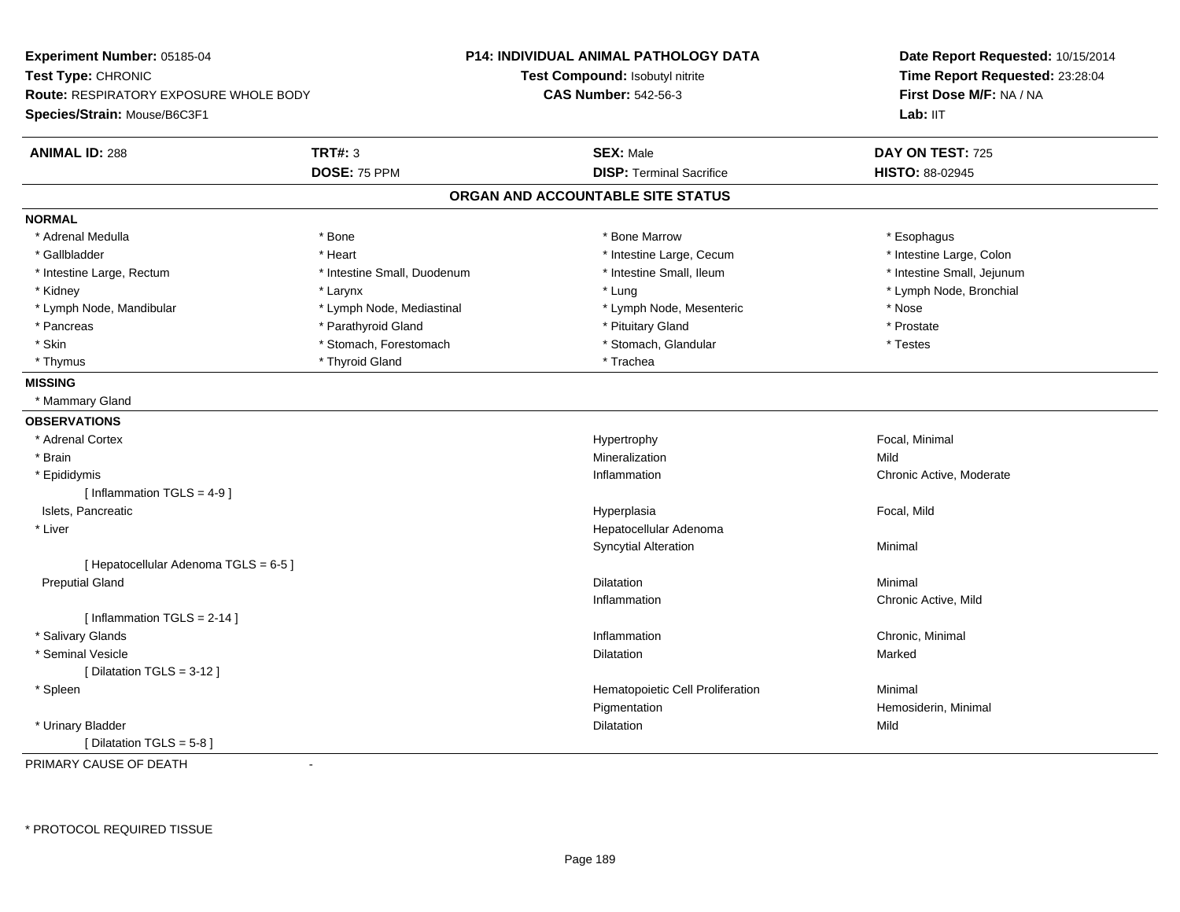**Experiment Number:** 05185-04
**Test Type:** CHRONIC
**Route:** RESPIRATORY EXPOSURE WHOLE BODY
**Species/Strain:** Mouse/B6C3F1

**P14: INDIVIDUAL ANIMAL PATHOLOGY DATA**
**Test Compound:** Isobutyl nitrite
**CAS Number:** 542-56-3

**Date Report Requested:** 10/15/2014
**Time Report Requested:** 23:28:04
**First Dose M/F:** NA / NA
**Lab:** IIT

| **ANIMAL ID:** 288 | **TRT#:** 3 | **SEX:** Male | **DAY ON TEST:** 725 |
|---|---|---|---|
| | **DOSE:** 75 PPM | **DISP:** Terminal Sacrifice | **HISTO:** 88-02945 |

## ORGAN AND ACCOUNTABLE SITE STATUS

**NORMAL**

| | | | |
|---|---|---|---|
| * Adrenal Medulla | * Bone | * Bone Marrow | * Esophagus |
| * Gallbladder | * Heart | * Intestine Large, Cecum | * Intestine Large, Colon |
| * Intestine Large, Rectum | * Intestine Small, Duodenum | * Intestine Small, Ileum | * Intestine Small, Jejunum |
| * Kidney | * Larynx | * Lung | * Lymph Node, Bronchial |
| * Lymph Node, Mandibular | * Lymph Node, Mediastinal | * Lymph Node, Mesenteric | * Nose |
| * Pancreas | * Parathyroid Gland | * Pituitary Gland | * Prostate |
| * Skin | * Stomach, Forestomach | * Stomach, Glandular | * Testes |
| * Thymus | * Thyroid Gland | * Trachea | |

**MISSING**

* Mammary Gland

**OBSERVATIONS**

| Organ | Observation | Severity |
|---|---|---|
| * Adrenal Cortex | Hypertrophy | Focal, Minimal |
| * Brain | Mineralization | Mild |
| * Epididymis | Inflammation | Chronic Active, Moderate |
| [ Inflammation TGLS = 4-9 ] | | |
| Islets, Pancreatic | Hyperplasia | Focal, Mild |
| * Liver | Hepatocellular Adenoma | |
| | Syncytial Alteration | Minimal |
| [ Hepatocellular Adenoma TGLS = 6-5 ] | | |
| Preputial Gland | Dilatation | Minimal |
| | Inflammation | Chronic Active, Mild |
| [ Inflammation TGLS = 2-14 ] | | |
| * Salivary Glands | Inflammation | Chronic, Minimal |
| * Seminal Vesicle | Dilatation | Marked |
| [ Dilatation TGLS = 3-12 ] | | |
| * Spleen | Hematopoietic Cell Proliferation | Minimal |
| | Pigmentation | Hemosiderin, Minimal |
| * Urinary Bladder | Dilatation | Mild |
| [ Dilatation TGLS = 5-8 ] | | |

PRIMARY CAUSE OF DEATH -

* PROTOCOL REQUIRED TISSUE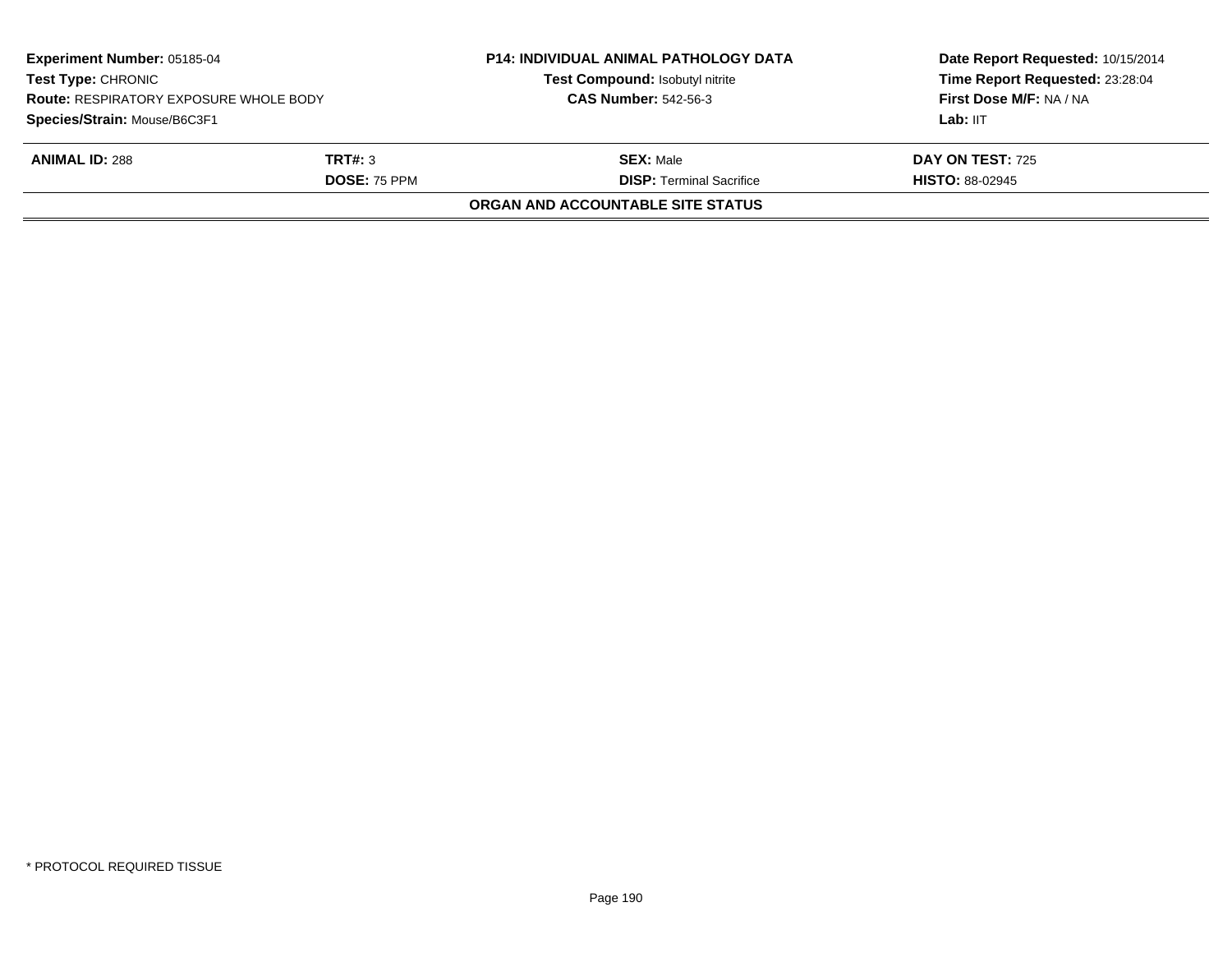| **Experiment Number:** 05185-04 | **P14: INDIVIDUAL ANIMAL PATHOLOGY DATA** | **Date Report Requested:** 10/15/2014 |
|---|---|---|
| **Test Type:** CHRONIC | **Test Compound:** Isobutyl nitrite | **Time Report Requested:** 23:28:04 |
| **Route:** RESPIRATORY EXPOSURE WHOLE BODY | **CAS Number:** 542-56-3 | **First Dose M/F:** NA / NA |
| **Species/Strain:** Mouse/B6C3F1 | | **Lab:** IIT |

| **ANIMAL ID:** 288 | **TRT#:** 3 | **SEX:** Male | **DAY ON TEST:** 725 |
|---|---|---|---|
| | **DOSE:** 75 PPM | **DISP:** Terminal Sacrifice | **HISTO:** 88-02945 |

**ORGAN AND ACCOUNTABLE SITE STATUS**

* PROTOCOL REQUIRED TISSUE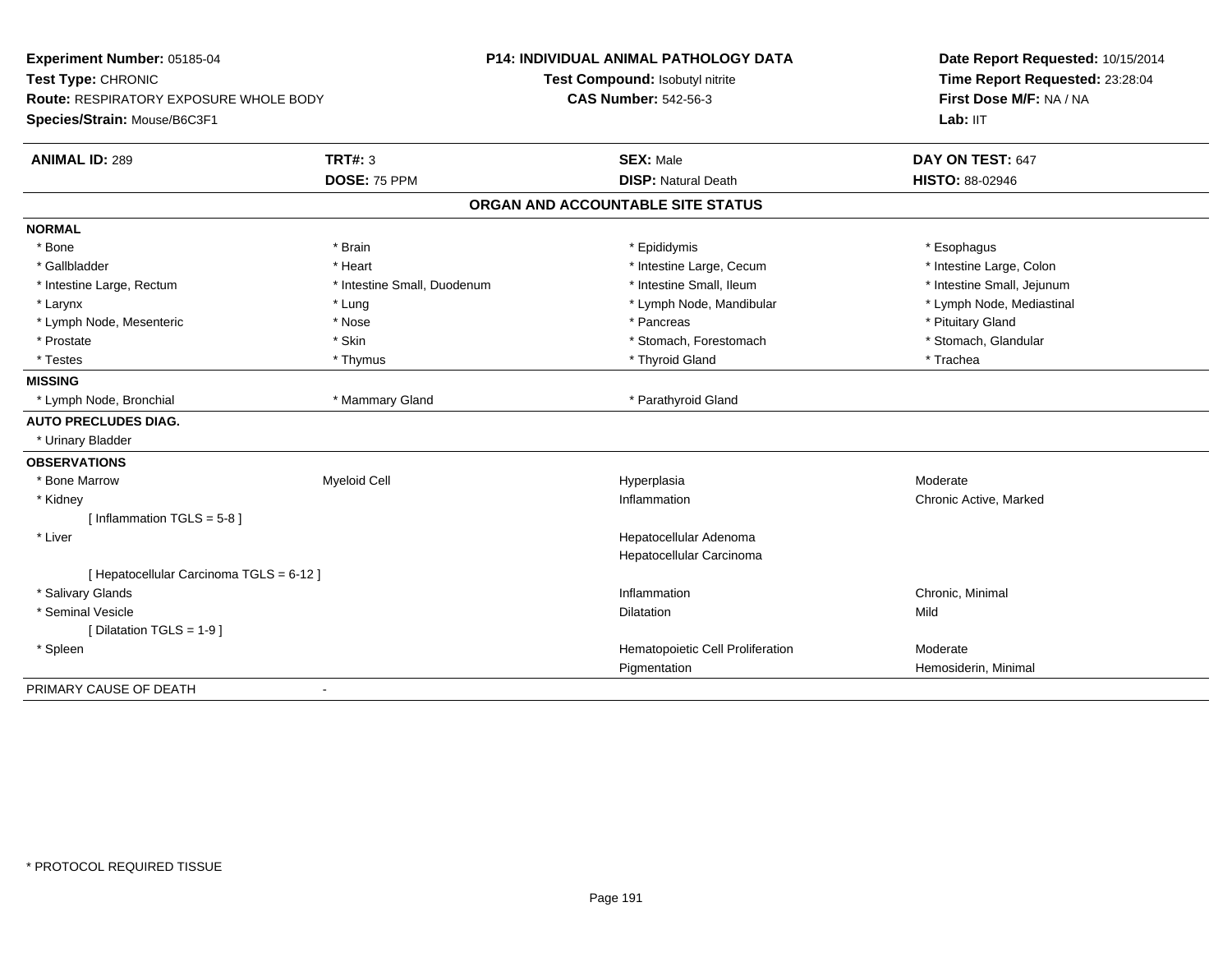**Experiment Number:** 05185-04
**Test Type:** CHRONIC
**Route:** RESPIRATORY EXPOSURE WHOLE BODY
**Species/Strain:** Mouse/B6C3F1

**P14: INDIVIDUAL ANIMAL PATHOLOGY DATA**
**Test Compound:** Isobutyl nitrite
**CAS Number:** 542-56-3

**Date Report Requested:** 10/15/2014
**Time Report Requested:** 23:28:04
**First Dose M/F:** NA / NA
**Lab:** IIT

| **ANIMAL ID:** 289 | **TRT#:** 3 | **SEX:** Male | **DAY ON TEST:** 647 |
|---|---|---|---|
| | **DOSE:** 75 PPM | **DISP:** Natural Death | **HISTO:** 88-02946 |

**ORGAN AND ACCOUNTABLE SITE STATUS**

| | | | |
|---|---|---|---|
| **NORMAL** | | | |
| * Bone | * Brain | * Epididymis | * Esophagus |
| * Gallbladder | * Heart | * Intestine Large, Cecum | * Intestine Large, Colon |
| * Intestine Large, Rectum | * Intestine Small, Duodenum | * Intestine Small, Ileum | * Intestine Small, Jejunum |
| * Larynx | * Lung | * Lymph Node, Mandibular | * Lymph Node, Mediastinal |
| * Lymph Node, Mesenteric | * Nose | * Pancreas | * Pituitary Gland |
| * Prostate | * Skin | * Stomach, Forestomach | * Stomach, Glandular |
| * Testes | * Thymus | * Thyroid Gland | * Trachea |
| **MISSING** | | | |
| * Lymph Node, Bronchial | * Mammary Gland | * Parathyroid Gland | |
| **AUTO PRECLUDES DIAG.** | | | |
| * Urinary Bladder | | | |
| **OBSERVATIONS** | | | |
| * Bone Marrow | Myeloid Cell | Hyperplasia | Moderate |
| * Kidney | | Inflammation | Chronic Active, Marked |
| [ Inflammation TGLS = 5-8 ] | | | |
| * Liver | | Hepatocellular Adenoma | |
| | | Hepatocellular Carcinoma | |
| [ Hepatocellular Carcinoma TGLS = 6-12 ] | | | |
| * Salivary Glands | | Inflammation | Chronic, Minimal |
| * Seminal Vesicle | | Dilatation | Mild |
| [ Dilatation TGLS = 1-9 ] | | | |
| * Spleen | | Hematopoietic Cell Proliferation | Moderate |
| | | Pigmentation | Hemosiderin, Minimal |
| PRIMARY CAUSE OF DEATH | - | | |

* PROTOCOL REQUIRED TISSUE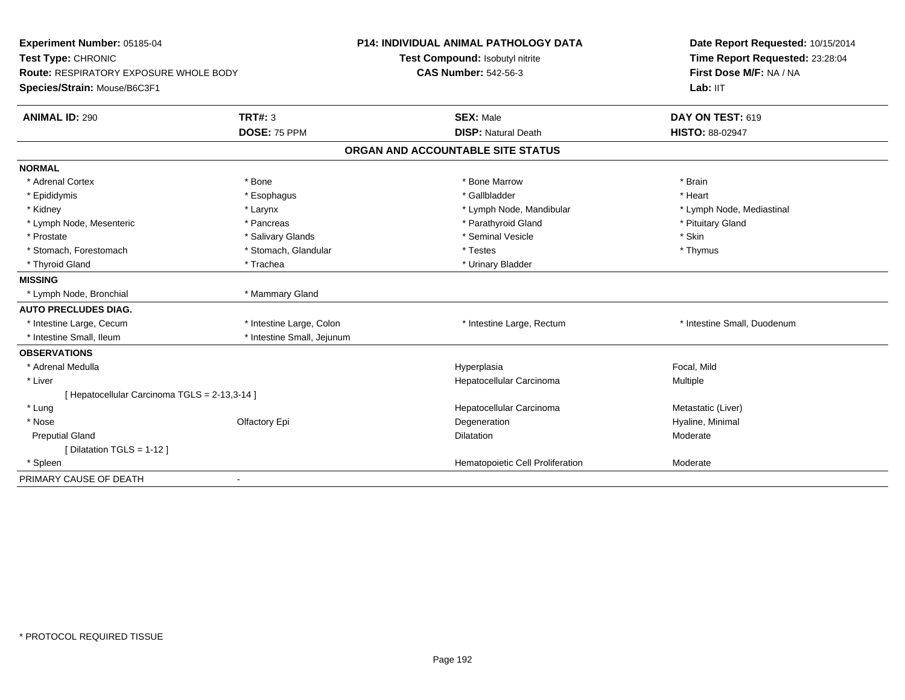**Experiment Number:** 05185-04
**Test Type:** CHRONIC
**Route:** RESPIRATORY EXPOSURE WHOLE BODY
**Species/Strain:** Mouse/B6C3F1

**P14: INDIVIDUAL ANIMAL PATHOLOGY DATA**
**Test Compound:** Isobutyl nitrite
**CAS Number:** 542-56-3

**Date Report Requested:** 10/15/2014
**Time Report Requested:** 23:28:04
**First Dose M/F:** NA / NA
**Lab:** IIT

| **ANIMAL ID:** 290 | **TRT#:** 3 | **SEX:** Male | **DAY ON TEST:** 619 |
|---|---|---|---|
| | **DOSE:** 75 PPM | **DISP:** Natural Death | **HISTO:** 88-02947 |

## ORGAN AND ACCOUNTABLE SITE STATUS

| | | | |
|---|---|---|---|
| **NORMAL** | | | |
| * Adrenal Cortex | * Bone | * Bone Marrow | * Brain |
| * Epididymis | * Esophagus | * Gallbladder | * Heart |
| * Kidney | * Larynx | * Lymph Node, Mandibular | * Lymph Node, Mediastinal |
| * Lymph Node, Mesenteric | * Pancreas | * Parathyroid Gland | * Pituitary Gland |
| * Prostate | * Salivary Glands | * Seminal Vesicle | * Skin |
| * Stomach, Forestomach | * Stomach, Glandular | * Testes | * Thymus |
| * Thyroid Gland | * Trachea | * Urinary Bladder | |
| **MISSING** | | | |
| * Lymph Node, Bronchial | * Mammary Gland | | |
| **AUTO PRECLUDES DIAG.** | | | |
| * Intestine Large, Cecum | * Intestine Large, Colon | * Intestine Large, Rectum | * Intestine Small, Duodenum |
| * Intestine Small, Ileum | * Intestine Small, Jejunum | | |
| **OBSERVATIONS** | | | |
| * Adrenal Medulla | | Hyperplasia | Focal, Mild |
| * Liver | | Hepatocellular Carcinoma | Multiple |
| [ Hepatocellular Carcinoma TGLS = 2-13,3-14 ] | | | |
| * Lung | | Hepatocellular Carcinoma | Metastatic (Liver) |
| * Nose | Olfactory Epi | Degeneration | Hyaline, Minimal |
| Preputial Gland | | Dilatation | Moderate |
| [ Dilatation TGLS = 1-12 ] | | | |
| * Spleen | | Hematopoietic Cell Proliferation | Moderate |
| PRIMARY CAUSE OF DEATH | - | | |

* PROTOCOL REQUIRED TISSUE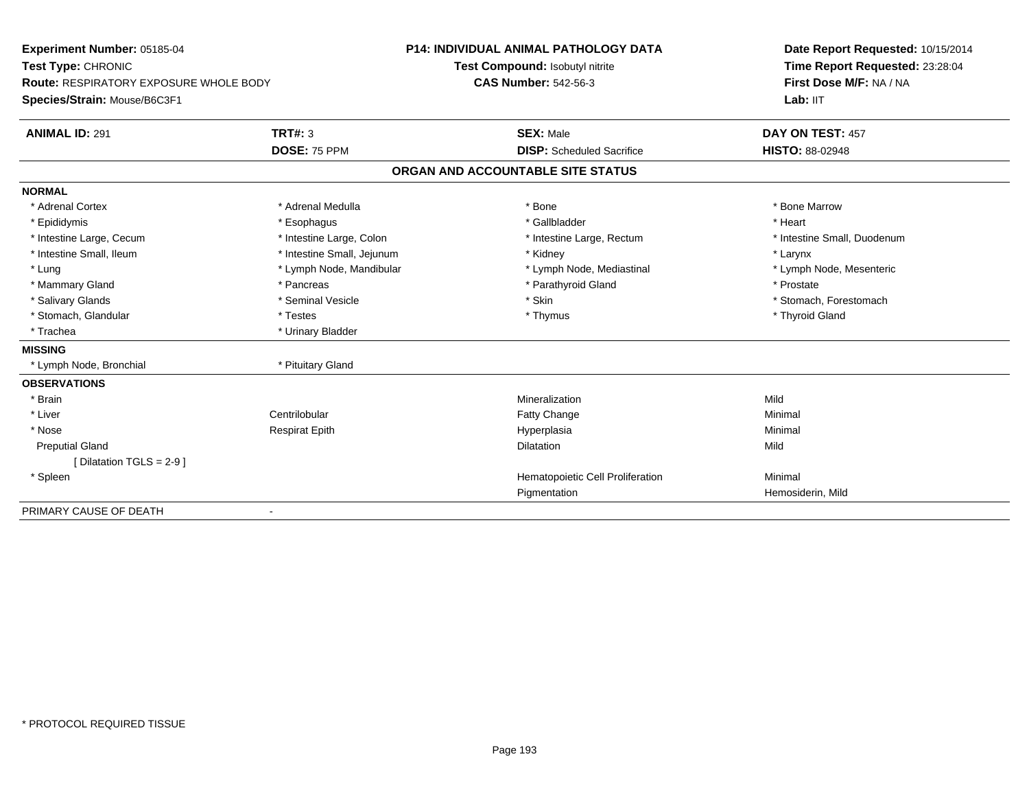**Experiment Number:** 05185-04
**Test Type:** CHRONIC
**Route:** RESPIRATORY EXPOSURE WHOLE BODY
**Species/Strain:** Mouse/B6C3F1

**P14: INDIVIDUAL ANIMAL PATHOLOGY DATA**
**Test Compound:** Isobutyl nitrite
**CAS Number:** 542-56-3

**Date Report Requested:** 10/15/2014
**Time Report Requested:** 23:28:04
**First Dose M/F:** NA / NA
**Lab:** IIT

| **ANIMAL ID:** 291 | **TRT#:** 3 | **SEX:** Male | **DAY ON TEST:** 457 |
|---|---|---|---|
| | **DOSE:** 75 PPM | **DISP:** Scheduled Sacrifice | **HISTO:** 88-02948 |

## ORGAN AND ACCOUNTABLE SITE STATUS

**NORMAL**

| | | | |
|---|---|---|---|
| * Adrenal Cortex | * Adrenal Medulla | * Bone | * Bone Marrow |
| * Epididymis | * Esophagus | * Gallbladder | * Heart |
| * Intestine Large, Cecum | * Intestine Large, Colon | * Intestine Large, Rectum | * Intestine Small, Duodenum |
| * Intestine Small, Ileum | * Intestine Small, Jejunum | * Kidney | * Larynx |
| * Lung | * Lymph Node, Mandibular | * Lymph Node, Mediastinal | * Lymph Node, Mesenteric |
| * Mammary Gland | * Pancreas | * Parathyroid Gland | * Prostate |
| * Salivary Glands | * Seminal Vesicle | * Skin | * Stomach, Forestomach |
| * Stomach, Glandular | * Testes | * Thymus | * Thyroid Gland |
| * Trachea | * Urinary Bladder | | |

**MISSING**

| | |
|---|---|
| * Lymph Node, Bronchial | * Pituitary Gland |

**OBSERVATIONS**

| | | | |
|---|---|---|---|
| * Brain | | Mineralization | Mild |
| * Liver | Centrilobular | Fatty Change | Minimal |
| * Nose | Respirat Epith | Hyperplasia | Minimal |
| Preputial Gland | | Dilatation | Mild |
| [ Dilatation TGLS = 2-9 ] | | | |
| * Spleen | | Hematopoietic Cell Proliferation | Minimal |
| | | Pigmentation | Hemosiderin, Mild |

PRIMARY CAUSE OF DEATH -

* PROTOCOL REQUIRED TISSUE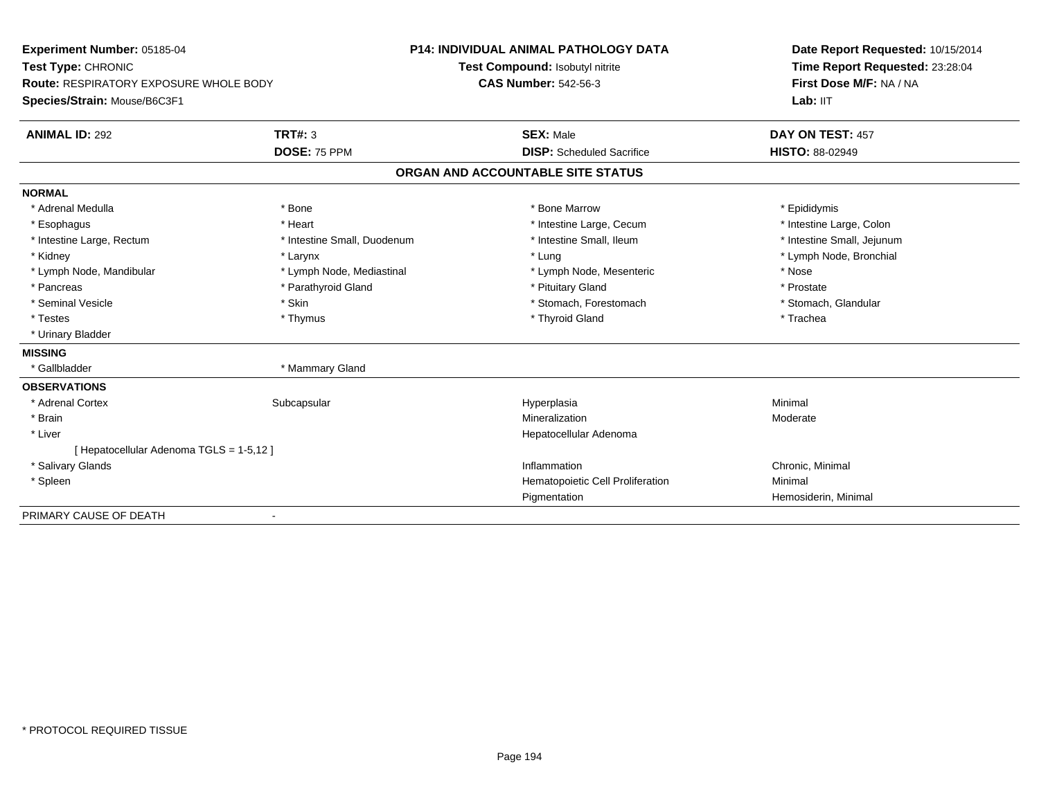**Experiment Number:** 05185-04
**Test Type:** CHRONIC
**Route:** RESPIRATORY EXPOSURE WHOLE BODY
**Species/Strain:** Mouse/B6C3F1

**P14: INDIVIDUAL ANIMAL PATHOLOGY DATA**
**Test Compound:** Isobutyl nitrite
**CAS Number:** 542-56-3

**Date Report Requested:** 10/15/2014
**Time Report Requested:** 23:28:04
**First Dose M/F:** NA / NA
**Lab:** IIT

| **ANIMAL ID:** 292 | **TRT#:** 3 | **SEX:** Male | **DAY ON TEST:** 457 |
|---|---|---|---|
| | **DOSE:** 75 PPM | **DISP:** Scheduled Sacrifice | **HISTO:** 88-02949 |

## ORGAN AND ACCOUNTABLE SITE STATUS

**NORMAL**

| | | | |
|---|---|---|---|
| * Adrenal Medulla | * Bone | * Bone Marrow | * Epididymis |
| * Esophagus | * Heart | * Intestine Large, Cecum | * Intestine Large, Colon |
| * Intestine Large, Rectum | * Intestine Small, Duodenum | * Intestine Small, Ileum | * Intestine Small, Jejunum |
| * Kidney | * Larynx | * Lung | * Lymph Node, Bronchial |
| * Lymph Node, Mandibular | * Lymph Node, Mediastinal | * Lymph Node, Mesenteric | * Nose |
| * Pancreas | * Parathyroid Gland | * Pituitary Gland | * Prostate |
| * Seminal Vesicle | * Skin | * Stomach, Forestomach | * Stomach, Glandular |
| * Testes | * Thymus | * Thyroid Gland | * Trachea |
| * Urinary Bladder | | | |

**MISSING**

| | |
|---|---|
| * Gallbladder | * Mammary Gland |

**OBSERVATIONS**

| | | | |
|---|---|---|---|
| * Adrenal Cortex | Subcapsular | Hyperplasia | Minimal |
| * Brain | | Mineralization | Moderate |
| * Liver | | Hepatocellular Adenoma | |
| [ Hepatocellular Adenoma TGLS = 1-5,12 ] | | | |
| * Salivary Glands | | Inflammation | Chronic, Minimal |
| * Spleen | | Hematopoietic Cell Proliferation | Minimal |
| | | Pigmentation | Hemosiderin, Minimal |

PRIMARY CAUSE OF DEATH -

* PROTOCOL REQUIRED TISSUE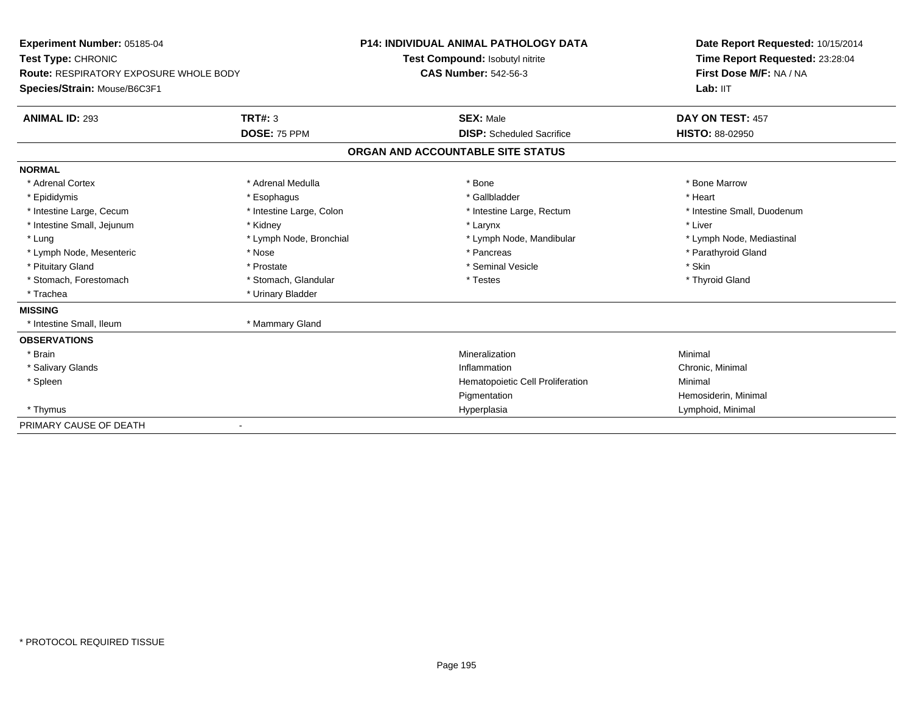**Experiment Number:** 05185-04
**Test Type:** CHRONIC
**Route:** RESPIRATORY EXPOSURE WHOLE BODY
**Species/Strain:** Mouse/B6C3F1

**P14: INDIVIDUAL ANIMAL PATHOLOGY DATA**
**Test Compound:** Isobutyl nitrite
**CAS Number:** 542-56-3

**Date Report Requested:** 10/15/2014
**Time Report Requested:** 23:28:04
**First Dose M/F:** NA / NA
**Lab:** IIT

| **ANIMAL ID:** 293 | **TRT#:** 3 | **SEX:** Male | **DAY ON TEST:** 457 |
|---|---|---|---|
| | **DOSE:** 75 PPM | **DISP:** Scheduled Sacrifice | **HISTO:** 88-02950 |

## ORGAN AND ACCOUNTABLE SITE STATUS

**NORMAL**

| | | | |
|---|---|---|---|
| * Adrenal Cortex | * Adrenal Medulla | * Bone | * Bone Marrow |
| * Epididymis | * Esophagus | * Gallbladder | * Heart |
| * Intestine Large, Cecum | * Intestine Large, Colon | * Intestine Large, Rectum | * Intestine Small, Duodenum |
| * Intestine Small, Jejunum | * Kidney | * Larynx | * Liver |
| * Lung | * Lymph Node, Bronchial | * Lymph Node, Mandibular | * Lymph Node, Mediastinal |
| * Lymph Node, Mesenteric | * Nose | * Pancreas | * Parathyroid Gland |
| * Pituitary Gland | * Prostate | * Seminal Vesicle | * Skin |
| * Stomach, Forestomach | * Stomach, Glandular | * Testes | * Thyroid Gland |
| * Trachea | * Urinary Bladder | | |

**MISSING**

| | |
|---|---|
| * Intestine Small, Ileum | * Mammary Gland |

**OBSERVATIONS**

| | | |
|---|---|---|
| * Brain | Mineralization | Minimal |
| * Salivary Glands | Inflammation | Chronic, Minimal |
| * Spleen | Hematopoietic Cell Proliferation | Minimal |
| | Pigmentation | Hemosiderin, Minimal |
| * Thymus | Hyperplasia | Lymphoid, Minimal |

PRIMARY CAUSE OF DEATH -

* PROTOCOL REQUIRED TISSUE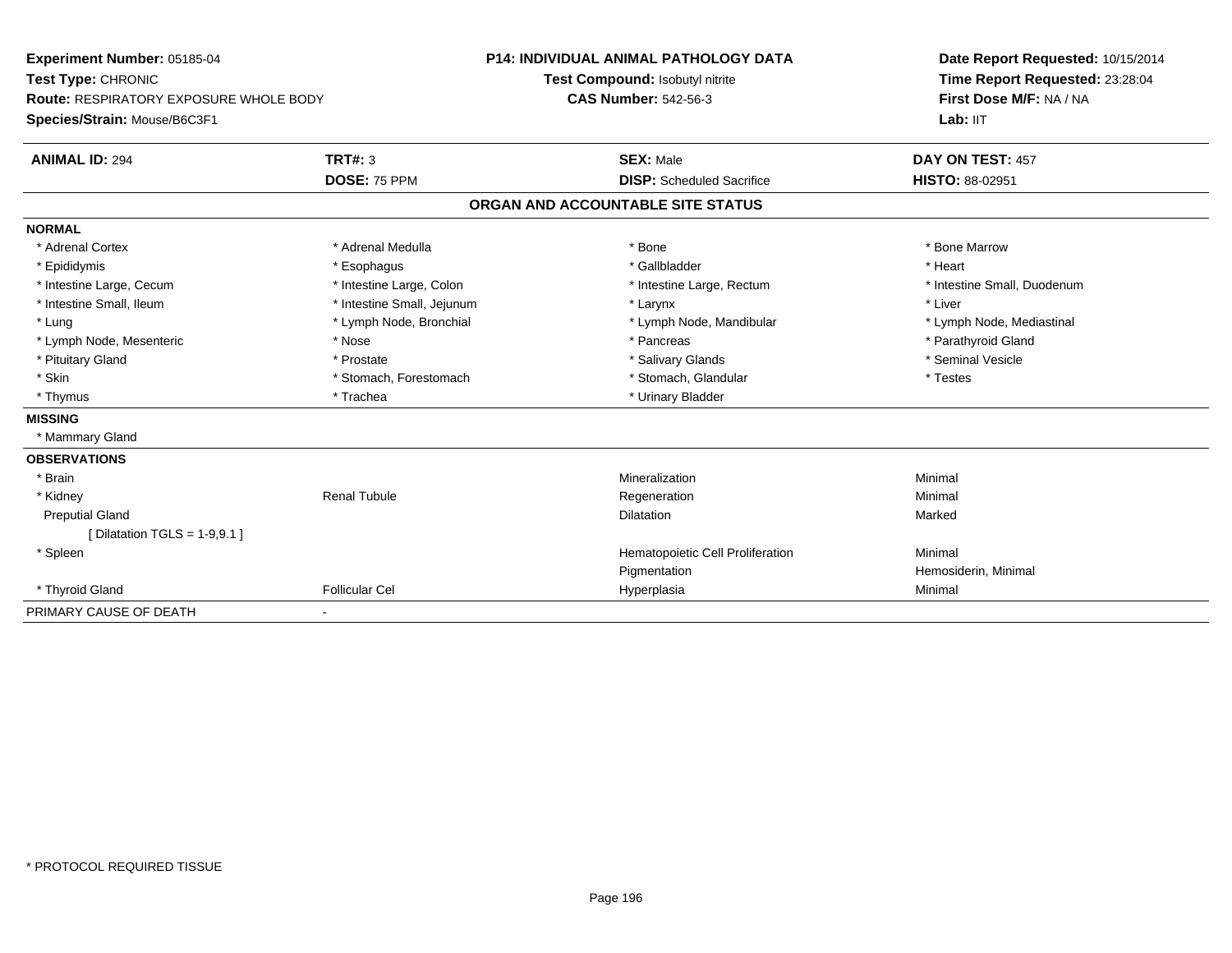**Experiment Number:** 05185-04
**Test Type:** CHRONIC
**Route:** RESPIRATORY EXPOSURE WHOLE BODY
**Species/Strain:** Mouse/B6C3F1

**P14: INDIVIDUAL ANIMAL PATHOLOGY DATA**
**Test Compound:** Isobutyl nitrite
**CAS Number:** 542-56-3

**Date Report Requested:** 10/15/2014
**Time Report Requested:** 23:28:04
**First Dose M/F:** NA / NA
**Lab:** IIT

| **ANIMAL ID:** 294 | **TRT#:** 3 | **SEX:** Male | **DAY ON TEST:** 457 |
|---|---|---|---|
| | **DOSE:** 75 PPM | **DISP:** Scheduled Sacrifice | **HISTO:** 88-02951 |

## ORGAN AND ACCOUNTABLE SITE STATUS

| | | | |
|---|---|---|---|
| **NORMAL** | | | |
| * Adrenal Cortex | * Adrenal Medulla | * Bone | * Bone Marrow |
| * Epididymis | * Esophagus | * Gallbladder | * Heart |
| * Intestine Large, Cecum | * Intestine Large, Colon | * Intestine Large, Rectum | * Intestine Small, Duodenum |
| * Intestine Small, Ileum | * Intestine Small, Jejunum | * Larynx | * Liver |
| * Lung | * Lymph Node, Bronchial | * Lymph Node, Mandibular | * Lymph Node, Mediastinal |
| * Lymph Node, Mesenteric | * Nose | * Pancreas | * Parathyroid Gland |
| * Pituitary Gland | * Prostate | * Salivary Glands | * Seminal Vesicle |
| * Skin | * Stomach, Forestomach | * Stomach, Glandular | * Testes |
| * Thymus | * Trachea | * Urinary Bladder | |
| **MISSING** | | | |
| * Mammary Gland | | | |
| **OBSERVATIONS** | | | |
| * Brain | | Mineralization | Minimal |
| * Kidney | Renal Tubule | Regeneration | Minimal |
| Preputial Gland | | Dilatation | Marked |
| [ Dilatation TGLS = 1-9,9.1 ] | | | |
| * Spleen | | Hematopoietic Cell Proliferation | Minimal |
| | | Pigmentation | Hemosiderin, Minimal |
| * Thyroid Gland | Follicular Cel | Hyperplasia | Minimal |
| PRIMARY CAUSE OF DEATH | - | | |

\* PROTOCOL REQUIRED TISSUE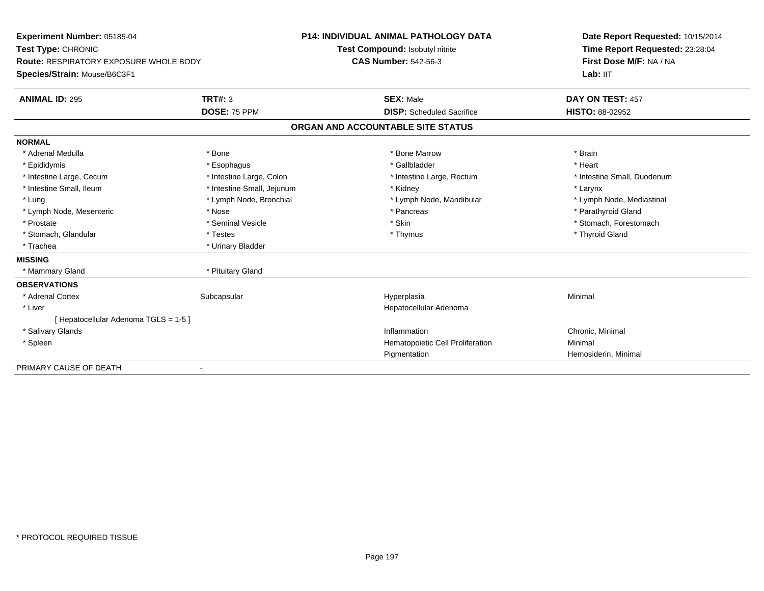**Experiment Number:** 05185-04
**Test Type:** CHRONIC
**Route:** RESPIRATORY EXPOSURE WHOLE BODY
**Species/Strain:** Mouse/B6C3F1

**P14: INDIVIDUAL ANIMAL PATHOLOGY DATA**
**Test Compound:** Isobutyl nitrite
**CAS Number:** 542-56-3

**Date Report Requested:** 10/15/2014
**Time Report Requested:** 23:28:04
**First Dose M/F:** NA / NA
**Lab:** IIT

| **ANIMAL ID:** 295 | **TRT#:** 3 | **SEX:** Male | **DAY ON TEST:** 457 |
|---|---|---|---|
| | **DOSE:** 75 PPM | **DISP:** Scheduled Sacrifice | **HISTO:** 88-02952 |

## ORGAN AND ACCOUNTABLE SITE STATUS

**NORMAL**

| | | | |
|---|---|---|---|
| * Adrenal Medulla | * Bone | * Bone Marrow | * Brain |
| * Epididymis | * Esophagus | * Gallbladder | * Heart |
| * Intestine Large, Cecum | * Intestine Large, Colon | * Intestine Large, Rectum | * Intestine Small, Duodenum |
| * Intestine Small, Ileum | * Intestine Small, Jejunum | * Kidney | * Larynx |
| * Lung | * Lymph Node, Bronchial | * Lymph Node, Mandibular | * Lymph Node, Mediastinal |
| * Lymph Node, Mesenteric | * Nose | * Pancreas | * Parathyroid Gland |
| * Prostate | * Seminal Vesicle | * Skin | * Stomach, Forestomach |
| * Stomach, Glandular | * Testes | * Thymus | * Thyroid Gland |
| * Trachea | * Urinary Bladder | | |

**MISSING**

| | |
|---|---|
| * Mammary Gland | * Pituitary Gland |

**OBSERVATIONS**

| | | | |
|---|---|---|---|
| * Adrenal Cortex | Subcapsular | Hyperplasia | Minimal |
| * Liver | | Hepatocellular Adenoma | |
| [ Hepatocellular Adenoma TGLS = 1-5 ] | | | |
| * Salivary Glands | | Inflammation | Chronic, Minimal |
| * Spleen | | Hematopoietic Cell Proliferation | Minimal |
| | | Pigmentation | Hemosiderin, Minimal |

PRIMARY CAUSE OF DEATH -

* PROTOCOL REQUIRED TISSUE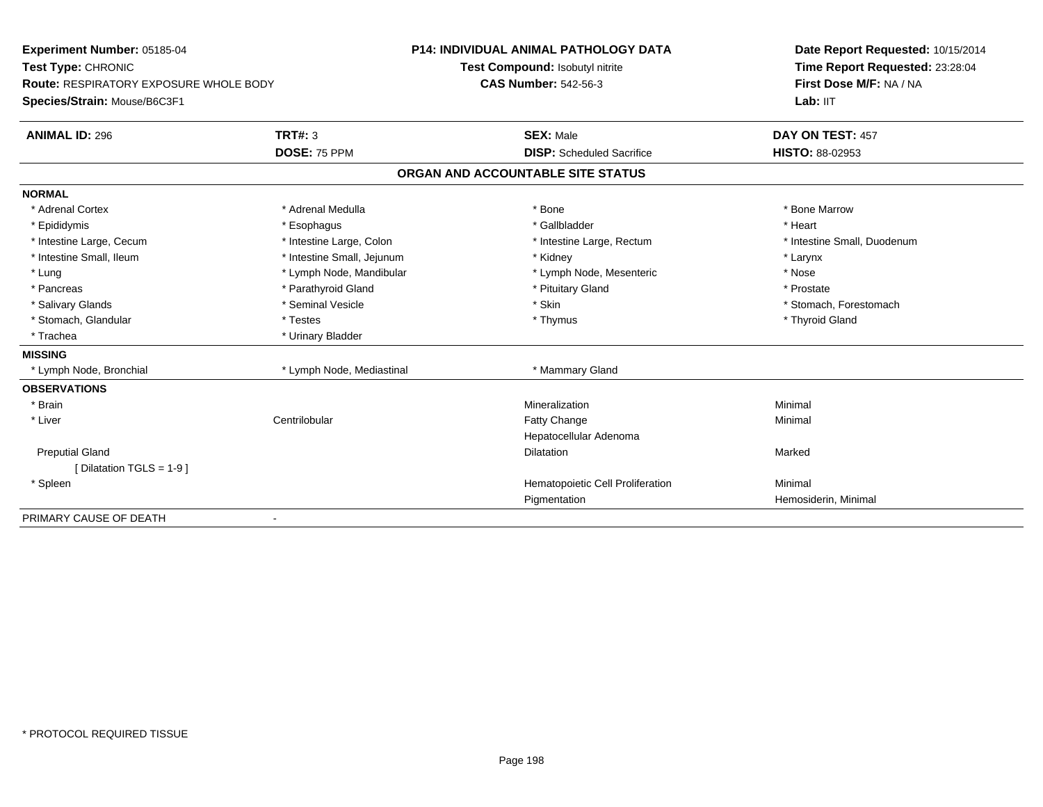**Experiment Number:** 05185-04
**Test Type:** CHRONIC
**Route:** RESPIRATORY EXPOSURE WHOLE BODY
**Species/Strain:** Mouse/B6C3F1

**P14: INDIVIDUAL ANIMAL PATHOLOGY DATA**
**Test Compound:** Isobutyl nitrite
**CAS Number:** 542-56-3

**Date Report Requested:** 10/15/2014
**Time Report Requested:** 23:28:04
**First Dose M/F:** NA / NA
**Lab:** IIT

| **ANIMAL ID:** 296 | **TRT#:** 3 | **SEX:** Male | **DAY ON TEST:** 457 |
|---|---|---|---|
| | **DOSE:** 75 PPM | **DISP:** Scheduled Sacrifice | **HISTO:** 88-02953 |

## ORGAN AND ACCOUNTABLE SITE STATUS

**NORMAL**

| | | | |
|---|---|---|---|
| * Adrenal Cortex | * Adrenal Medulla | * Bone | * Bone Marrow |
| * Epididymis | * Esophagus | * Gallbladder | * Heart |
| * Intestine Large, Cecum | * Intestine Large, Colon | * Intestine Large, Rectum | * Intestine Small, Duodenum |
| * Intestine Small, Ileum | * Intestine Small, Jejunum | * Kidney | * Larynx |
| * Lung | * Lymph Node, Mandibular | * Lymph Node, Mesenteric | * Nose |
| * Pancreas | * Parathyroid Gland | * Pituitary Gland | * Prostate |
| * Salivary Glands | * Seminal Vesicle | * Skin | * Stomach, Forestomach |
| * Stomach, Glandular | * Testes | * Thymus | * Thyroid Gland |
| * Trachea | * Urinary Bladder | | |

**MISSING**

| | | |
|---|---|---|
| * Lymph Node, Bronchial | * Lymph Node, Mediastinal | * Mammary Gland |

**OBSERVATIONS**

| | | | |
|---|---|---|---|
| * Brain | | Mineralization | Minimal |
| * Liver | Centrilobular | Fatty Change | Minimal |
| | | Hepatocellular Adenoma | |
| Preputial Gland | | Dilatation | Marked |
| [ Dilatation TGLS = 1-9 ] | | | |
| * Spleen | | Hematopoietic Cell Proliferation | Minimal |
| | | Pigmentation | Hemosiderin, Minimal |

PRIMARY CAUSE OF DEATH -

* PROTOCOL REQUIRED TISSUE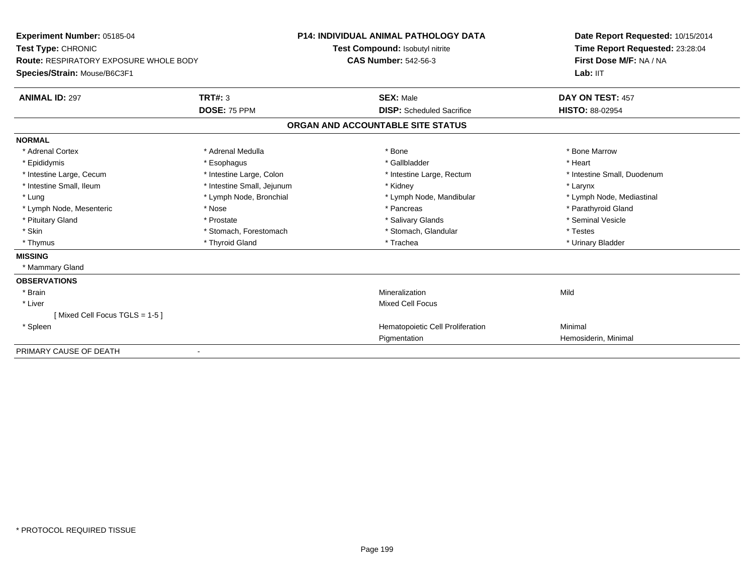**Experiment Number:** 05185-04
**Test Type:** CHRONIC
**Route:** RESPIRATORY EXPOSURE WHOLE BODY
**Species/Strain:** Mouse/B6C3F1

**P14: INDIVIDUAL ANIMAL PATHOLOGY DATA**
**Test Compound:** Isobutyl nitrite
**CAS Number:** 542-56-3

**Date Report Requested:** 10/15/2014
**Time Report Requested:** 23:28:04
**First Dose M/F:** NA / NA
**Lab:** IIT

| **ANIMAL ID:** 297 | **TRT#:** 3 | **SEX:** Male | **DAY ON TEST:** 457 |
|---|---|---|---|
| | **DOSE:** 75 PPM | **DISP:** Scheduled Sacrifice | **HISTO:** 88-02954 |

## ORGAN AND ACCOUNTABLE SITE STATUS

**NORMAL**

| | | | |
|---|---|---|---|
| * Adrenal Cortex | * Adrenal Medulla | * Bone | * Bone Marrow |
| * Epididymis | * Esophagus | * Gallbladder | * Heart |
| * Intestine Large, Cecum | * Intestine Large, Colon | * Intestine Large, Rectum | * Intestine Small, Duodenum |
| * Intestine Small, Ileum | * Intestine Small, Jejunum | * Kidney | * Larynx |
| * Lung | * Lymph Node, Bronchial | * Lymph Node, Mandibular | * Lymph Node, Mediastinal |
| * Lymph Node, Mesenteric | * Nose | * Pancreas | * Parathyroid Gland |
| * Pituitary Gland | * Prostate | * Salivary Glands | * Seminal Vesicle |
| * Skin | * Stomach, Forestomach | * Stomach, Glandular | * Testes |
| * Thymus | * Thyroid Gland | * Trachea | * Urinary Bladder |

**MISSING**

* Mammary Gland

**OBSERVATIONS**

| | | |
|---|---|---|
| * Brain | Mineralization | Mild |
| * Liver | Mixed Cell Focus | |
| [ Mixed Cell Focus TGLS = 1-5 ] | | |
| * Spleen | Hematopoietic Cell Proliferation | Minimal |
| | Pigmentation | Hemosiderin, Minimal |

PRIMARY CAUSE OF DEATH -

* PROTOCOL REQUIRED TISSUE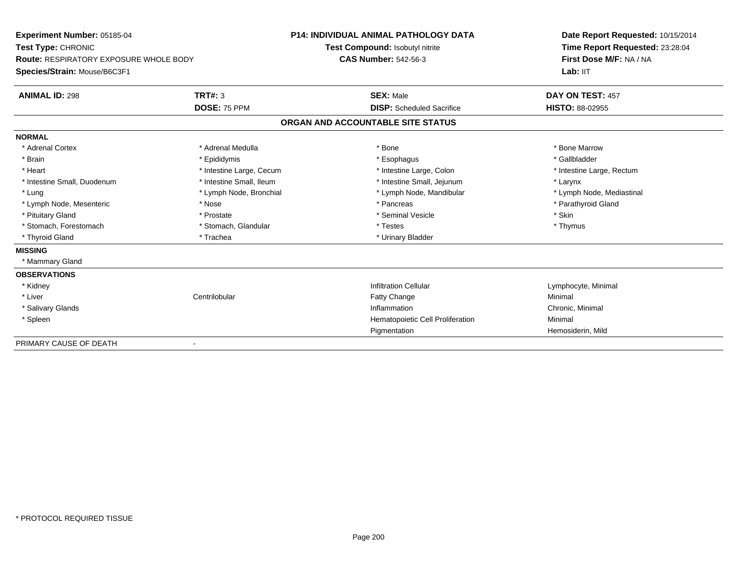**Experiment Number:** 05185-04
**Test Type:** CHRONIC
**Route:** RESPIRATORY EXPOSURE WHOLE BODY
**Species/Strain:** Mouse/B6C3F1

**P14: INDIVIDUAL ANIMAL PATHOLOGY DATA**
**Test Compound:** Isobutyl nitrite
**CAS Number:** 542-56-3

**Date Report Requested:** 10/15/2014
**Time Report Requested:** 23:28:04
**First Dose M/F:** NA / NA
**Lab:** IIT

| **ANIMAL ID:** 298 | **TRT#:** 3 | **SEX:** Male | **DAY ON TEST:** 457 |
|---|---|---|---|
| | **DOSE:** 75 PPM | **DISP:** Scheduled Sacrifice | **HISTO:** 88-02955 |

## ORGAN AND ACCOUNTABLE SITE STATUS

| | | | |
|---|---|---|---|
| **NORMAL** | | | |
| * Adrenal Cortex | * Adrenal Medulla | * Bone | * Bone Marrow |
| * Brain | * Epididymis | * Esophagus | * Gallbladder |
| * Heart | * Intestine Large, Cecum | * Intestine Large, Colon | * Intestine Large, Rectum |
| * Intestine Small, Duodenum | * Intestine Small, Ileum | * Intestine Small, Jejunum | * Larynx |
| * Lung | * Lymph Node, Bronchial | * Lymph Node, Mandibular | * Lymph Node, Mediastinal |
| * Lymph Node, Mesenteric | * Nose | * Pancreas | * Parathyroid Gland |
| * Pituitary Gland | * Prostate | * Seminal Vesicle | * Skin |
| * Stomach, Forestomach | * Stomach, Glandular | * Testes | * Thymus |
| * Thyroid Gland | * Trachea | * Urinary Bladder | |
| **MISSING** | | | |
| * Mammary Gland | | | |
| **OBSERVATIONS** | | | |
| * Kidney | | Infiltration Cellular | Lymphocyte, Minimal |
| * Liver | Centrilobular | Fatty Change | Minimal |
| * Salivary Glands | | Inflammation | Chronic, Minimal |
| * Spleen | | Hematopoietic Cell Proliferation | Minimal |
| | | Pigmentation | Hemosiderin, Mild |
| PRIMARY CAUSE OF DEATH | - | | |

* PROTOCOL REQUIRED TISSUE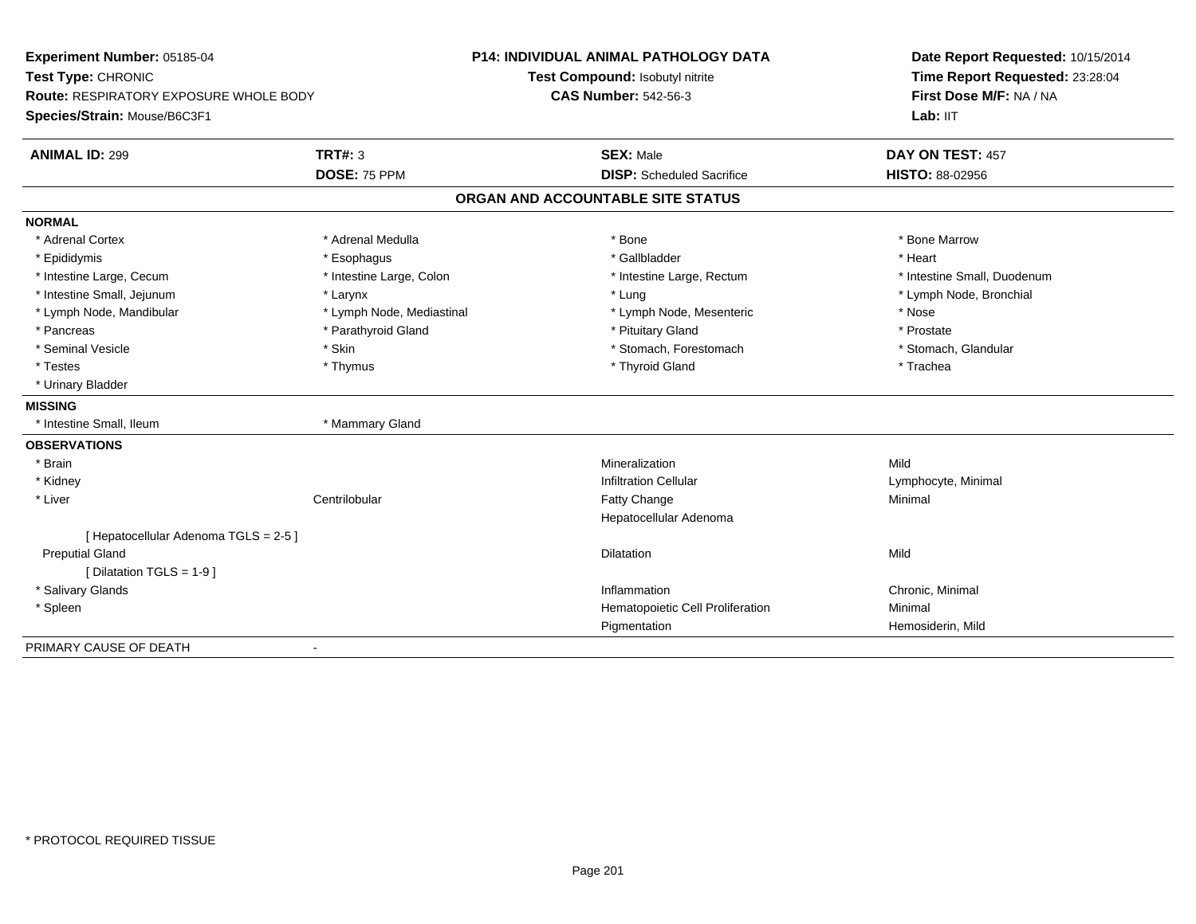**Experiment Number:** 05185-04
**Test Type:** CHRONIC
**Route:** RESPIRATORY EXPOSURE WHOLE BODY
**Species/Strain:** Mouse/B6C3F1

**P14: INDIVIDUAL ANIMAL PATHOLOGY DATA**
**Test Compound:** Isobutyl nitrite
**CAS Number:** 542-56-3

**Date Report Requested:** 10/15/2014
**Time Report Requested:** 23:28:04
**First Dose M/F:** NA / NA
**Lab:** IIT

| **ANIMAL ID:** 299 | **TRT#:** 3 | **SEX:** Male | **DAY ON TEST:** 457 |
|---|---|---|---|
| | **DOSE:** 75 PPM | **DISP:** Scheduled Sacrifice | **HISTO:** 88-02956 |

## ORGAN AND ACCOUNTABLE SITE STATUS

**NORMAL**

| | | | |
|---|---|---|---|
| * Adrenal Cortex | * Adrenal Medulla | * Bone | * Bone Marrow |
| * Epididymis | * Esophagus | * Gallbladder | * Heart |
| * Intestine Large, Cecum | * Intestine Large, Colon | * Intestine Large, Rectum | * Intestine Small, Duodenum |
| * Intestine Small, Jejunum | * Larynx | * Lung | * Lymph Node, Bronchial |
| * Lymph Node, Mandibular | * Lymph Node, Mediastinal | * Lymph Node, Mesenteric | * Nose |
| * Pancreas | * Parathyroid Gland | * Pituitary Gland | * Prostate |
| * Seminal Vesicle | * Skin | * Stomach, Forestomach | * Stomach, Glandular |
| * Testes | * Thymus | * Thyroid Gland | * Trachea |
| * Urinary Bladder | | | |

**MISSING**

| | |
|---|---|
| * Intestine Small, Ileum | * Mammary Gland |

**OBSERVATIONS**

| | | | |
|---|---|---|---|
| * Brain | | Mineralization | Mild |
| * Kidney | | Infiltration Cellular | Lymphocyte, Minimal |
| * Liver | Centrilobular | Fatty Change | Minimal |
| | | Hepatocellular Adenoma | |
| [ Hepatocellular Adenoma TGLS = 2-5 ] | | | |
| Preputial Gland | | Dilatation | Mild |
| [ Dilatation TGLS = 1-9 ] | | | |
| * Salivary Glands | | Inflammation | Chronic, Minimal |
| * Spleen | | Hematopoietic Cell Proliferation | Minimal |
| | | Pigmentation | Hemosiderin, Mild |

PRIMARY CAUSE OF DEATH -

* PROTOCOL REQUIRED TISSUE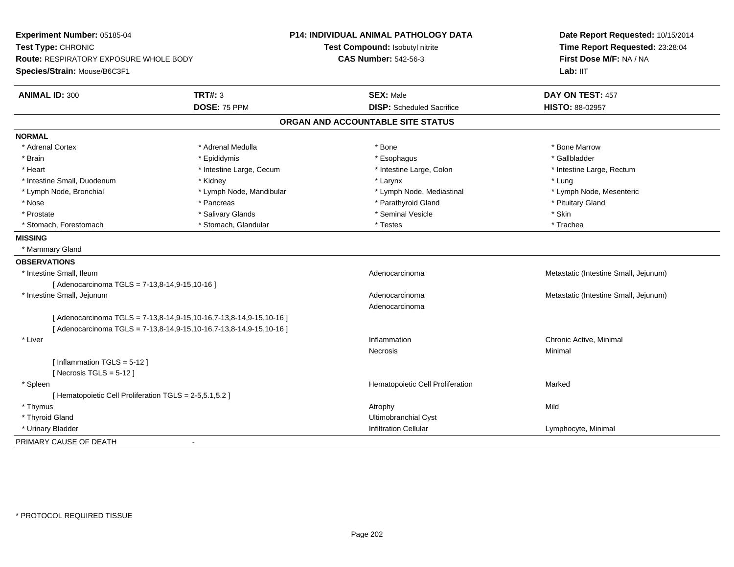**Experiment Number:** 05185-04
**Test Type:** CHRONIC
**Route:** RESPIRATORY EXPOSURE WHOLE BODY
**Species/Strain:** Mouse/B6C3F1

**P14: INDIVIDUAL ANIMAL PATHOLOGY DATA**
**Test Compound:** Isobutyl nitrite
**CAS Number:** 542-56-3

**Date Report Requested:** 10/15/2014
**Time Report Requested:** 23:28:04
**First Dose M/F:** NA / NA
**Lab:** IIT

| **ANIMAL ID:** 300 | **TRT#:** 3 | **SEX:** Male | **DAY ON TEST:** 457 |
|---|---|---|---|
| | **DOSE:** 75 PPM | **DISP:** Scheduled Sacrifice | **HISTO:** 88-02957 |

## ORGAN AND ACCOUNTABLE SITE STATUS

**NORMAL**

| | | | |
|---|---|---|---|
| * Adrenal Cortex | * Adrenal Medulla | * Bone | * Bone Marrow |
| * Brain | * Epididymis | * Esophagus | * Gallbladder |
| * Heart | * Intestine Large, Cecum | * Intestine Large, Colon | * Intestine Large, Rectum |
| * Intestine Small, Duodenum | * Kidney | * Larynx | * Lung |
| * Lymph Node, Bronchial | * Lymph Node, Mandibular | * Lymph Node, Mediastinal | * Lymph Node, Mesenteric |
| * Nose | * Pancreas | * Parathyroid Gland | * Pituitary Gland |
| * Prostate | * Salivary Glands | * Seminal Vesicle | * Skin |
| * Stomach, Forestomach | * Stomach, Glandular | * Testes | * Trachea |

**MISSING**

* Mammary Gland

**OBSERVATIONS**

| | | |
|---|---|---|
| * Intestine Small, Ileum | Adenocarcinoma | Metastatic (Intestine Small, Jejunum) |
| [ Adenocarcinoma TGLS = 7-13,8-14,9-15,10-16 ] | | |
| * Intestine Small, Jejunum | Adenocarcinoma | Metastatic (Intestine Small, Jejunum) |
| | Adenocarcinoma | |
| [ Adenocarcinoma TGLS = 7-13,8-14,9-15,10-16,7-13,8-14,9-15,10-16 ] | | |
| [ Adenocarcinoma TGLS = 7-13,8-14,9-15,10-16,7-13,8-14,9-15,10-16 ] | | |
| * Liver | Inflammation | Chronic Active, Minimal |
| | Necrosis | Minimal |
| [ Inflammation TGLS = 5-12 ] | | |
| [ Necrosis TGLS = 5-12 ] | | |
| * Spleen | Hematopoietic Cell Proliferation | Marked |
| [ Hematopoietic Cell Proliferation TGLS = 2-5,5.1,5.2 ] | | |
| * Thymus | Atrophy | Mild |
| * Thyroid Gland | Ultimobranchial Cyst | |
| * Urinary Bladder | Infiltration Cellular | Lymphocyte, Minimal |

PRIMARY CAUSE OF DEATH -

* PROTOCOL REQUIRED TISSUE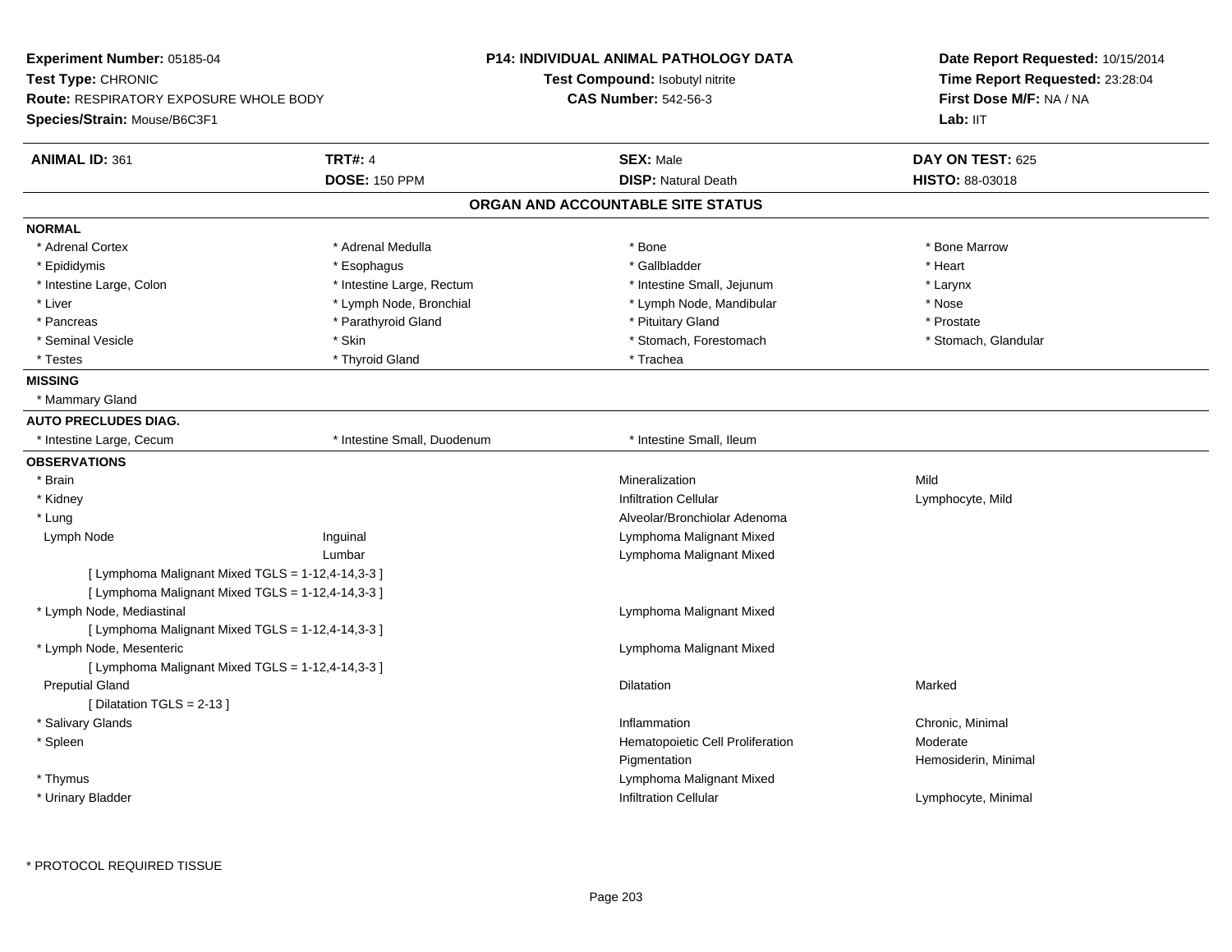**Experiment Number:** 05185-04
**Test Type:** CHRONIC
**Route:** RESPIRATORY EXPOSURE WHOLE BODY
**Species/Strain:** Mouse/B6C3F1

**P14: INDIVIDUAL ANIMAL PATHOLOGY DATA**
**Test Compound:** Isobutyl nitrite
**CAS Number:** 542-56-3

**Date Report Requested:** 10/15/2014
**Time Report Requested:** 23:28:04
**First Dose M/F:** NA / NA
**Lab:** IIT

| **ANIMAL ID:** 361 | **TRT#:** 4 | **SEX:** Male | **DAY ON TEST:** 625 |
|---|---|---|---|
| | **DOSE:** 150 PPM | **DISP:** Natural Death | **HISTO:** 88-03018 |

## ORGAN AND ACCOUNTABLE SITE STATUS

**NORMAL**

| | | | |
|---|---|---|---|
| * Adrenal Cortex | * Adrenal Medulla | * Bone | * Bone Marrow |
| * Epididymis | * Esophagus | * Gallbladder | * Heart |
| * Intestine Large, Colon | * Intestine Large, Rectum | * Intestine Small, Jejunum | * Larynx |
| * Liver | * Lymph Node, Bronchial | * Lymph Node, Mandibular | * Nose |
| * Pancreas | * Parathyroid Gland | * Pituitary Gland | * Prostate |
| * Seminal Vesicle | * Skin | * Stomach, Forestomach | * Stomach, Glandular |
| * Testes | * Thyroid Gland | * Trachea | |

**MISSING**

* Mammary Gland

**AUTO PRECLUDES DIAG.**

| | | |
|---|---|---|
| * Intestine Large, Cecum | * Intestine Small, Duodenum | * Intestine Small, Ileum |

**OBSERVATIONS**

| | | | |
|---|---|---|---|
| * Brain | | Mineralization | Mild |
| * Kidney | | Infiltration Cellular | Lymphocyte, Mild |
| * Lung | | Alveolar/Bronchiolar Adenoma | |
| Lymph Node | Inguinal | Lymphoma Malignant Mixed | |
| | Lumbar | Lymphoma Malignant Mixed | |
| [ Lymphoma Malignant Mixed TGLS = 1-12,4-14,3-3 ] | | | |
| [ Lymphoma Malignant Mixed TGLS = 1-12,4-14,3-3 ] | | | |
| * Lymph Node, Mediastinal | | Lymphoma Malignant Mixed | |
| [ Lymphoma Malignant Mixed TGLS = 1-12,4-14,3-3 ] | | | |
| * Lymph Node, Mesenteric | | Lymphoma Malignant Mixed | |
| [ Lymphoma Malignant Mixed TGLS = 1-12,4-14,3-3 ] | | | |
| Preputial Gland | | Dilatation | Marked |
| [ Dilatation TGLS = 2-13 ] | | | |
| * Salivary Glands | | Inflammation | Chronic, Minimal |
| * Spleen | | Hematopoietic Cell Proliferation | Moderate |
| | | Pigmentation | Hemosiderin, Minimal |
| * Thymus | | Lymphoma Malignant Mixed | |
| * Urinary Bladder | | Infiltration Cellular | Lymphocyte, Minimal |

* PROTOCOL REQUIRED TISSUE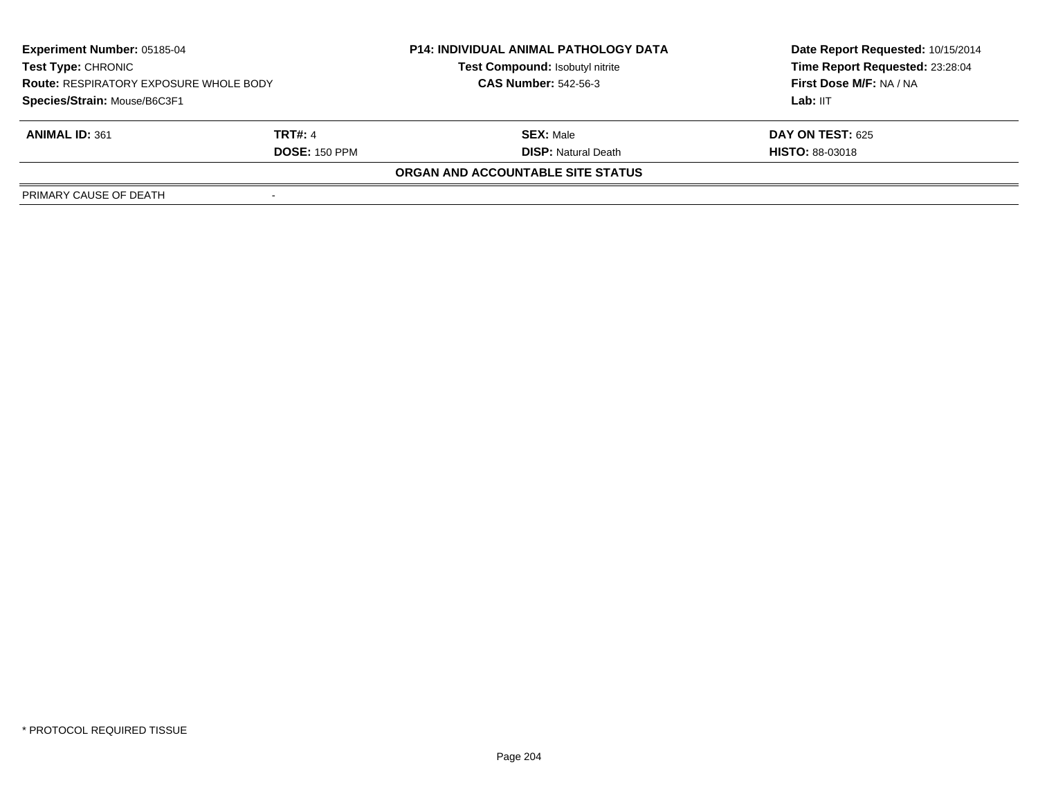| **Experiment Number:** 05185-04 | | **P14: INDIVIDUAL ANIMAL PATHOLOGY DATA** | **Date Report Requested:** 10/15/2014 |
|---|---|---|---|
| **Test Type:** CHRONIC | | **Test Compound:** Isobutyl nitrite | **Time Report Requested:** 23:28:04 |
| **Route:** RESPIRATORY EXPOSURE WHOLE BODY | | **CAS Number:** 542-56-3 | **First Dose M/F:** NA / NA |
| **Species/Strain:** Mouse/B6C3F1 | | | **Lab:** IIT |

| **ANIMAL ID:** 361 | **TRT#:** 4 | **SEX:** Male | **DAY ON TEST:** 625 |
|---|---|---|---|
| | **DOSE:** 150 PPM | **DISP:** Natural Death | **HISTO:** 88-03018 |

**ORGAN AND ACCOUNTABLE SITE STATUS**

| | |
|---|---|
| PRIMARY CAUSE OF DEATH | - |

* PROTOCOL REQUIRED TISSUE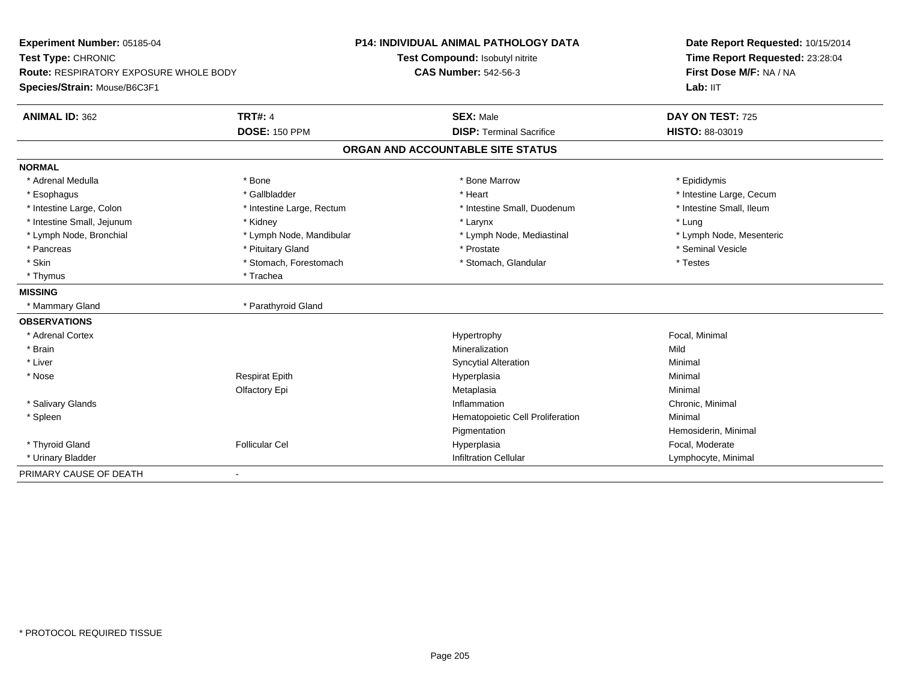**Experiment Number:** 05185-04
**Test Type:** CHRONIC
**Route:** RESPIRATORY EXPOSURE WHOLE BODY
**Species/Strain:** Mouse/B6C3F1

**P14: INDIVIDUAL ANIMAL PATHOLOGY DATA**
**Test Compound:** Isobutyl nitrite
**CAS Number:** 542-56-3

**Date Report Requested:** 10/15/2014
**Time Report Requested:** 23:28:04
**First Dose M/F:** NA / NA
**Lab:** IIT

| **ANIMAL ID:** 362 | **TRT#:** 4 | **SEX:** Male | **DAY ON TEST:** 725 |
|---|---|---|---|
| | **DOSE:** 150 PPM | **DISP:** Terminal Sacrifice | **HISTO:** 88-03019 |

## ORGAN AND ACCOUNTABLE SITE STATUS

**NORMAL**

| | | | |
|---|---|---|---|
| * Adrenal Medulla | * Bone | * Bone Marrow | * Epididymis |
| * Esophagus | * Gallbladder | * Heart | * Intestine Large, Cecum |
| * Intestine Large, Colon | * Intestine Large, Rectum | * Intestine Small, Duodenum | * Intestine Small, Ileum |
| * Intestine Small, Jejunum | * Kidney | * Larynx | * Lung |
| * Lymph Node, Bronchial | * Lymph Node, Mandibular | * Lymph Node, Mediastinal | * Lymph Node, Mesenteric |
| * Pancreas | * Pituitary Gland | * Prostate | * Seminal Vesicle |
| * Skin | * Stomach, Forestomach | * Stomach, Glandular | * Testes |
| * Thymus | * Trachea | | |

**MISSING**

| | |
|---|---|
| * Mammary Gland | * Parathyroid Gland |

**OBSERVATIONS**

| | | | |
|---|---|---|---|
| * Adrenal Cortex | | Hypertrophy | Focal, Minimal |
| * Brain | | Mineralization | Mild |
| * Liver | | Syncytial Alteration | Minimal |
| * Nose | Respirat Epith | Hyperplasia | Minimal |
| | Olfactory Epi | Metaplasia | Minimal |
| * Salivary Glands | | Inflammation | Chronic, Minimal |
| * Spleen | | Hematopoietic Cell Proliferation | Minimal |
| | | Pigmentation | Hemosiderin, Minimal |
| * Thyroid Gland | Follicular Cel | Hyperplasia | Focal, Moderate |
| * Urinary Bladder | | Infiltration Cellular | Lymphocyte, Minimal |

| PRIMARY CAUSE OF DEATH | - |
|---|---|

\* PROTOCOL REQUIRED TISSUE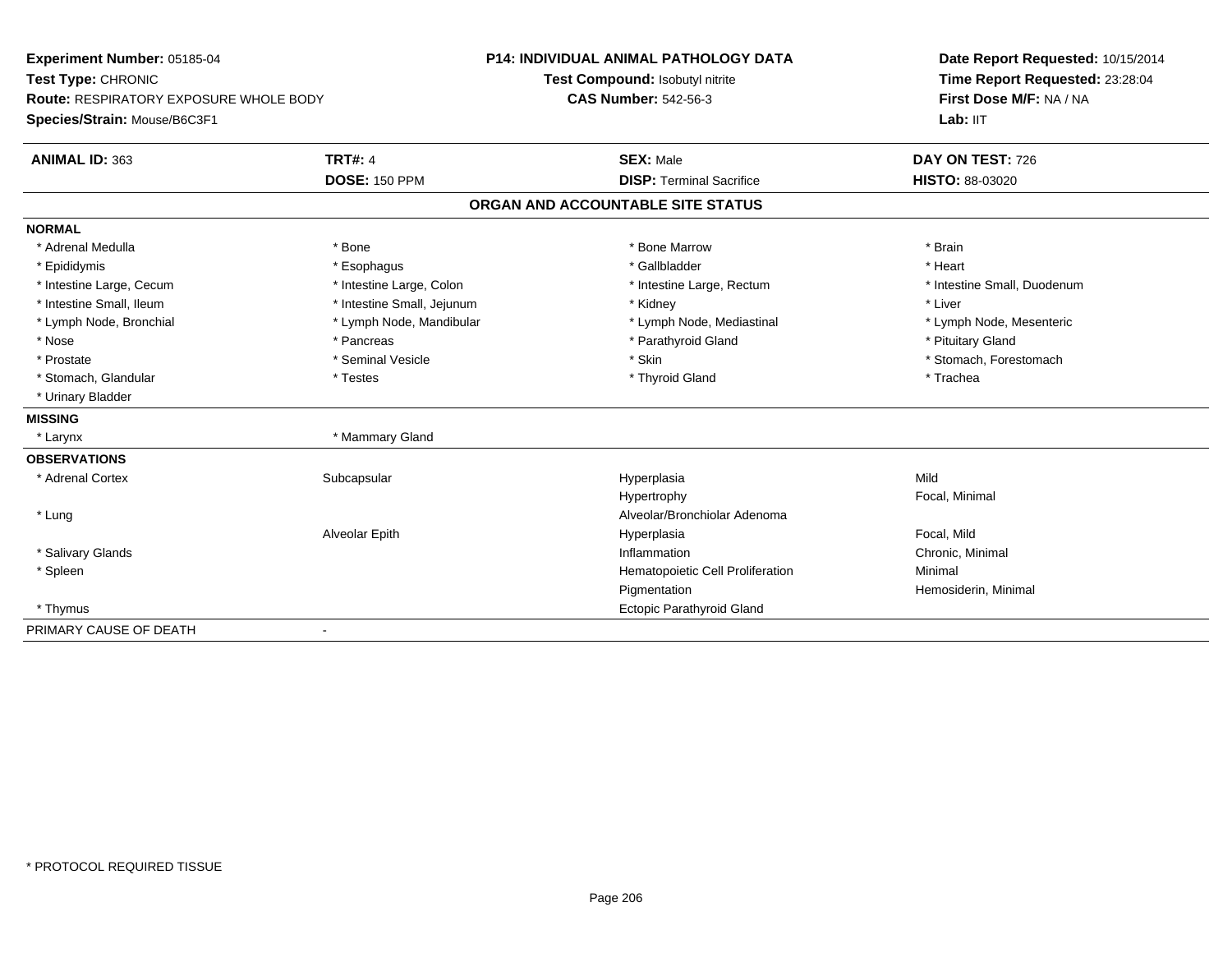**Experiment Number:** 05185-04
**Test Type:** CHRONIC
**Route:** RESPIRATORY EXPOSURE WHOLE BODY
**Species/Strain:** Mouse/B6C3F1

**P14: INDIVIDUAL ANIMAL PATHOLOGY DATA**
**Test Compound:** Isobutyl nitrite
**CAS Number:** 542-56-3

**Date Report Requested:** 10/15/2014
**Time Report Requested:** 23:28:04
**First Dose M/F:** NA / NA
**Lab:** IIT

| **ANIMAL ID:** 363 | **TRT#:** 4 | **SEX:** Male | **DAY ON TEST:** 726 |
|---|---|---|---|
| | **DOSE:** 150 PPM | **DISP:** Terminal Sacrifice | **HISTO:** 88-03020 |

## ORGAN AND ACCOUNTABLE SITE STATUS

**NORMAL**

| | | | |
|---|---|---|---|
| * Adrenal Medulla | * Bone | * Bone Marrow | * Brain |
| * Epididymis | * Esophagus | * Gallbladder | * Heart |
| * Intestine Large, Cecum | * Intestine Large, Colon | * Intestine Large, Rectum | * Intestine Small, Duodenum |
| * Intestine Small, Ileum | * Intestine Small, Jejunum | * Kidney | * Liver |
| * Lymph Node, Bronchial | * Lymph Node, Mandibular | * Lymph Node, Mediastinal | * Lymph Node, Mesenteric |
| * Nose | * Pancreas | * Parathyroid Gland | * Pituitary Gland |
| * Prostate | * Seminal Vesicle | * Skin | * Stomach, Forestomach |
| * Stomach, Glandular | * Testes | * Thyroid Gland | * Trachea |
| * Urinary Bladder | | | |

**MISSING**

| | |
|---|---|
| * Larynx | * Mammary Gland |

**OBSERVATIONS**

| | | | |
|---|---|---|---|
| * Adrenal Cortex | Subcapsular | Hyperplasia | Mild |
| | | Hypertrophy | Focal, Minimal |
| * Lung | | Alveolar/Bronchiolar Adenoma | |
| | Alveolar Epith | Hyperplasia | Focal, Mild |
| * Salivary Glands | | Inflammation | Chronic, Minimal |
| * Spleen | | Hematopoietic Cell Proliferation | Minimal |
| | | Pigmentation | Hemosiderin, Minimal |
| * Thymus | | Ectopic Parathyroid Gland | |

PRIMARY CAUSE OF DEATH -

* PROTOCOL REQUIRED TISSUE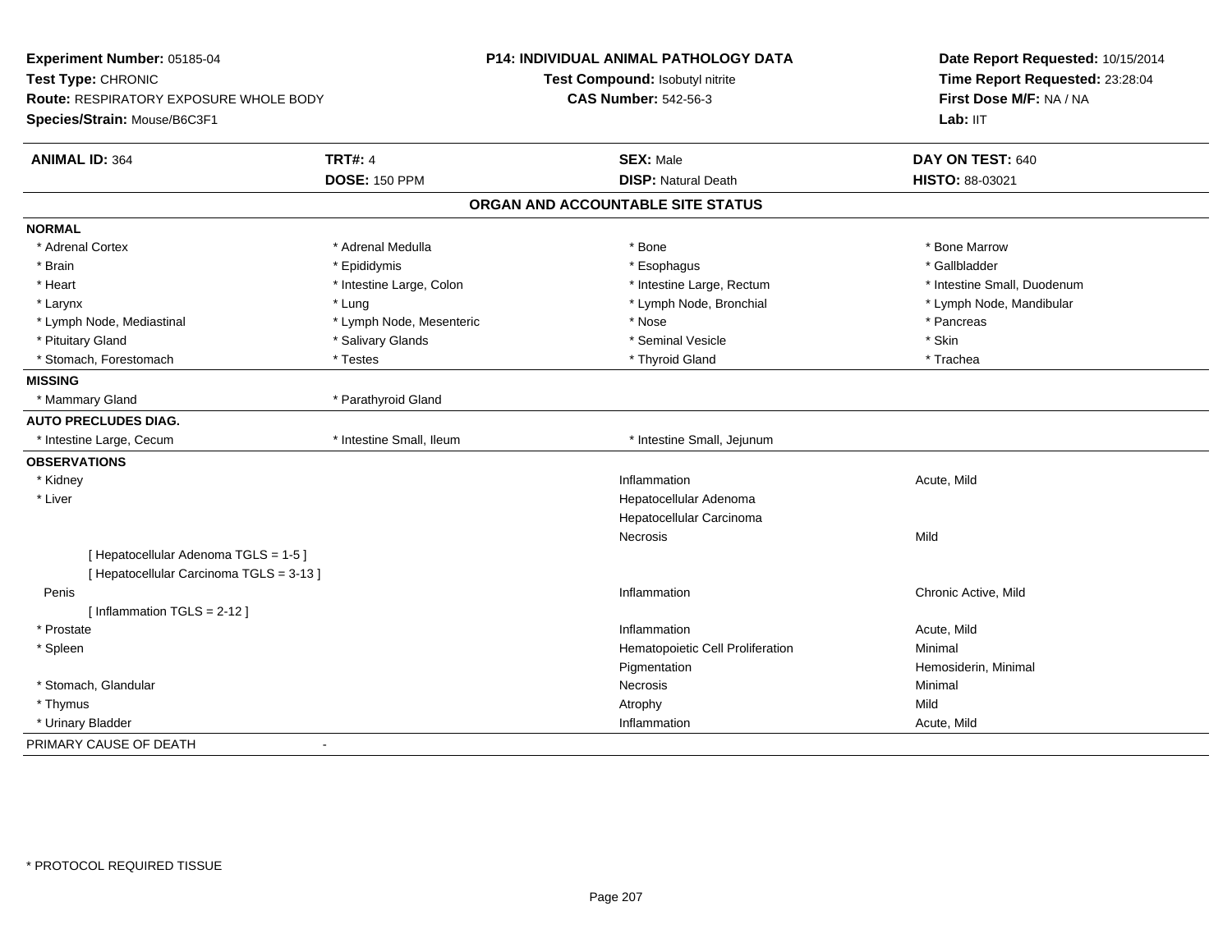**Experiment Number:** 05185-04
**Test Type:** CHRONIC
**Route:** RESPIRATORY EXPOSURE WHOLE BODY
**Species/Strain:** Mouse/B6C3F1

**P14: INDIVIDUAL ANIMAL PATHOLOGY DATA**
**Test Compound:** Isobutyl nitrite
**CAS Number:** 542-56-3

**Date Report Requested:** 10/15/2014
**Time Report Requested:** 23:28:04
**First Dose M/F:** NA / NA
**Lab:** IIT

| **ANIMAL ID:** 364 | **TRT#:** 4 | **SEX:** Male | **DAY ON TEST:** 640 |
|---|---|---|---|
| | **DOSE:** 150 PPM | **DISP:** Natural Death | **HISTO:** 88-03021 |

## ORGAN AND ACCOUNTABLE SITE STATUS

| | | | |
|---|---|---|---|
| **NORMAL** | | | |
| * Adrenal Cortex | * Adrenal Medulla | * Bone | * Bone Marrow |
| * Brain | * Epididymis | * Esophagus | * Gallbladder |
| * Heart | * Intestine Large, Colon | * Intestine Large, Rectum | * Intestine Small, Duodenum |
| * Larynx | * Lung | * Lymph Node, Bronchial | * Lymph Node, Mandibular |
| * Lymph Node, Mediastinal | * Lymph Node, Mesenteric | * Nose | * Pancreas |
| * Pituitary Gland | * Salivary Glands | * Seminal Vesicle | * Skin |
| * Stomach, Forestomach | * Testes | * Thyroid Gland | * Trachea |
| **MISSING** | | | |
| * Mammary Gland | * Parathyroid Gland | | |
| **AUTO PRECLUDES DIAG.** | | | |
| * Intestine Large, Cecum | * Intestine Small, Ileum | * Intestine Small, Jejunum | |
| **OBSERVATIONS** | | | |
| * Kidney | | Inflammation | Acute, Mild |
| * Liver | | Hepatocellular Adenoma | |
| | | Hepatocellular Carcinoma | |
| | | Necrosis | Mild |
| [ Hepatocellular Adenoma TGLS = 1-5 ] | | | |
| [ Hepatocellular Carcinoma TGLS = 3-13 ] | | | |
| Penis | | Inflammation | Chronic Active, Mild |
| [ Inflammation TGLS = 2-12 ] | | | |
| * Prostate | | Inflammation | Acute, Mild |
| * Spleen | | Hematopoietic Cell Proliferation | Minimal |
| | | Pigmentation | Hemosiderin, Minimal |
| * Stomach, Glandular | | Necrosis | Minimal |
| * Thymus | | Atrophy | Mild |
| * Urinary Bladder | | Inflammation | Acute, Mild |
| PRIMARY CAUSE OF DEATH | - | | |

* PROTOCOL REQUIRED TISSUE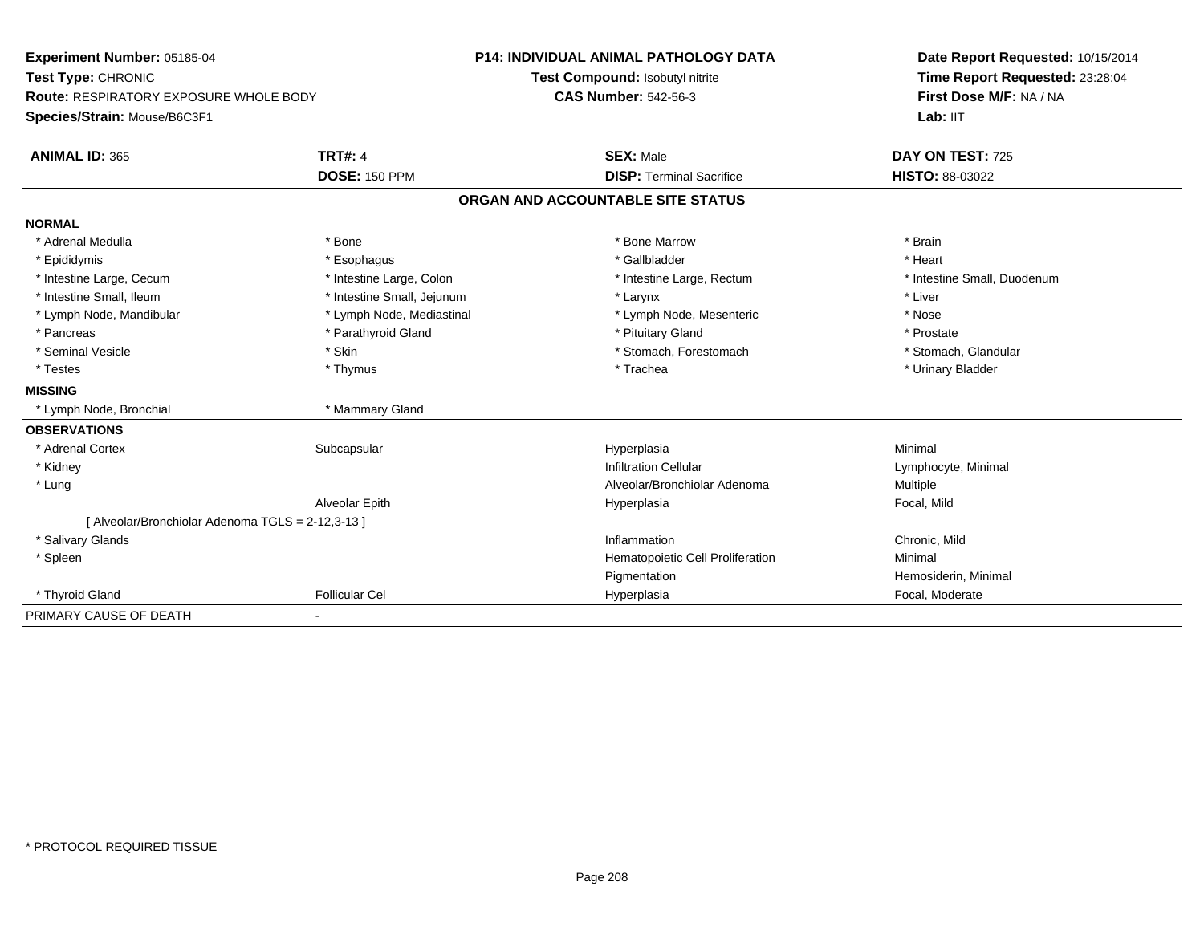**Experiment Number:** 05185-04
**Test Type:** CHRONIC
**Route:** RESPIRATORY EXPOSURE WHOLE BODY
**Species/Strain:** Mouse/B6C3F1

**P14: INDIVIDUAL ANIMAL PATHOLOGY DATA**
**Test Compound:** Isobutyl nitrite
**CAS Number:** 542-56-3

**Date Report Requested:** 10/15/2014
**Time Report Requested:** 23:28:04
**First Dose M/F:** NA / NA
**Lab:** IIT

| **ANIMAL ID:** 365 | **TRT#:** 4 | **SEX:** Male | **DAY ON TEST:** 725 |
|---|---|---|---|
| | **DOSE:** 150 PPM | **DISP:** Terminal Sacrifice | **HISTO:** 88-03022 |

**ORGAN AND ACCOUNTABLE SITE STATUS**

| | | | |
|---|---|---|---|
| **NORMAL** | | | |
| * Adrenal Medulla | * Bone | * Bone Marrow | * Brain |
| * Epididymis | * Esophagus | * Gallbladder | * Heart |
| * Intestine Large, Cecum | * Intestine Large, Colon | * Intestine Large, Rectum | * Intestine Small, Duodenum |
| * Intestine Small, Ileum | * Intestine Small, Jejunum | * Larynx | * Liver |
| * Lymph Node, Mandibular | * Lymph Node, Mediastinal | * Lymph Node, Mesenteric | * Nose |
| * Pancreas | * Parathyroid Gland | * Pituitary Gland | * Prostate |
| * Seminal Vesicle | * Skin | * Stomach, Forestomach | * Stomach, Glandular |
| * Testes | * Thymus | * Trachea | * Urinary Bladder |
| **MISSING** | | | |
| * Lymph Node, Bronchial | * Mammary Gland | | |
| **OBSERVATIONS** | | | |
| * Adrenal Cortex | Subcapsular | Hyperplasia | Minimal |
| * Kidney | | Infiltration Cellular | Lymphocyte, Minimal |
| * Lung | | Alveolar/Bronchiolar Adenoma | Multiple |
| | Alveolar Epith | Hyperplasia | Focal, Mild |
| [ Alveolar/Bronchiolar Adenoma TGLS = 2-12,3-13 ] | | | |
| * Salivary Glands | | Inflammation | Chronic, Mild |
| * Spleen | | Hematopoietic Cell Proliferation | Minimal |
| | | Pigmentation | Hemosiderin, Minimal |
| * Thyroid Gland | Follicular Cel | Hyperplasia | Focal, Moderate |
| PRIMARY CAUSE OF DEATH | - | | |

* PROTOCOL REQUIRED TISSUE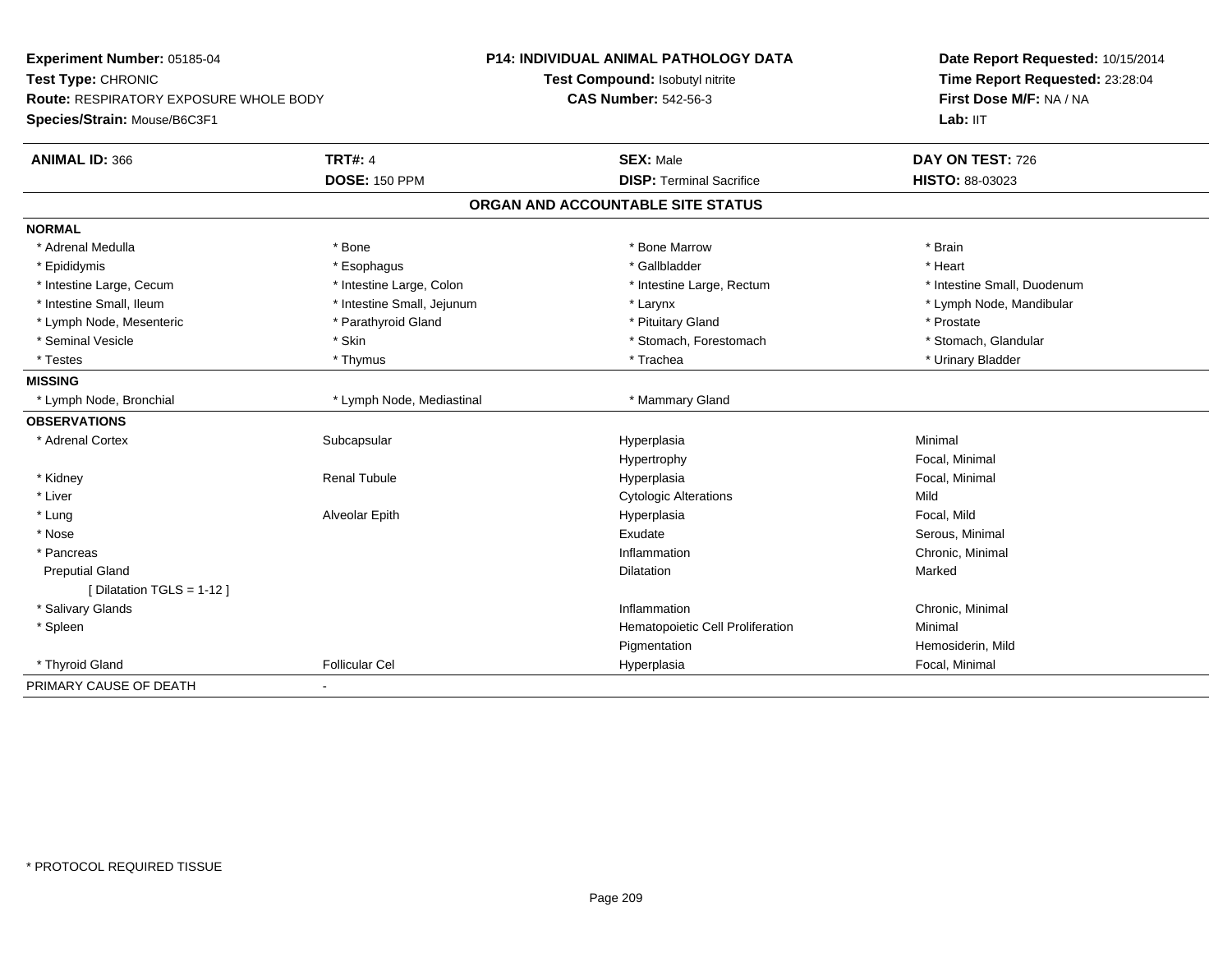**Experiment Number:** 05185-04
**Test Type:** CHRONIC
**Route:** RESPIRATORY EXPOSURE WHOLE BODY
**Species/Strain:** Mouse/B6C3F1

**P14: INDIVIDUAL ANIMAL PATHOLOGY DATA**
**Test Compound:** Isobutyl nitrite
**CAS Number:** 542-56-3

**Date Report Requested:** 10/15/2014
**Time Report Requested:** 23:28:04
**First Dose M/F:** NA / NA
**Lab:** IIT

| **ANIMAL ID:** 366 | **TRT#:** 4 | **SEX:** Male | **DAY ON TEST:** 726 |
|---|---|---|---|
| | **DOSE:** 150 PPM | **DISP:** Terminal Sacrifice | **HISTO:** 88-03023 |

## ORGAN AND ACCOUNTABLE SITE STATUS

| | | | |
|---|---|---|---|
| **NORMAL** | | | |
| * Adrenal Medulla | * Bone | * Bone Marrow | * Brain |
| * Epididymis | * Esophagus | * Gallbladder | * Heart |
| * Intestine Large, Cecum | * Intestine Large, Colon | * Intestine Large, Rectum | * Intestine Small, Duodenum |
| * Intestine Small, Ileum | * Intestine Small, Jejunum | * Larynx | * Lymph Node, Mandibular |
| * Lymph Node, Mesenteric | * Parathyroid Gland | * Pituitary Gland | * Prostate |
| * Seminal Vesicle | * Skin | * Stomach, Forestomach | * Stomach, Glandular |
| * Testes | * Thymus | * Trachea | * Urinary Bladder |
| **MISSING** | | | |
| * Lymph Node, Bronchial | * Lymph Node, Mediastinal | * Mammary Gland | |
| **OBSERVATIONS** | | | |
| * Adrenal Cortex | Subcapsular | Hyperplasia | Minimal |
| | | Hypertrophy | Focal, Minimal |
| * Kidney | Renal Tubule | Hyperplasia | Focal, Minimal |
| * Liver | | Cytologic Alterations | Mild |
| * Lung | Alveolar Epith | Hyperplasia | Focal, Mild |
| * Nose | | Exudate | Serous, Minimal |
| * Pancreas | | Inflammation | Chronic, Minimal |
| Preputial Gland | | Dilatation | Marked |
| [ Dilatation TGLS = 1-12 ] | | | |
| * Salivary Glands | | Inflammation | Chronic, Minimal |
| * Spleen | | Hematopoietic Cell Proliferation | Minimal |
| | | Pigmentation | Hemosiderin, Mild |
| * Thyroid Gland | Follicular Cel | Hyperplasia | Focal, Minimal |
| PRIMARY CAUSE OF DEATH | - | | |

* PROTOCOL REQUIRED TISSUE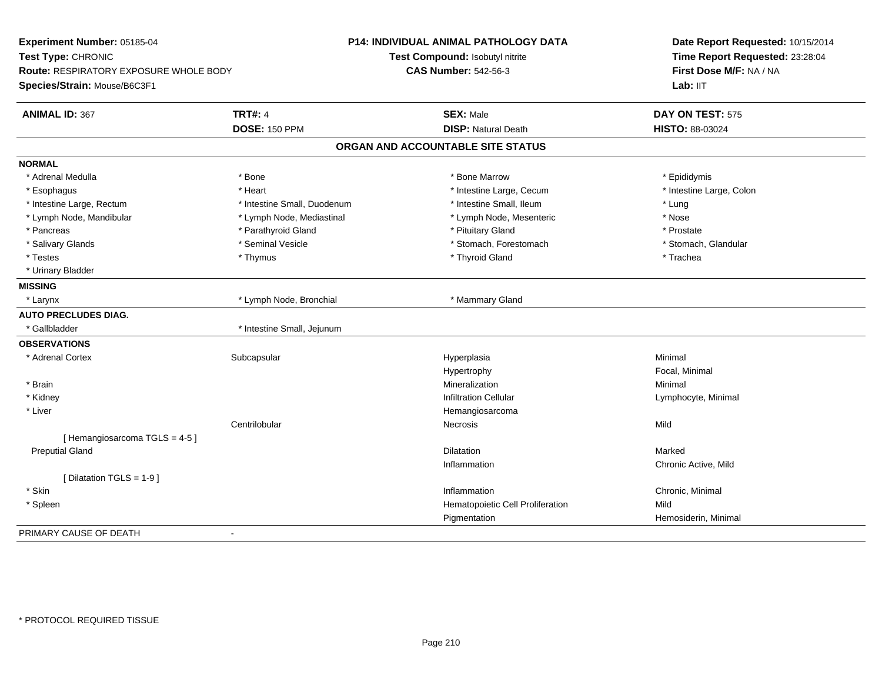**Experiment Number:** 05185-04
**Test Type:** CHRONIC
**Route:** RESPIRATORY EXPOSURE WHOLE BODY
**Species/Strain:** Mouse/B6C3F1

**P14: INDIVIDUAL ANIMAL PATHOLOGY DATA**
**Test Compound:** Isobutyl nitrite
**CAS Number:** 542-56-3

**Date Report Requested:** 10/15/2014
**Time Report Requested:** 23:28:04
**First Dose M/F:** NA / NA
**Lab:** IIT

| **ANIMAL ID:** 367 | **TRT#:** 4 | **SEX:** Male | **DAY ON TEST:** 575 |
|---|---|---|---|
| | **DOSE:** 150 PPM | **DISP:** Natural Death | **HISTO:** 88-03024 |

## ORGAN AND ACCOUNTABLE SITE STATUS

**NORMAL**

| | | | |
|---|---|---|---|
| * Adrenal Medulla | * Bone | * Bone Marrow | * Epididymis |
| * Esophagus | * Heart | * Intestine Large, Cecum | * Intestine Large, Colon |
| * Intestine Large, Rectum | * Intestine Small, Duodenum | * Intestine Small, Ileum | * Lung |
| * Lymph Node, Mandibular | * Lymph Node, Mediastinal | * Lymph Node, Mesenteric | * Nose |
| * Pancreas | * Parathyroid Gland | * Pituitary Gland | * Prostate |
| * Salivary Glands | * Seminal Vesicle | * Stomach, Forestomach | * Stomach, Glandular |
| * Testes | * Thymus | * Thyroid Gland | * Trachea |
| * Urinary Bladder | | | |

**MISSING**

| | | |
|---|---|---|
| * Larynx | * Lymph Node, Bronchial | * Mammary Gland |

**AUTO PRECLUDES DIAG.**

| | |
|---|---|
| * Gallbladder | * Intestine Small, Jejunum |

**OBSERVATIONS**

| | | | |
|---|---|---|---|
| * Adrenal Cortex | Subcapsular | Hyperplasia | Minimal |
| | | Hypertrophy | Focal, Minimal |
| * Brain | | Mineralization | Minimal |
| * Kidney | | Infiltration Cellular | Lymphocyte, Minimal |
| * Liver | | Hemangiosarcoma | |
| | Centrilobular | Necrosis | Mild |
| [ Hemangiosarcoma TGLS = 4-5 ] | | | |
| Preputial Gland | | Dilatation | Marked |
| | | Inflammation | Chronic Active, Mild |
| [ Dilatation TGLS = 1-9 ] | | | |
| * Skin | | Inflammation | Chronic, Minimal |
| * Spleen | | Hematopoietic Cell Proliferation | Mild |
| | | Pigmentation | Hemosiderin, Minimal |

PRIMARY CAUSE OF DEATH -

* PROTOCOL REQUIRED TISSUE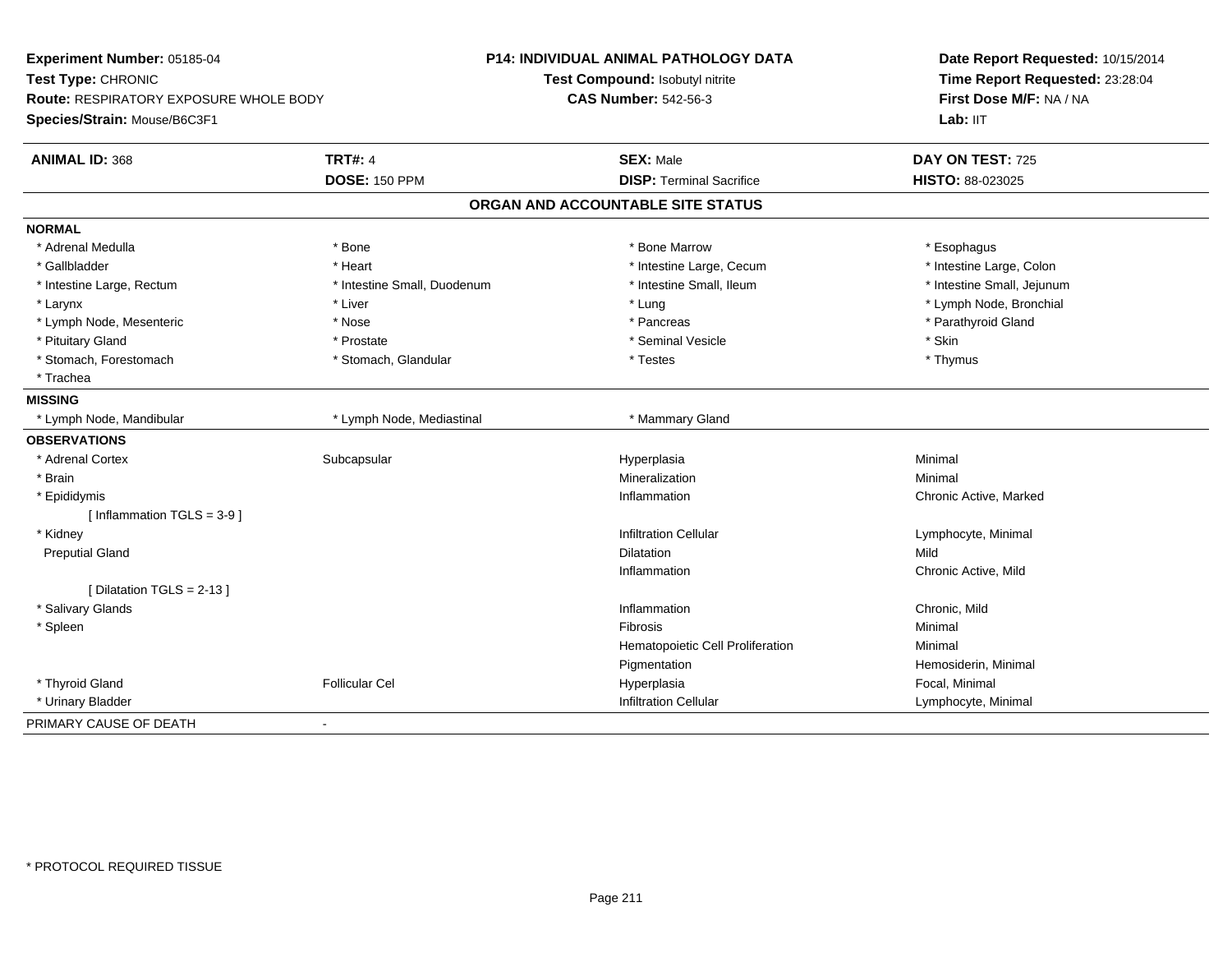**Experiment Number:** 05185-04
**Test Type:** CHRONIC
**Route:** RESPIRATORY EXPOSURE WHOLE BODY
**Species/Strain:** Mouse/B6C3F1

**P14: INDIVIDUAL ANIMAL PATHOLOGY DATA**
**Test Compound:** Isobutyl nitrite
**CAS Number:** 542-56-3

**Date Report Requested:** 10/15/2014
**Time Report Requested:** 23:28:04
**First Dose M/F:** NA / NA
**Lab:** IIT

| **ANIMAL ID:** 368 | **TRT#:** 4 | **SEX:** Male | **DAY ON TEST:** 725 |
|---|---|---|---|
| | **DOSE:** 150 PPM | **DISP:** Terminal Sacrifice | **HISTO:** 88-023025 |

## ORGAN AND ACCOUNTABLE SITE STATUS

**NORMAL**

| | | | |
|---|---|---|---|
| * Adrenal Medulla | * Bone | * Bone Marrow | * Esophagus |
| * Gallbladder | * Heart | * Intestine Large, Cecum | * Intestine Large, Colon |
| * Intestine Large, Rectum | * Intestine Small, Duodenum | * Intestine Small, Ileum | * Intestine Small, Jejunum |
| * Larynx | * Liver | * Lung | * Lymph Node, Bronchial |
| * Lymph Node, Mesenteric | * Nose | * Pancreas | * Parathyroid Gland |
| * Pituitary Gland | * Prostate | * Seminal Vesicle | * Skin |
| * Stomach, Forestomach | * Stomach, Glandular | * Testes | * Thymus |
| * Trachea | | | |

**MISSING**

| | | |
|---|---|---|
| * Lymph Node, Mandibular | * Lymph Node, Mediastinal | * Mammary Gland |

**OBSERVATIONS**

| | | | |
|---|---|---|---|
| * Adrenal Cortex | Subcapsular | Hyperplasia | Minimal |
| * Brain | | Mineralization | Minimal |
| * Epididymis | | Inflammation | Chronic Active, Marked |
| [ Inflammation TGLS = 3-9 ] | | | |
| * Kidney | | Infiltration Cellular | Lymphocyte, Minimal |
| Preputial Gland | | Dilatation | Mild |
| | | Inflammation | Chronic Active, Mild |
| [ Dilatation TGLS = 2-13 ] | | | |
| * Salivary Glands | | Inflammation | Chronic, Mild |
| * Spleen | | Fibrosis | Minimal |
| | | Hematopoietic Cell Proliferation | Minimal |
| | | Pigmentation | Hemosiderin, Minimal |
| * Thyroid Gland | Follicular Cel | Hyperplasia | Focal, Minimal |
| * Urinary Bladder | | Infiltration Cellular | Lymphocyte, Minimal |

PRIMARY CAUSE OF DEATH -

* PROTOCOL REQUIRED TISSUE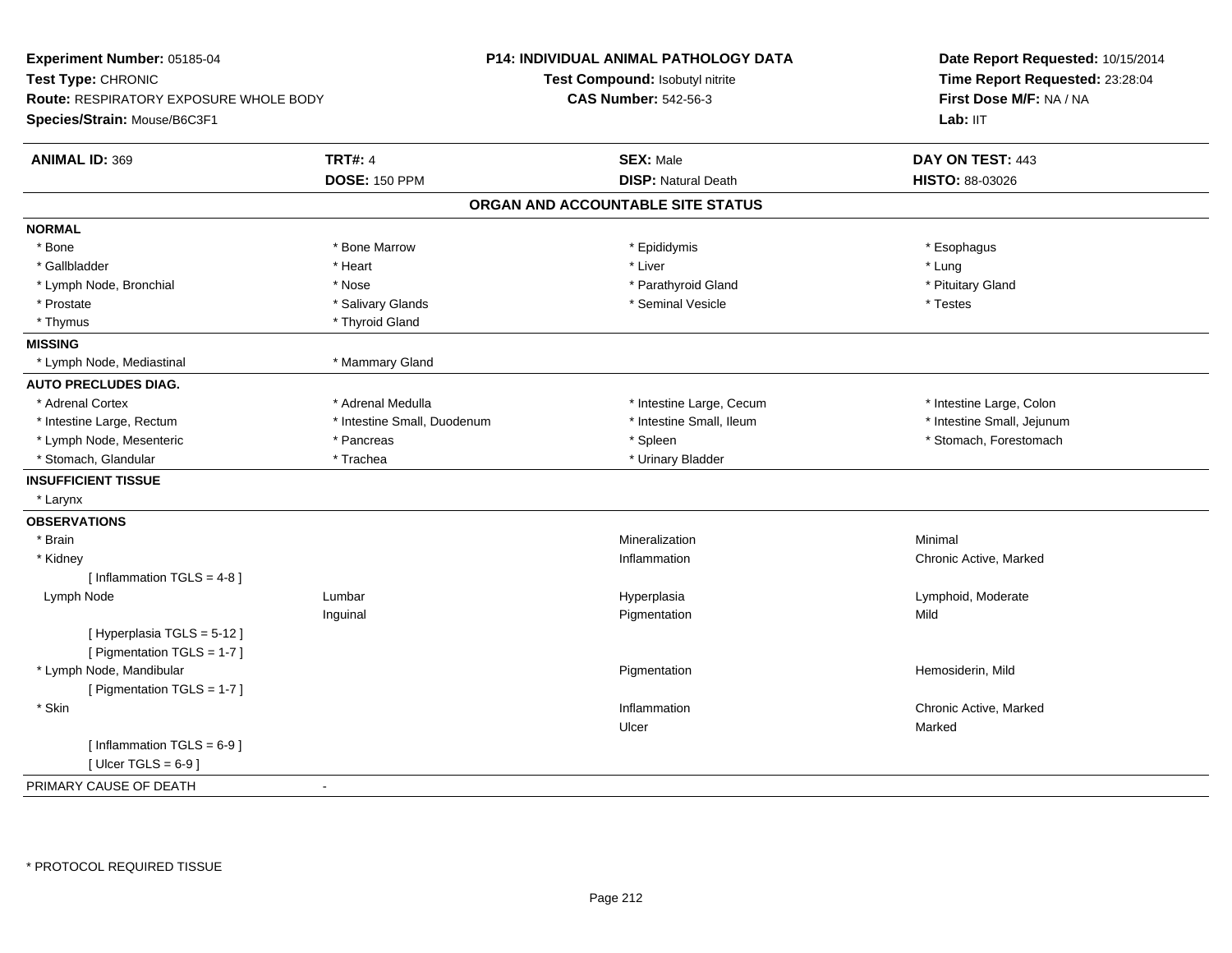**Experiment Number:** 05185-04
**Test Type:** CHRONIC
**Route:** RESPIRATORY EXPOSURE WHOLE BODY
**Species/Strain:** Mouse/B6C3F1

**P14: INDIVIDUAL ANIMAL PATHOLOGY DATA**
**Test Compound:** Isobutyl nitrite
**CAS Number:** 542-56-3

**Date Report Requested:** 10/15/2014
**Time Report Requested:** 23:28:04
**First Dose M/F:** NA / NA
**Lab:** IIT

| **ANIMAL ID:** 369 | **TRT#:** 4 | **SEX:** Male | **DAY ON TEST:** 443 |
|---|---|---|---|
| | **DOSE:** 150 PPM | **DISP:** Natural Death | **HISTO:** 88-03026 |

## ORGAN AND ACCOUNTABLE SITE STATUS

| | | | |
|---|---|---|---|
| **NORMAL** | | | |
| * Bone | * Bone Marrow | * Epididymis | * Esophagus |
| * Gallbladder | * Heart | * Liver | * Lung |
| * Lymph Node, Bronchial | * Nose | * Parathyroid Gland | * Pituitary Gland |
| * Prostate | * Salivary Glands | * Seminal Vesicle | * Testes |
| * Thymus | * Thyroid Gland | | |
| **MISSING** | | | |
| * Lymph Node, Mediastinal | * Mammary Gland | | |
| **AUTO PRECLUDES DIAG.** | | | |
| * Adrenal Cortex | * Adrenal Medulla | * Intestine Large, Cecum | * Intestine Large, Colon |
| * Intestine Large, Rectum | * Intestine Small, Duodenum | * Intestine Small, Ileum | * Intestine Small, Jejunum |
| * Lymph Node, Mesenteric | * Pancreas | * Spleen | * Stomach, Forestomach |
| * Stomach, Glandular | * Trachea | * Urinary Bladder | |
| **INSUFFICIENT TISSUE** | | | |
| * Larynx | | | |
| **OBSERVATIONS** | | | |
| * Brain | | Mineralization | Minimal |
| * Kidney | | Inflammation | Chronic Active, Marked |
| [ Inflammation TGLS = 4-8 ] | | | |
| Lymph Node | Lumbar | Hyperplasia | Lymphoid, Moderate |
| | Inguinal | Pigmentation | Mild |
| [ Hyperplasia TGLS = 5-12 ] | | | |
| [ Pigmentation TGLS = 1-7 ] | | | |
| * Lymph Node, Mandibular | | Pigmentation | Hemosiderin, Mild |
| [ Pigmentation TGLS = 1-7 ] | | | |
| * Skin | | Inflammation | Chronic Active, Marked |
| | | Ulcer | Marked |
| [ Inflammation TGLS = 6-9 ] | | | |
| [ Ulcer TGLS = 6-9 ] | | | |
| PRIMARY CAUSE OF DEATH | - | | |

* PROTOCOL REQUIRED TISSUE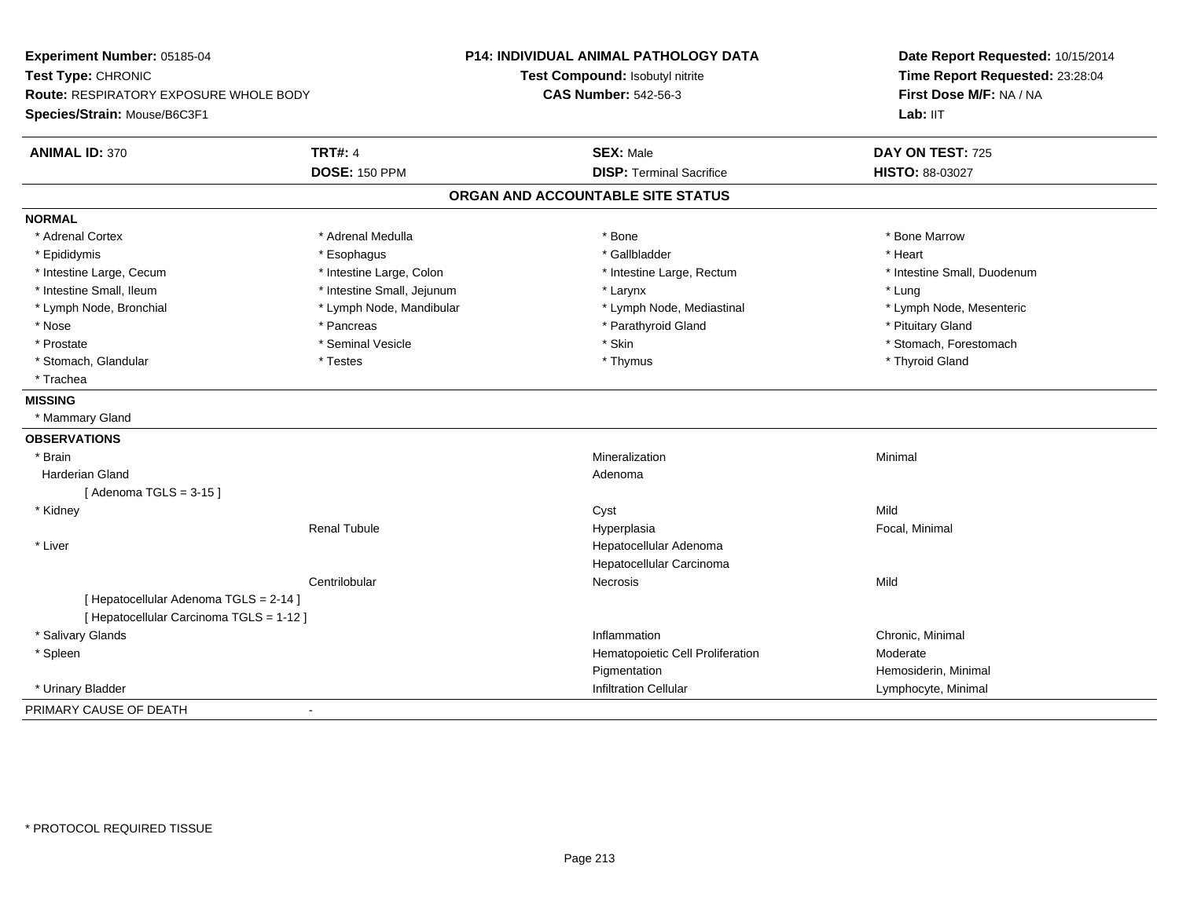**Experiment Number:** 05185-04
**Test Type:** CHRONIC
**Route:** RESPIRATORY EXPOSURE WHOLE BODY
**Species/Strain:** Mouse/B6C3F1

**P14: INDIVIDUAL ANIMAL PATHOLOGY DATA**
**Test Compound:** Isobutyl nitrite
**CAS Number:** 542-56-3

**Date Report Requested:** 10/15/2014
**Time Report Requested:** 23:28:04
**First Dose M/F:** NA / NA
**Lab:** IIT

| **ANIMAL ID:** 370 | **TRT#:** 4 | **SEX:** Male | **DAY ON TEST:** 725 |
|---|---|---|---|
| | **DOSE:** 150 PPM | **DISP:** Terminal Sacrifice | **HISTO:** 88-03027 |

## ORGAN AND ACCOUNTABLE SITE STATUS

**NORMAL**

| | | | |
|---|---|---|---|
| * Adrenal Cortex | * Adrenal Medulla | * Bone | * Bone Marrow |
| * Epididymis | * Esophagus | * Gallbladder | * Heart |
| * Intestine Large, Cecum | * Intestine Large, Colon | * Intestine Large, Rectum | * Intestine Small, Duodenum |
| * Intestine Small, Ileum | * Intestine Small, Jejunum | * Larynx | * Lung |
| * Lymph Node, Bronchial | * Lymph Node, Mandibular | * Lymph Node, Mediastinal | * Lymph Node, Mesenteric |
| * Nose | * Pancreas | * Parathyroid Gland | * Pituitary Gland |
| * Prostate | * Seminal Vesicle | * Skin | * Stomach, Forestomach |
| * Stomach, Glandular | * Testes | * Thymus | * Thyroid Gland |
| * Trachea | | | |

**MISSING**

* Mammary Gland

**OBSERVATIONS**

| | | | |
|---|---|---|---|
| * Brain | | Mineralization | Minimal |
| Harderian Gland | | Adenoma | |
| [ Adenoma TGLS = 3-15 ] | | | |
| * Kidney | | Cyst | Mild |
| | Renal Tubule | Hyperplasia | Focal, Minimal |
| * Liver | | Hepatocellular Adenoma | |
| | | Hepatocellular Carcinoma | |
| | Centrilobular | Necrosis | Mild |
| [ Hepatocellular Adenoma TGLS = 2-14 ] | | | |
| [ Hepatocellular Carcinoma TGLS = 1-12 ] | | | |
| * Salivary Glands | | Inflammation | Chronic, Minimal |
| * Spleen | | Hematopoietic Cell Proliferation | Moderate |
| | | Pigmentation | Hemosiderin, Minimal |
| * Urinary Bladder | | Infiltration Cellular | Lymphocyte, Minimal |

PRIMARY CAUSE OF DEATH -

\* PROTOCOL REQUIRED TISSUE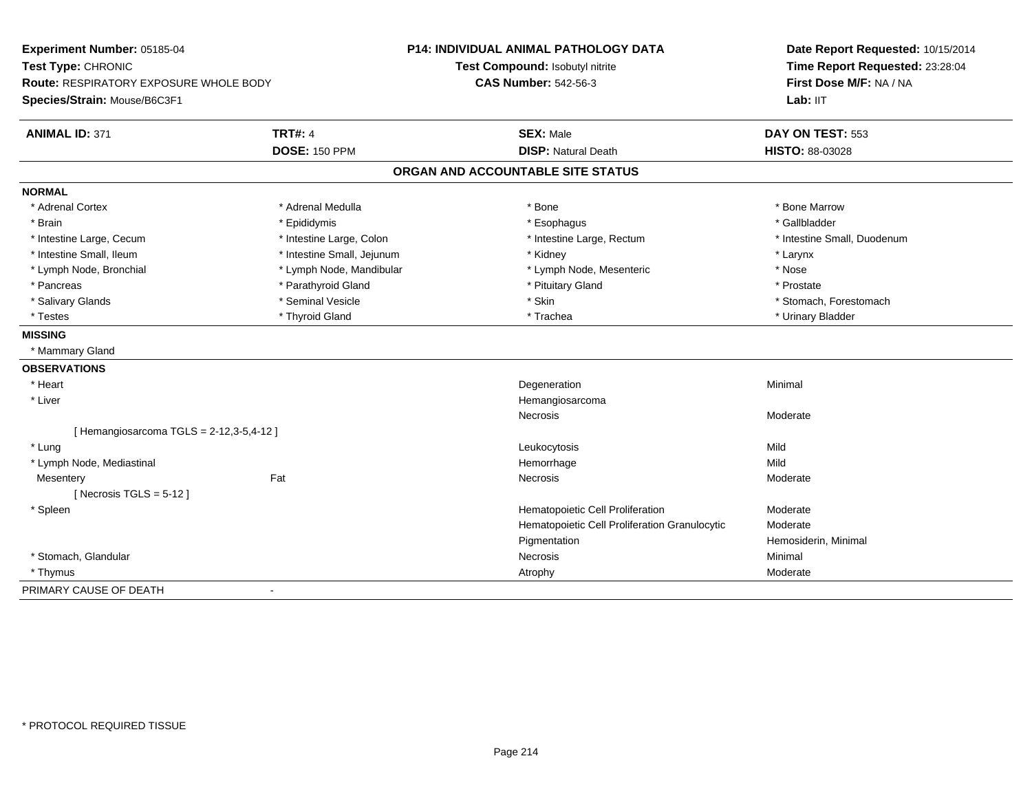**Experiment Number:** 05185-04
**Test Type:** CHRONIC
**Route:** RESPIRATORY EXPOSURE WHOLE BODY
**Species/Strain:** Mouse/B6C3F1

**P14: INDIVIDUAL ANIMAL PATHOLOGY DATA**
**Test Compound:** Isobutyl nitrite
**CAS Number:** 542-56-3

**Date Report Requested:** 10/15/2014
**Time Report Requested:** 23:28:04
**First Dose M/F:** NA / NA
**Lab:** IIT

| **ANIMAL ID:** 371 | **TRT#:** 4 | **SEX:** Male | **DAY ON TEST:** 553 |
|---|---|---|---|
| | **DOSE:** 150 PPM | **DISP:** Natural Death | **HISTO:** 88-03028 |

## ORGAN AND ACCOUNTABLE SITE STATUS

**NORMAL**

| | | | |
|---|---|---|---|
| * Adrenal Cortex | * Adrenal Medulla | * Bone | * Bone Marrow |
| * Brain | * Epididymis | * Esophagus | * Gallbladder |
| * Intestine Large, Cecum | * Intestine Large, Colon | * Intestine Large, Rectum | * Intestine Small, Duodenum |
| * Intestine Small, Ileum | * Intestine Small, Jejunum | * Kidney | * Larynx |
| * Lymph Node, Bronchial | * Lymph Node, Mandibular | * Lymph Node, Mesenteric | * Nose |
| * Pancreas | * Parathyroid Gland | * Pituitary Gland | * Prostate |
| * Salivary Glands | * Seminal Vesicle | * Skin | * Stomach, Forestomach |
| * Testes | * Thyroid Gland | * Trachea | * Urinary Bladder |

**MISSING**

* Mammary Gland

**OBSERVATIONS**

| | | | |
|---|---|---|---|
| * Heart | | Degeneration | Minimal |
| * Liver | | Hemangiosarcoma | |
| | | Necrosis | Moderate |
| [ Hemangiosarcoma TGLS = 2-12,3-5,4-12 ] | | | |
| * Lung | | Leukocytosis | Mild |
| * Lymph Node, Mediastinal | | Hemorrhage | Mild |
| Mesentery | Fat | Necrosis | Moderate |
| [ Necrosis TGLS = 5-12 ] | | | |
| * Spleen | | Hematopoietic Cell Proliferation | Moderate |
| | | Hematopoietic Cell Proliferation Granulocytic | Moderate |
| | | Pigmentation | Hemosiderin, Minimal |
| * Stomach, Glandular | | Necrosis | Minimal |
| * Thymus | | Atrophy | Moderate |

PRIMARY CAUSE OF DEATH -

* PROTOCOL REQUIRED TISSUE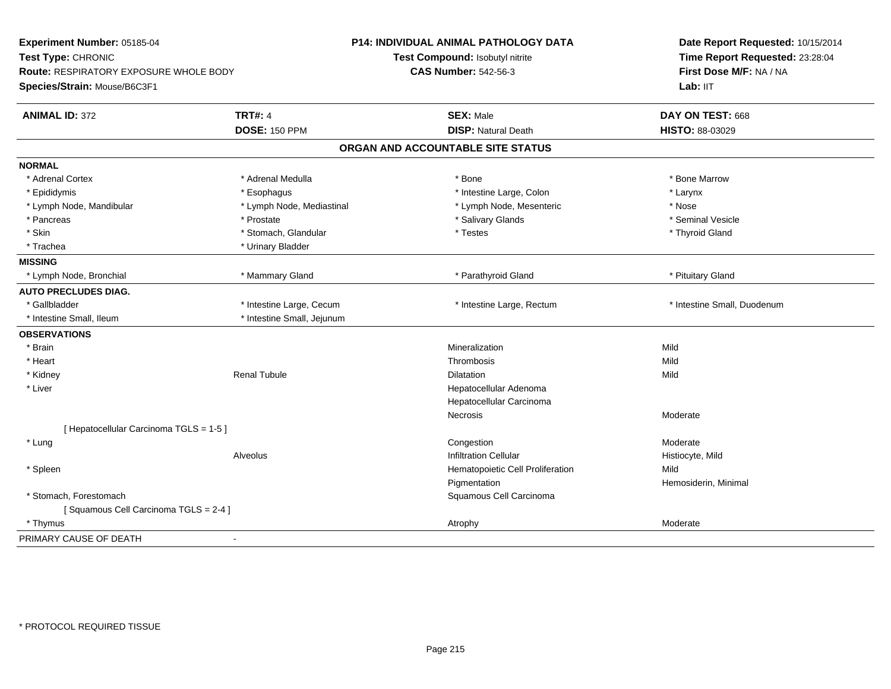**Experiment Number:** 05185-04
**Test Type:** CHRONIC
**Route:** RESPIRATORY EXPOSURE WHOLE BODY
**Species/Strain:** Mouse/B6C3F1

**P14: INDIVIDUAL ANIMAL PATHOLOGY DATA**
**Test Compound:** Isobutyl nitrite
**CAS Number:** 542-56-3

**Date Report Requested:** 10/15/2014
**Time Report Requested:** 23:28:04
**First Dose M/F:** NA / NA
**Lab:** IIT

| **ANIMAL ID:** 372 | **TRT#:** 4 | **SEX:** Male | **DAY ON TEST:** 668 |
|---|---|---|---|
| | **DOSE:** 150 PPM | **DISP:** Natural Death | **HISTO:** 88-03029 |

## ORGAN AND ACCOUNTABLE SITE STATUS

| | | | |
|---|---|---|---|
| **NORMAL** | | | |
| * Adrenal Cortex | * Adrenal Medulla | * Bone | * Bone Marrow |
| * Epididymis | * Esophagus | * Intestine Large, Colon | * Larynx |
| * Lymph Node, Mandibular | * Lymph Node, Mediastinal | * Lymph Node, Mesenteric | * Nose |
| * Pancreas | * Prostate | * Salivary Glands | * Seminal Vesicle |
| * Skin | * Stomach, Glandular | * Testes | * Thyroid Gland |
| * Trachea | * Urinary Bladder | | |
| **MISSING** | | | |
| * Lymph Node, Bronchial | * Mammary Gland | * Parathyroid Gland | * Pituitary Gland |
| **AUTO PRECLUDES DIAG.** | | | |
| * Gallbladder | * Intestine Large, Cecum | * Intestine Large, Rectum | * Intestine Small, Duodenum |
| * Intestine Small, Ileum | * Intestine Small, Jejunum | | |
| **OBSERVATIONS** | | | |
| * Brain | | Mineralization | Mild |
| * Heart | | Thrombosis | Mild |
| * Kidney | Renal Tubule | Dilatation | Mild |
| * Liver | | Hepatocellular Adenoma | |
| | | Hepatocellular Carcinoma | |
| | | Necrosis | Moderate |
| [ Hepatocellular Carcinoma TGLS = 1-5 ] | | | |
| * Lung | | Congestion | Moderate |
| | Alveolus | Infiltration Cellular | Histiocyte, Mild |
| * Spleen | | Hematopoietic Cell Proliferation | Mild |
| | | Pigmentation | Hemosiderin, Minimal |
| * Stomach, Forestomach | | Squamous Cell Carcinoma | |
| [ Squamous Cell Carcinoma TGLS = 2-4 ] | | | |
| * Thymus | | Atrophy | Moderate |
| PRIMARY CAUSE OF DEATH | - | | |

* PROTOCOL REQUIRED TISSUE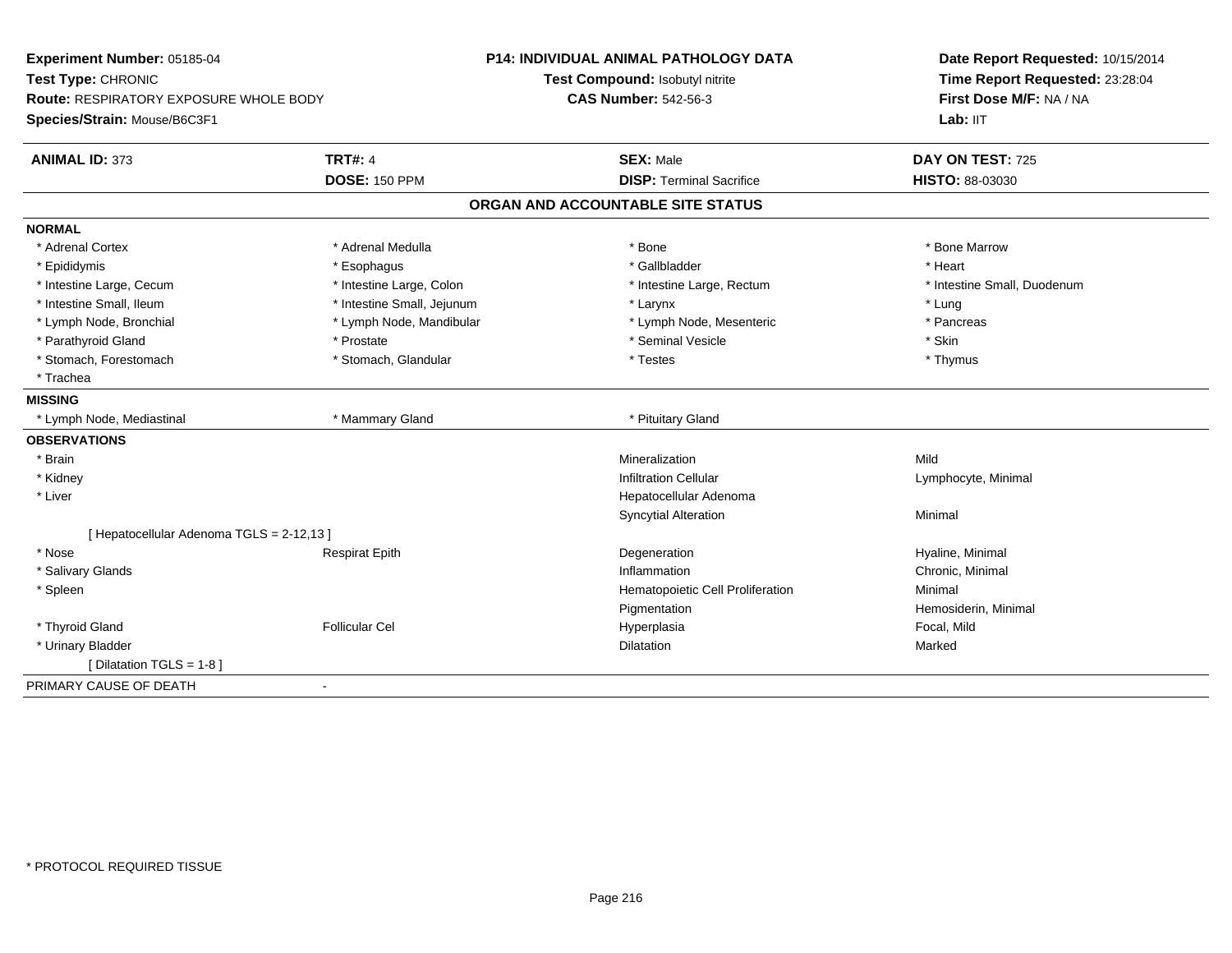**Experiment Number:** 05185-04
**Test Type:** CHRONIC
**Route:** RESPIRATORY EXPOSURE WHOLE BODY
**Species/Strain:** Mouse/B6C3F1

**P14: INDIVIDUAL ANIMAL PATHOLOGY DATA**
**Test Compound:** Isobutyl nitrite
**CAS Number:** 542-56-3

**Date Report Requested:** 10/15/2014
**Time Report Requested:** 23:28:04
**First Dose M/F:** NA / NA
**Lab:** IIT

| **ANIMAL ID:** 373 | **TRT#:** 4 | **SEX:** Male | **DAY ON TEST:** 725 |
|---|---|---|---|
| | **DOSE:** 150 PPM | **DISP:** Terminal Sacrifice | **HISTO:** 88-03030 |

## ORGAN AND ACCOUNTABLE SITE STATUS

**NORMAL**

| | | | |
|---|---|---|---|
| * Adrenal Cortex | * Adrenal Medulla | * Bone | * Bone Marrow |
| * Epididymis | * Esophagus | * Gallbladder | * Heart |
| * Intestine Large, Cecum | * Intestine Large, Colon | * Intestine Large, Rectum | * Intestine Small, Duodenum |
| * Intestine Small, Ileum | * Intestine Small, Jejunum | * Larynx | * Lung |
| * Lymph Node, Bronchial | * Lymph Node, Mandibular | * Lymph Node, Mesenteric | * Pancreas |
| * Parathyroid Gland | * Prostate | * Seminal Vesicle | * Skin |
| * Stomach, Forestomach | * Stomach, Glandular | * Testes | * Thymus |
| * Trachea | | | |

**MISSING**

| | | |
|---|---|---|
| * Lymph Node, Mediastinal | * Mammary Gland | * Pituitary Gland |

**OBSERVATIONS**

| Organ | Site | Observation | Severity |
|---|---|---|---|
| * Brain | | Mineralization | Mild |
| * Kidney | | Infiltration Cellular | Lymphocyte, Minimal |
| * Liver | | Hepatocellular Adenoma | |
| | | Syncytial Alteration | Minimal |
| [ Hepatocellular Adenoma TGLS = 2-12,13 ] | | | |
| * Nose | Respirat Epith | Degeneration | Hyaline, Minimal |
| * Salivary Glands | | Inflammation | Chronic, Minimal |
| * Spleen | | Hematopoietic Cell Proliferation | Minimal |
| | | Pigmentation | Hemosiderin, Minimal |
| * Thyroid Gland | Follicular Cel | Hyperplasia | Focal, Mild |
| * Urinary Bladder | | Dilatation | Marked |
| [ Dilatation TGLS = 1-8 ] | | | |

PRIMARY CAUSE OF DEATH -

* PROTOCOL REQUIRED TISSUE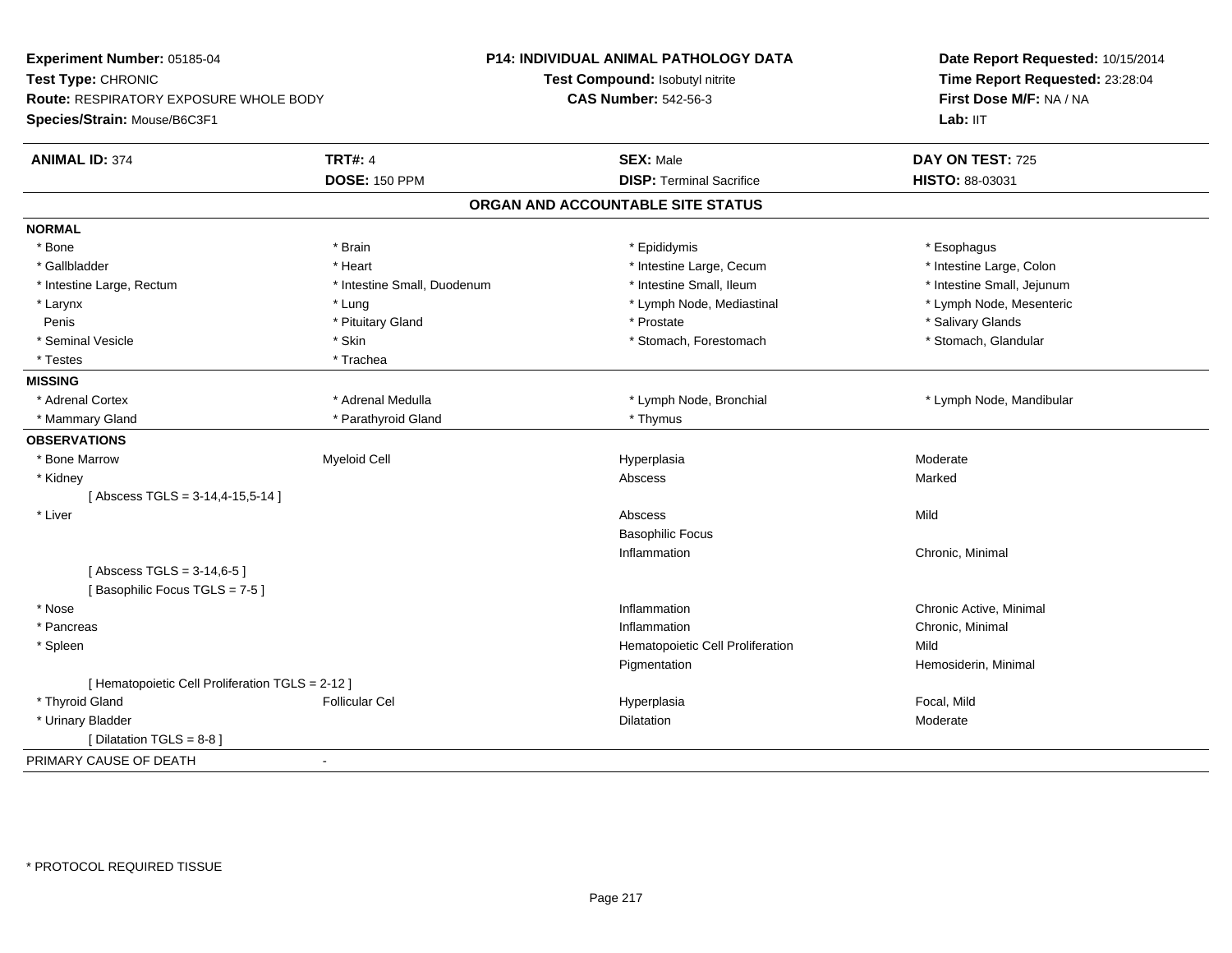**Experiment Number:** 05185-04
**Test Type:** CHRONIC
**Route:** RESPIRATORY EXPOSURE WHOLE BODY
**Species/Strain:** Mouse/B6C3F1

**P14: INDIVIDUAL ANIMAL PATHOLOGY DATA**
**Test Compound:** Isobutyl nitrite
**CAS Number:** 542-56-3

**Date Report Requested:** 10/15/2014
**Time Report Requested:** 23:28:04
**First Dose M/F:** NA / NA
**Lab:** IIT

| **ANIMAL ID:** 374 | **TRT#:** 4 | **SEX:** Male | **DAY ON TEST:** 725 |
|---|---|---|---|
| | **DOSE:** 150 PPM | **DISP:** Terminal Sacrifice | **HISTO:** 88-03031 |

## ORGAN AND ACCOUNTABLE SITE STATUS

| | | | |
|---|---|---|---|
| **NORMAL** | | | |
| * Bone | * Brain | * Epididymis | * Esophagus |
| * Gallbladder | * Heart | * Intestine Large, Cecum | * Intestine Large, Colon |
| * Intestine Large, Rectum | * Intestine Small, Duodenum | * Intestine Small, Ileum | * Intestine Small, Jejunum |
| * Larynx | * Lung | * Lymph Node, Mediastinal | * Lymph Node, Mesenteric |
| Penis | * Pituitary Gland | * Prostate | * Salivary Glands |
| * Seminal Vesicle | * Skin | * Stomach, Forestomach | * Stomach, Glandular |
| * Testes | * Trachea | | |
| **MISSING** | | | |
| * Adrenal Cortex | * Adrenal Medulla | * Lymph Node, Bronchial | * Lymph Node, Mandibular |
| * Mammary Gland | * Parathyroid Gland | * Thymus | |
| **OBSERVATIONS** | | | |
| * Bone Marrow | Myeloid Cell | Hyperplasia | Moderate |
| * Kidney | | Abscess | Marked |
| [ Abscess TGLS = 3-14,4-15,5-14 ] | | | |
| * Liver | | Abscess | Mild |
| | | Basophilic Focus | |
| | | Inflammation | Chronic, Minimal |
| [ Abscess TGLS = 3-14,6-5 ] | | | |
| [ Basophilic Focus TGLS = 7-5 ] | | | |
| * Nose | | Inflammation | Chronic Active, Minimal |
| * Pancreas | | Inflammation | Chronic, Minimal |
| * Spleen | | Hematopoietic Cell Proliferation | Mild |
| | | Pigmentation | Hemosiderin, Minimal |
| [ Hematopoietic Cell Proliferation TGLS = 2-12 ] | | | |
| * Thyroid Gland | Follicular Cel | Hyperplasia | Focal, Mild |
| * Urinary Bladder | | Dilatation | Moderate |
| [ Dilatation TGLS = 8-8 ] | | | |
| PRIMARY CAUSE OF DEATH | - | | |

* PROTOCOL REQUIRED TISSUE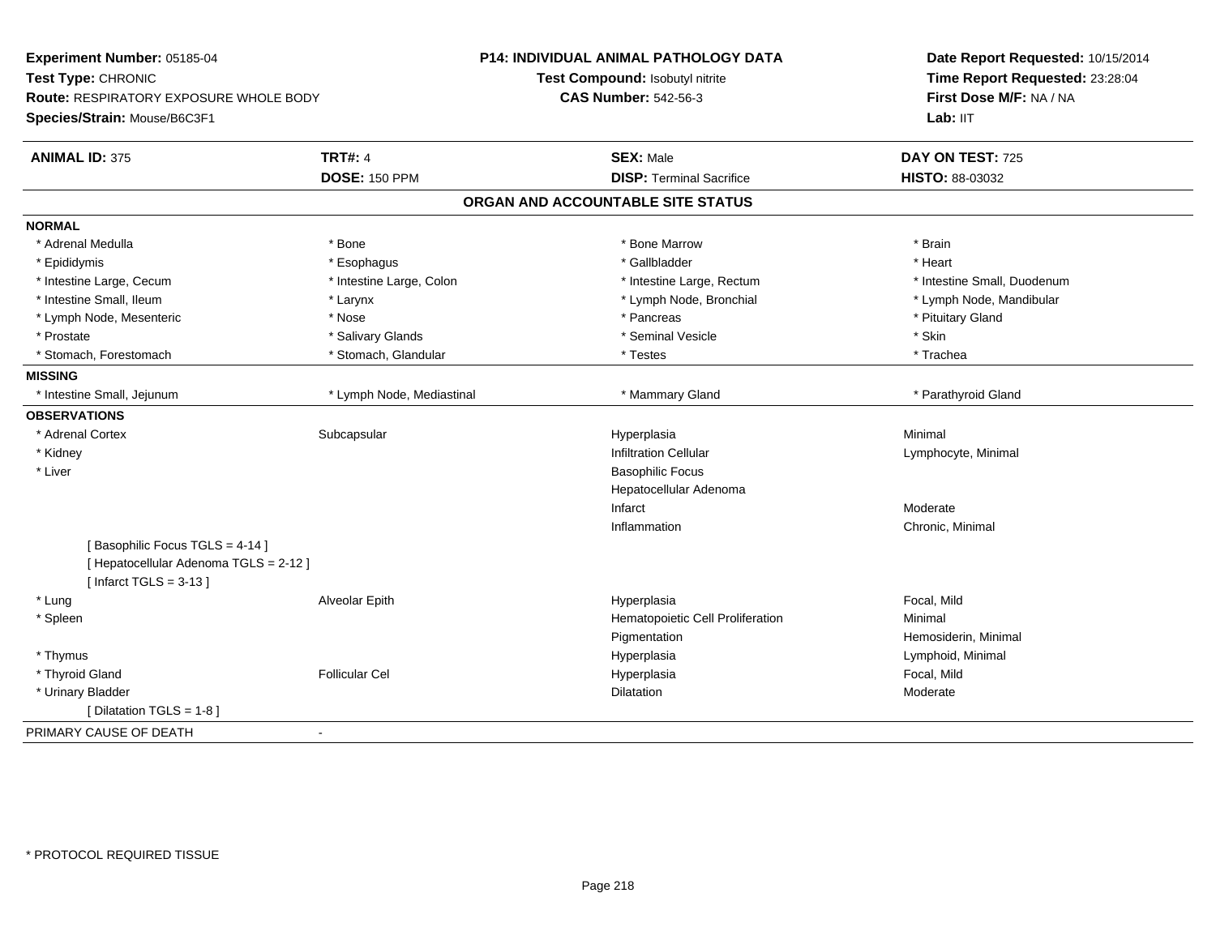**Experiment Number:** 05185-04
**Test Type:** CHRONIC
**Route:** RESPIRATORY EXPOSURE WHOLE BODY
**Species/Strain:** Mouse/B6C3F1

**P14: INDIVIDUAL ANIMAL PATHOLOGY DATA**
**Test Compound:** Isobutyl nitrite
**CAS Number:** 542-56-3

**Date Report Requested:** 10/15/2014
**Time Report Requested:** 23:28:04
**First Dose M/F:** NA / NA
**Lab:** IIT

| **ANIMAL ID:** 375 | **TRT#:** 4 | **SEX:** Male | **DAY ON TEST:** 725 |
|---|---|---|---|
| | **DOSE:** 150 PPM | **DISP:** Terminal Sacrifice | **HISTO:** 88-03032 |

## ORGAN AND ACCOUNTABLE SITE STATUS

**NORMAL**

| | | | |
|---|---|---|---|
| * Adrenal Medulla | * Bone | * Bone Marrow | * Brain |
| * Epididymis | * Esophagus | * Gallbladder | * Heart |
| * Intestine Large, Cecum | * Intestine Large, Colon | * Intestine Large, Rectum | * Intestine Small, Duodenum |
| * Intestine Small, Ileum | * Larynx | * Lymph Node, Bronchial | * Lymph Node, Mandibular |
| * Lymph Node, Mesenteric | * Nose | * Pancreas | * Pituitary Gland |
| * Prostate | * Salivary Glands | * Seminal Vesicle | * Skin |
| * Stomach, Forestomach | * Stomach, Glandular | * Testes | * Trachea |

**MISSING**

| | | | |
|---|---|---|---|
| * Intestine Small, Jejunum | * Lymph Node, Mediastinal | * Mammary Gland | * Parathyroid Gland |

**OBSERVATIONS**

| | | | |
|---|---|---|---|
| * Adrenal Cortex | Subcapsular | Hyperplasia | Minimal |
| * Kidney | | Infiltration Cellular | Lymphocyte, Minimal |
| * Liver | | Basophilic Focus | |
| | | Hepatocellular Adenoma | |
| | | Infarct | Moderate |
| | | Inflammation | Chronic, Minimal |
| [ Basophilic Focus TGLS = 4-14 ] | | | |
| [ Hepatocellular Adenoma TGLS = 2-12 ] | | | |
| [ Infarct TGLS = 3-13 ] | | | |
| * Lung | Alveolar Epith | Hyperplasia | Focal, Mild |
| * Spleen | | Hematopoietic Cell Proliferation | Minimal |
| | | Pigmentation | Hemosiderin, Minimal |
| * Thymus | | Hyperplasia | Lymphoid, Minimal |
| * Thyroid Gland | Follicular Cel | Hyperplasia | Focal, Mild |
| * Urinary Bladder | | Dilatation | Moderate |
| [ Dilatation TGLS = 1-8 ] | | | |

PRIMARY CAUSE OF DEATH -

\* PROTOCOL REQUIRED TISSUE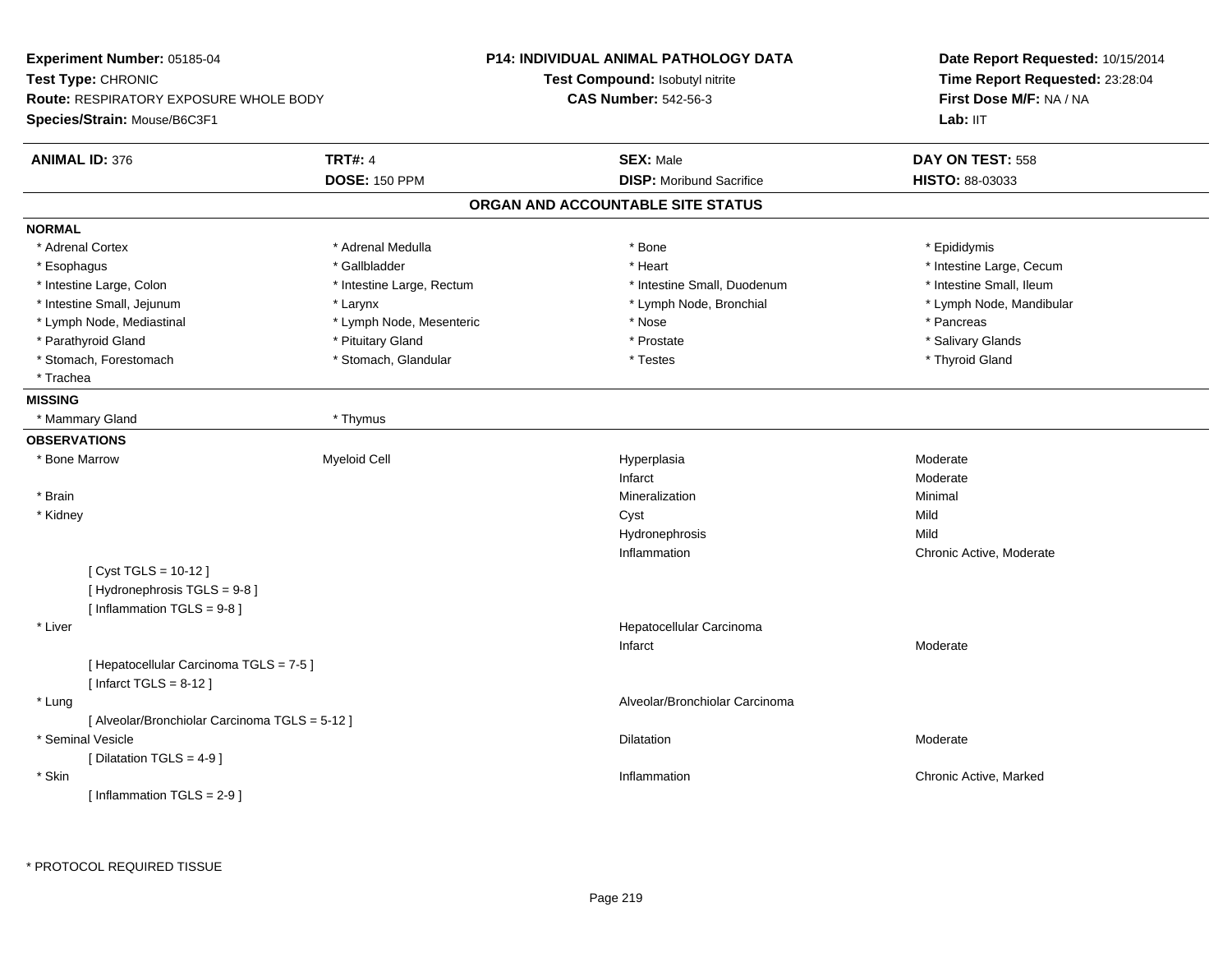**Experiment Number:** 05185-04
**Test Type:** CHRONIC
**Route:** RESPIRATORY EXPOSURE WHOLE BODY
**Species/Strain:** Mouse/B6C3F1

**P14: INDIVIDUAL ANIMAL PATHOLOGY DATA**
**Test Compound:** Isobutyl nitrite
**CAS Number:** 542-56-3

**Date Report Requested:** 10/15/2014
**Time Report Requested:** 23:28:04
**First Dose M/F:** NA / NA
**Lab:** IIT

| **ANIMAL ID:** 376 | **TRT#:** 4 | **SEX:** Male | **DAY ON TEST:** 558 |
|---|---|---|---|
| | **DOSE:** 150 PPM | **DISP:** Moribund Sacrifice | **HISTO:** 88-03033 |

## ORGAN AND ACCOUNTABLE SITE STATUS

**NORMAL**

| | | | |
|---|---|---|---|
| * Adrenal Cortex | * Adrenal Medulla | * Bone | * Epididymis |
| * Esophagus | * Gallbladder | * Heart | * Intestine Large, Cecum |
| * Intestine Large, Colon | * Intestine Large, Rectum | * Intestine Small, Duodenum | * Intestine Small, Ileum |
| * Intestine Small, Jejunum | * Larynx | * Lymph Node, Bronchial | * Lymph Node, Mandibular |
| * Lymph Node, Mediastinal | * Lymph Node, Mesenteric | * Nose | * Pancreas |
| * Parathyroid Gland | * Pituitary Gland | * Prostate | * Salivary Glands |
| * Stomach, Forestomach | * Stomach, Glandular | * Testes | * Thyroid Gland |
| * Trachea | | | |

**MISSING**

| | |
|---|---|
| * Mammary Gland | * Thymus |

**OBSERVATIONS**

| | | | |
|---|---|---|---|
| * Bone Marrow | Myeloid Cell | Hyperplasia | Moderate |
| | | Infarct | Moderate |
| * Brain | | Mineralization | Minimal |
| * Kidney | | Cyst | Mild |
| | | Hydronephrosis | Mild |
| | | Inflammation | Chronic Active, Moderate |
| [ Cyst TGLS = 10-12 ] | | | |
| [ Hydronephrosis TGLS = 9-8 ] | | | |
| [ Inflammation TGLS = 9-8 ] | | | |
| * Liver | | Hepatocellular Carcinoma | |
| | | Infarct | Moderate |
| [ Hepatocellular Carcinoma TGLS = 7-5 ] | | | |
| [ Infarct TGLS = 8-12 ] | | | |
| * Lung | | Alveolar/Bronchiolar Carcinoma | |
| [ Alveolar/Bronchiolar Carcinoma TGLS = 5-12 ] | | | |
| * Seminal Vesicle | | Dilatation | Moderate |
| [ Dilatation TGLS = 4-9 ] | | | |
| * Skin | | Inflammation | Chronic Active, Marked |
| [ Inflammation TGLS = 2-9 ] | | | |

* PROTOCOL REQUIRED TISSUE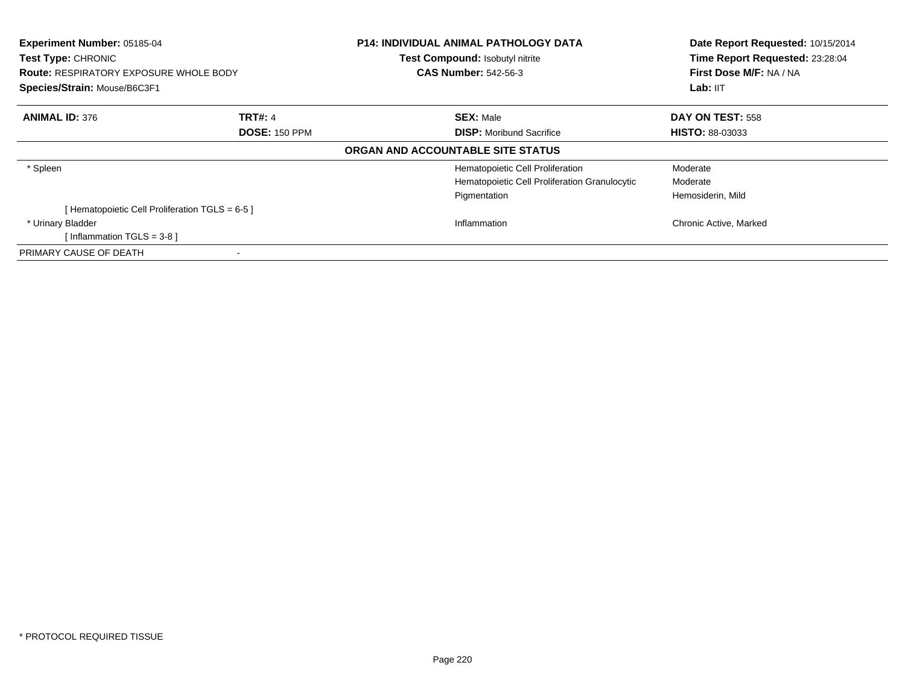**Experiment Number:** 05185-04
**Test Type:** CHRONIC
**Route:** RESPIRATORY EXPOSURE WHOLE BODY
**Species/Strain:** Mouse/B6C3F1

**P14: INDIVIDUAL ANIMAL PATHOLOGY DATA**
**Test Compound:** Isobutyl nitrite
**CAS Number:** 542-56-3

**Date Report Requested:** 10/15/2014
**Time Report Requested:** 23:28:04
**First Dose M/F:** NA / NA
**Lab:** IIT

| **ANIMAL ID:** 376 | **TRT#:** 4 | **SEX:** Male | **DAY ON TEST:** 558 |
|---|---|---|---|
| | **DOSE:** 150 PPM | **DISP:** Moribund Sacrifice | **HISTO:** 88-03033 |

**ORGAN AND ACCOUNTABLE SITE STATUS**

| | | | |
|---|---|---|---|
| * Spleen | | Hematopoietic Cell Proliferation | Moderate |
| | | Hematopoietic Cell Proliferation Granulocytic | Moderate |
| | | Pigmentation | Hemosiderin, Mild |
| [ Hematopoietic Cell Proliferation TGLS = 6-5 ] | | | |
| * Urinary Bladder | | Inflammation | Chronic Active, Marked |
| [ Inflammation TGLS = 3-8 ] | | | |
| PRIMARY CAUSE OF DEATH | - | | |

* PROTOCOL REQUIRED TISSUE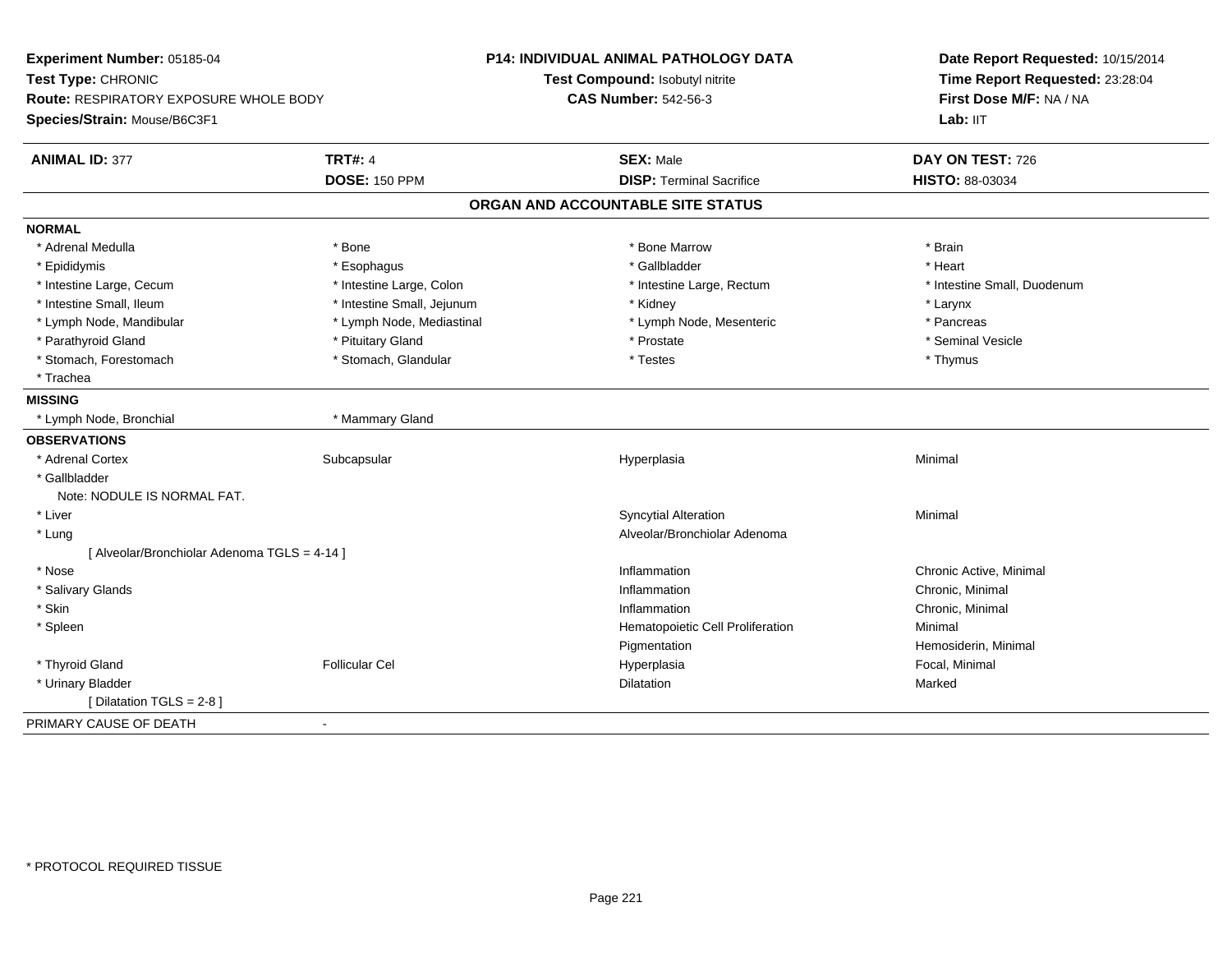**Experiment Number:** 05185-04
**Test Type:** CHRONIC
**Route:** RESPIRATORY EXPOSURE WHOLE BODY
**Species/Strain:** Mouse/B6C3F1

**P14: INDIVIDUAL ANIMAL PATHOLOGY DATA**
**Test Compound:** Isobutyl nitrite
**CAS Number:** 542-56-3

**Date Report Requested:** 10/15/2014
**Time Report Requested:** 23:28:04
**First Dose M/F:** NA / NA
**Lab:** IIT

| **ANIMAL ID:** 377 | **TRT#:** 4 | **SEX:** Male | **DAY ON TEST:** 726 |
|---|---|---|---|
| | **DOSE:** 150 PPM | **DISP:** Terminal Sacrifice | **HISTO:** 88-03034 |

## ORGAN AND ACCOUNTABLE SITE STATUS

**NORMAL**

| | | | |
|---|---|---|---|
| * Adrenal Medulla | * Bone | * Bone Marrow | * Brain |
| * Epididymis | * Esophagus | * Gallbladder | * Heart |
| * Intestine Large, Cecum | * Intestine Large, Colon | * Intestine Large, Rectum | * Intestine Small, Duodenum |
| * Intestine Small, Ileum | * Intestine Small, Jejunum | * Kidney | * Larynx |
| * Lymph Node, Mandibular | * Lymph Node, Mediastinal | * Lymph Node, Mesenteric | * Pancreas |
| * Parathyroid Gland | * Pituitary Gland | * Prostate | * Seminal Vesicle |
| * Stomach, Forestomach | * Stomach, Glandular | * Testes | * Thymus |
| * Trachea | | | |

**MISSING**

| | |
|---|---|
| * Lymph Node, Bronchial | * Mammary Gland |

**OBSERVATIONS**

| | | | |
|---|---|---|---|
| * Adrenal Cortex | Subcapsular | Hyperplasia | Minimal |
| * Gallbladder | | | |
| Note: NODULE IS NORMAL FAT. | | | |
| * Liver | | Syncytial Alteration | Minimal |
| * Lung | | Alveolar/Bronchiolar Adenoma | |
| [ Alveolar/Bronchiolar Adenoma TGLS = 4-14 ] | | | |
| * Nose | | Inflammation | Chronic Active, Minimal |
| * Salivary Glands | | Inflammation | Chronic, Minimal |
| * Skin | | Inflammation | Chronic, Minimal |
| * Spleen | | Hematopoietic Cell Proliferation | Minimal |
| | | Pigmentation | Hemosiderin, Minimal |
| * Thyroid Gland | Follicular Cel | Hyperplasia | Focal, Minimal |
| * Urinary Bladder | | Dilatation | Marked |
| [ Dilatation TGLS = 2-8 ] | | | |

PRIMARY CAUSE OF DEATH -

* PROTOCOL REQUIRED TISSUE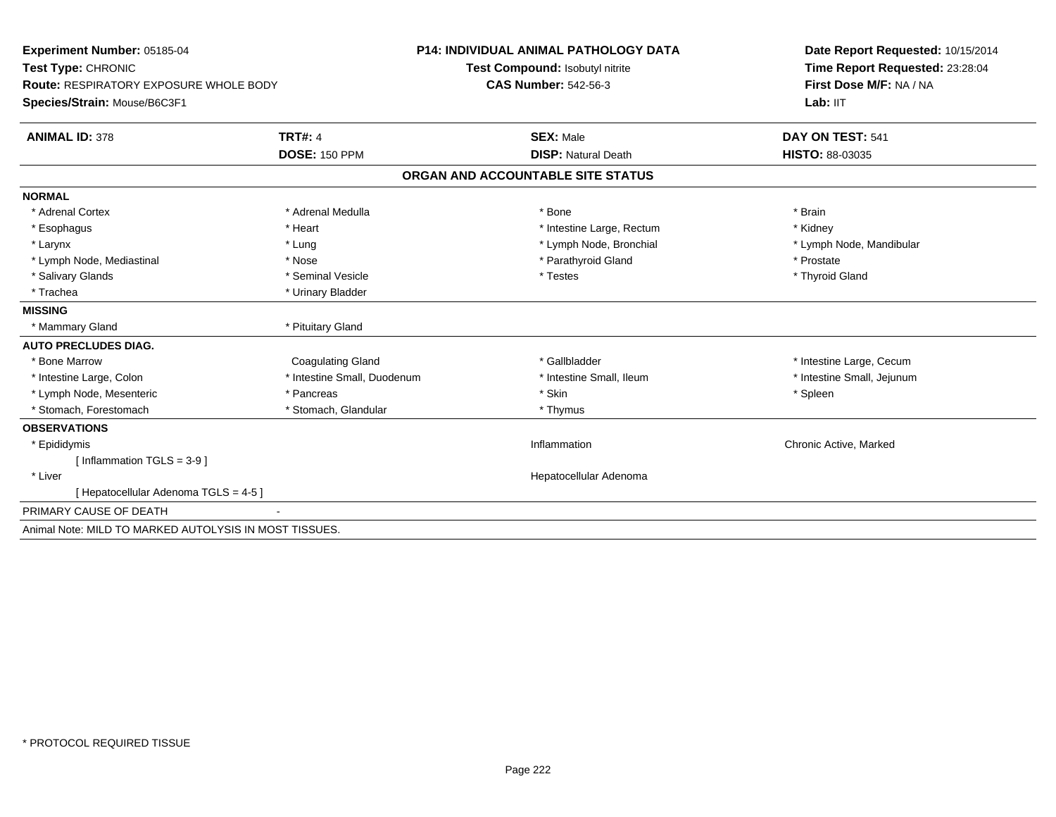**Experiment Number:** 05185-04
**Test Type:** CHRONIC
**Route:** RESPIRATORY EXPOSURE WHOLE BODY
**Species/Strain:** Mouse/B6C3F1

**P14: INDIVIDUAL ANIMAL PATHOLOGY DATA**
**Test Compound:** Isobutyl nitrite
**CAS Number:** 542-56-3

**Date Report Requested:** 10/15/2014
**Time Report Requested:** 23:28:04
**First Dose M/F:** NA / NA
**Lab:** IIT

| **ANIMAL ID:** 378 | **TRT#:** 4 | **SEX:** Male | **DAY ON TEST:** 541 |
|---|---|---|---|
| | **DOSE:** 150 PPM | **DISP:** Natural Death | **HISTO:** 88-03035 |

**ORGAN AND ACCOUNTABLE SITE STATUS**

**NORMAL**

| | | | |
|---|---|---|---|
| * Adrenal Cortex | * Adrenal Medulla | * Bone | * Brain |
| * Esophagus | * Heart | * Intestine Large, Rectum | * Kidney |
| * Larynx | * Lung | * Lymph Node, Bronchial | * Lymph Node, Mandibular |
| * Lymph Node, Mediastinal | * Nose | * Parathyroid Gland | * Prostate |
| * Salivary Glands | * Seminal Vesicle | * Testes | * Thyroid Gland |
| * Trachea | * Urinary Bladder | | |

**MISSING**

| | |
|---|---|
| * Mammary Gland | * Pituitary Gland |

**AUTO PRECLUDES DIAG.**

| | | | |
|---|---|---|---|
| * Bone Marrow | Coagulating Gland | * Gallbladder | * Intestine Large, Cecum |
| * Intestine Large, Colon | * Intestine Small, Duodenum | * Intestine Small, Ileum | * Intestine Small, Jejunum |
| * Lymph Node, Mesenteric | * Pancreas | * Skin | * Spleen |
| * Stomach, Forestomach | * Stomach, Glandular | * Thymus | |

**OBSERVATIONS**

| | | |
|---|---|---|
| * Epididymis | Inflammation | Chronic Active, Marked |
| [ Inflammation TGLS = 3-9 ] | | |
| * Liver | Hepatocellular Adenoma | |
| [ Hepatocellular Adenoma TGLS = 4-5 ] | | |

PRIMARY CAUSE OF DEATH -

Animal Note: MILD TO MARKED AUTOLYSIS IN MOST TISSUES.

* PROTOCOL REQUIRED TISSUE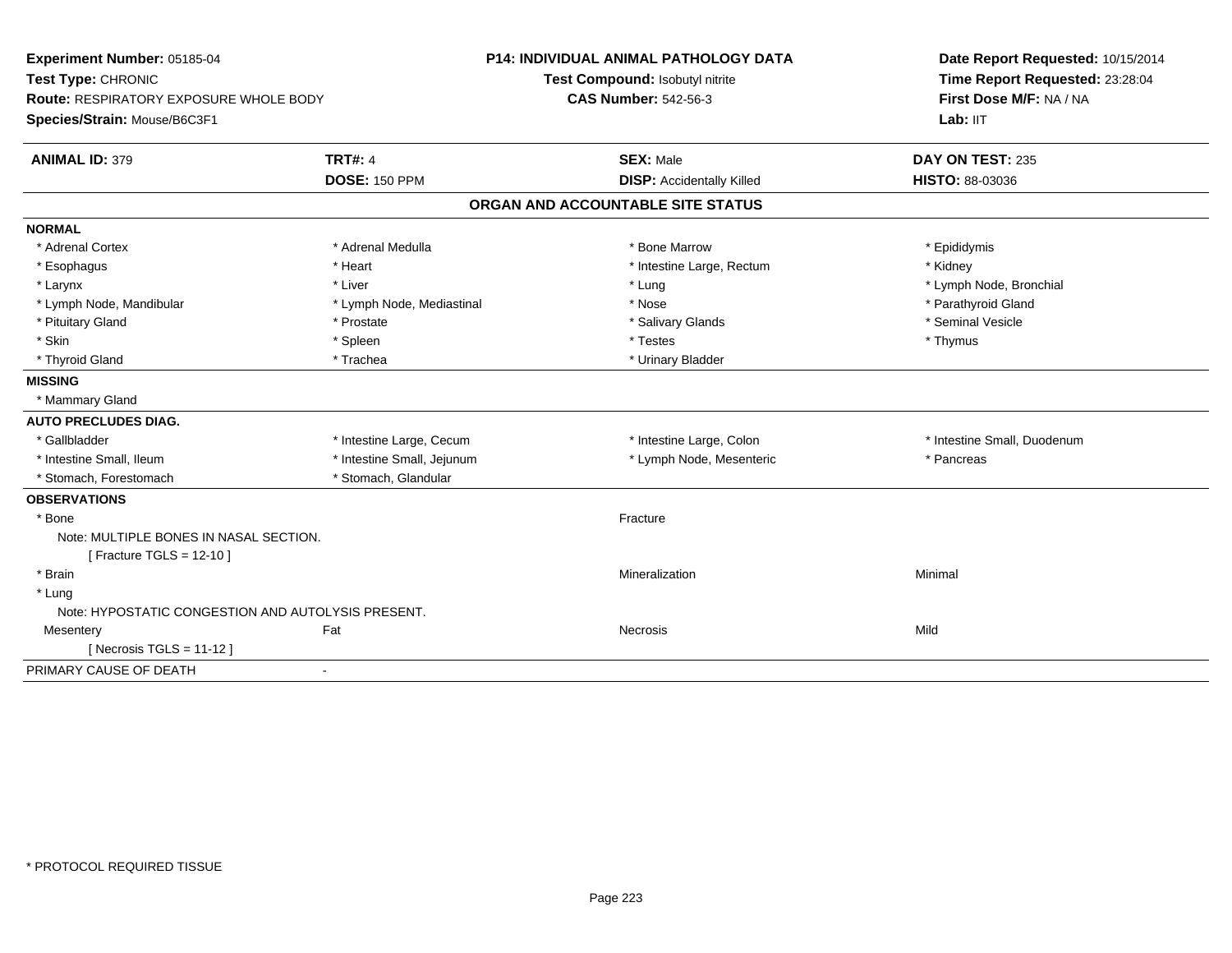**Experiment Number:** 05185-04
**Test Type:** CHRONIC
**Route:** RESPIRATORY EXPOSURE WHOLE BODY
**Species/Strain:** Mouse/B6C3F1

**P14: INDIVIDUAL ANIMAL PATHOLOGY DATA**
**Test Compound:** Isobutyl nitrite
**CAS Number:** 542-56-3

**Date Report Requested:** 10/15/2014
**Time Report Requested:** 23:28:04
**First Dose M/F:** NA / NA
**Lab:** IIT

| **ANIMAL ID:** 379 | **TRT#:** 4 | **SEX:** Male | **DAY ON TEST:** 235 |
|---|---|---|---|
| | **DOSE:** 150 PPM | **DISP:** Accidentally Killed | **HISTO:** 88-03036 |

## ORGAN AND ACCOUNTABLE SITE STATUS

**NORMAL**

| | | | |
|---|---|---|---|
| * Adrenal Cortex | * Adrenal Medulla | * Bone Marrow | * Epididymis |
| * Esophagus | * Heart | * Intestine Large, Rectum | * Kidney |
| * Larynx | * Liver | * Lung | * Lymph Node, Bronchial |
| * Lymph Node, Mandibular | * Lymph Node, Mediastinal | * Nose | * Parathyroid Gland |
| * Pituitary Gland | * Prostate | * Salivary Glands | * Seminal Vesicle |
| * Skin | * Spleen | * Testes | * Thymus |
| * Thyroid Gland | * Trachea | * Urinary Bladder | |

**MISSING**

* Mammary Gland

**AUTO PRECLUDES DIAG.**

| | | | |
|---|---|---|---|
| * Gallbladder | * Intestine Large, Cecum | * Intestine Large, Colon | * Intestine Small, Duodenum |
| * Intestine Small, Ileum | * Intestine Small, Jejunum | * Lymph Node, Mesenteric | * Pancreas |
| * Stomach, Forestomach | * Stomach, Glandular | | |

**OBSERVATIONS**

| | | | |
|---|---|---|---|
| * Bone | | Fracture | |
| Note: MULTIPLE BONES IN NASAL SECTION. | | | |
| [ Fracture TGLS = 12-10 ] | | | |
| * Brain | | Mineralization | Minimal |
| * Lung | | | |
| Note: HYPOSTATIC CONGESTION AND AUTOLYSIS PRESENT. | | | |
| Mesentery | Fat | Necrosis | Mild |
| [ Necrosis TGLS = 11-12 ] | | | |

PRIMARY CAUSE OF DEATH -

* PROTOCOL REQUIRED TISSUE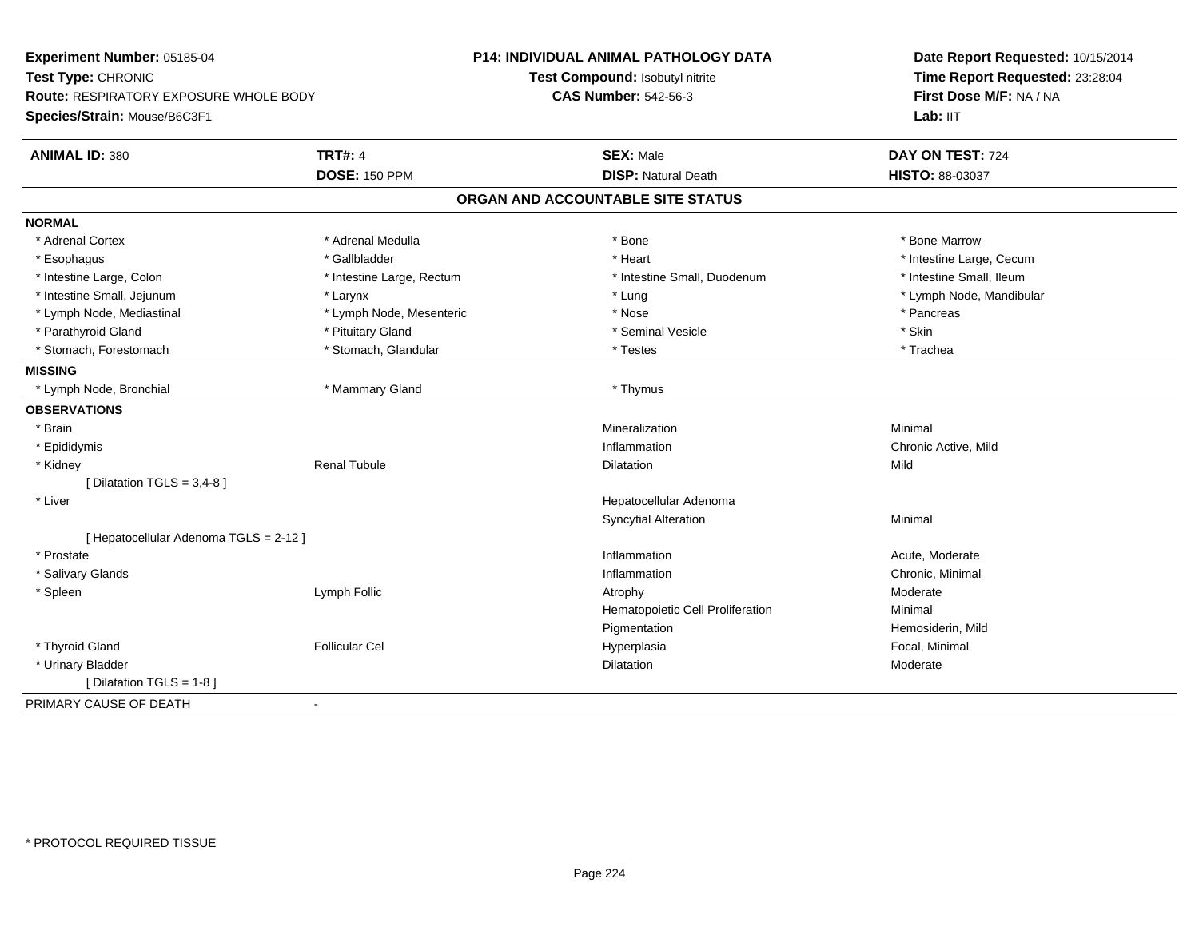**Experiment Number:** 05185-04
**Test Type:** CHRONIC
**Route:** RESPIRATORY EXPOSURE WHOLE BODY
**Species/Strain:** Mouse/B6C3F1

**P14: INDIVIDUAL ANIMAL PATHOLOGY DATA**
**Test Compound:** Isobutyl nitrite
**CAS Number:** 542-56-3

**Date Report Requested:** 10/15/2014
**Time Report Requested:** 23:28:04
**First Dose M/F:** NA / NA
**Lab:** IIT

| **ANIMAL ID:** 380 | **TRT#:** 4 | **SEX:** Male | **DAY ON TEST:** 724 |
|---|---|---|---|
| | **DOSE:** 150 PPM | **DISP:** Natural Death | **HISTO:** 88-03037 |

## ORGAN AND ACCOUNTABLE SITE STATUS

**NORMAL**

| | | | |
|---|---|---|---|
| * Adrenal Cortex | * Adrenal Medulla | * Bone | * Bone Marrow |
| * Esophagus | * Gallbladder | * Heart | * Intestine Large, Cecum |
| * Intestine Large, Colon | * Intestine Large, Rectum | * Intestine Small, Duodenum | * Intestine Small, Ileum |
| * Intestine Small, Jejunum | * Larynx | * Lung | * Lymph Node, Mandibular |
| * Lymph Node, Mediastinal | * Lymph Node, Mesenteric | * Nose | * Pancreas |
| * Parathyroid Gland | * Pituitary Gland | * Seminal Vesicle | * Skin |
| * Stomach, Forestomach | * Stomach, Glandular | * Testes | * Trachea |

**MISSING**

| | | |
|---|---|---|
| * Lymph Node, Bronchial | * Mammary Gland | * Thymus |

**OBSERVATIONS**

| | | | |
|---|---|---|---|
| * Brain | | Mineralization | Minimal |
| * Epididymis | | Inflammation | Chronic Active, Mild |
| * Kidney | Renal Tubule | Dilatation | Mild |
| [ Dilatation TGLS = 3,4-8 ] | | | |
| * Liver | | Hepatocellular Adenoma | |
| | | Syncytial Alteration | Minimal |
| [ Hepatocellular Adenoma TGLS = 2-12 ] | | | |
| * Prostate | | Inflammation | Acute, Moderate |
| * Salivary Glands | | Inflammation | Chronic, Minimal |
| * Spleen | Lymph Follic | Atrophy | Moderate |
| | | Hematopoietic Cell Proliferation | Minimal |
| | | Pigmentation | Hemosiderin, Mild |
| * Thyroid Gland | Follicular Cel | Hyperplasia | Focal, Minimal |
| * Urinary Bladder | | Dilatation | Moderate |
| [ Dilatation TGLS = 1-8 ] | | | |

PRIMARY CAUSE OF DEATH -

* PROTOCOL REQUIRED TISSUE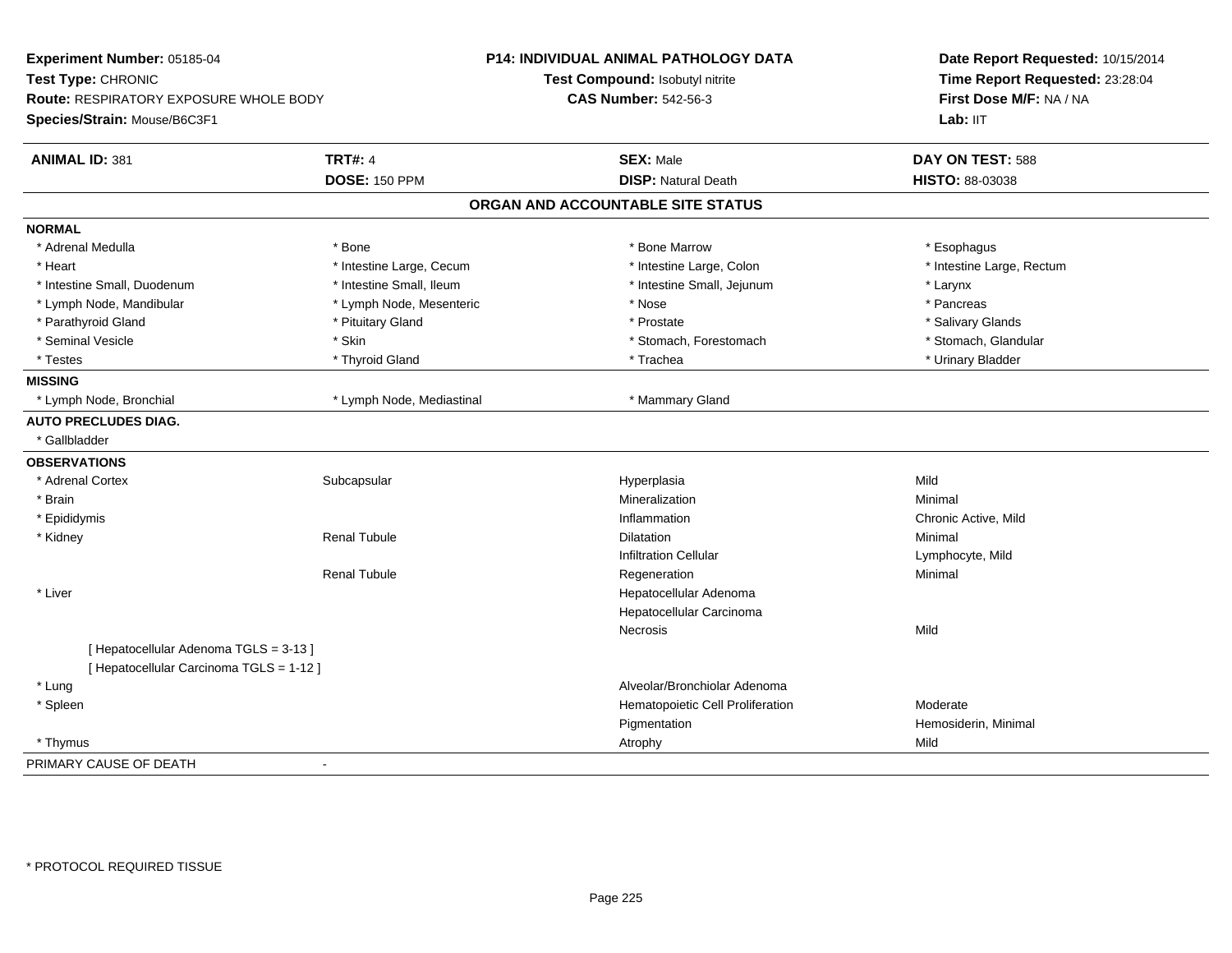**Experiment Number:** 05185-04
**Test Type:** CHRONIC
**Route:** RESPIRATORY EXPOSURE WHOLE BODY
**Species/Strain:** Mouse/B6C3F1

**P14: INDIVIDUAL ANIMAL PATHOLOGY DATA**
**Test Compound:** Isobutyl nitrite
**CAS Number:** 542-56-3

**Date Report Requested:** 10/15/2014
**Time Report Requested:** 23:28:04
**First Dose M/F:** NA / NA
**Lab:** IIT

| **ANIMAL ID:** 381 | **TRT#:** 4 | **SEX:** Male | **DAY ON TEST:** 588 |
|---|---|---|---|
| | **DOSE:** 150 PPM | **DISP:** Natural Death | **HISTO:** 88-03038 |

## ORGAN AND ACCOUNTABLE SITE STATUS

**NORMAL**

| | | | |
|---|---|---|---|
| * Adrenal Medulla | * Bone | * Bone Marrow | * Esophagus |
| * Heart | * Intestine Large, Cecum | * Intestine Large, Colon | * Intestine Large, Rectum |
| * Intestine Small, Duodenum | * Intestine Small, Ileum | * Intestine Small, Jejunum | * Larynx |
| * Lymph Node, Mandibular | * Lymph Node, Mesenteric | * Nose | * Pancreas |
| * Parathyroid Gland | * Pituitary Gland | * Prostate | * Salivary Glands |
| * Seminal Vesicle | * Skin | * Stomach, Forestomach | * Stomach, Glandular |
| * Testes | * Thyroid Gland | * Trachea | * Urinary Bladder |

**MISSING**

| | | |
|---|---|---|
| * Lymph Node, Bronchial | * Lymph Node, Mediastinal | * Mammary Gland |

**AUTO PRECLUDES DIAG.**

* Gallbladder

**OBSERVATIONS**

| | | | |
|---|---|---|---|
| * Adrenal Cortex | Subcapsular | Hyperplasia | Mild |
| * Brain | | Mineralization | Minimal |
| * Epididymis | | Inflammation | Chronic Active, Mild |
| * Kidney | Renal Tubule | Dilatation | Minimal |
| | | Infiltration Cellular | Lymphocyte, Mild |
| | Renal Tubule | Regeneration | Minimal |
| * Liver | | Hepatocellular Adenoma | |
| | | Hepatocellular Carcinoma | |
| | | Necrosis | Mild |
| [ Hepatocellular Adenoma TGLS = 3-13 ] | | | |
| [ Hepatocellular Carcinoma TGLS = 1-12 ] | | | |
| * Lung | | Alveolar/Bronchiolar Adenoma | |
| * Spleen | | Hematopoietic Cell Proliferation | Moderate |
| | | Pigmentation | Hemosiderin, Minimal |
| * Thymus | | Atrophy | Mild |

PRIMARY CAUSE OF DEATH -

* PROTOCOL REQUIRED TISSUE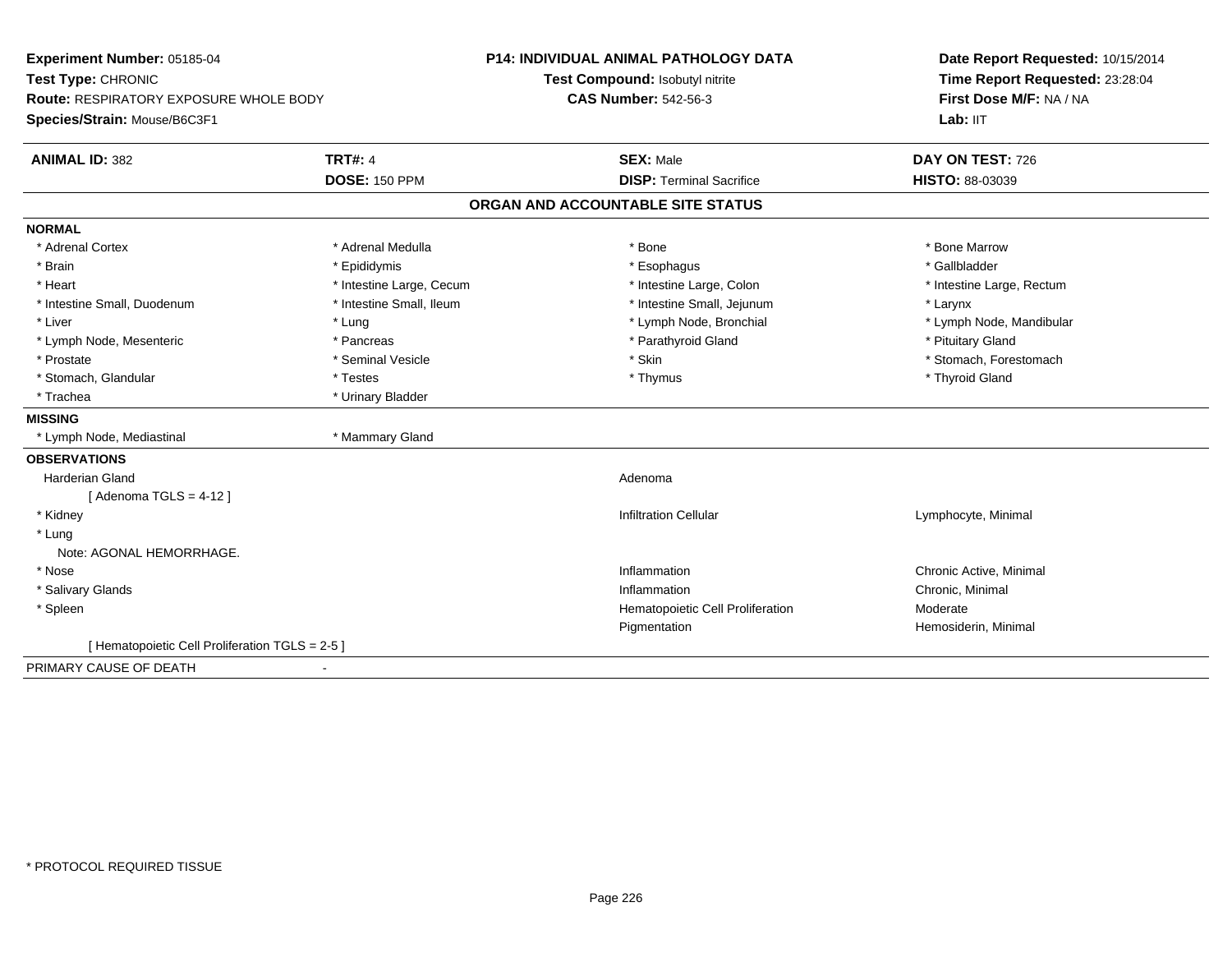**Experiment Number:** 05185-04
**Test Type:** CHRONIC
**Route:** RESPIRATORY EXPOSURE WHOLE BODY
**Species/Strain:** Mouse/B6C3F1

**P14: INDIVIDUAL ANIMAL PATHOLOGY DATA**
**Test Compound:** Isobutyl nitrite
**CAS Number:** 542-56-3

**Date Report Requested:** 10/15/2014
**Time Report Requested:** 23:28:04
**First Dose M/F:** NA / NA
**Lab:** IIT

| **ANIMAL ID:** 382 | **TRT#:** 4 | **SEX:** Male | **DAY ON TEST:** 726 |
|---|---|---|---|
| | **DOSE:** 150 PPM | **DISP:** Terminal Sacrifice | **HISTO:** 88-03039 |

## ORGAN AND ACCOUNTABLE SITE STATUS

**NORMAL**

| | | | |
|---|---|---|---|
| * Adrenal Cortex | * Adrenal Medulla | * Bone | * Bone Marrow |
| * Brain | * Epididymis | * Esophagus | * Gallbladder |
| * Heart | * Intestine Large, Cecum | * Intestine Large, Colon | * Intestine Large, Rectum |
| * Intestine Small, Duodenum | * Intestine Small, Ileum | * Intestine Small, Jejunum | * Larynx |
| * Liver | * Lung | * Lymph Node, Bronchial | * Lymph Node, Mandibular |
| * Lymph Node, Mesenteric | * Pancreas | * Parathyroid Gland | * Pituitary Gland |
| * Prostate | * Seminal Vesicle | * Skin | * Stomach, Forestomach |
| * Stomach, Glandular | * Testes | * Thymus | * Thyroid Gland |
| * Trachea | * Urinary Bladder | | |

**MISSING**

| | |
|---|---|
| * Lymph Node, Mediastinal | * Mammary Gland |

**OBSERVATIONS**

| | | |
|---|---|---|
| Harderian Gland | Adenoma | |
| [ Adenoma TGLS = 4-12 ] | | |
| * Kidney | Infiltration Cellular | Lymphocyte, Minimal |
| * Lung | | |
| Note: AGONAL HEMORRHAGE. | | |
| * Nose | Inflammation | Chronic Active, Minimal |
| * Salivary Glands | Inflammation | Chronic, Minimal |
| * Spleen | Hematopoietic Cell Proliferation | Moderate |
| | Pigmentation | Hemosiderin, Minimal |
| [ Hematopoietic Cell Proliferation TGLS = 2-5 ] | | |

PRIMARY CAUSE OF DEATH -

\* PROTOCOL REQUIRED TISSUE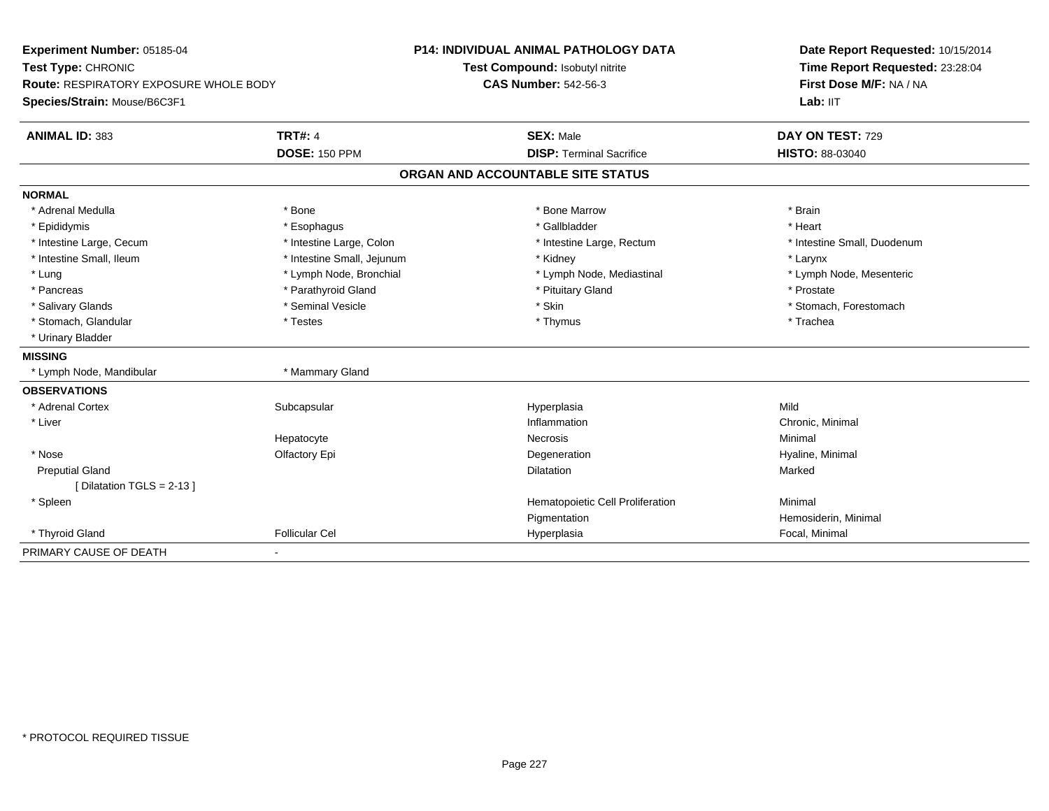**Experiment Number:** 05185-04
**Test Type:** CHRONIC
**Route:** RESPIRATORY EXPOSURE WHOLE BODY
**Species/Strain:** Mouse/B6C3F1

**P14: INDIVIDUAL ANIMAL PATHOLOGY DATA**
**Test Compound:** Isobutyl nitrite
**CAS Number:** 542-56-3

**Date Report Requested:** 10/15/2014
**Time Report Requested:** 23:28:04
**First Dose M/F:** NA / NA
**Lab:** IIT

| **ANIMAL ID:** 383 | **TRT#:** 4 | **SEX:** Male | **DAY ON TEST:** 729 |
|---|---|---|---|
| | **DOSE:** 150 PPM | **DISP:** Terminal Sacrifice | **HISTO:** 88-03040 |

## ORGAN AND ACCOUNTABLE SITE STATUS

**NORMAL**

| | | | |
|---|---|---|---|
| * Adrenal Medulla | * Bone | * Bone Marrow | * Brain |
| * Epididymis | * Esophagus | * Gallbladder | * Heart |
| * Intestine Large, Cecum | * Intestine Large, Colon | * Intestine Large, Rectum | * Intestine Small, Duodenum |
| * Intestine Small, Ileum | * Intestine Small, Jejunum | * Kidney | * Larynx |
| * Lung | * Lymph Node, Bronchial | * Lymph Node, Mediastinal | * Lymph Node, Mesenteric |
| * Pancreas | * Parathyroid Gland | * Pituitary Gland | * Prostate |
| * Salivary Glands | * Seminal Vesicle | * Skin | * Stomach, Forestomach |
| * Stomach, Glandular | * Testes | * Thymus | * Trachea |
| * Urinary Bladder | | | |

**MISSING**

| | |
|---|---|
| * Lymph Node, Mandibular | * Mammary Gland |

**OBSERVATIONS**

| | | | |
|---|---|---|---|
| * Adrenal Cortex | Subcapsular | Hyperplasia | Mild |
| * Liver | | Inflammation | Chronic, Minimal |
| | Hepatocyte | Necrosis | Minimal |
| * Nose | Olfactory Epi | Degeneration | Hyaline, Minimal |
| Preputial Gland | | Dilatation | Marked |
| [ Dilatation TGLS = 2-13 ] | | | |
| * Spleen | | Hematopoietic Cell Proliferation | Minimal |
| | | Pigmentation | Hemosiderin, Minimal |
| * Thyroid Gland | Follicular Cel | Hyperplasia | Focal, Minimal |

PRIMARY CAUSE OF DEATH -

* PROTOCOL REQUIRED TISSUE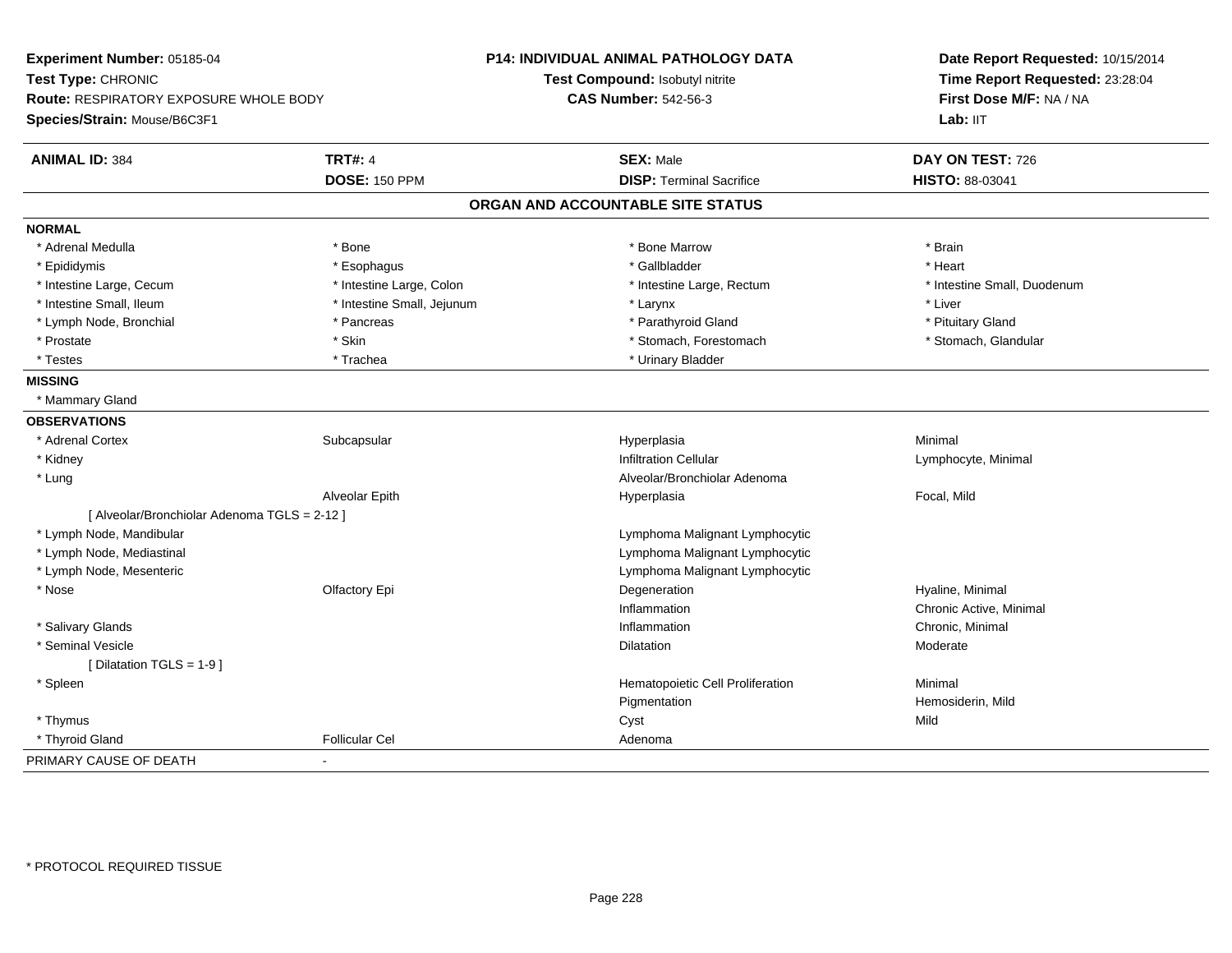**Experiment Number:** 05185-04
**Test Type:** CHRONIC
**Route:** RESPIRATORY EXPOSURE WHOLE BODY
**Species/Strain:** Mouse/B6C3F1

**P14: INDIVIDUAL ANIMAL PATHOLOGY DATA**
**Test Compound:** Isobutyl nitrite
**CAS Number:** 542-56-3

**Date Report Requested:** 10/15/2014
**Time Report Requested:** 23:28:04
**First Dose M/F:** NA / NA
**Lab:** IIT

| **ANIMAL ID:** 384 | **TRT#:** 4 | **SEX:** Male | **DAY ON TEST:** 726 |
|---|---|---|---|
| | **DOSE:** 150 PPM | **DISP:** Terminal Sacrifice | **HISTO:** 88-03041 |

## ORGAN AND ACCOUNTABLE SITE STATUS

**NORMAL**

| | | | |
|---|---|---|---|
| * Adrenal Medulla | * Bone | * Bone Marrow | * Brain |
| * Epididymis | * Esophagus | * Gallbladder | * Heart |
| * Intestine Large, Cecum | * Intestine Large, Colon | * Intestine Large, Rectum | * Intestine Small, Duodenum |
| * Intestine Small, Ileum | * Intestine Small, Jejunum | * Larynx | * Liver |
| * Lymph Node, Bronchial | * Pancreas | * Parathyroid Gland | * Pituitary Gland |
| * Prostate | * Skin | * Stomach, Forestomach | * Stomach, Glandular |
| * Testes | * Trachea | * Urinary Bladder | |

**MISSING**

* Mammary Gland

**OBSERVATIONS**

| | | | |
|---|---|---|---|
| * Adrenal Cortex | Subcapsular | Hyperplasia | Minimal |
| * Kidney | | Infiltration Cellular | Lymphocyte, Minimal |
| * Lung | | Alveolar/Bronchiolar Adenoma | |
| | Alveolar Epith | Hyperplasia | Focal, Mild |
| [ Alveolar/Bronchiolar Adenoma TGLS = 2-12 ] | | | |
| * Lymph Node, Mandibular | | Lymphoma Malignant Lymphocytic | |
| * Lymph Node, Mediastinal | | Lymphoma Malignant Lymphocytic | |
| * Lymph Node, Mesenteric | | Lymphoma Malignant Lymphocytic | |
| * Nose | Olfactory Epi | Degeneration | Hyaline, Minimal |
| | | Inflammation | Chronic Active, Minimal |
| * Salivary Glands | | Inflammation | Chronic, Minimal |
| * Seminal Vesicle | | Dilatation | Moderate |
| [ Dilatation TGLS = 1-9 ] | | | |
| * Spleen | | Hematopoietic Cell Proliferation | Minimal |
| | | Pigmentation | Hemosiderin, Mild |
| * Thymus | | Cyst | Mild |
| * Thyroid Gland | Follicular Cel | Adenoma | |

PRIMARY CAUSE OF DEATH -

\* PROTOCOL REQUIRED TISSUE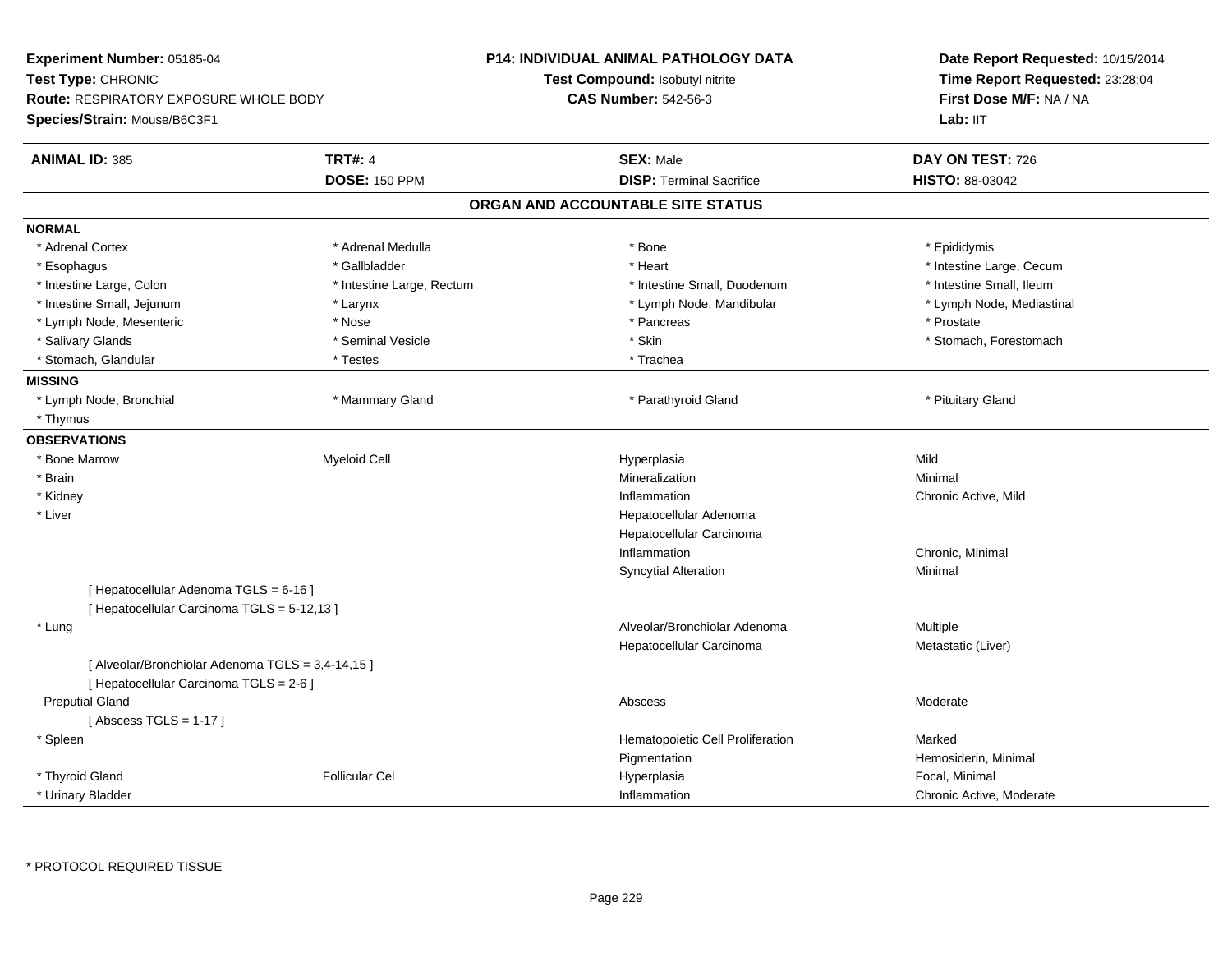**Experiment Number:** 05185-04
**Test Type:** CHRONIC
**Route:** RESPIRATORY EXPOSURE WHOLE BODY
**Species/Strain:** Mouse/B6C3F1

**P14: INDIVIDUAL ANIMAL PATHOLOGY DATA**
**Test Compound:** Isobutyl nitrite
**CAS Number:** 542-56-3

**Date Report Requested:** 10/15/2014
**Time Report Requested:** 23:28:04
**First Dose M/F:** NA / NA
**Lab:** IIT

| **ANIMAL ID:** 385 | **TRT#:** 4 | **SEX:** Male | **DAY ON TEST:** 726 |
|---|---|---|---|
| | **DOSE:** 150 PPM | **DISP:** Terminal Sacrifice | **HISTO:** 88-03042 |

## ORGAN AND ACCOUNTABLE SITE STATUS

**NORMAL**

| | | | |
|---|---|---|---|
| * Adrenal Cortex | * Adrenal Medulla | * Bone | * Epididymis |
| * Esophagus | * Gallbladder | * Heart | * Intestine Large, Cecum |
| * Intestine Large, Colon | * Intestine Large, Rectum | * Intestine Small, Duodenum | * Intestine Small, Ileum |
| * Intestine Small, Jejunum | * Larynx | * Lymph Node, Mandibular | * Lymph Node, Mediastinal |
| * Lymph Node, Mesenteric | * Nose | * Pancreas | * Prostate |
| * Salivary Glands | * Seminal Vesicle | * Skin | * Stomach, Forestomach |
| * Stomach, Glandular | * Testes | * Trachea | |

**MISSING**

| | | | |
|---|---|---|---|
| * Lymph Node, Bronchial | * Mammary Gland | * Parathyroid Gland | * Pituitary Gland |
| * Thymus | | | |

**OBSERVATIONS**

| | | | |
|---|---|---|---|
| * Bone Marrow | Myeloid Cell | Hyperplasia | Mild |
| * Brain | | Mineralization | Minimal |
| * Kidney | | Inflammation | Chronic Active, Mild |
| * Liver | | Hepatocellular Adenoma | |
| | | Hepatocellular Carcinoma | |
| | | Inflammation | Chronic, Minimal |
| | | Syncytial Alteration | Minimal |
| [ Hepatocellular Adenoma TGLS = 6-16 ] | | | |
| [ Hepatocellular Carcinoma TGLS = 5-12,13 ] | | | |
| * Lung | | Alveolar/Bronchiolar Adenoma | Multiple |
| | | Hepatocellular Carcinoma | Metastatic (Liver) |
| [ Alveolar/Bronchiolar Adenoma TGLS = 3,4-14,15 ] | | | |
| [ Hepatocellular Carcinoma TGLS = 2-6 ] | | | |
| Preputial Gland | | Abscess | Moderate |
| [ Abscess TGLS = 1-17 ] | | | |
| * Spleen | | Hematopoietic Cell Proliferation | Marked |
| | | Pigmentation | Hemosiderin, Minimal |
| * Thyroid Gland | Follicular Cel | Hyperplasia | Focal, Minimal |
| * Urinary Bladder | | Inflammation | Chronic Active, Moderate |

* PROTOCOL REQUIRED TISSUE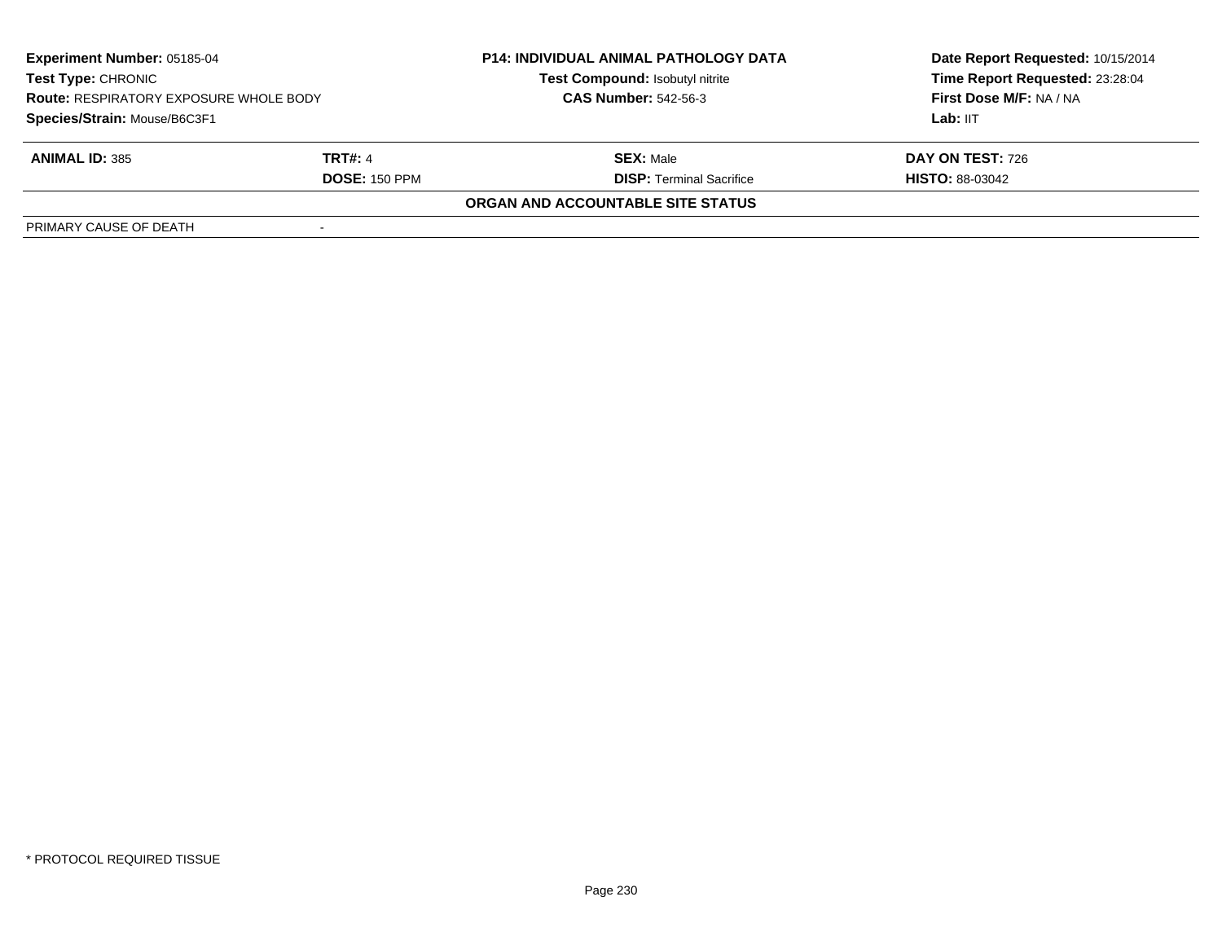**Experiment Number:** 05185-04
**Test Type:** CHRONIC
**Route:** RESPIRATORY EXPOSURE WHOLE BODY
**Species/Strain:** Mouse/B6C3F1

**P14: INDIVIDUAL ANIMAL PATHOLOGY DATA**
**Test Compound:** Isobutyl nitrite
**CAS Number:** 542-56-3

**Date Report Requested:** 10/15/2014
**Time Report Requested:** 23:28:04
**First Dose M/F:** NA / NA
**Lab:** IIT

| **ANIMAL ID:** 385 | **TRT#:** 4 | **SEX:** Male | **DAY ON TEST:** 726 |
|---|---|---|---|
| | **DOSE:** 150 PPM | **DISP:** Terminal Sacrifice | **HISTO:** 88-03042 |

**ORGAN AND ACCOUNTABLE SITE STATUS**

| PRIMARY CAUSE OF DEATH | - |
|---|---|

\* PROTOCOL REQUIRED TISSUE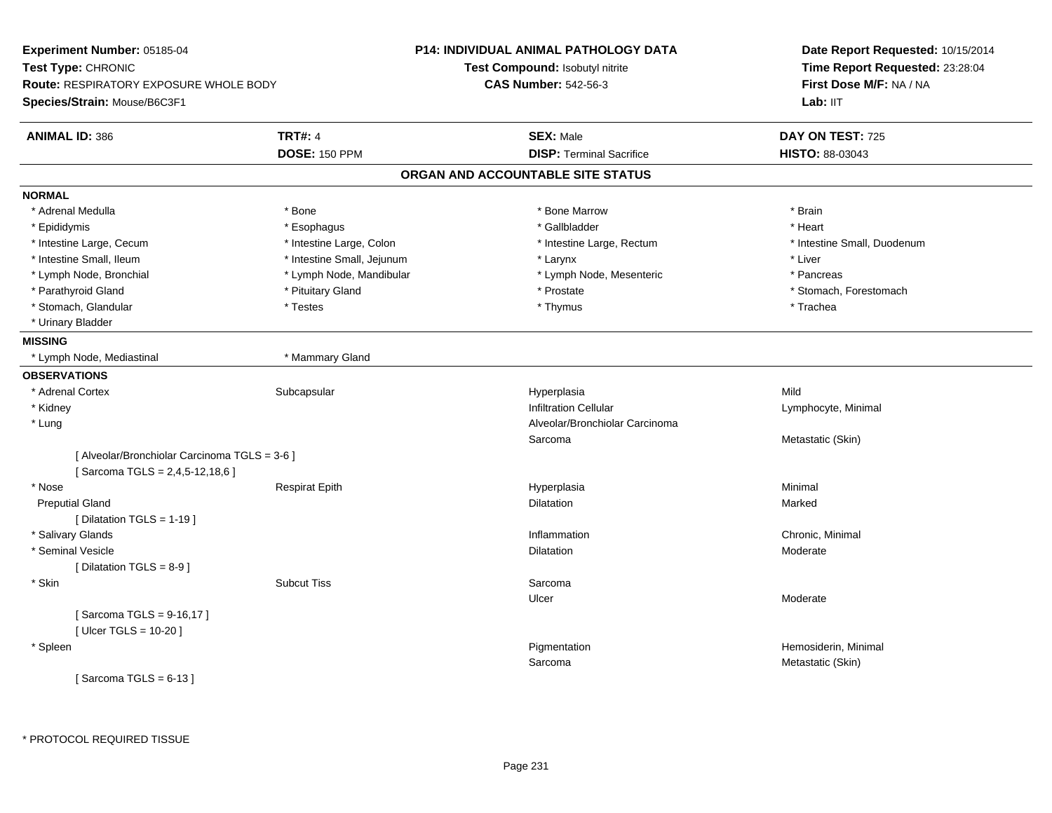**Experiment Number:** 05185-04
**Test Type:** CHRONIC
**Route:** RESPIRATORY EXPOSURE WHOLE BODY
**Species/Strain:** Mouse/B6C3F1

**P14: INDIVIDUAL ANIMAL PATHOLOGY DATA**
**Test Compound:** Isobutyl nitrite
**CAS Number:** 542-56-3

**Date Report Requested:** 10/15/2014
**Time Report Requested:** 23:28:04
**First Dose M/F:** NA / NA
**Lab:** IIT

| **ANIMAL ID:** 386 | **TRT#:** 4 | **SEX:** Male | **DAY ON TEST:** 725 |
|---|---|---|---|
| | **DOSE:** 150 PPM | **DISP:** Terminal Sacrifice | **HISTO:** 88-03043 |

## ORGAN AND ACCOUNTABLE SITE STATUS

**NORMAL**

| | | | |
|---|---|---|---|
| * Adrenal Medulla | * Bone | * Bone Marrow | * Brain |
| * Epididymis | * Esophagus | * Gallbladder | * Heart |
| * Intestine Large, Cecum | * Intestine Large, Colon | * Intestine Large, Rectum | * Intestine Small, Duodenum |
| * Intestine Small, Ileum | * Intestine Small, Jejunum | * Larynx | * Liver |
| * Lymph Node, Bronchial | * Lymph Node, Mandibular | * Lymph Node, Mesenteric | * Pancreas |
| * Parathyroid Gland | * Pituitary Gland | * Prostate | * Stomach, Forestomach |
| * Stomach, Glandular | * Testes | * Thymus | * Trachea |
| * Urinary Bladder | | | |

**MISSING**

| | |
|---|---|
| * Lymph Node, Mediastinal | * Mammary Gland |

**OBSERVATIONS**

| | | | |
|---|---|---|---|
| * Adrenal Cortex | Subcapsular | Hyperplasia | Mild |
| * Kidney | | Infiltration Cellular | Lymphocyte, Minimal |
| * Lung | | Alveolar/Bronchiolar Carcinoma | |
| | | Sarcoma | Metastatic (Skin) |
| [ Alveolar/Bronchiolar Carcinoma TGLS = 3-6 ] | | | |
| [ Sarcoma TGLS = 2,4,5-12,18,6 ] | | | |
| * Nose | Respirat Epith | Hyperplasia | Minimal |
| Preputial Gland | | Dilatation | Marked |
| [ Dilatation TGLS = 1-19 ] | | | |
| * Salivary Glands | | Inflammation | Chronic, Minimal |
| * Seminal Vesicle | | Dilatation | Moderate |
| [ Dilatation TGLS = 8-9 ] | | | |
| * Skin | Subcut Tiss | Sarcoma | |
| | | Ulcer | Moderate |
| [ Sarcoma TGLS = 9-16,17 ] | | | |
| [ Ulcer TGLS = 10-20 ] | | | |
| * Spleen | | Pigmentation | Hemosiderin, Minimal |
| | | Sarcoma | Metastatic (Skin) |
| [ Sarcoma TGLS = 6-13 ] | | | |

* PROTOCOL REQUIRED TISSUE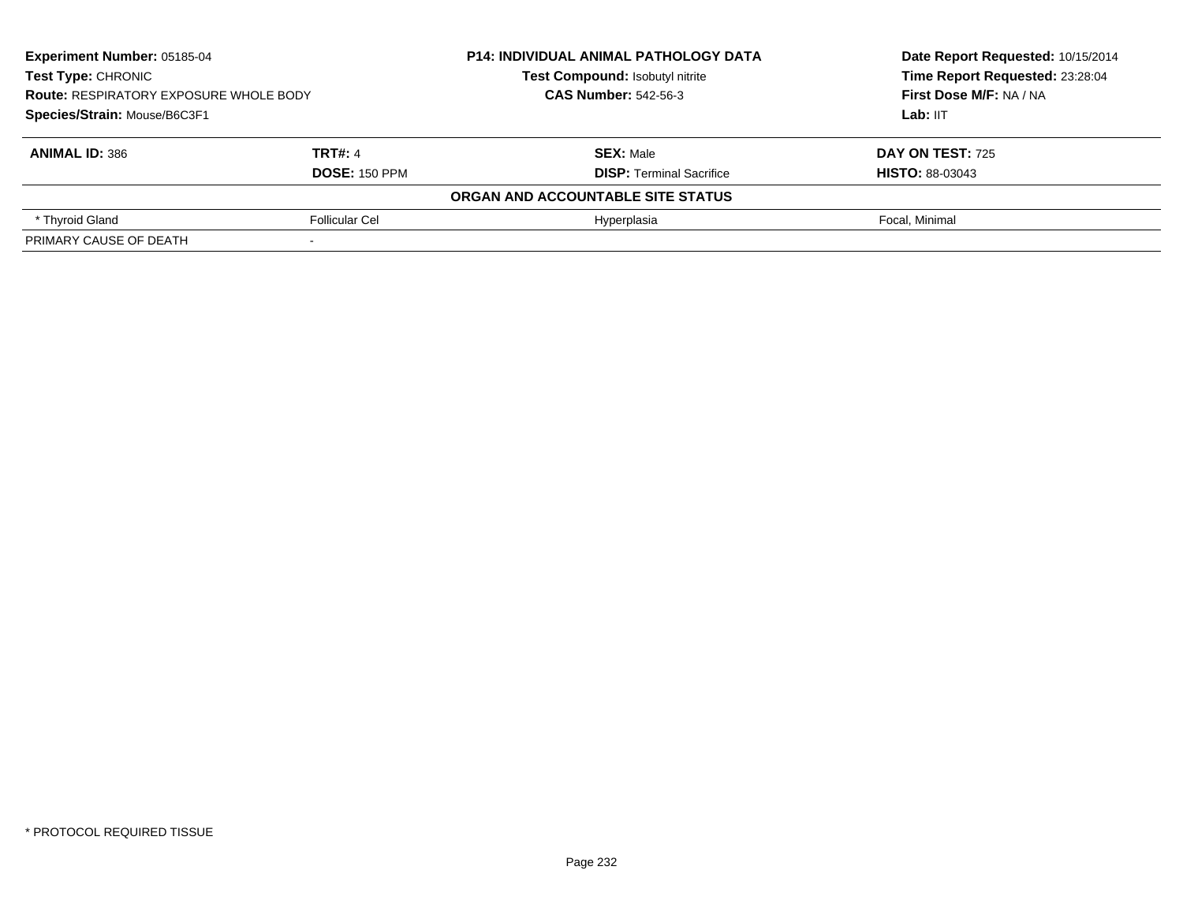**Experiment Number:** 05185-04
**Test Type:** CHRONIC
**Route:** RESPIRATORY EXPOSURE WHOLE BODY
**Species/Strain:** Mouse/B6C3F1

**P14: INDIVIDUAL ANIMAL PATHOLOGY DATA**
**Test Compound:** Isobutyl nitrite
**CAS Number:** 542-56-3

**Date Report Requested:** 10/15/2014
**Time Report Requested:** 23:28:04
**First Dose M/F:** NA / NA
**Lab:** IIT

| **ANIMAL ID:** 386 | **TRT#:** 4 | **SEX:** Male | **DAY ON TEST:** 725 |
|---|---|---|---|
| | **DOSE:** 150 PPM | **DISP:** Terminal Sacrifice | **HISTO:** 88-03043 |
| | | **ORGAN AND ACCOUNTABLE SITE STATUS** | |
| * Thyroid Gland | Follicular Cel | Hyperplasia | Focal, Minimal |
| PRIMARY CAUSE OF DEATH | - | | |

* PROTOCOL REQUIRED TISSUE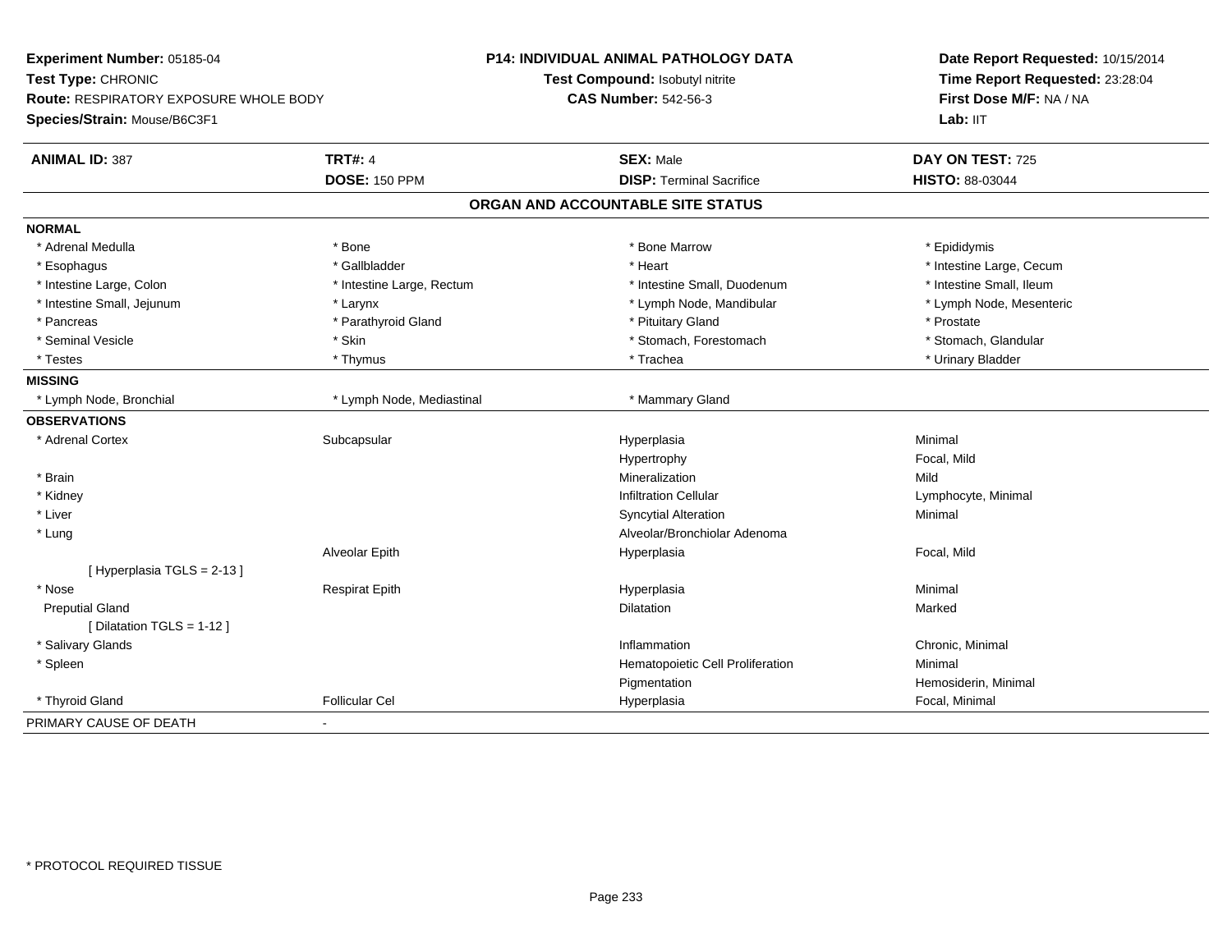**Experiment Number:** 05185-04
**Test Type:** CHRONIC
**Route:** RESPIRATORY EXPOSURE WHOLE BODY
**Species/Strain:** Mouse/B6C3F1

**P14: INDIVIDUAL ANIMAL PATHOLOGY DATA**
**Test Compound:** Isobutyl nitrite
**CAS Number:** 542-56-3

**Date Report Requested:** 10/15/2014
**Time Report Requested:** 23:28:04
**First Dose M/F:** NA / NA
**Lab:** IIT

| **ANIMAL ID:** 387 | **TRT#:** 4 | **SEX:** Male | **DAY ON TEST:** 725 |
|---|---|---|---|
| | **DOSE:** 150 PPM | **DISP:** Terminal Sacrifice | **HISTO:** 88-03044 |

## ORGAN AND ACCOUNTABLE SITE STATUS

**NORMAL**

| | | | |
|---|---|---|---|
| * Adrenal Medulla | * Bone | * Bone Marrow | * Epididymis |
| * Esophagus | * Gallbladder | * Heart | * Intestine Large, Cecum |
| * Intestine Large, Colon | * Intestine Large, Rectum | * Intestine Small, Duodenum | * Intestine Small, Ileum |
| * Intestine Small, Jejunum | * Larynx | * Lymph Node, Mandibular | * Lymph Node, Mesenteric |
| * Pancreas | * Parathyroid Gland | * Pituitary Gland | * Prostate |
| * Seminal Vesicle | * Skin | * Stomach, Forestomach | * Stomach, Glandular |
| * Testes | * Thymus | * Trachea | * Urinary Bladder |

**MISSING**

| | | |
|---|---|---|
| * Lymph Node, Bronchial | * Lymph Node, Mediastinal | * Mammary Gland |

**OBSERVATIONS**

| | | | |
|---|---|---|---|
| * Adrenal Cortex | Subcapsular | Hyperplasia | Minimal |
| | | Hypertrophy | Focal, Mild |
| * Brain | | Mineralization | Mild |
| * Kidney | | Infiltration Cellular | Lymphocyte, Minimal |
| * Liver | | Syncytial Alteration | Minimal |
| * Lung | | Alveolar/Bronchiolar Adenoma | |
| | Alveolar Epith | Hyperplasia | Focal, Mild |
| [ Hyperplasia TGLS = 2-13 ] | | | |
| * Nose | Respirat Epith | Hyperplasia | Minimal |
| Preputial Gland | | Dilatation | Marked |
| [ Dilatation TGLS = 1-12 ] | | | |
| * Salivary Glands | | Inflammation | Chronic, Minimal |
| * Spleen | | Hematopoietic Cell Proliferation | Minimal |
| | | Pigmentation | Hemosiderin, Minimal |
| * Thyroid Gland | Follicular Cel | Hyperplasia | Focal, Minimal |

PRIMARY CAUSE OF DEATH -

\* PROTOCOL REQUIRED TISSUE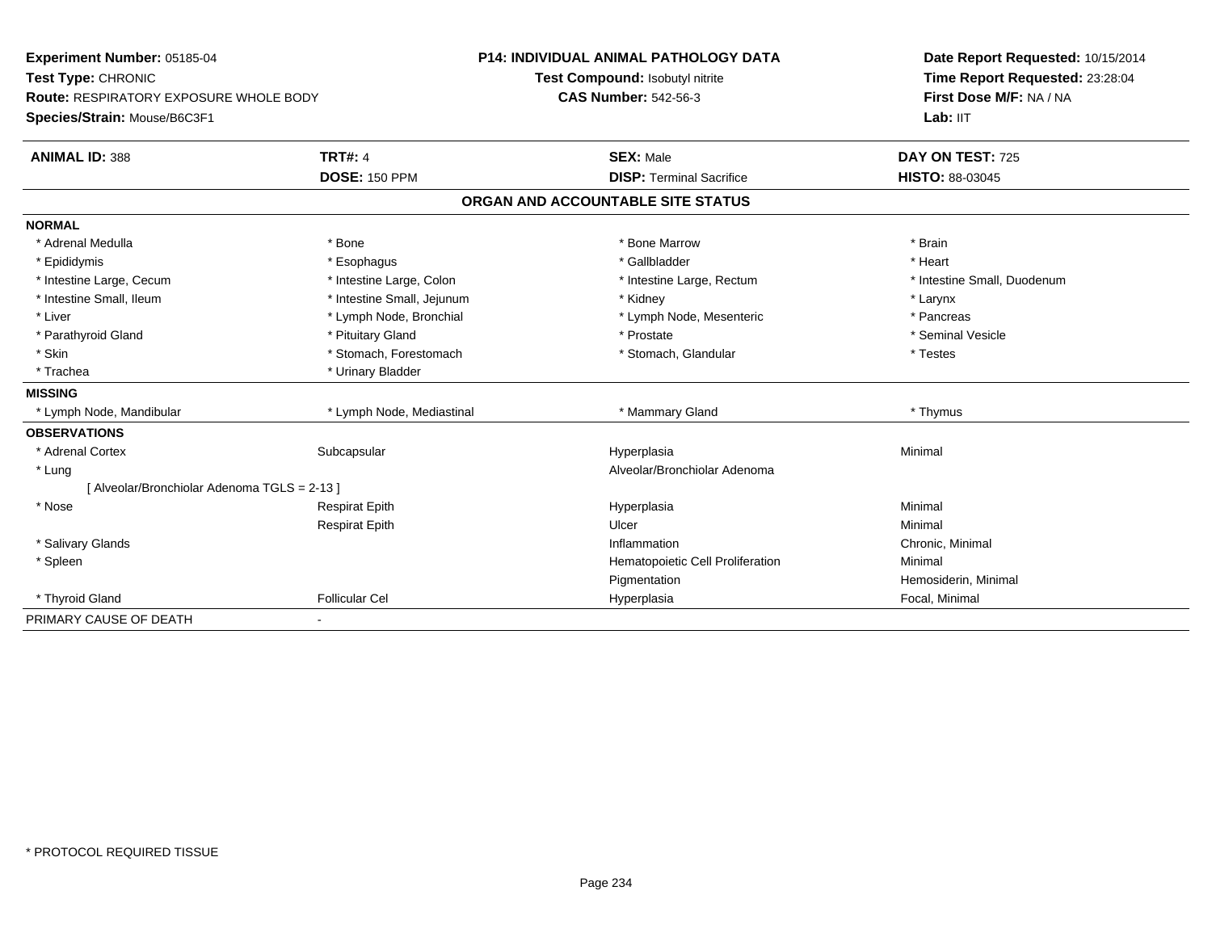**Experiment Number:** 05185-04
**Test Type:** CHRONIC
**Route:** RESPIRATORY EXPOSURE WHOLE BODY
**Species/Strain:** Mouse/B6C3F1

**P14: INDIVIDUAL ANIMAL PATHOLOGY DATA**
**Test Compound:** Isobutyl nitrite
**CAS Number:** 542-56-3

**Date Report Requested:** 10/15/2014
**Time Report Requested:** 23:28:04
**First Dose M/F:** NA / NA
**Lab:** IIT

| **ANIMAL ID:** 388 | **TRT#:** 4 | **SEX:** Male | **DAY ON TEST:** 725 |
|---|---|---|---|
| | **DOSE:** 150 PPM | **DISP:** Terminal Sacrifice | **HISTO:** 88-03045 |

## ORGAN AND ACCOUNTABLE SITE STATUS

| | | | |
|---|---|---|---|
| **NORMAL** | | | |
| * Adrenal Medulla | * Bone | * Bone Marrow | * Brain |
| * Epididymis | * Esophagus | * Gallbladder | * Heart |
| * Intestine Large, Cecum | * Intestine Large, Colon | * Intestine Large, Rectum | * Intestine Small, Duodenum |
| * Intestine Small, Ileum | * Intestine Small, Jejunum | * Kidney | * Larynx |
| * Liver | * Lymph Node, Bronchial | * Lymph Node, Mesenteric | * Pancreas |
| * Parathyroid Gland | * Pituitary Gland | * Prostate | * Seminal Vesicle |
| * Skin | * Stomach, Forestomach | * Stomach, Glandular | * Testes |
| * Trachea | * Urinary Bladder | | |
| **MISSING** | | | |
| * Lymph Node, Mandibular | * Lymph Node, Mediastinal | * Mammary Gland | * Thymus |
| **OBSERVATIONS** | | | |
| * Adrenal Cortex | Subcapsular | Hyperplasia | Minimal |
| * Lung | | Alveolar/Bronchiolar Adenoma | |
| [ Alveolar/Bronchiolar Adenoma TGLS = 2-13 ] | | | |
| * Nose | Respirat Epith | Hyperplasia | Minimal |
| | Respirat Epith | Ulcer | Minimal |
| * Salivary Glands | | Inflammation | Chronic, Minimal |
| * Spleen | | Hematopoietic Cell Proliferation | Minimal |
| | | Pigmentation | Hemosiderin, Minimal |
| * Thyroid Gland | Follicular Cel | Hyperplasia | Focal, Minimal |
| PRIMARY CAUSE OF DEATH | - | | |

\* PROTOCOL REQUIRED TISSUE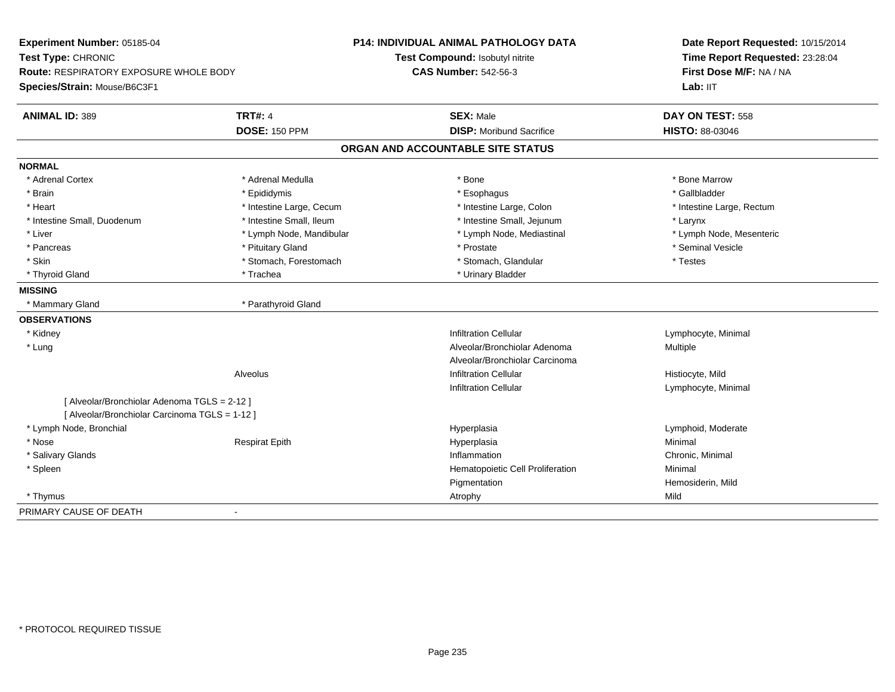**Experiment Number:** 05185-04
**Test Type:** CHRONIC
**Route:** RESPIRATORY EXPOSURE WHOLE BODY
**Species/Strain:** Mouse/B6C3F1

**P14: INDIVIDUAL ANIMAL PATHOLOGY DATA**
**Test Compound:** Isobutyl nitrite
**CAS Number:** 542-56-3

**Date Report Requested:** 10/15/2014
**Time Report Requested:** 23:28:04
**First Dose M/F:** NA / NA
**Lab:** IIT

| **ANIMAL ID:** 389 | **TRT#:** 4 | **SEX:** Male | **DAY ON TEST:** 558 |
|---|---|---|---|
| | **DOSE:** 150 PPM | **DISP:** Moribund Sacrifice | **HISTO:** 88-03046 |

## ORGAN AND ACCOUNTABLE SITE STATUS

**NORMAL**

| | | | |
|---|---|---|---|
| * Adrenal Cortex | * Adrenal Medulla | * Bone | * Bone Marrow |
| * Brain | * Epididymis | * Esophagus | * Gallbladder |
| * Heart | * Intestine Large, Cecum | * Intestine Large, Colon | * Intestine Large, Rectum |
| * Intestine Small, Duodenum | * Intestine Small, Ileum | * Intestine Small, Jejunum | * Larynx |
| * Liver | * Lymph Node, Mandibular | * Lymph Node, Mediastinal | * Lymph Node, Mesenteric |
| * Pancreas | * Pituitary Gland | * Prostate | * Seminal Vesicle |
| * Skin | * Stomach, Forestomach | * Stomach, Glandular | * Testes |
| * Thyroid Gland | * Trachea | * Urinary Bladder | |

**MISSING**

| | |
|---|---|
| * Mammary Gland | * Parathyroid Gland |

**OBSERVATIONS**

| | | | |
|---|---|---|---|
| * Kidney | | Infiltration Cellular | Lymphocyte, Minimal |
| * Lung | | Alveolar/Bronchiolar Adenoma | Multiple |
| | | Alveolar/Bronchiolar Carcinoma | |
| | Alveolus | Infiltration Cellular | Histiocyte, Mild |
| | | Infiltration Cellular | Lymphocyte, Minimal |
| [ Alveolar/Bronchiolar Adenoma TGLS = 2-12 ] | | | |
| [ Alveolar/Bronchiolar Carcinoma TGLS = 1-12 ] | | | |
| * Lymph Node, Bronchial | | Hyperplasia | Lymphoid, Moderate |
| * Nose | Respirat Epith | Hyperplasia | Minimal |
| * Salivary Glands | | Inflammation | Chronic, Minimal |
| * Spleen | | Hematopoietic Cell Proliferation | Minimal |
| | | Pigmentation | Hemosiderin, Mild |
| * Thymus | | Atrophy | Mild |

PRIMARY CAUSE OF DEATH -

* PROTOCOL REQUIRED TISSUE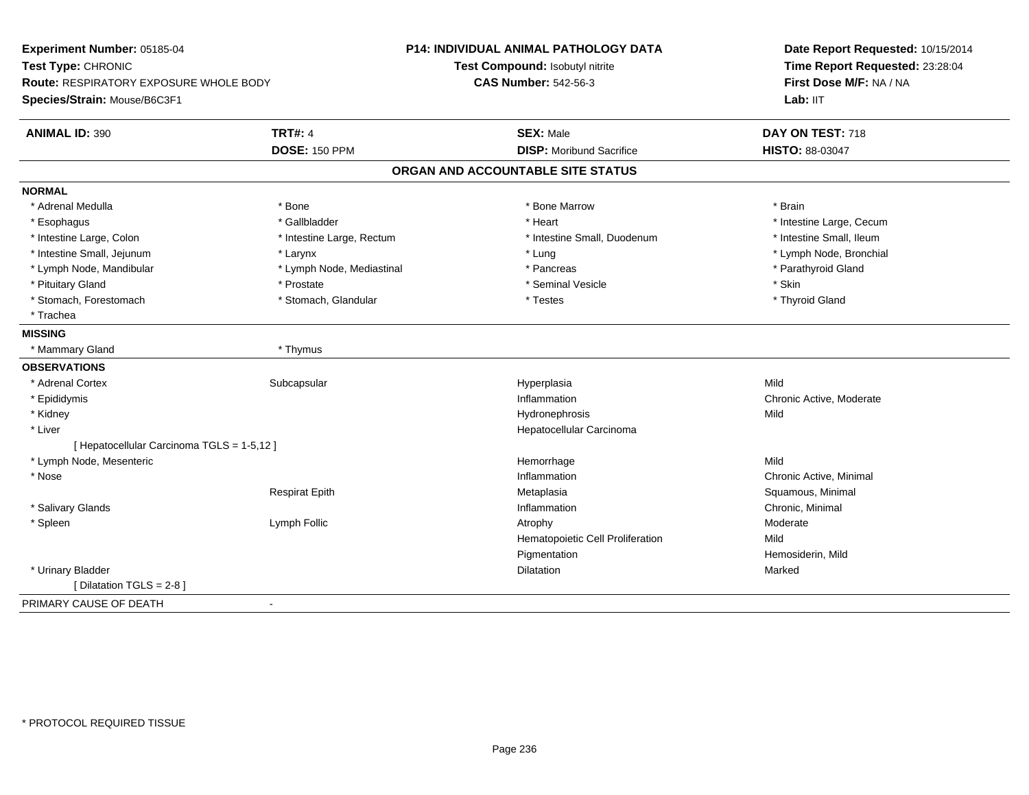**Experiment Number:** 05185-04
**Test Type:** CHRONIC
**Route:** RESPIRATORY EXPOSURE WHOLE BODY
**Species/Strain:** Mouse/B6C3F1

**P14: INDIVIDUAL ANIMAL PATHOLOGY DATA**
**Test Compound:** Isobutyl nitrite
**CAS Number:** 542-56-3

**Date Report Requested:** 10/15/2014
**Time Report Requested:** 23:28:04
**First Dose M/F:** NA / NA
**Lab:** IIT

| **ANIMAL ID:** 390 | **TRT#:** 4 | **SEX:** Male | **DAY ON TEST:** 718 |
|---|---|---|---|
| | **DOSE:** 150 PPM | **DISP:** Moribund Sacrifice | **HISTO:** 88-03047 |

## ORGAN AND ACCOUNTABLE SITE STATUS

**NORMAL**

| | | | |
|---|---|---|---|
| * Adrenal Medulla | * Bone | * Bone Marrow | * Brain |
| * Esophagus | * Gallbladder | * Heart | * Intestine Large, Cecum |
| * Intestine Large, Colon | * Intestine Large, Rectum | * Intestine Small, Duodenum | * Intestine Small, Ileum |
| * Intestine Small, Jejunum | * Larynx | * Lung | * Lymph Node, Bronchial |
| * Lymph Node, Mandibular | * Lymph Node, Mediastinal | * Pancreas | * Parathyroid Gland |
| * Pituitary Gland | * Prostate | * Seminal Vesicle | * Skin |
| * Stomach, Forestomach | * Stomach, Glandular | * Testes | * Thyroid Gland |
| * Trachea | | | |

**MISSING**

| | |
|---|---|
| * Mammary Gland | * Thymus |

**OBSERVATIONS**

| | | | |
|---|---|---|---|
| * Adrenal Cortex | Subcapsular | Hyperplasia | Mild |
| * Epididymis | | Inflammation | Chronic Active, Moderate |
| * Kidney | | Hydronephrosis | Mild |
| * Liver | | Hepatocellular Carcinoma | |
| [ Hepatocellular Carcinoma TGLS = 1-5,12 ] | | | |
| * Lymph Node, Mesenteric | | Hemorrhage | Mild |
| * Nose | | Inflammation | Chronic Active, Minimal |
| | Respirat Epith | Metaplasia | Squamous, Minimal |
| * Salivary Glands | | Inflammation | Chronic, Minimal |
| * Spleen | Lymph Follic | Atrophy | Moderate |
| | | Hematopoietic Cell Proliferation | Mild |
| | | Pigmentation | Hemosiderin, Mild |
| * Urinary Bladder | | Dilatation | Marked |
| [ Dilatation TGLS = 2-8 ] | | | |

PRIMARY CAUSE OF DEATH -

* PROTOCOL REQUIRED TISSUE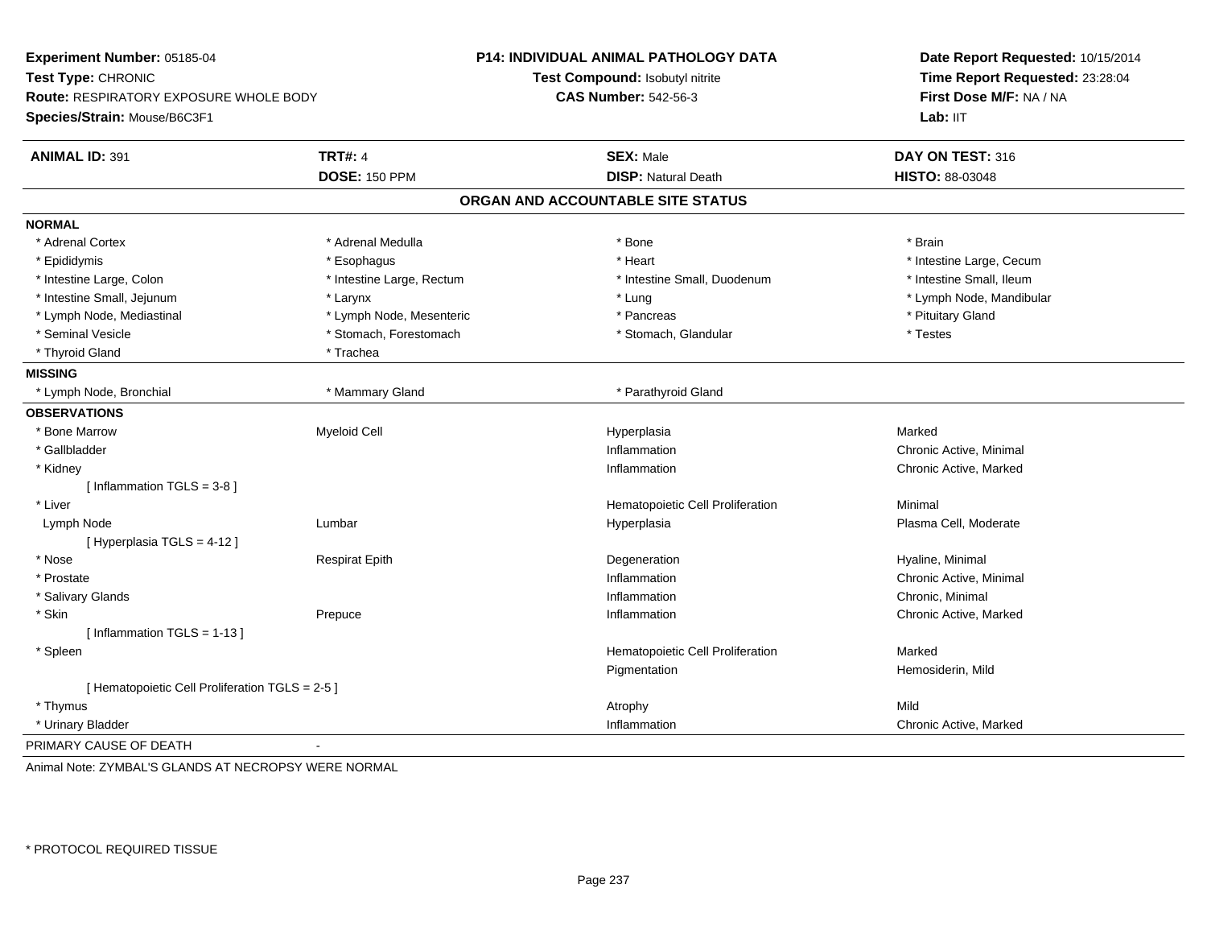**Experiment Number:** 05185-04
**Test Type:** CHRONIC
**Route:** RESPIRATORY EXPOSURE WHOLE BODY
**Species/Strain:** Mouse/B6C3F1

**P14: INDIVIDUAL ANIMAL PATHOLOGY DATA**
**Test Compound:** Isobutyl nitrite
**CAS Number:** 542-56-3

**Date Report Requested:** 10/15/2014
**Time Report Requested:** 23:28:04
**First Dose M/F:** NA / NA
**Lab:** IIT

| **ANIMAL ID:** 391 | **TRT#:** 4 | **SEX:** Male | **DAY ON TEST:** 316 |
|---|---|---|---|
| | **DOSE:** 150 PPM | **DISP:** Natural Death | **HISTO:** 88-03048 |

## ORGAN AND ACCOUNTABLE SITE STATUS

**NORMAL**

| | | | |
|---|---|---|---|
| * Adrenal Cortex | * Adrenal Medulla | * Bone | * Brain |
| * Epididymis | * Esophagus | * Heart | * Intestine Large, Cecum |
| * Intestine Large, Colon | * Intestine Large, Rectum | * Intestine Small, Duodenum | * Intestine Small, Ileum |
| * Intestine Small, Jejunum | * Larynx | * Lung | * Lymph Node, Mandibular |
| * Lymph Node, Mediastinal | * Lymph Node, Mesenteric | * Pancreas | * Pituitary Gland |
| * Seminal Vesicle | * Stomach, Forestomach | * Stomach, Glandular | * Testes |
| * Thyroid Gland | * Trachea | | |

**MISSING**

| | | |
|---|---|---|
| * Lymph Node, Bronchial | * Mammary Gland | * Parathyroid Gland |

**OBSERVATIONS**

| | | | |
|---|---|---|---|
| * Bone Marrow | Myeloid Cell | Hyperplasia | Marked |
| * Gallbladder | | Inflammation | Chronic Active, Minimal |
| * Kidney | | Inflammation | Chronic Active, Marked |
| [ Inflammation TGLS = 3-8 ] | | | |
| * Liver | | Hematopoietic Cell Proliferation | Minimal |
| Lymph Node | Lumbar | Hyperplasia | Plasma Cell, Moderate |
| [ Hyperplasia TGLS = 4-12 ] | | | |
| * Nose | Respirat Epith | Degeneration | Hyaline, Minimal |
| * Prostate | | Inflammation | Chronic Active, Minimal |
| * Salivary Glands | | Inflammation | Chronic, Minimal |
| * Skin | Prepuce | Inflammation | Chronic Active, Marked |
| [ Inflammation TGLS = 1-13 ] | | | |
| * Spleen | | Hematopoietic Cell Proliferation | Marked |
| | | Pigmentation | Hemosiderin, Mild |
| [ Hematopoietic Cell Proliferation TGLS = 2-5 ] | | | |
| * Thymus | | Atrophy | Mild |
| * Urinary Bladder | | Inflammation | Chronic Active, Marked |

PRIMARY CAUSE OF DEATH -

Animal Note: ZYMBAL'S GLANDS AT NECROPSY WERE NORMAL

* PROTOCOL REQUIRED TISSUE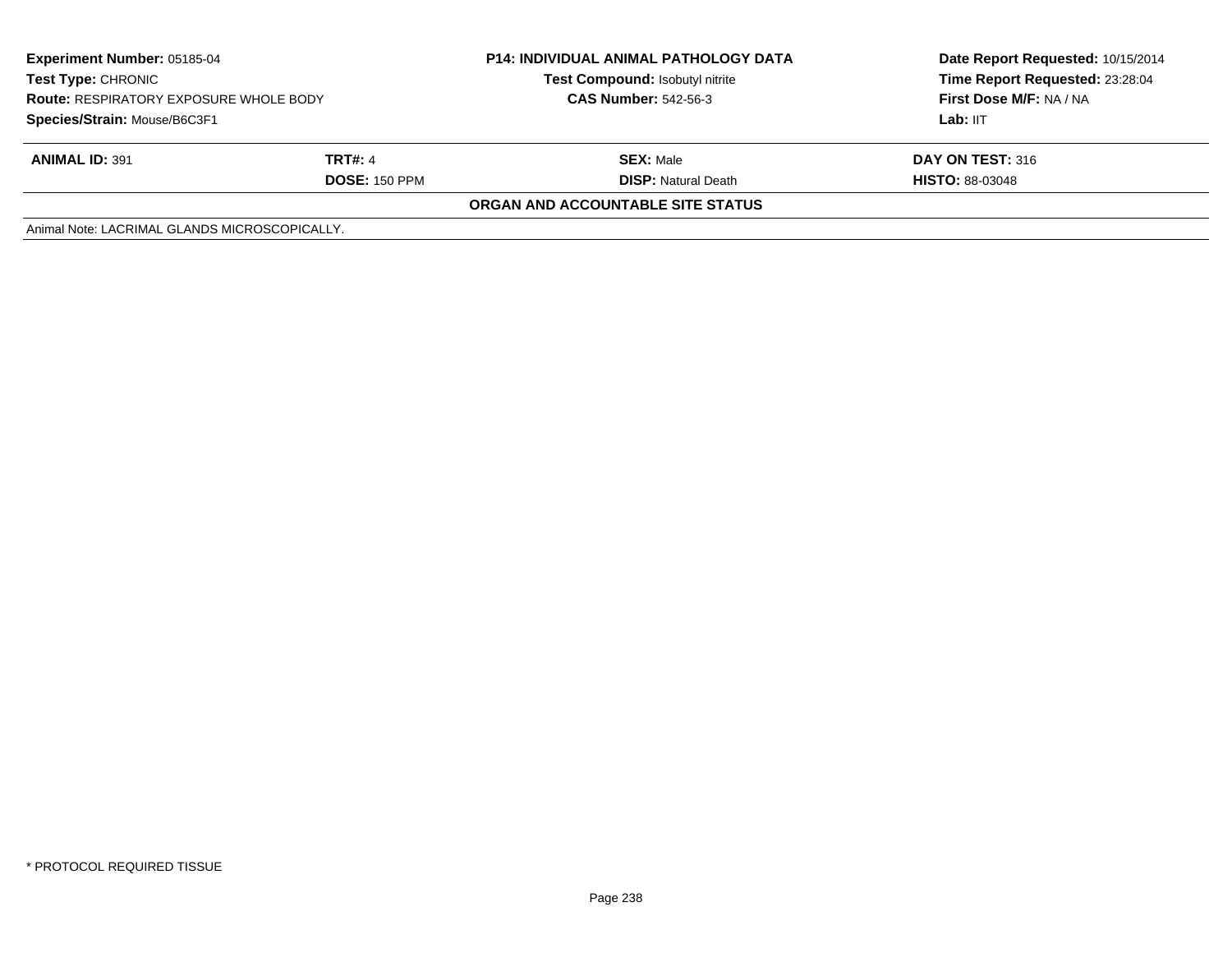**Experiment Number:** 05185-04
**Test Type:** CHRONIC
**Route:** RESPIRATORY EXPOSURE WHOLE BODY
**Species/Strain:** Mouse/B6C3F1

**P14: INDIVIDUAL ANIMAL PATHOLOGY DATA**
**Test Compound:** Isobutyl nitrite
**CAS Number:** 542-56-3

**Date Report Requested:** 10/15/2014
**Time Report Requested:** 23:28:04
**First Dose M/F:** NA / NA
**Lab:** IIT

| **ANIMAL ID:** 391 | **TRT#:** 4 | **SEX:** Male | **DAY ON TEST:** 316 |
|---|---|---|---|
| | **DOSE:** 150 PPM | **DISP:** Natural Death | **HISTO:** 88-03048 |

**ORGAN AND ACCOUNTABLE SITE STATUS**

Animal Note: LACRIMAL GLANDS MICROSCOPICALLY.

* PROTOCOL REQUIRED TISSUE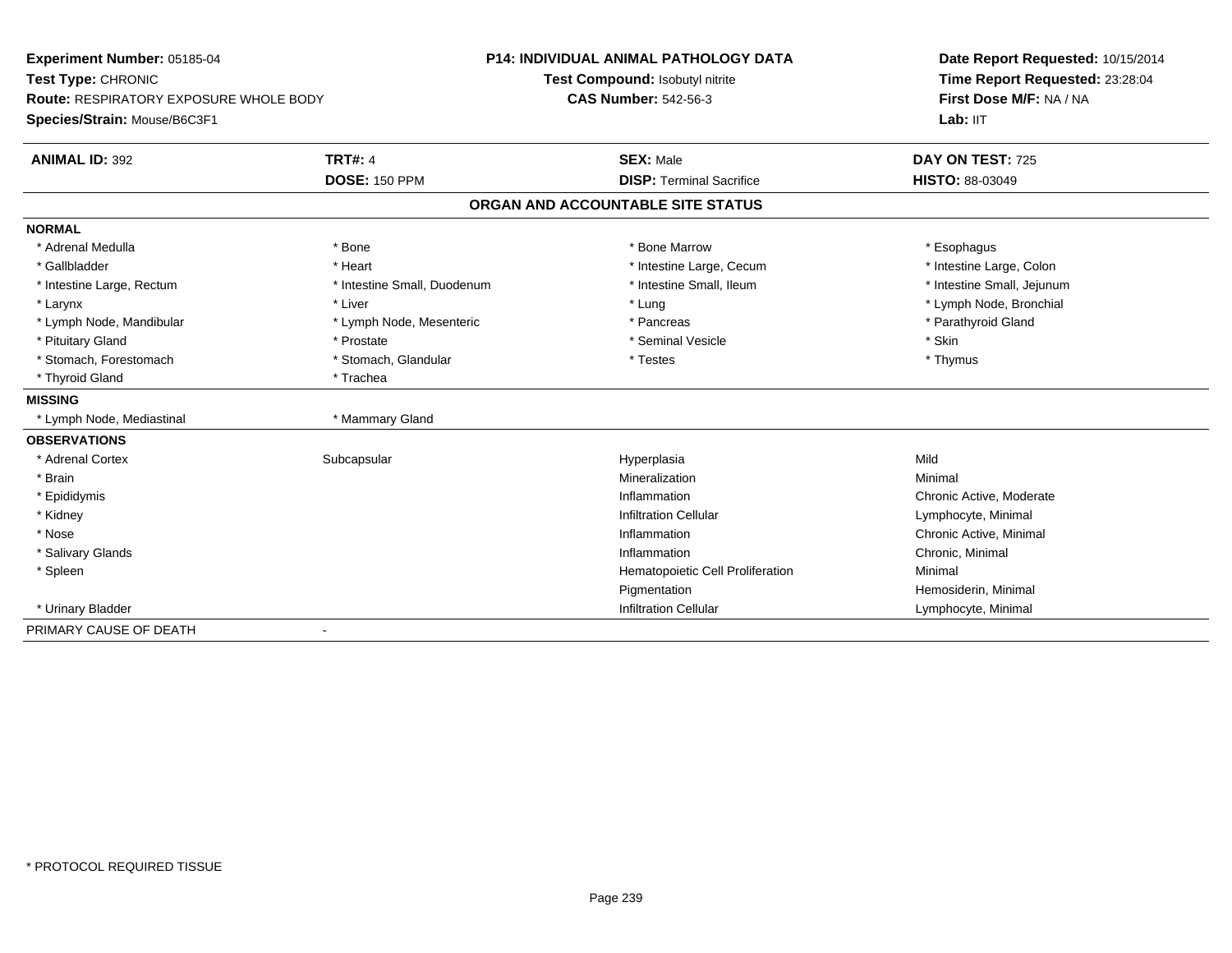**Experiment Number:** 05185-04
**Test Type:** CHRONIC
**Route:** RESPIRATORY EXPOSURE WHOLE BODY
**Species/Strain:** Mouse/B6C3F1

**P14: INDIVIDUAL ANIMAL PATHOLOGY DATA**
**Test Compound:** Isobutyl nitrite
**CAS Number:** 542-56-3

**Date Report Requested:** 10/15/2014
**Time Report Requested:** 23:28:04
**First Dose M/F:** NA / NA
**Lab:** IIT

| **ANIMAL ID:** 392 | **TRT#:** 4 | **SEX:** Male | **DAY ON TEST:** 725 |
|---|---|---|---|
| | **DOSE:** 150 PPM | **DISP:** Terminal Sacrifice | **HISTO:** 88-03049 |

## ORGAN AND ACCOUNTABLE SITE STATUS

| | | | |
|---|---|---|---|
| **NORMAL** | | | |
| * Adrenal Medulla | * Bone | * Bone Marrow | * Esophagus |
| * Gallbladder | * Heart | * Intestine Large, Cecum | * Intestine Large, Colon |
| * Intestine Large, Rectum | * Intestine Small, Duodenum | * Intestine Small, Ileum | * Intestine Small, Jejunum |
| * Larynx | * Liver | * Lung | * Lymph Node, Bronchial |
| * Lymph Node, Mandibular | * Lymph Node, Mesenteric | * Pancreas | * Parathyroid Gland |
| * Pituitary Gland | * Prostate | * Seminal Vesicle | * Skin |
| * Stomach, Forestomach | * Stomach, Glandular | * Testes | * Thymus |
| * Thyroid Gland | * Trachea | | |
| **MISSING** | | | |
| * Lymph Node, Mediastinal | * Mammary Gland | | |
| **OBSERVATIONS** | | | |
| * Adrenal Cortex | Subcapsular | Hyperplasia | Mild |
| * Brain | | Mineralization | Minimal |
| * Epididymis | | Inflammation | Chronic Active, Moderate |
| * Kidney | | Infiltration Cellular | Lymphocyte, Minimal |
| * Nose | | Inflammation | Chronic Active, Minimal |
| * Salivary Glands | | Inflammation | Chronic, Minimal |
| * Spleen | | Hematopoietic Cell Proliferation | Minimal |
| | | Pigmentation | Hemosiderin, Minimal |
| * Urinary Bladder | | Infiltration Cellular | Lymphocyte, Minimal |
| PRIMARY CAUSE OF DEATH | - | | |

* PROTOCOL REQUIRED TISSUE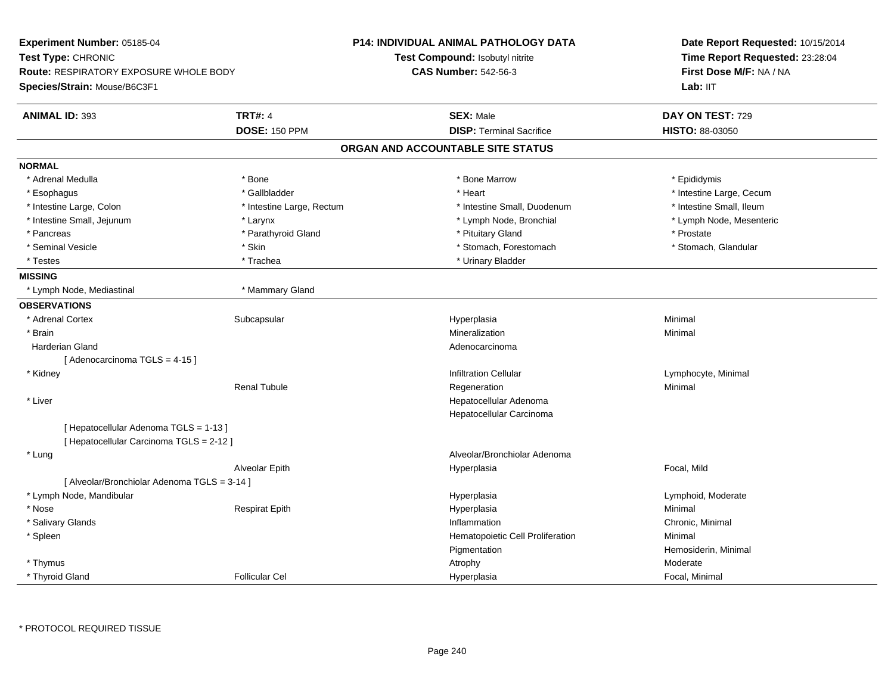**Experiment Number:** 05185-04
**Test Type:** CHRONIC
**Route:** RESPIRATORY EXPOSURE WHOLE BODY
**Species/Strain:** Mouse/B6C3F1

**P14: INDIVIDUAL ANIMAL PATHOLOGY DATA**
**Test Compound:** Isobutyl nitrite
**CAS Number:** 542-56-3

**Date Report Requested:** 10/15/2014
**Time Report Requested:** 23:28:04
**First Dose M/F:** NA / NA
**Lab:** IIT

| **ANIMAL ID:** 393 | **TRT#:** 4 | **SEX:** Male | **DAY ON TEST:** 729 |
|---|---|---|---|
| | **DOSE:** 150 PPM | **DISP:** Terminal Sacrifice | **HISTO:** 88-03050 |

## ORGAN AND ACCOUNTABLE SITE STATUS

**NORMAL**

| | | | |
|---|---|---|---|
| * Adrenal Medulla | * Bone | * Bone Marrow | * Epididymis |
| * Esophagus | * Gallbladder | * Heart | * Intestine Large, Cecum |
| * Intestine Large, Colon | * Intestine Large, Rectum | * Intestine Small, Duodenum | * Intestine Small, Ileum |
| * Intestine Small, Jejunum | * Larynx | * Lymph Node, Bronchial | * Lymph Node, Mesenteric |
| * Pancreas | * Parathyroid Gland | * Pituitary Gland | * Prostate |
| * Seminal Vesicle | * Skin | * Stomach, Forestomach | * Stomach, Glandular |
| * Testes | * Trachea | * Urinary Bladder | |

**MISSING**

| | |
|---|---|
| * Lymph Node, Mediastinal | * Mammary Gland |

**OBSERVATIONS**

| | | | |
|---|---|---|---|
| * Adrenal Cortex | Subcapsular | Hyperplasia | Minimal |
| * Brain | | Mineralization | Minimal |
| Harderian Gland | | Adenocarcinoma | |
| [ Adenocarcinoma TGLS = 4-15 ] | | | |
| * Kidney | | Infiltration Cellular | Lymphocyte, Minimal |
| | Renal Tubule | Regeneration | Minimal |
| * Liver | | Hepatocellular Adenoma | |
| | | Hepatocellular Carcinoma | |
| [ Hepatocellular Adenoma TGLS = 1-13 ] | | | |
| [ Hepatocellular Carcinoma TGLS = 2-12 ] | | | |
| * Lung | | Alveolar/Bronchiolar Adenoma | |
| | Alveolar Epith | Hyperplasia | Focal, Mild |
| [ Alveolar/Bronchiolar Adenoma TGLS = 3-14 ] | | | |
| * Lymph Node, Mandibular | | Hyperplasia | Lymphoid, Moderate |
| * Nose | Respirat Epith | Hyperplasia | Minimal |
| * Salivary Glands | | Inflammation | Chronic, Minimal |
| * Spleen | | Hematopoietic Cell Proliferation | Minimal |
| | | Pigmentation | Hemosiderin, Minimal |
| * Thymus | | Atrophy | Moderate |
| * Thyroid Gland | Follicular Cel | Hyperplasia | Focal, Minimal |

* PROTOCOL REQUIRED TISSUE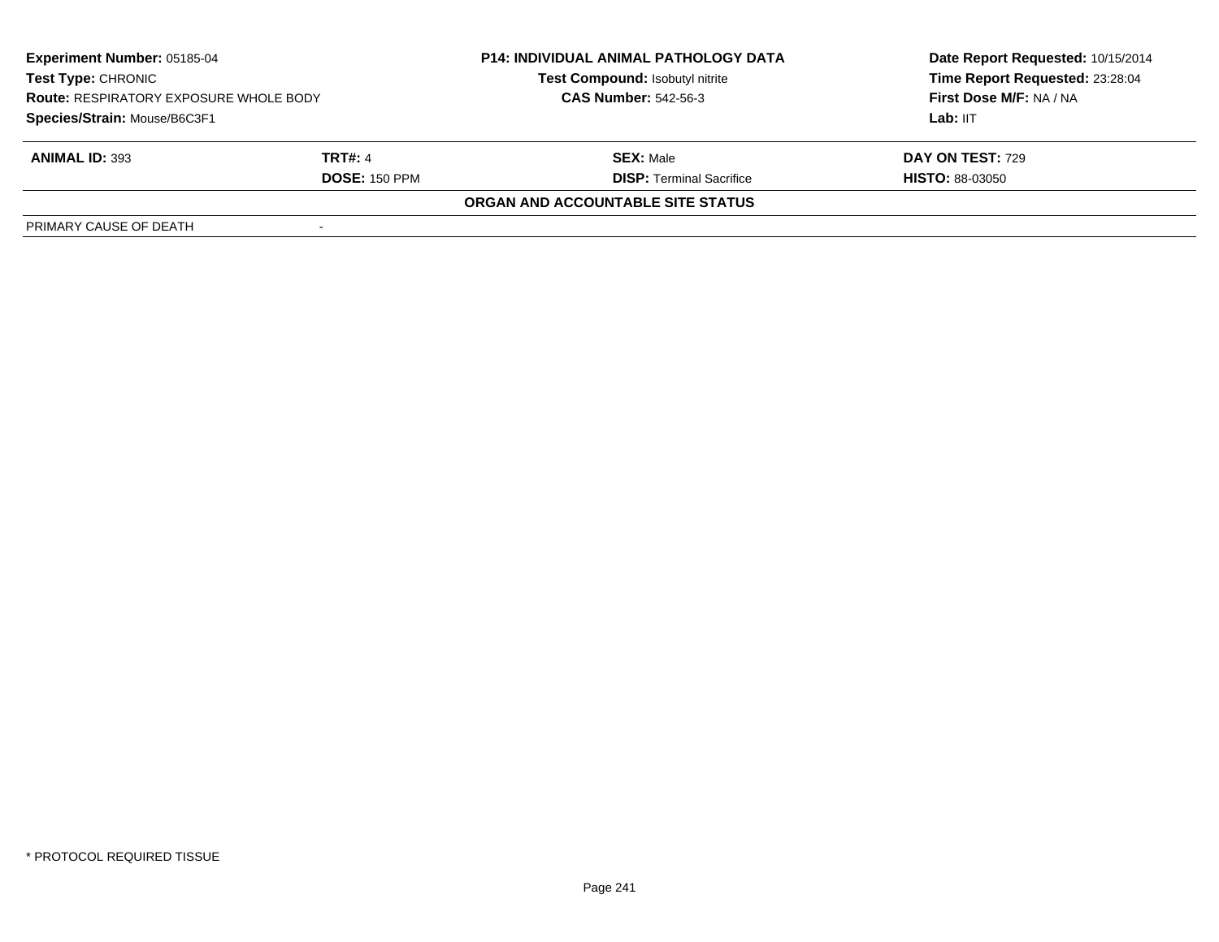**Experiment Number:** 05185-04
**Test Type:** CHRONIC
**Route:** RESPIRATORY EXPOSURE WHOLE BODY
**Species/Strain:** Mouse/B6C3F1

**P14: INDIVIDUAL ANIMAL PATHOLOGY DATA**
**Test Compound:** Isobutyl nitrite
**CAS Number:** 542-56-3

**Date Report Requested:** 10/15/2014
**Time Report Requested:** 23:28:04
**First Dose M/F:** NA / NA
**Lab:** IIT

| **ANIMAL ID:** 393 | **TRT#:** 4 | **SEX:** Male | **DAY ON TEST:** 729 |
|---|---|---|---|
| | **DOSE:** 150 PPM | **DISP:** Terminal Sacrifice | **HISTO:** 88-03050 |

**ORGAN AND ACCOUNTABLE SITE STATUS**

| PRIMARY CAUSE OF DEATH | - |
|---|---|

\* PROTOCOL REQUIRED TISSUE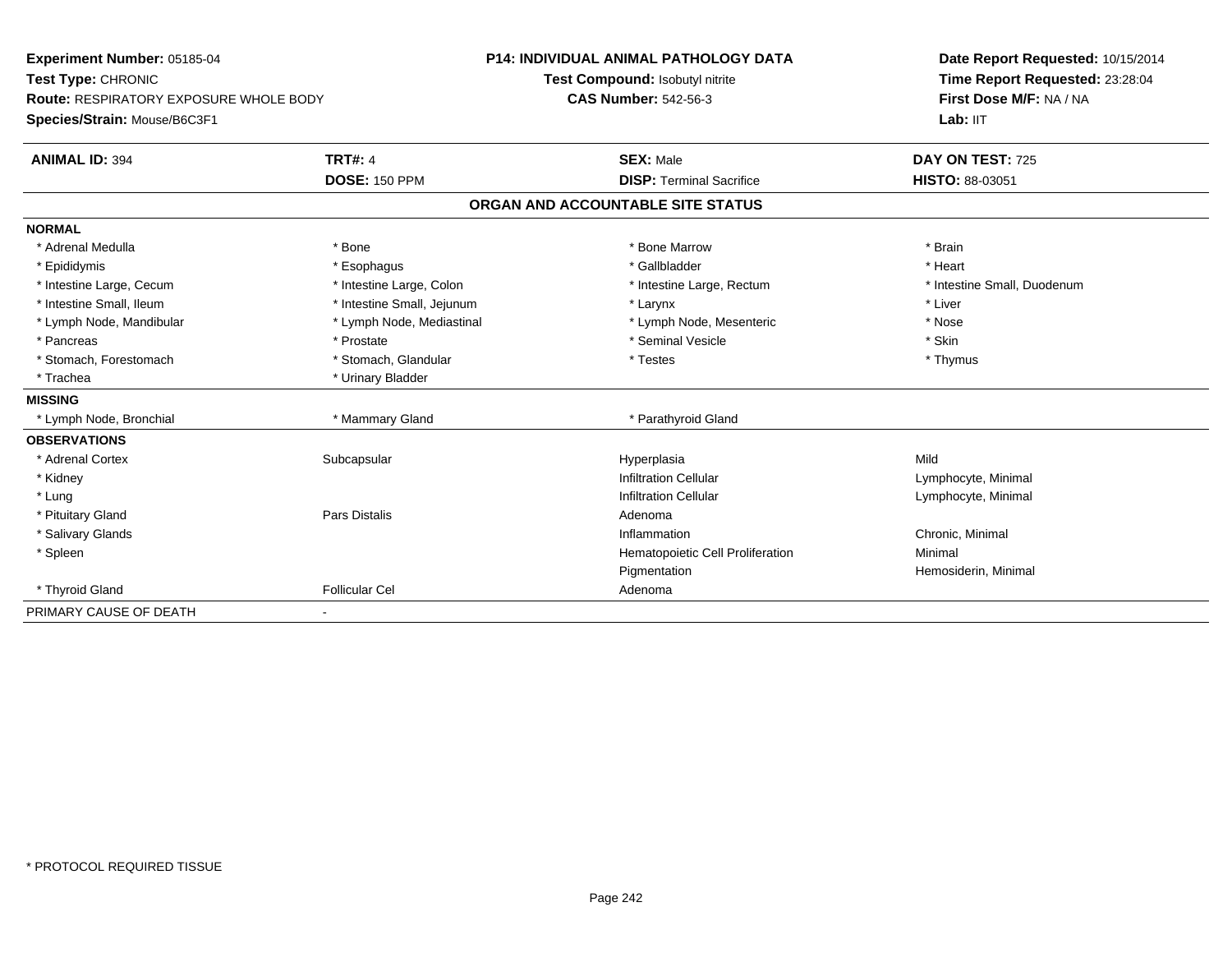**Experiment Number:** 05185-04
**Test Type:** CHRONIC
**Route:** RESPIRATORY EXPOSURE WHOLE BODY
**Species/Strain:** Mouse/B6C3F1

**P14: INDIVIDUAL ANIMAL PATHOLOGY DATA**
**Test Compound:** Isobutyl nitrite
**CAS Number:** 542-56-3

**Date Report Requested:** 10/15/2014
**Time Report Requested:** 23:28:04
**First Dose M/F:** NA / NA
**Lab:** IIT

| **ANIMAL ID:** 394 | **TRT#:** 4 | **SEX:** Male | **DAY ON TEST:** 725 |
|---|---|---|---|
| | **DOSE:** 150 PPM | **DISP:** Terminal Sacrifice | **HISTO:** 88-03051 |

## ORGAN AND ACCOUNTABLE SITE STATUS

| | | | |
|---|---|---|---|
| **NORMAL** | | | |
| * Adrenal Medulla | * Bone | * Bone Marrow | * Brain |
| * Epididymis | * Esophagus | * Gallbladder | * Heart |
| * Intestine Large, Cecum | * Intestine Large, Colon | * Intestine Large, Rectum | * Intestine Small, Duodenum |
| * Intestine Small, Ileum | * Intestine Small, Jejunum | * Larynx | * Liver |
| * Lymph Node, Mandibular | * Lymph Node, Mediastinal | * Lymph Node, Mesenteric | * Nose |
| * Pancreas | * Prostate | * Seminal Vesicle | * Skin |
| * Stomach, Forestomach | * Stomach, Glandular | * Testes | * Thymus |
| * Trachea | * Urinary Bladder | | |
| **MISSING** | | | |
| * Lymph Node, Bronchial | * Mammary Gland | * Parathyroid Gland | |
| **OBSERVATIONS** | | | |
| * Adrenal Cortex | Subcapsular | Hyperplasia | Mild |
| * Kidney | | Infiltration Cellular | Lymphocyte, Minimal |
| * Lung | | Infiltration Cellular | Lymphocyte, Minimal |
| * Pituitary Gland | Pars Distalis | Adenoma | |
| * Salivary Glands | | Inflammation | Chronic, Minimal |
| * Spleen | | Hematopoietic Cell Proliferation | Minimal |
| | | Pigmentation | Hemosiderin, Minimal |
| * Thyroid Gland | Follicular Cel | Adenoma | |
| PRIMARY CAUSE OF DEATH | - | | |

* PROTOCOL REQUIRED TISSUE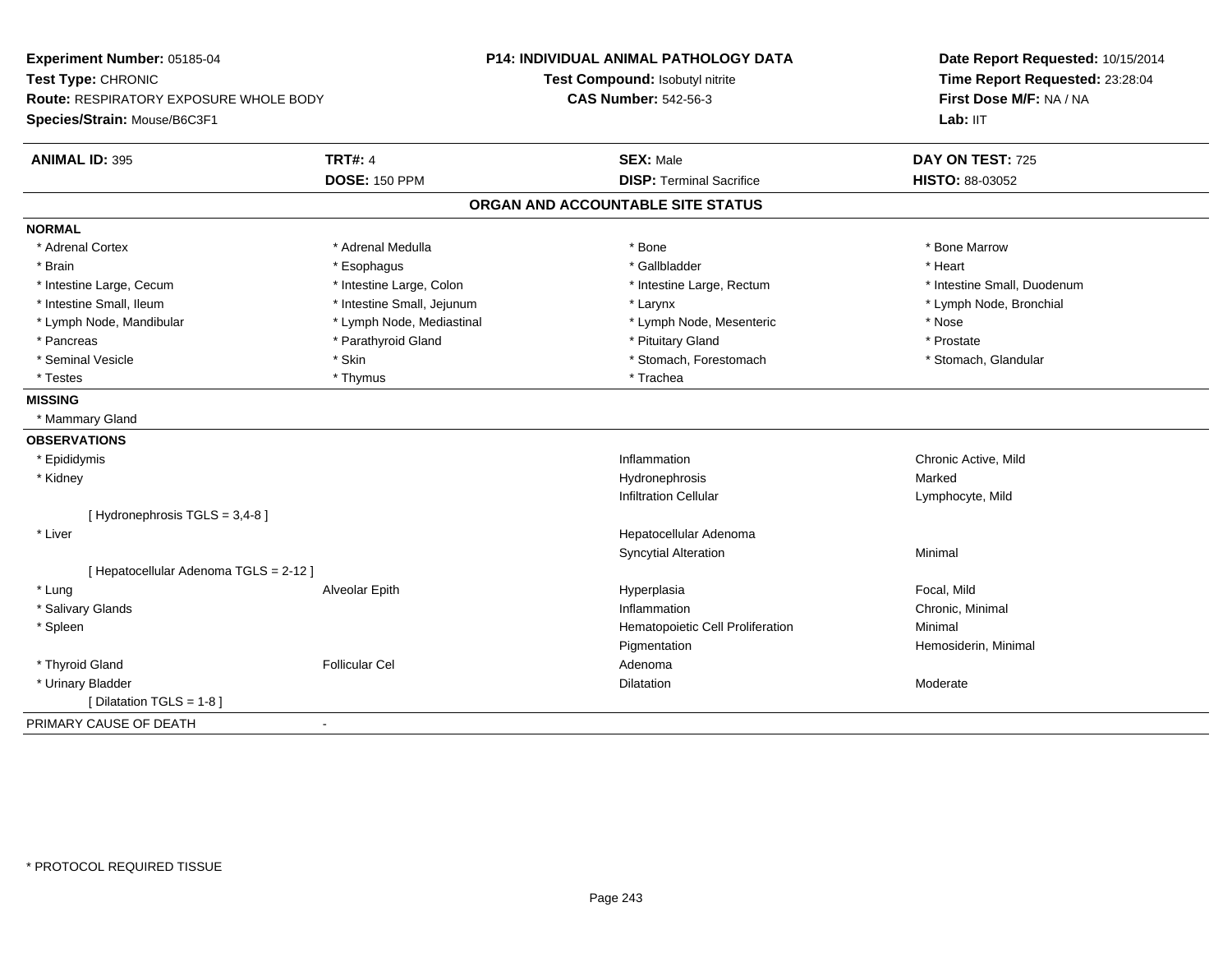**Experiment Number:** 05185-04
**Test Type:** CHRONIC
**Route:** RESPIRATORY EXPOSURE WHOLE BODY
**Species/Strain:** Mouse/B6C3F1

**P14: INDIVIDUAL ANIMAL PATHOLOGY DATA**
**Test Compound:** Isobutyl nitrite
**CAS Number:** 542-56-3

**Date Report Requested:** 10/15/2014
**Time Report Requested:** 23:28:04
**First Dose M/F:** NA / NA
**Lab:** IIT

| **ANIMAL ID:** 395 | **TRT#:** 4 | **SEX:** Male | **DAY ON TEST:** 725 |
|---|---|---|---|
| | **DOSE:** 150 PPM | **DISP:** Terminal Sacrifice | **HISTO:** 88-03052 |

## ORGAN AND ACCOUNTABLE SITE STATUS

**NORMAL**

| | | | |
|---|---|---|---|
| * Adrenal Cortex | * Adrenal Medulla | * Bone | * Bone Marrow |
| * Brain | * Esophagus | * Gallbladder | * Heart |
| * Intestine Large, Cecum | * Intestine Large, Colon | * Intestine Large, Rectum | * Intestine Small, Duodenum |
| * Intestine Small, Ileum | * Intestine Small, Jejunum | * Larynx | * Lymph Node, Bronchial |
| * Lymph Node, Mandibular | * Lymph Node, Mediastinal | * Lymph Node, Mesenteric | * Nose |
| * Pancreas | * Parathyroid Gland | * Pituitary Gland | * Prostate |
| * Seminal Vesicle | * Skin | * Stomach, Forestomach | * Stomach, Glandular |
| * Testes | * Thymus | * Trachea | |

**MISSING**

* Mammary Gland

**OBSERVATIONS**

| | | | |
|---|---|---|---|
| * Epididymis | | Inflammation | Chronic Active, Mild |
| * Kidney | | Hydronephrosis | Marked |
| | | Infiltration Cellular | Lymphocyte, Mild |
| [ Hydronephrosis TGLS = 3,4-8 ] | | | |
| * Liver | | Hepatocellular Adenoma | |
| | | Syncytial Alteration | Minimal |
| [ Hepatocellular Adenoma TGLS = 2-12 ] | | | |
| * Lung | Alveolar Epith | Hyperplasia | Focal, Mild |
| * Salivary Glands | | Inflammation | Chronic, Minimal |
| * Spleen | | Hematopoietic Cell Proliferation | Minimal |
| | | Pigmentation | Hemosiderin, Minimal |
| * Thyroid Gland | Follicular Cel | Adenoma | |
| * Urinary Bladder | | Dilatation | Moderate |
| [ Dilatation TGLS = 1-8 ] | | | |

PRIMARY CAUSE OF DEATH -

\* PROTOCOL REQUIRED TISSUE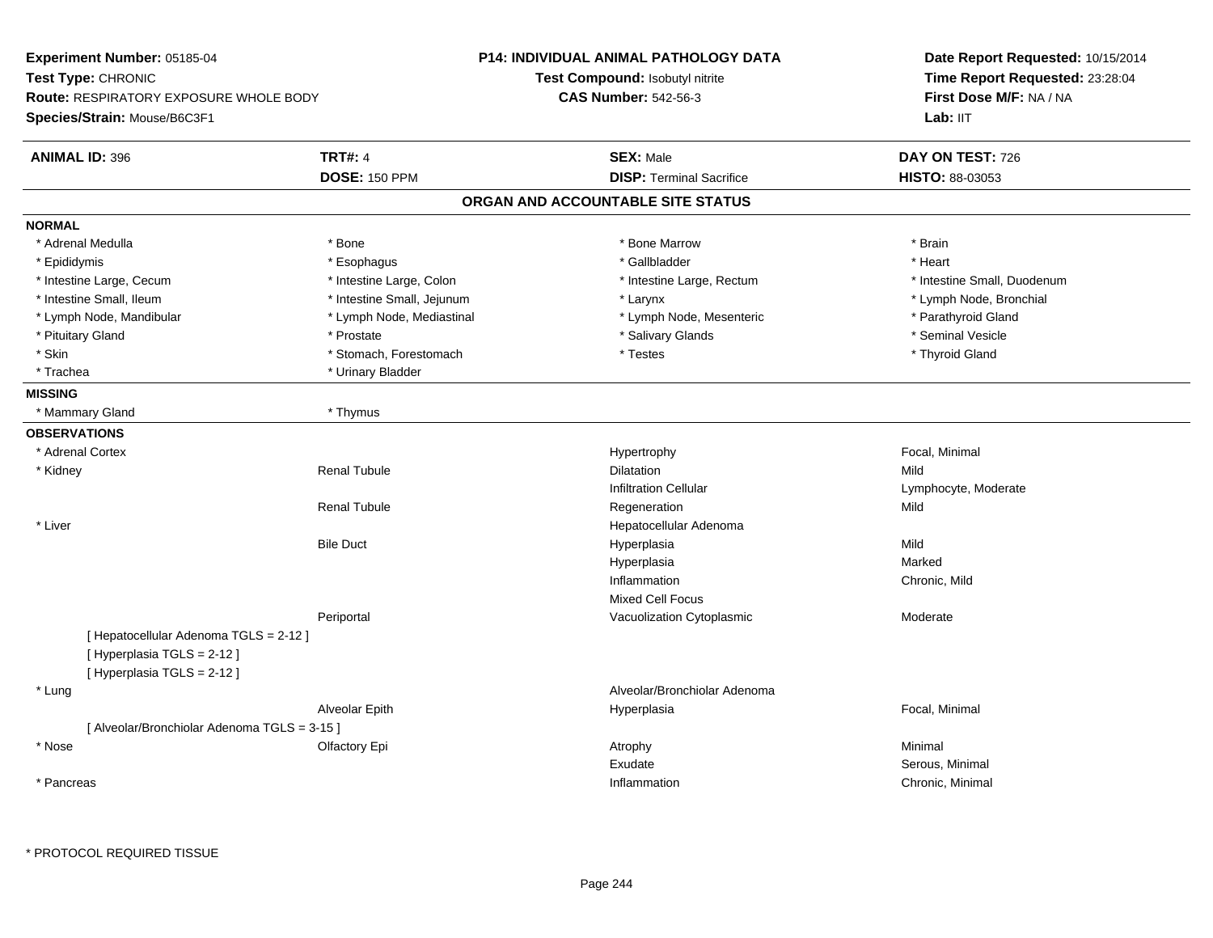**Experiment Number:** 05185-04
**Test Type:** CHRONIC
**Route:** RESPIRATORY EXPOSURE WHOLE BODY
**Species/Strain:** Mouse/B6C3F1

**P14: INDIVIDUAL ANIMAL PATHOLOGY DATA**
**Test Compound:** Isobutyl nitrite
**CAS Number:** 542-56-3

**Date Report Requested:** 10/15/2014
**Time Report Requested:** 23:28:04
**First Dose M/F:** NA / NA
**Lab:** IIT

| **ANIMAL ID:** 396 | **TRT#:** 4 | **SEX:** Male | **DAY ON TEST:** 726 |
|---|---|---|---|
| | **DOSE:** 150 PPM | **DISP:** Terminal Sacrifice | **HISTO:** 88-03053 |

## ORGAN AND ACCOUNTABLE SITE STATUS

**NORMAL**

| | | | |
|---|---|---|---|
| * Adrenal Medulla | * Bone | * Bone Marrow | * Brain |
| * Epididymis | * Esophagus | * Gallbladder | * Heart |
| * Intestine Large, Cecum | * Intestine Large, Colon | * Intestine Large, Rectum | * Intestine Small, Duodenum |
| * Intestine Small, Ileum | * Intestine Small, Jejunum | * Larynx | * Lymph Node, Bronchial |
| * Lymph Node, Mandibular | * Lymph Node, Mediastinal | * Lymph Node, Mesenteric | * Parathyroid Gland |
| * Pituitary Gland | * Prostate | * Salivary Glands | * Seminal Vesicle |
| * Skin | * Stomach, Forestomach | * Testes | * Thyroid Gland |
| * Trachea | * Urinary Bladder | | |

**MISSING**

| | |
|---|---|
| * Mammary Gland | * Thymus |

**OBSERVATIONS**

| Organ | Site | Observation | Qualifier |
|---|---|---|---|
| * Adrenal Cortex | | Hypertrophy | Focal, Minimal |
| * Kidney | Renal Tubule | Dilatation | Mild |
| | | Infiltration Cellular | Lymphocyte, Moderate |
| | Renal Tubule | Regeneration | Mild |
| * Liver | | Hepatocellular Adenoma | |
| | Bile Duct | Hyperplasia | Mild |
| | | Hyperplasia | Marked |
| | | Inflammation | Chronic, Mild |
| | | Mixed Cell Focus | |
| | Periportal | Vacuolization Cytoplasmic | Moderate |
| [ Hepatocellular Adenoma TGLS = 2-12 ] | | | |
| [ Hyperplasia TGLS = 2-12 ] | | | |
| [ Hyperplasia TGLS = 2-12 ] | | | |
| * Lung | | Alveolar/Bronchiolar Adenoma | |
| | Alveolar Epith | Hyperplasia | Focal, Minimal |
| [ Alveolar/Bronchiolar Adenoma TGLS = 3-15 ] | | | |
| * Nose | Olfactory Epi | Atrophy | Minimal |
| | | Exudate | Serous, Minimal |
| * Pancreas | | Inflammation | Chronic, Minimal |

* PROTOCOL REQUIRED TISSUE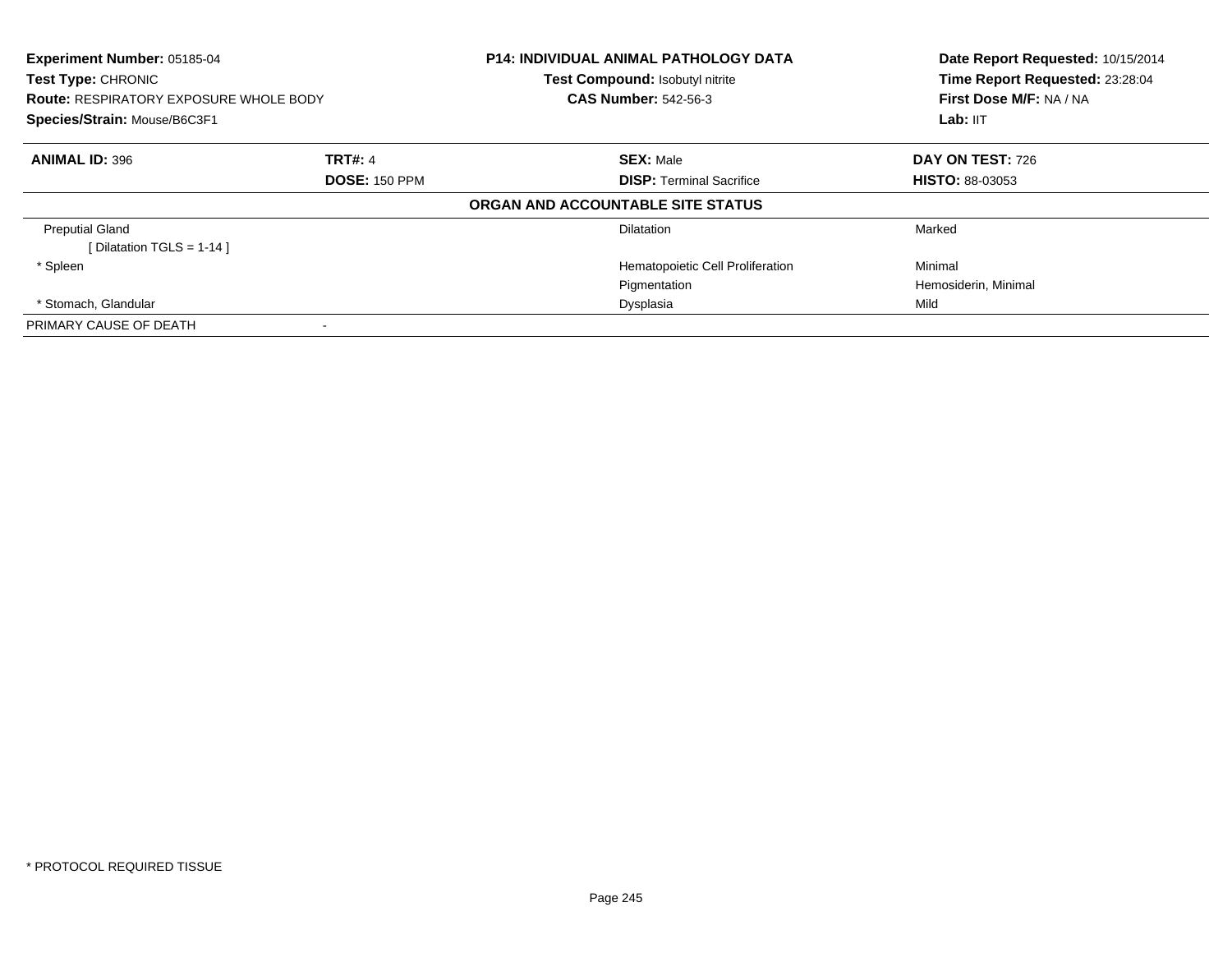**Experiment Number:** 05185-04
**Test Type:** CHRONIC
**Route:** RESPIRATORY EXPOSURE WHOLE BODY
**Species/Strain:** Mouse/B6C3F1

**P14: INDIVIDUAL ANIMAL PATHOLOGY DATA**
**Test Compound:** Isobutyl nitrite
**CAS Number:** 542-56-3

**Date Report Requested:** 10/15/2014
**Time Report Requested:** 23:28:04
**First Dose M/F:** NA / NA
**Lab:** IIT

| **ANIMAL ID:** 396 | **TRT#:** 4 | **SEX:** Male | **DAY ON TEST:** 726 |
|---|---|---|---|
| | **DOSE:** 150 PPM | **DISP:** Terminal Sacrifice | **HISTO:** 88-03053 |

**ORGAN AND ACCOUNTABLE SITE STATUS**

| | | | |
|---|---|---|---|
| Preputial Gland | | Dilatation | Marked |
| [ Dilatation TGLS = 1-14 ] | | | |
| * Spleen | | Hematopoietic Cell Proliferation | Minimal |
| | | Pigmentation | Hemosiderin, Minimal |
| * Stomach, Glandular | | Dysplasia | Mild |
| PRIMARY CAUSE OF DEATH | - | | |

* PROTOCOL REQUIRED TISSUE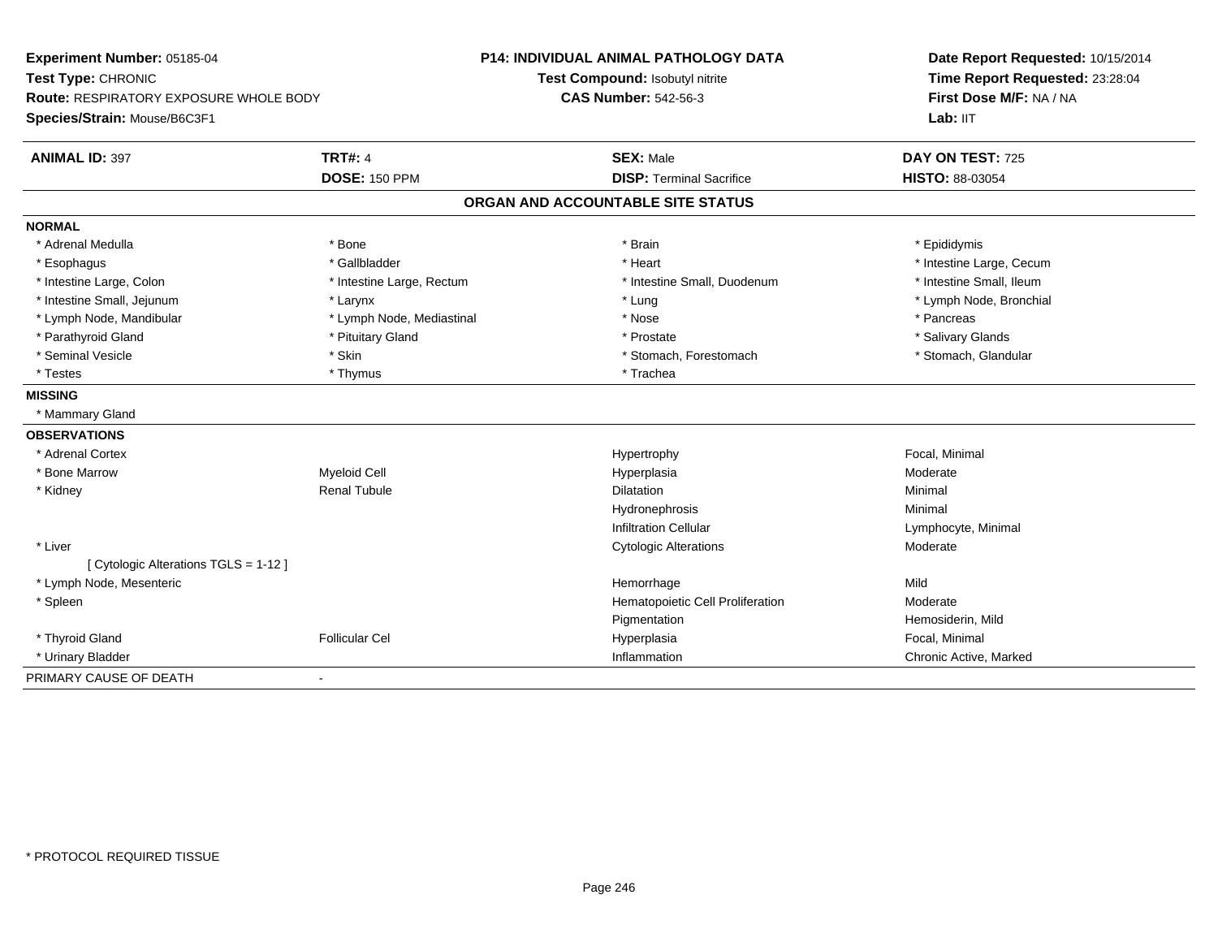**Experiment Number:** 05185-04
**Test Type:** CHRONIC
**Route:** RESPIRATORY EXPOSURE WHOLE BODY
**Species/Strain:** Mouse/B6C3F1

**P14: INDIVIDUAL ANIMAL PATHOLOGY DATA**
**Test Compound:** Isobutyl nitrite
**CAS Number:** 542-56-3

**Date Report Requested:** 10/15/2014
**Time Report Requested:** 23:28:04
**First Dose M/F:** NA / NA
**Lab:** IIT

| **ANIMAL ID:** 397 | **TRT#:** 4 | **SEX:** Male | **DAY ON TEST:** 725 |
|---|---|---|---|
| | **DOSE:** 150 PPM | **DISP:** Terminal Sacrifice | **HISTO:** 88-03054 |

## ORGAN AND ACCOUNTABLE SITE STATUS

**NORMAL**

| | | | |
|---|---|---|---|
| * Adrenal Medulla | * Bone | * Brain | * Epididymis |
| * Esophagus | * Gallbladder | * Heart | * Intestine Large, Cecum |
| * Intestine Large, Colon | * Intestine Large, Rectum | * Intestine Small, Duodenum | * Intestine Small, Ileum |
| * Intestine Small, Jejunum | * Larynx | * Lung | * Lymph Node, Bronchial |
| * Lymph Node, Mandibular | * Lymph Node, Mediastinal | * Nose | * Pancreas |
| * Parathyroid Gland | * Pituitary Gland | * Prostate | * Salivary Glands |
| * Seminal Vesicle | * Skin | * Stomach, Forestomach | * Stomach, Glandular |
| * Testes | * Thymus | * Trachea | |

**MISSING**

* Mammary Gland

**OBSERVATIONS**

| | | | |
|---|---|---|---|
| * Adrenal Cortex | | Hypertrophy | Focal, Minimal |
| * Bone Marrow | Myeloid Cell | Hyperplasia | Moderate |
| * Kidney | Renal Tubule | Dilatation | Minimal |
| | | Hydronephrosis | Minimal |
| | | Infiltration Cellular | Lymphocyte, Minimal |
| * Liver | | Cytologic Alterations | Moderate |
| [ Cytologic Alterations TGLS = 1-12 ] | | | |
| * Lymph Node, Mesenteric | | Hemorrhage | Mild |
| * Spleen | | Hematopoietic Cell Proliferation | Moderate |
| | | Pigmentation | Hemosiderin, Mild |
| * Thyroid Gland | Follicular Cel | Hyperplasia | Focal, Minimal |
| * Urinary Bladder | | Inflammation | Chronic Active, Marked |

PRIMARY CAUSE OF DEATH -

* PROTOCOL REQUIRED TISSUE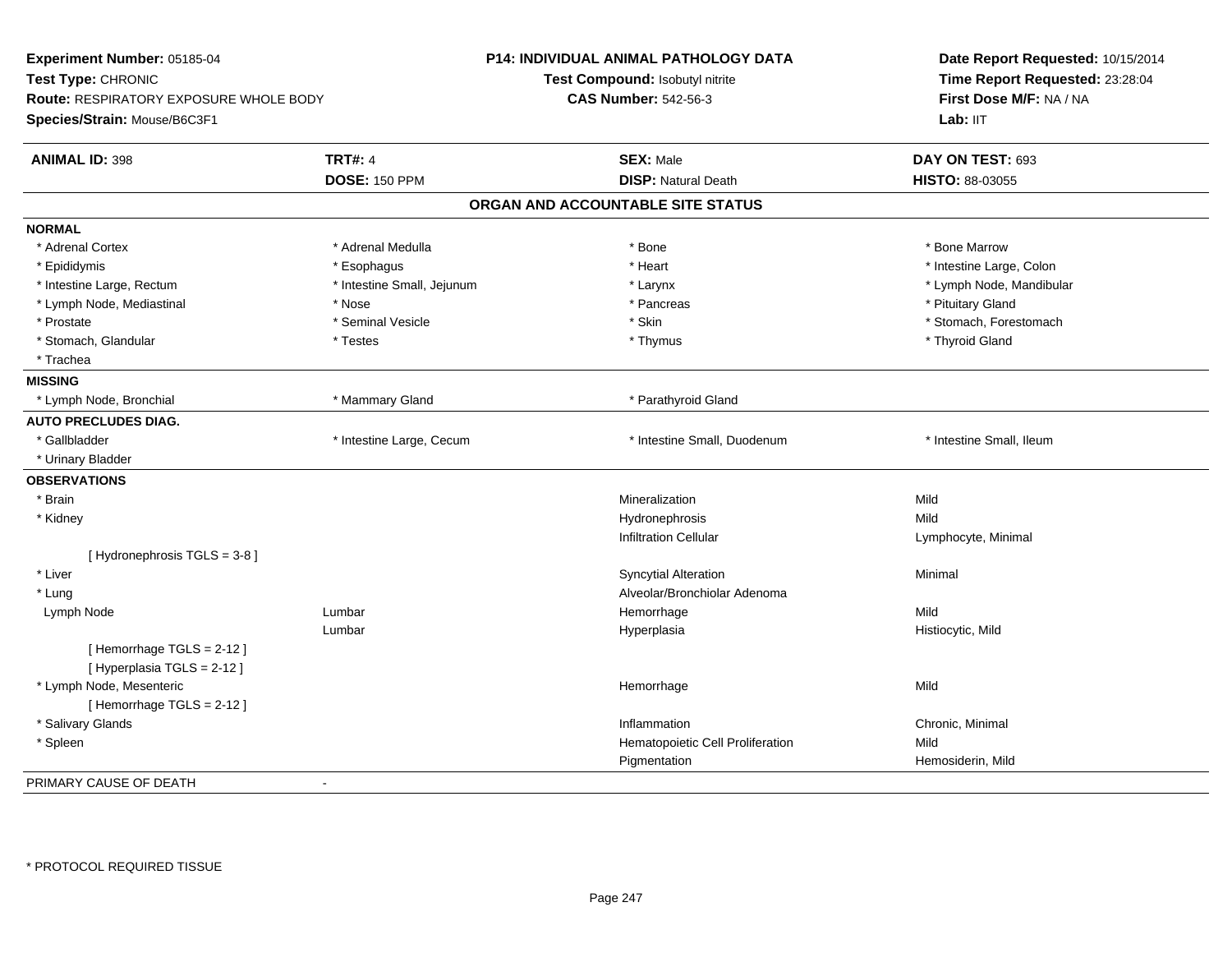**Experiment Number:** 05185-04
**Test Type:** CHRONIC
**Route:** RESPIRATORY EXPOSURE WHOLE BODY
**Species/Strain:** Mouse/B6C3F1

**P14: INDIVIDUAL ANIMAL PATHOLOGY DATA**
**Test Compound:** Isobutyl nitrite
**CAS Number:** 542-56-3

**Date Report Requested:** 10/15/2014
**Time Report Requested:** 23:28:04
**First Dose M/F:** NA / NA
**Lab:** IIT

| **ANIMAL ID:** 398 | **TRT#:** 4 | **SEX:** Male | **DAY ON TEST:** 693 |
|---|---|---|---|
| | **DOSE:** 150 PPM | **DISP:** Natural Death | **HISTO:** 88-03055 |

## ORGAN AND ACCOUNTABLE SITE STATUS

| | | | |
|---|---|---|---|
| **NORMAL** | | | |
| * Adrenal Cortex | * Adrenal Medulla | * Bone | * Bone Marrow |
| * Epididymis | * Esophagus | * Heart | * Intestine Large, Colon |
| * Intestine Large, Rectum | * Intestine Small, Jejunum | * Larynx | * Lymph Node, Mandibular |
| * Lymph Node, Mediastinal | * Nose | * Pancreas | * Pituitary Gland |
| * Prostate | * Seminal Vesicle | * Skin | * Stomach, Forestomach |
| * Stomach, Glandular | * Testes | * Thymus | * Thyroid Gland |
| * Trachea | | | |
| **MISSING** | | | |
| * Lymph Node, Bronchial | * Mammary Gland | * Parathyroid Gland | |
| **AUTO PRECLUDES DIAG.** | | | |
| * Gallbladder | * Intestine Large, Cecum | * Intestine Small, Duodenum | * Intestine Small, Ileum |
| * Urinary Bladder | | | |
| **OBSERVATIONS** | | | |
| * Brain | | Mineralization | Mild |
| * Kidney | | Hydronephrosis | Mild |
| | | Infiltration Cellular | Lymphocyte, Minimal |
| [ Hydronephrosis TGLS = 3-8 ] | | | |
| * Liver | | Syncytial Alteration | Minimal |
| * Lung | | Alveolar/Bronchiolar Adenoma | |
| Lymph Node | Lumbar | Hemorrhage | Mild |
| | Lumbar | Hyperplasia | Histiocytic, Mild |
| [ Hemorrhage TGLS = 2-12 ] | | | |
| [ Hyperplasia TGLS = 2-12 ] | | | |
| * Lymph Node, Mesenteric | | Hemorrhage | Mild |
| [ Hemorrhage TGLS = 2-12 ] | | | |
| * Salivary Glands | | Inflammation | Chronic, Minimal |
| * Spleen | | Hematopoietic Cell Proliferation | Mild |
| | | Pigmentation | Hemosiderin, Mild |
| PRIMARY CAUSE OF DEATH | - | | |

* PROTOCOL REQUIRED TISSUE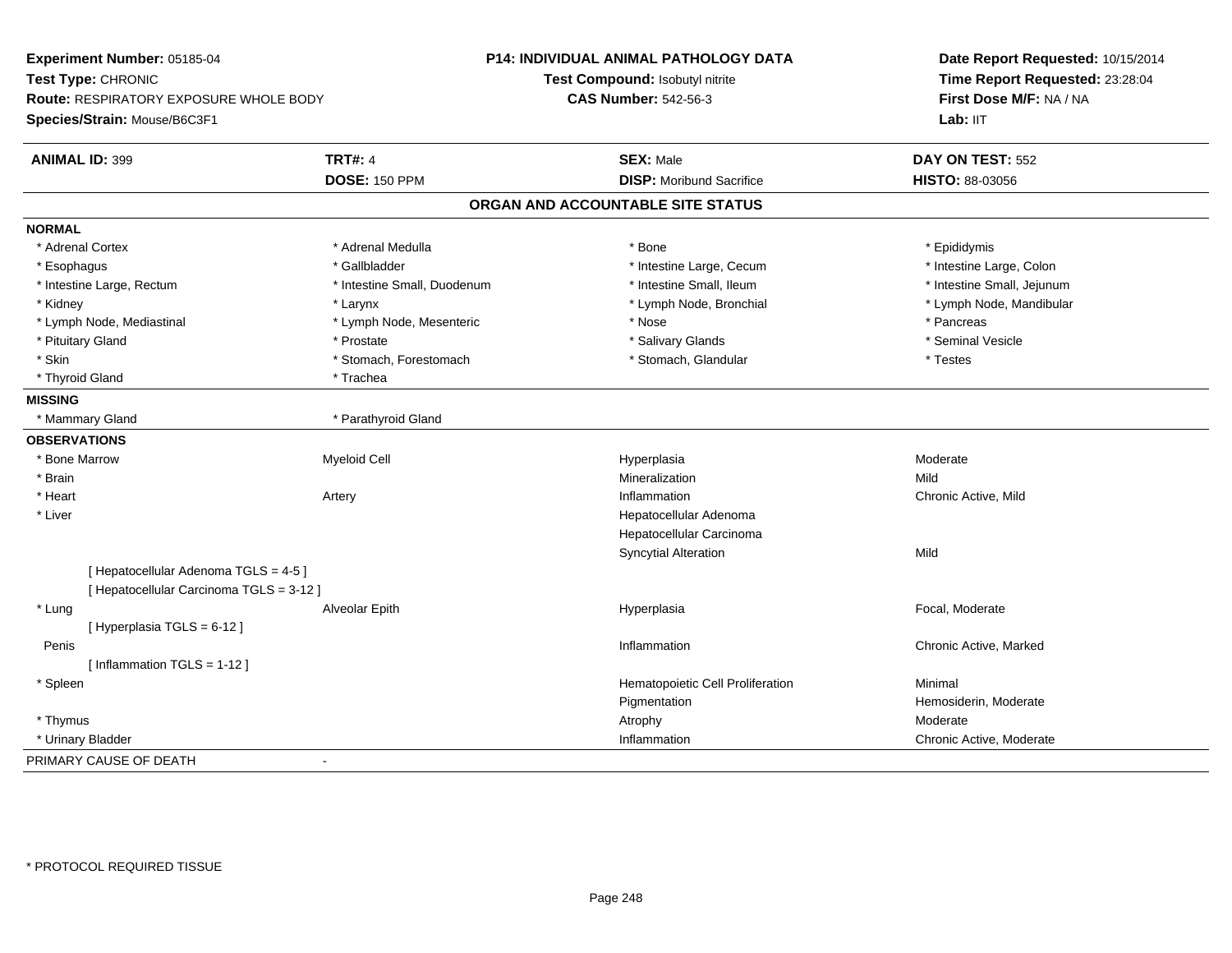**Experiment Number:** 05185-04
**Test Type:** CHRONIC
**Route:** RESPIRATORY EXPOSURE WHOLE BODY
**Species/Strain:** Mouse/B6C3F1

**P14: INDIVIDUAL ANIMAL PATHOLOGY DATA**
**Test Compound:** Isobutyl nitrite
**CAS Number:** 542-56-3

**Date Report Requested:** 10/15/2014
**Time Report Requested:** 23:28:04
**First Dose M/F:** NA / NA
**Lab:** IIT

| **ANIMAL ID:** 399 | **TRT#:** 4 | **SEX:** Male | **DAY ON TEST:** 552 |
|---|---|---|---|
| | **DOSE:** 150 PPM | **DISP:** Moribund Sacrifice | **HISTO:** 88-03056 |

## ORGAN AND ACCOUNTABLE SITE STATUS

**NORMAL**

| | | | |
|---|---|---|---|
| * Adrenal Cortex | * Adrenal Medulla | * Bone | * Epididymis |
| * Esophagus | * Gallbladder | * Intestine Large, Cecum | * Intestine Large, Colon |
| * Intestine Large, Rectum | * Intestine Small, Duodenum | * Intestine Small, Ileum | * Intestine Small, Jejunum |
| * Kidney | * Larynx | * Lymph Node, Bronchial | * Lymph Node, Mandibular |
| * Lymph Node, Mediastinal | * Lymph Node, Mesenteric | * Nose | * Pancreas |
| * Pituitary Gland | * Prostate | * Salivary Glands | * Seminal Vesicle |
| * Skin | * Stomach, Forestomach | * Stomach, Glandular | * Testes |
| * Thyroid Gland | * Trachea | | |

**MISSING**

| | |
|---|---|
| * Mammary Gland | * Parathyroid Gland |

**OBSERVATIONS**

| | | | |
|---|---|---|---|
| * Bone Marrow | Myeloid Cell | Hyperplasia | Moderate |
| * Brain | | Mineralization | Mild |
| * Heart | Artery | Inflammation | Chronic Active, Mild |
| * Liver | | Hepatocellular Adenoma | |
| | | Hepatocellular Carcinoma | |
| | | Syncytial Alteration | Mild |
| [ Hepatocellular Adenoma TGLS = 4-5 ] | | | |
| [ Hepatocellular Carcinoma TGLS = 3-12 ] | | | |
| * Lung | Alveolar Epith | Hyperplasia | Focal, Moderate |
| [ Hyperplasia TGLS = 6-12 ] | | | |
| Penis | | Inflammation | Chronic Active, Marked |
| [ Inflammation TGLS = 1-12 ] | | | |
| * Spleen | | Hematopoietic Cell Proliferation | Minimal |
| | | Pigmentation | Hemosiderin, Moderate |
| * Thymus | | Atrophy | Moderate |
| * Urinary Bladder | | Inflammation | Chronic Active, Moderate |

PRIMARY CAUSE OF DEATH -

\* PROTOCOL REQUIRED TISSUE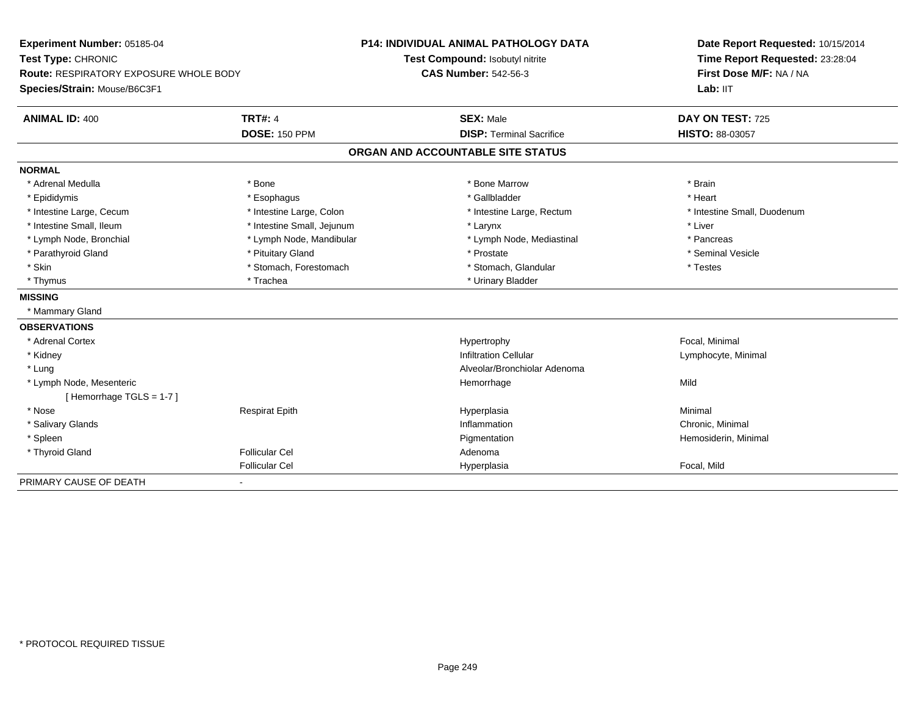**Experiment Number:** 05185-04
**Test Type:** CHRONIC
**Route:** RESPIRATORY EXPOSURE WHOLE BODY
**Species/Strain:** Mouse/B6C3F1

**P14: INDIVIDUAL ANIMAL PATHOLOGY DATA**
**Test Compound:** Isobutyl nitrite
**CAS Number:** 542-56-3

**Date Report Requested:** 10/15/2014
**Time Report Requested:** 23:28:04
**First Dose M/F:** NA / NA
**Lab:** IIT

| **ANIMAL ID:** 400 | **TRT#:** 4 | **SEX:** Male | **DAY ON TEST:** 725 |
|---|---|---|---|
| | **DOSE:** 150 PPM | **DISP:** Terminal Sacrifice | **HISTO:** 88-03057 |

## ORGAN AND ACCOUNTABLE SITE STATUS

**NORMAL**

| | | | |
|---|---|---|---|
| * Adrenal Medulla | * Bone | * Bone Marrow | * Brain |
| * Epididymis | * Esophagus | * Gallbladder | * Heart |
| * Intestine Large, Cecum | * Intestine Large, Colon | * Intestine Large, Rectum | * Intestine Small, Duodenum |
| * Intestine Small, Ileum | * Intestine Small, Jejunum | * Larynx | * Liver |
| * Lymph Node, Bronchial | * Lymph Node, Mandibular | * Lymph Node, Mediastinal | * Pancreas |
| * Parathyroid Gland | * Pituitary Gland | * Prostate | * Seminal Vesicle |
| * Skin | * Stomach, Forestomach | * Stomach, Glandular | * Testes |
| * Thymus | * Trachea | * Urinary Bladder | |

**MISSING**

* Mammary Gland

**OBSERVATIONS**

| | | | |
|---|---|---|---|
| * Adrenal Cortex | | Hypertrophy | Focal, Minimal |
| * Kidney | | Infiltration Cellular | Lymphocyte, Minimal |
| * Lung | | Alveolar/Bronchiolar Adenoma | |
| * Lymph Node, Mesenteric | | Hemorrhage | Mild |
| [ Hemorrhage TGLS = 1-7 ] | | | |
| * Nose | Respirat Epith | Hyperplasia | Minimal |
| * Salivary Glands | | Inflammation | Chronic, Minimal |
| * Spleen | | Pigmentation | Hemosiderin, Minimal |
| * Thyroid Gland | Follicular Cel | Adenoma | |
| | Follicular Cel | Hyperplasia | Focal, Mild |

PRIMARY CAUSE OF DEATH -

* PROTOCOL REQUIRED TISSUE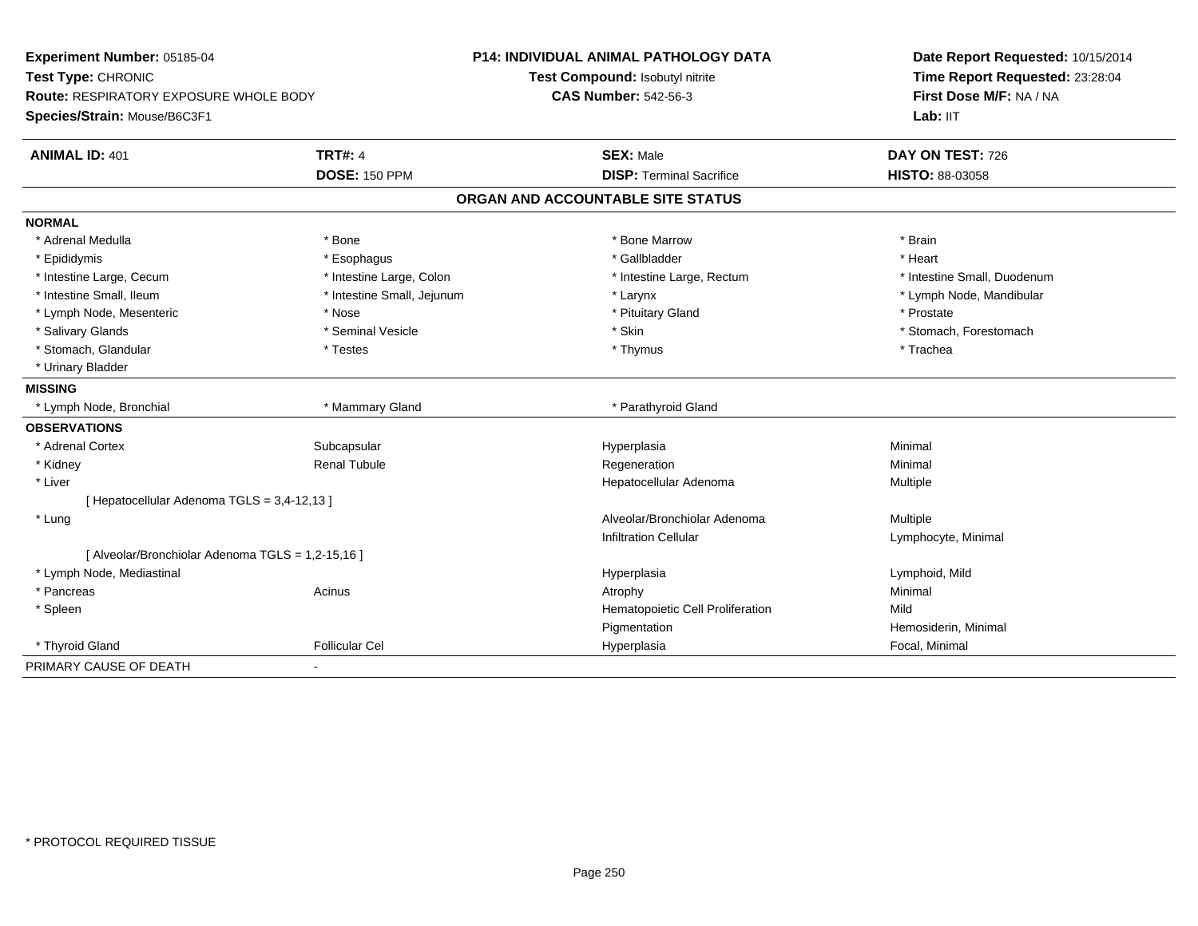**Experiment Number:** 05185-04
**Test Type:** CHRONIC
**Route:** RESPIRATORY EXPOSURE WHOLE BODY
**Species/Strain:** Mouse/B6C3F1

**P14: INDIVIDUAL ANIMAL PATHOLOGY DATA**
**Test Compound:** Isobutyl nitrite
**CAS Number:** 542-56-3

**Date Report Requested:** 10/15/2014
**Time Report Requested:** 23:28:04
**First Dose M/F:** NA / NA
**Lab:** IIT

| **ANIMAL ID:** 401 | **TRT#:** 4 | **SEX:** Male | **DAY ON TEST:** 726 |
|---|---|---|---|
| | **DOSE:** 150 PPM | **DISP:** Terminal Sacrifice | **HISTO:** 88-03058 |

## ORGAN AND ACCOUNTABLE SITE STATUS

**NORMAL**

| | | | |
|---|---|---|---|
| * Adrenal Medulla | * Bone | * Bone Marrow | * Brain |
| * Epididymis | * Esophagus | * Gallbladder | * Heart |
| * Intestine Large, Cecum | * Intestine Large, Colon | * Intestine Large, Rectum | * Intestine Small, Duodenum |
| * Intestine Small, Ileum | * Intestine Small, Jejunum | * Larynx | * Lymph Node, Mandibular |
| * Lymph Node, Mesenteric | * Nose | * Pituitary Gland | * Prostate |
| * Salivary Glands | * Seminal Vesicle | * Skin | * Stomach, Forestomach |
| * Stomach, Glandular | * Testes | * Thymus | * Trachea |
| * Urinary Bladder | | | |

**MISSING**

| | | |
|---|---|---|
| * Lymph Node, Bronchial | * Mammary Gland | * Parathyroid Gland |

**OBSERVATIONS**

| | | | |
|---|---|---|---|
| * Adrenal Cortex | Subcapsular | Hyperplasia | Minimal |
| * Kidney | Renal Tubule | Regeneration | Minimal |
| * Liver | | Hepatocellular Adenoma | Multiple |
| [ Hepatocellular Adenoma TGLS = 3,4-12,13 ] | | | |
| * Lung | | Alveolar/Bronchiolar Adenoma | Multiple |
| | | Infiltration Cellular | Lymphocyte, Minimal |
| [ Alveolar/Bronchiolar Adenoma TGLS = 1,2-15,16 ] | | | |
| * Lymph Node, Mediastinal | | Hyperplasia | Lymphoid, Mild |
| * Pancreas | Acinus | Atrophy | Minimal |
| * Spleen | | Hematopoietic Cell Proliferation | Mild |
| | | Pigmentation | Hemosiderin, Minimal |
| * Thyroid Gland | Follicular Cel | Hyperplasia | Focal, Minimal |

PRIMARY CAUSE OF DEATH -

* PROTOCOL REQUIRED TISSUE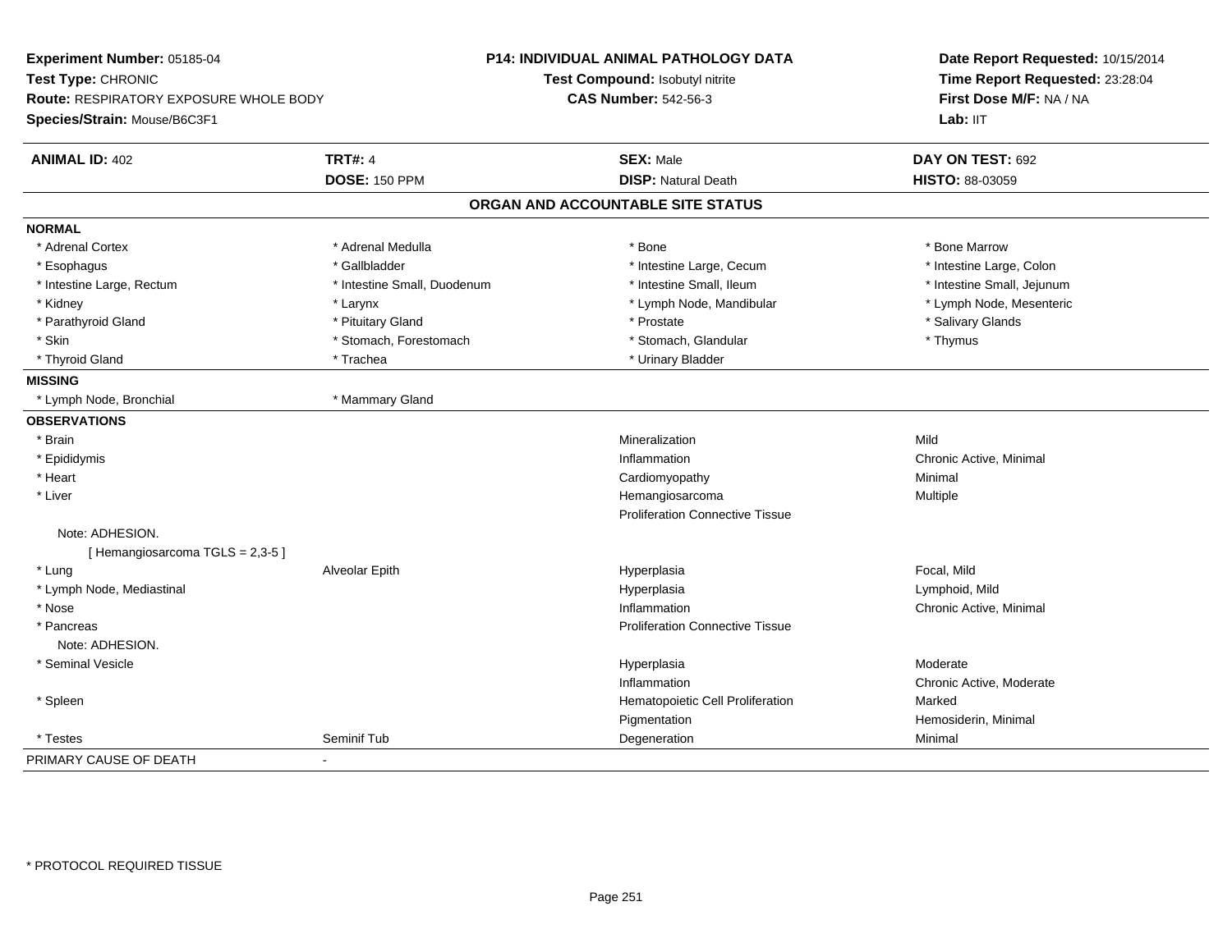**Experiment Number:** 05185-04
**Test Type:** CHRONIC
**Route:** RESPIRATORY EXPOSURE WHOLE BODY
**Species/Strain:** Mouse/B6C3F1

**P14: INDIVIDUAL ANIMAL PATHOLOGY DATA**
**Test Compound:** Isobutyl nitrite
**CAS Number:** 542-56-3

**Date Report Requested:** 10/15/2014
**Time Report Requested:** 23:28:04
**First Dose M/F:** NA / NA
**Lab:** IIT

| **ANIMAL ID:** 402 | **TRT#:** 4 | **SEX:** Male | **DAY ON TEST:** 692 |
|---|---|---|---|
| | **DOSE:** 150 PPM | **DISP:** Natural Death | **HISTO:** 88-03059 |

## ORGAN AND ACCOUNTABLE SITE STATUS

**NORMAL**

| | | | |
|---|---|---|---|
| * Adrenal Cortex | * Adrenal Medulla | * Bone | * Bone Marrow |
| * Esophagus | * Gallbladder | * Intestine Large, Cecum | * Intestine Large, Colon |
| * Intestine Large, Rectum | * Intestine Small, Duodenum | * Intestine Small, Ileum | * Intestine Small, Jejunum |
| * Kidney | * Larynx | * Lymph Node, Mandibular | * Lymph Node, Mesenteric |
| * Parathyroid Gland | * Pituitary Gland | * Prostate | * Salivary Glands |
| * Skin | * Stomach, Forestomach | * Stomach, Glandular | * Thymus |
| * Thyroid Gland | * Trachea | * Urinary Bladder | |

**MISSING**

| | |
|---|---|
| * Lymph Node, Bronchial | * Mammary Gland |

**OBSERVATIONS**

| | | | |
|---|---|---|---|
| * Brain | | Mineralization | Mild |
| * Epididymis | | Inflammation | Chronic Active, Minimal |
| * Heart | | Cardiomyopathy | Minimal |
| * Liver | | Hemangiosarcoma | Multiple |
| | | Proliferation Connective Tissue | |
| Note: ADHESION. | | | |
| [ Hemangiosarcoma TGLS = 2,3-5 ] | | | |
| * Lung | Alveolar Epith | Hyperplasia | Focal, Mild |
| * Lymph Node, Mediastinal | | Hyperplasia | Lymphoid, Mild |
| * Nose | | Inflammation | Chronic Active, Minimal |
| * Pancreas | | Proliferation Connective Tissue | |
| Note: ADHESION. | | | |
| * Seminal Vesicle | | Hyperplasia | Moderate |
| | | Inflammation | Chronic Active, Moderate |
| * Spleen | | Hematopoietic Cell Proliferation | Marked |
| | | Pigmentation | Hemosiderin, Minimal |
| * Testes | Seminif Tub | Degeneration | Minimal |

PRIMARY CAUSE OF DEATH -

* PROTOCOL REQUIRED TISSUE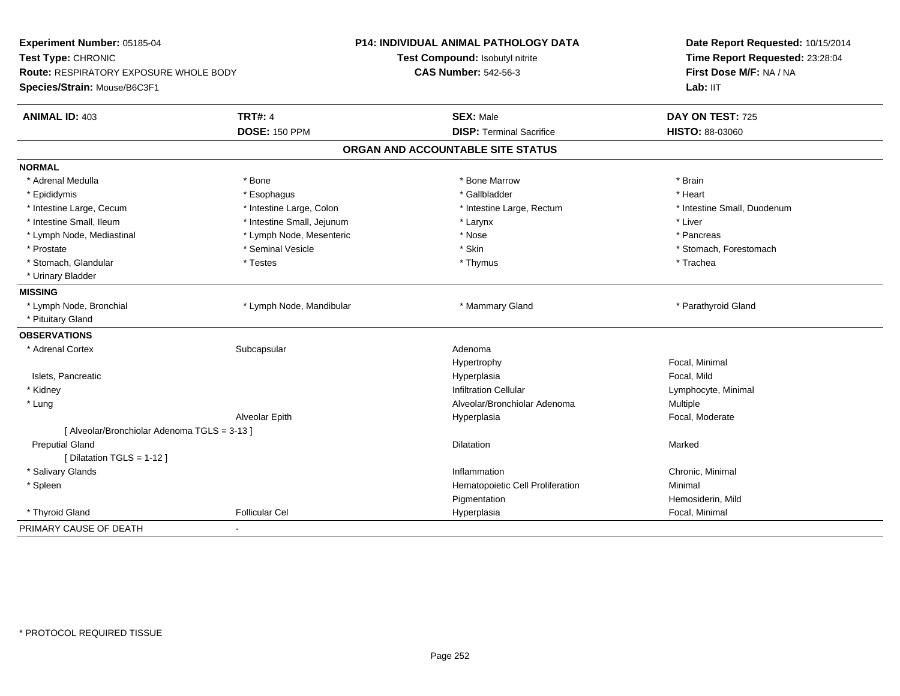**Experiment Number:** 05185-04
**Test Type:** CHRONIC
**Route:** RESPIRATORY EXPOSURE WHOLE BODY
**Species/Strain:** Mouse/B6C3F1

**P14: INDIVIDUAL ANIMAL PATHOLOGY DATA**
**Test Compound:** Isobutyl nitrite
**CAS Number:** 542-56-3

**Date Report Requested:** 10/15/2014
**Time Report Requested:** 23:28:04
**First Dose M/F:** NA / NA
**Lab:** IIT

| **ANIMAL ID:** 403 | **TRT#:** 4 | **SEX:** Male | **DAY ON TEST:** 725 |
|---|---|---|---|
| | **DOSE:** 150 PPM | **DISP:** Terminal Sacrifice | **HISTO:** 88-03060 |

## ORGAN AND ACCOUNTABLE SITE STATUS

**NORMAL**

| | | | |
|---|---|---|---|
| * Adrenal Medulla | * Bone | * Bone Marrow | * Brain |
| * Epididymis | * Esophagus | * Gallbladder | * Heart |
| * Intestine Large, Cecum | * Intestine Large, Colon | * Intestine Large, Rectum | * Intestine Small, Duodenum |
| * Intestine Small, Ileum | * Intestine Small, Jejunum | * Larynx | * Liver |
| * Lymph Node, Mediastinal | * Lymph Node, Mesenteric | * Nose | * Pancreas |
| * Prostate | * Seminal Vesicle | * Skin | * Stomach, Forestomach |
| * Stomach, Glandular | * Testes | * Thymus | * Trachea |
| * Urinary Bladder | | | |

**MISSING**

| | | | |
|---|---|---|---|
| * Lymph Node, Bronchial | * Lymph Node, Mandibular | * Mammary Gland | * Parathyroid Gland |
| * Pituitary Gland | | | |

**OBSERVATIONS**

| | | | |
|---|---|---|---|
| * Adrenal Cortex | Subcapsular | Adenoma | |
| | | Hypertrophy | Focal, Minimal |
| Islets, Pancreatic | | Hyperplasia | Focal, Mild |
| * Kidney | | Infiltration Cellular | Lymphocyte, Minimal |
| * Lung | | Alveolar/Bronchiolar Adenoma | Multiple |
| | Alveolar Epith | Hyperplasia | Focal, Moderate |
| [ Alveolar/Bronchiolar Adenoma TGLS = 3-13 ] | | | |
| Preputial Gland | | Dilatation | Marked |
| [ Dilatation TGLS = 1-12 ] | | | |
| * Salivary Glands | | Inflammation | Chronic, Minimal |
| * Spleen | | Hematopoietic Cell Proliferation | Minimal |
| | | Pigmentation | Hemosiderin, Mild |
| * Thyroid Gland | Follicular Cel | Hyperplasia | Focal, Minimal |

PRIMARY CAUSE OF DEATH -

\* PROTOCOL REQUIRED TISSUE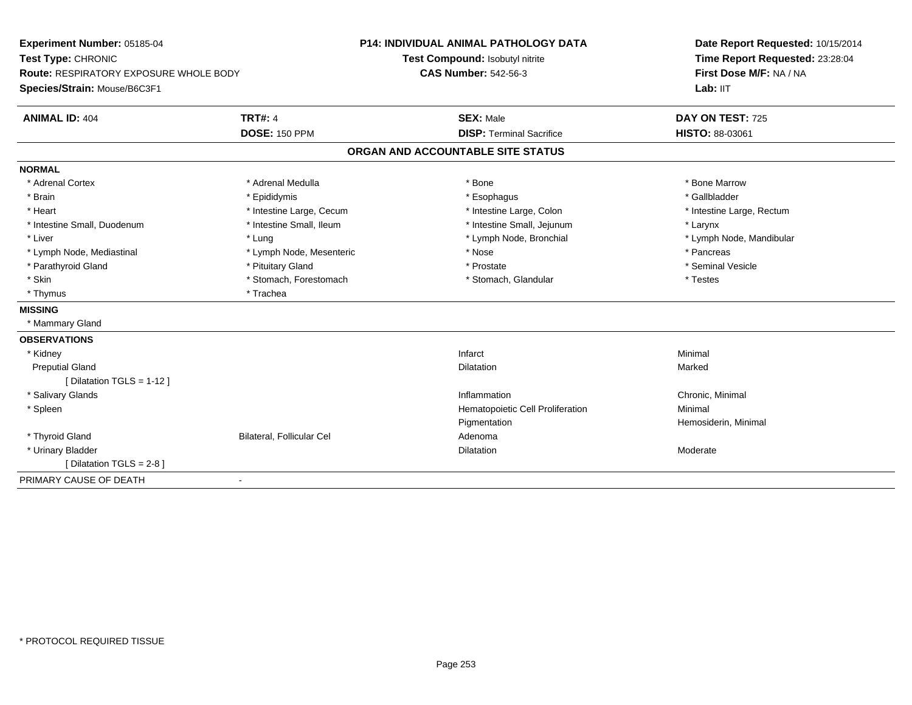**Experiment Number:** 05185-04
**Test Type:** CHRONIC
**Route:** RESPIRATORY EXPOSURE WHOLE BODY
**Species/Strain:** Mouse/B6C3F1

**P14: INDIVIDUAL ANIMAL PATHOLOGY DATA**
**Test Compound:** Isobutyl nitrite
**CAS Number:** 542-56-3

**Date Report Requested:** 10/15/2014
**Time Report Requested:** 23:28:04
**First Dose M/F:** NA / NA
**Lab:** IIT

| **ANIMAL ID:** 404 | **TRT#:** 4 | **SEX:** Male | **DAY ON TEST:** 725 |
|---|---|---|---|
| | **DOSE:** 150 PPM | **DISP:** Terminal Sacrifice | **HISTO:** 88-03061 |

## ORGAN AND ACCOUNTABLE SITE STATUS

**NORMAL**

| | | | |
|---|---|---|---|
| * Adrenal Cortex | * Adrenal Medulla | * Bone | * Bone Marrow |
| * Brain | * Epididymis | * Esophagus | * Gallbladder |
| * Heart | * Intestine Large, Cecum | * Intestine Large, Colon | * Intestine Large, Rectum |
| * Intestine Small, Duodenum | * Intestine Small, Ileum | * Intestine Small, Jejunum | * Larynx |
| * Liver | * Lung | * Lymph Node, Bronchial | * Lymph Node, Mandibular |
| * Lymph Node, Mediastinal | * Lymph Node, Mesenteric | * Nose | * Pancreas |
| * Parathyroid Gland | * Pituitary Gland | * Prostate | * Seminal Vesicle |
| * Skin | * Stomach, Forestomach | * Stomach, Glandular | * Testes |
| * Thymus | * Trachea | | |

**MISSING**

* Mammary Gland

**OBSERVATIONS**

| | | | |
|---|---|---|---|
| * Kidney | | Infarct | Minimal |
| Preputial Gland | | Dilatation | Marked |
| [ Dilatation TGLS = 1-12 ] | | | |
| * Salivary Glands | | Inflammation | Chronic, Minimal |
| * Spleen | | Hematopoietic Cell Proliferation | Minimal |
| | | Pigmentation | Hemosiderin, Minimal |
| * Thyroid Gland | Bilateral, Follicular Cel | Adenoma | |
| * Urinary Bladder | | Dilatation | Moderate |
| [ Dilatation TGLS = 2-8 ] | | | |

PRIMARY CAUSE OF DEATH -

* PROTOCOL REQUIRED TISSUE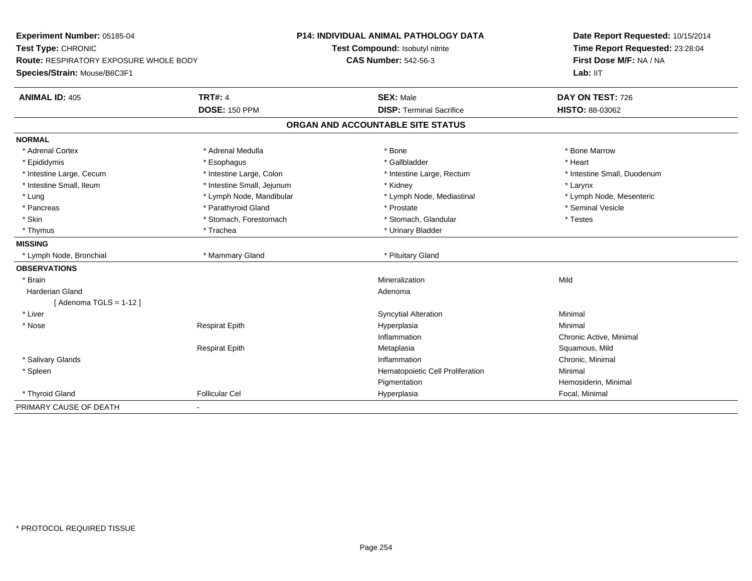**Experiment Number:** 05185-04
**Test Type:** CHRONIC
**Route:** RESPIRATORY EXPOSURE WHOLE BODY
**Species/Strain:** Mouse/B6C3F1

**P14: INDIVIDUAL ANIMAL PATHOLOGY DATA**
**Test Compound:** Isobutyl nitrite
**CAS Number:** 542-56-3

**Date Report Requested:** 10/15/2014
**Time Report Requested:** 23:28:04
**First Dose M/F:** NA / NA
**Lab:** IIT

| **ANIMAL ID:** 405 | **TRT#:** 4 | **SEX:** Male | **DAY ON TEST:** 726 |
|---|---|---|---|
| | **DOSE:** 150 PPM | **DISP:** Terminal Sacrifice | **HISTO:** 88-03062 |

## ORGAN AND ACCOUNTABLE SITE STATUS

**NORMAL**

| | | | |
|---|---|---|---|
| * Adrenal Cortex | * Adrenal Medulla | * Bone | * Bone Marrow |
| * Epididymis | * Esophagus | * Gallbladder | * Heart |
| * Intestine Large, Cecum | * Intestine Large, Colon | * Intestine Large, Rectum | * Intestine Small, Duodenum |
| * Intestine Small, Ileum | * Intestine Small, Jejunum | * Kidney | * Larynx |
| * Lung | * Lymph Node, Mandibular | * Lymph Node, Mediastinal | * Lymph Node, Mesenteric |
| * Pancreas | * Parathyroid Gland | * Prostate | * Seminal Vesicle |
| * Skin | * Stomach, Forestomach | * Stomach, Glandular | * Testes |
| * Thymus | * Trachea | * Urinary Bladder | |

**MISSING**

| | | |
|---|---|---|
| * Lymph Node, Bronchial | * Mammary Gland | * Pituitary Gland |

**OBSERVATIONS**

| Organ | Site | Observation | Severity |
|---|---|---|---|
| * Brain | | Mineralization | Mild |
| Harderian Gland | | Adenoma | |
| [ Adenoma TGLS = 1-12 ] | | | |
| * Liver | | Syncytial Alteration | Minimal |
| * Nose | Respirat Epith | Hyperplasia | Minimal |
| | | Inflammation | Chronic Active, Minimal |
| | Respirat Epith | Metaplasia | Squamous, Mild |
| * Salivary Glands | | Inflammation | Chronic, Minimal |
| * Spleen | | Hematopoietic Cell Proliferation | Minimal |
| | | Pigmentation | Hemosiderin, Minimal |
| * Thyroid Gland | Follicular Cel | Hyperplasia | Focal, Minimal |

PRIMARY CAUSE OF DEATH -

* PROTOCOL REQUIRED TISSUE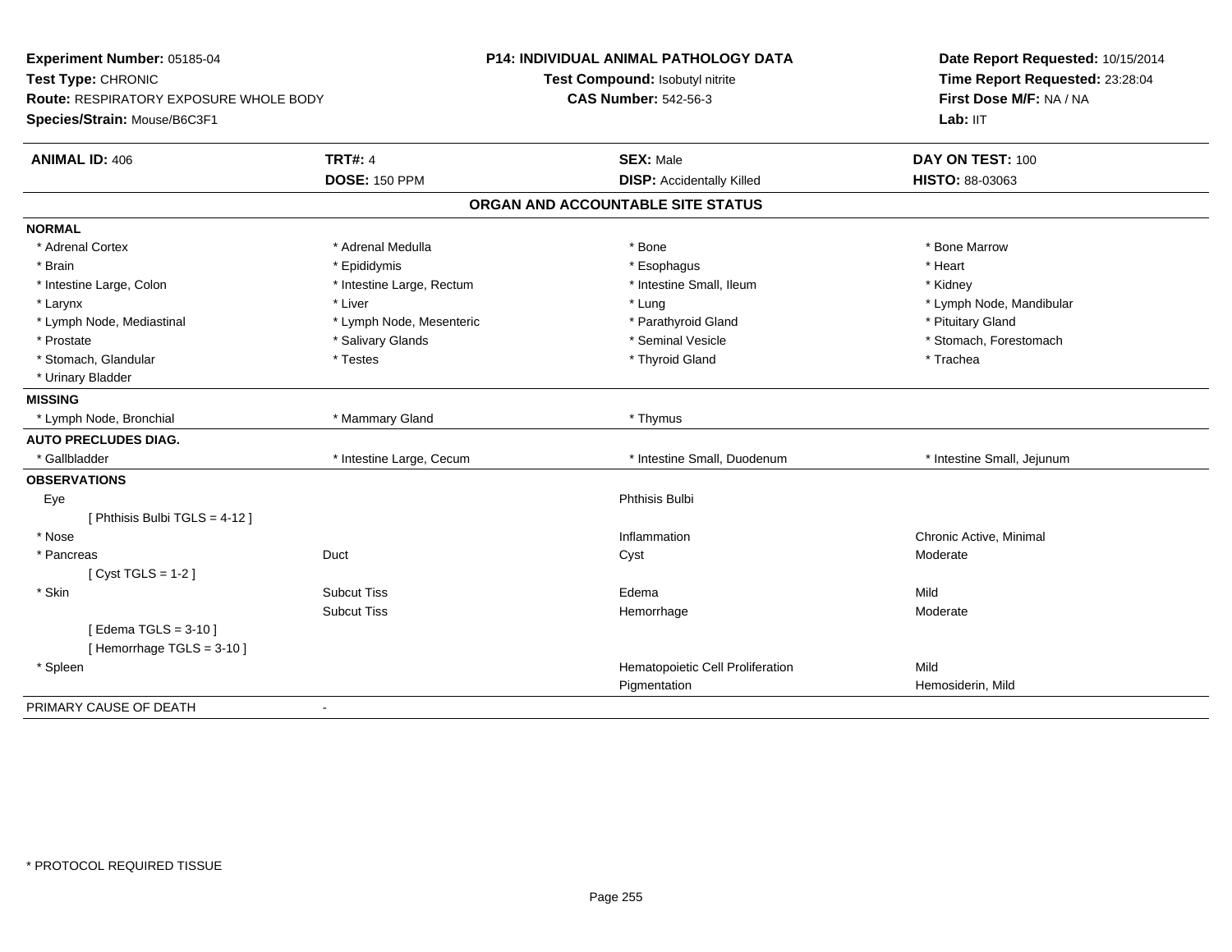**Experiment Number:** 05185-04
**Test Type:** CHRONIC
**Route:** RESPIRATORY EXPOSURE WHOLE BODY
**Species/Strain:** Mouse/B6C3F1

**P14: INDIVIDUAL ANIMAL PATHOLOGY DATA**
**Test Compound:** Isobutyl nitrite
**CAS Number:** 542-56-3

**Date Report Requested:** 10/15/2014
**Time Report Requested:** 23:28:04
**First Dose M/F:** NA / NA
**Lab:** IIT

| **ANIMAL ID:** 406 | **TRT#:** 4 | **SEX:** Male | **DAY ON TEST:** 100 |
|---|---|---|---|
| | **DOSE:** 150 PPM | **DISP:** Accidentally Killed | **HISTO:** 88-03063 |

## ORGAN AND ACCOUNTABLE SITE STATUS

**NORMAL**

| | | | |
|---|---|---|---|
| * Adrenal Cortex | * Adrenal Medulla | * Bone | * Bone Marrow |
| * Brain | * Epididymis | * Esophagus | * Heart |
| * Intestine Large, Colon | * Intestine Large, Rectum | * Intestine Small, Ileum | * Kidney |
| * Larynx | * Liver | * Lung | * Lymph Node, Mandibular |
| * Lymph Node, Mediastinal | * Lymph Node, Mesenteric | * Parathyroid Gland | * Pituitary Gland |
| * Prostate | * Salivary Glands | * Seminal Vesicle | * Stomach, Forestomach |
| * Stomach, Glandular | * Testes | * Thyroid Gland | * Trachea |
| * Urinary Bladder | | | |

**MISSING**

| | | | |
|---|---|---|---|
| * Lymph Node, Bronchial | * Mammary Gland | * Thymus | |

**AUTO PRECLUDES DIAG.**

| | | | |
|---|---|---|---|
| * Gallbladder | * Intestine Large, Cecum | * Intestine Small, Duodenum | * Intestine Small, Jejunum |

**OBSERVATIONS**

| | | | |
|---|---|---|---|
| Eye | | Phthisis Bulbi | |
| [ Phthisis Bulbi TGLS = 4-12 ] | | | |
| * Nose | | Inflammation | Chronic Active, Minimal |
| * Pancreas | Duct | Cyst | Moderate |
| [ Cyst TGLS = 1-2 ] | | | |
| * Skin | Subcut Tiss | Edema | Mild |
| | Subcut Tiss | Hemorrhage | Moderate |
| [ Edema TGLS = 3-10 ] | | | |
| [ Hemorrhage TGLS = 3-10 ] | | | |
| * Spleen | | Hematopoietic Cell Proliferation | Mild |
| | | Pigmentation | Hemosiderin, Mild |

PRIMARY CAUSE OF DEATH -

\* PROTOCOL REQUIRED TISSUE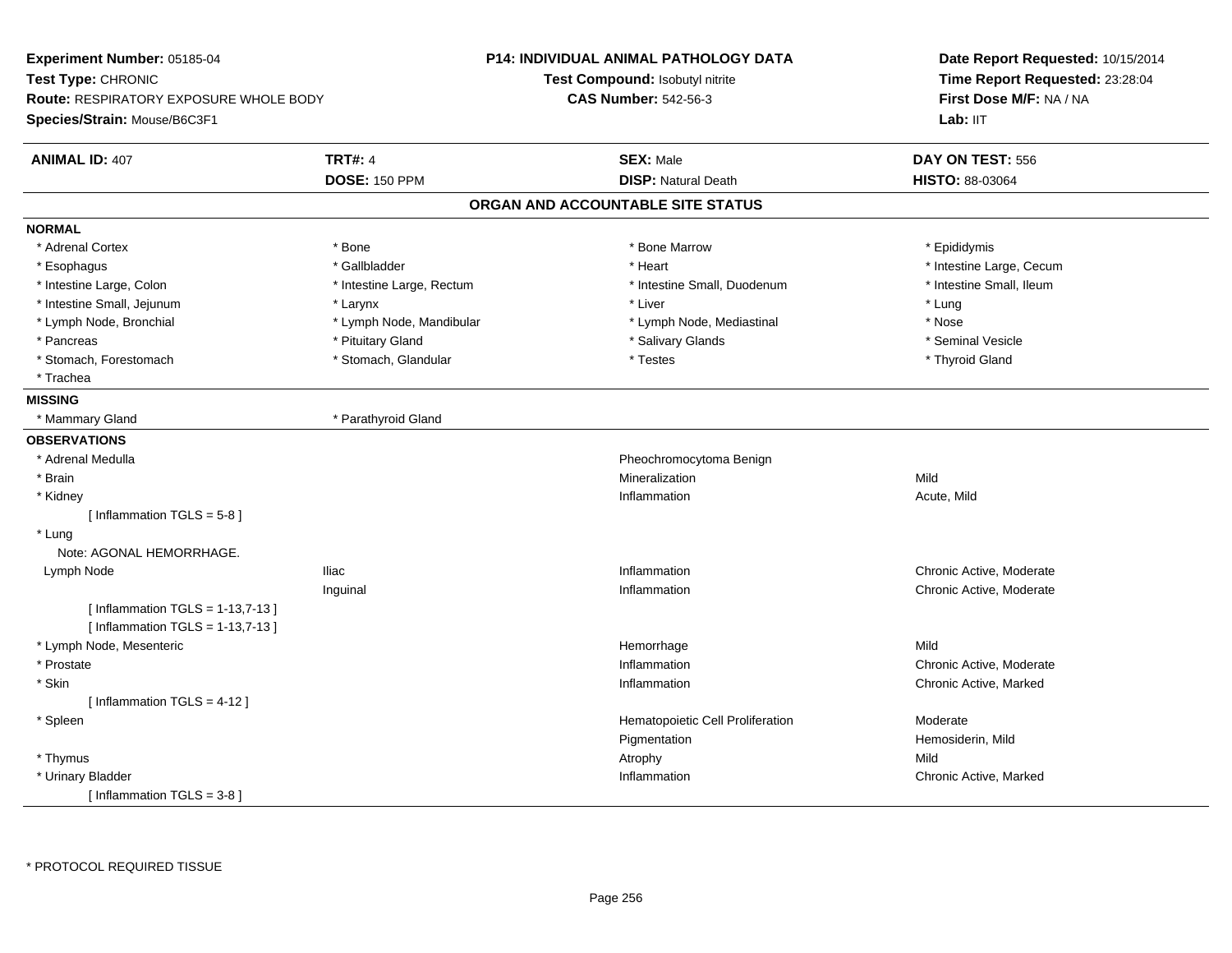**Experiment Number:** 05185-04
**Test Type:** CHRONIC
**Route:** RESPIRATORY EXPOSURE WHOLE BODY
**Species/Strain:** Mouse/B6C3F1

**P14: INDIVIDUAL ANIMAL PATHOLOGY DATA**
**Test Compound:** Isobutyl nitrite
**CAS Number:** 542-56-3

**Date Report Requested:** 10/15/2014
**Time Report Requested:** 23:28:04
**First Dose M/F:** NA / NA
**Lab:** IIT

| **ANIMAL ID:** 407 | **TRT#:** 4 | **SEX:** Male | **DAY ON TEST:** 556 |
|---|---|---|---|
| | **DOSE:** 150 PPM | **DISP:** Natural Death | **HISTO:** 88-03064 |

## ORGAN AND ACCOUNTABLE SITE STATUS

**NORMAL**

| | | | |
|---|---|---|---|
| * Adrenal Cortex | * Bone | * Bone Marrow | * Epididymis |
| * Esophagus | * Gallbladder | * Heart | * Intestine Large, Cecum |
| * Intestine Large, Colon | * Intestine Large, Rectum | * Intestine Small, Duodenum | * Intestine Small, Ileum |
| * Intestine Small, Jejunum | * Larynx | * Liver | * Lung |
| * Lymph Node, Bronchial | * Lymph Node, Mandibular | * Lymph Node, Mediastinal | * Nose |
| * Pancreas | * Pituitary Gland | * Salivary Glands | * Seminal Vesicle |
| * Stomach, Forestomach | * Stomach, Glandular | * Testes | * Thyroid Gland |
| * Trachea | | | |

**MISSING**

| | |
|---|---|
| * Mammary Gland | * Parathyroid Gland |

**OBSERVATIONS**

| | | | |
|---|---|---|---|
| * Adrenal Medulla | | Pheochromocytoma Benign | |
| * Brain | | Mineralization | Mild |
| * Kidney | | Inflammation | Acute, Mild |
| [ Inflammation TGLS = 5-8 ] | | | |
| * Lung | | | |
| Note: AGONAL HEMORRHAGE. | | | |
| Lymph Node | Iliac | Inflammation | Chronic Active, Moderate |
| | Inguinal | Inflammation | Chronic Active, Moderate |
| [ Inflammation TGLS = 1-13,7-13 ] | | | |
| [ Inflammation TGLS = 1-13,7-13 ] | | | |
| * Lymph Node, Mesenteric | | Hemorrhage | Mild |
| * Prostate | | Inflammation | Chronic Active, Moderate |
| * Skin | | Inflammation | Chronic Active, Marked |
| [ Inflammation TGLS = 4-12 ] | | | |
| * Spleen | | Hematopoietic Cell Proliferation | Moderate |
| | | Pigmentation | Hemosiderin, Mild |
| * Thymus | | Atrophy | Mild |
| * Urinary Bladder | | Inflammation | Chronic Active, Marked |
| [ Inflammation TGLS = 3-8 ] | | | |

* PROTOCOL REQUIRED TISSUE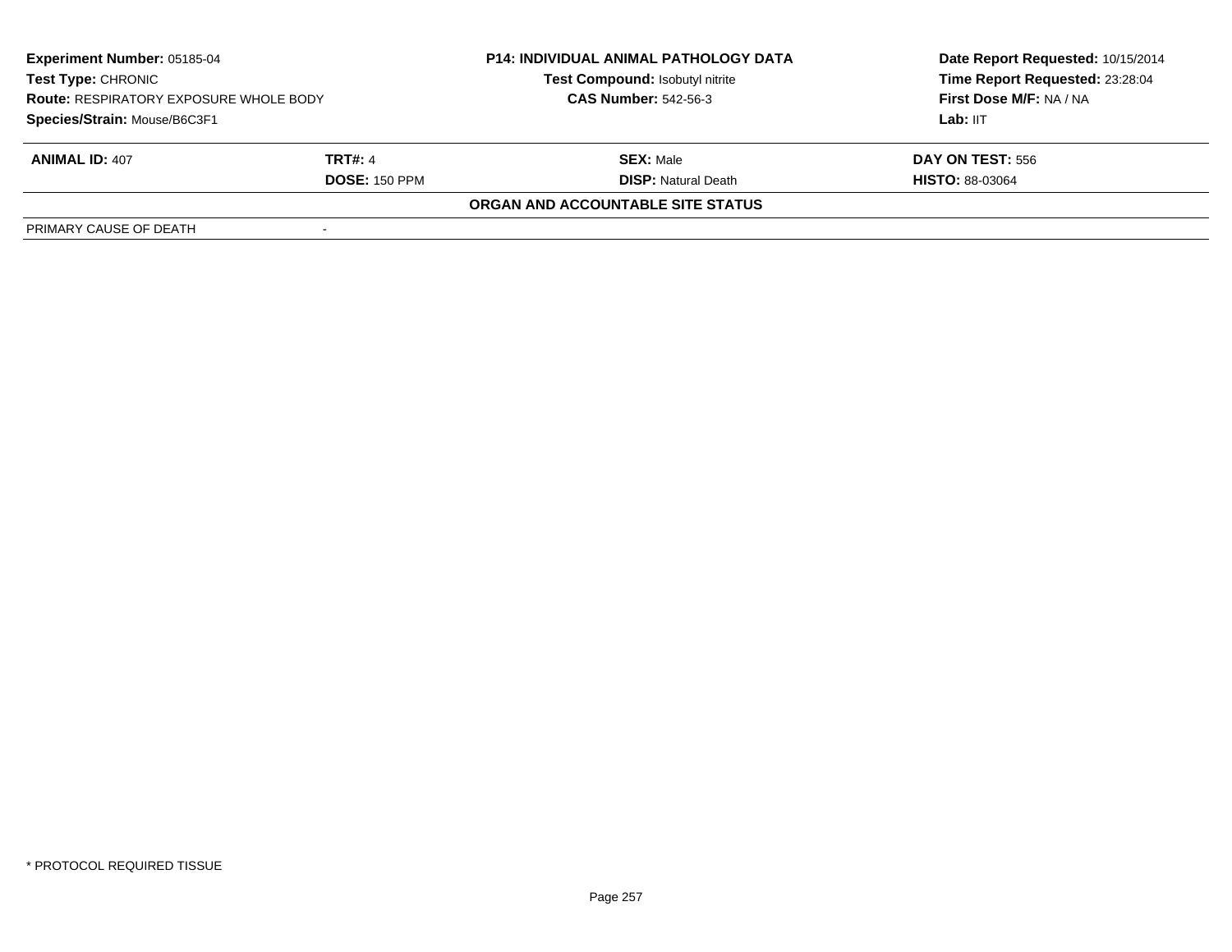| **Experiment Number:** 05185-04 | | **P14: INDIVIDUAL ANIMAL PATHOLOGY DATA** | **Date Report Requested:** 10/15/2014 |
|---|---|---|---|
| **Test Type:** CHRONIC | | **Test Compound:** Isobutyl nitrite | **Time Report Requested:** 23:28:04 |
| **Route:** RESPIRATORY EXPOSURE WHOLE BODY | | **CAS Number:** 542-56-3 | **First Dose M/F:** NA / NA |
| **Species/Strain:** Mouse/B6C3F1 | | | **Lab:** IIT |

| **ANIMAL ID:** 407 | **TRT#:** 4 | **SEX:** Male | **DAY ON TEST:** 556 |
|---|---|---|---|
| | **DOSE:** 150 PPM | **DISP:** Natural Death | **HISTO:** 88-03064 |

**ORGAN AND ACCOUNTABLE SITE STATUS**

| | |
|---|---|
| PRIMARY CAUSE OF DEATH | - |

* PROTOCOL REQUIRED TISSUE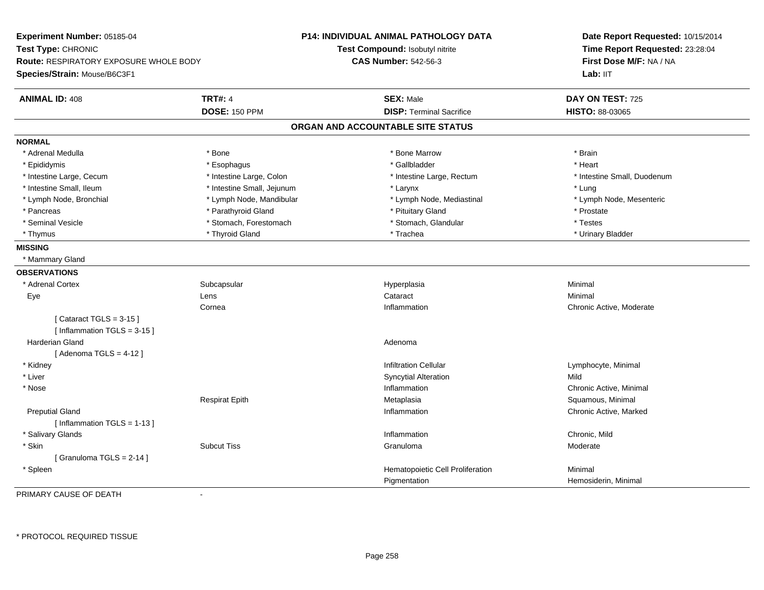**Experiment Number:** 05185-04
**Test Type:** CHRONIC
**Route:** RESPIRATORY EXPOSURE WHOLE BODY
**Species/Strain:** Mouse/B6C3F1

**P14: INDIVIDUAL ANIMAL PATHOLOGY DATA**
**Test Compound:** Isobutyl nitrite
**CAS Number:** 542-56-3

**Date Report Requested:** 10/15/2014
**Time Report Requested:** 23:28:04
**First Dose M/F:** NA / NA
**Lab:** IIT

| **ANIMAL ID:** 408 | **TRT#:** 4 | **SEX:** Male | **DAY ON TEST:** 725 |
|---|---|---|---|
| | **DOSE:** 150 PPM | **DISP:** Terminal Sacrifice | **HISTO:** 88-03065 |

## ORGAN AND ACCOUNTABLE SITE STATUS

**NORMAL**

| | | | |
|---|---|---|---|
| * Adrenal Medulla | * Bone | * Bone Marrow | * Brain |
| * Epididymis | * Esophagus | * Gallbladder | * Heart |
| * Intestine Large, Cecum | * Intestine Large, Colon | * Intestine Large, Rectum | * Intestine Small, Duodenum |
| * Intestine Small, Ileum | * Intestine Small, Jejunum | * Larynx | * Lung |
| * Lymph Node, Bronchial | * Lymph Node, Mandibular | * Lymph Node, Mediastinal | * Lymph Node, Mesenteric |
| * Pancreas | * Parathyroid Gland | * Pituitary Gland | * Prostate |
| * Seminal Vesicle | * Stomach, Forestomach | * Stomach, Glandular | * Testes |
| * Thymus | * Thyroid Gland | * Trachea | * Urinary Bladder |

**MISSING**

* Mammary Gland

**OBSERVATIONS**

| | | | |
|---|---|---|---|
| * Adrenal Cortex | Subcapsular | Hyperplasia | Minimal |
| Eye | Lens | Cataract | Minimal |
| | Cornea | Inflammation | Chronic Active, Moderate |
| [ Cataract TGLS = 3-15 ] | | | |
| [ Inflammation TGLS = 3-15 ] | | | |
| Harderian Gland | | Adenoma | |
| [ Adenoma TGLS = 4-12 ] | | | |
| * Kidney | | Infiltration Cellular | Lymphocyte, Minimal |
| * Liver | | Syncytial Alteration | Mild |
| * Nose | | Inflammation | Chronic Active, Minimal |
| | Respirat Epith | Metaplasia | Squamous, Minimal |
| Preputial Gland | | Inflammation | Chronic Active, Marked |
| [ Inflammation TGLS = 1-13 ] | | | |
| * Salivary Glands | | Inflammation | Chronic, Mild |
| * Skin | Subcut Tiss | Granuloma | Moderate |
| [ Granuloma TGLS = 2-14 ] | | | |
| * Spleen | | Hematopoietic Cell Proliferation | Minimal |
| | | Pigmentation | Hemosiderin, Minimal |

PRIMARY CAUSE OF DEATH -

* PROTOCOL REQUIRED TISSUE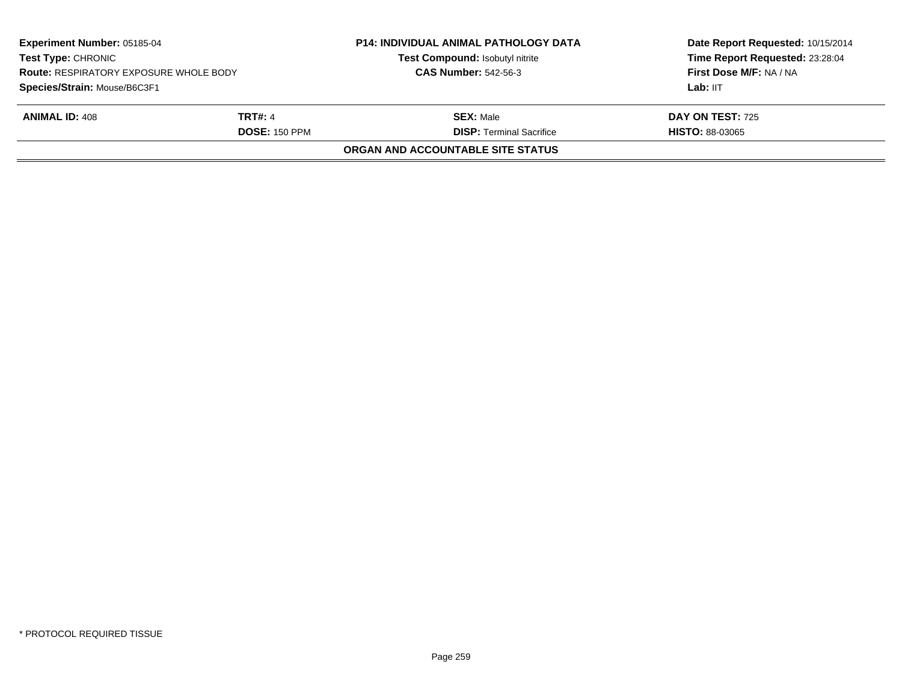**Experiment Number:** 05185-04
**Test Type:** CHRONIC
**Route:** RESPIRATORY EXPOSURE WHOLE BODY
**Species/Strain:** Mouse/B6C3F1

**P14: INDIVIDUAL ANIMAL PATHOLOGY DATA**
**Test Compound:** Isobutyl nitrite
**CAS Number:** 542-56-3

**Date Report Requested:** 10/15/2014
**Time Report Requested:** 23:28:04
**First Dose M/F:** NA / NA
**Lab:** IIT

| **ANIMAL ID:** 408 | **TRT#:** 4 | **SEX:** Male | **DAY ON TEST:** 725 |
|---|---|---|---|
| | **DOSE:** 150 PPM | **DISP:** Terminal Sacrifice | **HISTO:** 88-03065 |

**ORGAN AND ACCOUNTABLE SITE STATUS**

* PROTOCOL REQUIRED TISSUE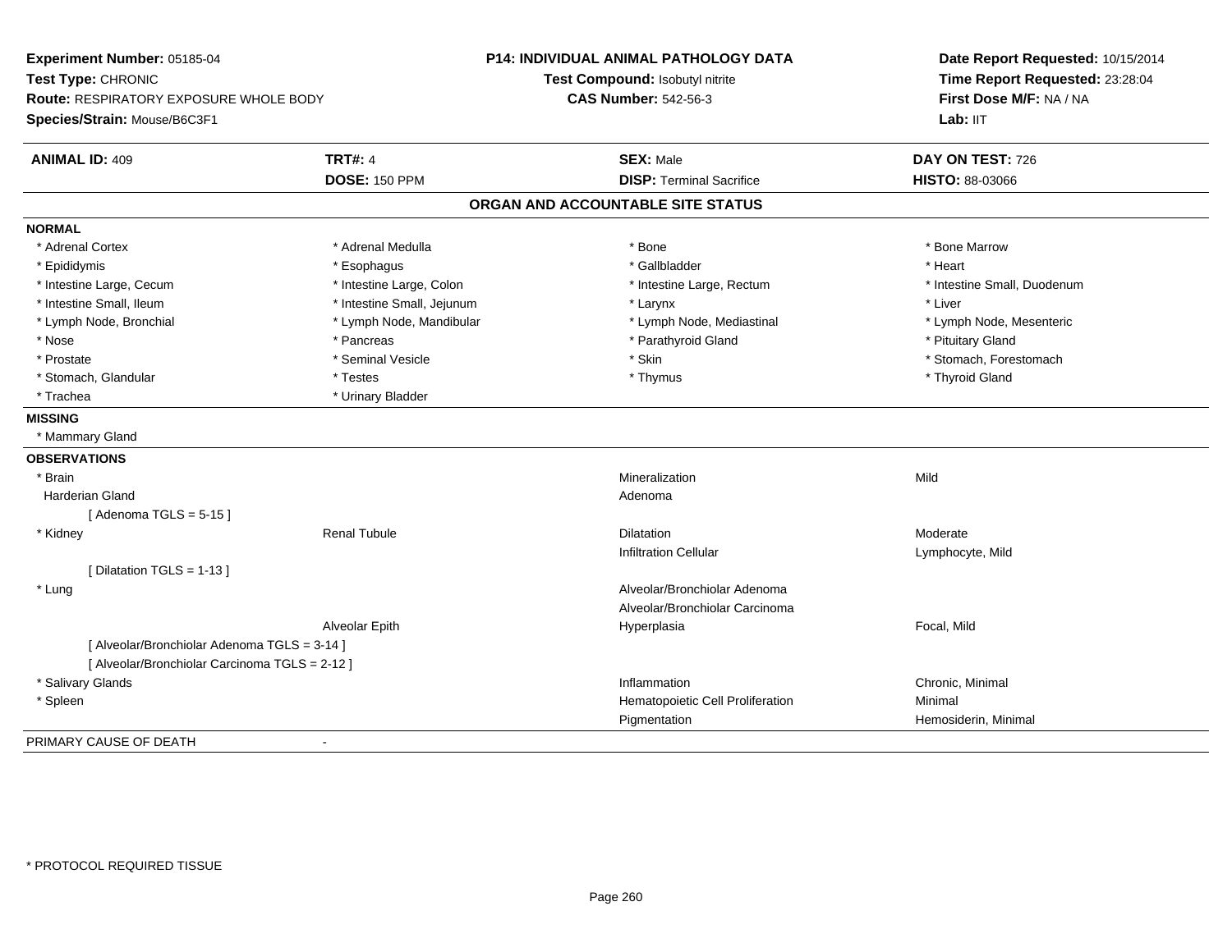**Experiment Number:** 05185-04
**Test Type:** CHRONIC
**Route:** RESPIRATORY EXPOSURE WHOLE BODY
**Species/Strain:** Mouse/B6C3F1

**P14: INDIVIDUAL ANIMAL PATHOLOGY DATA**
**Test Compound:** Isobutyl nitrite
**CAS Number:** 542-56-3

**Date Report Requested:** 10/15/2014
**Time Report Requested:** 23:28:04
**First Dose M/F:** NA / NA
**Lab:** IIT

| **ANIMAL ID:** 409 | **TRT#:** 4 | **SEX:** Male | **DAY ON TEST:** 726 |
|---|---|---|---|
| | **DOSE:** 150 PPM | **DISP:** Terminal Sacrifice | **HISTO:** 88-03066 |

## ORGAN AND ACCOUNTABLE SITE STATUS

**NORMAL**

| | | | |
|---|---|---|---|
| * Adrenal Cortex | * Adrenal Medulla | * Bone | * Bone Marrow |
| * Epididymis | * Esophagus | * Gallbladder | * Heart |
| * Intestine Large, Cecum | * Intestine Large, Colon | * Intestine Large, Rectum | * Intestine Small, Duodenum |
| * Intestine Small, Ileum | * Intestine Small, Jejunum | * Larynx | * Liver |
| * Lymph Node, Bronchial | * Lymph Node, Mandibular | * Lymph Node, Mediastinal | * Lymph Node, Mesenteric |
| * Nose | * Pancreas | * Parathyroid Gland | * Pituitary Gland |
| * Prostate | * Seminal Vesicle | * Skin | * Stomach, Forestomach |
| * Stomach, Glandular | * Testes | * Thymus | * Thyroid Gland |
| * Trachea | * Urinary Bladder | | |

**MISSING**

* Mammary Gland

**OBSERVATIONS**

| | | | |
|---|---|---|---|
| * Brain | | Mineralization | Mild |
| Harderian Gland | | Adenoma | |
| [ Adenoma TGLS = 5-15 ] | | | |
| * Kidney | Renal Tubule | Dilatation | Moderate |
| | | Infiltration Cellular | Lymphocyte, Mild |
| [ Dilatation TGLS = 1-13 ] | | | |
| * Lung | | Alveolar/Bronchiolar Adenoma | |
| | | Alveolar/Bronchiolar Carcinoma | |
| | Alveolar Epith | Hyperplasia | Focal, Mild |
| [ Alveolar/Bronchiolar Adenoma TGLS = 3-14 ] | | | |
| [ Alveolar/Bronchiolar Carcinoma TGLS = 2-12 ] | | | |
| * Salivary Glands | | Inflammation | Chronic, Minimal |
| * Spleen | | Hematopoietic Cell Proliferation | Minimal |
| | | Pigmentation | Hemosiderin, Minimal |

PRIMARY CAUSE OF DEATH -

* PROTOCOL REQUIRED TISSUE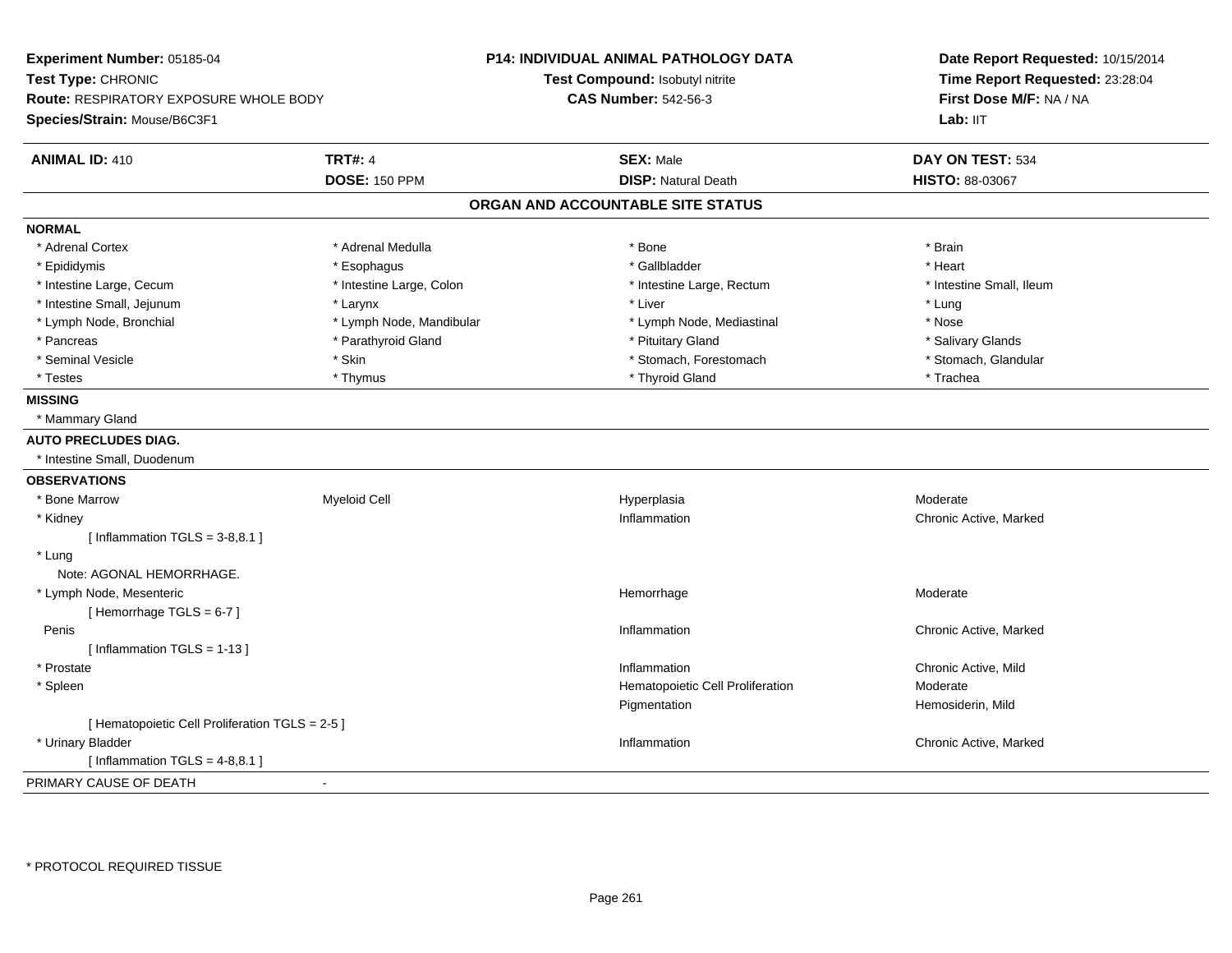**Experiment Number:** 05185-04
**Test Type:** CHRONIC
**Route:** RESPIRATORY EXPOSURE WHOLE BODY
**Species/Strain:** Mouse/B6C3F1

**P14: INDIVIDUAL ANIMAL PATHOLOGY DATA**
**Test Compound:** Isobutyl nitrite
**CAS Number:** 542-56-3

**Date Report Requested:** 10/15/2014
**Time Report Requested:** 23:28:04
**First Dose M/F:** NA / NA
**Lab:** IIT

| **ANIMAL ID:** 410 | **TRT#:** 4 | **SEX:** Male | **DAY ON TEST:** 534 |
|---|---|---|---|
| | **DOSE:** 150 PPM | **DISP:** Natural Death | **HISTO:** 88-03067 |

## ORGAN AND ACCOUNTABLE SITE STATUS

**NORMAL**

| | | | |
|---|---|---|---|
| * Adrenal Cortex | * Adrenal Medulla | * Bone | * Brain |
| * Epididymis | * Esophagus | * Gallbladder | * Heart |
| * Intestine Large, Cecum | * Intestine Large, Colon | * Intestine Large, Rectum | * Intestine Small, Ileum |
| * Intestine Small, Jejunum | * Larynx | * Liver | * Lung |
| * Lymph Node, Bronchial | * Lymph Node, Mandibular | * Lymph Node, Mediastinal | * Nose |
| * Pancreas | * Parathyroid Gland | * Pituitary Gland | * Salivary Glands |
| * Seminal Vesicle | * Skin | * Stomach, Forestomach | * Stomach, Glandular |
| * Testes | * Thymus | * Thyroid Gland | * Trachea |

**MISSING**

* Mammary Gland

**AUTO PRECLUDES DIAG.**

* Intestine Small, Duodenum

**OBSERVATIONS**

| | | | |
|---|---|---|---|
| * Bone Marrow | Myeloid Cell | Hyperplasia | Moderate |
| * Kidney | | Inflammation | Chronic Active, Marked |
| [ Inflammation TGLS = 3-8,8.1 ] | | | |
| * Lung | | | |
| Note: AGONAL HEMORRHAGE. | | | |
| * Lymph Node, Mesenteric | | Hemorrhage | Moderate |
| [ Hemorrhage TGLS = 6-7 ] | | | |
| Penis | | Inflammation | Chronic Active, Marked |
| [ Inflammation TGLS = 1-13 ] | | | |
| * Prostate | | Inflammation | Chronic Active, Mild |
| * Spleen | | Hematopoietic Cell Proliferation | Moderate |
| | | Pigmentation | Hemosiderin, Mild |
| [ Hematopoietic Cell Proliferation TGLS = 2-5 ] | | | |
| * Urinary Bladder | | Inflammation | Chronic Active, Marked |
| [ Inflammation TGLS = 4-8,8.1 ] | | | |

PRIMARY CAUSE OF DEATH -

* PROTOCOL REQUIRED TISSUE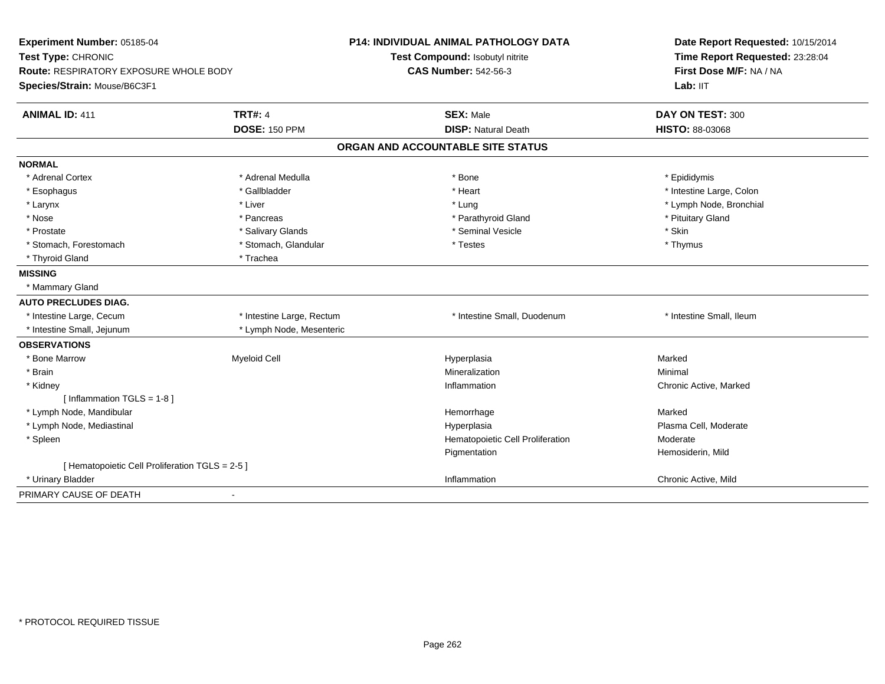**Experiment Number:** 05185-04
**Test Type:** CHRONIC
**Route:** RESPIRATORY EXPOSURE WHOLE BODY
**Species/Strain:** Mouse/B6C3F1

**P14: INDIVIDUAL ANIMAL PATHOLOGY DATA**
**Test Compound:** Isobutyl nitrite
**CAS Number:** 542-56-3

**Date Report Requested:** 10/15/2014
**Time Report Requested:** 23:28:04
**First Dose M/F:** NA / NA
**Lab:** IIT

| **ANIMAL ID:** 411 | **TRT#:** 4 | **SEX:** Male | **DAY ON TEST:** 300 |
|---|---|---|---|
| | **DOSE:** 150 PPM | **DISP:** Natural Death | **HISTO:** 88-03068 |

## ORGAN AND ACCOUNTABLE SITE STATUS

| | | | |
|---|---|---|---|
| **NORMAL** | | | |
| * Adrenal Cortex | * Adrenal Medulla | * Bone | * Epididymis |
| * Esophagus | * Gallbladder | * Heart | * Intestine Large, Colon |
| * Larynx | * Liver | * Lung | * Lymph Node, Bronchial |
| * Nose | * Pancreas | * Parathyroid Gland | * Pituitary Gland |
| * Prostate | * Salivary Glands | * Seminal Vesicle | * Skin |
| * Stomach, Forestomach | * Stomach, Glandular | * Testes | * Thymus |
| * Thyroid Gland | * Trachea | | |
| **MISSING** | | | |
| * Mammary Gland | | | |
| **AUTO PRECLUDES DIAG.** | | | |
| * Intestine Large, Cecum | * Intestine Large, Rectum | * Intestine Small, Duodenum | * Intestine Small, Ileum |
| * Intestine Small, Jejunum | * Lymph Node, Mesenteric | | |
| **OBSERVATIONS** | | | |
| * Bone Marrow | Myeloid Cell | Hyperplasia | Marked |
| * Brain | | Mineralization | Minimal |
| * Kidney | | Inflammation | Chronic Active, Marked |
| [ Inflammation TGLS = 1-8 ] | | | |
| * Lymph Node, Mandibular | | Hemorrhage | Marked |
| * Lymph Node, Mediastinal | | Hyperplasia | Plasma Cell, Moderate |
| * Spleen | | Hematopoietic Cell Proliferation | Moderate |
| | | Pigmentation | Hemosiderin, Mild |
| [ Hematopoietic Cell Proliferation TGLS = 2-5 ] | | | |
| * Urinary Bladder | | Inflammation | Chronic Active, Mild |
| PRIMARY CAUSE OF DEATH | - | | |

* PROTOCOL REQUIRED TISSUE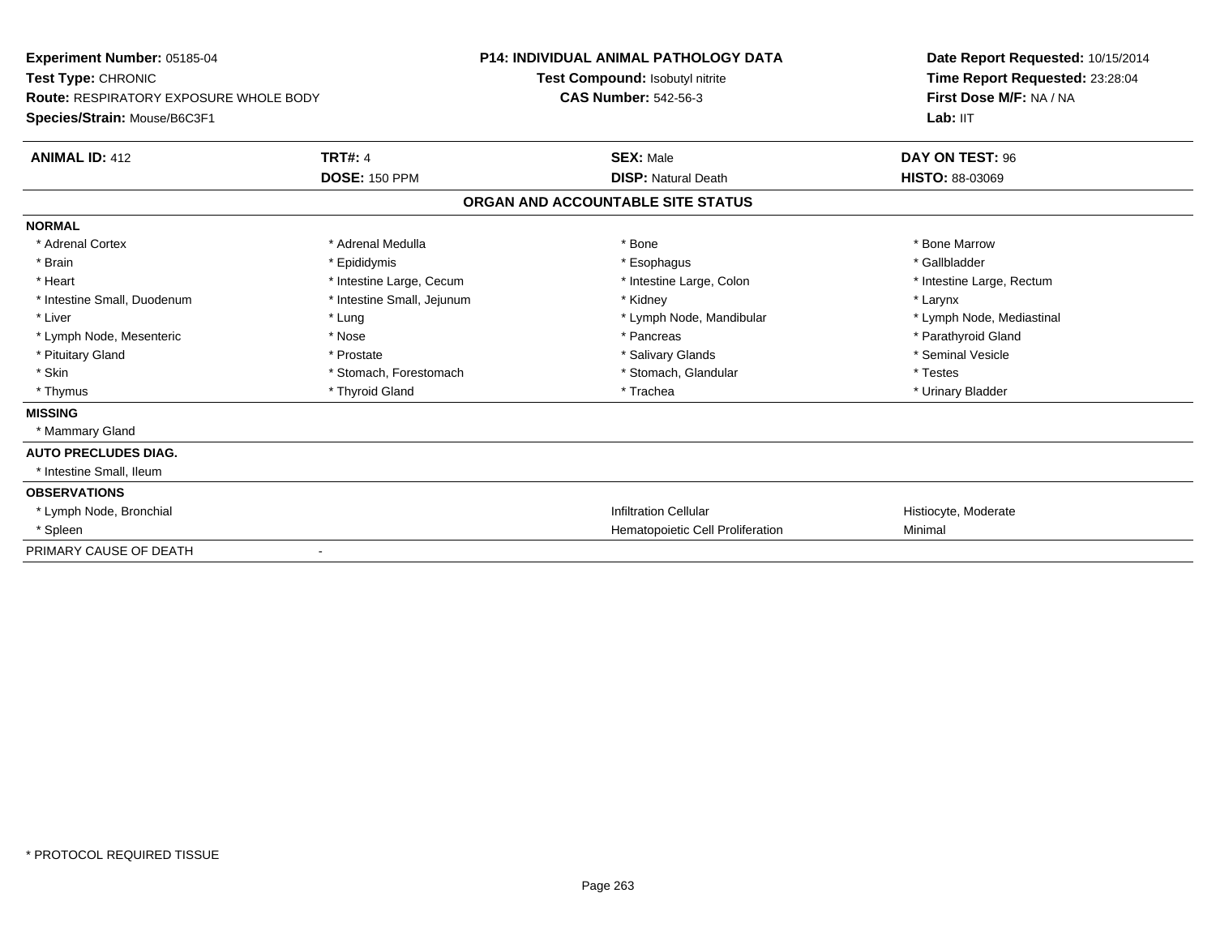**Experiment Number:** 05185-04
**Test Type:** CHRONIC
**Route:** RESPIRATORY EXPOSURE WHOLE BODY
**Species/Strain:** Mouse/B6C3F1

**P14: INDIVIDUAL ANIMAL PATHOLOGY DATA**
**Test Compound:** Isobutyl nitrite
**CAS Number:** 542-56-3

**Date Report Requested:** 10/15/2014
**Time Report Requested:** 23:28:04
**First Dose M/F:** NA / NA
**Lab:** IIT

| **ANIMAL ID:** 412 | **TRT#:** 4 | **SEX:** Male | **DAY ON TEST:** 96 |
|---|---|---|---|
| | **DOSE:** 150 PPM | **DISP:** Natural Death | **HISTO:** 88-03069 |

## ORGAN AND ACCOUNTABLE SITE STATUS

| | | | |
|---|---|---|---|
| **NORMAL** | | | |
| * Adrenal Cortex | * Adrenal Medulla | * Bone | * Bone Marrow |
| * Brain | * Epididymis | * Esophagus | * Gallbladder |
| * Heart | * Intestine Large, Cecum | * Intestine Large, Colon | * Intestine Large, Rectum |
| * Intestine Small, Duodenum | * Intestine Small, Jejunum | * Kidney | * Larynx |
| * Liver | * Lung | * Lymph Node, Mandibular | * Lymph Node, Mediastinal |
| * Lymph Node, Mesenteric | * Nose | * Pancreas | * Parathyroid Gland |
| * Pituitary Gland | * Prostate | * Salivary Glands | * Seminal Vesicle |
| * Skin | * Stomach, Forestomach | * Stomach, Glandular | * Testes |
| * Thymus | * Thyroid Gland | * Trachea | * Urinary Bladder |
| **MISSING** | | | |
| * Mammary Gland | | | |
| **AUTO PRECLUDES DIAG.** | | | |
| * Intestine Small, Ileum | | | |
| **OBSERVATIONS** | | | |
| * Lymph Node, Bronchial | | Infiltration Cellular | Histiocyte, Moderate |
| * Spleen | | Hematopoietic Cell Proliferation | Minimal |
| PRIMARY CAUSE OF DEATH | - | | |

* PROTOCOL REQUIRED TISSUE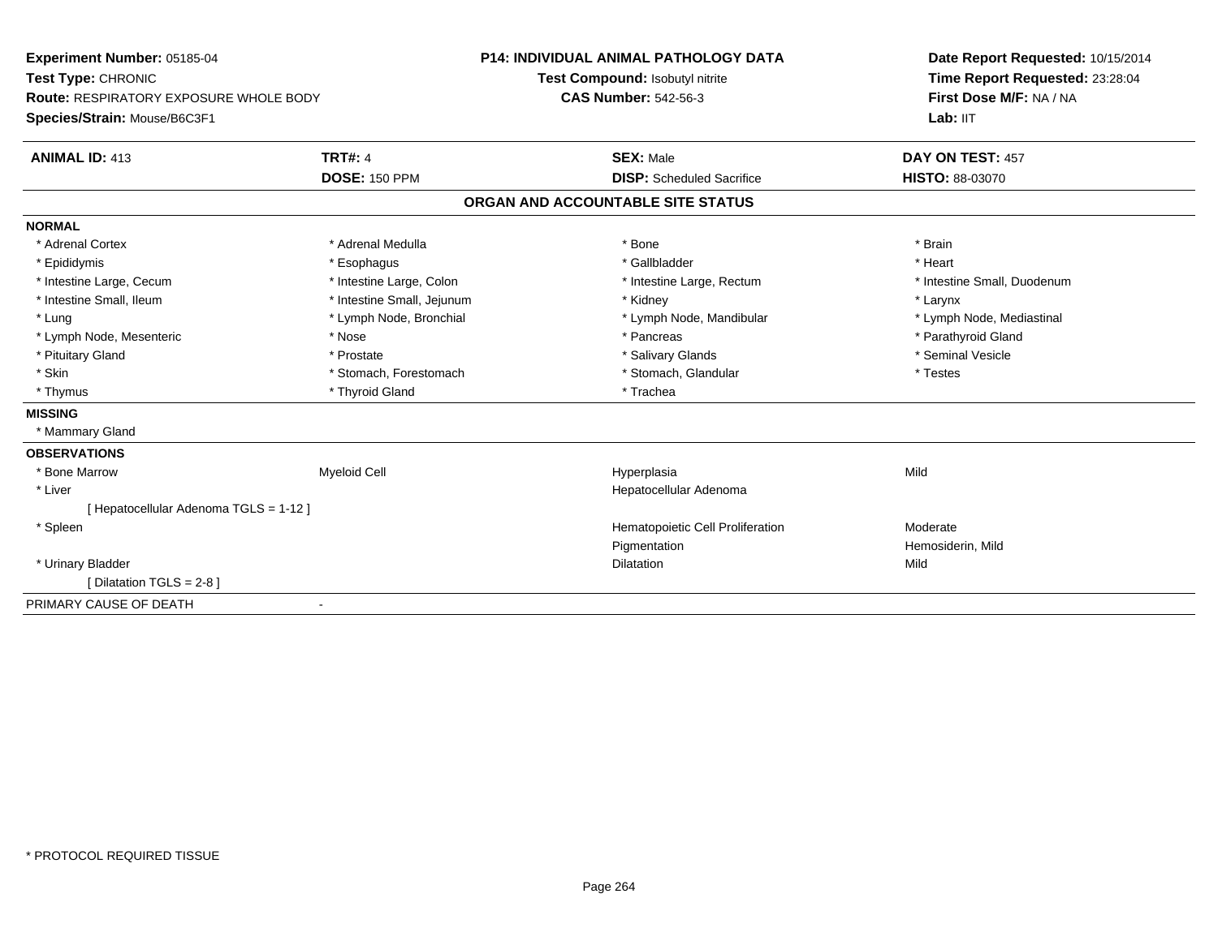**Experiment Number:** 05185-04
**Test Type:** CHRONIC
**Route:** RESPIRATORY EXPOSURE WHOLE BODY
**Species/Strain:** Mouse/B6C3F1

**P14: INDIVIDUAL ANIMAL PATHOLOGY DATA**
**Test Compound:** Isobutyl nitrite
**CAS Number:** 542-56-3

**Date Report Requested:** 10/15/2014
**Time Report Requested:** 23:28:04
**First Dose M/F:** NA / NA
**Lab:** IIT

| **ANIMAL ID:** 413 | **TRT#:** 4 | **SEX:** Male | **DAY ON TEST:** 457 |
|---|---|---|---|
| | **DOSE:** 150 PPM | **DISP:** Scheduled Sacrifice | **HISTO:** 88-03070 |

## ORGAN AND ACCOUNTABLE SITE STATUS

**NORMAL**

| | | | |
|---|---|---|---|
| * Adrenal Cortex | * Adrenal Medulla | * Bone | * Brain |
| * Epididymis | * Esophagus | * Gallbladder | * Heart |
| * Intestine Large, Cecum | * Intestine Large, Colon | * Intestine Large, Rectum | * Intestine Small, Duodenum |
| * Intestine Small, Ileum | * Intestine Small, Jejunum | * Kidney | * Larynx |
| * Lung | * Lymph Node, Bronchial | * Lymph Node, Mandibular | * Lymph Node, Mediastinal |
| * Lymph Node, Mesenteric | * Nose | * Pancreas | * Parathyroid Gland |
| * Pituitary Gland | * Prostate | * Salivary Glands | * Seminal Vesicle |
| * Skin | * Stomach, Forestomach | * Stomach, Glandular | * Testes |
| * Thymus | * Thyroid Gland | * Trachea | |

**MISSING**

* Mammary Gland

**OBSERVATIONS**

| | | | |
|---|---|---|---|
| * Bone Marrow | Myeloid Cell | Hyperplasia | Mild |
| * Liver | | Hepatocellular Adenoma | |
| [ Hepatocellular Adenoma TGLS = 1-12 ] | | | |
| * Spleen | | Hematopoietic Cell Proliferation | Moderate |
| | | Pigmentation | Hemosiderin, Mild |
| * Urinary Bladder | | Dilatation | Mild |
| [ Dilatation TGLS = 2-8 ] | | | |

PRIMARY CAUSE OF DEATH -

* PROTOCOL REQUIRED TISSUE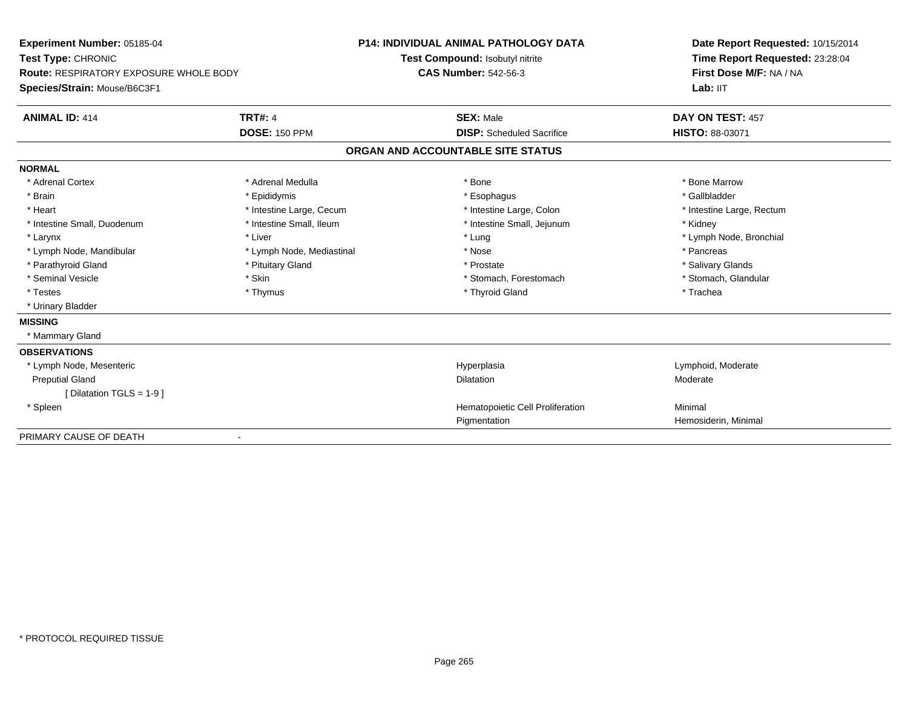**Experiment Number:** 05185-04
**Test Type:** CHRONIC
**Route:** RESPIRATORY EXPOSURE WHOLE BODY
**Species/Strain:** Mouse/B6C3F1

**P14: INDIVIDUAL ANIMAL PATHOLOGY DATA**
**Test Compound:** Isobutyl nitrite
**CAS Number:** 542-56-3

**Date Report Requested:** 10/15/2014
**Time Report Requested:** 23:28:04
**First Dose M/F:** NA / NA
**Lab:** IIT

| **ANIMAL ID:** 414 | **TRT#:** 4 | **SEX:** Male | **DAY ON TEST:** 457 |
|---|---|---|---|
| | **DOSE:** 150 PPM | **DISP:** Scheduled Sacrifice | **HISTO:** 88-03071 |

**ORGAN AND ACCOUNTABLE SITE STATUS**

**NORMAL**

| | | | |
|---|---|---|---|
| * Adrenal Cortex | * Adrenal Medulla | * Bone | * Bone Marrow |
| * Brain | * Epididymis | * Esophagus | * Gallbladder |
| * Heart | * Intestine Large, Cecum | * Intestine Large, Colon | * Intestine Large, Rectum |
| * Intestine Small, Duodenum | * Intestine Small, Ileum | * Intestine Small, Jejunum | * Kidney |
| * Larynx | * Liver | * Lung | * Lymph Node, Bronchial |
| * Lymph Node, Mandibular | * Lymph Node, Mediastinal | * Nose | * Pancreas |
| * Parathyroid Gland | * Pituitary Gland | * Prostate | * Salivary Glands |
| * Seminal Vesicle | * Skin | * Stomach, Forestomach | * Stomach, Glandular |
| * Testes | * Thymus | * Thyroid Gland | * Trachea |
| * Urinary Bladder | | | |

**MISSING**

* Mammary Gland

**OBSERVATIONS**

| | | |
|---|---|---|
| * Lymph Node, Mesenteric | Hyperplasia | Lymphoid, Moderate |
| Preputial Gland | Dilatation | Moderate |
| [ Dilatation TGLS = 1-9 ] | | |
| * Spleen | Hematopoietic Cell Proliferation | Minimal |
| | Pigmentation | Hemosiderin, Minimal |

PRIMARY CAUSE OF DEATH -

* PROTOCOL REQUIRED TISSUE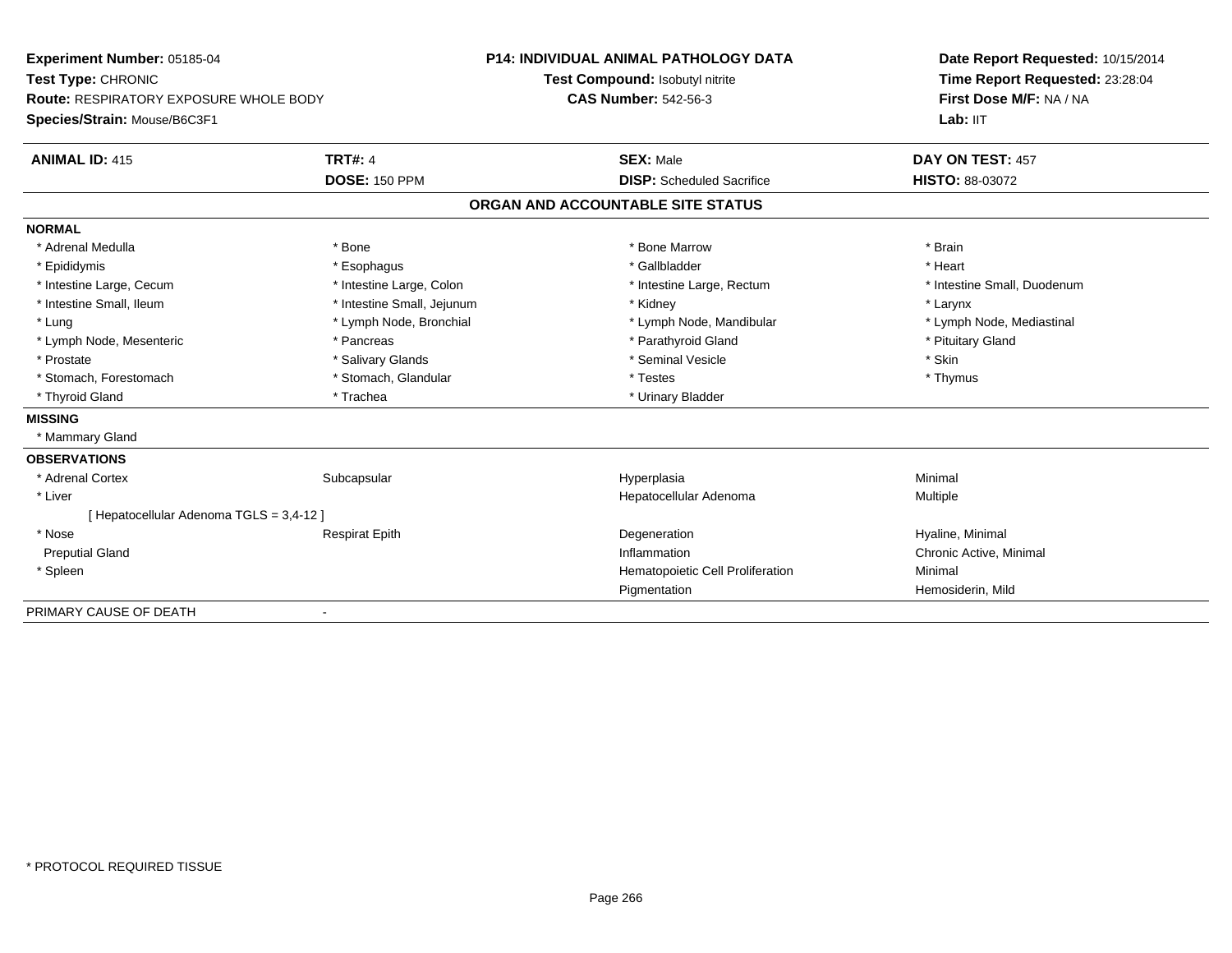**Experiment Number:** 05185-04
**Test Type:** CHRONIC
**Route:** RESPIRATORY EXPOSURE WHOLE BODY
**Species/Strain:** Mouse/B6C3F1

**P14: INDIVIDUAL ANIMAL PATHOLOGY DATA**
**Test Compound:** Isobutyl nitrite
**CAS Number:** 542-56-3

**Date Report Requested:** 10/15/2014
**Time Report Requested:** 23:28:04
**First Dose M/F:** NA / NA
**Lab:** IIT

| **ANIMAL ID:** 415 | **TRT#:** 4 | **SEX:** Male | **DAY ON TEST:** 457 |
|---|---|---|---|
| | **DOSE:** 150 PPM | **DISP:** Scheduled Sacrifice | **HISTO:** 88-03072 |

## ORGAN AND ACCOUNTABLE SITE STATUS

**NORMAL**

| | | | |
|---|---|---|---|
| * Adrenal Medulla | * Bone | * Bone Marrow | * Brain |
| * Epididymis | * Esophagus | * Gallbladder | * Heart |
| * Intestine Large, Cecum | * Intestine Large, Colon | * Intestine Large, Rectum | * Intestine Small, Duodenum |
| * Intestine Small, Ileum | * Intestine Small, Jejunum | * Kidney | * Larynx |
| * Lung | * Lymph Node, Bronchial | * Lymph Node, Mandibular | * Lymph Node, Mediastinal |
| * Lymph Node, Mesenteric | * Pancreas | * Parathyroid Gland | * Pituitary Gland |
| * Prostate | * Salivary Glands | * Seminal Vesicle | * Skin |
| * Stomach, Forestomach | * Stomach, Glandular | * Testes | * Thymus |
| * Thyroid Gland | * Trachea | * Urinary Bladder | |

**MISSING**

* Mammary Gland

**OBSERVATIONS**

| | | | |
|---|---|---|---|
| * Adrenal Cortex | Subcapsular | Hyperplasia | Minimal |
| * Liver | | Hepatocellular Adenoma | Multiple |
| [ Hepatocellular Adenoma TGLS = 3,4-12 ] | | | |
| * Nose | Respirat Epith | Degeneration | Hyaline, Minimal |
| Preputial Gland | | Inflammation | Chronic Active, Minimal |
| * Spleen | | Hematopoietic Cell Proliferation | Minimal |
| | | Pigmentation | Hemosiderin, Mild |

PRIMARY CAUSE OF DEATH -

\* PROTOCOL REQUIRED TISSUE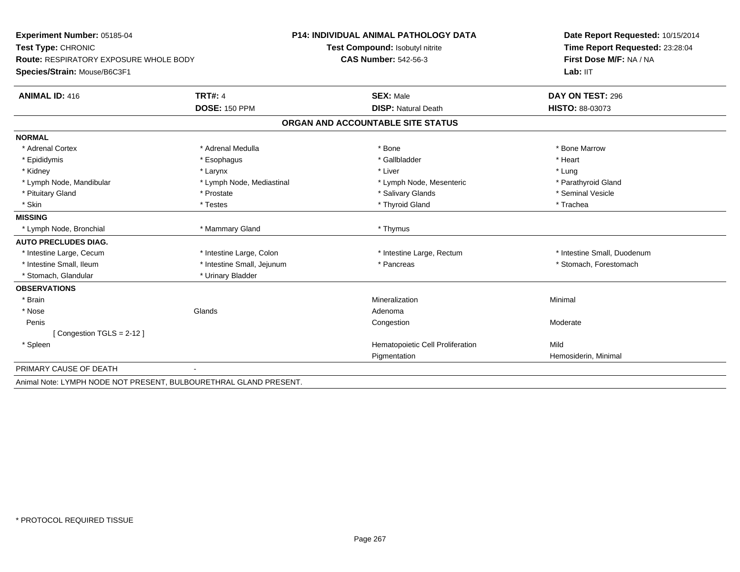**Experiment Number:** 05185-04
**Test Type:** CHRONIC
**Route:** RESPIRATORY EXPOSURE WHOLE BODY
**Species/Strain:** Mouse/B6C3F1

**P14: INDIVIDUAL ANIMAL PATHOLOGY DATA**
**Test Compound:** Isobutyl nitrite
**CAS Number:** 542-56-3

**Date Report Requested:** 10/15/2014
**Time Report Requested:** 23:28:04
**First Dose M/F:** NA / NA
**Lab:** IIT

| **ANIMAL ID:** 416 | **TRT#:** 4 | **SEX:** Male | **DAY ON TEST:** 296 |
|---|---|---|---|
| | **DOSE:** 150 PPM | **DISP:** Natural Death | **HISTO:** 88-03073 |

## ORGAN AND ACCOUNTABLE SITE STATUS

| | | | |
|---|---|---|---|
| **NORMAL** | | | |
| * Adrenal Cortex | * Adrenal Medulla | * Bone | * Bone Marrow |
| * Epididymis | * Esophagus | * Gallbladder | * Heart |
| * Kidney | * Larynx | * Liver | * Lung |
| * Lymph Node, Mandibular | * Lymph Node, Mediastinal | * Lymph Node, Mesenteric | * Parathyroid Gland |
| * Pituitary Gland | * Prostate | * Salivary Glands | * Seminal Vesicle |
| * Skin | * Testes | * Thyroid Gland | * Trachea |
| **MISSING** | | | |
| * Lymph Node, Bronchial | * Mammary Gland | * Thymus | |
| **AUTO PRECLUDES DIAG.** | | | |
| * Intestine Large, Cecum | * Intestine Large, Colon | * Intestine Large, Rectum | * Intestine Small, Duodenum |
| * Intestine Small, Ileum | * Intestine Small, Jejunum | * Pancreas | * Stomach, Forestomach |
| * Stomach, Glandular | * Urinary Bladder | | |
| **OBSERVATIONS** | | | |
| * Brain | | Mineralization | Minimal |
| * Nose | Glands | Adenoma | |
| Penis | | Congestion | Moderate |
| [ Congestion TGLS = 2-12 ] | | | |
| * Spleen | | Hematopoietic Cell Proliferation | Mild |
| | | Pigmentation | Hemosiderin, Minimal |
| PRIMARY CAUSE OF DEATH | - | | |

Animal Note: LYMPH NODE NOT PRESENT, BULBOURETHRAL GLAND PRESENT.

* PROTOCOL REQUIRED TISSUE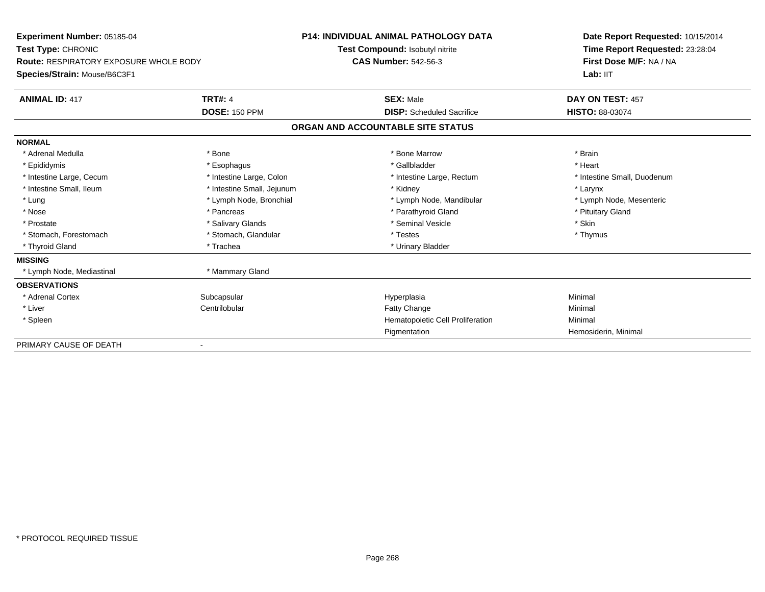**Experiment Number:** 05185-04
**Test Type:** CHRONIC
**Route:** RESPIRATORY EXPOSURE WHOLE BODY
**Species/Strain:** Mouse/B6C3F1

**P14: INDIVIDUAL ANIMAL PATHOLOGY DATA**
**Test Compound:** Isobutyl nitrite
**CAS Number:** 542-56-3

**Date Report Requested:** 10/15/2014
**Time Report Requested:** 23:28:04
**First Dose M/F:** NA / NA
**Lab:** IIT

| **ANIMAL ID:** 417 | **TRT#:** 4 | **SEX:** Male | **DAY ON TEST:** 457 |
|---|---|---|---|
| | **DOSE:** 150 PPM | **DISP:** Scheduled Sacrifice | **HISTO:** 88-03074 |

## ORGAN AND ACCOUNTABLE SITE STATUS

| | | | |
|---|---|---|---|
| **NORMAL** | | | |
| * Adrenal Medulla | * Bone | * Bone Marrow | * Brain |
| * Epididymis | * Esophagus | * Gallbladder | * Heart |
| * Intestine Large, Cecum | * Intestine Large, Colon | * Intestine Large, Rectum | * Intestine Small, Duodenum |
| * Intestine Small, Ileum | * Intestine Small, Jejunum | * Kidney | * Larynx |
| * Lung | * Lymph Node, Bronchial | * Lymph Node, Mandibular | * Lymph Node, Mesenteric |
| * Nose | * Pancreas | * Parathyroid Gland | * Pituitary Gland |
| * Prostate | * Salivary Glands | * Seminal Vesicle | * Skin |
| * Stomach, Forestomach | * Stomach, Glandular | * Testes | * Thymus |
| * Thyroid Gland | * Trachea | * Urinary Bladder | |
| **MISSING** | | | |
| * Lymph Node, Mediastinal | * Mammary Gland | | |
| **OBSERVATIONS** | | | |
| * Adrenal Cortex | Subcapsular | Hyperplasia | Minimal |
| * Liver | Centrilobular | Fatty Change | Minimal |
| * Spleen | | Hematopoietic Cell Proliferation | Minimal |
| | | Pigmentation | Hemosiderin, Minimal |
| PRIMARY CAUSE OF DEATH | - | | |

* PROTOCOL REQUIRED TISSUE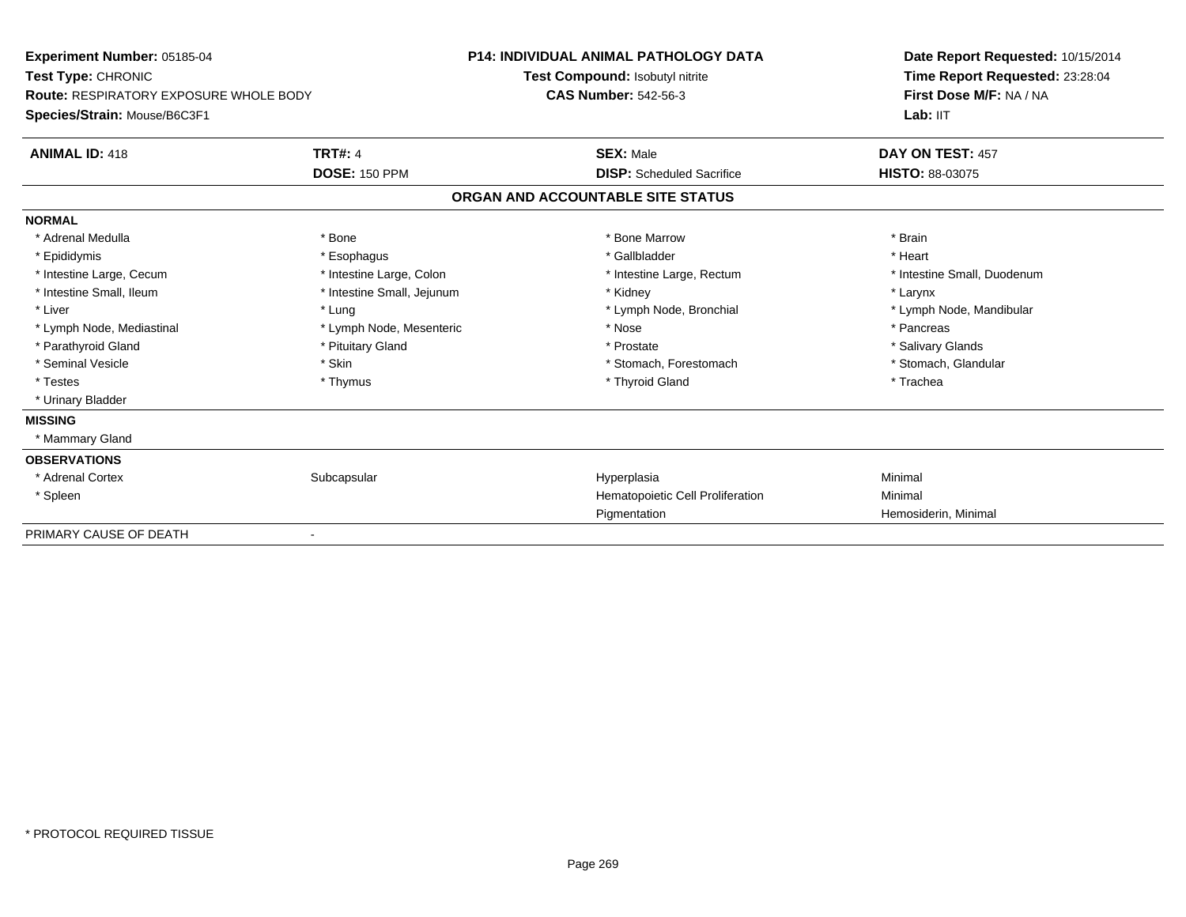**Experiment Number:** 05185-04
**Test Type:** CHRONIC
**Route:** RESPIRATORY EXPOSURE WHOLE BODY
**Species/Strain:** Mouse/B6C3F1

**P14: INDIVIDUAL ANIMAL PATHOLOGY DATA**
**Test Compound:** Isobutyl nitrite
**CAS Number:** 542-56-3

**Date Report Requested:** 10/15/2014
**Time Report Requested:** 23:28:04
**First Dose M/F:** NA / NA
**Lab:** IIT

| **ANIMAL ID:** 418 | **TRT#:** 4 | **SEX:** Male | **DAY ON TEST:** 457 |
|---|---|---|---|
| | **DOSE:** 150 PPM | **DISP:** Scheduled Sacrifice | **HISTO:** 88-03075 |

## ORGAN AND ACCOUNTABLE SITE STATUS

| | | | |
|---|---|---|---|
| **NORMAL** | | | |
| * Adrenal Medulla | * Bone | * Bone Marrow | * Brain |
| * Epididymis | * Esophagus | * Gallbladder | * Heart |
| * Intestine Large, Cecum | * Intestine Large, Colon | * Intestine Large, Rectum | * Intestine Small, Duodenum |
| * Intestine Small, Ileum | * Intestine Small, Jejunum | * Kidney | * Larynx |
| * Liver | * Lung | * Lymph Node, Bronchial | * Lymph Node, Mandibular |
| * Lymph Node, Mediastinal | * Lymph Node, Mesenteric | * Nose | * Pancreas |
| * Parathyroid Gland | * Pituitary Gland | * Prostate | * Salivary Glands |
| * Seminal Vesicle | * Skin | * Stomach, Forestomach | * Stomach, Glandular |
| * Testes | * Thymus | * Thyroid Gland | * Trachea |
| * Urinary Bladder | | | |
| **MISSING** | | | |
| * Mammary Gland | | | |
| **OBSERVATIONS** | | | |
| * Adrenal Cortex | Subcapsular | Hyperplasia | Minimal |
| * Spleen | | Hematopoietic Cell Proliferation | Minimal |
| | | Pigmentation | Hemosiderin, Minimal |
| PRIMARY CAUSE OF DEATH | - | | |

* PROTOCOL REQUIRED TISSUE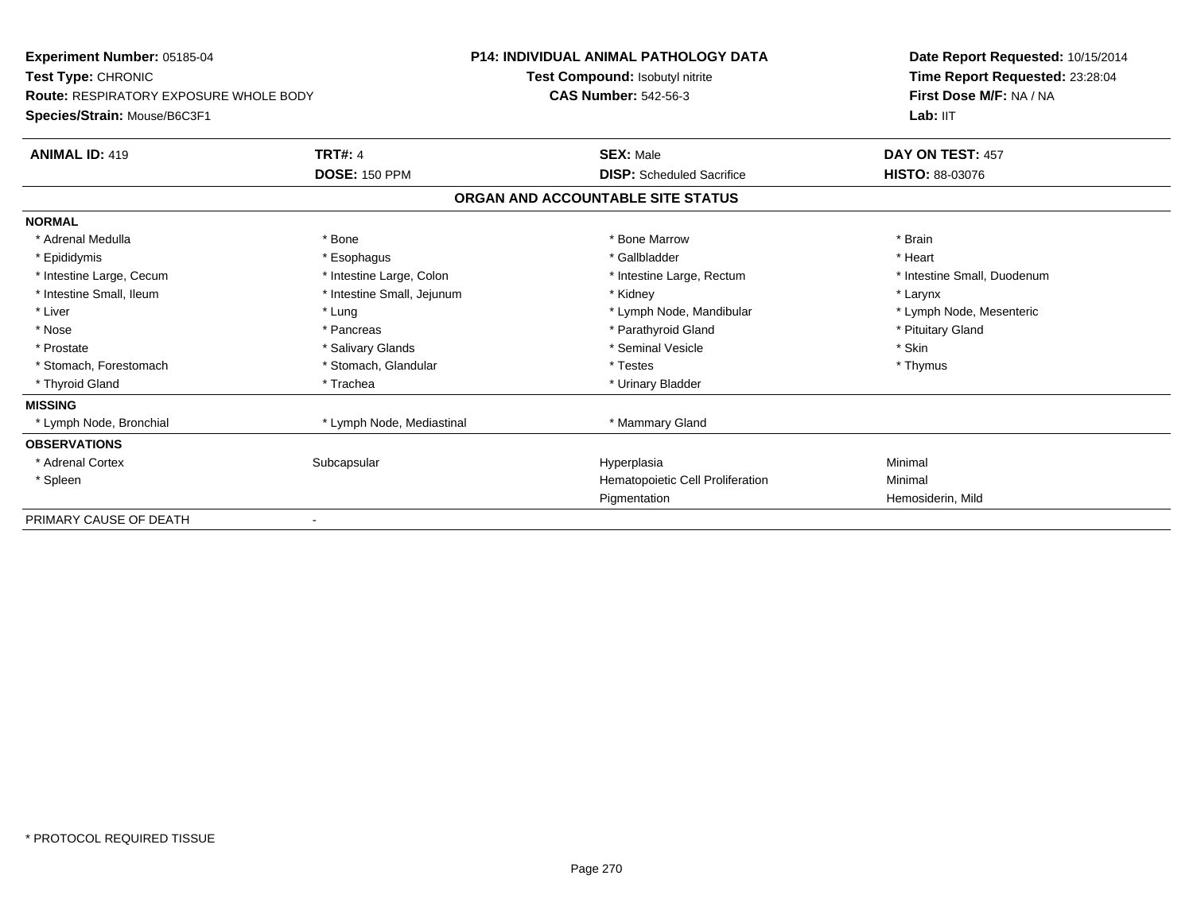**Experiment Number:** 05185-04
**Test Type:** CHRONIC
**Route:** RESPIRATORY EXPOSURE WHOLE BODY
**Species/Strain:** Mouse/B6C3F1

**P14: INDIVIDUAL ANIMAL PATHOLOGY DATA**
**Test Compound:** Isobutyl nitrite
**CAS Number:** 542-56-3

**Date Report Requested:** 10/15/2014
**Time Report Requested:** 23:28:04
**First Dose M/F:** NA / NA
**Lab:** IIT

| **ANIMAL ID:** 419 | **TRT#:** 4 | **SEX:** Male | **DAY ON TEST:** 457 |
|---|---|---|---|
| | **DOSE:** 150 PPM | **DISP:** Scheduled Sacrifice | **HISTO:** 88-03076 |

## ORGAN AND ACCOUNTABLE SITE STATUS

| | | | |
|---|---|---|---|
| **NORMAL** | | | |
| * Adrenal Medulla | * Bone | * Bone Marrow | * Brain |
| * Epididymis | * Esophagus | * Gallbladder | * Heart |
| * Intestine Large, Cecum | * Intestine Large, Colon | * Intestine Large, Rectum | * Intestine Small, Duodenum |
| * Intestine Small, Ileum | * Intestine Small, Jejunum | * Kidney | * Larynx |
| * Liver | * Lung | * Lymph Node, Mandibular | * Lymph Node, Mesenteric |
| * Nose | * Pancreas | * Parathyroid Gland | * Pituitary Gland |
| * Prostate | * Salivary Glands | * Seminal Vesicle | * Skin |
| * Stomach, Forestomach | * Stomach, Glandular | * Testes | * Thymus |
| * Thyroid Gland | * Trachea | * Urinary Bladder | |
| **MISSING** | | | |
| * Lymph Node, Bronchial | * Lymph Node, Mediastinal | * Mammary Gland | |
| **OBSERVATIONS** | | | |
| * Adrenal Cortex | Subcapsular | Hyperplasia | Minimal |
| * Spleen | | Hematopoietic Cell Proliferation | Minimal |
| | | Pigmentation | Hemosiderin, Mild |
| PRIMARY CAUSE OF DEATH | - | | |

\* PROTOCOL REQUIRED TISSUE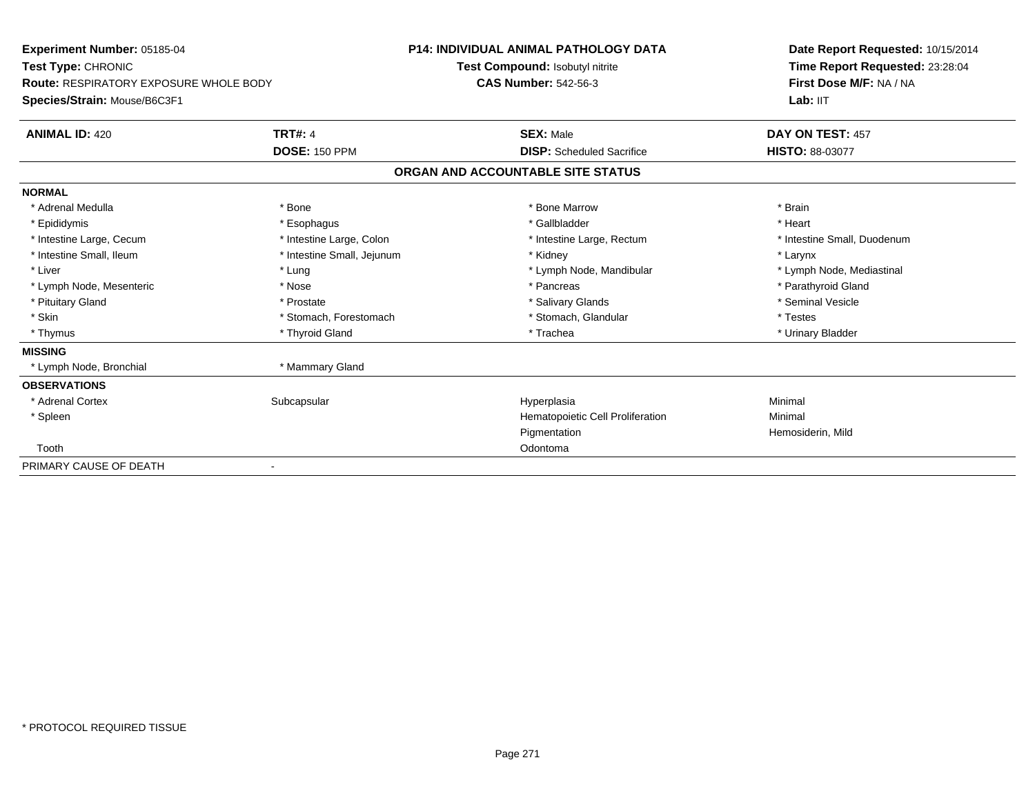**Experiment Number:** 05185-04
**Test Type:** CHRONIC
**Route:** RESPIRATORY EXPOSURE WHOLE BODY
**Species/Strain:** Mouse/B6C3F1

**P14: INDIVIDUAL ANIMAL PATHOLOGY DATA**
**Test Compound:** Isobutyl nitrite
**CAS Number:** 542-56-3

**Date Report Requested:** 10/15/2014
**Time Report Requested:** 23:28:04
**First Dose M/F:** NA / NA
**Lab:** IIT

| **ANIMAL ID:** 420 | **TRT#:** 4 | **SEX:** Male | **DAY ON TEST:** 457 |
|---|---|---|---|
| | **DOSE:** 150 PPM | **DISP:** Scheduled Sacrifice | **HISTO:** 88-03077 |

## ORGAN AND ACCOUNTABLE SITE STATUS

| | | | |
|---|---|---|---|
| **NORMAL** | | | |
| * Adrenal Medulla | * Bone | * Bone Marrow | * Brain |
| * Epididymis | * Esophagus | * Gallbladder | * Heart |
| * Intestine Large, Cecum | * Intestine Large, Colon | * Intestine Large, Rectum | * Intestine Small, Duodenum |
| * Intestine Small, Ileum | * Intestine Small, Jejunum | * Kidney | * Larynx |
| * Liver | * Lung | * Lymph Node, Mandibular | * Lymph Node, Mediastinal |
| * Lymph Node, Mesenteric | * Nose | * Pancreas | * Parathyroid Gland |
| * Pituitary Gland | * Prostate | * Salivary Glands | * Seminal Vesicle |
| * Skin | * Stomach, Forestomach | * Stomach, Glandular | * Testes |
| * Thymus | * Thyroid Gland | * Trachea | * Urinary Bladder |
| **MISSING** | | | |
| * Lymph Node, Bronchial | * Mammary Gland | | |
| **OBSERVATIONS** | | | |
| * Adrenal Cortex | Subcapsular | Hyperplasia | Minimal |
| * Spleen | | Hematopoietic Cell Proliferation | Minimal |
| | | Pigmentation | Hemosiderin, Mild |
| Tooth | | Odontoma | |
| PRIMARY CAUSE OF DEATH | - | | |

\* PROTOCOL REQUIRED TISSUE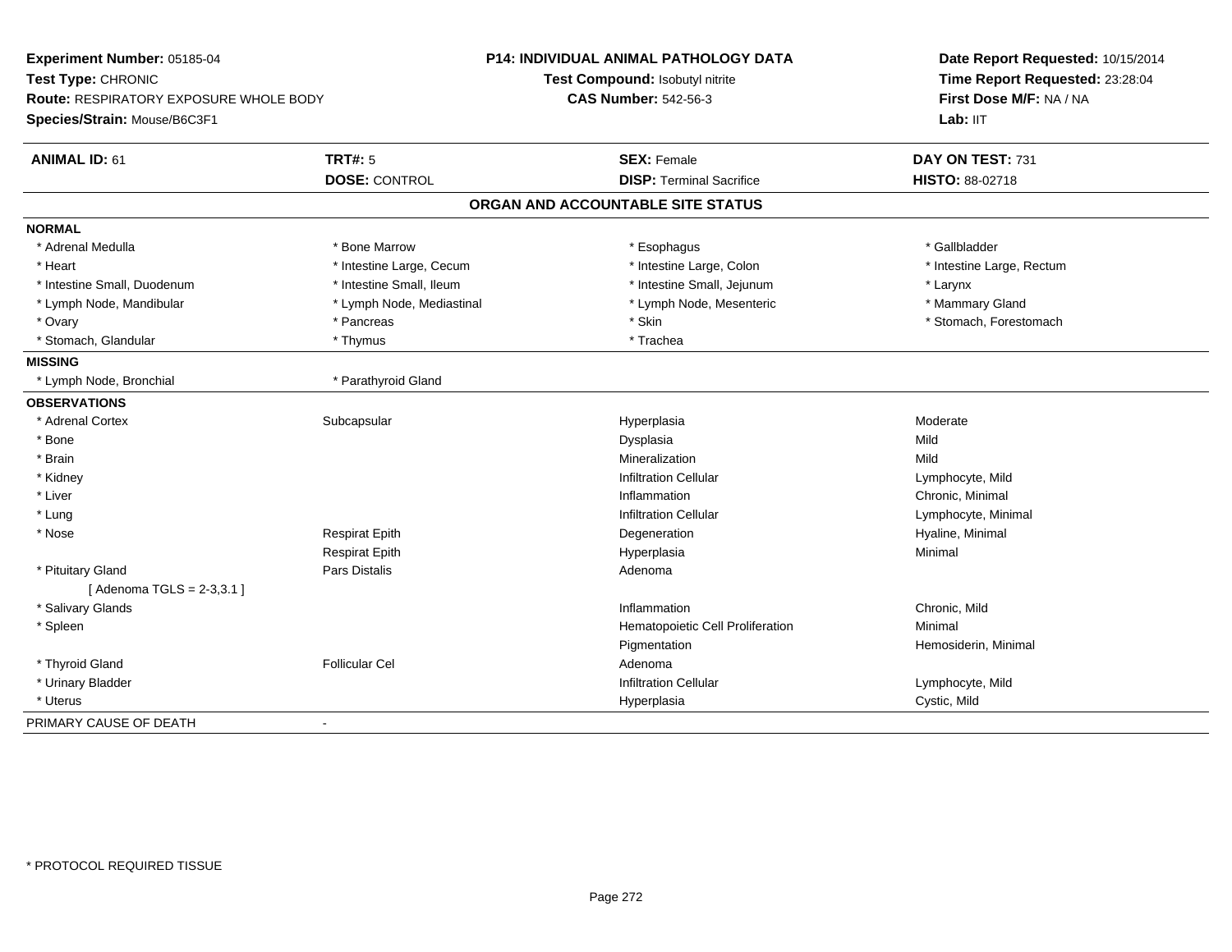**Experiment Number:** 05185-04
**Test Type:** CHRONIC
**Route:** RESPIRATORY EXPOSURE WHOLE BODY
**Species/Strain:** Mouse/B6C3F1

**P14: INDIVIDUAL ANIMAL PATHOLOGY DATA**
**Test Compound:** Isobutyl nitrite
**CAS Number:** 542-56-3

**Date Report Requested:** 10/15/2014
**Time Report Requested:** 23:28:04
**First Dose M/F:** NA / NA
**Lab:** IIT

| **ANIMAL ID:** 61 | **TRT#:** 5 | **SEX:** Female | **DAY ON TEST:** 731 |
|---|---|---|---|
| | **DOSE:** CONTROL | **DISP:** Terminal Sacrifice | **HISTO:** 88-02718 |

## ORGAN AND ACCOUNTABLE SITE STATUS

| | | | |
|---|---|---|---|
| **NORMAL** | | | |
| * Adrenal Medulla | * Bone Marrow | * Esophagus | * Gallbladder |
| * Heart | * Intestine Large, Cecum | * Intestine Large, Colon | * Intestine Large, Rectum |
| * Intestine Small, Duodenum | * Intestine Small, Ileum | * Intestine Small, Jejunum | * Larynx |
| * Lymph Node, Mandibular | * Lymph Node, Mediastinal | * Lymph Node, Mesenteric | * Mammary Gland |
| * Ovary | * Pancreas | * Skin | * Stomach, Forestomach |
| * Stomach, Glandular | * Thymus | * Trachea | |
| **MISSING** | | | |
| * Lymph Node, Bronchial | * Parathyroid Gland | | |
| **OBSERVATIONS** | | | |
| * Adrenal Cortex | Subcapsular | Hyperplasia | Moderate |
| * Bone | | Dysplasia | Mild |
| * Brain | | Mineralization | Mild |
| * Kidney | | Infiltration Cellular | Lymphocyte, Mild |
| * Liver | | Inflammation | Chronic, Minimal |
| * Lung | | Infiltration Cellular | Lymphocyte, Minimal |
| * Nose | Respirat Epith | Degeneration | Hyaline, Minimal |
| | Respirat Epith | Hyperplasia | Minimal |
| * Pituitary Gland | Pars Distalis | Adenoma | |
| [ Adenoma TGLS = 2-3,3.1 ] | | | |
| * Salivary Glands | | Inflammation | Chronic, Mild |
| * Spleen | | Hematopoietic Cell Proliferation | Minimal |
| | | Pigmentation | Hemosiderin, Minimal |
| * Thyroid Gland | Follicular Cel | Adenoma | |
| * Urinary Bladder | | Infiltration Cellular | Lymphocyte, Mild |
| * Uterus | | Hyperplasia | Cystic, Mild |
| PRIMARY CAUSE OF DEATH | - | | |

* PROTOCOL REQUIRED TISSUE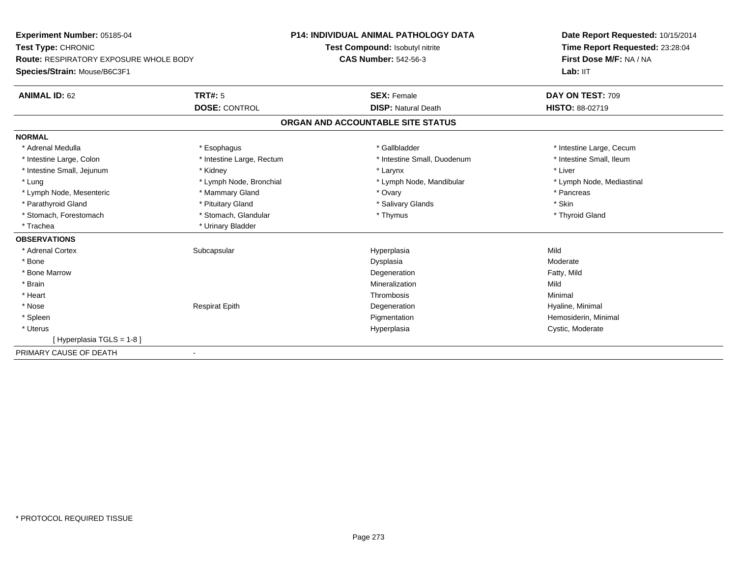**Experiment Number:** 05185-04
**Test Type:** CHRONIC
**Route:** RESPIRATORY EXPOSURE WHOLE BODY
**Species/Strain:** Mouse/B6C3F1

**P14: INDIVIDUAL ANIMAL PATHOLOGY DATA**
**Test Compound:** Isobutyl nitrite
**CAS Number:** 542-56-3

**Date Report Requested:** 10/15/2014
**Time Report Requested:** 23:28:04
**First Dose M/F:** NA / NA
**Lab:** IIT

| **ANIMAL ID:** 62 | **TRT#:** 5 | **SEX:** Female | **DAY ON TEST:** 709 |
|---|---|---|---|
| | **DOSE:** CONTROL | **DISP:** Natural Death | **HISTO:** 88-02719 |

## ORGAN AND ACCOUNTABLE SITE STATUS

**NORMAL**

| | | | |
|---|---|---|---|
| * Adrenal Medulla | * Esophagus | * Gallbladder | * Intestine Large, Cecum |
| * Intestine Large, Colon | * Intestine Large, Rectum | * Intestine Small, Duodenum | * Intestine Small, Ileum |
| * Intestine Small, Jejunum | * Kidney | * Larynx | * Liver |
| * Lung | * Lymph Node, Bronchial | * Lymph Node, Mandibular | * Lymph Node, Mediastinal |
| * Lymph Node, Mesenteric | * Mammary Gland | * Ovary | * Pancreas |
| * Parathyroid Gland | * Pituitary Gland | * Salivary Glands | * Skin |
| * Stomach, Forestomach | * Stomach, Glandular | * Thymus | * Thyroid Gland |
| * Trachea | * Urinary Bladder | | |

**OBSERVATIONS**

| | | | |
|---|---|---|---|
| * Adrenal Cortex | Subcapsular | Hyperplasia | Mild |
| * Bone | | Dysplasia | Moderate |
| * Bone Marrow | | Degeneration | Fatty, Mild |
| * Brain | | Mineralization | Mild |
| * Heart | | Thrombosis | Minimal |
| * Nose | Respirat Epith | Degeneration | Hyaline, Minimal |
| * Spleen | | Pigmentation | Hemosiderin, Minimal |
| * Uterus | | Hyperplasia | Cystic, Moderate |
| [ Hyperplasia TGLS = 1-8 ] | | | |

PRIMARY CAUSE OF DEATH -

* PROTOCOL REQUIRED TISSUE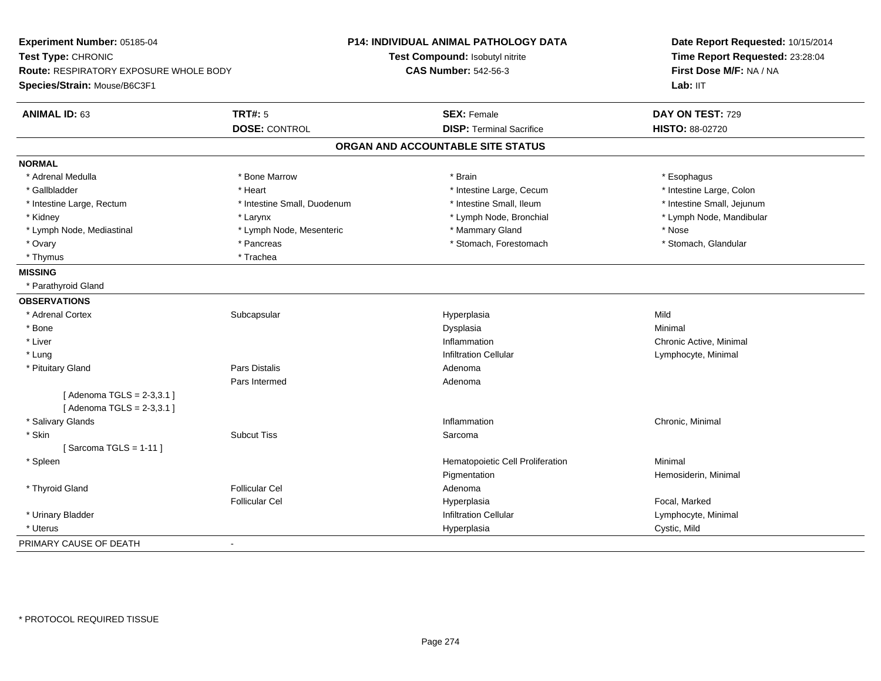**Experiment Number:** 05185-04
**Test Type:** CHRONIC
**Route:** RESPIRATORY EXPOSURE WHOLE BODY
**Species/Strain:** Mouse/B6C3F1

**P14: INDIVIDUAL ANIMAL PATHOLOGY DATA**
**Test Compound:** Isobutyl nitrite
**CAS Number:** 542-56-3

**Date Report Requested:** 10/15/2014
**Time Report Requested:** 23:28:04
**First Dose M/F:** NA / NA
**Lab:** IIT

| **ANIMAL ID:** 63 | **TRT#:** 5 | **SEX:** Female | **DAY ON TEST:** 729 |
|---|---|---|---|
| | **DOSE:** CONTROL | **DISP:** Terminal Sacrifice | **HISTO:** 88-02720 |

## ORGAN AND ACCOUNTABLE SITE STATUS

| | | | |
|---|---|---|---|
| **NORMAL** | | | |
| * Adrenal Medulla | * Bone Marrow | * Brain | * Esophagus |
| * Gallbladder | * Heart | * Intestine Large, Cecum | * Intestine Large, Colon |
| * Intestine Large, Rectum | * Intestine Small, Duodenum | * Intestine Small, Ileum | * Intestine Small, Jejunum |
| * Kidney | * Larynx | * Lymph Node, Bronchial | * Lymph Node, Mandibular |
| * Lymph Node, Mediastinal | * Lymph Node, Mesenteric | * Mammary Gland | * Nose |
| * Ovary | * Pancreas | * Stomach, Forestomach | * Stomach, Glandular |
| * Thymus | * Trachea | | |
| **MISSING** | | | |
| * Parathyroid Gland | | | |
| **OBSERVATIONS** | | | |
| * Adrenal Cortex | Subcapsular | Hyperplasia | Mild |
| * Bone | | Dysplasia | Minimal |
| * Liver | | Inflammation | Chronic Active, Minimal |
| * Lung | | Infiltration Cellular | Lymphocyte, Minimal |
| * Pituitary Gland | Pars Distalis | Adenoma | |
| | Pars Intermed | Adenoma | |
| [ Adenoma TGLS = 2-3,3.1 ] | | | |
| [ Adenoma TGLS = 2-3,3.1 ] | | | |
| * Salivary Glands | | Inflammation | Chronic, Minimal |
| * Skin | Subcut Tiss | Sarcoma | |
| [ Sarcoma TGLS = 1-11 ] | | | |
| * Spleen | | Hematopoietic Cell Proliferation | Minimal |
| | | Pigmentation | Hemosiderin, Minimal |
| * Thyroid Gland | Follicular Cel | Adenoma | |
| | Follicular Cel | Hyperplasia | Focal, Marked |
| * Urinary Bladder | | Infiltration Cellular | Lymphocyte, Minimal |
| * Uterus | | Hyperplasia | Cystic, Mild |
| PRIMARY CAUSE OF DEATH | - | | |

* PROTOCOL REQUIRED TISSUE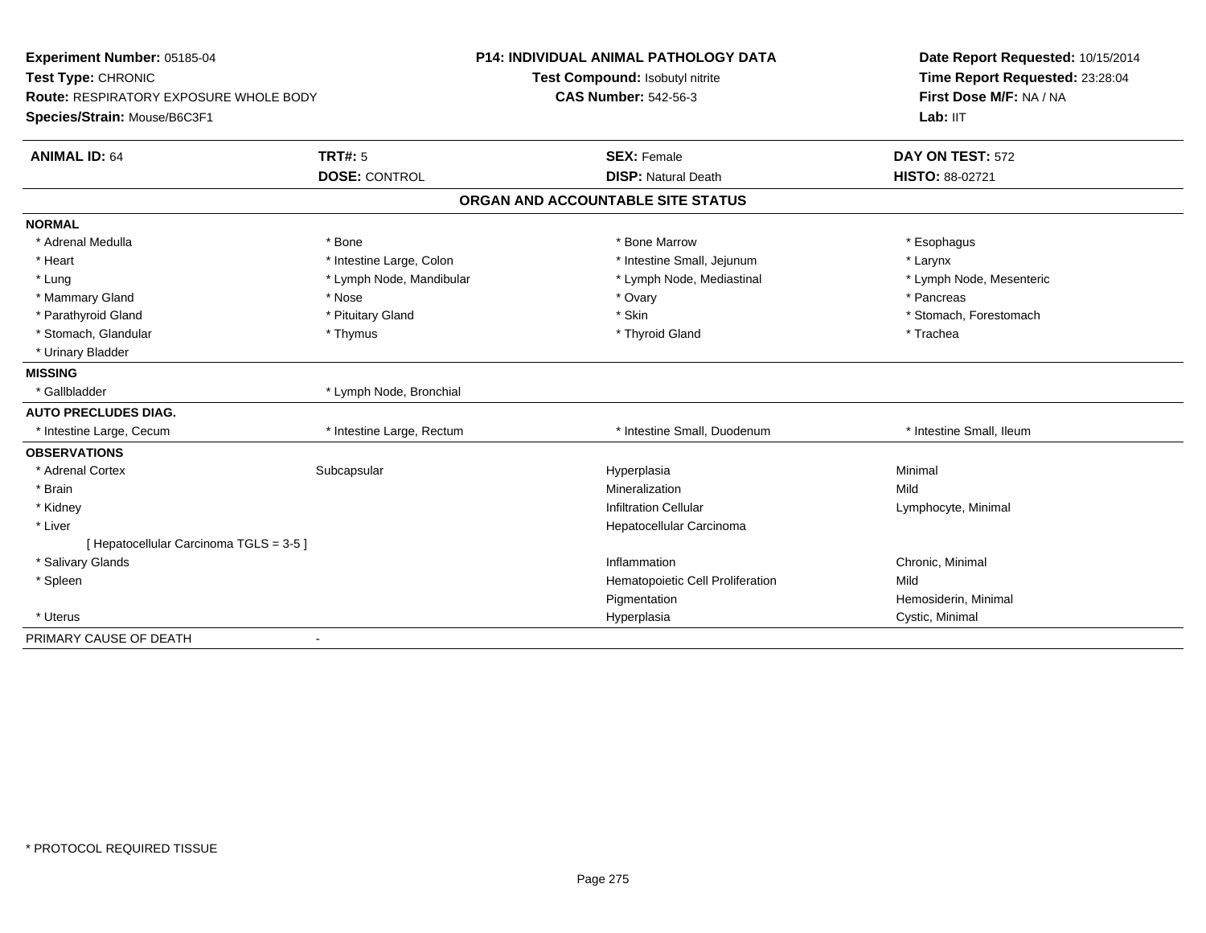**Experiment Number:** 05185-04
**Test Type:** CHRONIC
**Route:** RESPIRATORY EXPOSURE WHOLE BODY
**Species/Strain:** Mouse/B6C3F1

**P14: INDIVIDUAL ANIMAL PATHOLOGY DATA**
**Test Compound:** Isobutyl nitrite
**CAS Number:** 542-56-3

**Date Report Requested:** 10/15/2014
**Time Report Requested:** 23:28:04
**First Dose M/F:** NA / NA
**Lab:** IIT

| **ANIMAL ID:** 64 | **TRT#:** 5 | **SEX:** Female | **DAY ON TEST:** 572 |
|---|---|---|---|
| | **DOSE:** CONTROL | **DISP:** Natural Death | **HISTO:** 88-02721 |

## ORGAN AND ACCOUNTABLE SITE STATUS

| | | | |
|---|---|---|---|
| **NORMAL** | | | |
| * Adrenal Medulla | * Bone | * Bone Marrow | * Esophagus |
| * Heart | * Intestine Large, Colon | * Intestine Small, Jejunum | * Larynx |
| * Lung | * Lymph Node, Mandibular | * Lymph Node, Mediastinal | * Lymph Node, Mesenteric |
| * Mammary Gland | * Nose | * Ovary | * Pancreas |
| * Parathyroid Gland | * Pituitary Gland | * Skin | * Stomach, Forestomach |
| * Stomach, Glandular | * Thymus | * Thyroid Gland | * Trachea |
| * Urinary Bladder | | | |
| **MISSING** | | | |
| * Gallbladder | * Lymph Node, Bronchial | | |
| **AUTO PRECLUDES DIAG.** | | | |
| * Intestine Large, Cecum | * Intestine Large, Rectum | * Intestine Small, Duodenum | * Intestine Small, Ileum |
| **OBSERVATIONS** | | | |
| * Adrenal Cortex | Subcapsular | Hyperplasia | Minimal |
| * Brain | | Mineralization | Mild |
| * Kidney | | Infiltration Cellular | Lymphocyte, Minimal |
| * Liver | | Hepatocellular Carcinoma | |
| [ Hepatocellular Carcinoma TGLS = 3-5 ] | | | |
| * Salivary Glands | | Inflammation | Chronic, Minimal |
| * Spleen | | Hematopoietic Cell Proliferation | Mild |
| | | Pigmentation | Hemosiderin, Minimal |
| * Uterus | | Hyperplasia | Cystic, Minimal |
| PRIMARY CAUSE OF DEATH | - | | |

* PROTOCOL REQUIRED TISSUE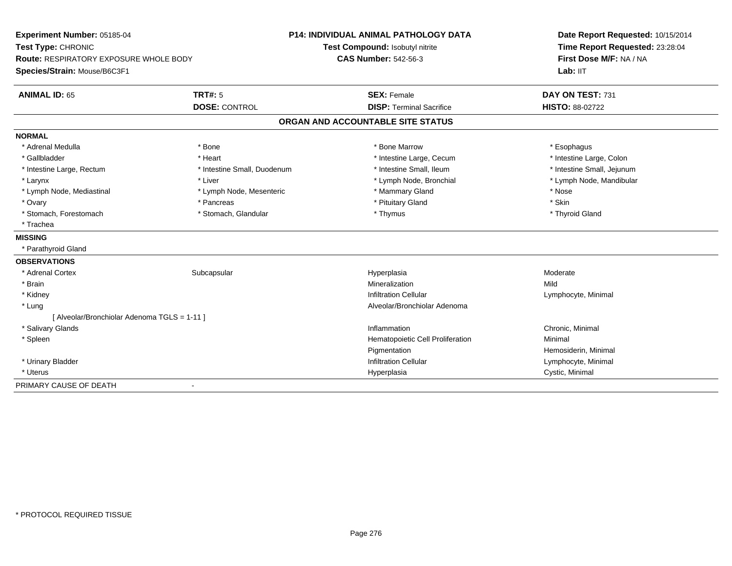**Experiment Number:** 05185-04
**Test Type:** CHRONIC
**Route:** RESPIRATORY EXPOSURE WHOLE BODY
**Species/Strain:** Mouse/B6C3F1

**P14: INDIVIDUAL ANIMAL PATHOLOGY DATA**
**Test Compound:** Isobutyl nitrite
**CAS Number:** 542-56-3

**Date Report Requested:** 10/15/2014
**Time Report Requested:** 23:28:04
**First Dose M/F:** NA / NA
**Lab:** IIT

| **ANIMAL ID:** 65 | **TRT#:** 5 | **SEX:** Female | **DAY ON TEST:** 731 |
|---|---|---|---|
| | **DOSE:** CONTROL | **DISP:** Terminal Sacrifice | **HISTO:** 88-02722 |

## ORGAN AND ACCOUNTABLE SITE STATUS

**NORMAL**

| | | | |
|---|---|---|---|
| * Adrenal Medulla | * Bone | * Bone Marrow | * Esophagus |
| * Gallbladder | * Heart | * Intestine Large, Cecum | * Intestine Large, Colon |
| * Intestine Large, Rectum | * Intestine Small, Duodenum | * Intestine Small, Ileum | * Intestine Small, Jejunum |
| * Larynx | * Liver | * Lymph Node, Bronchial | * Lymph Node, Mandibular |
| * Lymph Node, Mediastinal | * Lymph Node, Mesenteric | * Mammary Gland | * Nose |
| * Ovary | * Pancreas | * Pituitary Gland | * Skin |
| * Stomach, Forestomach | * Stomach, Glandular | * Thymus | * Thyroid Gland |
| * Trachea | | | |

**MISSING**

* Parathyroid Gland

**OBSERVATIONS**

| | | | |
|---|---|---|---|
| * Adrenal Cortex | Subcapsular | Hyperplasia | Moderate |
| * Brain | | Mineralization | Mild |
| * Kidney | | Infiltration Cellular | Lymphocyte, Minimal |
| * Lung | | Alveolar/Bronchiolar Adenoma | |
| [ Alveolar/Bronchiolar Adenoma TGLS = 1-11 ] | | | |
| * Salivary Glands | | Inflammation | Chronic, Minimal |
| * Spleen | | Hematopoietic Cell Proliferation | Minimal |
| | | Pigmentation | Hemosiderin, Minimal |
| * Urinary Bladder | | Infiltration Cellular | Lymphocyte, Minimal |
| * Uterus | | Hyperplasia | Cystic, Minimal |

PRIMARY CAUSE OF DEATH -

* PROTOCOL REQUIRED TISSUE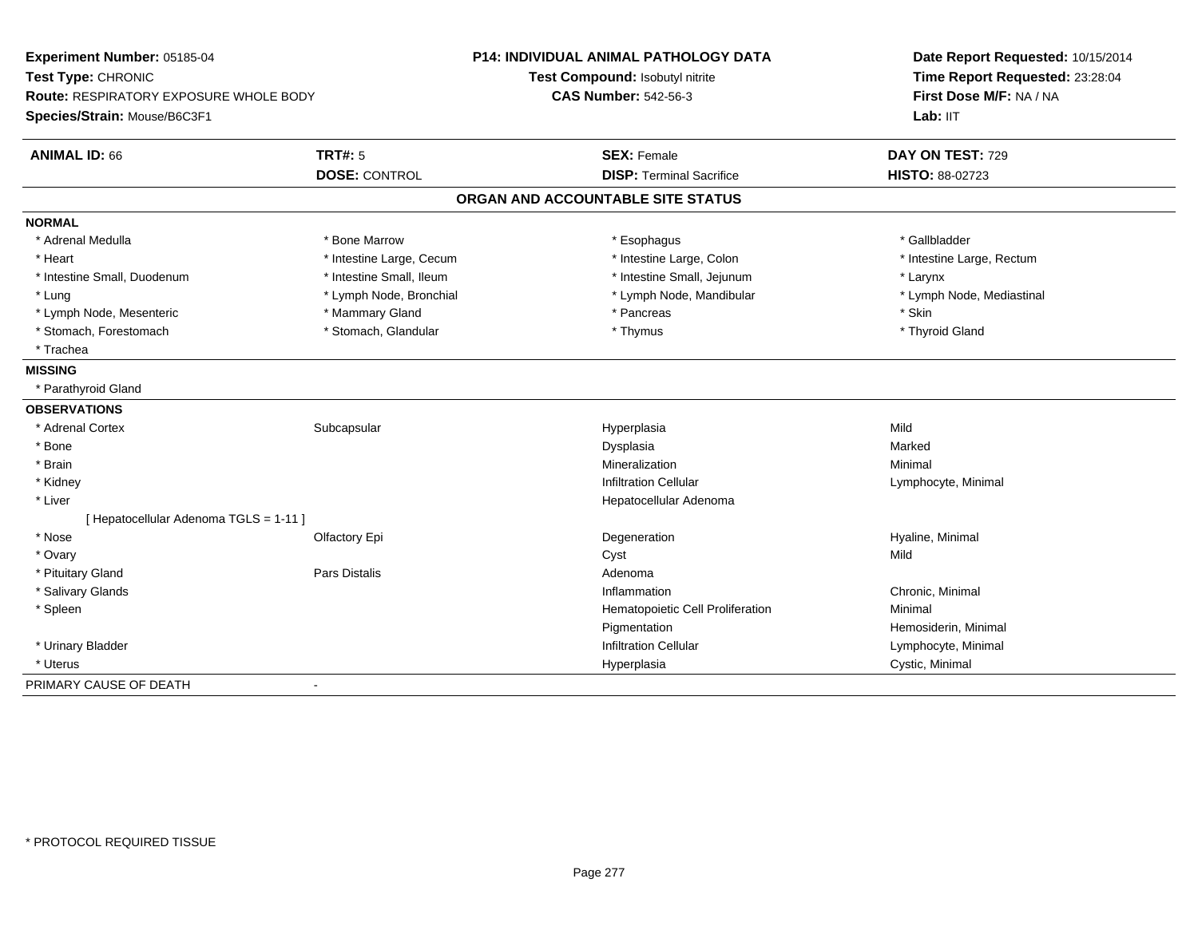**Experiment Number:** 05185-04
**Test Type:** CHRONIC
**Route:** RESPIRATORY EXPOSURE WHOLE BODY
**Species/Strain:** Mouse/B6C3F1

**P14: INDIVIDUAL ANIMAL PATHOLOGY DATA**
**Test Compound:** Isobutyl nitrite
**CAS Number:** 542-56-3

**Date Report Requested:** 10/15/2014
**Time Report Requested:** 23:28:04
**First Dose M/F:** NA / NA
**Lab:** IIT

| **ANIMAL ID:** 66 | **TRT#:** 5 | **SEX:** Female | **DAY ON TEST:** 729 |
|---|---|---|---|
| | **DOSE:** CONTROL | **DISP:** Terminal Sacrifice | **HISTO:** 88-02723 |

## ORGAN AND ACCOUNTABLE SITE STATUS

**NORMAL**

| | | | |
|---|---|---|---|
| * Adrenal Medulla | * Bone Marrow | * Esophagus | * Gallbladder |
| * Heart | * Intestine Large, Cecum | * Intestine Large, Colon | * Intestine Large, Rectum |
| * Intestine Small, Duodenum | * Intestine Small, Ileum | * Intestine Small, Jejunum | * Larynx |
| * Lung | * Lymph Node, Bronchial | * Lymph Node, Mandibular | * Lymph Node, Mediastinal |
| * Lymph Node, Mesenteric | * Mammary Gland | * Pancreas | * Skin |
| * Stomach, Forestomach | * Stomach, Glandular | * Thymus | * Thyroid Gland |
| * Trachea | | | |

**MISSING**

* Parathyroid Gland

**OBSERVATIONS**

| | | | |
|---|---|---|---|
| * Adrenal Cortex | Subcapsular | Hyperplasia | Mild |
| * Bone | | Dysplasia | Marked |
| * Brain | | Mineralization | Minimal |
| * Kidney | | Infiltration Cellular | Lymphocyte, Minimal |
| * Liver | | Hepatocellular Adenoma | |
| [ Hepatocellular Adenoma TGLS = 1-11 ] | | | |
| * Nose | Olfactory Epi | Degeneration | Hyaline, Minimal |
| * Ovary | | Cyst | Mild |
| * Pituitary Gland | Pars Distalis | Adenoma | |
| * Salivary Glands | | Inflammation | Chronic, Minimal |
| * Spleen | | Hematopoietic Cell Proliferation | Minimal |
| | | Pigmentation | Hemosiderin, Minimal |
| * Urinary Bladder | | Infiltration Cellular | Lymphocyte, Minimal |
| * Uterus | | Hyperplasia | Cystic, Minimal |

PRIMARY CAUSE OF DEATH -

* PROTOCOL REQUIRED TISSUE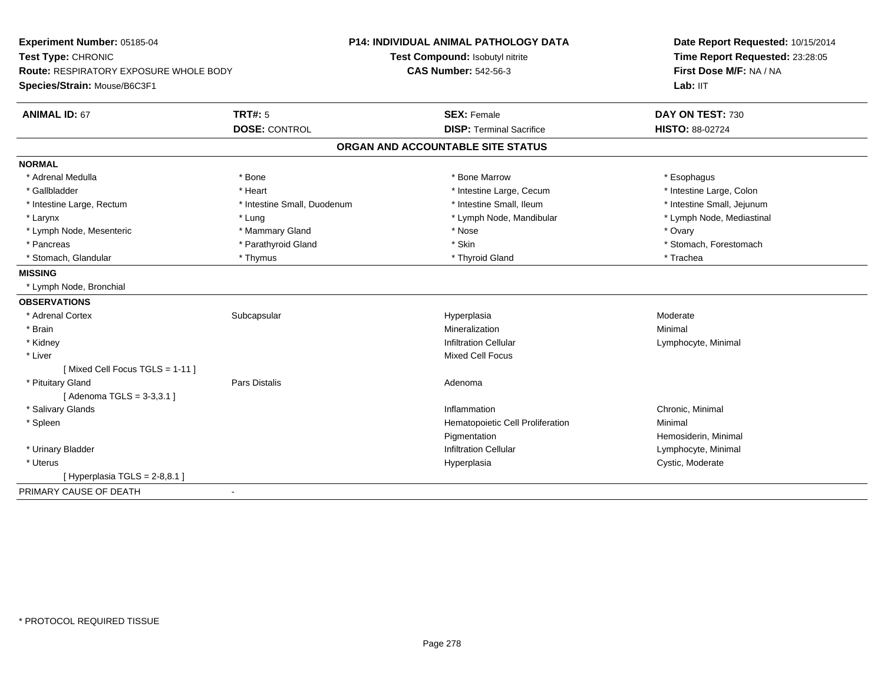**Experiment Number:** 05185-04
**Test Type:** CHRONIC
**Route:** RESPIRATORY EXPOSURE WHOLE BODY
**Species/Strain:** Mouse/B6C3F1

**P14: INDIVIDUAL ANIMAL PATHOLOGY DATA**
**Test Compound:** Isobutyl nitrite
**CAS Number:** 542-56-3

**Date Report Requested:** 10/15/2014
**Time Report Requested:** 23:28:05
**First Dose M/F:** NA / NA
**Lab:** IIT

| **ANIMAL ID:** 67 | **TRT#:** 5 | **SEX:** Female | **DAY ON TEST:** 730 |
|---|---|---|---|
| | **DOSE:** CONTROL | **DISP:** Terminal Sacrifice | **HISTO:** 88-02724 |

## ORGAN AND ACCOUNTABLE SITE STATUS

**NORMAL**

| | | | |
|---|---|---|---|
| * Adrenal Medulla | * Bone | * Bone Marrow | * Esophagus |
| * Gallbladder | * Heart | * Intestine Large, Cecum | * Intestine Large, Colon |
| * Intestine Large, Rectum | * Intestine Small, Duodenum | * Intestine Small, Ileum | * Intestine Small, Jejunum |
| * Larynx | * Lung | * Lymph Node, Mandibular | * Lymph Node, Mediastinal |
| * Lymph Node, Mesenteric | * Mammary Gland | * Nose | * Ovary |
| * Pancreas | * Parathyroid Gland | * Skin | * Stomach, Forestomach |
| * Stomach, Glandular | * Thymus | * Thyroid Gland | * Trachea |

**MISSING**

* Lymph Node, Bronchial

**OBSERVATIONS**

| | | | |
|---|---|---|---|
| * Adrenal Cortex | Subcapsular | Hyperplasia | Moderate |
| * Brain | | Mineralization | Minimal |
| * Kidney | | Infiltration Cellular | Lymphocyte, Minimal |
| * Liver | | Mixed Cell Focus | |
| [ Mixed Cell Focus TGLS = 1-11 ] | | | |
| * Pituitary Gland | Pars Distalis | Adenoma | |
| [ Adenoma TGLS = 3-3,3.1 ] | | | |
| * Salivary Glands | | Inflammation | Chronic, Minimal |
| * Spleen | | Hematopoietic Cell Proliferation | Minimal |
| | | Pigmentation | Hemosiderin, Minimal |
| * Urinary Bladder | | Infiltration Cellular | Lymphocyte, Minimal |
| * Uterus | | Hyperplasia | Cystic, Moderate |
| [ Hyperplasia TGLS = 2-8,8.1 ] | | | |

PRIMARY CAUSE OF DEATH -

* PROTOCOL REQUIRED TISSUE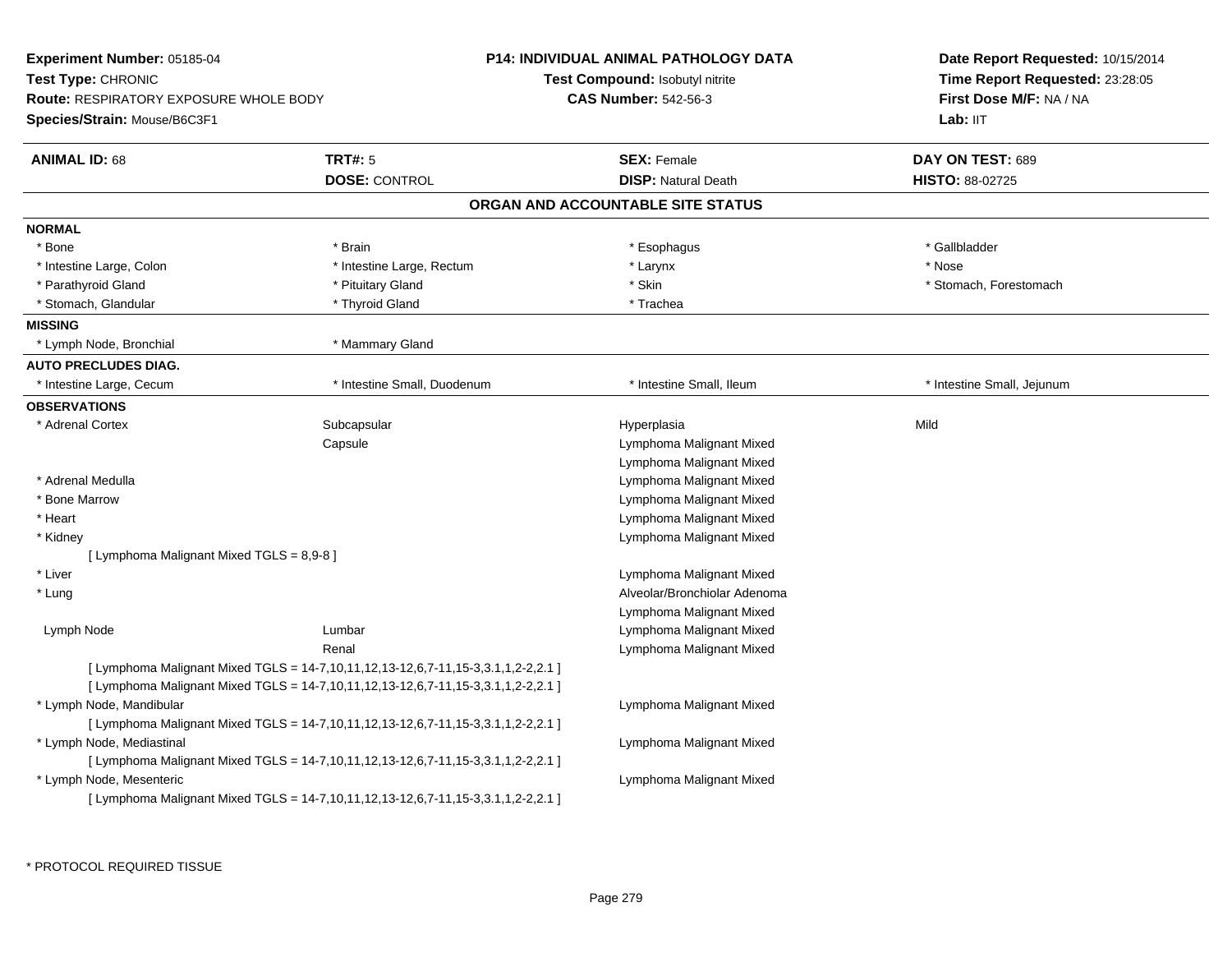**Experiment Number:** 05185-04
**Test Type:** CHRONIC
**Route:** RESPIRATORY EXPOSURE WHOLE BODY
**Species/Strain:** Mouse/B6C3F1

**P14: INDIVIDUAL ANIMAL PATHOLOGY DATA**
**Test Compound:** Isobutyl nitrite
**CAS Number:** 542-56-3

**Date Report Requested:** 10/15/2014
**Time Report Requested:** 23:28:05
**First Dose M/F:** NA / NA
**Lab:** IIT

| **ANIMAL ID:** 68 | **TRT#:** 5 | **SEX:** Female | **DAY ON TEST:** 689 |
|---|---|---|---|
| | **DOSE:** CONTROL | **DISP:** Natural Death | **HISTO:** 88-02725 |

## ORGAN AND ACCOUNTABLE SITE STATUS

**NORMAL**

| | | | |
|---|---|---|---|
| * Bone | * Brain | * Esophagus | * Gallbladder |
| * Intestine Large, Colon | * Intestine Large, Rectum | * Larynx | * Nose |
| * Parathyroid Gland | * Pituitary Gland | * Skin | * Stomach, Forestomach |
| * Stomach, Glandular | * Thyroid Gland | * Trachea | |

**MISSING**

| | |
|---|---|
| * Lymph Node, Bronchial | * Mammary Gland |

**AUTO PRECLUDES DIAG.**

| | | | |
|---|---|---|---|
| * Intestine Large, Cecum | * Intestine Small, Duodenum | * Intestine Small, Ileum | * Intestine Small, Jejunum |

**OBSERVATIONS**

| | | | |
|---|---|---|---|
| * Adrenal Cortex | Subcapsular | Hyperplasia | Mild |
| | Capsule | Lymphoma Malignant Mixed | |
| | | Lymphoma Malignant Mixed | |
| * Adrenal Medulla | | Lymphoma Malignant Mixed | |
| * Bone Marrow | | Lymphoma Malignant Mixed | |
| * Heart | | Lymphoma Malignant Mixed | |
| * Kidney | | Lymphoma Malignant Mixed | |
| [ Lymphoma Malignant Mixed TGLS = 8,9-8 ] | | | |
| * Liver | | Lymphoma Malignant Mixed | |
| * Lung | | Alveolar/Bronchiolar Adenoma | |
| | | Lymphoma Malignant Mixed | |
| Lymph Node | Lumbar | Lymphoma Malignant Mixed | |
| | Renal | Lymphoma Malignant Mixed | |
| [ Lymphoma Malignant Mixed TGLS = 14-7,10,11,12,13-12,6,7-11,15-3,3.1,1,2-2,2.1 ] | | | |
| [ Lymphoma Malignant Mixed TGLS = 14-7,10,11,12,13-12,6,7-11,15-3,3.1,1,2-2,2.1 ] | | | |
| * Lymph Node, Mandibular | | Lymphoma Malignant Mixed | |
| [ Lymphoma Malignant Mixed TGLS = 14-7,10,11,12,13-12,6,7-11,15-3,3.1,1,2-2,2.1 ] | | | |
| * Lymph Node, Mediastinal | | Lymphoma Malignant Mixed | |
| [ Lymphoma Malignant Mixed TGLS = 14-7,10,11,12,13-12,6,7-11,15-3,3.1,1,2-2,2.1 ] | | | |
| * Lymph Node, Mesenteric | | Lymphoma Malignant Mixed | |
| [ Lymphoma Malignant Mixed TGLS = 14-7,10,11,12,13-12,6,7-11,15-3,3.1,1,2-2,2.1 ] | | | |

* PROTOCOL REQUIRED TISSUE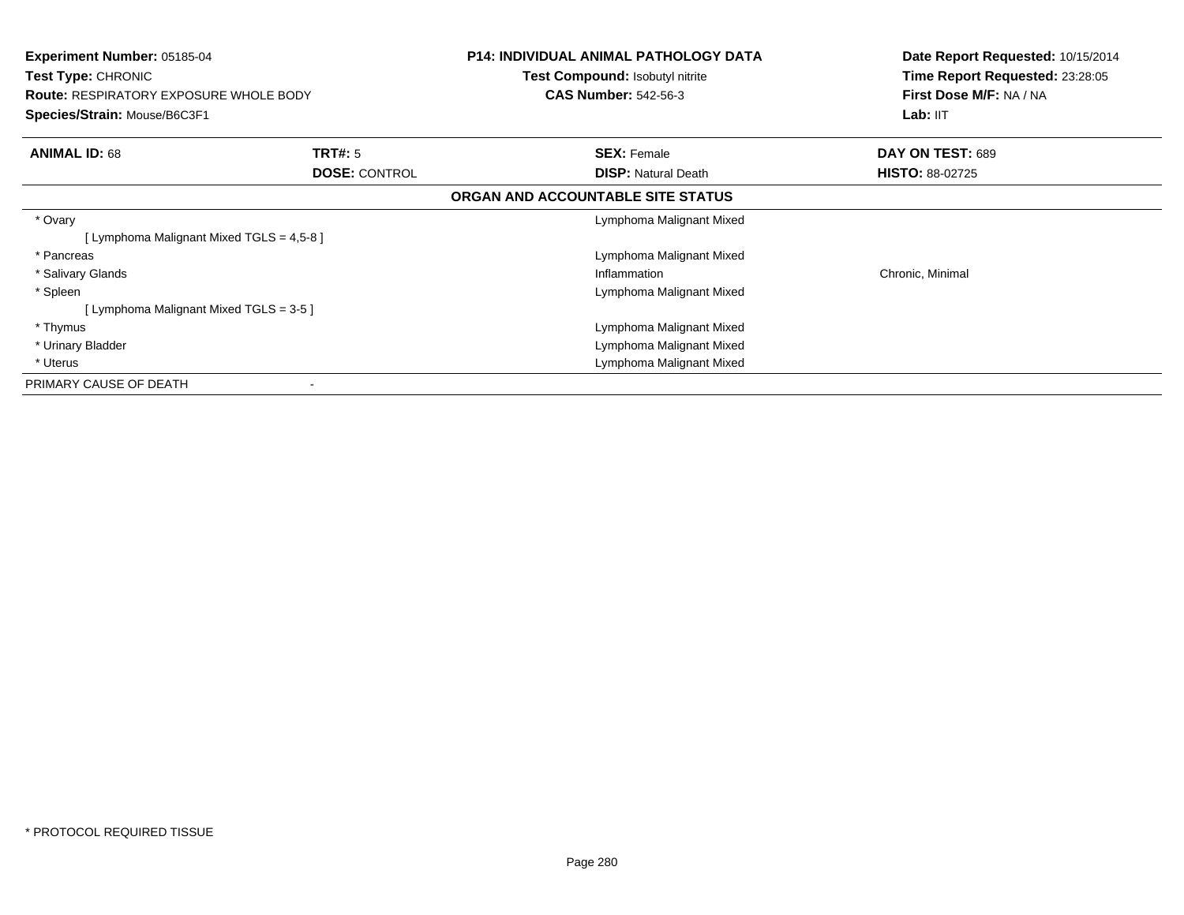**Experiment Number:** 05185-04
**Test Type:** CHRONIC
**Route:** RESPIRATORY EXPOSURE WHOLE BODY
**Species/Strain:** Mouse/B6C3F1

**P14: INDIVIDUAL ANIMAL PATHOLOGY DATA**
**Test Compound:** Isobutyl nitrite
**CAS Number:** 542-56-3

**Date Report Requested:** 10/15/2014
**Time Report Requested:** 23:28:05
**First Dose M/F:** NA / NA
**Lab:** IIT

| **ANIMAL ID:** 68 | **TRT#:** 5 | **SEX:** Female | **DAY ON TEST:** 689 |
|---|---|---|---|
| | **DOSE:** CONTROL | **DISP:** Natural Death | **HISTO:** 88-02725 |

**ORGAN AND ACCOUNTABLE SITE STATUS**

| Organ | Diagnosis | Modifiers |
|---|---|---|
| * Ovary | Lymphoma Malignant Mixed | |
| [ Lymphoma Malignant Mixed TGLS = 4,5-8 ] | | |
| * Pancreas | Lymphoma Malignant Mixed | |
| * Salivary Glands | Inflammation | Chronic, Minimal |
| * Spleen | Lymphoma Malignant Mixed | |
| [ Lymphoma Malignant Mixed TGLS = 3-5 ] | | |
| * Thymus | Lymphoma Malignant Mixed | |
| * Urinary Bladder | Lymphoma Malignant Mixed | |
| * Uterus | Lymphoma Malignant Mixed | |
| PRIMARY CAUSE OF DEATH | - | |

\* PROTOCOL REQUIRED TISSUE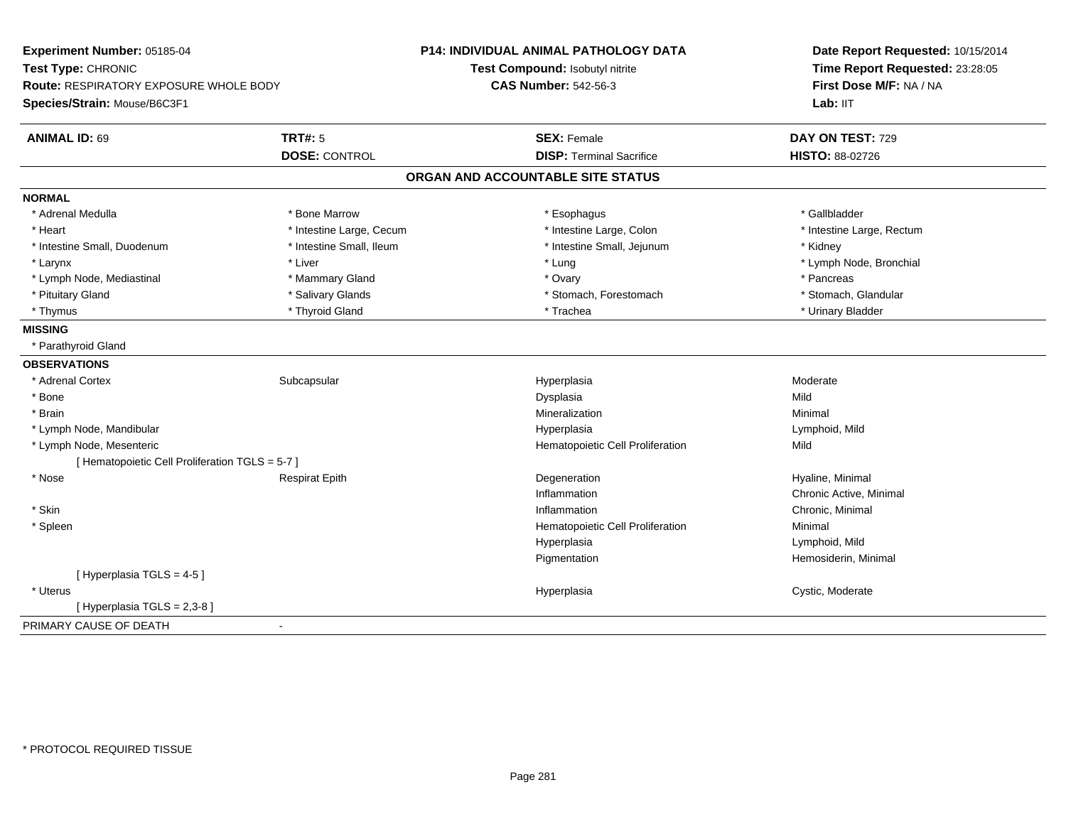**Experiment Number:** 05185-04
**Test Type:** CHRONIC
**Route:** RESPIRATORY EXPOSURE WHOLE BODY
**Species/Strain:** Mouse/B6C3F1

**P14: INDIVIDUAL ANIMAL PATHOLOGY DATA**
**Test Compound:** Isobutyl nitrite
**CAS Number:** 542-56-3

**Date Report Requested:** 10/15/2014
**Time Report Requested:** 23:28:05
**First Dose M/F:** NA / NA
**Lab:** IIT

| **ANIMAL ID:** 69 | **TRT#:** 5 | **SEX:** Female | **DAY ON TEST:** 729 |
|---|---|---|---|
| | **DOSE:** CONTROL | **DISP:** Terminal Sacrifice | **HISTO:** 88-02726 |

## ORGAN AND ACCOUNTABLE SITE STATUS

**NORMAL**

| | | | |
|---|---|---|---|
| * Adrenal Medulla | * Bone Marrow | * Esophagus | * Gallbladder |
| * Heart | * Intestine Large, Cecum | * Intestine Large, Colon | * Intestine Large, Rectum |
| * Intestine Small, Duodenum | * Intestine Small, Ileum | * Intestine Small, Jejunum | * Kidney |
| * Larynx | * Liver | * Lung | * Lymph Node, Bronchial |
| * Lymph Node, Mediastinal | * Mammary Gland | * Ovary | * Pancreas |
| * Pituitary Gland | * Salivary Glands | * Stomach, Forestomach | * Stomach, Glandular |
| * Thymus | * Thyroid Gland | * Trachea | * Urinary Bladder |

**MISSING**

* Parathyroid Gland

**OBSERVATIONS**

| | | | |
|---|---|---|---|
| * Adrenal Cortex | Subcapsular | Hyperplasia | Moderate |
| * Bone | | Dysplasia | Mild |
| * Brain | | Mineralization | Minimal |
| * Lymph Node, Mandibular | | Hyperplasia | Lymphoid, Mild |
| * Lymph Node, Mesenteric | | Hematopoietic Cell Proliferation | Mild |
| [ Hematopoietic Cell Proliferation TGLS = 5-7 ] | | | |
| * Nose | Respirat Epith | Degeneration | Hyaline, Minimal |
| | | Inflammation | Chronic Active, Minimal |
| * Skin | | Inflammation | Chronic, Minimal |
| * Spleen | | Hematopoietic Cell Proliferation | Minimal |
| | | Hyperplasia | Lymphoid, Mild |
| | | Pigmentation | Hemosiderin, Minimal |
| [ Hyperplasia TGLS = 4-5 ] | | | |
| * Uterus | | Hyperplasia | Cystic, Moderate |
| [ Hyperplasia TGLS = 2,3-8 ] | | | |

PRIMARY CAUSE OF DEATH -

* PROTOCOL REQUIRED TISSUE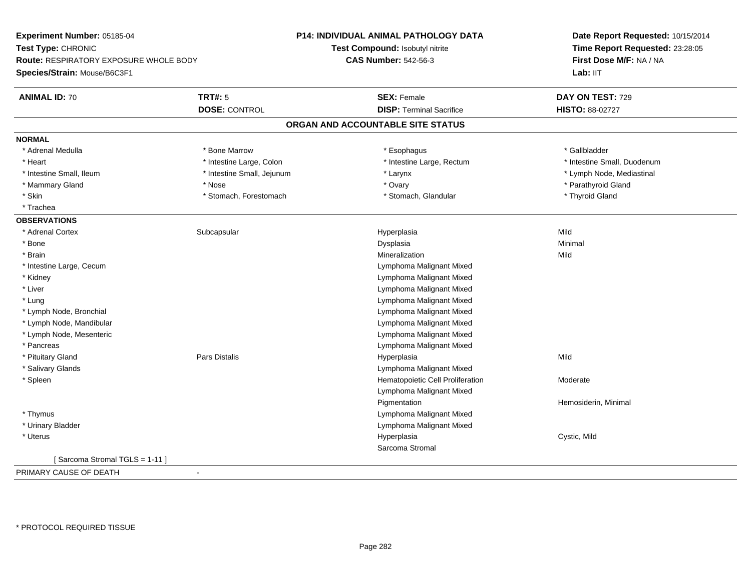**Experiment Number:** 05185-04
**Test Type:** CHRONIC
**Route:** RESPIRATORY EXPOSURE WHOLE BODY
**Species/Strain:** Mouse/B6C3F1

**P14: INDIVIDUAL ANIMAL PATHOLOGY DATA**
**Test Compound:** Isobutyl nitrite
**CAS Number:** 542-56-3

**Date Report Requested:** 10/15/2014
**Time Report Requested:** 23:28:05
**First Dose M/F:** NA / NA
**Lab:** IIT

| **ANIMAL ID:** 70 | **TRT#:** 5 | **SEX:** Female | **DAY ON TEST:** 729 |
|---|---|---|---|
| | **DOSE:** CONTROL | **DISP:** Terminal Sacrifice | **HISTO:** 88-02727 |

## ORGAN AND ACCOUNTABLE SITE STATUS

**NORMAL**

| | | | |
|---|---|---|---|
| * Adrenal Medulla | * Bone Marrow | * Esophagus | * Gallbladder |
| * Heart | * Intestine Large, Colon | * Intestine Large, Rectum | * Intestine Small, Duodenum |
| * Intestine Small, Ileum | * Intestine Small, Jejunum | * Larynx | * Lymph Node, Mediastinal |
| * Mammary Gland | * Nose | * Ovary | * Parathyroid Gland |
| * Skin | * Stomach, Forestomach | * Stomach, Glandular | * Thyroid Gland |
| * Trachea | | | |

**OBSERVATIONS**

| | | | |
|---|---|---|---|
| * Adrenal Cortex | Subcapsular | Hyperplasia | Mild |
| * Bone | | Dysplasia | Minimal |
| * Brain | | Mineralization | Mild |
| * Intestine Large, Cecum | | Lymphoma Malignant Mixed | |
| * Kidney | | Lymphoma Malignant Mixed | |
| * Liver | | Lymphoma Malignant Mixed | |
| * Lung | | Lymphoma Malignant Mixed | |
| * Lymph Node, Bronchial | | Lymphoma Malignant Mixed | |
| * Lymph Node, Mandibular | | Lymphoma Malignant Mixed | |
| * Lymph Node, Mesenteric | | Lymphoma Malignant Mixed | |
| * Pancreas | | Lymphoma Malignant Mixed | |
| * Pituitary Gland | Pars Distalis | Hyperplasia | Mild |
| * Salivary Glands | | Lymphoma Malignant Mixed | |
| * Spleen | | Hematopoietic Cell Proliferation | Moderate |
| | | Lymphoma Malignant Mixed | |
| | | Pigmentation | Hemosiderin, Minimal |
| * Thymus | | Lymphoma Malignant Mixed | |
| * Urinary Bladder | | Lymphoma Malignant Mixed | |
| * Uterus | | Hyperplasia | Cystic, Mild |
| | | Sarcoma Stromal | |
| [ Sarcoma Stromal TGLS = 1-11 ] | | | |

PRIMARY CAUSE OF DEATH -

* PROTOCOL REQUIRED TISSUE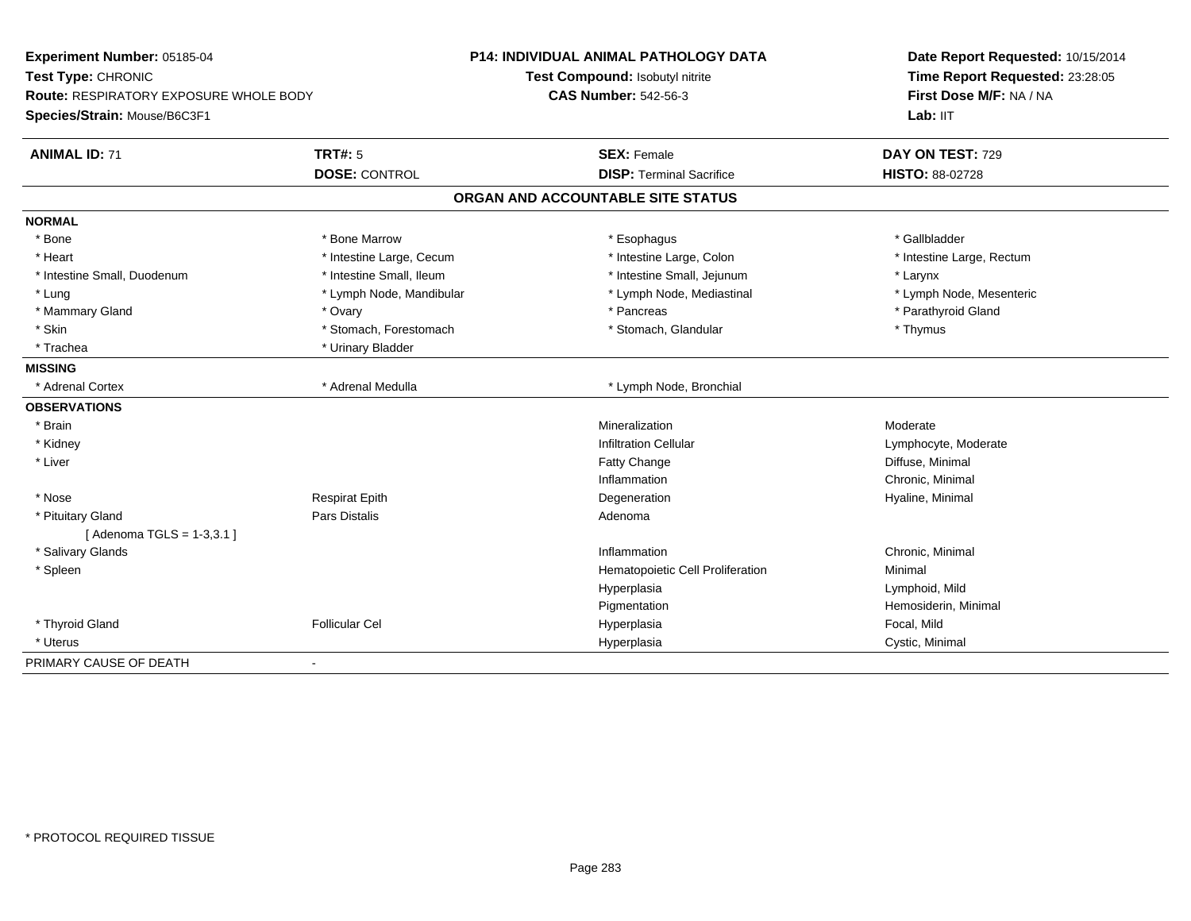**Experiment Number:** 05185-04
**Test Type:** CHRONIC
**Route:** RESPIRATORY EXPOSURE WHOLE BODY
**Species/Strain:** Mouse/B6C3F1

**P14: INDIVIDUAL ANIMAL PATHOLOGY DATA**
**Test Compound:** Isobutyl nitrite
**CAS Number:** 542-56-3

**Date Report Requested:** 10/15/2014
**Time Report Requested:** 23:28:05
**First Dose M/F:** NA / NA
**Lab:** IIT

| **ANIMAL ID:** 71 | **TRT#:** 5 | **SEX:** Female | **DAY ON TEST:** 729 |
|---|---|---|---|
| | **DOSE:** CONTROL | **DISP:** Terminal Sacrifice | **HISTO:** 88-02728 |

## ORGAN AND ACCOUNTABLE SITE STATUS

| | | | |
|---|---|---|---|
| **NORMAL** | | | |
| * Bone | * Bone Marrow | * Esophagus | * Gallbladder |
| * Heart | * Intestine Large, Cecum | * Intestine Large, Colon | * Intestine Large, Rectum |
| * Intestine Small, Duodenum | * Intestine Small, Ileum | * Intestine Small, Jejunum | * Larynx |
| * Lung | * Lymph Node, Mandibular | * Lymph Node, Mediastinal | * Lymph Node, Mesenteric |
| * Mammary Gland | * Ovary | * Pancreas | * Parathyroid Gland |
| * Skin | * Stomach, Forestomach | * Stomach, Glandular | * Thymus |
| * Trachea | * Urinary Bladder | | |
| **MISSING** | | | |
| * Adrenal Cortex | * Adrenal Medulla | * Lymph Node, Bronchial | |
| **OBSERVATIONS** | | | |
| * Brain | | Mineralization | Moderate |
| * Kidney | | Infiltration Cellular | Lymphocyte, Moderate |
| * Liver | | Fatty Change | Diffuse, Minimal |
| | | Inflammation | Chronic, Minimal |
| * Nose | Respirat Epith | Degeneration | Hyaline, Minimal |
| * Pituitary Gland | Pars Distalis | Adenoma | |
| [ Adenoma TGLS = 1-3,3.1 ] | | | |
| * Salivary Glands | | Inflammation | Chronic, Minimal |
| * Spleen | | Hematopoietic Cell Proliferation | Minimal |
| | | Hyperplasia | Lymphoid, Mild |
| | | Pigmentation | Hemosiderin, Minimal |
| * Thyroid Gland | Follicular Cel | Hyperplasia | Focal, Mild |
| * Uterus | | Hyperplasia | Cystic, Minimal |
| PRIMARY CAUSE OF DEATH | - | | |

* PROTOCOL REQUIRED TISSUE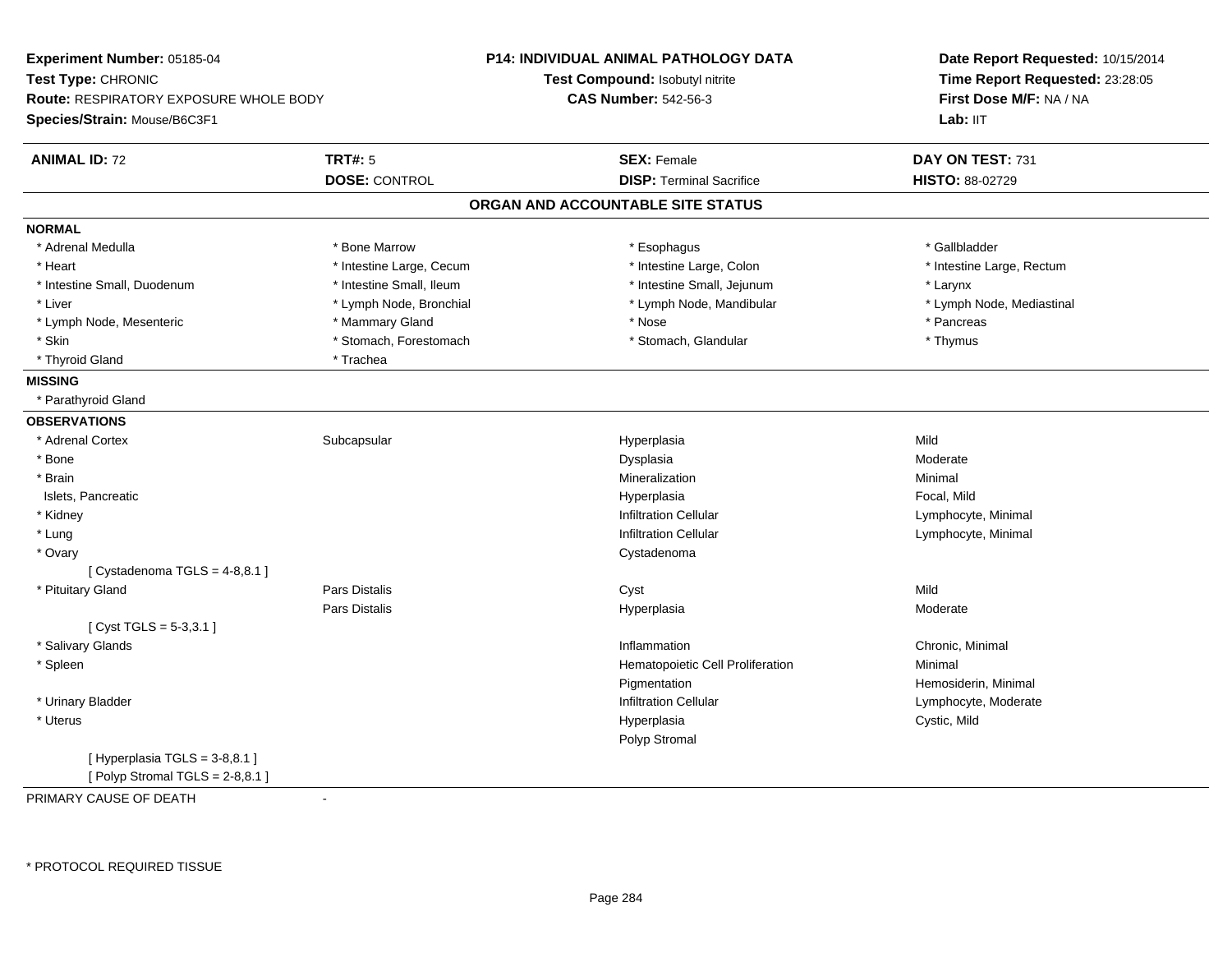**Experiment Number:** 05185-04
**Test Type:** CHRONIC
**Route:** RESPIRATORY EXPOSURE WHOLE BODY
**Species/Strain:** Mouse/B6C3F1

**P14: INDIVIDUAL ANIMAL PATHOLOGY DATA**
**Test Compound:** Isobutyl nitrite
**CAS Number:** 542-56-3

**Date Report Requested:** 10/15/2014
**Time Report Requested:** 23:28:05
**First Dose M/F:** NA / NA
**Lab:** IIT

| **ANIMAL ID:** 72 | **TRT#:** 5 | **SEX:** Female | **DAY ON TEST:** 731 |
|---|---|---|---|
| | **DOSE:** CONTROL | **DISP:** Terminal Sacrifice | **HISTO:** 88-02729 |

## ORGAN AND ACCOUNTABLE SITE STATUS

**NORMAL**

| | | | |
|---|---|---|---|
| * Adrenal Medulla | * Bone Marrow | * Esophagus | * Gallbladder |
| * Heart | * Intestine Large, Cecum | * Intestine Large, Colon | * Intestine Large, Rectum |
| * Intestine Small, Duodenum | * Intestine Small, Ileum | * Intestine Small, Jejunum | * Larynx |
| * Liver | * Lymph Node, Bronchial | * Lymph Node, Mandibular | * Lymph Node, Mediastinal |
| * Lymph Node, Mesenteric | * Mammary Gland | * Nose | * Pancreas |
| * Skin | * Stomach, Forestomach | * Stomach, Glandular | * Thymus |
| * Thyroid Gland | * Trachea | | |

**MISSING**

* Parathyroid Gland

**OBSERVATIONS**

| | | | |
|---|---|---|---|
| * Adrenal Cortex | Subcapsular | Hyperplasia | Mild |
| * Bone | | Dysplasia | Moderate |
| * Brain | | Mineralization | Minimal |
| Islets, Pancreatic | | Hyperplasia | Focal, Mild |
| * Kidney | | Infiltration Cellular | Lymphocyte, Minimal |
| * Lung | | Infiltration Cellular | Lymphocyte, Minimal |
| * Ovary | | Cystadenoma | |
| [ Cystadenoma TGLS = 4-8,8.1 ] | | | |
| * Pituitary Gland | Pars Distalis | Cyst | Mild |
| | Pars Distalis | Hyperplasia | Moderate |
| [ Cyst TGLS = 5-3,3.1 ] | | | |
| * Salivary Glands | | Inflammation | Chronic, Minimal |
| * Spleen | | Hematopoietic Cell Proliferation | Minimal |
| | | Pigmentation | Hemosiderin, Minimal |
| * Urinary Bladder | | Infiltration Cellular | Lymphocyte, Moderate |
| * Uterus | | Hyperplasia | Cystic, Mild |
| | | Polyp Stromal | |
| [ Hyperplasia TGLS = 3-8,8.1 ] | | | |
| [ Polyp Stromal TGLS = 2-8,8.1 ] | | | |

PRIMARY CAUSE OF DEATH -

* PROTOCOL REQUIRED TISSUE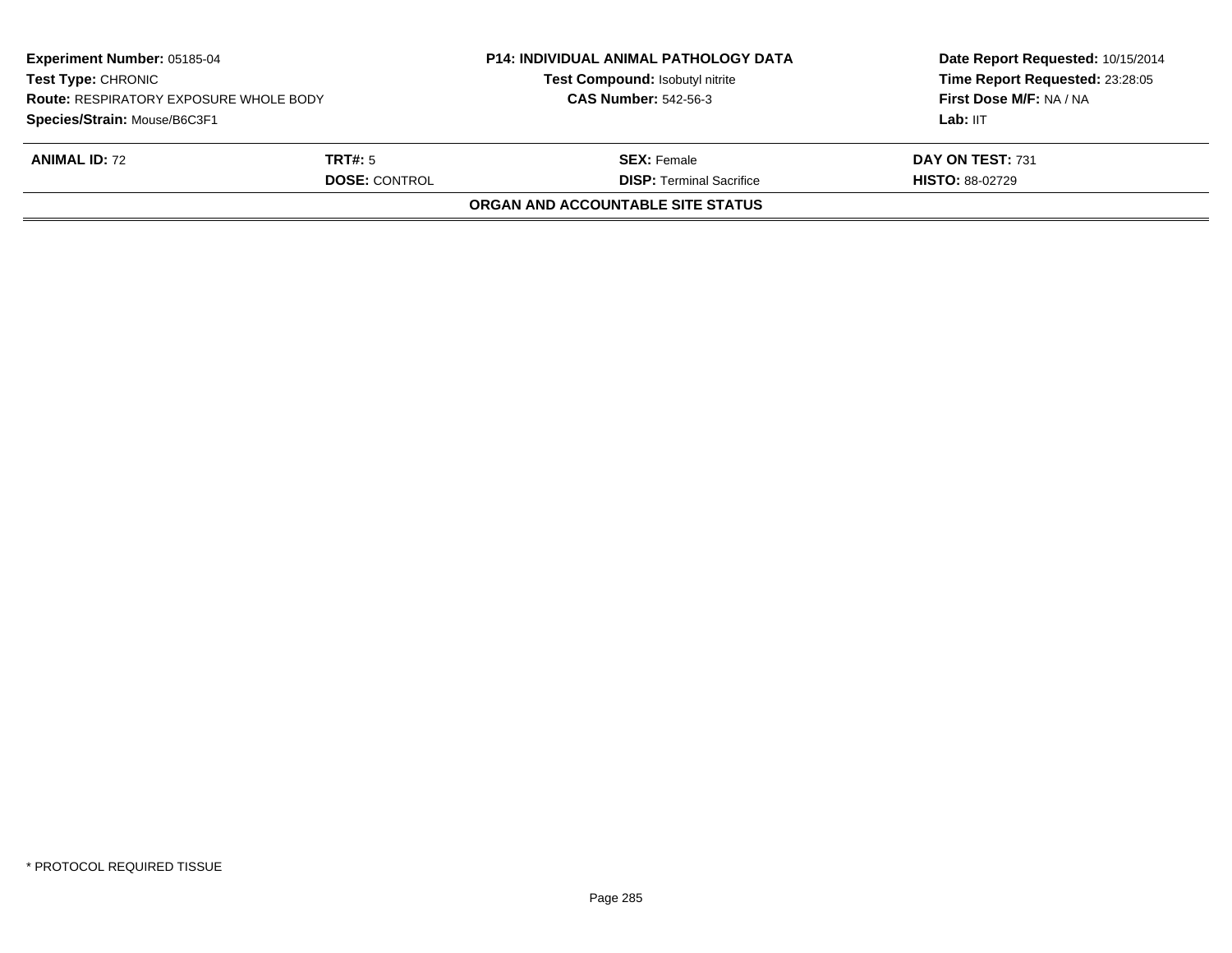| **Experiment Number:** 05185-04 | **P14: INDIVIDUAL ANIMAL PATHOLOGY DATA** | **Date Report Requested:** 10/15/2014 |
|---|---|---|
| **Test Type:** CHRONIC | **Test Compound:** Isobutyl nitrite | **Time Report Requested:** 23:28:05 |
| **Route:** RESPIRATORY EXPOSURE WHOLE BODY | **CAS Number:** 542-56-3 | **First Dose M/F:** NA / NA |
| **Species/Strain:** Mouse/B6C3F1 | | **Lab:** IIT |

| **ANIMAL ID:** 72 | **TRT#:** 5 | **SEX:** Female | **DAY ON TEST:** 731 |
|---|---|---|---|
| | **DOSE:** CONTROL | **DISP:** Terminal Sacrifice | **HISTO:** 88-02729 |

**ORGAN AND ACCOUNTABLE SITE STATUS**

* PROTOCOL REQUIRED TISSUE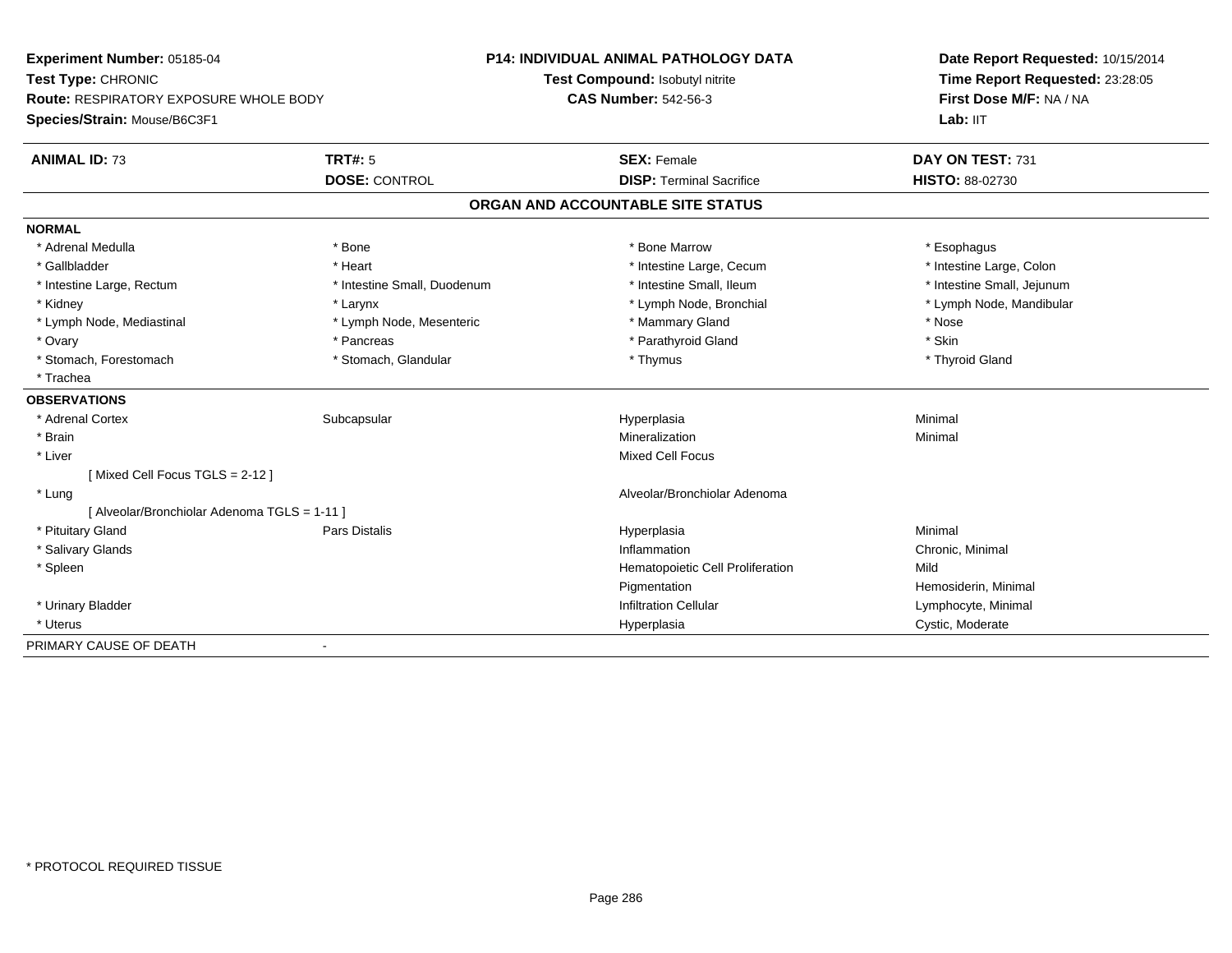**Experiment Number:** 05185-04
**Test Type:** CHRONIC
**Route:** RESPIRATORY EXPOSURE WHOLE BODY
**Species/Strain:** Mouse/B6C3F1

**P14: INDIVIDUAL ANIMAL PATHOLOGY DATA**
**Test Compound:** Isobutyl nitrite
**CAS Number:** 542-56-3

**Date Report Requested:** 10/15/2014
**Time Report Requested:** 23:28:05
**First Dose M/F:** NA / NA
**Lab:** IIT

| **ANIMAL ID:** 73 | **TRT#:** 5 | **SEX:** Female | **DAY ON TEST:** 731 |
|---|---|---|---|
| | **DOSE:** CONTROL | **DISP:** Terminal Sacrifice | **HISTO:** 88-02730 |

## ORGAN AND ACCOUNTABLE SITE STATUS

**NORMAL**

| | | | |
|---|---|---|---|
| * Adrenal Medulla | * Bone | * Bone Marrow | * Esophagus |
| * Gallbladder | * Heart | * Intestine Large, Cecum | * Intestine Large, Colon |
| * Intestine Large, Rectum | * Intestine Small, Duodenum | * Intestine Small, Ileum | * Intestine Small, Jejunum |
| * Kidney | * Larynx | * Lymph Node, Bronchial | * Lymph Node, Mandibular |
| * Lymph Node, Mediastinal | * Lymph Node, Mesenteric | * Mammary Gland | * Nose |
| * Ovary | * Pancreas | * Parathyroid Gland | * Skin |
| * Stomach, Forestomach | * Stomach, Glandular | * Thymus | * Thyroid Gland |
| * Trachea | | | |

**OBSERVATIONS**

| | | | |
|---|---|---|---|
| * Adrenal Cortex | Subcapsular | Hyperplasia | Minimal |
| * Brain | | Mineralization | Minimal |
| * Liver | | Mixed Cell Focus | |
| [ Mixed Cell Focus TGLS = 2-12 ] | | | |
| * Lung | | Alveolar/Bronchiolar Adenoma | |
| [ Alveolar/Bronchiolar Adenoma TGLS = 1-11 ] | | | |
| * Pituitary Gland | Pars Distalis | Hyperplasia | Minimal |
| * Salivary Glands | | Inflammation | Chronic, Minimal |
| * Spleen | | Hematopoietic Cell Proliferation | Mild |
| | | Pigmentation | Hemosiderin, Minimal |
| * Urinary Bladder | | Infiltration Cellular | Lymphocyte, Minimal |
| * Uterus | | Hyperplasia | Cystic, Moderate |

PRIMARY CAUSE OF DEATH -

\* PROTOCOL REQUIRED TISSUE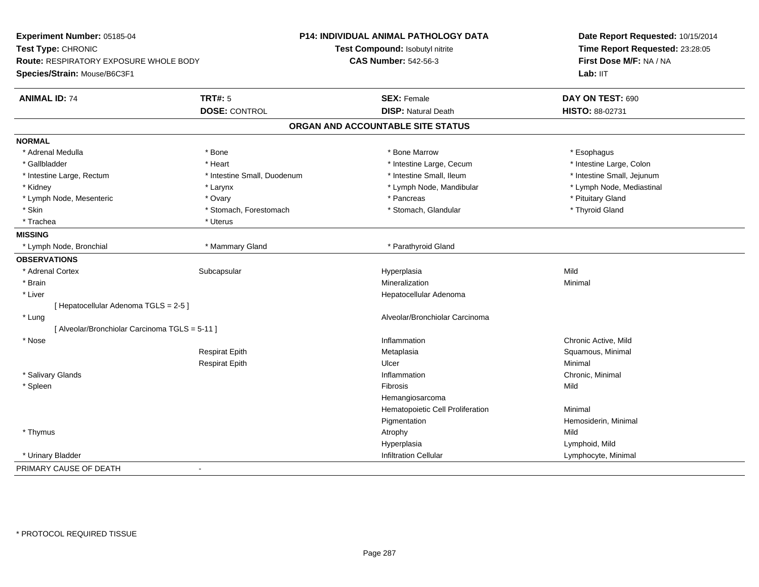**Experiment Number:** 05185-04
**Test Type:** CHRONIC
**Route:** RESPIRATORY EXPOSURE WHOLE BODY
**Species/Strain:** Mouse/B6C3F1

**P14: INDIVIDUAL ANIMAL PATHOLOGY DATA**
**Test Compound:** Isobutyl nitrite
**CAS Number:** 542-56-3

**Date Report Requested:** 10/15/2014
**Time Report Requested:** 23:28:05
**First Dose M/F:** NA / NA
**Lab:** IIT

| **ANIMAL ID:** 74 | **TRT#:** 5 | **SEX:** Female | **DAY ON TEST:** 690 |
|---|---|---|---|
| | **DOSE:** CONTROL | **DISP:** Natural Death | **HISTO:** 88-02731 |

## ORGAN AND ACCOUNTABLE SITE STATUS

**NORMAL**

| | | | |
|---|---|---|---|
| * Adrenal Medulla | * Bone | * Bone Marrow | * Esophagus |
| * Gallbladder | * Heart | * Intestine Large, Cecum | * Intestine Large, Colon |
| * Intestine Large, Rectum | * Intestine Small, Duodenum | * Intestine Small, Ileum | * Intestine Small, Jejunum |
| * Kidney | * Larynx | * Lymph Node, Mandibular | * Lymph Node, Mediastinal |
| * Lymph Node, Mesenteric | * Ovary | * Pancreas | * Pituitary Gland |
| * Skin | * Stomach, Forestomach | * Stomach, Glandular | * Thyroid Gland |
| * Trachea | * Uterus | | |

**MISSING**

| | | |
|---|---|---|
| * Lymph Node, Bronchial | * Mammary Gland | * Parathyroid Gland |

**OBSERVATIONS**

| Organ | Site | Observation | Qualifier |
|---|---|---|---|
| * Adrenal Cortex | Subcapsular | Hyperplasia | Mild |
| * Brain | | Mineralization | Minimal |
| * Liver | | Hepatocellular Adenoma | |
| [ Hepatocellular Adenoma TGLS = 2-5 ] | | | |
| * Lung | | Alveolar/Bronchiolar Carcinoma | |
| [ Alveolar/Bronchiolar Carcinoma TGLS = 5-11 ] | | | |
| * Nose | | Inflammation | Chronic Active, Mild |
| | Respirat Epith | Metaplasia | Squamous, Minimal |
| | Respirat Epith | Ulcer | Minimal |
| * Salivary Glands | | Inflammation | Chronic, Minimal |
| * Spleen | | Fibrosis | Mild |
| | | Hemangiosarcoma | |
| | | Hematopoietic Cell Proliferation | Minimal |
| | | Pigmentation | Hemosiderin, Minimal |
| * Thymus | | Atrophy | Mild |
| | | Hyperplasia | Lymphoid, Mild |
| * Urinary Bladder | | Infiltration Cellular | Lymphocyte, Minimal |

PRIMARY CAUSE OF DEATH -

* PROTOCOL REQUIRED TISSUE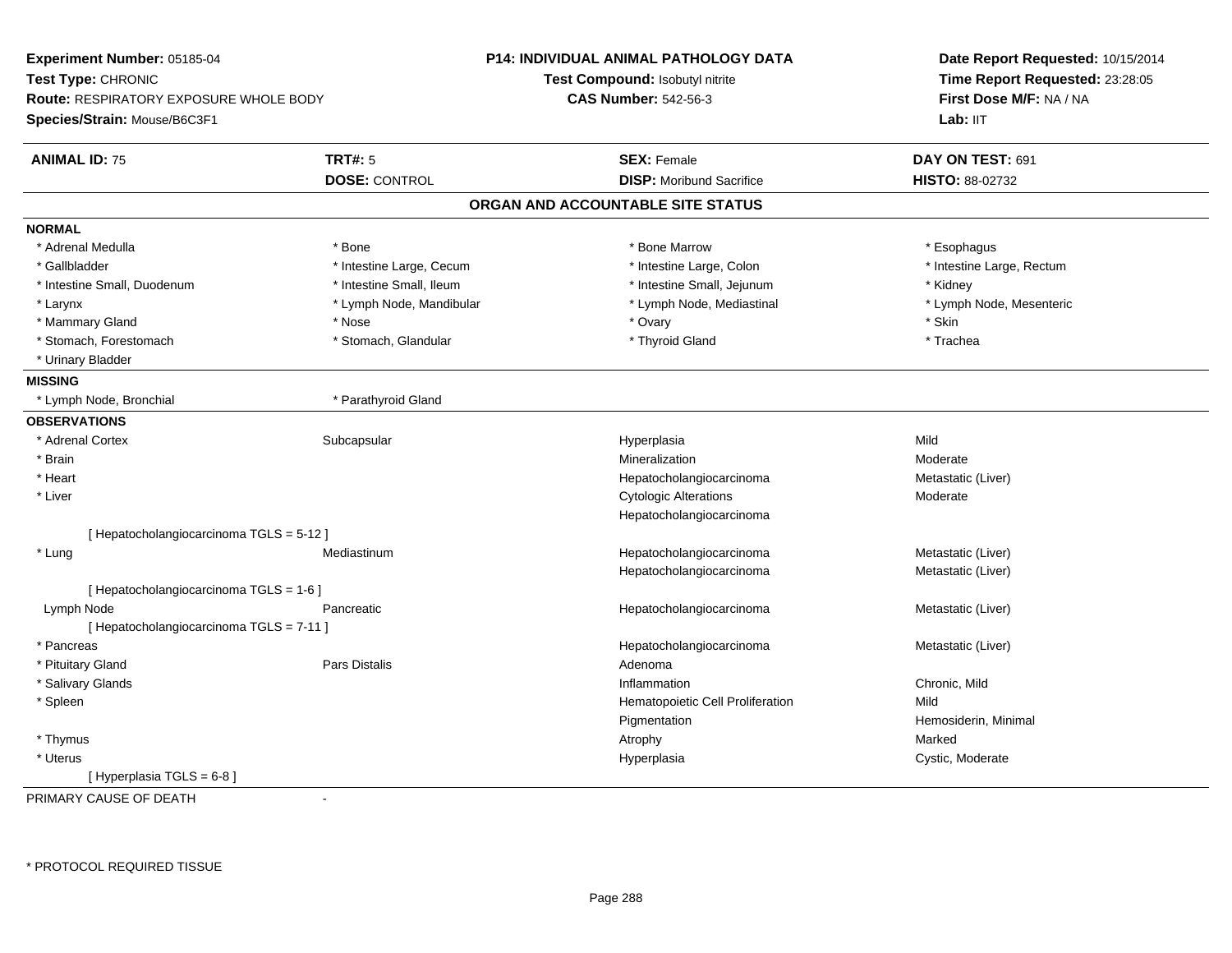**Experiment Number:** 05185-04
**Test Type:** CHRONIC
**Route:** RESPIRATORY EXPOSURE WHOLE BODY
**Species/Strain:** Mouse/B6C3F1

**P14: INDIVIDUAL ANIMAL PATHOLOGY DATA**
**Test Compound:** Isobutyl nitrite
**CAS Number:** 542-56-3

**Date Report Requested:** 10/15/2014
**Time Report Requested:** 23:28:05
**First Dose M/F:** NA / NA
**Lab:** IIT

| **ANIMAL ID:** 75 | **TRT#:** 5 | **SEX:** Female | **DAY ON TEST:** 691 |
|---|---|---|---|
| | **DOSE:** CONTROL | **DISP:** Moribund Sacrifice | **HISTO:** 88-02732 |

## ORGAN AND ACCOUNTABLE SITE STATUS

**NORMAL**

| | | | |
|---|---|---|---|
| * Adrenal Medulla | * Bone | * Bone Marrow | * Esophagus |
| * Gallbladder | * Intestine Large, Cecum | * Intestine Large, Colon | * Intestine Large, Rectum |
| * Intestine Small, Duodenum | * Intestine Small, Ileum | * Intestine Small, Jejunum | * Kidney |
| * Larynx | * Lymph Node, Mandibular | * Lymph Node, Mediastinal | * Lymph Node, Mesenteric |
| * Mammary Gland | * Nose | * Ovary | * Skin |
| * Stomach, Forestomach | * Stomach, Glandular | * Thyroid Gland | * Trachea |
| * Urinary Bladder | | | |

**MISSING**

| | |
|---|---|
| * Lymph Node, Bronchial | * Parathyroid Gland |

**OBSERVATIONS**

| | | | |
|---|---|---|---|
| * Adrenal Cortex | Subcapsular | Hyperplasia | Mild |
| * Brain | | Mineralization | Moderate |
| * Heart | | Hepatocholangiocarcinoma | Metastatic (Liver) |
| * Liver | | Cytologic Alterations | Moderate |
| | | Hepatocholangiocarcinoma | |
| [ Hepatocholangiocarcinoma TGLS = 5-12 ] | | | |
| * Lung | Mediastinum | Hepatocholangiocarcinoma | Metastatic (Liver) |
| | | Hepatocholangiocarcinoma | Metastatic (Liver) |
| [ Hepatocholangiocarcinoma TGLS = 1-6 ] | | | |
| Lymph Node | Pancreatic | Hepatocholangiocarcinoma | Metastatic (Liver) |
| [ Hepatocholangiocarcinoma TGLS = 7-11 ] | | | |
| * Pancreas | | Hepatocholangiocarcinoma | Metastatic (Liver) |
| * Pituitary Gland | Pars Distalis | Adenoma | |
| * Salivary Glands | | Inflammation | Chronic, Mild |
| * Spleen | | Hematopoietic Cell Proliferation | Mild |
| | | Pigmentation | Hemosiderin, Minimal |
| * Thymus | | Atrophy | Marked |
| * Uterus | | Hyperplasia | Cystic, Moderate |
| [ Hyperplasia TGLS = 6-8 ] | | | |

PRIMARY CAUSE OF DEATH -

* PROTOCOL REQUIRED TISSUE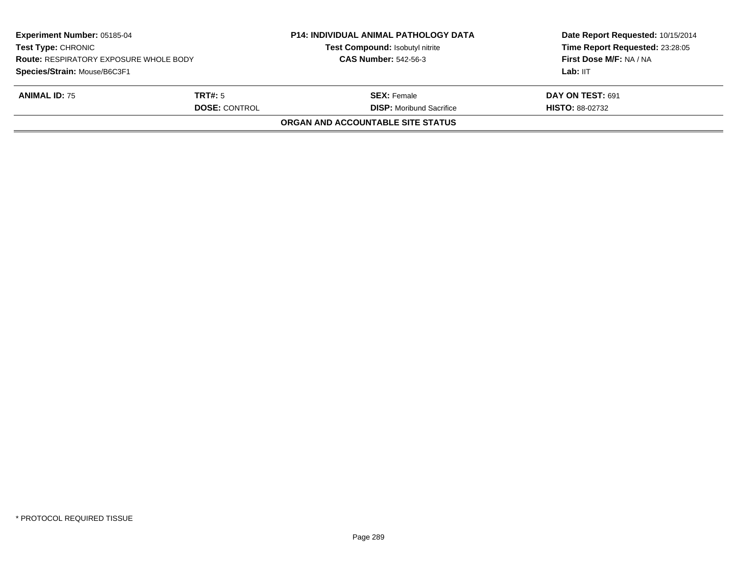**Experiment Number:** 05185-04
**Test Type:** CHRONIC
**Route:** RESPIRATORY EXPOSURE WHOLE BODY
**Species/Strain:** Mouse/B6C3F1

**P14: INDIVIDUAL ANIMAL PATHOLOGY DATA**
**Test Compound:** Isobutyl nitrite
**CAS Number:** 542-56-3

**Date Report Requested:** 10/15/2014
**Time Report Requested:** 23:28:05
**First Dose M/F:** NA / NA
**Lab:** IIT

| **ANIMAL ID:** 75 | **TRT#:** 5 | **SEX:** Female | **DAY ON TEST:** 691 |
|---|---|---|---|
| | **DOSE:** CONTROL | **DISP:** Moribund Sacrifice | **HISTO:** 88-02732 |

**ORGAN AND ACCOUNTABLE SITE STATUS**

* PROTOCOL REQUIRED TISSUE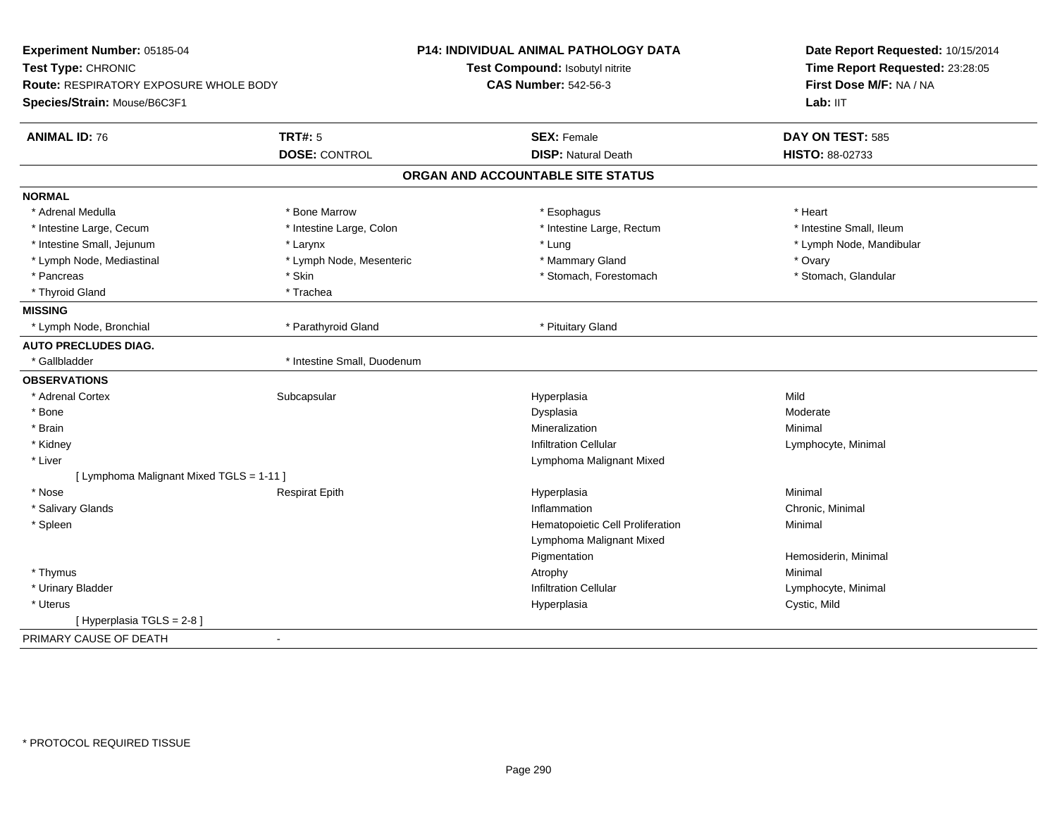**Experiment Number:** 05185-04
**Test Type:** CHRONIC
**Route:** RESPIRATORY EXPOSURE WHOLE BODY
**Species/Strain:** Mouse/B6C3F1

**P14: INDIVIDUAL ANIMAL PATHOLOGY DATA**
**Test Compound:** Isobutyl nitrite
**CAS Number:** 542-56-3

**Date Report Requested:** 10/15/2014
**Time Report Requested:** 23:28:05
**First Dose M/F:** NA / NA
**Lab:** IIT

| **ANIMAL ID:** 76 | **TRT#:** 5 | **SEX:** Female | **DAY ON TEST:** 585 |
|---|---|---|---|
| | **DOSE:** CONTROL | **DISP:** Natural Death | **HISTO:** 88-02733 |

## ORGAN AND ACCOUNTABLE SITE STATUS

| | | | |
|---|---|---|---|
| **NORMAL** | | | |
| * Adrenal Medulla | * Bone Marrow | * Esophagus | * Heart |
| * Intestine Large, Cecum | * Intestine Large, Colon | * Intestine Large, Rectum | * Intestine Small, Ileum |
| * Intestine Small, Jejunum | * Larynx | * Lung | * Lymph Node, Mandibular |
| * Lymph Node, Mediastinal | * Lymph Node, Mesenteric | * Mammary Gland | * Ovary |
| * Pancreas | * Skin | * Stomach, Forestomach | * Stomach, Glandular |
| * Thyroid Gland | * Trachea | | |
| **MISSING** | | | |
| * Lymph Node, Bronchial | * Parathyroid Gland | * Pituitary Gland | |
| **AUTO PRECLUDES DIAG.** | | | |
| * Gallbladder | * Intestine Small, Duodenum | | |
| **OBSERVATIONS** | | | |
| * Adrenal Cortex | Subcapsular | Hyperplasia | Mild |
| * Bone | | Dysplasia | Moderate |
| * Brain | | Mineralization | Minimal |
| * Kidney | | Infiltration Cellular | Lymphocyte, Minimal |
| * Liver | | Lymphoma Malignant Mixed | |
| [ Lymphoma Malignant Mixed TGLS = 1-11 ] | | | |
| * Nose | Respirat Epith | Hyperplasia | Minimal |
| * Salivary Glands | | Inflammation | Chronic, Minimal |
| * Spleen | | Hematopoietic Cell Proliferation | Minimal |
| | | Lymphoma Malignant Mixed | |
| | | Pigmentation | Hemosiderin, Minimal |
| * Thymus | | Atrophy | Minimal |
| * Urinary Bladder | | Infiltration Cellular | Lymphocyte, Minimal |
| * Uterus | | Hyperplasia | Cystic, Mild |
| [ Hyperplasia TGLS = 2-8 ] | | | |
| PRIMARY CAUSE OF DEATH | - | | |

\* PROTOCOL REQUIRED TISSUE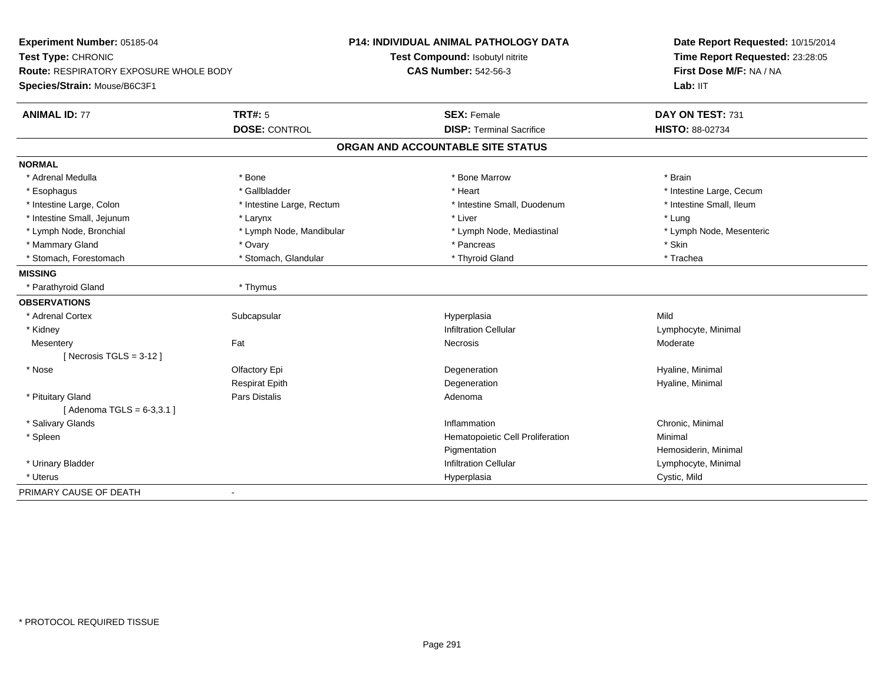**Experiment Number:** 05185-04
**Test Type:** CHRONIC
**Route:** RESPIRATORY EXPOSURE WHOLE BODY
**Species/Strain:** Mouse/B6C3F1

**P14: INDIVIDUAL ANIMAL PATHOLOGY DATA**
**Test Compound:** Isobutyl nitrite
**CAS Number:** 542-56-3

**Date Report Requested:** 10/15/2014
**Time Report Requested:** 23:28:05
**First Dose M/F:** NA / NA
**Lab:** IIT

| **ANIMAL ID:** 77 | **TRT#:** 5 | **SEX:** Female | **DAY ON TEST:** 731 |
|---|---|---|---|
| | **DOSE:** CONTROL | **DISP:** Terminal Sacrifice | **HISTO:** 88-02734 |

## ORGAN AND ACCOUNTABLE SITE STATUS

**NORMAL**

| | | | |
|---|---|---|---|
| * Adrenal Medulla | * Bone | * Bone Marrow | * Brain |
| * Esophagus | * Gallbladder | * Heart | * Intestine Large, Cecum |
| * Intestine Large, Colon | * Intestine Large, Rectum | * Intestine Small, Duodenum | * Intestine Small, Ileum |
| * Intestine Small, Jejunum | * Larynx | * Liver | * Lung |
| * Lymph Node, Bronchial | * Lymph Node, Mandibular | * Lymph Node, Mediastinal | * Lymph Node, Mesenteric |
| * Mammary Gland | * Ovary | * Pancreas | * Skin |
| * Stomach, Forestomach | * Stomach, Glandular | * Thyroid Gland | * Trachea |

**MISSING**

| | |
|---|---|
| * Parathyroid Gland | * Thymus |

**OBSERVATIONS**

| Organ | Site | Observation | Qualifier |
|---|---|---|---|
| * Adrenal Cortex | Subcapsular | Hyperplasia | Mild |
| * Kidney | | Infiltration Cellular | Lymphocyte, Minimal |
| Mesentery | Fat | Necrosis | Moderate |
| [ Necrosis TGLS = 3-12 ] | | | |
| * Nose | Olfactory Epi | Degeneration | Hyaline, Minimal |
| | Respirat Epith | Degeneration | Hyaline, Minimal |
| * Pituitary Gland | Pars Distalis | Adenoma | |
| [ Adenoma TGLS = 6-3,3.1 ] | | | |
| * Salivary Glands | | Inflammation | Chronic, Minimal |
| * Spleen | | Hematopoietic Cell Proliferation | Minimal |
| | | Pigmentation | Hemosiderin, Minimal |
| * Urinary Bladder | | Infiltration Cellular | Lymphocyte, Minimal |
| * Uterus | | Hyperplasia | Cystic, Mild |

PRIMARY CAUSE OF DEATH -

* PROTOCOL REQUIRED TISSUE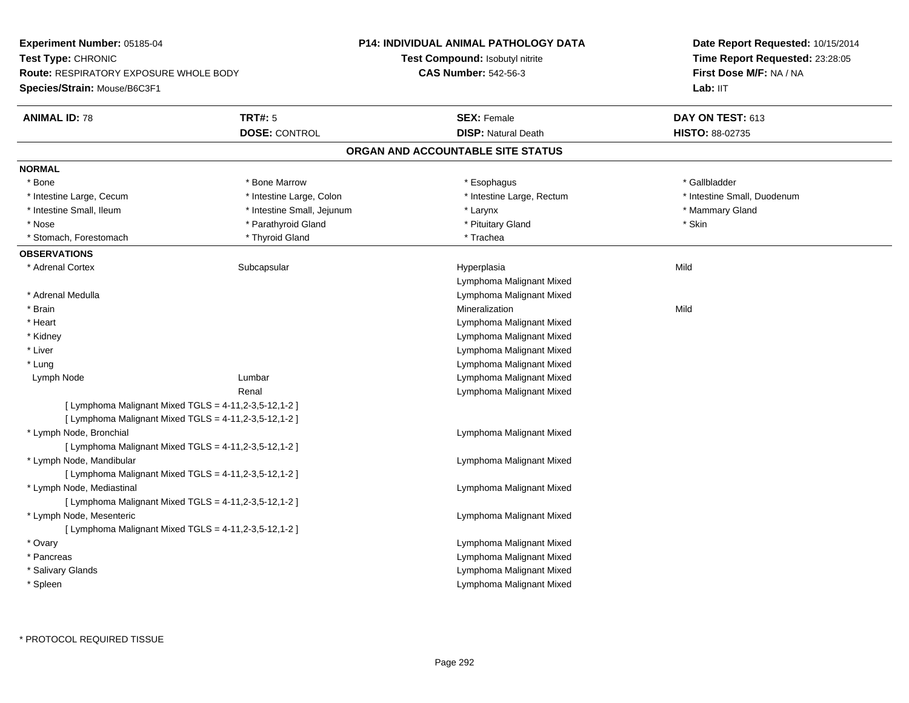**Experiment Number:** 05185-04
**Test Type:** CHRONIC
**Route:** RESPIRATORY EXPOSURE WHOLE BODY
**Species/Strain:** Mouse/B6C3F1

**P14: INDIVIDUAL ANIMAL PATHOLOGY DATA**
**Test Compound:** Isobutyl nitrite
**CAS Number:** 542-56-3

**Date Report Requested:** 10/15/2014
**Time Report Requested:** 23:28:05
**First Dose M/F:** NA / NA
**Lab:** IIT

| **ANIMAL ID:** 78 | **TRT#:** 5 | **SEX:** Female | **DAY ON TEST:** 613 |
|---|---|---|---|
| | **DOSE:** CONTROL | **DISP:** Natural Death | **HISTO:** 88-02735 |

## ORGAN AND ACCOUNTABLE SITE STATUS

**NORMAL**

| | | | |
|---|---|---|---|
| * Bone | * Bone Marrow | * Esophagus | * Gallbladder |
| * Intestine Large, Cecum | * Intestine Large, Colon | * Intestine Large, Rectum | * Intestine Small, Duodenum |
| * Intestine Small, Ileum | * Intestine Small, Jejunum | * Larynx | * Mammary Gland |
| * Nose | * Parathyroid Gland | * Pituitary Gland | * Skin |
| * Stomach, Forestomach | * Thyroid Gland | * Trachea | |

**OBSERVATIONS**

| | | | |
|---|---|---|---|
| * Adrenal Cortex | Subcapsular | Hyperplasia | Mild |
| | | Lymphoma Malignant Mixed | |
| * Adrenal Medulla | | Lymphoma Malignant Mixed | |
| * Brain | | Mineralization | Mild |
| * Heart | | Lymphoma Malignant Mixed | |
| * Kidney | | Lymphoma Malignant Mixed | |
| * Liver | | Lymphoma Malignant Mixed | |
| * Lung | | Lymphoma Malignant Mixed | |
| Lymph Node | Lumbar | Lymphoma Malignant Mixed | |
| | Renal | Lymphoma Malignant Mixed | |
| [ Lymphoma Malignant Mixed TGLS = 4-11,2-3,5-12,1-2 ] | | | |
| [ Lymphoma Malignant Mixed TGLS = 4-11,2-3,5-12,1-2 ] | | | |
| * Lymph Node, Bronchial | | Lymphoma Malignant Mixed | |
| [ Lymphoma Malignant Mixed TGLS = 4-11,2-3,5-12,1-2 ] | | | |
| * Lymph Node, Mandibular | | Lymphoma Malignant Mixed | |
| [ Lymphoma Malignant Mixed TGLS = 4-11,2-3,5-12,1-2 ] | | | |
| * Lymph Node, Mediastinal | | Lymphoma Malignant Mixed | |
| [ Lymphoma Malignant Mixed TGLS = 4-11,2-3,5-12,1-2 ] | | | |
| * Lymph Node, Mesenteric | | Lymphoma Malignant Mixed | |
| [ Lymphoma Malignant Mixed TGLS = 4-11,2-3,5-12,1-2 ] | | | |
| * Ovary | | Lymphoma Malignant Mixed | |
| * Pancreas | | Lymphoma Malignant Mixed | |
| * Salivary Glands | | Lymphoma Malignant Mixed | |
| * Spleen | | Lymphoma Malignant Mixed | |

* PROTOCOL REQUIRED TISSUE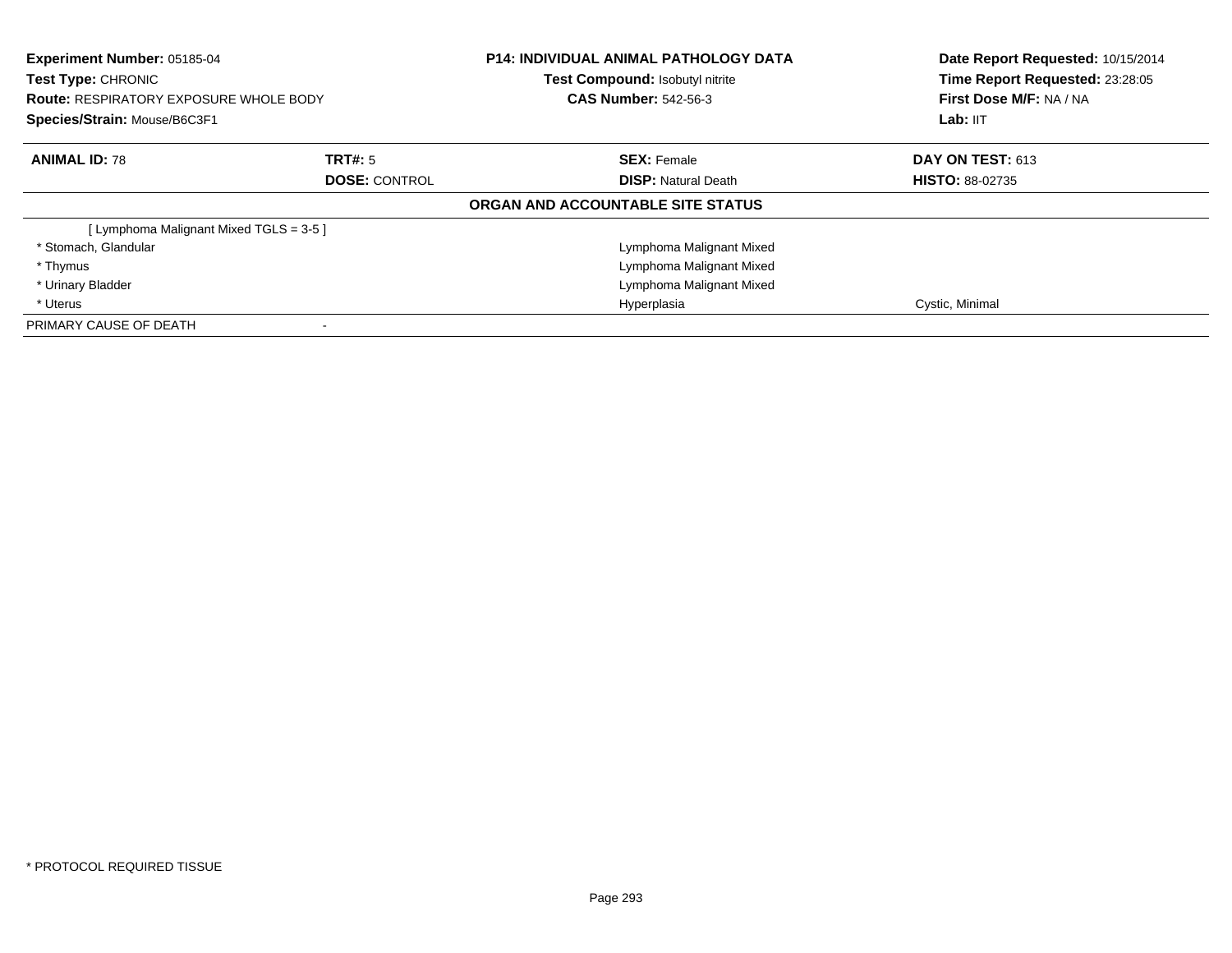**Experiment Number:** 05185-04
**Test Type:** CHRONIC
**Route:** RESPIRATORY EXPOSURE WHOLE BODY
**Species/Strain:** Mouse/B6C3F1

**P14: INDIVIDUAL ANIMAL PATHOLOGY DATA**
**Test Compound:** Isobutyl nitrite
**CAS Number:** 542-56-3

**Date Report Requested:** 10/15/2014
**Time Report Requested:** 23:28:05
**First Dose M/F:** NA / NA
**Lab:** IIT

| **ANIMAL ID:** 78 | **TRT#:** 5 | **SEX:** Female | **DAY ON TEST:** 613 |
|---|---|---|---|
| | **DOSE:** CONTROL | **DISP:** Natural Death | **HISTO:** 88-02735 |

**ORGAN AND ACCOUNTABLE SITE STATUS**

| | | |
|---|---|---|
| [ Lymphoma Malignant Mixed TGLS = 3-5 ] | | |
| * Stomach, Glandular | Lymphoma Malignant Mixed | |
| * Thymus | Lymphoma Malignant Mixed | |
| * Urinary Bladder | Lymphoma Malignant Mixed | |
| * Uterus | Hyperplasia | Cystic, Minimal |
| PRIMARY CAUSE OF DEATH | - | |

* PROTOCOL REQUIRED TISSUE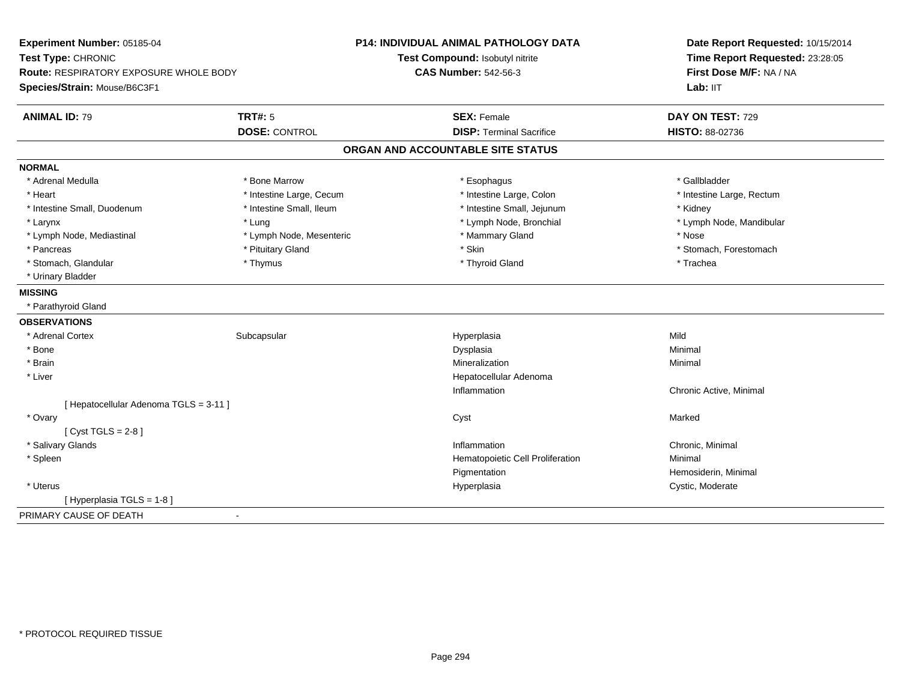**Experiment Number:** 05185-04
**Test Type:** CHRONIC
**Route:** RESPIRATORY EXPOSURE WHOLE BODY
**Species/Strain:** Mouse/B6C3F1

**P14: INDIVIDUAL ANIMAL PATHOLOGY DATA**
**Test Compound:** Isobutyl nitrite
**CAS Number:** 542-56-3

**Date Report Requested:** 10/15/2014
**Time Report Requested:** 23:28:05
**First Dose M/F:** NA / NA
**Lab:** IIT

| **ANIMAL ID:** 79 | **TRT#:** 5 | **SEX:** Female | **DAY ON TEST:** 729 |
|---|---|---|---|
| | **DOSE:** CONTROL | **DISP:** Terminal Sacrifice | **HISTO:** 88-02736 |

## ORGAN AND ACCOUNTABLE SITE STATUS

**NORMAL**

| | | | |
|---|---|---|---|
| * Adrenal Medulla | * Bone Marrow | * Esophagus | * Gallbladder |
| * Heart | * Intestine Large, Cecum | * Intestine Large, Colon | * Intestine Large, Rectum |
| * Intestine Small, Duodenum | * Intestine Small, Ileum | * Intestine Small, Jejunum | * Kidney |
| * Larynx | * Lung | * Lymph Node, Bronchial | * Lymph Node, Mandibular |
| * Lymph Node, Mediastinal | * Lymph Node, Mesenteric | * Mammary Gland | * Nose |
| * Pancreas | * Pituitary Gland | * Skin | * Stomach, Forestomach |
| * Stomach, Glandular | * Thymus | * Thyroid Gland | * Trachea |
| * Urinary Bladder | | | |

**MISSING**

* Parathyroid Gland

**OBSERVATIONS**

| | | | |
|---|---|---|---|
| * Adrenal Cortex | Subcapsular | Hyperplasia | Mild |
| * Bone | | Dysplasia | Minimal |
| * Brain | | Mineralization | Minimal |
| * Liver | | Hepatocellular Adenoma | |
| | | Inflammation | Chronic Active, Minimal |
| [ Hepatocellular Adenoma TGLS = 3-11 ] | | | |
| * Ovary | | Cyst | Marked |
| [ Cyst TGLS = 2-8 ] | | | |
| * Salivary Glands | | Inflammation | Chronic, Minimal |
| * Spleen | | Hematopoietic Cell Proliferation | Minimal |
| | | Pigmentation | Hemosiderin, Minimal |
| * Uterus | | Hyperplasia | Cystic, Moderate |
| [ Hyperplasia TGLS = 1-8 ] | | | |

PRIMARY CAUSE OF DEATH -

* PROTOCOL REQUIRED TISSUE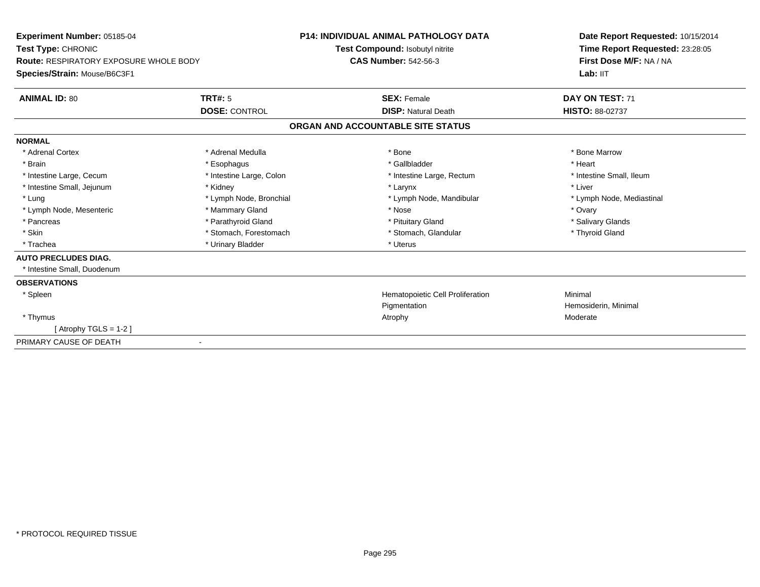**Experiment Number:** 05185-04
**Test Type:** CHRONIC
**Route:** RESPIRATORY EXPOSURE WHOLE BODY
**Species/Strain:** Mouse/B6C3F1

**P14: INDIVIDUAL ANIMAL PATHOLOGY DATA**
**Test Compound:** Isobutyl nitrite
**CAS Number:** 542-56-3

**Date Report Requested:** 10/15/2014
**Time Report Requested:** 23:28:05
**First Dose M/F:** NA / NA
**Lab:** IIT

| **ANIMAL ID:** 80 | **TRT#:** 5 | **SEX:** Female | **DAY ON TEST:** 71 |
|---|---|---|---|
| | **DOSE:** CONTROL | **DISP:** Natural Death | **HISTO:** 88-02737 |

## ORGAN AND ACCOUNTABLE SITE STATUS

**NORMAL**

| | | | |
|---|---|---|---|
| * Adrenal Cortex | * Adrenal Medulla | * Bone | * Bone Marrow |
| * Brain | * Esophagus | * Gallbladder | * Heart |
| * Intestine Large, Cecum | * Intestine Large, Colon | * Intestine Large, Rectum | * Intestine Small, Ileum |
| * Intestine Small, Jejunum | * Kidney | * Larynx | * Liver |
| * Lung | * Lymph Node, Bronchial | * Lymph Node, Mandibular | * Lymph Node, Mediastinal |
| * Lymph Node, Mesenteric | * Mammary Gland | * Nose | * Ovary |
| * Pancreas | * Parathyroid Gland | * Pituitary Gland | * Salivary Glands |
| * Skin | * Stomach, Forestomach | * Stomach, Glandular | * Thyroid Gland |
| * Trachea | * Urinary Bladder | * Uterus | |

**AUTO PRECLUDES DIAG.**

* Intestine Small, Duodenum

**OBSERVATIONS**

| | | | |
|---|---|---|---|
| * Spleen | | Hematopoietic Cell Proliferation | Minimal |
| | | Pigmentation | Hemosiderin, Minimal |
| * Thymus | | Atrophy | Moderate |
| [ Atrophy TGLS = 1-2 ] | | | |

PRIMARY CAUSE OF DEATH -

* PROTOCOL REQUIRED TISSUE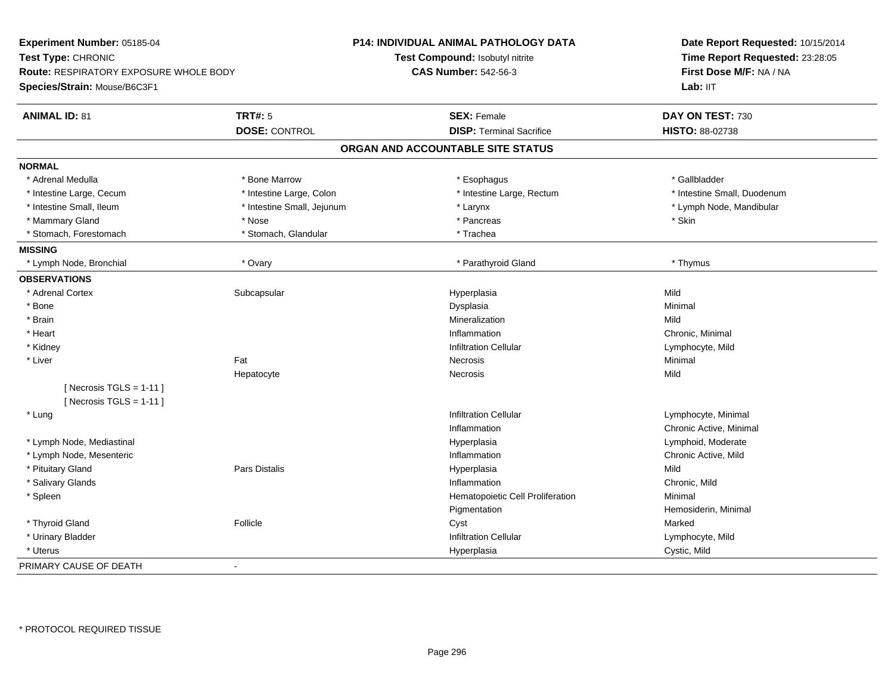**Experiment Number:** 05185-04
**Test Type:** CHRONIC
**Route:** RESPIRATORY EXPOSURE WHOLE BODY
**Species/Strain:** Mouse/B6C3F1

**P14: INDIVIDUAL ANIMAL PATHOLOGY DATA**
**Test Compound:** Isobutyl nitrite
**CAS Number:** 542-56-3

**Date Report Requested:** 10/15/2014
**Time Report Requested:** 23:28:05
**First Dose M/F:** NA / NA
**Lab:** IIT

| **ANIMAL ID:** 81 | **TRT#:** 5 | **SEX:** Female | **DAY ON TEST:** 730 |
|---|---|---|---|
| | **DOSE:** CONTROL | **DISP:** Terminal Sacrifice | **HISTO:** 88-02738 |

## ORGAN AND ACCOUNTABLE SITE STATUS

**NORMAL**

| | | | |
|---|---|---|---|
| * Adrenal Medulla | * Bone Marrow | * Esophagus | * Gallbladder |
| * Intestine Large, Cecum | * Intestine Large, Colon | * Intestine Large, Rectum | * Intestine Small, Duodenum |
| * Intestine Small, Ileum | * Intestine Small, Jejunum | * Larynx | * Lymph Node, Mandibular |
| * Mammary Gland | * Nose | * Pancreas | * Skin |
| * Stomach, Forestomach | * Stomach, Glandular | * Trachea | |

**MISSING**

| | | | |
|---|---|---|---|
| * Lymph Node, Bronchial | * Ovary | * Parathyroid Gland | * Thymus |

**OBSERVATIONS**

| | | | |
|---|---|---|---|
| * Adrenal Cortex | Subcapsular | Hyperplasia | Mild |
| * Bone | | Dysplasia | Minimal |
| * Brain | | Mineralization | Mild |
| * Heart | | Inflammation | Chronic, Minimal |
| * Kidney | | Infiltration Cellular | Lymphocyte, Mild |
| * Liver | Fat | Necrosis | Minimal |
| | Hepatocyte | Necrosis | Mild |
| [ Necrosis TGLS = 1-11 ] | | | |
| [ Necrosis TGLS = 1-11 ] | | | |
| * Lung | | Infiltration Cellular | Lymphocyte, Minimal |
| | | Inflammation | Chronic Active, Minimal |
| * Lymph Node, Mediastinal | | Hyperplasia | Lymphoid, Moderate |
| * Lymph Node, Mesenteric | | Inflammation | Chronic Active, Mild |
| * Pituitary Gland | Pars Distalis | Hyperplasia | Mild |
| * Salivary Glands | | Inflammation | Chronic, Mild |
| * Spleen | | Hematopoietic Cell Proliferation | Minimal |
| | | Pigmentation | Hemosiderin, Minimal |
| * Thyroid Gland | Follicle | Cyst | Marked |
| * Urinary Bladder | | Infiltration Cellular | Lymphocyte, Mild |
| * Uterus | | Hyperplasia | Cystic, Mild |

PRIMARY CAUSE OF DEATH -

* PROTOCOL REQUIRED TISSUE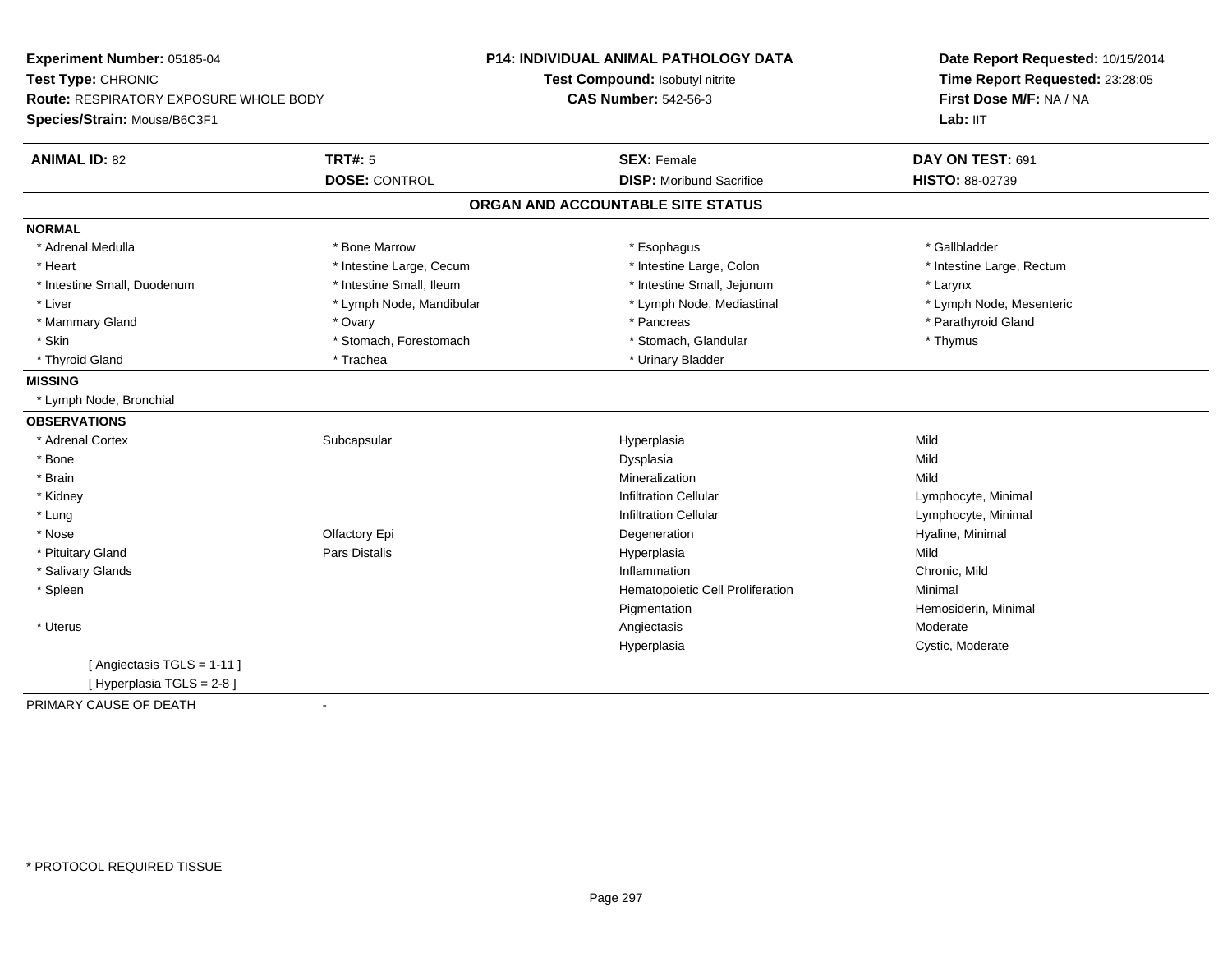**Experiment Number:** 05185-04
**Test Type:** CHRONIC
**Route:** RESPIRATORY EXPOSURE WHOLE BODY
**Species/Strain:** Mouse/B6C3F1

**P14: INDIVIDUAL ANIMAL PATHOLOGY DATA**
**Test Compound:** Isobutyl nitrite
**CAS Number:** 542-56-3

**Date Report Requested:** 10/15/2014
**Time Report Requested:** 23:28:05
**First Dose M/F:** NA / NA
**Lab:** IIT

| **ANIMAL ID:** 82 | **TRT#:** 5 | **SEX:** Female | **DAY ON TEST:** 691 |
|---|---|---|---|
| | **DOSE:** CONTROL | **DISP:** Moribund Sacrifice | **HISTO:** 88-02739 |

## ORGAN AND ACCOUNTABLE SITE STATUS

**NORMAL**

| | | | |
|---|---|---|---|
| * Adrenal Medulla | * Bone Marrow | * Esophagus | * Gallbladder |
| * Heart | * Intestine Large, Cecum | * Intestine Large, Colon | * Intestine Large, Rectum |
| * Intestine Small, Duodenum | * Intestine Small, Ileum | * Intestine Small, Jejunum | * Larynx |
| * Liver | * Lymph Node, Mandibular | * Lymph Node, Mediastinal | * Lymph Node, Mesenteric |
| * Mammary Gland | * Ovary | * Pancreas | * Parathyroid Gland |
| * Skin | * Stomach, Forestomach | * Stomach, Glandular | * Thymus |
| * Thyroid Gland | * Trachea | * Urinary Bladder | |

**MISSING**

* Lymph Node, Bronchial

**OBSERVATIONS**

| | | | |
|---|---|---|---|
| * Adrenal Cortex | Subcapsular | Hyperplasia | Mild |
| * Bone | | Dysplasia | Mild |
| * Brain | | Mineralization | Mild |
| * Kidney | | Infiltration Cellular | Lymphocyte, Minimal |
| * Lung | | Infiltration Cellular | Lymphocyte, Minimal |
| * Nose | Olfactory Epi | Degeneration | Hyaline, Minimal |
| * Pituitary Gland | Pars Distalis | Hyperplasia | Mild |
| * Salivary Glands | | Inflammation | Chronic, Mild |
| * Spleen | | Hematopoietic Cell Proliferation | Minimal |
| | | Pigmentation | Hemosiderin, Minimal |
| * Uterus | | Angiectasis | Moderate |
| | | Hyperplasia | Cystic, Moderate |

[ Angiectasis TGLS = 1-11 ]
[ Hyperplasia TGLS = 2-8 ]

PRIMARY CAUSE OF DEATH -

* PROTOCOL REQUIRED TISSUE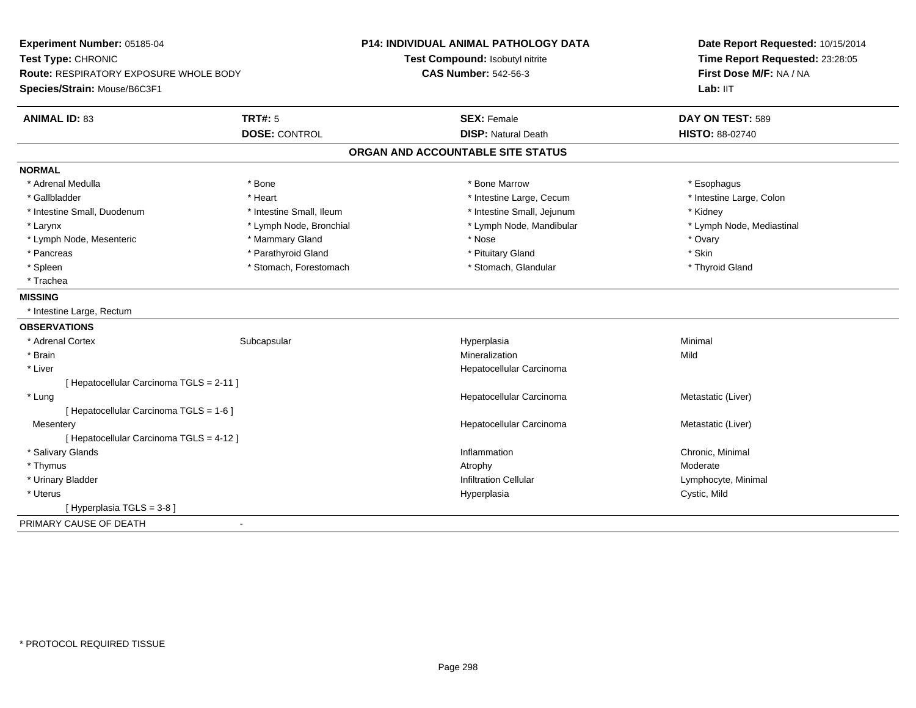**Experiment Number:** 05185-04
**Test Type:** CHRONIC
**Route:** RESPIRATORY EXPOSURE WHOLE BODY
**Species/Strain:** Mouse/B6C3F1

**P14: INDIVIDUAL ANIMAL PATHOLOGY DATA**
**Test Compound:** Isobutyl nitrite
**CAS Number:** 542-56-3

**Date Report Requested:** 10/15/2014
**Time Report Requested:** 23:28:05
**First Dose M/F:** NA / NA
**Lab:** IIT

| **ANIMAL ID:** 83 | **TRT#:** 5 | **SEX:** Female | **DAY ON TEST:** 589 |
|---|---|---|---|
| | **DOSE:** CONTROL | **DISP:** Natural Death | **HISTO:** 88-02740 |

## ORGAN AND ACCOUNTABLE SITE STATUS

**NORMAL**

| | | | |
|---|---|---|---|
| * Adrenal Medulla | * Bone | * Bone Marrow | * Esophagus |
| * Gallbladder | * Heart | * Intestine Large, Cecum | * Intestine Large, Colon |
| * Intestine Small, Duodenum | * Intestine Small, Ileum | * Intestine Small, Jejunum | * Kidney |
| * Larynx | * Lymph Node, Bronchial | * Lymph Node, Mandibular | * Lymph Node, Mediastinal |
| * Lymph Node, Mesenteric | * Mammary Gland | * Nose | * Ovary |
| * Pancreas | * Parathyroid Gland | * Pituitary Gland | * Skin |
| * Spleen | * Stomach, Forestomach | * Stomach, Glandular | * Thyroid Gland |
| * Trachea | | | |

**MISSING**

* Intestine Large, Rectum

**OBSERVATIONS**

| | | | |
|---|---|---|---|
| * Adrenal Cortex | Subcapsular | Hyperplasia | Minimal |
| * Brain | | Mineralization | Mild |
| * Liver | | Hepatocellular Carcinoma | |
| [ Hepatocellular Carcinoma TGLS = 2-11 ] | | | |
| * Lung | | Hepatocellular Carcinoma | Metastatic (Liver) |
| [ Hepatocellular Carcinoma TGLS = 1-6 ] | | | |
| Mesentery | | Hepatocellular Carcinoma | Metastatic (Liver) |
| [ Hepatocellular Carcinoma TGLS = 4-12 ] | | | |
| * Salivary Glands | | Inflammation | Chronic, Minimal |
| * Thymus | | Atrophy | Moderate |
| * Urinary Bladder | | Infiltration Cellular | Lymphocyte, Minimal |
| * Uterus | | Hyperplasia | Cystic, Mild |
| [ Hyperplasia TGLS = 3-8 ] | | | |

PRIMARY CAUSE OF DEATH -

* PROTOCOL REQUIRED TISSUE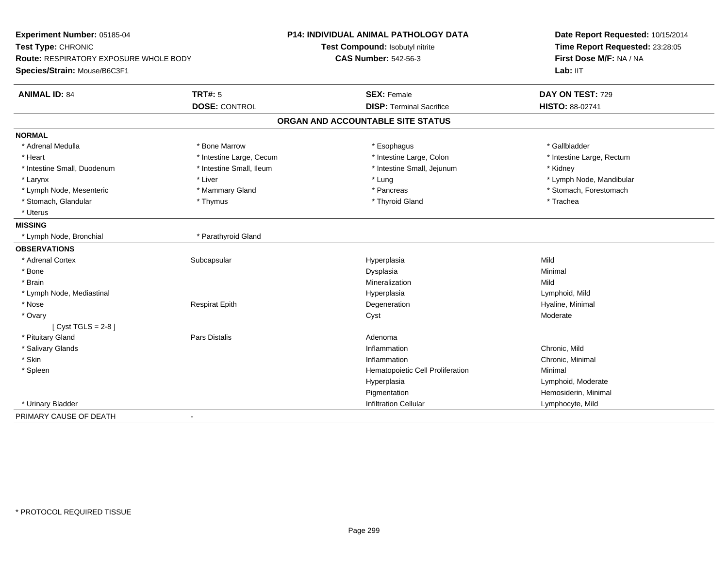**Experiment Number:** 05185-04
**Test Type:** CHRONIC
**Route:** RESPIRATORY EXPOSURE WHOLE BODY
**Species/Strain:** Mouse/B6C3F1

**P14: INDIVIDUAL ANIMAL PATHOLOGY DATA**
**Test Compound:** Isobutyl nitrite
**CAS Number:** 542-56-3

**Date Report Requested:** 10/15/2014
**Time Report Requested:** 23:28:05
**First Dose M/F:** NA / NA
**Lab:** IIT

| **ANIMAL ID:** 84 | **TRT#:** 5 | **SEX:** Female | **DAY ON TEST:** 729 |
|---|---|---|---|
| | **DOSE:** CONTROL | **DISP:** Terminal Sacrifice | **HISTO:** 88-02741 |

## ORGAN AND ACCOUNTABLE SITE STATUS

**NORMAL**

| | | | |
|---|---|---|---|
| * Adrenal Medulla | * Bone Marrow | * Esophagus | * Gallbladder |
| * Heart | * Intestine Large, Cecum | * Intestine Large, Colon | * Intestine Large, Rectum |
| * Intestine Small, Duodenum | * Intestine Small, Ileum | * Intestine Small, Jejunum | * Kidney |
| * Larynx | * Liver | * Lung | * Lymph Node, Mandibular |
| * Lymph Node, Mesenteric | * Mammary Gland | * Pancreas | * Stomach, Forestomach |
| * Stomach, Glandular | * Thymus | * Thyroid Gland | * Trachea |
| * Uterus | | | |

**MISSING**

| | |
|---|---|
| * Lymph Node, Bronchial | * Parathyroid Gland |

**OBSERVATIONS**

| | | | |
|---|---|---|---|
| * Adrenal Cortex | Subcapsular | Hyperplasia | Mild |
| * Bone | | Dysplasia | Minimal |
| * Brain | | Mineralization | Mild |
| * Lymph Node, Mediastinal | | Hyperplasia | Lymphoid, Mild |
| * Nose | Respirat Epith | Degeneration | Hyaline, Minimal |
| * Ovary | | Cyst | Moderate |
| [ Cyst TGLS = 2-8 ] | | | |
| * Pituitary Gland | Pars Distalis | Adenoma | |
| * Salivary Glands | | Inflammation | Chronic, Mild |
| * Skin | | Inflammation | Chronic, Minimal |
| * Spleen | | Hematopoietic Cell Proliferation | Minimal |
| | | Hyperplasia | Lymphoid, Moderate |
| | | Pigmentation | Hemosiderin, Minimal |
| * Urinary Bladder | | Infiltration Cellular | Lymphocyte, Mild |

PRIMARY CAUSE OF DEATH -

* PROTOCOL REQUIRED TISSUE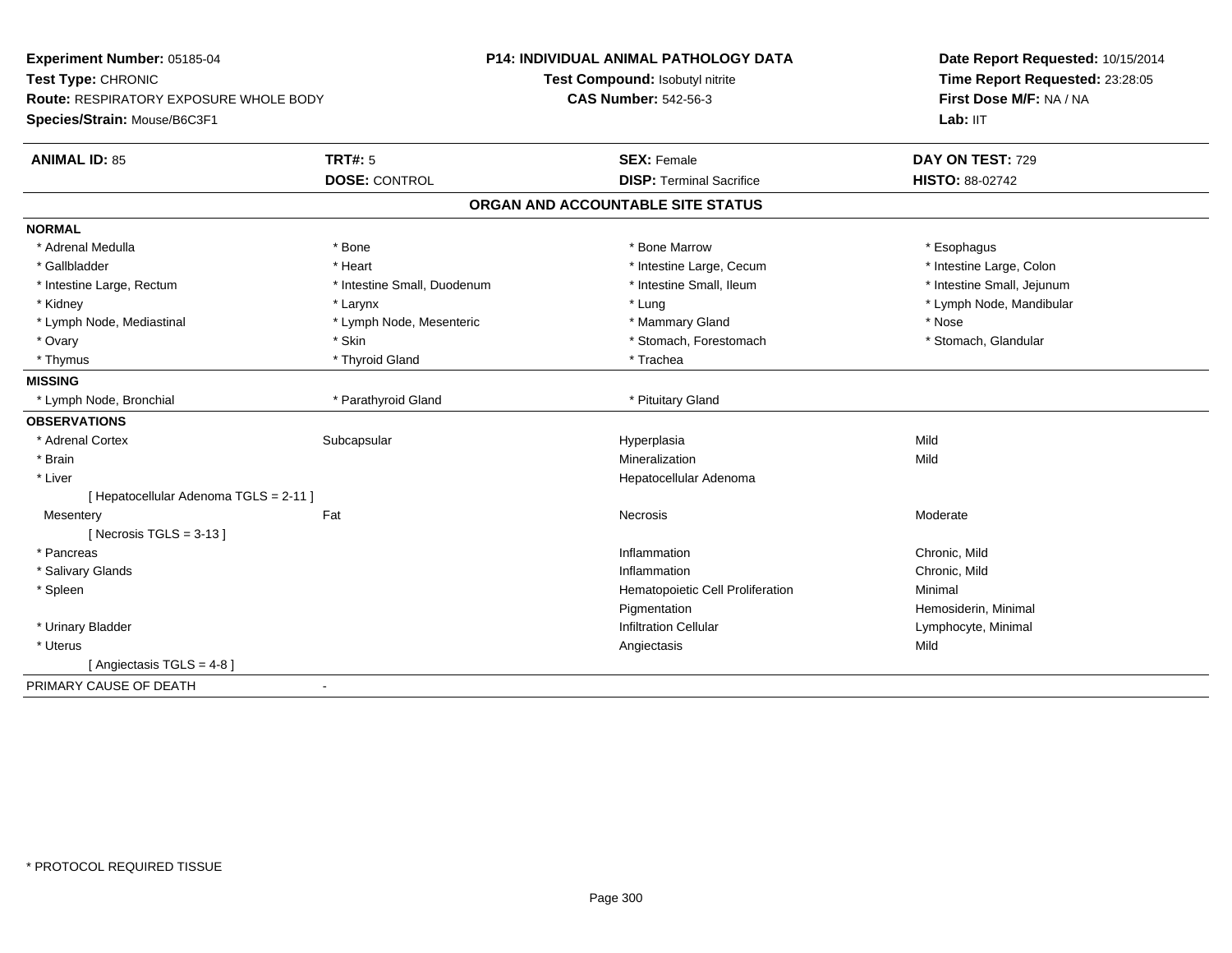**Experiment Number:** 05185-04
**Test Type:** CHRONIC
**Route:** RESPIRATORY EXPOSURE WHOLE BODY
**Species/Strain:** Mouse/B6C3F1

**P14: INDIVIDUAL ANIMAL PATHOLOGY DATA**
**Test Compound:** Isobutyl nitrite
**CAS Number:** 542-56-3

**Date Report Requested:** 10/15/2014
**Time Report Requested:** 23:28:05
**First Dose M/F:** NA / NA
**Lab:** IIT

| **ANIMAL ID:** 85 | **TRT#:** 5 | **SEX:** Female | **DAY ON TEST:** 729 |
|---|---|---|---|
| | **DOSE:** CONTROL | **DISP:** Terminal Sacrifice | **HISTO:** 88-02742 |

## ORGAN AND ACCOUNTABLE SITE STATUS

| | | | |
|---|---|---|---|
| **NORMAL** | | | |
| * Adrenal Medulla | * Bone | * Bone Marrow | * Esophagus |
| * Gallbladder | * Heart | * Intestine Large, Cecum | * Intestine Large, Colon |
| * Intestine Large, Rectum | * Intestine Small, Duodenum | * Intestine Small, Ileum | * Intestine Small, Jejunum |
| * Kidney | * Larynx | * Lung | * Lymph Node, Mandibular |
| * Lymph Node, Mediastinal | * Lymph Node, Mesenteric | * Mammary Gland | * Nose |
| * Ovary | * Skin | * Stomach, Forestomach | * Stomach, Glandular |
| * Thymus | * Thyroid Gland | * Trachea | |
| **MISSING** | | | |
| * Lymph Node, Bronchial | * Parathyroid Gland | * Pituitary Gland | |
| **OBSERVATIONS** | | | |
| * Adrenal Cortex | Subcapsular | Hyperplasia | Mild |
| * Brain | | Mineralization | Mild |
| * Liver | | Hepatocellular Adenoma | |
| [ Hepatocellular Adenoma TGLS = 2-11 ] | | | |
| Mesentery | Fat | Necrosis | Moderate |
| [ Necrosis TGLS = 3-13 ] | | | |
| * Pancreas | | Inflammation | Chronic, Mild |
| * Salivary Glands | | Inflammation | Chronic, Mild |
| * Spleen | | Hematopoietic Cell Proliferation | Minimal |
| | | Pigmentation | Hemosiderin, Minimal |
| * Urinary Bladder | | Infiltration Cellular | Lymphocyte, Minimal |
| * Uterus | | Angiectasis | Mild |
| [ Angiectasis TGLS = 4-8 ] | | | |
| PRIMARY CAUSE OF DEATH | - | | |

* PROTOCOL REQUIRED TISSUE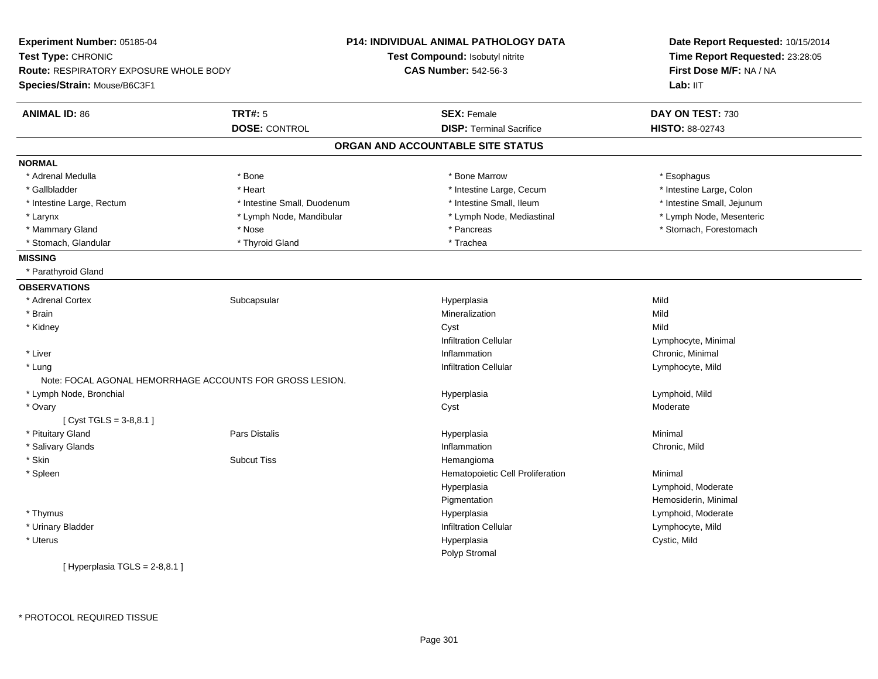**Experiment Number:** 05185-04
**Test Type:** CHRONIC
**Route:** RESPIRATORY EXPOSURE WHOLE BODY
**Species/Strain:** Mouse/B6C3F1

**P14: INDIVIDUAL ANIMAL PATHOLOGY DATA**
**Test Compound:** Isobutyl nitrite
**CAS Number:** 542-56-3

**Date Report Requested:** 10/15/2014
**Time Report Requested:** 23:28:05
**First Dose M/F:** NA / NA
**Lab:** IIT

| **ANIMAL ID:** 86 | **TRT#:** 5 | **SEX:** Female | **DAY ON TEST:** 730 |
|---|---|---|---|
| | **DOSE:** CONTROL | **DISP:** Terminal Sacrifice | **HISTO:** 88-02743 |

## ORGAN AND ACCOUNTABLE SITE STATUS

**NORMAL**

| | | | |
|---|---|---|---|
| * Adrenal Medulla | * Bone | * Bone Marrow | * Esophagus |
| * Gallbladder | * Heart | * Intestine Large, Cecum | * Intestine Large, Colon |
| * Intestine Large, Rectum | * Intestine Small, Duodenum | * Intestine Small, Ileum | * Intestine Small, Jejunum |
| * Larynx | * Lymph Node, Mandibular | * Lymph Node, Mediastinal | * Lymph Node, Mesenteric |
| * Mammary Gland | * Nose | * Pancreas | * Stomach, Forestomach |
| * Stomach, Glandular | * Thyroid Gland | * Trachea | |

**MISSING**

* Parathyroid Gland

**OBSERVATIONS**

| | | | |
|---|---|---|---|
| * Adrenal Cortex | Subcapsular | Hyperplasia | Mild |
| * Brain | | Mineralization | Mild |
| * Kidney | | Cyst | Mild |
| | | Infiltration Cellular | Lymphocyte, Minimal |
| * Liver | | Inflammation | Chronic, Minimal |
| * Lung | | Infiltration Cellular | Lymphocyte, Mild |
| Note: FOCAL AGONAL HEMORRHAGE ACCOUNTS FOR GROSS LESION. | | | |
| * Lymph Node, Bronchial | | Hyperplasia | Lymphoid, Mild |
| * Ovary | | Cyst | Moderate |
| [ Cyst TGLS = 3-8,8.1 ] | | | |
| * Pituitary Gland | Pars Distalis | Hyperplasia | Minimal |
| * Salivary Glands | | Inflammation | Chronic, Mild |
| * Skin | Subcut Tiss | Hemangioma | |
| * Spleen | | Hematopoietic Cell Proliferation | Minimal |
| | | Hyperplasia | Lymphoid, Moderate |
| | | Pigmentation | Hemosiderin, Minimal |
| * Thymus | | Hyperplasia | Lymphoid, Moderate |
| * Urinary Bladder | | Infiltration Cellular | Lymphocyte, Mild |
| * Uterus | | Hyperplasia | Cystic, Mild |
| | | Polyp Stromal | |
| [ Hyperplasia TGLS = 2-8,8.1 ] | | | |

* PROTOCOL REQUIRED TISSUE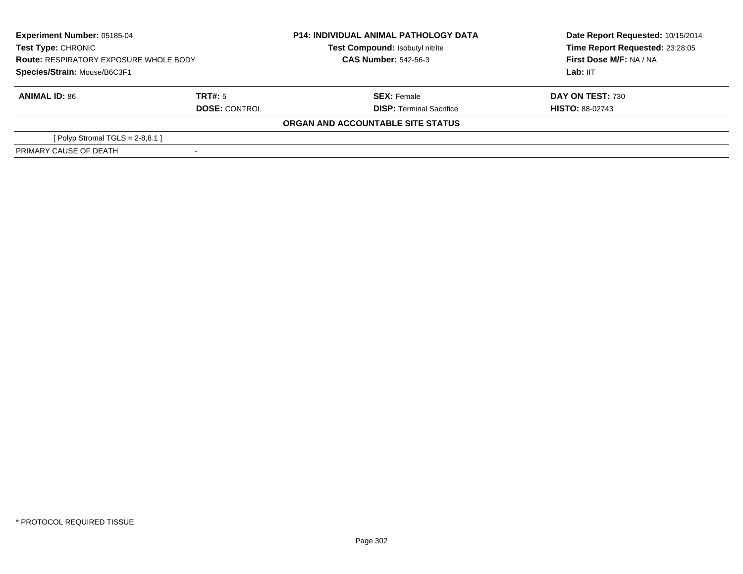| **Experiment Number:** 05185-04 | **P14: INDIVIDUAL ANIMAL PATHOLOGY DATA** | **Date Report Requested:** 10/15/2014 |
|---|---|---|
| **Test Type:** CHRONIC | **Test Compound:** Isobutyl nitrite | **Time Report Requested:** 23:28:05 |
| **Route:** RESPIRATORY EXPOSURE WHOLE BODY | **CAS Number:** 542-56-3 | **First Dose M/F:** NA / NA |
| **Species/Strain:** Mouse/B6C3F1 | | **Lab:** IIT |

| **ANIMAL ID:** 86 | **TRT#:** 5 | **SEX:** Female | **DAY ON TEST:** 730 |
|---|---|---|---|
| | **DOSE:** CONTROL | **DISP:** Terminal Sacrifice | **HISTO:** 88-02743 |

**ORGAN AND ACCOUNTABLE SITE STATUS**

| | |
|---|---|
| [ Polyp Stromal TGLS = 2-8,8.1 ] | |
| PRIMARY CAUSE OF DEATH | - |

* PROTOCOL REQUIRED TISSUE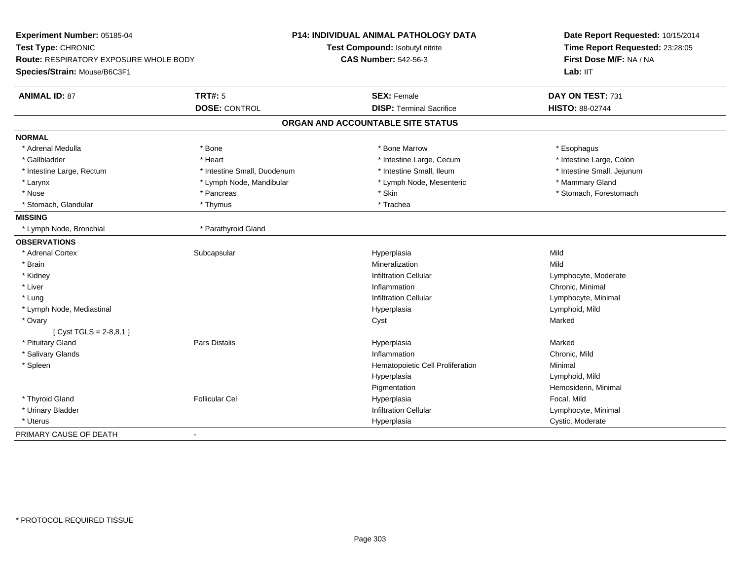**Experiment Number:** 05185-04
**Test Type:** CHRONIC
**Route:** RESPIRATORY EXPOSURE WHOLE BODY
**Species/Strain:** Mouse/B6C3F1

**P14: INDIVIDUAL ANIMAL PATHOLOGY DATA**
**Test Compound:** Isobutyl nitrite
**CAS Number:** 542-56-3

**Date Report Requested:** 10/15/2014
**Time Report Requested:** 23:28:05
**First Dose M/F:** NA / NA
**Lab:** IIT

| **ANIMAL ID:** 87 | **TRT#:** 5 | **SEX:** Female | **DAY ON TEST:** 731 |
|---|---|---|---|
| | **DOSE:** CONTROL | **DISP:** Terminal Sacrifice | **HISTO:** 88-02744 |

## ORGAN AND ACCOUNTABLE SITE STATUS

**NORMAL**

| | | | |
|---|---|---|---|
| * Adrenal Medulla | * Bone | * Bone Marrow | * Esophagus |
| * Gallbladder | * Heart | * Intestine Large, Cecum | * Intestine Large, Colon |
| * Intestine Large, Rectum | * Intestine Small, Duodenum | * Intestine Small, Ileum | * Intestine Small, Jejunum |
| * Larynx | * Lymph Node, Mandibular | * Lymph Node, Mesenteric | * Mammary Gland |
| * Nose | * Pancreas | * Skin | * Stomach, Forestomach |
| * Stomach, Glandular | * Thymus | * Trachea | |

**MISSING**

| | |
|---|---|
| * Lymph Node, Bronchial | * Parathyroid Gland |

**OBSERVATIONS**

| | | | |
|---|---|---|---|
| * Adrenal Cortex | Subcapsular | Hyperplasia | Mild |
| * Brain | | Mineralization | Mild |
| * Kidney | | Infiltration Cellular | Lymphocyte, Moderate |
| * Liver | | Inflammation | Chronic, Minimal |
| * Lung | | Infiltration Cellular | Lymphocyte, Minimal |
| * Lymph Node, Mediastinal | | Hyperplasia | Lymphoid, Mild |
| * Ovary | | Cyst | Marked |
| [ Cyst TGLS = 2-8,8.1 ] | | | |
| * Pituitary Gland | Pars Distalis | Hyperplasia | Marked |
| * Salivary Glands | | Inflammation | Chronic, Mild |
| * Spleen | | Hematopoietic Cell Proliferation | Minimal |
| | | Hyperplasia | Lymphoid, Mild |
| | | Pigmentation | Hemosiderin, Minimal |
| * Thyroid Gland | Follicular Cel | Hyperplasia | Focal, Mild |
| * Urinary Bladder | | Infiltration Cellular | Lymphocyte, Minimal |
| * Uterus | | Hyperplasia | Cystic, Moderate |

PRIMARY CAUSE OF DEATH -

* PROTOCOL REQUIRED TISSUE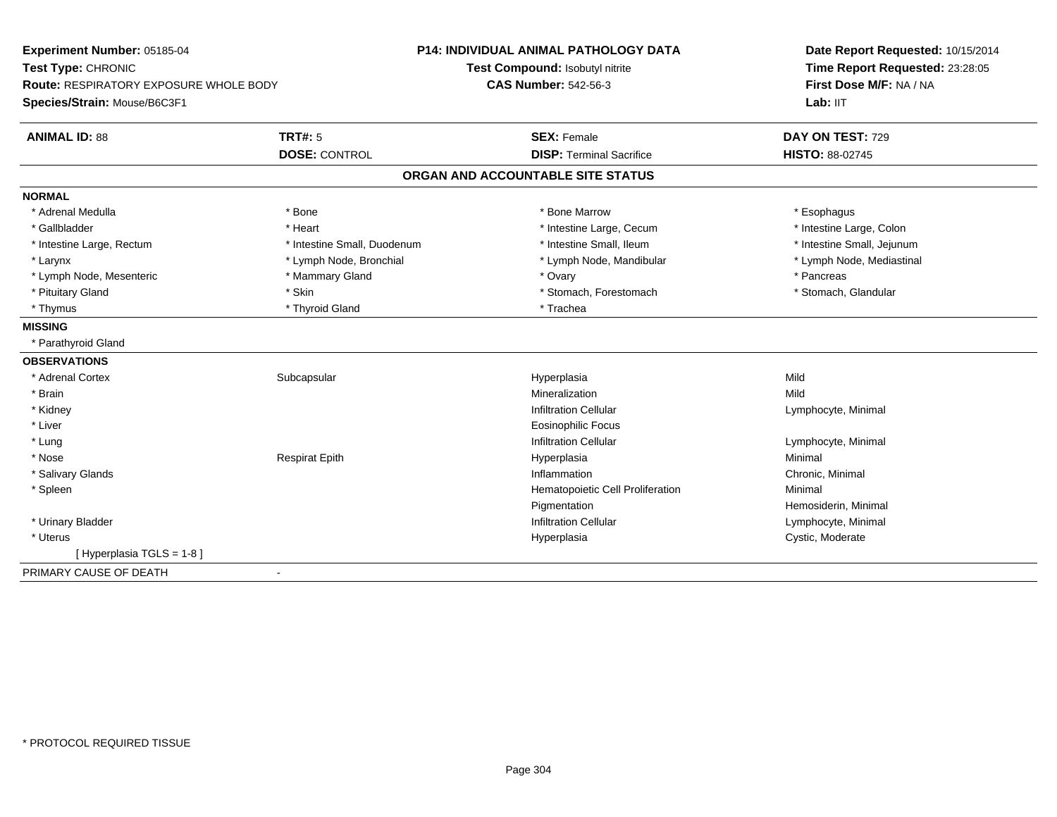**Experiment Number:** 05185-04
**Test Type:** CHRONIC
**Route:** RESPIRATORY EXPOSURE WHOLE BODY
**Species/Strain:** Mouse/B6C3F1

**P14: INDIVIDUAL ANIMAL PATHOLOGY DATA**
**Test Compound:** Isobutyl nitrite
**CAS Number:** 542-56-3

**Date Report Requested:** 10/15/2014
**Time Report Requested:** 23:28:05
**First Dose M/F:** NA / NA
**Lab:** IIT

| **ANIMAL ID:** 88 | **TRT#:** 5 | **SEX:** Female | **DAY ON TEST:** 729 |
|---|---|---|---|
| | **DOSE:** CONTROL | **DISP:** Terminal Sacrifice | **HISTO:** 88-02745 |

## ORGAN AND ACCOUNTABLE SITE STATUS

**NORMAL**

| | | | |
|---|---|---|---|
| * Adrenal Medulla | * Bone | * Bone Marrow | * Esophagus |
| * Gallbladder | * Heart | * Intestine Large, Cecum | * Intestine Large, Colon |
| * Intestine Large, Rectum | * Intestine Small, Duodenum | * Intestine Small, Ileum | * Intestine Small, Jejunum |
| * Larynx | * Lymph Node, Bronchial | * Lymph Node, Mandibular | * Lymph Node, Mediastinal |
| * Lymph Node, Mesenteric | * Mammary Gland | * Ovary | * Pancreas |
| * Pituitary Gland | * Skin | * Stomach, Forestomach | * Stomach, Glandular |
| * Thymus | * Thyroid Gland | * Trachea | |

**MISSING**

* Parathyroid Gland

**OBSERVATIONS**

| | | | |
|---|---|---|---|
| * Adrenal Cortex | Subcapsular | Hyperplasia | Mild |
| * Brain | | Mineralization | Mild |
| * Kidney | | Infiltration Cellular | Lymphocyte, Minimal |
| * Liver | | Eosinophilic Focus | |
| * Lung | | Infiltration Cellular | Lymphocyte, Minimal |
| * Nose | Respirat Epith | Hyperplasia | Minimal |
| * Salivary Glands | | Inflammation | Chronic, Minimal |
| * Spleen | | Hematopoietic Cell Proliferation | Minimal |
| | | Pigmentation | Hemosiderin, Minimal |
| * Urinary Bladder | | Infiltration Cellular | Lymphocyte, Minimal |
| * Uterus | | Hyperplasia | Cystic, Moderate |
| [ Hyperplasia TGLS = 1-8 ] | | | |

PRIMARY CAUSE OF DEATH -

* PROTOCOL REQUIRED TISSUE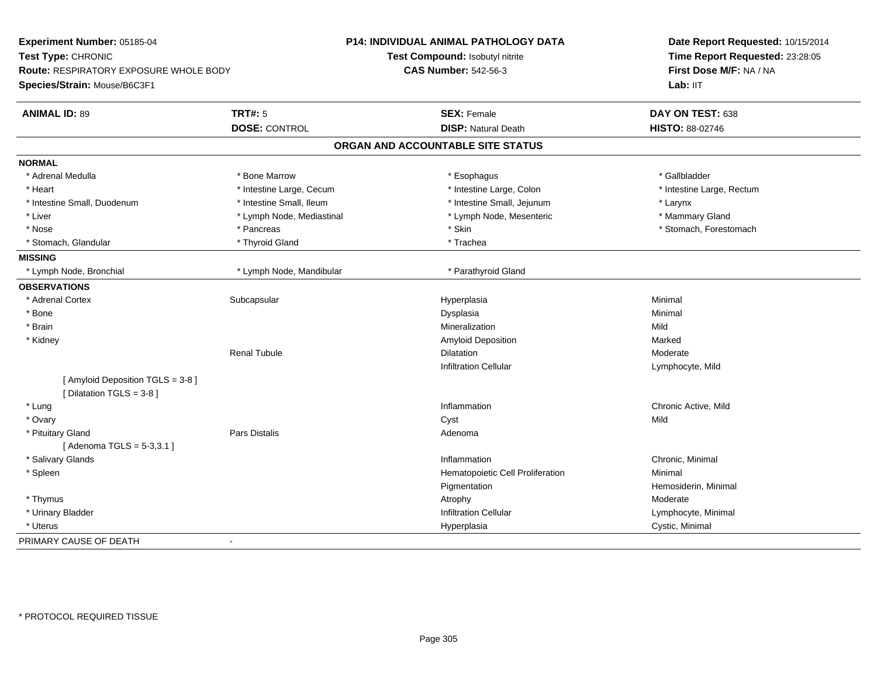**Experiment Number:** 05185-04
**Test Type:** CHRONIC
**Route:** RESPIRATORY EXPOSURE WHOLE BODY
**Species/Strain:** Mouse/B6C3F1

**P14: INDIVIDUAL ANIMAL PATHOLOGY DATA**
**Test Compound:** Isobutyl nitrite
**CAS Number:** 542-56-3

**Date Report Requested:** 10/15/2014
**Time Report Requested:** 23:28:05
**First Dose M/F:** NA / NA
**Lab:** IIT

| **ANIMAL ID:** 89 | **TRT#:** 5 | **SEX:** Female | **DAY ON TEST:** 638 |
|---|---|---|---|
| | **DOSE:** CONTROL | **DISP:** Natural Death | **HISTO:** 88-02746 |

## ORGAN AND ACCOUNTABLE SITE STATUS

**NORMAL**

| | | | |
|---|---|---|---|
| * Adrenal Medulla | * Bone Marrow | * Esophagus | * Gallbladder |
| * Heart | * Intestine Large, Cecum | * Intestine Large, Colon | * Intestine Large, Rectum |
| * Intestine Small, Duodenum | * Intestine Small, Ileum | * Intestine Small, Jejunum | * Larynx |
| * Liver | * Lymph Node, Mediastinal | * Lymph Node, Mesenteric | * Mammary Gland |
| * Nose | * Pancreas | * Skin | * Stomach, Forestomach |
| * Stomach, Glandular | * Thyroid Gland | * Trachea | |

**MISSING**

| | | |
|---|---|---|
| * Lymph Node, Bronchial | * Lymph Node, Mandibular | * Parathyroid Gland |

**OBSERVATIONS**

| | | | |
|---|---|---|---|
| * Adrenal Cortex | Subcapsular | Hyperplasia | Minimal |
| * Bone | | Dysplasia | Minimal |
| * Brain | | Mineralization | Mild |
| * Kidney | | Amyloid Deposition | Marked |
| | Renal Tubule | Dilatation | Moderate |
| | | Infiltration Cellular | Lymphocyte, Mild |
| [ Amyloid Deposition TGLS = 3-8 ] | | | |
| [ Dilatation TGLS = 3-8 ] | | | |
| * Lung | | Inflammation | Chronic Active, Mild |
| * Ovary | | Cyst | Mild |
| * Pituitary Gland | Pars Distalis | Adenoma | |
| [ Adenoma TGLS = 5-3,3.1 ] | | | |
| * Salivary Glands | | Inflammation | Chronic, Minimal |
| * Spleen | | Hematopoietic Cell Proliferation | Minimal |
| | | Pigmentation | Hemosiderin, Minimal |
| * Thymus | | Atrophy | Moderate |
| * Urinary Bladder | | Infiltration Cellular | Lymphocyte, Minimal |
| * Uterus | | Hyperplasia | Cystic, Minimal |

PRIMARY CAUSE OF DEATH -

* PROTOCOL REQUIRED TISSUE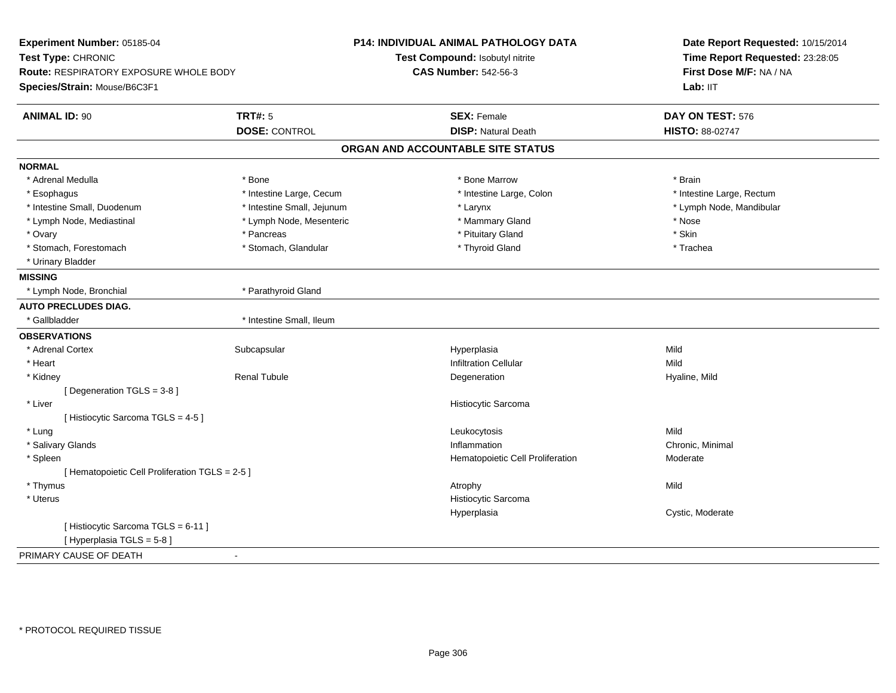**Experiment Number:** 05185-04
**Test Type:** CHRONIC
**Route:** RESPIRATORY EXPOSURE WHOLE BODY
**Species/Strain:** Mouse/B6C3F1

**P14: INDIVIDUAL ANIMAL PATHOLOGY DATA**
**Test Compound:** Isobutyl nitrite
**CAS Number:** 542-56-3

**Date Report Requested:** 10/15/2014
**Time Report Requested:** 23:28:05
**First Dose M/F:** NA / NA
**Lab:** IIT

| **ANIMAL ID:** 90 | **TRT#:** 5 | **SEX:** Female | **DAY ON TEST:** 576 |
|---|---|---|---|
| | **DOSE:** CONTROL | **DISP:** Natural Death | **HISTO:** 88-02747 |

## ORGAN AND ACCOUNTABLE SITE STATUS

**NORMAL**

| | | | |
|---|---|---|---|
| * Adrenal Medulla | * Bone | * Bone Marrow | * Brain |
| * Esophagus | * Intestine Large, Cecum | * Intestine Large, Colon | * Intestine Large, Rectum |
| * Intestine Small, Duodenum | * Intestine Small, Jejunum | * Larynx | * Lymph Node, Mandibular |
| * Lymph Node, Mediastinal | * Lymph Node, Mesenteric | * Mammary Gland | * Nose |
| * Ovary | * Pancreas | * Pituitary Gland | * Skin |
| * Stomach, Forestomach | * Stomach, Glandular | * Thyroid Gland | * Trachea |
| * Urinary Bladder | | | |

**MISSING**

| | |
|---|---|
| * Lymph Node, Bronchial | * Parathyroid Gland |

**AUTO PRECLUDES DIAG.**

| | |
|---|---|
| * Gallbladder | * Intestine Small, Ileum |

**OBSERVATIONS**

| | | | |
|---|---|---|---|
| * Adrenal Cortex | Subcapsular | Hyperplasia | Mild |
| * Heart | | Infiltration Cellular | Mild |
| * Kidney | Renal Tubule | Degeneration | Hyaline, Mild |
| [ Degeneration TGLS = 3-8 ] | | | |
| * Liver | | Histiocytic Sarcoma | |
| [ Histiocytic Sarcoma TGLS = 4-5 ] | | | |
| * Lung | | Leukocytosis | Mild |
| * Salivary Glands | | Inflammation | Chronic, Minimal |
| * Spleen | | Hematopoietic Cell Proliferation | Moderate |
| [ Hematopoietic Cell Proliferation TGLS = 2-5 ] | | | |
| * Thymus | | Atrophy | Mild |
| * Uterus | | Histiocytic Sarcoma | |
| | | Hyperplasia | Cystic, Moderate |
| [ Histiocytic Sarcoma TGLS = 6-11 ] | | | |
| [ Hyperplasia TGLS = 5-8 ] | | | |

PRIMARY CAUSE OF DEATH -

* PROTOCOL REQUIRED TISSUE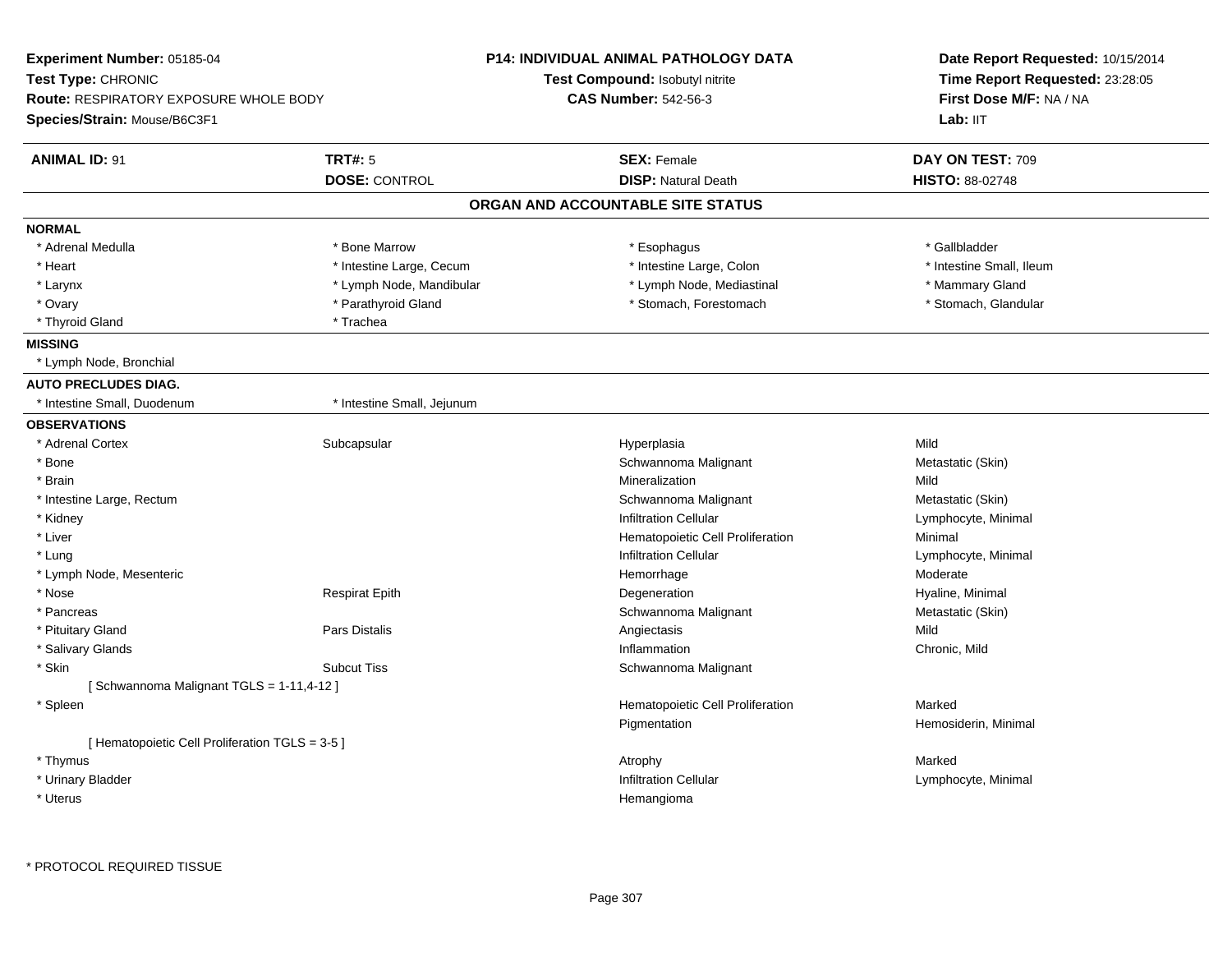**Experiment Number:** 05185-04
**Test Type:** CHRONIC
**Route:** RESPIRATORY EXPOSURE WHOLE BODY
**Species/Strain:** Mouse/B6C3F1

**P14: INDIVIDUAL ANIMAL PATHOLOGY DATA**
**Test Compound:** Isobutyl nitrite
**CAS Number:** 542-56-3

**Date Report Requested:** 10/15/2014
**Time Report Requested:** 23:28:05
**First Dose M/F:** NA / NA
**Lab:** IIT

| **ANIMAL ID:** 91 | **TRT#:** 5 | **SEX:** Female | **DAY ON TEST:** 709 |
|---|---|---|---|
| | **DOSE:** CONTROL | **DISP:** Natural Death | **HISTO:** 88-02748 |

## ORGAN AND ACCOUNTABLE SITE STATUS

**NORMAL**

| | | | |
|---|---|---|---|
| * Adrenal Medulla | * Bone Marrow | * Esophagus | * Gallbladder |
| * Heart | * Intestine Large, Cecum | * Intestine Large, Colon | * Intestine Small, Ileum |
| * Larynx | * Lymph Node, Mandibular | * Lymph Node, Mediastinal | * Mammary Gland |
| * Ovary | * Parathyroid Gland | * Stomach, Forestomach | * Stomach, Glandular |
| * Thyroid Gland | * Trachea | | |

**MISSING**

* Lymph Node, Bronchial

**AUTO PRECLUDES DIAG.**

* Intestine Small, Duodenum    * Intestine Small, Jejunum

**OBSERVATIONS**

| | | | |
|---|---|---|---|
| * Adrenal Cortex | Subcapsular | Hyperplasia | Mild |
| * Bone | | Schwannoma Malignant | Metastatic (Skin) |
| * Brain | | Mineralization | Mild |
| * Intestine Large, Rectum | | Schwannoma Malignant | Metastatic (Skin) |
| * Kidney | | Infiltration Cellular | Lymphocyte, Minimal |
| * Liver | | Hematopoietic Cell Proliferation | Minimal |
| * Lung | | Infiltration Cellular | Lymphocyte, Minimal |
| * Lymph Node, Mesenteric | | Hemorrhage | Moderate |
| * Nose | Respirat Epith | Degeneration | Hyaline, Minimal |
| * Pancreas | | Schwannoma Malignant | Metastatic (Skin) |
| * Pituitary Gland | Pars Distalis | Angiectasis | Mild |
| * Salivary Glands | | Inflammation | Chronic, Mild |
| * Skin | Subcut Tiss | Schwannoma Malignant | |
| [ Schwannoma Malignant TGLS = 1-11,4-12 ] | | | |
| * Spleen | | Hematopoietic Cell Proliferation | Marked |
| | | Pigmentation | Hemosiderin, Minimal |
| [ Hematopoietic Cell Proliferation TGLS = 3-5 ] | | | |
| * Thymus | | Atrophy | Marked |
| * Urinary Bladder | | Infiltration Cellular | Lymphocyte, Minimal |
| * Uterus | | Hemangioma | |

* PROTOCOL REQUIRED TISSUE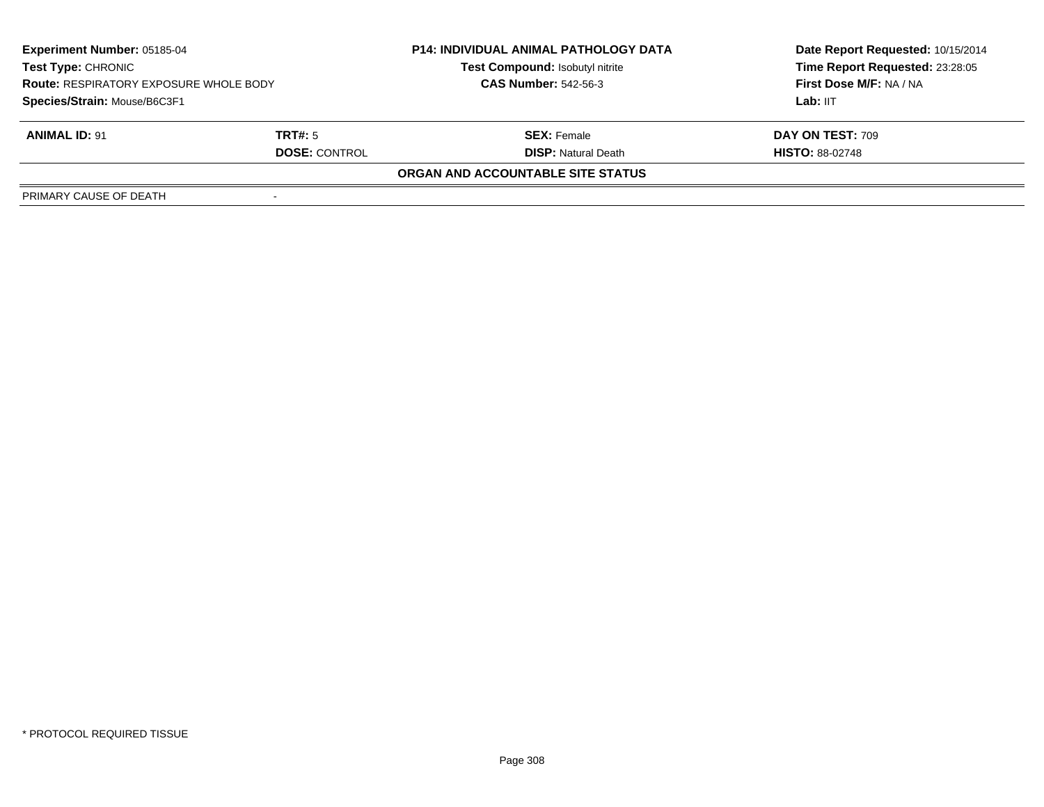| **Experiment Number:** 05185-04 | **P14: INDIVIDUAL ANIMAL PATHOLOGY DATA** | **Date Report Requested:** 10/15/2014 |
|---|---|---|
| **Test Type:** CHRONIC | **Test Compound:** Isobutyl nitrite | **Time Report Requested:** 23:28:05 |
| **Route:** RESPIRATORY EXPOSURE WHOLE BODY | **CAS Number:** 542-56-3 | **First Dose M/F:** NA / NA |
| **Species/Strain:** Mouse/B6C3F1 | | **Lab:** IIT |

| **ANIMAL ID:** 91 | **TRT#:** 5 | **SEX:** Female | **DAY ON TEST:** 709 |
|---|---|---|---|
| | **DOSE:** CONTROL | **DISP:** Natural Death | **HISTO:** 88-02748 |

**ORGAN AND ACCOUNTABLE SITE STATUS**

| PRIMARY CAUSE OF DEATH | - |
|---|---|

* PROTOCOL REQUIRED TISSUE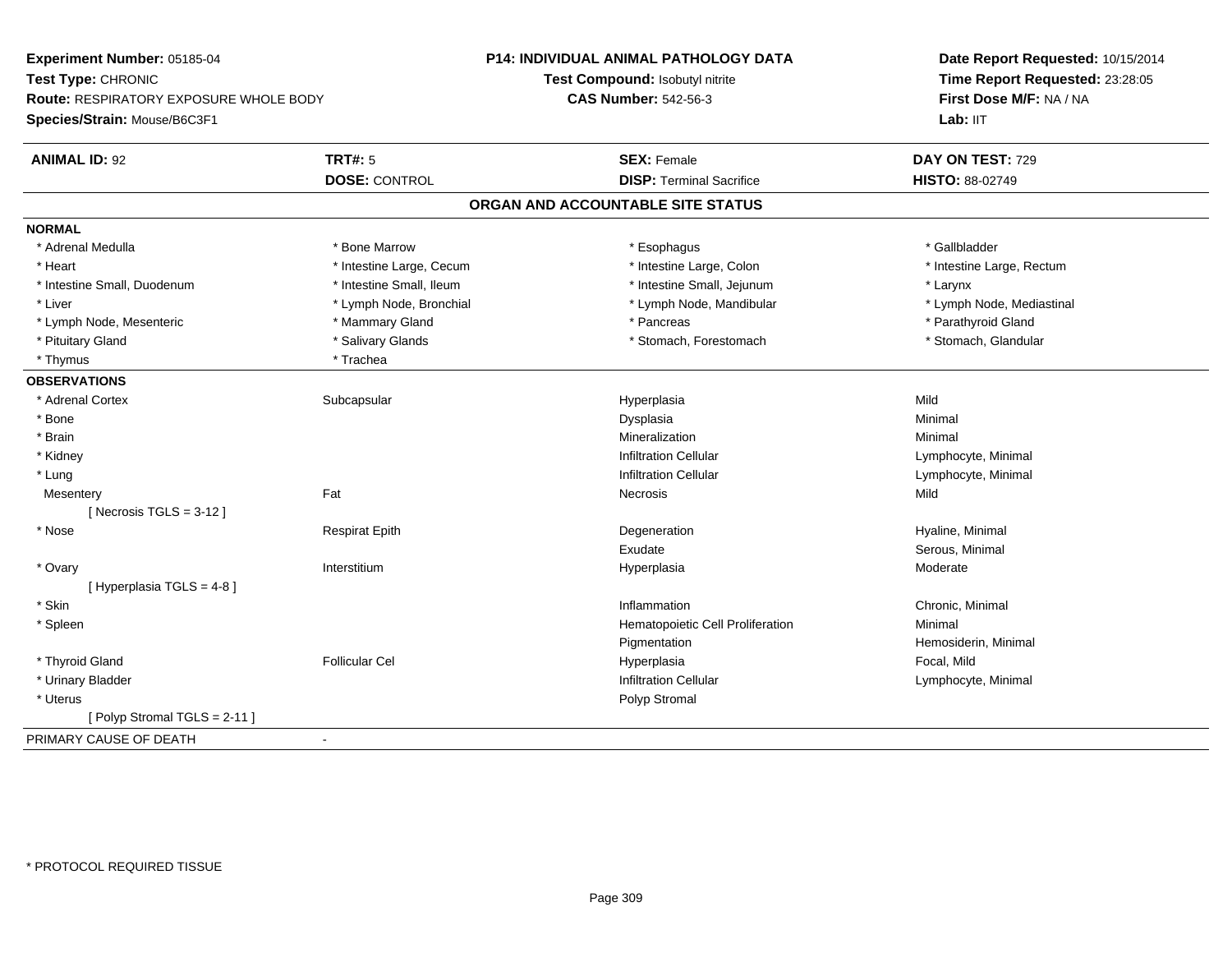**Experiment Number:** 05185-04
**Test Type:** CHRONIC
**Route:** RESPIRATORY EXPOSURE WHOLE BODY
**Species/Strain:** Mouse/B6C3F1

**P14: INDIVIDUAL ANIMAL PATHOLOGY DATA**
**Test Compound:** Isobutyl nitrite
**CAS Number:** 542-56-3

**Date Report Requested:** 10/15/2014
**Time Report Requested:** 23:28:05
**First Dose M/F:** NA / NA
**Lab:** IIT

| **ANIMAL ID:** 92 | **TRT#:** 5 | **SEX:** Female | **DAY ON TEST:** 729 |
|---|---|---|---|
| | **DOSE:** CONTROL | **DISP:** Terminal Sacrifice | **HISTO:** 88-02749 |

## ORGAN AND ACCOUNTABLE SITE STATUS

**NORMAL**

| | | | |
|---|---|---|---|
| * Adrenal Medulla | * Bone Marrow | * Esophagus | * Gallbladder |
| * Heart | * Intestine Large, Cecum | * Intestine Large, Colon | * Intestine Large, Rectum |
| * Intestine Small, Duodenum | * Intestine Small, Ileum | * Intestine Small, Jejunum | * Larynx |
| * Liver | * Lymph Node, Bronchial | * Lymph Node, Mandibular | * Lymph Node, Mediastinal |
| * Lymph Node, Mesenteric | * Mammary Gland | * Pancreas | * Parathyroid Gland |
| * Pituitary Gland | * Salivary Glands | * Stomach, Forestomach | * Stomach, Glandular |
| * Thymus | * Trachea | | |

**OBSERVATIONS**

| | | | |
|---|---|---|---|
| * Adrenal Cortex | Subcapsular | Hyperplasia | Mild |
| * Bone | | Dysplasia | Minimal |
| * Brain | | Mineralization | Minimal |
| * Kidney | | Infiltration Cellular | Lymphocyte, Minimal |
| * Lung | | Infiltration Cellular | Lymphocyte, Minimal |
| Mesentery | Fat | Necrosis | Mild |
| [ Necrosis TGLS = 3-12 ] | | | |
| * Nose | Respirat Epith | Degeneration | Hyaline, Minimal |
| | | Exudate | Serous, Minimal |
| * Ovary | Interstitium | Hyperplasia | Moderate |
| [ Hyperplasia TGLS = 4-8 ] | | | |
| * Skin | | Inflammation | Chronic, Minimal |
| * Spleen | | Hematopoietic Cell Proliferation | Minimal |
| | | Pigmentation | Hemosiderin, Minimal |
| * Thyroid Gland | Follicular Cel | Hyperplasia | Focal, Mild |
| * Urinary Bladder | | Infiltration Cellular | Lymphocyte, Minimal |
| * Uterus | | Polyp Stromal | |
| [ Polyp Stromal TGLS = 2-11 ] | | | |

PRIMARY CAUSE OF DEATH -

* PROTOCOL REQUIRED TISSUE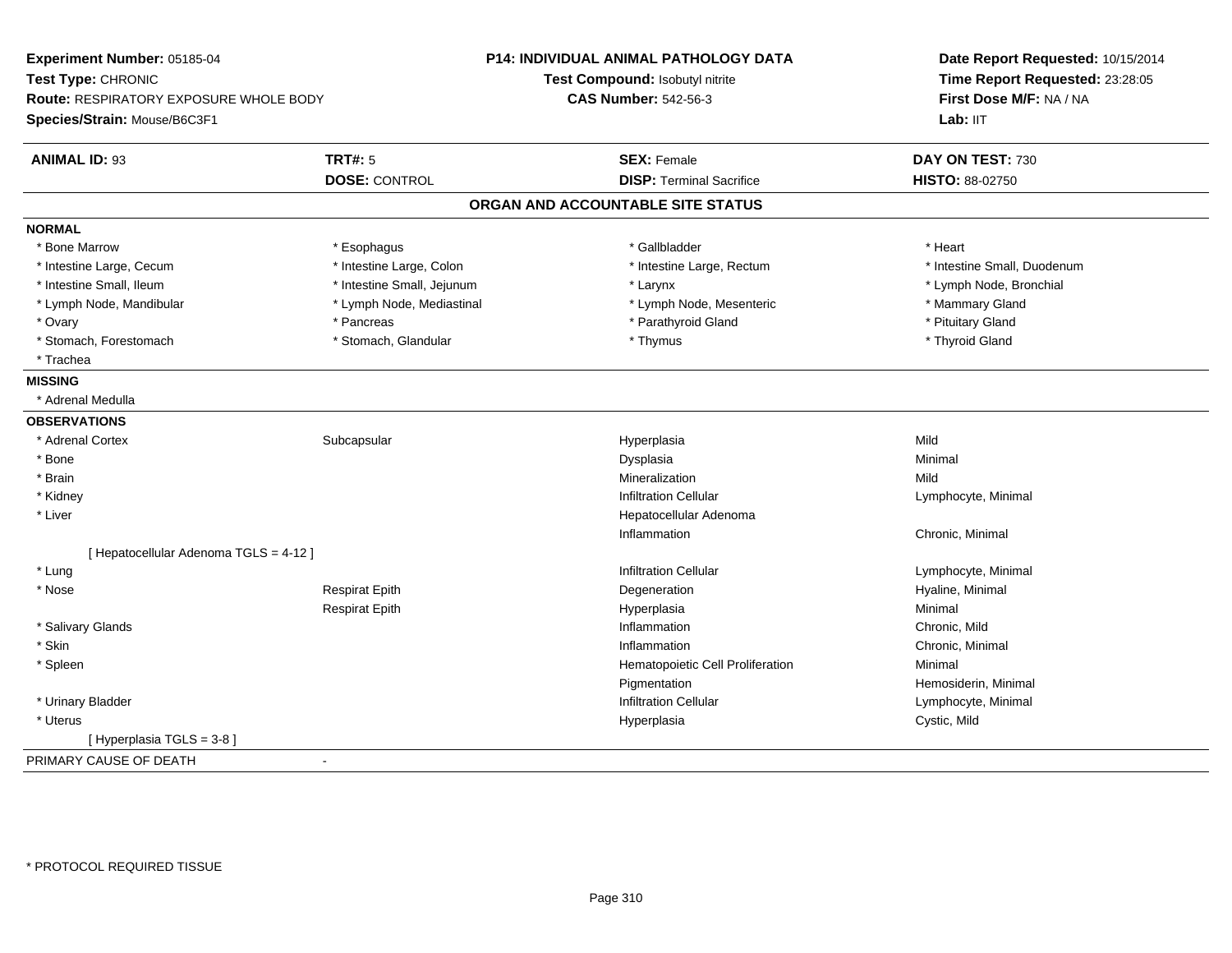**Experiment Number:** 05185-04
**Test Type:** CHRONIC
**Route:** RESPIRATORY EXPOSURE WHOLE BODY
**Species/Strain:** Mouse/B6C3F1

**P14: INDIVIDUAL ANIMAL PATHOLOGY DATA**
**Test Compound:** Isobutyl nitrite
**CAS Number:** 542-56-3

**Date Report Requested:** 10/15/2014
**Time Report Requested:** 23:28:05
**First Dose M/F:** NA / NA
**Lab:** IIT

| **ANIMAL ID:** 93 | **TRT#:** 5 | **SEX:** Female | **DAY ON TEST:** 730 |
|---|---|---|---|
| | **DOSE:** CONTROL | **DISP:** Terminal Sacrifice | **HISTO:** 88-02750 |

## ORGAN AND ACCOUNTABLE SITE STATUS

**NORMAL**

| | | | |
|---|---|---|---|
| * Bone Marrow | * Esophagus | * Gallbladder | * Heart |
| * Intestine Large, Cecum | * Intestine Large, Colon | * Intestine Large, Rectum | * Intestine Small, Duodenum |
| * Intestine Small, Ileum | * Intestine Small, Jejunum | * Larynx | * Lymph Node, Bronchial |
| * Lymph Node, Mandibular | * Lymph Node, Mediastinal | * Lymph Node, Mesenteric | * Mammary Gland |
| * Ovary | * Pancreas | * Parathyroid Gland | * Pituitary Gland |
| * Stomach, Forestomach | * Stomach, Glandular | * Thymus | * Thyroid Gland |
| * Trachea | | | |

**MISSING**

* Adrenal Medulla

**OBSERVATIONS**

| | | | |
|---|---|---|---|
| * Adrenal Cortex | Subcapsular | Hyperplasia | Mild |
| * Bone | | Dysplasia | Minimal |
| * Brain | | Mineralization | Mild |
| * Kidney | | Infiltration Cellular | Lymphocyte, Minimal |
| * Liver | | Hepatocellular Adenoma | |
| | | Inflammation | Chronic, Minimal |
| [ Hepatocellular Adenoma TGLS = 4-12 ] | | | |
| * Lung | | Infiltration Cellular | Lymphocyte, Minimal |
| * Nose | Respirat Epith | Degeneration | Hyaline, Minimal |
| | Respirat Epith | Hyperplasia | Minimal |
| * Salivary Glands | | Inflammation | Chronic, Mild |
| * Skin | | Inflammation | Chronic, Minimal |
| * Spleen | | Hematopoietic Cell Proliferation | Minimal |
| | | Pigmentation | Hemosiderin, Minimal |
| * Urinary Bladder | | Infiltration Cellular | Lymphocyte, Minimal |
| * Uterus | | Hyperplasia | Cystic, Mild |
| [ Hyperplasia TGLS = 3-8 ] | | | |

PRIMARY CAUSE OF DEATH -

* PROTOCOL REQUIRED TISSUE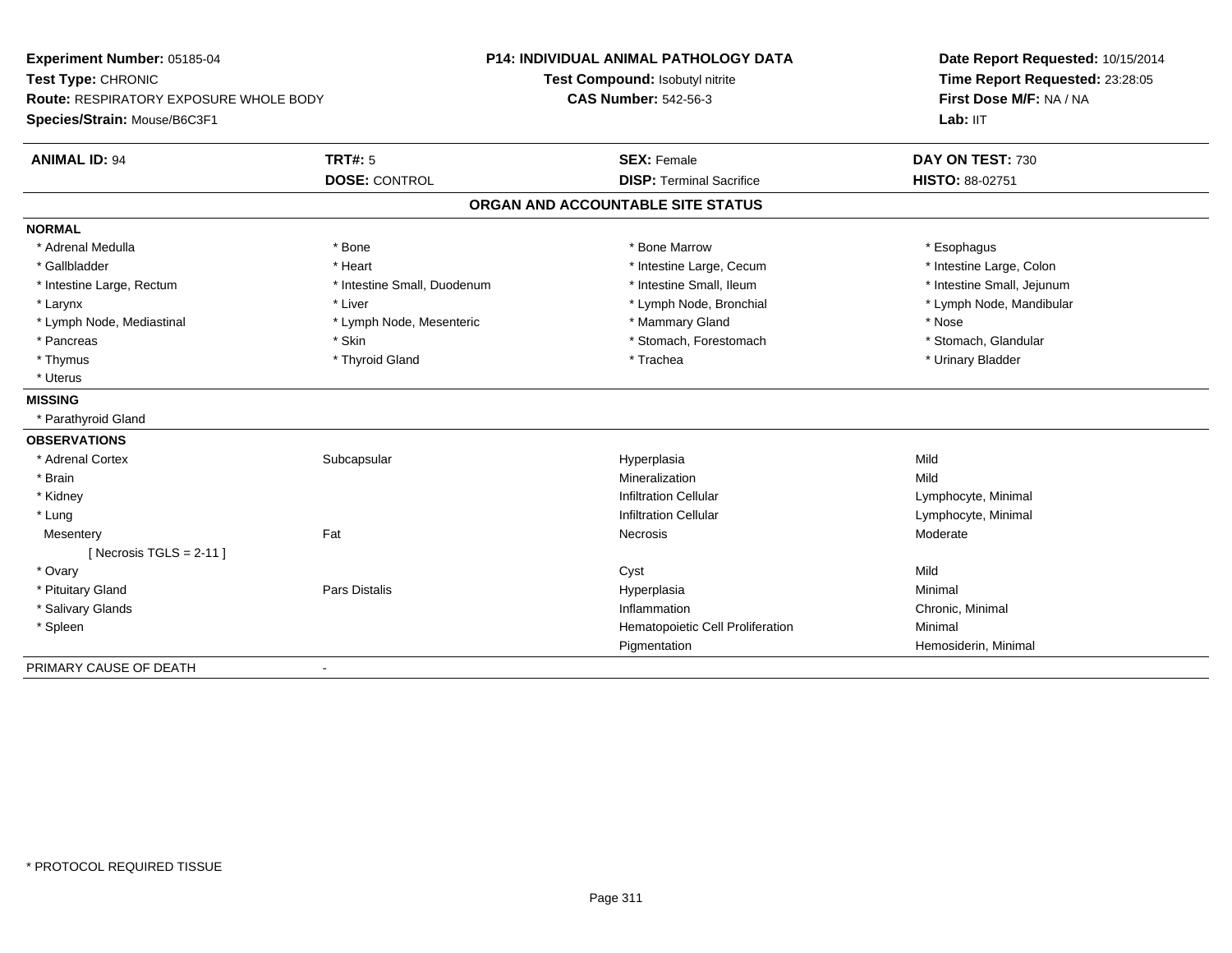**Experiment Number:** 05185-04
**Test Type:** CHRONIC
**Route:** RESPIRATORY EXPOSURE WHOLE BODY
**Species/Strain:** Mouse/B6C3F1

**P14: INDIVIDUAL ANIMAL PATHOLOGY DATA**
**Test Compound:** Isobutyl nitrite
**CAS Number:** 542-56-3

**Date Report Requested:** 10/15/2014
**Time Report Requested:** 23:28:05
**First Dose M/F:** NA / NA
**Lab:** IIT

| **ANIMAL ID:** 94 | **TRT#:** 5 | **SEX:** Female | **DAY ON TEST:** 730 |
|---|---|---|---|
| | **DOSE:** CONTROL | **DISP:** Terminal Sacrifice | **HISTO:** 88-02751 |

## ORGAN AND ACCOUNTABLE SITE STATUS

**NORMAL**

| | | | |
|---|---|---|---|
| * Adrenal Medulla | * Bone | * Bone Marrow | * Esophagus |
| * Gallbladder | * Heart | * Intestine Large, Cecum | * Intestine Large, Colon |
| * Intestine Large, Rectum | * Intestine Small, Duodenum | * Intestine Small, Ileum | * Intestine Small, Jejunum |
| * Larynx | * Liver | * Lymph Node, Bronchial | * Lymph Node, Mandibular |
| * Lymph Node, Mediastinal | * Lymph Node, Mesenteric | * Mammary Gland | * Nose |
| * Pancreas | * Skin | * Stomach, Forestomach | * Stomach, Glandular |
| * Thymus | * Thyroid Gland | * Trachea | * Urinary Bladder |
| * Uterus | | | |

**MISSING**

* Parathyroid Gland

**OBSERVATIONS**

| | | | |
|---|---|---|---|
| * Adrenal Cortex | Subcapsular | Hyperplasia | Mild |
| * Brain | | Mineralization | Mild |
| * Kidney | | Infiltration Cellular | Lymphocyte, Minimal |
| * Lung | | Infiltration Cellular | Lymphocyte, Minimal |
| Mesentery | Fat | Necrosis | Moderate |
| [ Necrosis TGLS = 2-11 ] | | | |
| * Ovary | | Cyst | Mild |
| * Pituitary Gland | Pars Distalis | Hyperplasia | Minimal |
| * Salivary Glands | | Inflammation | Chronic, Minimal |
| * Spleen | | Hematopoietic Cell Proliferation | Minimal |
| | | Pigmentation | Hemosiderin, Minimal |

PRIMARY CAUSE OF DEATH -

* PROTOCOL REQUIRED TISSUE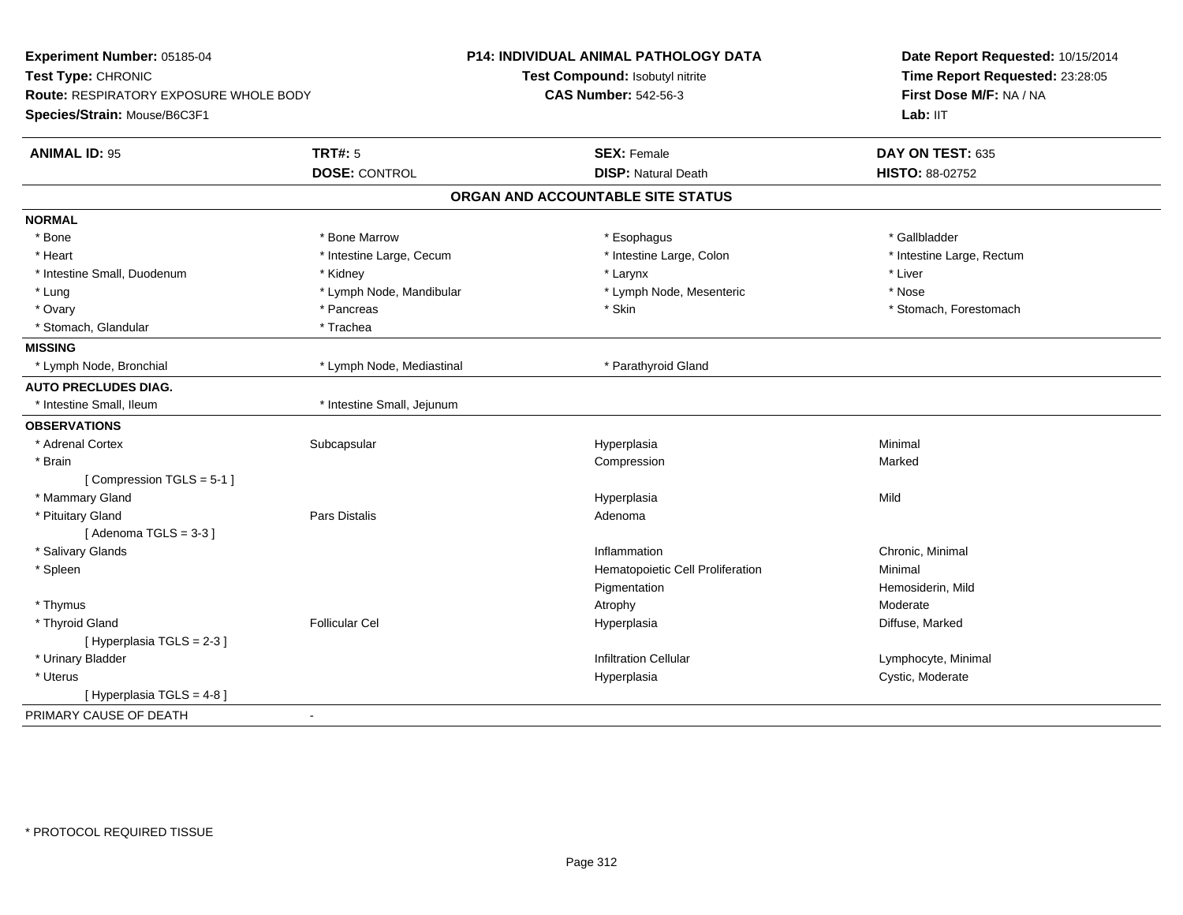**Experiment Number:** 05185-04
**Test Type:** CHRONIC
**Route:** RESPIRATORY EXPOSURE WHOLE BODY
**Species/Strain:** Mouse/B6C3F1

**P14: INDIVIDUAL ANIMAL PATHOLOGY DATA**
**Test Compound:** Isobutyl nitrite
**CAS Number:** 542-56-3

**Date Report Requested:** 10/15/2014
**Time Report Requested:** 23:28:05
**First Dose M/F:** NA / NA
**Lab:** IIT

| **ANIMAL ID:** 95 | **TRT#:** 5 | **SEX:** Female | **DAY ON TEST:** 635 |
|---|---|---|---|
| | **DOSE:** CONTROL | **DISP:** Natural Death | **HISTO:** 88-02752 |

## ORGAN AND ACCOUNTABLE SITE STATUS

**NORMAL**

| | | | |
|---|---|---|---|
| * Bone | * Bone Marrow | * Esophagus | * Gallbladder |
| * Heart | * Intestine Large, Cecum | * Intestine Large, Colon | * Intestine Large, Rectum |
| * Intestine Small, Duodenum | * Kidney | * Larynx | * Liver |
| * Lung | * Lymph Node, Mandibular | * Lymph Node, Mesenteric | * Nose |
| * Ovary | * Pancreas | * Skin | * Stomach, Forestomach |
| * Stomach, Glandular | * Trachea | | |

**MISSING**

| | | |
|---|---|---|
| * Lymph Node, Bronchial | * Lymph Node, Mediastinal | * Parathyroid Gland |

**AUTO PRECLUDES DIAG.**

| | |
|---|---|
| * Intestine Small, Ileum | * Intestine Small, Jejunum |

**OBSERVATIONS**

| | | | |
|---|---|---|---|
| * Adrenal Cortex | Subcapsular | Hyperplasia | Minimal |
| * Brain | | Compression | Marked |
| [ Compression TGLS = 5-1 ] | | | |
| * Mammary Gland | | Hyperplasia | Mild |
| * Pituitary Gland | Pars Distalis | Adenoma | |
| [ Adenoma TGLS = 3-3 ] | | | |
| * Salivary Glands | | Inflammation | Chronic, Minimal |
| * Spleen | | Hematopoietic Cell Proliferation | Minimal |
| | | Pigmentation | Hemosiderin, Mild |
| * Thymus | | Atrophy | Moderate |
| * Thyroid Gland | Follicular Cel | Hyperplasia | Diffuse, Marked |
| [ Hyperplasia TGLS = 2-3 ] | | | |
| * Urinary Bladder | | Infiltration Cellular | Lymphocyte, Minimal |
| * Uterus | | Hyperplasia | Cystic, Moderate |
| [ Hyperplasia TGLS = 4-8 ] | | | |

PRIMARY CAUSE OF DEATH -

* PROTOCOL REQUIRED TISSUE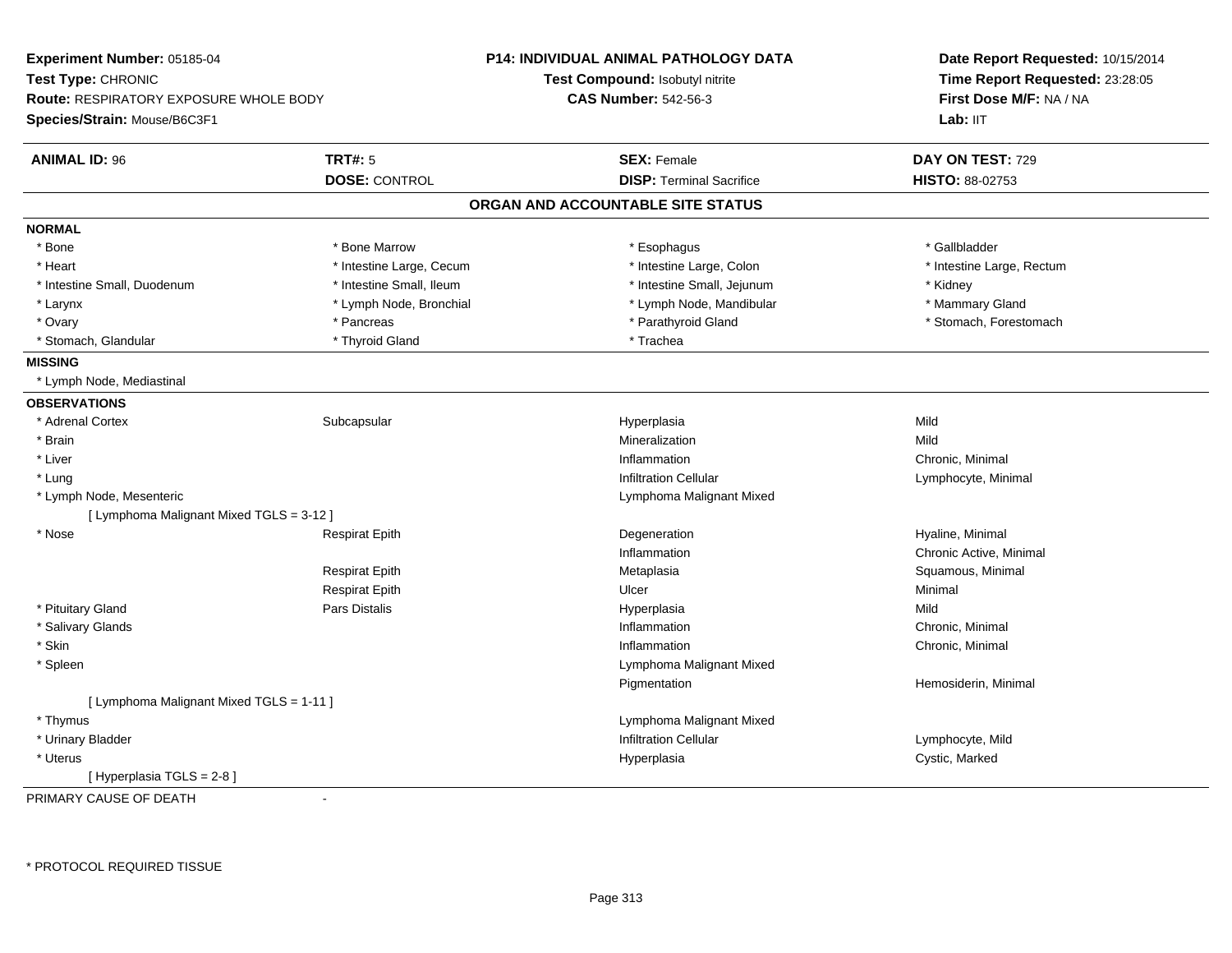**Experiment Number:** 05185-04
**Test Type:** CHRONIC
**Route:** RESPIRATORY EXPOSURE WHOLE BODY
**Species/Strain:** Mouse/B6C3F1

**P14: INDIVIDUAL ANIMAL PATHOLOGY DATA**
**Test Compound:** Isobutyl nitrite
**CAS Number:** 542-56-3

**Date Report Requested:** 10/15/2014
**Time Report Requested:** 23:28:05
**First Dose M/F:** NA / NA
**Lab:** IIT

| **ANIMAL ID:** 96 | **TRT#:** 5 | **SEX:** Female | **DAY ON TEST:** 729 |
|---|---|---|---|
| | **DOSE:** CONTROL | **DISP:** Terminal Sacrifice | **HISTO:** 88-02753 |

## ORGAN AND ACCOUNTABLE SITE STATUS

**NORMAL**

| | | | |
|---|---|---|---|
| * Bone | * Bone Marrow | * Esophagus | * Gallbladder |
| * Heart | * Intestine Large, Cecum | * Intestine Large, Colon | * Intestine Large, Rectum |
| * Intestine Small, Duodenum | * Intestine Small, Ileum | * Intestine Small, Jejunum | * Kidney |
| * Larynx | * Lymph Node, Bronchial | * Lymph Node, Mandibular | * Mammary Gland |
| * Ovary | * Pancreas | * Parathyroid Gland | * Stomach, Forestomach |
| * Stomach, Glandular | * Thyroid Gland | * Trachea | |

**MISSING**

* Lymph Node, Mediastinal

**OBSERVATIONS**

| | | | |
|---|---|---|---|
| * Adrenal Cortex | Subcapsular | Hyperplasia | Mild |
| * Brain | | Mineralization | Mild |
| * Liver | | Inflammation | Chronic, Minimal |
| * Lung | | Infiltration Cellular | Lymphocyte, Minimal |
| * Lymph Node, Mesenteric | | Lymphoma Malignant Mixed | |
| [ Lymphoma Malignant Mixed TGLS = 3-12 ] | | | |
| * Nose | Respirat Epith | Degeneration | Hyaline, Minimal |
| | | Inflammation | Chronic Active, Minimal |
| | Respirat Epith | Metaplasia | Squamous, Minimal |
| | Respirat Epith | Ulcer | Minimal |
| * Pituitary Gland | Pars Distalis | Hyperplasia | Mild |
| * Salivary Glands | | Inflammation | Chronic, Minimal |
| * Skin | | Inflammation | Chronic, Minimal |
| * Spleen | | Lymphoma Malignant Mixed | |
| | | Pigmentation | Hemosiderin, Minimal |
| [ Lymphoma Malignant Mixed TGLS = 1-11 ] | | | |
| * Thymus | | Lymphoma Malignant Mixed | |
| * Urinary Bladder | | Infiltration Cellular | Lymphocyte, Mild |
| * Uterus | | Hyperplasia | Cystic, Marked |
| [ Hyperplasia TGLS = 2-8 ] | | | |

PRIMARY CAUSE OF DEATH -

* PROTOCOL REQUIRED TISSUE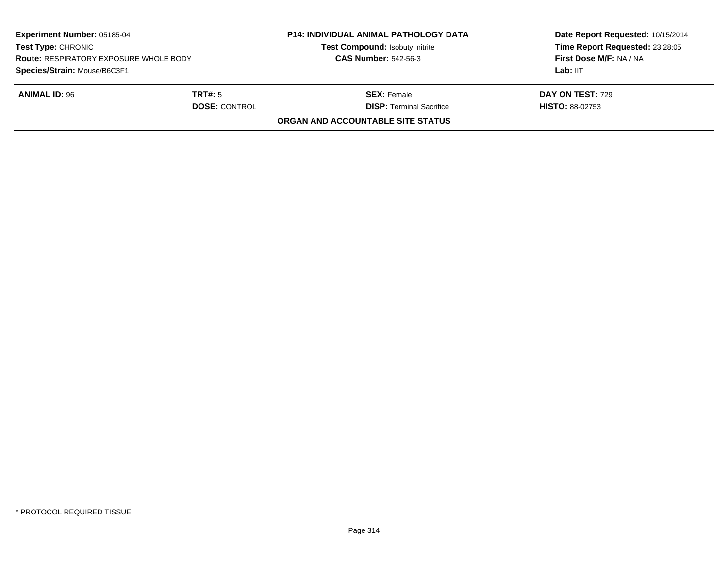**Experiment Number:** 05185-04
**Test Type:** CHRONIC
**Route:** RESPIRATORY EXPOSURE WHOLE BODY
**Species/Strain:** Mouse/B6C3F1

**P14: INDIVIDUAL ANIMAL PATHOLOGY DATA**
**Test Compound:** Isobutyl nitrite
**CAS Number:** 542-56-3

**Date Report Requested:** 10/15/2014
**Time Report Requested:** 23:28:05
**First Dose M/F:** NA / NA
**Lab:** IIT

| **ANIMAL ID:** 96 | **TRT#:** 5 | **SEX:** Female | **DAY ON TEST:** 729 |
|---|---|---|---|
| | **DOSE:** CONTROL | **DISP:** Terminal Sacrifice | **HISTO:** 88-02753 |

**ORGAN AND ACCOUNTABLE SITE STATUS**

* PROTOCOL REQUIRED TISSUE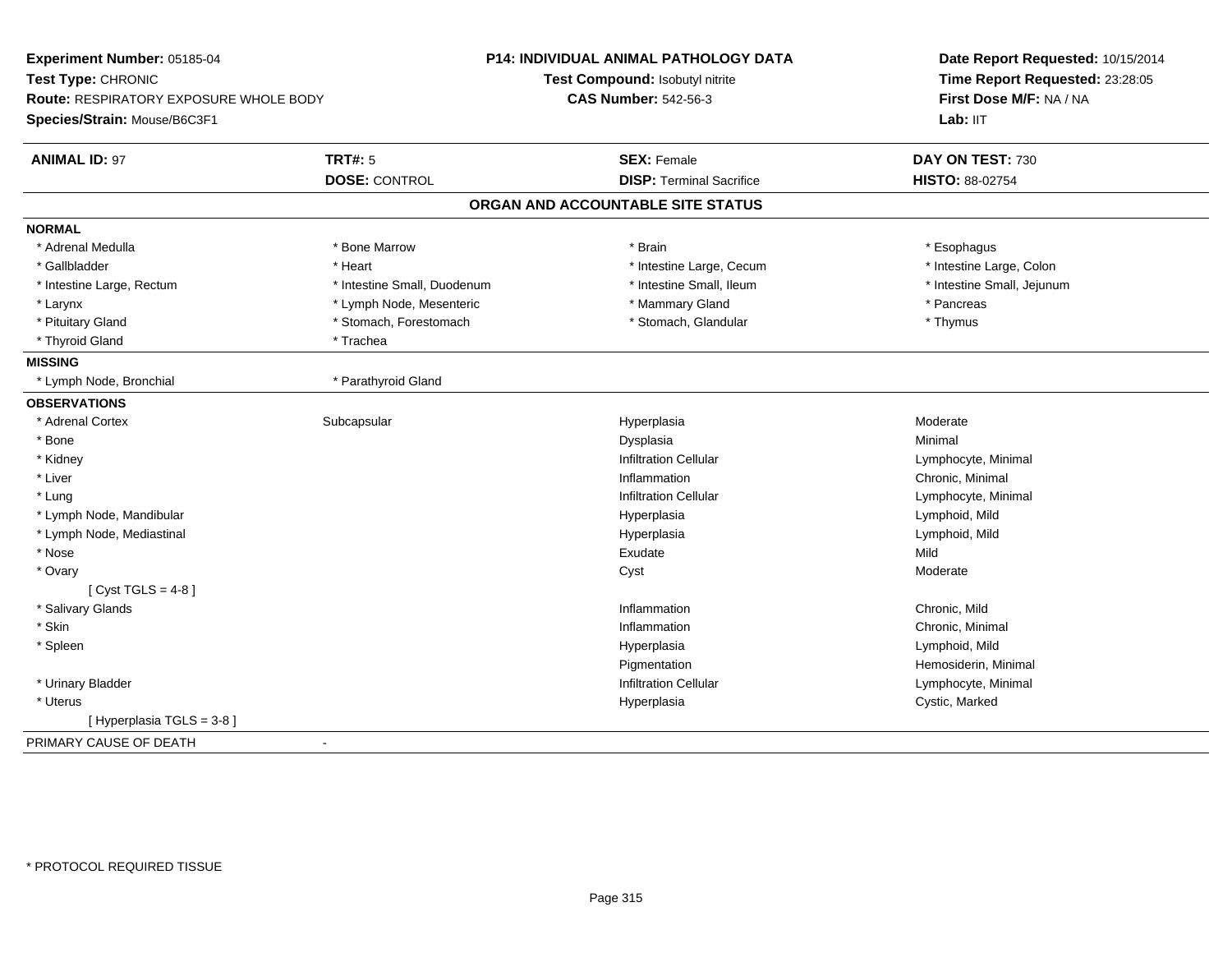**Experiment Number:** 05185-04
**Test Type:** CHRONIC
**Route:** RESPIRATORY EXPOSURE WHOLE BODY
**Species/Strain:** Mouse/B6C3F1

**P14: INDIVIDUAL ANIMAL PATHOLOGY DATA**
**Test Compound:** Isobutyl nitrite
**CAS Number:** 542-56-3

**Date Report Requested:** 10/15/2014
**Time Report Requested:** 23:28:05
**First Dose M/F:** NA / NA
**Lab:** IIT

| **ANIMAL ID:** 97 | **TRT#:** 5 | **SEX:** Female | **DAY ON TEST:** 730 |
|---|---|---|---|
| | **DOSE:** CONTROL | **DISP:** Terminal Sacrifice | **HISTO:** 88-02754 |

## ORGAN AND ACCOUNTABLE SITE STATUS

**NORMAL**

| | | | |
|---|---|---|---|
| * Adrenal Medulla | * Bone Marrow | * Brain | * Esophagus |
| * Gallbladder | * Heart | * Intestine Large, Cecum | * Intestine Large, Colon |
| * Intestine Large, Rectum | * Intestine Small, Duodenum | * Intestine Small, Ileum | * Intestine Small, Jejunum |
| * Larynx | * Lymph Node, Mesenteric | * Mammary Gland | * Pancreas |
| * Pituitary Gland | * Stomach, Forestomach | * Stomach, Glandular | * Thymus |
| * Thyroid Gland | * Trachea | | |

**MISSING**

| | |
|---|---|
| * Lymph Node, Bronchial | * Parathyroid Gland |

**OBSERVATIONS**

| | | | |
|---|---|---|---|
| * Adrenal Cortex | Subcapsular | Hyperplasia | Moderate |
| * Bone | | Dysplasia | Minimal |
| * Kidney | | Infiltration Cellular | Lymphocyte, Minimal |
| * Liver | | Inflammation | Chronic, Minimal |
| * Lung | | Infiltration Cellular | Lymphocyte, Minimal |
| * Lymph Node, Mandibular | | Hyperplasia | Lymphoid, Mild |
| * Lymph Node, Mediastinal | | Hyperplasia | Lymphoid, Mild |
| * Nose | | Exudate | Mild |
| * Ovary | | Cyst | Moderate |
| [ Cyst TGLS = 4-8 ] | | | |
| * Salivary Glands | | Inflammation | Chronic, Mild |
| * Skin | | Inflammation | Chronic, Minimal |
| * Spleen | | Hyperplasia | Lymphoid, Mild |
| | | Pigmentation | Hemosiderin, Minimal |
| * Urinary Bladder | | Infiltration Cellular | Lymphocyte, Minimal |
| * Uterus | | Hyperplasia | Cystic, Marked |
| [ Hyperplasia TGLS = 3-8 ] | | | |

PRIMARY CAUSE OF DEATH -

* PROTOCOL REQUIRED TISSUE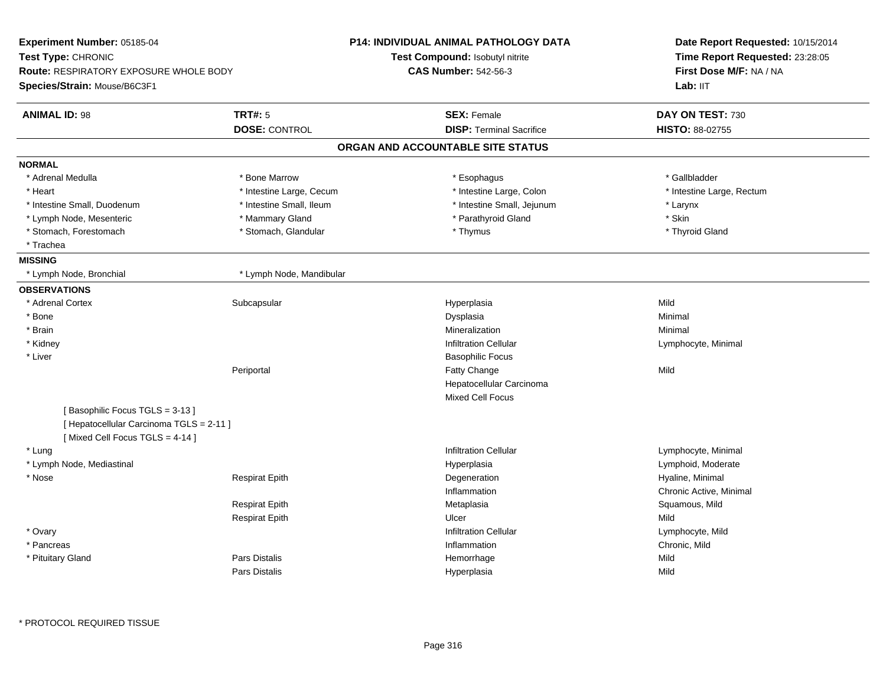**Experiment Number:** 05185-04
**Test Type:** CHRONIC
**Route:** RESPIRATORY EXPOSURE WHOLE BODY
**Species/Strain:** Mouse/B6C3F1

**P14: INDIVIDUAL ANIMAL PATHOLOGY DATA**
**Test Compound:** Isobutyl nitrite
**CAS Number:** 542-56-3

**Date Report Requested:** 10/15/2014
**Time Report Requested:** 23:28:05
**First Dose M/F:** NA / NA
**Lab:** IIT

| **ANIMAL ID:** 98 | **TRT#:** 5 | **SEX:** Female | **DAY ON TEST:** 730 |
|---|---|---|---|
| | **DOSE:** CONTROL | **DISP:** Terminal Sacrifice | **HISTO:** 88-02755 |

## ORGAN AND ACCOUNTABLE SITE STATUS

**NORMAL**

| | | | |
|---|---|---|---|
| * Adrenal Medulla | * Bone Marrow | * Esophagus | * Gallbladder |
| * Heart | * Intestine Large, Cecum | * Intestine Large, Colon | * Intestine Large, Rectum |
| * Intestine Small, Duodenum | * Intestine Small, Ileum | * Intestine Small, Jejunum | * Larynx |
| * Lymph Node, Mesenteric | * Mammary Gland | * Parathyroid Gland | * Skin |
| * Stomach, Forestomach | * Stomach, Glandular | * Thymus | * Thyroid Gland |
| * Trachea | | | |

**MISSING**

| | |
|---|---|
| * Lymph Node, Bronchial | * Lymph Node, Mandibular |

**OBSERVATIONS**

| | | | |
|---|---|---|---|
| * Adrenal Cortex | Subcapsular | Hyperplasia | Mild |
| * Bone | | Dysplasia | Minimal |
| * Brain | | Mineralization | Minimal |
| * Kidney | | Infiltration Cellular | Lymphocyte, Minimal |
| * Liver | | Basophilic Focus | |
| | Periportal | Fatty Change | Mild |
| | | Hepatocellular Carcinoma | |
| | | Mixed Cell Focus | |
| [ Basophilic Focus TGLS = 3-13 ] | | | |
| [ Hepatocellular Carcinoma TGLS = 2-11 ] | | | |
| [ Mixed Cell Focus TGLS = 4-14 ] | | | |
| * Lung | | Infiltration Cellular | Lymphocyte, Minimal |
| * Lymph Node, Mediastinal | | Hyperplasia | Lymphoid, Moderate |
| * Nose | Respirat Epith | Degeneration | Hyaline, Minimal |
| | | Inflammation | Chronic Active, Minimal |
| | Respirat Epith | Metaplasia | Squamous, Mild |
| | Respirat Epith | Ulcer | Mild |
| * Ovary | | Infiltration Cellular | Lymphocyte, Mild |
| * Pancreas | | Inflammation | Chronic, Mild |
| * Pituitary Gland | Pars Distalis | Hemorrhage | Mild |
| | Pars Distalis | Hyperplasia | Mild |

* PROTOCOL REQUIRED TISSUE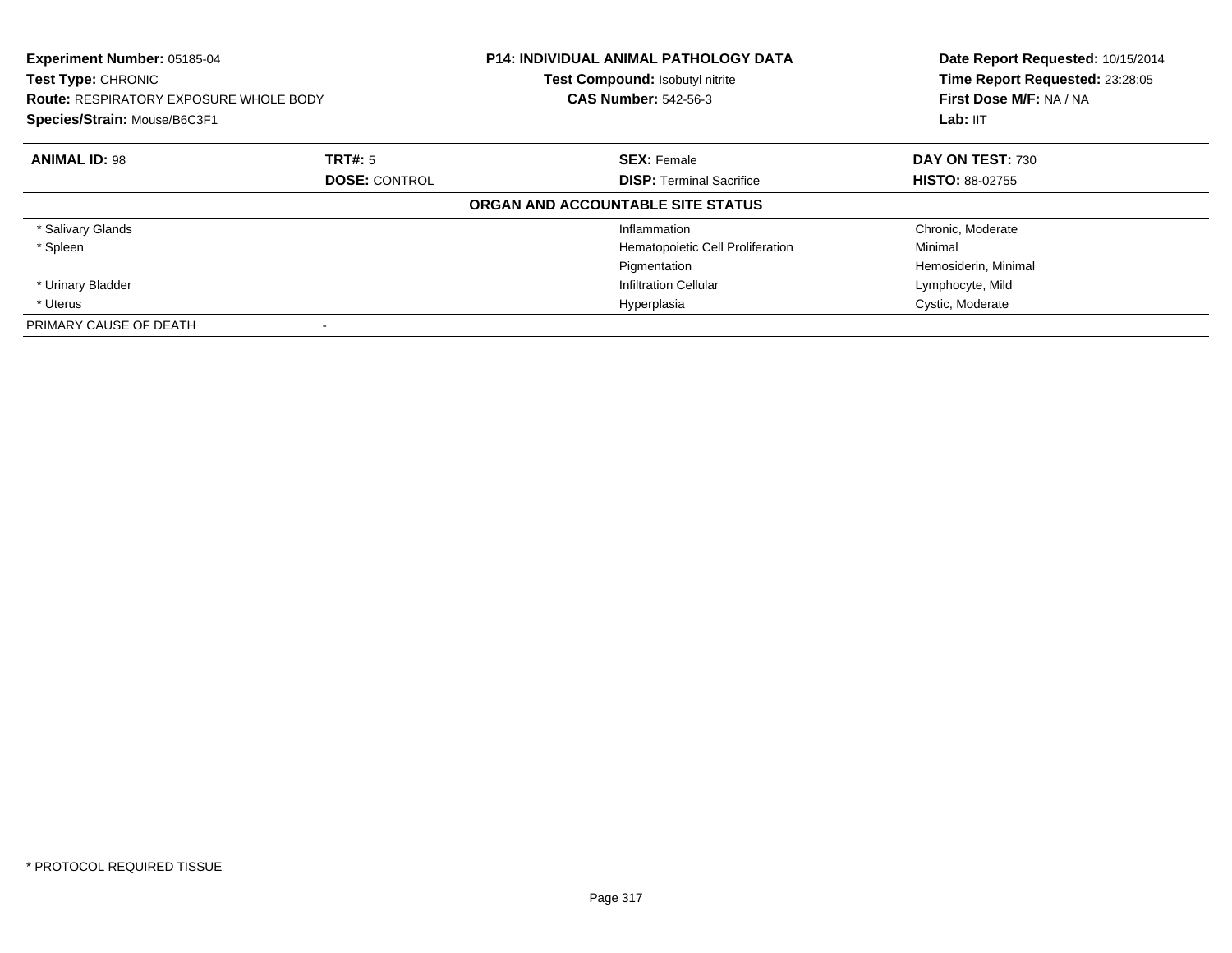**Experiment Number:** 05185-04
**Test Type:** CHRONIC
**Route:** RESPIRATORY EXPOSURE WHOLE BODY
**Species/Strain:** Mouse/B6C3F1

**P14: INDIVIDUAL ANIMAL PATHOLOGY DATA**
**Test Compound:** Isobutyl nitrite
**CAS Number:** 542-56-3

**Date Report Requested:** 10/15/2014
**Time Report Requested:** 23:28:05
**First Dose M/F:** NA / NA
**Lab:** IIT

| **ANIMAL ID:** 98 | **TRT#:** 5 | **SEX:** Female | **DAY ON TEST:** 730 |
|---|---|---|---|
| | **DOSE:** CONTROL | **DISP:** Terminal Sacrifice | **HISTO:** 88-02755 |

**ORGAN AND ACCOUNTABLE SITE STATUS**

| | | | |
|---|---|---|---|
| * Salivary Glands | | Inflammation | Chronic, Moderate |
| * Spleen | | Hematopoietic Cell Proliferation | Minimal |
| | | Pigmentation | Hemosiderin, Minimal |
| * Urinary Bladder | | Infiltration Cellular | Lymphocyte, Mild |
| * Uterus | | Hyperplasia | Cystic, Moderate |
| PRIMARY CAUSE OF DEATH | - | | |

* PROTOCOL REQUIRED TISSUE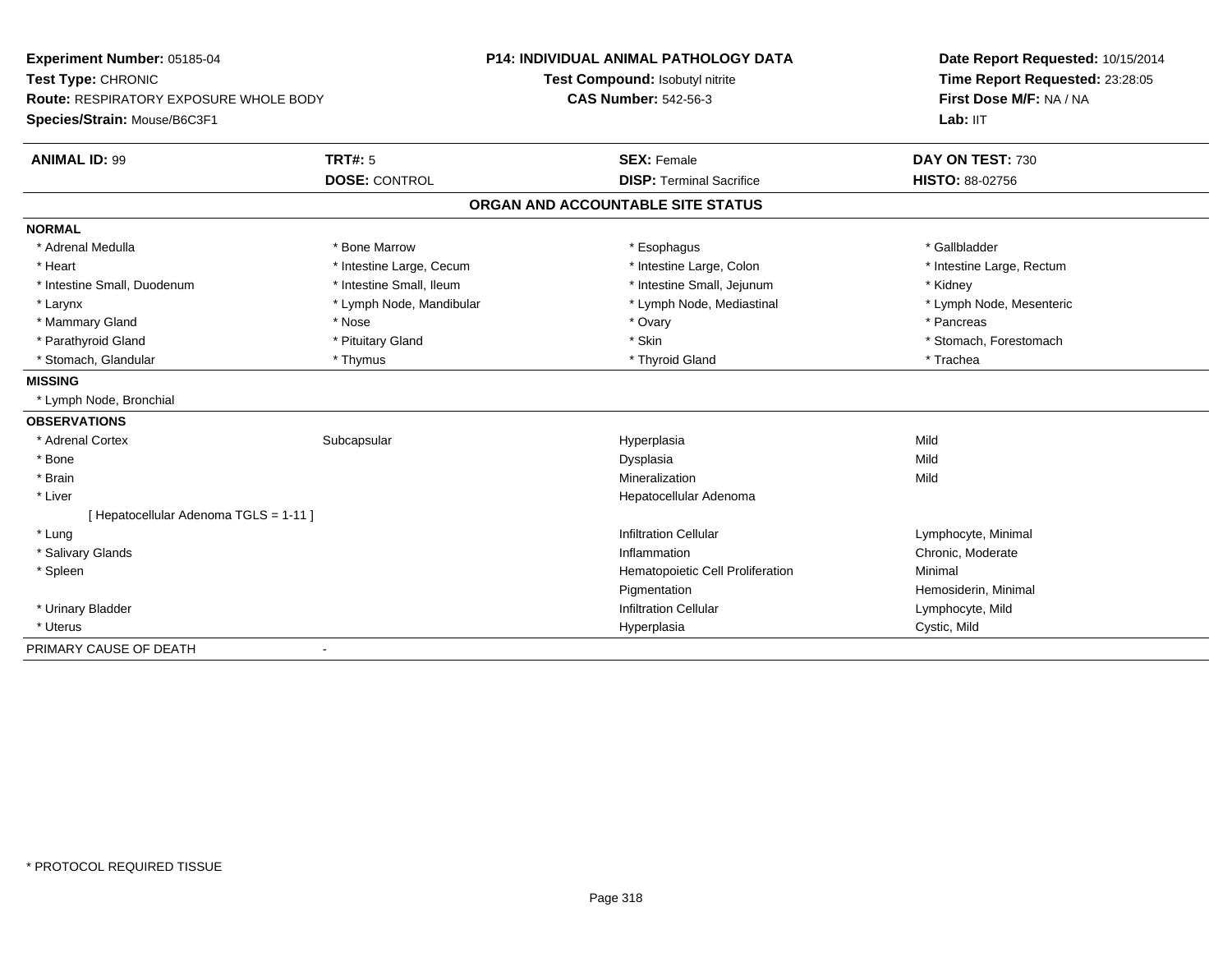**Experiment Number:** 05185-04
**Test Type:** CHRONIC
**Route:** RESPIRATORY EXPOSURE WHOLE BODY
**Species/Strain:** Mouse/B6C3F1

**P14: INDIVIDUAL ANIMAL PATHOLOGY DATA**
**Test Compound:** Isobutyl nitrite
**CAS Number:** 542-56-3

**Date Report Requested:** 10/15/2014
**Time Report Requested:** 23:28:05
**First Dose M/F:** NA / NA
**Lab:** IIT

| **ANIMAL ID:** 99 | **TRT#:** 5 | **SEX:** Female | **DAY ON TEST:** 730 |
|---|---|---|---|
| | **DOSE:** CONTROL | **DISP:** Terminal Sacrifice | **HISTO:** 88-02756 |

## ORGAN AND ACCOUNTABLE SITE STATUS

**NORMAL**

| | | | |
|---|---|---|---|
| * Adrenal Medulla | * Bone Marrow | * Esophagus | * Gallbladder |
| * Heart | * Intestine Large, Cecum | * Intestine Large, Colon | * Intestine Large, Rectum |
| * Intestine Small, Duodenum | * Intestine Small, Ileum | * Intestine Small, Jejunum | * Kidney |
| * Larynx | * Lymph Node, Mandibular | * Lymph Node, Mediastinal | * Lymph Node, Mesenteric |
| * Mammary Gland | * Nose | * Ovary | * Pancreas |
| * Parathyroid Gland | * Pituitary Gland | * Skin | * Stomach, Forestomach |
| * Stomach, Glandular | * Thymus | * Thyroid Gland | * Trachea |

**MISSING**

* Lymph Node, Bronchial

**OBSERVATIONS**

| | | | |
|---|---|---|---|
| * Adrenal Cortex | Subcapsular | Hyperplasia | Mild |
| * Bone | | Dysplasia | Mild |
| * Brain | | Mineralization | Mild |
| * Liver | | Hepatocellular Adenoma | |
| [ Hepatocellular Adenoma TGLS = 1-11 ] | | | |
| * Lung | | Infiltration Cellular | Lymphocyte, Minimal |
| * Salivary Glands | | Inflammation | Chronic, Moderate |
| * Spleen | | Hematopoietic Cell Proliferation | Minimal |
| | | Pigmentation | Hemosiderin, Minimal |
| * Urinary Bladder | | Infiltration Cellular | Lymphocyte, Mild |
| * Uterus | | Hyperplasia | Cystic, Mild |

PRIMARY CAUSE OF DEATH -

* PROTOCOL REQUIRED TISSUE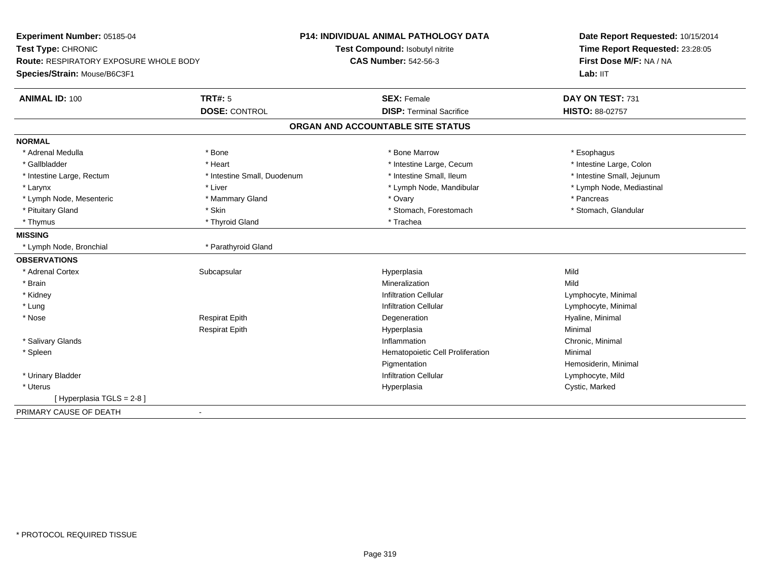**Experiment Number:** 05185-04
**Test Type:** CHRONIC
**Route:** RESPIRATORY EXPOSURE WHOLE BODY
**Species/Strain:** Mouse/B6C3F1

**P14: INDIVIDUAL ANIMAL PATHOLOGY DATA**
**Test Compound:** Isobutyl nitrite
**CAS Number:** 542-56-3

**Date Report Requested:** 10/15/2014
**Time Report Requested:** 23:28:05
**First Dose M/F:** NA / NA
**Lab:** IIT

| **ANIMAL ID:** 100 | **TRT#:** 5 | **SEX:** Female | **DAY ON TEST:** 731 |
|---|---|---|---|
| | **DOSE:** CONTROL | **DISP:** Terminal Sacrifice | **HISTO:** 88-02757 |

## ORGAN AND ACCOUNTABLE SITE STATUS

**NORMAL**

| | | | |
|---|---|---|---|
| * Adrenal Medulla | * Bone | * Bone Marrow | * Esophagus |
| * Gallbladder | * Heart | * Intestine Large, Cecum | * Intestine Large, Colon |
| * Intestine Large, Rectum | * Intestine Small, Duodenum | * Intestine Small, Ileum | * Intestine Small, Jejunum |
| * Larynx | * Liver | * Lymph Node, Mandibular | * Lymph Node, Mediastinal |
| * Lymph Node, Mesenteric | * Mammary Gland | * Ovary | * Pancreas |
| * Pituitary Gland | * Skin | * Stomach, Forestomach | * Stomach, Glandular |
| * Thymus | * Thyroid Gland | * Trachea | |

**MISSING**

| | |
|---|---|
| * Lymph Node, Bronchial | * Parathyroid Gland |

**OBSERVATIONS**

| | | | |
|---|---|---|---|
| * Adrenal Cortex | Subcapsular | Hyperplasia | Mild |
| * Brain | | Mineralization | Mild |
| * Kidney | | Infiltration Cellular | Lymphocyte, Minimal |
| * Lung | | Infiltration Cellular | Lymphocyte, Minimal |
| * Nose | Respirat Epith | Degeneration | Hyaline, Minimal |
| | Respirat Epith | Hyperplasia | Minimal |
| * Salivary Glands | | Inflammation | Chronic, Minimal |
| * Spleen | | Hematopoietic Cell Proliferation | Minimal |
| | | Pigmentation | Hemosiderin, Minimal |
| * Urinary Bladder | | Infiltration Cellular | Lymphocyte, Mild |
| * Uterus | | Hyperplasia | Cystic, Marked |
| [ Hyperplasia TGLS = 2-8 ] | | | |

PRIMARY CAUSE OF DEATH -

* PROTOCOL REQUIRED TISSUE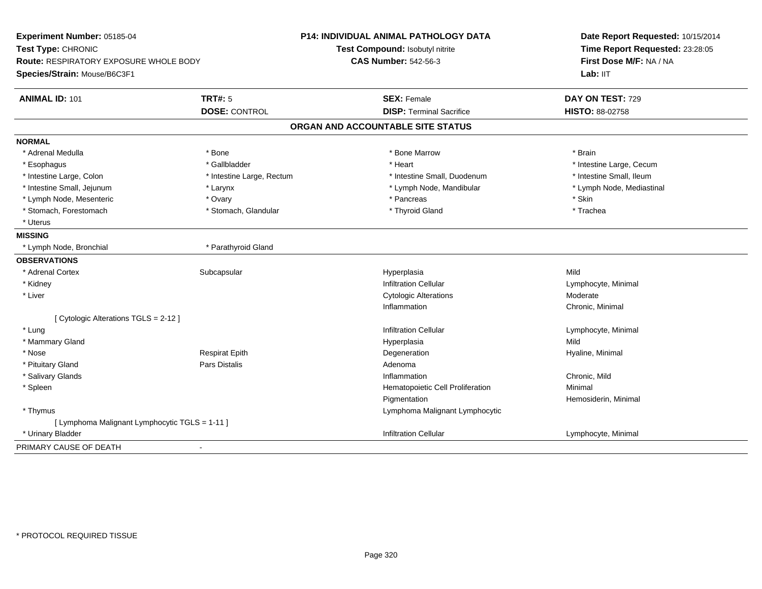**Experiment Number:** 05185-04
**Test Type:** CHRONIC
**Route:** RESPIRATORY EXPOSURE WHOLE BODY
**Species/Strain:** Mouse/B6C3F1

**P14: INDIVIDUAL ANIMAL PATHOLOGY DATA**
**Test Compound:** Isobutyl nitrite
**CAS Number:** 542-56-3

**Date Report Requested:** 10/15/2014
**Time Report Requested:** 23:28:05
**First Dose M/F:** NA / NA
**Lab:** IIT

| **ANIMAL ID:** 101 | **TRT#:** 5 | **SEX:** Female | **DAY ON TEST:** 729 |
|---|---|---|---|
| | **DOSE:** CONTROL | **DISP:** Terminal Sacrifice | **HISTO:** 88-02758 |

## ORGAN AND ACCOUNTABLE SITE STATUS

**NORMAL**

| | | | |
|---|---|---|---|
| * Adrenal Medulla | * Bone | * Bone Marrow | * Brain |
| * Esophagus | * Gallbladder | * Heart | * Intestine Large, Cecum |
| * Intestine Large, Colon | * Intestine Large, Rectum | * Intestine Small, Duodenum | * Intestine Small, Ileum |
| * Intestine Small, Jejunum | * Larynx | * Lymph Node, Mandibular | * Lymph Node, Mediastinal |
| * Lymph Node, Mesenteric | * Ovary | * Pancreas | * Skin |
| * Stomach, Forestomach | * Stomach, Glandular | * Thyroid Gland | * Trachea |
| * Uterus | | | |

**MISSING**

| | |
|---|---|
| * Lymph Node, Bronchial | * Parathyroid Gland |

**OBSERVATIONS**

| | | | |
|---|---|---|---|
| * Adrenal Cortex | Subcapsular | Hyperplasia | Mild |
| * Kidney | | Infiltration Cellular | Lymphocyte, Minimal |
| * Liver | | Cytologic Alterations | Moderate |
| | | Inflammation | Chronic, Minimal |
| [ Cytologic Alterations TGLS = 2-12 ] | | | |
| * Lung | | Infiltration Cellular | Lymphocyte, Minimal |
| * Mammary Gland | | Hyperplasia | Mild |
| * Nose | Respirat Epith | Degeneration | Hyaline, Minimal |
| * Pituitary Gland | Pars Distalis | Adenoma | |
| * Salivary Glands | | Inflammation | Chronic, Mild |
| * Spleen | | Hematopoietic Cell Proliferation | Minimal |
| | | Pigmentation | Hemosiderin, Minimal |
| * Thymus | | Lymphoma Malignant Lymphocytic | |
| [ Lymphoma Malignant Lymphocytic TGLS = 1-11 ] | | | |
| * Urinary Bladder | | Infiltration Cellular | Lymphocyte, Minimal |

PRIMARY CAUSE OF DEATH -

* PROTOCOL REQUIRED TISSUE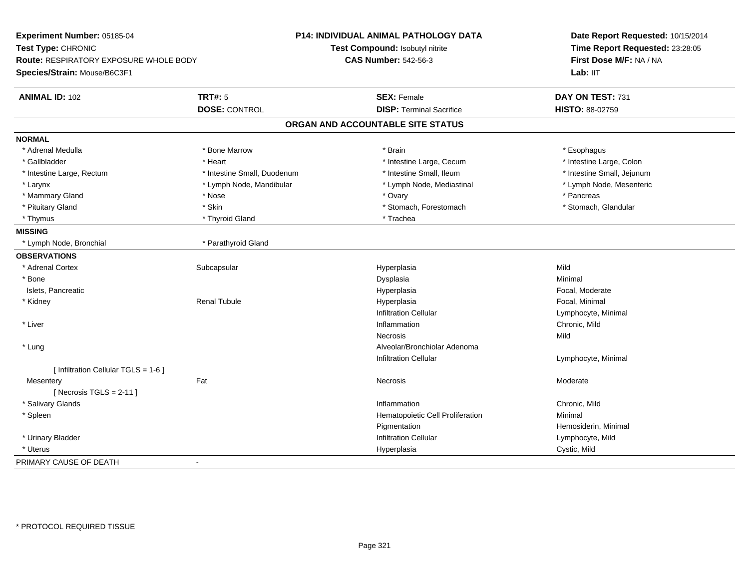**Experiment Number:** 05185-04
**Test Type:** CHRONIC
**Route:** RESPIRATORY EXPOSURE WHOLE BODY
**Species/Strain:** Mouse/B6C3F1

**P14: INDIVIDUAL ANIMAL PATHOLOGY DATA**
**Test Compound:** Isobutyl nitrite
**CAS Number:** 542-56-3

**Date Report Requested:** 10/15/2014
**Time Report Requested:** 23:28:05
**First Dose M/F:** NA / NA
**Lab:** IIT

| **ANIMAL ID:** 102 | **TRT#:** 5 | **SEX:** Female | **DAY ON TEST:** 731 |
|---|---|---|---|
| | **DOSE:** CONTROL | **DISP:** Terminal Sacrifice | **HISTO:** 88-02759 |

## ORGAN AND ACCOUNTABLE SITE STATUS

**NORMAL**

| | | | |
|---|---|---|---|
| * Adrenal Medulla | * Bone Marrow | * Brain | * Esophagus |
| * Gallbladder | * Heart | * Intestine Large, Cecum | * Intestine Large, Colon |
| * Intestine Large, Rectum | * Intestine Small, Duodenum | * Intestine Small, Ileum | * Intestine Small, Jejunum |
| * Larynx | * Lymph Node, Mandibular | * Lymph Node, Mediastinal | * Lymph Node, Mesenteric |
| * Mammary Gland | * Nose | * Ovary | * Pancreas |
| * Pituitary Gland | * Skin | * Stomach, Forestomach | * Stomach, Glandular |
| * Thymus | * Thyroid Gland | * Trachea | |

**MISSING**

| | |
|---|---|
| * Lymph Node, Bronchial | * Parathyroid Gland |

**OBSERVATIONS**

| | | | |
|---|---|---|---|
| * Adrenal Cortex | Subcapsular | Hyperplasia | Mild |
| * Bone | | Dysplasia | Minimal |
| Islets, Pancreatic | | Hyperplasia | Focal, Moderate |
| * Kidney | Renal Tubule | Hyperplasia | Focal, Minimal |
| | | Infiltration Cellular | Lymphocyte, Minimal |
| * Liver | | Inflammation | Chronic, Mild |
| | | Necrosis | Mild |
| * Lung | | Alveolar/Bronchiolar Adenoma | |
| | | Infiltration Cellular | Lymphocyte, Minimal |
| [ Infiltration Cellular TGLS = 1-6 ] | | | |
| Mesentery | Fat | Necrosis | Moderate |
| [ Necrosis TGLS = 2-11 ] | | | |
| * Salivary Glands | | Inflammation | Chronic, Mild |
| * Spleen | | Hematopoietic Cell Proliferation | Minimal |
| | | Pigmentation | Hemosiderin, Minimal |
| * Urinary Bladder | | Infiltration Cellular | Lymphocyte, Mild |
| * Uterus | | Hyperplasia | Cystic, Mild |

PRIMARY CAUSE OF DEATH -

* PROTOCOL REQUIRED TISSUE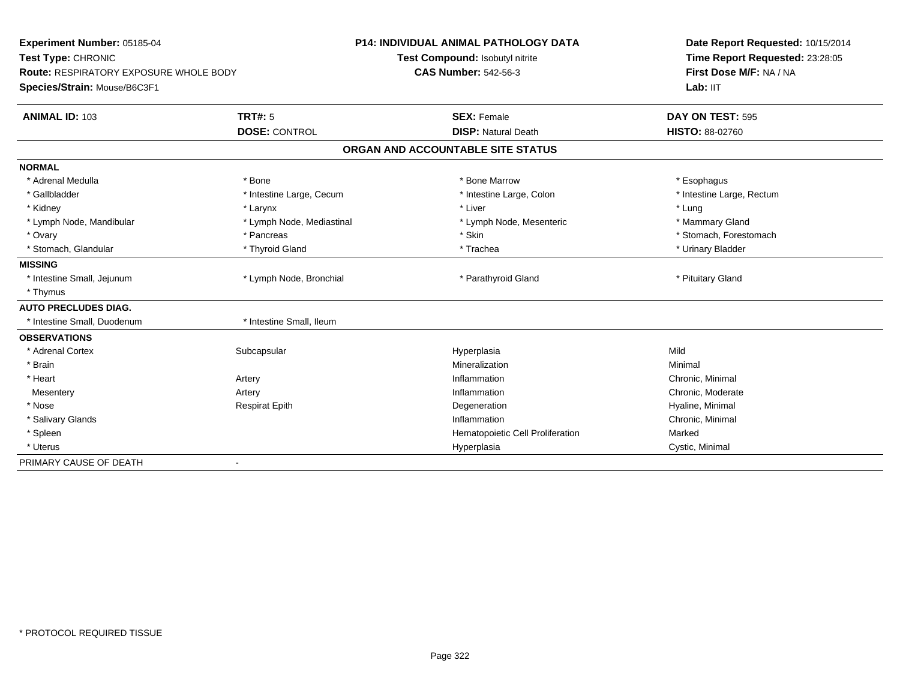**Experiment Number:** 05185-04
**Test Type:** CHRONIC
**Route:** RESPIRATORY EXPOSURE WHOLE BODY
**Species/Strain:** Mouse/B6C3F1

**P14: INDIVIDUAL ANIMAL PATHOLOGY DATA**
**Test Compound:** Isobutyl nitrite
**CAS Number:** 542-56-3

**Date Report Requested:** 10/15/2014
**Time Report Requested:** 23:28:05
**First Dose M/F:** NA / NA
**Lab:** IIT

| **ANIMAL ID:** 103 | **TRT#:** 5 | **SEX:** Female | **DAY ON TEST:** 595 |
|---|---|---|---|
| | **DOSE:** CONTROL | **DISP:** Natural Death | **HISTO:** 88-02760 |

## ORGAN AND ACCOUNTABLE SITE STATUS

| | | | |
|---|---|---|---|
| **NORMAL** | | | |
| * Adrenal Medulla | * Bone | * Bone Marrow | * Esophagus |
| * Gallbladder | * Intestine Large, Cecum | * Intestine Large, Colon | * Intestine Large, Rectum |
| * Kidney | * Larynx | * Liver | * Lung |
| * Lymph Node, Mandibular | * Lymph Node, Mediastinal | * Lymph Node, Mesenteric | * Mammary Gland |
| * Ovary | * Pancreas | * Skin | * Stomach, Forestomach |
| * Stomach, Glandular | * Thyroid Gland | * Trachea | * Urinary Bladder |
| **MISSING** | | | |
| * Intestine Small, Jejunum | * Lymph Node, Bronchial | * Parathyroid Gland | * Pituitary Gland |
| * Thymus | | | |
| **AUTO PRECLUDES DIAG.** | | | |
| * Intestine Small, Duodenum | * Intestine Small, Ileum | | |
| **OBSERVATIONS** | | | |
| * Adrenal Cortex | Subcapsular | Hyperplasia | Mild |
| * Brain | | Mineralization | Minimal |
| * Heart | Artery | Inflammation | Chronic, Minimal |
| Mesentery | Artery | Inflammation | Chronic, Moderate |
| * Nose | Respirat Epith | Degeneration | Hyaline, Minimal |
| * Salivary Glands | | Inflammation | Chronic, Minimal |
| * Spleen | | Hematopoietic Cell Proliferation | Marked |
| * Uterus | | Hyperplasia | Cystic, Minimal |
| PRIMARY CAUSE OF DEATH | - | | |

* PROTOCOL REQUIRED TISSUE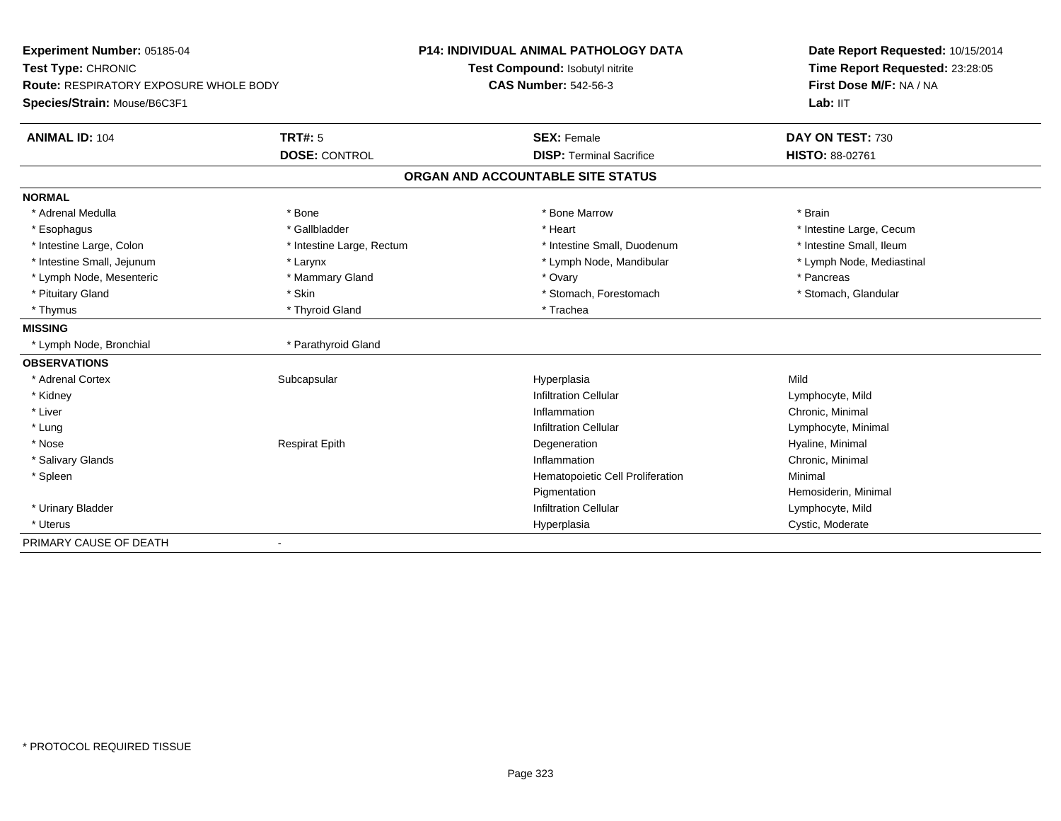**Experiment Number:** 05185-04
**Test Type:** CHRONIC
**Route:** RESPIRATORY EXPOSURE WHOLE BODY
**Species/Strain:** Mouse/B6C3F1

**P14: INDIVIDUAL ANIMAL PATHOLOGY DATA**
**Test Compound:** Isobutyl nitrite
**CAS Number:** 542-56-3

**Date Report Requested:** 10/15/2014
**Time Report Requested:** 23:28:05
**First Dose M/F:** NA / NA
**Lab:** IIT

| **ANIMAL ID:** 104 | **TRT#:** 5 | **SEX:** Female | **DAY ON TEST:** 730 |
|---|---|---|---|
| | **DOSE:** CONTROL | **DISP:** Terminal Sacrifice | **HISTO:** 88-02761 |

**ORGAN AND ACCOUNTABLE SITE STATUS**

| | | | |
|---|---|---|---|
| **NORMAL** | | | |
| * Adrenal Medulla | * Bone | * Bone Marrow | * Brain |
| * Esophagus | * Gallbladder | * Heart | * Intestine Large, Cecum |
| * Intestine Large, Colon | * Intestine Large, Rectum | * Intestine Small, Duodenum | * Intestine Small, Ileum |
| * Intestine Small, Jejunum | * Larynx | * Lymph Node, Mandibular | * Lymph Node, Mediastinal |
| * Lymph Node, Mesenteric | * Mammary Gland | * Ovary | * Pancreas |
| * Pituitary Gland | * Skin | * Stomach, Forestomach | * Stomach, Glandular |
| * Thymus | * Thyroid Gland | * Trachea | |
| **MISSING** | | | |
| * Lymph Node, Bronchial | * Parathyroid Gland | | |
| **OBSERVATIONS** | | | |
| * Adrenal Cortex | Subcapsular | Hyperplasia | Mild |
| * Kidney | | Infiltration Cellular | Lymphocyte, Mild |
| * Liver | | Inflammation | Chronic, Minimal |
| * Lung | | Infiltration Cellular | Lymphocyte, Minimal |
| * Nose | Respirat Epith | Degeneration | Hyaline, Minimal |
| * Salivary Glands | | Inflammation | Chronic, Minimal |
| * Spleen | | Hematopoietic Cell Proliferation | Minimal |
| | | Pigmentation | Hemosiderin, Minimal |
| * Urinary Bladder | | Infiltration Cellular | Lymphocyte, Mild |
| * Uterus | | Hyperplasia | Cystic, Moderate |
| PRIMARY CAUSE OF DEATH | - | | |

* PROTOCOL REQUIRED TISSUE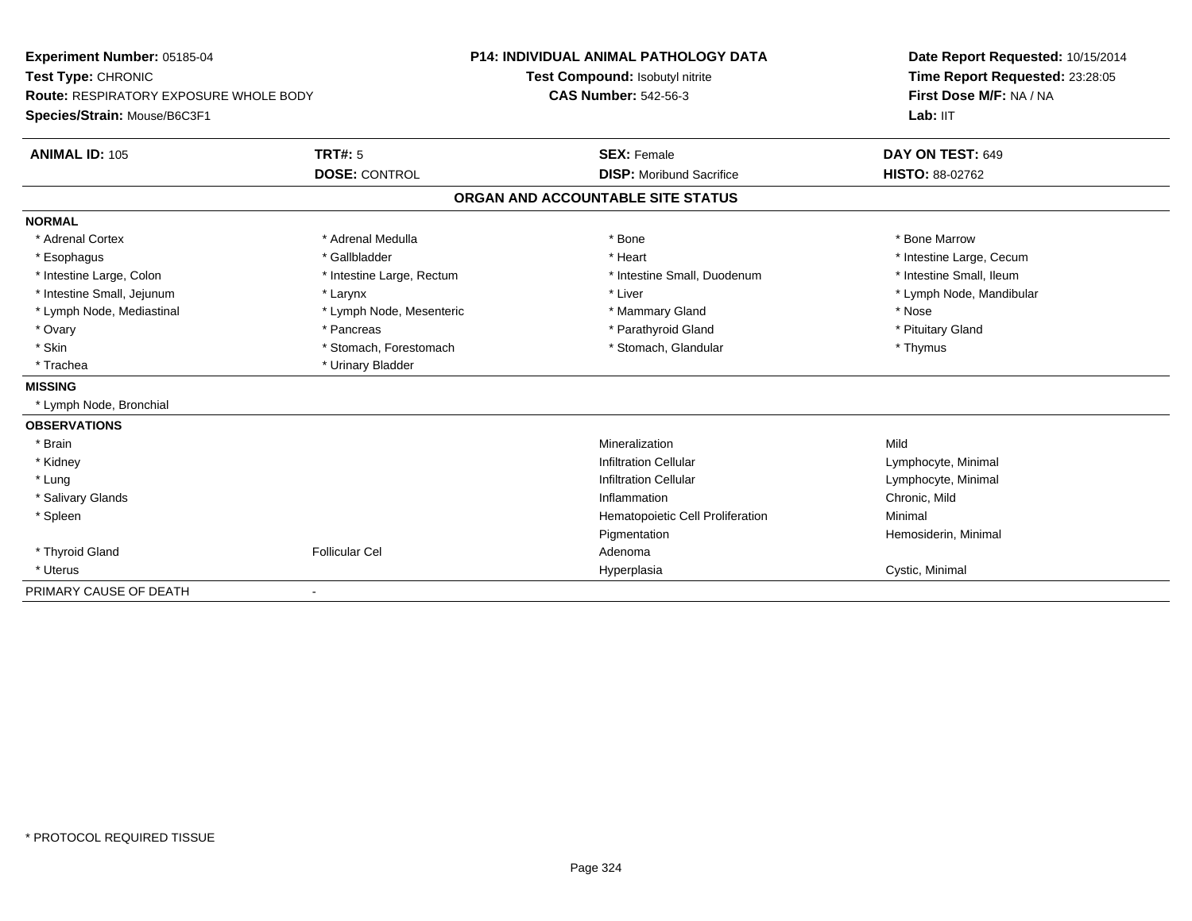**Experiment Number:** 05185-04
**Test Type:** CHRONIC
**Route:** RESPIRATORY EXPOSURE WHOLE BODY
**Species/Strain:** Mouse/B6C3F1

**P14: INDIVIDUAL ANIMAL PATHOLOGY DATA**
**Test Compound:** Isobutyl nitrite
**CAS Number:** 542-56-3

**Date Report Requested:** 10/15/2014
**Time Report Requested:** 23:28:05
**First Dose M/F:** NA / NA
**Lab:** IIT

| **ANIMAL ID:** 105 | **TRT#:** 5 | **SEX:** Female | **DAY ON TEST:** 649 |
|---|---|---|---|
| | **DOSE:** CONTROL | **DISP:** Moribund Sacrifice | **HISTO:** 88-02762 |

## ORGAN AND ACCOUNTABLE SITE STATUS

**NORMAL**

| | | | |
|---|---|---|---|
| * Adrenal Cortex | * Adrenal Medulla | * Bone | * Bone Marrow |
| * Esophagus | * Gallbladder | * Heart | * Intestine Large, Cecum |
| * Intestine Large, Colon | * Intestine Large, Rectum | * Intestine Small, Duodenum | * Intestine Small, Ileum |
| * Intestine Small, Jejunum | * Larynx | * Liver | * Lymph Node, Mandibular |
| * Lymph Node, Mediastinal | * Lymph Node, Mesenteric | * Mammary Gland | * Nose |
| * Ovary | * Pancreas | * Parathyroid Gland | * Pituitary Gland |
| * Skin | * Stomach, Forestomach | * Stomach, Glandular | * Thymus |
| * Trachea | * Urinary Bladder | | |

**MISSING**

* Lymph Node, Bronchial

**OBSERVATIONS**

| | | | |
|---|---|---|---|
| * Brain | | Mineralization | Mild |
| * Kidney | | Infiltration Cellular | Lymphocyte, Minimal |
| * Lung | | Infiltration Cellular | Lymphocyte, Minimal |
| * Salivary Glands | | Inflammation | Chronic, Mild |
| * Spleen | | Hematopoietic Cell Proliferation | Minimal |
| | | Pigmentation | Hemosiderin, Minimal |
| * Thyroid Gland | Follicular Cel | Adenoma | |
| * Uterus | | Hyperplasia | Cystic, Minimal |

PRIMARY CAUSE OF DEATH -

* PROTOCOL REQUIRED TISSUE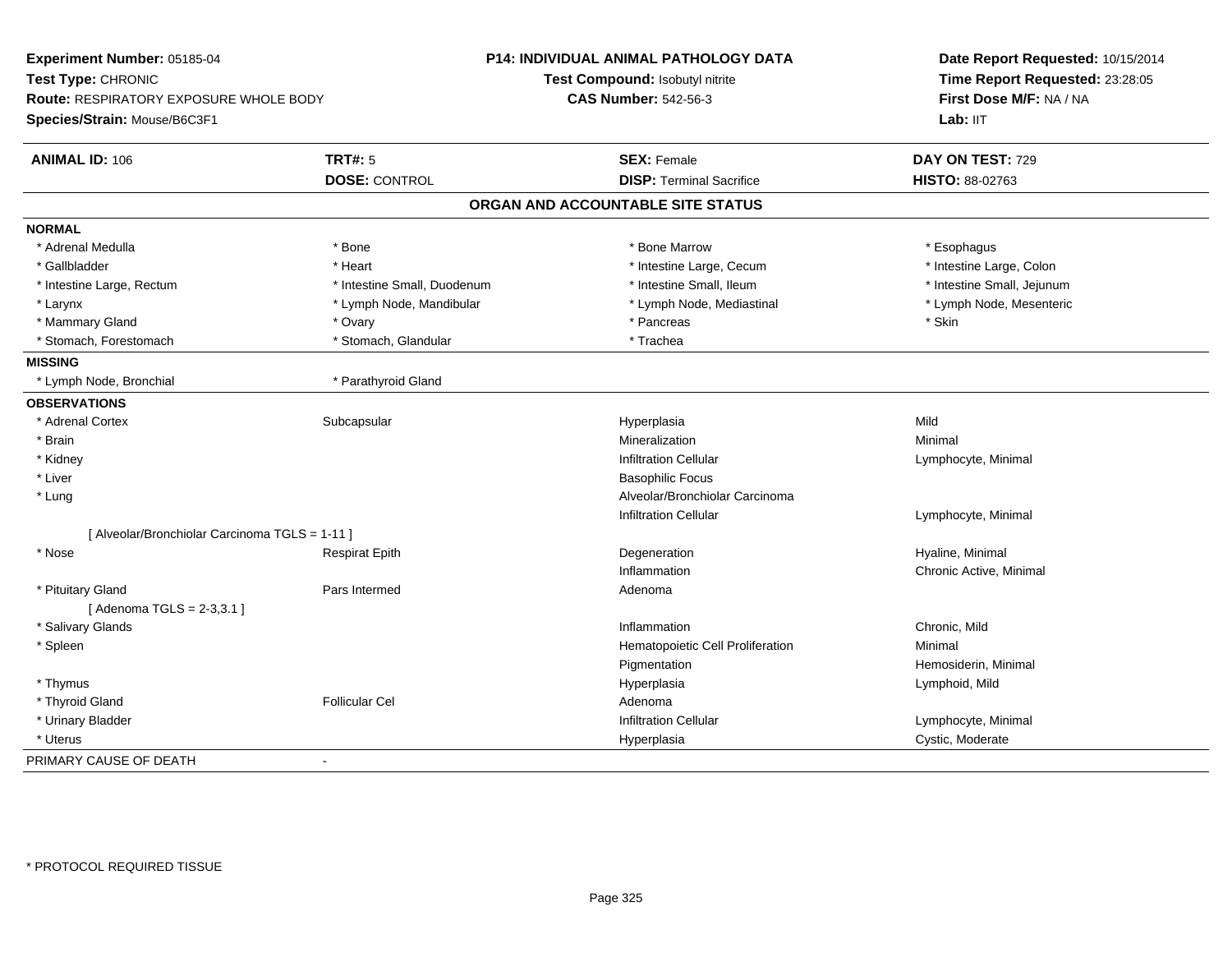**Experiment Number:** 05185-04
**Test Type:** CHRONIC
**Route:** RESPIRATORY EXPOSURE WHOLE BODY
**Species/Strain:** Mouse/B6C3F1

**P14: INDIVIDUAL ANIMAL PATHOLOGY DATA**
**Test Compound:** Isobutyl nitrite
**CAS Number:** 542-56-3

**Date Report Requested:** 10/15/2014
**Time Report Requested:** 23:28:05
**First Dose M/F:** NA / NA
**Lab:** IIT

| **ANIMAL ID:** 106 | **TRT#:** 5 | **SEX:** Female | **DAY ON TEST:** 729 |
|---|---|---|---|
| | **DOSE:** CONTROL | **DISP:** Terminal Sacrifice | **HISTO:** 88-02763 |

## ORGAN AND ACCOUNTABLE SITE STATUS

| | | | |
|---|---|---|---|
| **NORMAL** | | | |
| * Adrenal Medulla | * Bone | * Bone Marrow | * Esophagus |
| * Gallbladder | * Heart | * Intestine Large, Cecum | * Intestine Large, Colon |
| * Intestine Large, Rectum | * Intestine Small, Duodenum | * Intestine Small, Ileum | * Intestine Small, Jejunum |
| * Larynx | * Lymph Node, Mandibular | * Lymph Node, Mediastinal | * Lymph Node, Mesenteric |
| * Mammary Gland | * Ovary | * Pancreas | * Skin |
| * Stomach, Forestomach | * Stomach, Glandular | * Trachea | |
| **MISSING** | | | |
| * Lymph Node, Bronchial | * Parathyroid Gland | | |
| **OBSERVATIONS** | | | |
| * Adrenal Cortex | Subcapsular | Hyperplasia | Mild |
| * Brain | | Mineralization | Minimal |
| * Kidney | | Infiltration Cellular | Lymphocyte, Minimal |
| * Liver | | Basophilic Focus | |
| * Lung | | Alveolar/Bronchiolar Carcinoma | |
| | | Infiltration Cellular | Lymphocyte, Minimal |
| [ Alveolar/Bronchiolar Carcinoma TGLS = 1-11 ] | | | |
| * Nose | Respirat Epith | Degeneration | Hyaline, Minimal |
| | | Inflammation | Chronic Active, Minimal |
| * Pituitary Gland | Pars Intermed | Adenoma | |
| [ Adenoma TGLS = 2-3,3.1 ] | | | |
| * Salivary Glands | | Inflammation | Chronic, Mild |
| * Spleen | | Hematopoietic Cell Proliferation | Minimal |
| | | Pigmentation | Hemosiderin, Minimal |
| * Thymus | | Hyperplasia | Lymphoid, Mild |
| * Thyroid Gland | Follicular Cel | Adenoma | |
| * Urinary Bladder | | Infiltration Cellular | Lymphocyte, Minimal |
| * Uterus | | Hyperplasia | Cystic, Moderate |
| PRIMARY CAUSE OF DEATH | - | | |

\* PROTOCOL REQUIRED TISSUE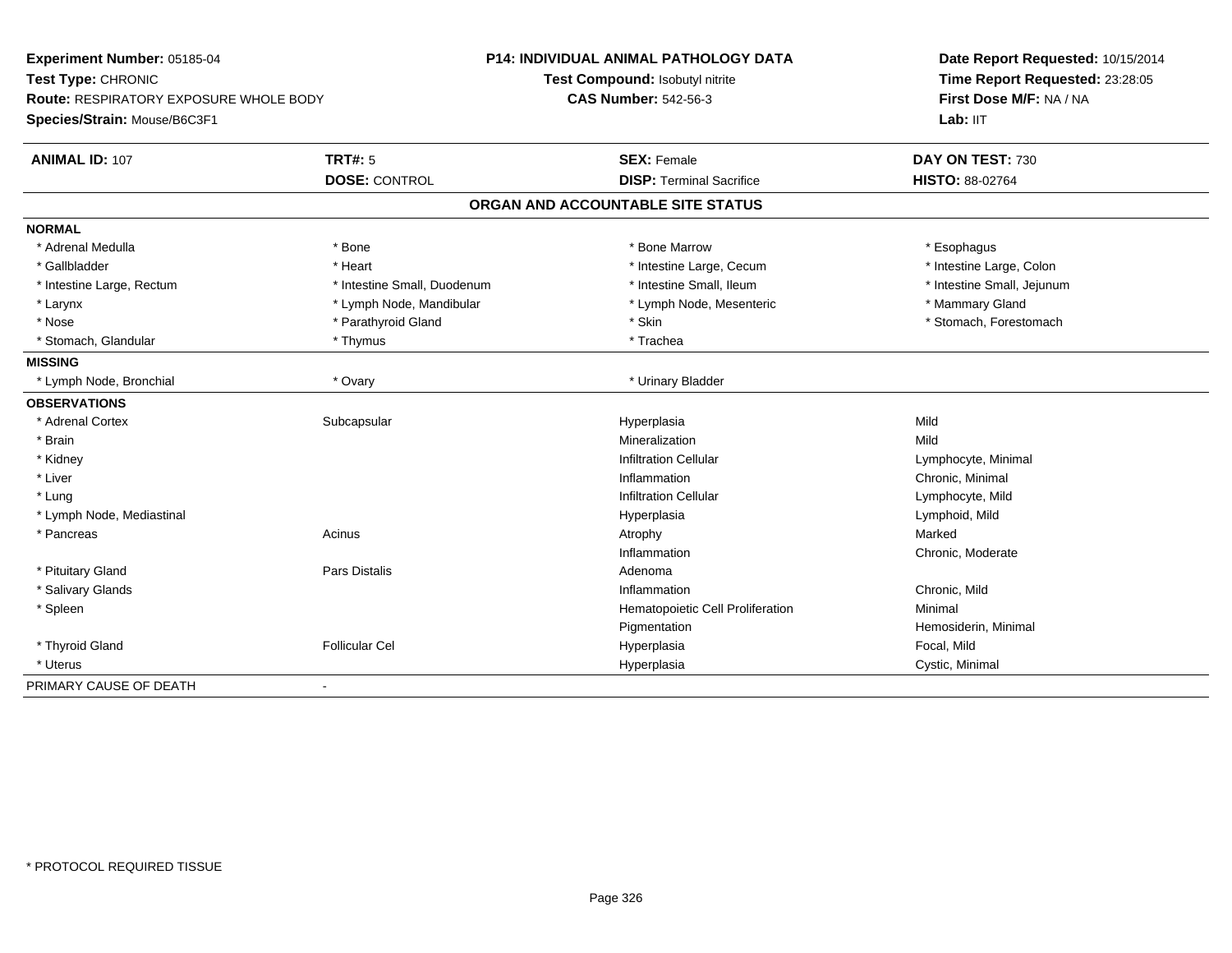**Experiment Number:** 05185-04
**Test Type:** CHRONIC
**Route:** RESPIRATORY EXPOSURE WHOLE BODY
**Species/Strain:** Mouse/B6C3F1

**P14: INDIVIDUAL ANIMAL PATHOLOGY DATA**
**Test Compound:** Isobutyl nitrite
**CAS Number:** 542-56-3

**Date Report Requested:** 10/15/2014
**Time Report Requested:** 23:28:05
**First Dose M/F:** NA / NA
**Lab:** IIT

| **ANIMAL ID:** 107 | **TRT#:** 5 | **SEX:** Female | **DAY ON TEST:** 730 |
|---|---|---|---|
| | **DOSE:** CONTROL | **DISP:** Terminal Sacrifice | **HISTO:** 88-02764 |

## ORGAN AND ACCOUNTABLE SITE STATUS

| | | | |
|---|---|---|---|
| **NORMAL** | | | |
| * Adrenal Medulla | * Bone | * Bone Marrow | * Esophagus |
| * Gallbladder | * Heart | * Intestine Large, Cecum | * Intestine Large, Colon |
| * Intestine Large, Rectum | * Intestine Small, Duodenum | * Intestine Small, Ileum | * Intestine Small, Jejunum |
| * Larynx | * Lymph Node, Mandibular | * Lymph Node, Mesenteric | * Mammary Gland |
| * Nose | * Parathyroid Gland | * Skin | * Stomach, Forestomach |
| * Stomach, Glandular | * Thymus | * Trachea | |
| **MISSING** | | | |
| * Lymph Node, Bronchial | * Ovary | * Urinary Bladder | |
| **OBSERVATIONS** | | | |
| * Adrenal Cortex | Subcapsular | Hyperplasia | Mild |
| * Brain | | Mineralization | Mild |
| * Kidney | | Infiltration Cellular | Lymphocyte, Minimal |
| * Liver | | Inflammation | Chronic, Minimal |
| * Lung | | Infiltration Cellular | Lymphocyte, Mild |
| * Lymph Node, Mediastinal | | Hyperplasia | Lymphoid, Mild |
| * Pancreas | Acinus | Atrophy | Marked |
| | | Inflammation | Chronic, Moderate |
| * Pituitary Gland | Pars Distalis | Adenoma | |
| * Salivary Glands | | Inflammation | Chronic, Mild |
| * Spleen | | Hematopoietic Cell Proliferation | Minimal |
| | | Pigmentation | Hemosiderin, Minimal |
| * Thyroid Gland | Follicular Cel | Hyperplasia | Focal, Mild |
| * Uterus | | Hyperplasia | Cystic, Minimal |
| PRIMARY CAUSE OF DEATH | - | | |

* PROTOCOL REQUIRED TISSUE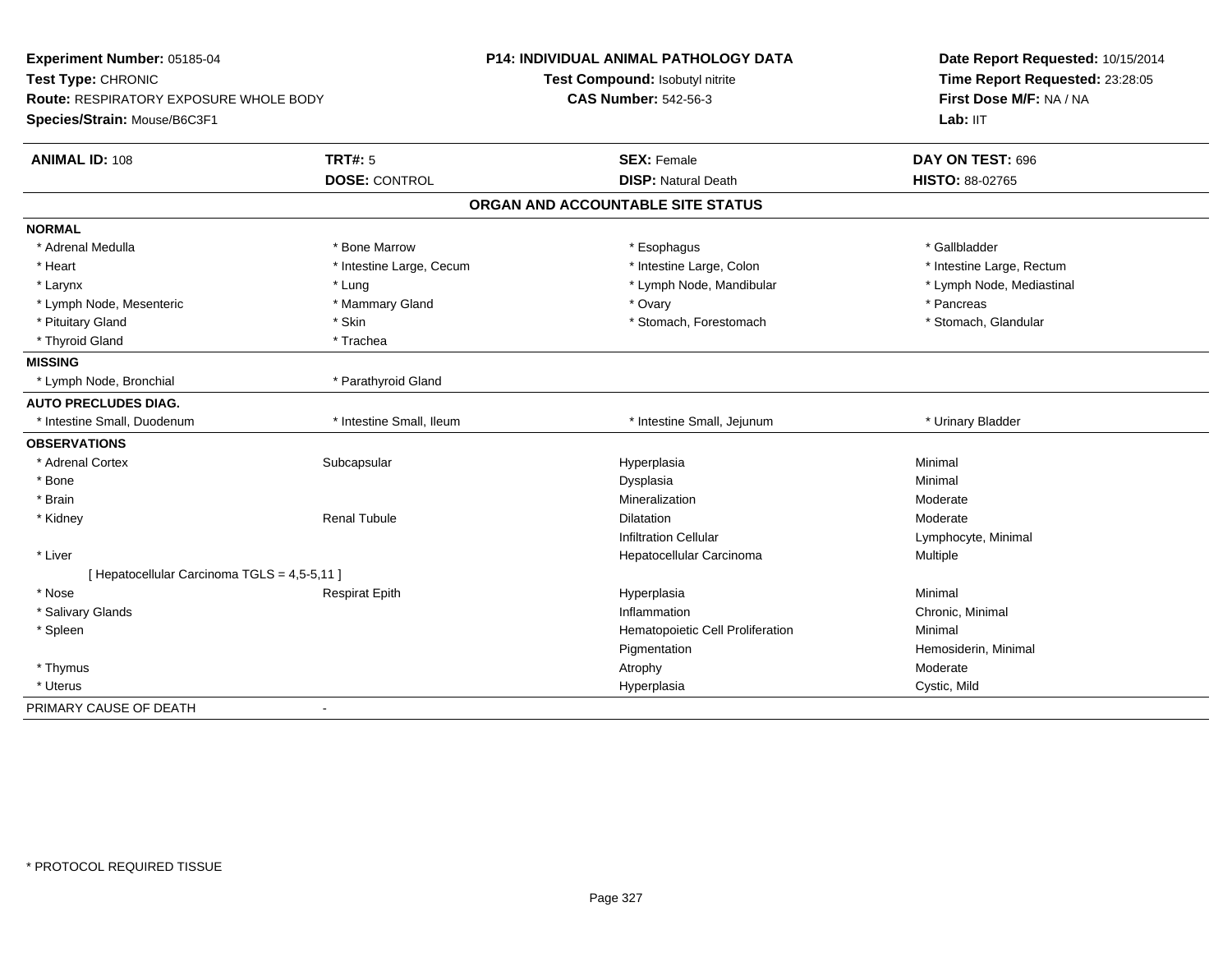**Experiment Number:** 05185-04
**Test Type:** CHRONIC
**Route:** RESPIRATORY EXPOSURE WHOLE BODY
**Species/Strain:** Mouse/B6C3F1

**P14: INDIVIDUAL ANIMAL PATHOLOGY DATA**
**Test Compound:** Isobutyl nitrite
**CAS Number:** 542-56-3

**Date Report Requested:** 10/15/2014
**Time Report Requested:** 23:28:05
**First Dose M/F:** NA / NA
**Lab:** IIT

| **ANIMAL ID:** 108 | **TRT#:** 5 | **SEX:** Female | **DAY ON TEST:** 696 |
|---|---|---|---|
| | **DOSE:** CONTROL | **DISP:** Natural Death | **HISTO:** 88-02765 |

## ORGAN AND ACCOUNTABLE SITE STATUS

| | | | |
|---|---|---|---|
| **NORMAL** | | | |
| * Adrenal Medulla | * Bone Marrow | * Esophagus | * Gallbladder |
| * Heart | * Intestine Large, Cecum | * Intestine Large, Colon | * Intestine Large, Rectum |
| * Larynx | * Lung | * Lymph Node, Mandibular | * Lymph Node, Mediastinal |
| * Lymph Node, Mesenteric | * Mammary Gland | * Ovary | * Pancreas |
| * Pituitary Gland | * Skin | * Stomach, Forestomach | * Stomach, Glandular |
| * Thyroid Gland | * Trachea | | |
| **MISSING** | | | |
| * Lymph Node, Bronchial | * Parathyroid Gland | | |
| **AUTO PRECLUDES DIAG.** | | | |
| * Intestine Small, Duodenum | * Intestine Small, Ileum | * Intestine Small, Jejunum | * Urinary Bladder |
| **OBSERVATIONS** | | | |
| * Adrenal Cortex | Subcapsular | Hyperplasia | Minimal |
| * Bone | | Dysplasia | Minimal |
| * Brain | | Mineralization | Moderate |
| * Kidney | Renal Tubule | Dilatation | Moderate |
| | | Infiltration Cellular | Lymphocyte, Minimal |
| * Liver | | Hepatocellular Carcinoma | Multiple |
| [ Hepatocellular Carcinoma TGLS = 4,5-5,11 ] | | | |
| * Nose | Respirat Epith | Hyperplasia | Minimal |
| * Salivary Glands | | Inflammation | Chronic, Minimal |
| * Spleen | | Hematopoietic Cell Proliferation | Minimal |
| | | Pigmentation | Hemosiderin, Minimal |
| * Thymus | | Atrophy | Moderate |
| * Uterus | | Hyperplasia | Cystic, Mild |
| PRIMARY CAUSE OF DEATH | - | | |

* PROTOCOL REQUIRED TISSUE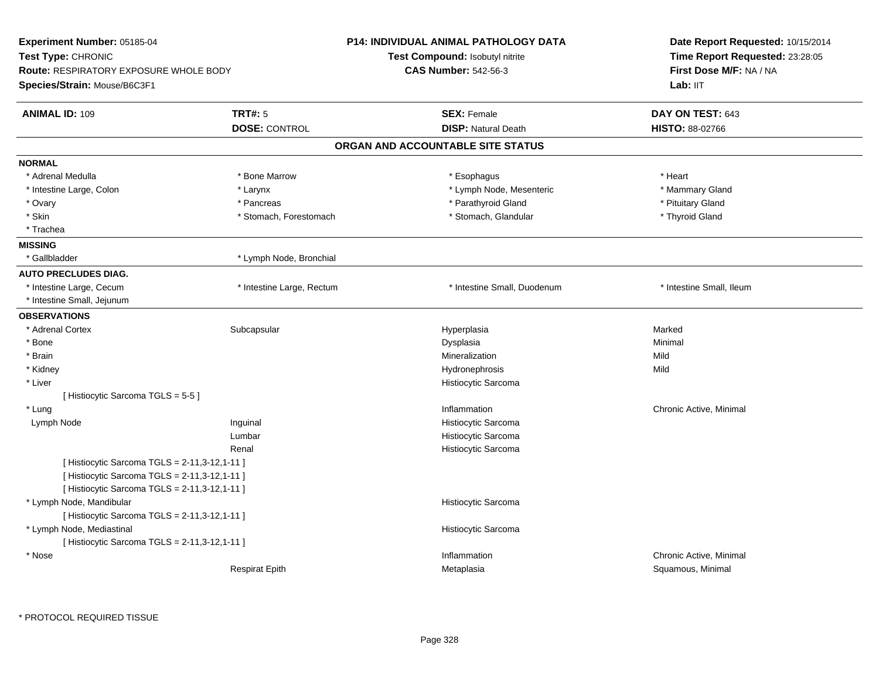**Experiment Number:** 05185-04
**Test Type:** CHRONIC
**Route:** RESPIRATORY EXPOSURE WHOLE BODY
**Species/Strain:** Mouse/B6C3F1

**P14: INDIVIDUAL ANIMAL PATHOLOGY DATA**
**Test Compound:** Isobutyl nitrite
**CAS Number:** 542-56-3

**Date Report Requested:** 10/15/2014
**Time Report Requested:** 23:28:05
**First Dose M/F:** NA / NA
**Lab:** IIT

| **ANIMAL ID:** 109 | **TRT#:** 5 | **SEX:** Female | **DAY ON TEST:** 643 |
|---|---|---|---|
| | **DOSE:** CONTROL | **DISP:** Natural Death | **HISTO:** 88-02766 |

## ORGAN AND ACCOUNTABLE SITE STATUS

**NORMAL**

| | | | |
|---|---|---|---|
| * Adrenal Medulla | * Bone Marrow | * Esophagus | * Heart |
| * Intestine Large, Colon | * Larynx | * Lymph Node, Mesenteric | * Mammary Gland |
| * Ovary | * Pancreas | * Parathyroid Gland | * Pituitary Gland |
| * Skin | * Stomach, Forestomach | * Stomach, Glandular | * Thyroid Gland |
| * Trachea | | | |

**MISSING**

| | |
|---|---|
| * Gallbladder | * Lymph Node, Bronchial |

**AUTO PRECLUDES DIAG.**

| | | | |
|---|---|---|---|
| * Intestine Large, Cecum | * Intestine Large, Rectum | * Intestine Small, Duodenum | * Intestine Small, Ileum |
| * Intestine Small, Jejunum | | | |

**OBSERVATIONS**

| | | | |
|---|---|---|---|
| * Adrenal Cortex | Subcapsular | Hyperplasia | Marked |
| * Bone | | Dysplasia | Minimal |
| * Brain | | Mineralization | Mild |
| * Kidney | | Hydronephrosis | Mild |
| * Liver | | Histiocytic Sarcoma | |
| [ Histiocytic Sarcoma TGLS = 5-5 ] | | | |
| * Lung | | Inflammation | Chronic Active, Minimal |
| Lymph Node | Inguinal | Histiocytic Sarcoma | |
| | Lumbar | Histiocytic Sarcoma | |
| | Renal | Histiocytic Sarcoma | |
| [ Histiocytic Sarcoma TGLS = 2-11,3-12,1-11 ] | | | |
| [ Histiocytic Sarcoma TGLS = 2-11,3-12,1-11 ] | | | |
| [ Histiocytic Sarcoma TGLS = 2-11,3-12,1-11 ] | | | |
| * Lymph Node, Mandibular | | Histiocytic Sarcoma | |
| [ Histiocytic Sarcoma TGLS = 2-11,3-12,1-11 ] | | | |
| * Lymph Node, Mediastinal | | Histiocytic Sarcoma | |
| [ Histiocytic Sarcoma TGLS = 2-11,3-12,1-11 ] | | | |
| * Nose | | Inflammation | Chronic Active, Minimal |
| | Respirat Epith | Metaplasia | Squamous, Minimal |

* PROTOCOL REQUIRED TISSUE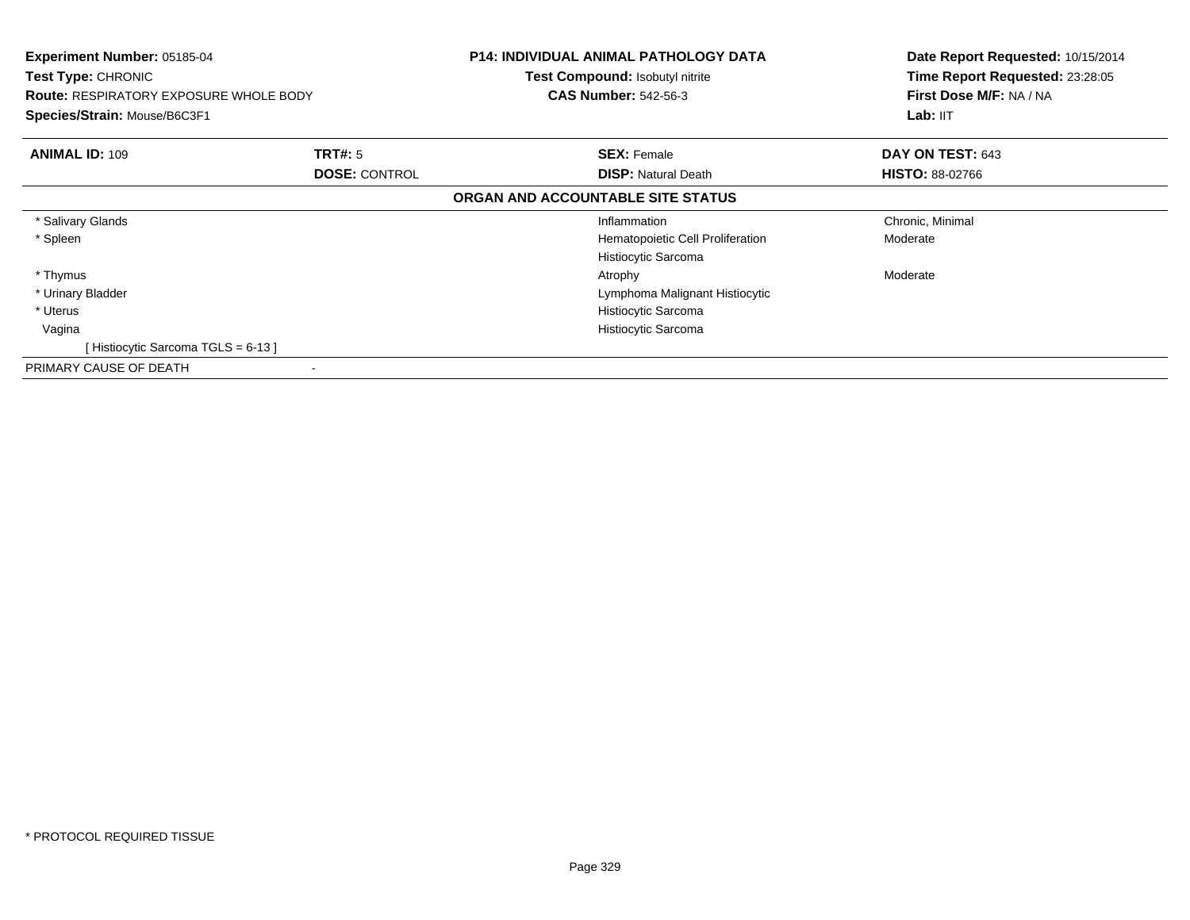**Experiment Number:** 05185-04
**Test Type:** CHRONIC
**Route:** RESPIRATORY EXPOSURE WHOLE BODY
**Species/Strain:** Mouse/B6C3F1

**P14: INDIVIDUAL ANIMAL PATHOLOGY DATA**
**Test Compound:** Isobutyl nitrite
**CAS Number:** 542-56-3

**Date Report Requested:** 10/15/2014
**Time Report Requested:** 23:28:05
**First Dose M/F:** NA / NA
**Lab:** IIT

| **ANIMAL ID:** 109 | **TRT#:** 5 | **SEX:** Female | **DAY ON TEST:** 643 |
|---|---|---|---|
| | **DOSE:** CONTROL | **DISP:** Natural Death | **HISTO:** 88-02766 |

**ORGAN AND ACCOUNTABLE SITE STATUS**

| Organ | Finding | Severity |
|---|---|---|
| * Salivary Glands | Inflammation | Chronic, Minimal |
| * Spleen | Hematopoietic Cell Proliferation | Moderate |
| | Histiocytic Sarcoma | |
| * Thymus | Atrophy | Moderate |
| * Urinary Bladder | Lymphoma Malignant Histiocytic | |
| * Uterus | Histiocytic Sarcoma | |
| Vagina | Histiocytic Sarcoma | |
| [ Histiocytic Sarcoma TGLS = 6-13 ] | | |

PRIMARY CAUSE OF DEATH -

* PROTOCOL REQUIRED TISSUE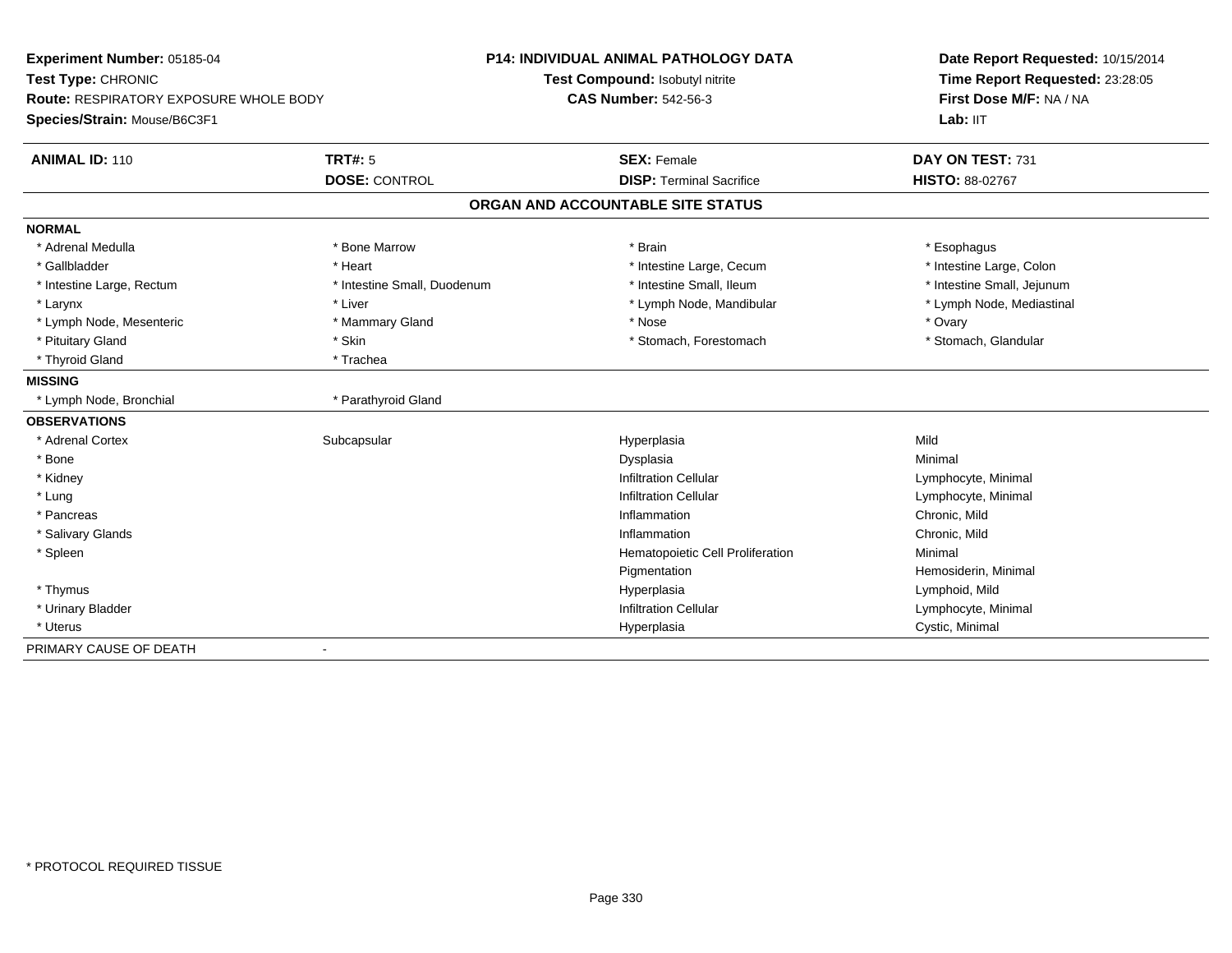**Experiment Number:** 05185-04
**Test Type:** CHRONIC
**Route:** RESPIRATORY EXPOSURE WHOLE BODY
**Species/Strain:** Mouse/B6C3F1

**P14: INDIVIDUAL ANIMAL PATHOLOGY DATA**
**Test Compound:** Isobutyl nitrite
**CAS Number:** 542-56-3

**Date Report Requested:** 10/15/2014
**Time Report Requested:** 23:28:05
**First Dose M/F:** NA / NA
**Lab:** IIT

| **ANIMAL ID:** 110 | **TRT#:** 5 | **SEX:** Female | **DAY ON TEST:** 731 |
|---|---|---|---|
| | **DOSE:** CONTROL | **DISP:** Terminal Sacrifice | **HISTO:** 88-02767 |

## ORGAN AND ACCOUNTABLE SITE STATUS

**NORMAL**

| | | | |
|---|---|---|---|
| * Adrenal Medulla | * Bone Marrow | * Brain | * Esophagus |
| * Gallbladder | * Heart | * Intestine Large, Cecum | * Intestine Large, Colon |
| * Intestine Large, Rectum | * Intestine Small, Duodenum | * Intestine Small, Ileum | * Intestine Small, Jejunum |
| * Larynx | * Liver | * Lymph Node, Mandibular | * Lymph Node, Mediastinal |
| * Lymph Node, Mesenteric | * Mammary Gland | * Nose | * Ovary |
| * Pituitary Gland | * Skin | * Stomach, Forestomach | * Stomach, Glandular |
| * Thyroid Gland | * Trachea | | |

**MISSING**

| | |
|---|---|
| * Lymph Node, Bronchial | * Parathyroid Gland |

**OBSERVATIONS**

| | | | |
|---|---|---|---|
| * Adrenal Cortex | Subcapsular | Hyperplasia | Mild |
| * Bone | | Dysplasia | Minimal |
| * Kidney | | Infiltration Cellular | Lymphocyte, Minimal |
| * Lung | | Infiltration Cellular | Lymphocyte, Minimal |
| * Pancreas | | Inflammation | Chronic, Mild |
| * Salivary Glands | | Inflammation | Chronic, Mild |
| * Spleen | | Hematopoietic Cell Proliferation | Minimal |
| | | Pigmentation | Hemosiderin, Minimal |
| * Thymus | | Hyperplasia | Lymphoid, Mild |
| * Urinary Bladder | | Infiltration Cellular | Lymphocyte, Minimal |
| * Uterus | | Hyperplasia | Cystic, Minimal |

PRIMARY CAUSE OF DEATH -

* PROTOCOL REQUIRED TISSUE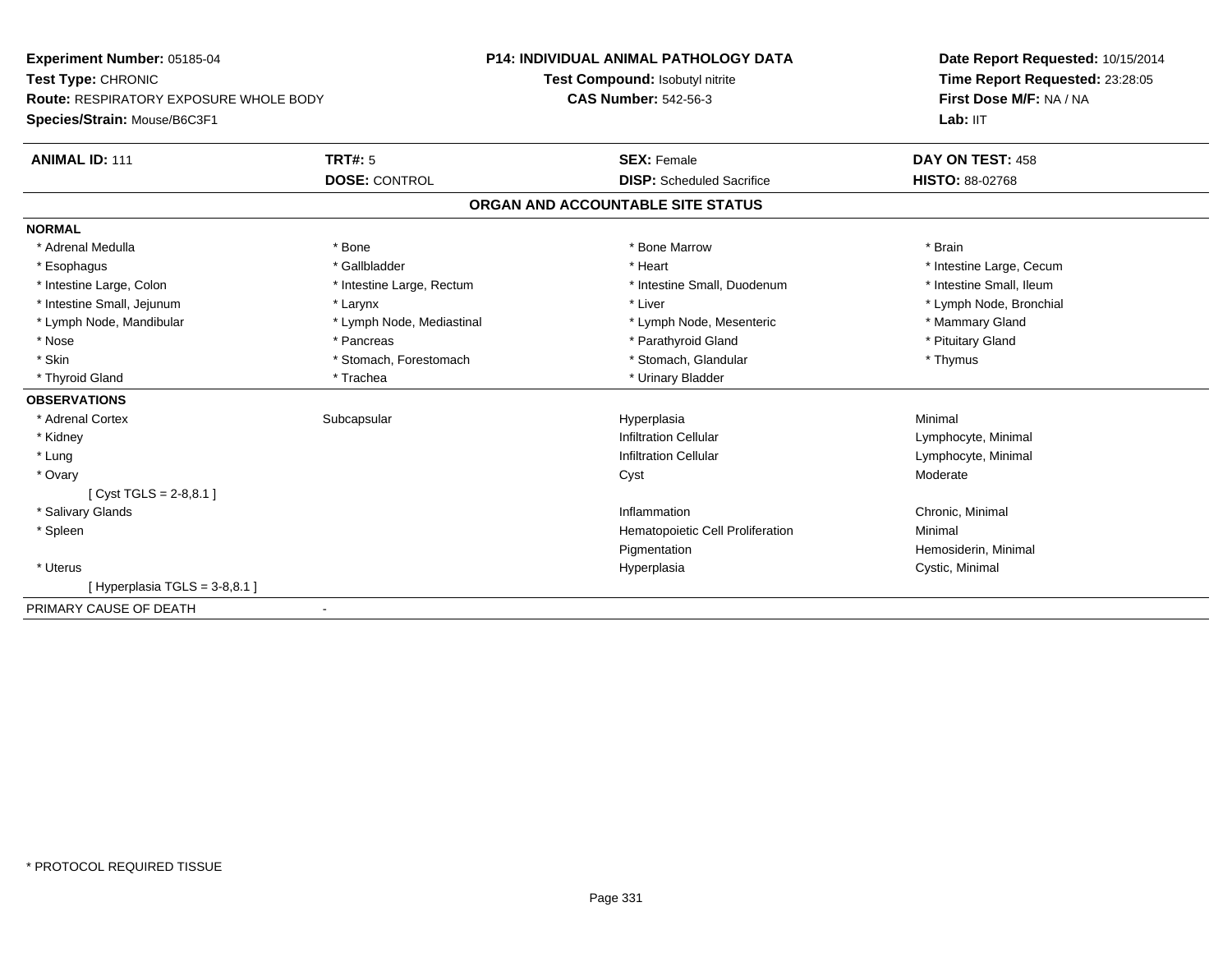**Experiment Number:** 05185-04
**Test Type:** CHRONIC
**Route:** RESPIRATORY EXPOSURE WHOLE BODY
**Species/Strain:** Mouse/B6C3F1

**P14: INDIVIDUAL ANIMAL PATHOLOGY DATA**
**Test Compound:** Isobutyl nitrite
**CAS Number:** 542-56-3

**Date Report Requested:** 10/15/2014
**Time Report Requested:** 23:28:05
**First Dose M/F:** NA / NA
**Lab:** IIT

| **ANIMAL ID:** 111 | **TRT#:** 5 | **SEX:** Female | **DAY ON TEST:** 458 |
|---|---|---|---|
| | **DOSE:** CONTROL | **DISP:** Scheduled Sacrifice | **HISTO:** 88-02768 |

## ORGAN AND ACCOUNTABLE SITE STATUS

**NORMAL**

| | | | |
|---|---|---|---|
| * Adrenal Medulla | * Bone | * Bone Marrow | * Brain |
| * Esophagus | * Gallbladder | * Heart | * Intestine Large, Cecum |
| * Intestine Large, Colon | * Intestine Large, Rectum | * Intestine Small, Duodenum | * Intestine Small, Ileum |
| * Intestine Small, Jejunum | * Larynx | * Liver | * Lymph Node, Bronchial |
| * Lymph Node, Mandibular | * Lymph Node, Mediastinal | * Lymph Node, Mesenteric | * Mammary Gland |
| * Nose | * Pancreas | * Parathyroid Gland | * Pituitary Gland |
| * Skin | * Stomach, Forestomach | * Stomach, Glandular | * Thymus |
| * Thyroid Gland | * Trachea | * Urinary Bladder | |

**OBSERVATIONS**

| | | | |
|---|---|---|---|
| * Adrenal Cortex | Subcapsular | Hyperplasia | Minimal |
| * Kidney | | Infiltration Cellular | Lymphocyte, Minimal |
| * Lung | | Infiltration Cellular | Lymphocyte, Minimal |
| * Ovary | | Cyst | Moderate |
| [ Cyst TGLS = 2-8,8.1 ] | | | |
| * Salivary Glands | | Inflammation | Chronic, Minimal |
| * Spleen | | Hematopoietic Cell Proliferation | Minimal |
| | | Pigmentation | Hemosiderin, Minimal |
| * Uterus | | Hyperplasia | Cystic, Minimal |
| [ Hyperplasia TGLS = 3-8,8.1 ] | | | |

PRIMARY CAUSE OF DEATH -

* PROTOCOL REQUIRED TISSUE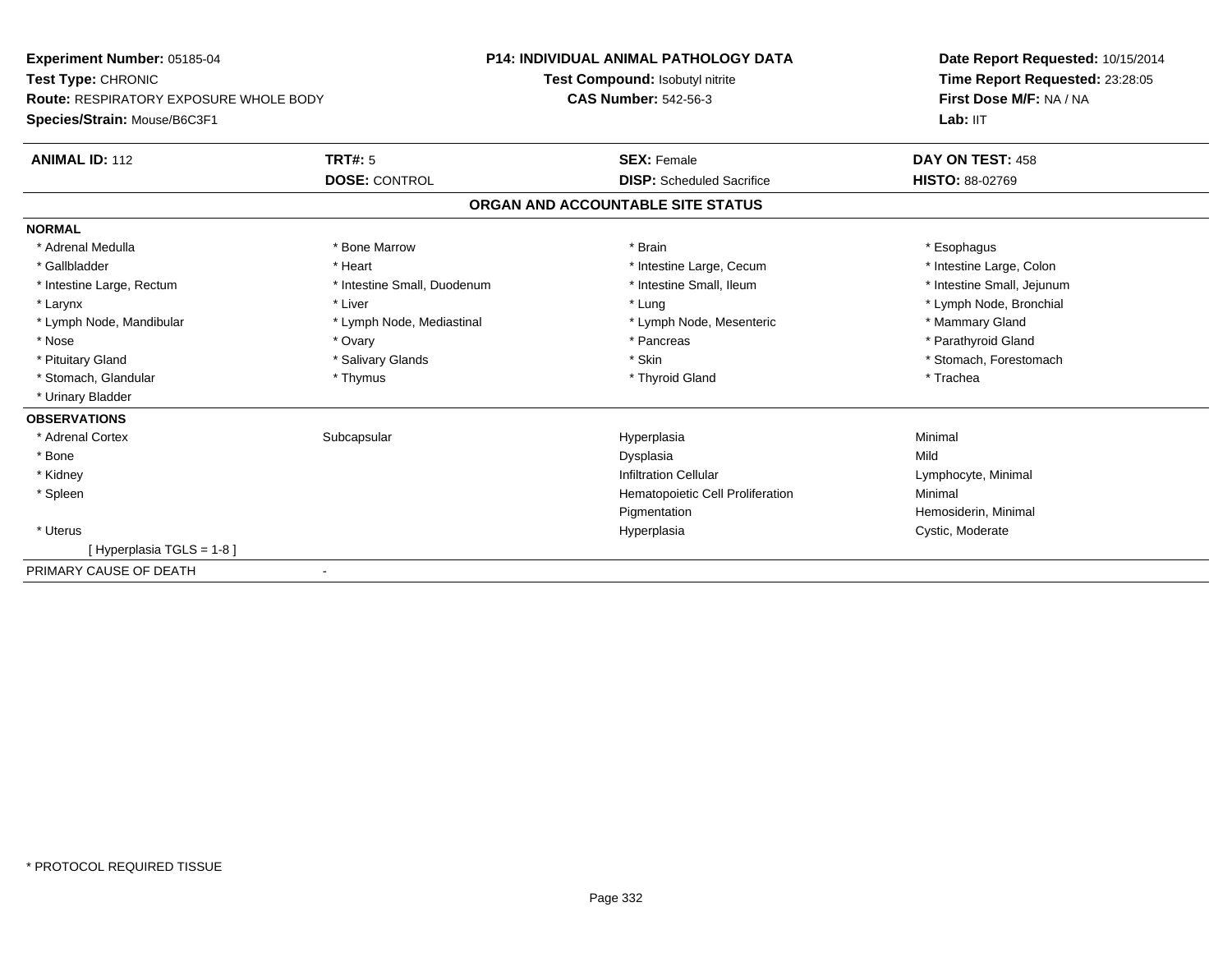**Experiment Number:** 05185-04
**Test Type:** CHRONIC
**Route:** RESPIRATORY EXPOSURE WHOLE BODY
**Species/Strain:** Mouse/B6C3F1

**P14: INDIVIDUAL ANIMAL PATHOLOGY DATA**
**Test Compound:** Isobutyl nitrite
**CAS Number:** 542-56-3

**Date Report Requested:** 10/15/2014
**Time Report Requested:** 23:28:05
**First Dose M/F:** NA / NA
**Lab:** IIT

| **ANIMAL ID:** 112 | **TRT#:** 5 | **SEX:** Female | **DAY ON TEST:** 458 |
|---|---|---|---|
| | **DOSE:** CONTROL | **DISP:** Scheduled Sacrifice | **HISTO:** 88-02769 |

## ORGAN AND ACCOUNTABLE SITE STATUS

**NORMAL**

| | | | |
|---|---|---|---|
| * Adrenal Medulla | * Bone Marrow | * Brain | * Esophagus |
| * Gallbladder | * Heart | * Intestine Large, Cecum | * Intestine Large, Colon |
| * Intestine Large, Rectum | * Intestine Small, Duodenum | * Intestine Small, Ileum | * Intestine Small, Jejunum |
| * Larynx | * Liver | * Lung | * Lymph Node, Bronchial |
| * Lymph Node, Mandibular | * Lymph Node, Mediastinal | * Lymph Node, Mesenteric | * Mammary Gland |
| * Nose | * Ovary | * Pancreas | * Parathyroid Gland |
| * Pituitary Gland | * Salivary Glands | * Skin | * Stomach, Forestomach |
| * Stomach, Glandular | * Thymus | * Thyroid Gland | * Trachea |
| * Urinary Bladder | | | |

**OBSERVATIONS**

| | | | |
|---|---|---|---|
| * Adrenal Cortex | Subcapsular | Hyperplasia | Minimal |
| * Bone | | Dysplasia | Mild |
| * Kidney | | Infiltration Cellular | Lymphocyte, Minimal |
| * Spleen | | Hematopoietic Cell Proliferation | Minimal |
| | | Pigmentation | Hemosiderin, Minimal |
| * Uterus | | Hyperplasia | Cystic, Moderate |
| [ Hyperplasia TGLS = 1-8 ] | | | |

PRIMARY CAUSE OF DEATH -

* PROTOCOL REQUIRED TISSUE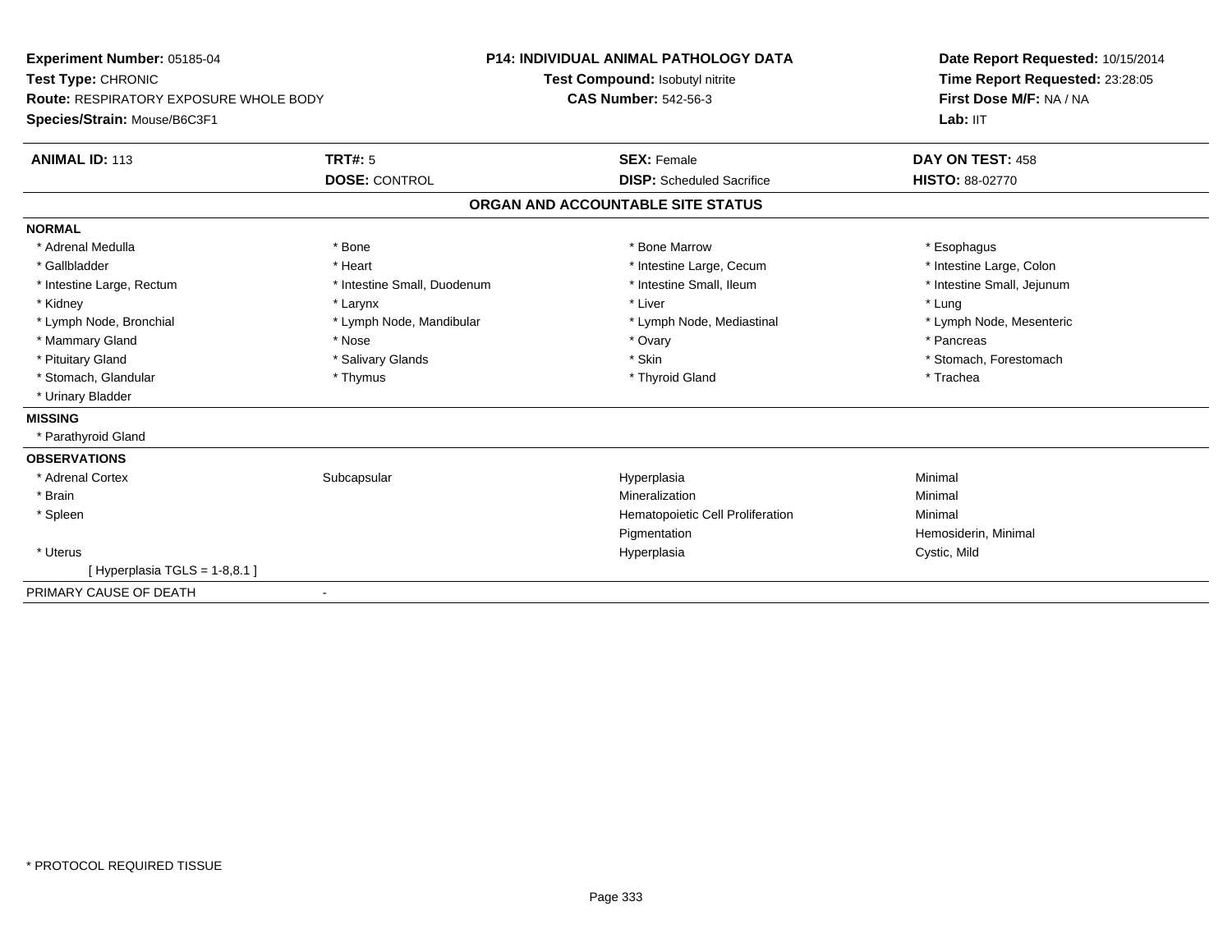**Experiment Number:** 05185-04
**Test Type:** CHRONIC
**Route:** RESPIRATORY EXPOSURE WHOLE BODY
**Species/Strain:** Mouse/B6C3F1

**P14: INDIVIDUAL ANIMAL PATHOLOGY DATA**
**Test Compound:** Isobutyl nitrite
**CAS Number:** 542-56-3

**Date Report Requested:** 10/15/2014
**Time Report Requested:** 23:28:05
**First Dose M/F:** NA / NA
**Lab:** IIT

| **ANIMAL ID:** 113 | **TRT#:** 5 | **SEX:** Female | **DAY ON TEST:** 458 |
|---|---|---|---|
| | **DOSE:** CONTROL | **DISP:** Scheduled Sacrifice | **HISTO:** 88-02770 |

## ORGAN AND ACCOUNTABLE SITE STATUS

**NORMAL**

| | | | |
|---|---|---|---|
| * Adrenal Medulla | * Bone | * Bone Marrow | * Esophagus |
| * Gallbladder | * Heart | * Intestine Large, Cecum | * Intestine Large, Colon |
| * Intestine Large, Rectum | * Intestine Small, Duodenum | * Intestine Small, Ileum | * Intestine Small, Jejunum |
| * Kidney | * Larynx | * Liver | * Lung |
| * Lymph Node, Bronchial | * Lymph Node, Mandibular | * Lymph Node, Mediastinal | * Lymph Node, Mesenteric |
| * Mammary Gland | * Nose | * Ovary | * Pancreas |
| * Pituitary Gland | * Salivary Glands | * Skin | * Stomach, Forestomach |
| * Stomach, Glandular | * Thymus | * Thyroid Gland | * Trachea |
| * Urinary Bladder | | | |

**MISSING**

* Parathyroid Gland

**OBSERVATIONS**

| | | | |
|---|---|---|---|
| * Adrenal Cortex | Subcapsular | Hyperplasia | Minimal |
| * Brain | | Mineralization | Minimal |
| * Spleen | | Hematopoietic Cell Proliferation | Minimal |
| | | Pigmentation | Hemosiderin, Minimal |
| * Uterus | | Hyperplasia | Cystic, Mild |
| [ Hyperplasia TGLS = 1-8,8.1 ] | | | |

PRIMARY CAUSE OF DEATH -

* PROTOCOL REQUIRED TISSUE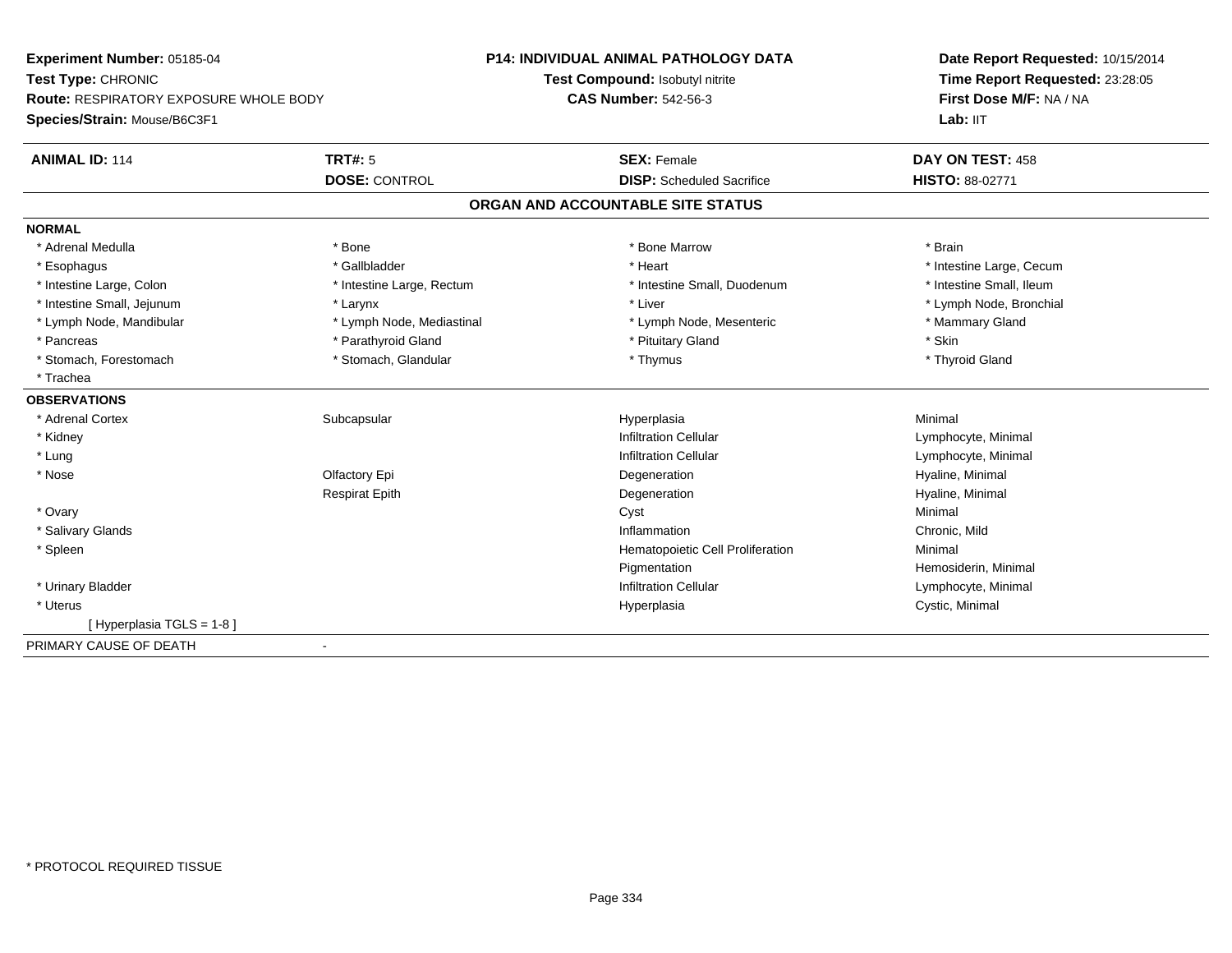**Experiment Number:** 05185-04
**Test Type:** CHRONIC
**Route:** RESPIRATORY EXPOSURE WHOLE BODY
**Species/Strain:** Mouse/B6C3F1

**P14: INDIVIDUAL ANIMAL PATHOLOGY DATA**
**Test Compound:** Isobutyl nitrite
**CAS Number:** 542-56-3

**Date Report Requested:** 10/15/2014
**Time Report Requested:** 23:28:05
**First Dose M/F:** NA / NA
**Lab:** IIT

| **ANIMAL ID:** 114 | **TRT#:** 5 | **SEX:** Female | **DAY ON TEST:** 458 |
|---|---|---|---|
| | **DOSE:** CONTROL | **DISP:** Scheduled Sacrifice | **HISTO:** 88-02771 |

## ORGAN AND ACCOUNTABLE SITE STATUS

**NORMAL**

| | | | |
|---|---|---|---|
| * Adrenal Medulla | * Bone | * Bone Marrow | * Brain |
| * Esophagus | * Gallbladder | * Heart | * Intestine Large, Cecum |
| * Intestine Large, Colon | * Intestine Large, Rectum | * Intestine Small, Duodenum | * Intestine Small, Ileum |
| * Intestine Small, Jejunum | * Larynx | * Liver | * Lymph Node, Bronchial |
| * Lymph Node, Mandibular | * Lymph Node, Mediastinal | * Lymph Node, Mesenteric | * Mammary Gland |
| * Pancreas | * Parathyroid Gland | * Pituitary Gland | * Skin |
| * Stomach, Forestomach | * Stomach, Glandular | * Thymus | * Thyroid Gland |
| * Trachea | | | |

**OBSERVATIONS**

| | | | |
|---|---|---|---|
| * Adrenal Cortex | Subcapsular | Hyperplasia | Minimal |
| * Kidney | | Infiltration Cellular | Lymphocyte, Minimal |
| * Lung | | Infiltration Cellular | Lymphocyte, Minimal |
| * Nose | Olfactory Epi | Degeneration | Hyaline, Minimal |
| | Respirat Epith | Degeneration | Hyaline, Minimal |
| * Ovary | | Cyst | Minimal |
| * Salivary Glands | | Inflammation | Chronic, Mild |
| * Spleen | | Hematopoietic Cell Proliferation | Minimal |
| | | Pigmentation | Hemosiderin, Minimal |
| * Urinary Bladder | | Infiltration Cellular | Lymphocyte, Minimal |
| * Uterus | | Hyperplasia | Cystic, Minimal |
| [ Hyperplasia TGLS = 1-8 ] | | | |

PRIMARY CAUSE OF DEATH -

* PROTOCOL REQUIRED TISSUE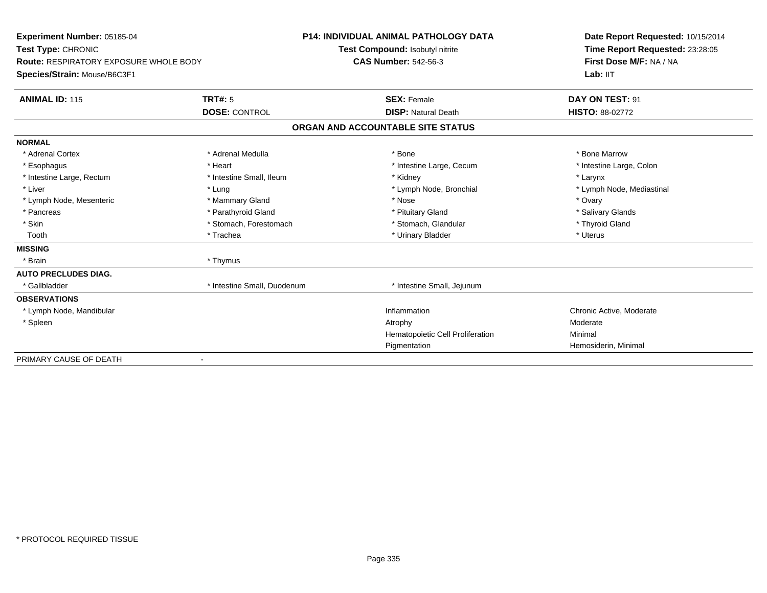**Experiment Number:** 05185-04
**Test Type:** CHRONIC
**Route:** RESPIRATORY EXPOSURE WHOLE BODY
**Species/Strain:** Mouse/B6C3F1

**P14: INDIVIDUAL ANIMAL PATHOLOGY DATA**
**Test Compound:** Isobutyl nitrite
**CAS Number:** 542-56-3

**Date Report Requested:** 10/15/2014
**Time Report Requested:** 23:28:05
**First Dose M/F:** NA / NA
**Lab:** IIT

| **ANIMAL ID:** 115 | **TRT#:** 5 | **SEX:** Female | **DAY ON TEST:** 91 |
|---|---|---|---|
| | **DOSE:** CONTROL | **DISP:** Natural Death | **HISTO:** 88-02772 |

**ORGAN AND ACCOUNTABLE SITE STATUS**

| | | | |
|---|---|---|---|
| **NORMAL** | | | |
| * Adrenal Cortex | * Adrenal Medulla | * Bone | * Bone Marrow |
| * Esophagus | * Heart | * Intestine Large, Cecum | * Intestine Large, Colon |
| * Intestine Large, Rectum | * Intestine Small, Ileum | * Kidney | * Larynx |
| * Liver | * Lung | * Lymph Node, Bronchial | * Lymph Node, Mediastinal |
| * Lymph Node, Mesenteric | * Mammary Gland | * Nose | * Ovary |
| * Pancreas | * Parathyroid Gland | * Pituitary Gland | * Salivary Glands |
| * Skin | * Stomach, Forestomach | * Stomach, Glandular | * Thyroid Gland |
| Tooth | * Trachea | * Urinary Bladder | * Uterus |
| **MISSING** | | | |
| * Brain | * Thymus | | |
| **AUTO PRECLUDES DIAG.** | | | |
| * Gallbladder | * Intestine Small, Duodenum | * Intestine Small, Jejunum | |
| **OBSERVATIONS** | | | |
| * Lymph Node, Mandibular | | Inflammation | Chronic Active, Moderate |
| * Spleen | | Atrophy | Moderate |
| | | Hematopoietic Cell Proliferation | Minimal |
| | | Pigmentation | Hemosiderin, Minimal |
| PRIMARY CAUSE OF DEATH | - | | |

\* PROTOCOL REQUIRED TISSUE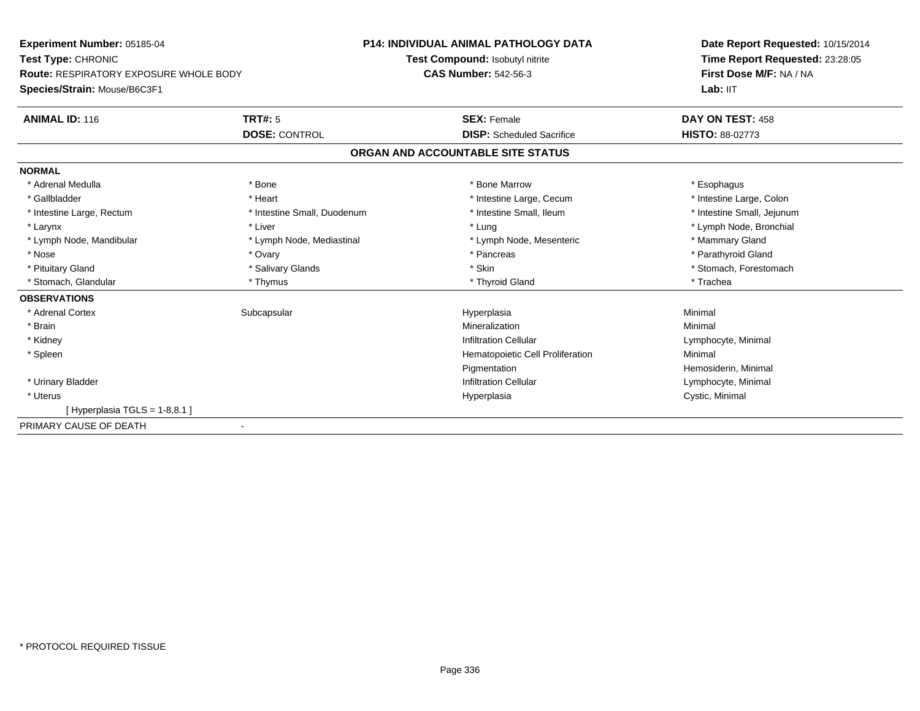**Experiment Number:** 05185-04
**Test Type:** CHRONIC
**Route:** RESPIRATORY EXPOSURE WHOLE BODY
**Species/Strain:** Mouse/B6C3F1

**P14: INDIVIDUAL ANIMAL PATHOLOGY DATA**
**Test Compound:** Isobutyl nitrite
**CAS Number:** 542-56-3

**Date Report Requested:** 10/15/2014
**Time Report Requested:** 23:28:05
**First Dose M/F:** NA / NA
**Lab:** IIT

| **ANIMAL ID:** 116 | **TRT#:** 5 | **SEX:** Female | **DAY ON TEST:** 458 |
|---|---|---|---|
| | **DOSE:** CONTROL | **DISP:** Scheduled Sacrifice | **HISTO:** 88-02773 |

## ORGAN AND ACCOUNTABLE SITE STATUS

**NORMAL**

| | | | |
|---|---|---|---|
| * Adrenal Medulla | * Bone | * Bone Marrow | * Esophagus |
| * Gallbladder | * Heart | * Intestine Large, Cecum | * Intestine Large, Colon |
| * Intestine Large, Rectum | * Intestine Small, Duodenum | * Intestine Small, Ileum | * Intestine Small, Jejunum |
| * Larynx | * Liver | * Lung | * Lymph Node, Bronchial |
| * Lymph Node, Mandibular | * Lymph Node, Mediastinal | * Lymph Node, Mesenteric | * Mammary Gland |
| * Nose | * Ovary | * Pancreas | * Parathyroid Gland |
| * Pituitary Gland | * Salivary Glands | * Skin | * Stomach, Forestomach |
| * Stomach, Glandular | * Thymus | * Thyroid Gland | * Trachea |

**OBSERVATIONS**

| | | | |
|---|---|---|---|
| * Adrenal Cortex | Subcapsular | Hyperplasia | Minimal |
| * Brain | | Mineralization | Minimal |
| * Kidney | | Infiltration Cellular | Lymphocyte, Minimal |
| * Spleen | | Hematopoietic Cell Proliferation | Minimal |
| | | Pigmentation | Hemosiderin, Minimal |
| * Urinary Bladder | | Infiltration Cellular | Lymphocyte, Minimal |
| * Uterus | | Hyperplasia | Cystic, Minimal |
| [ Hyperplasia TGLS = 1-8,8.1 ] | | | |

PRIMARY CAUSE OF DEATH -

* PROTOCOL REQUIRED TISSUE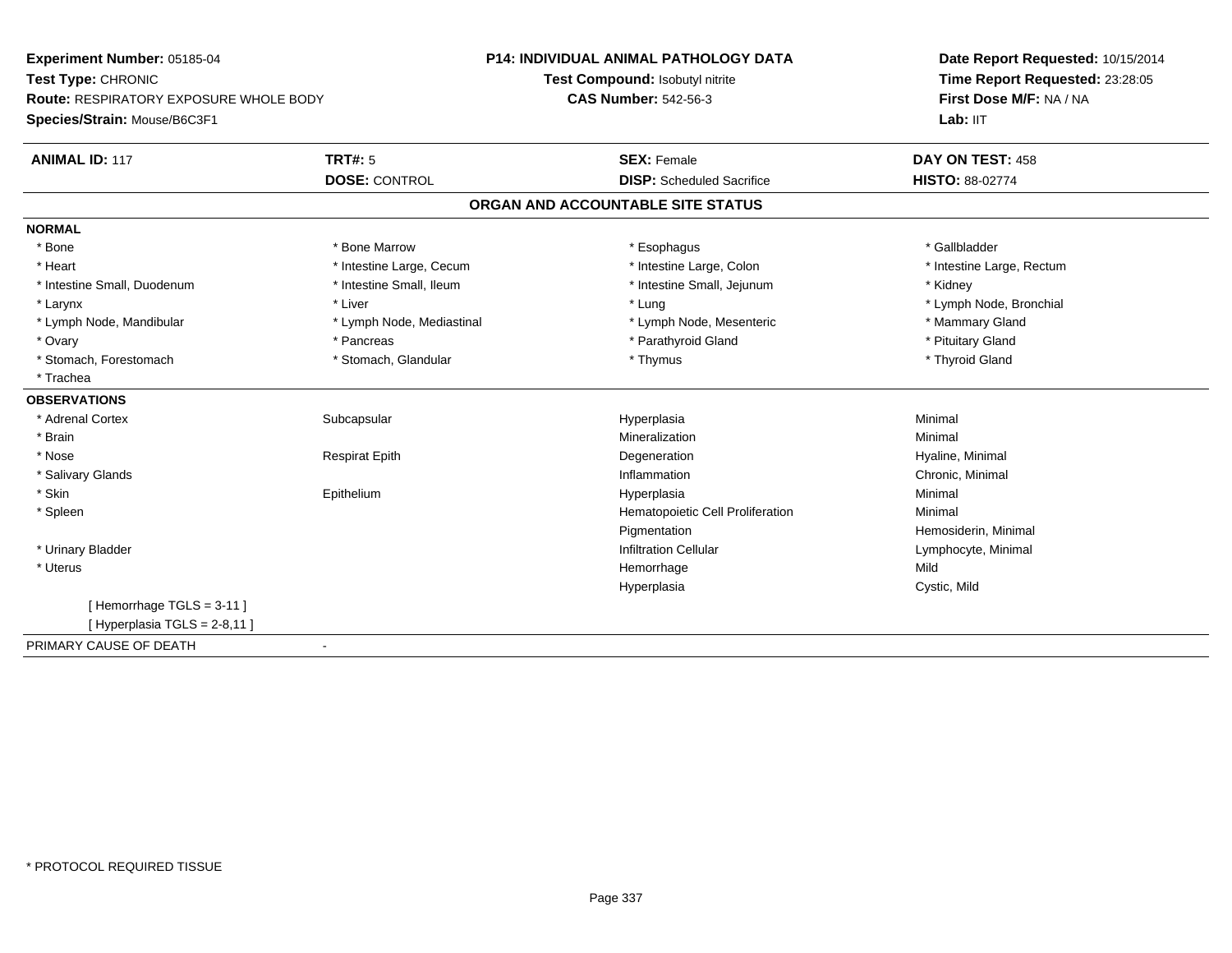**Experiment Number:** 05185-04
**Test Type:** CHRONIC
**Route:** RESPIRATORY EXPOSURE WHOLE BODY
**Species/Strain:** Mouse/B6C3F1

**P14: INDIVIDUAL ANIMAL PATHOLOGY DATA**
**Test Compound:** Isobutyl nitrite
**CAS Number:** 542-56-3

**Date Report Requested:** 10/15/2014
**Time Report Requested:** 23:28:05
**First Dose M/F:** NA / NA
**Lab:** IIT

| **ANIMAL ID:** 117 | **TRT#:** 5 | **SEX:** Female | **DAY ON TEST:** 458 |
|---|---|---|---|
| | **DOSE:** CONTROL | **DISP:** Scheduled Sacrifice | **HISTO:** 88-02774 |

## ORGAN AND ACCOUNTABLE SITE STATUS

**NORMAL**

| | | | |
|---|---|---|---|
| * Bone | * Bone Marrow | * Esophagus | * Gallbladder |
| * Heart | * Intestine Large, Cecum | * Intestine Large, Colon | * Intestine Large, Rectum |
| * Intestine Small, Duodenum | * Intestine Small, Ileum | * Intestine Small, Jejunum | * Kidney |
| * Larynx | * Liver | * Lung | * Lymph Node, Bronchial |
| * Lymph Node, Mandibular | * Lymph Node, Mediastinal | * Lymph Node, Mesenteric | * Mammary Gland |
| * Ovary | * Pancreas | * Parathyroid Gland | * Pituitary Gland |
| * Stomach, Forestomach | * Stomach, Glandular | * Thymus | * Thyroid Gland |
| * Trachea | | | |

**OBSERVATIONS**

| | | | |
|---|---|---|---|
| * Adrenal Cortex | Subcapsular | Hyperplasia | Minimal |
| * Brain | | Mineralization | Minimal |
| * Nose | Respirat Epith | Degeneration | Hyaline, Minimal |
| * Salivary Glands | | Inflammation | Chronic, Minimal |
| * Skin | Epithelium | Hyperplasia | Minimal |
| * Spleen | | Hematopoietic Cell Proliferation | Minimal |
| | | Pigmentation | Hemosiderin, Minimal |
| * Urinary Bladder | | Infiltration Cellular | Lymphocyte, Minimal |
| * Uterus | | Hemorrhage | Mild |
| | | Hyperplasia | Cystic, Mild |

[ Hemorrhage TGLS = 3-11 ]
[ Hyperplasia TGLS = 2-8,11 ]

PRIMARY CAUSE OF DEATH -

* PROTOCOL REQUIRED TISSUE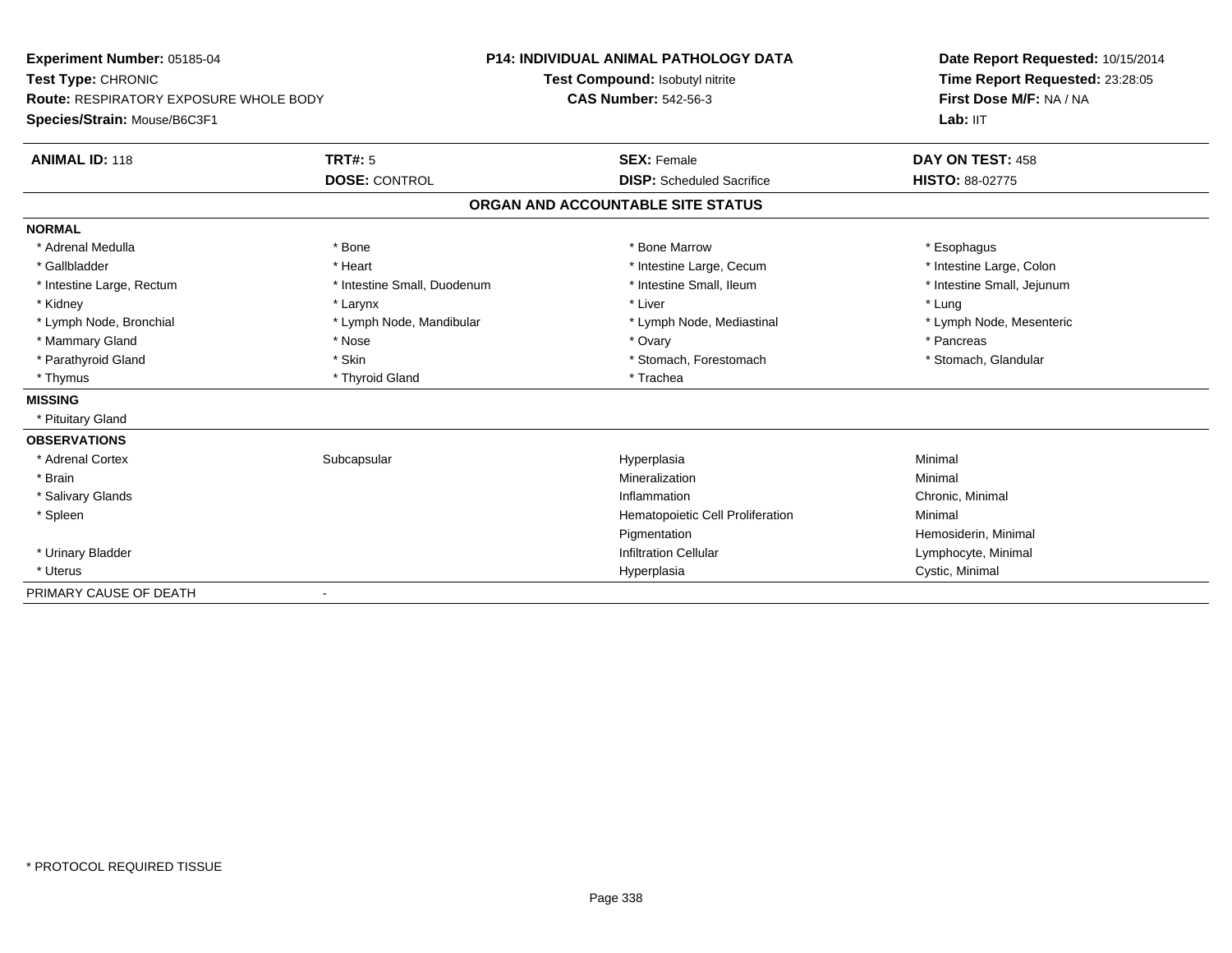**Experiment Number:** 05185-04
**Test Type:** CHRONIC
**Route:** RESPIRATORY EXPOSURE WHOLE BODY
**Species/Strain:** Mouse/B6C3F1

**P14: INDIVIDUAL ANIMAL PATHOLOGY DATA**
**Test Compound:** Isobutyl nitrite
**CAS Number:** 542-56-3

**Date Report Requested:** 10/15/2014
**Time Report Requested:** 23:28:05
**First Dose M/F:** NA / NA
**Lab:** IIT

| **ANIMAL ID:** 118 | **TRT#:** 5 | **SEX:** Female | **DAY ON TEST:** 458 |
|---|---|---|---|
| | **DOSE:** CONTROL | **DISP:** Scheduled Sacrifice | **HISTO:** 88-02775 |

## ORGAN AND ACCOUNTABLE SITE STATUS

**NORMAL**

| | | | |
|---|---|---|---|
| * Adrenal Medulla | * Bone | * Bone Marrow | * Esophagus |
| * Gallbladder | * Heart | * Intestine Large, Cecum | * Intestine Large, Colon |
| * Intestine Large, Rectum | * Intestine Small, Duodenum | * Intestine Small, Ileum | * Intestine Small, Jejunum |
| * Kidney | * Larynx | * Liver | * Lung |
| * Lymph Node, Bronchial | * Lymph Node, Mandibular | * Lymph Node, Mediastinal | * Lymph Node, Mesenteric |
| * Mammary Gland | * Nose | * Ovary | * Pancreas |
| * Parathyroid Gland | * Skin | * Stomach, Forestomach | * Stomach, Glandular |
| * Thymus | * Thyroid Gland | * Trachea | |

**MISSING**

* Pituitary Gland

**OBSERVATIONS**

| | | | |
|---|---|---|---|
| * Adrenal Cortex | Subcapsular | Hyperplasia | Minimal |
| * Brain | | Mineralization | Minimal |
| * Salivary Glands | | Inflammation | Chronic, Minimal |
| * Spleen | | Hematopoietic Cell Proliferation | Minimal |
| | | Pigmentation | Hemosiderin, Minimal |
| * Urinary Bladder | | Infiltration Cellular | Lymphocyte, Minimal |
| * Uterus | | Hyperplasia | Cystic, Minimal |

PRIMARY CAUSE OF DEATH -

* PROTOCOL REQUIRED TISSUE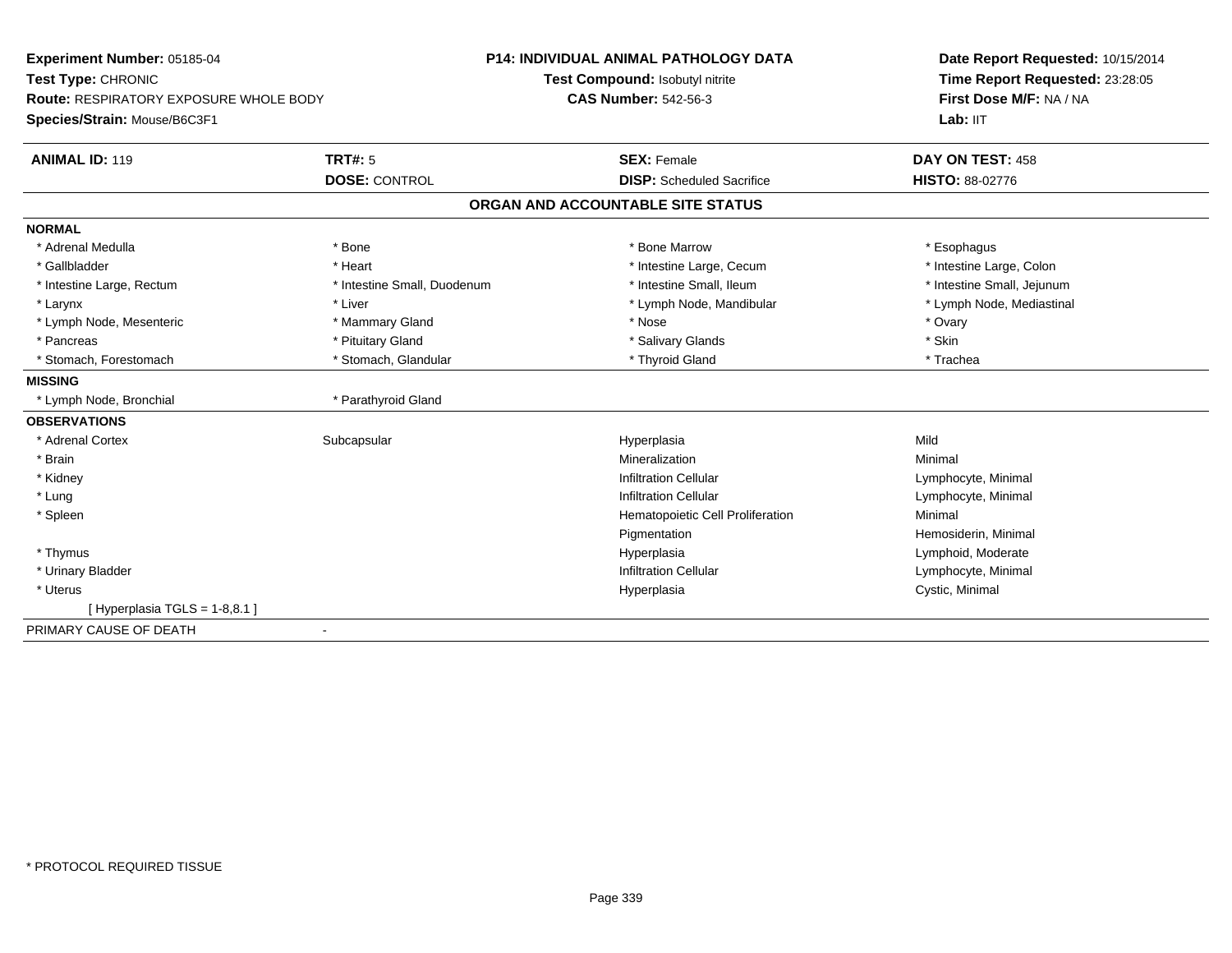**Experiment Number:** 05185-04
**Test Type:** CHRONIC
**Route:** RESPIRATORY EXPOSURE WHOLE BODY
**Species/Strain:** Mouse/B6C3F1

**P14: INDIVIDUAL ANIMAL PATHOLOGY DATA**
**Test Compound:** Isobutyl nitrite
**CAS Number:** 542-56-3

**Date Report Requested:** 10/15/2014
**Time Report Requested:** 23:28:05
**First Dose M/F:** NA / NA
**Lab:** IIT

| **ANIMAL ID:** 119 | **TRT#:** 5 | **SEX:** Female | **DAY ON TEST:** 458 |
|---|---|---|---|
| | **DOSE:** CONTROL | **DISP:** Scheduled Sacrifice | **HISTO:** 88-02776 |

## ORGAN AND ACCOUNTABLE SITE STATUS

**NORMAL**

| | | | |
|---|---|---|---|
| * Adrenal Medulla | * Bone | * Bone Marrow | * Esophagus |
| * Gallbladder | * Heart | * Intestine Large, Cecum | * Intestine Large, Colon |
| * Intestine Large, Rectum | * Intestine Small, Duodenum | * Intestine Small, Ileum | * Intestine Small, Jejunum |
| * Larynx | * Liver | * Lymph Node, Mandibular | * Lymph Node, Mediastinal |
| * Lymph Node, Mesenteric | * Mammary Gland | * Nose | * Ovary |
| * Pancreas | * Pituitary Gland | * Salivary Glands | * Skin |
| * Stomach, Forestomach | * Stomach, Glandular | * Thyroid Gland | * Trachea |

**MISSING**

| | |
|---|---|
| * Lymph Node, Bronchial | * Parathyroid Gland |

**OBSERVATIONS**

| | | | |
|---|---|---|---|
| * Adrenal Cortex | Subcapsular | Hyperplasia | Mild |
| * Brain | | Mineralization | Minimal |
| * Kidney | | Infiltration Cellular | Lymphocyte, Minimal |
| * Lung | | Infiltration Cellular | Lymphocyte, Minimal |
| * Spleen | | Hematopoietic Cell Proliferation | Minimal |
| | | Pigmentation | Hemosiderin, Minimal |
| * Thymus | | Hyperplasia | Lymphoid, Moderate |
| * Urinary Bladder | | Infiltration Cellular | Lymphocyte, Minimal |
| * Uterus | | Hyperplasia | Cystic, Minimal |
| [ Hyperplasia TGLS = 1-8,8.1 ] | | | |

PRIMARY CAUSE OF DEATH -

\* PROTOCOL REQUIRED TISSUE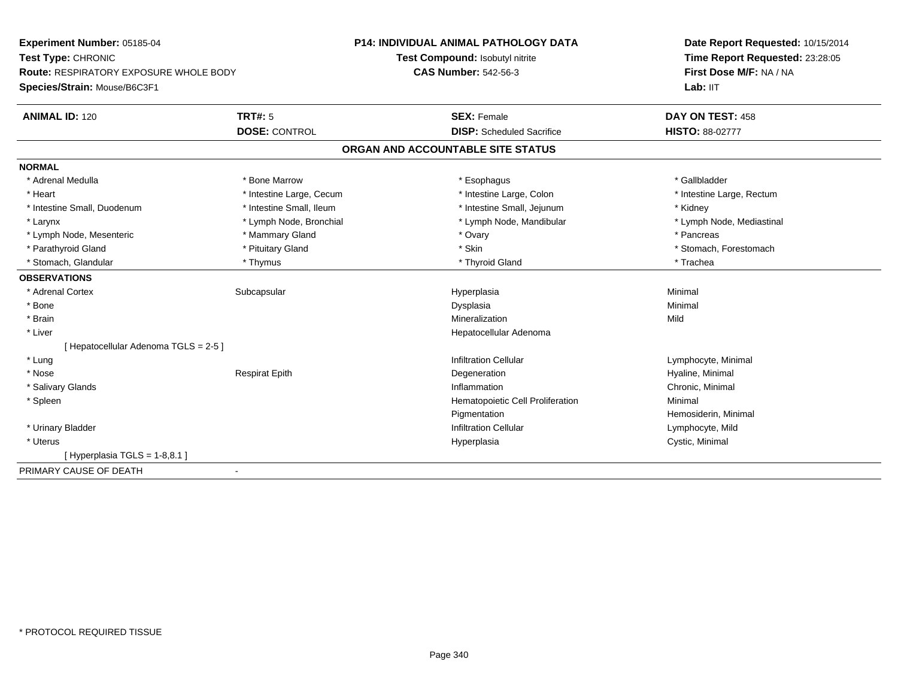**Experiment Number:** 05185-04
**Test Type:** CHRONIC
**Route:** RESPIRATORY EXPOSURE WHOLE BODY
**Species/Strain:** Mouse/B6C3F1

**P14: INDIVIDUAL ANIMAL PATHOLOGY DATA**
**Test Compound:** Isobutyl nitrite
**CAS Number:** 542-56-3

**Date Report Requested:** 10/15/2014
**Time Report Requested:** 23:28:05
**First Dose M/F:** NA / NA
**Lab:** IIT

| **ANIMAL ID:** 120 | **TRT#:** 5 | **SEX:** Female | **DAY ON TEST:** 458 |
|---|---|---|---|
| | **DOSE:** CONTROL | **DISP:** Scheduled Sacrifice | **HISTO:** 88-02777 |

## ORGAN AND ACCOUNTABLE SITE STATUS

**NORMAL**

| | | | |
|---|---|---|---|
| * Adrenal Medulla | * Bone Marrow | * Esophagus | * Gallbladder |
| * Heart | * Intestine Large, Cecum | * Intestine Large, Colon | * Intestine Large, Rectum |
| * Intestine Small, Duodenum | * Intestine Small, Ileum | * Intestine Small, Jejunum | * Kidney |
| * Larynx | * Lymph Node, Bronchial | * Lymph Node, Mandibular | * Lymph Node, Mediastinal |
| * Lymph Node, Mesenteric | * Mammary Gland | * Ovary | * Pancreas |
| * Parathyroid Gland | * Pituitary Gland | * Skin | * Stomach, Forestomach |
| * Stomach, Glandular | * Thymus | * Thyroid Gland | * Trachea |

**OBSERVATIONS**

| | | | |
|---|---|---|---|
| * Adrenal Cortex | Subcapsular | Hyperplasia | Minimal |
| * Bone | | Dysplasia | Minimal |
| * Brain | | Mineralization | Mild |
| * Liver | | Hepatocellular Adenoma | |
| [ Hepatocellular Adenoma TGLS = 2-5 ] | | | |
| * Lung | | Infiltration Cellular | Lymphocyte, Minimal |
| * Nose | Respirat Epith | Degeneration | Hyaline, Minimal |
| * Salivary Glands | | Inflammation | Chronic, Minimal |
| * Spleen | | Hematopoietic Cell Proliferation | Minimal |
| | | Pigmentation | Hemosiderin, Minimal |
| * Urinary Bladder | | Infiltration Cellular | Lymphocyte, Mild |
| * Uterus | | Hyperplasia | Cystic, Minimal |
| [ Hyperplasia TGLS = 1-8,8.1 ] | | | |

PRIMARY CAUSE OF DEATH -

* PROTOCOL REQUIRED TISSUE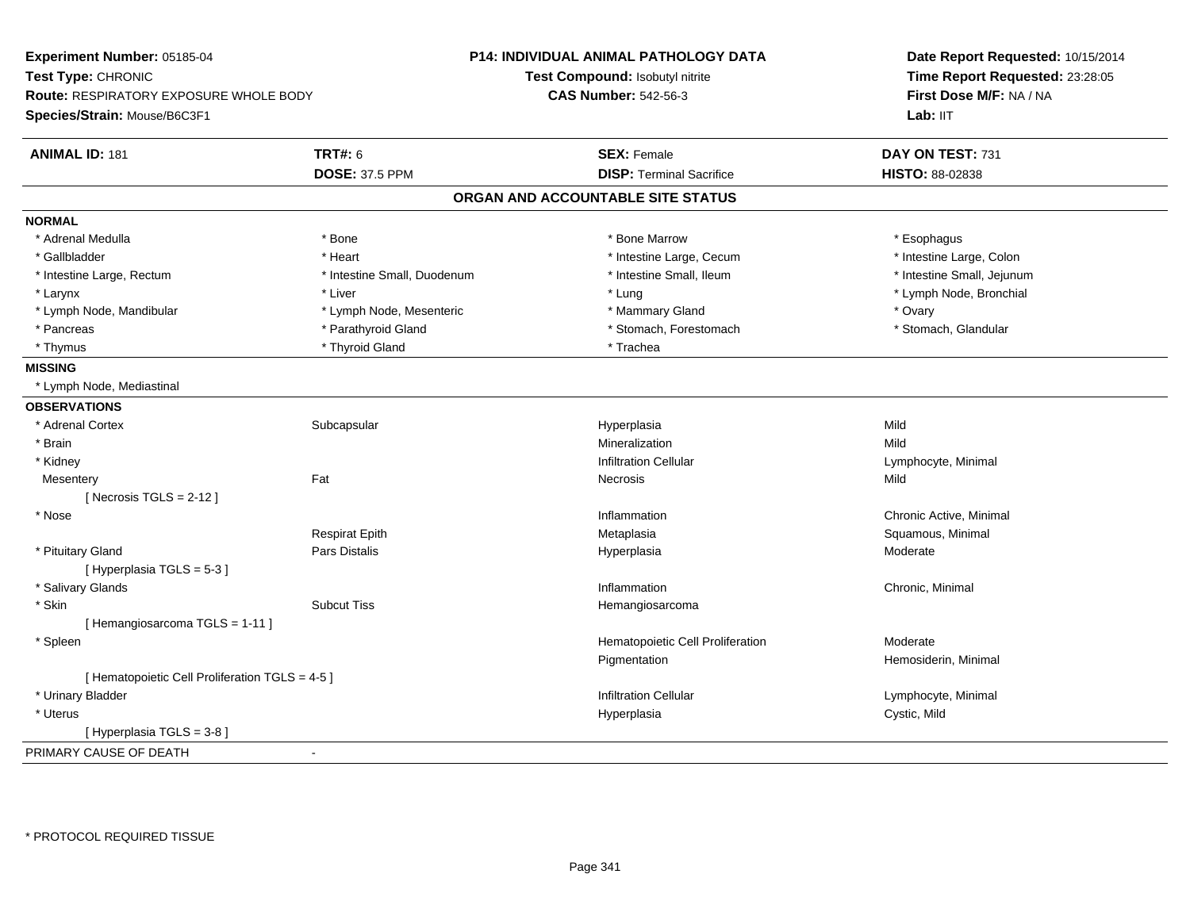**Experiment Number:** 05185-04
**Test Type:** CHRONIC
**Route:** RESPIRATORY EXPOSURE WHOLE BODY
**Species/Strain:** Mouse/B6C3F1

**P14: INDIVIDUAL ANIMAL PATHOLOGY DATA**
**Test Compound:** Isobutyl nitrite
**CAS Number:** 542-56-3

**Date Report Requested:** 10/15/2014
**Time Report Requested:** 23:28:05
**First Dose M/F:** NA / NA
**Lab:** IIT

| **ANIMAL ID:** 181 | **TRT#:** 6 | **SEX:** Female | **DAY ON TEST:** 731 |
|---|---|---|---|
| | **DOSE:** 37.5 PPM | **DISP:** Terminal Sacrifice | **HISTO:** 88-02838 |

## ORGAN AND ACCOUNTABLE SITE STATUS

**NORMAL**

| | | | |
|---|---|---|---|
| * Adrenal Medulla | * Bone | * Bone Marrow | * Esophagus |
| * Gallbladder | * Heart | * Intestine Large, Cecum | * Intestine Large, Colon |
| * Intestine Large, Rectum | * Intestine Small, Duodenum | * Intestine Small, Ileum | * Intestine Small, Jejunum |
| * Larynx | * Liver | * Lung | * Lymph Node, Bronchial |
| * Lymph Node, Mandibular | * Lymph Node, Mesenteric | * Mammary Gland | * Ovary |
| * Pancreas | * Parathyroid Gland | * Stomach, Forestomach | * Stomach, Glandular |
| * Thymus | * Thyroid Gland | * Trachea | |

**MISSING**

* Lymph Node, Mediastinal

**OBSERVATIONS**

| | | | |
|---|---|---|---|
| * Adrenal Cortex | Subcapsular | Hyperplasia | Mild |
| * Brain | | Mineralization | Mild |
| * Kidney | | Infiltration Cellular | Lymphocyte, Minimal |
| Mesentery | Fat | Necrosis | Mild |
| [ Necrosis TGLS = 2-12 ] | | | |
| * Nose | | Inflammation | Chronic Active, Minimal |
| | Respirat Epith | Metaplasia | Squamous, Minimal |
| * Pituitary Gland | Pars Distalis | Hyperplasia | Moderate |
| [ Hyperplasia TGLS = 5-3 ] | | | |
| * Salivary Glands | | Inflammation | Chronic, Minimal |
| * Skin | Subcut Tiss | Hemangiosarcoma | |
| [ Hemangiosarcoma TGLS = 1-11 ] | | | |
| * Spleen | | Hematopoietic Cell Proliferation | Moderate |
| | | Pigmentation | Hemosiderin, Minimal |
| [ Hematopoietic Cell Proliferation TGLS = 4-5 ] | | | |
| * Urinary Bladder | | Infiltration Cellular | Lymphocyte, Minimal |
| * Uterus | | Hyperplasia | Cystic, Mild |
| [ Hyperplasia TGLS = 3-8 ] | | | |

PRIMARY CAUSE OF DEATH -

* PROTOCOL REQUIRED TISSUE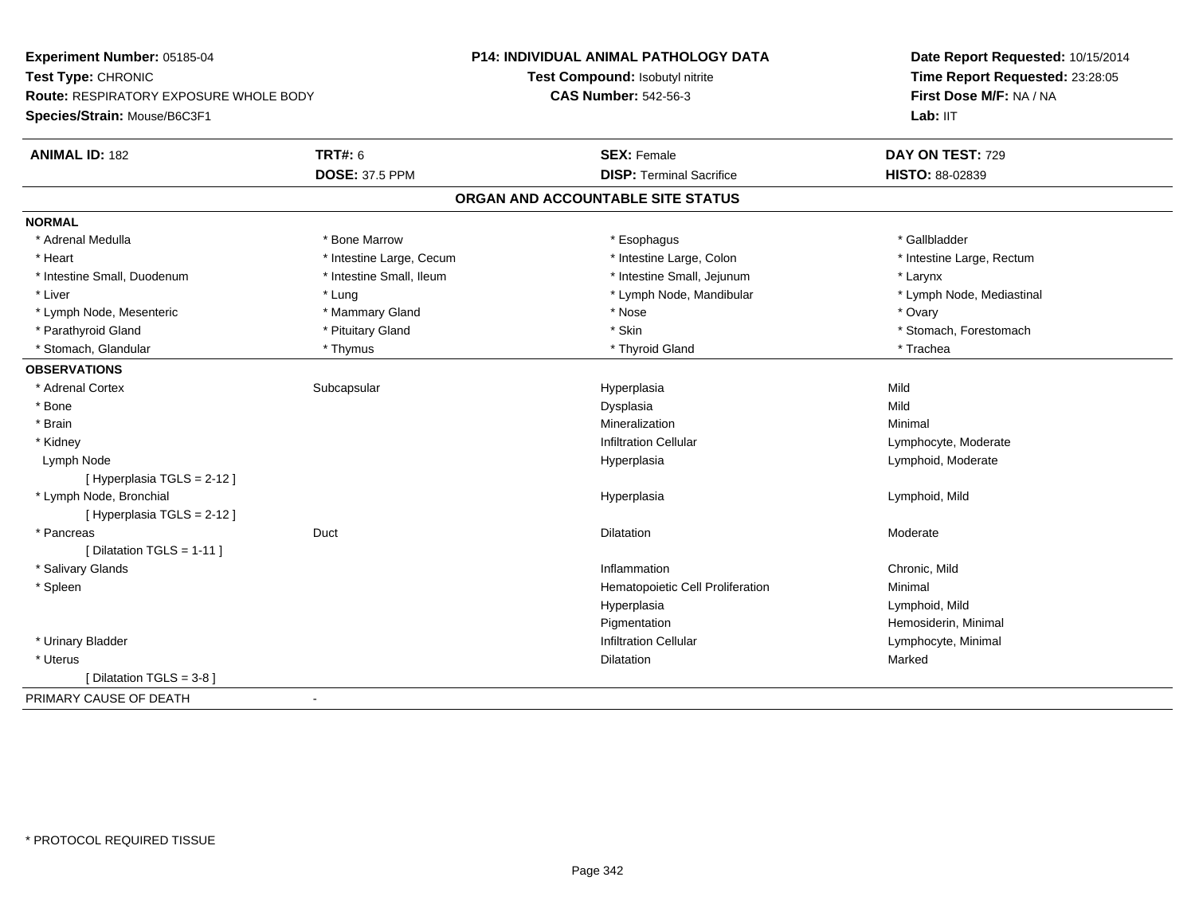**Experiment Number:** 05185-04
**Test Type:** CHRONIC
**Route:** RESPIRATORY EXPOSURE WHOLE BODY
**Species/Strain:** Mouse/B6C3F1

**P14: INDIVIDUAL ANIMAL PATHOLOGY DATA**
**Test Compound:** Isobutyl nitrite
**CAS Number:** 542-56-3

**Date Report Requested:** 10/15/2014
**Time Report Requested:** 23:28:05
**First Dose M/F:** NA / NA
**Lab:** IIT

| **ANIMAL ID:** 182 | **TRT#:** 6 | **SEX:** Female | **DAY ON TEST:** 729 |
|---|---|---|---|
| | **DOSE:** 37.5 PPM | **DISP:** Terminal Sacrifice | **HISTO:** 88-02839 |

## ORGAN AND ACCOUNTABLE SITE STATUS

**NORMAL**

| | | | |
|---|---|---|---|
| * Adrenal Medulla | * Bone Marrow | * Esophagus | * Gallbladder |
| * Heart | * Intestine Large, Cecum | * Intestine Large, Colon | * Intestine Large, Rectum |
| * Intestine Small, Duodenum | * Intestine Small, Ileum | * Intestine Small, Jejunum | * Larynx |
| * Liver | * Lung | * Lymph Node, Mandibular | * Lymph Node, Mediastinal |
| * Lymph Node, Mesenteric | * Mammary Gland | * Nose | * Ovary |
| * Parathyroid Gland | * Pituitary Gland | * Skin | * Stomach, Forestomach |
| * Stomach, Glandular | * Thymus | * Thyroid Gland | * Trachea |

**OBSERVATIONS**

| | | | |
|---|---|---|---|
| * Adrenal Cortex | Subcapsular | Hyperplasia | Mild |
| * Bone | | Dysplasia | Mild |
| * Brain | | Mineralization | Minimal |
| * Kidney | | Infiltration Cellular | Lymphocyte, Moderate |
| Lymph Node | | Hyperplasia | Lymphoid, Moderate |
| [ Hyperplasia TGLS = 2-12 ] | | | |
| * Lymph Node, Bronchial | | Hyperplasia | Lymphoid, Mild |
| [ Hyperplasia TGLS = 2-12 ] | | | |
| * Pancreas | Duct | Dilatation | Moderate |
| [ Dilatation TGLS = 1-11 ] | | | |
| * Salivary Glands | | Inflammation | Chronic, Mild |
| * Spleen | | Hematopoietic Cell Proliferation | Minimal |
| | | Hyperplasia | Lymphoid, Mild |
| | | Pigmentation | Hemosiderin, Minimal |
| * Urinary Bladder | | Infiltration Cellular | Lymphocyte, Minimal |
| * Uterus | | Dilatation | Marked |
| [ Dilatation TGLS = 3-8 ] | | | |

PRIMARY CAUSE OF DEATH -

\* PROTOCOL REQUIRED TISSUE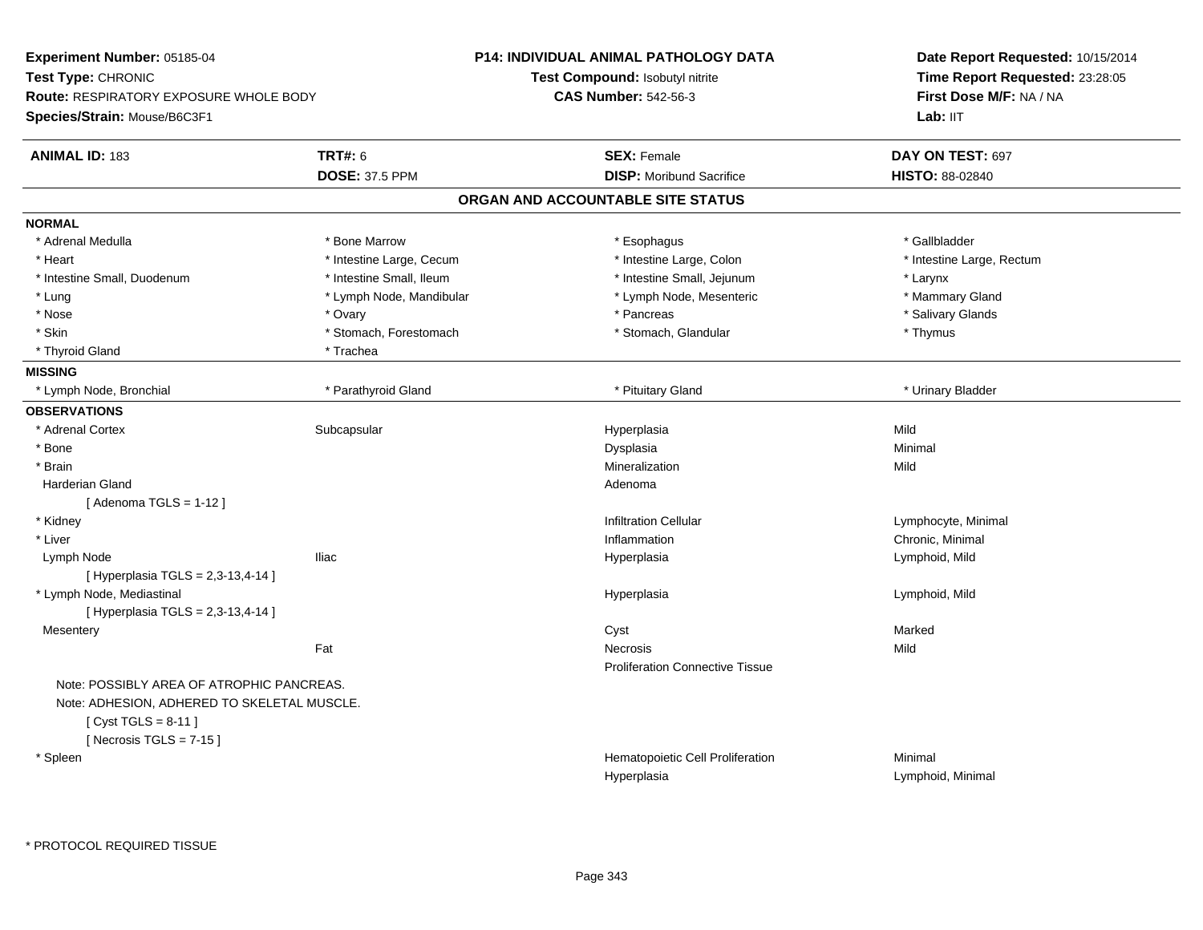**Experiment Number:** 05185-04
**Test Type:** CHRONIC
**Route:** RESPIRATORY EXPOSURE WHOLE BODY
**Species/Strain:** Mouse/B6C3F1

**P14: INDIVIDUAL ANIMAL PATHOLOGY DATA**
**Test Compound:** Isobutyl nitrite
**CAS Number:** 542-56-3

**Date Report Requested:** 10/15/2014
**Time Report Requested:** 23:28:05
**First Dose M/F:** NA / NA
**Lab:** IIT

| **ANIMAL ID:** 183 | **TRT#:** 6 | **SEX:** Female | **DAY ON TEST:** 697 |
|---|---|---|---|
| | **DOSE:** 37.5 PPM | **DISP:** Moribund Sacrifice | **HISTO:** 88-02840 |

## ORGAN AND ACCOUNTABLE SITE STATUS

**NORMAL**

| | | | |
|---|---|---|---|
| * Adrenal Medulla | * Bone Marrow | * Esophagus | * Gallbladder |
| * Heart | * Intestine Large, Cecum | * Intestine Large, Colon | * Intestine Large, Rectum |
| * Intestine Small, Duodenum | * Intestine Small, Ileum | * Intestine Small, Jejunum | * Larynx |
| * Lung | * Lymph Node, Mandibular | * Lymph Node, Mesenteric | * Mammary Gland |
| * Nose | * Ovary | * Pancreas | * Salivary Glands |
| * Skin | * Stomach, Forestomach | * Stomach, Glandular | * Thymus |
| * Thyroid Gland | * Trachea | | |

**MISSING**

| | | | |
|---|---|---|---|
| * Lymph Node, Bronchial | * Parathyroid Gland | * Pituitary Gland | * Urinary Bladder |

**OBSERVATIONS**

| | | | |
|---|---|---|---|
| * Adrenal Cortex | Subcapsular | Hyperplasia | Mild |
| * Bone | | Dysplasia | Minimal |
| * Brain | | Mineralization | Mild |
| Harderian Gland | | Adenoma | |
| [ Adenoma TGLS = 1-12 ] | | | |
| * Kidney | | Infiltration Cellular | Lymphocyte, Minimal |
| * Liver | | Inflammation | Chronic, Minimal |
| Lymph Node | Iliac | Hyperplasia | Lymphoid, Mild |
| [ Hyperplasia TGLS = 2,3-13,4-14 ] | | | |
| * Lymph Node, Mediastinal | | Hyperplasia | Lymphoid, Mild |
| [ Hyperplasia TGLS = 2,3-13,4-14 ] | | | |
| Mesentery | | Cyst | Marked |
| | Fat | Necrosis | Mild |
| | | Proliferation Connective Tissue | |
| Note: POSSIBLY AREA OF ATROPHIC PANCREAS. | | | |
| Note: ADHESION, ADHERED TO SKELETAL MUSCLE. | | | |
| [ Cyst TGLS = 8-11 ] | | | |
| [ Necrosis TGLS = 7-15 ] | | | |
| * Spleen | | Hematopoietic Cell Proliferation | Minimal |
| | | Hyperplasia | Lymphoid, Minimal |

* PROTOCOL REQUIRED TISSUE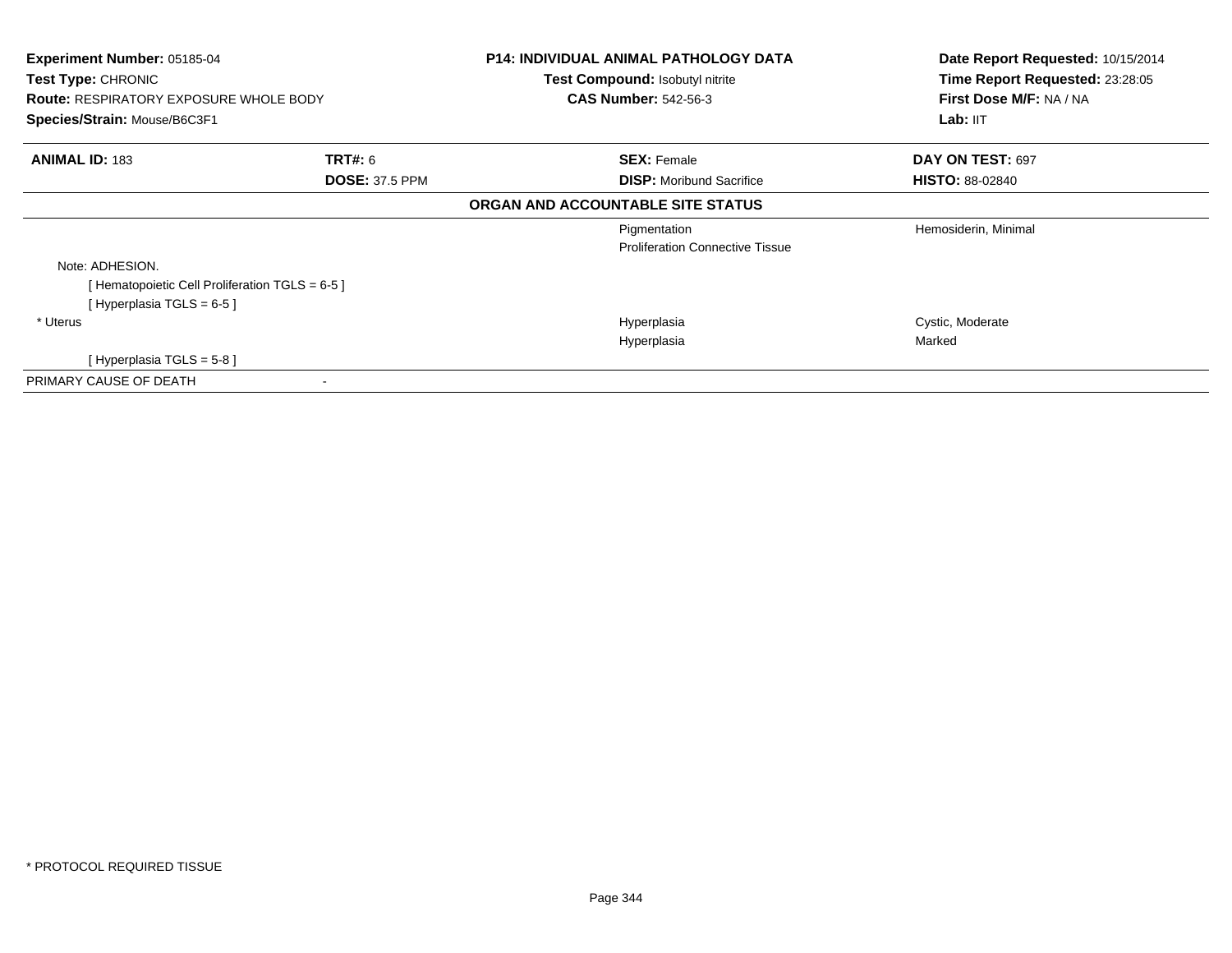**Experiment Number:** 05185-04
**Test Type:** CHRONIC
**Route:** RESPIRATORY EXPOSURE WHOLE BODY
**Species/Strain:** Mouse/B6C3F1

**P14: INDIVIDUAL ANIMAL PATHOLOGY DATA**
**Test Compound:** Isobutyl nitrite
**CAS Number:** 542-56-3

**Date Report Requested:** 10/15/2014
**Time Report Requested:** 23:28:05
**First Dose M/F:** NA / NA
**Lab:** IIT

| **ANIMAL ID:** 183 | **TRT#:** 6 | **SEX:** Female | **DAY ON TEST:** 697 |
|---|---|---|---|
| | **DOSE:** 37.5 PPM | **DISP:** Moribund Sacrifice | **HISTO:** 88-02840 |

**ORGAN AND ACCOUNTABLE SITE STATUS**

| | | | |
|---|---|---|---|
| | | Pigmentation | Hemosiderin, Minimal |
| | | Proliferation Connective Tissue | |
| Note: ADHESION. | | | |
| [ Hematopoietic Cell Proliferation TGLS = 6-5 ] | | | |
| [ Hyperplasia TGLS = 6-5 ] | | | |
| * Uterus | | Hyperplasia | Cystic, Moderate |
| | | Hyperplasia | Marked |
| [ Hyperplasia TGLS = 5-8 ] | | | |
| PRIMARY CAUSE OF DEATH | - | | |

* PROTOCOL REQUIRED TISSUE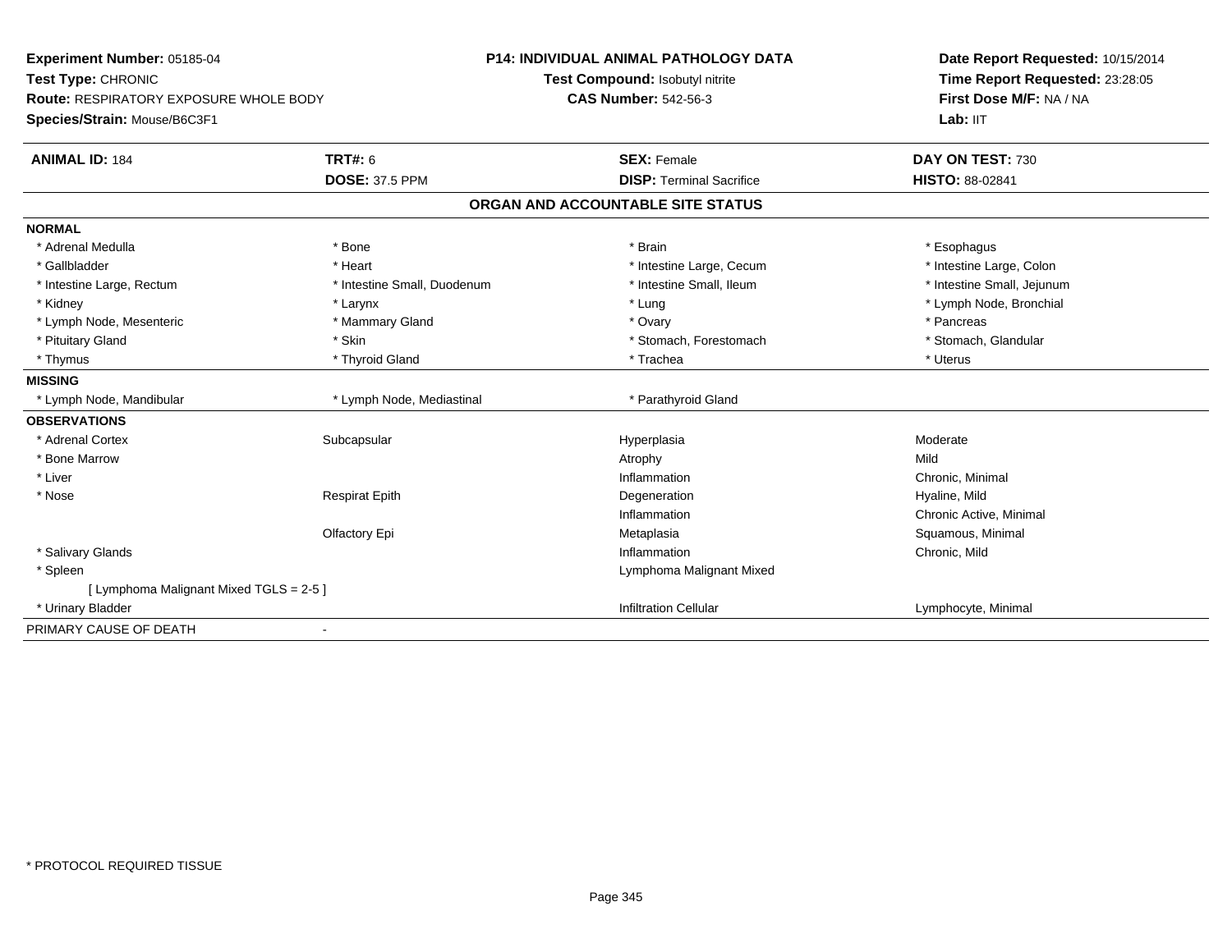**Experiment Number:** 05185-04
**Test Type:** CHRONIC
**Route:** RESPIRATORY EXPOSURE WHOLE BODY
**Species/Strain:** Mouse/B6C3F1

**P14: INDIVIDUAL ANIMAL PATHOLOGY DATA**
**Test Compound:** Isobutyl nitrite
**CAS Number:** 542-56-3

**Date Report Requested:** 10/15/2014
**Time Report Requested:** 23:28:05
**First Dose M/F:** NA / NA
**Lab:** IIT

| **ANIMAL ID:** 184 | **TRT#:** 6 | **SEX:** Female | **DAY ON TEST:** 730 |
|---|---|---|---|
| | **DOSE:** 37.5 PPM | **DISP:** Terminal Sacrifice | **HISTO:** 88-02841 |

## ORGAN AND ACCOUNTABLE SITE STATUS

| | | | |
|---|---|---|---|
| **NORMAL** | | | |
| * Adrenal Medulla | * Bone | * Brain | * Esophagus |
| * Gallbladder | * Heart | * Intestine Large, Cecum | * Intestine Large, Colon |
| * Intestine Large, Rectum | * Intestine Small, Duodenum | * Intestine Small, Ileum | * Intestine Small, Jejunum |
| * Kidney | * Larynx | * Lung | * Lymph Node, Bronchial |
| * Lymph Node, Mesenteric | * Mammary Gland | * Ovary | * Pancreas |
| * Pituitary Gland | * Skin | * Stomach, Forestomach | * Stomach, Glandular |
| * Thymus | * Thyroid Gland | * Trachea | * Uterus |
| **MISSING** | | | |
| * Lymph Node, Mandibular | * Lymph Node, Mediastinal | * Parathyroid Gland | |
| **OBSERVATIONS** | | | |
| * Adrenal Cortex | Subcapsular | Hyperplasia | Moderate |
| * Bone Marrow | | Atrophy | Mild |
| * Liver | | Inflammation | Chronic, Minimal |
| * Nose | Respirat Epith | Degeneration | Hyaline, Mild |
| | | Inflammation | Chronic Active, Minimal |
| | Olfactory Epi | Metaplasia | Squamous, Minimal |
| * Salivary Glands | | Inflammation | Chronic, Mild |
| * Spleen | | Lymphoma Malignant Mixed | |
| [ Lymphoma Malignant Mixed TGLS = 2-5 ] | | | |
| * Urinary Bladder | | Infiltration Cellular | Lymphocyte, Minimal |
| PRIMARY CAUSE OF DEATH | - | | |

* PROTOCOL REQUIRED TISSUE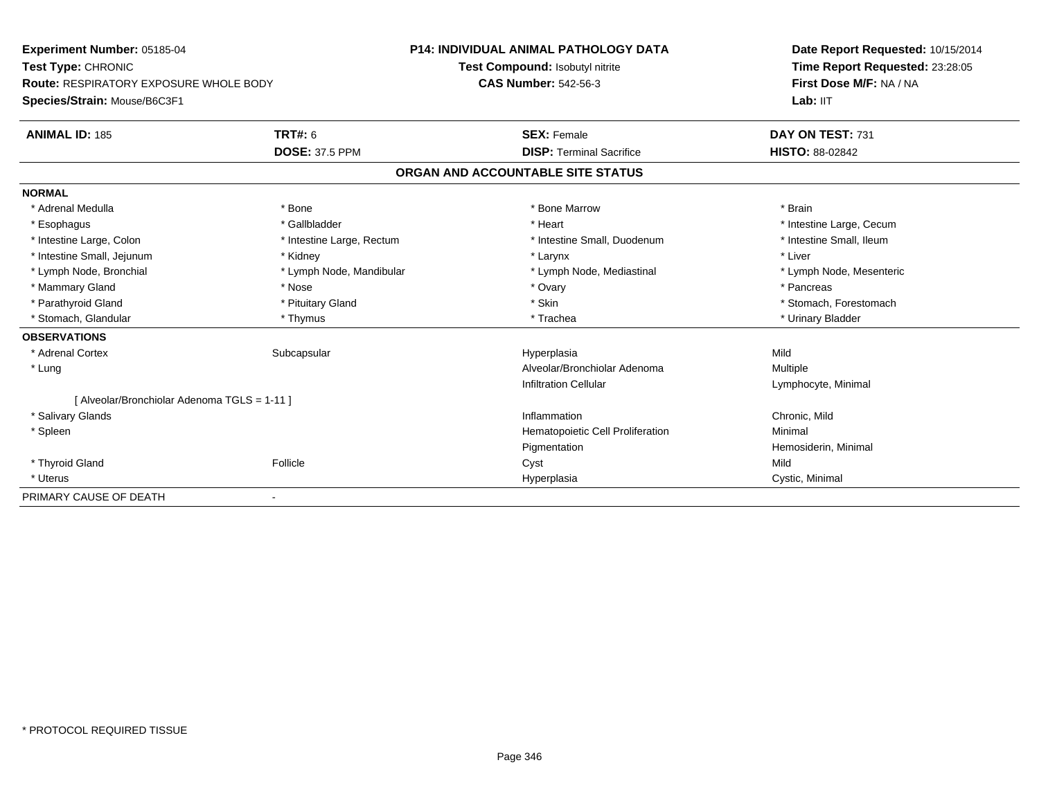**Experiment Number:** 05185-04
**Test Type:** CHRONIC
**Route:** RESPIRATORY EXPOSURE WHOLE BODY
**Species/Strain:** Mouse/B6C3F1

**P14: INDIVIDUAL ANIMAL PATHOLOGY DATA**
**Test Compound:** Isobutyl nitrite
**CAS Number:** 542-56-3

**Date Report Requested:** 10/15/2014
**Time Report Requested:** 23:28:05
**First Dose M/F:** NA / NA
**Lab:** IIT

| **ANIMAL ID:** 185 | **TRT#:** 6 | **SEX:** Female | **DAY ON TEST:** 731 |
|---|---|---|---|
| | **DOSE:** 37.5 PPM | **DISP:** Terminal Sacrifice | **HISTO:** 88-02842 |

## ORGAN AND ACCOUNTABLE SITE STATUS

| | | | |
|---|---|---|---|
| **NORMAL** | | | |
| * Adrenal Medulla | * Bone | * Bone Marrow | * Brain |
| * Esophagus | * Gallbladder | * Heart | * Intestine Large, Cecum |
| * Intestine Large, Colon | * Intestine Large, Rectum | * Intestine Small, Duodenum | * Intestine Small, Ileum |
| * Intestine Small, Jejunum | * Kidney | * Larynx | * Liver |
| * Lymph Node, Bronchial | * Lymph Node, Mandibular | * Lymph Node, Mediastinal | * Lymph Node, Mesenteric |
| * Mammary Gland | * Nose | * Ovary | * Pancreas |
| * Parathyroid Gland | * Pituitary Gland | * Skin | * Stomach, Forestomach |
| * Stomach, Glandular | * Thymus | * Trachea | * Urinary Bladder |
| **OBSERVATIONS** | | | |
| * Adrenal Cortex | Subcapsular | Hyperplasia | Mild |
| * Lung | | Alveolar/Bronchiolar Adenoma | Multiple |
| | | Infiltration Cellular | Lymphocyte, Minimal |
| [ Alveolar/Bronchiolar Adenoma TGLS = 1-11 ] | | | |
| * Salivary Glands | | Inflammation | Chronic, Mild |
| * Spleen | | Hematopoietic Cell Proliferation | Minimal |
| | | Pigmentation | Hemosiderin, Minimal |
| * Thyroid Gland | Follicle | Cyst | Mild |
| * Uterus | | Hyperplasia | Cystic, Minimal |
| PRIMARY CAUSE OF DEATH | - | | |

* PROTOCOL REQUIRED TISSUE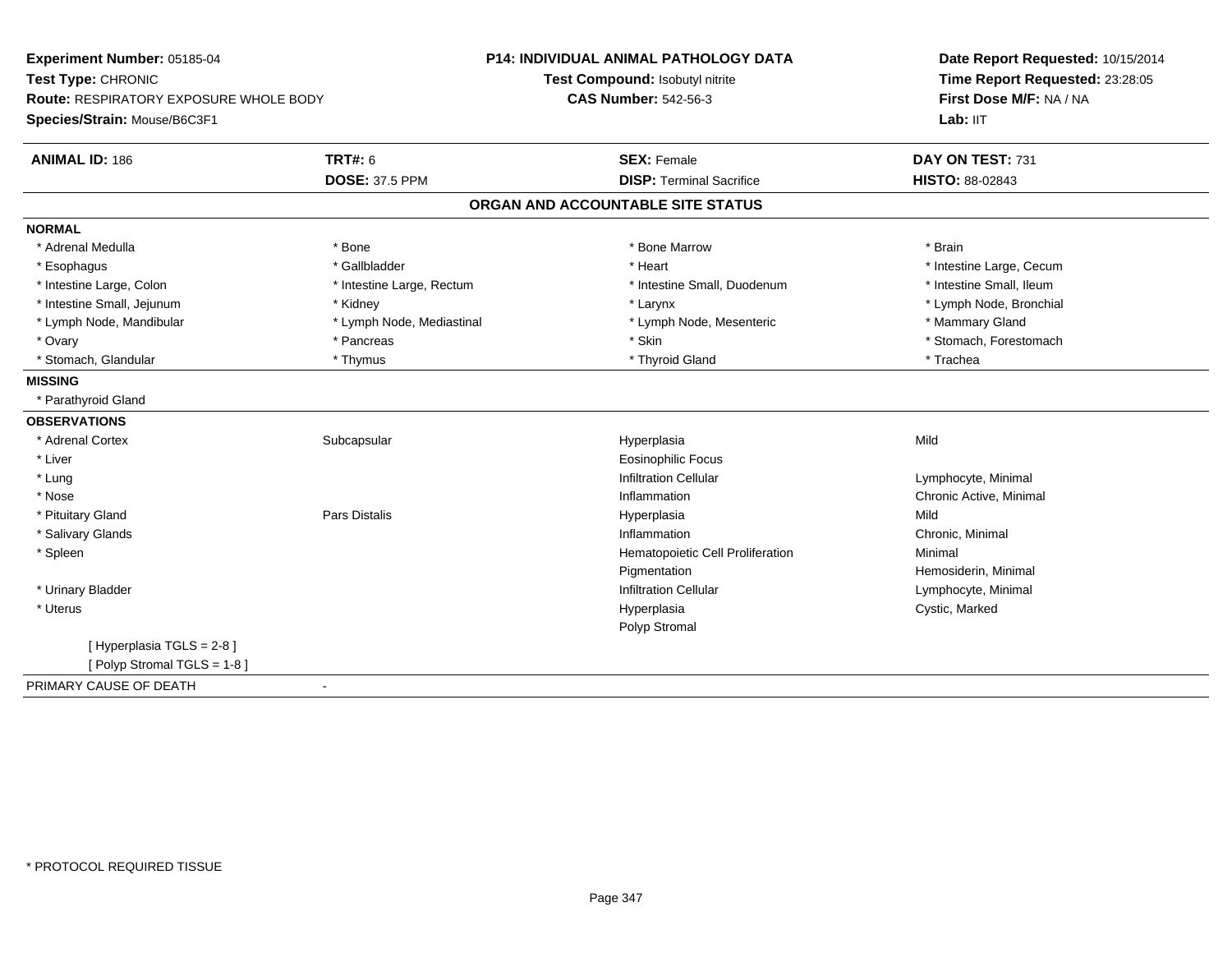**Experiment Number:** 05185-04
**Test Type:** CHRONIC
**Route:** RESPIRATORY EXPOSURE WHOLE BODY
**Species/Strain:** Mouse/B6C3F1

**P14: INDIVIDUAL ANIMAL PATHOLOGY DATA**
**Test Compound:** Isobutyl nitrite
**CAS Number:** 542-56-3

**Date Report Requested:** 10/15/2014
**Time Report Requested:** 23:28:05
**First Dose M/F:** NA / NA
**Lab:** IIT

| **ANIMAL ID:** 186 | **TRT#:** 6 | **SEX:** Female | **DAY ON TEST:** 731 |
|---|---|---|---|
| | **DOSE:** 37.5 PPM | **DISP:** Terminal Sacrifice | **HISTO:** 88-02843 |

## ORGAN AND ACCOUNTABLE SITE STATUS

**NORMAL**

| | | | |
|---|---|---|---|
| * Adrenal Medulla | * Bone | * Bone Marrow | * Brain |
| * Esophagus | * Gallbladder | * Heart | * Intestine Large, Cecum |
| * Intestine Large, Colon | * Intestine Large, Rectum | * Intestine Small, Duodenum | * Intestine Small, Ileum |
| * Intestine Small, Jejunum | * Kidney | * Larynx | * Lymph Node, Bronchial |
| * Lymph Node, Mandibular | * Lymph Node, Mediastinal | * Lymph Node, Mesenteric | * Mammary Gland |
| * Ovary | * Pancreas | * Skin | * Stomach, Forestomach |
| * Stomach, Glandular | * Thymus | * Thyroid Gland | * Trachea |

**MISSING**

* Parathyroid Gland

**OBSERVATIONS**

| | | | |
|---|---|---|---|
| * Adrenal Cortex | Subcapsular | Hyperplasia | Mild |
| * Liver | | Eosinophilic Focus | |
| * Lung | | Infiltration Cellular | Lymphocyte, Minimal |
| * Nose | | Inflammation | Chronic Active, Minimal |
| * Pituitary Gland | Pars Distalis | Hyperplasia | Mild |
| * Salivary Glands | | Inflammation | Chronic, Minimal |
| * Spleen | | Hematopoietic Cell Proliferation | Minimal |
| | | Pigmentation | Hemosiderin, Minimal |
| * Urinary Bladder | | Infiltration Cellular | Lymphocyte, Minimal |
| * Uterus | | Hyperplasia | Cystic, Marked |
| | | Polyp Stromal | |

[ Hyperplasia TGLS = 2-8 ]
[ Polyp Stromal TGLS = 1-8 ]

PRIMARY CAUSE OF DEATH -

* PROTOCOL REQUIRED TISSUE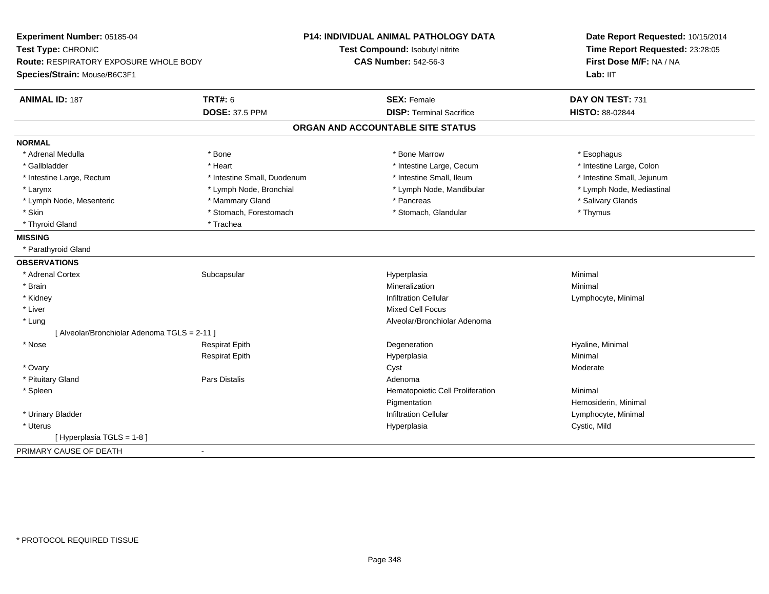**Experiment Number:** 05185-04
**Test Type:** CHRONIC
**Route:** RESPIRATORY EXPOSURE WHOLE BODY
**Species/Strain:** Mouse/B6C3F1

**P14: INDIVIDUAL ANIMAL PATHOLOGY DATA**
**Test Compound:** Isobutyl nitrite
**CAS Number:** 542-56-3

**Date Report Requested:** 10/15/2014
**Time Report Requested:** 23:28:05
**First Dose M/F:** NA / NA
**Lab:** IIT

| **ANIMAL ID:** 187 | **TRT#:** 6 | **SEX:** Female | **DAY ON TEST:** 731 |
|---|---|---|---|
| | **DOSE:** 37.5 PPM | **DISP:** Terminal Sacrifice | **HISTO:** 88-02844 |

## ORGAN AND ACCOUNTABLE SITE STATUS

**NORMAL**

| | | | |
|---|---|---|---|
| * Adrenal Medulla | * Bone | * Bone Marrow | * Esophagus |
| * Gallbladder | * Heart | * Intestine Large, Cecum | * Intestine Large, Colon |
| * Intestine Large, Rectum | * Intestine Small, Duodenum | * Intestine Small, Ileum | * Intestine Small, Jejunum |
| * Larynx | * Lymph Node, Bronchial | * Lymph Node, Mandibular | * Lymph Node, Mediastinal |
| * Lymph Node, Mesenteric | * Mammary Gland | * Pancreas | * Salivary Glands |
| * Skin | * Stomach, Forestomach | * Stomach, Glandular | * Thymus |
| * Thyroid Gland | * Trachea | | |

**MISSING**

* Parathyroid Gland

**OBSERVATIONS**

| | | | |
|---|---|---|---|
| * Adrenal Cortex | Subcapsular | Hyperplasia | Minimal |
| * Brain | | Mineralization | Minimal |
| * Kidney | | Infiltration Cellular | Lymphocyte, Minimal |
| * Liver | | Mixed Cell Focus | |
| * Lung | | Alveolar/Bronchiolar Adenoma | |
| [ Alveolar/Bronchiolar Adenoma TGLS = 2-11 ] | | | |
| * Nose | Respirat Epith | Degeneration | Hyaline, Minimal |
| | Respirat Epith | Hyperplasia | Minimal |
| * Ovary | | Cyst | Moderate |
| * Pituitary Gland | Pars Distalis | Adenoma | |
| * Spleen | | Hematopoietic Cell Proliferation | Minimal |
| | | Pigmentation | Hemosiderin, Minimal |
| * Urinary Bladder | | Infiltration Cellular | Lymphocyte, Minimal |
| * Uterus | | Hyperplasia | Cystic, Mild |
| [ Hyperplasia TGLS = 1-8 ] | | | |

PRIMARY CAUSE OF DEATH -

* PROTOCOL REQUIRED TISSUE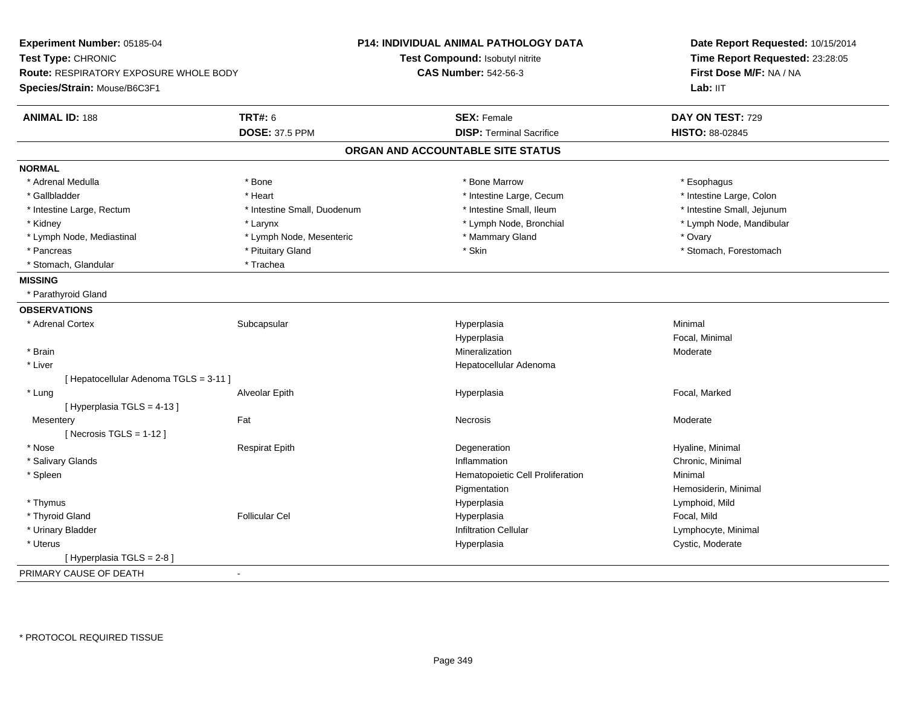**Experiment Number:** 05185-04
**Test Type:** CHRONIC
**Route:** RESPIRATORY EXPOSURE WHOLE BODY
**Species/Strain:** Mouse/B6C3F1

**P14: INDIVIDUAL ANIMAL PATHOLOGY DATA**
**Test Compound:** Isobutyl nitrite
**CAS Number:** 542-56-3

**Date Report Requested:** 10/15/2014
**Time Report Requested:** 23:28:05
**First Dose M/F:** NA / NA
**Lab:** IIT

| **ANIMAL ID:** 188 | **TRT#:** 6 | **SEX:** Female | **DAY ON TEST:** 729 |
|---|---|---|---|
| | **DOSE:** 37.5 PPM | **DISP:** Terminal Sacrifice | **HISTO:** 88-02845 |

## ORGAN AND ACCOUNTABLE SITE STATUS

**NORMAL**

| | | | |
|---|---|---|---|
| * Adrenal Medulla | * Bone | * Bone Marrow | * Esophagus |
| * Gallbladder | * Heart | * Intestine Large, Cecum | * Intestine Large, Colon |
| * Intestine Large, Rectum | * Intestine Small, Duodenum | * Intestine Small, Ileum | * Intestine Small, Jejunum |
| * Kidney | * Larynx | * Lymph Node, Bronchial | * Lymph Node, Mandibular |
| * Lymph Node, Mediastinal | * Lymph Node, Mesenteric | * Mammary Gland | * Ovary |
| * Pancreas | * Pituitary Gland | * Skin | * Stomach, Forestomach |
| * Stomach, Glandular | * Trachea | | |

**MISSING**

* Parathyroid Gland

**OBSERVATIONS**

| | | | |
|---|---|---|---|
| * Adrenal Cortex | Subcapsular | Hyperplasia | Minimal |
| | | Hyperplasia | Focal, Minimal |
| * Brain | | Mineralization | Moderate |
| * Liver | | Hepatocellular Adenoma | |
| [ Hepatocellular Adenoma TGLS = 3-11 ] | | | |
| * Lung | Alveolar Epith | Hyperplasia | Focal, Marked |
| [ Hyperplasia TGLS = 4-13 ] | | | |
| Mesentery | Fat | Necrosis | Moderate |
| [ Necrosis TGLS = 1-12 ] | | | |
| * Nose | Respirat Epith | Degeneration | Hyaline, Minimal |
| * Salivary Glands | | Inflammation | Chronic, Minimal |
| * Spleen | | Hematopoietic Cell Proliferation | Minimal |
| | | Pigmentation | Hemosiderin, Minimal |
| * Thymus | | Hyperplasia | Lymphoid, Mild |
| * Thyroid Gland | Follicular Cel | Hyperplasia | Focal, Mild |
| * Urinary Bladder | | Infiltration Cellular | Lymphocyte, Minimal |
| * Uterus | | Hyperplasia | Cystic, Moderate |
| [ Hyperplasia TGLS = 2-8 ] | | | |

PRIMARY CAUSE OF DEATH -

* PROTOCOL REQUIRED TISSUE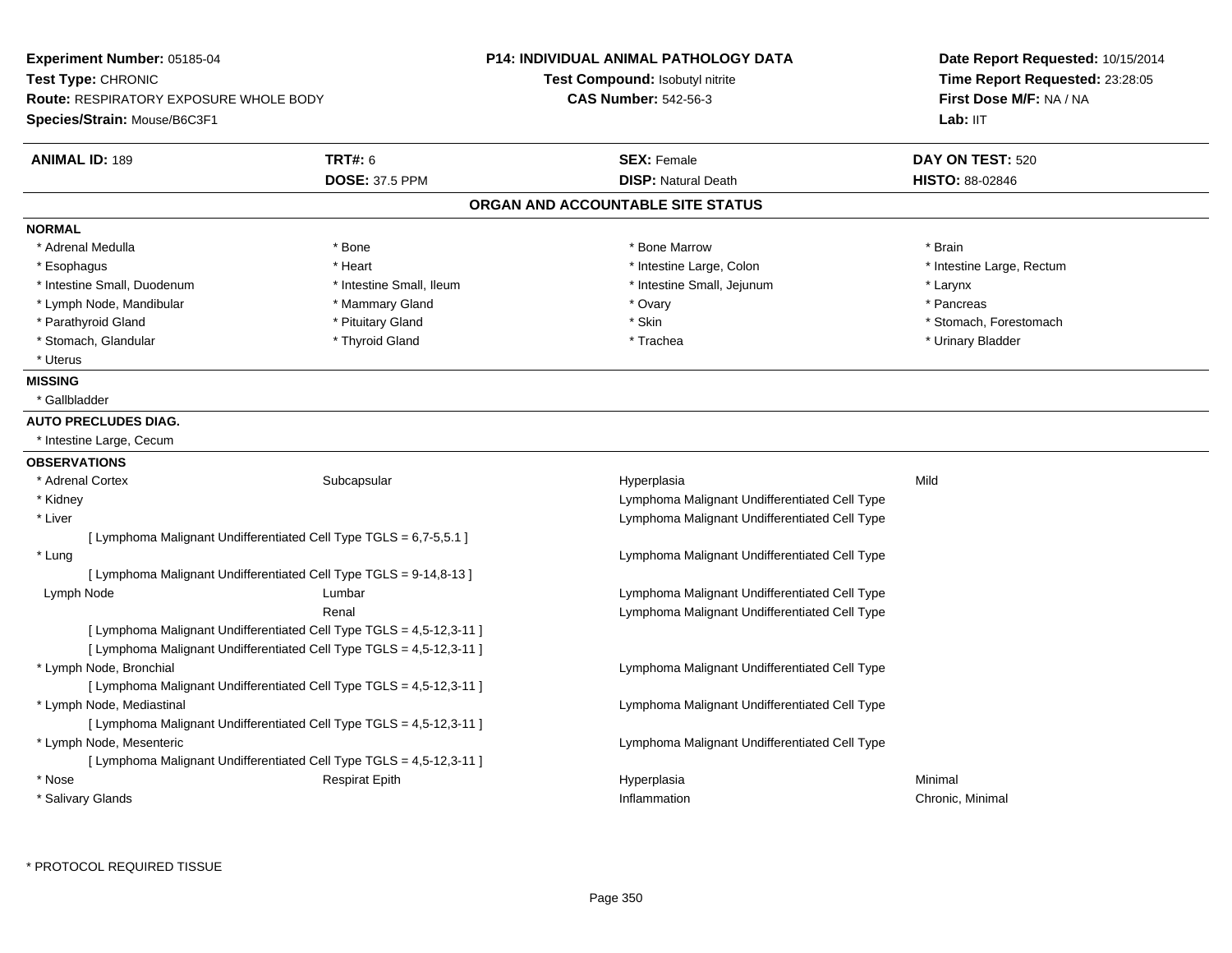**Experiment Number:** 05185-04
**Test Type:** CHRONIC
**Route:** RESPIRATORY EXPOSURE WHOLE BODY
**Species/Strain:** Mouse/B6C3F1

**P14: INDIVIDUAL ANIMAL PATHOLOGY DATA**
**Test Compound:** Isobutyl nitrite
**CAS Number:** 542-56-3

**Date Report Requested:** 10/15/2014
**Time Report Requested:** 23:28:05
**First Dose M/F:** NA / NA
**Lab:** IIT

| **ANIMAL ID:** 189 | **TRT#:** 6 | **SEX:** Female | **DAY ON TEST:** 520 |
|---|---|---|---|
| | **DOSE:** 37.5 PPM | **DISP:** Natural Death | **HISTO:** 88-02846 |

## ORGAN AND ACCOUNTABLE SITE STATUS

**NORMAL**

| | | | |
|---|---|---|---|
| * Adrenal Medulla | * Bone | * Bone Marrow | * Brain |
| * Esophagus | * Heart | * Intestine Large, Colon | * Intestine Large, Rectum |
| * Intestine Small, Duodenum | * Intestine Small, Ileum | * Intestine Small, Jejunum | * Larynx |
| * Lymph Node, Mandibular | * Mammary Gland | * Ovary | * Pancreas |
| * Parathyroid Gland | * Pituitary Gland | * Skin | * Stomach, Forestomach |
| * Stomach, Glandular | * Thyroid Gland | * Trachea | * Urinary Bladder |
| * Uterus | | | |

**MISSING**

* Gallbladder

**AUTO PRECLUDES DIAG.**

* Intestine Large, Cecum

**OBSERVATIONS**

| | | | |
|---|---|---|---|
| * Adrenal Cortex | Subcapsular | Hyperplasia | Mild |
| * Kidney | | Lymphoma Malignant Undifferentiated Cell Type | |
| * Liver | | Lymphoma Malignant Undifferentiated Cell Type | |
| [ Lymphoma Malignant Undifferentiated Cell Type TGLS = 6,7-5,5.1 ] | | | |
| * Lung | | Lymphoma Malignant Undifferentiated Cell Type | |
| [ Lymphoma Malignant Undifferentiated Cell Type TGLS = 9-14,8-13 ] | | | |
| Lymph Node | Lumbar | Lymphoma Malignant Undifferentiated Cell Type | |
| | Renal | Lymphoma Malignant Undifferentiated Cell Type | |
| [ Lymphoma Malignant Undifferentiated Cell Type TGLS = 4,5-12,3-11 ] | | | |
| [ Lymphoma Malignant Undifferentiated Cell Type TGLS = 4,5-12,3-11 ] | | | |
| * Lymph Node, Bronchial | | Lymphoma Malignant Undifferentiated Cell Type | |
| [ Lymphoma Malignant Undifferentiated Cell Type TGLS = 4,5-12,3-11 ] | | | |
| * Lymph Node, Mediastinal | | Lymphoma Malignant Undifferentiated Cell Type | |
| [ Lymphoma Malignant Undifferentiated Cell Type TGLS = 4,5-12,3-11 ] | | | |
| * Lymph Node, Mesenteric | | Lymphoma Malignant Undifferentiated Cell Type | |
| [ Lymphoma Malignant Undifferentiated Cell Type TGLS = 4,5-12,3-11 ] | | | |
| * Nose | Respirat Epith | Hyperplasia | Minimal |
| * Salivary Glands | | Inflammation | Chronic, Minimal |

\* PROTOCOL REQUIRED TISSUE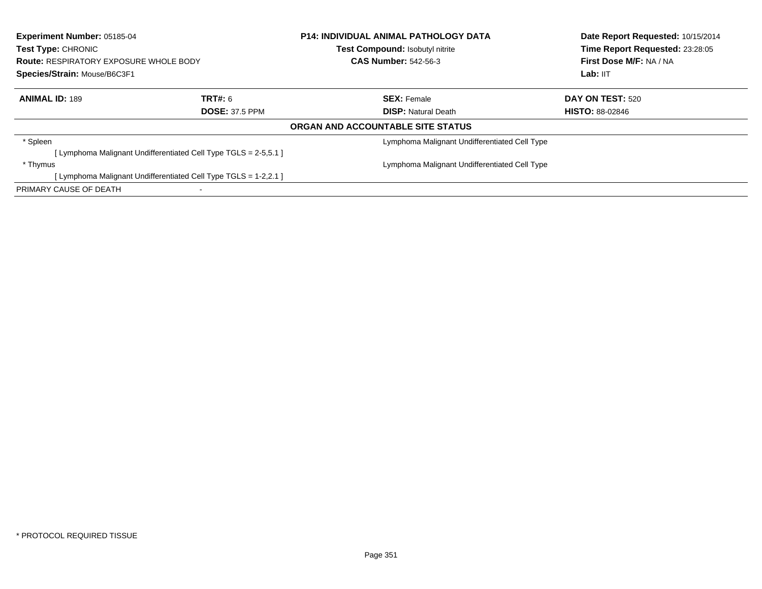**Experiment Number:** 05185-04
**Test Type:** CHRONIC
**Route:** RESPIRATORY EXPOSURE WHOLE BODY
**Species/Strain:** Mouse/B6C3F1

**P14: INDIVIDUAL ANIMAL PATHOLOGY DATA**
**Test Compound:** Isobutyl nitrite
**CAS Number:** 542-56-3

**Date Report Requested:** 10/15/2014
**Time Report Requested:** 23:28:05
**First Dose M/F:** NA / NA
**Lab:** IIT

| **ANIMAL ID:** 189 | **TRT#:** 6 | **SEX:** Female | **DAY ON TEST:** 520 |
|---|---|---|---|
| | **DOSE:** 37.5 PPM | **DISP:** Natural Death | **HISTO:** 88-02846 |

**ORGAN AND ACCOUNTABLE SITE STATUS**

| | |
|---|---|
| * Spleen | Lymphoma Malignant Undifferentiated Cell Type |
| [ Lymphoma Malignant Undifferentiated Cell Type TGLS = 2-5,5.1 ] | |
| * Thymus | Lymphoma Malignant Undifferentiated Cell Type |
| [ Lymphoma Malignant Undifferentiated Cell Type TGLS = 1-2,2.1 ] | |
| PRIMARY CAUSE OF DEATH | - |

* PROTOCOL REQUIRED TISSUE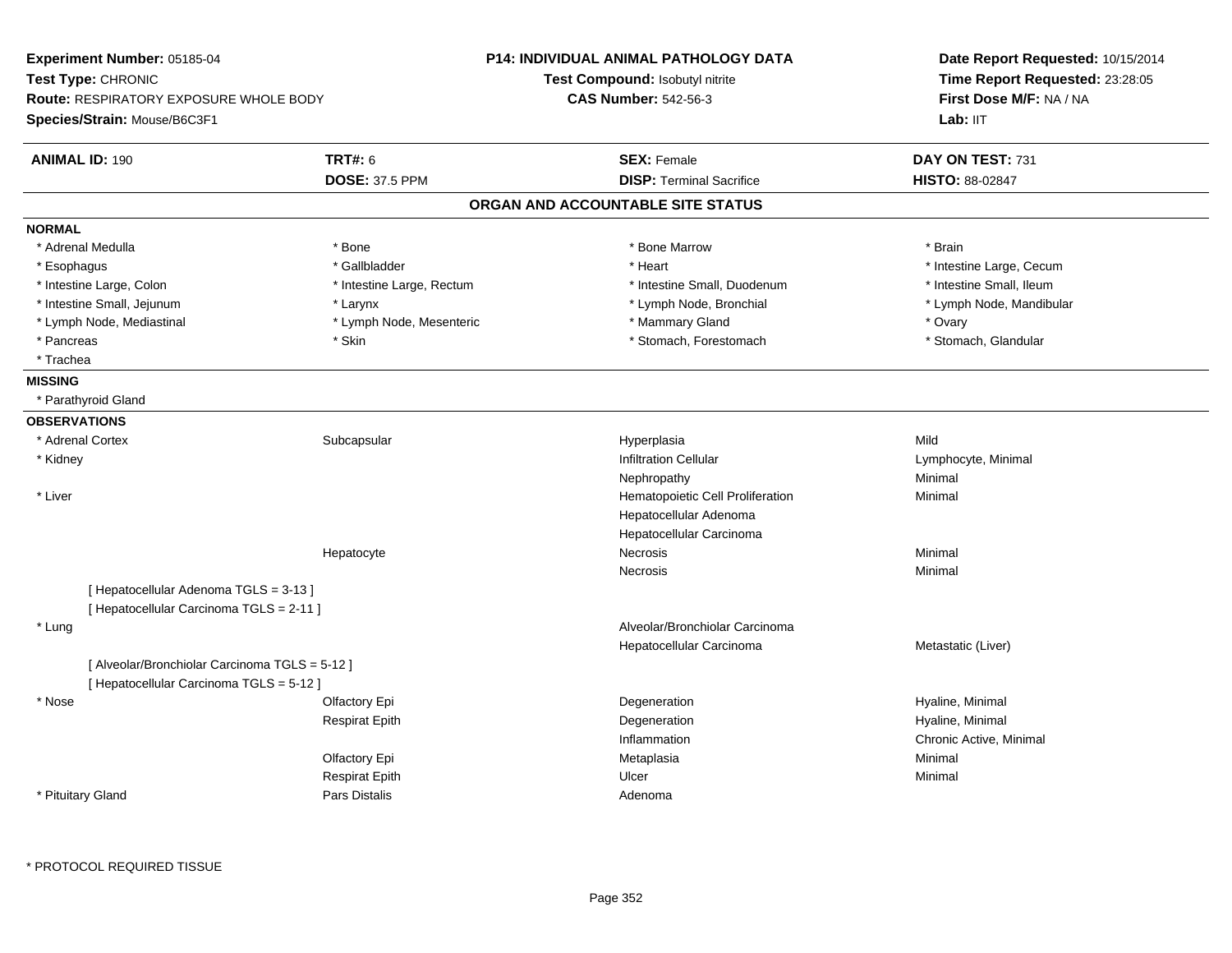**Experiment Number:** 05185-04
**Test Type:** CHRONIC
**Route:** RESPIRATORY EXPOSURE WHOLE BODY
**Species/Strain:** Mouse/B6C3F1

**P14: INDIVIDUAL ANIMAL PATHOLOGY DATA**
**Test Compound:** Isobutyl nitrite
**CAS Number:** 542-56-3

**Date Report Requested:** 10/15/2014
**Time Report Requested:** 23:28:05
**First Dose M/F:** NA / NA
**Lab:** IIT

| **ANIMAL ID:** 190 | **TRT#:** 6 | **SEX:** Female | **DAY ON TEST:** 731 |
|---|---|---|---|
| | **DOSE:** 37.5 PPM | **DISP:** Terminal Sacrifice | **HISTO:** 88-02847 |

## ORGAN AND ACCOUNTABLE SITE STATUS

**NORMAL**

| | | | |
|---|---|---|---|
| * Adrenal Medulla | * Bone | * Bone Marrow | * Brain |
| * Esophagus | * Gallbladder | * Heart | * Intestine Large, Cecum |
| * Intestine Large, Colon | * Intestine Large, Rectum | * Intestine Small, Duodenum | * Intestine Small, Ileum |
| * Intestine Small, Jejunum | * Larynx | * Lymph Node, Bronchial | * Lymph Node, Mandibular |
| * Lymph Node, Mediastinal | * Lymph Node, Mesenteric | * Mammary Gland | * Ovary |
| * Pancreas | * Skin | * Stomach, Forestomach | * Stomach, Glandular |
| * Trachea | | | |

**MISSING**

* Parathyroid Gland

**OBSERVATIONS**

| | | | |
|---|---|---|---|
| * Adrenal Cortex | Subcapsular | Hyperplasia | Mild |
| * Kidney | | Infiltration Cellular | Lymphocyte, Minimal |
| | | Nephropathy | Minimal |
| * Liver | | Hematopoietic Cell Proliferation | Minimal |
| | | Hepatocellular Adenoma | |
| | | Hepatocellular Carcinoma | |
| | Hepatocyte | Necrosis | Minimal |
| | | Necrosis | Minimal |
| [ Hepatocellular Adenoma TGLS = 3-13 ] | | | |
| [ Hepatocellular Carcinoma TGLS = 2-11 ] | | | |
| * Lung | | Alveolar/Bronchiolar Carcinoma | |
| | | Hepatocellular Carcinoma | Metastatic (Liver) |
| [ Alveolar/Bronchiolar Carcinoma TGLS = 5-12 ] | | | |
| [ Hepatocellular Carcinoma TGLS = 5-12 ] | | | |
| * Nose | Olfactory Epi | Degeneration | Hyaline, Minimal |
| | Respirat Epith | Degeneration | Hyaline, Minimal |
| | | Inflammation | Chronic Active, Minimal |
| | Olfactory Epi | Metaplasia | Minimal |
| | Respirat Epith | Ulcer | Minimal |
| * Pituitary Gland | Pars Distalis | Adenoma | |

* PROTOCOL REQUIRED TISSUE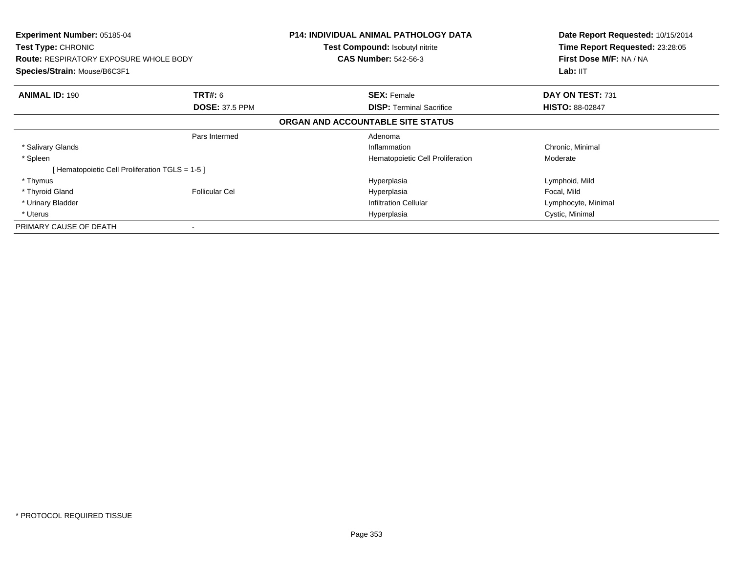**Experiment Number:** 05185-04
**Test Type:** CHRONIC
**Route:** RESPIRATORY EXPOSURE WHOLE BODY
**Species/Strain:** Mouse/B6C3F1

**P14: INDIVIDUAL ANIMAL PATHOLOGY DATA**
**Test Compound:** Isobutyl nitrite
**CAS Number:** 542-56-3

**Date Report Requested:** 10/15/2014
**Time Report Requested:** 23:28:05
**First Dose M/F:** NA / NA
**Lab:** IIT

| **ANIMAL ID:** 190 | **TRT#:** 6 | **SEX:** Female | **DAY ON TEST:** 731 |
|---|---|---|---|
| | **DOSE:** 37.5 PPM | **DISP:** Terminal Sacrifice | **HISTO:** 88-02847 |

**ORGAN AND ACCOUNTABLE SITE STATUS**

| | | | |
|---|---|---|---|
| | Pars Intermed | Adenoma | |
| * Salivary Glands | | Inflammation | Chronic, Minimal |
| * Spleen | | Hematopoietic Cell Proliferation | Moderate |
| [ Hematopoietic Cell Proliferation TGLS = 1-5 ] | | | |
| * Thymus | | Hyperplasia | Lymphoid, Mild |
| * Thyroid Gland | Follicular Cel | Hyperplasia | Focal, Mild |
| * Urinary Bladder | | Infiltration Cellular | Lymphocyte, Minimal |
| * Uterus | | Hyperplasia | Cystic, Minimal |
| PRIMARY CAUSE OF DEATH | - | | |

* PROTOCOL REQUIRED TISSUE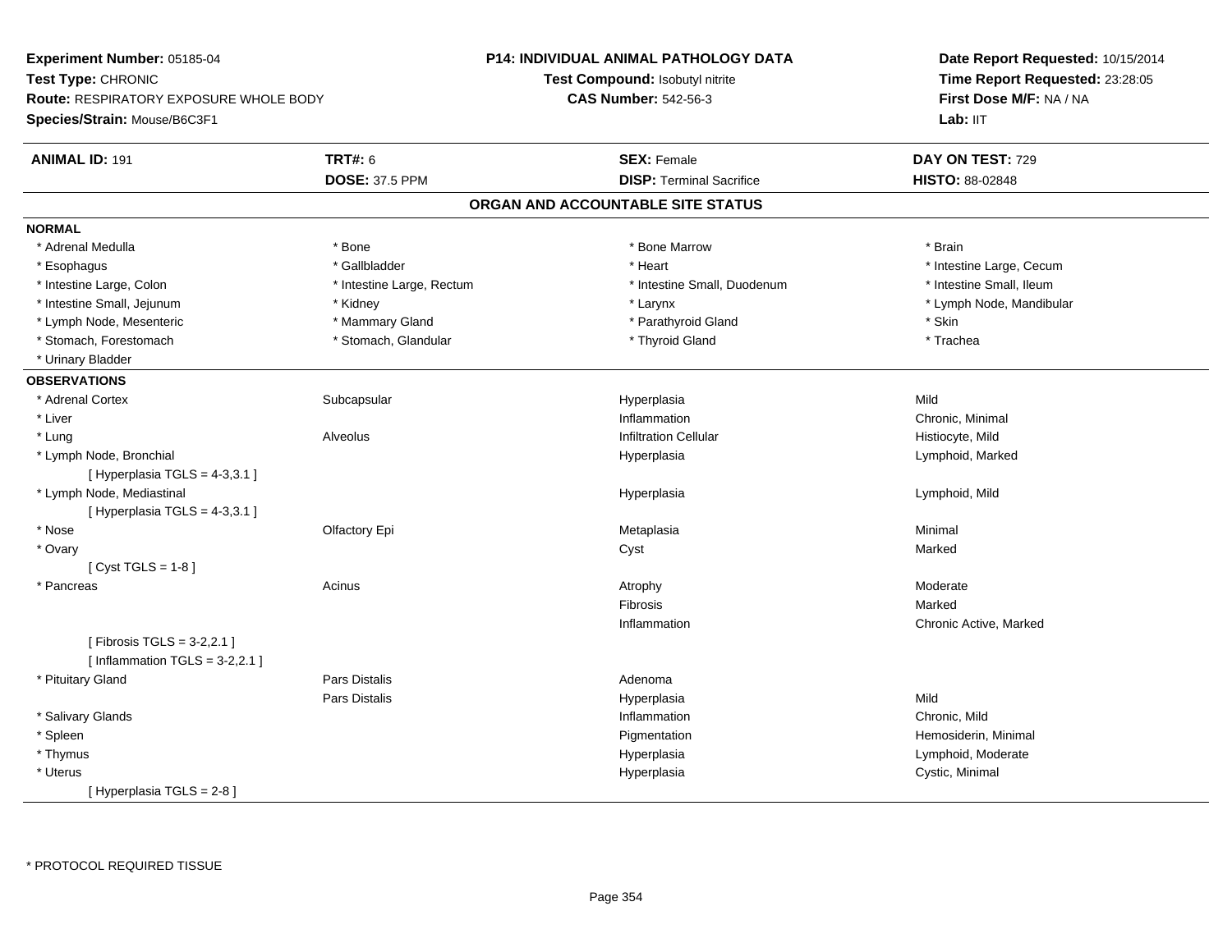**Experiment Number:** 05185-04
**Test Type:** CHRONIC
**Route:** RESPIRATORY EXPOSURE WHOLE BODY
**Species/Strain:** Mouse/B6C3F1

**P14: INDIVIDUAL ANIMAL PATHOLOGY DATA**
**Test Compound:** Isobutyl nitrite
**CAS Number:** 542-56-3

**Date Report Requested:** 10/15/2014
**Time Report Requested:** 23:28:05
**First Dose M/F:** NA / NA
**Lab:** IIT

| **ANIMAL ID:** 191 | **TRT#:** 6 | **SEX:** Female | **DAY ON TEST:** 729 |
|---|---|---|---|
| | **DOSE:** 37.5 PPM | **DISP:** Terminal Sacrifice | **HISTO:** 88-02848 |

## ORGAN AND ACCOUNTABLE SITE STATUS

**NORMAL**

| | | | |
|---|---|---|---|
| * Adrenal Medulla | * Bone | * Bone Marrow | * Brain |
| * Esophagus | * Gallbladder | * Heart | * Intestine Large, Cecum |
| * Intestine Large, Colon | * Intestine Large, Rectum | * Intestine Small, Duodenum | * Intestine Small, Ileum |
| * Intestine Small, Jejunum | * Kidney | * Larynx | * Lymph Node, Mandibular |
| * Lymph Node, Mesenteric | * Mammary Gland | * Parathyroid Gland | * Skin |
| * Stomach, Forestomach | * Stomach, Glandular | * Thyroid Gland | * Trachea |
| * Urinary Bladder | | | |

**OBSERVATIONS**

| | | | |
|---|---|---|---|
| * Adrenal Cortex | Subcapsular | Hyperplasia | Mild |
| * Liver | | Inflammation | Chronic, Minimal |
| * Lung | Alveolus | Infiltration Cellular | Histiocyte, Mild |
| * Lymph Node, Bronchial | | Hyperplasia | Lymphoid, Marked |
| [ Hyperplasia TGLS = 4-3,3.1 ] | | | |
| * Lymph Node, Mediastinal | | Hyperplasia | Lymphoid, Mild |
| [ Hyperplasia TGLS = 4-3,3.1 ] | | | |
| * Nose | Olfactory Epi | Metaplasia | Minimal |
| * Ovary | | Cyst | Marked |
| [ Cyst TGLS = 1-8 ] | | | |
| * Pancreas | Acinus | Atrophy | Moderate |
| | | Fibrosis | Marked |
| | | Inflammation | Chronic Active, Marked |
| [ Fibrosis TGLS = 3-2,2.1 ] | | | |
| [ Inflammation TGLS = 3-2,2.1 ] | | | |
| * Pituitary Gland | Pars Distalis | Adenoma | |
| | Pars Distalis | Hyperplasia | Mild |
| * Salivary Glands | | Inflammation | Chronic, Mild |
| * Spleen | | Pigmentation | Hemosiderin, Minimal |
| * Thymus | | Hyperplasia | Lymphoid, Moderate |
| * Uterus | | Hyperplasia | Cystic, Minimal |
| [ Hyperplasia TGLS = 2-8 ] | | | |

* PROTOCOL REQUIRED TISSUE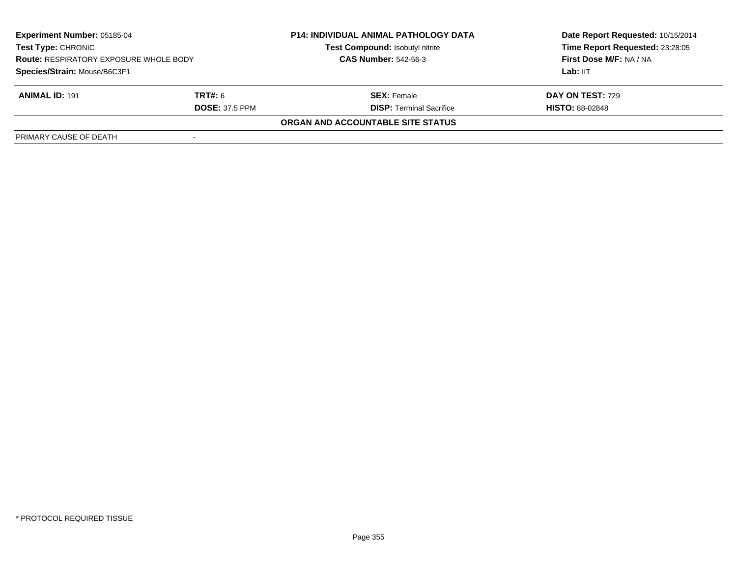| **Experiment Number:** 05185-04 | **P14: INDIVIDUAL ANIMAL PATHOLOGY DATA** | **Date Report Requested:** 10/15/2014 |
|---|---|---|
| **Test Type:** CHRONIC | **Test Compound:** Isobutyl nitrite | **Time Report Requested:** 23:28:05 |
| **Route:** RESPIRATORY EXPOSURE WHOLE BODY | **CAS Number:** 542-56-3 | **First Dose M/F:** NA / NA |
| **Species/Strain:** Mouse/B6C3F1 | | **Lab:** IIT |

| **ANIMAL ID:** 191 | **TRT#:** 6 | **SEX:** Female | **DAY ON TEST:** 729 |
|---|---|---|---|
| | **DOSE:** 37.5 PPM | **DISP:** Terminal Sacrifice | **HISTO:** 88-02848 |

**ORGAN AND ACCOUNTABLE SITE STATUS**

| PRIMARY CAUSE OF DEATH | - |
|---|---|

\* PROTOCOL REQUIRED TISSUE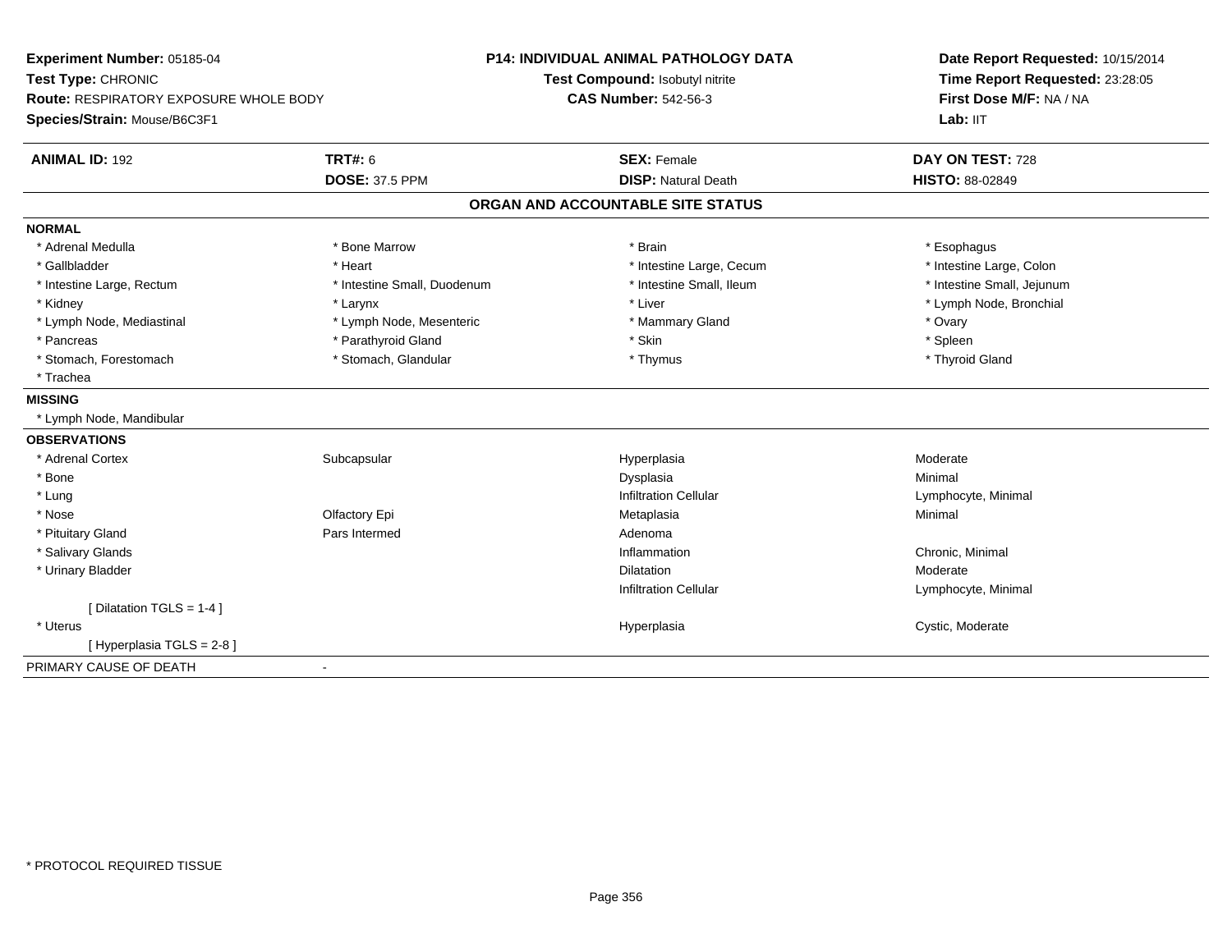**Experiment Number:** 05185-04
**Test Type:** CHRONIC
**Route:** RESPIRATORY EXPOSURE WHOLE BODY
**Species/Strain:** Mouse/B6C3F1

**P14: INDIVIDUAL ANIMAL PATHOLOGY DATA**
**Test Compound:** Isobutyl nitrite
**CAS Number:** 542-56-3

**Date Report Requested:** 10/15/2014
**Time Report Requested:** 23:28:05
**First Dose M/F:** NA / NA
**Lab:** IIT

| **ANIMAL ID:** 192 | **TRT#:** 6 | **SEX:** Female | **DAY ON TEST:** 728 |
|---|---|---|---|
| | **DOSE:** 37.5 PPM | **DISP:** Natural Death | **HISTO:** 88-02849 |

## ORGAN AND ACCOUNTABLE SITE STATUS

**NORMAL**

| | | | |
|---|---|---|---|
| * Adrenal Medulla | * Bone Marrow | * Brain | * Esophagus |
| * Gallbladder | * Heart | * Intestine Large, Cecum | * Intestine Large, Colon |
| * Intestine Large, Rectum | * Intestine Small, Duodenum | * Intestine Small, Ileum | * Intestine Small, Jejunum |
| * Kidney | * Larynx | * Liver | * Lymph Node, Bronchial |
| * Lymph Node, Mediastinal | * Lymph Node, Mesenteric | * Mammary Gland | * Ovary |
| * Pancreas | * Parathyroid Gland | * Skin | * Spleen |
| * Stomach, Forestomach | * Stomach, Glandular | * Thymus | * Thyroid Gland |
| * Trachea | | | |

**MISSING**

* Lymph Node, Mandibular

**OBSERVATIONS**

| | | | |
|---|---|---|---|
| * Adrenal Cortex | Subcapsular | Hyperplasia | Moderate |
| * Bone | | Dysplasia | Minimal |
| * Lung | | Infiltration Cellular | Lymphocyte, Minimal |
| * Nose | Olfactory Epi | Metaplasia | Minimal |
| * Pituitary Gland | Pars Intermed | Adenoma | |
| * Salivary Glands | | Inflammation | Chronic, Minimal |
| * Urinary Bladder | | Dilatation | Moderate |
| | | Infiltration Cellular | Lymphocyte, Minimal |
| [ Dilatation TGLS = 1-4 ] | | | |
| * Uterus | | Hyperplasia | Cystic, Moderate |
| [ Hyperplasia TGLS = 2-8 ] | | | |

PRIMARY CAUSE OF DEATH -

* PROTOCOL REQUIRED TISSUE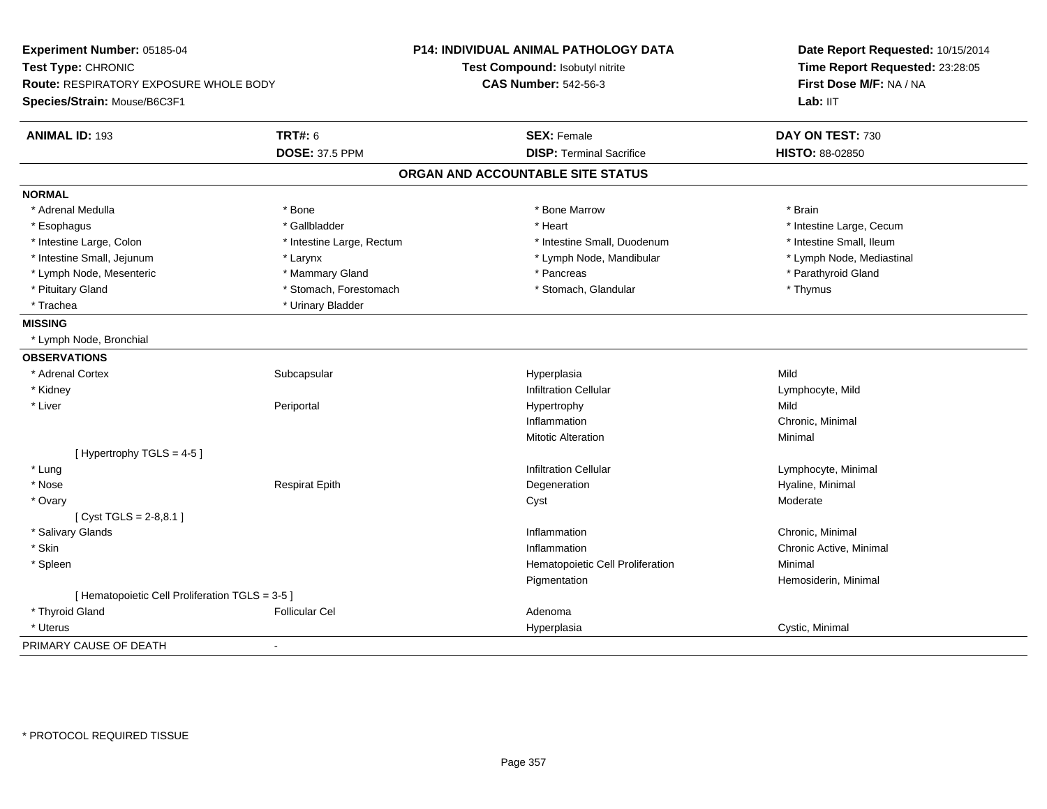**Experiment Number:** 05185-04
**Test Type:** CHRONIC
**Route:** RESPIRATORY EXPOSURE WHOLE BODY
**Species/Strain:** Mouse/B6C3F1

**P14: INDIVIDUAL ANIMAL PATHOLOGY DATA**
**Test Compound:** Isobutyl nitrite
**CAS Number:** 542-56-3

**Date Report Requested:** 10/15/2014
**Time Report Requested:** 23:28:05
**First Dose M/F:** NA / NA
**Lab:** IIT

| **ANIMAL ID:** 193 | **TRT#:** 6 | **SEX:** Female | **DAY ON TEST:** 730 |
|---|---|---|---|
| | **DOSE:** 37.5 PPM | **DISP:** Terminal Sacrifice | **HISTO:** 88-02850 |

## ORGAN AND ACCOUNTABLE SITE STATUS

**NORMAL**

| | | | |
|---|---|---|---|
| * Adrenal Medulla | * Bone | * Bone Marrow | * Brain |
| * Esophagus | * Gallbladder | * Heart | * Intestine Large, Cecum |
| * Intestine Large, Colon | * Intestine Large, Rectum | * Intestine Small, Duodenum | * Intestine Small, Ileum |
| * Intestine Small, Jejunum | * Larynx | * Lymph Node, Mandibular | * Lymph Node, Mediastinal |
| * Lymph Node, Mesenteric | * Mammary Gland | * Pancreas | * Parathyroid Gland |
| * Pituitary Gland | * Stomach, Forestomach | * Stomach, Glandular | * Thymus |
| * Trachea | * Urinary Bladder | | |

**MISSING**

* Lymph Node, Bronchial

**OBSERVATIONS**

| | | | |
|---|---|---|---|
| * Adrenal Cortex | Subcapsular | Hyperplasia | Mild |
| * Kidney | | Infiltration Cellular | Lymphocyte, Mild |
| * Liver | Periportal | Hypertrophy | Mild |
| | | Inflammation | Chronic, Minimal |
| | | Mitotic Alteration | Minimal |
| [ Hypertrophy TGLS = 4-5 ] | | | |
| * Lung | | Infiltration Cellular | Lymphocyte, Minimal |
| * Nose | Respirat Epith | Degeneration | Hyaline, Minimal |
| * Ovary | | Cyst | Moderate |
| [ Cyst TGLS = 2-8,8.1 ] | | | |
| * Salivary Glands | | Inflammation | Chronic, Minimal |
| * Skin | | Inflammation | Chronic Active, Minimal |
| * Spleen | | Hematopoietic Cell Proliferation | Minimal |
| | | Pigmentation | Hemosiderin, Minimal |
| [ Hematopoietic Cell Proliferation TGLS = 3-5 ] | | | |
| * Thyroid Gland | Follicular Cel | Adenoma | |
| * Uterus | | Hyperplasia | Cystic, Minimal |

PRIMARY CAUSE OF DEATH -

* PROTOCOL REQUIRED TISSUE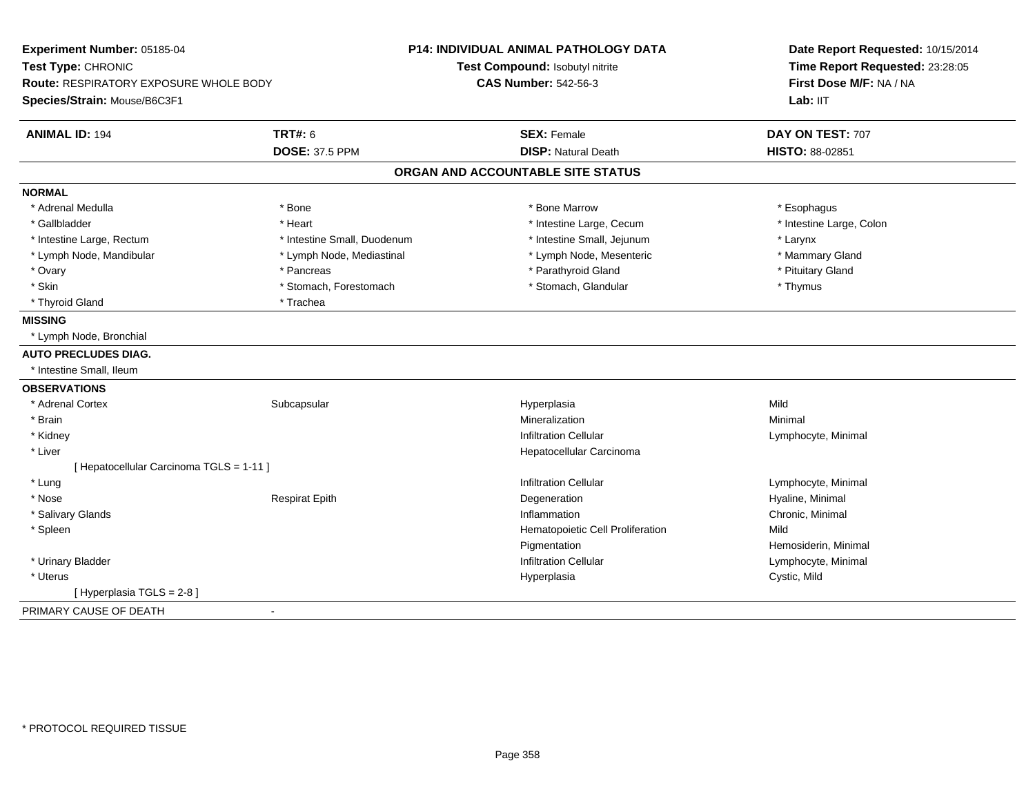**Experiment Number:** 05185-04
**Test Type:** CHRONIC
**Route:** RESPIRATORY EXPOSURE WHOLE BODY
**Species/Strain:** Mouse/B6C3F1

**P14: INDIVIDUAL ANIMAL PATHOLOGY DATA**
**Test Compound:** Isobutyl nitrite
**CAS Number:** 542-56-3

**Date Report Requested:** 10/15/2014
**Time Report Requested:** 23:28:05
**First Dose M/F:** NA / NA
**Lab:** IIT

| **ANIMAL ID:** 194 | **TRT#:** 6 | **SEX:** Female | **DAY ON TEST:** 707 |
|---|---|---|---|
| | **DOSE:** 37.5 PPM | **DISP:** Natural Death | **HISTO:** 88-02851 |

## ORGAN AND ACCOUNTABLE SITE STATUS

**NORMAL**

| | | | |
|---|---|---|---|
| * Adrenal Medulla | * Bone | * Bone Marrow | * Esophagus |
| * Gallbladder | * Heart | * Intestine Large, Cecum | * Intestine Large, Colon |
| * Intestine Large, Rectum | * Intestine Small, Duodenum | * Intestine Small, Jejunum | * Larynx |
| * Lymph Node, Mandibular | * Lymph Node, Mediastinal | * Lymph Node, Mesenteric | * Mammary Gland |
| * Ovary | * Pancreas | * Parathyroid Gland | * Pituitary Gland |
| * Skin | * Stomach, Forestomach | * Stomach, Glandular | * Thymus |
| * Thyroid Gland | * Trachea | | |

**MISSING**

* Lymph Node, Bronchial

**AUTO PRECLUDES DIAG.**

* Intestine Small, Ileum

**OBSERVATIONS**

| | | | |
|---|---|---|---|
| * Adrenal Cortex | Subcapsular | Hyperplasia | Mild |
| * Brain | | Mineralization | Minimal |
| * Kidney | | Infiltration Cellular | Lymphocyte, Minimal |
| * Liver | | Hepatocellular Carcinoma | |
| [ Hepatocellular Carcinoma TGLS = 1-11 ] | | | |
| * Lung | | Infiltration Cellular | Lymphocyte, Minimal |
| * Nose | Respirat Epith | Degeneration | Hyaline, Minimal |
| * Salivary Glands | | Inflammation | Chronic, Minimal |
| * Spleen | | Hematopoietic Cell Proliferation | Mild |
| | | Pigmentation | Hemosiderin, Minimal |
| * Urinary Bladder | | Infiltration Cellular | Lymphocyte, Minimal |
| * Uterus | | Hyperplasia | Cystic, Mild |
| [ Hyperplasia TGLS = 2-8 ] | | | |

PRIMARY CAUSE OF DEATH -

* PROTOCOL REQUIRED TISSUE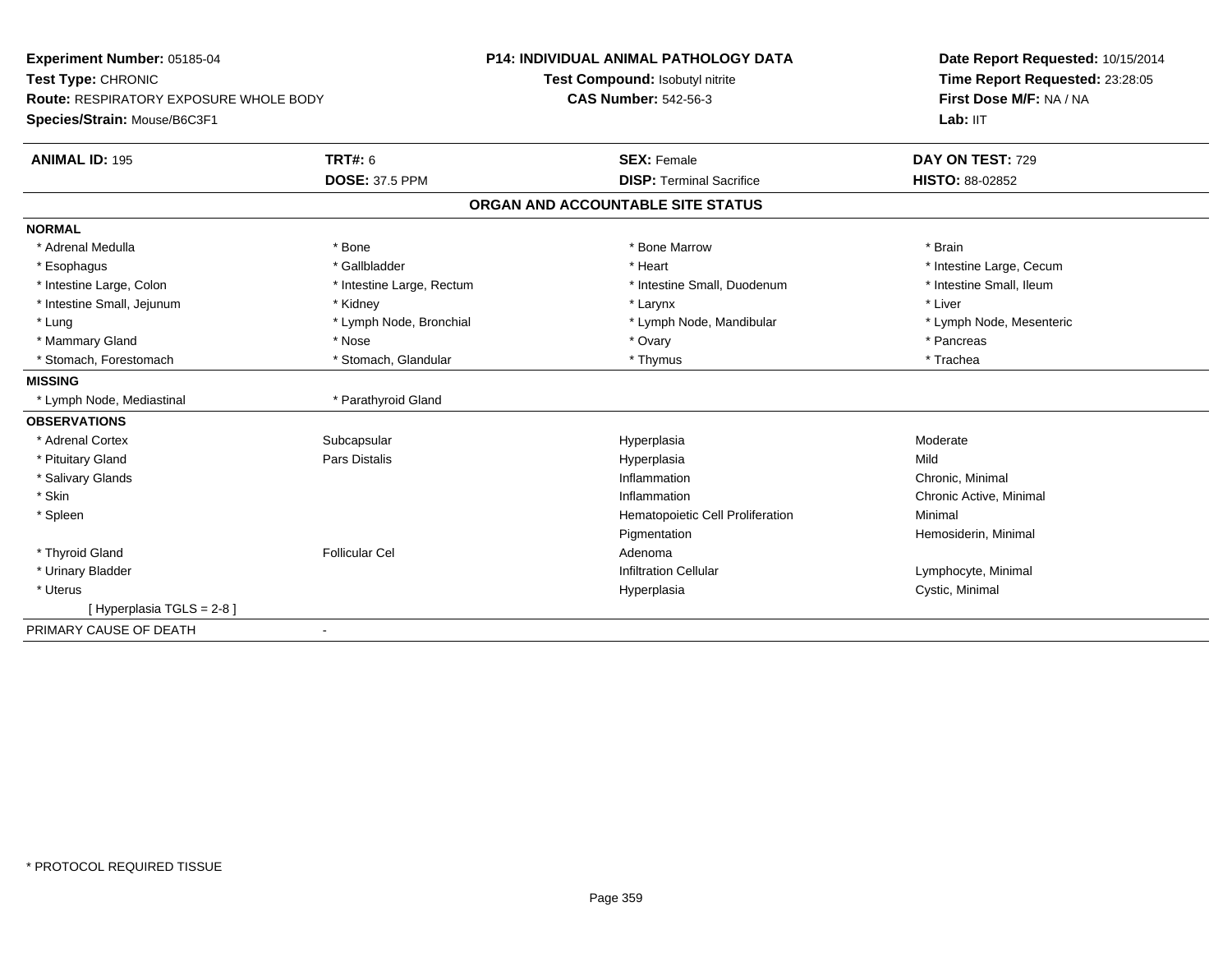**Experiment Number:** 05185-04
**Test Type:** CHRONIC
**Route:** RESPIRATORY EXPOSURE WHOLE BODY
**Species/Strain:** Mouse/B6C3F1

**P14: INDIVIDUAL ANIMAL PATHOLOGY DATA**
**Test Compound:** Isobutyl nitrite
**CAS Number:** 542-56-3

**Date Report Requested:** 10/15/2014
**Time Report Requested:** 23:28:05
**First Dose M/F:** NA / NA
**Lab:** IIT

| **ANIMAL ID:** 195 | **TRT#:** 6 | **SEX:** Female | **DAY ON TEST:** 729 |
|---|---|---|---|
| | **DOSE:** 37.5 PPM | **DISP:** Terminal Sacrifice | **HISTO:** 88-02852 |

## ORGAN AND ACCOUNTABLE SITE STATUS

| | | | |
|---|---|---|---|
| **NORMAL** | | | |
| * Adrenal Medulla | * Bone | * Bone Marrow | * Brain |
| * Esophagus | * Gallbladder | * Heart | * Intestine Large, Cecum |
| * Intestine Large, Colon | * Intestine Large, Rectum | * Intestine Small, Duodenum | * Intestine Small, Ileum |
| * Intestine Small, Jejunum | * Kidney | * Larynx | * Liver |
| * Lung | * Lymph Node, Bronchial | * Lymph Node, Mandibular | * Lymph Node, Mesenteric |
| * Mammary Gland | * Nose | * Ovary | * Pancreas |
| * Stomach, Forestomach | * Stomach, Glandular | * Thymus | * Trachea |
| **MISSING** | | | |
| * Lymph Node, Mediastinal | * Parathyroid Gland | | |
| **OBSERVATIONS** | | | |
| * Adrenal Cortex | Subcapsular | Hyperplasia | Moderate |
| * Pituitary Gland | Pars Distalis | Hyperplasia | Mild |
| * Salivary Glands | | Inflammation | Chronic, Minimal |
| * Skin | | Inflammation | Chronic Active, Minimal |
| * Spleen | | Hematopoietic Cell Proliferation | Minimal |
| | | Pigmentation | Hemosiderin, Minimal |
| * Thyroid Gland | Follicular Cel | Adenoma | |
| * Urinary Bladder | | Infiltration Cellular | Lymphocyte, Minimal |
| * Uterus | | Hyperplasia | Cystic, Minimal |
| [ Hyperplasia TGLS = 2-8 ] | | | |
| PRIMARY CAUSE OF DEATH | - | | |

* PROTOCOL REQUIRED TISSUE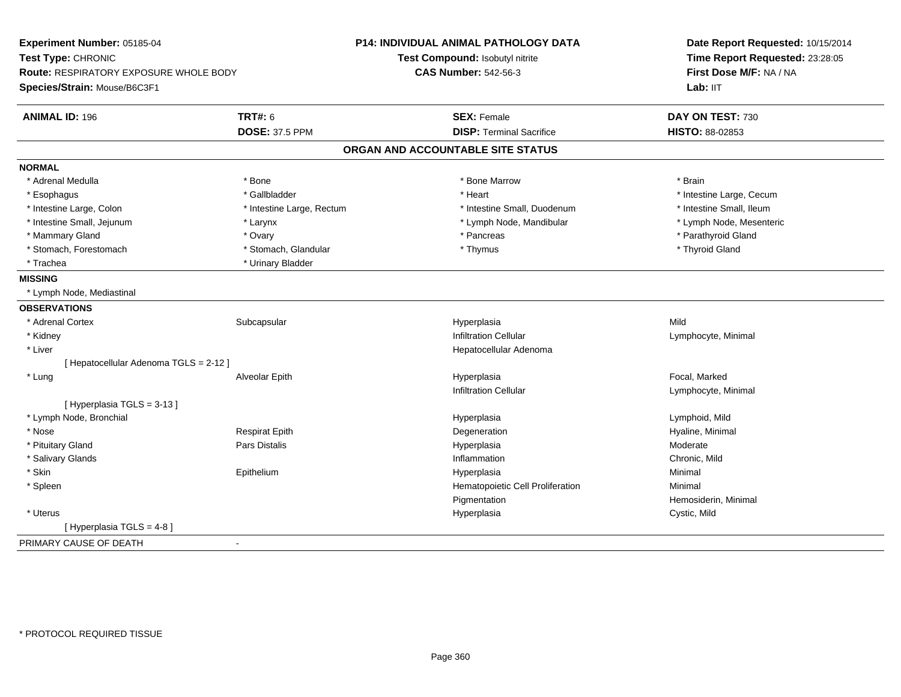**Experiment Number:** 05185-04
**Test Type:** CHRONIC
**Route:** RESPIRATORY EXPOSURE WHOLE BODY
**Species/Strain:** Mouse/B6C3F1

**P14: INDIVIDUAL ANIMAL PATHOLOGY DATA**
**Test Compound:** Isobutyl nitrite
**CAS Number:** 542-56-3

**Date Report Requested:** 10/15/2014
**Time Report Requested:** 23:28:05
**First Dose M/F:** NA / NA
**Lab:** IIT

| **ANIMAL ID:** 196 | **TRT#:** 6 | **SEX:** Female | **DAY ON TEST:** 730 |
|---|---|---|---|
| | **DOSE:** 37.5 PPM | **DISP:** Terminal Sacrifice | **HISTO:** 88-02853 |

## ORGAN AND ACCOUNTABLE SITE STATUS

**NORMAL**

| | | | |
|---|---|---|---|
| * Adrenal Medulla | * Bone | * Bone Marrow | * Brain |
| * Esophagus | * Gallbladder | * Heart | * Intestine Large, Cecum |
| * Intestine Large, Colon | * Intestine Large, Rectum | * Intestine Small, Duodenum | * Intestine Small, Ileum |
| * Intestine Small, Jejunum | * Larynx | * Lymph Node, Mandibular | * Lymph Node, Mesenteric |
| * Mammary Gland | * Ovary | * Pancreas | * Parathyroid Gland |
| * Stomach, Forestomach | * Stomach, Glandular | * Thymus | * Thyroid Gland |
| * Trachea | * Urinary Bladder | | |

**MISSING**

* Lymph Node, Mediastinal

**OBSERVATIONS**

| | | | |
|---|---|---|---|
| * Adrenal Cortex | Subcapsular | Hyperplasia | Mild |
| * Kidney | | Infiltration Cellular | Lymphocyte, Minimal |
| * Liver | | Hepatocellular Adenoma | |
| [ Hepatocellular Adenoma TGLS = 2-12 ] | | | |
| * Lung | Alveolar Epith | Hyperplasia | Focal, Marked |
| | | Infiltration Cellular | Lymphocyte, Minimal |
| [ Hyperplasia TGLS = 3-13 ] | | | |
| * Lymph Node, Bronchial | | Hyperplasia | Lymphoid, Mild |
| * Nose | Respirat Epith | Degeneration | Hyaline, Minimal |
| * Pituitary Gland | Pars Distalis | Hyperplasia | Moderate |
| * Salivary Glands | | Inflammation | Chronic, Mild |
| * Skin | Epithelium | Hyperplasia | Minimal |
| * Spleen | | Hematopoietic Cell Proliferation | Minimal |
| | | Pigmentation | Hemosiderin, Minimal |
| * Uterus | | Hyperplasia | Cystic, Mild |
| [ Hyperplasia TGLS = 4-8 ] | | | |

PRIMARY CAUSE OF DEATH -

* PROTOCOL REQUIRED TISSUE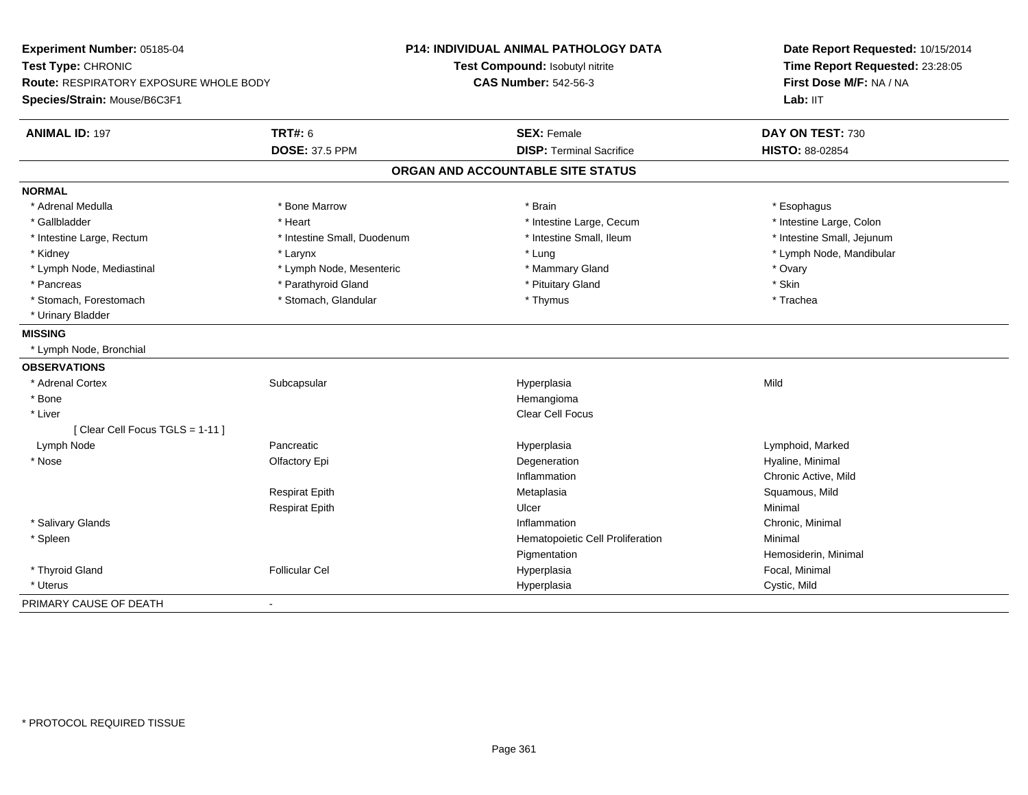**Experiment Number:** 05185-04
**Test Type:** CHRONIC
**Route:** RESPIRATORY EXPOSURE WHOLE BODY
**Species/Strain:** Mouse/B6C3F1

**P14: INDIVIDUAL ANIMAL PATHOLOGY DATA**
**Test Compound:** Isobutyl nitrite
**CAS Number:** 542-56-3

**Date Report Requested:** 10/15/2014
**Time Report Requested:** 23:28:05
**First Dose M/F:** NA / NA
**Lab:** IIT

| **ANIMAL ID:** 197 | **TRT#:** 6 | **SEX:** Female | **DAY ON TEST:** 730 |
|---|---|---|---|
| | **DOSE:** 37.5 PPM | **DISP:** Terminal Sacrifice | **HISTO:** 88-02854 |

## ORGAN AND ACCOUNTABLE SITE STATUS

**NORMAL**

| | | | |
|---|---|---|---|
| * Adrenal Medulla | * Bone Marrow | * Brain | * Esophagus |
| * Gallbladder | * Heart | * Intestine Large, Cecum | * Intestine Large, Colon |
| * Intestine Large, Rectum | * Intestine Small, Duodenum | * Intestine Small, Ileum | * Intestine Small, Jejunum |
| * Kidney | * Larynx | * Lung | * Lymph Node, Mandibular |
| * Lymph Node, Mediastinal | * Lymph Node, Mesenteric | * Mammary Gland | * Ovary |
| * Pancreas | * Parathyroid Gland | * Pituitary Gland | * Skin |
| * Stomach, Forestomach | * Stomach, Glandular | * Thymus | * Trachea |
| * Urinary Bladder | | | |

**MISSING**

* Lymph Node, Bronchial

**OBSERVATIONS**

| | | | |
|---|---|---|---|
| * Adrenal Cortex | Subcapsular | Hyperplasia | Mild |
| * Bone | | Hemangioma | |
| * Liver | | Clear Cell Focus | |
| [ Clear Cell Focus TGLS = 1-11 ] | | | |
| Lymph Node | Pancreatic | Hyperplasia | Lymphoid, Marked |
| * Nose | Olfactory Epi | Degeneration | Hyaline, Minimal |
| | | Inflammation | Chronic Active, Mild |
| | Respirat Epith | Metaplasia | Squamous, Mild |
| | Respirat Epith | Ulcer | Minimal |
| * Salivary Glands | | Inflammation | Chronic, Minimal |
| * Spleen | | Hematopoietic Cell Proliferation | Minimal |
| | | Pigmentation | Hemosiderin, Minimal |
| * Thyroid Gland | Follicular Cel | Hyperplasia | Focal, Minimal |
| * Uterus | | Hyperplasia | Cystic, Mild |

PRIMARY CAUSE OF DEATH -

* PROTOCOL REQUIRED TISSUE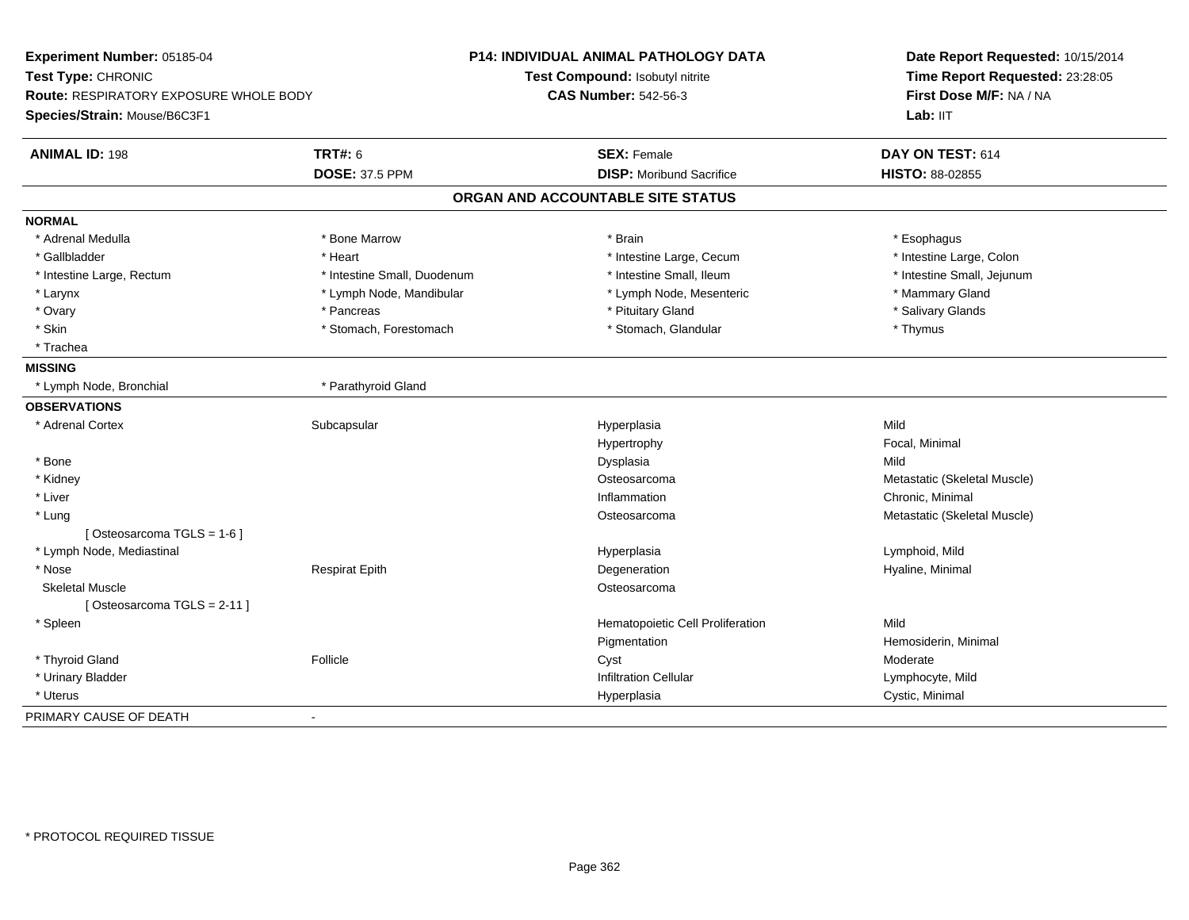**Experiment Number:** 05185-04
**Test Type:** CHRONIC
**Route:** RESPIRATORY EXPOSURE WHOLE BODY
**Species/Strain:** Mouse/B6C3F1

**P14: INDIVIDUAL ANIMAL PATHOLOGY DATA**
**Test Compound:** Isobutyl nitrite
**CAS Number:** 542-56-3

**Date Report Requested:** 10/15/2014
**Time Report Requested:** 23:28:05
**First Dose M/F:** NA / NA
**Lab:** IIT

| **ANIMAL ID:** 198 | **TRT#:** 6 | **SEX:** Female | **DAY ON TEST:** 614 |
|---|---|---|---|
| | **DOSE:** 37.5 PPM | **DISP:** Moribund Sacrifice | **HISTO:** 88-02855 |

## ORGAN AND ACCOUNTABLE SITE STATUS

**NORMAL**

| | | | |
|---|---|---|---|
| * Adrenal Medulla | * Bone Marrow | * Brain | * Esophagus |
| * Gallbladder | * Heart | * Intestine Large, Cecum | * Intestine Large, Colon |
| * Intestine Large, Rectum | * Intestine Small, Duodenum | * Intestine Small, Ileum | * Intestine Small, Jejunum |
| * Larynx | * Lymph Node, Mandibular | * Lymph Node, Mesenteric | * Mammary Gland |
| * Ovary | * Pancreas | * Pituitary Gland | * Salivary Glands |
| * Skin | * Stomach, Forestomach | * Stomach, Glandular | * Thymus |
| * Trachea | | | |

**MISSING**

| | |
|---|---|
| * Lymph Node, Bronchial | * Parathyroid Gland |

**OBSERVATIONS**

| | | | |
|---|---|---|---|
| * Adrenal Cortex | Subcapsular | Hyperplasia | Mild |
| | | Hypertrophy | Focal, Minimal |
| * Bone | | Dysplasia | Mild |
| * Kidney | | Osteosarcoma | Metastatic (Skeletal Muscle) |
| * Liver | | Inflammation | Chronic, Minimal |
| * Lung | | Osteosarcoma | Metastatic (Skeletal Muscle) |
| [ Osteosarcoma TGLS = 1-6 ] | | | |
| * Lymph Node, Mediastinal | | Hyperplasia | Lymphoid, Mild |
| * Nose | Respirat Epith | Degeneration | Hyaline, Minimal |
| Skeletal Muscle | | Osteosarcoma | |
| [ Osteosarcoma TGLS = 2-11 ] | | | |
| * Spleen | | Hematopoietic Cell Proliferation | Mild |
| | | Pigmentation | Hemosiderin, Minimal |
| * Thyroid Gland | Follicle | Cyst | Moderate |
| * Urinary Bladder | | Infiltration Cellular | Lymphocyte, Mild |
| * Uterus | | Hyperplasia | Cystic, Minimal |

PRIMARY CAUSE OF DEATH -

* PROTOCOL REQUIRED TISSUE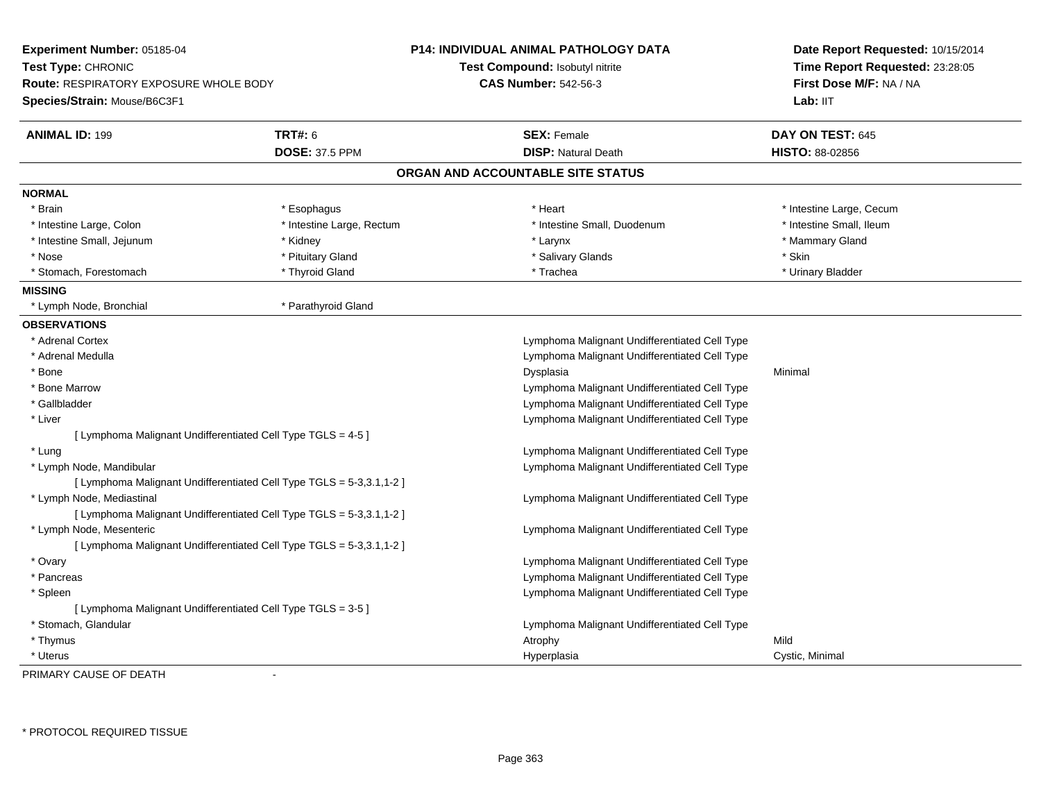**Experiment Number:** 05185-04
**Test Type:** CHRONIC
**Route:** RESPIRATORY EXPOSURE WHOLE BODY
**Species/Strain:** Mouse/B6C3F1

**P14: INDIVIDUAL ANIMAL PATHOLOGY DATA**
**Test Compound:** Isobutyl nitrite
**CAS Number:** 542-56-3

**Date Report Requested:** 10/15/2014
**Time Report Requested:** 23:28:05
**First Dose M/F:** NA / NA
**Lab:** IIT

| **ANIMAL ID:** 199 | **TRT#:** 6 | **SEX:** Female | **DAY ON TEST:** 645 |
|---|---|---|---|
| | **DOSE:** 37.5 PPM | **DISP:** Natural Death | **HISTO:** 88-02856 |

## ORGAN AND ACCOUNTABLE SITE STATUS

**NORMAL**

| | | | |
|---|---|---|---|
| * Brain | * Esophagus | * Heart | * Intestine Large, Cecum |
| * Intestine Large, Colon | * Intestine Large, Rectum | * Intestine Small, Duodenum | * Intestine Small, Ileum |
| * Intestine Small, Jejunum | * Kidney | * Larynx | * Mammary Gland |
| * Nose | * Pituitary Gland | * Salivary Glands | * Skin |
| * Stomach, Forestomach | * Thyroid Gland | * Trachea | * Urinary Bladder |

**MISSING**

| | |
|---|---|
| * Lymph Node, Bronchial | * Parathyroid Gland |

**OBSERVATIONS**

| Site | Observation | Severity |
|---|---|---|
| * Adrenal Cortex | Lymphoma Malignant Undifferentiated Cell Type | |
| * Adrenal Medulla | Lymphoma Malignant Undifferentiated Cell Type | |
| * Bone | Dysplasia | Minimal |
| * Bone Marrow | Lymphoma Malignant Undifferentiated Cell Type | |
| * Gallbladder | Lymphoma Malignant Undifferentiated Cell Type | |
| * Liver | Lymphoma Malignant Undifferentiated Cell Type | |
| [ Lymphoma Malignant Undifferentiated Cell Type TGLS = 4-5 ] | | |
| * Lung | Lymphoma Malignant Undifferentiated Cell Type | |
| * Lymph Node, Mandibular | Lymphoma Malignant Undifferentiated Cell Type | |
| [ Lymphoma Malignant Undifferentiated Cell Type TGLS = 5-3,3.1,1-2 ] | | |
| * Lymph Node, Mediastinal | Lymphoma Malignant Undifferentiated Cell Type | |
| [ Lymphoma Malignant Undifferentiated Cell Type TGLS = 5-3,3.1,1-2 ] | | |
| * Lymph Node, Mesenteric | Lymphoma Malignant Undifferentiated Cell Type | |
| [ Lymphoma Malignant Undifferentiated Cell Type TGLS = 5-3,3.1,1-2 ] | | |
| * Ovary | Lymphoma Malignant Undifferentiated Cell Type | |
| * Pancreas | Lymphoma Malignant Undifferentiated Cell Type | |
| * Spleen | Lymphoma Malignant Undifferentiated Cell Type | |
| [ Lymphoma Malignant Undifferentiated Cell Type TGLS = 3-5 ] | | |
| * Stomach, Glandular | Lymphoma Malignant Undifferentiated Cell Type | |
| * Thymus | Atrophy | Mild |
| * Uterus | Hyperplasia | Cystic, Minimal |

PRIMARY CAUSE OF DEATH -

\* PROTOCOL REQUIRED TISSUE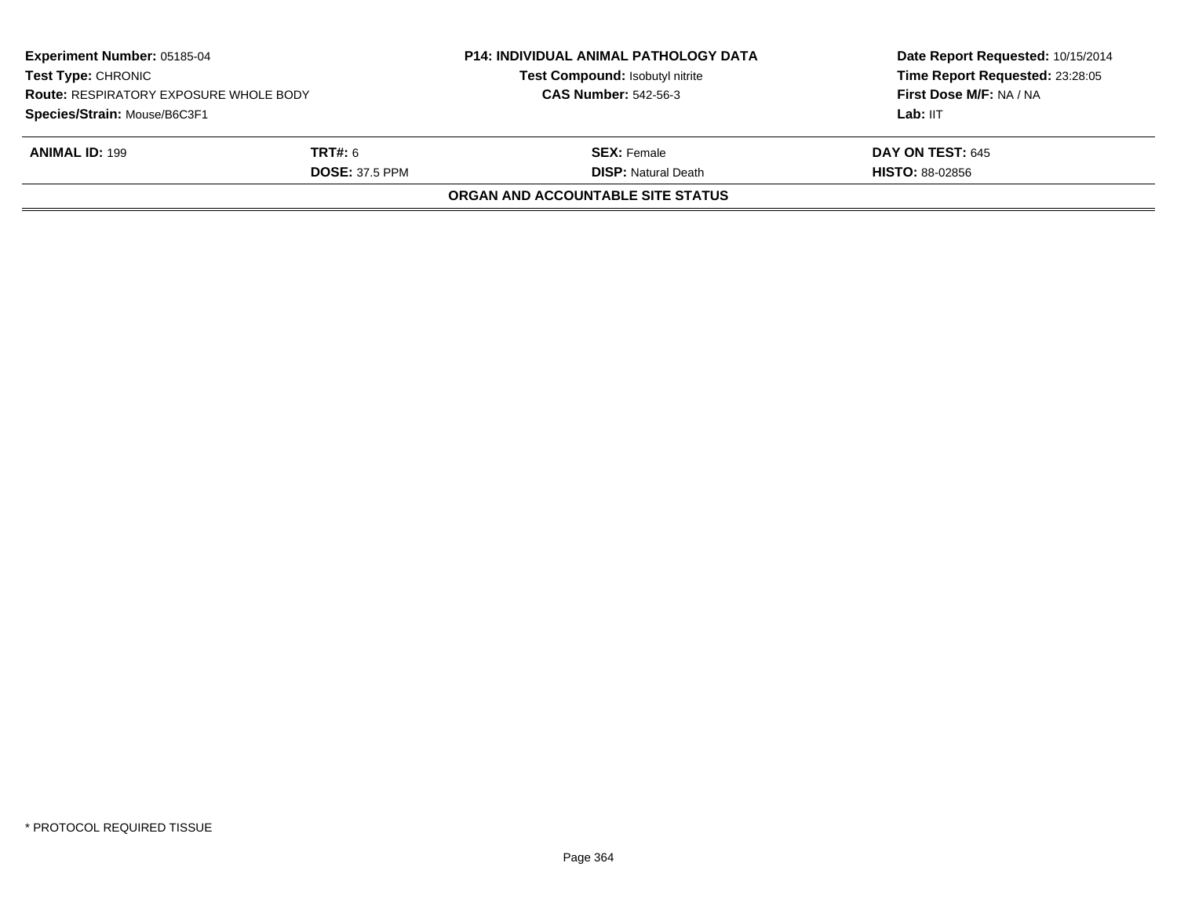**Experiment Number:** 05185-04
**Test Type:** CHRONIC
**Route:** RESPIRATORY EXPOSURE WHOLE BODY
**Species/Strain:** Mouse/B6C3F1

**P14: INDIVIDUAL ANIMAL PATHOLOGY DATA**
**Test Compound:** Isobutyl nitrite
**CAS Number:** 542-56-3

**Date Report Requested:** 10/15/2014
**Time Report Requested:** 23:28:05
**First Dose M/F:** NA / NA
**Lab:** IIT

| **ANIMAL ID:** 199 | **TRT#:** 6 | **SEX:** Female | **DAY ON TEST:** 645 |
|---|---|---|---|
| | **DOSE:** 37.5 PPM | **DISP:** Natural Death | **HISTO:** 88-02856 |

**ORGAN AND ACCOUNTABLE SITE STATUS**

* PROTOCOL REQUIRED TISSUE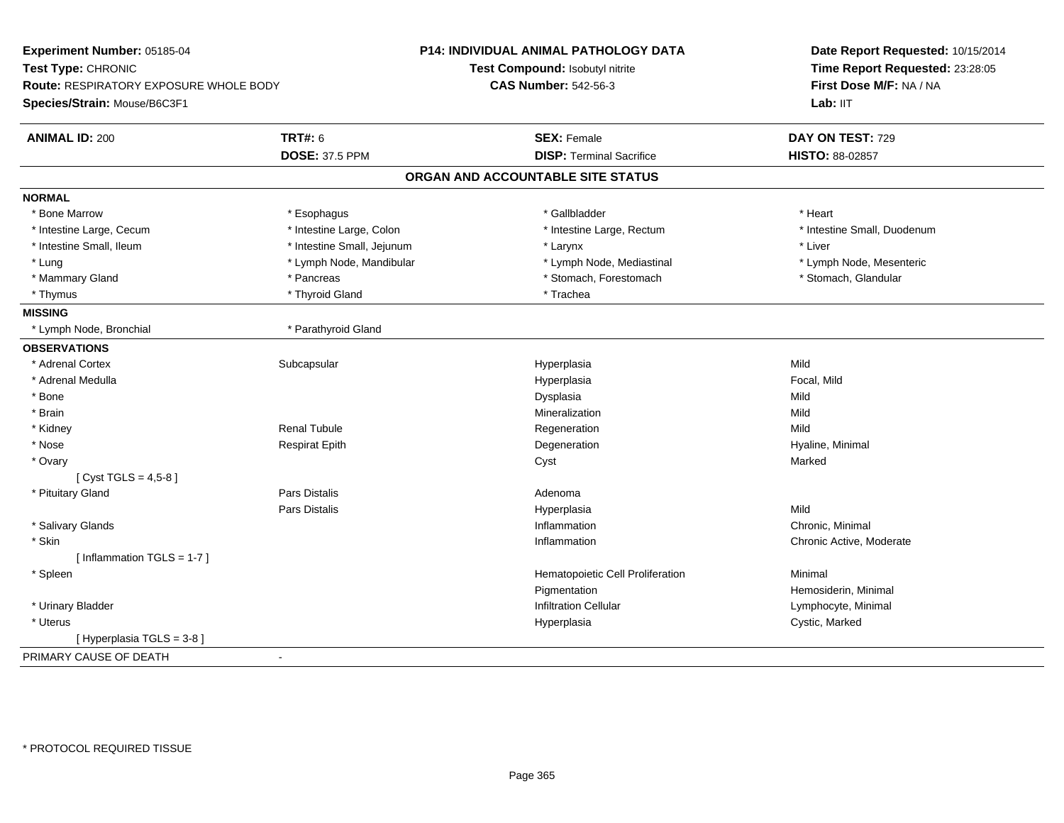**Experiment Number:** 05185-04
**Test Type:** CHRONIC
**Route:** RESPIRATORY EXPOSURE WHOLE BODY
**Species/Strain:** Mouse/B6C3F1

**P14: INDIVIDUAL ANIMAL PATHOLOGY DATA**
**Test Compound:** Isobutyl nitrite
**CAS Number:** 542-56-3

**Date Report Requested:** 10/15/2014
**Time Report Requested:** 23:28:05
**First Dose M/F:** NA / NA
**Lab:** IIT

| **ANIMAL ID:** 200 | **TRT#:** 6 | **SEX:** Female | **DAY ON TEST:** 729 |
|---|---|---|---|
| | **DOSE:** 37.5 PPM | **DISP:** Terminal Sacrifice | **HISTO:** 88-02857 |

## ORGAN AND ACCOUNTABLE SITE STATUS

**NORMAL**

| | | | |
|---|---|---|---|
| * Bone Marrow | * Esophagus | * Gallbladder | * Heart |
| * Intestine Large, Cecum | * Intestine Large, Colon | * Intestine Large, Rectum | * Intestine Small, Duodenum |
| * Intestine Small, Ileum | * Intestine Small, Jejunum | * Larynx | * Liver |
| * Lung | * Lymph Node, Mandibular | * Lymph Node, Mediastinal | * Lymph Node, Mesenteric |
| * Mammary Gland | * Pancreas | * Stomach, Forestomach | * Stomach, Glandular |
| * Thymus | * Thyroid Gland | * Trachea | |

**MISSING**

| | |
|---|---|
| * Lymph Node, Bronchial | * Parathyroid Gland |

**OBSERVATIONS**

| Organ | Site | Observation | Severity |
|---|---|---|---|
| * Adrenal Cortex | Subcapsular | Hyperplasia | Mild |
| * Adrenal Medulla | | Hyperplasia | Focal, Mild |
| * Bone | | Dysplasia | Mild |
| * Brain | | Mineralization | Mild |
| * Kidney | Renal Tubule | Regeneration | Mild |
| * Nose | Respirat Epith | Degeneration | Hyaline, Minimal |
| * Ovary | | Cyst | Marked |
| [ Cyst TGLS = 4,5-8 ] | | | |
| * Pituitary Gland | Pars Distalis | Adenoma | |
| | Pars Distalis | Hyperplasia | Mild |
| * Salivary Glands | | Inflammation | Chronic, Minimal |
| * Skin | | Inflammation | Chronic Active, Moderate |
| [ Inflammation TGLS = 1-7 ] | | | |
| * Spleen | | Hematopoietic Cell Proliferation | Minimal |
| | | Pigmentation | Hemosiderin, Minimal |
| * Urinary Bladder | | Infiltration Cellular | Lymphocyte, Minimal |
| * Uterus | | Hyperplasia | Cystic, Marked |
| [ Hyperplasia TGLS = 3-8 ] | | | |

PRIMARY CAUSE OF DEATH -

* PROTOCOL REQUIRED TISSUE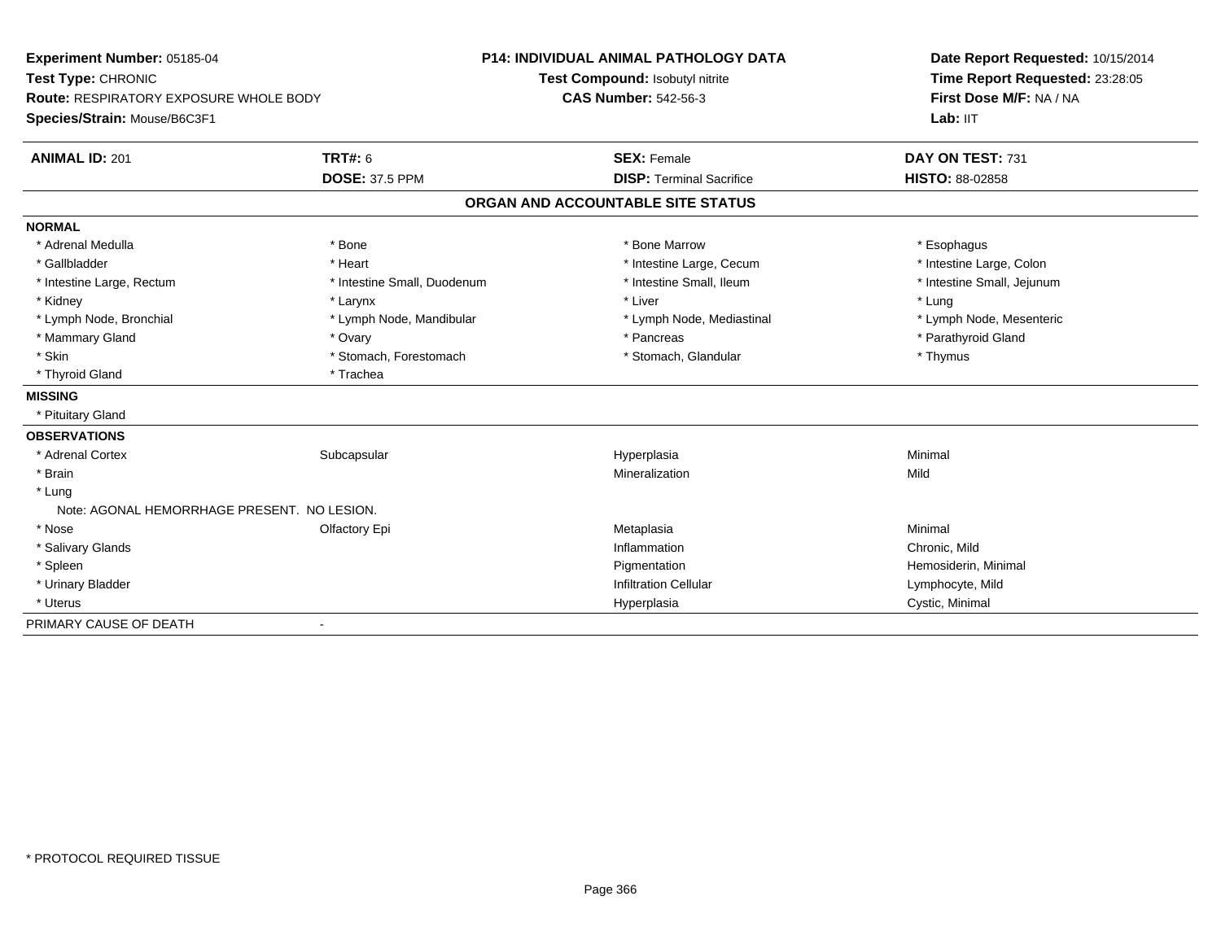**Experiment Number:** 05185-04
**Test Type:** CHRONIC
**Route:** RESPIRATORY EXPOSURE WHOLE BODY
**Species/Strain:** Mouse/B6C3F1

**P14: INDIVIDUAL ANIMAL PATHOLOGY DATA**
**Test Compound:** Isobutyl nitrite
**CAS Number:** 542-56-3

**Date Report Requested:** 10/15/2014
**Time Report Requested:** 23:28:05
**First Dose M/F:** NA / NA
**Lab:** IIT

| **ANIMAL ID:** 201 | **TRT#:** 6 | **SEX:** Female | **DAY ON TEST:** 731 |
|---|---|---|---|
| | **DOSE:** 37.5 PPM | **DISP:** Terminal Sacrifice | **HISTO:** 88-02858 |

## ORGAN AND ACCOUNTABLE SITE STATUS

**NORMAL**

| | | | |
|---|---|---|---|
| * Adrenal Medulla | * Bone | * Bone Marrow | * Esophagus |
| * Gallbladder | * Heart | * Intestine Large, Cecum | * Intestine Large, Colon |
| * Intestine Large, Rectum | * Intestine Small, Duodenum | * Intestine Small, Ileum | * Intestine Small, Jejunum |
| * Kidney | * Larynx | * Liver | * Lung |
| * Lymph Node, Bronchial | * Lymph Node, Mandibular | * Lymph Node, Mediastinal | * Lymph Node, Mesenteric |
| * Mammary Gland | * Ovary | * Pancreas | * Parathyroid Gland |
| * Skin | * Stomach, Forestomach | * Stomach, Glandular | * Thymus |
| * Thyroid Gland | * Trachea | | |

**MISSING**

* Pituitary Gland

**OBSERVATIONS**

| | | | |
|---|---|---|---|
| * Adrenal Cortex | Subcapsular | Hyperplasia | Minimal |
| * Brain | | Mineralization | Mild |
| * Lung | | | |
| Note: AGONAL HEMORRHAGE PRESENT. NO LESION. | | | |
| * Nose | Olfactory Epi | Metaplasia | Minimal |
| * Salivary Glands | | Inflammation | Chronic, Mild |
| * Spleen | | Pigmentation | Hemosiderin, Minimal |
| * Urinary Bladder | | Infiltration Cellular | Lymphocyte, Mild |
| * Uterus | | Hyperplasia | Cystic, Minimal |

PRIMARY CAUSE OF DEATH -

* PROTOCOL REQUIRED TISSUE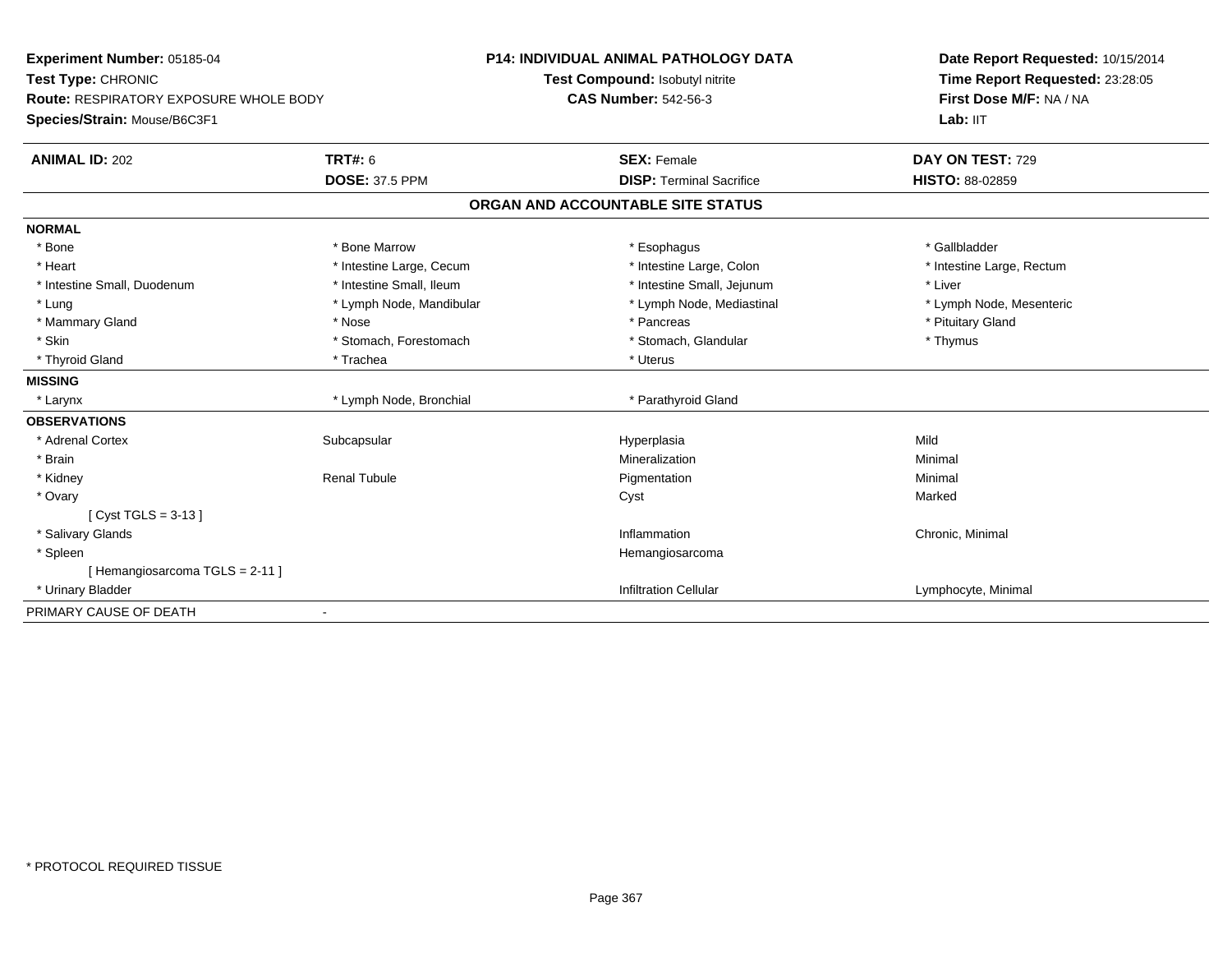**Experiment Number:** 05185-04
**Test Type:** CHRONIC
**Route:** RESPIRATORY EXPOSURE WHOLE BODY
**Species/Strain:** Mouse/B6C3F1

**P14: INDIVIDUAL ANIMAL PATHOLOGY DATA**
**Test Compound:** Isobutyl nitrite
**CAS Number:** 542-56-3

**Date Report Requested:** 10/15/2014
**Time Report Requested:** 23:28:05
**First Dose M/F:** NA / NA
**Lab:** IIT

| **ANIMAL ID:** 202 | **TRT#:** 6 | **SEX:** Female | **DAY ON TEST:** 729 |
|---|---|---|---|
| | **DOSE:** 37.5 PPM | **DISP:** Terminal Sacrifice | **HISTO:** 88-02859 |

## ORGAN AND ACCOUNTABLE SITE STATUS

**NORMAL**

| | | | |
|---|---|---|---|
| * Bone | * Bone Marrow | * Esophagus | * Gallbladder |
| * Heart | * Intestine Large, Cecum | * Intestine Large, Colon | * Intestine Large, Rectum |
| * Intestine Small, Duodenum | * Intestine Small, Ileum | * Intestine Small, Jejunum | * Liver |
| * Lung | * Lymph Node, Mandibular | * Lymph Node, Mediastinal | * Lymph Node, Mesenteric |
| * Mammary Gland | * Nose | * Pancreas | * Pituitary Gland |
| * Skin | * Stomach, Forestomach | * Stomach, Glandular | * Thymus |
| * Thyroid Gland | * Trachea | * Uterus | |

**MISSING**

| | | |
|---|---|---|
| * Larynx | * Lymph Node, Bronchial | * Parathyroid Gland |

**OBSERVATIONS**

| | | | |
|---|---|---|---|
| * Adrenal Cortex | Subcapsular | Hyperplasia | Mild |
| * Brain | | Mineralization | Minimal |
| * Kidney | Renal Tubule | Pigmentation | Minimal |
| * Ovary | | Cyst | Marked |
| [ Cyst TGLS = 3-13 ] | | | |
| * Salivary Glands | | Inflammation | Chronic, Minimal |
| * Spleen | | Hemangiosarcoma | |
| [ Hemangiosarcoma TGLS = 2-11 ] | | | |
| * Urinary Bladder | | Infiltration Cellular | Lymphocyte, Minimal |

PRIMARY CAUSE OF DEATH -

* PROTOCOL REQUIRED TISSUE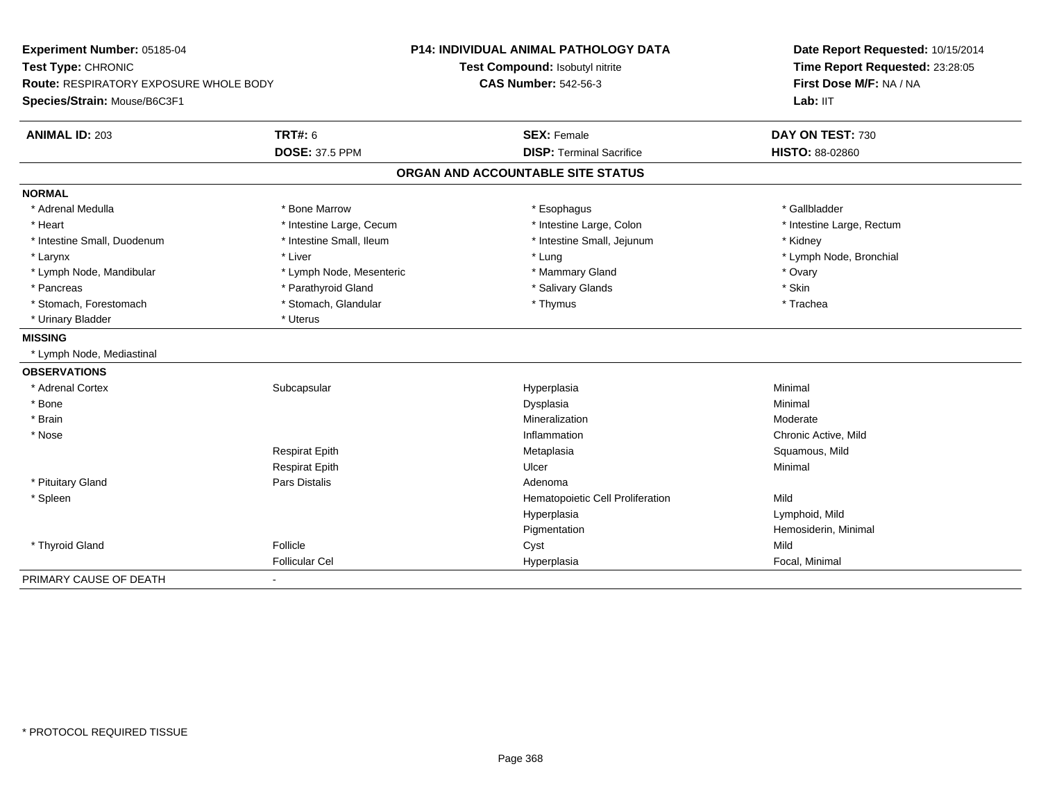**Experiment Number:** 05185-04
**Test Type:** CHRONIC
**Route:** RESPIRATORY EXPOSURE WHOLE BODY
**Species/Strain:** Mouse/B6C3F1

**P14: INDIVIDUAL ANIMAL PATHOLOGY DATA**
**Test Compound:** Isobutyl nitrite
**CAS Number:** 542-56-3

**Date Report Requested:** 10/15/2014
**Time Report Requested:** 23:28:05
**First Dose M/F:** NA / NA
**Lab:** IIT

| **ANIMAL ID:** 203 | **TRT#:** 6 | **SEX:** Female | **DAY ON TEST:** 730 |
|---|---|---|---|
| | **DOSE:** 37.5 PPM | **DISP:** Terminal Sacrifice | **HISTO:** 88-02860 |

## ORGAN AND ACCOUNTABLE SITE STATUS

**NORMAL**

| | | | |
|---|---|---|---|
| * Adrenal Medulla | * Bone Marrow | * Esophagus | * Gallbladder |
| * Heart | * Intestine Large, Cecum | * Intestine Large, Colon | * Intestine Large, Rectum |
| * Intestine Small, Duodenum | * Intestine Small, Ileum | * Intestine Small, Jejunum | * Kidney |
| * Larynx | * Liver | * Lung | * Lymph Node, Bronchial |
| * Lymph Node, Mandibular | * Lymph Node, Mesenteric | * Mammary Gland | * Ovary |
| * Pancreas | * Parathyroid Gland | * Salivary Glands | * Skin |
| * Stomach, Forestomach | * Stomach, Glandular | * Thymus | * Trachea |
| * Urinary Bladder | * Uterus | | |

**MISSING**

* Lymph Node, Mediastinal

**OBSERVATIONS**

| | | | |
|---|---|---|---|
| * Adrenal Cortex | Subcapsular | Hyperplasia | Minimal |
| * Bone | | Dysplasia | Minimal |
| * Brain | | Mineralization | Moderate |
| * Nose | | Inflammation | Chronic Active, Mild |
| | Respirat Epith | Metaplasia | Squamous, Mild |
| | Respirat Epith | Ulcer | Minimal |
| * Pituitary Gland | Pars Distalis | Adenoma | |
| * Spleen | | Hematopoietic Cell Proliferation | Mild |
| | | Hyperplasia | Lymphoid, Mild |
| | | Pigmentation | Hemosiderin, Minimal |
| * Thyroid Gland | Follicle | Cyst | Mild |
| | Follicular Cel | Hyperplasia | Focal, Minimal |

PRIMARY CAUSE OF DEATH -

* PROTOCOL REQUIRED TISSUE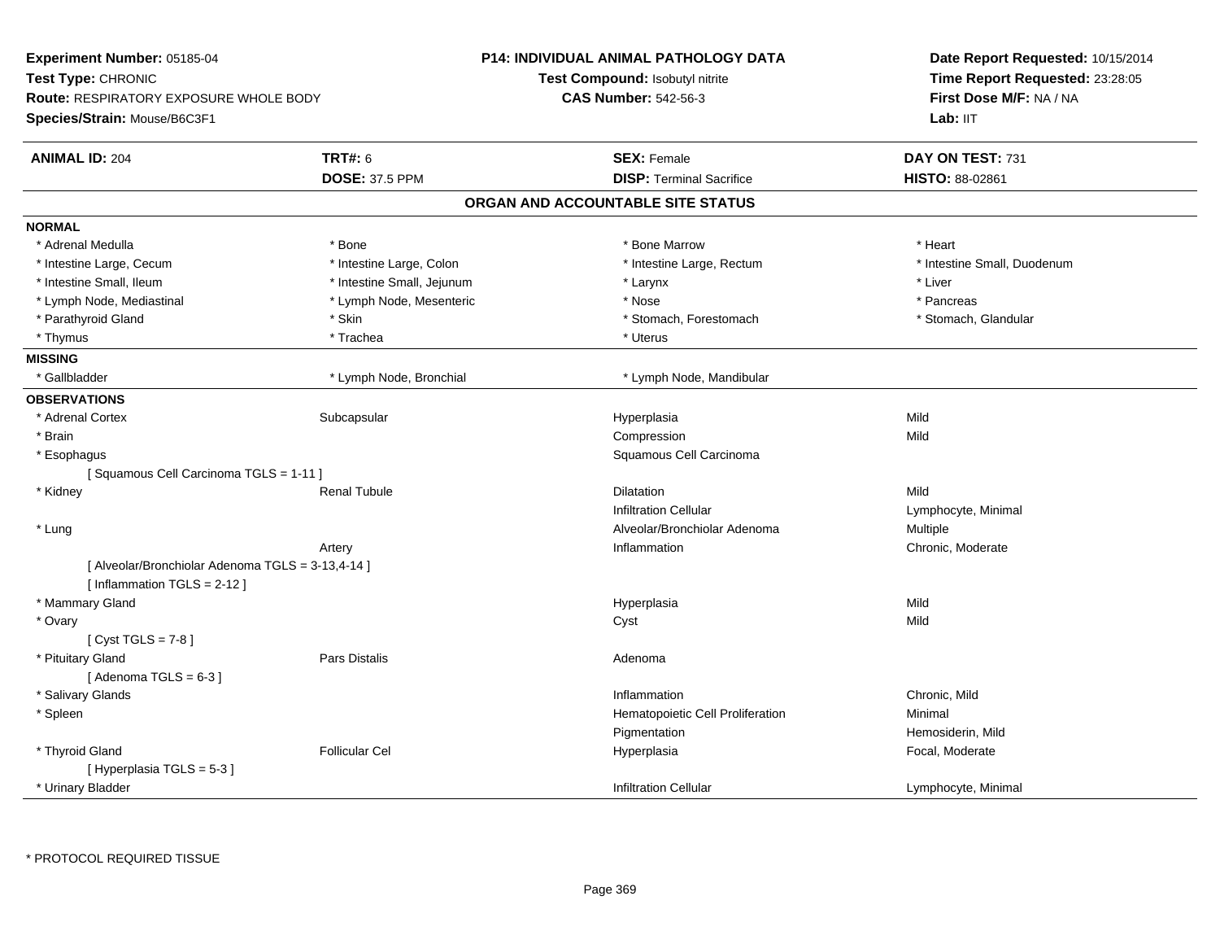**Experiment Number:** 05185-04
**Test Type:** CHRONIC
**Route:** RESPIRATORY EXPOSURE WHOLE BODY
**Species/Strain:** Mouse/B6C3F1

**P14: INDIVIDUAL ANIMAL PATHOLOGY DATA**
**Test Compound:** Isobutyl nitrite
**CAS Number:** 542-56-3

**Date Report Requested:** 10/15/2014
**Time Report Requested:** 23:28:05
**First Dose M/F:** NA / NA
**Lab:** IIT

| **ANIMAL ID:** 204 | **TRT#:** 6 | **SEX:** Female | **DAY ON TEST:** 731 |
|---|---|---|---|
| | **DOSE:** 37.5 PPM | **DISP:** Terminal Sacrifice | **HISTO:** 88-02861 |

## ORGAN AND ACCOUNTABLE SITE STATUS

**NORMAL**

| | | | |
|---|---|---|---|
| * Adrenal Medulla | * Bone | * Bone Marrow | * Heart |
| * Intestine Large, Cecum | * Intestine Large, Colon | * Intestine Large, Rectum | * Intestine Small, Duodenum |
| * Intestine Small, Ileum | * Intestine Small, Jejunum | * Larynx | * Liver |
| * Lymph Node, Mediastinal | * Lymph Node, Mesenteric | * Nose | * Pancreas |
| * Parathyroid Gland | * Skin | * Stomach, Forestomach | * Stomach, Glandular |
| * Thymus | * Trachea | * Uterus | |

**MISSING**

| | | |
|---|---|---|
| * Gallbladder | * Lymph Node, Bronchial | * Lymph Node, Mandibular |

**OBSERVATIONS**

| | | | |
|---|---|---|---|
| * Adrenal Cortex | Subcapsular | Hyperplasia | Mild |
| * Brain | | Compression | Mild |
| * Esophagus | | Squamous Cell Carcinoma | |
| [ Squamous Cell Carcinoma TGLS = 1-11 ] | | | |
| * Kidney | Renal Tubule | Dilatation | Mild |
| | | Infiltration Cellular | Lymphocyte, Minimal |
| * Lung | | Alveolar/Bronchiolar Adenoma | Multiple |
| | Artery | Inflammation | Chronic, Moderate |
| [ Alveolar/Bronchiolar Adenoma TGLS = 3-13,4-14 ] | | | |
| [ Inflammation TGLS = 2-12 ] | | | |
| * Mammary Gland | | Hyperplasia | Mild |
| * Ovary | | Cyst | Mild |
| [ Cyst TGLS = 7-8 ] | | | |
| * Pituitary Gland | Pars Distalis | Adenoma | |
| [ Adenoma TGLS = 6-3 ] | | | |
| * Salivary Glands | | Inflammation | Chronic, Mild |
| * Spleen | | Hematopoietic Cell Proliferation | Minimal |
| | | Pigmentation | Hemosiderin, Mild |
| * Thyroid Gland | Follicular Cel | Hyperplasia | Focal, Moderate |
| [ Hyperplasia TGLS = 5-3 ] | | | |
| * Urinary Bladder | | Infiltration Cellular | Lymphocyte, Minimal |

* PROTOCOL REQUIRED TISSUE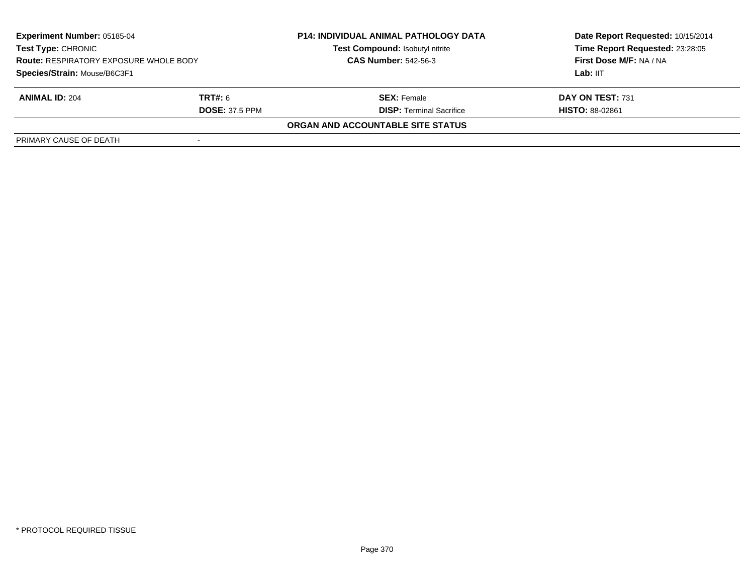| **Experiment Number:** 05185-04 | **P14: INDIVIDUAL ANIMAL PATHOLOGY DATA** | **Date Report Requested:** 10/15/2014 |
|---|---|---|
| **Test Type:** CHRONIC | **Test Compound:** Isobutyl nitrite | **Time Report Requested:** 23:28:05 |
| **Route:** RESPIRATORY EXPOSURE WHOLE BODY | **CAS Number:** 542-56-3 | **First Dose M/F:** NA / NA |
| **Species/Strain:** Mouse/B6C3F1 | | **Lab:** IIT |

| **ANIMAL ID:** 204 | **TRT#:** 6 | **SEX:** Female | **DAY ON TEST:** 731 |
|---|---|---|---|
| | **DOSE:** 37.5 PPM | **DISP:** Terminal Sacrifice | **HISTO:** 88-02861 |

**ORGAN AND ACCOUNTABLE SITE STATUS**

| PRIMARY CAUSE OF DEATH | - |
|---|---|

* PROTOCOL REQUIRED TISSUE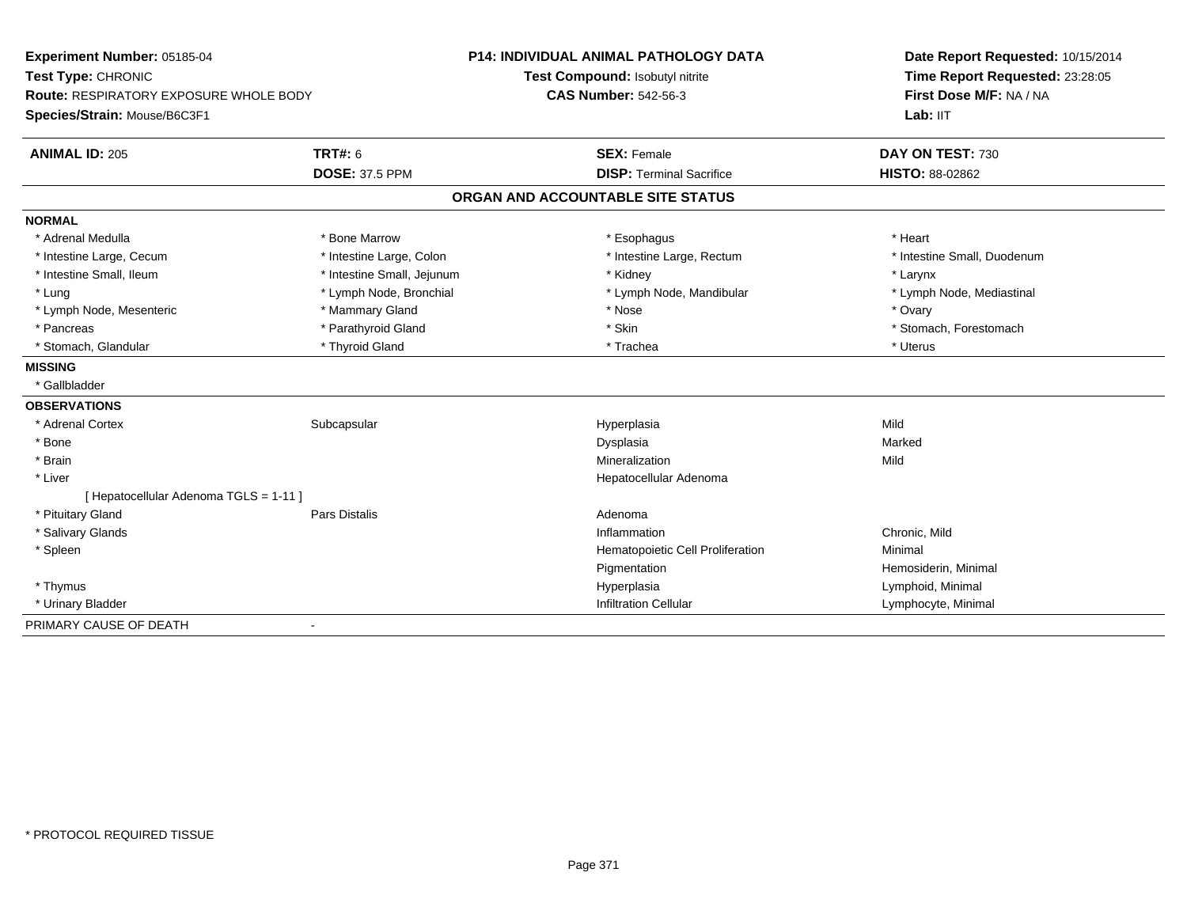**Experiment Number:** 05185-04
**Test Type:** CHRONIC
**Route:** RESPIRATORY EXPOSURE WHOLE BODY
**Species/Strain:** Mouse/B6C3F1

**P14: INDIVIDUAL ANIMAL PATHOLOGY DATA**
**Test Compound:** Isobutyl nitrite
**CAS Number:** 542-56-3

**Date Report Requested:** 10/15/2014
**Time Report Requested:** 23:28:05
**First Dose M/F:** NA / NA
**Lab:** IIT

| **ANIMAL ID:** 205 | **TRT#:** 6 | **SEX:** Female | **DAY ON TEST:** 730 |
|---|---|---|---|
| | **DOSE:** 37.5 PPM | **DISP:** Terminal Sacrifice | **HISTO:** 88-02862 |

## ORGAN AND ACCOUNTABLE SITE STATUS

**NORMAL**

| | | | |
|---|---|---|---|
| * Adrenal Medulla | * Bone Marrow | * Esophagus | * Heart |
| * Intestine Large, Cecum | * Intestine Large, Colon | * Intestine Large, Rectum | * Intestine Small, Duodenum |
| * Intestine Small, Ileum | * Intestine Small, Jejunum | * Kidney | * Larynx |
| * Lung | * Lymph Node, Bronchial | * Lymph Node, Mandibular | * Lymph Node, Mediastinal |
| * Lymph Node, Mesenteric | * Mammary Gland | * Nose | * Ovary |
| * Pancreas | * Parathyroid Gland | * Skin | * Stomach, Forestomach |
| * Stomach, Glandular | * Thyroid Gland | * Trachea | * Uterus |

**MISSING**

* Gallbladder

**OBSERVATIONS**

| | | | |
|---|---|---|---|
| * Adrenal Cortex | Subcapsular | Hyperplasia | Mild |
| * Bone | | Dysplasia | Marked |
| * Brain | | Mineralization | Mild |
| * Liver | | Hepatocellular Adenoma | |
| [ Hepatocellular Adenoma TGLS = 1-11 ] | | | |
| * Pituitary Gland | Pars Distalis | Adenoma | |
| * Salivary Glands | | Inflammation | Chronic, Mild |
| * Spleen | | Hematopoietic Cell Proliferation | Minimal |
| | | Pigmentation | Hemosiderin, Minimal |
| * Thymus | | Hyperplasia | Lymphoid, Minimal |
| * Urinary Bladder | | Infiltration Cellular | Lymphocyte, Minimal |

PRIMARY CAUSE OF DEATH -

* PROTOCOL REQUIRED TISSUE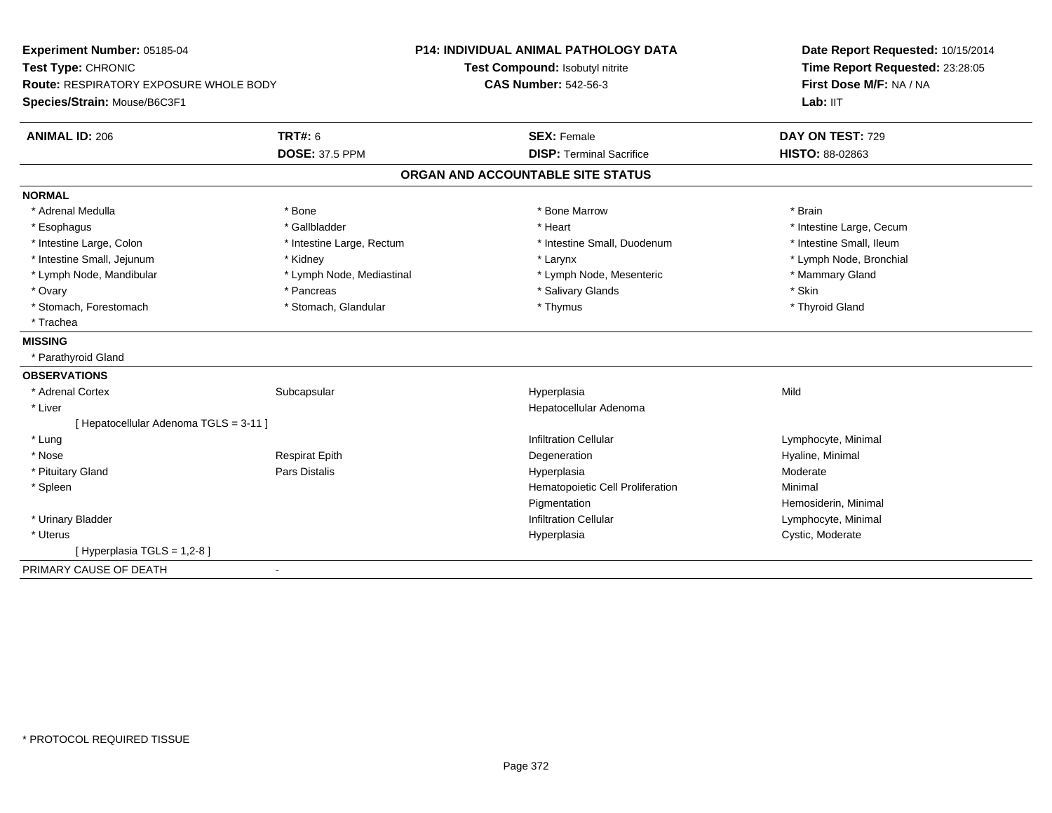**Experiment Number:** 05185-04
**Test Type:** CHRONIC
**Route:** RESPIRATORY EXPOSURE WHOLE BODY
**Species/Strain:** Mouse/B6C3F1

**P14: INDIVIDUAL ANIMAL PATHOLOGY DATA**
**Test Compound:** Isobutyl nitrite
**CAS Number:** 542-56-3

**Date Report Requested:** 10/15/2014
**Time Report Requested:** 23:28:05
**First Dose M/F:** NA / NA
**Lab:** IIT

| **ANIMAL ID:** 206 | **TRT#:** 6 | **SEX:** Female | **DAY ON TEST:** 729 |
|---|---|---|---|
| | **DOSE:** 37.5 PPM | **DISP:** Terminal Sacrifice | **HISTO:** 88-02863 |

## ORGAN AND ACCOUNTABLE SITE STATUS

**NORMAL**

| | | | |
|---|---|---|---|
| * Adrenal Medulla | * Bone | * Bone Marrow | * Brain |
| * Esophagus | * Gallbladder | * Heart | * Intestine Large, Cecum |
| * Intestine Large, Colon | * Intestine Large, Rectum | * Intestine Small, Duodenum | * Intestine Small, Ileum |
| * Intestine Small, Jejunum | * Kidney | * Larynx | * Lymph Node, Bronchial |
| * Lymph Node, Mandibular | * Lymph Node, Mediastinal | * Lymph Node, Mesenteric | * Mammary Gland |
| * Ovary | * Pancreas | * Salivary Glands | * Skin |
| * Stomach, Forestomach | * Stomach, Glandular | * Thymus | * Thyroid Gland |
| * Trachea | | | |

**MISSING**

* Parathyroid Gland

**OBSERVATIONS**

| | | | |
|---|---|---|---|
| * Adrenal Cortex | Subcapsular | Hyperplasia | Mild |
| * Liver | | Hepatocellular Adenoma | |
| [ Hepatocellular Adenoma TGLS = 3-11 ] | | | |
| * Lung | | Infiltration Cellular | Lymphocyte, Minimal |
| * Nose | Respirat Epith | Degeneration | Hyaline, Minimal |
| * Pituitary Gland | Pars Distalis | Hyperplasia | Moderate |
| * Spleen | | Hematopoietic Cell Proliferation | Minimal |
| | | Pigmentation | Hemosiderin, Minimal |
| * Urinary Bladder | | Infiltration Cellular | Lymphocyte, Minimal |
| * Uterus | | Hyperplasia | Cystic, Moderate |
| [ Hyperplasia TGLS = 1,2-8 ] | | | |

PRIMARY CAUSE OF DEATH -

\* PROTOCOL REQUIRED TISSUE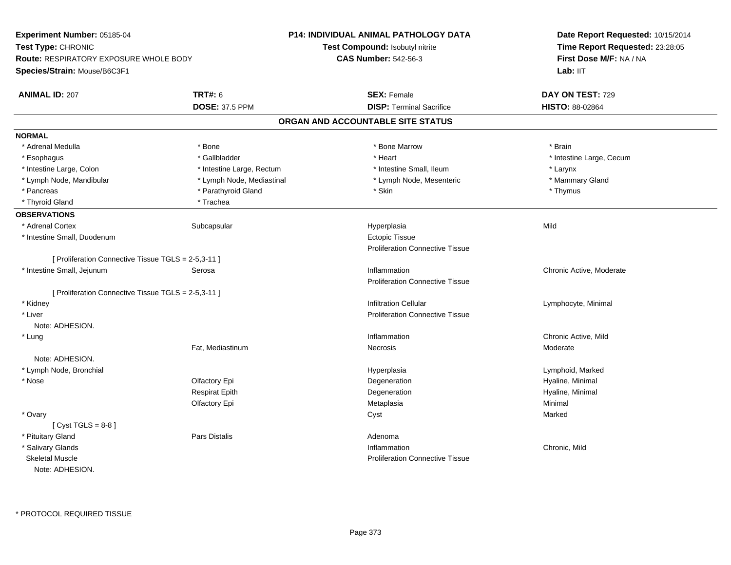**Experiment Number:** 05185-04
**Test Type:** CHRONIC
**Route:** RESPIRATORY EXPOSURE WHOLE BODY
**Species/Strain:** Mouse/B6C3F1

**P14: INDIVIDUAL ANIMAL PATHOLOGY DATA**
**Test Compound:** Isobutyl nitrite
**CAS Number:** 542-56-3

**Date Report Requested:** 10/15/2014
**Time Report Requested:** 23:28:05
**First Dose M/F:** NA / NA
**Lab:** IIT

| **ANIMAL ID:** 207 | **TRT#:** 6 | **SEX:** Female | **DAY ON TEST:** 729 |
|---|---|---|---|
| | **DOSE:** 37.5 PPM | **DISP:** Terminal Sacrifice | **HISTO:** 88-02864 |

## ORGAN AND ACCOUNTABLE SITE STATUS

**NORMAL**

| | | | |
|---|---|---|---|
| * Adrenal Medulla | * Bone | * Bone Marrow | * Brain |
| * Esophagus | * Gallbladder | * Heart | * Intestine Large, Cecum |
| * Intestine Large, Colon | * Intestine Large, Rectum | * Intestine Small, Ileum | * Larynx |
| * Lymph Node, Mandibular | * Lymph Node, Mediastinal | * Lymph Node, Mesenteric | * Mammary Gland |
| * Pancreas | * Parathyroid Gland | * Skin | * Thymus |
| * Thyroid Gland | * Trachea | | |

**OBSERVATIONS**

| | | | |
|---|---|---|---|
| * Adrenal Cortex | Subcapsular | Hyperplasia | Mild |
| * Intestine Small, Duodenum | | Ectopic Tissue | |
| | | Proliferation Connective Tissue | |
| [ Proliferation Connective Tissue TGLS = 2-5,3-11 ] | | | |
| * Intestine Small, Jejunum | Serosa | Inflammation | Chronic Active, Moderate |
| | | Proliferation Connective Tissue | |
| [ Proliferation Connective Tissue TGLS = 2-5,3-11 ] | | | |
| * Kidney | | Infiltration Cellular | Lymphocyte, Minimal |
| * Liver | | Proliferation Connective Tissue | |
| Note: ADHESION. | | | |
| * Lung | | Inflammation | Chronic Active, Mild |
| | Fat, Mediastinum | Necrosis | Moderate |
| Note: ADHESION. | | | |
| * Lymph Node, Bronchial | | Hyperplasia | Lymphoid, Marked |
| * Nose | Olfactory Epi | Degeneration | Hyaline, Minimal |
| | Respirat Epith | Degeneration | Hyaline, Minimal |
| | Olfactory Epi | Metaplasia | Minimal |
| * Ovary | | Cyst | Marked |
| [ Cyst TGLS = 8-8 ] | | | |
| * Pituitary Gland | Pars Distalis | Adenoma | |
| * Salivary Glands | | Inflammation | Chronic, Mild |
| Skeletal Muscle | | Proliferation Connective Tissue | |
| Note: ADHESION. | | | |

* PROTOCOL REQUIRED TISSUE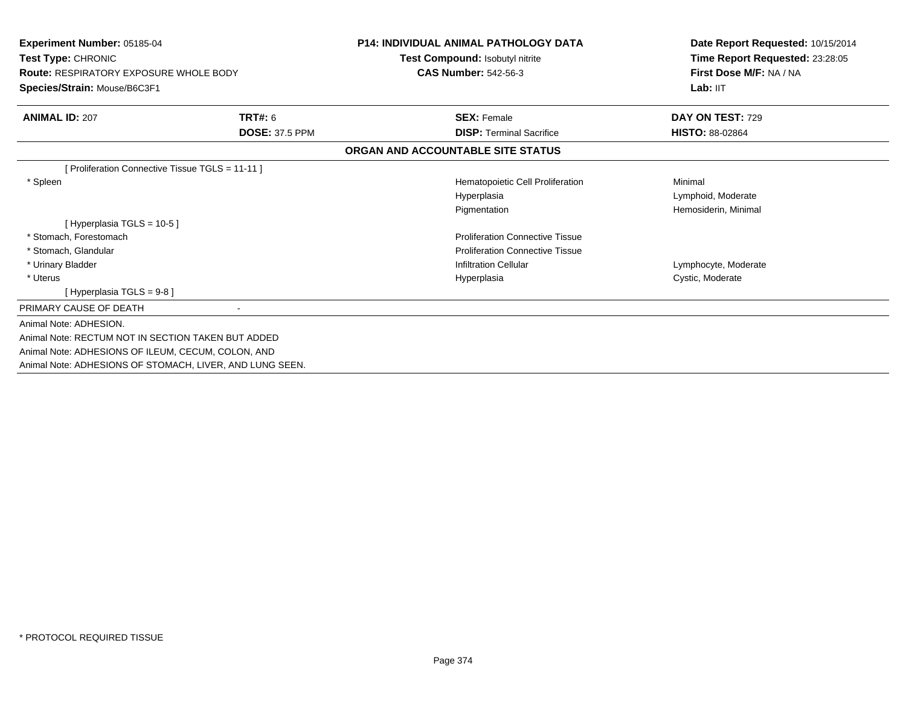**Experiment Number:** 05185-04
**Test Type:** CHRONIC
**Route:** RESPIRATORY EXPOSURE WHOLE BODY
**Species/Strain:** Mouse/B6C3F1

**P14: INDIVIDUAL ANIMAL PATHOLOGY DATA**
**Test Compound:** Isobutyl nitrite
**CAS Number:** 542-56-3

**Date Report Requested:** 10/15/2014
**Time Report Requested:** 23:28:05
**First Dose M/F:** NA / NA
**Lab:** IIT

| **ANIMAL ID:** 207 | **TRT#:** 6 | **SEX:** Female | **DAY ON TEST:** 729 |
|---|---|---|---|
| | **DOSE:** 37.5 PPM | **DISP:** Terminal Sacrifice | **HISTO:** 88-02864 |

**ORGAN AND ACCOUNTABLE SITE STATUS**

| | | |
|---|---|---|
| [ Proliferation Connective Tissue TGLS = 11-11 ] | | |
| * Spleen | Hematopoietic Cell Proliferation | Minimal |
| | Hyperplasia | Lymphoid, Moderate |
| | Pigmentation | Hemosiderin, Minimal |
| [ Hyperplasia TGLS = 10-5 ] | | |
| * Stomach, Forestomach | Proliferation Connective Tissue | |
| * Stomach, Glandular | Proliferation Connective Tissue | |
| * Urinary Bladder | Infiltration Cellular | Lymphocyte, Moderate |
| * Uterus | Hyperplasia | Cystic, Moderate |
| [ Hyperplasia TGLS = 9-8 ] | | |

PRIMARY CAUSE OF DEATH -

Animal Note: ADHESION.
Animal Note: RECTUM NOT IN SECTION TAKEN BUT ADDED
Animal Note: ADHESIONS OF ILEUM, CECUM, COLON, AND
Animal Note: ADHESIONS OF STOMACH, LIVER, AND LUNG SEEN.

* PROTOCOL REQUIRED TISSUE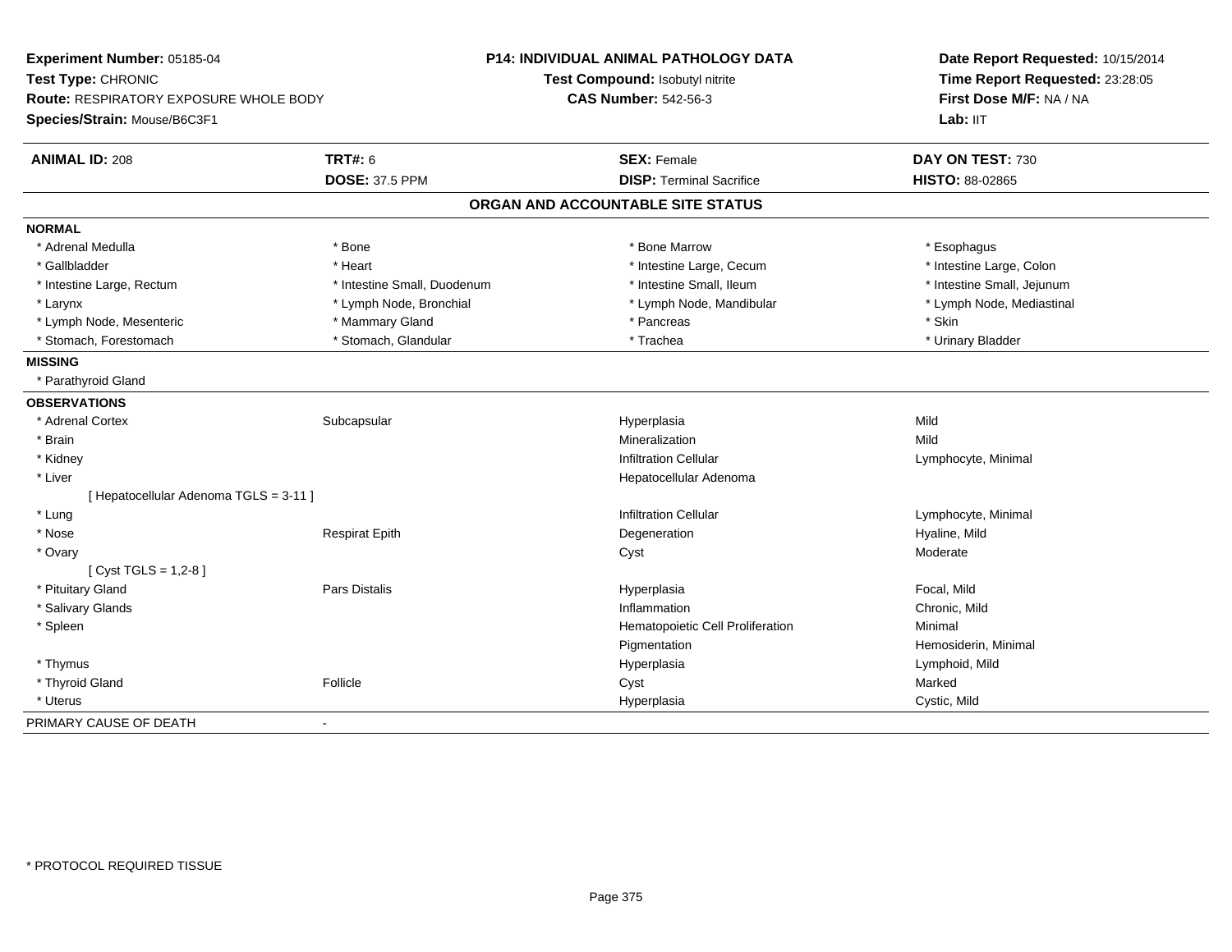**Experiment Number:** 05185-04
**Test Type:** CHRONIC
**Route:** RESPIRATORY EXPOSURE WHOLE BODY
**Species/Strain:** Mouse/B6C3F1

**P14: INDIVIDUAL ANIMAL PATHOLOGY DATA**
**Test Compound:** Isobutyl nitrite
**CAS Number:** 542-56-3

**Date Report Requested:** 10/15/2014
**Time Report Requested:** 23:28:05
**First Dose M/F:** NA / NA
**Lab:** IIT

| **ANIMAL ID:** 208 | **TRT#:** 6 | **SEX:** Female | **DAY ON TEST:** 730 |
|---|---|---|---|
| | **DOSE:** 37.5 PPM | **DISP:** Terminal Sacrifice | **HISTO:** 88-02865 |

## ORGAN AND ACCOUNTABLE SITE STATUS

**NORMAL**

| | | | |
|---|---|---|---|
| * Adrenal Medulla | * Bone | * Bone Marrow | * Esophagus |
| * Gallbladder | * Heart | * Intestine Large, Cecum | * Intestine Large, Colon |
| * Intestine Large, Rectum | * Intestine Small, Duodenum | * Intestine Small, Ileum | * Intestine Small, Jejunum |
| * Larynx | * Lymph Node, Bronchial | * Lymph Node, Mandibular | * Lymph Node, Mediastinal |
| * Lymph Node, Mesenteric | * Mammary Gland | * Pancreas | * Skin |
| * Stomach, Forestomach | * Stomach, Glandular | * Trachea | * Urinary Bladder |

**MISSING**

* Parathyroid Gland

**OBSERVATIONS**

| | | | |
|---|---|---|---|
| * Adrenal Cortex | Subcapsular | Hyperplasia | Mild |
| * Brain | | Mineralization | Mild |
| * Kidney | | Infiltration Cellular | Lymphocyte, Minimal |
| * Liver | | Hepatocellular Adenoma | |
| [ Hepatocellular Adenoma TGLS = 3-11 ] | | | |
| * Lung | | Infiltration Cellular | Lymphocyte, Minimal |
| * Nose | Respirat Epith | Degeneration | Hyaline, Mild |
| * Ovary | | Cyst | Moderate |
| [ Cyst TGLS = 1,2-8 ] | | | |
| * Pituitary Gland | Pars Distalis | Hyperplasia | Focal, Mild |
| * Salivary Glands | | Inflammation | Chronic, Mild |
| * Spleen | | Hematopoietic Cell Proliferation | Minimal |
| | | Pigmentation | Hemosiderin, Minimal |
| * Thymus | | Hyperplasia | Lymphoid, Mild |
| * Thyroid Gland | Follicle | Cyst | Marked |
| * Uterus | | Hyperplasia | Cystic, Mild |

PRIMARY CAUSE OF DEATH -

* PROTOCOL REQUIRED TISSUE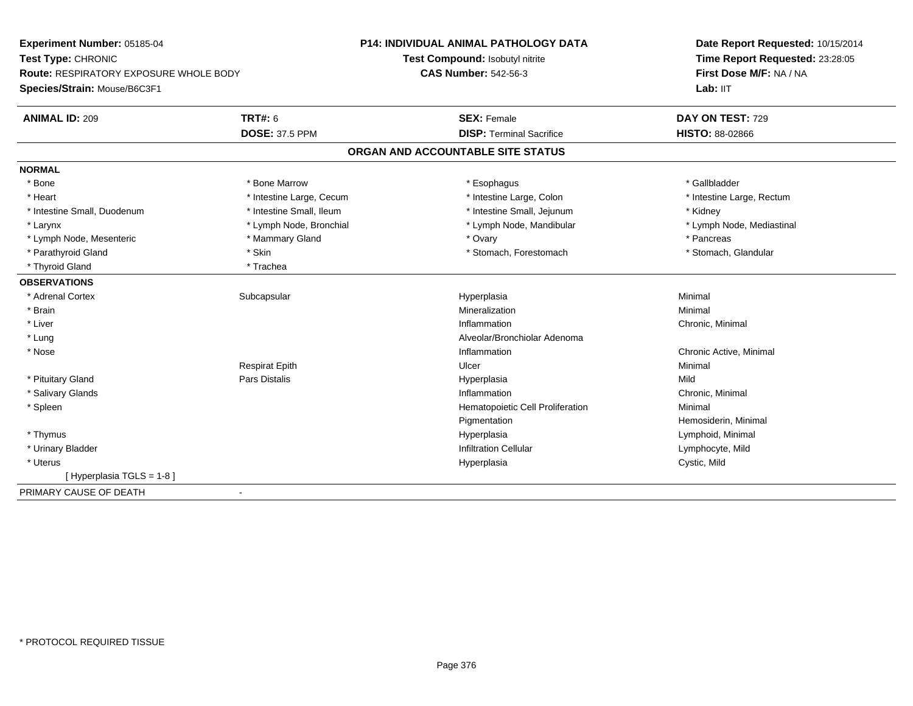**Experiment Number:** 05185-04
**Test Type:** CHRONIC
**Route:** RESPIRATORY EXPOSURE WHOLE BODY
**Species/Strain:** Mouse/B6C3F1

**P14: INDIVIDUAL ANIMAL PATHOLOGY DATA**
**Test Compound:** Isobutyl nitrite
**CAS Number:** 542-56-3

**Date Report Requested:** 10/15/2014
**Time Report Requested:** 23:28:05
**First Dose M/F:** NA / NA
**Lab:** IIT

| **ANIMAL ID:** 209 | **TRT#:** 6 | **SEX:** Female | **DAY ON TEST:** 729 |
|---|---|---|---|
| | **DOSE:** 37.5 PPM | **DISP:** Terminal Sacrifice | **HISTO:** 88-02866 |

## ORGAN AND ACCOUNTABLE SITE STATUS

**NORMAL**

| | | | |
|---|---|---|---|
| * Bone | * Bone Marrow | * Esophagus | * Gallbladder |
| * Heart | * Intestine Large, Cecum | * Intestine Large, Colon | * Intestine Large, Rectum |
| * Intestine Small, Duodenum | * Intestine Small, Ileum | * Intestine Small, Jejunum | * Kidney |
| * Larynx | * Lymph Node, Bronchial | * Lymph Node, Mandibular | * Lymph Node, Mediastinal |
| * Lymph Node, Mesenteric | * Mammary Gland | * Ovary | * Pancreas |
| * Parathyroid Gland | * Skin | * Stomach, Forestomach | * Stomach, Glandular |
| * Thyroid Gland | * Trachea | | |

**OBSERVATIONS**

| | | | |
|---|---|---|---|
| * Adrenal Cortex | Subcapsular | Hyperplasia | Minimal |
| * Brain | | Mineralization | Minimal |
| * Liver | | Inflammation | Chronic, Minimal |
| * Lung | | Alveolar/Bronchiolar Adenoma | |
| * Nose | | Inflammation | Chronic Active, Minimal |
| | Respirat Epith | Ulcer | Minimal |
| * Pituitary Gland | Pars Distalis | Hyperplasia | Mild |
| * Salivary Glands | | Inflammation | Chronic, Minimal |
| * Spleen | | Hematopoietic Cell Proliferation | Minimal |
| | | Pigmentation | Hemosiderin, Minimal |
| * Thymus | | Hyperplasia | Lymphoid, Minimal |
| * Urinary Bladder | | Infiltration Cellular | Lymphocyte, Mild |
| * Uterus | | Hyperplasia | Cystic, Mild |
| [ Hyperplasia TGLS = 1-8 ] | | | |

PRIMARY CAUSE OF DEATH -

* PROTOCOL REQUIRED TISSUE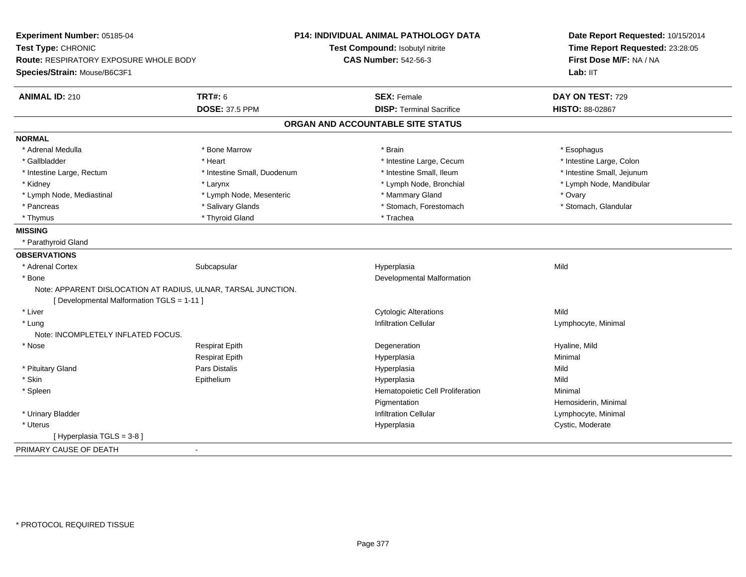**Experiment Number:** 05185-04
**Test Type:** CHRONIC
**Route:** RESPIRATORY EXPOSURE WHOLE BODY
**Species/Strain:** Mouse/B6C3F1

**P14: INDIVIDUAL ANIMAL PATHOLOGY DATA**
**Test Compound:** Isobutyl nitrite
**CAS Number:** 542-56-3

**Date Report Requested:** 10/15/2014
**Time Report Requested:** 23:28:05
**First Dose M/F:** NA / NA
**Lab:** IIT

| **ANIMAL ID:** 210 | **TRT#:** 6 | **SEX:** Female | **DAY ON TEST:** 729 |
|---|---|---|---|
| | **DOSE:** 37.5 PPM | **DISP:** Terminal Sacrifice | **HISTO:** 88-02867 |

## ORGAN AND ACCOUNTABLE SITE STATUS

**NORMAL**

| | | | |
|---|---|---|---|
| * Adrenal Medulla | * Bone Marrow | * Brain | * Esophagus |
| * Gallbladder | * Heart | * Intestine Large, Cecum | * Intestine Large, Colon |
| * Intestine Large, Rectum | * Intestine Small, Duodenum | * Intestine Small, Ileum | * Intestine Small, Jejunum |
| * Kidney | * Larynx | * Lymph Node, Bronchial | * Lymph Node, Mandibular |
| * Lymph Node, Mediastinal | * Lymph Node, Mesenteric | * Mammary Gland | * Ovary |
| * Pancreas | * Salivary Glands | * Stomach, Forestomach | * Stomach, Glandular |
| * Thymus | * Thyroid Gland | * Trachea | |

**MISSING**

* Parathyroid Gland

**OBSERVATIONS**

| | | | |
|---|---|---|---|
| * Adrenal Cortex | Subcapsular | Hyperplasia | Mild |
| * Bone | | Developmental Malformation | |
| Note: APPARENT DISLOCATION AT RADIUS, ULNAR, TARSAL JUNCTION. | | | |
| [ Developmental Malformation TGLS = 1-11 ] | | | |
| * Liver | | Cytologic Alterations | Mild |
| * Lung | | Infiltration Cellular | Lymphocyte, Minimal |
| Note: INCOMPLETELY INFLATED FOCUS. | | | |
| * Nose | Respirat Epith | Degeneration | Hyaline, Mild |
| | Respirat Epith | Hyperplasia | Minimal |
| * Pituitary Gland | Pars Distalis | Hyperplasia | Mild |
| * Skin | Epithelium | Hyperplasia | Mild |
| * Spleen | | Hematopoietic Cell Proliferation | Minimal |
| | | Pigmentation | Hemosiderin, Minimal |
| * Urinary Bladder | | Infiltration Cellular | Lymphocyte, Minimal |
| * Uterus | | Hyperplasia | Cystic, Moderate |
| [ Hyperplasia TGLS = 3-8 ] | | | |

PRIMARY CAUSE OF DEATH -

* PROTOCOL REQUIRED TISSUE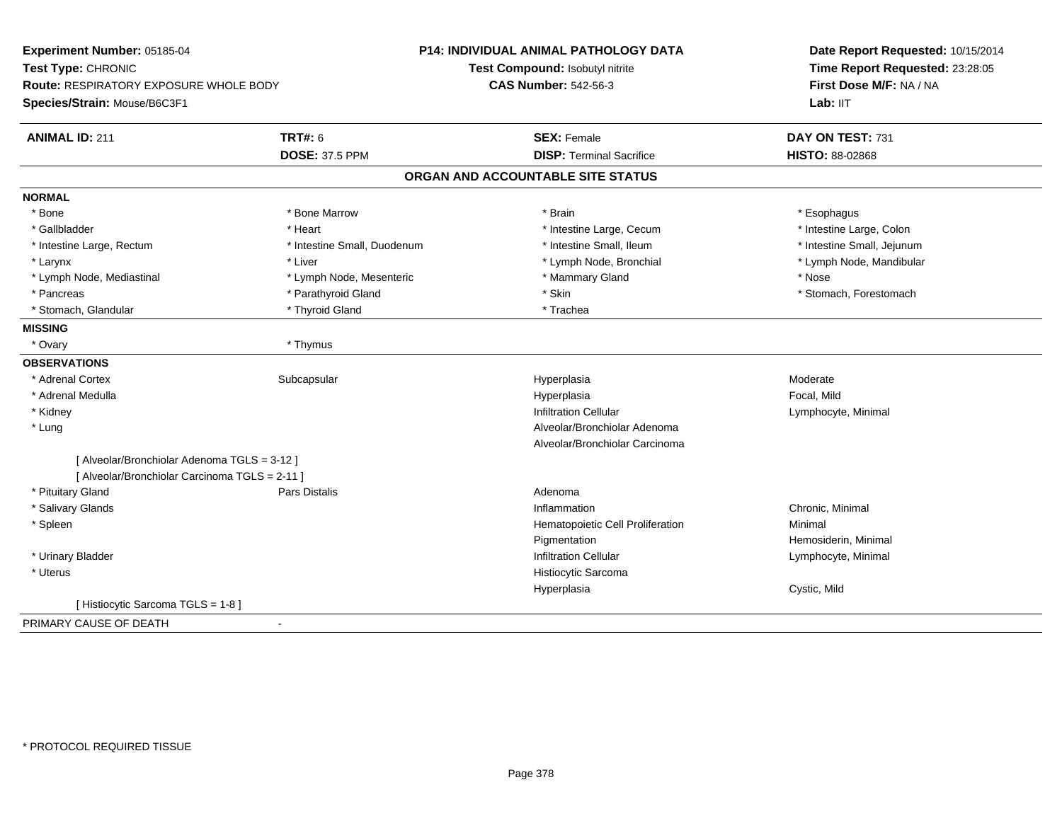**Experiment Number:** 05185-04
**Test Type:** CHRONIC
**Route:** RESPIRATORY EXPOSURE WHOLE BODY
**Species/Strain:** Mouse/B6C3F1

**P14: INDIVIDUAL ANIMAL PATHOLOGY DATA**
**Test Compound:** Isobutyl nitrite
**CAS Number:** 542-56-3

**Date Report Requested:** 10/15/2014
**Time Report Requested:** 23:28:05
**First Dose M/F:** NA / NA
**Lab:** IIT

| **ANIMAL ID:** 211 | **TRT#:** 6 | **SEX:** Female | **DAY ON TEST:** 731 |
|---|---|---|---|
| | **DOSE:** 37.5 PPM | **DISP:** Terminal Sacrifice | **HISTO:** 88-02868 |

## ORGAN AND ACCOUNTABLE SITE STATUS

**NORMAL**

| | | | |
|---|---|---|---|
| * Bone | * Bone Marrow | * Brain | * Esophagus |
| * Gallbladder | * Heart | * Intestine Large, Cecum | * Intestine Large, Colon |
| * Intestine Large, Rectum | * Intestine Small, Duodenum | * Intestine Small, Ileum | * Intestine Small, Jejunum |
| * Larynx | * Liver | * Lymph Node, Bronchial | * Lymph Node, Mandibular |
| * Lymph Node, Mediastinal | * Lymph Node, Mesenteric | * Mammary Gland | * Nose |
| * Pancreas | * Parathyroid Gland | * Skin | * Stomach, Forestomach |
| * Stomach, Glandular | * Thyroid Gland | * Trachea | |

**MISSING**

| | | | |
|---|---|---|---|
| * Ovary | * Thymus | | |

**OBSERVATIONS**

| | | | |
|---|---|---|---|
| * Adrenal Cortex | Subcapsular | Hyperplasia | Moderate |
| * Adrenal Medulla | | Hyperplasia | Focal, Mild |
| * Kidney | | Infiltration Cellular | Lymphocyte, Minimal |
| * Lung | | Alveolar/Bronchiolar Adenoma | |
| | | Alveolar/Bronchiolar Carcinoma | |
| [ Alveolar/Bronchiolar Adenoma TGLS = 3-12 ] | | | |
| [ Alveolar/Bronchiolar Carcinoma TGLS = 2-11 ] | | | |
| * Pituitary Gland | Pars Distalis | Adenoma | |
| * Salivary Glands | | Inflammation | Chronic, Minimal |
| * Spleen | | Hematopoietic Cell Proliferation | Minimal |
| | | Pigmentation | Hemosiderin, Minimal |
| * Urinary Bladder | | Infiltration Cellular | Lymphocyte, Minimal |
| * Uterus | | Histiocytic Sarcoma | |
| | | Hyperplasia | Cystic, Mild |
| [ Histiocytic Sarcoma TGLS = 1-8 ] | | | |

PRIMARY CAUSE OF DEATH -

\* PROTOCOL REQUIRED TISSUE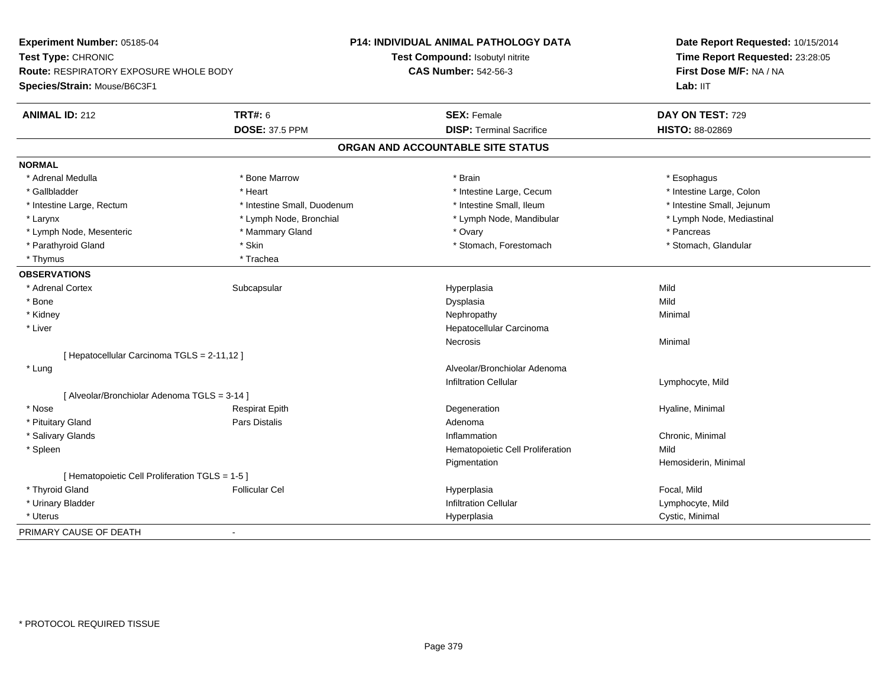**Experiment Number:** 05185-04
**Test Type:** CHRONIC
**Route:** RESPIRATORY EXPOSURE WHOLE BODY
**Species/Strain:** Mouse/B6C3F1

**P14: INDIVIDUAL ANIMAL PATHOLOGY DATA**
**Test Compound:** Isobutyl nitrite
**CAS Number:** 542-56-3

**Date Report Requested:** 10/15/2014
**Time Report Requested:** 23:28:05
**First Dose M/F:** NA / NA
**Lab:** IIT

| **ANIMAL ID:** 212 | **TRT#:** 6 | **SEX:** Female | **DAY ON TEST:** 729 |
|---|---|---|---|
| | **DOSE:** 37.5 PPM | **DISP:** Terminal Sacrifice | **HISTO:** 88-02869 |

## ORGAN AND ACCOUNTABLE SITE STATUS

**NORMAL**

| | | | |
|---|---|---|---|
| * Adrenal Medulla | * Bone Marrow | * Brain | * Esophagus |
| * Gallbladder | * Heart | * Intestine Large, Cecum | * Intestine Large, Colon |
| * Intestine Large, Rectum | * Intestine Small, Duodenum | * Intestine Small, Ileum | * Intestine Small, Jejunum |
| * Larynx | * Lymph Node, Bronchial | * Lymph Node, Mandibular | * Lymph Node, Mediastinal |
| * Lymph Node, Mesenteric | * Mammary Gland | * Ovary | * Pancreas |
| * Parathyroid Gland | * Skin | * Stomach, Forestomach | * Stomach, Glandular |
| * Thymus | * Trachea | | |

**OBSERVATIONS**

| | | | |
|---|---|---|---|
| * Adrenal Cortex | Subcapsular | Hyperplasia | Mild |
| * Bone | | Dysplasia | Mild |
| * Kidney | | Nephropathy | Minimal |
| * Liver | | Hepatocellular Carcinoma | |
| | | Necrosis | Minimal |
| [ Hepatocellular Carcinoma TGLS = 2-11,12 ] | | | |
| * Lung | | Alveolar/Bronchiolar Adenoma | |
| | | Infiltration Cellular | Lymphocyte, Mild |
| [ Alveolar/Bronchiolar Adenoma TGLS = 3-14 ] | | | |
| * Nose | Respirat Epith | Degeneration | Hyaline, Minimal |
| * Pituitary Gland | Pars Distalis | Adenoma | |
| * Salivary Glands | | Inflammation | Chronic, Minimal |
| * Spleen | | Hematopoietic Cell Proliferation | Mild |
| | | Pigmentation | Hemosiderin, Minimal |
| [ Hematopoietic Cell Proliferation TGLS = 1-5 ] | | | |
| * Thyroid Gland | Follicular Cel | Hyperplasia | Focal, Mild |
| * Urinary Bladder | | Infiltration Cellular | Lymphocyte, Mild |
| * Uterus | | Hyperplasia | Cystic, Minimal |

PRIMARY CAUSE OF DEATH -

* PROTOCOL REQUIRED TISSUE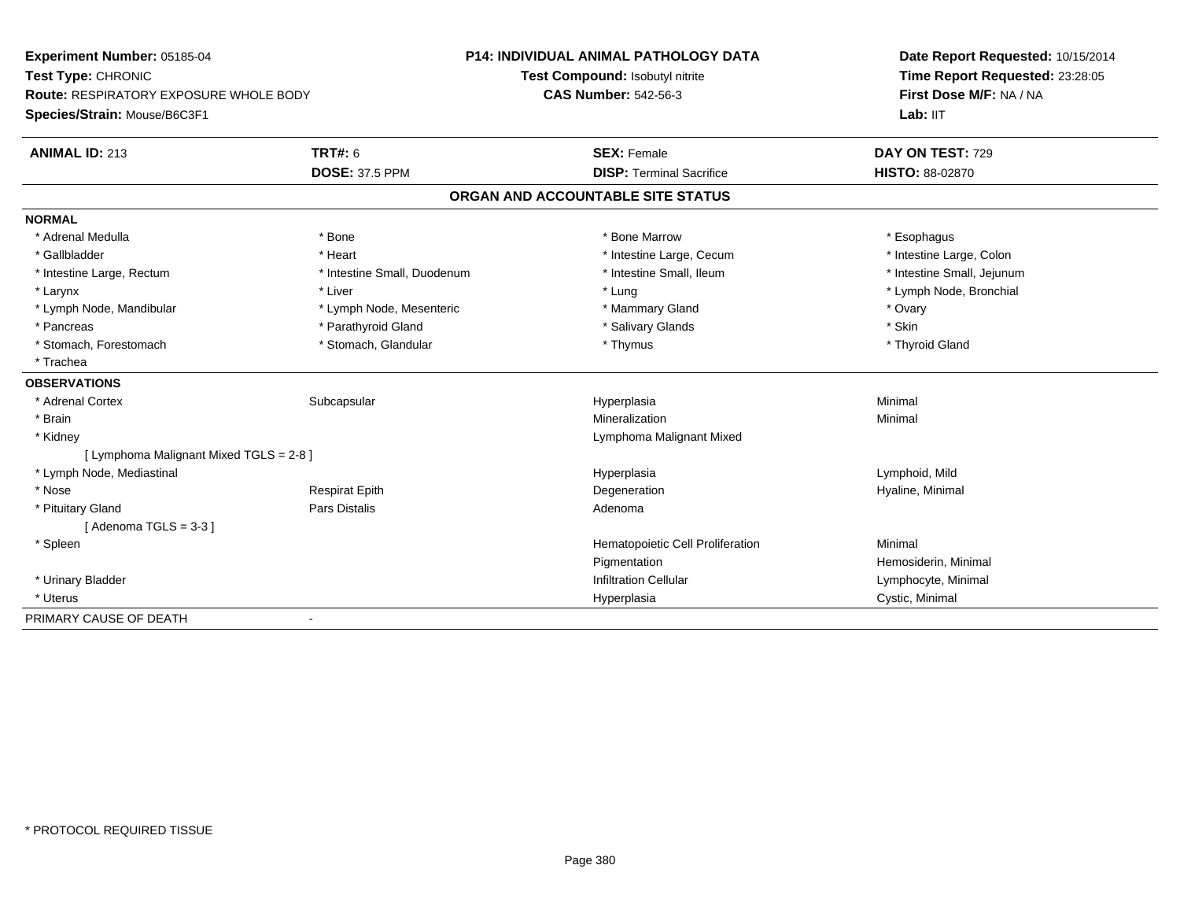**Experiment Number:** 05185-04
**Test Type:** CHRONIC
**Route:** RESPIRATORY EXPOSURE WHOLE BODY
**Species/Strain:** Mouse/B6C3F1

**P14: INDIVIDUAL ANIMAL PATHOLOGY DATA**
**Test Compound:** Isobutyl nitrite
**CAS Number:** 542-56-3

**Date Report Requested:** 10/15/2014
**Time Report Requested:** 23:28:05
**First Dose M/F:** NA / NA
**Lab:** IIT

| **ANIMAL ID:** 213 | **TRT#:** 6 | **SEX:** Female | **DAY ON TEST:** 729 |
|---|---|---|---|
| | **DOSE:** 37.5 PPM | **DISP:** Terminal Sacrifice | **HISTO:** 88-02870 |

## ORGAN AND ACCOUNTABLE SITE STATUS

**NORMAL**

| | | | |
|---|---|---|---|
| * Adrenal Medulla | * Bone | * Bone Marrow | * Esophagus |
| * Gallbladder | * Heart | * Intestine Large, Cecum | * Intestine Large, Colon |
| * Intestine Large, Rectum | * Intestine Small, Duodenum | * Intestine Small, Ileum | * Intestine Small, Jejunum |
| * Larynx | * Liver | * Lung | * Lymph Node, Bronchial |
| * Lymph Node, Mandibular | * Lymph Node, Mesenteric | * Mammary Gland | * Ovary |
| * Pancreas | * Parathyroid Gland | * Salivary Glands | * Skin |
| * Stomach, Forestomach | * Stomach, Glandular | * Thymus | * Thyroid Gland |
| * Trachea | | | |

**OBSERVATIONS**

| | | | |
|---|---|---|---|
| * Adrenal Cortex | Subcapsular | Hyperplasia | Minimal |
| * Brain | | Mineralization | Minimal |
| * Kidney | | Lymphoma Malignant Mixed | |
| [ Lymphoma Malignant Mixed TGLS = 2-8 ] | | | |
| * Lymph Node, Mediastinal | | Hyperplasia | Lymphoid, Mild |
| * Nose | Respirat Epith | Degeneration | Hyaline, Minimal |
| * Pituitary Gland | Pars Distalis | Adenoma | |
| [ Adenoma TGLS = 3-3 ] | | | |
| * Spleen | | Hematopoietic Cell Proliferation | Minimal |
| | | Pigmentation | Hemosiderin, Minimal |
| * Urinary Bladder | | Infiltration Cellular | Lymphocyte, Minimal |
| * Uterus | | Hyperplasia | Cystic, Minimal |

PRIMARY CAUSE OF DEATH -

* PROTOCOL REQUIRED TISSUE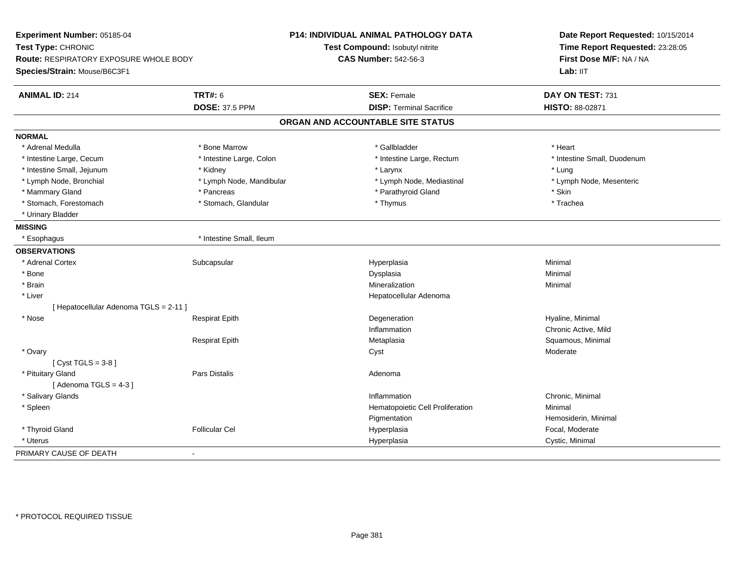**Experiment Number:** 05185-04
**Test Type:** CHRONIC
**Route:** RESPIRATORY EXPOSURE WHOLE BODY
**Species/Strain:** Mouse/B6C3F1

**P14: INDIVIDUAL ANIMAL PATHOLOGY DATA**
**Test Compound:** Isobutyl nitrite
**CAS Number:** 542-56-3

**Date Report Requested:** 10/15/2014
**Time Report Requested:** 23:28:05
**First Dose M/F:** NA / NA
**Lab:** IIT

| **ANIMAL ID:** 214 | **TRT#:** 6 | **SEX:** Female | **DAY ON TEST:** 731 |
|---|---|---|---|
| | **DOSE:** 37.5 PPM | **DISP:** Terminal Sacrifice | **HISTO:** 88-02871 |

## ORGAN AND ACCOUNTABLE SITE STATUS

**NORMAL**

| | | | |
|---|---|---|---|
| * Adrenal Medulla | * Bone Marrow | * Gallbladder | * Heart |
| * Intestine Large, Cecum | * Intestine Large, Colon | * Intestine Large, Rectum | * Intestine Small, Duodenum |
| * Intestine Small, Jejunum | * Kidney | * Larynx | * Lung |
| * Lymph Node, Bronchial | * Lymph Node, Mandibular | * Lymph Node, Mediastinal | * Lymph Node, Mesenteric |
| * Mammary Gland | * Pancreas | * Parathyroid Gland | * Skin |
| * Stomach, Forestomach | * Stomach, Glandular | * Thymus | * Trachea |
| * Urinary Bladder | | | |

**MISSING**

| | |
|---|---|
| * Esophagus | * Intestine Small, Ileum |

**OBSERVATIONS**

| Organ | Site | Finding | Qualifier |
|---|---|---|---|
| * Adrenal Cortex | Subcapsular | Hyperplasia | Minimal |
| * Bone | | Dysplasia | Minimal |
| * Brain | | Mineralization | Minimal |
| * Liver | | Hepatocellular Adenoma | |
| [ Hepatocellular Adenoma TGLS = 2-11 ] | | | |
| * Nose | Respirat Epith | Degeneration | Hyaline, Minimal |
| | | Inflammation | Chronic Active, Mild |
| | Respirat Epith | Metaplasia | Squamous, Minimal |
| * Ovary | | Cyst | Moderate |
| [ Cyst TGLS = 3-8 ] | | | |
| * Pituitary Gland | Pars Distalis | Adenoma | |
| [ Adenoma TGLS = 4-3 ] | | | |
| * Salivary Glands | | Inflammation | Chronic, Minimal |
| * Spleen | | Hematopoietic Cell Proliferation | Minimal |
| | | Pigmentation | Hemosiderin, Minimal |
| * Thyroid Gland | Follicular Cel | Hyperplasia | Focal, Moderate |
| * Uterus | | Hyperplasia | Cystic, Minimal |

PRIMARY CAUSE OF DEATH -

* PROTOCOL REQUIRED TISSUE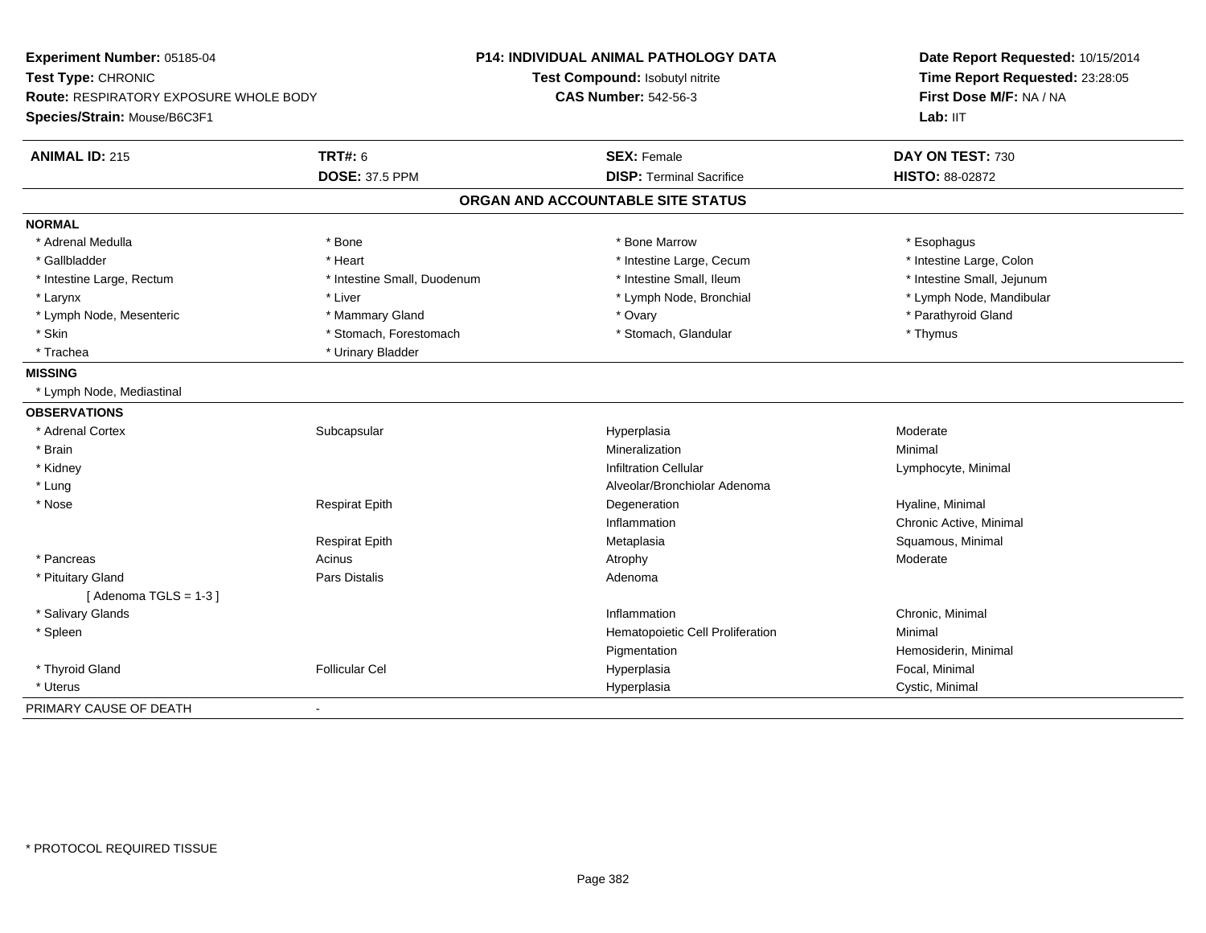**Experiment Number:** 05185-04
**Test Type:** CHRONIC
**Route:** RESPIRATORY EXPOSURE WHOLE BODY
**Species/Strain:** Mouse/B6C3F1

## P14: INDIVIDUAL ANIMAL PATHOLOGY DATA

**Test Compound:** Isobutyl nitrite
**CAS Number:** 542-56-3

**Date Report Requested:** 10/15/2014
**Time Report Requested:** 23:28:05
**First Dose M/F:** NA / NA
**Lab:** IIT

| **ANIMAL ID:** 215 | **TRT#:** 6 | **SEX:** Female | **DAY ON TEST:** 730 |
|---|---|---|---|
| | **DOSE:** 37.5 PPM | **DISP:** Terminal Sacrifice | **HISTO:** 88-02872 |

### ORGAN AND ACCOUNTABLE SITE STATUS

**NORMAL**

| | | | |
|---|---|---|---|
| * Adrenal Medulla | * Bone | * Bone Marrow | * Esophagus |
| * Gallbladder | * Heart | * Intestine Large, Cecum | * Intestine Large, Colon |
| * Intestine Large, Rectum | * Intestine Small, Duodenum | * Intestine Small, Ileum | * Intestine Small, Jejunum |
| * Larynx | * Liver | * Lymph Node, Bronchial | * Lymph Node, Mandibular |
| * Lymph Node, Mesenteric | * Mammary Gland | * Ovary | * Parathyroid Gland |
| * Skin | * Stomach, Forestomach | * Stomach, Glandular | * Thymus |
| * Trachea | * Urinary Bladder | | |

**MISSING**

* Lymph Node, Mediastinal

**OBSERVATIONS**

| | | | |
|---|---|---|---|
| * Adrenal Cortex | Subcapsular | Hyperplasia | Moderate |
| * Brain | | Mineralization | Minimal |
| * Kidney | | Infiltration Cellular | Lymphocyte, Minimal |
| * Lung | | Alveolar/Bronchiolar Adenoma | |
| * Nose | Respirat Epith | Degeneration | Hyaline, Minimal |
| | | Inflammation | Chronic Active, Minimal |
| | Respirat Epith | Metaplasia | Squamous, Minimal |
| * Pancreas | Acinus | Atrophy | Moderate |
| * Pituitary Gland | Pars Distalis | Adenoma | |
| [ Adenoma TGLS = 1-3 ] | | | |
| * Salivary Glands | | Inflammation | Chronic, Minimal |
| * Spleen | | Hematopoietic Cell Proliferation | Minimal |
| | | Pigmentation | Hemosiderin, Minimal |
| * Thyroid Gland | Follicular Cel | Hyperplasia | Focal, Minimal |
| * Uterus | | Hyperplasia | Cystic, Minimal |

PRIMARY CAUSE OF DEATH -

* PROTOCOL REQUIRED TISSUE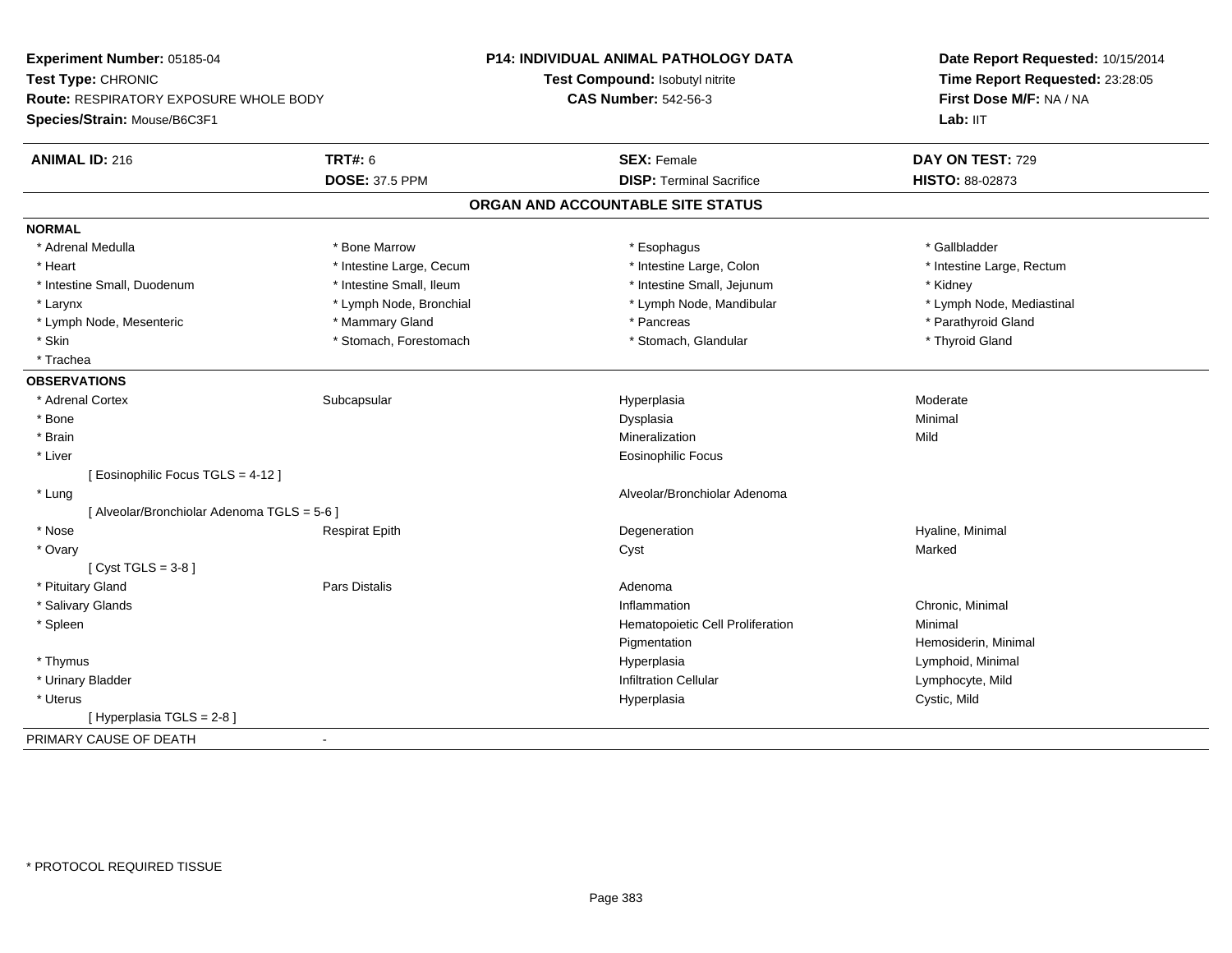**Experiment Number:** 05185-04
**Test Type:** CHRONIC
**Route:** RESPIRATORY EXPOSURE WHOLE BODY
**Species/Strain:** Mouse/B6C3F1

**P14: INDIVIDUAL ANIMAL PATHOLOGY DATA**
**Test Compound:** Isobutyl nitrite
**CAS Number:** 542-56-3

**Date Report Requested:** 10/15/2014
**Time Report Requested:** 23:28:05
**First Dose M/F:** NA / NA
**Lab:** IIT

| **ANIMAL ID:** 216 | **TRT#:** 6 | **SEX:** Female | **DAY ON TEST:** 729 |
|---|---|---|---|
| | **DOSE:** 37.5 PPM | **DISP:** Terminal Sacrifice | **HISTO:** 88-02873 |

## ORGAN AND ACCOUNTABLE SITE STATUS

**NORMAL**

| | | | |
|---|---|---|---|
| * Adrenal Medulla | * Bone Marrow | * Esophagus | * Gallbladder |
| * Heart | * Intestine Large, Cecum | * Intestine Large, Colon | * Intestine Large, Rectum |
| * Intestine Small, Duodenum | * Intestine Small, Ileum | * Intestine Small, Jejunum | * Kidney |
| * Larynx | * Lymph Node, Bronchial | * Lymph Node, Mandibular | * Lymph Node, Mediastinal |
| * Lymph Node, Mesenteric | * Mammary Gland | * Pancreas | * Parathyroid Gland |
| * Skin | * Stomach, Forestomach | * Stomach, Glandular | * Thyroid Gland |
| * Trachea | | | |

**OBSERVATIONS**

| | | | |
|---|---|---|---|
| * Adrenal Cortex | Subcapsular | Hyperplasia | Moderate |
| * Bone | | Dysplasia | Minimal |
| * Brain | | Mineralization | Mild |
| * Liver | | Eosinophilic Focus | |
| [ Eosinophilic Focus TGLS = 4-12 ] | | | |
| * Lung | | Alveolar/Bronchiolar Adenoma | |
| [ Alveolar/Bronchiolar Adenoma TGLS = 5-6 ] | | | |
| * Nose | Respirat Epith | Degeneration | Hyaline, Minimal |
| * Ovary | | Cyst | Marked |
| [ Cyst TGLS = 3-8 ] | | | |
| * Pituitary Gland | Pars Distalis | Adenoma | |
| * Salivary Glands | | Inflammation | Chronic, Minimal |
| * Spleen | | Hematopoietic Cell Proliferation | Minimal |
| | | Pigmentation | Hemosiderin, Minimal |
| * Thymus | | Hyperplasia | Lymphoid, Minimal |
| * Urinary Bladder | | Infiltration Cellular | Lymphocyte, Mild |
| * Uterus | | Hyperplasia | Cystic, Mild |
| [ Hyperplasia TGLS = 2-8 ] | | | |

PRIMARY CAUSE OF DEATH -

* PROTOCOL REQUIRED TISSUE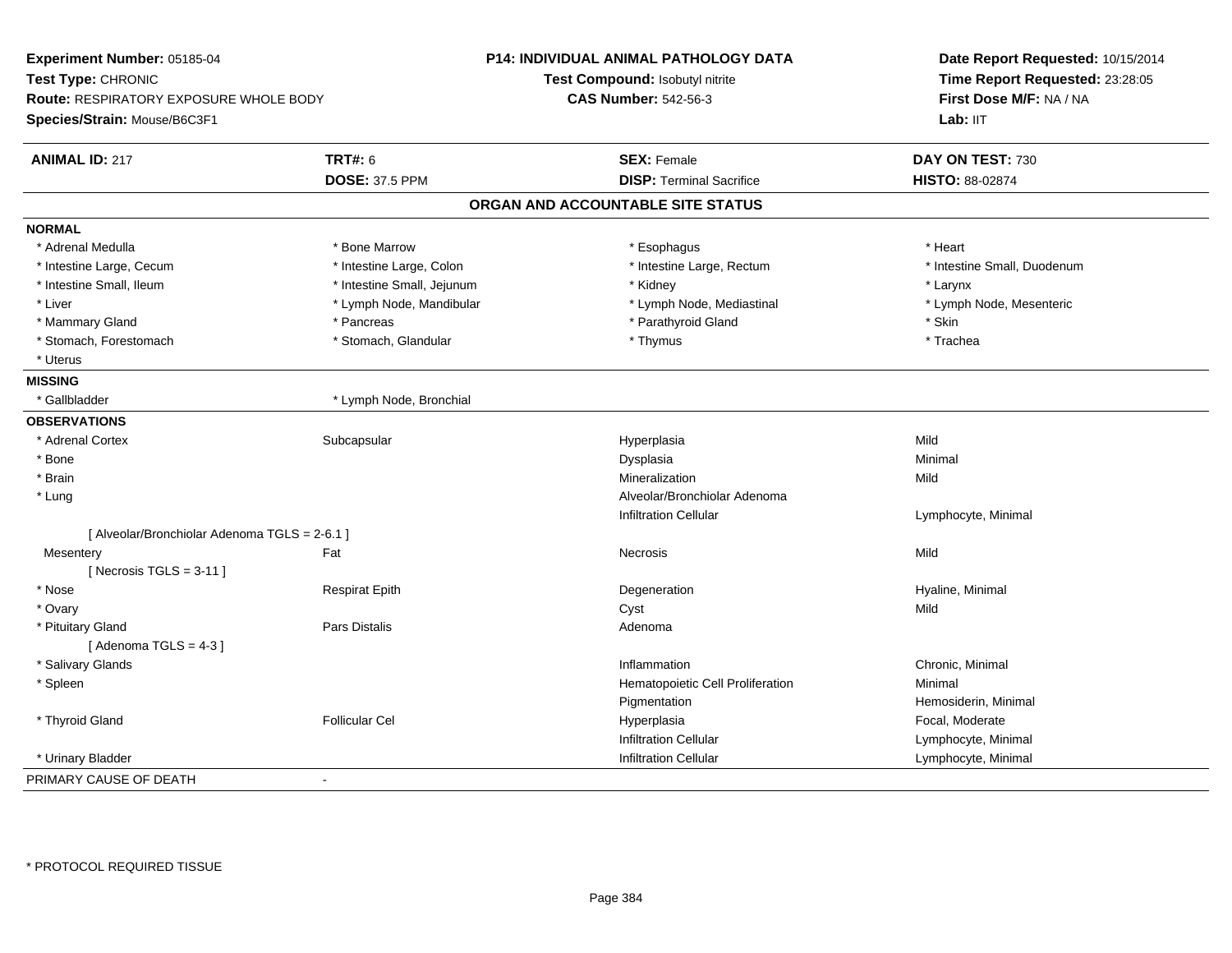**Experiment Number:** 05185-04
**Test Type:** CHRONIC
**Route:** RESPIRATORY EXPOSURE WHOLE BODY
**Species/Strain:** Mouse/B6C3F1

**P14: INDIVIDUAL ANIMAL PATHOLOGY DATA**
**Test Compound:** Isobutyl nitrite
**CAS Number:** 542-56-3

**Date Report Requested:** 10/15/2014
**Time Report Requested:** 23:28:05
**First Dose M/F:** NA / NA
**Lab:** IIT

| **ANIMAL ID:** 217 | **TRT#:** 6 | **SEX:** Female | **DAY ON TEST:** 730 |
|---|---|---|---|
| | **DOSE:** 37.5 PPM | **DISP:** Terminal Sacrifice | **HISTO:** 88-02874 |

## ORGAN AND ACCOUNTABLE SITE STATUS

**NORMAL**

| | | | |
|---|---|---|---|
| * Adrenal Medulla | * Bone Marrow | * Esophagus | * Heart |
| * Intestine Large, Cecum | * Intestine Large, Colon | * Intestine Large, Rectum | * Intestine Small, Duodenum |
| * Intestine Small, Ileum | * Intestine Small, Jejunum | * Kidney | * Larynx |
| * Liver | * Lymph Node, Mandibular | * Lymph Node, Mediastinal | * Lymph Node, Mesenteric |
| * Mammary Gland | * Pancreas | * Parathyroid Gland | * Skin |
| * Stomach, Forestomach | * Stomach, Glandular | * Thymus | * Trachea |
| * Uterus | | | |

**MISSING**

| | |
|---|---|
| * Gallbladder | * Lymph Node, Bronchial |

**OBSERVATIONS**

| | | | |
|---|---|---|---|
| * Adrenal Cortex | Subcapsular | Hyperplasia | Mild |
| * Bone | | Dysplasia | Minimal |
| * Brain | | Mineralization | Mild |
| * Lung | | Alveolar/Bronchiolar Adenoma | |
| | | Infiltration Cellular | Lymphocyte, Minimal |
| [ Alveolar/Bronchiolar Adenoma TGLS = 2-6.1 ] | | | |
| Mesentery | Fat | Necrosis | Mild |
| [ Necrosis TGLS = 3-11 ] | | | |
| * Nose | Respirat Epith | Degeneration | Hyaline, Minimal |
| * Ovary | | Cyst | Mild |
| * Pituitary Gland | Pars Distalis | Adenoma | |
| [ Adenoma TGLS = 4-3 ] | | | |
| * Salivary Glands | | Inflammation | Chronic, Minimal |
| * Spleen | | Hematopoietic Cell Proliferation | Minimal |
| | | Pigmentation | Hemosiderin, Minimal |
| * Thyroid Gland | Follicular Cel | Hyperplasia | Focal, Moderate |
| | | Infiltration Cellular | Lymphocyte, Minimal |
| * Urinary Bladder | | Infiltration Cellular | Lymphocyte, Minimal |

PRIMARY CAUSE OF DEATH -

\* PROTOCOL REQUIRED TISSUE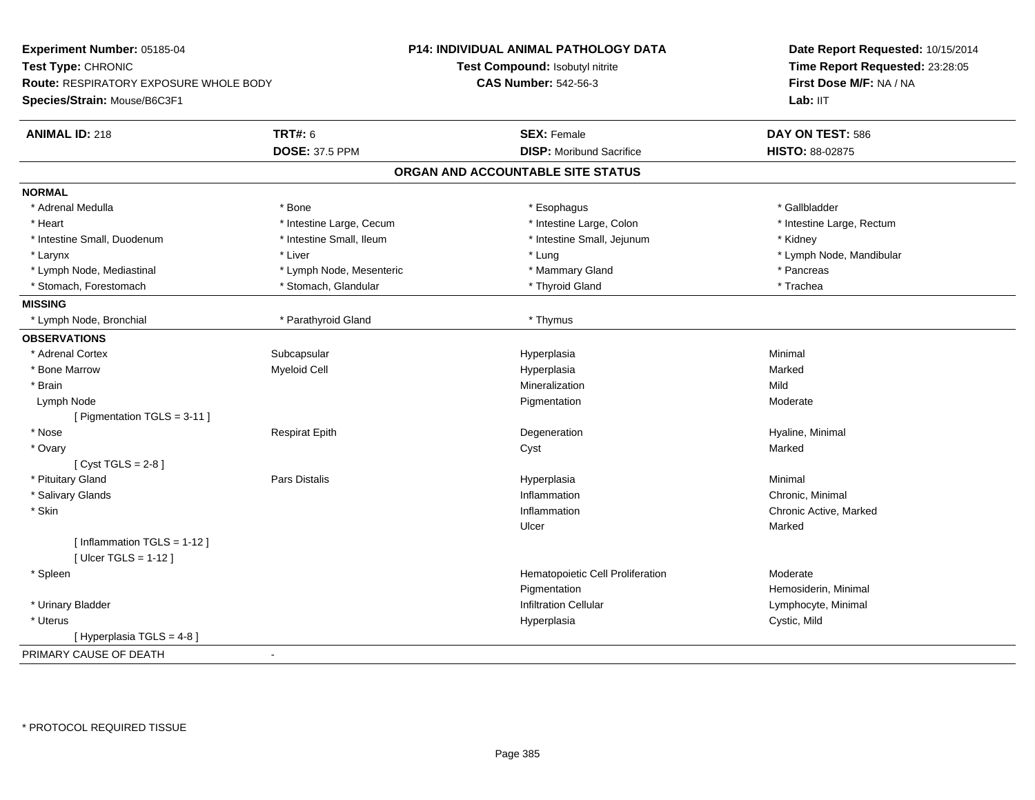**Experiment Number:** 05185-04
**Test Type:** CHRONIC
**Route:** RESPIRATORY EXPOSURE WHOLE BODY
**Species/Strain:** Mouse/B6C3F1

**P14: INDIVIDUAL ANIMAL PATHOLOGY DATA**
**Test Compound:** Isobutyl nitrite
**CAS Number:** 542-56-3

**Date Report Requested:** 10/15/2014
**Time Report Requested:** 23:28:05
**First Dose M/F:** NA / NA
**Lab:** IIT

| **ANIMAL ID:** 218 | **TRT#:** 6 | **SEX:** Female | **DAY ON TEST:** 586 |
|---|---|---|---|
| | **DOSE:** 37.5 PPM | **DISP:** Moribund Sacrifice | **HISTO:** 88-02875 |

## ORGAN AND ACCOUNTABLE SITE STATUS

**NORMAL**

| | | | |
|---|---|---|---|
| * Adrenal Medulla | * Bone | * Esophagus | * Gallbladder |
| * Heart | * Intestine Large, Cecum | * Intestine Large, Colon | * Intestine Large, Rectum |
| * Intestine Small, Duodenum | * Intestine Small, Ileum | * Intestine Small, Jejunum | * Kidney |
| * Larynx | * Liver | * Lung | * Lymph Node, Mandibular |
| * Lymph Node, Mediastinal | * Lymph Node, Mesenteric | * Mammary Gland | * Pancreas |
| * Stomach, Forestomach | * Stomach, Glandular | * Thyroid Gland | * Trachea |

**MISSING**

| | | |
|---|---|---|
| * Lymph Node, Bronchial | * Parathyroid Gland | * Thymus |

**OBSERVATIONS**

| | | | |
|---|---|---|---|
| * Adrenal Cortex | Subcapsular | Hyperplasia | Minimal |
| * Bone Marrow | Myeloid Cell | Hyperplasia | Marked |
| * Brain | | Mineralization | Mild |
| Lymph Node | | Pigmentation | Moderate |
| [ Pigmentation TGLS = 3-11 ] | | | |
| * Nose | Respirat Epith | Degeneration | Hyaline, Minimal |
| * Ovary | | Cyst | Marked |
| [ Cyst TGLS = 2-8 ] | | | |
| * Pituitary Gland | Pars Distalis | Hyperplasia | Minimal |
| * Salivary Glands | | Inflammation | Chronic, Minimal |
| * Skin | | Inflammation | Chronic Active, Marked |
| | | Ulcer | Marked |
| [ Inflammation TGLS = 1-12 ] | | | |
| [ Ulcer TGLS = 1-12 ] | | | |
| * Spleen | | Hematopoietic Cell Proliferation | Moderate |
| | | Pigmentation | Hemosiderin, Minimal |
| * Urinary Bladder | | Infiltration Cellular | Lymphocyte, Minimal |
| * Uterus | | Hyperplasia | Cystic, Mild |
| [ Hyperplasia TGLS = 4-8 ] | | | |

PRIMARY CAUSE OF DEATH -

* PROTOCOL REQUIRED TISSUE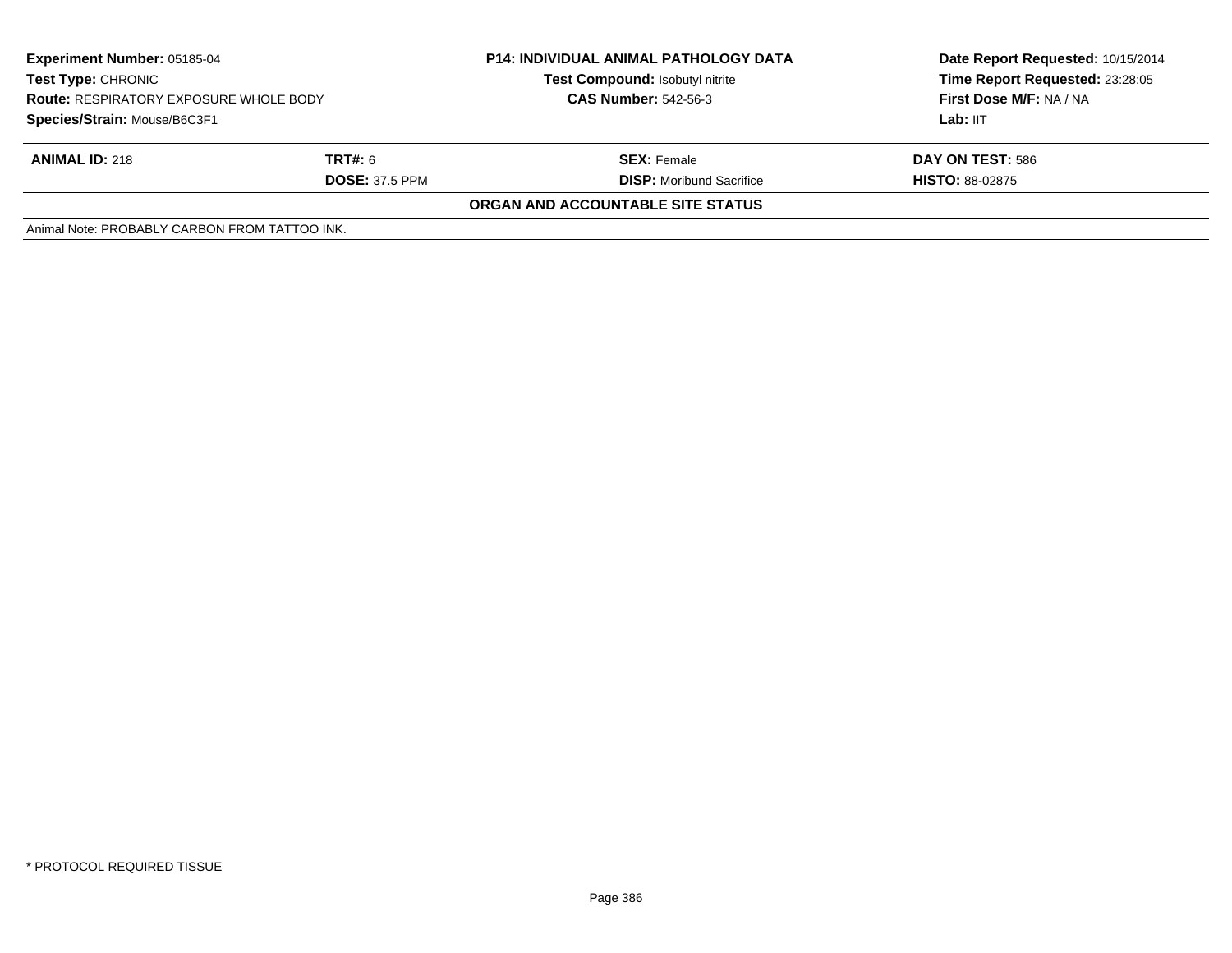| **Experiment Number:** 05185-04 | **P14: INDIVIDUAL ANIMAL PATHOLOGY DATA** | **Date Report Requested:** 10/15/2014 |
|---|---|---|
| **Test Type:** CHRONIC | **Test Compound:** Isobutyl nitrite | **Time Report Requested:** 23:28:05 |
| **Route:** RESPIRATORY EXPOSURE WHOLE BODY | **CAS Number:** 542-56-3 | **First Dose M/F:** NA / NA |
| **Species/Strain:** Mouse/B6C3F1 | | **Lab:** IIT |

| **ANIMAL ID:** 218 | **TRT#:** 6 | **SEX:** Female | **DAY ON TEST:** 586 |
|---|---|---|---|
| | **DOSE:** 37.5 PPM | **DISP:** Moribund Sacrifice | **HISTO:** 88-02875 |

**ORGAN AND ACCOUNTABLE SITE STATUS**

Animal Note: PROBABLY CARBON FROM TATTOO INK.

* PROTOCOL REQUIRED TISSUE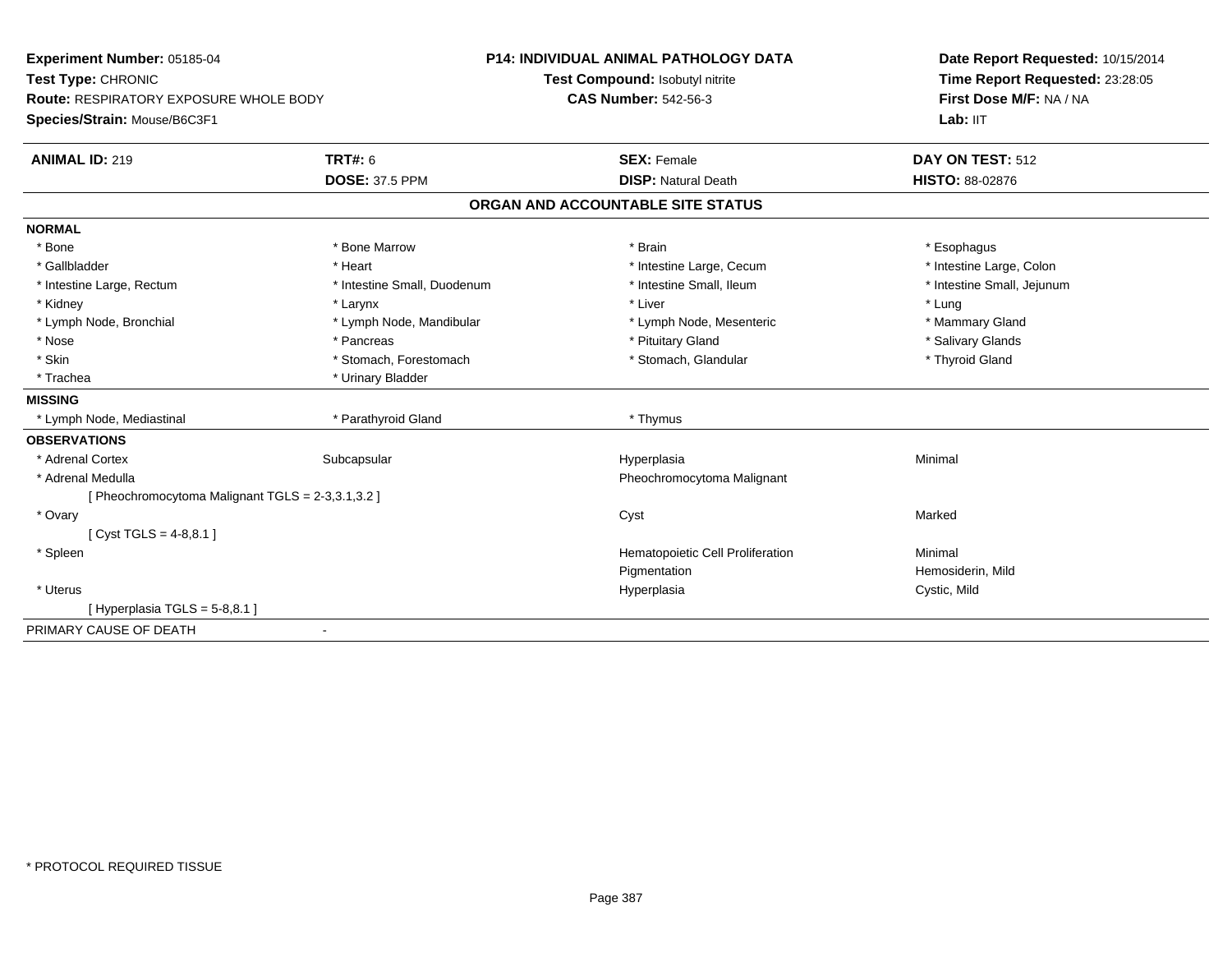**Experiment Number:** 05185-04
**Test Type:** CHRONIC
**Route:** RESPIRATORY EXPOSURE WHOLE BODY
**Species/Strain:** Mouse/B6C3F1

**P14: INDIVIDUAL ANIMAL PATHOLOGY DATA**
**Test Compound:** Isobutyl nitrite
**CAS Number:** 542-56-3

**Date Report Requested:** 10/15/2014
**Time Report Requested:** 23:28:05
**First Dose M/F:** NA / NA
**Lab:** IIT

| **ANIMAL ID:** 219 | **TRT#:** 6 | **SEX:** Female | **DAY ON TEST:** 512 |
|---|---|---|---|
| | **DOSE:** 37.5 PPM | **DISP:** Natural Death | **HISTO:** 88-02876 |

## ORGAN AND ACCOUNTABLE SITE STATUS

**NORMAL**

| | | | |
|---|---|---|---|
| * Bone | * Bone Marrow | * Brain | * Esophagus |
| * Gallbladder | * Heart | * Intestine Large, Cecum | * Intestine Large, Colon |
| * Intestine Large, Rectum | * Intestine Small, Duodenum | * Intestine Small, Ileum | * Intestine Small, Jejunum |
| * Kidney | * Larynx | * Liver | * Lung |
| * Lymph Node, Bronchial | * Lymph Node, Mandibular | * Lymph Node, Mesenteric | * Mammary Gland |
| * Nose | * Pancreas | * Pituitary Gland | * Salivary Glands |
| * Skin | * Stomach, Forestomach | * Stomach, Glandular | * Thyroid Gland |
| * Trachea | * Urinary Bladder | | |

**MISSING**

| | | |
|---|---|---|
| * Lymph Node, Mediastinal | * Parathyroid Gland | * Thymus |

**OBSERVATIONS**

| | | | |
|---|---|---|---|
| * Adrenal Cortex | Subcapsular | Hyperplasia | Minimal |
| * Adrenal Medulla | | Pheochromocytoma Malignant | |
| [ Pheochromocytoma Malignant TGLS = 2-3,3.1,3.2 ] | | | |
| * Ovary | | Cyst | Marked |
| [ Cyst TGLS = 4-8,8.1 ] | | | |
| * Spleen | | Hematopoietic Cell Proliferation | Minimal |
| | | Pigmentation | Hemosiderin, Mild |
| * Uterus | | Hyperplasia | Cystic, Mild |
| [ Hyperplasia TGLS = 5-8,8.1 ] | | | |

PRIMARY CAUSE OF DEATH -

* PROTOCOL REQUIRED TISSUE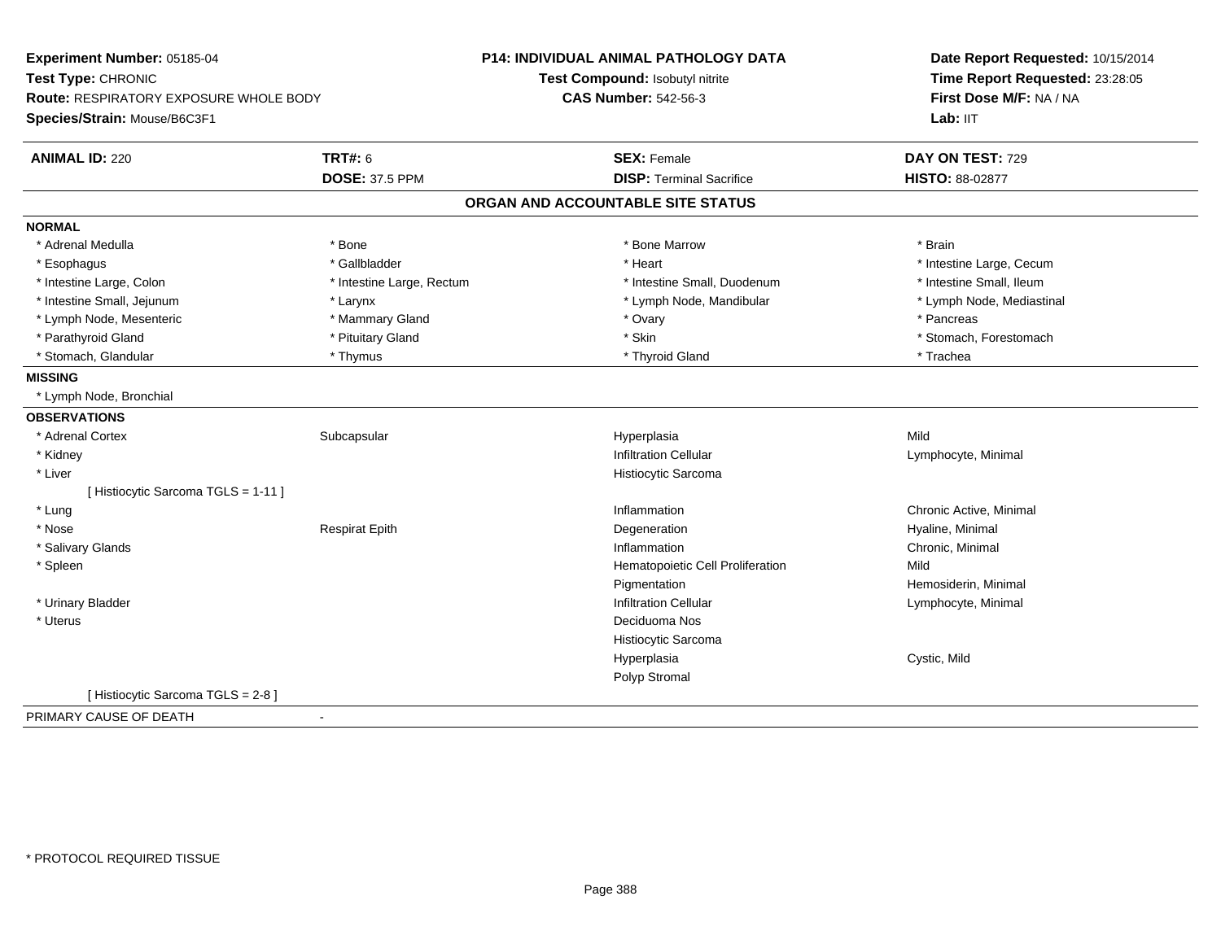**Experiment Number:** 05185-04
**Test Type:** CHRONIC
**Route:** RESPIRATORY EXPOSURE WHOLE BODY
**Species/Strain:** Mouse/B6C3F1

**P14: INDIVIDUAL ANIMAL PATHOLOGY DATA**
**Test Compound:** Isobutyl nitrite
**CAS Number:** 542-56-3

**Date Report Requested:** 10/15/2014
**Time Report Requested:** 23:28:05
**First Dose M/F:** NA / NA
**Lab:** IIT

| **ANIMAL ID:** 220 | **TRT#:** 6 | **SEX:** Female | **DAY ON TEST:** 729 |
|---|---|---|---|
| | **DOSE:** 37.5 PPM | **DISP:** Terminal Sacrifice | **HISTO:** 88-02877 |

## ORGAN AND ACCOUNTABLE SITE STATUS

**NORMAL**

| | | | |
|---|---|---|---|
| * Adrenal Medulla | * Bone | * Bone Marrow | * Brain |
| * Esophagus | * Gallbladder | * Heart | * Intestine Large, Cecum |
| * Intestine Large, Colon | * Intestine Large, Rectum | * Intestine Small, Duodenum | * Intestine Small, Ileum |
| * Intestine Small, Jejunum | * Larynx | * Lymph Node, Mandibular | * Lymph Node, Mediastinal |
| * Lymph Node, Mesenteric | * Mammary Gland | * Ovary | * Pancreas |
| * Parathyroid Gland | * Pituitary Gland | * Skin | * Stomach, Forestomach |
| * Stomach, Glandular | * Thymus | * Thyroid Gland | * Trachea |

**MISSING**

* Lymph Node, Bronchial

**OBSERVATIONS**

| | | | |
|---|---|---|---|
| * Adrenal Cortex | Subcapsular | Hyperplasia | Mild |
| * Kidney | | Infiltration Cellular | Lymphocyte, Minimal |
| * Liver | | Histiocytic Sarcoma | |
| [ Histiocytic Sarcoma TGLS = 1-11 ] | | | |
| * Lung | | Inflammation | Chronic Active, Minimal |
| * Nose | Respirat Epith | Degeneration | Hyaline, Minimal |
| * Salivary Glands | | Inflammation | Chronic, Minimal |
| * Spleen | | Hematopoietic Cell Proliferation | Mild |
| | | Pigmentation | Hemosiderin, Minimal |
| * Urinary Bladder | | Infiltration Cellular | Lymphocyte, Minimal |
| * Uterus | | Deciduoma Nos | |
| | | Histiocytic Sarcoma | |
| | | Hyperplasia | Cystic, Mild |
| | | Polyp Stromal | |
| [ Histiocytic Sarcoma TGLS = 2-8 ] | | | |

PRIMARY CAUSE OF DEATH -

* PROTOCOL REQUIRED TISSUE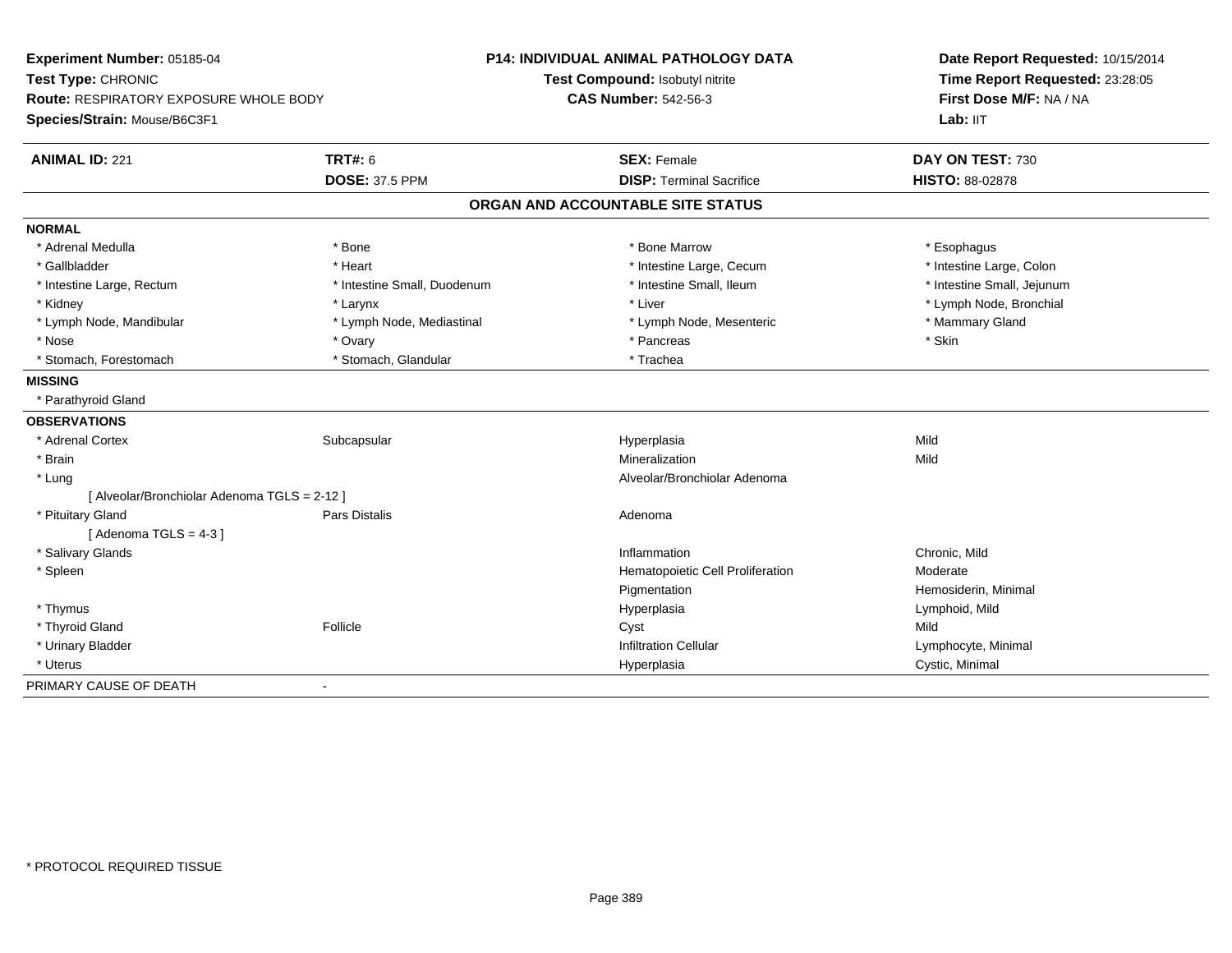**Experiment Number:** 05185-04
**Test Type:** CHRONIC
**Route:** RESPIRATORY EXPOSURE WHOLE BODY
**Species/Strain:** Mouse/B6C3F1

**P14: INDIVIDUAL ANIMAL PATHOLOGY DATA**
**Test Compound:** Isobutyl nitrite
**CAS Number:** 542-56-3

**Date Report Requested:** 10/15/2014
**Time Report Requested:** 23:28:05
**First Dose M/F:** NA / NA
**Lab:** IIT

| **ANIMAL ID:** 221 | **TRT#:** 6 | **SEX:** Female | **DAY ON TEST:** 730 |
|---|---|---|---|
| | **DOSE:** 37.5 PPM | **DISP:** Terminal Sacrifice | **HISTO:** 88-02878 |

## ORGAN AND ACCOUNTABLE SITE STATUS

**NORMAL**

| | | | |
|---|---|---|---|
| * Adrenal Medulla | * Bone | * Bone Marrow | * Esophagus |
| * Gallbladder | * Heart | * Intestine Large, Cecum | * Intestine Large, Colon |
| * Intestine Large, Rectum | * Intestine Small, Duodenum | * Intestine Small, Ileum | * Intestine Small, Jejunum |
| * Kidney | * Larynx | * Liver | * Lymph Node, Bronchial |
| * Lymph Node, Mandibular | * Lymph Node, Mediastinal | * Lymph Node, Mesenteric | * Mammary Gland |
| * Nose | * Ovary | * Pancreas | * Skin |
| * Stomach, Forestomach | * Stomach, Glandular | * Trachea | |

**MISSING**

* Parathyroid Gland

**OBSERVATIONS**

| | | | |
|---|---|---|---|
| * Adrenal Cortex | Subcapsular | Hyperplasia | Mild |
| * Brain | | Mineralization | Mild |
| * Lung | | Alveolar/Bronchiolar Adenoma | |
| [ Alveolar/Bronchiolar Adenoma TGLS = 2-12 ] | | | |
| * Pituitary Gland | Pars Distalis | Adenoma | |
| [ Adenoma TGLS = 4-3 ] | | | |
| * Salivary Glands | | Inflammation | Chronic, Mild |
| * Spleen | | Hematopoietic Cell Proliferation | Moderate |
| | | Pigmentation | Hemosiderin, Minimal |
| * Thymus | | Hyperplasia | Lymphoid, Mild |
| * Thyroid Gland | Follicle | Cyst | Mild |
| * Urinary Bladder | | Infiltration Cellular | Lymphocyte, Minimal |
| * Uterus | | Hyperplasia | Cystic, Minimal |

PRIMARY CAUSE OF DEATH -

* PROTOCOL REQUIRED TISSUE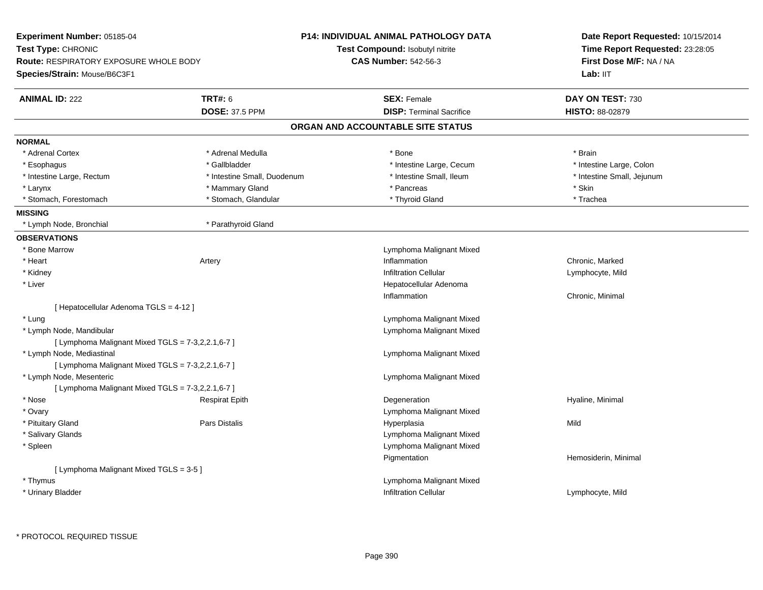**Experiment Number:** 05185-04
**Test Type:** CHRONIC
**Route:** RESPIRATORY EXPOSURE WHOLE BODY
**Species/Strain:** Mouse/B6C3F1

**P14: INDIVIDUAL ANIMAL PATHOLOGY DATA**
**Test Compound:** Isobutyl nitrite
**CAS Number:** 542-56-3

**Date Report Requested:** 10/15/2014
**Time Report Requested:** 23:28:05
**First Dose M/F:** NA / NA
**Lab:** IIT

| **ANIMAL ID:** 222 | **TRT#:** 6 | **SEX:** Female | **DAY ON TEST:** 730 |
|---|---|---|---|
| | **DOSE:** 37.5 PPM | **DISP:** Terminal Sacrifice | **HISTO:** 88-02879 |

## ORGAN AND ACCOUNTABLE SITE STATUS

**NORMAL**

| | | | |
|---|---|---|---|
| * Adrenal Cortex | * Adrenal Medulla | * Bone | * Brain |
| * Esophagus | * Gallbladder | * Intestine Large, Cecum | * Intestine Large, Colon |
| * Intestine Large, Rectum | * Intestine Small, Duodenum | * Intestine Small, Ileum | * Intestine Small, Jejunum |
| * Larynx | * Mammary Gland | * Pancreas | * Skin |
| * Stomach, Forestomach | * Stomach, Glandular | * Thyroid Gland | * Trachea |

**MISSING**

| | |
|---|---|
| * Lymph Node, Bronchial | * Parathyroid Gland |

**OBSERVATIONS**

| Organ | Site | Observation | Qualifier |
|---|---|---|---|
| * Bone Marrow | | Lymphoma Malignant Mixed | |
| * Heart | Artery | Inflammation | Chronic, Marked |
| * Kidney | | Infiltration Cellular | Lymphocyte, Mild |
| * Liver | | Hepatocellular Adenoma | |
| | | Inflammation | Chronic, Minimal |
| [ Hepatocellular Adenoma TGLS = 4-12 ] | | | |
| * Lung | | Lymphoma Malignant Mixed | |
| * Lymph Node, Mandibular | | Lymphoma Malignant Mixed | |
| [ Lymphoma Malignant Mixed TGLS = 7-3,2,2.1,6-7 ] | | | |
| * Lymph Node, Mediastinal | | Lymphoma Malignant Mixed | |
| [ Lymphoma Malignant Mixed TGLS = 7-3,2,2.1,6-7 ] | | | |
| * Lymph Node, Mesenteric | | Lymphoma Malignant Mixed | |
| [ Lymphoma Malignant Mixed TGLS = 7-3,2,2.1,6-7 ] | | | |
| * Nose | Respirat Epith | Degeneration | Hyaline, Minimal |
| * Ovary | | Lymphoma Malignant Mixed | |
| * Pituitary Gland | Pars Distalis | Hyperplasia | Mild |
| * Salivary Glands | | Lymphoma Malignant Mixed | |
| * Spleen | | Lymphoma Malignant Mixed | |
| | | Pigmentation | Hemosiderin, Minimal |
| [ Lymphoma Malignant Mixed TGLS = 3-5 ] | | | |
| * Thymus | | Lymphoma Malignant Mixed | |
| * Urinary Bladder | | Infiltration Cellular | Lymphocyte, Mild |

\* PROTOCOL REQUIRED TISSUE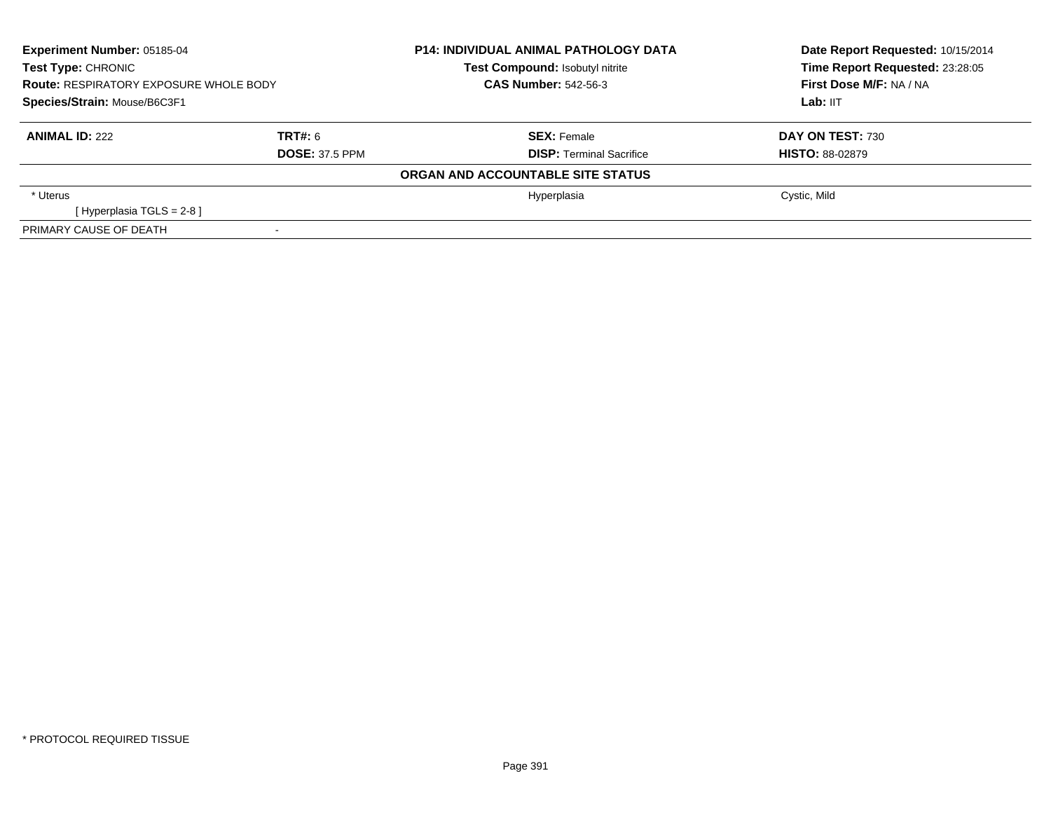**Experiment Number:** 05185-04
**Test Type:** CHRONIC
**Route:** RESPIRATORY EXPOSURE WHOLE BODY
**Species/Strain:** Mouse/B6C3F1

**P14: INDIVIDUAL ANIMAL PATHOLOGY DATA**
**Test Compound:** Isobutyl nitrite
**CAS Number:** 542-56-3

**Date Report Requested:** 10/15/2014
**Time Report Requested:** 23:28:05
**First Dose M/F:** NA / NA
**Lab:** IIT

| **ANIMAL ID:** 222 | **TRT#:** 6 | **SEX:** Female | **DAY ON TEST:** 730 |
|---|---|---|---|
| | **DOSE:** 37.5 PPM | **DISP:** Terminal Sacrifice | **HISTO:** 88-02879 |

**ORGAN AND ACCOUNTABLE SITE STATUS**

| | | | |
|---|---|---|---|
| * Uterus | | Hyperplasia | Cystic, Mild |
| [ Hyperplasia TGLS = 2-8 ] | | | |
| PRIMARY CAUSE OF DEATH | - | | |

* PROTOCOL REQUIRED TISSUE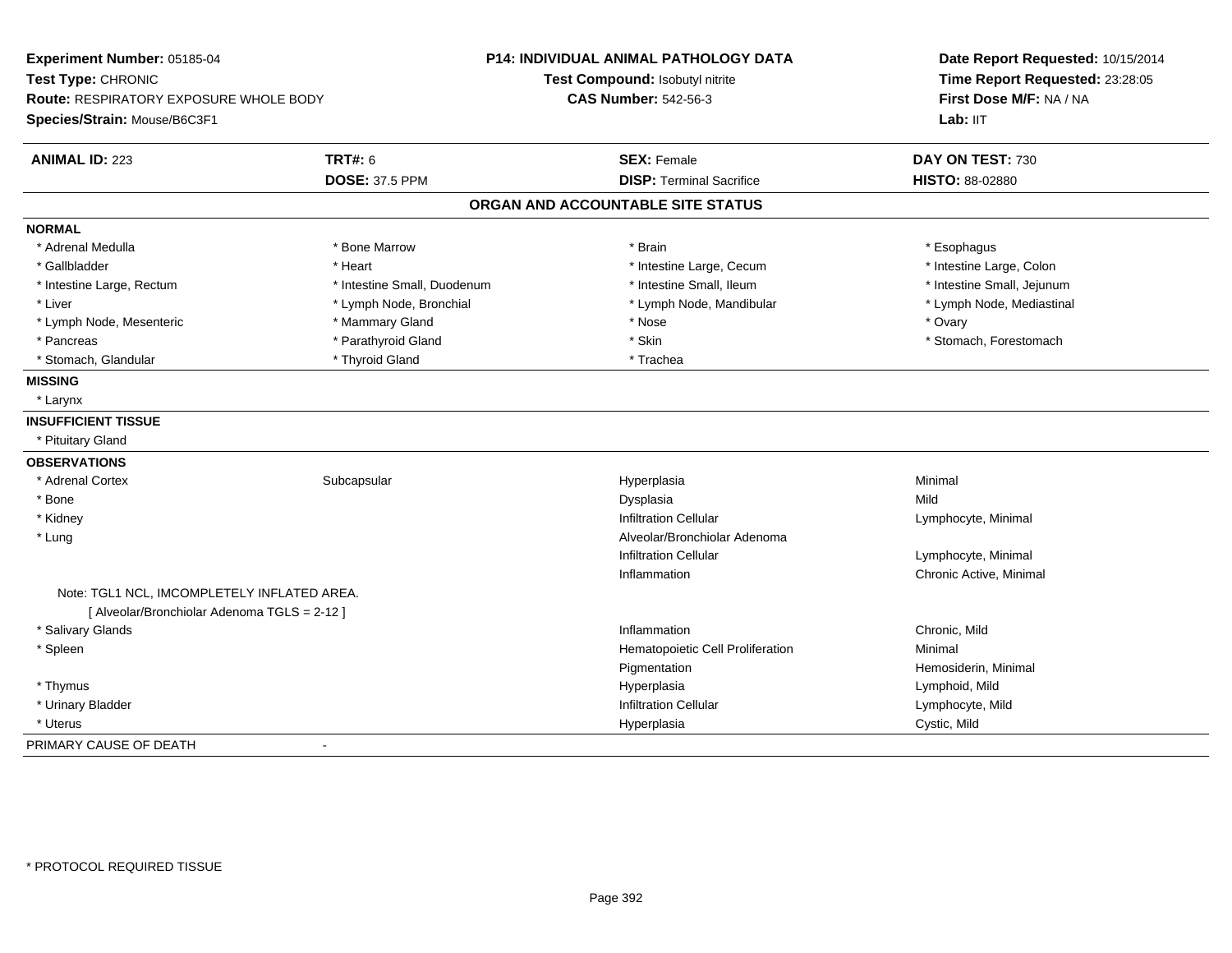**Experiment Number:** 05185-04
**Test Type:** CHRONIC
**Route:** RESPIRATORY EXPOSURE WHOLE BODY
**Species/Strain:** Mouse/B6C3F1

**P14: INDIVIDUAL ANIMAL PATHOLOGY DATA**
**Test Compound:** Isobutyl nitrite
**CAS Number:** 542-56-3

**Date Report Requested:** 10/15/2014
**Time Report Requested:** 23:28:05
**First Dose M/F:** NA / NA
**Lab:** IIT

| **ANIMAL ID:** 223 | **TRT#:** 6 | **SEX:** Female | **DAY ON TEST:** 730 |
|---|---|---|---|
| | **DOSE:** 37.5 PPM | **DISP:** Terminal Sacrifice | **HISTO:** 88-02880 |

## ORGAN AND ACCOUNTABLE SITE STATUS

**NORMAL**

| | | | |
|---|---|---|---|
| * Adrenal Medulla | * Bone Marrow | * Brain | * Esophagus |
| * Gallbladder | * Heart | * Intestine Large, Cecum | * Intestine Large, Colon |
| * Intestine Large, Rectum | * Intestine Small, Duodenum | * Intestine Small, Ileum | * Intestine Small, Jejunum |
| * Liver | * Lymph Node, Bronchial | * Lymph Node, Mandibular | * Lymph Node, Mediastinal |
| * Lymph Node, Mesenteric | * Mammary Gland | * Nose | * Ovary |
| * Pancreas | * Parathyroid Gland | * Skin | * Stomach, Forestomach |
| * Stomach, Glandular | * Thyroid Gland | * Trachea | |

**MISSING**

* Larynx

**INSUFFICIENT TISSUE**

* Pituitary Gland

**OBSERVATIONS**

| | | | |
|---|---|---|---|
| * Adrenal Cortex | Subcapsular | Hyperplasia | Minimal |
| * Bone | | Dysplasia | Mild |
| * Kidney | | Infiltration Cellular | Lymphocyte, Minimal |
| * Lung | | Alveolar/Bronchiolar Adenoma | |
| | | Infiltration Cellular | Lymphocyte, Minimal |
| | | Inflammation | Chronic Active, Minimal |

Note: TGL1 NCL, IMCOMPLETELY INFLATED AREA.
[ Alveolar/Bronchiolar Adenoma TGLS = 2-12 ]

| | | | |
|---|---|---|---|
| * Salivary Glands | | Inflammation | Chronic, Mild |
| * Spleen | | Hematopoietic Cell Proliferation | Minimal |
| | | Pigmentation | Hemosiderin, Minimal |
| * Thymus | | Hyperplasia | Lymphoid, Mild |
| * Urinary Bladder | | Infiltration Cellular | Lymphocyte, Mild |
| * Uterus | | Hyperplasia | Cystic, Mild |

PRIMARY CAUSE OF DEATH -

* PROTOCOL REQUIRED TISSUE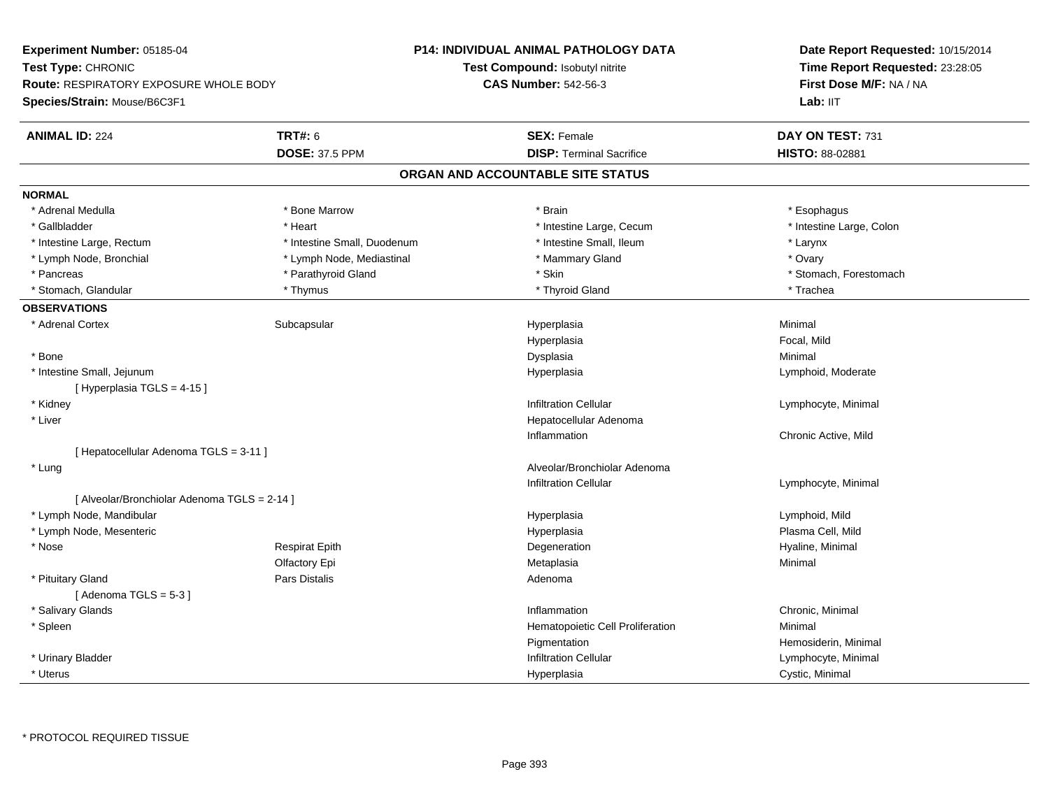**Experiment Number:** 05185-04
**Test Type:** CHRONIC
**Route:** RESPIRATORY EXPOSURE WHOLE BODY
**Species/Strain:** Mouse/B6C3F1

**P14: INDIVIDUAL ANIMAL PATHOLOGY DATA**
**Test Compound:** Isobutyl nitrite
**CAS Number:** 542-56-3

**Date Report Requested:** 10/15/2014
**Time Report Requested:** 23:28:05
**First Dose M/F:** NA / NA
**Lab:** IIT

| **ANIMAL ID:** 224 | **TRT#:** 6 | **SEX:** Female | **DAY ON TEST:** 731 |
|---|---|---|---|
| | **DOSE:** 37.5 PPM | **DISP:** Terminal Sacrifice | **HISTO:** 88-02881 |

## ORGAN AND ACCOUNTABLE SITE STATUS

**NORMAL**

| | | | |
|---|---|---|---|
| * Adrenal Medulla | * Bone Marrow | * Brain | * Esophagus |
| * Gallbladder | * Heart | * Intestine Large, Cecum | * Intestine Large, Colon |
| * Intestine Large, Rectum | * Intestine Small, Duodenum | * Intestine Small, Ileum | * Larynx |
| * Lymph Node, Bronchial | * Lymph Node, Mediastinal | * Mammary Gland | * Ovary |
| * Pancreas | * Parathyroid Gland | * Skin | * Stomach, Forestomach |
| * Stomach, Glandular | * Thymus | * Thyroid Gland | * Trachea |

**OBSERVATIONS**

| | | | |
|---|---|---|---|
| * Adrenal Cortex | Subcapsular | Hyperplasia | Minimal |
| | | Hyperplasia | Focal, Mild |
| * Bone | | Dysplasia | Minimal |
| * Intestine Small, Jejunum | | Hyperplasia | Lymphoid, Moderate |
| [ Hyperplasia TGLS = 4-15 ] | | | |
| * Kidney | | Infiltration Cellular | Lymphocyte, Minimal |
| * Liver | | Hepatocellular Adenoma | |
| | | Inflammation | Chronic Active, Mild |
| [ Hepatocellular Adenoma TGLS = 3-11 ] | | | |
| * Lung | | Alveolar/Bronchiolar Adenoma | |
| | | Infiltration Cellular | Lymphocyte, Minimal |
| [ Alveolar/Bronchiolar Adenoma TGLS = 2-14 ] | | | |
| * Lymph Node, Mandibular | | Hyperplasia | Lymphoid, Mild |
| * Lymph Node, Mesenteric | | Hyperplasia | Plasma Cell, Mild |
| * Nose | Respirat Epith | Degeneration | Hyaline, Minimal |
| | Olfactory Epi | Metaplasia | Minimal |
| * Pituitary Gland | Pars Distalis | Adenoma | |
| [ Adenoma TGLS = 5-3 ] | | | |
| * Salivary Glands | | Inflammation | Chronic, Minimal |
| * Spleen | | Hematopoietic Cell Proliferation | Minimal |
| | | Pigmentation | Hemosiderin, Minimal |
| * Urinary Bladder | | Infiltration Cellular | Lymphocyte, Minimal |
| * Uterus | | Hyperplasia | Cystic, Minimal |

* PROTOCOL REQUIRED TISSUE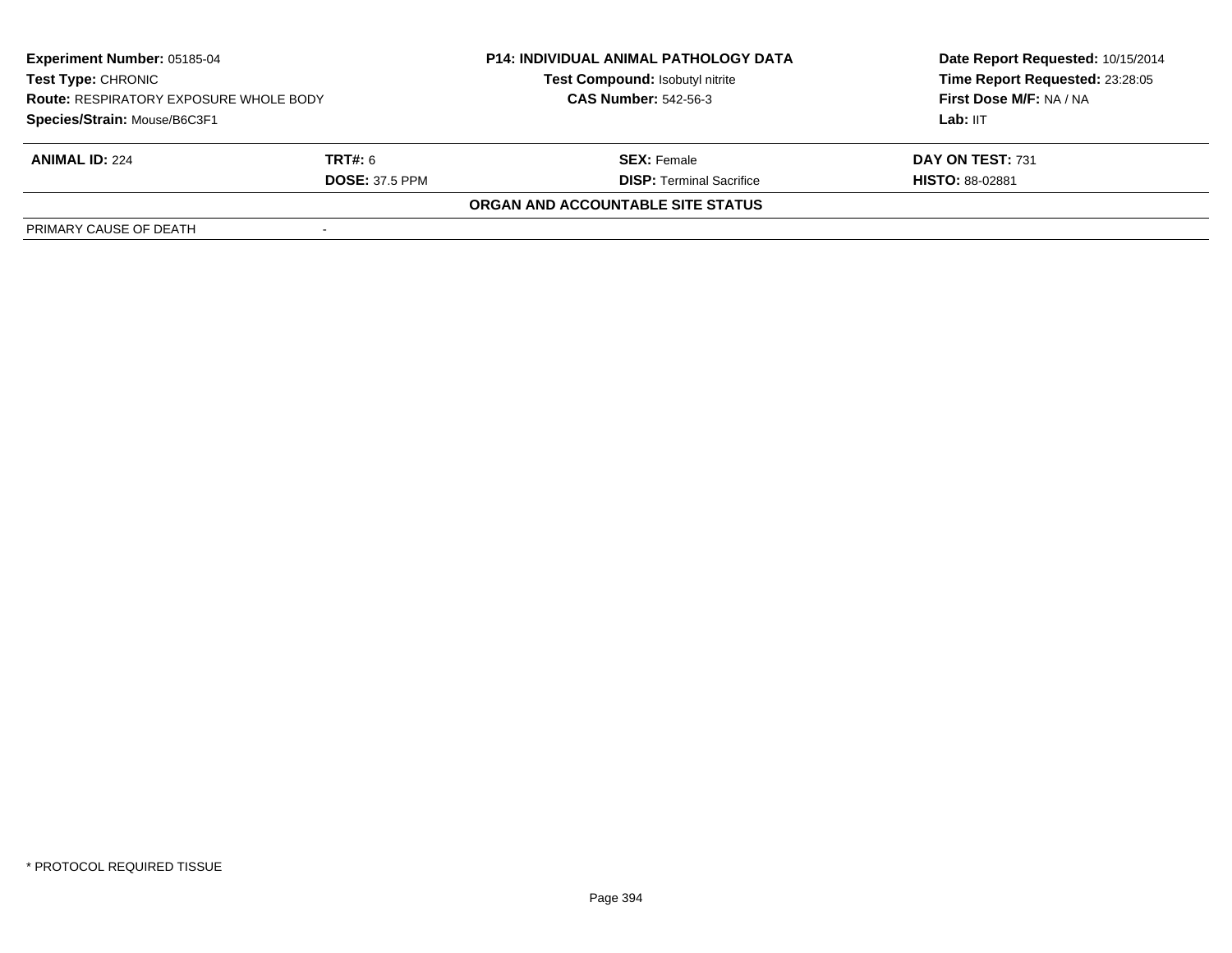| **Experiment Number:** 05185-04 | **P14: INDIVIDUAL ANIMAL PATHOLOGY DATA** | **Date Report Requested:** 10/15/2014 |
|---|---|---|
| **Test Type:** CHRONIC | **Test Compound:** Isobutyl nitrite | **Time Report Requested:** 23:28:05 |
| **Route:** RESPIRATORY EXPOSURE WHOLE BODY | **CAS Number:** 542-56-3 | **First Dose M/F:** NA / NA |
| **Species/Strain:** Mouse/B6C3F1 | | **Lab:** IIT |

| **ANIMAL ID:** 224 | **TRT#:** 6 | **SEX:** Female | **DAY ON TEST:** 731 |
|---|---|---|---|
| | **DOSE:** 37.5 PPM | **DISP:** Terminal Sacrifice | **HISTO:** 88-02881 |

**ORGAN AND ACCOUNTABLE SITE STATUS**

| PRIMARY CAUSE OF DEATH | - |
|---|---|

* PROTOCOL REQUIRED TISSUE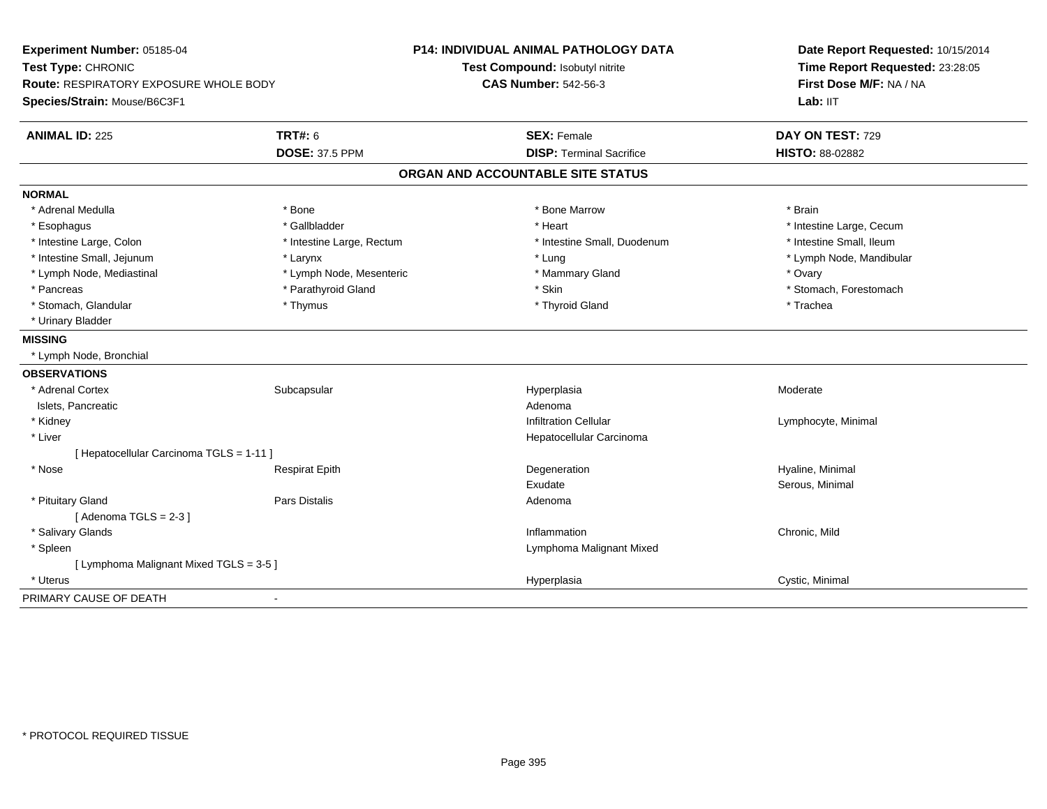**Experiment Number:** 05185-04
**Test Type:** CHRONIC
**Route:** RESPIRATORY EXPOSURE WHOLE BODY
**Species/Strain:** Mouse/B6C3F1

**P14: INDIVIDUAL ANIMAL PATHOLOGY DATA**
**Test Compound:** Isobutyl nitrite
**CAS Number:** 542-56-3

**Date Report Requested:** 10/15/2014
**Time Report Requested:** 23:28:05
**First Dose M/F:** NA / NA
**Lab:** IIT

| **ANIMAL ID:** 225 | **TRT#:** 6 | **SEX:** Female | **DAY ON TEST:** 729 |
|---|---|---|---|
| | **DOSE:** 37.5 PPM | **DISP:** Terminal Sacrifice | **HISTO:** 88-02882 |

## ORGAN AND ACCOUNTABLE SITE STATUS

**NORMAL**

| | | | |
|---|---|---|---|
| * Adrenal Medulla | * Bone | * Bone Marrow | * Brain |
| * Esophagus | * Gallbladder | * Heart | * Intestine Large, Cecum |
| * Intestine Large, Colon | * Intestine Large, Rectum | * Intestine Small, Duodenum | * Intestine Small, Ileum |
| * Intestine Small, Jejunum | * Larynx | * Lung | * Lymph Node, Mandibular |
| * Lymph Node, Mediastinal | * Lymph Node, Mesenteric | * Mammary Gland | * Ovary |
| * Pancreas | * Parathyroid Gland | * Skin | * Stomach, Forestomach |
| * Stomach, Glandular | * Thymus | * Thyroid Gland | * Trachea |
| * Urinary Bladder | | | |

**MISSING**

* Lymph Node, Bronchial

**OBSERVATIONS**

| | | | |
|---|---|---|---|
| * Adrenal Cortex | Subcapsular | Hyperplasia | Moderate |
| Islets, Pancreatic | | Adenoma | |
| * Kidney | | Infiltration Cellular | Lymphocyte, Minimal |
| * Liver | | Hepatocellular Carcinoma | |
| [ Hepatocellular Carcinoma TGLS = 1-11 ] | | | |
| * Nose | Respirat Epith | Degeneration | Hyaline, Minimal |
| | | Exudate | Serous, Minimal |
| * Pituitary Gland | Pars Distalis | Adenoma | |
| [ Adenoma TGLS = 2-3 ] | | | |
| * Salivary Glands | | Inflammation | Chronic, Mild |
| * Spleen | | Lymphoma Malignant Mixed | |
| [ Lymphoma Malignant Mixed TGLS = 3-5 ] | | | |
| * Uterus | | Hyperplasia | Cystic, Minimal |

PRIMARY CAUSE OF DEATH -

* PROTOCOL REQUIRED TISSUE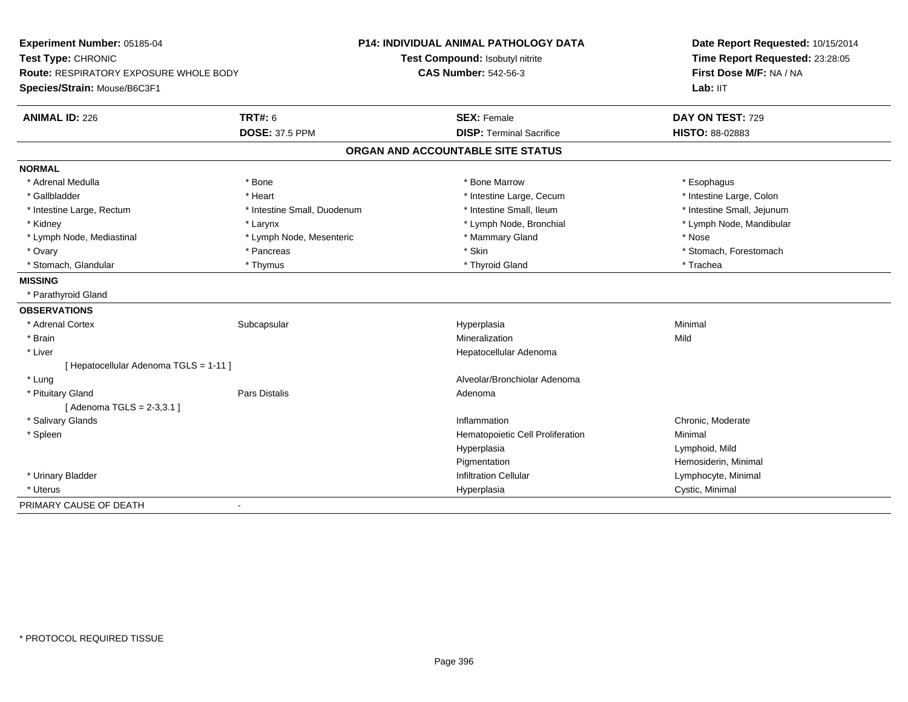**Experiment Number:** 05185-04
**Test Type:** CHRONIC
**Route:** RESPIRATORY EXPOSURE WHOLE BODY
**Species/Strain:** Mouse/B6C3F1

**P14: INDIVIDUAL ANIMAL PATHOLOGY DATA**
**Test Compound:** Isobutyl nitrite
**CAS Number:** 542-56-3

**Date Report Requested:** 10/15/2014
**Time Report Requested:** 23:28:05
**First Dose M/F:** NA / NA
**Lab:** IIT

| **ANIMAL ID:** 226 | **TRT#:** 6 | **SEX:** Female | **DAY ON TEST:** 729 |
|---|---|---|---|
| | **DOSE:** 37.5 PPM | **DISP:** Terminal Sacrifice | **HISTO:** 88-02883 |

## ORGAN AND ACCOUNTABLE SITE STATUS

**NORMAL**

| | | | |
|---|---|---|---|
| * Adrenal Medulla | * Bone | * Bone Marrow | * Esophagus |
| * Gallbladder | * Heart | * Intestine Large, Cecum | * Intestine Large, Colon |
| * Intestine Large, Rectum | * Intestine Small, Duodenum | * Intestine Small, Ileum | * Intestine Small, Jejunum |
| * Kidney | * Larynx | * Lymph Node, Bronchial | * Lymph Node, Mandibular |
| * Lymph Node, Mediastinal | * Lymph Node, Mesenteric | * Mammary Gland | * Nose |
| * Ovary | * Pancreas | * Skin | * Stomach, Forestomach |
| * Stomach, Glandular | * Thymus | * Thyroid Gland | * Trachea |

**MISSING**

* Parathyroid Gland

**OBSERVATIONS**

| | | | |
|---|---|---|---|
| * Adrenal Cortex | Subcapsular | Hyperplasia | Minimal |
| * Brain | | Mineralization | Mild |
| * Liver | | Hepatocellular Adenoma | |
| [ Hepatocellular Adenoma TGLS = 1-11 ] | | | |
| * Lung | | Alveolar/Bronchiolar Adenoma | |
| * Pituitary Gland | Pars Distalis | Adenoma | |
| [ Adenoma TGLS = 2-3,3.1 ] | | | |
| * Salivary Glands | | Inflammation | Chronic, Moderate |
| * Spleen | | Hematopoietic Cell Proliferation | Minimal |
| | | Hyperplasia | Lymphoid, Mild |
| | | Pigmentation | Hemosiderin, Minimal |
| * Urinary Bladder | | Infiltration Cellular | Lymphocyte, Minimal |
| * Uterus | | Hyperplasia | Cystic, Minimal |

PRIMARY CAUSE OF DEATH -

* PROTOCOL REQUIRED TISSUE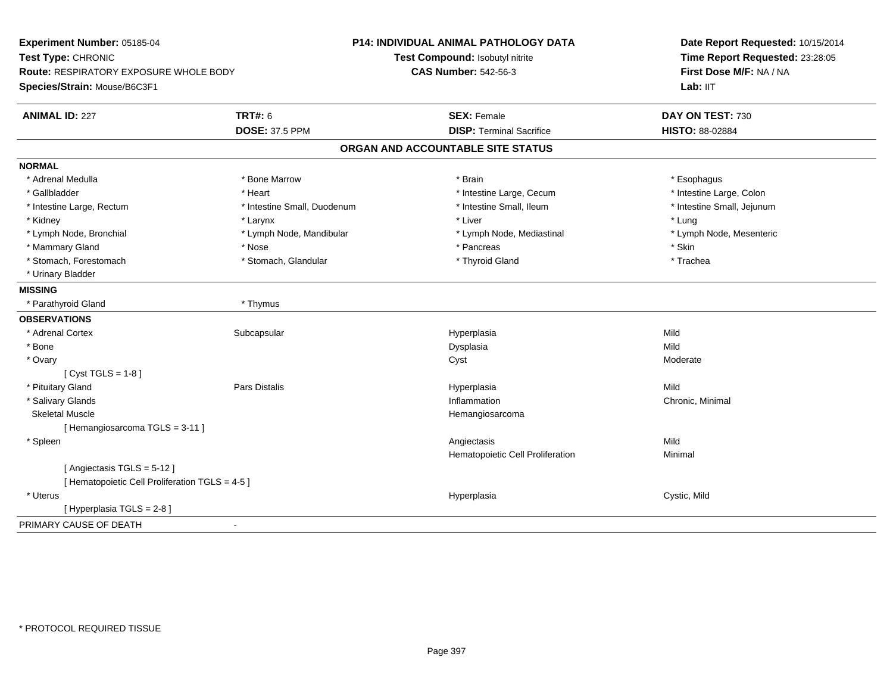**Experiment Number:** 05185-04
**Test Type:** CHRONIC
**Route:** RESPIRATORY EXPOSURE WHOLE BODY
**Species/Strain:** Mouse/B6C3F1

**P14: INDIVIDUAL ANIMAL PATHOLOGY DATA**
**Test Compound:** Isobutyl nitrite
**CAS Number:** 542-56-3

**Date Report Requested:** 10/15/2014
**Time Report Requested:** 23:28:05
**First Dose M/F:** NA / NA
**Lab:** IIT

| **ANIMAL ID:** 227 | **TRT#:** 6 | **SEX:** Female | **DAY ON TEST:** 730 |
|---|---|---|---|
| | **DOSE:** 37.5 PPM | **DISP:** Terminal Sacrifice | **HISTO:** 88-02884 |

## ORGAN AND ACCOUNTABLE SITE STATUS

**NORMAL**

| | | | |
|---|---|---|---|
| * Adrenal Medulla | * Bone Marrow | * Brain | * Esophagus |
| * Gallbladder | * Heart | * Intestine Large, Cecum | * Intestine Large, Colon |
| * Intestine Large, Rectum | * Intestine Small, Duodenum | * Intestine Small, Ileum | * Intestine Small, Jejunum |
| * Kidney | * Larynx | * Liver | * Lung |
| * Lymph Node, Bronchial | * Lymph Node, Mandibular | * Lymph Node, Mediastinal | * Lymph Node, Mesenteric |
| * Mammary Gland | * Nose | * Pancreas | * Skin |
| * Stomach, Forestomach | * Stomach, Glandular | * Thyroid Gland | * Trachea |
| * Urinary Bladder | | | |

**MISSING**

| | |
|---|---|
| * Parathyroid Gland | * Thymus |

**OBSERVATIONS**

| | | | |
|---|---|---|---|
| * Adrenal Cortex | Subcapsular | Hyperplasia | Mild |
| * Bone | | Dysplasia | Mild |
| * Ovary | | Cyst | Moderate |
| [ Cyst TGLS = 1-8 ] | | | |
| * Pituitary Gland | Pars Distalis | Hyperplasia | Mild |
| * Salivary Glands | | Inflammation | Chronic, Minimal |
| Skeletal Muscle | | Hemangiosarcoma | |
| [ Hemangiosarcoma TGLS = 3-11 ] | | | |
| * Spleen | | Angiectasis | Mild |
| | | Hematopoietic Cell Proliferation | Minimal |
| [ Angiectasis TGLS = 5-12 ] | | | |
| [ Hematopoietic Cell Proliferation TGLS = 4-5 ] | | | |
| * Uterus | | Hyperplasia | Cystic, Mild |
| [ Hyperplasia TGLS = 2-8 ] | | | |

PRIMARY CAUSE OF DEATH -

\* PROTOCOL REQUIRED TISSUE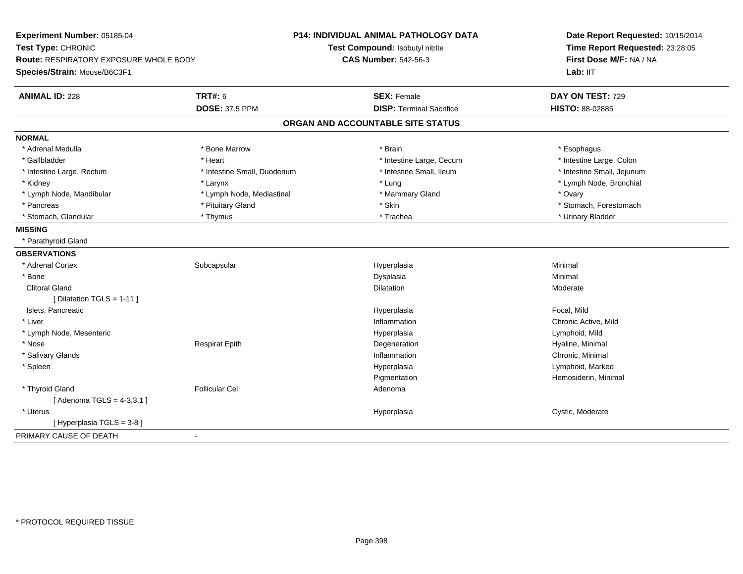**Experiment Number:** 05185-04
**Test Type:** CHRONIC
**Route:** RESPIRATORY EXPOSURE WHOLE BODY
**Species/Strain:** Mouse/B6C3F1

**P14: INDIVIDUAL ANIMAL PATHOLOGY DATA**
**Test Compound:** Isobutyl nitrite
**CAS Number:** 542-56-3

**Date Report Requested:** 10/15/2014
**Time Report Requested:** 23:28:05
**First Dose M/F:** NA / NA
**Lab:** IIT

| **ANIMAL ID:** 228 | **TRT#:** 6 | **SEX:** Female | **DAY ON TEST:** 729 |
|---|---|---|---|
| | **DOSE:** 37.5 PPM | **DISP:** Terminal Sacrifice | **HISTO:** 88-02885 |

## ORGAN AND ACCOUNTABLE SITE STATUS

**NORMAL**

| | | | |
|---|---|---|---|
| * Adrenal Medulla | * Bone Marrow | * Brain | * Esophagus |
| * Gallbladder | * Heart | * Intestine Large, Cecum | * Intestine Large, Colon |
| * Intestine Large, Rectum | * Intestine Small, Duodenum | * Intestine Small, Ileum | * Intestine Small, Jejunum |
| * Kidney | * Larynx | * Lung | * Lymph Node, Bronchial |
| * Lymph Node, Mandibular | * Lymph Node, Mediastinal | * Mammary Gland | * Ovary |
| * Pancreas | * Pituitary Gland | * Skin | * Stomach, Forestomach |
| * Stomach, Glandular | * Thymus | * Trachea | * Urinary Bladder |

**MISSING**

* Parathyroid Gland

**OBSERVATIONS**

| | | | |
|---|---|---|---|
| * Adrenal Cortex | Subcapsular | Hyperplasia | Minimal |
| * Bone | | Dysplasia | Minimal |
| Clitoral Gland | | Dilatation | Moderate |
| [ Dilatation TGLS = 1-11 ] | | | |
| Islets, Pancreatic | | Hyperplasia | Focal, Mild |
| * Liver | | Inflammation | Chronic Active, Mild |
| * Lymph Node, Mesenteric | | Hyperplasia | Lymphoid, Mild |
| * Nose | Respirat Epith | Degeneration | Hyaline, Minimal |
| * Salivary Glands | | Inflammation | Chronic, Minimal |
| * Spleen | | Hyperplasia | Lymphoid, Marked |
| | | Pigmentation | Hemosiderin, Minimal |
| * Thyroid Gland | Follicular Cel | Adenoma | |
| [ Adenoma TGLS = 4-3,3.1 ] | | | |
| * Uterus | | Hyperplasia | Cystic, Moderate |
| [ Hyperplasia TGLS = 3-8 ] | | | |

PRIMARY CAUSE OF DEATH -

\* PROTOCOL REQUIRED TISSUE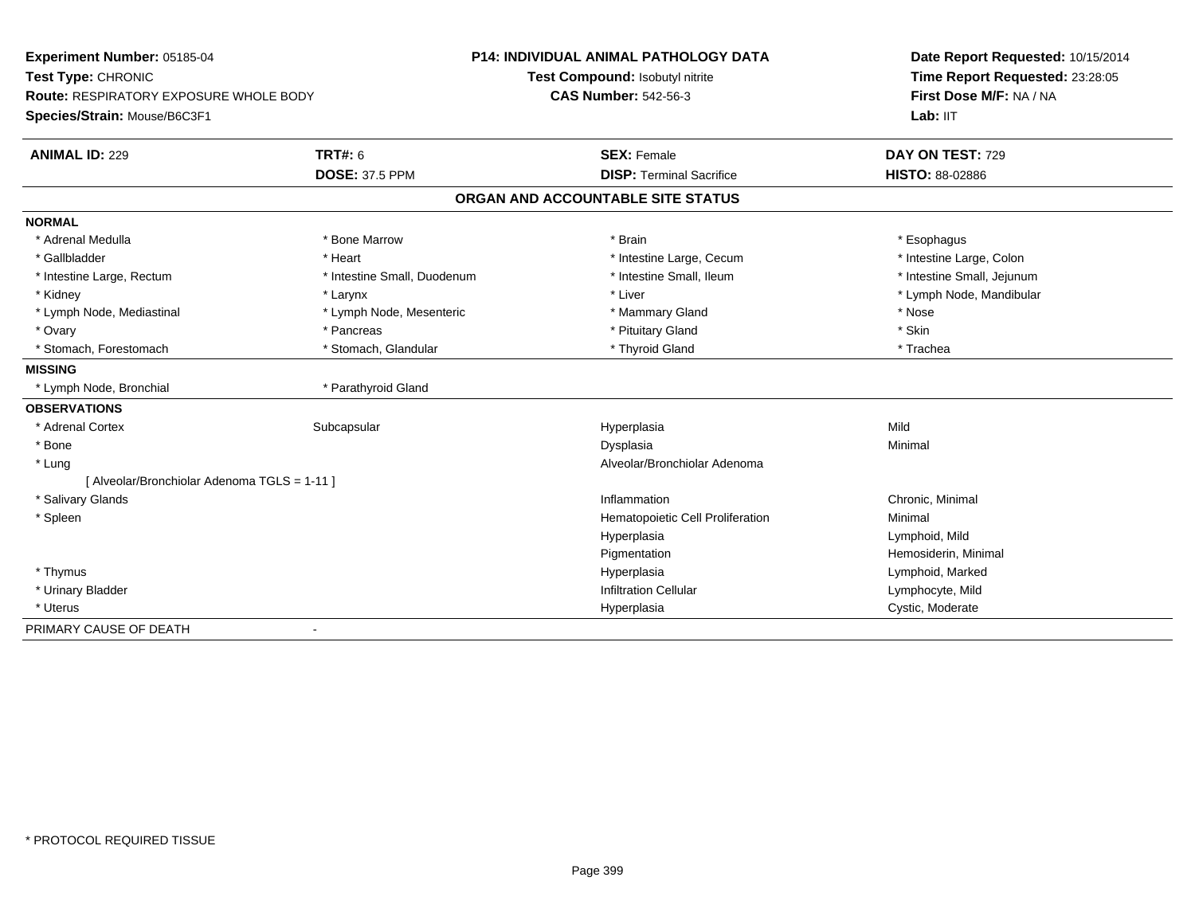**Experiment Number:** 05185-04
**Test Type:** CHRONIC
**Route:** RESPIRATORY EXPOSURE WHOLE BODY
**Species/Strain:** Mouse/B6C3F1

**P14: INDIVIDUAL ANIMAL PATHOLOGY DATA**
**Test Compound:** Isobutyl nitrite
**CAS Number:** 542-56-3

**Date Report Requested:** 10/15/2014
**Time Report Requested:** 23:28:05
**First Dose M/F:** NA / NA
**Lab:** IIT

| **ANIMAL ID:** 229 | **TRT#:** 6 | **SEX:** Female | **DAY ON TEST:** 729 |
|---|---|---|---|
| | **DOSE:** 37.5 PPM | **DISP:** Terminal Sacrifice | **HISTO:** 88-02886 |

## ORGAN AND ACCOUNTABLE SITE STATUS

| | | | |
|---|---|---|---|
| **NORMAL** | | | |
| * Adrenal Medulla | * Bone Marrow | * Brain | * Esophagus |
| * Gallbladder | * Heart | * Intestine Large, Cecum | * Intestine Large, Colon |
| * Intestine Large, Rectum | * Intestine Small, Duodenum | * Intestine Small, Ileum | * Intestine Small, Jejunum |
| * Kidney | * Larynx | * Liver | * Lymph Node, Mandibular |
| * Lymph Node, Mediastinal | * Lymph Node, Mesenteric | * Mammary Gland | * Nose |
| * Ovary | * Pancreas | * Pituitary Gland | * Skin |
| * Stomach, Forestomach | * Stomach, Glandular | * Thyroid Gland | * Trachea |
| **MISSING** | | | |
| * Lymph Node, Bronchial | * Parathyroid Gland | | |
| **OBSERVATIONS** | | | |
| * Adrenal Cortex | Subcapsular | Hyperplasia | Mild |
| * Bone | | Dysplasia | Minimal |
| * Lung | | Alveolar/Bronchiolar Adenoma | |
| [ Alveolar/Bronchiolar Adenoma TGLS = 1-11 ] | | | |
| * Salivary Glands | | Inflammation | Chronic, Minimal |
| * Spleen | | Hematopoietic Cell Proliferation | Minimal |
| | | Hyperplasia | Lymphoid, Mild |
| | | Pigmentation | Hemosiderin, Minimal |
| * Thymus | | Hyperplasia | Lymphoid, Marked |
| * Urinary Bladder | | Infiltration Cellular | Lymphocyte, Mild |
| * Uterus | | Hyperplasia | Cystic, Moderate |
| PRIMARY CAUSE OF DEATH | - | | |

* PROTOCOL REQUIRED TISSUE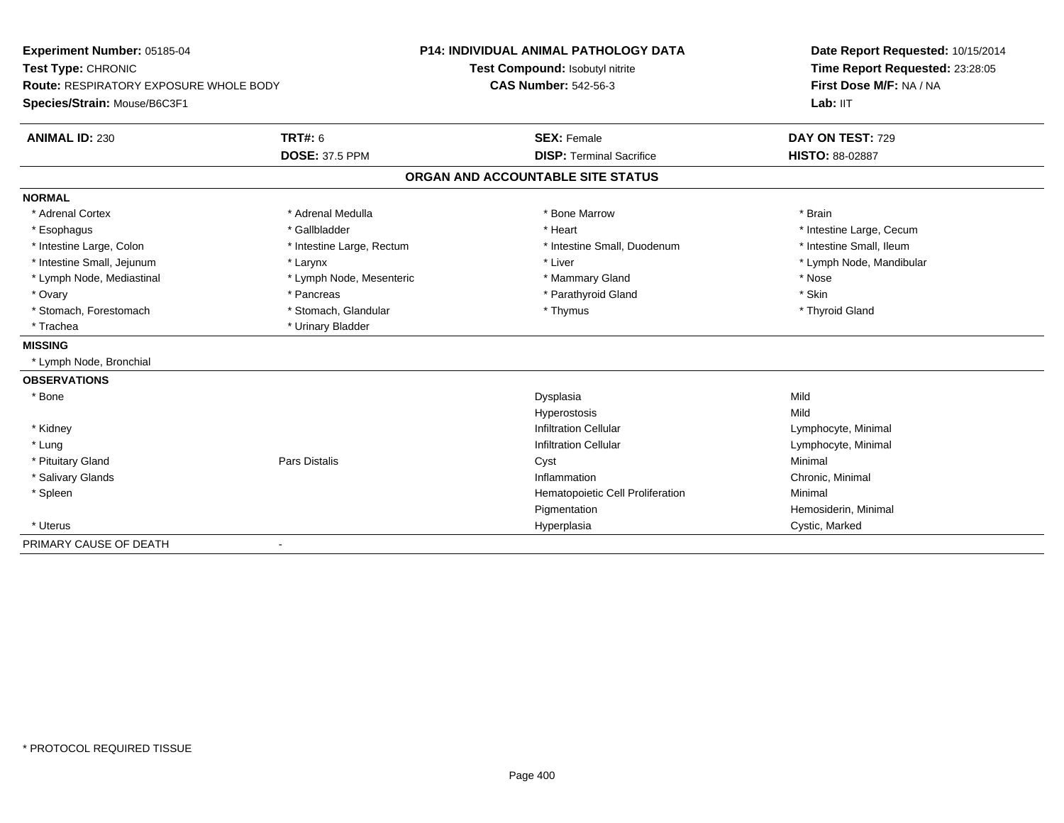**Experiment Number:** 05185-04
**Test Type:** CHRONIC
**Route:** RESPIRATORY EXPOSURE WHOLE BODY
**Species/Strain:** Mouse/B6C3F1

**P14: INDIVIDUAL ANIMAL PATHOLOGY DATA**
**Test Compound:** Isobutyl nitrite
**CAS Number:** 542-56-3

**Date Report Requested:** 10/15/2014
**Time Report Requested:** 23:28:05
**First Dose M/F:** NA / NA
**Lab:** IIT

| **ANIMAL ID:** 230 | **TRT#:** 6 | **SEX:** Female | **DAY ON TEST:** 729 |
|---|---|---|---|
| | **DOSE:** 37.5 PPM | **DISP:** Terminal Sacrifice | **HISTO:** 88-02887 |

## ORGAN AND ACCOUNTABLE SITE STATUS

**NORMAL**

| | | | |
|---|---|---|---|
| * Adrenal Cortex | * Adrenal Medulla | * Bone Marrow | * Brain |
| * Esophagus | * Gallbladder | * Heart | * Intestine Large, Cecum |
| * Intestine Large, Colon | * Intestine Large, Rectum | * Intestine Small, Duodenum | * Intestine Small, Ileum |
| * Intestine Small, Jejunum | * Larynx | * Liver | * Lymph Node, Mandibular |
| * Lymph Node, Mediastinal | * Lymph Node, Mesenteric | * Mammary Gland | * Nose |
| * Ovary | * Pancreas | * Parathyroid Gland | * Skin |
| * Stomach, Forestomach | * Stomach, Glandular | * Thymus | * Thyroid Gland |
| * Trachea | * Urinary Bladder | | |

**MISSING**

* Lymph Node, Bronchial

**OBSERVATIONS**

| | | | |
|---|---|---|---|
| * Bone | | Dysplasia | Mild |
| | | Hyperostosis | Mild |
| * Kidney | | Infiltration Cellular | Lymphocyte, Minimal |
| * Lung | | Infiltration Cellular | Lymphocyte, Minimal |
| * Pituitary Gland | Pars Distalis | Cyst | Minimal |
| * Salivary Glands | | Inflammation | Chronic, Minimal |
| * Spleen | | Hematopoietic Cell Proliferation | Minimal |
| | | Pigmentation | Hemosiderin, Minimal |
| * Uterus | | Hyperplasia | Cystic, Marked |

PRIMARY CAUSE OF DEATH -

* PROTOCOL REQUIRED TISSUE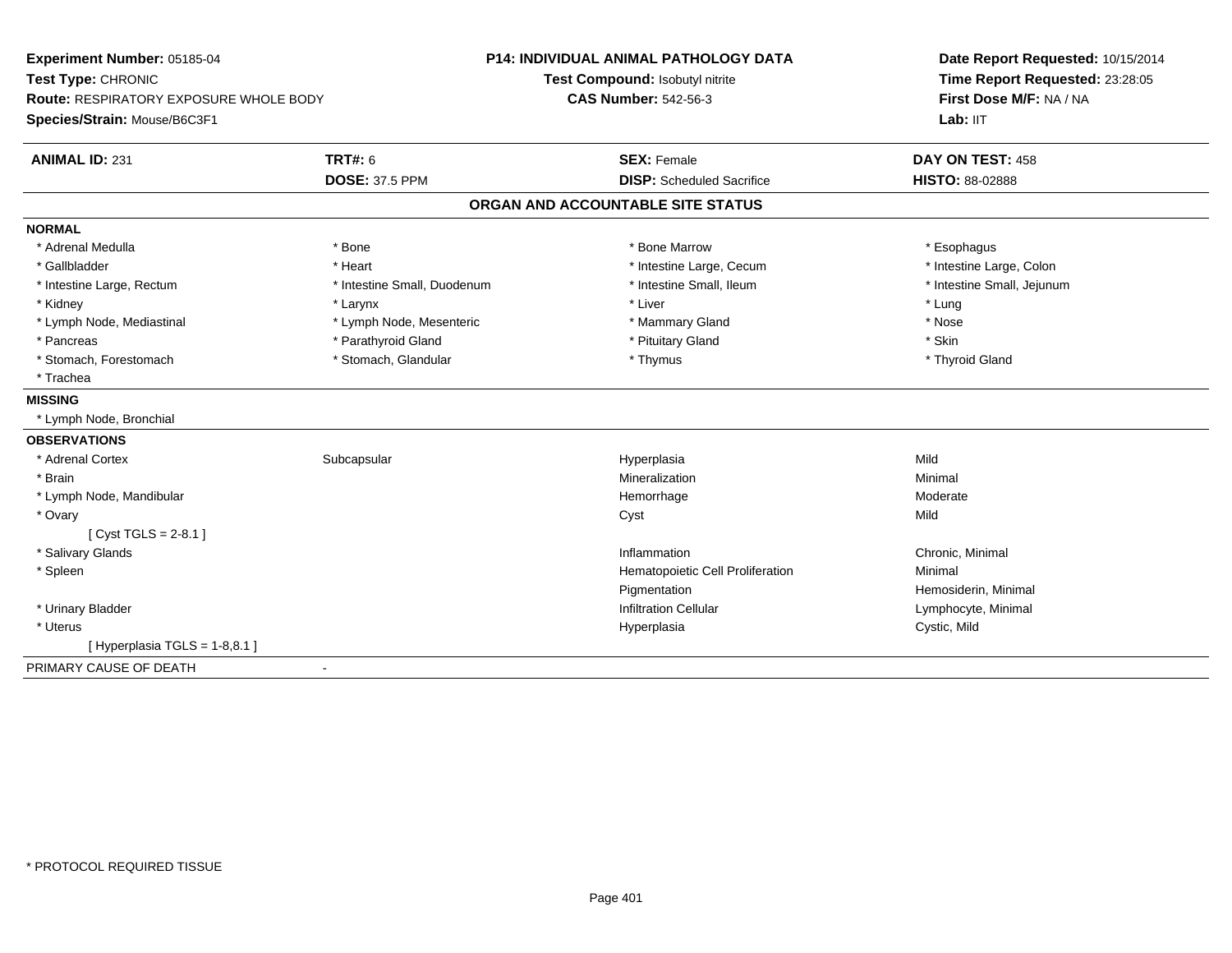**Experiment Number:** 05185-04
**Test Type:** CHRONIC
**Route:** RESPIRATORY EXPOSURE WHOLE BODY
**Species/Strain:** Mouse/B6C3F1

**P14: INDIVIDUAL ANIMAL PATHOLOGY DATA**
**Test Compound:** Isobutyl nitrite
**CAS Number:** 542-56-3

**Date Report Requested:** 10/15/2014
**Time Report Requested:** 23:28:05
**First Dose M/F:** NA / NA
**Lab:** IIT

| **ANIMAL ID:** 231 | **TRT#:** 6 | **SEX:** Female | **DAY ON TEST:** 458 |
|---|---|---|---|
| | **DOSE:** 37.5 PPM | **DISP:** Scheduled Sacrifice | **HISTO:** 88-02888 |

## ORGAN AND ACCOUNTABLE SITE STATUS

**NORMAL**

| | | | |
|---|---|---|---|
| * Adrenal Medulla | * Bone | * Bone Marrow | * Esophagus |
| * Gallbladder | * Heart | * Intestine Large, Cecum | * Intestine Large, Colon |
| * Intestine Large, Rectum | * Intestine Small, Duodenum | * Intestine Small, Ileum | * Intestine Small, Jejunum |
| * Kidney | * Larynx | * Liver | * Lung |
| * Lymph Node, Mediastinal | * Lymph Node, Mesenteric | * Mammary Gland | * Nose |
| * Pancreas | * Parathyroid Gland | * Pituitary Gland | * Skin |
| * Stomach, Forestomach | * Stomach, Glandular | * Thymus | * Thyroid Gland |
| * Trachea | | | |

**MISSING**

* Lymph Node, Bronchial

**OBSERVATIONS**

| | | | |
|---|---|---|---|
| * Adrenal Cortex | Subcapsular | Hyperplasia | Mild |
| * Brain | | Mineralization | Minimal |
| * Lymph Node, Mandibular | | Hemorrhage | Moderate |
| * Ovary | | Cyst | Mild |
| [ Cyst TGLS = 2-8.1 ] | | | |
| * Salivary Glands | | Inflammation | Chronic, Minimal |
| * Spleen | | Hematopoietic Cell Proliferation | Minimal |
| | | Pigmentation | Hemosiderin, Minimal |
| * Urinary Bladder | | Infiltration Cellular | Lymphocyte, Minimal |
| * Uterus | | Hyperplasia | Cystic, Mild |
| [ Hyperplasia TGLS = 1-8,8.1 ] | | | |

PRIMARY CAUSE OF DEATH -

* PROTOCOL REQUIRED TISSUE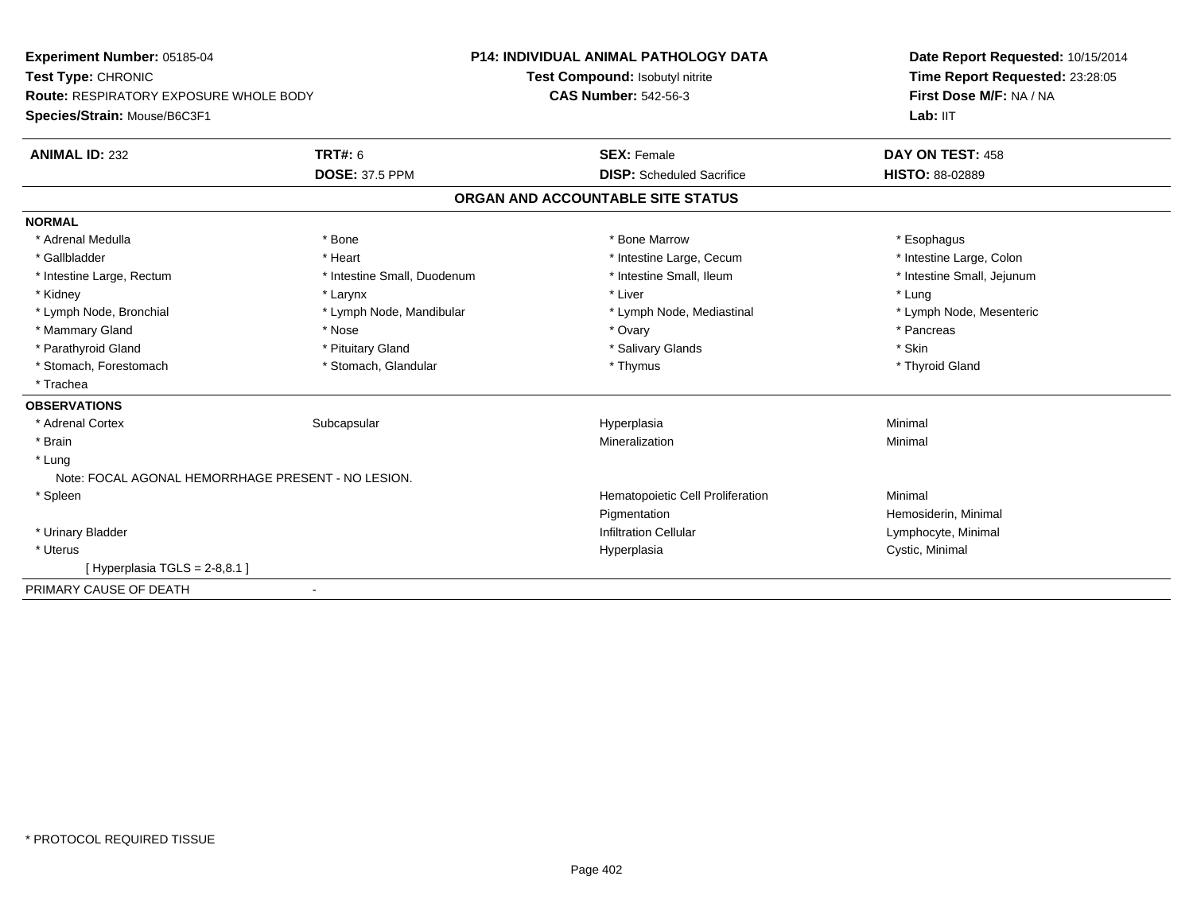**Experiment Number:** 05185-04
**Test Type:** CHRONIC
**Route:** RESPIRATORY EXPOSURE WHOLE BODY
**Species/Strain:** Mouse/B6C3F1

**P14: INDIVIDUAL ANIMAL PATHOLOGY DATA**
**Test Compound:** Isobutyl nitrite
**CAS Number:** 542-56-3

**Date Report Requested:** 10/15/2014
**Time Report Requested:** 23:28:05
**First Dose M/F:** NA / NA
**Lab:** IIT

| **ANIMAL ID:** 232 | **TRT#:** 6 | **SEX:** Female | **DAY ON TEST:** 458 |
|---|---|---|---|
| | **DOSE:** 37.5 PPM | **DISP:** Scheduled Sacrifice | **HISTO:** 88-02889 |

## ORGAN AND ACCOUNTABLE SITE STATUS

**NORMAL**

| | | | |
|---|---|---|---|
| * Adrenal Medulla | * Bone | * Bone Marrow | * Esophagus |
| * Gallbladder | * Heart | * Intestine Large, Cecum | * Intestine Large, Colon |
| * Intestine Large, Rectum | * Intestine Small, Duodenum | * Intestine Small, Ileum | * Intestine Small, Jejunum |
| * Kidney | * Larynx | * Liver | * Lung |
| * Lymph Node, Bronchial | * Lymph Node, Mandibular | * Lymph Node, Mediastinal | * Lymph Node, Mesenteric |
| * Mammary Gland | * Nose | * Ovary | * Pancreas |
| * Parathyroid Gland | * Pituitary Gland | * Salivary Glands | * Skin |
| * Stomach, Forestomach | * Stomach, Glandular | * Thymus | * Thyroid Gland |
| * Trachea | | | |

**OBSERVATIONS**

| | | | |
|---|---|---|---|
| * Adrenal Cortex | Subcapsular | Hyperplasia | Minimal |
| * Brain | | Mineralization | Minimal |
| * Lung | | | |
| Note: FOCAL AGONAL HEMORRHAGE PRESENT - NO LESION. | | | |
| * Spleen | | Hematopoietic Cell Proliferation | Minimal |
| | | Pigmentation | Hemosiderin, Minimal |
| * Urinary Bladder | | Infiltration Cellular | Lymphocyte, Minimal |
| * Uterus | | Hyperplasia | Cystic, Minimal |
| [ Hyperplasia TGLS = 2-8,8.1 ] | | | |

PRIMARY CAUSE OF DEATH -

* PROTOCOL REQUIRED TISSUE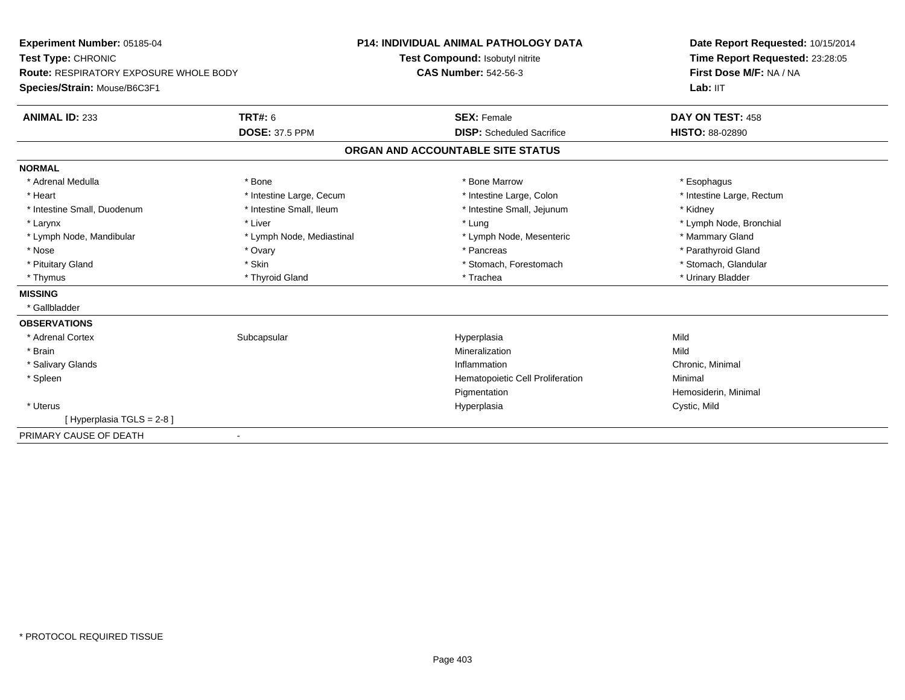**Experiment Number:** 05185-04
**Test Type:** CHRONIC
**Route:** RESPIRATORY EXPOSURE WHOLE BODY
**Species/Strain:** Mouse/B6C3F1

**P14: INDIVIDUAL ANIMAL PATHOLOGY DATA**
**Test Compound:** Isobutyl nitrite
**CAS Number:** 542-56-3

**Date Report Requested:** 10/15/2014
**Time Report Requested:** 23:28:05
**First Dose M/F:** NA / NA
**Lab:** IIT

| **ANIMAL ID:** 233 | **TRT#:** 6 | **SEX:** Female | **DAY ON TEST:** 458 |
|---|---|---|---|
| | **DOSE:** 37.5 PPM | **DISP:** Scheduled Sacrifice | **HISTO:** 88-02890 |

## ORGAN AND ACCOUNTABLE SITE STATUS

**NORMAL**

| | | | |
|---|---|---|---|
| * Adrenal Medulla | * Bone | * Bone Marrow | * Esophagus |
| * Heart | * Intestine Large, Cecum | * Intestine Large, Colon | * Intestine Large, Rectum |
| * Intestine Small, Duodenum | * Intestine Small, Ileum | * Intestine Small, Jejunum | * Kidney |
| * Larynx | * Liver | * Lung | * Lymph Node, Bronchial |
| * Lymph Node, Mandibular | * Lymph Node, Mediastinal | * Lymph Node, Mesenteric | * Mammary Gland |
| * Nose | * Ovary | * Pancreas | * Parathyroid Gland |
| * Pituitary Gland | * Skin | * Stomach, Forestomach | * Stomach, Glandular |
| * Thymus | * Thyroid Gland | * Trachea | * Urinary Bladder |

**MISSING**

* Gallbladder

**OBSERVATIONS**

| | | | |
|---|---|---|---|
| * Adrenal Cortex | Subcapsular | Hyperplasia | Mild |
| * Brain | | Mineralization | Mild |
| * Salivary Glands | | Inflammation | Chronic, Minimal |
| * Spleen | | Hematopoietic Cell Proliferation | Minimal |
| | | Pigmentation | Hemosiderin, Minimal |
| * Uterus | | Hyperplasia | Cystic, Mild |
| [ Hyperplasia TGLS = 2-8 ] | | | |

PRIMARY CAUSE OF DEATH -

* PROTOCOL REQUIRED TISSUE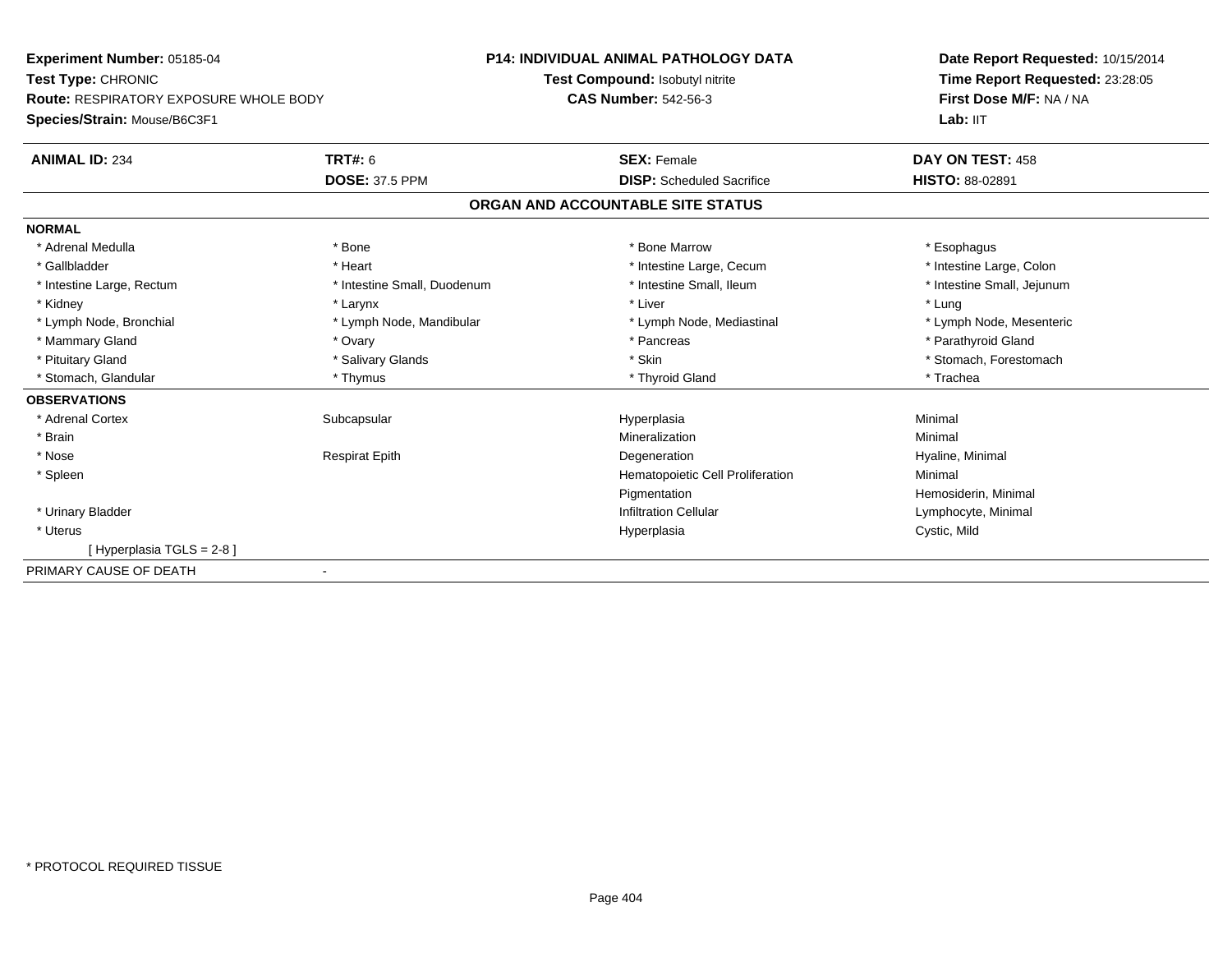**Experiment Number:** 05185-04
**Test Type:** CHRONIC
**Route:** RESPIRATORY EXPOSURE WHOLE BODY
**Species/Strain:** Mouse/B6C3F1

**P14: INDIVIDUAL ANIMAL PATHOLOGY DATA**
**Test Compound:** Isobutyl nitrite
**CAS Number:** 542-56-3

**Date Report Requested:** 10/15/2014
**Time Report Requested:** 23:28:05
**First Dose M/F:** NA / NA
**Lab:** IIT

| **ANIMAL ID:** 234 | **TRT#:** 6 | **SEX:** Female | **DAY ON TEST:** 458 |
|---|---|---|---|
| | **DOSE:** 37.5 PPM | **DISP:** Scheduled Sacrifice | **HISTO:** 88-02891 |

## ORGAN AND ACCOUNTABLE SITE STATUS

| | | | |
|---|---|---|---|
| **NORMAL** | | | |
| * Adrenal Medulla | * Bone | * Bone Marrow | * Esophagus |
| * Gallbladder | * Heart | * Intestine Large, Cecum | * Intestine Large, Colon |
| * Intestine Large, Rectum | * Intestine Small, Duodenum | * Intestine Small, Ileum | * Intestine Small, Jejunum |
| * Kidney | * Larynx | * Liver | * Lung |
| * Lymph Node, Bronchial | * Lymph Node, Mandibular | * Lymph Node, Mediastinal | * Lymph Node, Mesenteric |
| * Mammary Gland | * Ovary | * Pancreas | * Parathyroid Gland |
| * Pituitary Gland | * Salivary Glands | * Skin | * Stomach, Forestomach |
| * Stomach, Glandular | * Thymus | * Thyroid Gland | * Trachea |
| **OBSERVATIONS** | | | |
| * Adrenal Cortex | Subcapsular | Hyperplasia | Minimal |
| * Brain | | Mineralization | Minimal |
| * Nose | Respirat Epith | Degeneration | Hyaline, Minimal |
| * Spleen | | Hematopoietic Cell Proliferation | Minimal |
| | | Pigmentation | Hemosiderin, Minimal |
| * Urinary Bladder | | Infiltration Cellular | Lymphocyte, Minimal |
| * Uterus | | Hyperplasia | Cystic, Mild |
| [ Hyperplasia TGLS = 2-8 ] | | | |
| PRIMARY CAUSE OF DEATH | - | | |

* PROTOCOL REQUIRED TISSUE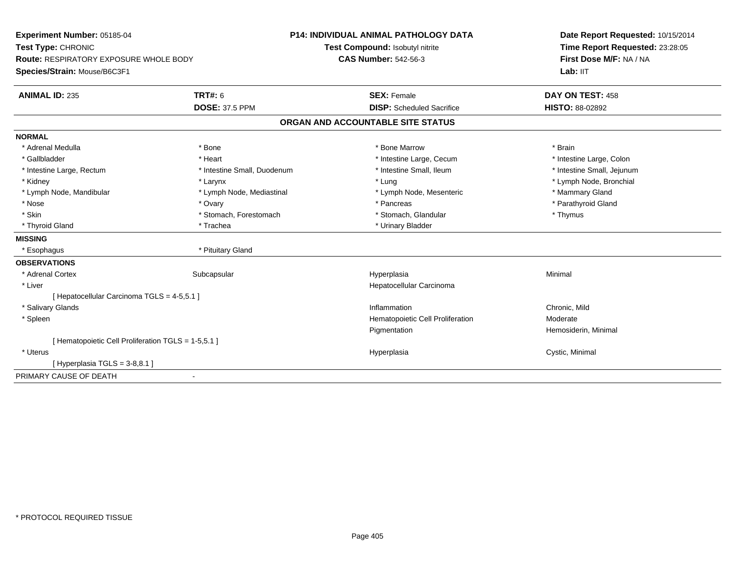**Experiment Number:** 05185-04
**Test Type:** CHRONIC
**Route:** RESPIRATORY EXPOSURE WHOLE BODY
**Species/Strain:** Mouse/B6C3F1

**P14: INDIVIDUAL ANIMAL PATHOLOGY DATA**
**Test Compound:** Isobutyl nitrite
**CAS Number:** 542-56-3

**Date Report Requested:** 10/15/2014
**Time Report Requested:** 23:28:05
**First Dose M/F:** NA / NA
**Lab:** IIT

| **ANIMAL ID:** 235 | **TRT#:** 6 | **SEX:** Female | **DAY ON TEST:** 458 |
|---|---|---|---|
| | **DOSE:** 37.5 PPM | **DISP:** Scheduled Sacrifice | **HISTO:** 88-02892 |

## ORGAN AND ACCOUNTABLE SITE STATUS

**NORMAL**

| | | | |
|---|---|---|---|
| * Adrenal Medulla | * Bone | * Bone Marrow | * Brain |
| * Gallbladder | * Heart | * Intestine Large, Cecum | * Intestine Large, Colon |
| * Intestine Large, Rectum | * Intestine Small, Duodenum | * Intestine Small, Ileum | * Intestine Small, Jejunum |
| * Kidney | * Larynx | * Lung | * Lymph Node, Bronchial |
| * Lymph Node, Mandibular | * Lymph Node, Mediastinal | * Lymph Node, Mesenteric | * Mammary Gland |
| * Nose | * Ovary | * Pancreas | * Parathyroid Gland |
| * Skin | * Stomach, Forestomach | * Stomach, Glandular | * Thymus |
| * Thyroid Gland | * Trachea | * Urinary Bladder | |

**MISSING**

| | |
|---|---|
| * Esophagus | * Pituitary Gland |

**OBSERVATIONS**

| | | | |
|---|---|---|---|
| * Adrenal Cortex | Subcapsular | Hyperplasia | Minimal |
| * Liver | | Hepatocellular Carcinoma | |
| [ Hepatocellular Carcinoma TGLS = 4-5,5.1 ] | | | |
| * Salivary Glands | | Inflammation | Chronic, Mild |
| * Spleen | | Hematopoietic Cell Proliferation | Moderate |
| | | Pigmentation | Hemosiderin, Minimal |
| [ Hematopoietic Cell Proliferation TGLS = 1-5,5.1 ] | | | |
| * Uterus | | Hyperplasia | Cystic, Minimal |
| [ Hyperplasia TGLS = 3-8,8.1 ] | | | |

PRIMARY CAUSE OF DEATH -

* PROTOCOL REQUIRED TISSUE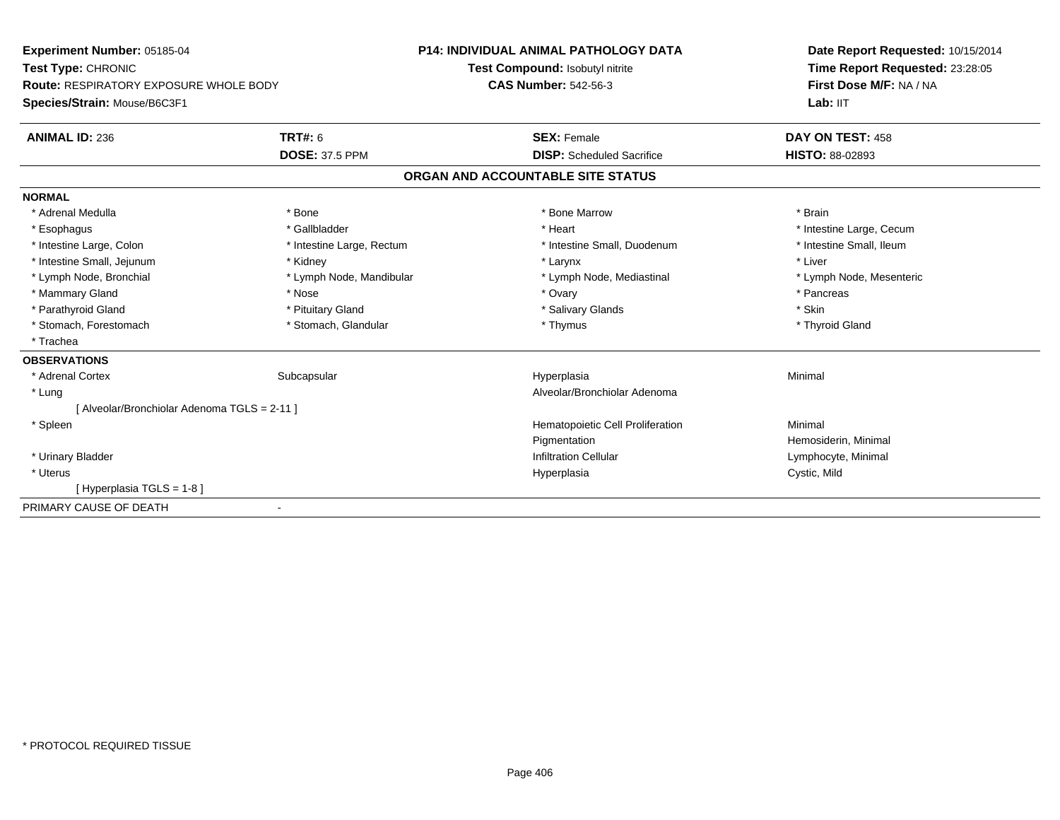**Experiment Number:** 05185-04
**Test Type:** CHRONIC
**Route:** RESPIRATORY EXPOSURE WHOLE BODY
**Species/Strain:** Mouse/B6C3F1

**P14: INDIVIDUAL ANIMAL PATHOLOGY DATA**
**Test Compound:** Isobutyl nitrite
**CAS Number:** 542-56-3

**Date Report Requested:** 10/15/2014
**Time Report Requested:** 23:28:05
**First Dose M/F:** NA / NA
**Lab:** IIT

| **ANIMAL ID:** 236 | **TRT#:** 6 | **SEX:** Female | **DAY ON TEST:** 458 |
|---|---|---|---|
| | **DOSE:** 37.5 PPM | **DISP:** Scheduled Sacrifice | **HISTO:** 88-02893 |

## ORGAN AND ACCOUNTABLE SITE STATUS

**NORMAL**

| | | | |
|---|---|---|---|
| * Adrenal Medulla | * Bone | * Bone Marrow | * Brain |
| * Esophagus | * Gallbladder | * Heart | * Intestine Large, Cecum |
| * Intestine Large, Colon | * Intestine Large, Rectum | * Intestine Small, Duodenum | * Intestine Small, Ileum |
| * Intestine Small, Jejunum | * Kidney | * Larynx | * Liver |
| * Lymph Node, Bronchial | * Lymph Node, Mandibular | * Lymph Node, Mediastinal | * Lymph Node, Mesenteric |
| * Mammary Gland | * Nose | * Ovary | * Pancreas |
| * Parathyroid Gland | * Pituitary Gland | * Salivary Glands | * Skin |
| * Stomach, Forestomach | * Stomach, Glandular | * Thymus | * Thyroid Gland |
| * Trachea | | | |

**OBSERVATIONS**

| | | | |
|---|---|---|---|
| * Adrenal Cortex | Subcapsular | Hyperplasia | Minimal |
| * Lung | | Alveolar/Bronchiolar Adenoma | |
| [ Alveolar/Bronchiolar Adenoma TGLS = 2-11 ] | | | |
| * Spleen | | Hematopoietic Cell Proliferation | Minimal |
| | | Pigmentation | Hemosiderin, Minimal |
| * Urinary Bladder | | Infiltration Cellular | Lymphocyte, Minimal |
| * Uterus | | Hyperplasia | Cystic, Mild |
| [ Hyperplasia TGLS = 1-8 ] | | | |

PRIMARY CAUSE OF DEATH -

* PROTOCOL REQUIRED TISSUE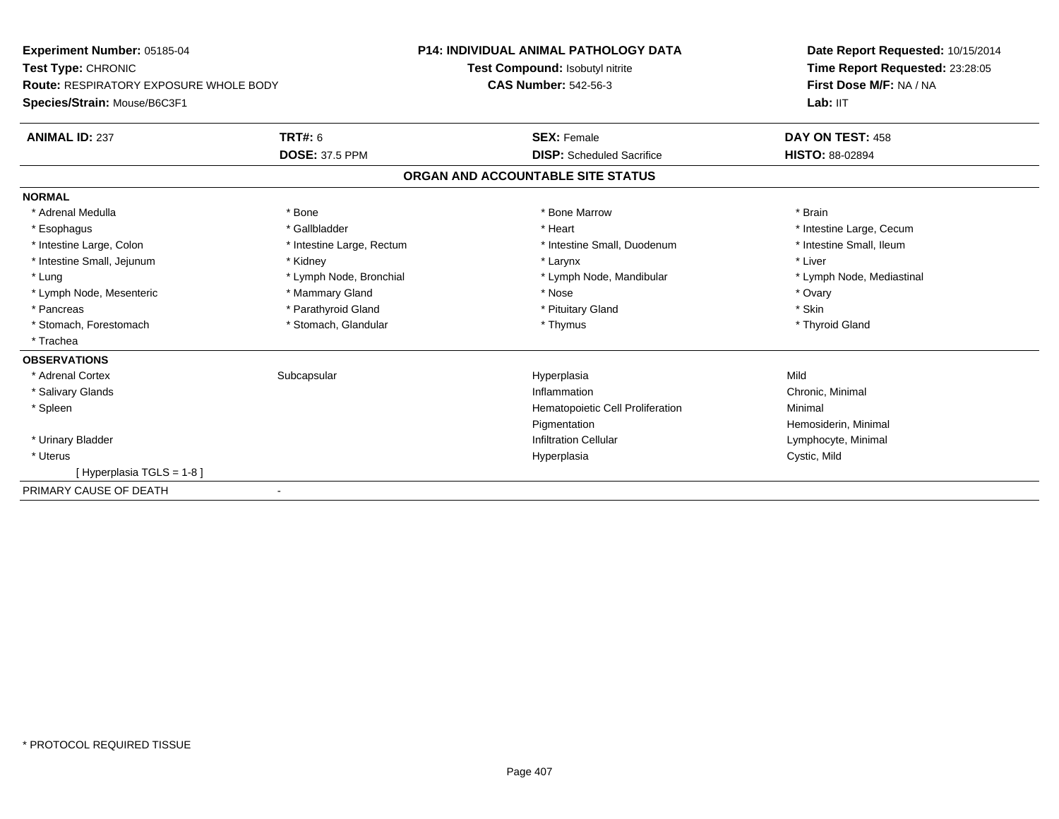**Experiment Number:** 05185-04
**Test Type:** CHRONIC
**Route:** RESPIRATORY EXPOSURE WHOLE BODY
**Species/Strain:** Mouse/B6C3F1

**P14: INDIVIDUAL ANIMAL PATHOLOGY DATA**
**Test Compound:** Isobutyl nitrite
**CAS Number:** 542-56-3

**Date Report Requested:** 10/15/2014
**Time Report Requested:** 23:28:05
**First Dose M/F:** NA / NA
**Lab:** IIT

| **ANIMAL ID:** 237 | **TRT#:** 6 | **SEX:** Female | **DAY ON TEST:** 458 |
|---|---|---|---|
| | **DOSE:** 37.5 PPM | **DISP:** Scheduled Sacrifice | **HISTO:** 88-02894 |

## ORGAN AND ACCOUNTABLE SITE STATUS

**NORMAL**

| | | | |
|---|---|---|---|
| * Adrenal Medulla | * Bone | * Bone Marrow | * Brain |
| * Esophagus | * Gallbladder | * Heart | * Intestine Large, Cecum |
| * Intestine Large, Colon | * Intestine Large, Rectum | * Intestine Small, Duodenum | * Intestine Small, Ileum |
| * Intestine Small, Jejunum | * Kidney | * Larynx | * Liver |
| * Lung | * Lymph Node, Bronchial | * Lymph Node, Mandibular | * Lymph Node, Mediastinal |
| * Lymph Node, Mesenteric | * Mammary Gland | * Nose | * Ovary |
| * Pancreas | * Parathyroid Gland | * Pituitary Gland | * Skin |
| * Stomach, Forestomach | * Stomach, Glandular | * Thymus | * Thyroid Gland |
| * Trachea | | | |

**OBSERVATIONS**

| | | | |
|---|---|---|---|
| * Adrenal Cortex | Subcapsular | Hyperplasia | Mild |
| * Salivary Glands | | Inflammation | Chronic, Minimal |
| * Spleen | | Hematopoietic Cell Proliferation | Minimal |
| | | Pigmentation | Hemosiderin, Minimal |
| * Urinary Bladder | | Infiltration Cellular | Lymphocyte, Minimal |
| * Uterus | | Hyperplasia | Cystic, Mild |
| [ Hyperplasia TGLS = 1-8 ] | | | |

PRIMARY CAUSE OF DEATH -

\* PROTOCOL REQUIRED TISSUE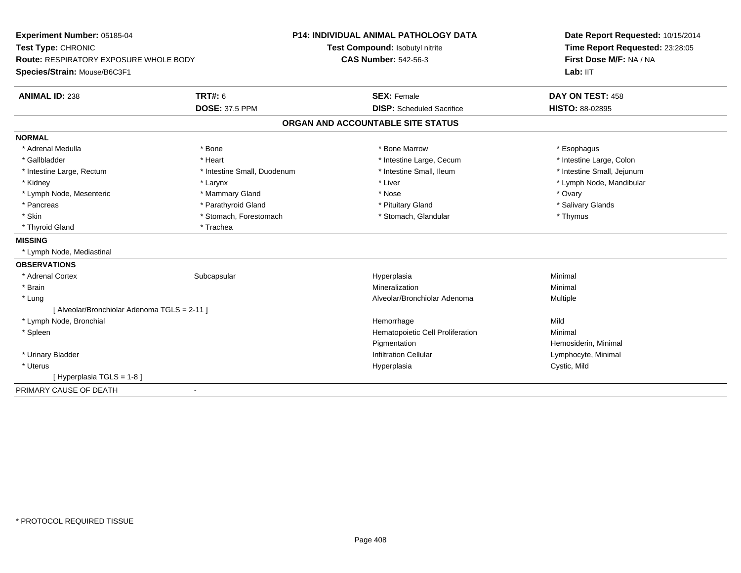**Experiment Number:** 05185-04
**Test Type:** CHRONIC
**Route:** RESPIRATORY EXPOSURE WHOLE BODY
**Species/Strain:** Mouse/B6C3F1

**P14: INDIVIDUAL ANIMAL PATHOLOGY DATA**
**Test Compound:** Isobutyl nitrite
**CAS Number:** 542-56-3

**Date Report Requested:** 10/15/2014
**Time Report Requested:** 23:28:05
**First Dose M/F:** NA / NA
**Lab:** IIT

| **ANIMAL ID:** 238 | **TRT#:** 6 | **SEX:** Female | **DAY ON TEST:** 458 |
|---|---|---|---|
| | **DOSE:** 37.5 PPM | **DISP:** Scheduled Sacrifice | **HISTO:** 88-02895 |

## ORGAN AND ACCOUNTABLE SITE STATUS

**NORMAL**

| | | | |
|---|---|---|---|
| * Adrenal Medulla | * Bone | * Bone Marrow | * Esophagus |
| * Gallbladder | * Heart | * Intestine Large, Cecum | * Intestine Large, Colon |
| * Intestine Large, Rectum | * Intestine Small, Duodenum | * Intestine Small, Ileum | * Intestine Small, Jejunum |
| * Kidney | * Larynx | * Liver | * Lymph Node, Mandibular |
| * Lymph Node, Mesenteric | * Mammary Gland | * Nose | * Ovary |
| * Pancreas | * Parathyroid Gland | * Pituitary Gland | * Salivary Glands |
| * Skin | * Stomach, Forestomach | * Stomach, Glandular | * Thymus |
| * Thyroid Gland | * Trachea | | |

**MISSING**

* Lymph Node, Mediastinal

**OBSERVATIONS**

| | | | |
|---|---|---|---|
| * Adrenal Cortex | Subcapsular | Hyperplasia | Minimal |
| * Brain | | Mineralization | Minimal |
| * Lung | | Alveolar/Bronchiolar Adenoma | Multiple |
| [ Alveolar/Bronchiolar Adenoma TGLS = 2-11 ] | | | |
| * Lymph Node, Bronchial | | Hemorrhage | Mild |
| * Spleen | | Hematopoietic Cell Proliferation | Minimal |
| | | Pigmentation | Hemosiderin, Minimal |
| * Urinary Bladder | | Infiltration Cellular | Lymphocyte, Minimal |
| * Uterus | | Hyperplasia | Cystic, Mild |
| [ Hyperplasia TGLS = 1-8 ] | | | |

PRIMARY CAUSE OF DEATH -

\* PROTOCOL REQUIRED TISSUE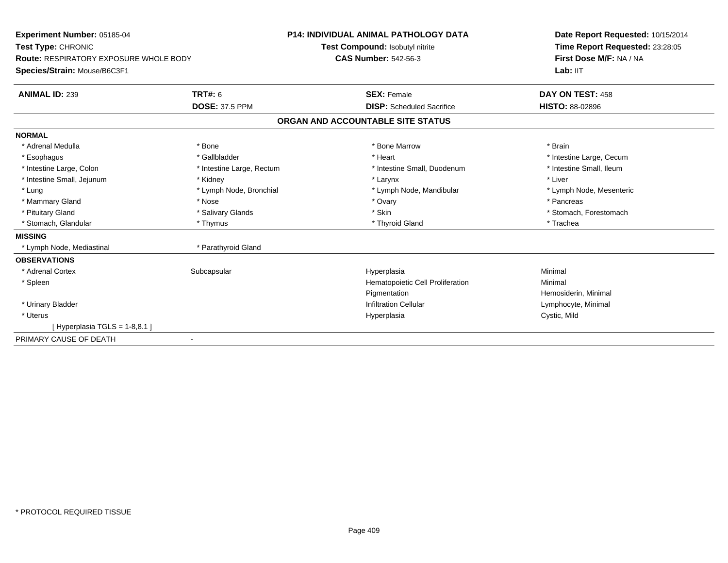**Experiment Number:** 05185-04
**Test Type:** CHRONIC
**Route:** RESPIRATORY EXPOSURE WHOLE BODY
**Species/Strain:** Mouse/B6C3F1

**P14: INDIVIDUAL ANIMAL PATHOLOGY DATA**
**Test Compound:** Isobutyl nitrite
**CAS Number:** 542-56-3

**Date Report Requested:** 10/15/2014
**Time Report Requested:** 23:28:05
**First Dose M/F:** NA / NA
**Lab:** IIT

| **ANIMAL ID:** 239 | **TRT#:** 6 | **SEX:** Female | **DAY ON TEST:** 458 |
|---|---|---|---|
| | **DOSE:** 37.5 PPM | **DISP:** Scheduled Sacrifice | **HISTO:** 88-02896 |

## ORGAN AND ACCOUNTABLE SITE STATUS

| | | | |
|---|---|---|---|
| **NORMAL** | | | |
| * Adrenal Medulla | * Bone | * Bone Marrow | * Brain |
| * Esophagus | * Gallbladder | * Heart | * Intestine Large, Cecum |
| * Intestine Large, Colon | * Intestine Large, Rectum | * Intestine Small, Duodenum | * Intestine Small, Ileum |
| * Intestine Small, Jejunum | * Kidney | * Larynx | * Liver |
| * Lung | * Lymph Node, Bronchial | * Lymph Node, Mandibular | * Lymph Node, Mesenteric |
| * Mammary Gland | * Nose | * Ovary | * Pancreas |
| * Pituitary Gland | * Salivary Glands | * Skin | * Stomach, Forestomach |
| * Stomach, Glandular | * Thymus | * Thyroid Gland | * Trachea |
| **MISSING** | | | |
| * Lymph Node, Mediastinal | * Parathyroid Gland | | |
| **OBSERVATIONS** | | | |
| * Adrenal Cortex | Subcapsular | Hyperplasia | Minimal |
| * Spleen | | Hematopoietic Cell Proliferation | Minimal |
| | | Pigmentation | Hemosiderin, Minimal |
| * Urinary Bladder | | Infiltration Cellular | Lymphocyte, Minimal |
| * Uterus | | Hyperplasia | Cystic, Mild |
| [ Hyperplasia TGLS = 1-8,8.1 ] | | | |
| PRIMARY CAUSE OF DEATH | - | | |

* PROTOCOL REQUIRED TISSUE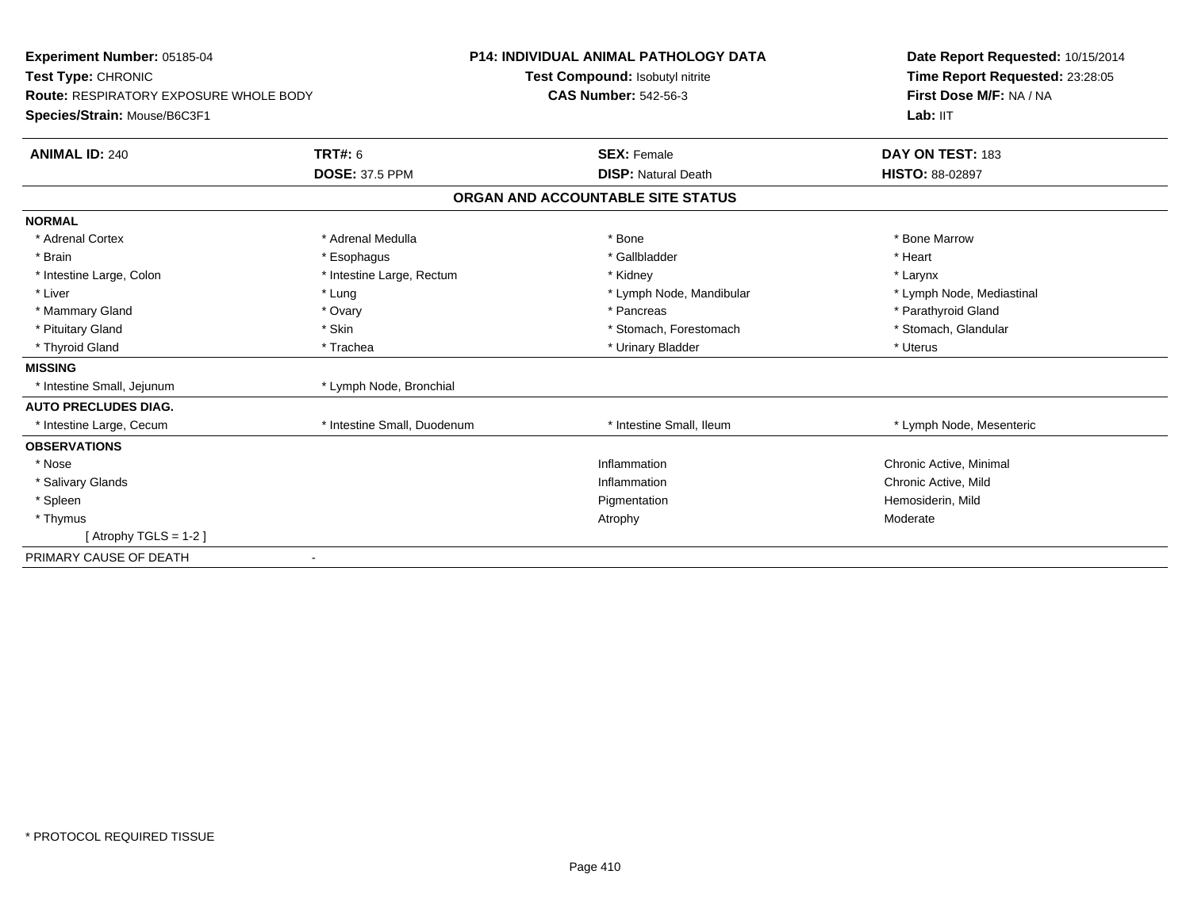**Experiment Number:** 05185-04
**Test Type:** CHRONIC
**Route:** RESPIRATORY EXPOSURE WHOLE BODY
**Species/Strain:** Mouse/B6C3F1

**P14: INDIVIDUAL ANIMAL PATHOLOGY DATA**
**Test Compound:** Isobutyl nitrite
**CAS Number:** 542-56-3

**Date Report Requested:** 10/15/2014
**Time Report Requested:** 23:28:05
**First Dose M/F:** NA / NA
**Lab:** IIT

| **ANIMAL ID:** 240 | **TRT#:** 6 | **SEX:** Female | **DAY ON TEST:** 183 |
|---|---|---|---|
| | **DOSE:** 37.5 PPM | **DISP:** Natural Death | **HISTO:** 88-02897 |

**ORGAN AND ACCOUNTABLE SITE STATUS**

| | | | |
|---|---|---|---|
| **NORMAL** | | | |
| * Adrenal Cortex | * Adrenal Medulla | * Bone | * Bone Marrow |
| * Brain | * Esophagus | * Gallbladder | * Heart |
| * Intestine Large, Colon | * Intestine Large, Rectum | * Kidney | * Larynx |
| * Liver | * Lung | * Lymph Node, Mandibular | * Lymph Node, Mediastinal |
| * Mammary Gland | * Ovary | * Pancreas | * Parathyroid Gland |
| * Pituitary Gland | * Skin | * Stomach, Forestomach | * Stomach, Glandular |
| * Thyroid Gland | * Trachea | * Urinary Bladder | * Uterus |
| **MISSING** | | | |
| * Intestine Small, Jejunum | * Lymph Node, Bronchial | | |
| **AUTO PRECLUDES DIAG.** | | | |
| * Intestine Large, Cecum | * Intestine Small, Duodenum | * Intestine Small, Ileum | * Lymph Node, Mesenteric |
| **OBSERVATIONS** | | | |
| * Nose | | Inflammation | Chronic Active, Minimal |
| * Salivary Glands | | Inflammation | Chronic Active, Mild |
| * Spleen | | Pigmentation | Hemosiderin, Mild |
| * Thymus | | Atrophy | Moderate |
| [ Atrophy TGLS = 1-2 ] | | | |
| PRIMARY CAUSE OF DEATH | - | | |

* PROTOCOL REQUIRED TISSUE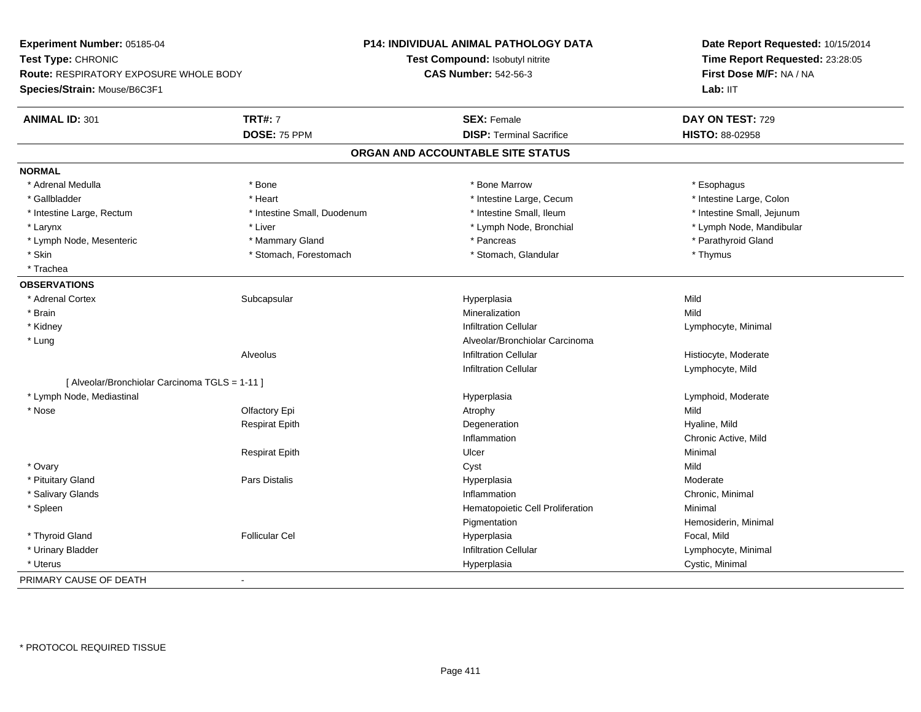**Experiment Number:** 05185-04
**Test Type:** CHRONIC
**Route:** RESPIRATORY EXPOSURE WHOLE BODY
**Species/Strain:** Mouse/B6C3F1

**P14: INDIVIDUAL ANIMAL PATHOLOGY DATA**
**Test Compound:** Isobutyl nitrite
**CAS Number:** 542-56-3

**Date Report Requested:** 10/15/2014
**Time Report Requested:** 23:28:05
**First Dose M/F:** NA / NA
**Lab:** IIT

| **ANIMAL ID:** 301 | **TRT#:** 7 | **SEX:** Female | **DAY ON TEST:** 729 |
|---|---|---|---|
| | **DOSE:** 75 PPM | **DISP:** Terminal Sacrifice | **HISTO:** 88-02958 |

## ORGAN AND ACCOUNTABLE SITE STATUS

**NORMAL**

| | | | |
|---|---|---|---|
| * Adrenal Medulla | * Bone | * Bone Marrow | * Esophagus |
| * Gallbladder | * Heart | * Intestine Large, Cecum | * Intestine Large, Colon |
| * Intestine Large, Rectum | * Intestine Small, Duodenum | * Intestine Small, Ileum | * Intestine Small, Jejunum |
| * Larynx | * Liver | * Lymph Node, Bronchial | * Lymph Node, Mandibular |
| * Lymph Node, Mesenteric | * Mammary Gland | * Pancreas | * Parathyroid Gland |
| * Skin | * Stomach, Forestomach | * Stomach, Glandular | * Thymus |
| * Trachea | | | |

**OBSERVATIONS**

| | | | |
|---|---|---|---|
| * Adrenal Cortex | Subcapsular | Hyperplasia | Mild |
| * Brain | | Mineralization | Mild |
| * Kidney | | Infiltration Cellular | Lymphocyte, Minimal |
| * Lung | | Alveolar/Bronchiolar Carcinoma | |
| | Alveolus | Infiltration Cellular | Histiocyte, Moderate |
| | | Infiltration Cellular | Lymphocyte, Mild |
| [ Alveolar/Bronchiolar Carcinoma TGLS = 1-11 ] | | | |
| * Lymph Node, Mediastinal | | Hyperplasia | Lymphoid, Moderate |
| * Nose | Olfactory Epi | Atrophy | Mild |
| | Respirat Epith | Degeneration | Hyaline, Mild |
| | | Inflammation | Chronic Active, Mild |
| | Respirat Epith | Ulcer | Minimal |
| * Ovary | | Cyst | Mild |
| * Pituitary Gland | Pars Distalis | Hyperplasia | Moderate |
| * Salivary Glands | | Inflammation | Chronic, Minimal |
| * Spleen | | Hematopoietic Cell Proliferation | Minimal |
| | | Pigmentation | Hemosiderin, Minimal |
| * Thyroid Gland | Follicular Cel | Hyperplasia | Focal, Mild |
| * Urinary Bladder | | Infiltration Cellular | Lymphocyte, Minimal |
| * Uterus | | Hyperplasia | Cystic, Minimal |

PRIMARY CAUSE OF DEATH -

* PROTOCOL REQUIRED TISSUE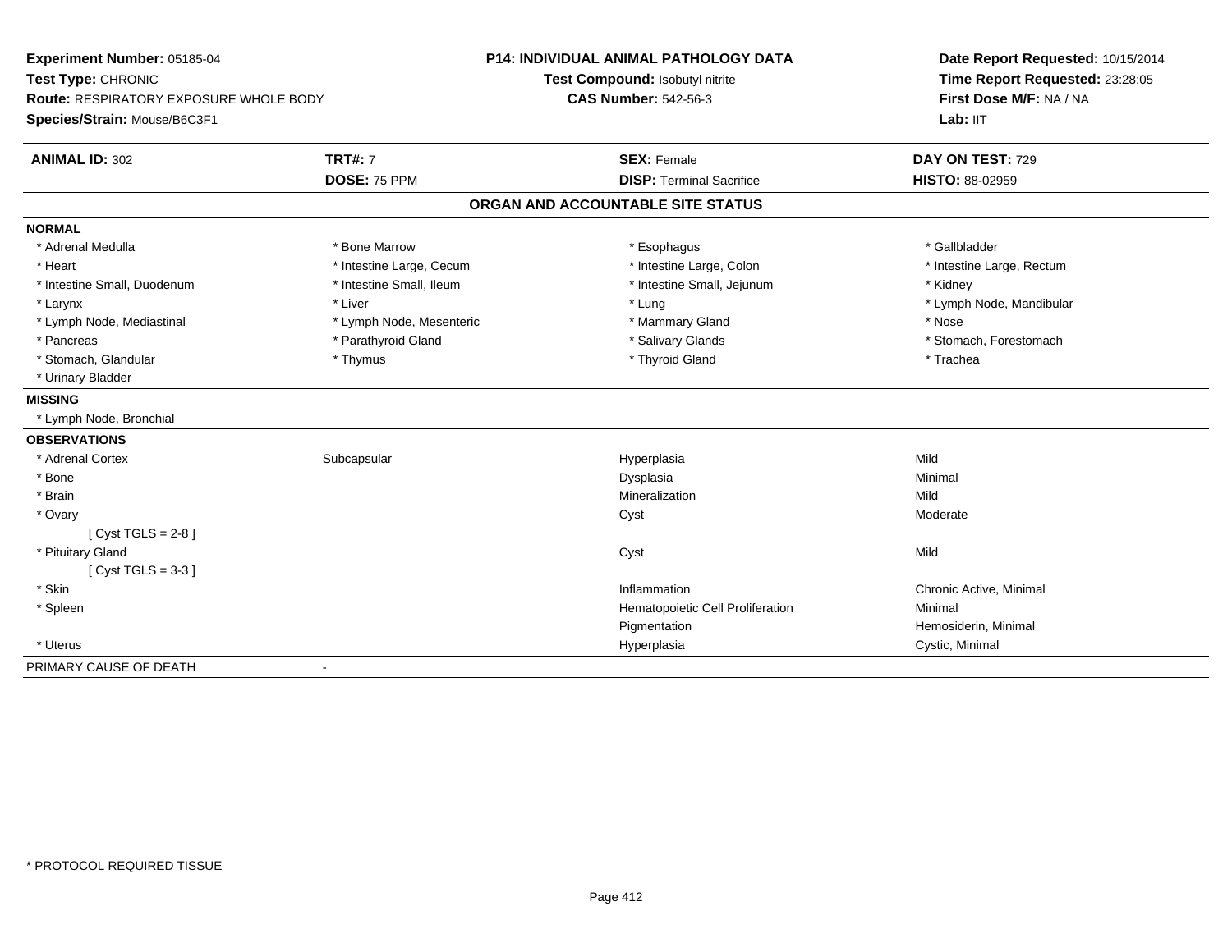**Experiment Number:** 05185-04
**Test Type:** CHRONIC
**Route:** RESPIRATORY EXPOSURE WHOLE BODY
**Species/Strain:** Mouse/B6C3F1

**P14: INDIVIDUAL ANIMAL PATHOLOGY DATA**
**Test Compound:** Isobutyl nitrite
**CAS Number:** 542-56-3

**Date Report Requested:** 10/15/2014
**Time Report Requested:** 23:28:05
**First Dose M/F:** NA / NA
**Lab:** IIT

| **ANIMAL ID:** 302 | **TRT#:** 7 | **SEX:** Female | **DAY ON TEST:** 729 |
|---|---|---|---|
| | **DOSE:** 75 PPM | **DISP:** Terminal Sacrifice | **HISTO:** 88-02959 |

## ORGAN AND ACCOUNTABLE SITE STATUS

**NORMAL**

| | | | |
|---|---|---|---|
| * Adrenal Medulla | * Bone Marrow | * Esophagus | * Gallbladder |
| * Heart | * Intestine Large, Cecum | * Intestine Large, Colon | * Intestine Large, Rectum |
| * Intestine Small, Duodenum | * Intestine Small, Ileum | * Intestine Small, Jejunum | * Kidney |
| * Larynx | * Liver | * Lung | * Lymph Node, Mandibular |
| * Lymph Node, Mediastinal | * Lymph Node, Mesenteric | * Mammary Gland | * Nose |
| * Pancreas | * Parathyroid Gland | * Salivary Glands | * Stomach, Forestomach |
| * Stomach, Glandular | * Thymus | * Thyroid Gland | * Trachea |
| * Urinary Bladder | | | |

**MISSING**

* Lymph Node, Bronchial

**OBSERVATIONS**

| | | | |
|---|---|---|---|
| * Adrenal Cortex | Subcapsular | Hyperplasia | Mild |
| * Bone | | Dysplasia | Minimal |
| * Brain | | Mineralization | Mild |
| * Ovary | | Cyst | Moderate |
| [ Cyst TGLS = 2-8 ] | | | |
| * Pituitary Gland | | Cyst | Mild |
| [ Cyst TGLS = 3-3 ] | | | |
| * Skin | | Inflammation | Chronic Active, Minimal |
| * Spleen | | Hematopoietic Cell Proliferation | Minimal |
| | | Pigmentation | Hemosiderin, Minimal |
| * Uterus | | Hyperplasia | Cystic, Minimal |

PRIMARY CAUSE OF DEATH -

* PROTOCOL REQUIRED TISSUE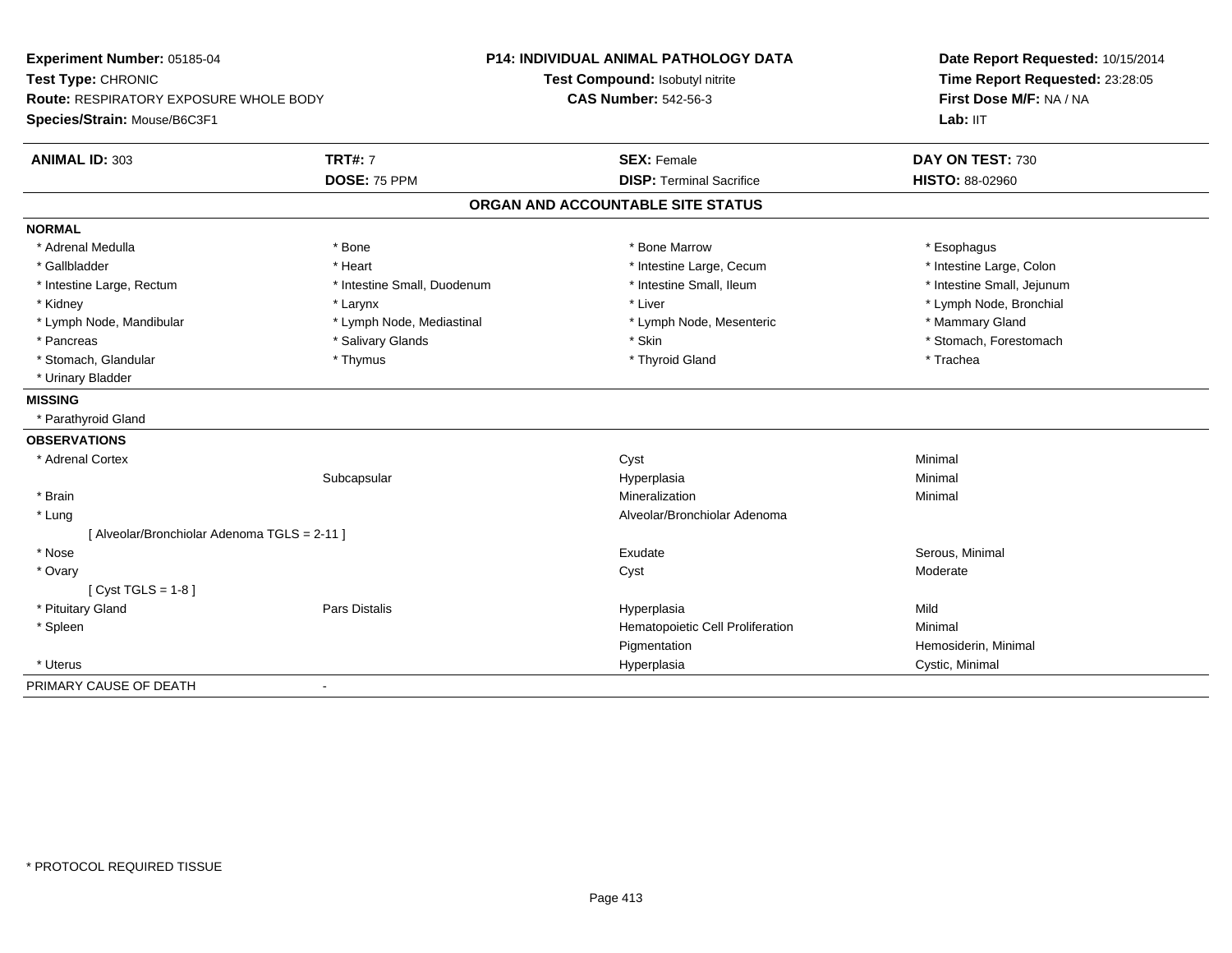**Experiment Number:** 05185-04
**Test Type:** CHRONIC
**Route:** RESPIRATORY EXPOSURE WHOLE BODY
**Species/Strain:** Mouse/B6C3F1

**P14: INDIVIDUAL ANIMAL PATHOLOGY DATA**
**Test Compound:** Isobutyl nitrite
**CAS Number:** 542-56-3

**Date Report Requested:** 10/15/2014
**Time Report Requested:** 23:28:05
**First Dose M/F:** NA / NA
**Lab:** IIT

| **ANIMAL ID:** 303 | **TRT#:** 7 | **SEX:** Female | **DAY ON TEST:** 730 |
|---|---|---|---|
| | **DOSE:** 75 PPM | **DISP:** Terminal Sacrifice | **HISTO:** 88-02960 |

## ORGAN AND ACCOUNTABLE SITE STATUS

**NORMAL**

| | | | |
|---|---|---|---|
| * Adrenal Medulla | * Bone | * Bone Marrow | * Esophagus |
| * Gallbladder | * Heart | * Intestine Large, Cecum | * Intestine Large, Colon |
| * Intestine Large, Rectum | * Intestine Small, Duodenum | * Intestine Small, Ileum | * Intestine Small, Jejunum |
| * Kidney | * Larynx | * Liver | * Lymph Node, Bronchial |
| * Lymph Node, Mandibular | * Lymph Node, Mediastinal | * Lymph Node, Mesenteric | * Mammary Gland |
| * Pancreas | * Salivary Glands | * Skin | * Stomach, Forestomach |
| * Stomach, Glandular | * Thymus | * Thyroid Gland | * Trachea |
| * Urinary Bladder | | | |

**MISSING**

* Parathyroid Gland

**OBSERVATIONS**

| | | | |
|---|---|---|---|
| * Adrenal Cortex | | Cyst | Minimal |
| | Subcapsular | Hyperplasia | Minimal |
| * Brain | | Mineralization | Minimal |
| * Lung | | Alveolar/Bronchiolar Adenoma | |
| [ Alveolar/Bronchiolar Adenoma TGLS = 2-11 ] | | | |
| * Nose | | Exudate | Serous, Minimal |
| * Ovary | | Cyst | Moderate |
| [ Cyst TGLS = 1-8 ] | | | |
| * Pituitary Gland | Pars Distalis | Hyperplasia | Mild |
| * Spleen | | Hematopoietic Cell Proliferation | Minimal |
| | | Pigmentation | Hemosiderin, Minimal |
| * Uterus | | Hyperplasia | Cystic, Minimal |

PRIMARY CAUSE OF DEATH -

\* PROTOCOL REQUIRED TISSUE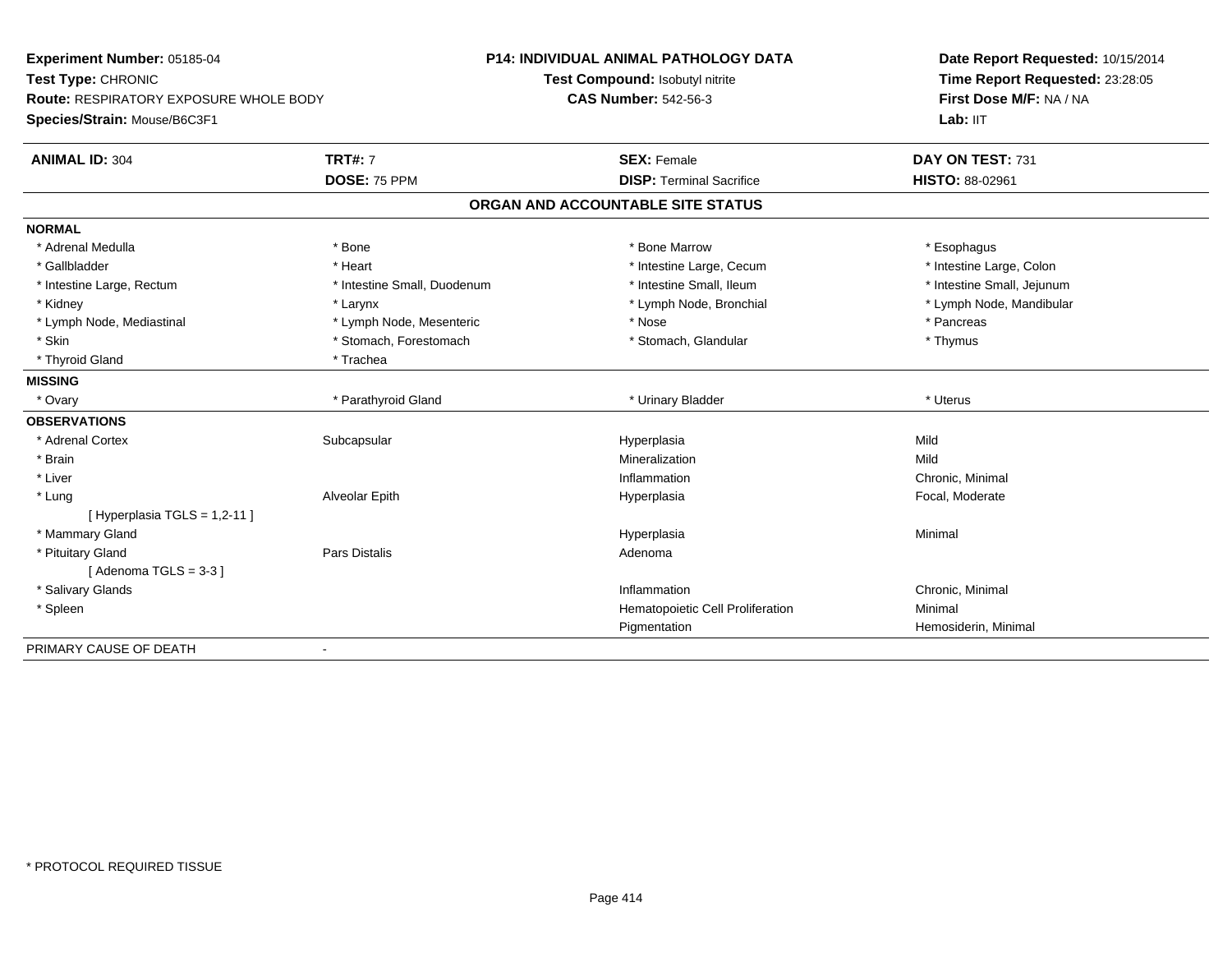**Experiment Number:** 05185-04
**Test Type:** CHRONIC
**Route:** RESPIRATORY EXPOSURE WHOLE BODY
**Species/Strain:** Mouse/B6C3F1

**P14: INDIVIDUAL ANIMAL PATHOLOGY DATA**
**Test Compound:** Isobutyl nitrite
**CAS Number:** 542-56-3

**Date Report Requested:** 10/15/2014
**Time Report Requested:** 23:28:05
**First Dose M/F:** NA / NA
**Lab:** IIT

| **ANIMAL ID:** 304 | **TRT#:** 7 | **SEX:** Female | **DAY ON TEST:** 731 |
|---|---|---|---|
| | **DOSE:** 75 PPM | **DISP:** Terminal Sacrifice | **HISTO:** 88-02961 |

## ORGAN AND ACCOUNTABLE SITE STATUS

| | | | |
|---|---|---|---|
| **NORMAL** | | | |
| * Adrenal Medulla | * Bone | * Bone Marrow | * Esophagus |
| * Gallbladder | * Heart | * Intestine Large, Cecum | * Intestine Large, Colon |
| * Intestine Large, Rectum | * Intestine Small, Duodenum | * Intestine Small, Ileum | * Intestine Small, Jejunum |
| * Kidney | * Larynx | * Lymph Node, Bronchial | * Lymph Node, Mandibular |
| * Lymph Node, Mediastinal | * Lymph Node, Mesenteric | * Nose | * Pancreas |
| * Skin | * Stomach, Forestomach | * Stomach, Glandular | * Thymus |
| * Thyroid Gland | * Trachea | | |
| **MISSING** | | | |
| * Ovary | * Parathyroid Gland | * Urinary Bladder | * Uterus |
| **OBSERVATIONS** | | | |
| * Adrenal Cortex | Subcapsular | Hyperplasia | Mild |
| * Brain | | Mineralization | Mild |
| * Liver | | Inflammation | Chronic, Minimal |
| * Lung | Alveolar Epith | Hyperplasia | Focal, Moderate |
| [ Hyperplasia TGLS = 1,2-11 ] | | | |
| * Mammary Gland | | Hyperplasia | Minimal |
| * Pituitary Gland | Pars Distalis | Adenoma | |
| [ Adenoma TGLS = 3-3 ] | | | |
| * Salivary Glands | | Inflammation | Chronic, Minimal |
| * Spleen | | Hematopoietic Cell Proliferation | Minimal |
| | | Pigmentation | Hemosiderin, Minimal |
| PRIMARY CAUSE OF DEATH | - | | |

\* PROTOCOL REQUIRED TISSUE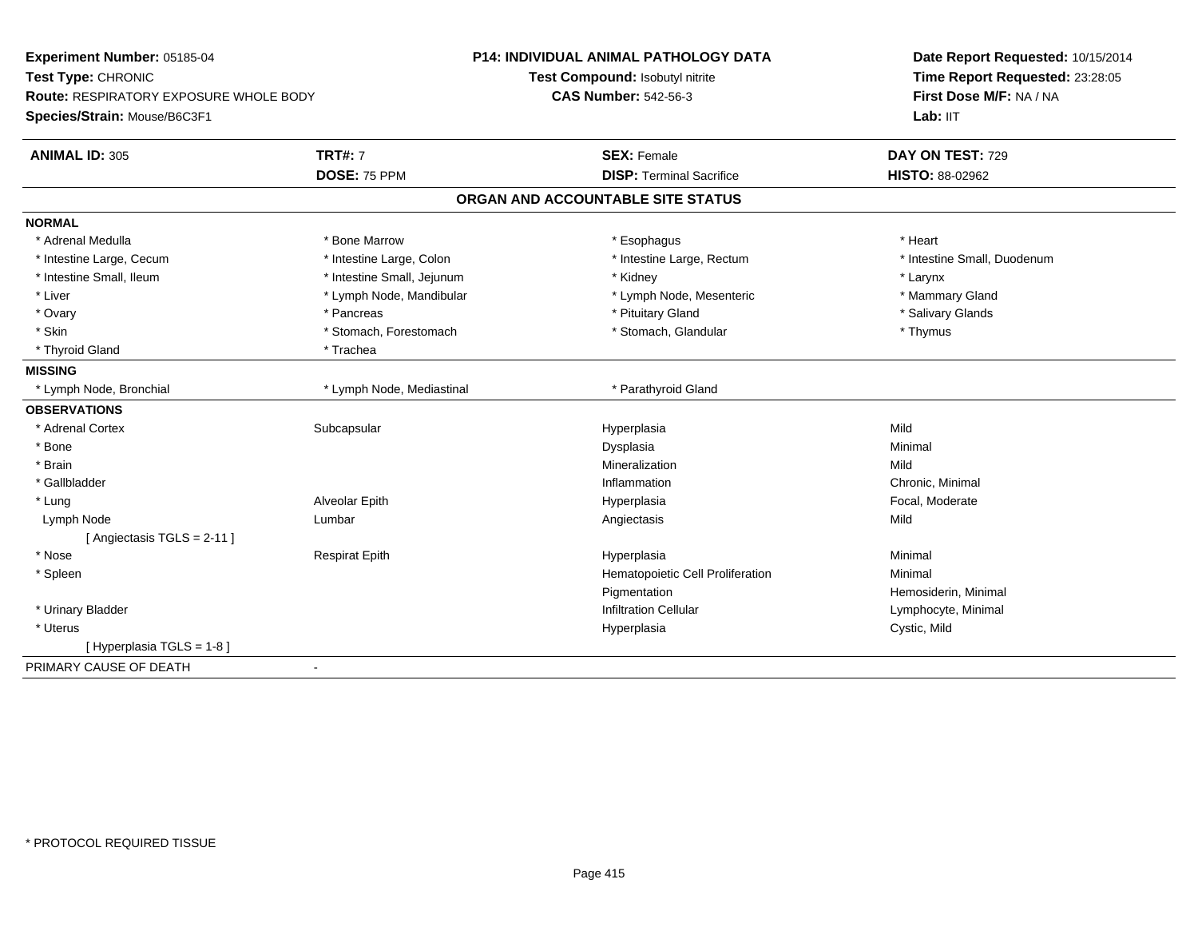**Experiment Number:** 05185-04
**Test Type:** CHRONIC
**Route:** RESPIRATORY EXPOSURE WHOLE BODY
**Species/Strain:** Mouse/B6C3F1

**P14: INDIVIDUAL ANIMAL PATHOLOGY DATA**
**Test Compound:** Isobutyl nitrite
**CAS Number:** 542-56-3

**Date Report Requested:** 10/15/2014
**Time Report Requested:** 23:28:05
**First Dose M/F:** NA / NA
**Lab:** IIT

| **ANIMAL ID:** 305 | **TRT#:** 7 | **SEX:** Female | **DAY ON TEST:** 729 |
|---|---|---|---|
| | **DOSE:** 75 PPM | **DISP:** Terminal Sacrifice | **HISTO:** 88-02962 |

## ORGAN AND ACCOUNTABLE SITE STATUS

**NORMAL**

| | | | |
|---|---|---|---|
| * Adrenal Medulla | * Bone Marrow | * Esophagus | * Heart |
| * Intestine Large, Cecum | * Intestine Large, Colon | * Intestine Large, Rectum | * Intestine Small, Duodenum |
| * Intestine Small, Ileum | * Intestine Small, Jejunum | * Kidney | * Larynx |
| * Liver | * Lymph Node, Mandibular | * Lymph Node, Mesenteric | * Mammary Gland |
| * Ovary | * Pancreas | * Pituitary Gland | * Salivary Glands |
| * Skin | * Stomach, Forestomach | * Stomach, Glandular | * Thymus |
| * Thyroid Gland | * Trachea | | |

**MISSING**

| | | |
|---|---|---|
| * Lymph Node, Bronchial | * Lymph Node, Mediastinal | * Parathyroid Gland |

**OBSERVATIONS**

| | | | |
|---|---|---|---|
| * Adrenal Cortex | Subcapsular | Hyperplasia | Mild |
| * Bone | | Dysplasia | Minimal |
| * Brain | | Mineralization | Mild |
| * Gallbladder | | Inflammation | Chronic, Minimal |
| * Lung | Alveolar Epith | Hyperplasia | Focal, Moderate |
| Lymph Node | Lumbar | Angiectasis | Mild |
| [ Angiectasis TGLS = 2-11 ] | | | |
| * Nose | Respirat Epith | Hyperplasia | Minimal |
| * Spleen | | Hematopoietic Cell Proliferation | Minimal |
| | | Pigmentation | Hemosiderin, Minimal |
| * Urinary Bladder | | Infiltration Cellular | Lymphocyte, Minimal |
| * Uterus | | Hyperplasia | Cystic, Mild |
| [ Hyperplasia TGLS = 1-8 ] | | | |

PRIMARY CAUSE OF DEATH -

\* PROTOCOL REQUIRED TISSUE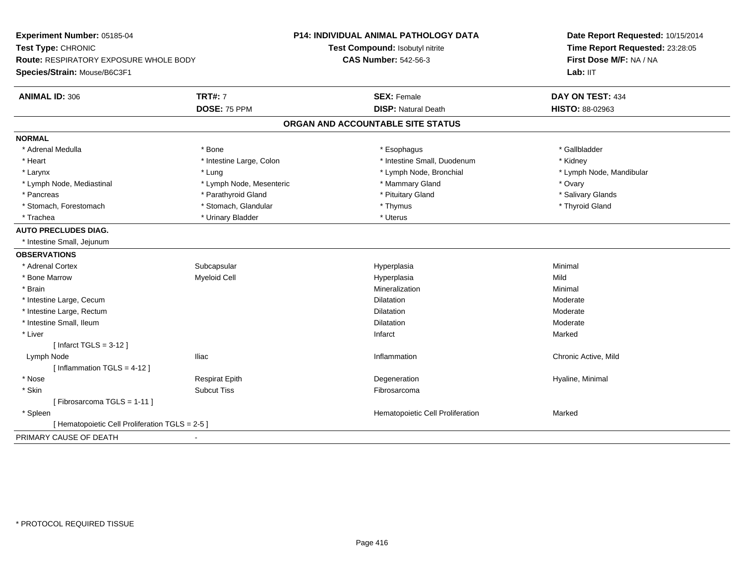**Experiment Number:** 05185-04
**Test Type:** CHRONIC
**Route:** RESPIRATORY EXPOSURE WHOLE BODY
**Species/Strain:** Mouse/B6C3F1

**P14: INDIVIDUAL ANIMAL PATHOLOGY DATA**
**Test Compound:** Isobutyl nitrite
**CAS Number:** 542-56-3

**Date Report Requested:** 10/15/2014
**Time Report Requested:** 23:28:05
**First Dose M/F:** NA / NA
**Lab:** IIT

| **ANIMAL ID:** 306 | **TRT#:** 7 | **SEX:** Female | **DAY ON TEST:** 434 |
|---|---|---|---|
| | **DOSE:** 75 PPM | **DISP:** Natural Death | **HISTO:** 88-02963 |

## ORGAN AND ACCOUNTABLE SITE STATUS

**NORMAL**

| | | | |
|---|---|---|---|
| * Adrenal Medulla | * Bone | * Esophagus | * Gallbladder |
| * Heart | * Intestine Large, Colon | * Intestine Small, Duodenum | * Kidney |
| * Larynx | * Lung | * Lymph Node, Bronchial | * Lymph Node, Mandibular |
| * Lymph Node, Mediastinal | * Lymph Node, Mesenteric | * Mammary Gland | * Ovary |
| * Pancreas | * Parathyroid Gland | * Pituitary Gland | * Salivary Glands |
| * Stomach, Forestomach | * Stomach, Glandular | * Thymus | * Thyroid Gland |
| * Trachea | * Urinary Bladder | * Uterus | |

**AUTO PRECLUDES DIAG.**

* Intestine Small, Jejunum

**OBSERVATIONS**

| | | | |
|---|---|---|---|
| * Adrenal Cortex | Subcapsular | Hyperplasia | Minimal |
| * Bone Marrow | Myeloid Cell | Hyperplasia | Mild |
| * Brain | | Mineralization | Minimal |
| * Intestine Large, Cecum | | Dilatation | Moderate |
| * Intestine Large, Rectum | | Dilatation | Moderate |
| * Intestine Small, Ileum | | Dilatation | Moderate |
| * Liver | | Infarct | Marked |
| [ Infarct TGLS = 3-12 ] | | | |
| Lymph Node | Iliac | Inflammation | Chronic Active, Mild |
| [ Inflammation TGLS = 4-12 ] | | | |
| * Nose | Respirat Epith | Degeneration | Hyaline, Minimal |
| * Skin | Subcut Tiss | Fibrosarcoma | |
| [ Fibrosarcoma TGLS = 1-11 ] | | | |
| * Spleen | | Hematopoietic Cell Proliferation | Marked |
| [ Hematopoietic Cell Proliferation TGLS = 2-5 ] | | | |

PRIMARY CAUSE OF DEATH -

* PROTOCOL REQUIRED TISSUE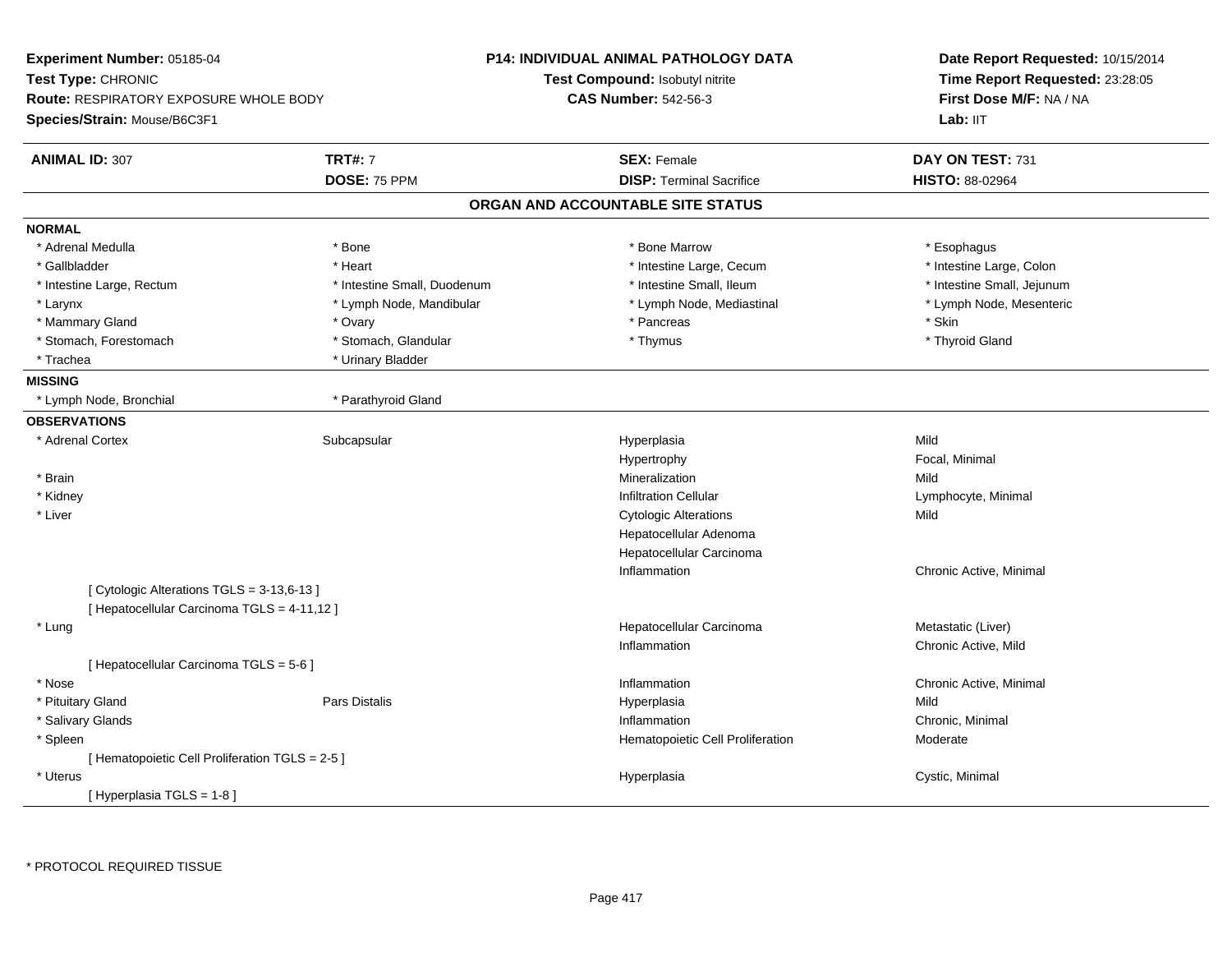**Experiment Number:** 05185-04
**Test Type:** CHRONIC
**Route:** RESPIRATORY EXPOSURE WHOLE BODY
**Species/Strain:** Mouse/B6C3F1

**P14: INDIVIDUAL ANIMAL PATHOLOGY DATA**
**Test Compound:** Isobutyl nitrite
**CAS Number:** 542-56-3

**Date Report Requested:** 10/15/2014
**Time Report Requested:** 23:28:05
**First Dose M/F:** NA / NA
**Lab:** IIT

| **ANIMAL ID:** 307 | **TRT#:** 7 | **SEX:** Female | **DAY ON TEST:** 731 |
|---|---|---|---|
| | **DOSE:** 75 PPM | **DISP:** Terminal Sacrifice | **HISTO:** 88-02964 |

## ORGAN AND ACCOUNTABLE SITE STATUS

**NORMAL**

| | | | |
|---|---|---|---|
| * Adrenal Medulla | * Bone | * Bone Marrow | * Esophagus |
| * Gallbladder | * Heart | * Intestine Large, Cecum | * Intestine Large, Colon |
| * Intestine Large, Rectum | * Intestine Small, Duodenum | * Intestine Small, Ileum | * Intestine Small, Jejunum |
| * Larynx | * Lymph Node, Mandibular | * Lymph Node, Mediastinal | * Lymph Node, Mesenteric |
| * Mammary Gland | * Ovary | * Pancreas | * Skin |
| * Stomach, Forestomach | * Stomach, Glandular | * Thymus | * Thyroid Gland |
| * Trachea | * Urinary Bladder | | |

**MISSING**

| | |
|---|---|
| * Lymph Node, Bronchial | * Parathyroid Gland |

**OBSERVATIONS**

| | | | |
|---|---|---|---|
| * Adrenal Cortex | Subcapsular | Hyperplasia | Mild |
| | | Hypertrophy | Focal, Minimal |
| * Brain | | Mineralization | Mild |
| * Kidney | | Infiltration Cellular | Lymphocyte, Minimal |
| * Liver | | Cytologic Alterations | Mild |
| | | Hepatocellular Adenoma | |
| | | Hepatocellular Carcinoma | |
| | | Inflammation | Chronic Active, Minimal |
| [ Cytologic Alterations TGLS = 3-13,6-13 ] | | | |
| [ Hepatocellular Carcinoma TGLS = 4-11,12 ] | | | |
| * Lung | | Hepatocellular Carcinoma | Metastatic (Liver) |
| | | Inflammation | Chronic Active, Mild |
| [ Hepatocellular Carcinoma TGLS = 5-6 ] | | | |
| * Nose | | Inflammation | Chronic Active, Minimal |
| * Pituitary Gland | Pars Distalis | Hyperplasia | Mild |
| * Salivary Glands | | Inflammation | Chronic, Minimal |
| * Spleen | | Hematopoietic Cell Proliferation | Moderate |
| [ Hematopoietic Cell Proliferation TGLS = 2-5 ] | | | |
| * Uterus | | Hyperplasia | Cystic, Minimal |
| [ Hyperplasia TGLS = 1-8 ] | | | |

\* PROTOCOL REQUIRED TISSUE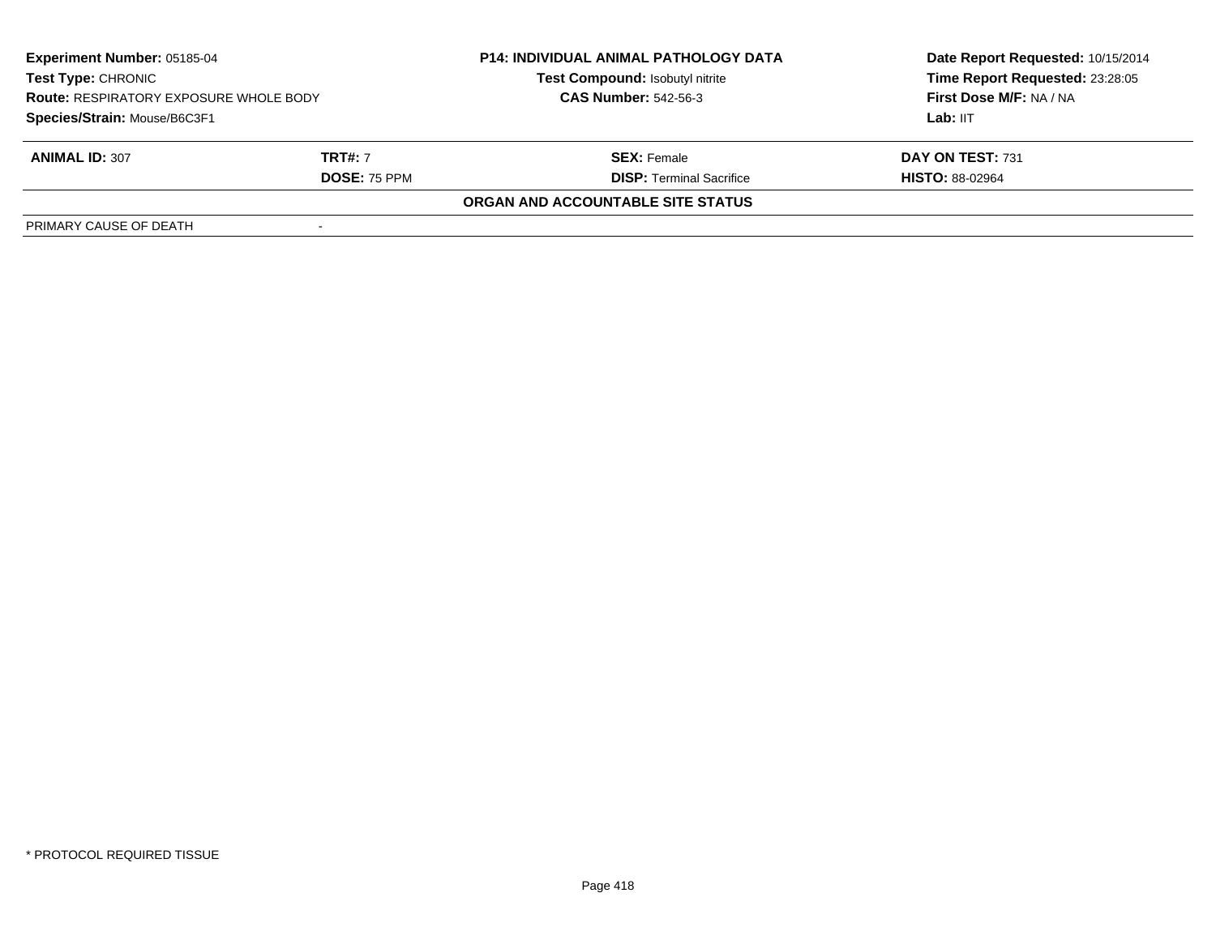| **Experiment Number:** 05185-04 | **P14: INDIVIDUAL ANIMAL PATHOLOGY DATA** | **Date Report Requested:** 10/15/2014 |
|---|---|---|
| **Test Type:** CHRONIC | **Test Compound:** Isobutyl nitrite | **Time Report Requested:** 23:28:05 |
| **Route:** RESPIRATORY EXPOSURE WHOLE BODY | **CAS Number:** 542-56-3 | **First Dose M/F:** NA / NA |
| **Species/Strain:** Mouse/B6C3F1 | | **Lab:** IIT |

| **ANIMAL ID:** 307 | **TRT#:** 7 | **SEX:** Female | **DAY ON TEST:** 731 |
|---|---|---|---|
| | **DOSE:** 75 PPM | **DISP:** Terminal Sacrifice | **HISTO:** 88-02964 |

**ORGAN AND ACCOUNTABLE SITE STATUS**

| PRIMARY CAUSE OF DEATH | - |
|---|---|

\* PROTOCOL REQUIRED TISSUE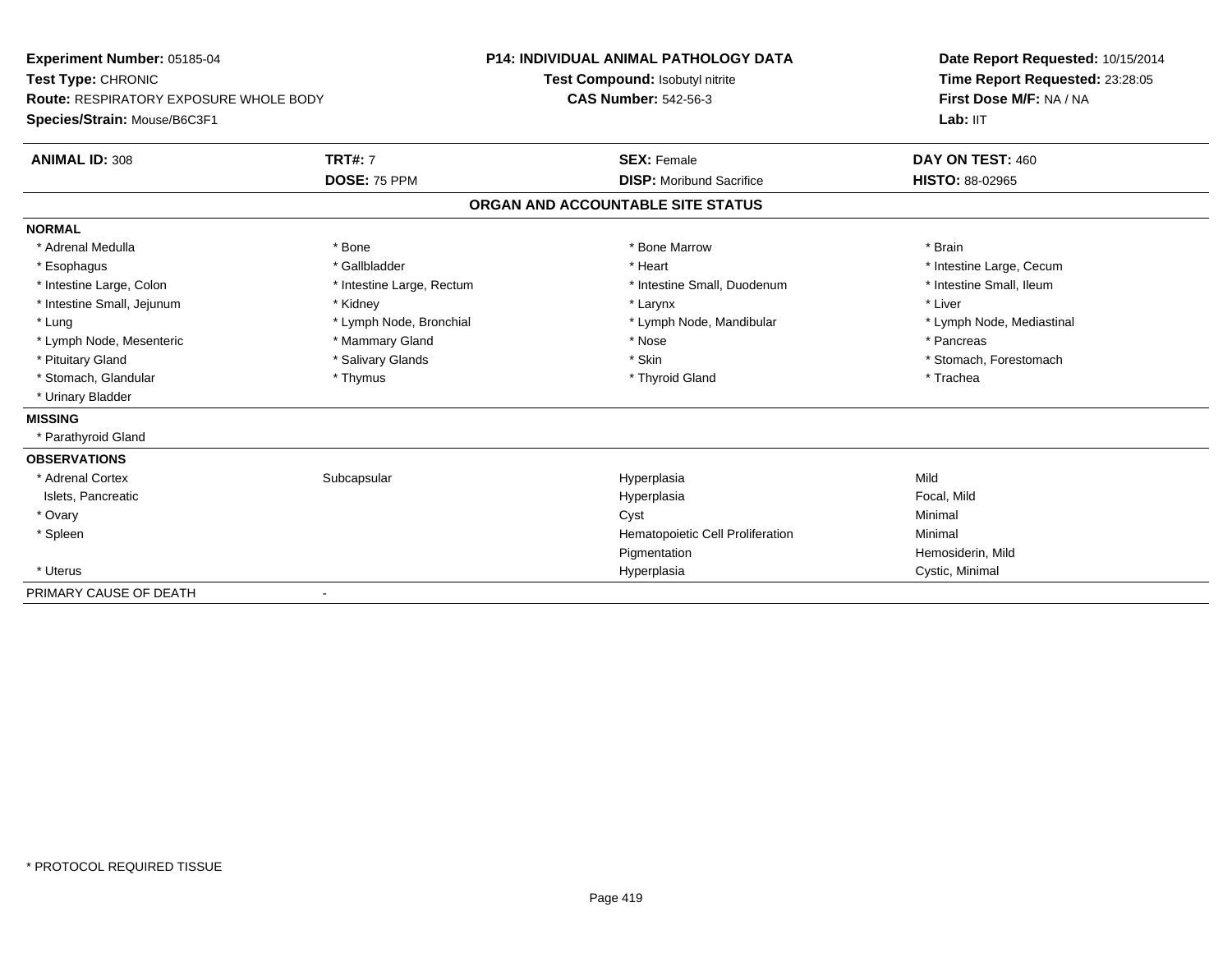**Experiment Number:** 05185-04
**Test Type:** CHRONIC
**Route:** RESPIRATORY EXPOSURE WHOLE BODY
**Species/Strain:** Mouse/B6C3F1

**P14: INDIVIDUAL ANIMAL PATHOLOGY DATA**
**Test Compound:** Isobutyl nitrite
**CAS Number:** 542-56-3

**Date Report Requested:** 10/15/2014
**Time Report Requested:** 23:28:05
**First Dose M/F:** NA / NA
**Lab:** IIT

| **ANIMAL ID:** 308 | **TRT#:** 7 | **SEX:** Female | **DAY ON TEST:** 460 |
|---|---|---|---|
| | **DOSE:** 75 PPM | **DISP:** Moribund Sacrifice | **HISTO:** 88-02965 |

## ORGAN AND ACCOUNTABLE SITE STATUS

**NORMAL**

| | | | |
|---|---|---|---|
| * Adrenal Medulla | * Bone | * Bone Marrow | * Brain |
| * Esophagus | * Gallbladder | * Heart | * Intestine Large, Cecum |
| * Intestine Large, Colon | * Intestine Large, Rectum | * Intestine Small, Duodenum | * Intestine Small, Ileum |
| * Intestine Small, Jejunum | * Kidney | * Larynx | * Liver |
| * Lung | * Lymph Node, Bronchial | * Lymph Node, Mandibular | * Lymph Node, Mediastinal |
| * Lymph Node, Mesenteric | * Mammary Gland | * Nose | * Pancreas |
| * Pituitary Gland | * Salivary Glands | * Skin | * Stomach, Forestomach |
| * Stomach, Glandular | * Thymus | * Thyroid Gland | * Trachea |
| * Urinary Bladder | | | |

**MISSING**

* Parathyroid Gland

**OBSERVATIONS**

| | | | |
|---|---|---|---|
| * Adrenal Cortex | Subcapsular | Hyperplasia | Mild |
| Islets, Pancreatic | | Hyperplasia | Focal, Mild |
| * Ovary | | Cyst | Minimal |
| * Spleen | | Hematopoietic Cell Proliferation | Minimal |
| | | Pigmentation | Hemosiderin, Mild |
| * Uterus | | Hyperplasia | Cystic, Minimal |

PRIMARY CAUSE OF DEATH -

* PROTOCOL REQUIRED TISSUE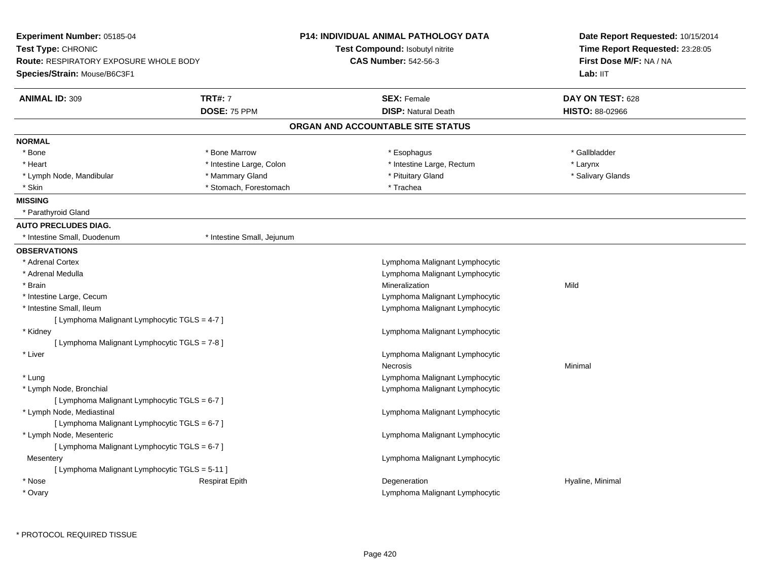**Experiment Number:** 05185-04
**Test Type:** CHRONIC
**Route:** RESPIRATORY EXPOSURE WHOLE BODY
**Species/Strain:** Mouse/B6C3F1

**P14: INDIVIDUAL ANIMAL PATHOLOGY DATA**
**Test Compound:** Isobutyl nitrite
**CAS Number:** 542-56-3

**Date Report Requested:** 10/15/2014
**Time Report Requested:** 23:28:05
**First Dose M/F:** NA / NA
**Lab:** IIT

| **ANIMAL ID:** 309 | **TRT#:** 7 | **SEX:** Female | **DAY ON TEST:** 628 |
|---|---|---|---|
| | **DOSE:** 75 PPM | **DISP:** Natural Death | **HISTO:** 88-02966 |

## ORGAN AND ACCOUNTABLE SITE STATUS

**NORMAL**

| | | | |
|---|---|---|---|
| * Bone | * Bone Marrow | * Esophagus | * Gallbladder |
| * Heart | * Intestine Large, Colon | * Intestine Large, Rectum | * Larynx |
| * Lymph Node, Mandibular | * Mammary Gland | * Pituitary Gland | * Salivary Glands |
| * Skin | * Stomach, Forestomach | * Trachea | |

**MISSING**

* Parathyroid Gland

**AUTO PRECLUDES DIAG.**

| | |
|---|---|
| * Intestine Small, Duodenum | * Intestine Small, Jejunum |

**OBSERVATIONS**

| | | | |
|---|---|---|---|
| * Adrenal Cortex | | Lymphoma Malignant Lymphocytic | |
| * Adrenal Medulla | | Lymphoma Malignant Lymphocytic | |
| * Brain | | Mineralization | Mild |
| * Intestine Large, Cecum | | Lymphoma Malignant Lymphocytic | |
| * Intestine Small, Ileum | | Lymphoma Malignant Lymphocytic | |
| [ Lymphoma Malignant Lymphocytic TGLS = 4-7 ] | | | |
| * Kidney | | Lymphoma Malignant Lymphocytic | |
| [ Lymphoma Malignant Lymphocytic TGLS = 7-8 ] | | | |
| * Liver | | Lymphoma Malignant Lymphocytic | |
| | | Necrosis | Minimal |
| * Lung | | Lymphoma Malignant Lymphocytic | |
| * Lymph Node, Bronchial | | Lymphoma Malignant Lymphocytic | |
| [ Lymphoma Malignant Lymphocytic TGLS = 6-7 ] | | | |
| * Lymph Node, Mediastinal | | Lymphoma Malignant Lymphocytic | |
| [ Lymphoma Malignant Lymphocytic TGLS = 6-7 ] | | | |
| * Lymph Node, Mesenteric | | Lymphoma Malignant Lymphocytic | |
| [ Lymphoma Malignant Lymphocytic TGLS = 6-7 ] | | | |
| Mesentery | | Lymphoma Malignant Lymphocytic | |
| [ Lymphoma Malignant Lymphocytic TGLS = 5-11 ] | | | |
| * Nose | Respirat Epith | Degeneration | Hyaline, Minimal |
| * Ovary | | Lymphoma Malignant Lymphocytic | |

\* PROTOCOL REQUIRED TISSUE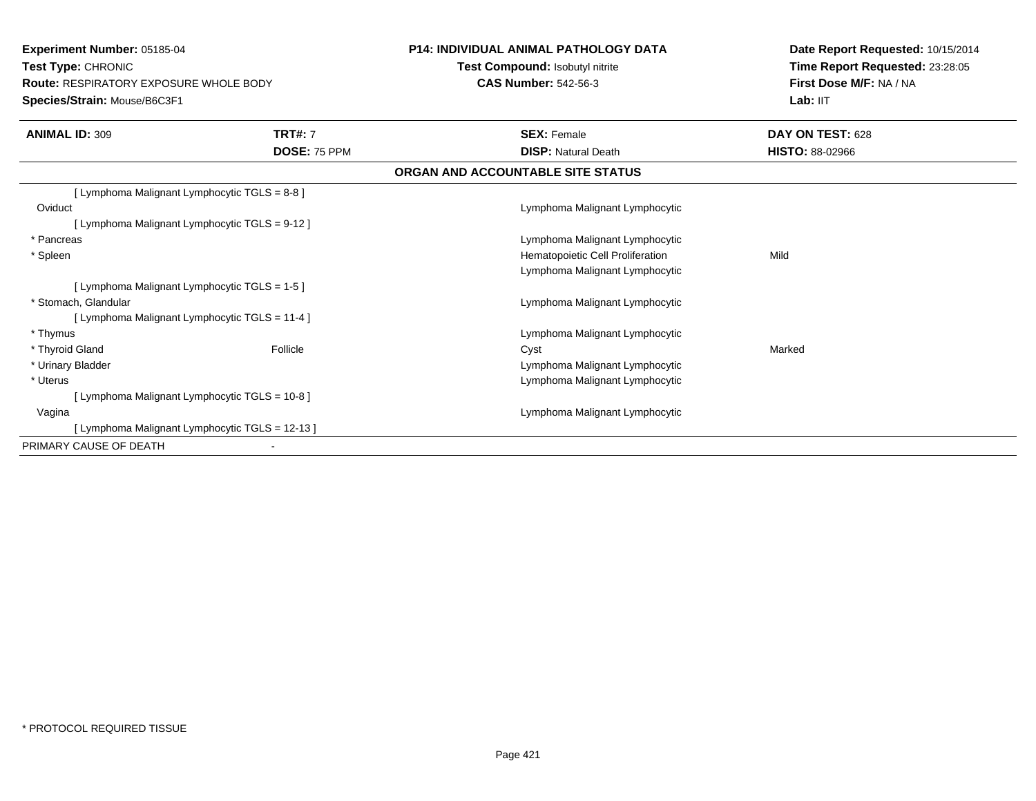**Experiment Number:** 05185-04
**Test Type:** CHRONIC
**Route:** RESPIRATORY EXPOSURE WHOLE BODY
**Species/Strain:** Mouse/B6C3F1

**P14: INDIVIDUAL ANIMAL PATHOLOGY DATA**
**Test Compound:** Isobutyl nitrite
**CAS Number:** 542-56-3

**Date Report Requested:** 10/15/2014
**Time Report Requested:** 23:28:05
**First Dose M/F:** NA / NA
**Lab:** IIT

| **ANIMAL ID:** 309 | **TRT#:** 7 | **SEX:** Female | **DAY ON TEST:** 628 |
|---|---|---|---|
| | **DOSE:** 75 PPM | **DISP:** Natural Death | **HISTO:** 88-02966 |

**ORGAN AND ACCOUNTABLE SITE STATUS**

| | | | |
|---|---|---|---|
| [ Lymphoma Malignant Lymphocytic TGLS = 8-8 ] | | | |
| Oviduct | | Lymphoma Malignant Lymphocytic | |
| [ Lymphoma Malignant Lymphocytic TGLS = 9-12 ] | | | |
| * Pancreas | | Lymphoma Malignant Lymphocytic | |
| * Spleen | | Hematopoietic Cell Proliferation | Mild |
| | | Lymphoma Malignant Lymphocytic | |
| [ Lymphoma Malignant Lymphocytic TGLS = 1-5 ] | | | |
| * Stomach, Glandular | | Lymphoma Malignant Lymphocytic | |
| [ Lymphoma Malignant Lymphocytic TGLS = 11-4 ] | | | |
| * Thymus | | Lymphoma Malignant Lymphocytic | |
| * Thyroid Gland | Follicle | Cyst | Marked |
| * Urinary Bladder | | Lymphoma Malignant Lymphocytic | |
| * Uterus | | Lymphoma Malignant Lymphocytic | |
| [ Lymphoma Malignant Lymphocytic TGLS = 10-8 ] | | | |
| Vagina | | Lymphoma Malignant Lymphocytic | |
| [ Lymphoma Malignant Lymphocytic TGLS = 12-13 ] | | | |
| PRIMARY CAUSE OF DEATH | - | | |

* PROTOCOL REQUIRED TISSUE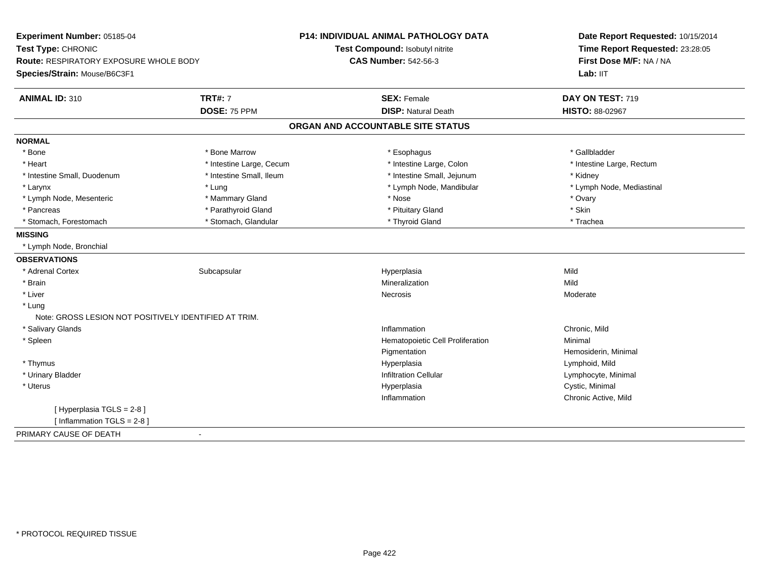**Experiment Number:** 05185-04
**Test Type:** CHRONIC
**Route:** RESPIRATORY EXPOSURE WHOLE BODY
**Species/Strain:** Mouse/B6C3F1

**P14: INDIVIDUAL ANIMAL PATHOLOGY DATA**
**Test Compound:** Isobutyl nitrite
**CAS Number:** 542-56-3

**Date Report Requested:** 10/15/2014
**Time Report Requested:** 23:28:05
**First Dose M/F:** NA / NA
**Lab:** IIT

| **ANIMAL ID:** 310 | **TRT#:** 7 | **SEX:** Female | **DAY ON TEST:** 719 |
|---|---|---|---|
| | **DOSE:** 75 PPM | **DISP:** Natural Death | **HISTO:** 88-02967 |

## ORGAN AND ACCOUNTABLE SITE STATUS

**NORMAL**

| | | | |
|---|---|---|---|
| * Bone | * Bone Marrow | * Esophagus | * Gallbladder |
| * Heart | * Intestine Large, Cecum | * Intestine Large, Colon | * Intestine Large, Rectum |
| * Intestine Small, Duodenum | * Intestine Small, Ileum | * Intestine Small, Jejunum | * Kidney |
| * Larynx | * Lung | * Lymph Node, Mandibular | * Lymph Node, Mediastinal |
| * Lymph Node, Mesenteric | * Mammary Gland | * Nose | * Ovary |
| * Pancreas | * Parathyroid Gland | * Pituitary Gland | * Skin |
| * Stomach, Forestomach | * Stomach, Glandular | * Thyroid Gland | * Trachea |

**MISSING**

* Lymph Node, Bronchial

**OBSERVATIONS**

| | | | |
|---|---|---|---|
| * Adrenal Cortex | Subcapsular | Hyperplasia | Mild |
| * Brain | | Mineralization | Mild |
| * Liver | | Necrosis | Moderate |
| * Lung | | | |
| Note: GROSS LESION NOT POSITIVELY IDENTIFIED AT TRIM. | | | |
| * Salivary Glands | | Inflammation | Chronic, Mild |
| * Spleen | | Hematopoietic Cell Proliferation | Minimal |
| | | Pigmentation | Hemosiderin, Minimal |
| * Thymus | | Hyperplasia | Lymphoid, Mild |
| * Urinary Bladder | | Infiltration Cellular | Lymphocyte, Minimal |
| * Uterus | | Hyperplasia | Cystic, Minimal |
| | | Inflammation | Chronic Active, Mild |
| [ Hyperplasia TGLS = 2-8 ] | | | |
| [ Inflammation TGLS = 2-8 ] | | | |

PRIMARY CAUSE OF DEATH -

* PROTOCOL REQUIRED TISSUE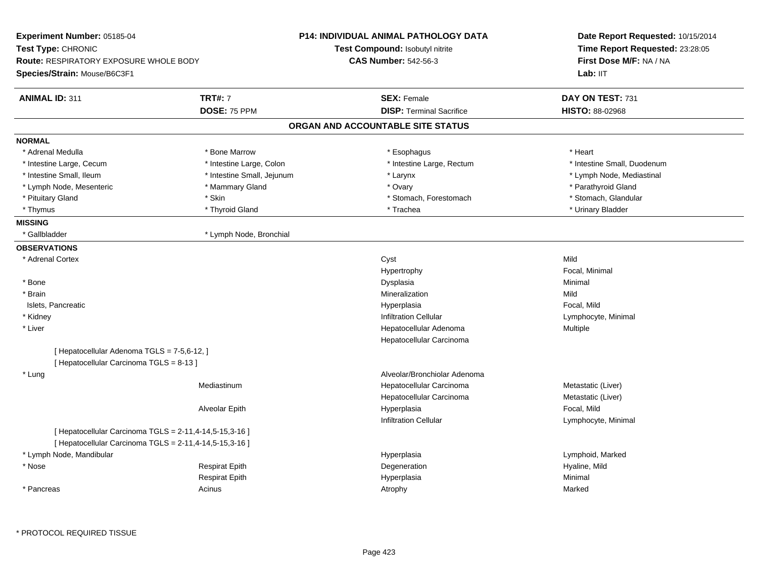**Experiment Number:** 05185-04
**Test Type:** CHRONIC
**Route:** RESPIRATORY EXPOSURE WHOLE BODY
**Species/Strain:** Mouse/B6C3F1

**P14: INDIVIDUAL ANIMAL PATHOLOGY DATA**
**Test Compound:** Isobutyl nitrite
**CAS Number:** 542-56-3

**Date Report Requested:** 10/15/2014
**Time Report Requested:** 23:28:05
**First Dose M/F:** NA / NA
**Lab:** IIT

| **ANIMAL ID:** 311 | **TRT#:** 7 | **SEX:** Female | **DAY ON TEST:** 731 |
|---|---|---|---|
| | **DOSE:** 75 PPM | **DISP:** Terminal Sacrifice | **HISTO:** 88-02968 |

## ORGAN AND ACCOUNTABLE SITE STATUS

**NORMAL**

| | | | |
|---|---|---|---|
| * Adrenal Medulla | * Bone Marrow | * Esophagus | * Heart |
| * Intestine Large, Cecum | * Intestine Large, Colon | * Intestine Large, Rectum | * Intestine Small, Duodenum |
| * Intestine Small, Ileum | * Intestine Small, Jejunum | * Larynx | * Lymph Node, Mediastinal |
| * Lymph Node, Mesenteric | * Mammary Gland | * Ovary | * Parathyroid Gland |
| * Pituitary Gland | * Skin | * Stomach, Forestomach | * Stomach, Glandular |
| * Thymus | * Thyroid Gland | * Trachea | * Urinary Bladder |

**MISSING**

| | |
|---|---|
| * Gallbladder | * Lymph Node, Bronchial |

**OBSERVATIONS**

| Organ | Site | Observation | Qualifier |
|---|---|---|---|
| * Adrenal Cortex | | Cyst | Mild |
| | | Hypertrophy | Focal, Minimal |
| * Bone | | Dysplasia | Minimal |
| * Brain | | Mineralization | Mild |
| Islets, Pancreatic | | Hyperplasia | Focal, Mild |
| * Kidney | | Infiltration Cellular | Lymphocyte, Minimal |
| * Liver | | Hepatocellular Adenoma | Multiple |
| | | Hepatocellular Carcinoma | |
| [ Hepatocellular Adenoma TGLS = 7-5,6-12, ] | | | |
| [ Hepatocellular Carcinoma TGLS = 8-13 ] | | | |
| * Lung | | Alveolar/Bronchiolar Adenoma | |
| | Mediastinum | Hepatocellular Carcinoma | Metastatic (Liver) |
| | | Hepatocellular Carcinoma | Metastatic (Liver) |
| | Alveolar Epith | Hyperplasia | Focal, Mild |
| | | Infiltration Cellular | Lymphocyte, Minimal |
| [ Hepatocellular Carcinoma TGLS = 2-11,4-14,5-15,3-16 ] | | | |
| [ Hepatocellular Carcinoma TGLS = 2-11,4-14,5-15,3-16 ] | | | |
| * Lymph Node, Mandibular | | Hyperplasia | Lymphoid, Marked |
| * Nose | Respirat Epith | Degeneration | Hyaline, Mild |
| | Respirat Epith | Hyperplasia | Minimal |
| * Pancreas | Acinus | Atrophy | Marked |

* PROTOCOL REQUIRED TISSUE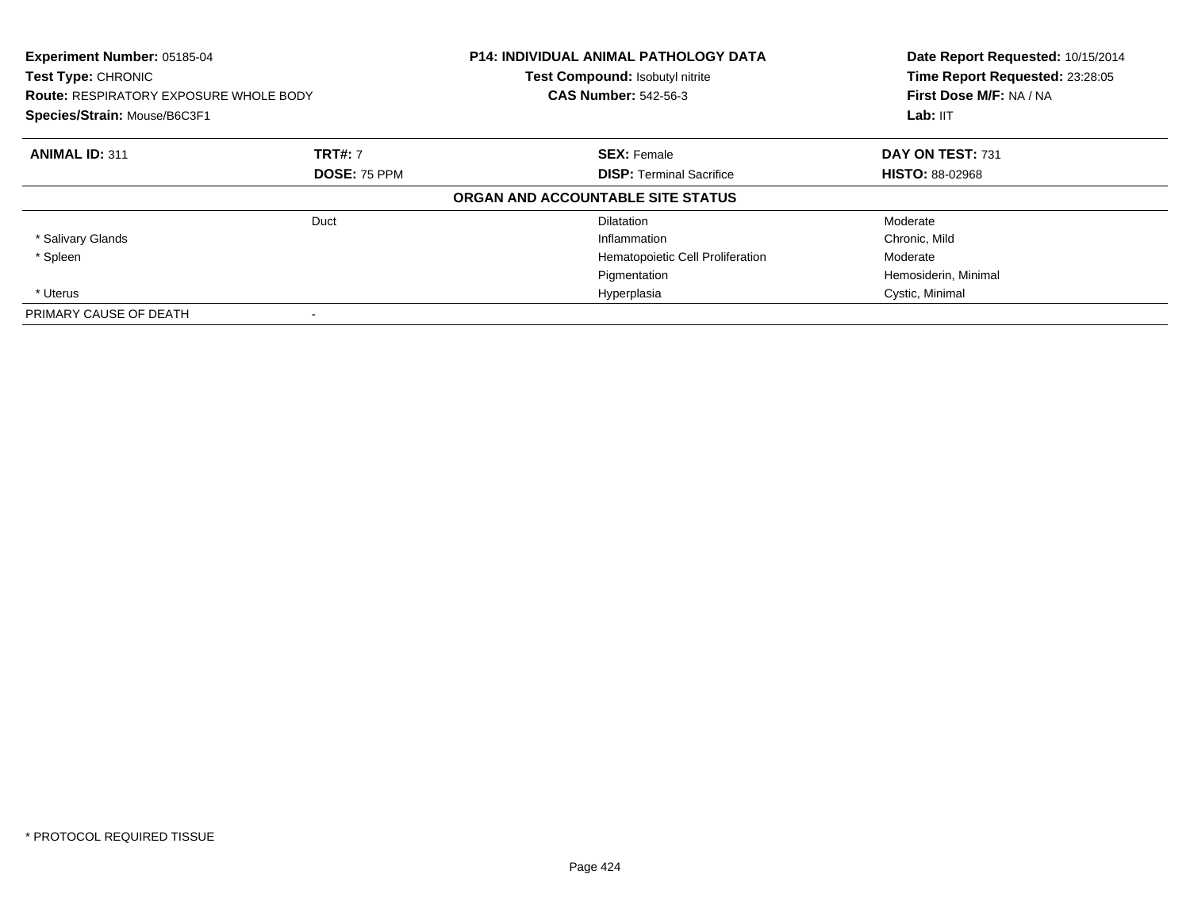| **Experiment Number:** 05185-04 | **P14: INDIVIDUAL ANIMAL PATHOLOGY DATA** | **Date Report Requested:** 10/15/2014 |
|---|---|---|
| **Test Type:** CHRONIC | **Test Compound:** Isobutyl nitrite | **Time Report Requested:** 23:28:05 |
| **Route:** RESPIRATORY EXPOSURE WHOLE BODY | **CAS Number:** 542-56-3 | **First Dose M/F:** NA / NA |
| **Species/Strain:** Mouse/B6C3F1 | | **Lab:** IIT |

| **ANIMAL ID:** 311 | **TRT#:** 7 | **SEX:** Female | **DAY ON TEST:** 731 |
|---|---|---|---|
| | **DOSE:** 75 PPM | **DISP:** Terminal Sacrifice | **HISTO:** 88-02968 |
| | | **ORGAN AND ACCOUNTABLE SITE STATUS** | |
| | Duct | Dilatation | Moderate |
| * Salivary Glands | | Inflammation | Chronic, Mild |
| * Spleen | | Hematopoietic Cell Proliferation | Moderate |
| | | Pigmentation | Hemosiderin, Minimal |
| * Uterus | | Hyperplasia | Cystic, Minimal |
| PRIMARY CAUSE OF DEATH | - | | |

* PROTOCOL REQUIRED TISSUE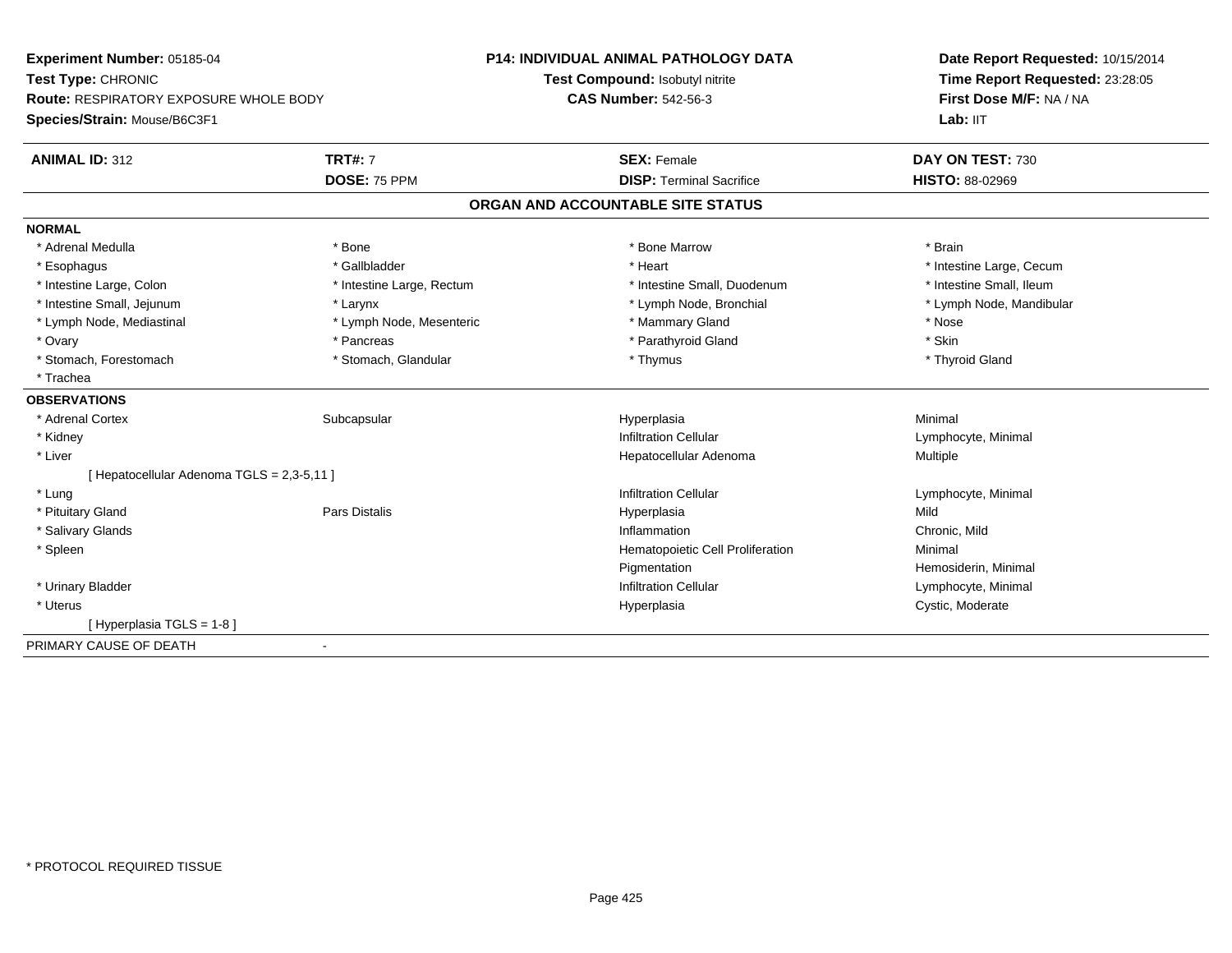**Experiment Number:** 05185-04
**Test Type:** CHRONIC
**Route:** RESPIRATORY EXPOSURE WHOLE BODY
**Species/Strain:** Mouse/B6C3F1

**P14: INDIVIDUAL ANIMAL PATHOLOGY DATA**
**Test Compound:** Isobutyl nitrite
**CAS Number:** 542-56-3

**Date Report Requested:** 10/15/2014
**Time Report Requested:** 23:28:05
**First Dose M/F:** NA / NA
**Lab:** IIT

| **ANIMAL ID:** 312 | **TRT#:** 7 | **SEX:** Female | **DAY ON TEST:** 730 |
|---|---|---|---|
| | **DOSE:** 75 PPM | **DISP:** Terminal Sacrifice | **HISTO:** 88-02969 |

## ORGAN AND ACCOUNTABLE SITE STATUS

**NORMAL**

| | | | |
|---|---|---|---|
| * Adrenal Medulla | * Bone | * Bone Marrow | * Brain |
| * Esophagus | * Gallbladder | * Heart | * Intestine Large, Cecum |
| * Intestine Large, Colon | * Intestine Large, Rectum | * Intestine Small, Duodenum | * Intestine Small, Ileum |
| * Intestine Small, Jejunum | * Larynx | * Lymph Node, Bronchial | * Lymph Node, Mandibular |
| * Lymph Node, Mediastinal | * Lymph Node, Mesenteric | * Mammary Gland | * Nose |
| * Ovary | * Pancreas | * Parathyroid Gland | * Skin |
| * Stomach, Forestomach | * Stomach, Glandular | * Thymus | * Thyroid Gland |
| * Trachea | | | |

**OBSERVATIONS**

| | | | |
|---|---|---|---|
| * Adrenal Cortex | Subcapsular | Hyperplasia | Minimal |
| * Kidney | | Infiltration Cellular | Lymphocyte, Minimal |
| * Liver | | Hepatocellular Adenoma | Multiple |
| [ Hepatocellular Adenoma TGLS = 2,3-5,11 ] | | | |
| * Lung | | Infiltration Cellular | Lymphocyte, Minimal |
| * Pituitary Gland | Pars Distalis | Hyperplasia | Mild |
| * Salivary Glands | | Inflammation | Chronic, Mild |
| * Spleen | | Hematopoietic Cell Proliferation | Minimal |
| | | Pigmentation | Hemosiderin, Minimal |
| * Urinary Bladder | | Infiltration Cellular | Lymphocyte, Minimal |
| * Uterus | | Hyperplasia | Cystic, Moderate |
| [ Hyperplasia TGLS = 1-8 ] | | | |

PRIMARY CAUSE OF DEATH -

* PROTOCOL REQUIRED TISSUE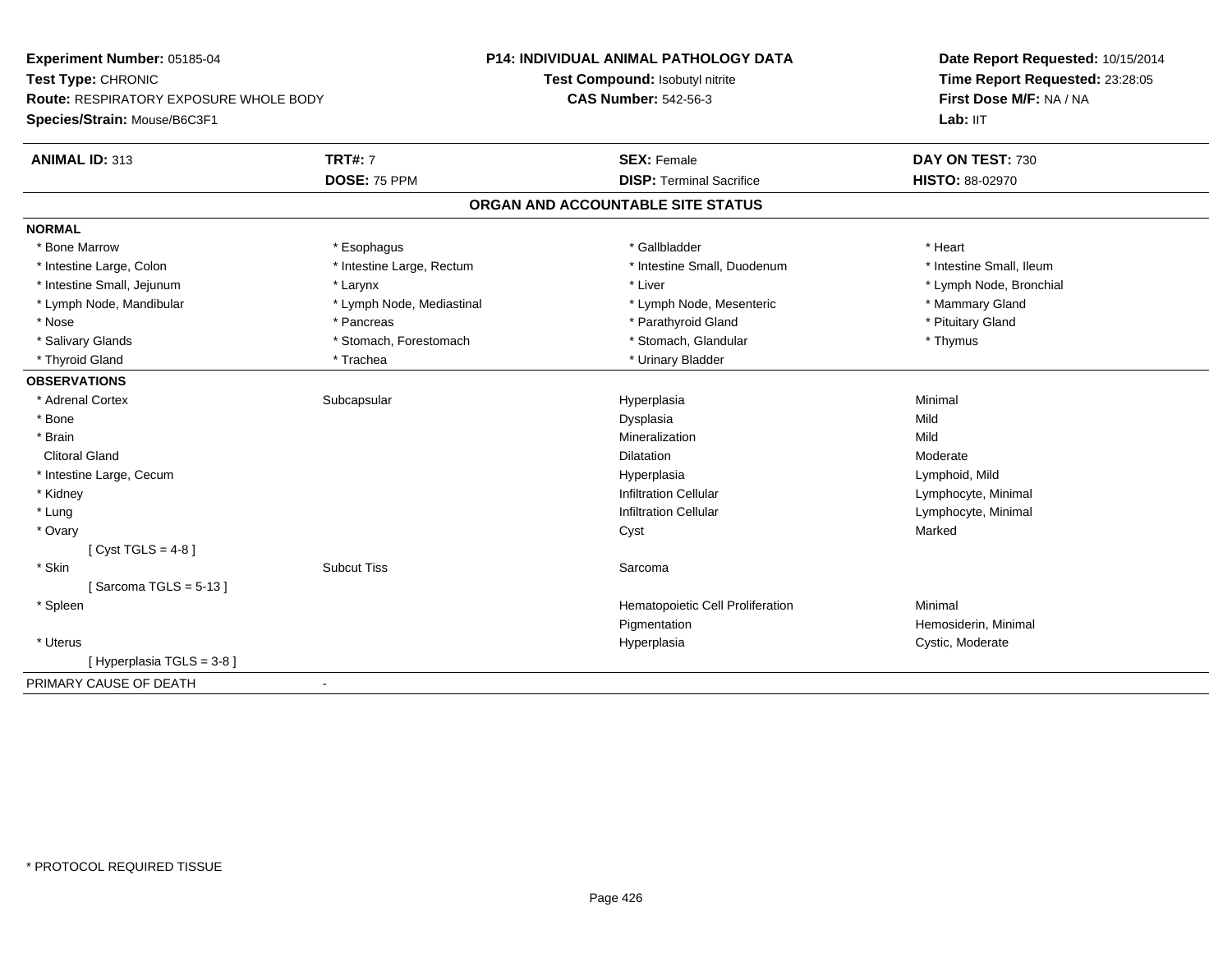**Experiment Number:** 05185-04
**Test Type:** CHRONIC
**Route:** RESPIRATORY EXPOSURE WHOLE BODY
**Species/Strain:** Mouse/B6C3F1

**P14: INDIVIDUAL ANIMAL PATHOLOGY DATA**
**Test Compound:** Isobutyl nitrite
**CAS Number:** 542-56-3

**Date Report Requested:** 10/15/2014
**Time Report Requested:** 23:28:05
**First Dose M/F:** NA / NA
**Lab:** IIT

| **ANIMAL ID:** 313 | **TRT#:** 7 | **SEX:** Female | **DAY ON TEST:** 730 |
|---|---|---|---|
| | **DOSE:** 75 PPM | **DISP:** Terminal Sacrifice | **HISTO:** 88-02970 |

## ORGAN AND ACCOUNTABLE SITE STATUS

**NORMAL**

| | | | |
|---|---|---|---|
| * Bone Marrow | * Esophagus | * Gallbladder | * Heart |
| * Intestine Large, Colon | * Intestine Large, Rectum | * Intestine Small, Duodenum | * Intestine Small, Ileum |
| * Intestine Small, Jejunum | * Larynx | * Liver | * Lymph Node, Bronchial |
| * Lymph Node, Mandibular | * Lymph Node, Mediastinal | * Lymph Node, Mesenteric | * Mammary Gland |
| * Nose | * Pancreas | * Parathyroid Gland | * Pituitary Gland |
| * Salivary Glands | * Stomach, Forestomach | * Stomach, Glandular | * Thymus |
| * Thyroid Gland | * Trachea | * Urinary Bladder | |

**OBSERVATIONS**

| | | | |
|---|---|---|---|
| * Adrenal Cortex | Subcapsular | Hyperplasia | Minimal |
| * Bone | | Dysplasia | Mild |
| * Brain | | Mineralization | Mild |
| Clitoral Gland | | Dilatation | Moderate |
| * Intestine Large, Cecum | | Hyperplasia | Lymphoid, Mild |
| * Kidney | | Infiltration Cellular | Lymphocyte, Minimal |
| * Lung | | Infiltration Cellular | Lymphocyte, Minimal |
| * Ovary | | Cyst | Marked |
| [ Cyst TGLS = 4-8 ] | | | |
| * Skin | Subcut Tiss | Sarcoma | |
| [ Sarcoma TGLS = 5-13 ] | | | |
| * Spleen | | Hematopoietic Cell Proliferation | Minimal |
| | | Pigmentation | Hemosiderin, Minimal |
| * Uterus | | Hyperplasia | Cystic, Moderate |
| [ Hyperplasia TGLS = 3-8 ] | | | |

PRIMARY CAUSE OF DEATH -

* PROTOCOL REQUIRED TISSUE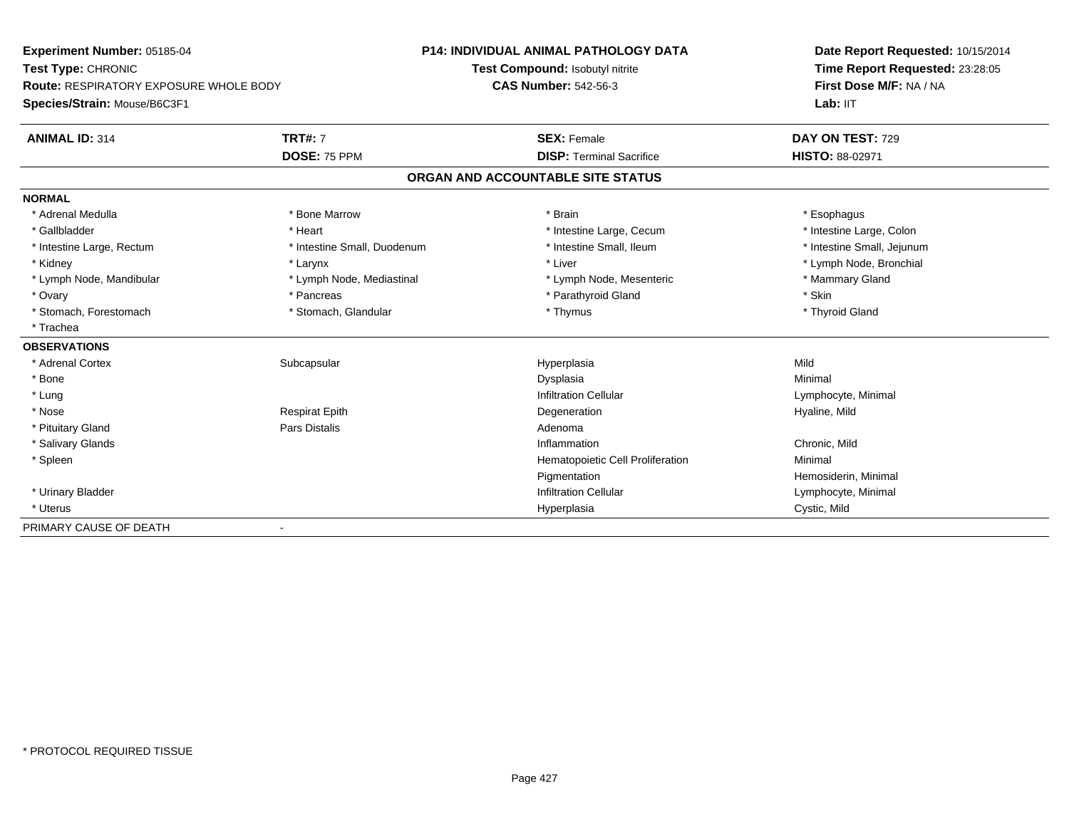**Experiment Number:** 05185-04
**Test Type:** CHRONIC
**Route:** RESPIRATORY EXPOSURE WHOLE BODY
**Species/Strain:** Mouse/B6C3F1

**P14: INDIVIDUAL ANIMAL PATHOLOGY DATA**
**Test Compound:** Isobutyl nitrite
**CAS Number:** 542-56-3

**Date Report Requested:** 10/15/2014
**Time Report Requested:** 23:28:05
**First Dose M/F:** NA / NA
**Lab:** IIT

| **ANIMAL ID:** 314 | **TRT#:** 7 | **SEX:** Female | **DAY ON TEST:** 729 |
|---|---|---|---|
| | **DOSE:** 75 PPM | **DISP:** Terminal Sacrifice | **HISTO:** 88-02971 |

## ORGAN AND ACCOUNTABLE SITE STATUS

**NORMAL**

| | | | |
|---|---|---|---|
| * Adrenal Medulla | * Bone Marrow | * Brain | * Esophagus |
| * Gallbladder | * Heart | * Intestine Large, Cecum | * Intestine Large, Colon |
| * Intestine Large, Rectum | * Intestine Small, Duodenum | * Intestine Small, Ileum | * Intestine Small, Jejunum |
| * Kidney | * Larynx | * Liver | * Lymph Node, Bronchial |
| * Lymph Node, Mandibular | * Lymph Node, Mediastinal | * Lymph Node, Mesenteric | * Mammary Gland |
| * Ovary | * Pancreas | * Parathyroid Gland | * Skin |
| * Stomach, Forestomach | * Stomach, Glandular | * Thymus | * Thyroid Gland |
| * Trachea | | | |

**OBSERVATIONS**

| | | | |
|---|---|---|---|
| * Adrenal Cortex | Subcapsular | Hyperplasia | Mild |
| * Bone | | Dysplasia | Minimal |
| * Lung | | Infiltration Cellular | Lymphocyte, Minimal |
| * Nose | Respirat Epith | Degeneration | Hyaline, Mild |
| * Pituitary Gland | Pars Distalis | Adenoma | |
| * Salivary Glands | | Inflammation | Chronic, Mild |
| * Spleen | | Hematopoietic Cell Proliferation | Minimal |
| | | Pigmentation | Hemosiderin, Minimal |
| * Urinary Bladder | | Infiltration Cellular | Lymphocyte, Minimal |
| * Uterus | | Hyperplasia | Cystic, Mild |

PRIMARY CAUSE OF DEATH -

* PROTOCOL REQUIRED TISSUE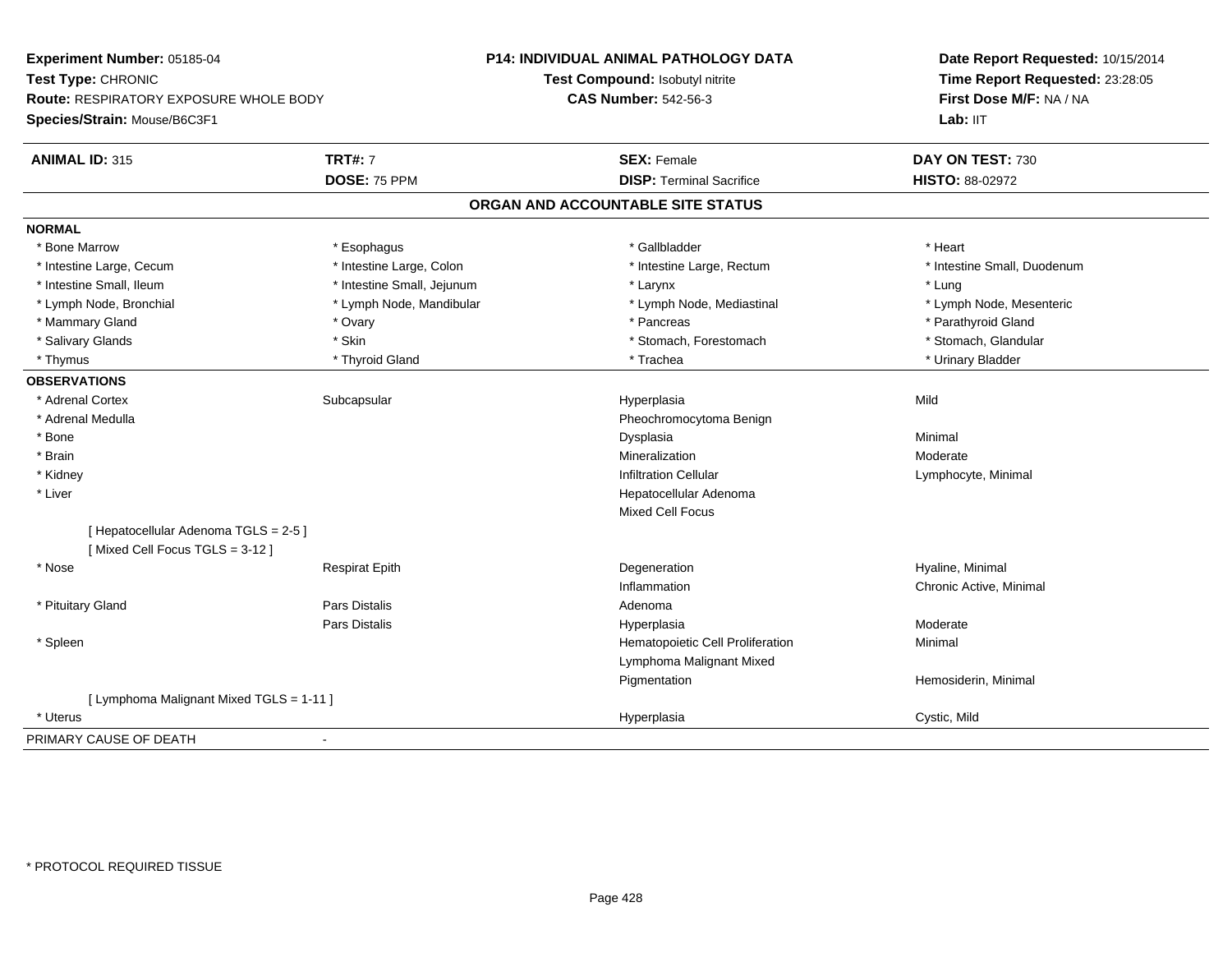**Experiment Number:** 05185-04
**Test Type:** CHRONIC
**Route:** RESPIRATORY EXPOSURE WHOLE BODY
**Species/Strain:** Mouse/B6C3F1

**P14: INDIVIDUAL ANIMAL PATHOLOGY DATA**
**Test Compound:** Isobutyl nitrite
**CAS Number:** 542-56-3

**Date Report Requested:** 10/15/2014
**Time Report Requested:** 23:28:05
**First Dose M/F:** NA / NA
**Lab:** IIT

| **ANIMAL ID:** 315 | **TRT#:** 7 | **SEX:** Female | **DAY ON TEST:** 730 |
|---|---|---|---|
| | **DOSE:** 75 PPM | **DISP:** Terminal Sacrifice | **HISTO:** 88-02972 |

## ORGAN AND ACCOUNTABLE SITE STATUS

**NORMAL**

| | | | |
|---|---|---|---|
| * Bone Marrow | * Esophagus | * Gallbladder | * Heart |
| * Intestine Large, Cecum | * Intestine Large, Colon | * Intestine Large, Rectum | * Intestine Small, Duodenum |
| * Intestine Small, Ileum | * Intestine Small, Jejunum | * Larynx | * Lung |
| * Lymph Node, Bronchial | * Lymph Node, Mandibular | * Lymph Node, Mediastinal | * Lymph Node, Mesenteric |
| * Mammary Gland | * Ovary | * Pancreas | * Parathyroid Gland |
| * Salivary Glands | * Skin | * Stomach, Forestomach | * Stomach, Glandular |
| * Thymus | * Thyroid Gland | * Trachea | * Urinary Bladder |

**OBSERVATIONS**

| | | | |
|---|---|---|---|
| * Adrenal Cortex | Subcapsular | Hyperplasia | Mild |
| * Adrenal Medulla | | Pheochromocytoma Benign | |
| * Bone | | Dysplasia | Minimal |
| * Brain | | Mineralization | Moderate |
| * Kidney | | Infiltration Cellular | Lymphocyte, Minimal |
| * Liver | | Hepatocellular Adenoma | |
| | | Mixed Cell Focus | |
| [ Hepatocellular Adenoma TGLS = 2-5 ] | | | |
| [ Mixed Cell Focus TGLS = 3-12 ] | | | |
| * Nose | Respirat Epith | Degeneration | Hyaline, Minimal |
| | | Inflammation | Chronic Active, Minimal |
| * Pituitary Gland | Pars Distalis | Adenoma | |
| | Pars Distalis | Hyperplasia | Moderate |
| * Spleen | | Hematopoietic Cell Proliferation | Minimal |
| | | Lymphoma Malignant Mixed | |
| | | Pigmentation | Hemosiderin, Minimal |
| [ Lymphoma Malignant Mixed TGLS = 1-11 ] | | | |
| * Uterus | | Hyperplasia | Cystic, Mild |

PRIMARY CAUSE OF DEATH -

* PROTOCOL REQUIRED TISSUE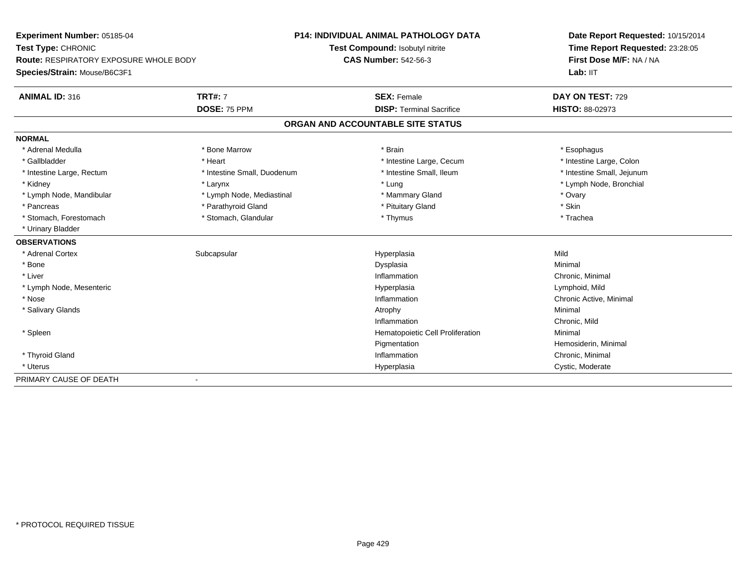**Experiment Number:** 05185-04
**Test Type:** CHRONIC
**Route:** RESPIRATORY EXPOSURE WHOLE BODY
**Species/Strain:** Mouse/B6C3F1

**P14: INDIVIDUAL ANIMAL PATHOLOGY DATA**
**Test Compound:** Isobutyl nitrite
**CAS Number:** 542-56-3

**Date Report Requested:** 10/15/2014
**Time Report Requested:** 23:28:05
**First Dose M/F:** NA / NA
**Lab:** IIT

| **ANIMAL ID:** 316 | **TRT#:** 7 | **SEX:** Female | **DAY ON TEST:** 729 |
|---|---|---|---|
| | **DOSE:** 75 PPM | **DISP:** Terminal Sacrifice | **HISTO:** 88-02973 |

## ORGAN AND ACCOUNTABLE SITE STATUS

**NORMAL**

| | | | |
|---|---|---|---|
| * Adrenal Medulla | * Bone Marrow | * Brain | * Esophagus |
| * Gallbladder | * Heart | * Intestine Large, Cecum | * Intestine Large, Colon |
| * Intestine Large, Rectum | * Intestine Small, Duodenum | * Intestine Small, Ileum | * Intestine Small, Jejunum |
| * Kidney | * Larynx | * Lung | * Lymph Node, Bronchial |
| * Lymph Node, Mandibular | * Lymph Node, Mediastinal | * Mammary Gland | * Ovary |
| * Pancreas | * Parathyroid Gland | * Pituitary Gland | * Skin |
| * Stomach, Forestomach | * Stomach, Glandular | * Thymus | * Trachea |
| * Urinary Bladder | | | |

**OBSERVATIONS**

| | | | |
|---|---|---|---|
| * Adrenal Cortex | Subcapsular | Hyperplasia | Mild |
| * Bone | | Dysplasia | Minimal |
| * Liver | | Inflammation | Chronic, Minimal |
| * Lymph Node, Mesenteric | | Hyperplasia | Lymphoid, Mild |
| * Nose | | Inflammation | Chronic Active, Minimal |
| * Salivary Glands | | Atrophy | Minimal |
| | | Inflammation | Chronic, Mild |
| * Spleen | | Hematopoietic Cell Proliferation | Minimal |
| | | Pigmentation | Hemosiderin, Minimal |
| * Thyroid Gland | | Inflammation | Chronic, Minimal |
| * Uterus | | Hyperplasia | Cystic, Moderate |

PRIMARY CAUSE OF DEATH -

* PROTOCOL REQUIRED TISSUE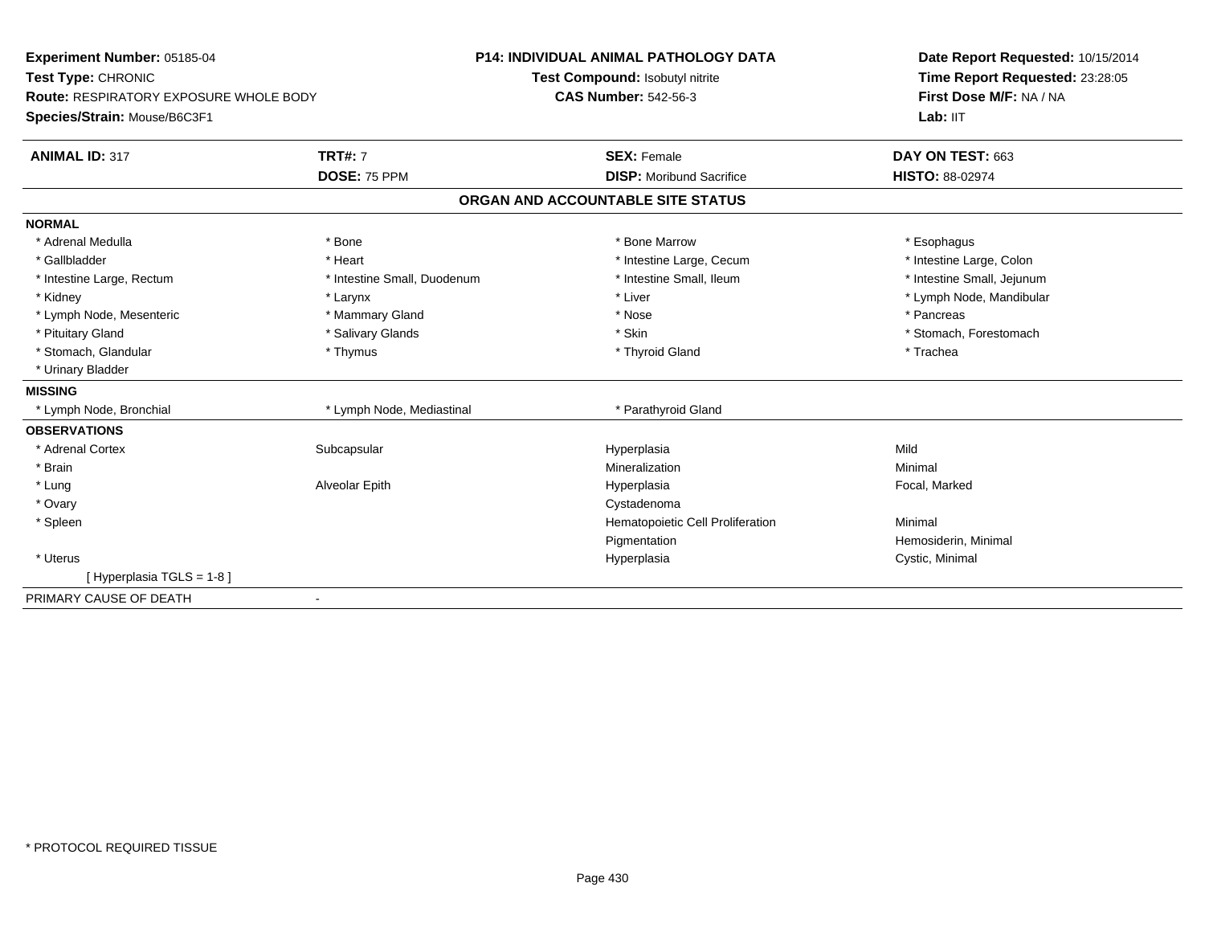**Experiment Number:** 05185-04
**Test Type:** CHRONIC
**Route:** RESPIRATORY EXPOSURE WHOLE BODY
**Species/Strain:** Mouse/B6C3F1

**P14: INDIVIDUAL ANIMAL PATHOLOGY DATA**
**Test Compound:** Isobutyl nitrite
**CAS Number:** 542-56-3

**Date Report Requested:** 10/15/2014
**Time Report Requested:** 23:28:05
**First Dose M/F:** NA / NA
**Lab:** IIT

| **ANIMAL ID:** 317 | **TRT#:** 7 | **SEX:** Female | **DAY ON TEST:** 663 |
|---|---|---|---|
| | **DOSE:** 75 PPM | **DISP:** Moribund Sacrifice | **HISTO:** 88-02974 |

## ORGAN AND ACCOUNTABLE SITE STATUS

**NORMAL**

| | | | |
|---|---|---|---|
| * Adrenal Medulla | * Bone | * Bone Marrow | * Esophagus |
| * Gallbladder | * Heart | * Intestine Large, Cecum | * Intestine Large, Colon |
| * Intestine Large, Rectum | * Intestine Small, Duodenum | * Intestine Small, Ileum | * Intestine Small, Jejunum |
| * Kidney | * Larynx | * Liver | * Lymph Node, Mandibular |
| * Lymph Node, Mesenteric | * Mammary Gland | * Nose | * Pancreas |
| * Pituitary Gland | * Salivary Glands | * Skin | * Stomach, Forestomach |
| * Stomach, Glandular | * Thymus | * Thyroid Gland | * Trachea |
| * Urinary Bladder | | | |

**MISSING**

| | | |
|---|---|---|
| * Lymph Node, Bronchial | * Lymph Node, Mediastinal | * Parathyroid Gland |

**OBSERVATIONS**

| | | | |
|---|---|---|---|
| * Adrenal Cortex | Subcapsular | Hyperplasia | Mild |
| * Brain | | Mineralization | Minimal |
| * Lung | Alveolar Epith | Hyperplasia | Focal, Marked |
| * Ovary | | Cystadenoma | |
| * Spleen | | Hematopoietic Cell Proliferation | Minimal |
| | | Pigmentation | Hemosiderin, Minimal |
| * Uterus | | Hyperplasia | Cystic, Minimal |
| [ Hyperplasia TGLS = 1-8 ] | | | |

PRIMARY CAUSE OF DEATH -

* PROTOCOL REQUIRED TISSUE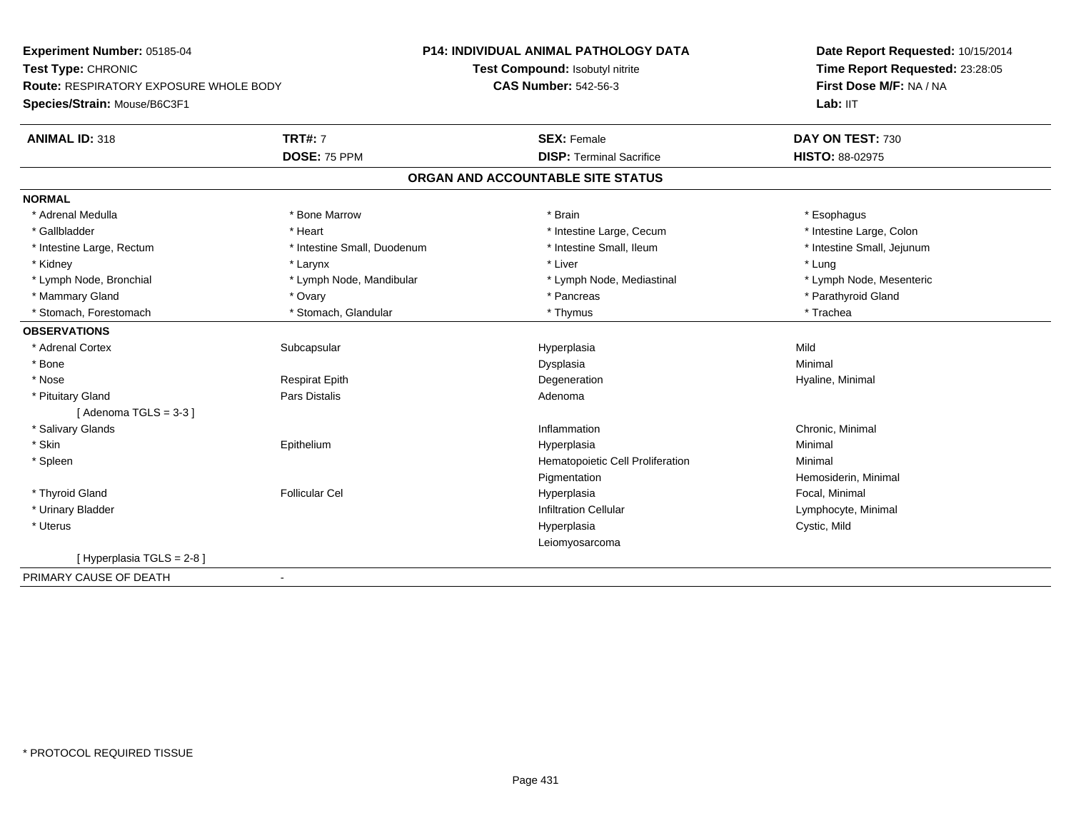**Experiment Number:** 05185-04
**Test Type:** CHRONIC
**Route:** RESPIRATORY EXPOSURE WHOLE BODY
**Species/Strain:** Mouse/B6C3F1

**P14: INDIVIDUAL ANIMAL PATHOLOGY DATA**
**Test Compound:** Isobutyl nitrite
**CAS Number:** 542-56-3

**Date Report Requested:** 10/15/2014
**Time Report Requested:** 23:28:05
**First Dose M/F:** NA / NA
**Lab:** IIT

| **ANIMAL ID:** 318 | **TRT#:** 7 | **SEX:** Female | **DAY ON TEST:** 730 |
|---|---|---|---|
| | **DOSE:** 75 PPM | **DISP:** Terminal Sacrifice | **HISTO:** 88-02975 |

## ORGAN AND ACCOUNTABLE SITE STATUS

| | | | |
|---|---|---|---|
| **NORMAL** | | | |
| * Adrenal Medulla | * Bone Marrow | * Brain | * Esophagus |
| * Gallbladder | * Heart | * Intestine Large, Cecum | * Intestine Large, Colon |
| * Intestine Large, Rectum | * Intestine Small, Duodenum | * Intestine Small, Ileum | * Intestine Small, Jejunum |
| * Kidney | * Larynx | * Liver | * Lung |
| * Lymph Node, Bronchial | * Lymph Node, Mandibular | * Lymph Node, Mediastinal | * Lymph Node, Mesenteric |
| * Mammary Gland | * Ovary | * Pancreas | * Parathyroid Gland |
| * Stomach, Forestomach | * Stomach, Glandular | * Thymus | * Trachea |
| **OBSERVATIONS** | | | |
| * Adrenal Cortex | Subcapsular | Hyperplasia | Mild |
| * Bone | | Dysplasia | Minimal |
| * Nose | Respirat Epith | Degeneration | Hyaline, Minimal |
| * Pituitary Gland | Pars Distalis | Adenoma | |
| [ Adenoma TGLS = 3-3 ] | | | |
| * Salivary Glands | | Inflammation | Chronic, Minimal |
| * Skin | Epithelium | Hyperplasia | Minimal |
| * Spleen | | Hematopoietic Cell Proliferation | Minimal |
| | | Pigmentation | Hemosiderin, Minimal |
| * Thyroid Gland | Follicular Cel | Hyperplasia | Focal, Minimal |
| * Urinary Bladder | | Infiltration Cellular | Lymphocyte, Minimal |
| * Uterus | | Hyperplasia | Cystic, Mild |
| | | Leiomyosarcoma | |
| [ Hyperplasia TGLS = 2-8 ] | | | |
| PRIMARY CAUSE OF DEATH | - | | |

\* PROTOCOL REQUIRED TISSUE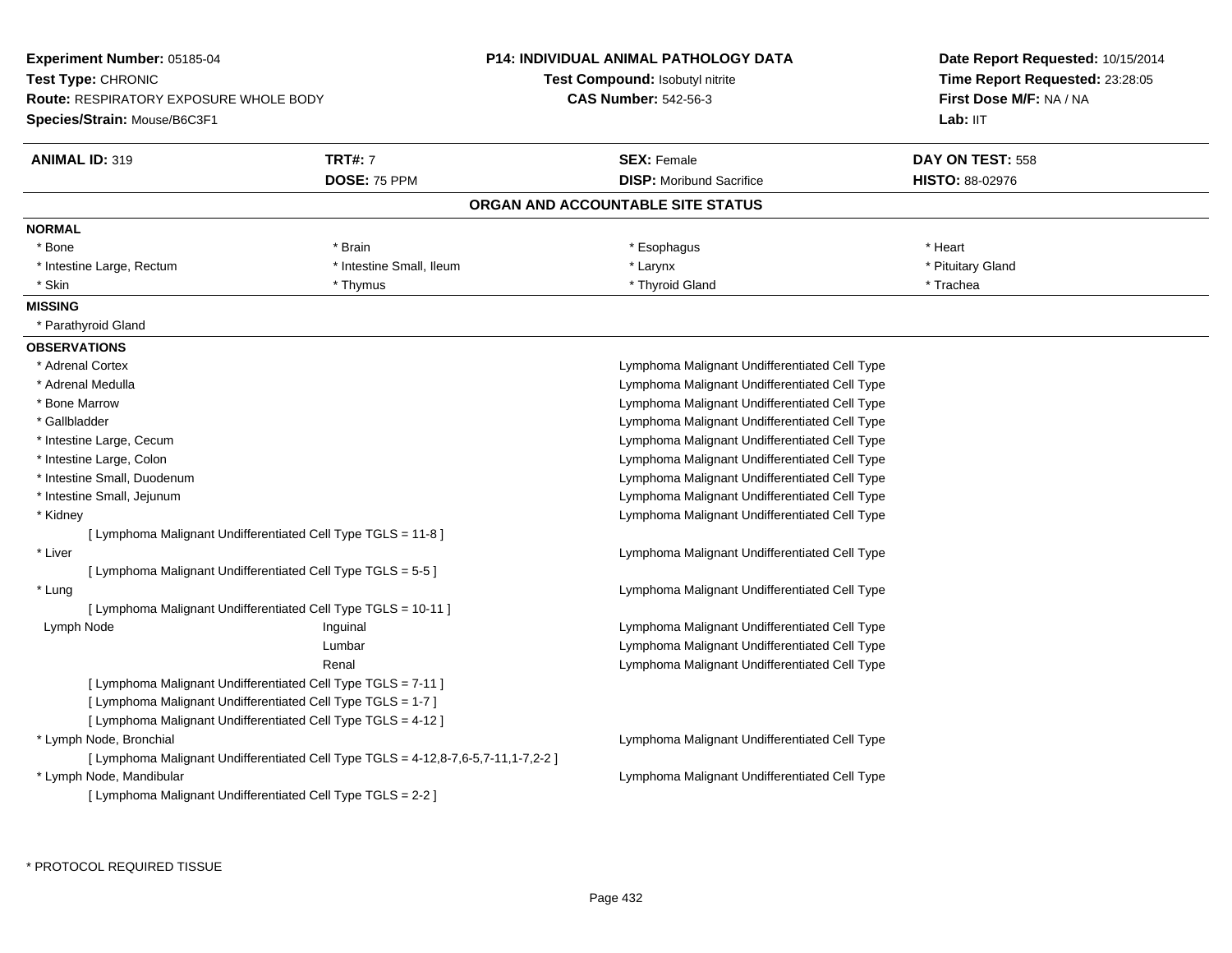**Experiment Number:** 05185-04
**Test Type:** CHRONIC
**Route:** RESPIRATORY EXPOSURE WHOLE BODY
**Species/Strain:** Mouse/B6C3F1

**P14: INDIVIDUAL ANIMAL PATHOLOGY DATA**
**Test Compound:** Isobutyl nitrite
**CAS Number:** 542-56-3

**Date Report Requested:** 10/15/2014
**Time Report Requested:** 23:28:05
**First Dose M/F:** NA / NA
**Lab:** IIT

| **ANIMAL ID:** 319 | **TRT#:** 7 | **SEX:** Female | **DAY ON TEST:** 558 |
|---|---|---|---|
| | **DOSE:** 75 PPM | **DISP:** Moribund Sacrifice | **HISTO:** 88-02976 |

## ORGAN AND ACCOUNTABLE SITE STATUS

**NORMAL**

| | | | |
|---|---|---|---|
| * Bone | * Brain | * Esophagus | * Heart |
| * Intestine Large, Rectum | * Intestine Small, Ileum | * Larynx | * Pituitary Gland |
| * Skin | * Thymus | * Thyroid Gland | * Trachea |

**MISSING**

* Parathyroid Gland

**OBSERVATIONS**

| Site | | Observation |
|---|---|---|
| * Adrenal Cortex | | Lymphoma Malignant Undifferentiated Cell Type |
| * Adrenal Medulla | | Lymphoma Malignant Undifferentiated Cell Type |
| * Bone Marrow | | Lymphoma Malignant Undifferentiated Cell Type |
| * Gallbladder | | Lymphoma Malignant Undifferentiated Cell Type |
| * Intestine Large, Cecum | | Lymphoma Malignant Undifferentiated Cell Type |
| * Intestine Large, Colon | | Lymphoma Malignant Undifferentiated Cell Type |
| * Intestine Small, Duodenum | | Lymphoma Malignant Undifferentiated Cell Type |
| * Intestine Small, Jejunum | | Lymphoma Malignant Undifferentiated Cell Type |
| * Kidney | | Lymphoma Malignant Undifferentiated Cell Type |
| [ Lymphoma Malignant Undifferentiated Cell Type TGLS = 11-8 ] | | |
| * Liver | | Lymphoma Malignant Undifferentiated Cell Type |
| [ Lymphoma Malignant Undifferentiated Cell Type TGLS = 5-5 ] | | |
| * Lung | | Lymphoma Malignant Undifferentiated Cell Type |
| [ Lymphoma Malignant Undifferentiated Cell Type TGLS = 10-11 ] | | |
| Lymph Node | Inguinal | Lymphoma Malignant Undifferentiated Cell Type |
| | Lumbar | Lymphoma Malignant Undifferentiated Cell Type |
| | Renal | Lymphoma Malignant Undifferentiated Cell Type |
| [ Lymphoma Malignant Undifferentiated Cell Type TGLS = 7-11 ] | | |
| [ Lymphoma Malignant Undifferentiated Cell Type TGLS = 1-7 ] | | |
| [ Lymphoma Malignant Undifferentiated Cell Type TGLS = 4-12 ] | | |
| * Lymph Node, Bronchial | | Lymphoma Malignant Undifferentiated Cell Type |
| [ Lymphoma Malignant Undifferentiated Cell Type TGLS = 4-12,8-7,6-5,7-11,1-7,2-2 ] | | |
| * Lymph Node, Mandibular | | Lymphoma Malignant Undifferentiated Cell Type |
| [ Lymphoma Malignant Undifferentiated Cell Type TGLS = 2-2 ] | | |

* PROTOCOL REQUIRED TISSUE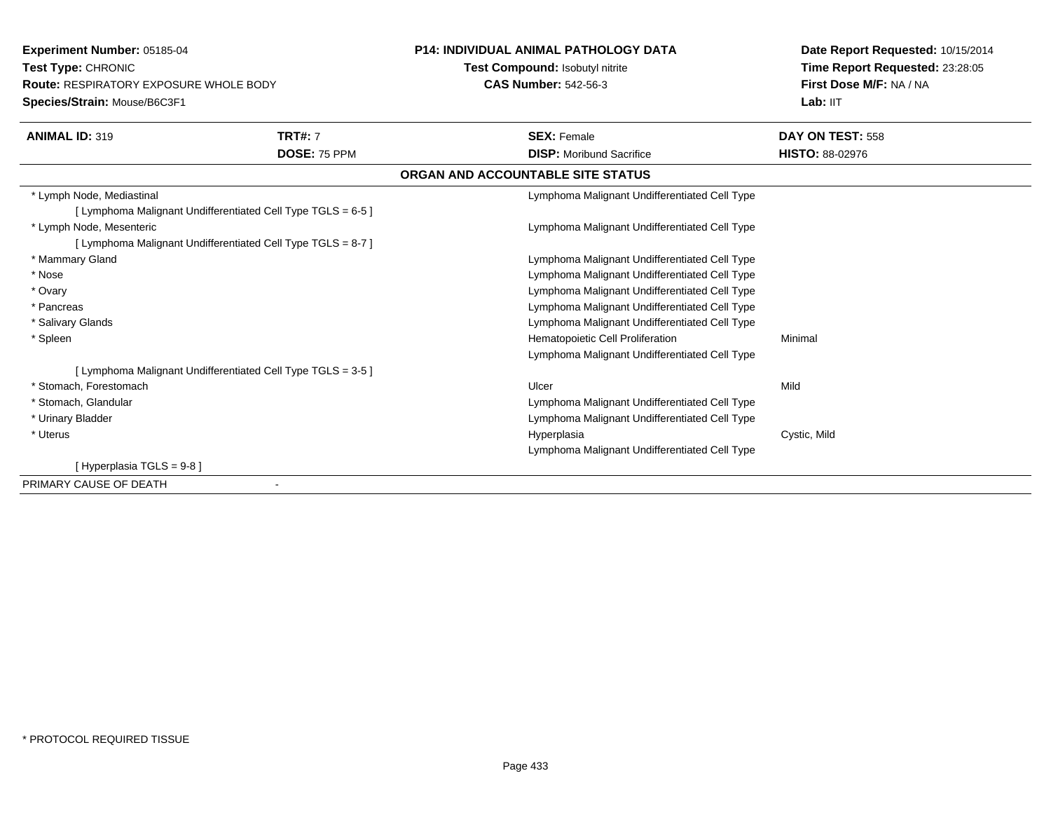**Experiment Number:** 05185-04
**Test Type:** CHRONIC
**Route:** RESPIRATORY EXPOSURE WHOLE BODY
**Species/Strain:** Mouse/B6C3F1

**P14: INDIVIDUAL ANIMAL PATHOLOGY DATA**
**Test Compound:** Isobutyl nitrite
**CAS Number:** 542-56-3

**Date Report Requested:** 10/15/2014
**Time Report Requested:** 23:28:05
**First Dose M/F:** NA / NA
**Lab:** IIT

| **ANIMAL ID:** 319 | **TRT#:** 7 | **SEX:** Female | **DAY ON TEST:** 558 |
|---|---|---|---|
| | **DOSE:** 75 PPM | **DISP:** Moribund Sacrifice | **HISTO:** 88-02976 |

**ORGAN AND ACCOUNTABLE SITE STATUS**

| Organ | Finding | Severity |
|---|---|---|
| * Lymph Node, Mediastinal | Lymphoma Malignant Undifferentiated Cell Type | |
| [ Lymphoma Malignant Undifferentiated Cell Type TGLS = 6-5 ] | | |
| * Lymph Node, Mesenteric | Lymphoma Malignant Undifferentiated Cell Type | |
| [ Lymphoma Malignant Undifferentiated Cell Type TGLS = 8-7 ] | | |
| * Mammary Gland | Lymphoma Malignant Undifferentiated Cell Type | |
| * Nose | Lymphoma Malignant Undifferentiated Cell Type | |
| * Ovary | Lymphoma Malignant Undifferentiated Cell Type | |
| * Pancreas | Lymphoma Malignant Undifferentiated Cell Type | |
| * Salivary Glands | Lymphoma Malignant Undifferentiated Cell Type | |
| * Spleen | Hematopoietic Cell Proliferation | Minimal |
| | Lymphoma Malignant Undifferentiated Cell Type | |
| [ Lymphoma Malignant Undifferentiated Cell Type TGLS = 3-5 ] | | |
| * Stomach, Forestomach | Ulcer | Mild |
| * Stomach, Glandular | Lymphoma Malignant Undifferentiated Cell Type | |
| * Urinary Bladder | Lymphoma Malignant Undifferentiated Cell Type | |
| * Uterus | Hyperplasia | Cystic, Mild |
| | Lymphoma Malignant Undifferentiated Cell Type | |
| [ Hyperplasia TGLS = 9-8 ] | | |
| PRIMARY CAUSE OF DEATH | - | |

* PROTOCOL REQUIRED TISSUE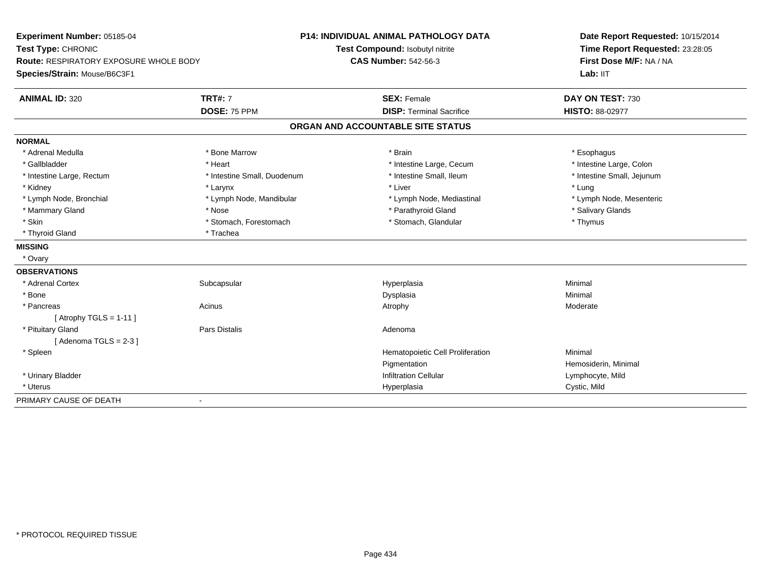**Experiment Number:** 05185-04
**Test Type:** CHRONIC
**Route:** RESPIRATORY EXPOSURE WHOLE BODY
**Species/Strain:** Mouse/B6C3F1

**P14: INDIVIDUAL ANIMAL PATHOLOGY DATA**
**Test Compound:** Isobutyl nitrite
**CAS Number:** 542-56-3

**Date Report Requested:** 10/15/2014
**Time Report Requested:** 23:28:05
**First Dose M/F:** NA / NA
**Lab:** IIT

| **ANIMAL ID:** 320 | **TRT#:** 7 | **SEX:** Female | **DAY ON TEST:** 730 |
|---|---|---|---|
| | **DOSE:** 75 PPM | **DISP:** Terminal Sacrifice | **HISTO:** 88-02977 |

## ORGAN AND ACCOUNTABLE SITE STATUS

**NORMAL**

| | | | |
|---|---|---|---|
| * Adrenal Medulla | * Bone Marrow | * Brain | * Esophagus |
| * Gallbladder | * Heart | * Intestine Large, Cecum | * Intestine Large, Colon |
| * Intestine Large, Rectum | * Intestine Small, Duodenum | * Intestine Small, Ileum | * Intestine Small, Jejunum |
| * Kidney | * Larynx | * Liver | * Lung |
| * Lymph Node, Bronchial | * Lymph Node, Mandibular | * Lymph Node, Mediastinal | * Lymph Node, Mesenteric |
| * Mammary Gland | * Nose | * Parathyroid Gland | * Salivary Glands |
| * Skin | * Stomach, Forestomach | * Stomach, Glandular | * Thymus |
| * Thyroid Gland | * Trachea | | |

**MISSING**

* Ovary

**OBSERVATIONS**

| | | | |
|---|---|---|---|
| * Adrenal Cortex | Subcapsular | Hyperplasia | Minimal |
| * Bone | | Dysplasia | Minimal |
| * Pancreas | Acinus | Atrophy | Moderate |
| [ Atrophy TGLS = 1-11 ] | | | |
| * Pituitary Gland | Pars Distalis | Adenoma | |
| [ Adenoma TGLS = 2-3 ] | | | |
| * Spleen | | Hematopoietic Cell Proliferation | Minimal |
| | | Pigmentation | Hemosiderin, Minimal |
| * Urinary Bladder | | Infiltration Cellular | Lymphocyte, Mild |
| * Uterus | | Hyperplasia | Cystic, Mild |

PRIMARY CAUSE OF DEATH -

* PROTOCOL REQUIRED TISSUE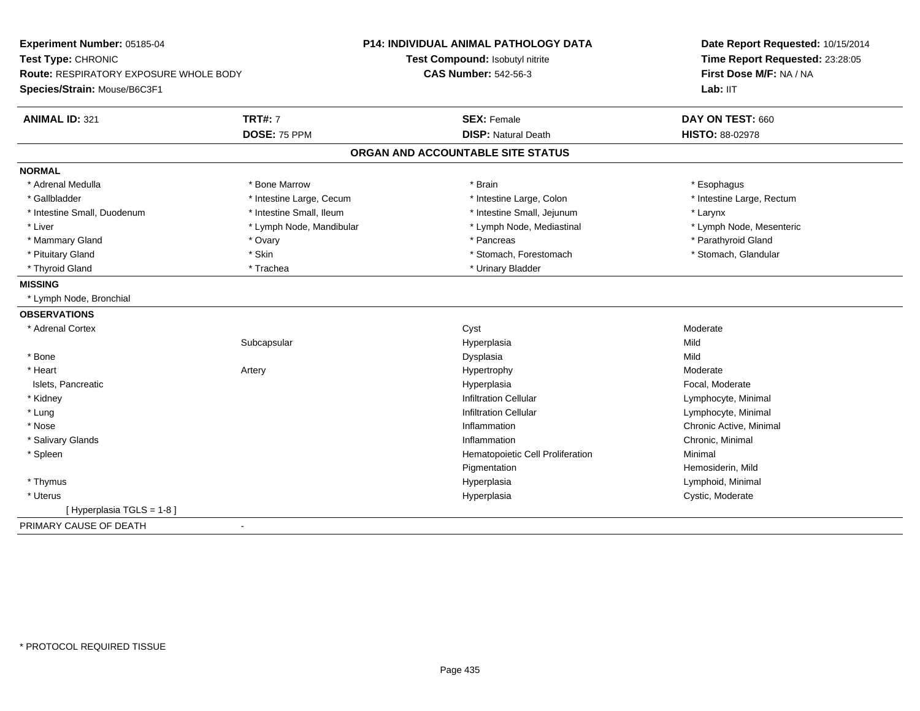**Experiment Number:** 05185-04
**Test Type:** CHRONIC
**Route:** RESPIRATORY EXPOSURE WHOLE BODY
**Species/Strain:** Mouse/B6C3F1

**P14: INDIVIDUAL ANIMAL PATHOLOGY DATA**
**Test Compound:** Isobutyl nitrite
**CAS Number:** 542-56-3

**Date Report Requested:** 10/15/2014
**Time Report Requested:** 23:28:05
**First Dose M/F:** NA / NA
**Lab:** IIT

| **ANIMAL ID:** 321 | **TRT#:** 7 | **SEX:** Female | **DAY ON TEST:** 660 |
|---|---|---|---|
| | **DOSE:** 75 PPM | **DISP:** Natural Death | **HISTO:** 88-02978 |

## ORGAN AND ACCOUNTABLE SITE STATUS

**NORMAL**

| | | | |
|---|---|---|---|
| * Adrenal Medulla | * Bone Marrow | * Brain | * Esophagus |
| * Gallbladder | * Intestine Large, Cecum | * Intestine Large, Colon | * Intestine Large, Rectum |
| * Intestine Small, Duodenum | * Intestine Small, Ileum | * Intestine Small, Jejunum | * Larynx |
| * Liver | * Lymph Node, Mandibular | * Lymph Node, Mediastinal | * Lymph Node, Mesenteric |
| * Mammary Gland | * Ovary | * Pancreas | * Parathyroid Gland |
| * Pituitary Gland | * Skin | * Stomach, Forestomach | * Stomach, Glandular |
| * Thyroid Gland | * Trachea | * Urinary Bladder | |

**MISSING**

* Lymph Node, Bronchial

**OBSERVATIONS**

| | | | |
|---|---|---|---|
| * Adrenal Cortex | | Cyst | Moderate |
| | Subcapsular | Hyperplasia | Mild |
| * Bone | | Dysplasia | Mild |
| * Heart | Artery | Hypertrophy | Moderate |
| Islets, Pancreatic | | Hyperplasia | Focal, Moderate |
| * Kidney | | Infiltration Cellular | Lymphocyte, Minimal |
| * Lung | | Infiltration Cellular | Lymphocyte, Minimal |
| * Nose | | Inflammation | Chronic Active, Minimal |
| * Salivary Glands | | Inflammation | Chronic, Minimal |
| * Spleen | | Hematopoietic Cell Proliferation | Minimal |
| | | Pigmentation | Hemosiderin, Mild |
| * Thymus | | Hyperplasia | Lymphoid, Minimal |
| * Uterus | | Hyperplasia | Cystic, Moderate |
| [ Hyperplasia TGLS = 1-8 ] | | | |

PRIMARY CAUSE OF DEATH -

* PROTOCOL REQUIRED TISSUE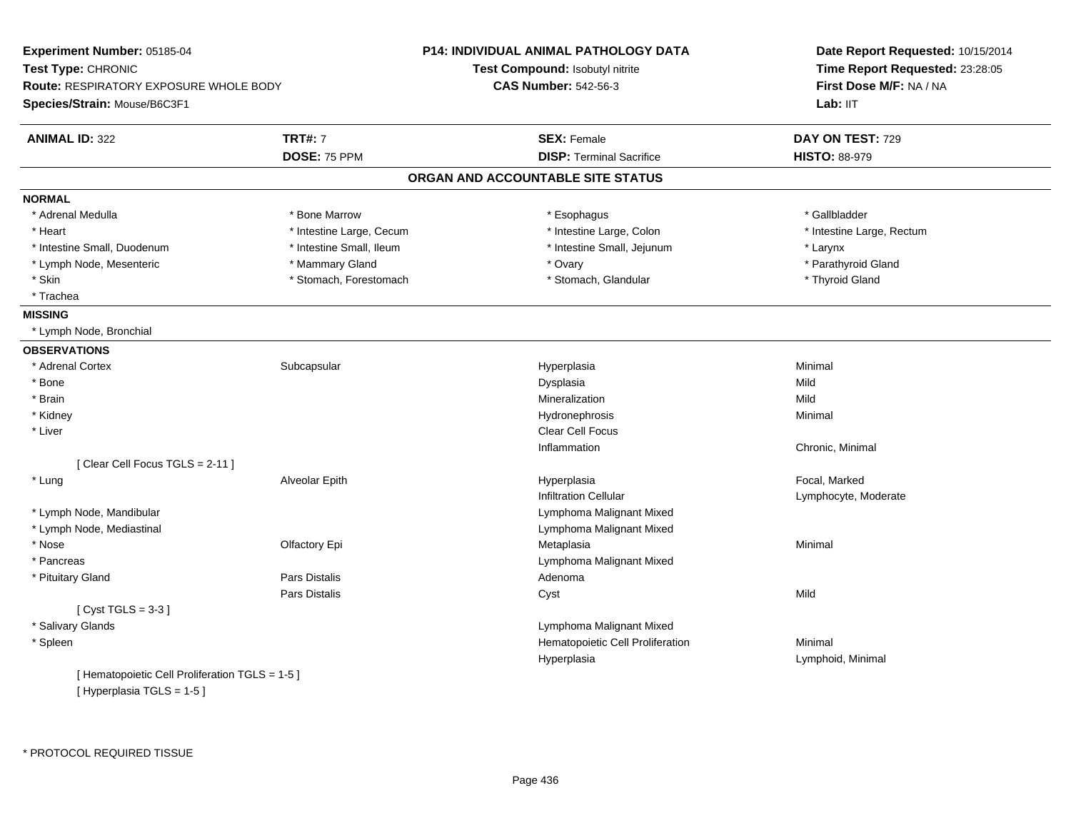**Experiment Number:** 05185-04
**Test Type:** CHRONIC
**Route:** RESPIRATORY EXPOSURE WHOLE BODY
**Species/Strain:** Mouse/B6C3F1

**P14: INDIVIDUAL ANIMAL PATHOLOGY DATA**
**Test Compound:** Isobutyl nitrite
**CAS Number:** 542-56-3

**Date Report Requested:** 10/15/2014
**Time Report Requested:** 23:28:05
**First Dose M/F:** NA / NA
**Lab:** IIT

| **ANIMAL ID:** 322 | **TRT#:** 7 | **SEX:** Female | **DAY ON TEST:** 729 |
|---|---|---|---|
| | **DOSE:** 75 PPM | **DISP:** Terminal Sacrifice | **HISTO:** 88-979 |

## ORGAN AND ACCOUNTABLE SITE STATUS

**NORMAL**

| | | | |
|---|---|---|---|
| * Adrenal Medulla | * Bone Marrow | * Esophagus | * Gallbladder |
| * Heart | * Intestine Large, Cecum | * Intestine Large, Colon | * Intestine Large, Rectum |
| * Intestine Small, Duodenum | * Intestine Small, Ileum | * Intestine Small, Jejunum | * Larynx |
| * Lymph Node, Mesenteric | * Mammary Gland | * Ovary | * Parathyroid Gland |
| * Skin | * Stomach, Forestomach | * Stomach, Glandular | * Thyroid Gland |
| * Trachea | | | |

**MISSING**

* Lymph Node, Bronchial

**OBSERVATIONS**

| | | | |
|---|---|---|---|
| * Adrenal Cortex | Subcapsular | Hyperplasia | Minimal |
| * Bone | | Dysplasia | Mild |
| * Brain | | Mineralization | Mild |
| * Kidney | | Hydronephrosis | Minimal |
| * Liver | | Clear Cell Focus | |
| | | Inflammation | Chronic, Minimal |
| [ Clear Cell Focus TGLS = 2-11 ] | | | |
| * Lung | Alveolar Epith | Hyperplasia | Focal, Marked |
| | | Infiltration Cellular | Lymphocyte, Moderate |
| * Lymph Node, Mandibular | | Lymphoma Malignant Mixed | |
| * Lymph Node, Mediastinal | | Lymphoma Malignant Mixed | |
| * Nose | Olfactory Epi | Metaplasia | Minimal |
| * Pancreas | | Lymphoma Malignant Mixed | |
| * Pituitary Gland | Pars Distalis | Adenoma | |
| | Pars Distalis | Cyst | Mild |
| [ Cyst TGLS = 3-3 ] | | | |
| * Salivary Glands | | Lymphoma Malignant Mixed | |
| * Spleen | | Hematopoietic Cell Proliferation | Minimal |
| | | Hyperplasia | Lymphoid, Minimal |
| [ Hematopoietic Cell Proliferation TGLS = 1-5 ] | | | |
| [ Hyperplasia TGLS = 1-5 ] | | | |

* PROTOCOL REQUIRED TISSUE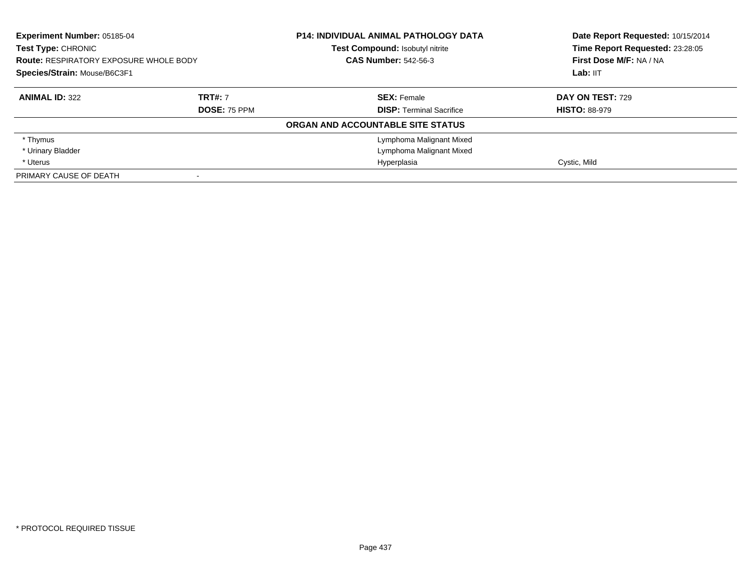**Experiment Number:** 05185-04
**Test Type:** CHRONIC
**Route:** RESPIRATORY EXPOSURE WHOLE BODY
**Species/Strain:** Mouse/B6C3F1

**P14: INDIVIDUAL ANIMAL PATHOLOGY DATA**
**Test Compound:** Isobutyl nitrite
**CAS Number:** 542-56-3

**Date Report Requested:** 10/15/2014
**Time Report Requested:** 23:28:05
**First Dose M/F:** NA / NA
**Lab:** IIT

| **ANIMAL ID:** 322 | **TRT#:** 7 | **SEX:** Female | **DAY ON TEST:** 729 |
|---|---|---|---|
| | **DOSE:** 75 PPM | **DISP:** Terminal Sacrifice | **HISTO:** 88-979 |

**ORGAN AND ACCOUNTABLE SITE STATUS**

| | | |
|---|---|---|
| * Thymus | Lymphoma Malignant Mixed | |
| * Urinary Bladder | Lymphoma Malignant Mixed | |
| * Uterus | Hyperplasia | Cystic, Mild |
| PRIMARY CAUSE OF DEATH | - | |

* PROTOCOL REQUIRED TISSUE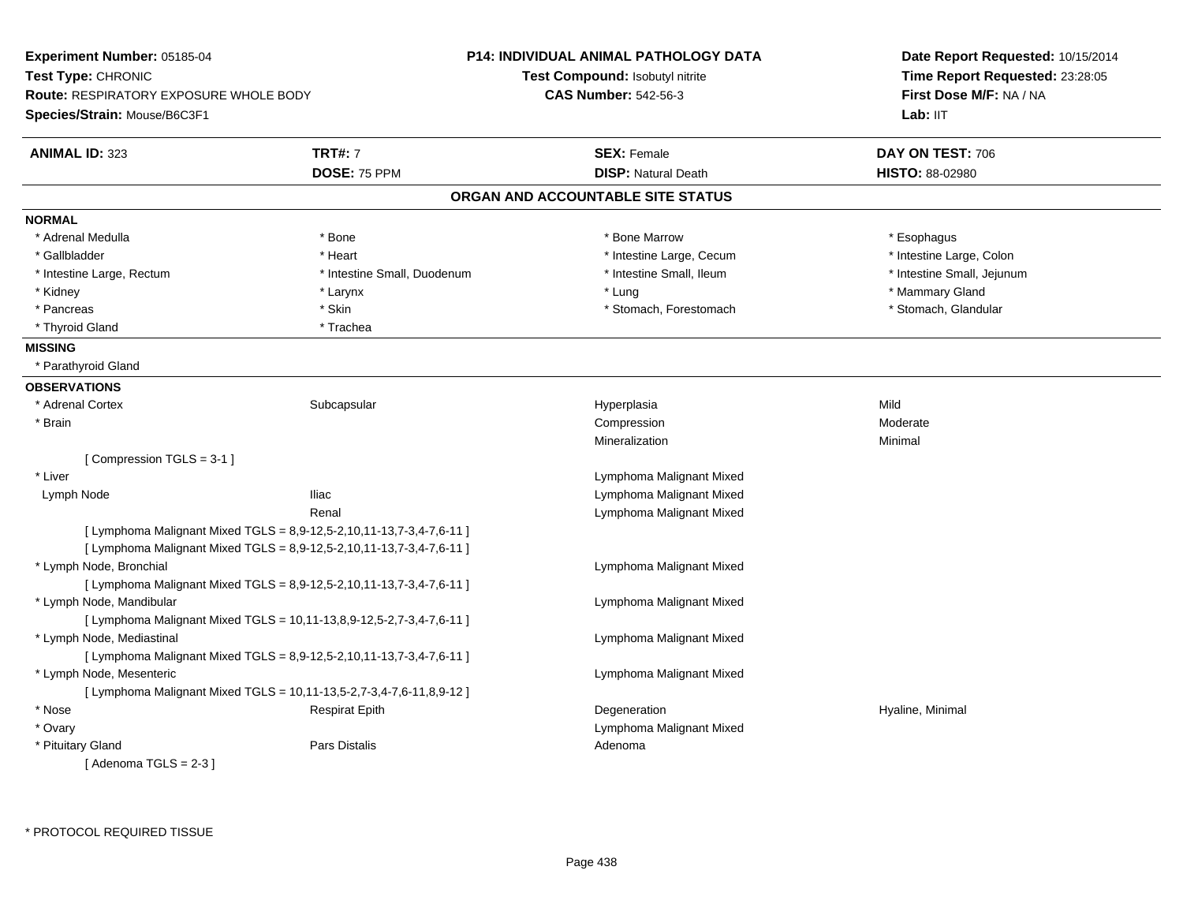**Experiment Number:** 05185-04
**Test Type:** CHRONIC
**Route:** RESPIRATORY EXPOSURE WHOLE BODY
**Species/Strain:** Mouse/B6C3F1

**P14: INDIVIDUAL ANIMAL PATHOLOGY DATA**
**Test Compound:** Isobutyl nitrite
**CAS Number:** 542-56-3

**Date Report Requested:** 10/15/2014
**Time Report Requested:** 23:28:05
**First Dose M/F:** NA / NA
**Lab:** IIT

| **ANIMAL ID:** 323 | **TRT#:** 7 | **SEX:** Female | **DAY ON TEST:** 706 |
|---|---|---|---|
| | **DOSE:** 75 PPM | **DISP:** Natural Death | **HISTO:** 88-02980 |

## ORGAN AND ACCOUNTABLE SITE STATUS

**NORMAL**

| | | | |
|---|---|---|---|
| * Adrenal Medulla | * Bone | * Bone Marrow | * Esophagus |
| * Gallbladder | * Heart | * Intestine Large, Cecum | * Intestine Large, Colon |
| * Intestine Large, Rectum | * Intestine Small, Duodenum | * Intestine Small, Ileum | * Intestine Small, Jejunum |
| * Kidney | * Larynx | * Lung | * Mammary Gland |
| * Pancreas | * Skin | * Stomach, Forestomach | * Stomach, Glandular |
| * Thyroid Gland | * Trachea | | |

**MISSING**

* Parathyroid Gland

**OBSERVATIONS**

| | | | |
|---|---|---|---|
| * Adrenal Cortex | Subcapsular | Hyperplasia | Mild |
| * Brain | | Compression | Moderate |
| | | Mineralization | Minimal |
| [ Compression TGLS = 3-1 ] | | | |
| * Liver | | Lymphoma Malignant Mixed | |
| Lymph Node | Iliac | Lymphoma Malignant Mixed | |
| | Renal | Lymphoma Malignant Mixed | |
| [ Lymphoma Malignant Mixed TGLS = 8,9-12,5-2,10,11-13,7-3,4-7,6-11 ] | | | |
| [ Lymphoma Malignant Mixed TGLS = 8,9-12,5-2,10,11-13,7-3,4-7,6-11 ] | | | |
| * Lymph Node, Bronchial | | Lymphoma Malignant Mixed | |
| [ Lymphoma Malignant Mixed TGLS = 8,9-12,5-2,10,11-13,7-3,4-7,6-11 ] | | | |
| * Lymph Node, Mandibular | | Lymphoma Malignant Mixed | |
| [ Lymphoma Malignant Mixed TGLS = 10,11-13,8,9-12,5-2,7-3,4-7,6-11 ] | | | |
| * Lymph Node, Mediastinal | | Lymphoma Malignant Mixed | |
| [ Lymphoma Malignant Mixed TGLS = 8,9-12,5-2,10,11-13,7-3,4-7,6-11 ] | | | |
| * Lymph Node, Mesenteric | | Lymphoma Malignant Mixed | |
| [ Lymphoma Malignant Mixed TGLS = 10,11-13,5-2,7-3,4-7,6-11,8,9-12 ] | | | |
| * Nose | Respirat Epith | Degeneration | Hyaline, Minimal |
| * Ovary | | Lymphoma Malignant Mixed | |
| * Pituitary Gland | Pars Distalis | Adenoma | |
| [ Adenoma TGLS = 2-3 ] | | | |

* PROTOCOL REQUIRED TISSUE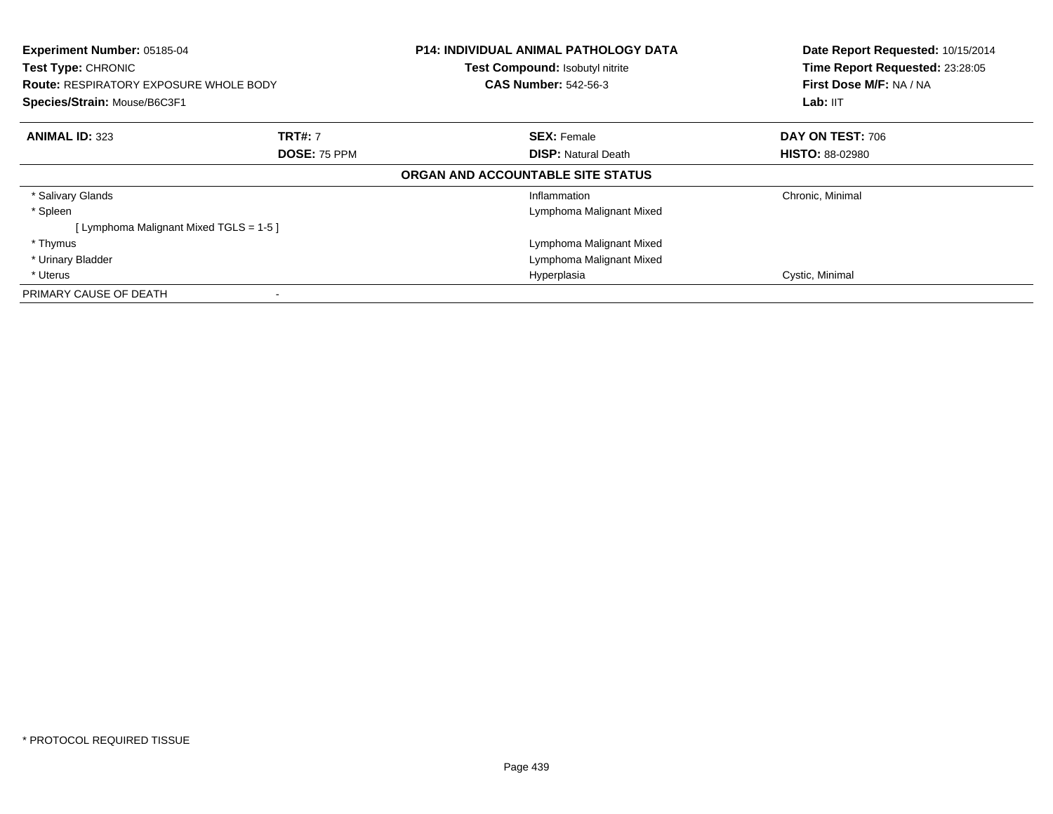**Experiment Number:** 05185-04
**Test Type:** CHRONIC
**Route:** RESPIRATORY EXPOSURE WHOLE BODY
**Species/Strain:** Mouse/B6C3F1

**P14: INDIVIDUAL ANIMAL PATHOLOGY DATA**
**Test Compound:** Isobutyl nitrite
**CAS Number:** 542-56-3

**Date Report Requested:** 10/15/2014
**Time Report Requested:** 23:28:05
**First Dose M/F:** NA / NA
**Lab:** IIT

| **ANIMAL ID:** 323 | **TRT#:** 7 | **SEX:** Female | **DAY ON TEST:** 706 |
|---|---|---|---|
| | **DOSE:** 75 PPM | **DISP:** Natural Death | **HISTO:** 88-02980 |

**ORGAN AND ACCOUNTABLE SITE STATUS**

| | | | |
|---|---|---|---|
| * Salivary Glands | | Inflammation | Chronic, Minimal |
| * Spleen | | Lymphoma Malignant Mixed | |
| [ Lymphoma Malignant Mixed TGLS = 1-5 ] | | | |
| * Thymus | | Lymphoma Malignant Mixed | |
| * Urinary Bladder | | Lymphoma Malignant Mixed | |
| * Uterus | | Hyperplasia | Cystic, Minimal |
| PRIMARY CAUSE OF DEATH | - | | |

* PROTOCOL REQUIRED TISSUE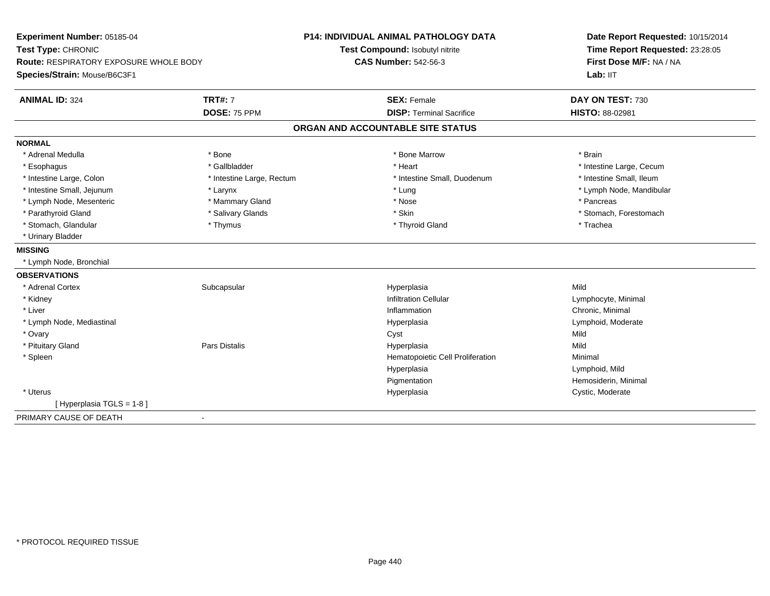**Experiment Number:** 05185-04
**Test Type:** CHRONIC
**Route:** RESPIRATORY EXPOSURE WHOLE BODY
**Species/Strain:** Mouse/B6C3F1

**P14: INDIVIDUAL ANIMAL PATHOLOGY DATA**
**Test Compound:** Isobutyl nitrite
**CAS Number:** 542-56-3

**Date Report Requested:** 10/15/2014
**Time Report Requested:** 23:28:05
**First Dose M/F:** NA / NA
**Lab:** IIT

| **ANIMAL ID:** 324 | **TRT#:** 7 | **SEX:** Female | **DAY ON TEST:** 730 |
|---|---|---|---|
| | **DOSE:** 75 PPM | **DISP:** Terminal Sacrifice | **HISTO:** 88-02981 |

## ORGAN AND ACCOUNTABLE SITE STATUS

**NORMAL**

| | | | |
|---|---|---|---|
| * Adrenal Medulla | * Bone | * Bone Marrow | * Brain |
| * Esophagus | * Gallbladder | * Heart | * Intestine Large, Cecum |
| * Intestine Large, Colon | * Intestine Large, Rectum | * Intestine Small, Duodenum | * Intestine Small, Ileum |
| * Intestine Small, Jejunum | * Larynx | * Lung | * Lymph Node, Mandibular |
| * Lymph Node, Mesenteric | * Mammary Gland | * Nose | * Pancreas |
| * Parathyroid Gland | * Salivary Glands | * Skin | * Stomach, Forestomach |
| * Stomach, Glandular | * Thymus | * Thyroid Gland | * Trachea |
| * Urinary Bladder | | | |

**MISSING**

* Lymph Node, Bronchial

**OBSERVATIONS**

| | | | |
|---|---|---|---|
| * Adrenal Cortex | Subcapsular | Hyperplasia | Mild |
| * Kidney | | Infiltration Cellular | Lymphocyte, Minimal |
| * Liver | | Inflammation | Chronic, Minimal |
| * Lymph Node, Mediastinal | | Hyperplasia | Lymphoid, Moderate |
| * Ovary | | Cyst | Mild |
| * Pituitary Gland | Pars Distalis | Hyperplasia | Mild |
| * Spleen | | Hematopoietic Cell Proliferation | Minimal |
| | | Hyperplasia | Lymphoid, Mild |
| | | Pigmentation | Hemosiderin, Minimal |
| * Uterus | | Hyperplasia | Cystic, Moderate |
| [ Hyperplasia TGLS = 1-8 ] | | | |

PRIMARY CAUSE OF DEATH -

* PROTOCOL REQUIRED TISSUE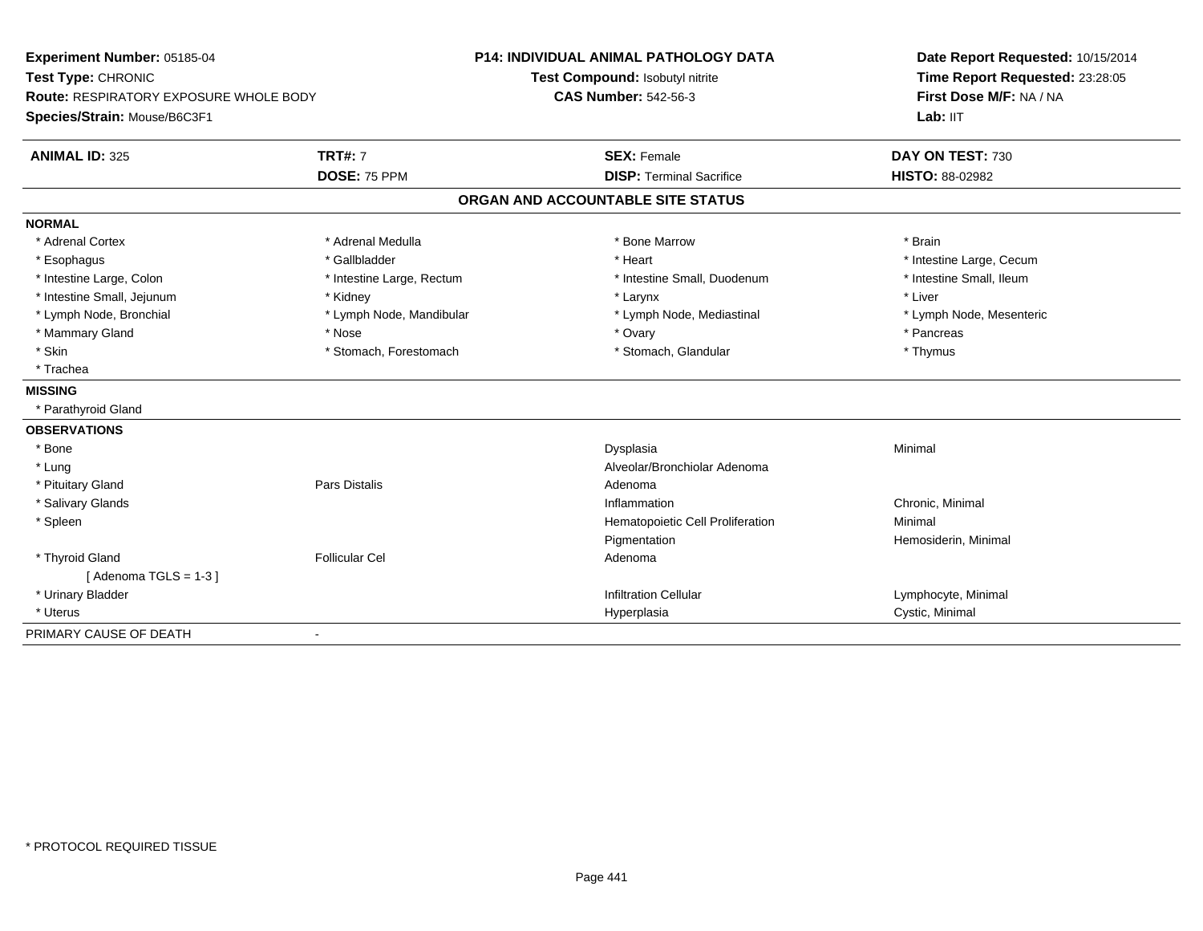**Experiment Number:** 05185-04
**Test Type:** CHRONIC
**Route:** RESPIRATORY EXPOSURE WHOLE BODY
**Species/Strain:** Mouse/B6C3F1

**P14: INDIVIDUAL ANIMAL PATHOLOGY DATA**
**Test Compound:** Isobutyl nitrite
**CAS Number:** 542-56-3

**Date Report Requested:** 10/15/2014
**Time Report Requested:** 23:28:05
**First Dose M/F:** NA / NA
**Lab:** IIT

| **ANIMAL ID:** 325 | **TRT#:** 7 | **SEX:** Female | **DAY ON TEST:** 730 |
|---|---|---|---|
| | **DOSE:** 75 PPM | **DISP:** Terminal Sacrifice | **HISTO:** 88-02982 |

## ORGAN AND ACCOUNTABLE SITE STATUS

**NORMAL**

| | | | |
|---|---|---|---|
| * Adrenal Cortex | * Adrenal Medulla | * Bone Marrow | * Brain |
| * Esophagus | * Gallbladder | * Heart | * Intestine Large, Cecum |
| * Intestine Large, Colon | * Intestine Large, Rectum | * Intestine Small, Duodenum | * Intestine Small, Ileum |
| * Intestine Small, Jejunum | * Kidney | * Larynx | * Liver |
| * Lymph Node, Bronchial | * Lymph Node, Mandibular | * Lymph Node, Mediastinal | * Lymph Node, Mesenteric |
| * Mammary Gland | * Nose | * Ovary | * Pancreas |
| * Skin | * Stomach, Forestomach | * Stomach, Glandular | * Thymus |
| * Trachea | | | |

**MISSING**

* Parathyroid Gland

**OBSERVATIONS**

| | | | |
|---|---|---|---|
| * Bone | | Dysplasia | Minimal |
| * Lung | | Alveolar/Bronchiolar Adenoma | |
| * Pituitary Gland | Pars Distalis | Adenoma | |
| * Salivary Glands | | Inflammation | Chronic, Minimal |
| * Spleen | | Hematopoietic Cell Proliferation | Minimal |
| | | Pigmentation | Hemosiderin, Minimal |
| * Thyroid Gland | Follicular Cel | Adenoma | |
| [ Adenoma TGLS = 1-3 ] | | | |
| * Urinary Bladder | | Infiltration Cellular | Lymphocyte, Minimal |
| * Uterus | | Hyperplasia | Cystic, Minimal |

PRIMARY CAUSE OF DEATH -

* PROTOCOL REQUIRED TISSUE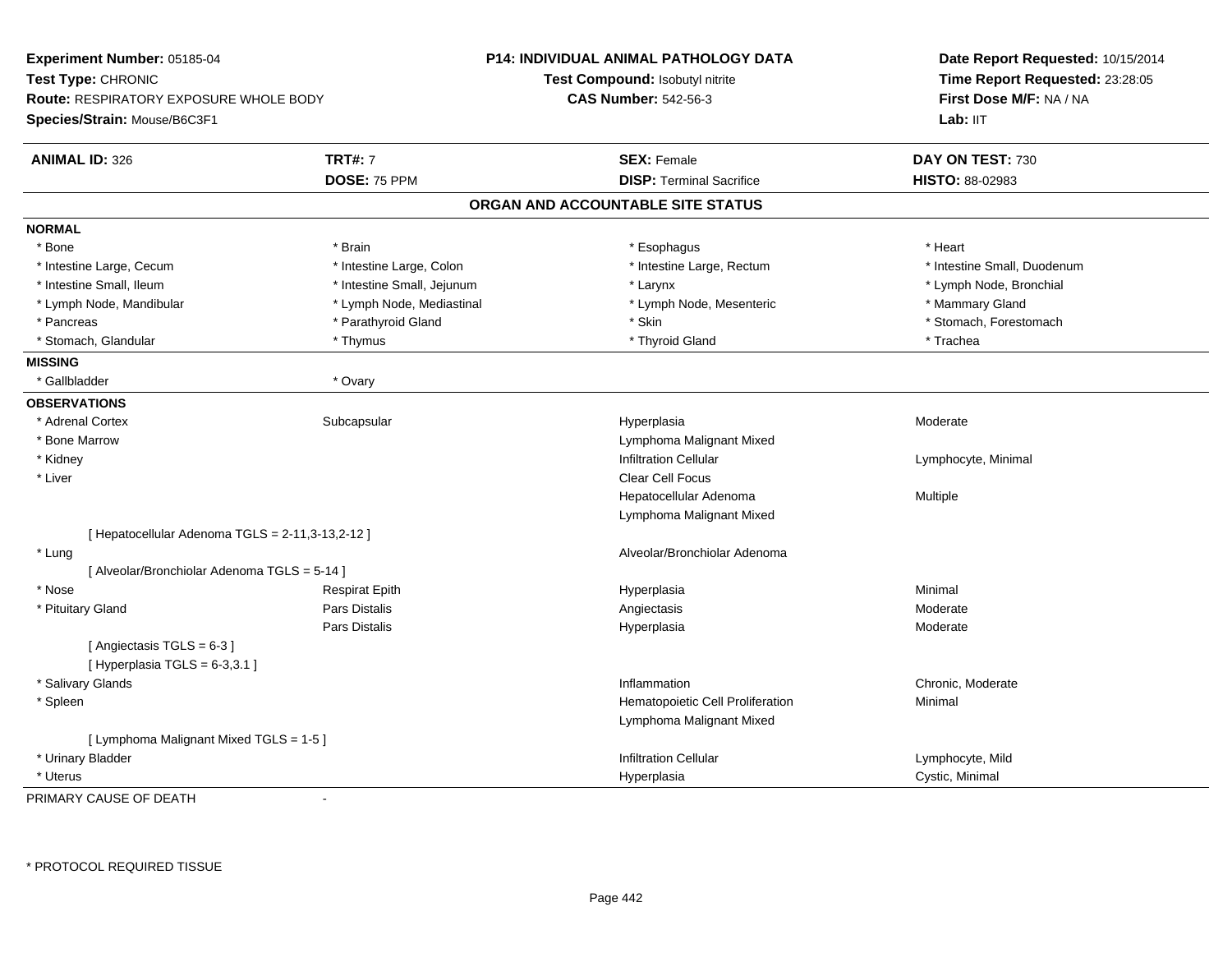**Experiment Number:** 05185-04
**Test Type:** CHRONIC
**Route:** RESPIRATORY EXPOSURE WHOLE BODY
**Species/Strain:** Mouse/B6C3F1

**P14: INDIVIDUAL ANIMAL PATHOLOGY DATA**
**Test Compound:** Isobutyl nitrite
**CAS Number:** 542-56-3

**Date Report Requested:** 10/15/2014
**Time Report Requested:** 23:28:05
**First Dose M/F:** NA / NA
**Lab:** IIT

| **ANIMAL ID:** 326 | **TRT#:** 7 | **SEX:** Female | **DAY ON TEST:** 730 |
|---|---|---|---|
| | **DOSE:** 75 PPM | **DISP:** Terminal Sacrifice | **HISTO:** 88-02983 |

## ORGAN AND ACCOUNTABLE SITE STATUS

**NORMAL**

| | | | |
|---|---|---|---|
| * Bone | * Brain | * Esophagus | * Heart |
| * Intestine Large, Cecum | * Intestine Large, Colon | * Intestine Large, Rectum | * Intestine Small, Duodenum |
| * Intestine Small, Ileum | * Intestine Small, Jejunum | * Larynx | * Lymph Node, Bronchial |
| * Lymph Node, Mandibular | * Lymph Node, Mediastinal | * Lymph Node, Mesenteric | * Mammary Gland |
| * Pancreas | * Parathyroid Gland | * Skin | * Stomach, Forestomach |
| * Stomach, Glandular | * Thymus | * Thyroid Gland | * Trachea |

**MISSING**

| | |
|---|---|
| * Gallbladder | * Ovary |

**OBSERVATIONS**

| | | | |
|---|---|---|---|
| * Adrenal Cortex | Subcapsular | Hyperplasia | Moderate |
| * Bone Marrow | | Lymphoma Malignant Mixed | |
| * Kidney | | Infiltration Cellular | Lymphocyte, Minimal |
| * Liver | | Clear Cell Focus | |
| | | Hepatocellular Adenoma | Multiple |
| | | Lymphoma Malignant Mixed | |
| [ Hepatocellular Adenoma TGLS = 2-11,3-13,2-12 ] | | | |
| * Lung | | Alveolar/Bronchiolar Adenoma | |
| [ Alveolar/Bronchiolar Adenoma TGLS = 5-14 ] | | | |
| * Nose | Respirat Epith | Hyperplasia | Minimal |
| * Pituitary Gland | Pars Distalis | Angiectasis | Moderate |
| | Pars Distalis | Hyperplasia | Moderate |
| [ Angiectasis TGLS = 6-3 ] | | | |
| [ Hyperplasia TGLS = 6-3,3.1 ] | | | |
| * Salivary Glands | | Inflammation | Chronic, Moderate |
| * Spleen | | Hematopoietic Cell Proliferation | Minimal |
| | | Lymphoma Malignant Mixed | |
| [ Lymphoma Malignant Mixed TGLS = 1-5 ] | | | |
| * Urinary Bladder | | Infiltration Cellular | Lymphocyte, Mild |
| * Uterus | | Hyperplasia | Cystic, Minimal |

PRIMARY CAUSE OF DEATH -

* PROTOCOL REQUIRED TISSUE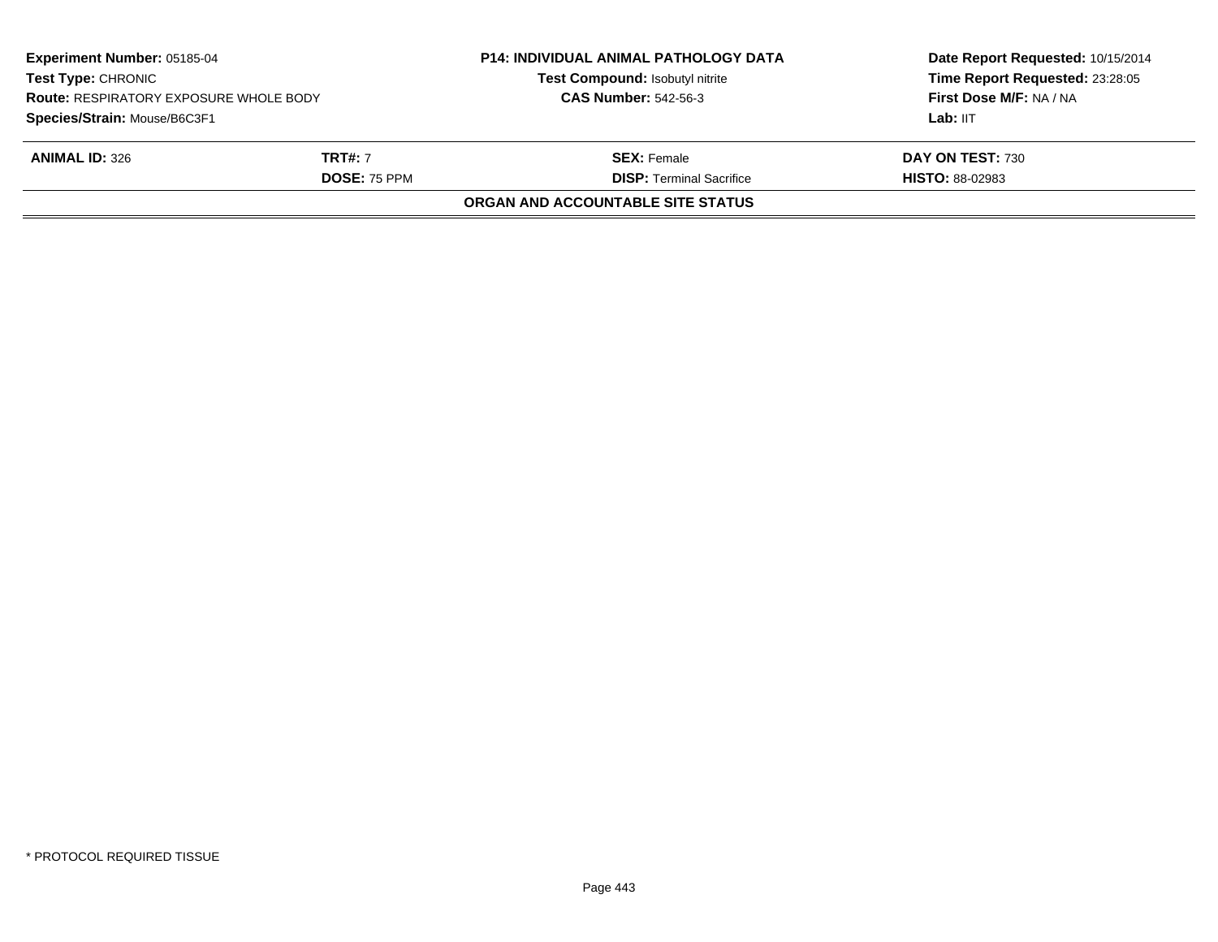| Experiment Number: 05185-04 | P14: INDIVIDUAL ANIMAL PATHOLOGY DATA | Date Report Requested: 10/15/2014 |
|---|---|---|
| Test Type: CHRONIC | Test Compound: Isobutyl nitrite | Time Report Requested: 23:28:05 |
| Route: RESPIRATORY EXPOSURE WHOLE BODY | CAS Number: 542-56-3 | First Dose M/F: NA / NA |
| Species/Strain: Mouse/B6C3F1 | | Lab: IIT |

| ANIMAL ID: 326 | TRT#: 7 | SEX: Female | DAY ON TEST: 730 |
|---|---|---|---|
| | DOSE: 75 PPM | DISP: Terminal Sacrifice | HISTO: 88-02983 |

**ORGAN AND ACCOUNTABLE SITE STATUS**

* PROTOCOL REQUIRED TISSUE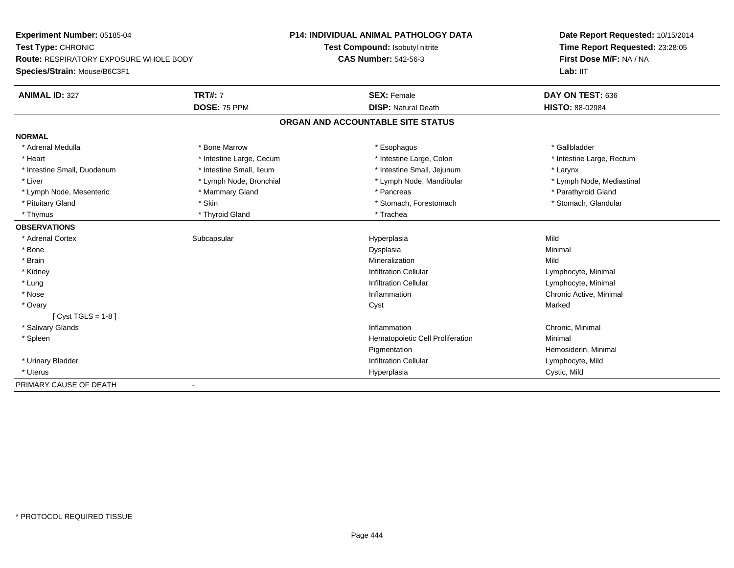**Experiment Number:** 05185-04
**Test Type:** CHRONIC
**Route:** RESPIRATORY EXPOSURE WHOLE BODY
**Species/Strain:** Mouse/B6C3F1

**P14: INDIVIDUAL ANIMAL PATHOLOGY DATA**
**Test Compound:** Isobutyl nitrite
**CAS Number:** 542-56-3

**Date Report Requested:** 10/15/2014
**Time Report Requested:** 23:28:05
**First Dose M/F:** NA / NA
**Lab:** IIT

| **ANIMAL ID:** 327 | **TRT#:** 7 | **SEX:** Female | **DAY ON TEST:** 636 |
|---|---|---|---|
| | **DOSE:** 75 PPM | **DISP:** Natural Death | **HISTO:** 88-02984 |

## ORGAN AND ACCOUNTABLE SITE STATUS

**NORMAL**

| | | | |
|---|---|---|---|
| * Adrenal Medulla | * Bone Marrow | * Esophagus | * Gallbladder |
| * Heart | * Intestine Large, Cecum | * Intestine Large, Colon | * Intestine Large, Rectum |
| * Intestine Small, Duodenum | * Intestine Small, Ileum | * Intestine Small, Jejunum | * Larynx |
| * Liver | * Lymph Node, Bronchial | * Lymph Node, Mandibular | * Lymph Node, Mediastinal |
| * Lymph Node, Mesenteric | * Mammary Gland | * Pancreas | * Parathyroid Gland |
| * Pituitary Gland | * Skin | * Stomach, Forestomach | * Stomach, Glandular |
| * Thymus | * Thyroid Gland | * Trachea | |

**OBSERVATIONS**

| | | | |
|---|---|---|---|
| * Adrenal Cortex | Subcapsular | Hyperplasia | Mild |
| * Bone | | Dysplasia | Minimal |
| * Brain | | Mineralization | Mild |
| * Kidney | | Infiltration Cellular | Lymphocyte, Minimal |
| * Lung | | Infiltration Cellular | Lymphocyte, Minimal |
| * Nose | | Inflammation | Chronic Active, Minimal |
| * Ovary | | Cyst | Marked |
| [ Cyst TGLS = 1-8 ] | | | |
| * Salivary Glands | | Inflammation | Chronic, Minimal |
| * Spleen | | Hematopoietic Cell Proliferation | Minimal |
| | | Pigmentation | Hemosiderin, Minimal |
| * Urinary Bladder | | Infiltration Cellular | Lymphocyte, Mild |
| * Uterus | | Hyperplasia | Cystic, Mild |

PRIMARY CAUSE OF DEATH -

* PROTOCOL REQUIRED TISSUE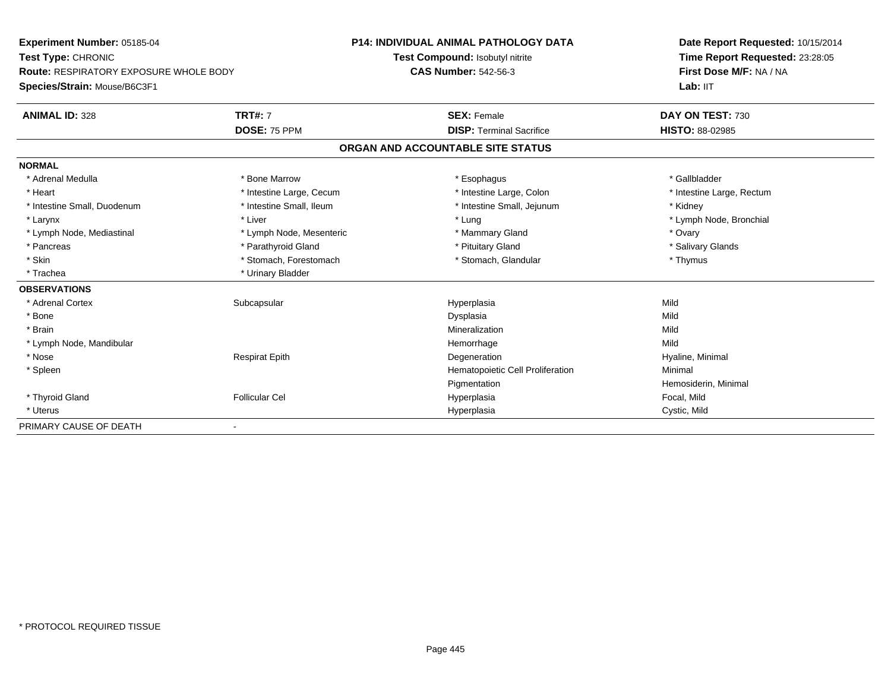**Experiment Number:** 05185-04
**Test Type:** CHRONIC
**Route:** RESPIRATORY EXPOSURE WHOLE BODY
**Species/Strain:** Mouse/B6C3F1

**P14: INDIVIDUAL ANIMAL PATHOLOGY DATA**
**Test Compound:** Isobutyl nitrite
**CAS Number:** 542-56-3

**Date Report Requested:** 10/15/2014
**Time Report Requested:** 23:28:05
**First Dose M/F:** NA / NA
**Lab:** IIT

| **ANIMAL ID:** 328 | **TRT#:** 7 | **SEX:** Female | **DAY ON TEST:** 730 |
|---|---|---|---|
| | **DOSE:** 75 PPM | **DISP:** Terminal Sacrifice | **HISTO:** 88-02985 |

## ORGAN AND ACCOUNTABLE SITE STATUS

**NORMAL**

| | | | |
|---|---|---|---|
| * Adrenal Medulla | * Bone Marrow | * Esophagus | * Gallbladder |
| * Heart | * Intestine Large, Cecum | * Intestine Large, Colon | * Intestine Large, Rectum |
| * Intestine Small, Duodenum | * Intestine Small, Ileum | * Intestine Small, Jejunum | * Kidney |
| * Larynx | * Liver | * Lung | * Lymph Node, Bronchial |
| * Lymph Node, Mediastinal | * Lymph Node, Mesenteric | * Mammary Gland | * Ovary |
| * Pancreas | * Parathyroid Gland | * Pituitary Gland | * Salivary Glands |
| * Skin | * Stomach, Forestomach | * Stomach, Glandular | * Thymus |
| * Trachea | * Urinary Bladder | | |

**OBSERVATIONS**

| | | | |
|---|---|---|---|
| * Adrenal Cortex | Subcapsular | Hyperplasia | Mild |
| * Bone | | Dysplasia | Mild |
| * Brain | | Mineralization | Mild |
| * Lymph Node, Mandibular | | Hemorrhage | Mild |
| * Nose | Respirat Epith | Degeneration | Hyaline, Minimal |
| * Spleen | | Hematopoietic Cell Proliferation | Minimal |
| | | Pigmentation | Hemosiderin, Minimal |
| * Thyroid Gland | Follicular Cel | Hyperplasia | Focal, Mild |
| * Uterus | | Hyperplasia | Cystic, Mild |

PRIMARY CAUSE OF DEATH -

* PROTOCOL REQUIRED TISSUE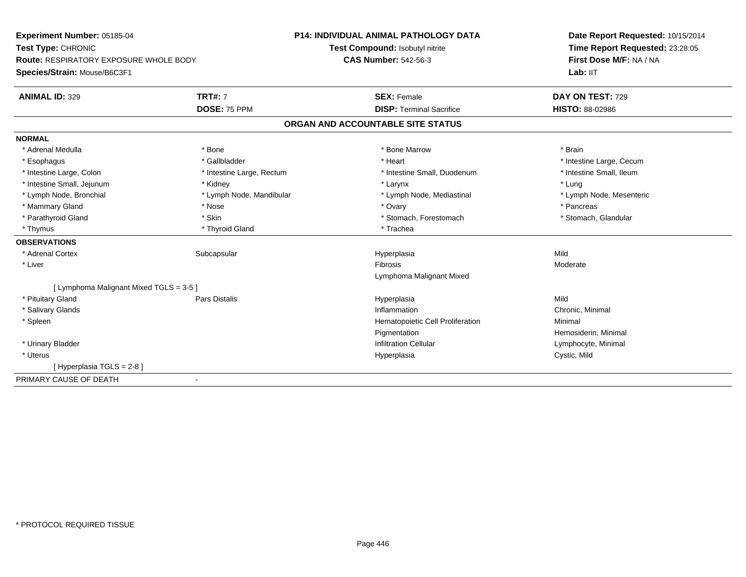**Experiment Number:** 05185-04
**Test Type:** CHRONIC
**Route:** RESPIRATORY EXPOSURE WHOLE BODY
**Species/Strain:** Mouse/B6C3F1

**P14: INDIVIDUAL ANIMAL PATHOLOGY DATA**
**Test Compound:** Isobutyl nitrite
**CAS Number:** 542-56-3

**Date Report Requested:** 10/15/2014
**Time Report Requested:** 23:28:05
**First Dose M/F:** NA / NA
**Lab:** IIT

| **ANIMAL ID:** 329 | **TRT#:** 7 | **SEX:** Female | **DAY ON TEST:** 729 |
|---|---|---|---|
| | **DOSE:** 75 PPM | **DISP:** Terminal Sacrifice | **HISTO:** 88-02986 |

## ORGAN AND ACCOUNTABLE SITE STATUS

**NORMAL**

| | | | |
|---|---|---|---|
| * Adrenal Medulla | * Bone | * Bone Marrow | * Brain |
| * Esophagus | * Gallbladder | * Heart | * Intestine Large, Cecum |
| * Intestine Large, Colon | * Intestine Large, Rectum | * Intestine Small, Duodenum | * Intestine Small, Ileum |
| * Intestine Small, Jejunum | * Kidney | * Larynx | * Lung |
| * Lymph Node, Bronchial | * Lymph Node, Mandibular | * Lymph Node, Mediastinal | * Lymph Node, Mesenteric |
| * Mammary Gland | * Nose | * Ovary | * Pancreas |
| * Parathyroid Gland | * Skin | * Stomach, Forestomach | * Stomach, Glandular |
| * Thymus | * Thyroid Gland | * Trachea | |

**OBSERVATIONS**

| | | | |
|---|---|---|---|
| * Adrenal Cortex | Subcapsular | Hyperplasia | Mild |
| * Liver | | Fibrosis | Moderate |
| | | Lymphoma Malignant Mixed | |
| [ Lymphoma Malignant Mixed TGLS = 3-5 ] | | | |
| * Pituitary Gland | Pars Distalis | Hyperplasia | Mild |
| * Salivary Glands | | Inflammation | Chronic, Minimal |
| * Spleen | | Hematopoietic Cell Proliferation | Minimal |
| | | Pigmentation | Hemosiderin, Minimal |
| * Urinary Bladder | | Infiltration Cellular | Lymphocyte, Minimal |
| * Uterus | | Hyperplasia | Cystic, Mild |
| [ Hyperplasia TGLS = 2-8 ] | | | |

PRIMARY CAUSE OF DEATH -

* PROTOCOL REQUIRED TISSUE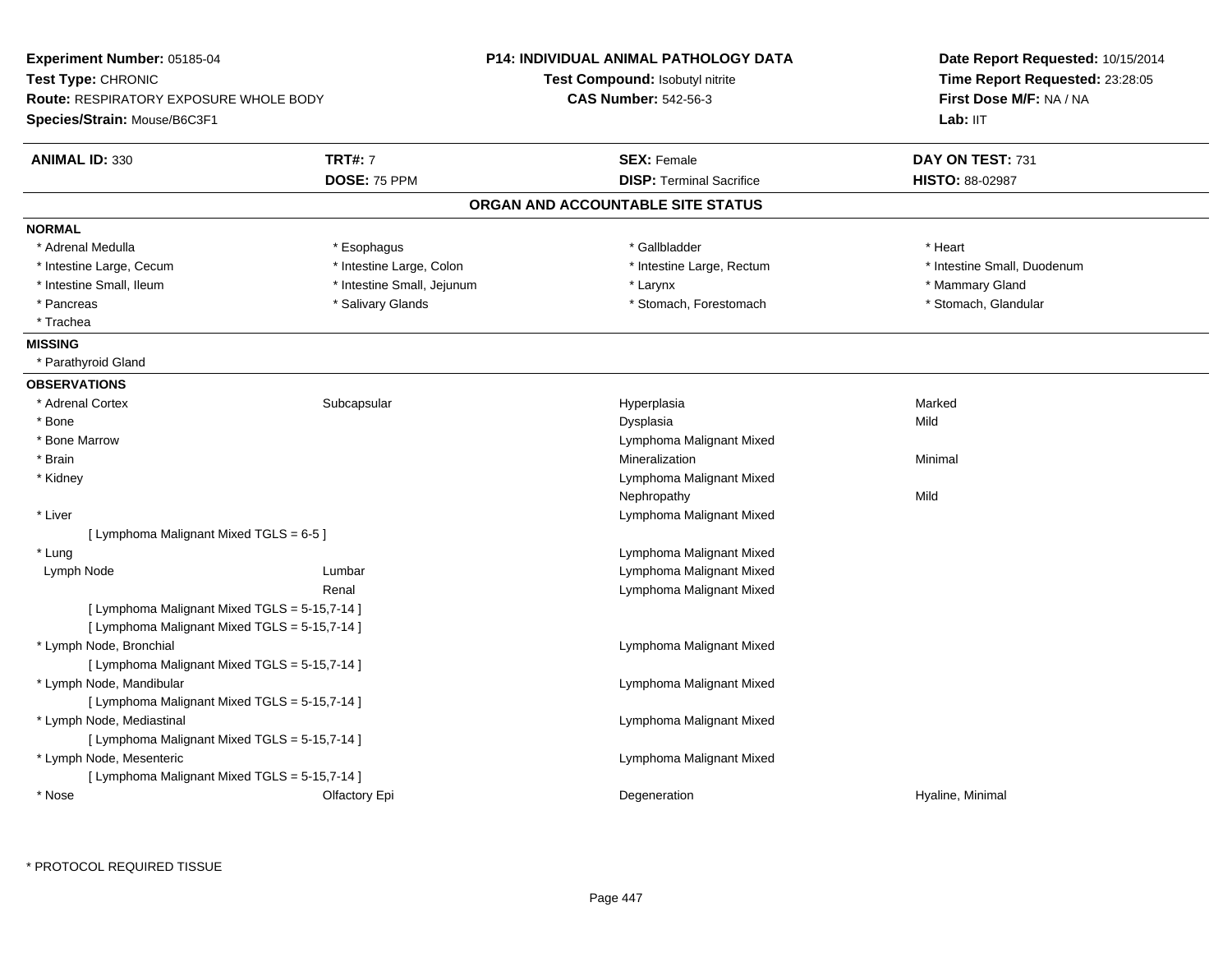**Experiment Number:** 05185-04
**Test Type:** CHRONIC
**Route:** RESPIRATORY EXPOSURE WHOLE BODY
**Species/Strain:** Mouse/B6C3F1

**P14: INDIVIDUAL ANIMAL PATHOLOGY DATA**
**Test Compound:** Isobutyl nitrite
**CAS Number:** 542-56-3

**Date Report Requested:** 10/15/2014
**Time Report Requested:** 23:28:05
**First Dose M/F:** NA / NA
**Lab:** IIT

| **ANIMAL ID:** 330 | **TRT#:** 7 | **SEX:** Female | **DAY ON TEST:** 731 |
|---|---|---|---|
| | **DOSE:** 75 PPM | **DISP:** Terminal Sacrifice | **HISTO:** 88-02987 |

## ORGAN AND ACCOUNTABLE SITE STATUS

**NORMAL**

| | | | |
|---|---|---|---|
| * Adrenal Medulla | * Esophagus | * Gallbladder | * Heart |
| * Intestine Large, Cecum | * Intestine Large, Colon | * Intestine Large, Rectum | * Intestine Small, Duodenum |
| * Intestine Small, Ileum | * Intestine Small, Jejunum | * Larynx | * Mammary Gland |
| * Pancreas | * Salivary Glands | * Stomach, Forestomach | * Stomach, Glandular |
| * Trachea | | | |

**MISSING**

* Parathyroid Gland

**OBSERVATIONS**

| | | | |
|---|---|---|---|
| * Adrenal Cortex | Subcapsular | Hyperplasia | Marked |
| * Bone | | Dysplasia | Mild |
| * Bone Marrow | | Lymphoma Malignant Mixed | |
| * Brain | | Mineralization | Minimal |
| * Kidney | | Lymphoma Malignant Mixed | |
| | | Nephropathy | Mild |
| * Liver | | Lymphoma Malignant Mixed | |
| [ Lymphoma Malignant Mixed TGLS = 6-5 ] | | | |
| * Lung | | Lymphoma Malignant Mixed | |
| Lymph Node | Lumbar | Lymphoma Malignant Mixed | |
| | Renal | Lymphoma Malignant Mixed | |
| [ Lymphoma Malignant Mixed TGLS = 5-15,7-14 ] | | | |
| [ Lymphoma Malignant Mixed TGLS = 5-15,7-14 ] | | | |
| * Lymph Node, Bronchial | | Lymphoma Malignant Mixed | |
| [ Lymphoma Malignant Mixed TGLS = 5-15,7-14 ] | | | |
| * Lymph Node, Mandibular | | Lymphoma Malignant Mixed | |
| [ Lymphoma Malignant Mixed TGLS = 5-15,7-14 ] | | | |
| * Lymph Node, Mediastinal | | Lymphoma Malignant Mixed | |
| [ Lymphoma Malignant Mixed TGLS = 5-15,7-14 ] | | | |
| * Lymph Node, Mesenteric | | Lymphoma Malignant Mixed | |
| [ Lymphoma Malignant Mixed TGLS = 5-15,7-14 ] | | | |
| * Nose | Olfactory Epi | Degeneration | Hyaline, Minimal |

* PROTOCOL REQUIRED TISSUE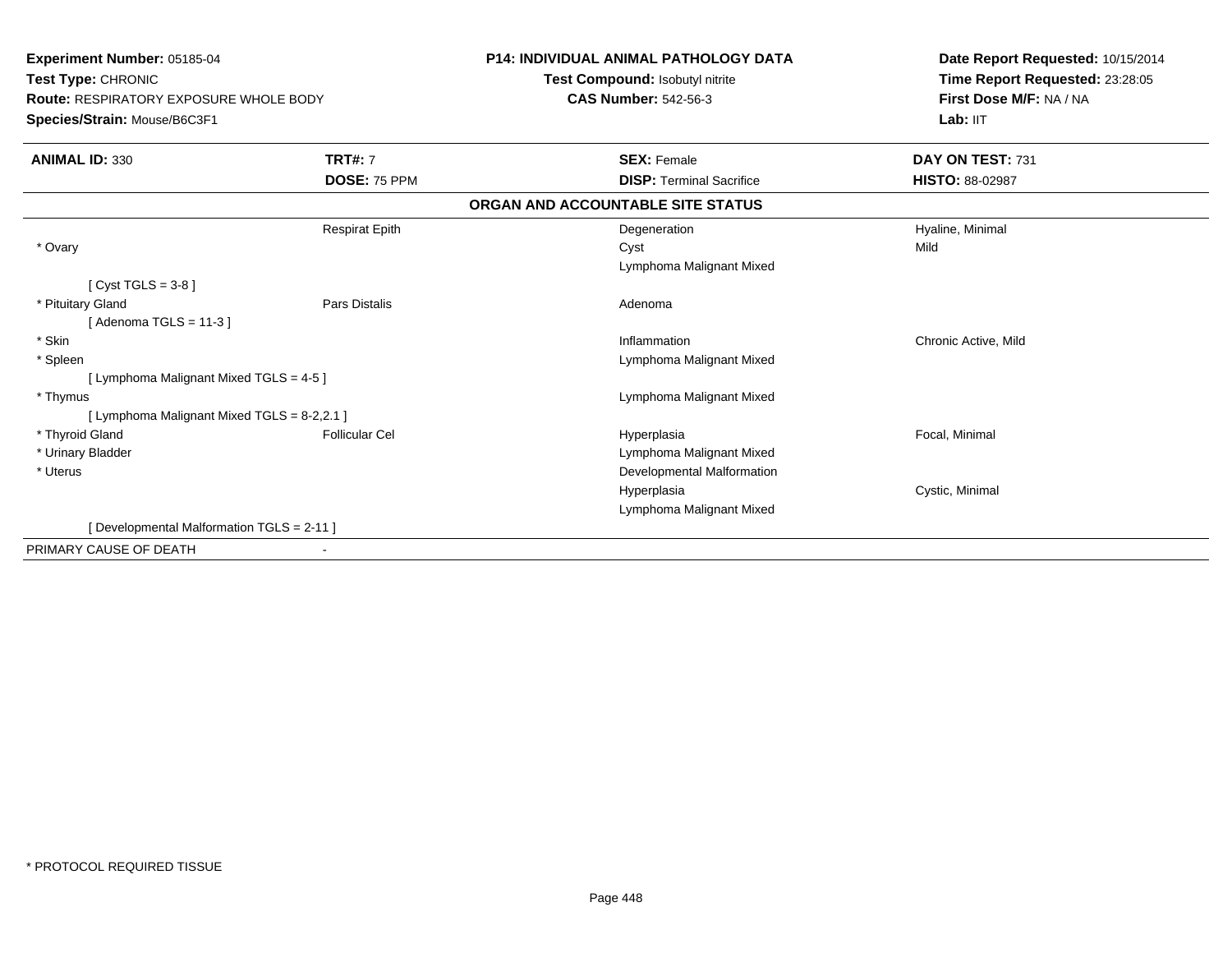**Experiment Number:** 05185-04
**Test Type:** CHRONIC
**Route:** RESPIRATORY EXPOSURE WHOLE BODY
**Species/Strain:** Mouse/B6C3F1

**P14: INDIVIDUAL ANIMAL PATHOLOGY DATA**
**Test Compound:** Isobutyl nitrite
**CAS Number:** 542-56-3

**Date Report Requested:** 10/15/2014
**Time Report Requested:** 23:28:05
**First Dose M/F:** NA / NA
**Lab:** IIT

| **ANIMAL ID:** 330 | **TRT#:** 7 | **SEX:** Female | **DAY ON TEST:** 731 |
|---|---|---|---|
| | **DOSE:** 75 PPM | **DISP:** Terminal Sacrifice | **HISTO:** 88-02987 |

**ORGAN AND ACCOUNTABLE SITE STATUS**

| | | | |
|---|---|---|---|
| | Respirat Epith | Degeneration | Hyaline, Minimal |
| * Ovary | | Cyst | Mild |
| | | Lymphoma Malignant Mixed | |
| [ Cyst TGLS = 3-8 ] | | | |
| * Pituitary Gland | Pars Distalis | Adenoma | |
| [ Adenoma TGLS = 11-3 ] | | | |
| * Skin | | Inflammation | Chronic Active, Mild |
| * Spleen | | Lymphoma Malignant Mixed | |
| [ Lymphoma Malignant Mixed TGLS = 4-5 ] | | | |
| * Thymus | | Lymphoma Malignant Mixed | |
| [ Lymphoma Malignant Mixed TGLS = 8-2,2.1 ] | | | |
| * Thyroid Gland | Follicular Cel | Hyperplasia | Focal, Minimal |
| * Urinary Bladder | | Lymphoma Malignant Mixed | |
| * Uterus | | Developmental Malformation | |
| | | Hyperplasia | Cystic, Minimal |
| | | Lymphoma Malignant Mixed | |
| [ Developmental Malformation TGLS = 2-11 ] | | | |
| PRIMARY CAUSE OF DEATH | - | | |

* PROTOCOL REQUIRED TISSUE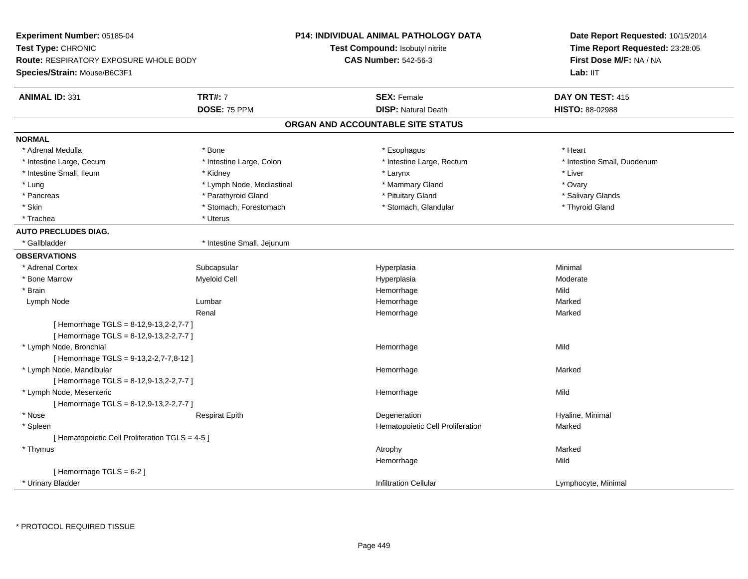**Experiment Number:** 05185-04
**Test Type:** CHRONIC
**Route:** RESPIRATORY EXPOSURE WHOLE BODY
**Species/Strain:** Mouse/B6C3F1

**P14: INDIVIDUAL ANIMAL PATHOLOGY DATA**
**Test Compound:** Isobutyl nitrite
**CAS Number:** 542-56-3

**Date Report Requested:** 10/15/2014
**Time Report Requested:** 23:28:05
**First Dose M/F:** NA / NA
**Lab:** IIT

| **ANIMAL ID:** 331 | **TRT#:** 7 | **SEX:** Female | **DAY ON TEST:** 415 |
|---|---|---|---|
| | **DOSE:** 75 PPM | **DISP:** Natural Death | **HISTO:** 88-02988 |

## ORGAN AND ACCOUNTABLE SITE STATUS

**NORMAL**

| | | | |
|---|---|---|---|
| * Adrenal Medulla | * Bone | * Esophagus | * Heart |
| * Intestine Large, Cecum | * Intestine Large, Colon | * Intestine Large, Rectum | * Intestine Small, Duodenum |
| * Intestine Small, Ileum | * Kidney | * Larynx | * Liver |
| * Lung | * Lymph Node, Mediastinal | * Mammary Gland | * Ovary |
| * Pancreas | * Parathyroid Gland | * Pituitary Gland | * Salivary Glands |
| * Skin | * Stomach, Forestomach | * Stomach, Glandular | * Thyroid Gland |
| * Trachea | * Uterus | | |

**AUTO PRECLUDES DIAG.**

| | |
|---|---|
| * Gallbladder | * Intestine Small, Jejunum |

**OBSERVATIONS**

| | | | |
|---|---|---|---|
| * Adrenal Cortex | Subcapsular | Hyperplasia | Minimal |
| * Bone Marrow | Myeloid Cell | Hyperplasia | Moderate |
| * Brain | | Hemorrhage | Mild |
| Lymph Node | Lumbar | Hemorrhage | Marked |
| | Renal | Hemorrhage | Marked |
| [ Hemorrhage TGLS = 8-12,9-13,2-2,7-7 ] | | | |
| [ Hemorrhage TGLS = 8-12,9-13,2-2,7-7 ] | | | |
| * Lymph Node, Bronchial | | Hemorrhage | Mild |
| [ Hemorrhage TGLS = 9-13,2-2,7-7,8-12 ] | | | |
| * Lymph Node, Mandibular | | Hemorrhage | Marked |
| [ Hemorrhage TGLS = 8-12,9-13,2-2,7-7 ] | | | |
| * Lymph Node, Mesenteric | | Hemorrhage | Mild |
| [ Hemorrhage TGLS = 8-12,9-13,2-2,7-7 ] | | | |
| * Nose | Respirat Epith | Degeneration | Hyaline, Minimal |
| * Spleen | | Hematopoietic Cell Proliferation | Marked |
| [ Hematopoietic Cell Proliferation TGLS = 4-5 ] | | | |
| * Thymus | | Atrophy | Marked |
| | | Hemorrhage | Mild |
| [ Hemorrhage TGLS = 6-2 ] | | | |
| * Urinary Bladder | | Infiltration Cellular | Lymphocyte, Minimal |

* PROTOCOL REQUIRED TISSUE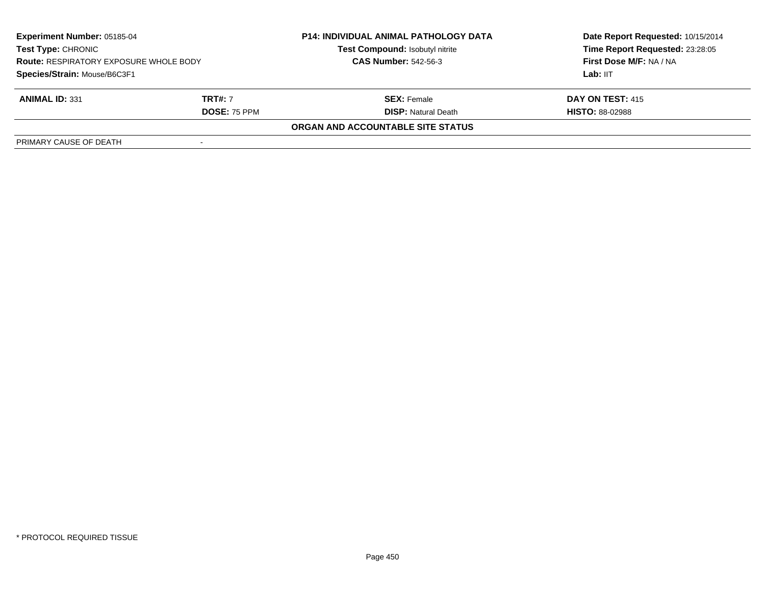| Experiment Number: 05185-04 | P14: INDIVIDUAL ANIMAL PATHOLOGY DATA | Date Report Requested: 10/15/2014 |
|---|---|---|
| Test Type: CHRONIC | Test Compound: Isobutyl nitrite | Time Report Requested: 23:28:05 |
| Route: RESPIRATORY EXPOSURE WHOLE BODY | CAS Number: 542-56-3 | First Dose M/F: NA / NA |
| Species/Strain: Mouse/B6C3F1 | | Lab: IIT |

| ANIMAL ID: 331 | TRT#: 7 | SEX: Female | DAY ON TEST: 415 |
|---|---|---|---|
| | DOSE: 75 PPM | DISP: Natural Death | HISTO: 88-02988 |

**ORGAN AND ACCOUNTABLE SITE STATUS**

| PRIMARY CAUSE OF DEATH | - |
|---|---|

* PROTOCOL REQUIRED TISSUE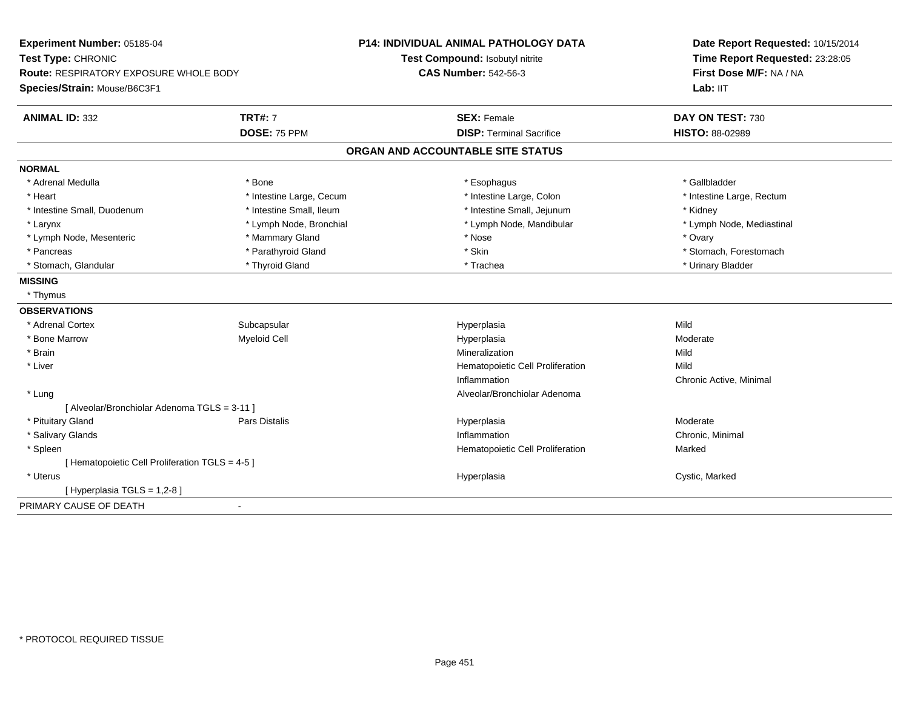**Experiment Number:** 05185-04
**Test Type:** CHRONIC
**Route:** RESPIRATORY EXPOSURE WHOLE BODY
**Species/Strain:** Mouse/B6C3F1

**P14: INDIVIDUAL ANIMAL PATHOLOGY DATA**
**Test Compound:** Isobutyl nitrite
**CAS Number:** 542-56-3

**Date Report Requested:** 10/15/2014
**Time Report Requested:** 23:28:05
**First Dose M/F:** NA / NA
**Lab:** IIT

| **ANIMAL ID:** 332 | **TRT#:** 7 | **SEX:** Female | **DAY ON TEST:** 730 |
|---|---|---|---|
| | **DOSE:** 75 PPM | **DISP:** Terminal Sacrifice | **HISTO:** 88-02989 |

## ORGAN AND ACCOUNTABLE SITE STATUS

**NORMAL**

| | | | |
|---|---|---|---|
| * Adrenal Medulla | * Bone | * Esophagus | * Gallbladder |
| * Heart | * Intestine Large, Cecum | * Intestine Large, Colon | * Intestine Large, Rectum |
| * Intestine Small, Duodenum | * Intestine Small, Ileum | * Intestine Small, Jejunum | * Kidney |
| * Larynx | * Lymph Node, Bronchial | * Lymph Node, Mandibular | * Lymph Node, Mediastinal |
| * Lymph Node, Mesenteric | * Mammary Gland | * Nose | * Ovary |
| * Pancreas | * Parathyroid Gland | * Skin | * Stomach, Forestomach |
| * Stomach, Glandular | * Thyroid Gland | * Trachea | * Urinary Bladder |

**MISSING**

* Thymus

**OBSERVATIONS**

| | | | |
|---|---|---|---|
| * Adrenal Cortex | Subcapsular | Hyperplasia | Mild |
| * Bone Marrow | Myeloid Cell | Hyperplasia | Moderate |
| * Brain | | Mineralization | Mild |
| * Liver | | Hematopoietic Cell Proliferation | Mild |
| | | Inflammation | Chronic Active, Minimal |
| * Lung | | Alveolar/Bronchiolar Adenoma | |
| [ Alveolar/Bronchiolar Adenoma TGLS = 3-11 ] | | | |
| * Pituitary Gland | Pars Distalis | Hyperplasia | Moderate |
| * Salivary Glands | | Inflammation | Chronic, Minimal |
| * Spleen | | Hematopoietic Cell Proliferation | Marked |
| [ Hematopoietic Cell Proliferation TGLS = 4-5 ] | | | |
| * Uterus | | Hyperplasia | Cystic, Marked |
| [ Hyperplasia TGLS = 1,2-8 ] | | | |

PRIMARY CAUSE OF DEATH -

* PROTOCOL REQUIRED TISSUE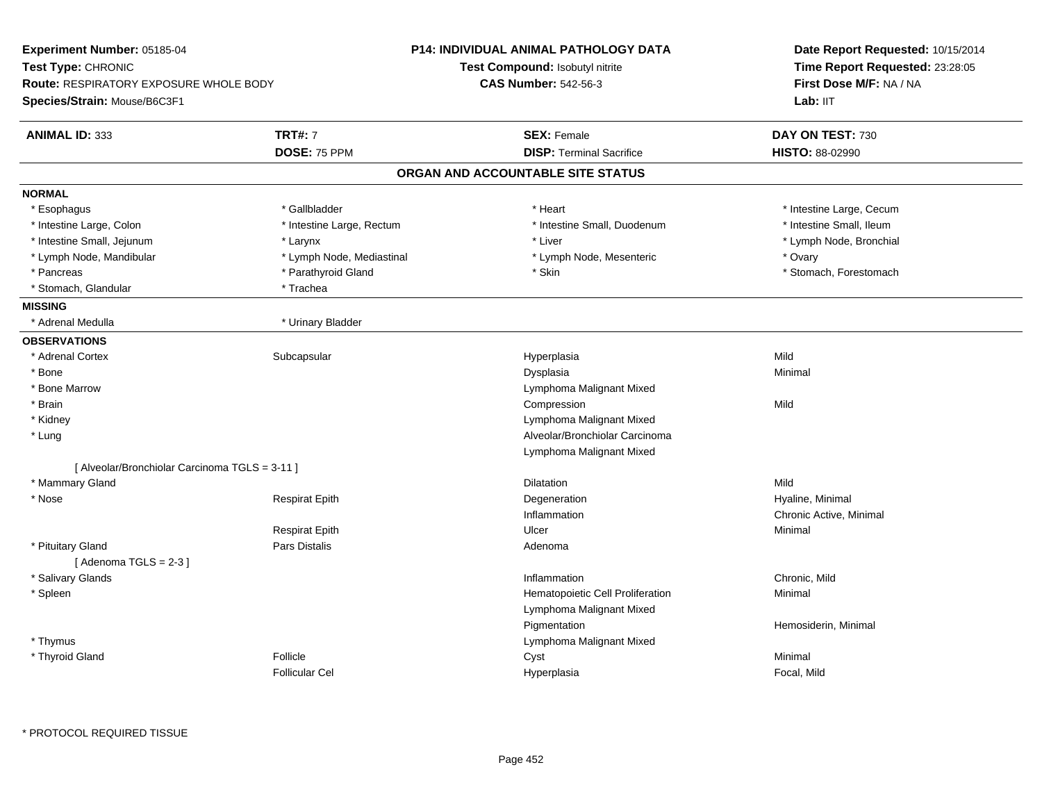**Experiment Number:** 05185-04
**Test Type:** CHRONIC
**Route:** RESPIRATORY EXPOSURE WHOLE BODY
**Species/Strain:** Mouse/B6C3F1

**P14: INDIVIDUAL ANIMAL PATHOLOGY DATA**
**Test Compound:** Isobutyl nitrite
**CAS Number:** 542-56-3

**Date Report Requested:** 10/15/2014
**Time Report Requested:** 23:28:05
**First Dose M/F:** NA / NA
**Lab:** IIT

| **ANIMAL ID:** 333 | **TRT#:** 7 | **SEX:** Female | **DAY ON TEST:** 730 |
|---|---|---|---|
| | **DOSE:** 75 PPM | **DISP:** Terminal Sacrifice | **HISTO:** 88-02990 |

## ORGAN AND ACCOUNTABLE SITE STATUS

**NORMAL**

| | | | |
|---|---|---|---|
| * Esophagus | * Gallbladder | * Heart | * Intestine Large, Cecum |
| * Intestine Large, Colon | * Intestine Large, Rectum | * Intestine Small, Duodenum | * Intestine Small, Ileum |
| * Intestine Small, Jejunum | * Larynx | * Liver | * Lymph Node, Bronchial |
| * Lymph Node, Mandibular | * Lymph Node, Mediastinal | * Lymph Node, Mesenteric | * Ovary |
| * Pancreas | * Parathyroid Gland | * Skin | * Stomach, Forestomach |
| * Stomach, Glandular | * Trachea | | |

**MISSING**

| | |
|---|---|
| * Adrenal Medulla | * Urinary Bladder |

**OBSERVATIONS**

| | | | |
|---|---|---|---|
| * Adrenal Cortex | Subcapsular | Hyperplasia | Mild |
| * Bone | | Dysplasia | Minimal |
| * Bone Marrow | | Lymphoma Malignant Mixed | |
| * Brain | | Compression | Mild |
| * Kidney | | Lymphoma Malignant Mixed | |
| * Lung | | Alveolar/Bronchiolar Carcinoma | |
| | | Lymphoma Malignant Mixed | |
| [ Alveolar/Bronchiolar Carcinoma TGLS = 3-11 ] | | | |
| * Mammary Gland | | Dilatation | Mild |
| * Nose | Respirat Epith | Degeneration | Hyaline, Minimal |
| | | Inflammation | Chronic Active, Minimal |
| | Respirat Epith | Ulcer | Minimal |
| * Pituitary Gland | Pars Distalis | Adenoma | |
| [ Adenoma TGLS = 2-3 ] | | | |
| * Salivary Glands | | Inflammation | Chronic, Mild |
| * Spleen | | Hematopoietic Cell Proliferation | Minimal |
| | | Lymphoma Malignant Mixed | |
| | | Pigmentation | Hemosiderin, Minimal |
| * Thymus | | Lymphoma Malignant Mixed | |
| * Thyroid Gland | Follicle | Cyst | Minimal |
| | Follicular Cel | Hyperplasia | Focal, Mild |

* PROTOCOL REQUIRED TISSUE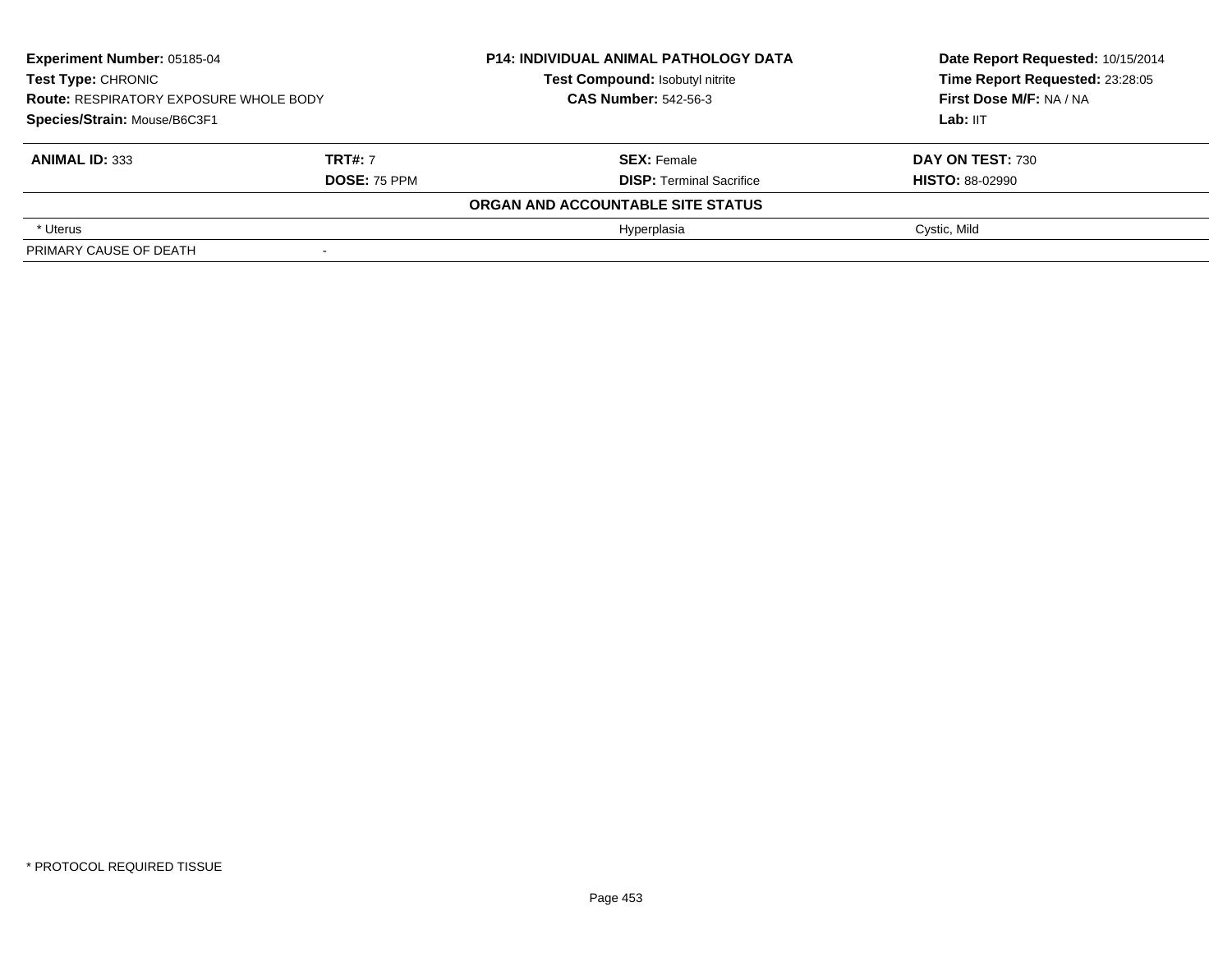**Experiment Number:** 05185-04
**Test Type:** CHRONIC
**Route:** RESPIRATORY EXPOSURE WHOLE BODY
**Species/Strain:** Mouse/B6C3F1

**P14: INDIVIDUAL ANIMAL PATHOLOGY DATA**
**Test Compound:** Isobutyl nitrite
**CAS Number:** 542-56-3

**Date Report Requested:** 10/15/2014
**Time Report Requested:** 23:28:05
**First Dose M/F:** NA / NA
**Lab:** IIT

| **ANIMAL ID:** 333 | **TRT#:** 7 | **SEX:** Female | **DAY ON TEST:** 730 |
|---|---|---|---|
| | **DOSE:** 75 PPM | **DISP:** Terminal Sacrifice | **HISTO:** 88-02990 |
| | | **ORGAN AND ACCOUNTABLE SITE STATUS** | |
| * Uterus | | Hyperplasia | Cystic, Mild |
| PRIMARY CAUSE OF DEATH | - | | |

* PROTOCOL REQUIRED TISSUE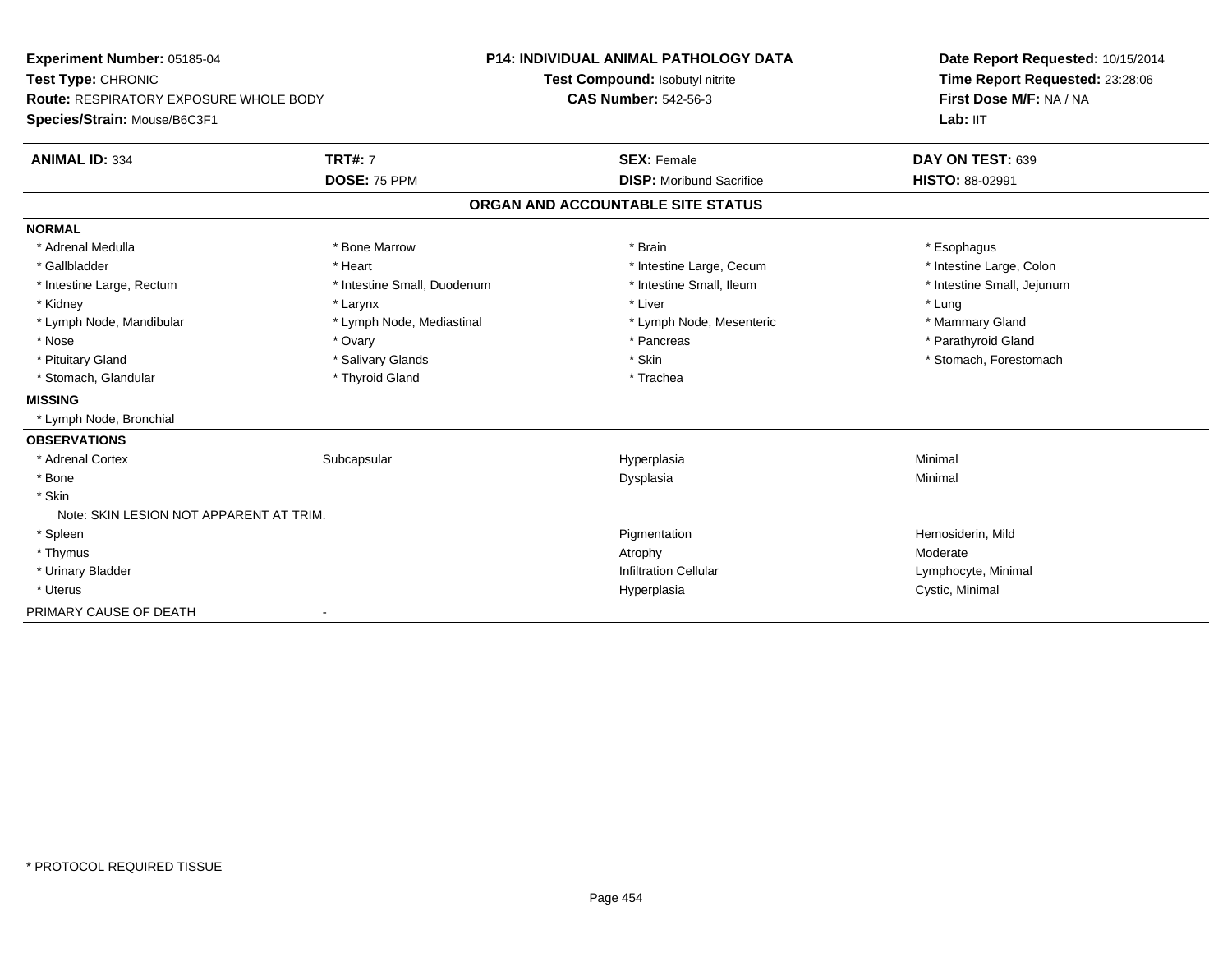**Experiment Number:** 05185-04
**Test Type:** CHRONIC
**Route:** RESPIRATORY EXPOSURE WHOLE BODY
**Species/Strain:** Mouse/B6C3F1

**P14: INDIVIDUAL ANIMAL PATHOLOGY DATA**
**Test Compound:** Isobutyl nitrite
**CAS Number:** 542-56-3

**Date Report Requested:** 10/15/2014
**Time Report Requested:** 23:28:06
**First Dose M/F:** NA / NA
**Lab:** IIT

| **ANIMAL ID:** 334 | **TRT#:** 7 | **SEX:** Female | **DAY ON TEST:** 639 |
|---|---|---|---|
| | **DOSE:** 75 PPM | **DISP:** Moribund Sacrifice | **HISTO:** 88-02991 |

## ORGAN AND ACCOUNTABLE SITE STATUS

**NORMAL**

| | | | |
|---|---|---|---|
| * Adrenal Medulla | * Bone Marrow | * Brain | * Esophagus |
| * Gallbladder | * Heart | * Intestine Large, Cecum | * Intestine Large, Colon |
| * Intestine Large, Rectum | * Intestine Small, Duodenum | * Intestine Small, Ileum | * Intestine Small, Jejunum |
| * Kidney | * Larynx | * Liver | * Lung |
| * Lymph Node, Mandibular | * Lymph Node, Mediastinal | * Lymph Node, Mesenteric | * Mammary Gland |
| * Nose | * Ovary | * Pancreas | * Parathyroid Gland |
| * Pituitary Gland | * Salivary Glands | * Skin | * Stomach, Forestomach |
| * Stomach, Glandular | * Thyroid Gland | * Trachea | |

**MISSING**

* Lymph Node, Bronchial

**OBSERVATIONS**

| | | | |
|---|---|---|---|
| * Adrenal Cortex | Subcapsular | Hyperplasia | Minimal |
| * Bone | | Dysplasia | Minimal |
| * Skin | | | |
| Note: SKIN LESION NOT APPARENT AT TRIM. | | | |
| * Spleen | | Pigmentation | Hemosiderin, Mild |
| * Thymus | | Atrophy | Moderate |
| * Urinary Bladder | | Infiltration Cellular | Lymphocyte, Minimal |
| * Uterus | | Hyperplasia | Cystic, Minimal |

PRIMARY CAUSE OF DEATH -

* PROTOCOL REQUIRED TISSUE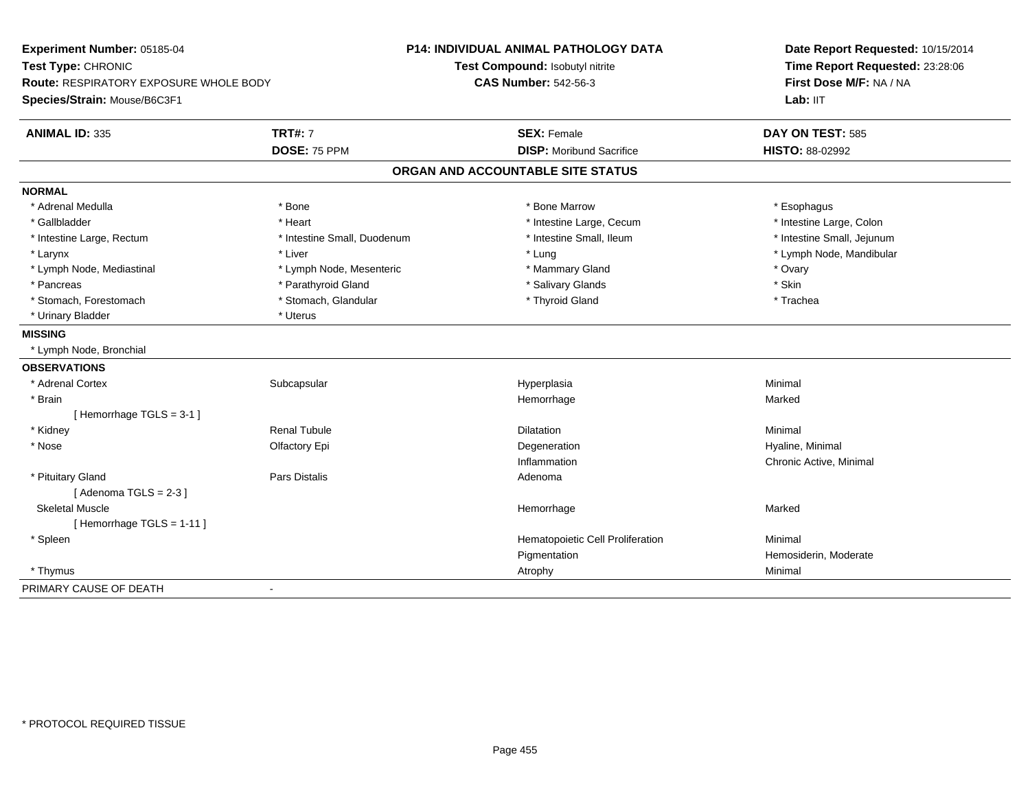**Experiment Number:** 05185-04
**Test Type:** CHRONIC
**Route:** RESPIRATORY EXPOSURE WHOLE BODY
**Species/Strain:** Mouse/B6C3F1

**P14: INDIVIDUAL ANIMAL PATHOLOGY DATA**
**Test Compound:** Isobutyl nitrite
**CAS Number:** 542-56-3

**Date Report Requested:** 10/15/2014
**Time Report Requested:** 23:28:06
**First Dose M/F:** NA / NA
**Lab:** IIT

| **ANIMAL ID:** 335 | **TRT#:** 7 | **SEX:** Female | **DAY ON TEST:** 585 |
|---|---|---|---|
| | **DOSE:** 75 PPM | **DISP:** Moribund Sacrifice | **HISTO:** 88-02992 |

## ORGAN AND ACCOUNTABLE SITE STATUS

**NORMAL**

| | | | |
|---|---|---|---|
| * Adrenal Medulla | * Bone | * Bone Marrow | * Esophagus |
| * Gallbladder | * Heart | * Intestine Large, Cecum | * Intestine Large, Colon |
| * Intestine Large, Rectum | * Intestine Small, Duodenum | * Intestine Small, Ileum | * Intestine Small, Jejunum |
| * Larynx | * Liver | * Lung | * Lymph Node, Mandibular |
| * Lymph Node, Mediastinal | * Lymph Node, Mesenteric | * Mammary Gland | * Ovary |
| * Pancreas | * Parathyroid Gland | * Salivary Glands | * Skin |
| * Stomach, Forestomach | * Stomach, Glandular | * Thyroid Gland | * Trachea |
| * Urinary Bladder | * Uterus | | |

**MISSING**

* Lymph Node, Bronchial

**OBSERVATIONS**

| | | | |
|---|---|---|---|
| * Adrenal Cortex | Subcapsular | Hyperplasia | Minimal |
| * Brain | | Hemorrhage | Marked |
| [ Hemorrhage TGLS = 3-1 ] | | | |
| * Kidney | Renal Tubule | Dilatation | Minimal |
| * Nose | Olfactory Epi | Degeneration | Hyaline, Minimal |
| | | Inflammation | Chronic Active, Minimal |
| * Pituitary Gland | Pars Distalis | Adenoma | |
| [ Adenoma TGLS = 2-3 ] | | | |
| Skeletal Muscle | | Hemorrhage | Marked |
| [ Hemorrhage TGLS = 1-11 ] | | | |
| * Spleen | | Hematopoietic Cell Proliferation | Minimal |
| | | Pigmentation | Hemosiderin, Moderate |
| * Thymus | | Atrophy | Minimal |

PRIMARY CAUSE OF DEATH -

* PROTOCOL REQUIRED TISSUE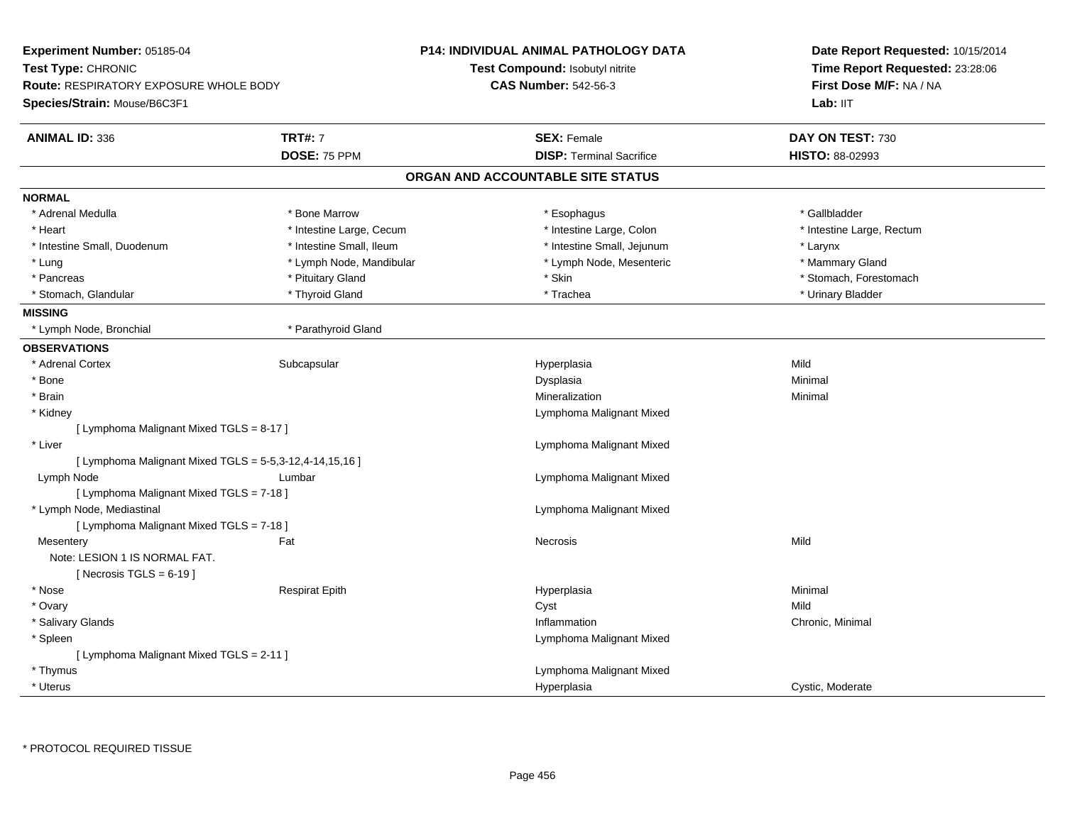**Experiment Number:** 05185-04
**Test Type:** CHRONIC
**Route:** RESPIRATORY EXPOSURE WHOLE BODY
**Species/Strain:** Mouse/B6C3F1

**P14: INDIVIDUAL ANIMAL PATHOLOGY DATA**
**Test Compound:** Isobutyl nitrite
**CAS Number:** 542-56-3

**Date Report Requested:** 10/15/2014
**Time Report Requested:** 23:28:06
**First Dose M/F:** NA / NA
**Lab:** IIT

| **ANIMAL ID:** 336 | **TRT#:** 7 | **SEX:** Female | **DAY ON TEST:** 730 |
|---|---|---|---|
| | **DOSE:** 75 PPM | **DISP:** Terminal Sacrifice | **HISTO:** 88-02993 |

## ORGAN AND ACCOUNTABLE SITE STATUS

**NORMAL**

| | | | |
|---|---|---|---|
| * Adrenal Medulla | * Bone Marrow | * Esophagus | * Gallbladder |
| * Heart | * Intestine Large, Cecum | * Intestine Large, Colon | * Intestine Large, Rectum |
| * Intestine Small, Duodenum | * Intestine Small, Ileum | * Intestine Small, Jejunum | * Larynx |
| * Lung | * Lymph Node, Mandibular | * Lymph Node, Mesenteric | * Mammary Gland |
| * Pancreas | * Pituitary Gland | * Skin | * Stomach, Forestomach |
| * Stomach, Glandular | * Thyroid Gland | * Trachea | * Urinary Bladder |

**MISSING**

| | |
|---|---|
| * Lymph Node, Bronchial | * Parathyroid Gland |

**OBSERVATIONS**

| | | | |
|---|---|---|---|
| * Adrenal Cortex | Subcapsular | Hyperplasia | Mild |
| * Bone | | Dysplasia | Minimal |
| * Brain | | Mineralization | Minimal |
| * Kidney | | Lymphoma Malignant Mixed | |
| [ Lymphoma Malignant Mixed TGLS = 8-17 ] | | | |
| * Liver | | Lymphoma Malignant Mixed | |
| [ Lymphoma Malignant Mixed TGLS = 5-5,3-12,4-14,15,16 ] | | | |
| Lymph Node | Lumbar | Lymphoma Malignant Mixed | |
| [ Lymphoma Malignant Mixed TGLS = 7-18 ] | | | |
| * Lymph Node, Mediastinal | | Lymphoma Malignant Mixed | |
| [ Lymphoma Malignant Mixed TGLS = 7-18 ] | | | |
| Mesentery | Fat | Necrosis | Mild |
| Note: LESION 1 IS NORMAL FAT. | | | |
| [ Necrosis TGLS = 6-19 ] | | | |
| * Nose | Respirat Epith | Hyperplasia | Minimal |
| * Ovary | | Cyst | Mild |
| * Salivary Glands | | Inflammation | Chronic, Minimal |
| * Spleen | | Lymphoma Malignant Mixed | |
| [ Lymphoma Malignant Mixed TGLS = 2-11 ] | | | |
| * Thymus | | Lymphoma Malignant Mixed | |
| * Uterus | | Hyperplasia | Cystic, Moderate |

\* PROTOCOL REQUIRED TISSUE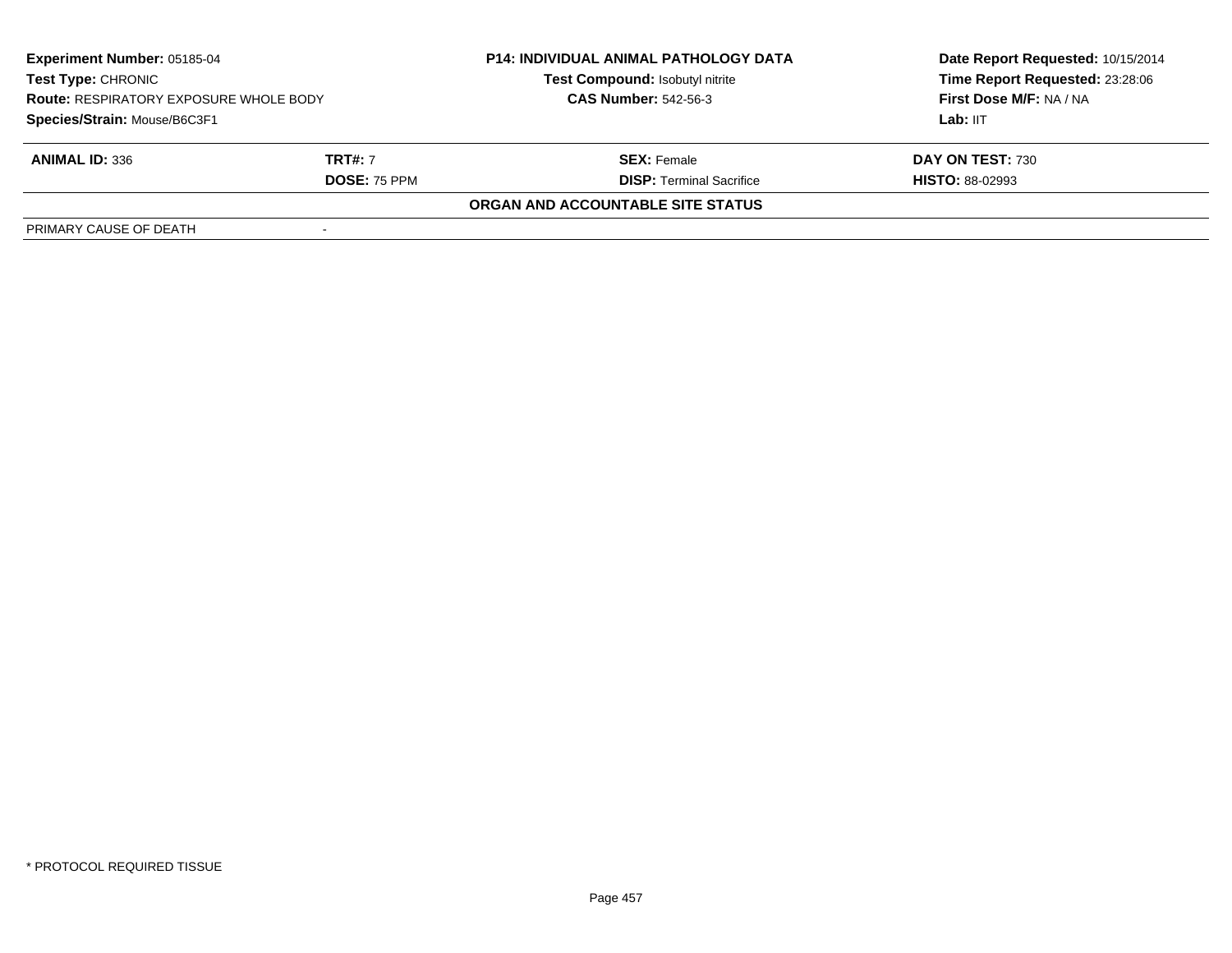| **Experiment Number:** 05185-04 | **P14: INDIVIDUAL ANIMAL PATHOLOGY DATA** | **Date Report Requested:** 10/15/2014 |
|---|---|---|
| **Test Type:** CHRONIC | **Test Compound:** Isobutyl nitrite | **Time Report Requested:** 23:28:06 |
| **Route:** RESPIRATORY EXPOSURE WHOLE BODY | **CAS Number:** 542-56-3 | **First Dose M/F:** NA / NA |
| **Species/Strain:** Mouse/B6C3F1 | | **Lab:** IIT |

| **ANIMAL ID:** 336 | **TRT#:** 7 | **SEX:** Female | **DAY ON TEST:** 730 |
|---|---|---|---|
| | **DOSE:** 75 PPM | **DISP:** Terminal Sacrifice | **HISTO:** 88-02993 |

**ORGAN AND ACCOUNTABLE SITE STATUS**

| PRIMARY CAUSE OF DEATH | - |
|---|---|

* PROTOCOL REQUIRED TISSUE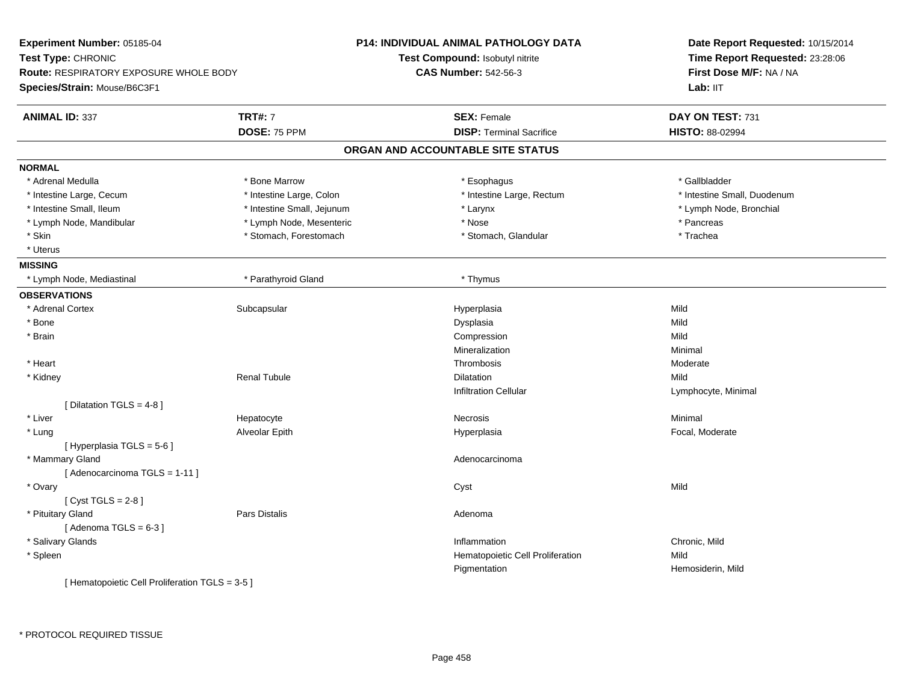**Experiment Number:** 05185-04
**Test Type:** CHRONIC
**Route:** RESPIRATORY EXPOSURE WHOLE BODY
**Species/Strain:** Mouse/B6C3F1

**P14: INDIVIDUAL ANIMAL PATHOLOGY DATA**
**Test Compound:** Isobutyl nitrite
**CAS Number:** 542-56-3

**Date Report Requested:** 10/15/2014
**Time Report Requested:** 23:28:06
**First Dose M/F:** NA / NA
**Lab:** IIT

| **ANIMAL ID:** 337 | **TRT#:** 7 | **SEX:** Female | **DAY ON TEST:** 731 |
|---|---|---|---|
| | **DOSE:** 75 PPM | **DISP:** Terminal Sacrifice | **HISTO:** 88-02994 |

## ORGAN AND ACCOUNTABLE SITE STATUS

**NORMAL**

| | | | |
|---|---|---|---|
| * Adrenal Medulla | * Bone Marrow | * Esophagus | * Gallbladder |
| * Intestine Large, Cecum | * Intestine Large, Colon | * Intestine Large, Rectum | * Intestine Small, Duodenum |
| * Intestine Small, Ileum | * Intestine Small, Jejunum | * Larynx | * Lymph Node, Bronchial |
| * Lymph Node, Mandibular | * Lymph Node, Mesenteric | * Nose | * Pancreas |
| * Skin | * Stomach, Forestomach | * Stomach, Glandular | * Trachea |
| * Uterus | | | |

**MISSING**

| | | |
|---|---|---|
| * Lymph Node, Mediastinal | * Parathyroid Gland | * Thymus |

**OBSERVATIONS**

| | | | |
|---|---|---|---|
| * Adrenal Cortex | Subcapsular | Hyperplasia | Mild |
| * Bone | | Dysplasia | Mild |
| * Brain | | Compression | Mild |
| | | Mineralization | Minimal |
| * Heart | | Thrombosis | Moderate |
| * Kidney | Renal Tubule | Dilatation | Mild |
| | | Infiltration Cellular | Lymphocyte, Minimal |
| [ Dilatation TGLS = 4-8 ] | | | |
| * Liver | Hepatocyte | Necrosis | Minimal |
| * Lung | Alveolar Epith | Hyperplasia | Focal, Moderate |
| [ Hyperplasia TGLS = 5-6 ] | | | |
| * Mammary Gland | | Adenocarcinoma | |
| [ Adenocarcinoma TGLS = 1-11 ] | | | |
| * Ovary | | Cyst | Mild |
| [ Cyst TGLS = 2-8 ] | | | |
| * Pituitary Gland | Pars Distalis | Adenoma | |
| [ Adenoma TGLS = 6-3 ] | | | |
| * Salivary Glands | | Inflammation | Chronic, Mild |
| * Spleen | | Hematopoietic Cell Proliferation | Mild |
| | | Pigmentation | Hemosiderin, Mild |
| [ Hematopoietic Cell Proliferation TGLS = 3-5 ] | | | |

\* PROTOCOL REQUIRED TISSUE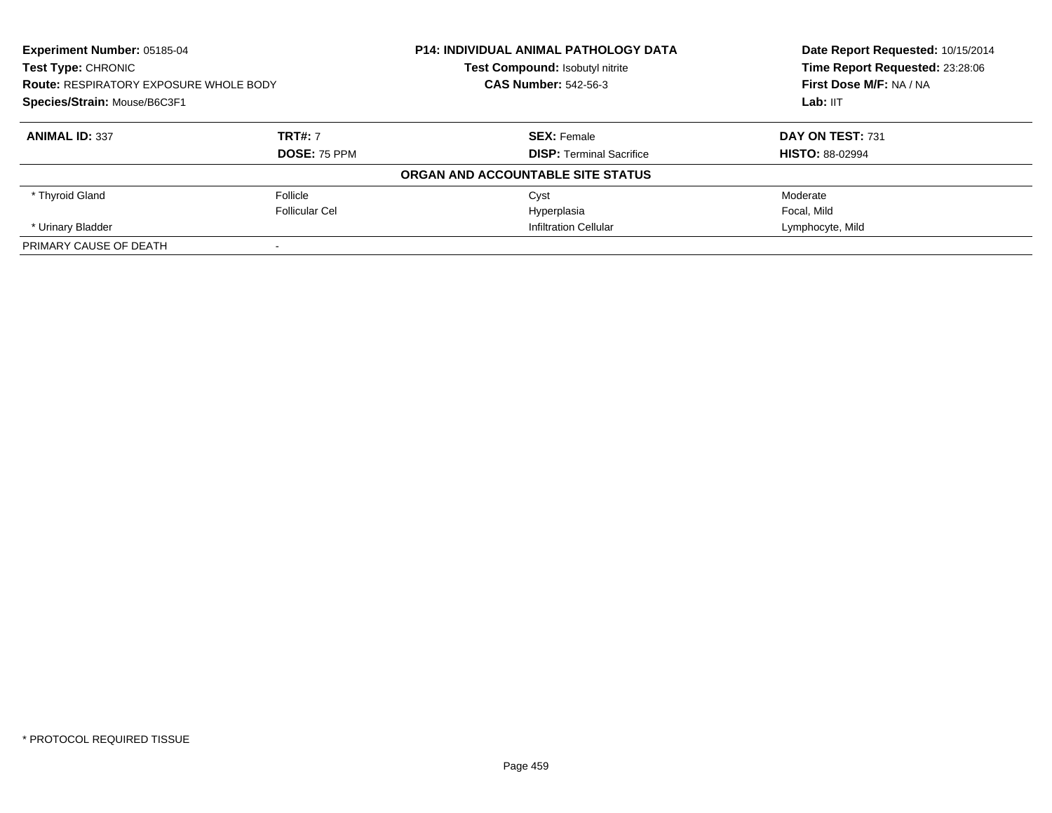**Experiment Number:** 05185-04
**Test Type:** CHRONIC
**Route:** RESPIRATORY EXPOSURE WHOLE BODY
**Species/Strain:** Mouse/B6C3F1

**P14: INDIVIDUAL ANIMAL PATHOLOGY DATA**
**Test Compound:** Isobutyl nitrite
**CAS Number:** 542-56-3

**Date Report Requested:** 10/15/2014
**Time Report Requested:** 23:28:06
**First Dose M/F:** NA / NA
**Lab:** IIT

| **ANIMAL ID:** 337 | **TRT#:** 7 | **SEX:** Female | **DAY ON TEST:** 731 |
|---|---|---|---|
| | **DOSE:** 75 PPM | **DISP:** Terminal Sacrifice | **HISTO:** 88-02994 |
| **ORGAN AND ACCOUNTABLE SITE STATUS** | | | |
| * Thyroid Gland | Follicle | Cyst | Moderate |
| | Follicular Cel | Hyperplasia | Focal, Mild |
| * Urinary Bladder | | Infiltration Cellular | Lymphocyte, Mild |
| PRIMARY CAUSE OF DEATH | - | | |

* PROTOCOL REQUIRED TISSUE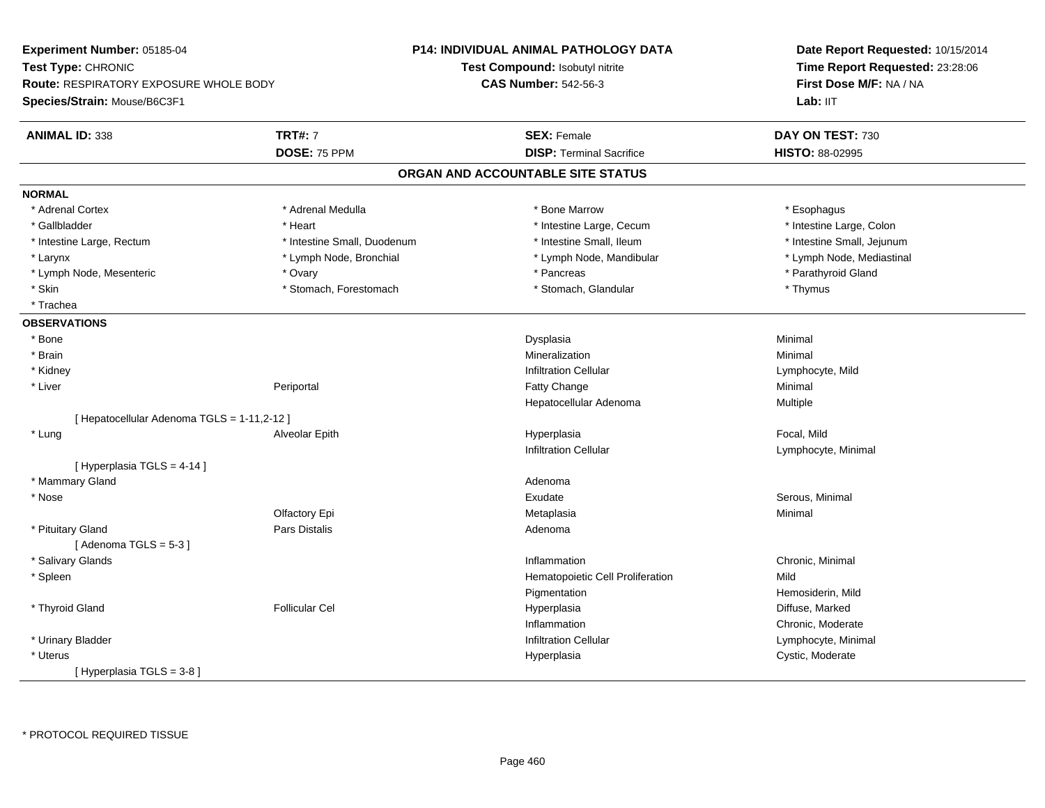**Experiment Number:** 05185-04
**Test Type:** CHRONIC
**Route:** RESPIRATORY EXPOSURE WHOLE BODY
**Species/Strain:** Mouse/B6C3F1

**P14: INDIVIDUAL ANIMAL PATHOLOGY DATA**
**Test Compound:** Isobutyl nitrite
**CAS Number:** 542-56-3

**Date Report Requested:** 10/15/2014
**Time Report Requested:** 23:28:06
**First Dose M/F:** NA / NA
**Lab:** IIT

| **ANIMAL ID:** 338 | **TRT#:** 7 | **SEX:** Female | **DAY ON TEST:** 730 |
|---|---|---|---|
| | **DOSE:** 75 PPM | **DISP:** Terminal Sacrifice | **HISTO:** 88-02995 |

## ORGAN AND ACCOUNTABLE SITE STATUS

**NORMAL**

| | | | |
|---|---|---|---|
| * Adrenal Cortex | * Adrenal Medulla | * Bone Marrow | * Esophagus |
| * Gallbladder | * Heart | * Intestine Large, Cecum | * Intestine Large, Colon |
| * Intestine Large, Rectum | * Intestine Small, Duodenum | * Intestine Small, Ileum | * Intestine Small, Jejunum |
| * Larynx | * Lymph Node, Bronchial | * Lymph Node, Mandibular | * Lymph Node, Mediastinal |
| * Lymph Node, Mesenteric | * Ovary | * Pancreas | * Parathyroid Gland |
| * Skin | * Stomach, Forestomach | * Stomach, Glandular | * Thymus |
| * Trachea | | | |

**OBSERVATIONS**

| | | | |
|---|---|---|---|
| * Bone | | Dysplasia | Minimal |
| * Brain | | Mineralization | Minimal |
| * Kidney | | Infiltration Cellular | Lymphocyte, Mild |
| * Liver | Periportal | Fatty Change | Minimal |
| | | Hepatocellular Adenoma | Multiple |
| [ Hepatocellular Adenoma TGLS = 1-11,2-12 ] | | | |
| * Lung | Alveolar Epith | Hyperplasia | Focal, Mild |
| | | Infiltration Cellular | Lymphocyte, Minimal |
| [ Hyperplasia TGLS = 4-14 ] | | | |
| * Mammary Gland | | Adenoma | |
| * Nose | | Exudate | Serous, Minimal |
| | Olfactory Epi | Metaplasia | Minimal |
| * Pituitary Gland | Pars Distalis | Adenoma | |
| [ Adenoma TGLS = 5-3 ] | | | |
| * Salivary Glands | | Inflammation | Chronic, Minimal |
| * Spleen | | Hematopoietic Cell Proliferation | Mild |
| | | Pigmentation | Hemosiderin, Mild |
| * Thyroid Gland | Follicular Cel | Hyperplasia | Diffuse, Marked |
| | | Inflammation | Chronic, Moderate |
| * Urinary Bladder | | Infiltration Cellular | Lymphocyte, Minimal |
| * Uterus | | Hyperplasia | Cystic, Moderate |
| [ Hyperplasia TGLS = 3-8 ] | | | |

* PROTOCOL REQUIRED TISSUE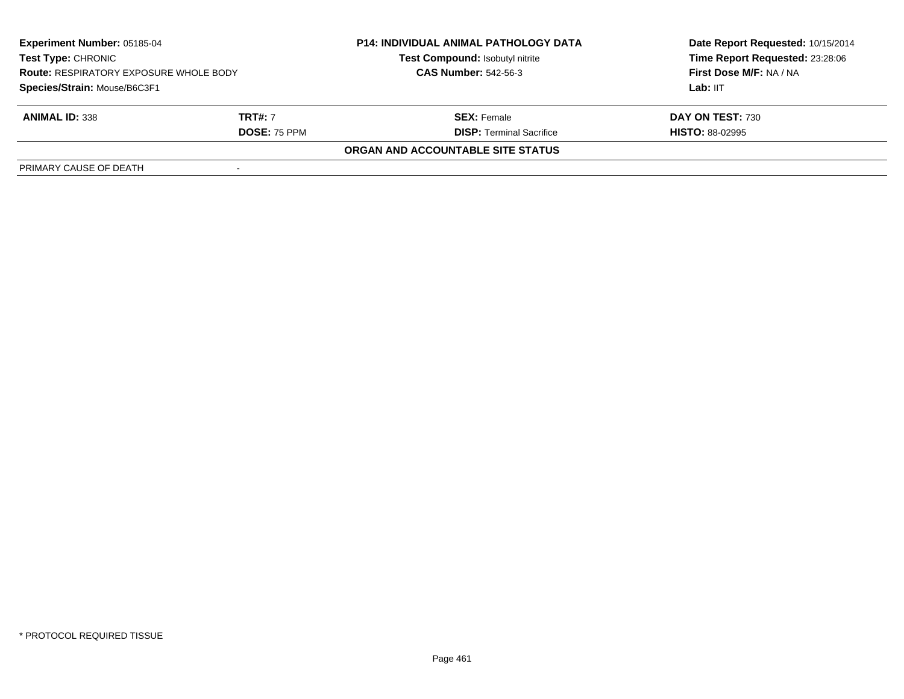| **Experiment Number:** 05185-04 | **P14: INDIVIDUAL ANIMAL PATHOLOGY DATA** | **Date Report Requested:** 10/15/2014 |
|---|---|---|
| **Test Type:** CHRONIC | **Test Compound:** Isobutyl nitrite | **Time Report Requested:** 23:28:06 |
| **Route:** RESPIRATORY EXPOSURE WHOLE BODY | **CAS Number:** 542-56-3 | **First Dose M/F:** NA / NA |
| **Species/Strain:** Mouse/B6C3F1 | | **Lab:** IIT |

| **ANIMAL ID:** 338 | **TRT#:** 7 | **SEX:** Female | **DAY ON TEST:** 730 |
|---|---|---|---|
| | **DOSE:** 75 PPM | **DISP:** Terminal Sacrifice | **HISTO:** 88-02995 |

**ORGAN AND ACCOUNTABLE SITE STATUS**

| | |
|---|---|
| PRIMARY CAUSE OF DEATH | - |

* PROTOCOL REQUIRED TISSUE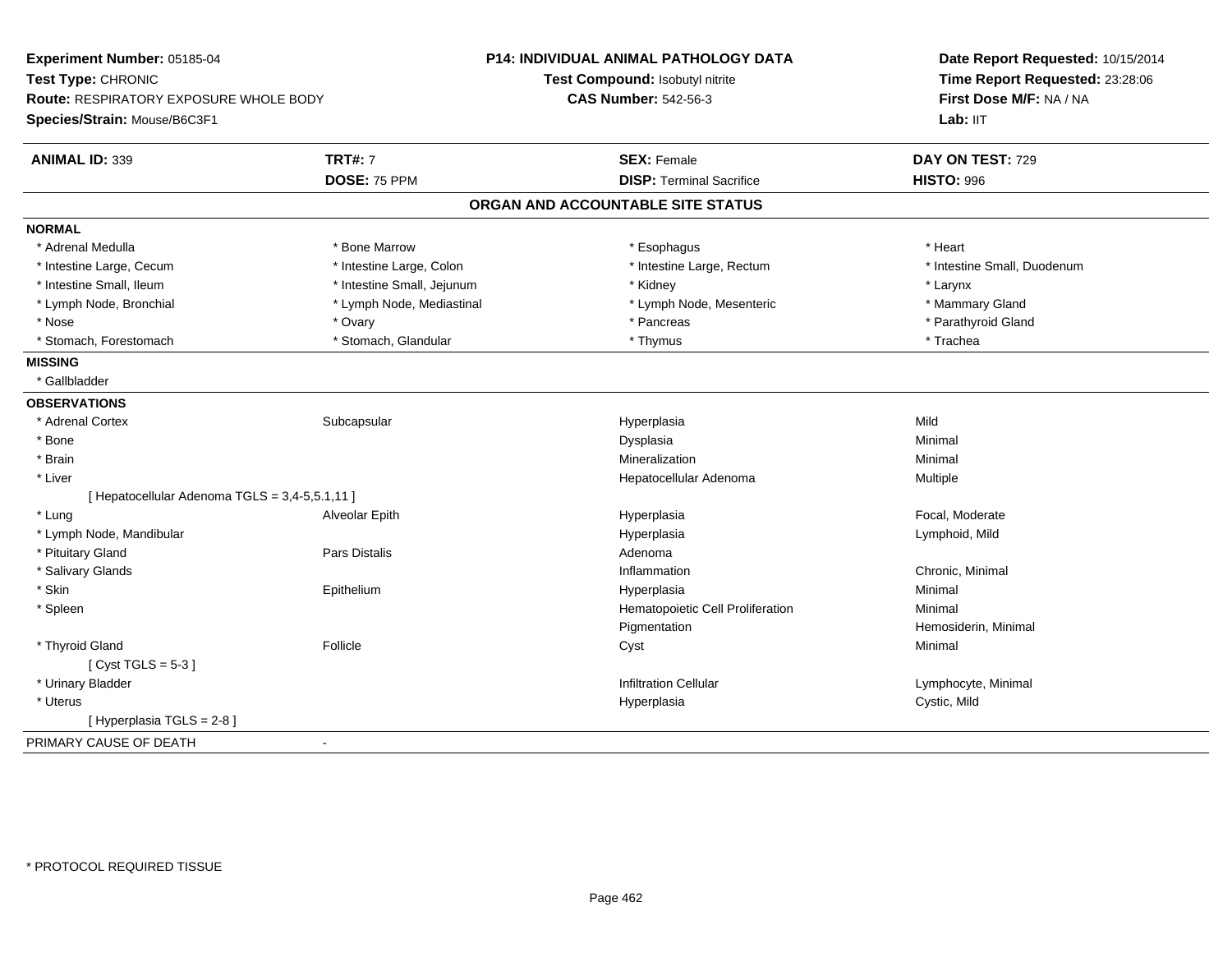**Experiment Number:** 05185-04
**Test Type:** CHRONIC
**Route:** RESPIRATORY EXPOSURE WHOLE BODY
**Species/Strain:** Mouse/B6C3F1

**P14: INDIVIDUAL ANIMAL PATHOLOGY DATA**
**Test Compound:** Isobutyl nitrite
**CAS Number:** 542-56-3

**Date Report Requested:** 10/15/2014
**Time Report Requested:** 23:28:06
**First Dose M/F:** NA / NA
**Lab:** IIT

| **ANIMAL ID:** 339 | **TRT#:** 7 | **SEX:** Female | **DAY ON TEST:** 729 |
|---|---|---|---|
| | **DOSE:** 75 PPM | **DISP:** Terminal Sacrifice | **HISTO:** 996 |

## ORGAN AND ACCOUNTABLE SITE STATUS

**NORMAL**

| | | | |
|---|---|---|---|
| * Adrenal Medulla | * Bone Marrow | * Esophagus | * Heart |
| * Intestine Large, Cecum | * Intestine Large, Colon | * Intestine Large, Rectum | * Intestine Small, Duodenum |
| * Intestine Small, Ileum | * Intestine Small, Jejunum | * Kidney | * Larynx |
| * Lymph Node, Bronchial | * Lymph Node, Mediastinal | * Lymph Node, Mesenteric | * Mammary Gland |
| * Nose | * Ovary | * Pancreas | * Parathyroid Gland |
| * Stomach, Forestomach | * Stomach, Glandular | * Thymus | * Trachea |

**MISSING**

* Gallbladder

**OBSERVATIONS**

| | | | |
|---|---|---|---|
| * Adrenal Cortex | Subcapsular | Hyperplasia | Mild |
| * Bone | | Dysplasia | Minimal |
| * Brain | | Mineralization | Minimal |
| * Liver | | Hepatocellular Adenoma | Multiple |
| [ Hepatocellular Adenoma TGLS = 3,4-5,5.1,11 ] | | | |
| * Lung | Alveolar Epith | Hyperplasia | Focal, Moderate |
| * Lymph Node, Mandibular | | Hyperplasia | Lymphoid, Mild |
| * Pituitary Gland | Pars Distalis | Adenoma | |
| * Salivary Glands | | Inflammation | Chronic, Minimal |
| * Skin | Epithelium | Hyperplasia | Minimal |
| * Spleen | | Hematopoietic Cell Proliferation | Minimal |
| | | Pigmentation | Hemosiderin, Minimal |
| * Thyroid Gland | Follicle | Cyst | Minimal |
| [ Cyst TGLS = 5-3 ] | | | |
| * Urinary Bladder | | Infiltration Cellular | Lymphocyte, Minimal |
| * Uterus | | Hyperplasia | Cystic, Mild |
| [ Hyperplasia TGLS = 2-8 ] | | | |

PRIMARY CAUSE OF DEATH -

* PROTOCOL REQUIRED TISSUE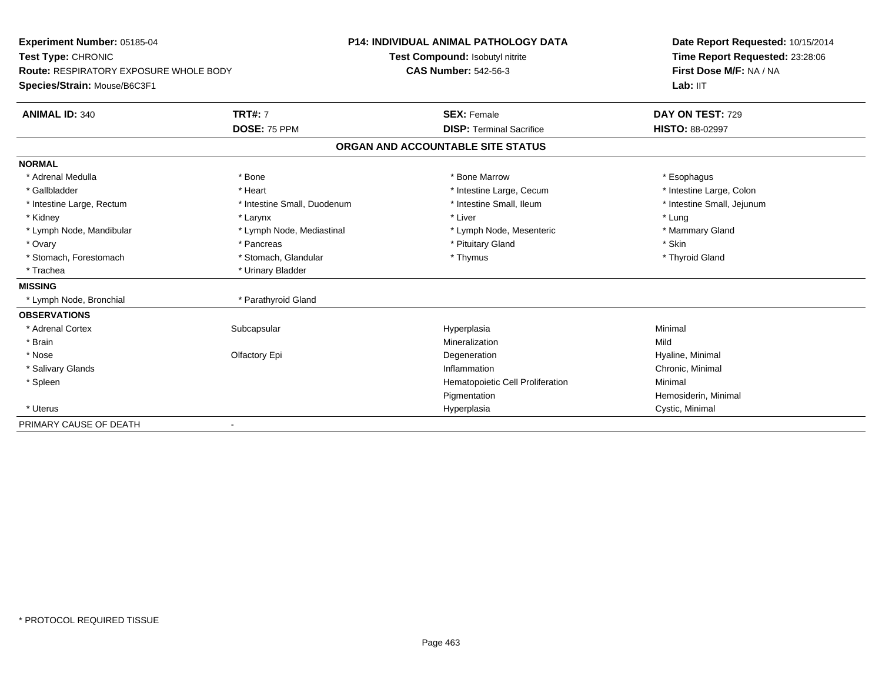**Experiment Number:** 05185-04
**Test Type:** CHRONIC
**Route:** RESPIRATORY EXPOSURE WHOLE BODY
**Species/Strain:** Mouse/B6C3F1

**P14: INDIVIDUAL ANIMAL PATHOLOGY DATA**
**Test Compound:** Isobutyl nitrite
**CAS Number:** 542-56-3

**Date Report Requested:** 10/15/2014
**Time Report Requested:** 23:28:06
**First Dose M/F:** NA / NA
**Lab:** IIT

| **ANIMAL ID:** 340 | **TRT#:** 7 | **SEX:** Female | **DAY ON TEST:** 729 |
|---|---|---|---|
| | **DOSE:** 75 PPM | **DISP:** Terminal Sacrifice | **HISTO:** 88-02997 |

## ORGAN AND ACCOUNTABLE SITE STATUS

| | | | |
|---|---|---|---|
| **NORMAL** | | | |
| * Adrenal Medulla | * Bone | * Bone Marrow | * Esophagus |
| * Gallbladder | * Heart | * Intestine Large, Cecum | * Intestine Large, Colon |
| * Intestine Large, Rectum | * Intestine Small, Duodenum | * Intestine Small, Ileum | * Intestine Small, Jejunum |
| * Kidney | * Larynx | * Liver | * Lung |
| * Lymph Node, Mandibular | * Lymph Node, Mediastinal | * Lymph Node, Mesenteric | * Mammary Gland |
| * Ovary | * Pancreas | * Pituitary Gland | * Skin |
| * Stomach, Forestomach | * Stomach, Glandular | * Thymus | * Thyroid Gland |
| * Trachea | * Urinary Bladder | | |
| **MISSING** | | | |
| * Lymph Node, Bronchial | * Parathyroid Gland | | |
| **OBSERVATIONS** | | | |
| * Adrenal Cortex | Subcapsular | Hyperplasia | Minimal |
| * Brain | | Mineralization | Mild |
| * Nose | Olfactory Epi | Degeneration | Hyaline, Minimal |
| * Salivary Glands | | Inflammation | Chronic, Minimal |
| * Spleen | | Hematopoietic Cell Proliferation | Minimal |
| | | Pigmentation | Hemosiderin, Minimal |
| * Uterus | | Hyperplasia | Cystic, Minimal |
| PRIMARY CAUSE OF DEATH | - | | |

* PROTOCOL REQUIRED TISSUE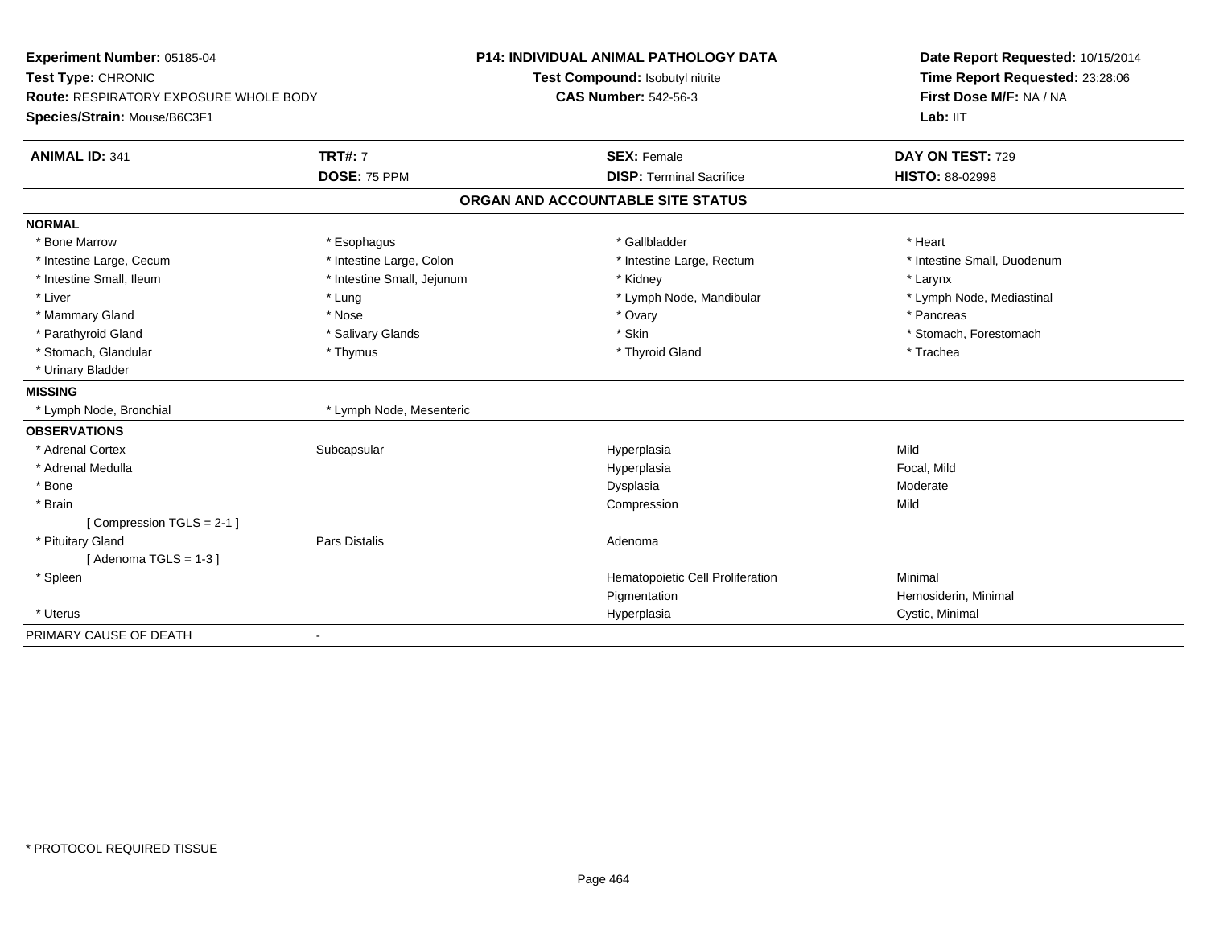**Experiment Number:** 05185-04
**Test Type:** CHRONIC
**Route:** RESPIRATORY EXPOSURE WHOLE BODY
**Species/Strain:** Mouse/B6C3F1

**P14: INDIVIDUAL ANIMAL PATHOLOGY DATA**
**Test Compound:** Isobutyl nitrite
**CAS Number:** 542-56-3

**Date Report Requested:** 10/15/2014
**Time Report Requested:** 23:28:06
**First Dose M/F:** NA / NA
**Lab:** IIT

| **ANIMAL ID:** 341 | **TRT#:** 7 | **SEX:** Female | **DAY ON TEST:** 729 |
|---|---|---|---|
| | **DOSE:** 75 PPM | **DISP:** Terminal Sacrifice | **HISTO:** 88-02998 |

## ORGAN AND ACCOUNTABLE SITE STATUS

**NORMAL**

| | | | |
|---|---|---|---|
| * Bone Marrow | * Esophagus | * Gallbladder | * Heart |
| * Intestine Large, Cecum | * Intestine Large, Colon | * Intestine Large, Rectum | * Intestine Small, Duodenum |
| * Intestine Small, Ileum | * Intestine Small, Jejunum | * Kidney | * Larynx |
| * Liver | * Lung | * Lymph Node, Mandibular | * Lymph Node, Mediastinal |
| * Mammary Gland | * Nose | * Ovary | * Pancreas |
| * Parathyroid Gland | * Salivary Glands | * Skin | * Stomach, Forestomach |
| * Stomach, Glandular | * Thymus | * Thyroid Gland | * Trachea |
| * Urinary Bladder | | | |

**MISSING**

| | |
|---|---|
| * Lymph Node, Bronchial | * Lymph Node, Mesenteric |

**OBSERVATIONS**

| | | | |
|---|---|---|---|
| * Adrenal Cortex | Subcapsular | Hyperplasia | Mild |
| * Adrenal Medulla | | Hyperplasia | Focal, Mild |
| * Bone | | Dysplasia | Moderate |
| * Brain | | Compression | Mild |
| [ Compression TGLS = 2-1 ] | | | |
| * Pituitary Gland | Pars Distalis | Adenoma | |
| [ Adenoma TGLS = 1-3 ] | | | |
| * Spleen | | Hematopoietic Cell Proliferation | Minimal |
| | | Pigmentation | Hemosiderin, Minimal |
| * Uterus | | Hyperplasia | Cystic, Minimal |

PRIMARY CAUSE OF DEATH -

\* PROTOCOL REQUIRED TISSUE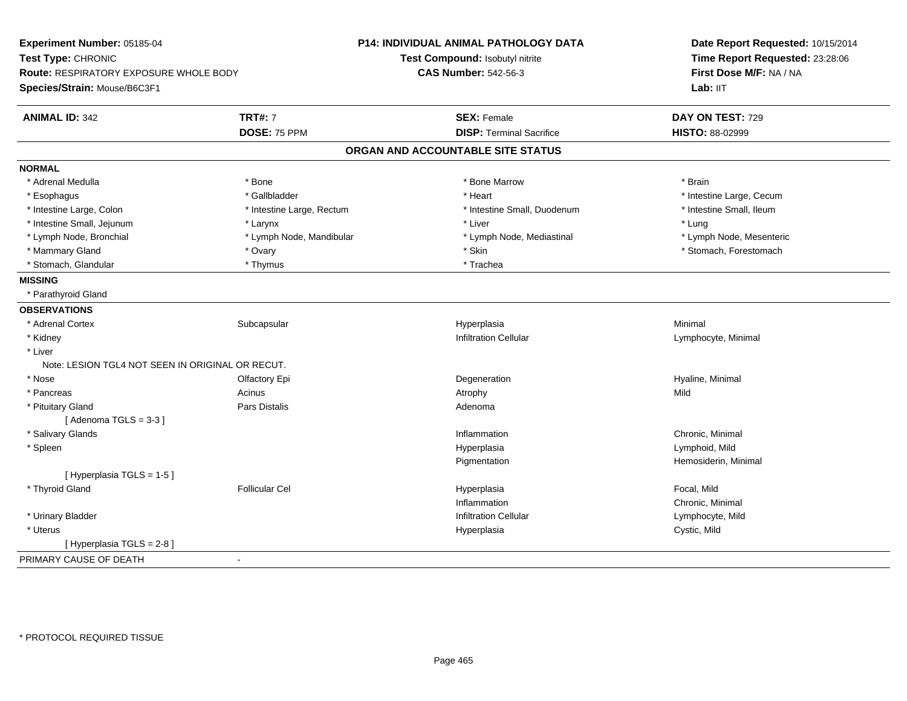**Experiment Number:** 05185-04
**Test Type:** CHRONIC
**Route:** RESPIRATORY EXPOSURE WHOLE BODY
**Species/Strain:** Mouse/B6C3F1

**P14: INDIVIDUAL ANIMAL PATHOLOGY DATA**
**Test Compound:** Isobutyl nitrite
**CAS Number:** 542-56-3

**Date Report Requested:** 10/15/2014
**Time Report Requested:** 23:28:06
**First Dose M/F:** NA / NA
**Lab:** IIT

| **ANIMAL ID:** 342 | **TRT#:** 7 | **SEX:** Female | **DAY ON TEST:** 729 |
|---|---|---|---|
| | **DOSE:** 75 PPM | **DISP:** Terminal Sacrifice | **HISTO:** 88-02999 |

## ORGAN AND ACCOUNTABLE SITE STATUS

| | | | |
|---|---|---|---|
| **NORMAL** | | | |
| * Adrenal Medulla | * Bone | * Bone Marrow | * Brain |
| * Esophagus | * Gallbladder | * Heart | * Intestine Large, Cecum |
| * Intestine Large, Colon | * Intestine Large, Rectum | * Intestine Small, Duodenum | * Intestine Small, Ileum |
| * Intestine Small, Jejunum | * Larynx | * Liver | * Lung |
| * Lymph Node, Bronchial | * Lymph Node, Mandibular | * Lymph Node, Mediastinal | * Lymph Node, Mesenteric |
| * Mammary Gland | * Ovary | * Skin | * Stomach, Forestomach |
| * Stomach, Glandular | * Thymus | * Trachea | |
| **MISSING** | | | |
| * Parathyroid Gland | | | |
| **OBSERVATIONS** | | | |
| * Adrenal Cortex | Subcapsular | Hyperplasia | Minimal |
| * Kidney | | Infiltration Cellular | Lymphocyte, Minimal |
| * Liver | | | |
| Note: LESION TGL4 NOT SEEN IN ORIGINAL OR RECUT. | | | |
| * Nose | Olfactory Epi | Degeneration | Hyaline, Minimal |
| * Pancreas | Acinus | Atrophy | Mild |
| * Pituitary Gland | Pars Distalis | Adenoma | |
| [ Adenoma TGLS = 3-3 ] | | | |
| * Salivary Glands | | Inflammation | Chronic, Minimal |
| * Spleen | | Hyperplasia | Lymphoid, Mild |
| | | Pigmentation | Hemosiderin, Minimal |
| [ Hyperplasia TGLS = 1-5 ] | | | |
| * Thyroid Gland | Follicular Cel | Hyperplasia | Focal, Mild |
| | | Inflammation | Chronic, Minimal |
| * Urinary Bladder | | Infiltration Cellular | Lymphocyte, Mild |
| * Uterus | | Hyperplasia | Cystic, Mild |
| [ Hyperplasia TGLS = 2-8 ] | | | |
| PRIMARY CAUSE OF DEATH | - | | |

* PROTOCOL REQUIRED TISSUE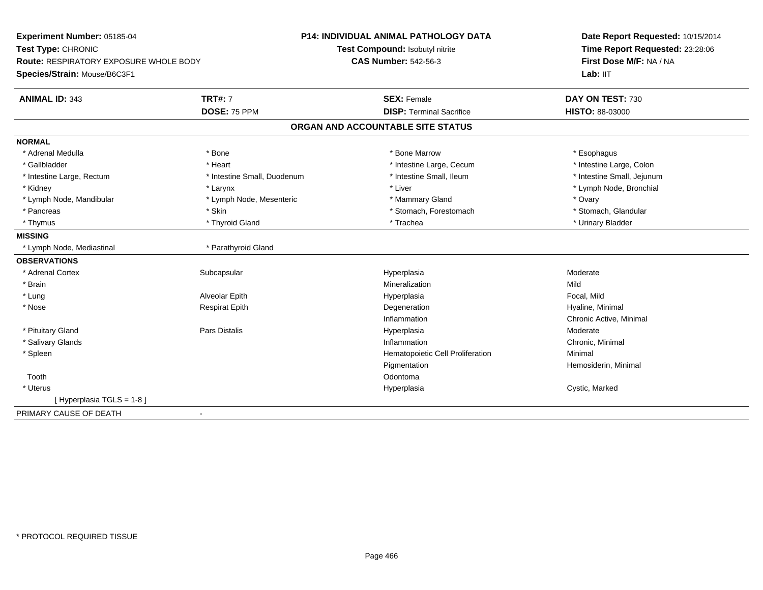**Experiment Number:** 05185-04
**Test Type:** CHRONIC
**Route:** RESPIRATORY EXPOSURE WHOLE BODY
**Species/Strain:** Mouse/B6C3F1

**P14: INDIVIDUAL ANIMAL PATHOLOGY DATA**
**Test Compound:** Isobutyl nitrite
**CAS Number:** 542-56-3

**Date Report Requested:** 10/15/2014
**Time Report Requested:** 23:28:06
**First Dose M/F:** NA / NA
**Lab:** IIT

| **ANIMAL ID:** 343 | **TRT#:** 7 | **SEX:** Female | **DAY ON TEST:** 730 |
|---|---|---|---|
| | **DOSE:** 75 PPM | **DISP:** Terminal Sacrifice | **HISTO:** 88-03000 |

## ORGAN AND ACCOUNTABLE SITE STATUS

| | | | |
|---|---|---|---|
| **NORMAL** | | | |
| * Adrenal Medulla | * Bone | * Bone Marrow | * Esophagus |
| * Gallbladder | * Heart | * Intestine Large, Cecum | * Intestine Large, Colon |
| * Intestine Large, Rectum | * Intestine Small, Duodenum | * Intestine Small, Ileum | * Intestine Small, Jejunum |
| * Kidney | * Larynx | * Liver | * Lymph Node, Bronchial |
| * Lymph Node, Mandibular | * Lymph Node, Mesenteric | * Mammary Gland | * Ovary |
| * Pancreas | * Skin | * Stomach, Forestomach | * Stomach, Glandular |
| * Thymus | * Thyroid Gland | * Trachea | * Urinary Bladder |
| **MISSING** | | | |
| * Lymph Node, Mediastinal | * Parathyroid Gland | | |
| **OBSERVATIONS** | | | |
| * Adrenal Cortex | Subcapsular | Hyperplasia | Moderate |
| * Brain | | Mineralization | Mild |
| * Lung | Alveolar Epith | Hyperplasia | Focal, Mild |
| * Nose | Respirat Epith | Degeneration | Hyaline, Minimal |
| | | Inflammation | Chronic Active, Minimal |
| * Pituitary Gland | Pars Distalis | Hyperplasia | Moderate |
| * Salivary Glands | | Inflammation | Chronic, Minimal |
| * Spleen | | Hematopoietic Cell Proliferation | Minimal |
| | | Pigmentation | Hemosiderin, Minimal |
| Tooth | | Odontoma | |
| * Uterus | | Hyperplasia | Cystic, Marked |
| [ Hyperplasia TGLS = 1-8 ] | | | |
| PRIMARY CAUSE OF DEATH | - | | |

* PROTOCOL REQUIRED TISSUE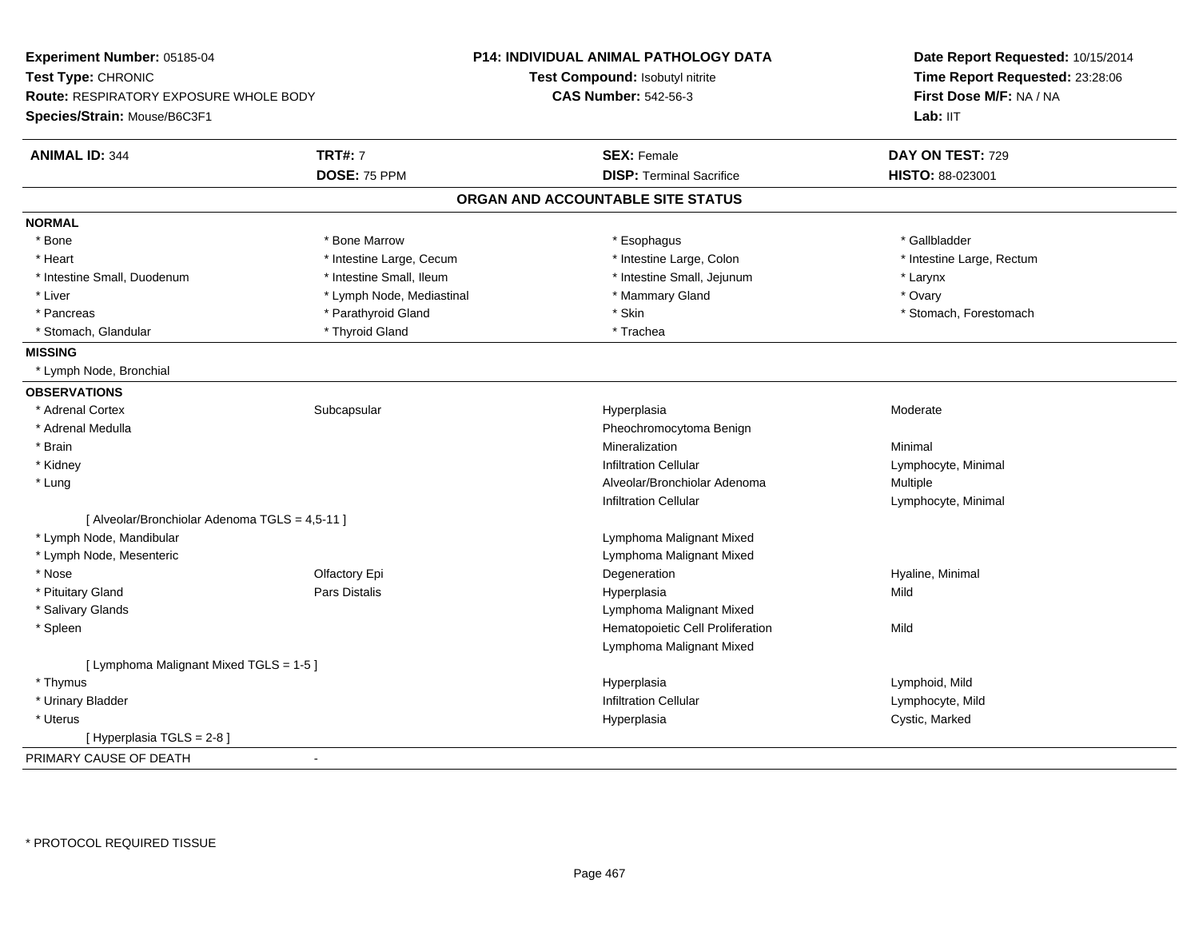**Experiment Number:** 05185-04
**Test Type:** CHRONIC
**Route:** RESPIRATORY EXPOSURE WHOLE BODY
**Species/Strain:** Mouse/B6C3F1

**P14: INDIVIDUAL ANIMAL PATHOLOGY DATA**
**Test Compound:** Isobutyl nitrite
**CAS Number:** 542-56-3

**Date Report Requested:** 10/15/2014
**Time Report Requested:** 23:28:06
**First Dose M/F:** NA / NA
**Lab:** IIT

| **ANIMAL ID:** 344 | **TRT#:** 7 | **SEX:** Female | **DAY ON TEST:** 729 |
|---|---|---|---|
| | **DOSE:** 75 PPM | **DISP:** Terminal Sacrifice | **HISTO:** 88-023001 |

## ORGAN AND ACCOUNTABLE SITE STATUS

**NORMAL**

| | | | |
|---|---|---|---|
| * Bone | * Bone Marrow | * Esophagus | * Gallbladder |
| * Heart | * Intestine Large, Cecum | * Intestine Large, Colon | * Intestine Large, Rectum |
| * Intestine Small, Duodenum | * Intestine Small, Ileum | * Intestine Small, Jejunum | * Larynx |
| * Liver | * Lymph Node, Mediastinal | * Mammary Gland | * Ovary |
| * Pancreas | * Parathyroid Gland | * Skin | * Stomach, Forestomach |
| * Stomach, Glandular | * Thyroid Gland | * Trachea | |

**MISSING**

* Lymph Node, Bronchial

**OBSERVATIONS**

| | | | |
|---|---|---|---|
| * Adrenal Cortex | Subcapsular | Hyperplasia | Moderate |
| * Adrenal Medulla | | Pheochromocytoma Benign | |
| * Brain | | Mineralization | Minimal |
| * Kidney | | Infiltration Cellular | Lymphocyte, Minimal |
| * Lung | | Alveolar/Bronchiolar Adenoma | Multiple |
| | | Infiltration Cellular | Lymphocyte, Minimal |
| [ Alveolar/Bronchiolar Adenoma TGLS = 4,5-11 ] | | | |
| * Lymph Node, Mandibular | | Lymphoma Malignant Mixed | |
| * Lymph Node, Mesenteric | | Lymphoma Malignant Mixed | |
| * Nose | Olfactory Epi | Degeneration | Hyaline, Minimal |
| * Pituitary Gland | Pars Distalis | Hyperplasia | Mild |
| * Salivary Glands | | Lymphoma Malignant Mixed | |
| * Spleen | | Hematopoietic Cell Proliferation | Mild |
| | | Lymphoma Malignant Mixed | |
| [ Lymphoma Malignant Mixed TGLS = 1-5 ] | | | |
| * Thymus | | Hyperplasia | Lymphoid, Mild |
| * Urinary Bladder | | Infiltration Cellular | Lymphocyte, Mild |
| * Uterus | | Hyperplasia | Cystic, Marked |
| [ Hyperplasia TGLS = 2-8 ] | | | |

PRIMARY CAUSE OF DEATH -

* PROTOCOL REQUIRED TISSUE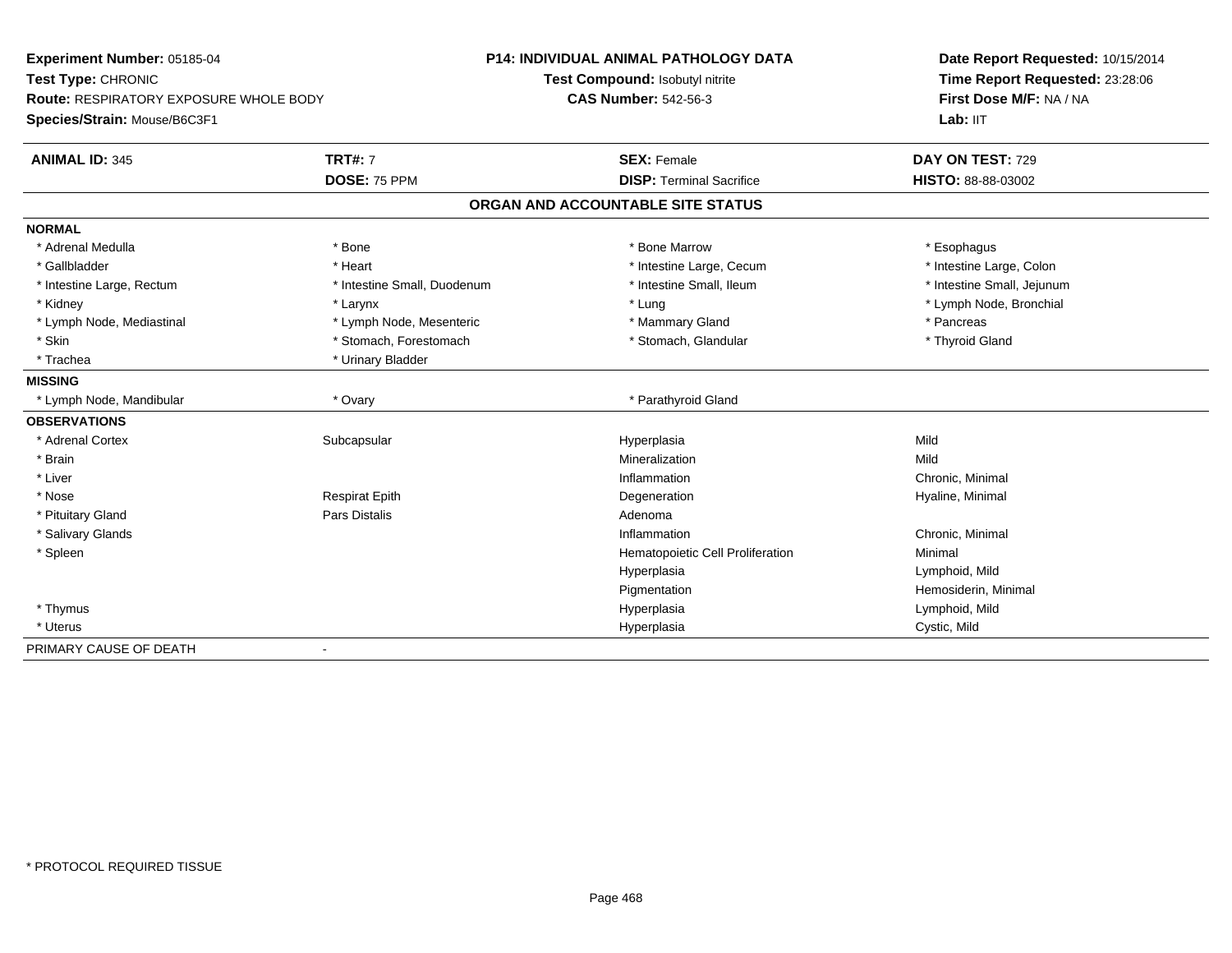**Experiment Number:** 05185-04
**Test Type:** CHRONIC
**Route:** RESPIRATORY EXPOSURE WHOLE BODY
**Species/Strain:** Mouse/B6C3F1

**P14: INDIVIDUAL ANIMAL PATHOLOGY DATA**
**Test Compound:** Isobutyl nitrite
**CAS Number:** 542-56-3

**Date Report Requested:** 10/15/2014
**Time Report Requested:** 23:28:06
**First Dose M/F:** NA / NA
**Lab:** IIT

| **ANIMAL ID:** 345 | **TRT#:** 7 | **SEX:** Female | **DAY ON TEST:** 729 |
|---|---|---|---|
| | **DOSE:** 75 PPM | **DISP:** Terminal Sacrifice | **HISTO:** 88-88-03002 |

## ORGAN AND ACCOUNTABLE SITE STATUS

**NORMAL**

| | | | |
|---|---|---|---|
| * Adrenal Medulla | * Bone | * Bone Marrow | * Esophagus |
| * Gallbladder | * Heart | * Intestine Large, Cecum | * Intestine Large, Colon |
| * Intestine Large, Rectum | * Intestine Small, Duodenum | * Intestine Small, Ileum | * Intestine Small, Jejunum |
| * Kidney | * Larynx | * Lung | * Lymph Node, Bronchial |
| * Lymph Node, Mediastinal | * Lymph Node, Mesenteric | * Mammary Gland | * Pancreas |
| * Skin | * Stomach, Forestomach | * Stomach, Glandular | * Thyroid Gland |
| * Trachea | * Urinary Bladder | | |

**MISSING**

| | | |
|---|---|---|
| * Lymph Node, Mandibular | * Ovary | * Parathyroid Gland |

**OBSERVATIONS**

| | | | |
|---|---|---|---|
| * Adrenal Cortex | Subcapsular | Hyperplasia | Mild |
| * Brain | | Mineralization | Mild |
| * Liver | | Inflammation | Chronic, Minimal |
| * Nose | Respirat Epith | Degeneration | Hyaline, Minimal |
| * Pituitary Gland | Pars Distalis | Adenoma | |
| * Salivary Glands | | Inflammation | Chronic, Minimal |
| * Spleen | | Hematopoietic Cell Proliferation | Minimal |
| | | Hyperplasia | Lymphoid, Mild |
| | | Pigmentation | Hemosiderin, Minimal |
| * Thymus | | Hyperplasia | Lymphoid, Mild |
| * Uterus | | Hyperplasia | Cystic, Mild |

PRIMARY CAUSE OF DEATH -

\* PROTOCOL REQUIRED TISSUE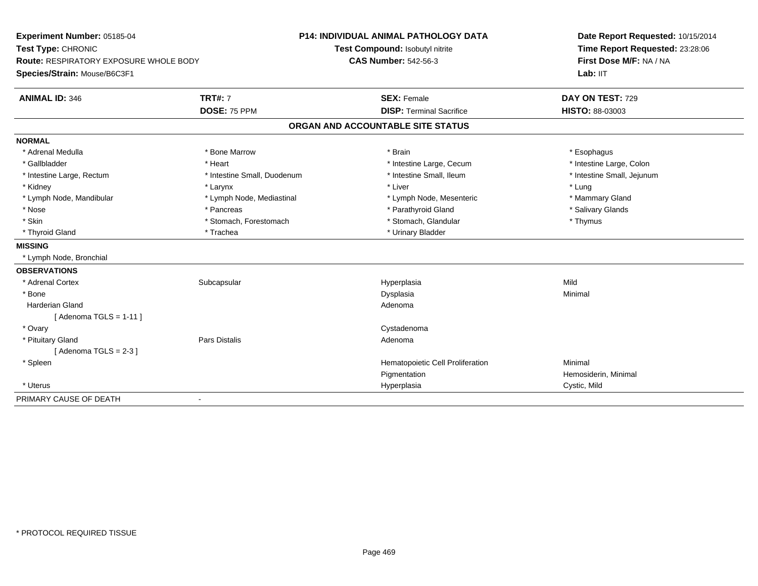**Experiment Number:** 05185-04
**Test Type:** CHRONIC
**Route:** RESPIRATORY EXPOSURE WHOLE BODY
**Species/Strain:** Mouse/B6C3F1

**P14: INDIVIDUAL ANIMAL PATHOLOGY DATA**
**Test Compound:** Isobutyl nitrite
**CAS Number:** 542-56-3

**Date Report Requested:** 10/15/2014
**Time Report Requested:** 23:28:06
**First Dose M/F:** NA / NA
**Lab:** IIT

| **ANIMAL ID:** 346 | **TRT#:** 7 | **SEX:** Female | **DAY ON TEST:** 729 |
|---|---|---|---|
| | **DOSE:** 75 PPM | **DISP:** Terminal Sacrifice | **HISTO:** 88-03003 |

## ORGAN AND ACCOUNTABLE SITE STATUS

**NORMAL**

| | | | |
|---|---|---|---|
| * Adrenal Medulla | * Bone Marrow | * Brain | * Esophagus |
| * Gallbladder | * Heart | * Intestine Large, Cecum | * Intestine Large, Colon |
| * Intestine Large, Rectum | * Intestine Small, Duodenum | * Intestine Small, Ileum | * Intestine Small, Jejunum |
| * Kidney | * Larynx | * Liver | * Lung |
| * Lymph Node, Mandibular | * Lymph Node, Mediastinal | * Lymph Node, Mesenteric | * Mammary Gland |
| * Nose | * Pancreas | * Parathyroid Gland | * Salivary Glands |
| * Skin | * Stomach, Forestomach | * Stomach, Glandular | * Thymus |
| * Thyroid Gland | * Trachea | * Urinary Bladder | |

**MISSING**

* Lymph Node, Bronchial

**OBSERVATIONS**

| | | | |
|---|---|---|---|
| * Adrenal Cortex | Subcapsular | Hyperplasia | Mild |
| * Bone | | Dysplasia | Minimal |
| Harderian Gland | | Adenoma | |
| [ Adenoma TGLS = 1-11 ] | | | |
| * Ovary | | Cystadenoma | |
| * Pituitary Gland | Pars Distalis | Adenoma | |
| [ Adenoma TGLS = 2-3 ] | | | |
| * Spleen | | Hematopoietic Cell Proliferation | Minimal |
| | | Pigmentation | Hemosiderin, Minimal |
| * Uterus | | Hyperplasia | Cystic, Mild |

PRIMARY CAUSE OF DEATH -

\* PROTOCOL REQUIRED TISSUE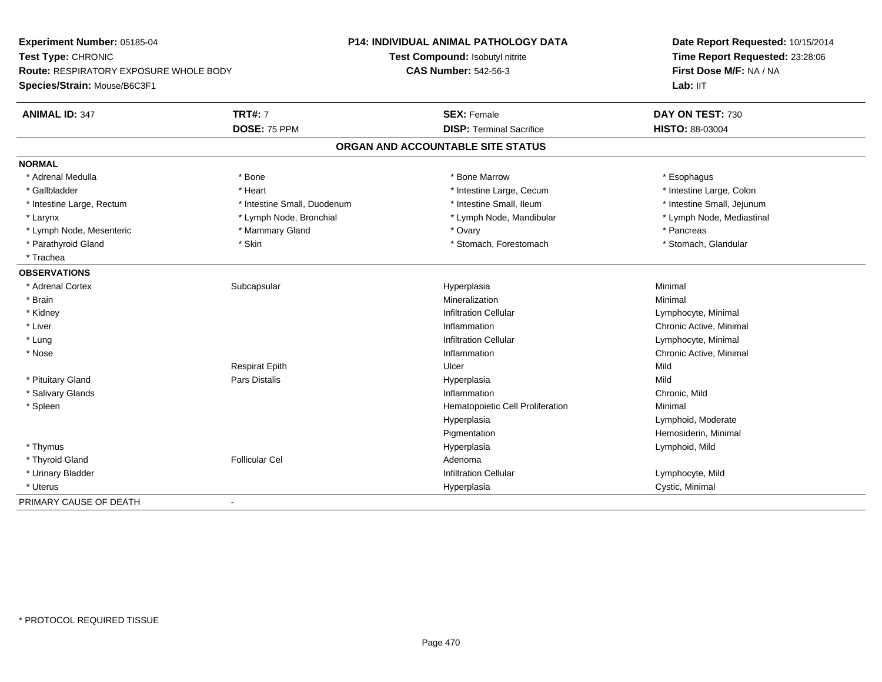**Experiment Number:** 05185-04
**Test Type:** CHRONIC
**Route:** RESPIRATORY EXPOSURE WHOLE BODY
**Species/Strain:** Mouse/B6C3F1

**P14: INDIVIDUAL ANIMAL PATHOLOGY DATA**
**Test Compound:** Isobutyl nitrite
**CAS Number:** 542-56-3

**Date Report Requested:** 10/15/2014
**Time Report Requested:** 23:28:06
**First Dose M/F:** NA / NA
**Lab:** IIT

| **ANIMAL ID:** 347 | **TRT#:** 7 | **SEX:** Female | **DAY ON TEST:** 730 |
|---|---|---|---|
| | **DOSE:** 75 PPM | **DISP:** Terminal Sacrifice | **HISTO:** 88-03004 |

## ORGAN AND ACCOUNTABLE SITE STATUS

**NORMAL**

| | | | |
|---|---|---|---|
| * Adrenal Medulla | * Bone | * Bone Marrow | * Esophagus |
| * Gallbladder | * Heart | * Intestine Large, Cecum | * Intestine Large, Colon |
| * Intestine Large, Rectum | * Intestine Small, Duodenum | * Intestine Small, Ileum | * Intestine Small, Jejunum |
| * Larynx | * Lymph Node, Bronchial | * Lymph Node, Mandibular | * Lymph Node, Mediastinal |
| * Lymph Node, Mesenteric | * Mammary Gland | * Ovary | * Pancreas |
| * Parathyroid Gland | * Skin | * Stomach, Forestomach | * Stomach, Glandular |
| * Trachea | | | |

**OBSERVATIONS**

| | | | |
|---|---|---|---|
| * Adrenal Cortex | Subcapsular | Hyperplasia | Minimal |
| * Brain | | Mineralization | Minimal |
| * Kidney | | Infiltration Cellular | Lymphocyte, Minimal |
| * Liver | | Inflammation | Chronic Active, Minimal |
| * Lung | | Infiltration Cellular | Lymphocyte, Minimal |
| * Nose | | Inflammation | Chronic Active, Minimal |
| | Respirat Epith | Ulcer | Mild |
| * Pituitary Gland | Pars Distalis | Hyperplasia | Mild |
| * Salivary Glands | | Inflammation | Chronic, Mild |
| * Spleen | | Hematopoietic Cell Proliferation | Minimal |
| | | Hyperplasia | Lymphoid, Moderate |
| | | Pigmentation | Hemosiderin, Minimal |
| * Thymus | | Hyperplasia | Lymphoid, Mild |
| * Thyroid Gland | Follicular Cel | Adenoma | |
| * Urinary Bladder | | Infiltration Cellular | Lymphocyte, Mild |
| * Uterus | | Hyperplasia | Cystic, Minimal |

PRIMARY CAUSE OF DEATH -

* PROTOCOL REQUIRED TISSUE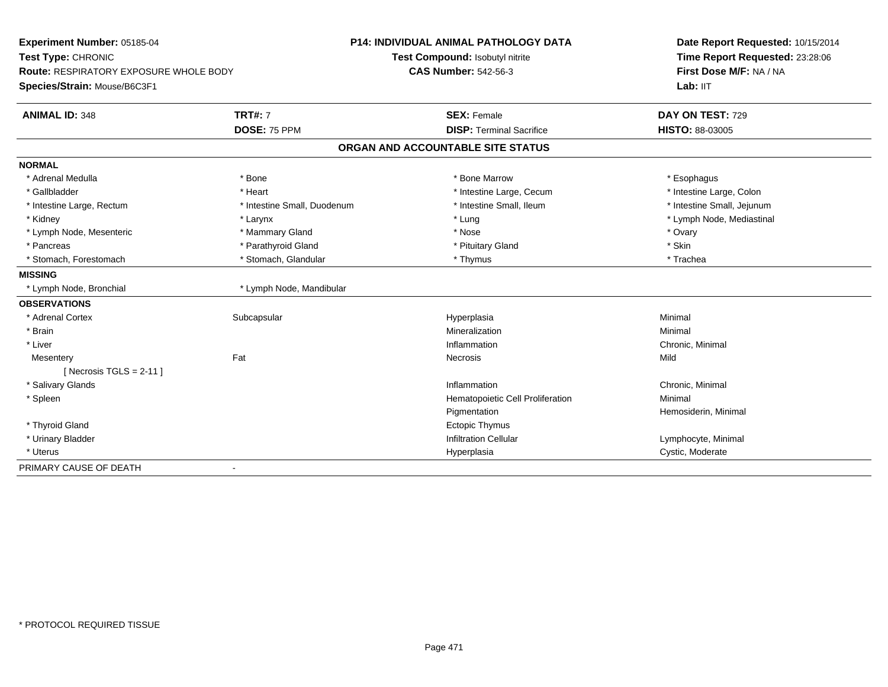**Experiment Number:** 05185-04
**Test Type:** CHRONIC
**Route:** RESPIRATORY EXPOSURE WHOLE BODY
**Species/Strain:** Mouse/B6C3F1

**P14: INDIVIDUAL ANIMAL PATHOLOGY DATA**
**Test Compound:** Isobutyl nitrite
**CAS Number:** 542-56-3

**Date Report Requested:** 10/15/2014
**Time Report Requested:** 23:28:06
**First Dose M/F:** NA / NA
**Lab:** IIT

| **ANIMAL ID:** 348 | **TRT#:** 7 | **SEX:** Female | **DAY ON TEST:** 729 |
|---|---|---|---|
| | **DOSE:** 75 PPM | **DISP:** Terminal Sacrifice | **HISTO:** 88-03005 |

## ORGAN AND ACCOUNTABLE SITE STATUS

| | | | |
|---|---|---|---|
| **NORMAL** | | | |
| * Adrenal Medulla | * Bone | * Bone Marrow | * Esophagus |
| * Gallbladder | * Heart | * Intestine Large, Cecum | * Intestine Large, Colon |
| * Intestine Large, Rectum | * Intestine Small, Duodenum | * Intestine Small, Ileum | * Intestine Small, Jejunum |
| * Kidney | * Larynx | * Lung | * Lymph Node, Mediastinal |
| * Lymph Node, Mesenteric | * Mammary Gland | * Nose | * Ovary |
| * Pancreas | * Parathyroid Gland | * Pituitary Gland | * Skin |
| * Stomach, Forestomach | * Stomach, Glandular | * Thymus | * Trachea |
| **MISSING** | | | |
| * Lymph Node, Bronchial | * Lymph Node, Mandibular | | |
| **OBSERVATIONS** | | | |
| * Adrenal Cortex | Subcapsular | Hyperplasia | Minimal |
| * Brain | | Mineralization | Minimal |
| * Liver | | Inflammation | Chronic, Minimal |
| Mesentery | Fat | Necrosis | Mild |
| [ Necrosis TGLS = 2-11 ] | | | |
| * Salivary Glands | | Inflammation | Chronic, Minimal |
| * Spleen | | Hematopoietic Cell Proliferation | Minimal |
| | | Pigmentation | Hemosiderin, Minimal |
| * Thyroid Gland | | Ectopic Thymus | |
| * Urinary Bladder | | Infiltration Cellular | Lymphocyte, Minimal |
| * Uterus | | Hyperplasia | Cystic, Moderate |
| PRIMARY CAUSE OF DEATH | - | | |

* PROTOCOL REQUIRED TISSUE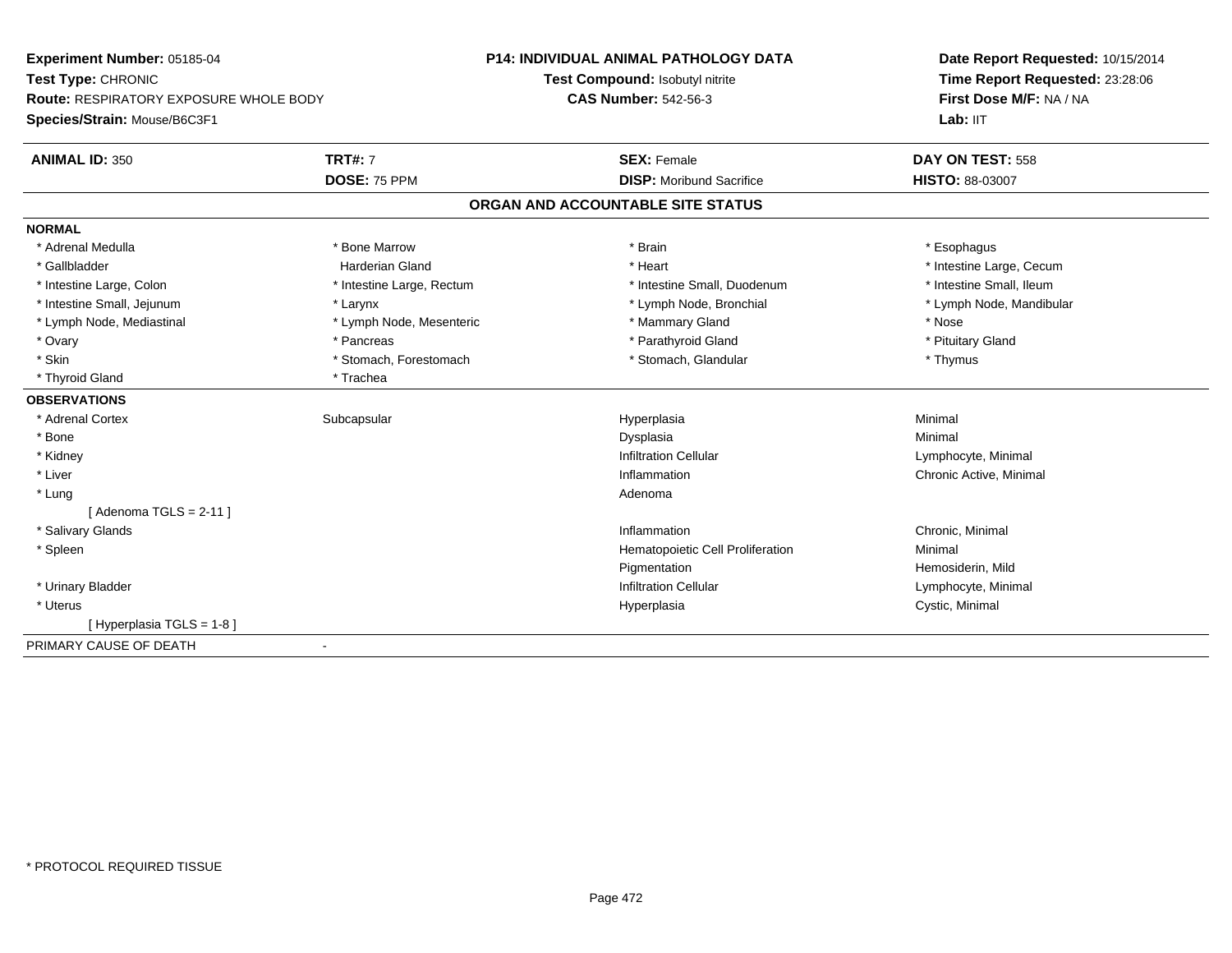**Experiment Number:** 05185-04
**Test Type:** CHRONIC
**Route:** RESPIRATORY EXPOSURE WHOLE BODY
**Species/Strain:** Mouse/B6C3F1

**P14: INDIVIDUAL ANIMAL PATHOLOGY DATA**
**Test Compound:** Isobutyl nitrite
**CAS Number:** 542-56-3

**Date Report Requested:** 10/15/2014
**Time Report Requested:** 23:28:06
**First Dose M/F:** NA / NA
**Lab:** IIT

| **ANIMAL ID:** 350 | **TRT#:** 7 | **SEX:** Female | **DAY ON TEST:** 558 |
|---|---|---|---|
| | **DOSE:** 75 PPM | **DISP:** Moribund Sacrifice | **HISTO:** 88-03007 |

## ORGAN AND ACCOUNTABLE SITE STATUS

**NORMAL**

| | | | |
|---|---|---|---|
| * Adrenal Medulla | * Bone Marrow | * Brain | * Esophagus |
| * Gallbladder | Harderian Gland | * Heart | * Intestine Large, Cecum |
| * Intestine Large, Colon | * Intestine Large, Rectum | * Intestine Small, Duodenum | * Intestine Small, Ileum |
| * Intestine Small, Jejunum | * Larynx | * Lymph Node, Bronchial | * Lymph Node, Mandibular |
| * Lymph Node, Mediastinal | * Lymph Node, Mesenteric | * Mammary Gland | * Nose |
| * Ovary | * Pancreas | * Parathyroid Gland | * Pituitary Gland |
| * Skin | * Stomach, Forestomach | * Stomach, Glandular | * Thymus |
| * Thyroid Gland | * Trachea | | |

**OBSERVATIONS**

| | | | |
|---|---|---|---|
| * Adrenal Cortex | Subcapsular | Hyperplasia | Minimal |
| * Bone | | Dysplasia | Minimal |
| * Kidney | | Infiltration Cellular | Lymphocyte, Minimal |
| * Liver | | Inflammation | Chronic Active, Minimal |
| * Lung | | Adenoma | |
| [ Adenoma TGLS = 2-11 ] | | | |
| * Salivary Glands | | Inflammation | Chronic, Minimal |
| * Spleen | | Hematopoietic Cell Proliferation | Minimal |
| | | Pigmentation | Hemosiderin, Mild |
| * Urinary Bladder | | Infiltration Cellular | Lymphocyte, Minimal |
| * Uterus | | Hyperplasia | Cystic, Minimal |
| [ Hyperplasia TGLS = 1-8 ] | | | |

PRIMARY CAUSE OF DEATH -

\* PROTOCOL REQUIRED TISSUE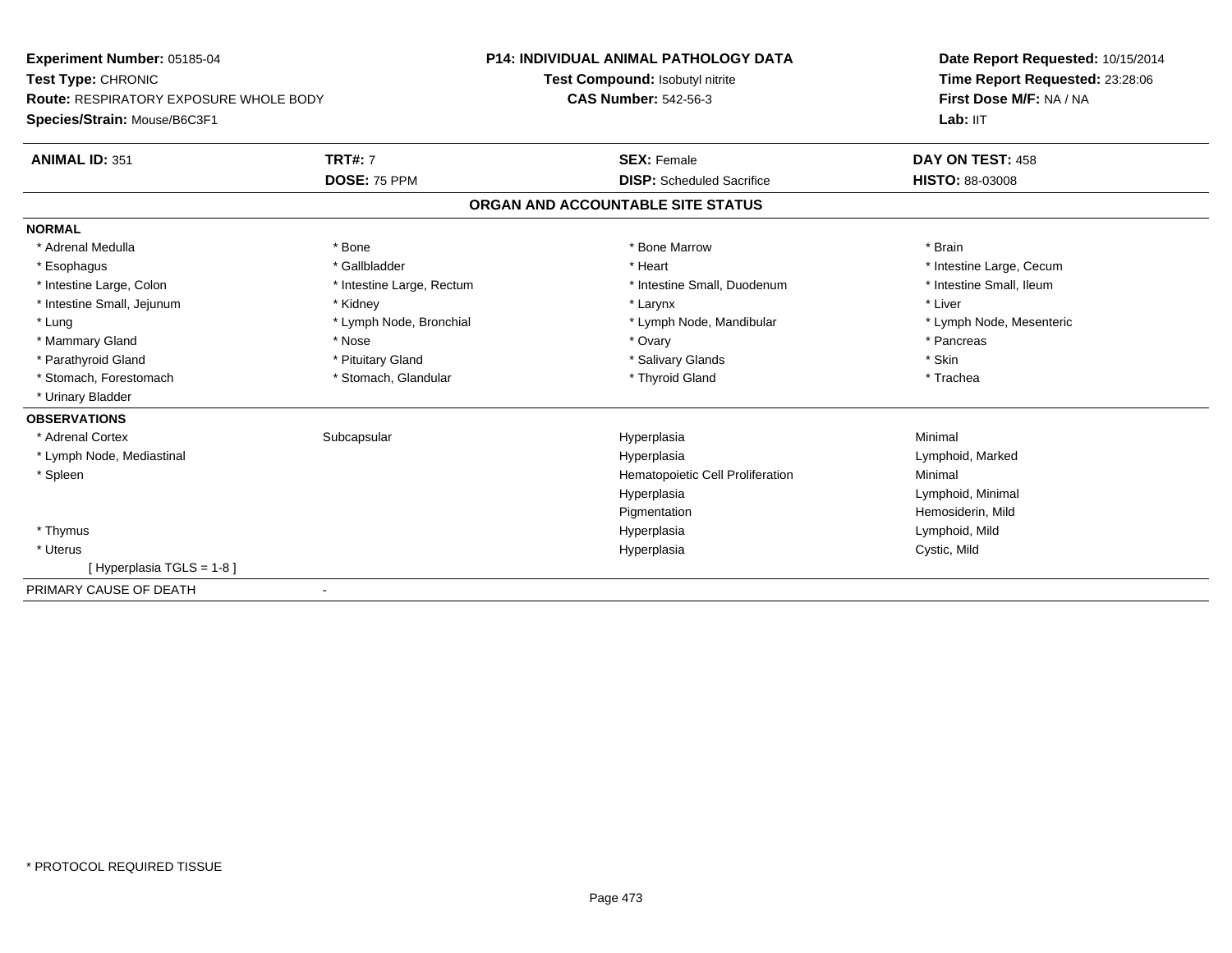**Experiment Number:** 05185-04
**Test Type:** CHRONIC
**Route:** RESPIRATORY EXPOSURE WHOLE BODY
**Species/Strain:** Mouse/B6C3F1

**P14: INDIVIDUAL ANIMAL PATHOLOGY DATA**
**Test Compound:** Isobutyl nitrite
**CAS Number:** 542-56-3

**Date Report Requested:** 10/15/2014
**Time Report Requested:** 23:28:06
**First Dose M/F:** NA / NA
**Lab:** IIT

| **ANIMAL ID:** 351 | **TRT#:** 7 | **SEX:** Female | **DAY ON TEST:** 458 |
|---|---|---|---|
| | **DOSE:** 75 PPM | **DISP:** Scheduled Sacrifice | **HISTO:** 88-03008 |

## ORGAN AND ACCOUNTABLE SITE STATUS

| | | | |
|---|---|---|---|
| **NORMAL** | | | |
| * Adrenal Medulla | * Bone | * Bone Marrow | * Brain |
| * Esophagus | * Gallbladder | * Heart | * Intestine Large, Cecum |
| * Intestine Large, Colon | * Intestine Large, Rectum | * Intestine Small, Duodenum | * Intestine Small, Ileum |
| * Intestine Small, Jejunum | * Kidney | * Larynx | * Liver |
| * Lung | * Lymph Node, Bronchial | * Lymph Node, Mandibular | * Lymph Node, Mesenteric |
| * Mammary Gland | * Nose | * Ovary | * Pancreas |
| * Parathyroid Gland | * Pituitary Gland | * Salivary Glands | * Skin |
| * Stomach, Forestomach | * Stomach, Glandular | * Thyroid Gland | * Trachea |
| * Urinary Bladder | | | |
| **OBSERVATIONS** | | | |
| * Adrenal Cortex | Subcapsular | Hyperplasia | Minimal |
| * Lymph Node, Mediastinal | | Hyperplasia | Lymphoid, Marked |
| * Spleen | | Hematopoietic Cell Proliferation | Minimal |
| | | Hyperplasia | Lymphoid, Minimal |
| | | Pigmentation | Hemosiderin, Mild |
| * Thymus | | Hyperplasia | Lymphoid, Mild |
| * Uterus | | Hyperplasia | Cystic, Mild |
| [ Hyperplasia TGLS = 1-8 ] | | | |
| PRIMARY CAUSE OF DEATH | - | | |

* PROTOCOL REQUIRED TISSUE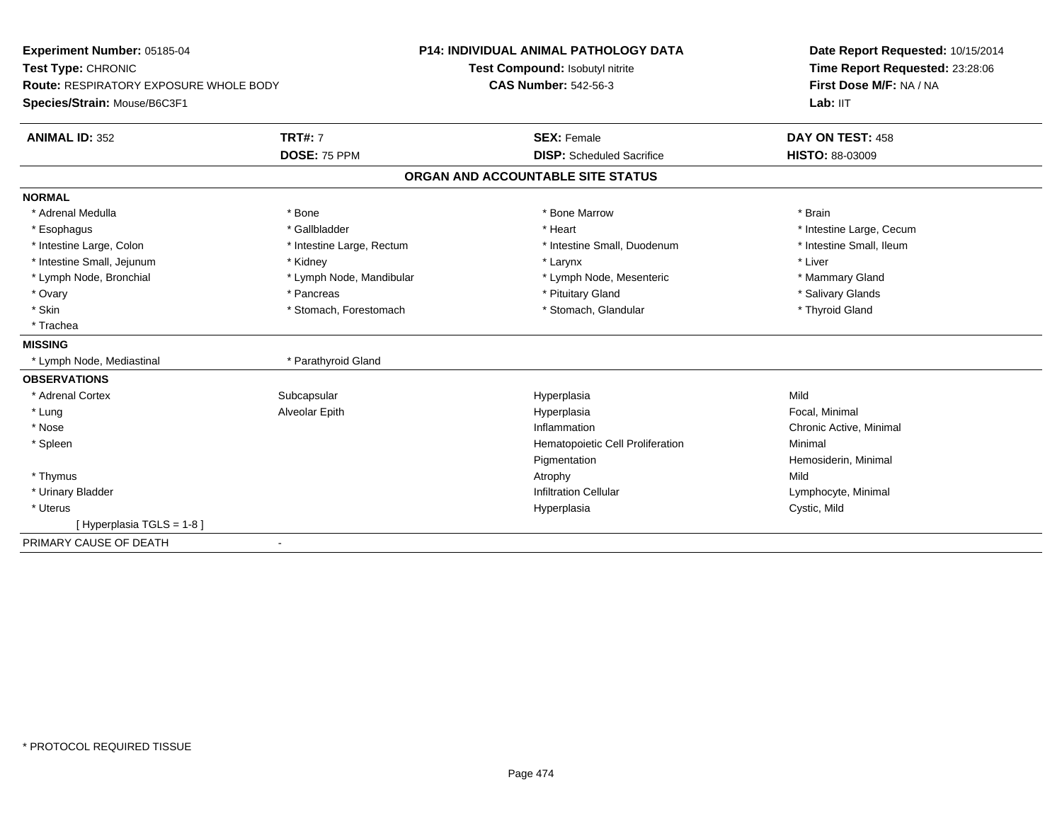**Experiment Number:** 05185-04
**Test Type:** CHRONIC
**Route:** RESPIRATORY EXPOSURE WHOLE BODY
**Species/Strain:** Mouse/B6C3F1

**P14: INDIVIDUAL ANIMAL PATHOLOGY DATA**
**Test Compound:** Isobutyl nitrite
**CAS Number:** 542-56-3

**Date Report Requested:** 10/15/2014
**Time Report Requested:** 23:28:06
**First Dose M/F:** NA / NA
**Lab:** IIT

| **ANIMAL ID:** 352 | **TRT#:** 7 | **SEX:** Female | **DAY ON TEST:** 458 |
|---|---|---|---|
| | **DOSE:** 75 PPM | **DISP:** Scheduled Sacrifice | **HISTO:** 88-03009 |

## ORGAN AND ACCOUNTABLE SITE STATUS

**NORMAL**

| | | | |
|---|---|---|---|
| * Adrenal Medulla | * Bone | * Bone Marrow | * Brain |
| * Esophagus | * Gallbladder | * Heart | * Intestine Large, Cecum |
| * Intestine Large, Colon | * Intestine Large, Rectum | * Intestine Small, Duodenum | * Intestine Small, Ileum |
| * Intestine Small, Jejunum | * Kidney | * Larynx | * Liver |
| * Lymph Node, Bronchial | * Lymph Node, Mandibular | * Lymph Node, Mesenteric | * Mammary Gland |
| * Ovary | * Pancreas | * Pituitary Gland | * Salivary Glands |
| * Skin | * Stomach, Forestomach | * Stomach, Glandular | * Thyroid Gland |
| * Trachea | | | |

**MISSING**

| | |
|---|---|
| * Lymph Node, Mediastinal | * Parathyroid Gland |

**OBSERVATIONS**

| | | | |
|---|---|---|---|
| * Adrenal Cortex | Subcapsular | Hyperplasia | Mild |
| * Lung | Alveolar Epith | Hyperplasia | Focal, Minimal |
| * Nose | | Inflammation | Chronic Active, Minimal |
| * Spleen | | Hematopoietic Cell Proliferation | Minimal |
| | | Pigmentation | Hemosiderin, Minimal |
| * Thymus | | Atrophy | Mild |
| * Urinary Bladder | | Infiltration Cellular | Lymphocyte, Minimal |
| * Uterus | | Hyperplasia | Cystic, Mild |
| [ Hyperplasia TGLS = 1-8 ] | | | |

PRIMARY CAUSE OF DEATH -

* PROTOCOL REQUIRED TISSUE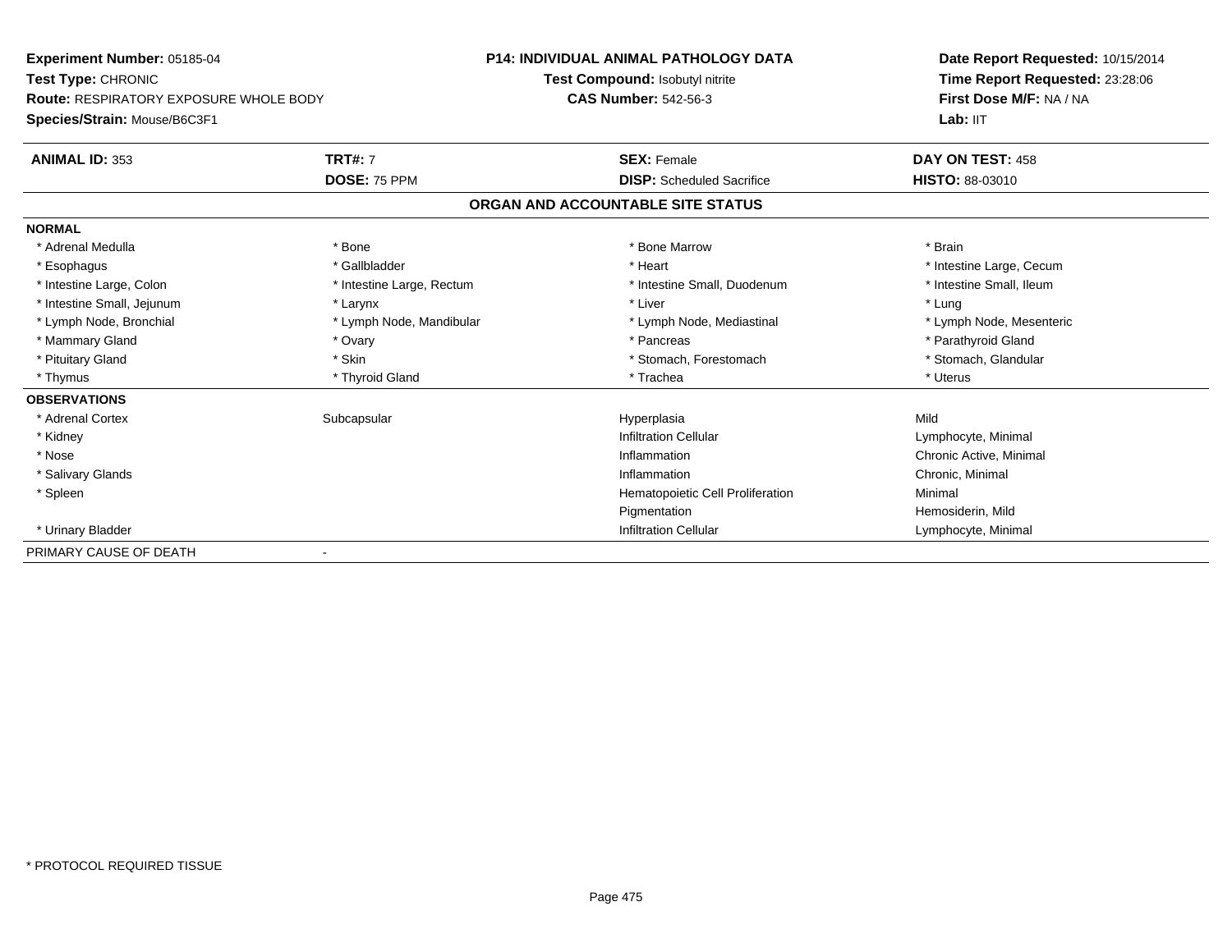**Experiment Number:** 05185-04
**Test Type:** CHRONIC
**Route:** RESPIRATORY EXPOSURE WHOLE BODY
**Species/Strain:** Mouse/B6C3F1

**P14: INDIVIDUAL ANIMAL PATHOLOGY DATA**
**Test Compound:** Isobutyl nitrite
**CAS Number:** 542-56-3

**Date Report Requested:** 10/15/2014
**Time Report Requested:** 23:28:06
**First Dose M/F:** NA / NA
**Lab:** IIT

| **ANIMAL ID:** 353 | **TRT#:** 7 | **SEX:** Female | **DAY ON TEST:** 458 |
|---|---|---|---|
| | **DOSE:** 75 PPM | **DISP:** Scheduled Sacrifice | **HISTO:** 88-03010 |

## ORGAN AND ACCOUNTABLE SITE STATUS

| | | | |
|---|---|---|---|
| **NORMAL** | | | |
| * Adrenal Medulla | * Bone | * Bone Marrow | * Brain |
| * Esophagus | * Gallbladder | * Heart | * Intestine Large, Cecum |
| * Intestine Large, Colon | * Intestine Large, Rectum | * Intestine Small, Duodenum | * Intestine Small, Ileum |
| * Intestine Small, Jejunum | * Larynx | * Liver | * Lung |
| * Lymph Node, Bronchial | * Lymph Node, Mandibular | * Lymph Node, Mediastinal | * Lymph Node, Mesenteric |
| * Mammary Gland | * Ovary | * Pancreas | * Parathyroid Gland |
| * Pituitary Gland | * Skin | * Stomach, Forestomach | * Stomach, Glandular |
| * Thymus | * Thyroid Gland | * Trachea | * Uterus |
| **OBSERVATIONS** | | | |
| * Adrenal Cortex | Subcapsular | Hyperplasia | Mild |
| * Kidney | | Infiltration Cellular | Lymphocyte, Minimal |
| * Nose | | Inflammation | Chronic Active, Minimal |
| * Salivary Glands | | Inflammation | Chronic, Minimal |
| * Spleen | | Hematopoietic Cell Proliferation | Minimal |
| | | Pigmentation | Hemosiderin, Mild |
| * Urinary Bladder | | Infiltration Cellular | Lymphocyte, Minimal |
| PRIMARY CAUSE OF DEATH | - | | |

* PROTOCOL REQUIRED TISSUE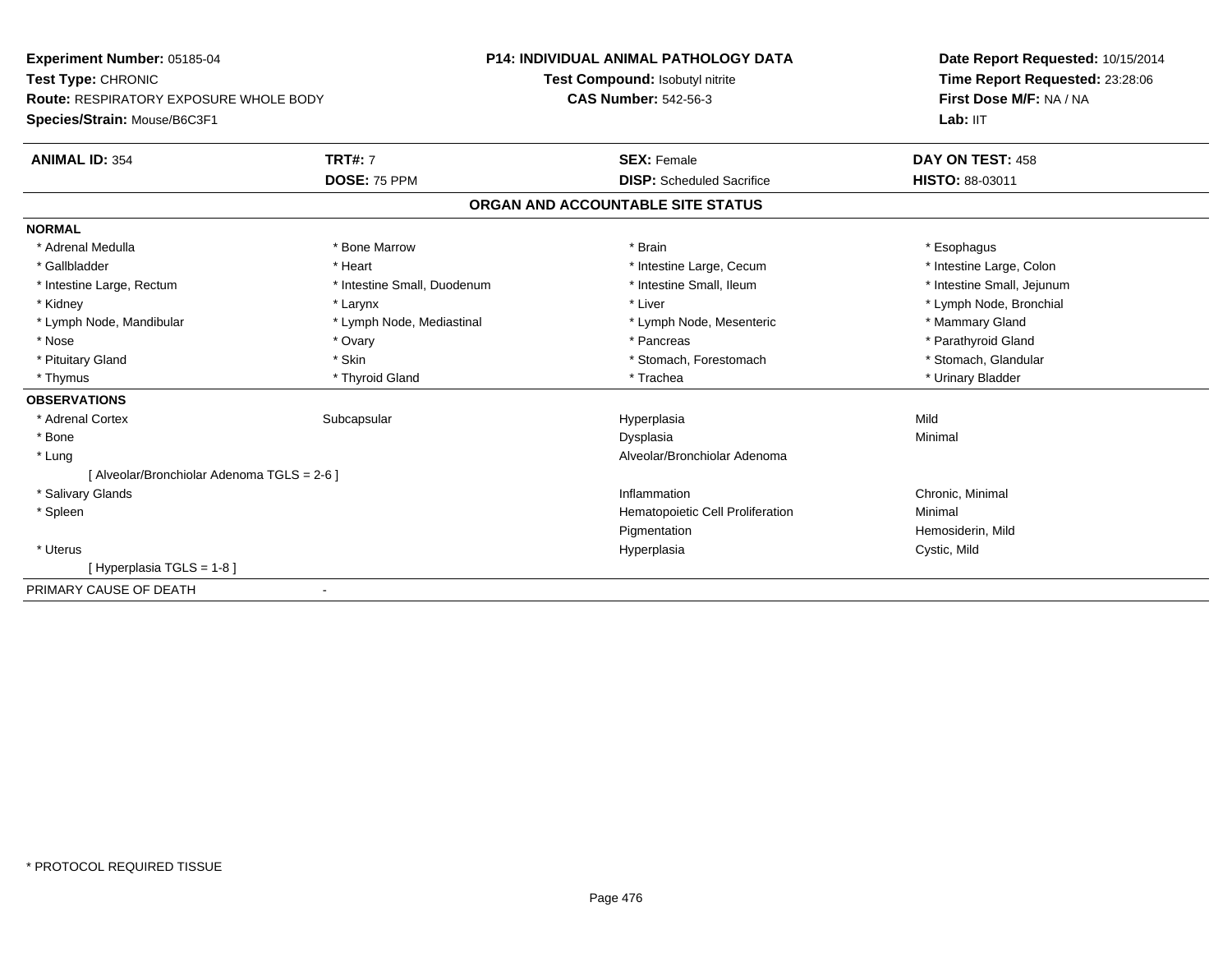**Experiment Number:** 05185-04
**Test Type:** CHRONIC
**Route:** RESPIRATORY EXPOSURE WHOLE BODY
**Species/Strain:** Mouse/B6C3F1

**P14: INDIVIDUAL ANIMAL PATHOLOGY DATA**
**Test Compound:** Isobutyl nitrite
**CAS Number:** 542-56-3

**Date Report Requested:** 10/15/2014
**Time Report Requested:** 23:28:06
**First Dose M/F:** NA / NA
**Lab:** IIT

| **ANIMAL ID:** 354 | **TRT#:** 7 | **SEX:** Female | **DAY ON TEST:** 458 |
|---|---|---|---|
| | **DOSE:** 75 PPM | **DISP:** Scheduled Sacrifice | **HISTO:** 88-03011 |

**ORGAN AND ACCOUNTABLE SITE STATUS**

**NORMAL**

| | | | |
|---|---|---|---|
| * Adrenal Medulla | * Bone Marrow | * Brain | * Esophagus |
| * Gallbladder | * Heart | * Intestine Large, Cecum | * Intestine Large, Colon |
| * Intestine Large, Rectum | * Intestine Small, Duodenum | * Intestine Small, Ileum | * Intestine Small, Jejunum |
| * Kidney | * Larynx | * Liver | * Lymph Node, Bronchial |
| * Lymph Node, Mandibular | * Lymph Node, Mediastinal | * Lymph Node, Mesenteric | * Mammary Gland |
| * Nose | * Ovary | * Pancreas | * Parathyroid Gland |
| * Pituitary Gland | * Skin | * Stomach, Forestomach | * Stomach, Glandular |
| * Thymus | * Thyroid Gland | * Trachea | * Urinary Bladder |

**OBSERVATIONS**

| | | | |
|---|---|---|---|
| * Adrenal Cortex | Subcapsular | Hyperplasia | Mild |
| * Bone | | Dysplasia | Minimal |
| * Lung | | Alveolar/Bronchiolar Adenoma | |
| [ Alveolar/Bronchiolar Adenoma TGLS = 2-6 ] | | | |
| * Salivary Glands | | Inflammation | Chronic, Minimal |
| * Spleen | | Hematopoietic Cell Proliferation | Minimal |
| | | Pigmentation | Hemosiderin, Mild |
| * Uterus | | Hyperplasia | Cystic, Mild |
| [ Hyperplasia TGLS = 1-8 ] | | | |

PRIMARY CAUSE OF DEATH -

\* PROTOCOL REQUIRED TISSUE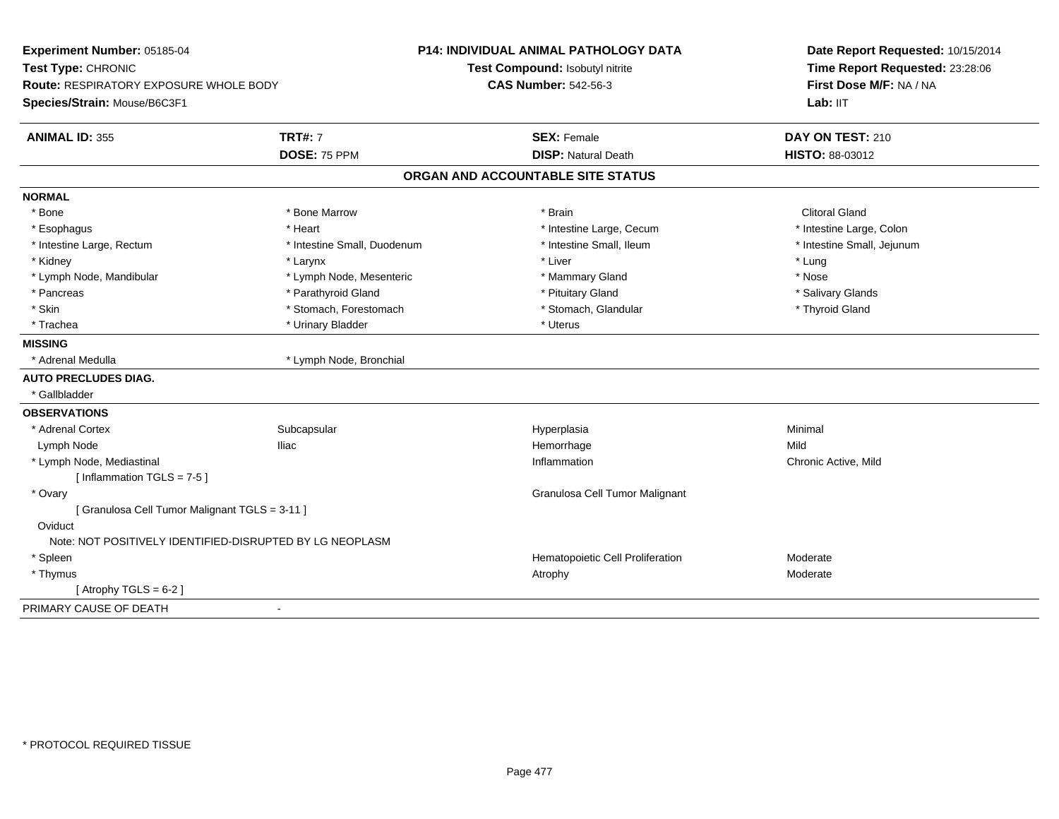**Experiment Number:** 05185-04
**Test Type:** CHRONIC
**Route:** RESPIRATORY EXPOSURE WHOLE BODY
**Species/Strain:** Mouse/B6C3F1

**P14: INDIVIDUAL ANIMAL PATHOLOGY DATA**
**Test Compound:** Isobutyl nitrite
**CAS Number:** 542-56-3

**Date Report Requested:** 10/15/2014
**Time Report Requested:** 23:28:06
**First Dose M/F:** NA / NA
**Lab:** IIT

| **ANIMAL ID:** 355 | **TRT#:** 7 | **SEX:** Female | **DAY ON TEST:** 210 |
|---|---|---|---|
| | **DOSE:** 75 PPM | **DISP:** Natural Death | **HISTO:** 88-03012 |

## ORGAN AND ACCOUNTABLE SITE STATUS

| | | | |
|---|---|---|---|
| **NORMAL** | | | |
| * Bone | * Bone Marrow | * Brain | Clitoral Gland |
| * Esophagus | * Heart | * Intestine Large, Cecum | * Intestine Large, Colon |
| * Intestine Large, Rectum | * Intestine Small, Duodenum | * Intestine Small, Ileum | * Intestine Small, Jejunum |
| * Kidney | * Larynx | * Liver | * Lung |
| * Lymph Node, Mandibular | * Lymph Node, Mesenteric | * Mammary Gland | * Nose |
| * Pancreas | * Parathyroid Gland | * Pituitary Gland | * Salivary Glands |
| * Skin | * Stomach, Forestomach | * Stomach, Glandular | * Thyroid Gland |
| * Trachea | * Urinary Bladder | * Uterus | |
| **MISSING** | | | |
| * Adrenal Medulla | * Lymph Node, Bronchial | | |
| **AUTO PRECLUDES DIAG.** | | | |
| * Gallbladder | | | |
| **OBSERVATIONS** | | | |
| * Adrenal Cortex | Subcapsular | Hyperplasia | Minimal |
| Lymph Node | Iliac | Hemorrhage | Mild |
| * Lymph Node, Mediastinal | | Inflammation | Chronic Active, Mild |
| [ Inflammation TGLS = 7-5 ] | | | |
| * Ovary | | Granulosa Cell Tumor Malignant | |
| [ Granulosa Cell Tumor Malignant TGLS = 3-11 ] | | | |
| Oviduct | | | |
| Note: NOT POSITIVELY IDENTIFIED-DISRUPTED BY LG NEOPLASM | | | |
| * Spleen | | Hematopoietic Cell Proliferation | Moderate |
| * Thymus | | Atrophy | Moderate |
| [ Atrophy TGLS = 6-2 ] | | | |
| PRIMARY CAUSE OF DEATH | - | | |

* PROTOCOL REQUIRED TISSUE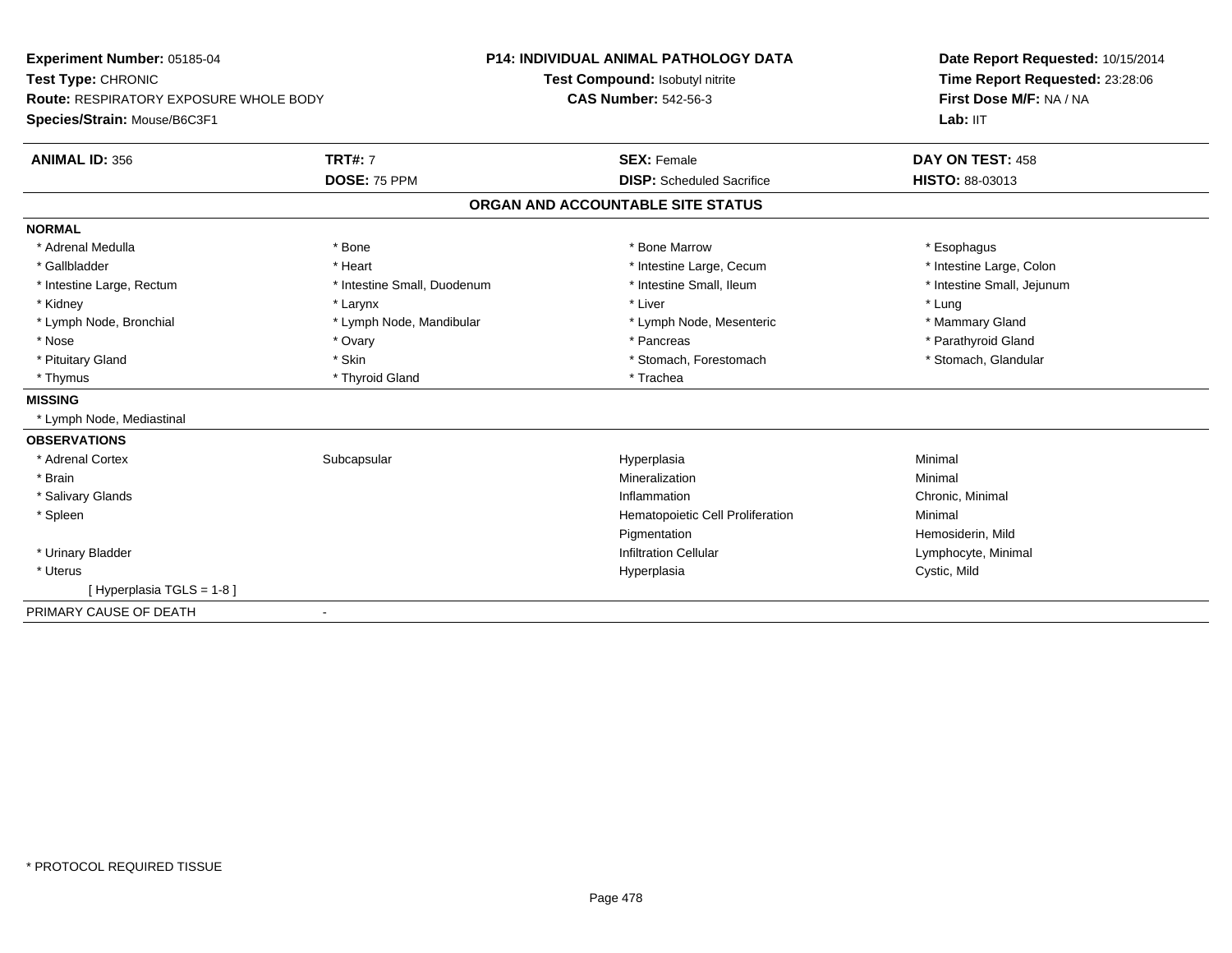**Experiment Number:** 05185-04
**Test Type:** CHRONIC
**Route:** RESPIRATORY EXPOSURE WHOLE BODY
**Species/Strain:** Mouse/B6C3F1

**P14: INDIVIDUAL ANIMAL PATHOLOGY DATA**
**Test Compound:** Isobutyl nitrite
**CAS Number:** 542-56-3

**Date Report Requested:** 10/15/2014
**Time Report Requested:** 23:28:06
**First Dose M/F:** NA / NA
**Lab:** IIT

| **ANIMAL ID:** 356 | **TRT#:** 7 | **SEX:** Female | **DAY ON TEST:** 458 |
|---|---|---|---|
| | **DOSE:** 75 PPM | **DISP:** Scheduled Sacrifice | **HISTO:** 88-03013 |

## ORGAN AND ACCOUNTABLE SITE STATUS

**NORMAL**

| | | | |
|---|---|---|---|
| * Adrenal Medulla | * Bone | * Bone Marrow | * Esophagus |
| * Gallbladder | * Heart | * Intestine Large, Cecum | * Intestine Large, Colon |
| * Intestine Large, Rectum | * Intestine Small, Duodenum | * Intestine Small, Ileum | * Intestine Small, Jejunum |
| * Kidney | * Larynx | * Liver | * Lung |
| * Lymph Node, Bronchial | * Lymph Node, Mandibular | * Lymph Node, Mesenteric | * Mammary Gland |
| * Nose | * Ovary | * Pancreas | * Parathyroid Gland |
| * Pituitary Gland | * Skin | * Stomach, Forestomach | * Stomach, Glandular |
| * Thymus | * Thyroid Gland | * Trachea | |

**MISSING**

* Lymph Node, Mediastinal

**OBSERVATIONS**

| | | | |
|---|---|---|---|
| * Adrenal Cortex | Subcapsular | Hyperplasia | Minimal |
| * Brain | | Mineralization | Minimal |
| * Salivary Glands | | Inflammation | Chronic, Minimal |
| * Spleen | | Hematopoietic Cell Proliferation | Minimal |
| | | Pigmentation | Hemosiderin, Mild |
| * Urinary Bladder | | Infiltration Cellular | Lymphocyte, Minimal |
| * Uterus | | Hyperplasia | Cystic, Mild |
| [ Hyperplasia TGLS = 1-8 ] | | | |

PRIMARY CAUSE OF DEATH -

\* PROTOCOL REQUIRED TISSUE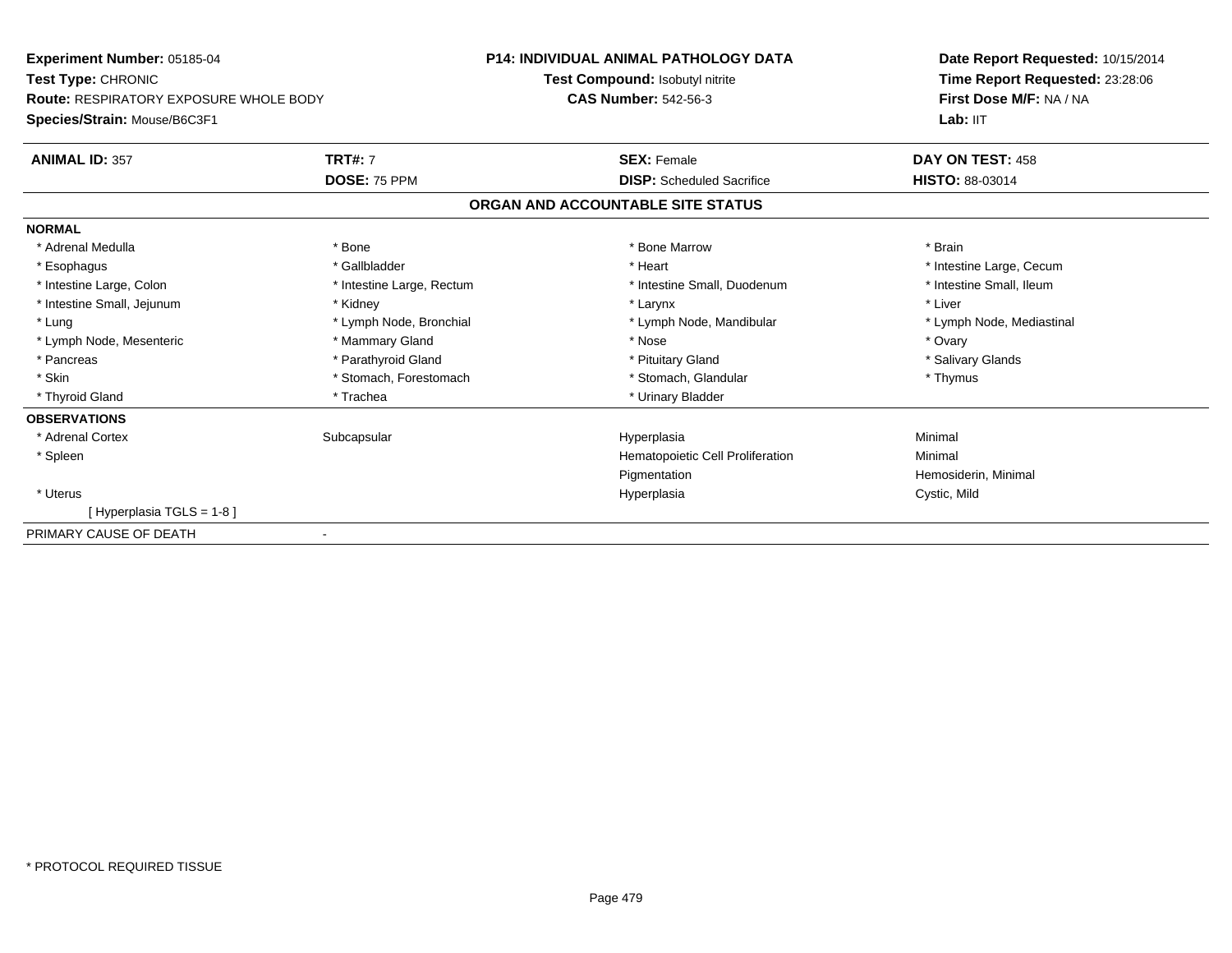**Experiment Number:** 05185-04
**Test Type:** CHRONIC
**Route:** RESPIRATORY EXPOSURE WHOLE BODY
**Species/Strain:** Mouse/B6C3F1

**P14: INDIVIDUAL ANIMAL PATHOLOGY DATA**
**Test Compound:** Isobutyl nitrite
**CAS Number:** 542-56-3

**Date Report Requested:** 10/15/2014
**Time Report Requested:** 23:28:06
**First Dose M/F:** NA / NA
**Lab:** IIT

| **ANIMAL ID:** 357 | **TRT#:** 7 | **SEX:** Female | **DAY ON TEST:** 458 |
|---|---|---|---|
| | **DOSE:** 75 PPM | **DISP:** Scheduled Sacrifice | **HISTO:** 88-03014 |

## ORGAN AND ACCOUNTABLE SITE STATUS

**NORMAL**

| | | | |
|---|---|---|---|
| * Adrenal Medulla | * Bone | * Bone Marrow | * Brain |
| * Esophagus | * Gallbladder | * Heart | * Intestine Large, Cecum |
| * Intestine Large, Colon | * Intestine Large, Rectum | * Intestine Small, Duodenum | * Intestine Small, Ileum |
| * Intestine Small, Jejunum | * Kidney | * Larynx | * Liver |
| * Lung | * Lymph Node, Bronchial | * Lymph Node, Mandibular | * Lymph Node, Mediastinal |
| * Lymph Node, Mesenteric | * Mammary Gland | * Nose | * Ovary |
| * Pancreas | * Parathyroid Gland | * Pituitary Gland | * Salivary Glands |
| * Skin | * Stomach, Forestomach | * Stomach, Glandular | * Thymus |
| * Thyroid Gland | * Trachea | * Urinary Bladder | |

**OBSERVATIONS**

| | | | |
|---|---|---|---|
| * Adrenal Cortex | Subcapsular | Hyperplasia | Minimal |
| * Spleen | | Hematopoietic Cell Proliferation | Minimal |
| | | Pigmentation | Hemosiderin, Minimal |
| * Uterus | | Hyperplasia | Cystic, Mild |
| [ Hyperplasia TGLS = 1-8 ] | | | |

PRIMARY CAUSE OF DEATH -

\* PROTOCOL REQUIRED TISSUE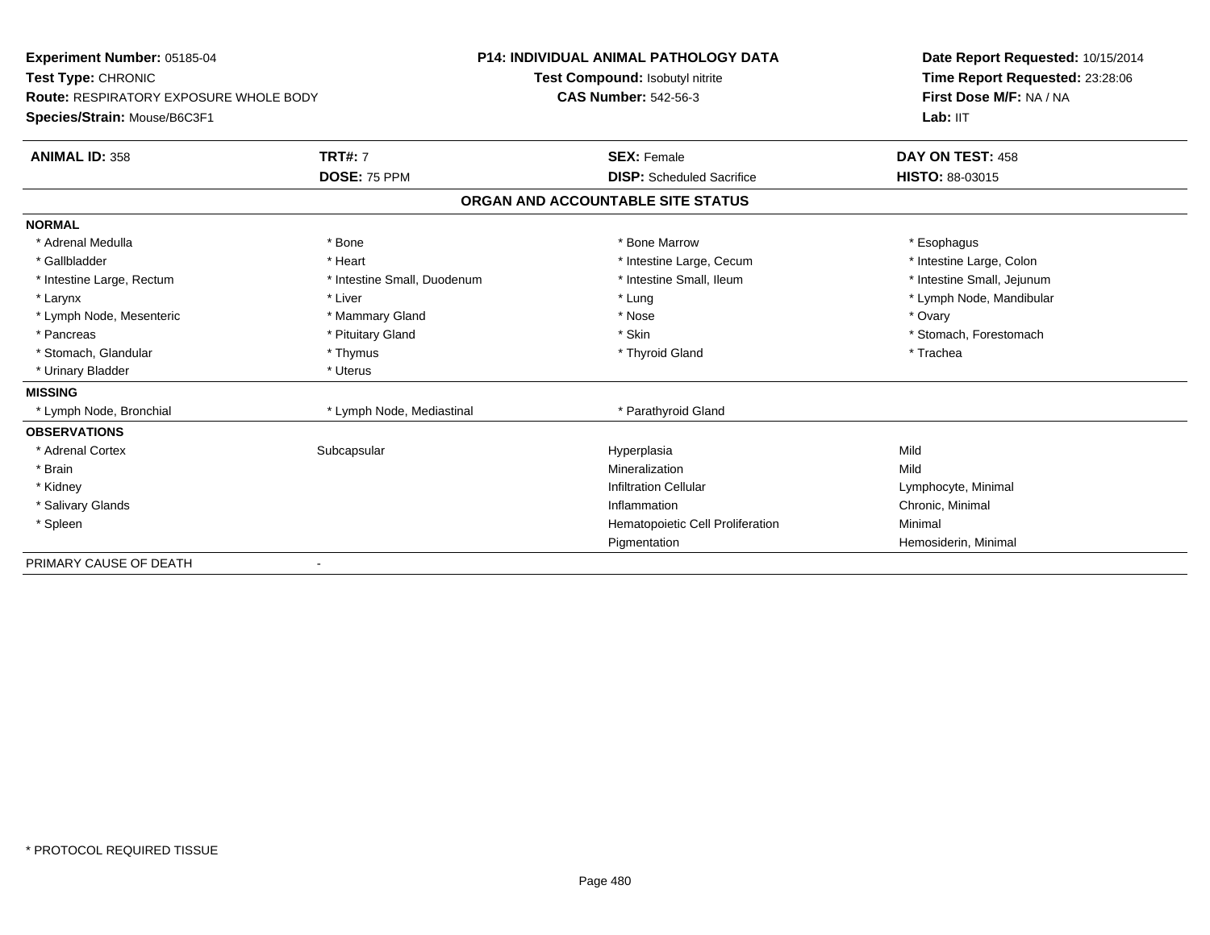**Experiment Number:** 05185-04
**Test Type:** CHRONIC
**Route:** RESPIRATORY EXPOSURE WHOLE BODY
**Species/Strain:** Mouse/B6C3F1

**P14: INDIVIDUAL ANIMAL PATHOLOGY DATA**
**Test Compound:** Isobutyl nitrite
**CAS Number:** 542-56-3

**Date Report Requested:** 10/15/2014
**Time Report Requested:** 23:28:06
**First Dose M/F:** NA / NA
**Lab:** IIT

| **ANIMAL ID:** 358 | **TRT#:** 7 | **SEX:** Female | **DAY ON TEST:** 458 |
|---|---|---|---|
| | **DOSE:** 75 PPM | **DISP:** Scheduled Sacrifice | **HISTO:** 88-03015 |

## ORGAN AND ACCOUNTABLE SITE STATUS

| | | | |
|---|---|---|---|
| **NORMAL** | | | |
| * Adrenal Medulla | * Bone | * Bone Marrow | * Esophagus |
| * Gallbladder | * Heart | * Intestine Large, Cecum | * Intestine Large, Colon |
| * Intestine Large, Rectum | * Intestine Small, Duodenum | * Intestine Small, Ileum | * Intestine Small, Jejunum |
| * Larynx | * Liver | * Lung | * Lymph Node, Mandibular |
| * Lymph Node, Mesenteric | * Mammary Gland | * Nose | * Ovary |
| * Pancreas | * Pituitary Gland | * Skin | * Stomach, Forestomach |
| * Stomach, Glandular | * Thymus | * Thyroid Gland | * Trachea |
| * Urinary Bladder | * Uterus | | |
| **MISSING** | | | |
| * Lymph Node, Bronchial | * Lymph Node, Mediastinal | * Parathyroid Gland | |
| **OBSERVATIONS** | | | |
| * Adrenal Cortex | Subcapsular | Hyperplasia | Mild |
| * Brain | | Mineralization | Mild |
| * Kidney | | Infiltration Cellular | Lymphocyte, Minimal |
| * Salivary Glands | | Inflammation | Chronic, Minimal |
| * Spleen | | Hematopoietic Cell Proliferation | Minimal |
| | | Pigmentation | Hemosiderin, Minimal |
| PRIMARY CAUSE OF DEATH | - | | |

* PROTOCOL REQUIRED TISSUE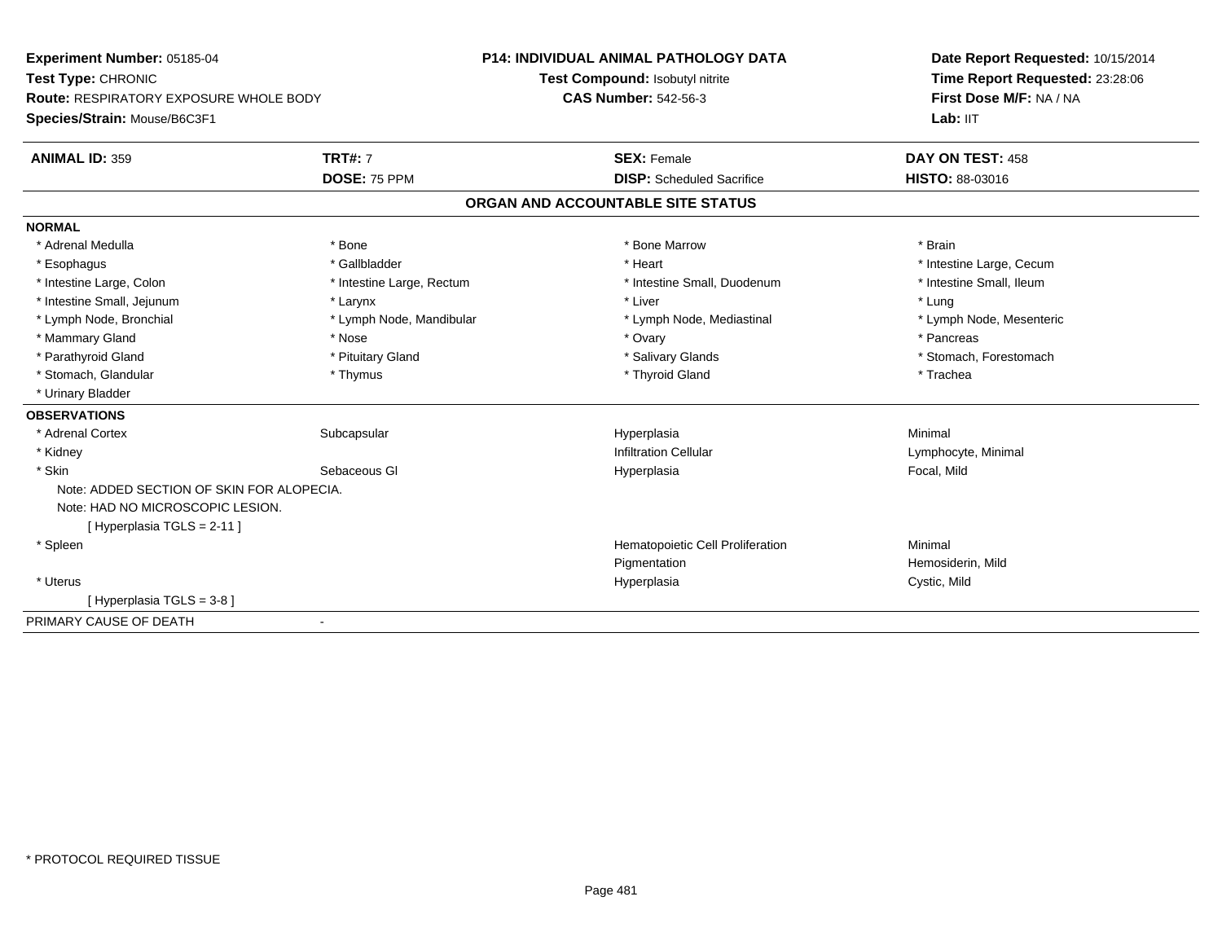**Experiment Number:** 05185-04
**Test Type:** CHRONIC
**Route:** RESPIRATORY EXPOSURE WHOLE BODY
**Species/Strain:** Mouse/B6C3F1

**P14: INDIVIDUAL ANIMAL PATHOLOGY DATA**
**Test Compound:** Isobutyl nitrite
**CAS Number:** 542-56-3

**Date Report Requested:** 10/15/2014
**Time Report Requested:** 23:28:06
**First Dose M/F:** NA / NA
**Lab:** IIT

| **ANIMAL ID:** 359 | **TRT#:** 7 | **SEX:** Female | **DAY ON TEST:** 458 |
|---|---|---|---|
| | **DOSE:** 75 PPM | **DISP:** Scheduled Sacrifice | **HISTO:** 88-03016 |

## ORGAN AND ACCOUNTABLE SITE STATUS

**NORMAL**

| | | | |
|---|---|---|---|
| * Adrenal Medulla | * Bone | * Bone Marrow | * Brain |
| * Esophagus | * Gallbladder | * Heart | * Intestine Large, Cecum |
| * Intestine Large, Colon | * Intestine Large, Rectum | * Intestine Small, Duodenum | * Intestine Small, Ileum |
| * Intestine Small, Jejunum | * Larynx | * Liver | * Lung |
| * Lymph Node, Bronchial | * Lymph Node, Mandibular | * Lymph Node, Mediastinal | * Lymph Node, Mesenteric |
| * Mammary Gland | * Nose | * Ovary | * Pancreas |
| * Parathyroid Gland | * Pituitary Gland | * Salivary Glands | * Stomach, Forestomach |
| * Stomach, Glandular | * Thymus | * Thyroid Gland | * Trachea |
| * Urinary Bladder | | | |

**OBSERVATIONS**

| | | | |
|---|---|---|---|
| * Adrenal Cortex | Subcapsular | Hyperplasia | Minimal |
| * Kidney | | Infiltration Cellular | Lymphocyte, Minimal |
| * Skin | Sebaceous Gl | Hyperplasia | Focal, Mild |
| Note: ADDED SECTION OF SKIN FOR ALOPECIA. | | | |
| Note: HAD NO MICROSCOPIC LESION. | | | |
| [ Hyperplasia TGLS = 2-11 ] | | | |
| * Spleen | | Hematopoietic Cell Proliferation | Minimal |
| | | Pigmentation | Hemosiderin, Mild |
| * Uterus | | Hyperplasia | Cystic, Mild |
| [ Hyperplasia TGLS = 3-8 ] | | | |

PRIMARY CAUSE OF DEATH -

\* PROTOCOL REQUIRED TISSUE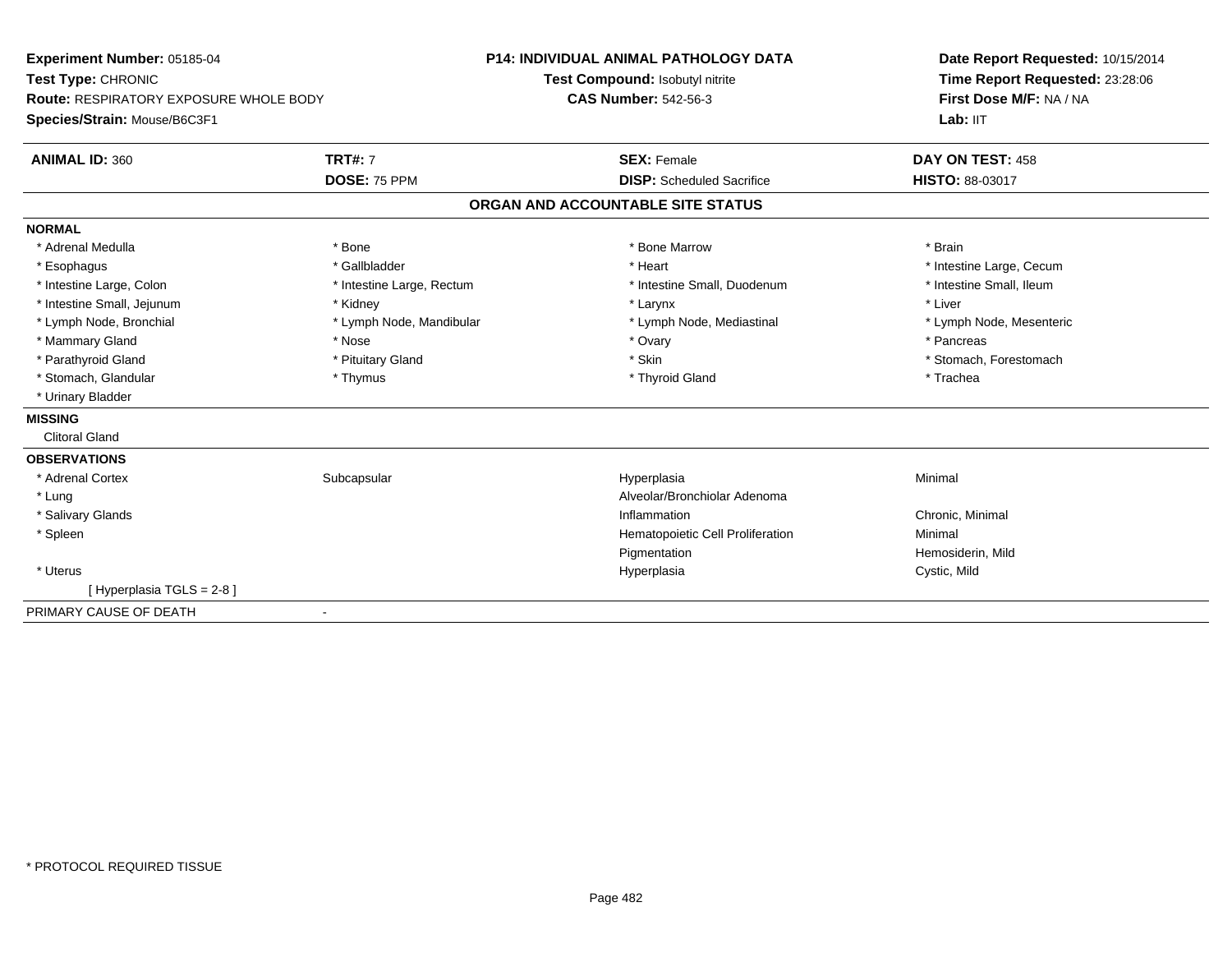**Experiment Number:** 05185-04
**Test Type:** CHRONIC
**Route:** RESPIRATORY EXPOSURE WHOLE BODY
**Species/Strain:** Mouse/B6C3F1

**P14: INDIVIDUAL ANIMAL PATHOLOGY DATA**
**Test Compound:** Isobutyl nitrite
**CAS Number:** 542-56-3

**Date Report Requested:** 10/15/2014
**Time Report Requested:** 23:28:06
**First Dose M/F:** NA / NA
**Lab:** IIT

| **ANIMAL ID:** 360 | **TRT#:** 7 | **SEX:** Female | **DAY ON TEST:** 458 |
|---|---|---|---|
| | **DOSE:** 75 PPM | **DISP:** Scheduled Sacrifice | **HISTO:** 88-03017 |

## ORGAN AND ACCOUNTABLE SITE STATUS

**NORMAL**

| | | | |
|---|---|---|---|
| * Adrenal Medulla | * Bone | * Bone Marrow | * Brain |
| * Esophagus | * Gallbladder | * Heart | * Intestine Large, Cecum |
| * Intestine Large, Colon | * Intestine Large, Rectum | * Intestine Small, Duodenum | * Intestine Small, Ileum |
| * Intestine Small, Jejunum | * Kidney | * Larynx | * Liver |
| * Lymph Node, Bronchial | * Lymph Node, Mandibular | * Lymph Node, Mediastinal | * Lymph Node, Mesenteric |
| * Mammary Gland | * Nose | * Ovary | * Pancreas |
| * Parathyroid Gland | * Pituitary Gland | * Skin | * Stomach, Forestomach |
| * Stomach, Glandular | * Thymus | * Thyroid Gland | * Trachea |
| * Urinary Bladder | | | |

**MISSING**

Clitoral Gland

**OBSERVATIONS**

| | | | |
|---|---|---|---|
| * Adrenal Cortex | Subcapsular | Hyperplasia | Minimal |
| * Lung | | Alveolar/Bronchiolar Adenoma | |
| * Salivary Glands | | Inflammation | Chronic, Minimal |
| * Spleen | | Hematopoietic Cell Proliferation | Minimal |
| | | Pigmentation | Hemosiderin, Mild |
| * Uterus | | Hyperplasia | Cystic, Mild |
| [ Hyperplasia TGLS = 2-8 ] | | | |

PRIMARY CAUSE OF DEATH -

\* PROTOCOL REQUIRED TISSUE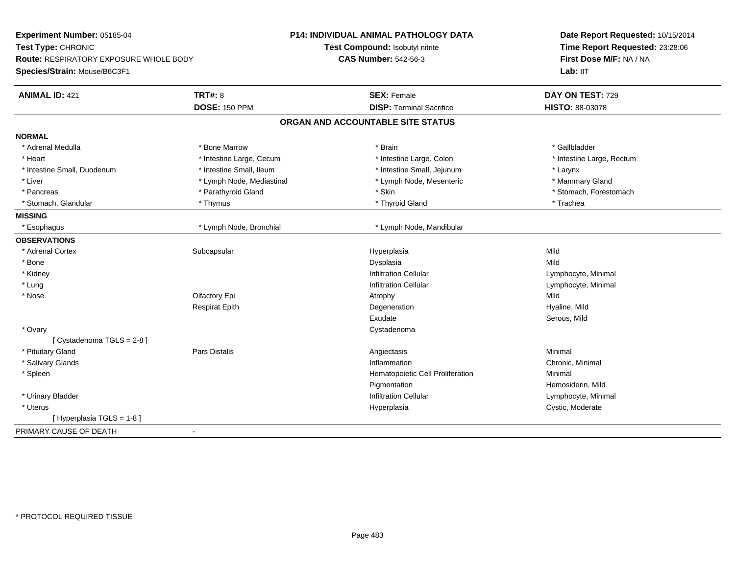**Experiment Number:** 05185-04
**Test Type:** CHRONIC
**Route:** RESPIRATORY EXPOSURE WHOLE BODY
**Species/Strain:** Mouse/B6C3F1

**P14: INDIVIDUAL ANIMAL PATHOLOGY DATA**
**Test Compound:** Isobutyl nitrite
**CAS Number:** 542-56-3

**Date Report Requested:** 10/15/2014
**Time Report Requested:** 23:28:06
**First Dose M/F:** NA / NA
**Lab:** IIT

| **ANIMAL ID:** 421 | **TRT#:** 8 | **SEX:** Female | **DAY ON TEST:** 729 |
|---|---|---|---|
| | **DOSE:** 150 PPM | **DISP:** Terminal Sacrifice | **HISTO:** 88-03078 |

## ORGAN AND ACCOUNTABLE SITE STATUS

**NORMAL**

| | | | |
|---|---|---|---|
| * Adrenal Medulla | * Bone Marrow | * Brain | * Gallbladder |
| * Heart | * Intestine Large, Cecum | * Intestine Large, Colon | * Intestine Large, Rectum |
| * Intestine Small, Duodenum | * Intestine Small, Ileum | * Intestine Small, Jejunum | * Larynx |
| * Liver | * Lymph Node, Mediastinal | * Lymph Node, Mesenteric | * Mammary Gland |
| * Pancreas | * Parathyroid Gland | * Skin | * Stomach, Forestomach |
| * Stomach, Glandular | * Thymus | * Thyroid Gland | * Trachea |

**MISSING**

| | | |
|---|---|---|
| * Esophagus | * Lymph Node, Bronchial | * Lymph Node, Mandibular |

**OBSERVATIONS**

| | | | |
|---|---|---|---|
| * Adrenal Cortex | Subcapsular | Hyperplasia | Mild |
| * Bone | | Dysplasia | Mild |
| * Kidney | | Infiltration Cellular | Lymphocyte, Minimal |
| * Lung | | Infiltration Cellular | Lymphocyte, Minimal |
| * Nose | Olfactory Epi | Atrophy | Mild |
| | Respirat Epith | Degeneration | Hyaline, Mild |
| | | Exudate | Serous, Mild |
| * Ovary | | Cystadenoma | |
| [ Cystadenoma TGLS = 2-8 ] | | | |
| * Pituitary Gland | Pars Distalis | Angiectasis | Minimal |
| * Salivary Glands | | Inflammation | Chronic, Minimal |
| * Spleen | | Hematopoietic Cell Proliferation | Minimal |
| | | Pigmentation | Hemosiderin, Mild |
| * Urinary Bladder | | Infiltration Cellular | Lymphocyte, Minimal |
| * Uterus | | Hyperplasia | Cystic, Moderate |
| [ Hyperplasia TGLS = 1-8 ] | | | |

PRIMARY CAUSE OF DEATH -

* PROTOCOL REQUIRED TISSUE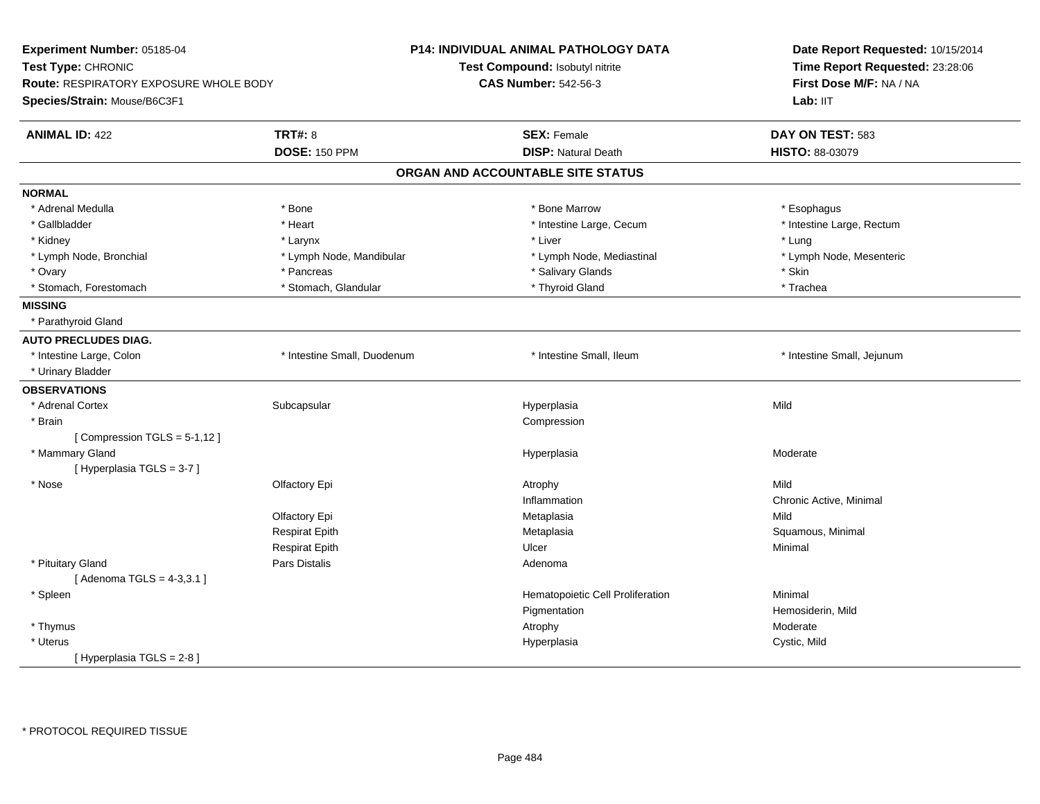**Experiment Number:** 05185-04
**Test Type:** CHRONIC
**Route:** RESPIRATORY EXPOSURE WHOLE BODY
**Species/Strain:** Mouse/B6C3F1

**P14: INDIVIDUAL ANIMAL PATHOLOGY DATA**
**Test Compound:** Isobutyl nitrite
**CAS Number:** 542-56-3

**Date Report Requested:** 10/15/2014
**Time Report Requested:** 23:28:06
**First Dose M/F:** NA / NA
**Lab:** IIT

| **ANIMAL ID:** 422 | **TRT#:** 8 | **SEX:** Female | **DAY ON TEST:** 583 |
|---|---|---|---|
| | **DOSE:** 150 PPM | **DISP:** Natural Death | **HISTO:** 88-03079 |

## ORGAN AND ACCOUNTABLE SITE STATUS

**NORMAL**

| | | | |
|---|---|---|---|
| * Adrenal Medulla | * Bone | * Bone Marrow | * Esophagus |
| * Gallbladder | * Heart | * Intestine Large, Cecum | * Intestine Large, Rectum |
| * Kidney | * Larynx | * Liver | * Lung |
| * Lymph Node, Bronchial | * Lymph Node, Mandibular | * Lymph Node, Mediastinal | * Lymph Node, Mesenteric |
| * Ovary | * Pancreas | * Salivary Glands | * Skin |
| * Stomach, Forestomach | * Stomach, Glandular | * Thyroid Gland | * Trachea |

**MISSING**

* Parathyroid Gland

**AUTO PRECLUDES DIAG.**

| | | | |
|---|---|---|---|
| * Intestine Large, Colon | * Intestine Small, Duodenum | * Intestine Small, Ileum | * Intestine Small, Jejunum |
| * Urinary Bladder | | | |

**OBSERVATIONS**

| | | | |
|---|---|---|---|
| * Adrenal Cortex | Subcapsular | Hyperplasia | Mild |
| * Brain | | Compression | |
| [ Compression TGLS = 5-1,12 ] | | | |
| * Mammary Gland | | Hyperplasia | Moderate |
| [ Hyperplasia TGLS = 3-7 ] | | | |
| * Nose | Olfactory Epi | Atrophy | Mild |
| | | Inflammation | Chronic Active, Minimal |
| | Olfactory Epi | Metaplasia | Mild |
| | Respirat Epith | Metaplasia | Squamous, Minimal |
| | Respirat Epith | Ulcer | Minimal |
| * Pituitary Gland | Pars Distalis | Adenoma | |
| [ Adenoma TGLS = 4-3,3.1 ] | | | |
| * Spleen | | Hematopoietic Cell Proliferation | Minimal |
| | | Pigmentation | Hemosiderin, Mild |
| * Thymus | | Atrophy | Moderate |
| * Uterus | | Hyperplasia | Cystic, Mild |
| [ Hyperplasia TGLS = 2-8 ] | | | |

* PROTOCOL REQUIRED TISSUE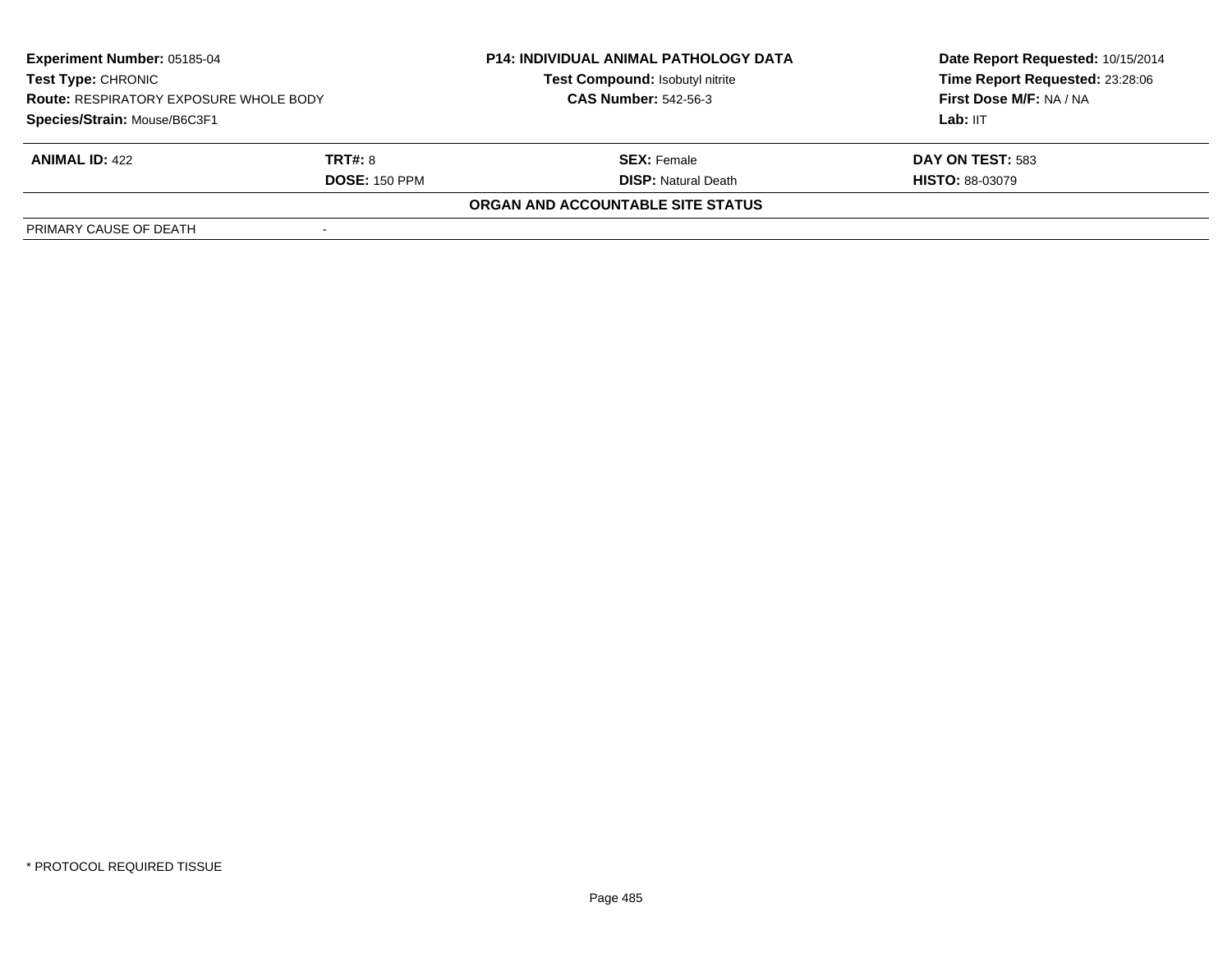**Experiment Number:** 05185-04
**Test Type:** CHRONIC
**Route:** RESPIRATORY EXPOSURE WHOLE BODY
**Species/Strain:** Mouse/B6C3F1

**P14: INDIVIDUAL ANIMAL PATHOLOGY DATA**
**Test Compound:** Isobutyl nitrite
**CAS Number:** 542-56-3

**Date Report Requested:** 10/15/2014
**Time Report Requested:** 23:28:06
**First Dose M/F:** NA / NA
**Lab:** IIT

| **ANIMAL ID:** 422 | **TRT#:** 8 | **SEX:** Female | **DAY ON TEST:** 583 |
|---|---|---|---|
| | **DOSE:** 150 PPM | **DISP:** Natural Death | **HISTO:** 88-03079 |

**ORGAN AND ACCOUNTABLE SITE STATUS**

| PRIMARY CAUSE OF DEATH | - |
|---|---|

\* PROTOCOL REQUIRED TISSUE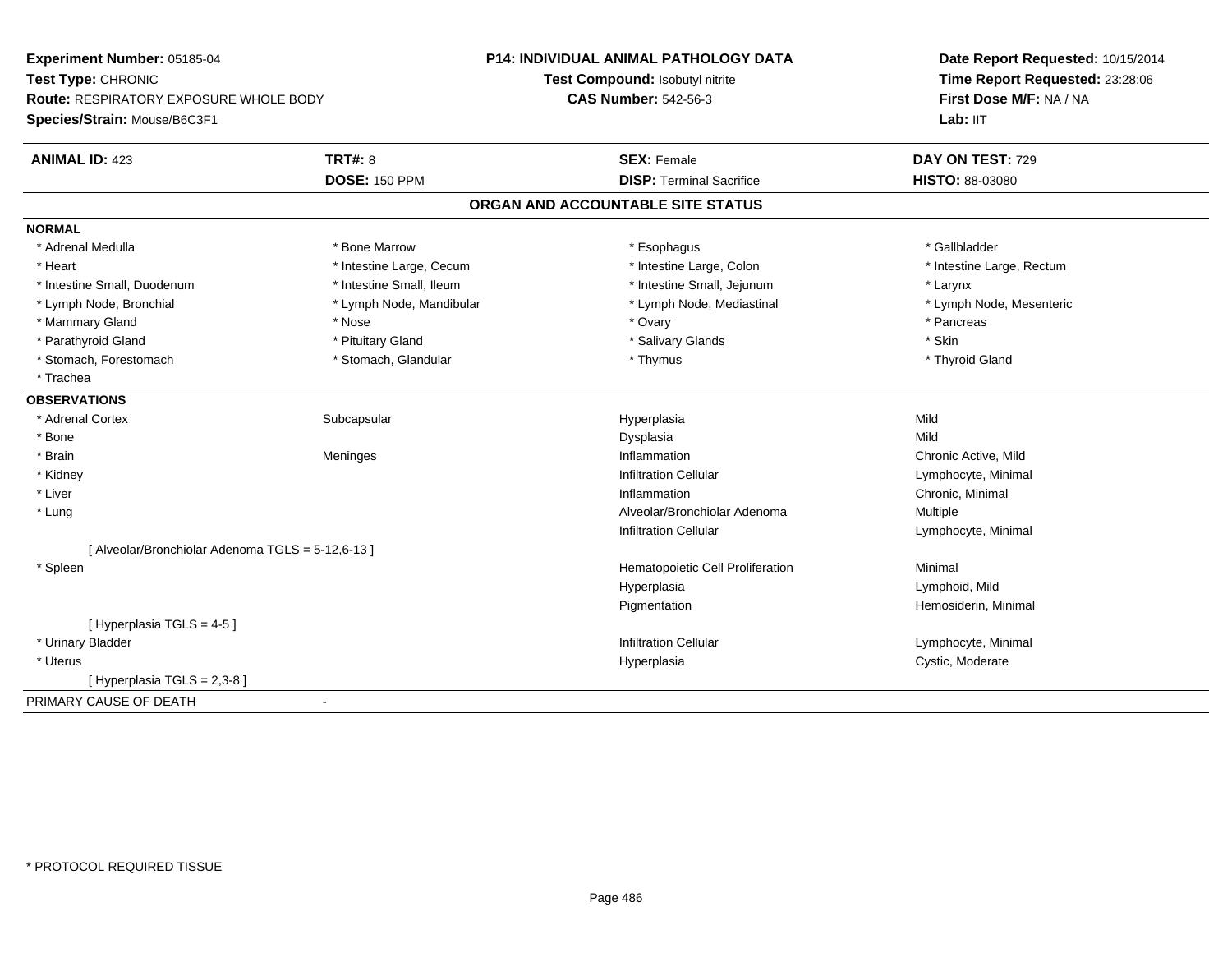**Experiment Number:** 05185-04
**Test Type:** CHRONIC
**Route:** RESPIRATORY EXPOSURE WHOLE BODY
**Species/Strain:** Mouse/B6C3F1

**P14: INDIVIDUAL ANIMAL PATHOLOGY DATA**
**Test Compound:** Isobutyl nitrite
**CAS Number:** 542-56-3

**Date Report Requested:** 10/15/2014
**Time Report Requested:** 23:28:06
**First Dose M/F:** NA / NA
**Lab:** IIT

| **ANIMAL ID:** 423 | **TRT#:** 8 | **SEX:** Female | **DAY ON TEST:** 729 |
|---|---|---|---|
| | **DOSE:** 150 PPM | **DISP:** Terminal Sacrifice | **HISTO:** 88-03080 |

## ORGAN AND ACCOUNTABLE SITE STATUS

**NORMAL**

| | | | |
|---|---|---|---|
| * Adrenal Medulla | * Bone Marrow | * Esophagus | * Gallbladder |
| * Heart | * Intestine Large, Cecum | * Intestine Large, Colon | * Intestine Large, Rectum |
| * Intestine Small, Duodenum | * Intestine Small, Ileum | * Intestine Small, Jejunum | * Larynx |
| * Lymph Node, Bronchial | * Lymph Node, Mandibular | * Lymph Node, Mediastinal | * Lymph Node, Mesenteric |
| * Mammary Gland | * Nose | * Ovary | * Pancreas |
| * Parathyroid Gland | * Pituitary Gland | * Salivary Glands | * Skin |
| * Stomach, Forestomach | * Stomach, Glandular | * Thymus | * Thyroid Gland |
| * Trachea | | | |

**OBSERVATIONS**

| | | | |
|---|---|---|---|
| * Adrenal Cortex | Subcapsular | Hyperplasia | Mild |
| * Bone | | Dysplasia | Mild |
| * Brain | Meninges | Inflammation | Chronic Active, Mild |
| * Kidney | | Infiltration Cellular | Lymphocyte, Minimal |
| * Liver | | Inflammation | Chronic, Minimal |
| * Lung | | Alveolar/Bronchiolar Adenoma | Multiple |
| | | Infiltration Cellular | Lymphocyte, Minimal |
| [ Alveolar/Bronchiolar Adenoma TGLS = 5-12,6-13 ] | | | |
| * Spleen | | Hematopoietic Cell Proliferation | Minimal |
| | | Hyperplasia | Lymphoid, Mild |
| | | Pigmentation | Hemosiderin, Minimal |
| [ Hyperplasia TGLS = 4-5 ] | | | |
| * Urinary Bladder | | Infiltration Cellular | Lymphocyte, Minimal |
| * Uterus | | Hyperplasia | Cystic, Moderate |
| [ Hyperplasia TGLS = 2,3-8 ] | | | |

PRIMARY CAUSE OF DEATH -

* PROTOCOL REQUIRED TISSUE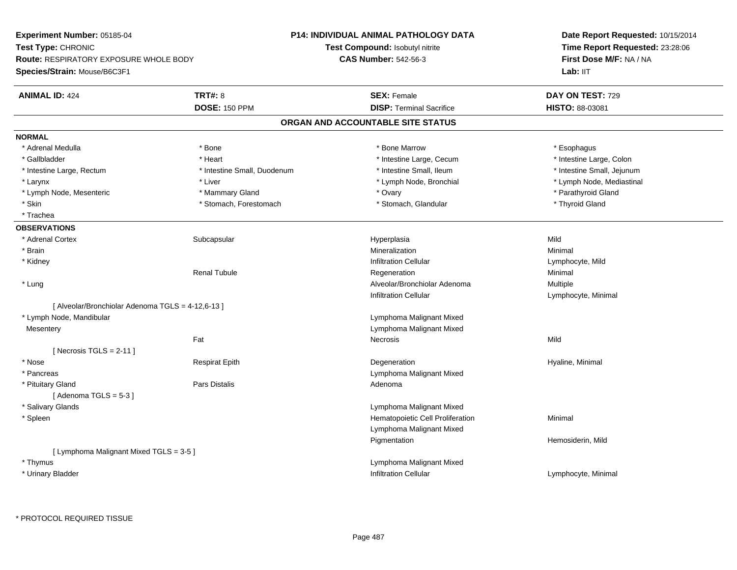**Experiment Number:** 05185-04
**Test Type:** CHRONIC
**Route:** RESPIRATORY EXPOSURE WHOLE BODY
**Species/Strain:** Mouse/B6C3F1

**P14: INDIVIDUAL ANIMAL PATHOLOGY DATA**
**Test Compound:** Isobutyl nitrite
**CAS Number:** 542-56-3

**Date Report Requested:** 10/15/2014
**Time Report Requested:** 23:28:06
**First Dose M/F:** NA / NA
**Lab:** IIT

| **ANIMAL ID:** 424 | **TRT#:** 8 | **SEX:** Female | **DAY ON TEST:** 729 |
|---|---|---|---|
| | **DOSE:** 150 PPM | **DISP:** Terminal Sacrifice | **HISTO:** 88-03081 |

## ORGAN AND ACCOUNTABLE SITE STATUS

**NORMAL**

| | | | |
|---|---|---|---|
| * Adrenal Medulla | * Bone | * Bone Marrow | * Esophagus |
| * Gallbladder | * Heart | * Intestine Large, Cecum | * Intestine Large, Colon |
| * Intestine Large, Rectum | * Intestine Small, Duodenum | * Intestine Small, Ileum | * Intestine Small, Jejunum |
| * Larynx | * Liver | * Lymph Node, Bronchial | * Lymph Node, Mediastinal |
| * Lymph Node, Mesenteric | * Mammary Gland | * Ovary | * Parathyroid Gland |
| * Skin | * Stomach, Forestomach | * Stomach, Glandular | * Thyroid Gland |
| * Trachea | | | |

**OBSERVATIONS**

| | | | |
|---|---|---|---|
| * Adrenal Cortex | Subcapsular | Hyperplasia | Mild |
| * Brain | | Mineralization | Minimal |
| * Kidney | | Infiltration Cellular | Lymphocyte, Mild |
| | Renal Tubule | Regeneration | Minimal |
| * Lung | | Alveolar/Bronchiolar Adenoma | Multiple |
| | | Infiltration Cellular | Lymphocyte, Minimal |
| [ Alveolar/Bronchiolar Adenoma TGLS = 4-12,6-13 ] | | | |
| * Lymph Node, Mandibular | | Lymphoma Malignant Mixed | |
| Mesentery | | Lymphoma Malignant Mixed | |
| | Fat | Necrosis | Mild |
| [ Necrosis TGLS = 2-11 ] | | | |
| * Nose | Respirat Epith | Degeneration | Hyaline, Minimal |
| * Pancreas | | Lymphoma Malignant Mixed | |
| * Pituitary Gland | Pars Distalis | Adenoma | |
| [ Adenoma TGLS = 5-3 ] | | | |
| * Salivary Glands | | Lymphoma Malignant Mixed | |
| * Spleen | | Hematopoietic Cell Proliferation | Minimal |
| | | Lymphoma Malignant Mixed | |
| | | Pigmentation | Hemosiderin, Mild |
| [ Lymphoma Malignant Mixed TGLS = 3-5 ] | | | |
| * Thymus | | Lymphoma Malignant Mixed | |
| * Urinary Bladder | | Infiltration Cellular | Lymphocyte, Minimal |

* PROTOCOL REQUIRED TISSUE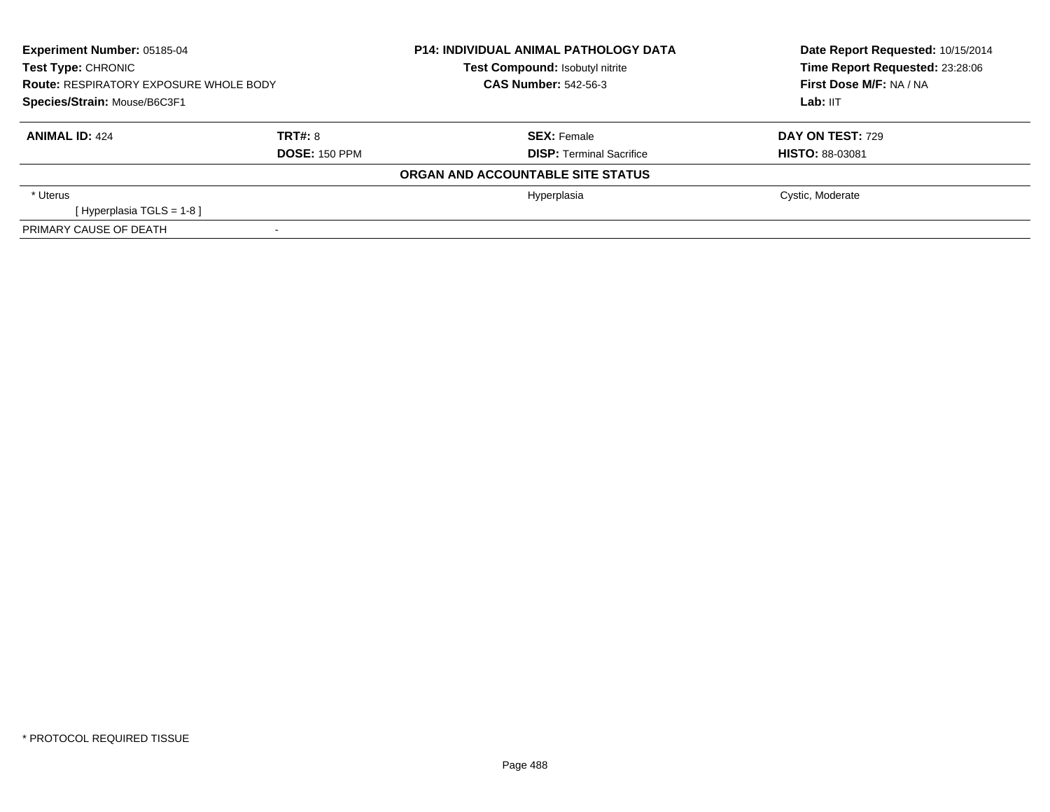**Experiment Number:** 05185-04
**Test Type:** CHRONIC
**Route:** RESPIRATORY EXPOSURE WHOLE BODY
**Species/Strain:** Mouse/B6C3F1

**P14: INDIVIDUAL ANIMAL PATHOLOGY DATA**
**Test Compound:** Isobutyl nitrite
**CAS Number:** 542-56-3

**Date Report Requested:** 10/15/2014
**Time Report Requested:** 23:28:06
**First Dose M/F:** NA / NA
**Lab:** IIT

| **ANIMAL ID:** 424 | **TRT#:** 8 | **SEX:** Female | **DAY ON TEST:** 729 |
|---|---|---|---|
| | **DOSE:** 150 PPM | **DISP:** Terminal Sacrifice | **HISTO:** 88-03081 |

**ORGAN AND ACCOUNTABLE SITE STATUS**

| | | | |
|---|---|---|---|
| * Uterus | | Hyperplasia | Cystic, Moderate |
| [ Hyperplasia TGLS = 1-8 ] | | | |
| PRIMARY CAUSE OF DEATH | - | | |

* PROTOCOL REQUIRED TISSUE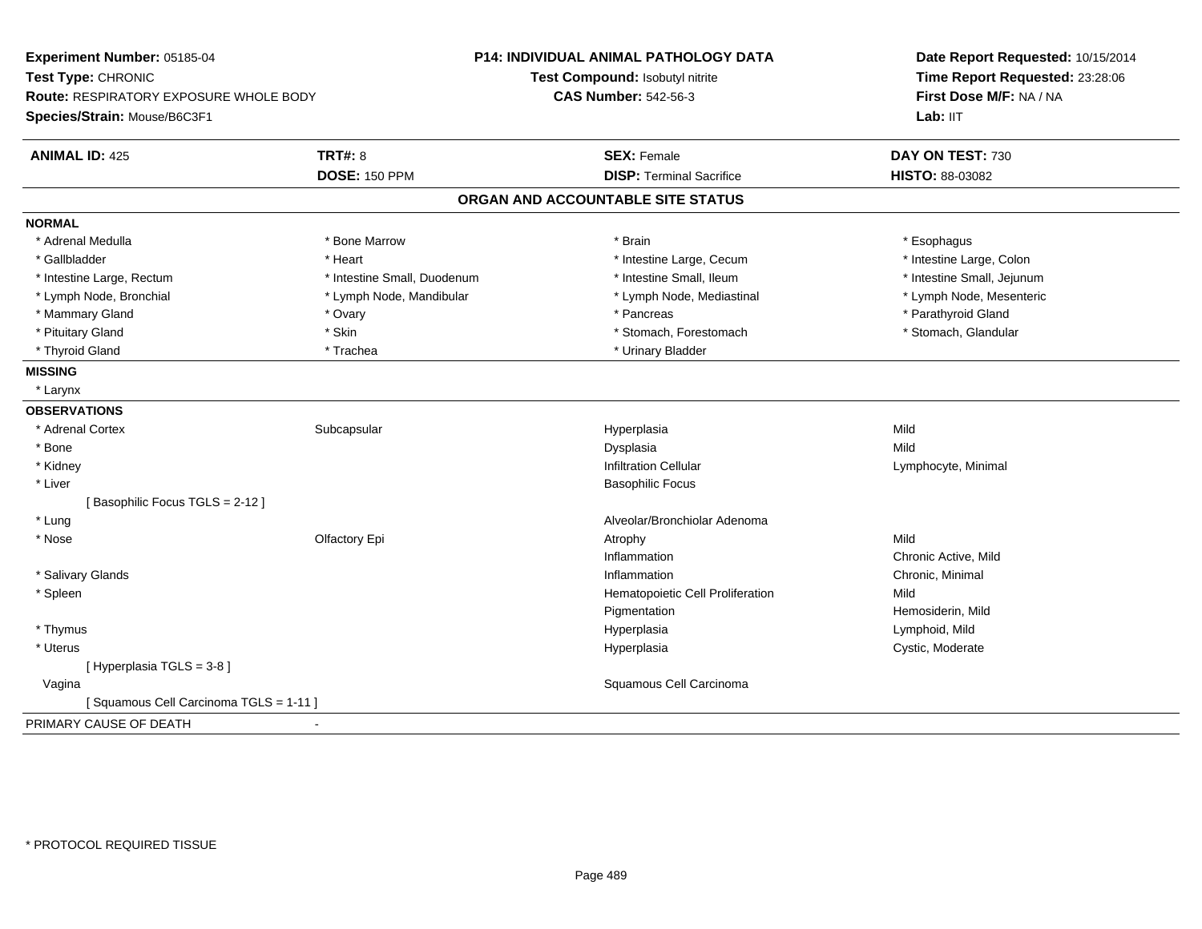**Experiment Number:** 05185-04
**Test Type:** CHRONIC
**Route:** RESPIRATORY EXPOSURE WHOLE BODY
**Species/Strain:** Mouse/B6C3F1

**P14: INDIVIDUAL ANIMAL PATHOLOGY DATA**
**Test Compound:** Isobutyl nitrite
**CAS Number:** 542-56-3

**Date Report Requested:** 10/15/2014
**Time Report Requested:** 23:28:06
**First Dose M/F:** NA / NA
**Lab:** IIT

| **ANIMAL ID:** 425 | **TRT#:** 8 | **SEX:** Female | **DAY ON TEST:** 730 |
|---|---|---|---|
| | **DOSE:** 150 PPM | **DISP:** Terminal Sacrifice | **HISTO:** 88-03082 |

## ORGAN AND ACCOUNTABLE SITE STATUS

**NORMAL**

| | | | |
|---|---|---|---|
| * Adrenal Medulla | * Bone Marrow | * Brain | * Esophagus |
| * Gallbladder | * Heart | * Intestine Large, Cecum | * Intestine Large, Colon |
| * Intestine Large, Rectum | * Intestine Small, Duodenum | * Intestine Small, Ileum | * Intestine Small, Jejunum |
| * Lymph Node, Bronchial | * Lymph Node, Mandibular | * Lymph Node, Mediastinal | * Lymph Node, Mesenteric |
| * Mammary Gland | * Ovary | * Pancreas | * Parathyroid Gland |
| * Pituitary Gland | * Skin | * Stomach, Forestomach | * Stomach, Glandular |
| * Thyroid Gland | * Trachea | * Urinary Bladder | |

**MISSING**

* Larynx

**OBSERVATIONS**

| | | | |
|---|---|---|---|
| * Adrenal Cortex | Subcapsular | Hyperplasia | Mild |
| * Bone | | Dysplasia | Mild |
| * Kidney | | Infiltration Cellular | Lymphocyte, Minimal |
| * Liver | | Basophilic Focus | |
| [ Basophilic Focus TGLS = 2-12 ] | | | |
| * Lung | | Alveolar/Bronchiolar Adenoma | |
| * Nose | Olfactory Epi | Atrophy | Mild |
| | | Inflammation | Chronic Active, Mild |
| * Salivary Glands | | Inflammation | Chronic, Minimal |
| * Spleen | | Hematopoietic Cell Proliferation | Mild |
| | | Pigmentation | Hemosiderin, Mild |
| * Thymus | | Hyperplasia | Lymphoid, Mild |
| * Uterus | | Hyperplasia | Cystic, Moderate |
| [ Hyperplasia TGLS = 3-8 ] | | | |
| Vagina | | Squamous Cell Carcinoma | |
| [ Squamous Cell Carcinoma TGLS = 1-11 ] | | | |

PRIMARY CAUSE OF DEATH -

* PROTOCOL REQUIRED TISSUE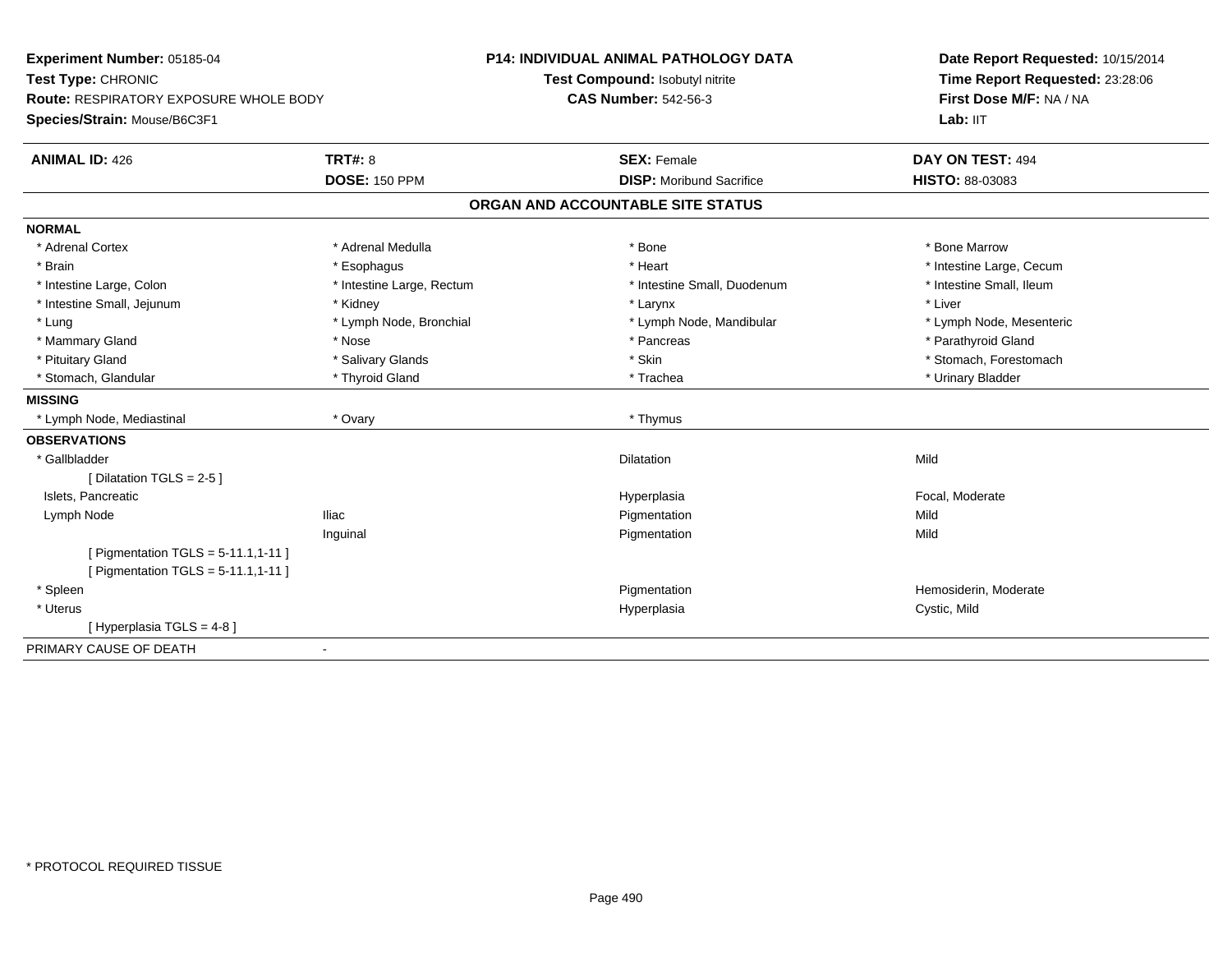**Experiment Number:** 05185-04
**Test Type:** CHRONIC
**Route:** RESPIRATORY EXPOSURE WHOLE BODY
**Species/Strain:** Mouse/B6C3F1

**P14: INDIVIDUAL ANIMAL PATHOLOGY DATA**
**Test Compound:** Isobutyl nitrite
**CAS Number:** 542-56-3

**Date Report Requested:** 10/15/2014
**Time Report Requested:** 23:28:06
**First Dose M/F:** NA / NA
**Lab:** IIT

| **ANIMAL ID:** 426 | **TRT#:** 8 | **SEX:** Female | **DAY ON TEST:** 494 |
|---|---|---|---|
| | **DOSE:** 150 PPM | **DISP:** Moribund Sacrifice | **HISTO:** 88-03083 |

## ORGAN AND ACCOUNTABLE SITE STATUS

**NORMAL**

| | | | |
|---|---|---|---|
| * Adrenal Cortex | * Adrenal Medulla | * Bone | * Bone Marrow |
| * Brain | * Esophagus | * Heart | * Intestine Large, Cecum |
| * Intestine Large, Colon | * Intestine Large, Rectum | * Intestine Small, Duodenum | * Intestine Small, Ileum |
| * Intestine Small, Jejunum | * Kidney | * Larynx | * Liver |
| * Lung | * Lymph Node, Bronchial | * Lymph Node, Mandibular | * Lymph Node, Mesenteric |
| * Mammary Gland | * Nose | * Pancreas | * Parathyroid Gland |
| * Pituitary Gland | * Salivary Glands | * Skin | * Stomach, Forestomach |
| * Stomach, Glandular | * Thyroid Gland | * Trachea | * Urinary Bladder |

**MISSING**

| | | |
|---|---|---|
| * Lymph Node, Mediastinal | * Ovary | * Thymus |

**OBSERVATIONS**

| | | | |
|---|---|---|---|
| * Gallbladder | | Dilatation | Mild |
| [ Dilatation TGLS = 2-5 ] | | | |
| Islets, Pancreatic | | Hyperplasia | Focal, Moderate |
| Lymph Node | Iliac | Pigmentation | Mild |
| | Inguinal | Pigmentation | Mild |
| [ Pigmentation TGLS = 5-11.1,1-11 ] | | | |
| [ Pigmentation TGLS = 5-11.1,1-11 ] | | | |
| * Spleen | | Pigmentation | Hemosiderin, Moderate |
| * Uterus | | Hyperplasia | Cystic, Mild |
| [ Hyperplasia TGLS = 4-8 ] | | | |

PRIMARY CAUSE OF DEATH -

* PROTOCOL REQUIRED TISSUE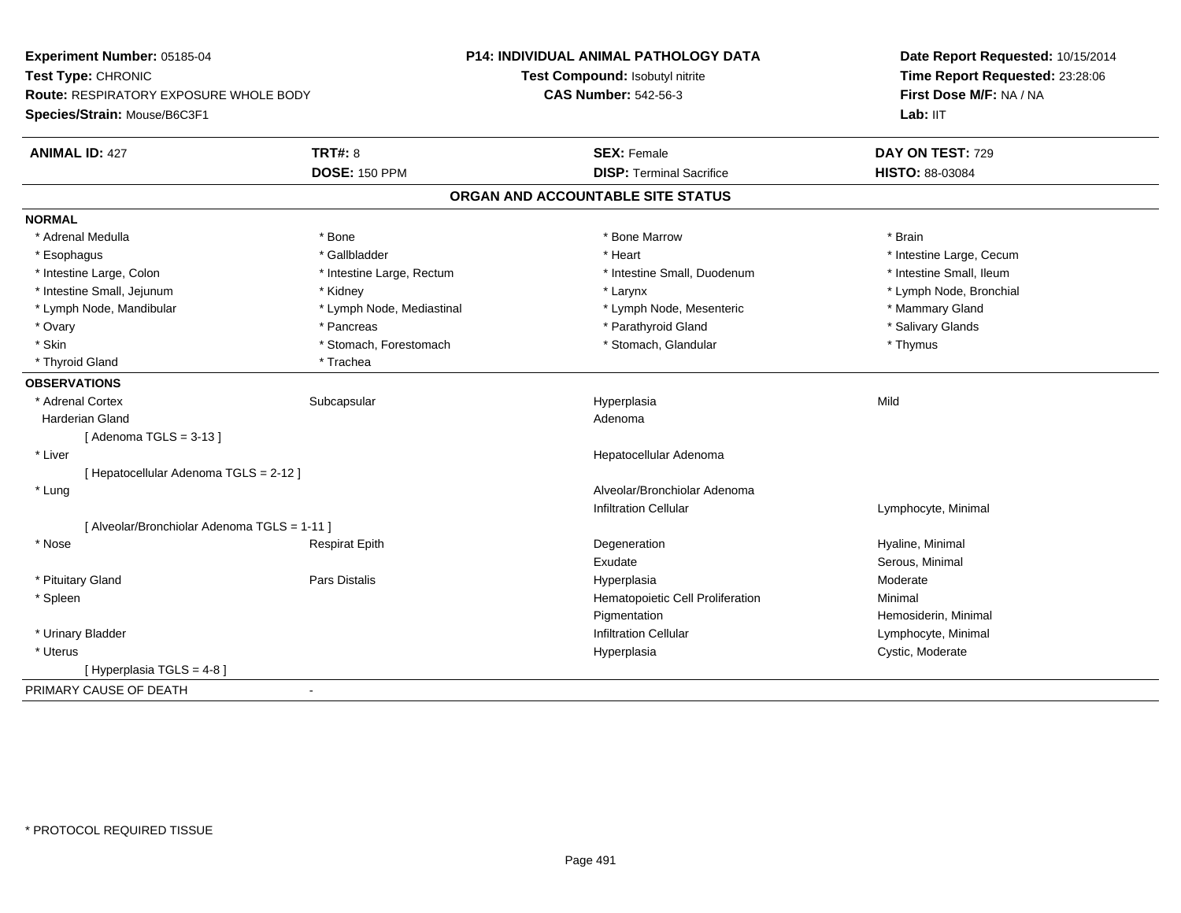**Experiment Number:** 05185-04
**Test Type:** CHRONIC
**Route:** RESPIRATORY EXPOSURE WHOLE BODY
**Species/Strain:** Mouse/B6C3F1

**P14: INDIVIDUAL ANIMAL PATHOLOGY DATA**
**Test Compound:** Isobutyl nitrite
**CAS Number:** 542-56-3

**Date Report Requested:** 10/15/2014
**Time Report Requested:** 23:28:06
**First Dose M/F:** NA / NA
**Lab:** IIT

| **ANIMAL ID:** 427 | **TRT#:** 8 | **SEX:** Female | **DAY ON TEST:** 729 |
|---|---|---|---|
| | **DOSE:** 150 PPM | **DISP:** Terminal Sacrifice | **HISTO:** 88-03084 |

## ORGAN AND ACCOUNTABLE SITE STATUS

**NORMAL**

| | | | |
|---|---|---|---|
| * Adrenal Medulla | * Bone | * Bone Marrow | * Brain |
| * Esophagus | * Gallbladder | * Heart | * Intestine Large, Cecum |
| * Intestine Large, Colon | * Intestine Large, Rectum | * Intestine Small, Duodenum | * Intestine Small, Ileum |
| * Intestine Small, Jejunum | * Kidney | * Larynx | * Lymph Node, Bronchial |
| * Lymph Node, Mandibular | * Lymph Node, Mediastinal | * Lymph Node, Mesenteric | * Mammary Gland |
| * Ovary | * Pancreas | * Parathyroid Gland | * Salivary Glands |
| * Skin | * Stomach, Forestomach | * Stomach, Glandular | * Thymus |
| * Thyroid Gland | * Trachea | | |

**OBSERVATIONS**

| | | | |
|---|---|---|---|
| * Adrenal Cortex | Subcapsular | Hyperplasia | Mild |
| Harderian Gland | | Adenoma | |
| [ Adenoma TGLS = 3-13 ] | | | |
| * Liver | | Hepatocellular Adenoma | |
| [ Hepatocellular Adenoma TGLS = 2-12 ] | | | |
| * Lung | | Alveolar/Bronchiolar Adenoma | |
| | | Infiltration Cellular | Lymphocyte, Minimal |
| [ Alveolar/Bronchiolar Adenoma TGLS = 1-11 ] | | | |
| * Nose | Respirat Epith | Degeneration | Hyaline, Minimal |
| | | Exudate | Serous, Minimal |
| * Pituitary Gland | Pars Distalis | Hyperplasia | Moderate |
| * Spleen | | Hematopoietic Cell Proliferation | Minimal |
| | | Pigmentation | Hemosiderin, Minimal |
| * Urinary Bladder | | Infiltration Cellular | Lymphocyte, Minimal |
| * Uterus | | Hyperplasia | Cystic, Moderate |
| [ Hyperplasia TGLS = 4-8 ] | | | |

PRIMARY CAUSE OF DEATH -

* PROTOCOL REQUIRED TISSUE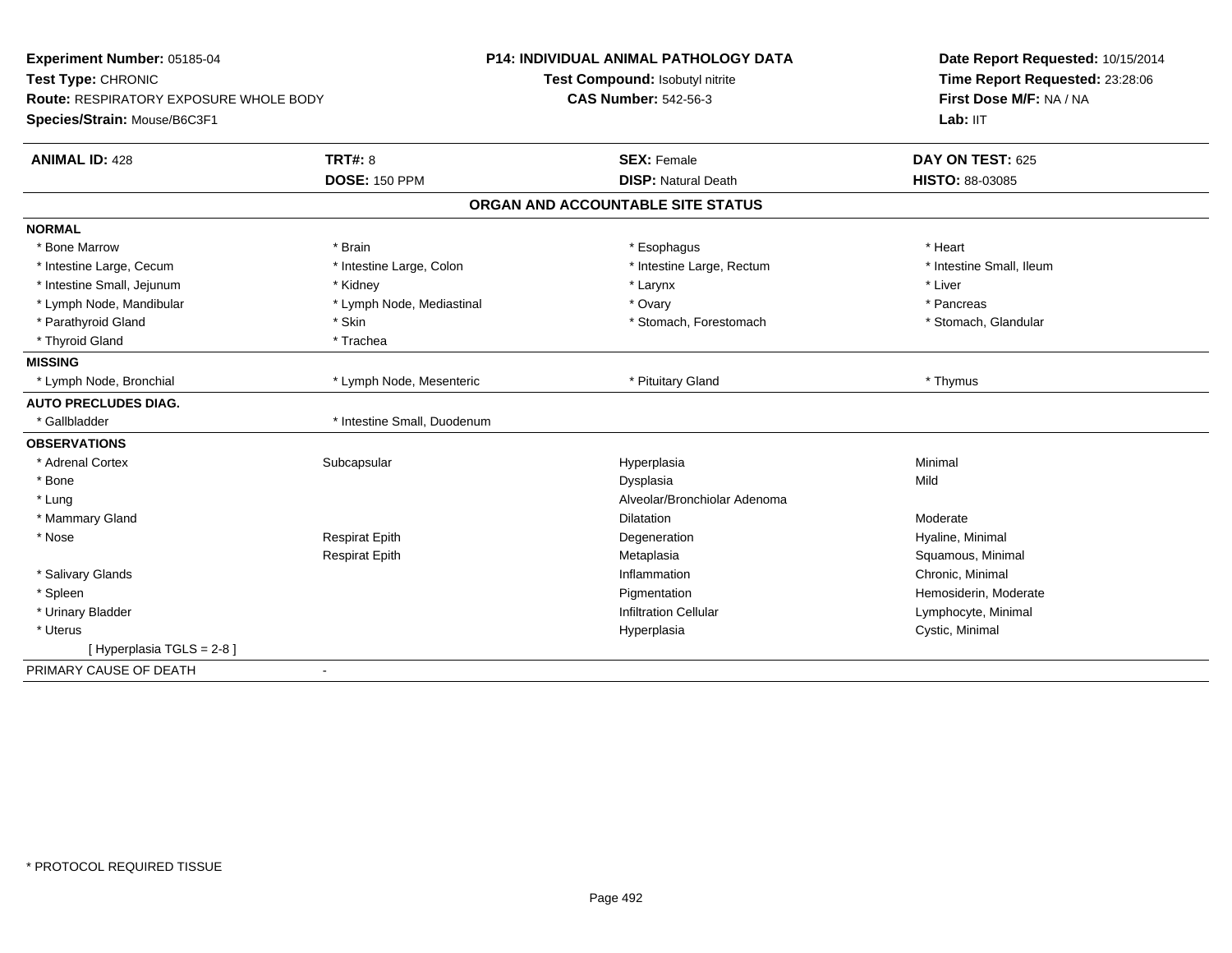**Experiment Number:** 05185-04
**Test Type:** CHRONIC
**Route:** RESPIRATORY EXPOSURE WHOLE BODY
**Species/Strain:** Mouse/B6C3F1

**P14: INDIVIDUAL ANIMAL PATHOLOGY DATA**
**Test Compound:** Isobutyl nitrite
**CAS Number:** 542-56-3

**Date Report Requested:** 10/15/2014
**Time Report Requested:** 23:28:06
**First Dose M/F:** NA / NA
**Lab:** IIT

| **ANIMAL ID:** 428 | **TRT#:** 8 | **SEX:** Female | **DAY ON TEST:** 625 |
|---|---|---|---|
| | **DOSE:** 150 PPM | **DISP:** Natural Death | **HISTO:** 88-03085 |

## ORGAN AND ACCOUNTABLE SITE STATUS

| | | | |
|---|---|---|---|
| **NORMAL** | | | |
| * Bone Marrow | * Brain | * Esophagus | * Heart |
| * Intestine Large, Cecum | * Intestine Large, Colon | * Intestine Large, Rectum | * Intestine Small, Ileum |
| * Intestine Small, Jejunum | * Kidney | * Larynx | * Liver |
| * Lymph Node, Mandibular | * Lymph Node, Mediastinal | * Ovary | * Pancreas |
| * Parathyroid Gland | * Skin | * Stomach, Forestomach | * Stomach, Glandular |
| * Thyroid Gland | * Trachea | | |
| **MISSING** | | | |
| * Lymph Node, Bronchial | * Lymph Node, Mesenteric | * Pituitary Gland | * Thymus |
| **AUTO PRECLUDES DIAG.** | | | |
| * Gallbladder | * Intestine Small, Duodenum | | |
| **OBSERVATIONS** | | | |
| * Adrenal Cortex | Subcapsular | Hyperplasia | Minimal |
| * Bone | | Dysplasia | Mild |
| * Lung | | Alveolar/Bronchiolar Adenoma | |
| * Mammary Gland | | Dilatation | Moderate |
| * Nose | Respirat Epith | Degeneration | Hyaline, Minimal |
| | Respirat Epith | Metaplasia | Squamous, Minimal |
| * Salivary Glands | | Inflammation | Chronic, Minimal |
| * Spleen | | Pigmentation | Hemosiderin, Moderate |
| * Urinary Bladder | | Infiltration Cellular | Lymphocyte, Minimal |
| * Uterus | | Hyperplasia | Cystic, Minimal |
| [ Hyperplasia TGLS = 2-8 ] | | | |
| PRIMARY CAUSE OF DEATH | - | | |

* PROTOCOL REQUIRED TISSUE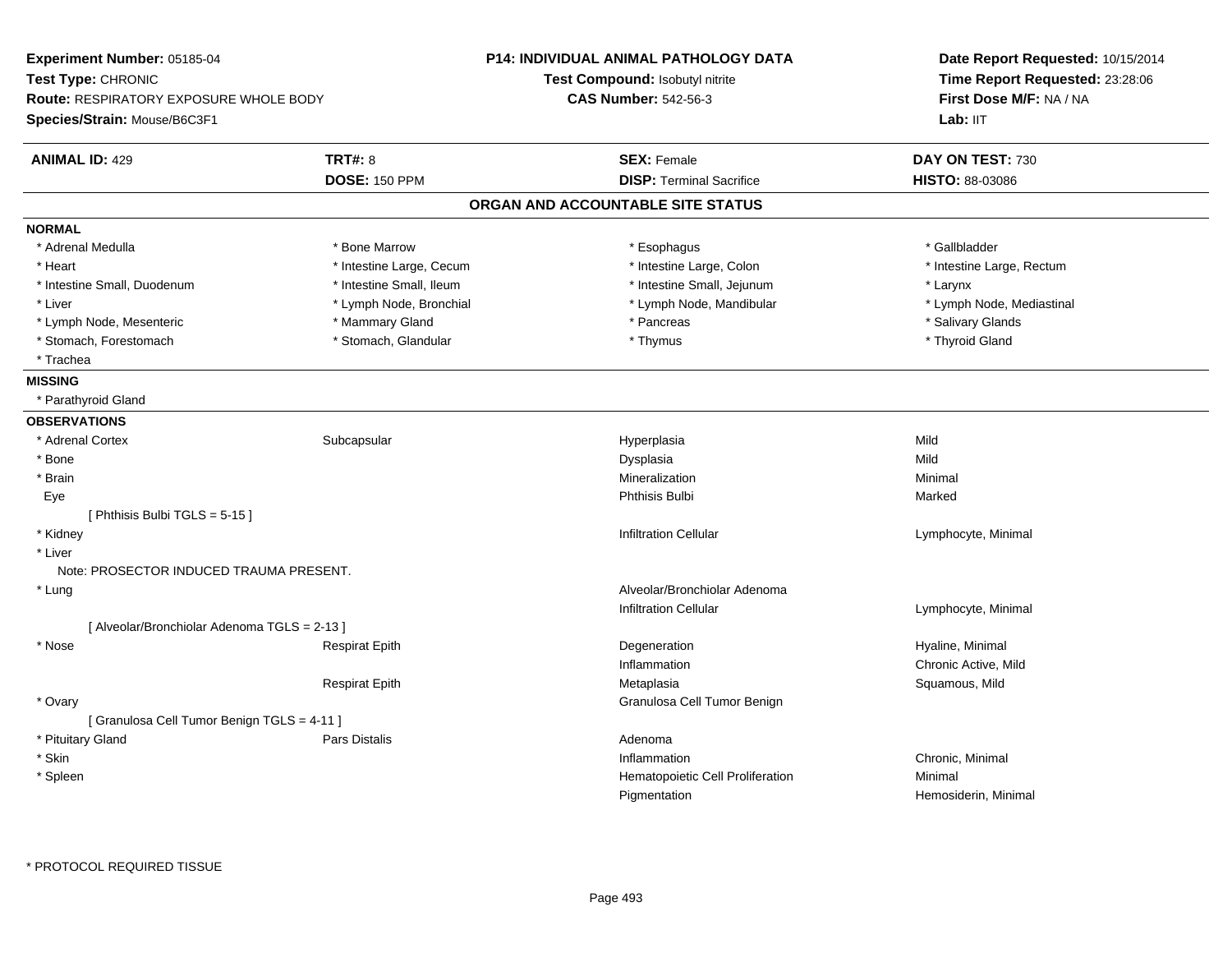**Experiment Number:** 05185-04
**Test Type:** CHRONIC
**Route:** RESPIRATORY EXPOSURE WHOLE BODY
**Species/Strain:** Mouse/B6C3F1

**P14: INDIVIDUAL ANIMAL PATHOLOGY DATA**
**Test Compound:** Isobutyl nitrite
**CAS Number:** 542-56-3

**Date Report Requested:** 10/15/2014
**Time Report Requested:** 23:28:06
**First Dose M/F:** NA / NA
**Lab:** IIT

| **ANIMAL ID:** 429 | **TRT#:** 8 | **SEX:** Female | **DAY ON TEST:** 730 |
|---|---|---|---|
| | **DOSE:** 150 PPM | **DISP:** Terminal Sacrifice | **HISTO:** 88-03086 |

## ORGAN AND ACCOUNTABLE SITE STATUS

**NORMAL**

| | | | |
|---|---|---|---|
| * Adrenal Medulla | * Bone Marrow | * Esophagus | * Gallbladder |
| * Heart | * Intestine Large, Cecum | * Intestine Large, Colon | * Intestine Large, Rectum |
| * Intestine Small, Duodenum | * Intestine Small, Ileum | * Intestine Small, Jejunum | * Larynx |
| * Liver | * Lymph Node, Bronchial | * Lymph Node, Mandibular | * Lymph Node, Mediastinal |
| * Lymph Node, Mesenteric | * Mammary Gland | * Pancreas | * Salivary Glands |
| * Stomach, Forestomach | * Stomach, Glandular | * Thymus | * Thyroid Gland |
| * Trachea | | | |

**MISSING**

* Parathyroid Gland

**OBSERVATIONS**

| | | | |
|---|---|---|---|
| * Adrenal Cortex | Subcapsular | Hyperplasia | Mild |
| * Bone | | Dysplasia | Mild |
| * Brain | | Mineralization | Minimal |
| Eye | | Phthisis Bulbi | Marked |
| [ Phthisis Bulbi TGLS = 5-15 ] | | | |
| * Kidney | | Infiltration Cellular | Lymphocyte, Minimal |
| * Liver | | | |
| Note: PROSECTOR INDUCED TRAUMA PRESENT. | | | |
| * Lung | | Alveolar/Bronchiolar Adenoma | |
| | | Infiltration Cellular | Lymphocyte, Minimal |
| [ Alveolar/Bronchiolar Adenoma TGLS = 2-13 ] | | | |
| * Nose | Respirat Epith | Degeneration | Hyaline, Minimal |
| | | Inflammation | Chronic Active, Mild |
| | Respirat Epith | Metaplasia | Squamous, Mild |
| * Ovary | | Granulosa Cell Tumor Benign | |
| [ Granulosa Cell Tumor Benign TGLS = 4-11 ] | | | |
| * Pituitary Gland | Pars Distalis | Adenoma | |
| * Skin | | Inflammation | Chronic, Minimal |
| * Spleen | | Hematopoietic Cell Proliferation | Minimal |
| | | Pigmentation | Hemosiderin, Minimal |

\* PROTOCOL REQUIRED TISSUE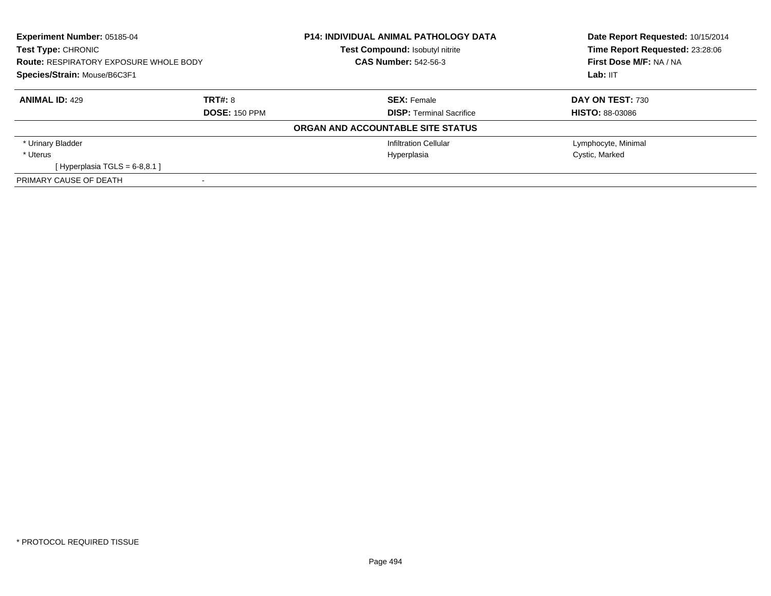**Experiment Number:** 05185-04
**Test Type:** CHRONIC
**Route:** RESPIRATORY EXPOSURE WHOLE BODY
**Species/Strain:** Mouse/B6C3F1

**P14: INDIVIDUAL ANIMAL PATHOLOGY DATA**
**Test Compound:** Isobutyl nitrite
**CAS Number:** 542-56-3

**Date Report Requested:** 10/15/2014
**Time Report Requested:** 23:28:06
**First Dose M/F:** NA / NA
**Lab:** IIT

| **ANIMAL ID:** 429 | **TRT#:** 8 | **SEX:** Female | **DAY ON TEST:** 730 |
|---|---|---|---|
| | **DOSE:** 150 PPM | **DISP:** Terminal Sacrifice | **HISTO:** 88-03086 |

**ORGAN AND ACCOUNTABLE SITE STATUS**

| | | | |
|---|---|---|---|
| * Urinary Bladder | | Infiltration Cellular | Lymphocyte, Minimal |
| * Uterus | | Hyperplasia | Cystic, Marked |
| [ Hyperplasia TGLS = 6-8,8.1 ] | | | |
| PRIMARY CAUSE OF DEATH | - | | |

* PROTOCOL REQUIRED TISSUE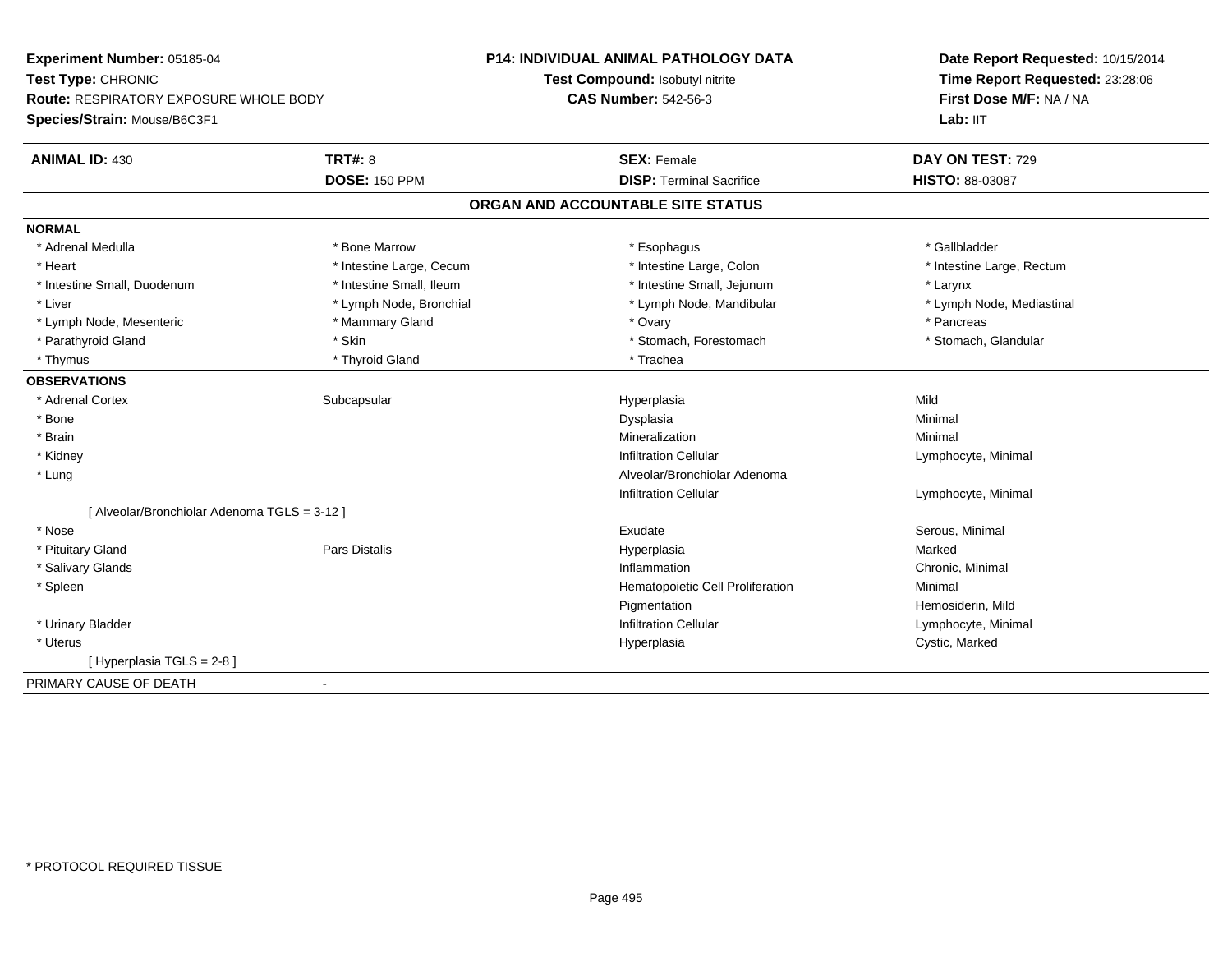**Experiment Number:** 05185-04
**Test Type:** CHRONIC
**Route:** RESPIRATORY EXPOSURE WHOLE BODY
**Species/Strain:** Mouse/B6C3F1

**P14: INDIVIDUAL ANIMAL PATHOLOGY DATA**
**Test Compound:** Isobutyl nitrite
**CAS Number:** 542-56-3

**Date Report Requested:** 10/15/2014
**Time Report Requested:** 23:28:06
**First Dose M/F:** NA / NA
**Lab:** IIT

| **ANIMAL ID:** 430 | **TRT#:** 8 | **SEX:** Female | **DAY ON TEST:** 729 |
|---|---|---|---|
| | **DOSE:** 150 PPM | **DISP:** Terminal Sacrifice | **HISTO:** 88-03087 |

## ORGAN AND ACCOUNTABLE SITE STATUS

**NORMAL**

| | | | |
|---|---|---|---|
| * Adrenal Medulla | * Bone Marrow | * Esophagus | * Gallbladder |
| * Heart | * Intestine Large, Cecum | * Intestine Large, Colon | * Intestine Large, Rectum |
| * Intestine Small, Duodenum | * Intestine Small, Ileum | * Intestine Small, Jejunum | * Larynx |
| * Liver | * Lymph Node, Bronchial | * Lymph Node, Mandibular | * Lymph Node, Mediastinal |
| * Lymph Node, Mesenteric | * Mammary Gland | * Ovary | * Pancreas |
| * Parathyroid Gland | * Skin | * Stomach, Forestomach | * Stomach, Glandular |
| * Thymus | * Thyroid Gland | * Trachea | |

**OBSERVATIONS**

| | | | |
|---|---|---|---|
| * Adrenal Cortex | Subcapsular | Hyperplasia | Mild |
| * Bone | | Dysplasia | Minimal |
| * Brain | | Mineralization | Minimal |
| * Kidney | | Infiltration Cellular | Lymphocyte, Minimal |
| * Lung | | Alveolar/Bronchiolar Adenoma | |
| | | Infiltration Cellular | Lymphocyte, Minimal |
| [ Alveolar/Bronchiolar Adenoma TGLS = 3-12 ] | | | |
| * Nose | | Exudate | Serous, Minimal |
| * Pituitary Gland | Pars Distalis | Hyperplasia | Marked |
| * Salivary Glands | | Inflammation | Chronic, Minimal |
| * Spleen | | Hematopoietic Cell Proliferation | Minimal |
| | | Pigmentation | Hemosiderin, Mild |
| * Urinary Bladder | | Infiltration Cellular | Lymphocyte, Minimal |
| * Uterus | | Hyperplasia | Cystic, Marked |
| [ Hyperplasia TGLS = 2-8 ] | | | |

PRIMARY CAUSE OF DEATH -

* PROTOCOL REQUIRED TISSUE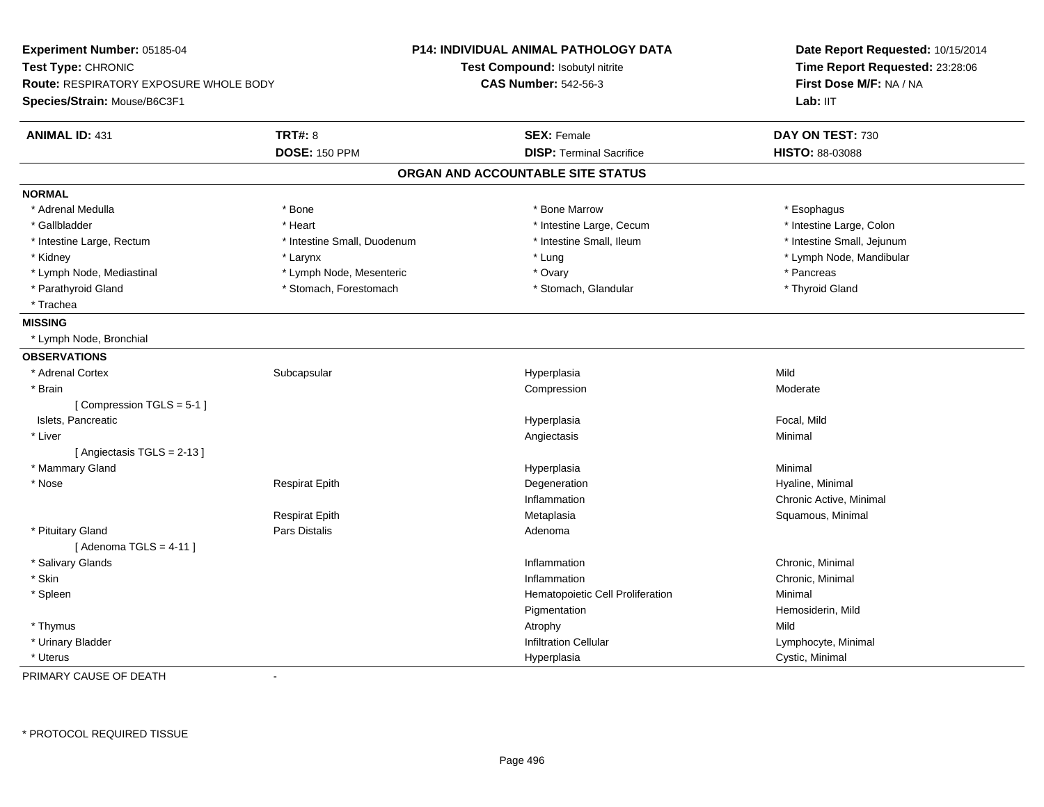**Experiment Number:** 05185-04
**Test Type:** CHRONIC
**Route:** RESPIRATORY EXPOSURE WHOLE BODY
**Species/Strain:** Mouse/B6C3F1

**P14: INDIVIDUAL ANIMAL PATHOLOGY DATA**
**Test Compound:** Isobutyl nitrite
**CAS Number:** 542-56-3

**Date Report Requested:** 10/15/2014
**Time Report Requested:** 23:28:06
**First Dose M/F:** NA / NA
**Lab:** IIT

| **ANIMAL ID:** 431 | **TRT#:** 8 | **SEX:** Female | **DAY ON TEST:** 730 |
|---|---|---|---|
| | **DOSE:** 150 PPM | **DISP:** Terminal Sacrifice | **HISTO:** 88-03088 |

## ORGAN AND ACCOUNTABLE SITE STATUS

**NORMAL**

| | | | |
|---|---|---|---|
| * Adrenal Medulla | * Bone | * Bone Marrow | * Esophagus |
| * Gallbladder | * Heart | * Intestine Large, Cecum | * Intestine Large, Colon |
| * Intestine Large, Rectum | * Intestine Small, Duodenum | * Intestine Small, Ileum | * Intestine Small, Jejunum |
| * Kidney | * Larynx | * Lung | * Lymph Node, Mandibular |
| * Lymph Node, Mediastinal | * Lymph Node, Mesenteric | * Ovary | * Pancreas |
| * Parathyroid Gland | * Stomach, Forestomach | * Stomach, Glandular | * Thyroid Gland |
| * Trachea | | | |

**MISSING**

* Lymph Node, Bronchial

**OBSERVATIONS**

| | | | |
|---|---|---|---|
| * Adrenal Cortex | Subcapsular | Hyperplasia | Mild |
| * Brain | | Compression | Moderate |
| [ Compression TGLS = 5-1 ] | | | |
| Islets, Pancreatic | | Hyperplasia | Focal, Mild |
| * Liver | | Angiectasis | Minimal |
| [ Angiectasis TGLS = 2-13 ] | | | |
| * Mammary Gland | | Hyperplasia | Minimal |
| * Nose | Respirat Epith | Degeneration | Hyaline, Minimal |
| | | Inflammation | Chronic Active, Minimal |
| | Respirat Epith | Metaplasia | Squamous, Minimal |
| * Pituitary Gland | Pars Distalis | Adenoma | |
| [ Adenoma TGLS = 4-11 ] | | | |
| * Salivary Glands | | Inflammation | Chronic, Minimal |
| * Skin | | Inflammation | Chronic, Minimal |
| * Spleen | | Hematopoietic Cell Proliferation | Minimal |
| | | Pigmentation | Hemosiderin, Mild |
| * Thymus | | Atrophy | Mild |
| * Urinary Bladder | | Infiltration Cellular | Lymphocyte, Minimal |
| * Uterus | | Hyperplasia | Cystic, Minimal |

PRIMARY CAUSE OF DEATH -

* PROTOCOL REQUIRED TISSUE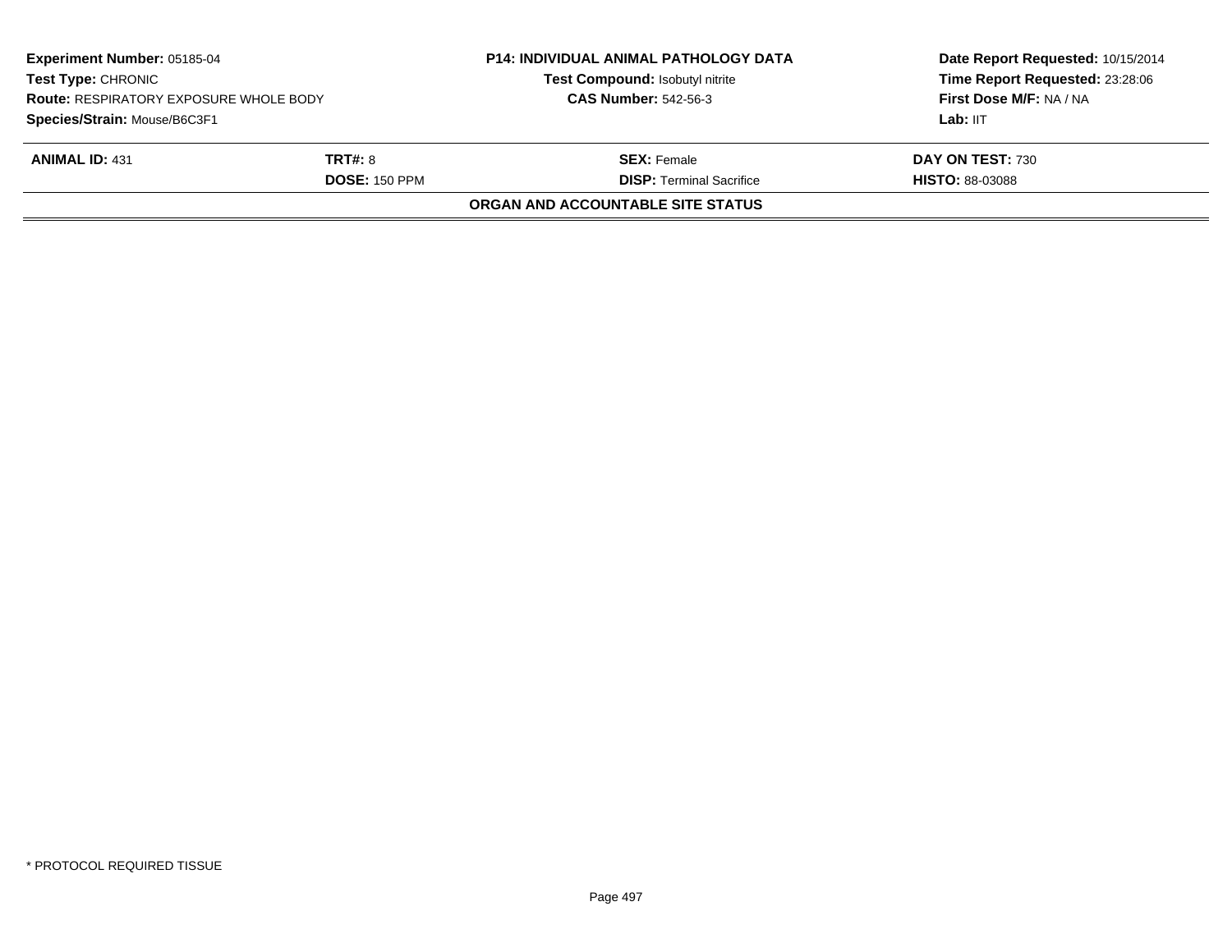| **Experiment Number:** 05185-04 | **P14: INDIVIDUAL ANIMAL PATHOLOGY DATA** | **Date Report Requested:** 10/15/2014 |
|---|---|---|
| **Test Type:** CHRONIC | **Test Compound:** Isobutyl nitrite | **Time Report Requested:** 23:28:06 |
| **Route:** RESPIRATORY EXPOSURE WHOLE BODY | **CAS Number:** 542-56-3 | **First Dose M/F:** NA / NA |
| **Species/Strain:** Mouse/B6C3F1 | | **Lab:** IIT |

| **ANIMAL ID:** 431 | **TRT#:** 8 | **SEX:** Female | **DAY ON TEST:** 730 |
|---|---|---|---|
| | **DOSE:** 150 PPM | **DISP:** Terminal Sacrifice | **HISTO:** 88-03088 |

**ORGAN AND ACCOUNTABLE SITE STATUS**

* PROTOCOL REQUIRED TISSUE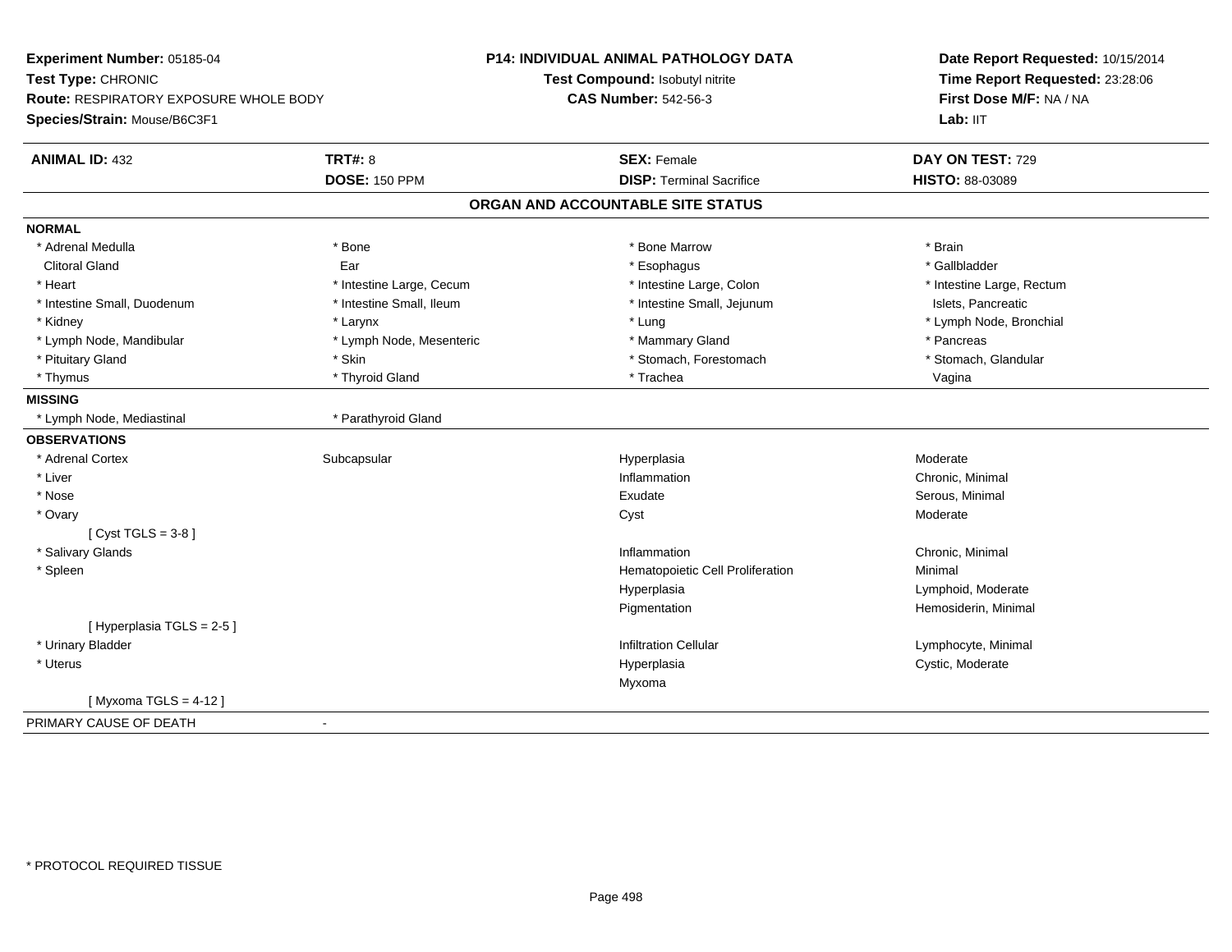**Experiment Number:** 05185-04
**Test Type:** CHRONIC
**Route:** RESPIRATORY EXPOSURE WHOLE BODY
**Species/Strain:** Mouse/B6C3F1

**P14: INDIVIDUAL ANIMAL PATHOLOGY DATA**
**Test Compound:** Isobutyl nitrite
**CAS Number:** 542-56-3

**Date Report Requested:** 10/15/2014
**Time Report Requested:** 23:28:06
**First Dose M/F:** NA / NA
**Lab:** IIT

| **ANIMAL ID:** 432 | **TRT#:** 8 | **SEX:** Female | **DAY ON TEST:** 729 |
|---|---|---|---|
| | **DOSE:** 150 PPM | **DISP:** Terminal Sacrifice | **HISTO:** 88-03089 |

**ORGAN AND ACCOUNTABLE SITE STATUS**

**NORMAL**

| | | | |
|---|---|---|---|
| * Adrenal Medulla | * Bone | * Bone Marrow | * Brain |
| Clitoral Gland | Ear | * Esophagus | * Gallbladder |
| * Heart | * Intestine Large, Cecum | * Intestine Large, Colon | * Intestine Large, Rectum |
| * Intestine Small, Duodenum | * Intestine Small, Ileum | * Intestine Small, Jejunum | Islets, Pancreatic |
| * Kidney | * Larynx | * Lung | * Lymph Node, Bronchial |
| * Lymph Node, Mandibular | * Lymph Node, Mesenteric | * Mammary Gland | * Pancreas |
| * Pituitary Gland | * Skin | * Stomach, Forestomach | * Stomach, Glandular |
| * Thymus | * Thyroid Gland | * Trachea | Vagina |

**MISSING**

| | |
|---|---|
| * Lymph Node, Mediastinal | * Parathyroid Gland |

**OBSERVATIONS**

| | | | |
|---|---|---|---|
| * Adrenal Cortex | Subcapsular | Hyperplasia | Moderate |
| * Liver | | Inflammation | Chronic, Minimal |
| * Nose | | Exudate | Serous, Minimal |
| * Ovary | | Cyst | Moderate |
| [ Cyst TGLS = 3-8 ] | | | |
| * Salivary Glands | | Inflammation | Chronic, Minimal |
| * Spleen | | Hematopoietic Cell Proliferation | Minimal |
| | | Hyperplasia | Lymphoid, Moderate |
| | | Pigmentation | Hemosiderin, Minimal |
| [ Hyperplasia TGLS = 2-5 ] | | | |
| * Urinary Bladder | | Infiltration Cellular | Lymphocyte, Minimal |
| * Uterus | | Hyperplasia | Cystic, Moderate |
| | | Myxoma | |
| [ Myxoma TGLS = 4-12 ] | | | |

PRIMARY CAUSE OF DEATH -

* PROTOCOL REQUIRED TISSUE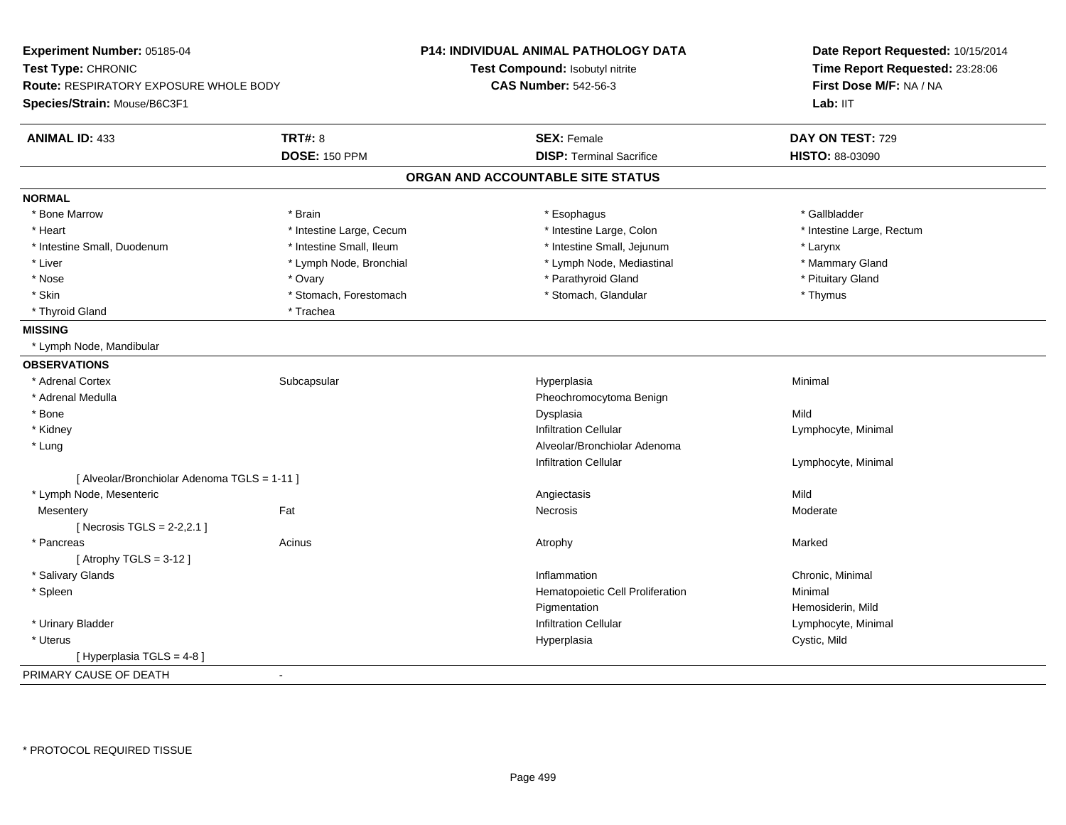**Experiment Number:** 05185-04
**Test Type:** CHRONIC
**Route:** RESPIRATORY EXPOSURE WHOLE BODY
**Species/Strain:** Mouse/B6C3F1

**P14: INDIVIDUAL ANIMAL PATHOLOGY DATA**
**Test Compound:** Isobutyl nitrite
**CAS Number:** 542-56-3

**Date Report Requested:** 10/15/2014
**Time Report Requested:** 23:28:06
**First Dose M/F:** NA / NA
**Lab:** IIT

| **ANIMAL ID:** 433 | **TRT#:** 8 | **SEX:** Female | **DAY ON TEST:** 729 |
|---|---|---|---|
| | **DOSE:** 150 PPM | **DISP:** Terminal Sacrifice | **HISTO:** 88-03090 |

## ORGAN AND ACCOUNTABLE SITE STATUS

**NORMAL**

| | | | |
|---|---|---|---|
| * Bone Marrow | * Brain | * Esophagus | * Gallbladder |
| * Heart | * Intestine Large, Cecum | * Intestine Large, Colon | * Intestine Large, Rectum |
| * Intestine Small, Duodenum | * Intestine Small, Ileum | * Intestine Small, Jejunum | * Larynx |
| * Liver | * Lymph Node, Bronchial | * Lymph Node, Mediastinal | * Mammary Gland |
| * Nose | * Ovary | * Parathyroid Gland | * Pituitary Gland |
| * Skin | * Stomach, Forestomach | * Stomach, Glandular | * Thymus |
| * Thyroid Gland | * Trachea | | |

**MISSING**

* Lymph Node, Mandibular

**OBSERVATIONS**

| | | | |
|---|---|---|---|
| * Adrenal Cortex | Subcapsular | Hyperplasia | Minimal |
| * Adrenal Medulla | | Pheochromocytoma Benign | |
| * Bone | | Dysplasia | Mild |
| * Kidney | | Infiltration Cellular | Lymphocyte, Minimal |
| * Lung | | Alveolar/Bronchiolar Adenoma | |
| | | Infiltration Cellular | Lymphocyte, Minimal |
| [ Alveolar/Bronchiolar Adenoma TGLS = 1-11 ] | | | |
| * Lymph Node, Mesenteric | | Angiectasis | Mild |
| Mesentery | Fat | Necrosis | Moderate |
| [ Necrosis TGLS = 2-2,2.1 ] | | | |
| * Pancreas | Acinus | Atrophy | Marked |
| [ Atrophy TGLS = 3-12 ] | | | |
| * Salivary Glands | | Inflammation | Chronic, Minimal |
| * Spleen | | Hematopoietic Cell Proliferation | Minimal |
| | | Pigmentation | Hemosiderin, Mild |
| * Urinary Bladder | | Infiltration Cellular | Lymphocyte, Minimal |
| * Uterus | | Hyperplasia | Cystic, Mild |
| [ Hyperplasia TGLS = 4-8 ] | | | |

PRIMARY CAUSE OF DEATH -

* PROTOCOL REQUIRED TISSUE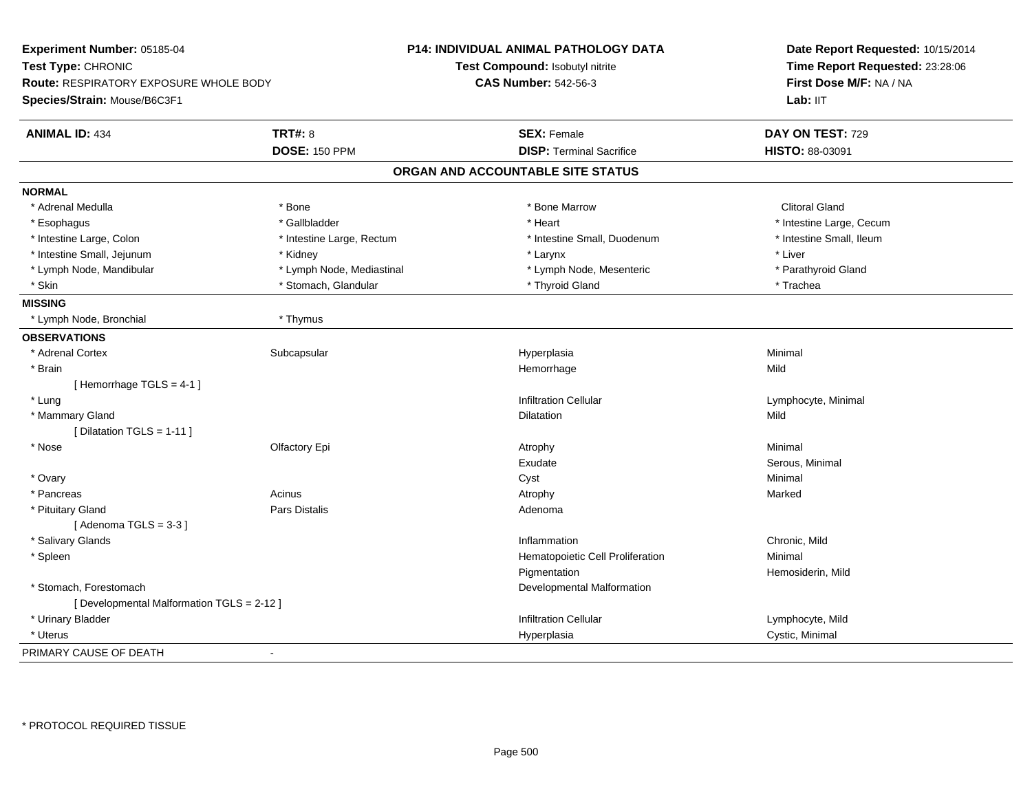**Experiment Number:** 05185-04
**Test Type:** CHRONIC
**Route:** RESPIRATORY EXPOSURE WHOLE BODY
**Species/Strain:** Mouse/B6C3F1

**P14: INDIVIDUAL ANIMAL PATHOLOGY DATA**
**Test Compound:** Isobutyl nitrite
**CAS Number:** 542-56-3

**Date Report Requested:** 10/15/2014
**Time Report Requested:** 23:28:06
**First Dose M/F:** NA / NA
**Lab:** IIT

| **ANIMAL ID:** 434 | **TRT#:** 8 | **SEX:** Female | **DAY ON TEST:** 729 |
|---|---|---|---|
| | **DOSE:** 150 PPM | **DISP:** Terminal Sacrifice | **HISTO:** 88-03091 |

## ORGAN AND ACCOUNTABLE SITE STATUS

**NORMAL**

| | | | |
|---|---|---|---|
| * Adrenal Medulla | * Bone | * Bone Marrow | Clitoral Gland |
| * Esophagus | * Gallbladder | * Heart | * Intestine Large, Cecum |
| * Intestine Large, Colon | * Intestine Large, Rectum | * Intestine Small, Duodenum | * Intestine Small, Ileum |
| * Intestine Small, Jejunum | * Kidney | * Larynx | * Liver |
| * Lymph Node, Mandibular | * Lymph Node, Mediastinal | * Lymph Node, Mesenteric | * Parathyroid Gland |
| * Skin | * Stomach, Glandular | * Thyroid Gland | * Trachea |

**MISSING**

| | |
|---|---|
| * Lymph Node, Bronchial | * Thymus |

**OBSERVATIONS**

| | | | |
|---|---|---|---|
| * Adrenal Cortex | Subcapsular | Hyperplasia | Minimal |
| * Brain | | Hemorrhage | Mild |
| [ Hemorrhage TGLS = 4-1 ] | | | |
| * Lung | | Infiltration Cellular | Lymphocyte, Minimal |
| * Mammary Gland | | Dilatation | Mild |
| [ Dilatation TGLS = 1-11 ] | | | |
| * Nose | Olfactory Epi | Atrophy | Minimal |
| | | Exudate | Serous, Minimal |
| * Ovary | | Cyst | Minimal |
| * Pancreas | Acinus | Atrophy | Marked |
| * Pituitary Gland | Pars Distalis | Adenoma | |
| [ Adenoma TGLS = 3-3 ] | | | |
| * Salivary Glands | | Inflammation | Chronic, Mild |
| * Spleen | | Hematopoietic Cell Proliferation | Minimal |
| | | Pigmentation | Hemosiderin, Mild |
| * Stomach, Forestomach | | Developmental Malformation | |
| [ Developmental Malformation TGLS = 2-12 ] | | | |
| * Urinary Bladder | | Infiltration Cellular | Lymphocyte, Mild |
| * Uterus | | Hyperplasia | Cystic, Minimal |

PRIMARY CAUSE OF DEATH -

* PROTOCOL REQUIRED TISSUE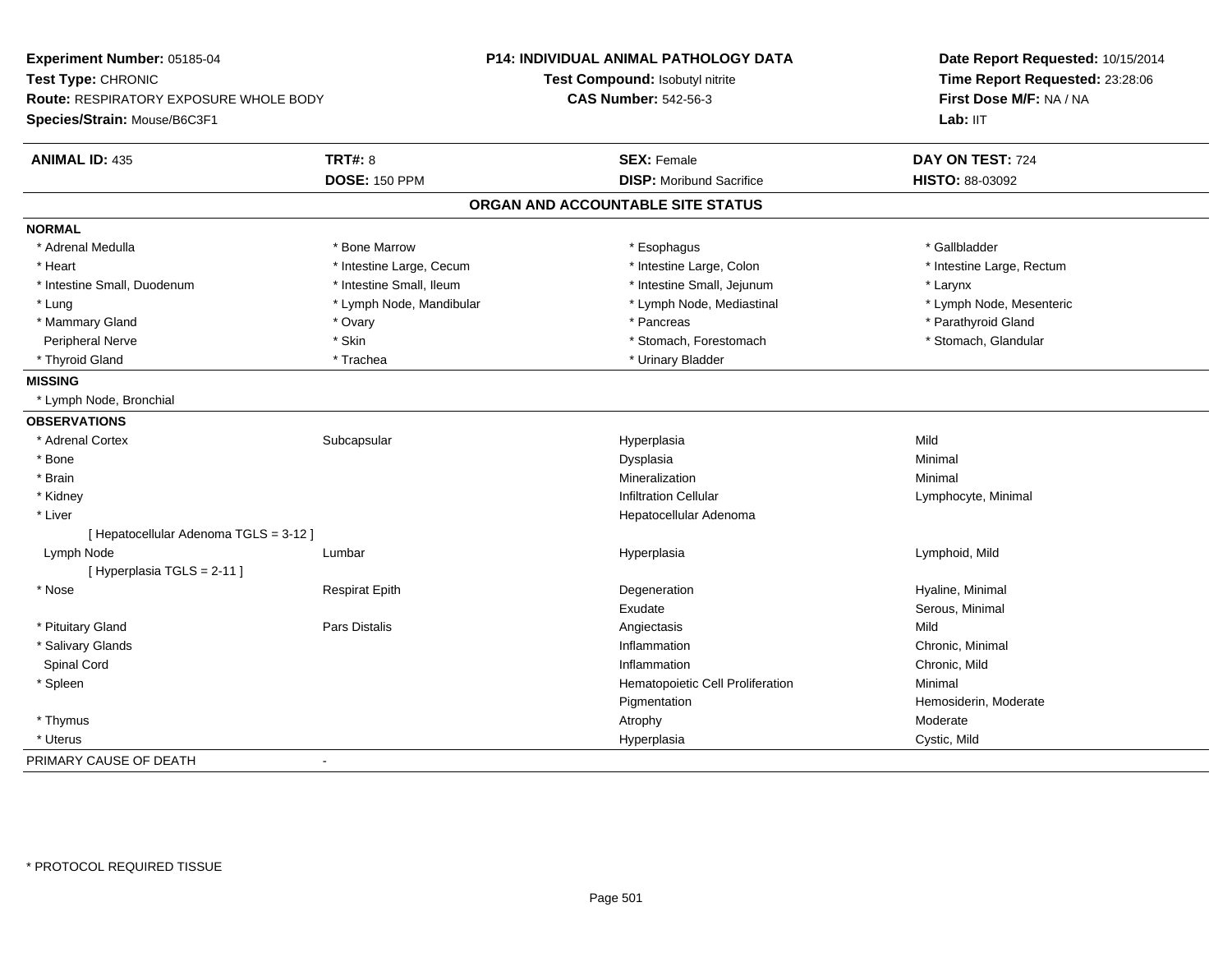**Experiment Number:** 05185-04
**Test Type:** CHRONIC
**Route:** RESPIRATORY EXPOSURE WHOLE BODY
**Species/Strain:** Mouse/B6C3F1

**P14: INDIVIDUAL ANIMAL PATHOLOGY DATA**
**Test Compound:** Isobutyl nitrite
**CAS Number:** 542-56-3

**Date Report Requested:** 10/15/2014
**Time Report Requested:** 23:28:06
**First Dose M/F:** NA / NA
**Lab:** IIT

| **ANIMAL ID:** 435 | **TRT#:** 8 | **SEX:** Female | **DAY ON TEST:** 724 |
|---|---|---|---|
| | **DOSE:** 150 PPM | **DISP:** Moribund Sacrifice | **HISTO:** 88-03092 |

## ORGAN AND ACCOUNTABLE SITE STATUS

**NORMAL**

| | | | |
|---|---|---|---|
| * Adrenal Medulla | * Bone Marrow | * Esophagus | * Gallbladder |
| * Heart | * Intestine Large, Cecum | * Intestine Large, Colon | * Intestine Large, Rectum |
| * Intestine Small, Duodenum | * Intestine Small, Ileum | * Intestine Small, Jejunum | * Larynx |
| * Lung | * Lymph Node, Mandibular | * Lymph Node, Mediastinal | * Lymph Node, Mesenteric |
| * Mammary Gland | * Ovary | * Pancreas | * Parathyroid Gland |
| Peripheral Nerve | * Skin | * Stomach, Forestomach | * Stomach, Glandular |
| * Thyroid Gland | * Trachea | * Urinary Bladder | |

**MISSING**

* Lymph Node, Bronchial

**OBSERVATIONS**

| | | | |
|---|---|---|---|
| * Adrenal Cortex | Subcapsular | Hyperplasia | Mild |
| * Bone | | Dysplasia | Minimal |
| * Brain | | Mineralization | Minimal |
| * Kidney | | Infiltration Cellular | Lymphocyte, Minimal |
| * Liver | | Hepatocellular Adenoma | |
| [ Hepatocellular Adenoma TGLS = 3-12 ] | | | |
| Lymph Node | Lumbar | Hyperplasia | Lymphoid, Mild |
| [ Hyperplasia TGLS = 2-11 ] | | | |
| * Nose | Respirat Epith | Degeneration | Hyaline, Minimal |
| | | Exudate | Serous, Minimal |
| * Pituitary Gland | Pars Distalis | Angiectasis | Mild |
| * Salivary Glands | | Inflammation | Chronic, Minimal |
| Spinal Cord | | Inflammation | Chronic, Mild |
| * Spleen | | Hematopoietic Cell Proliferation | Minimal |
| | | Pigmentation | Hemosiderin, Moderate |
| * Thymus | | Atrophy | Moderate |
| * Uterus | | Hyperplasia | Cystic, Mild |

PRIMARY CAUSE OF DEATH -

* PROTOCOL REQUIRED TISSUE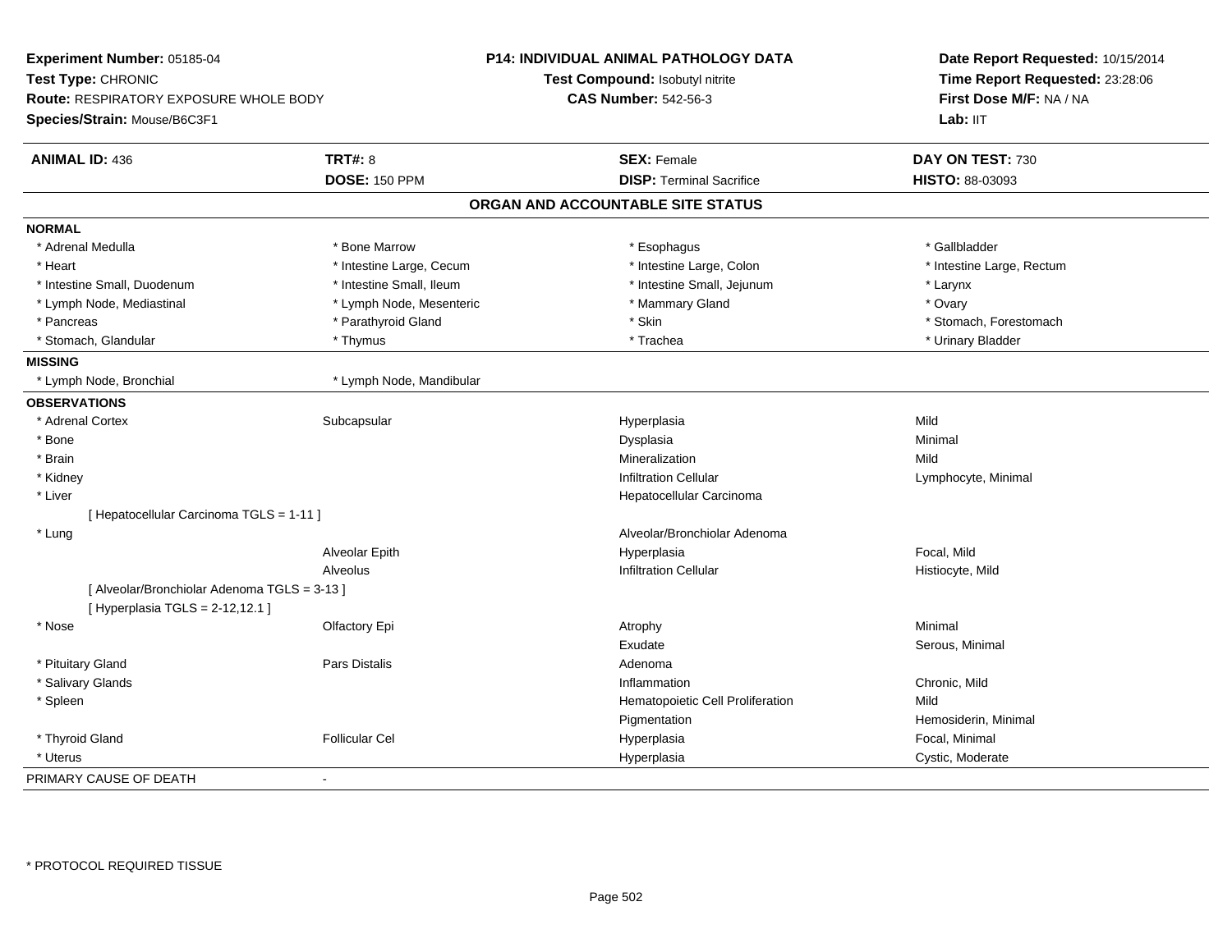**Experiment Number:** 05185-04
**Test Type:** CHRONIC
**Route:** RESPIRATORY EXPOSURE WHOLE BODY
**Species/Strain:** Mouse/B6C3F1

**P14: INDIVIDUAL ANIMAL PATHOLOGY DATA**
**Test Compound:** Isobutyl nitrite
**CAS Number:** 542-56-3

**Date Report Requested:** 10/15/2014
**Time Report Requested:** 23:28:06
**First Dose M/F:** NA / NA
**Lab:** IIT

| **ANIMAL ID:** 436 | **TRT#:** 8 | **SEX:** Female | **DAY ON TEST:** 730 |
|---|---|---|---|
| | **DOSE:** 150 PPM | **DISP:** Terminal Sacrifice | **HISTO:** 88-03093 |

## ORGAN AND ACCOUNTABLE SITE STATUS

**NORMAL**

| | | | |
|---|---|---|---|
| * Adrenal Medulla | * Bone Marrow | * Esophagus | * Gallbladder |
| * Heart | * Intestine Large, Cecum | * Intestine Large, Colon | * Intestine Large, Rectum |
| * Intestine Small, Duodenum | * Intestine Small, Ileum | * Intestine Small, Jejunum | * Larynx |
| * Lymph Node, Mediastinal | * Lymph Node, Mesenteric | * Mammary Gland | * Ovary |
| * Pancreas | * Parathyroid Gland | * Skin | * Stomach, Forestomach |
| * Stomach, Glandular | * Thymus | * Trachea | * Urinary Bladder |

**MISSING**

| | |
|---|---|
| * Lymph Node, Bronchial | * Lymph Node, Mandibular |

**OBSERVATIONS**

| | | | |
|---|---|---|---|
| * Adrenal Cortex | Subcapsular | Hyperplasia | Mild |
| * Bone | | Dysplasia | Minimal |
| * Brain | | Mineralization | Mild |
| * Kidney | | Infiltration Cellular | Lymphocyte, Minimal |
| * Liver | | Hepatocellular Carcinoma | |
| [ Hepatocellular Carcinoma TGLS = 1-11 ] | | | |
| * Lung | | Alveolar/Bronchiolar Adenoma | |
| | Alveolar Epith | Hyperplasia | Focal, Mild |
| | Alveolus | Infiltration Cellular | Histiocyte, Mild |
| [ Alveolar/Bronchiolar Adenoma TGLS = 3-13 ] | | | |
| [ Hyperplasia TGLS = 2-12,12.1 ] | | | |
| * Nose | Olfactory Epi | Atrophy | Minimal |
| | | Exudate | Serous, Minimal |
| * Pituitary Gland | Pars Distalis | Adenoma | |
| * Salivary Glands | | Inflammation | Chronic, Mild |
| * Spleen | | Hematopoietic Cell Proliferation | Mild |
| | | Pigmentation | Hemosiderin, Minimal |
| * Thyroid Gland | Follicular Cel | Hyperplasia | Focal, Minimal |
| * Uterus | | Hyperplasia | Cystic, Moderate |

PRIMARY CAUSE OF DEATH -

* PROTOCOL REQUIRED TISSUE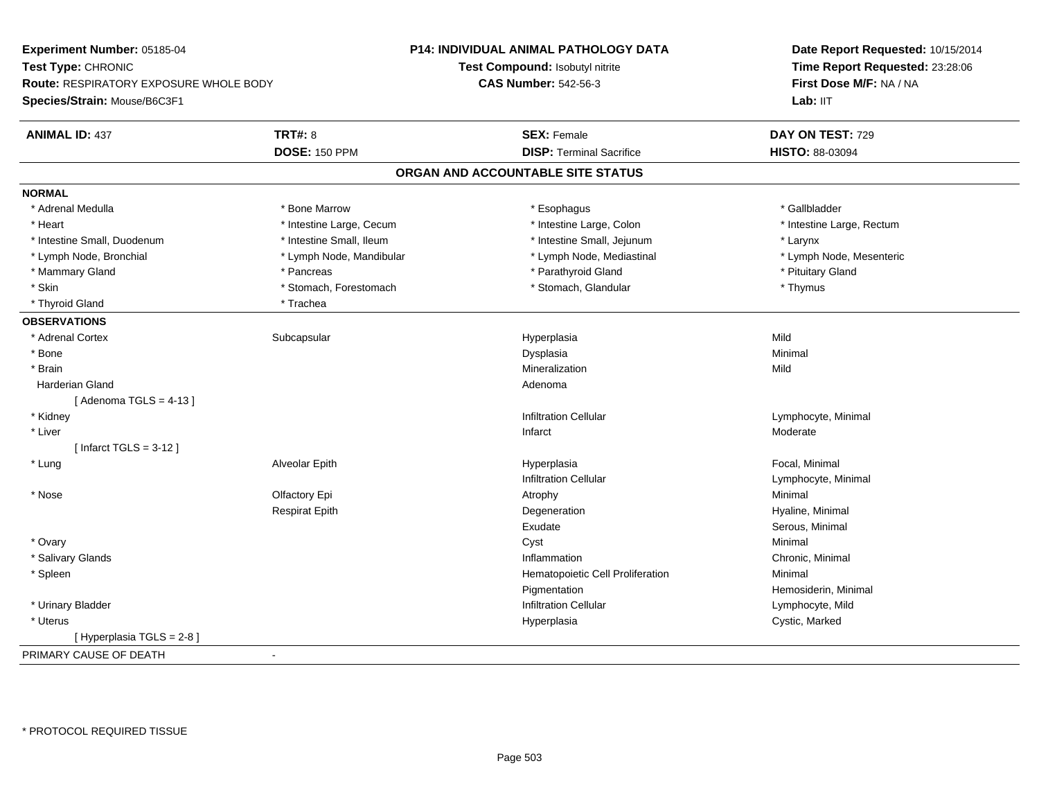**Experiment Number:** 05185-04
**Test Type:** CHRONIC
**Route:** RESPIRATORY EXPOSURE WHOLE BODY
**Species/Strain:** Mouse/B6C3F1

**P14: INDIVIDUAL ANIMAL PATHOLOGY DATA**
**Test Compound:** Isobutyl nitrite
**CAS Number:** 542-56-3

**Date Report Requested:** 10/15/2014
**Time Report Requested:** 23:28:06
**First Dose M/F:** NA / NA
**Lab:** IIT

| **ANIMAL ID:** 437 | **TRT#:** 8 | **SEX:** Female | **DAY ON TEST:** 729 |
|---|---|---|---|
| | **DOSE:** 150 PPM | **DISP:** Terminal Sacrifice | **HISTO:** 88-03094 |

## ORGAN AND ACCOUNTABLE SITE STATUS

**NORMAL**

| | | | |
|---|---|---|---|
| * Adrenal Medulla | * Bone Marrow | * Esophagus | * Gallbladder |
| * Heart | * Intestine Large, Cecum | * Intestine Large, Colon | * Intestine Large, Rectum |
| * Intestine Small, Duodenum | * Intestine Small, Ileum | * Intestine Small, Jejunum | * Larynx |
| * Lymph Node, Bronchial | * Lymph Node, Mandibular | * Lymph Node, Mediastinal | * Lymph Node, Mesenteric |
| * Mammary Gland | * Pancreas | * Parathyroid Gland | * Pituitary Gland |
| * Skin | * Stomach, Forestomach | * Stomach, Glandular | * Thymus |
| * Thyroid Gland | * Trachea | | |

**OBSERVATIONS**

| | | | |
|---|---|---|---|
| * Adrenal Cortex | Subcapsular | Hyperplasia | Mild |
| * Bone | | Dysplasia | Minimal |
| * Brain | | Mineralization | Mild |
| Harderian Gland | | Adenoma | |
| [ Adenoma TGLS = 4-13 ] | | | |
| * Kidney | | Infiltration Cellular | Lymphocyte, Minimal |
| * Liver | | Infarct | Moderate |
| [ Infarct TGLS = 3-12 ] | | | |
| * Lung | Alveolar Epith | Hyperplasia | Focal, Minimal |
| | | Infiltration Cellular | Lymphocyte, Minimal |
| * Nose | Olfactory Epi | Atrophy | Minimal |
| | Respirat Epith | Degeneration | Hyaline, Minimal |
| | | Exudate | Serous, Minimal |
| * Ovary | | Cyst | Minimal |
| * Salivary Glands | | Inflammation | Chronic, Minimal |
| * Spleen | | Hematopoietic Cell Proliferation | Minimal |
| | | Pigmentation | Hemosiderin, Minimal |
| * Urinary Bladder | | Infiltration Cellular | Lymphocyte, Mild |
| * Uterus | | Hyperplasia | Cystic, Marked |
| [ Hyperplasia TGLS = 2-8 ] | | | |

PRIMARY CAUSE OF DEATH -

* PROTOCOL REQUIRED TISSUE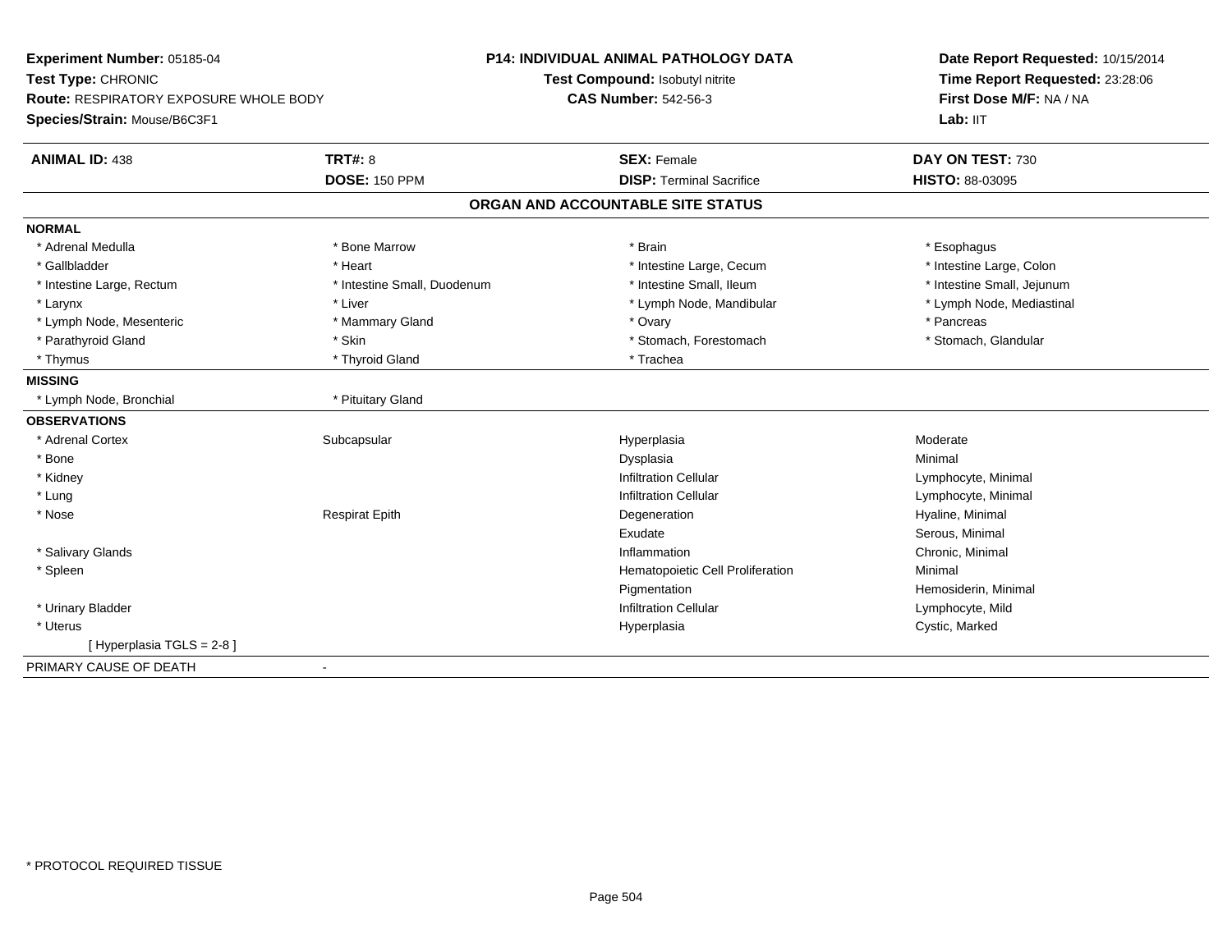**Experiment Number:** 05185-04
**Test Type:** CHRONIC
**Route:** RESPIRATORY EXPOSURE WHOLE BODY
**Species/Strain:** Mouse/B6C3F1

**P14: INDIVIDUAL ANIMAL PATHOLOGY DATA**
**Test Compound:** Isobutyl nitrite
**CAS Number:** 542-56-3

**Date Report Requested:** 10/15/2014
**Time Report Requested:** 23:28:06
**First Dose M/F:** NA / NA
**Lab:** IIT

| **ANIMAL ID:** 438 | **TRT#:** 8 | **SEX:** Female | **DAY ON TEST:** 730 |
|---|---|---|---|
| | **DOSE:** 150 PPM | **DISP:** Terminal Sacrifice | **HISTO:** 88-03095 |

## ORGAN AND ACCOUNTABLE SITE STATUS

| | | | |
|---|---|---|---|
| **NORMAL** | | | |
| * Adrenal Medulla | * Bone Marrow | * Brain | * Esophagus |
| * Gallbladder | * Heart | * Intestine Large, Cecum | * Intestine Large, Colon |
| * Intestine Large, Rectum | * Intestine Small, Duodenum | * Intestine Small, Ileum | * Intestine Small, Jejunum |
| * Larynx | * Liver | * Lymph Node, Mandibular | * Lymph Node, Mediastinal |
| * Lymph Node, Mesenteric | * Mammary Gland | * Ovary | * Pancreas |
| * Parathyroid Gland | * Skin | * Stomach, Forestomach | * Stomach, Glandular |
| * Thymus | * Thyroid Gland | * Trachea | |
| **MISSING** | | | |
| * Lymph Node, Bronchial | * Pituitary Gland | | |
| **OBSERVATIONS** | | | |
| * Adrenal Cortex | Subcapsular | Hyperplasia | Moderate |
| * Bone | | Dysplasia | Minimal |
| * Kidney | | Infiltration Cellular | Lymphocyte, Minimal |
| * Lung | | Infiltration Cellular | Lymphocyte, Minimal |
| * Nose | Respirat Epith | Degeneration | Hyaline, Minimal |
| | | Exudate | Serous, Minimal |
| * Salivary Glands | | Inflammation | Chronic, Minimal |
| * Spleen | | Hematopoietic Cell Proliferation | Minimal |
| | | Pigmentation | Hemosiderin, Minimal |
| * Urinary Bladder | | Infiltration Cellular | Lymphocyte, Mild |
| * Uterus | | Hyperplasia | Cystic, Marked |
| [ Hyperplasia TGLS = 2-8 ] | | | |
| PRIMARY CAUSE OF DEATH | - | | |

\* PROTOCOL REQUIRED TISSUE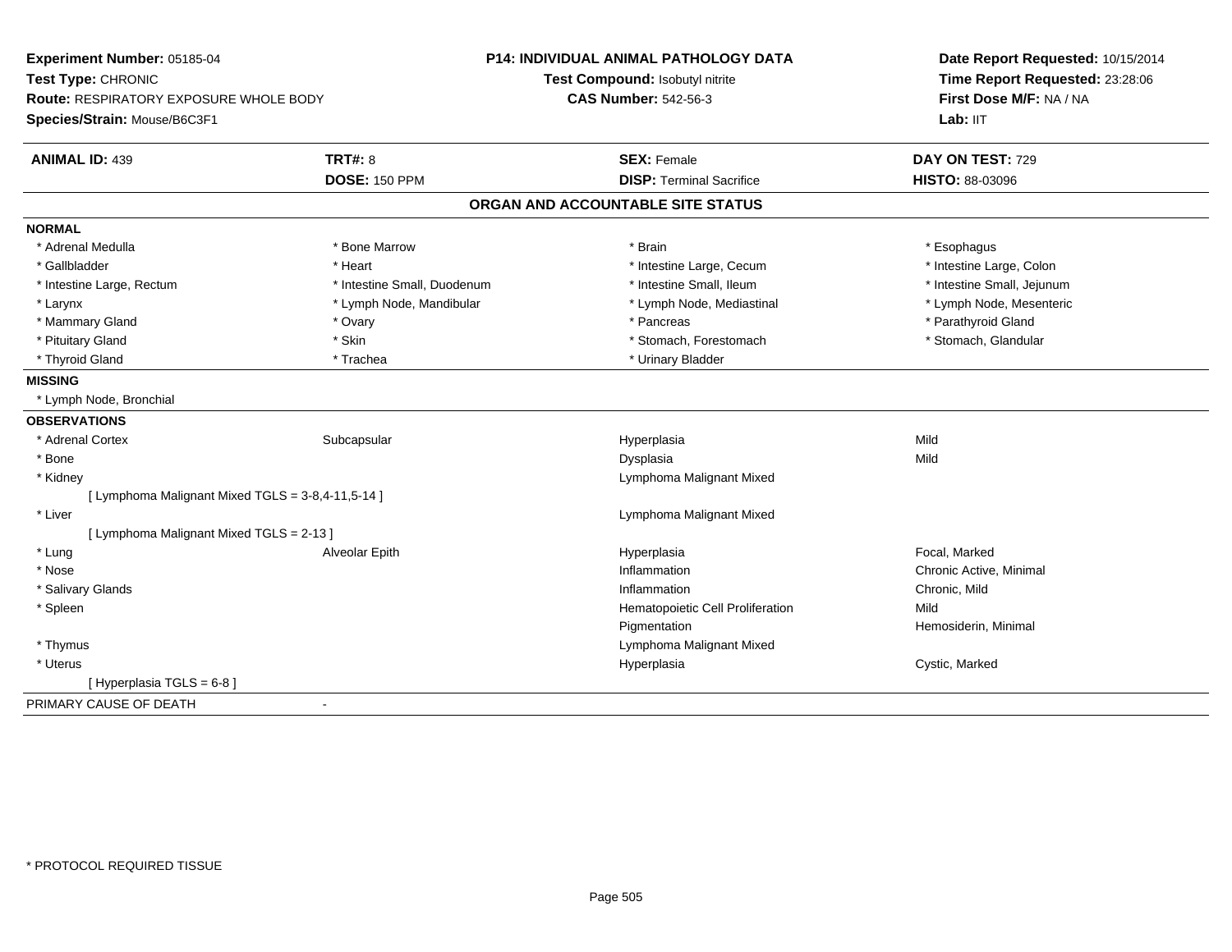**Experiment Number:** 05185-04
**Test Type:** CHRONIC
**Route:** RESPIRATORY EXPOSURE WHOLE BODY
**Species/Strain:** Mouse/B6C3F1

**P14: INDIVIDUAL ANIMAL PATHOLOGY DATA**
**Test Compound:** Isobutyl nitrite
**CAS Number:** 542-56-3

**Date Report Requested:** 10/15/2014
**Time Report Requested:** 23:28:06
**First Dose M/F:** NA / NA
**Lab:** IIT

| **ANIMAL ID:** 439 | **TRT#:** 8 | **SEX:** Female | **DAY ON TEST:** 729 |
|---|---|---|---|
| | **DOSE:** 150 PPM | **DISP:** Terminal Sacrifice | **HISTO:** 88-03096 |

## ORGAN AND ACCOUNTABLE SITE STATUS

**NORMAL**

| | | | |
|---|---|---|---|
| * Adrenal Medulla | * Bone Marrow | * Brain | * Esophagus |
| * Gallbladder | * Heart | * Intestine Large, Cecum | * Intestine Large, Colon |
| * Intestine Large, Rectum | * Intestine Small, Duodenum | * Intestine Small, Ileum | * Intestine Small, Jejunum |
| * Larynx | * Lymph Node, Mandibular | * Lymph Node, Mediastinal | * Lymph Node, Mesenteric |
| * Mammary Gland | * Ovary | * Pancreas | * Parathyroid Gland |
| * Pituitary Gland | * Skin | * Stomach, Forestomach | * Stomach, Glandular |
| * Thyroid Gland | * Trachea | * Urinary Bladder | |

**MISSING**

* Lymph Node, Bronchial

**OBSERVATIONS**

| | | | |
|---|---|---|---|
| * Adrenal Cortex | Subcapsular | Hyperplasia | Mild |
| * Bone | | Dysplasia | Mild |
| * Kidney | | Lymphoma Malignant Mixed | |
| [ Lymphoma Malignant Mixed TGLS = 3-8,4-11,5-14 ] | | | |
| * Liver | | Lymphoma Malignant Mixed | |
| [ Lymphoma Malignant Mixed TGLS = 2-13 ] | | | |
| * Lung | Alveolar Epith | Hyperplasia | Focal, Marked |
| * Nose | | Inflammation | Chronic Active, Minimal |
| * Salivary Glands | | Inflammation | Chronic, Mild |
| * Spleen | | Hematopoietic Cell Proliferation | Mild |
| | | Pigmentation | Hemosiderin, Minimal |
| * Thymus | | Lymphoma Malignant Mixed | |
| * Uterus | | Hyperplasia | Cystic, Marked |
| [ Hyperplasia TGLS = 6-8 ] | | | |

PRIMARY CAUSE OF DEATH -

\* PROTOCOL REQUIRED TISSUE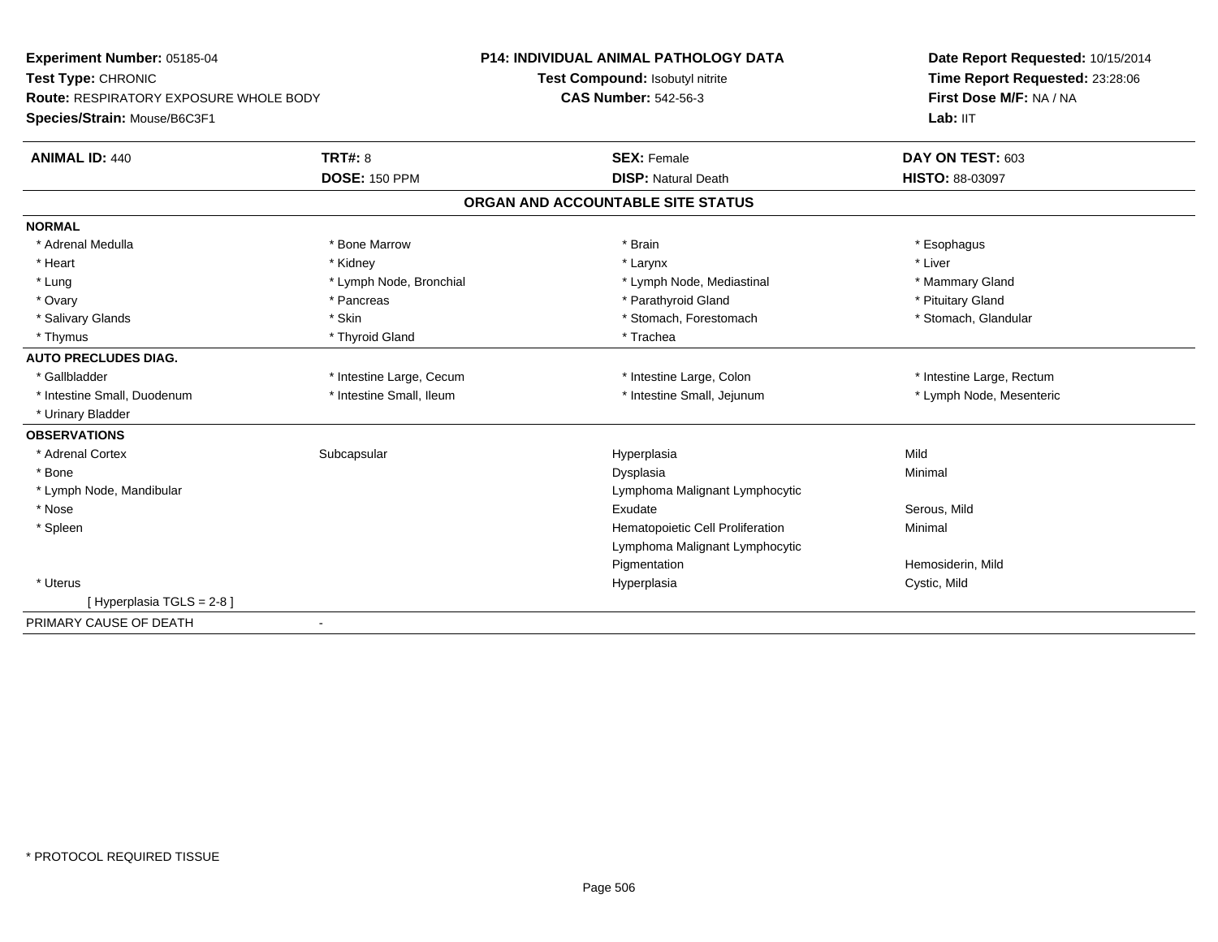**Experiment Number:** 05185-04
**Test Type:** CHRONIC
**Route:** RESPIRATORY EXPOSURE WHOLE BODY
**Species/Strain:** Mouse/B6C3F1

**P14: INDIVIDUAL ANIMAL PATHOLOGY DATA**
**Test Compound:** Isobutyl nitrite
**CAS Number:** 542-56-3

**Date Report Requested:** 10/15/2014
**Time Report Requested:** 23:28:06
**First Dose M/F:** NA / NA
**Lab:** IIT

| **ANIMAL ID:** 440 | **TRT#:** 8 | **SEX:** Female | **DAY ON TEST:** 603 |
|---|---|---|---|
| | **DOSE:** 150 PPM | **DISP:** Natural Death | **HISTO:** 88-03097 |

## ORGAN AND ACCOUNTABLE SITE STATUS

| | | | |
|---|---|---|---|
| **NORMAL** | | | |
| * Adrenal Medulla | * Bone Marrow | * Brain | * Esophagus |
| * Heart | * Kidney | * Larynx | * Liver |
| * Lung | * Lymph Node, Bronchial | * Lymph Node, Mediastinal | * Mammary Gland |
| * Ovary | * Pancreas | * Parathyroid Gland | * Pituitary Gland |
| * Salivary Glands | * Skin | * Stomach, Forestomach | * Stomach, Glandular |
| * Thymus | * Thyroid Gland | * Trachea | |
| **AUTO PRECLUDES DIAG.** | | | |
| * Gallbladder | * Intestine Large, Cecum | * Intestine Large, Colon | * Intestine Large, Rectum |
| * Intestine Small, Duodenum | * Intestine Small, Ileum | * Intestine Small, Jejunum | * Lymph Node, Mesenteric |
| * Urinary Bladder | | | |
| **OBSERVATIONS** | | | |
| * Adrenal Cortex | Subcapsular | Hyperplasia | Mild |
| * Bone | | Dysplasia | Minimal |
| * Lymph Node, Mandibular | | Lymphoma Malignant Lymphocytic | |
| * Nose | | Exudate | Serous, Mild |
| * Spleen | | Hematopoietic Cell Proliferation | Minimal |
| | | Lymphoma Malignant Lymphocytic | |
| | | Pigmentation | Hemosiderin, Mild |
| * Uterus | | Hyperplasia | Cystic, Mild |
| [ Hyperplasia TGLS = 2-8 ] | | | |
| PRIMARY CAUSE OF DEATH | - | | |

* PROTOCOL REQUIRED TISSUE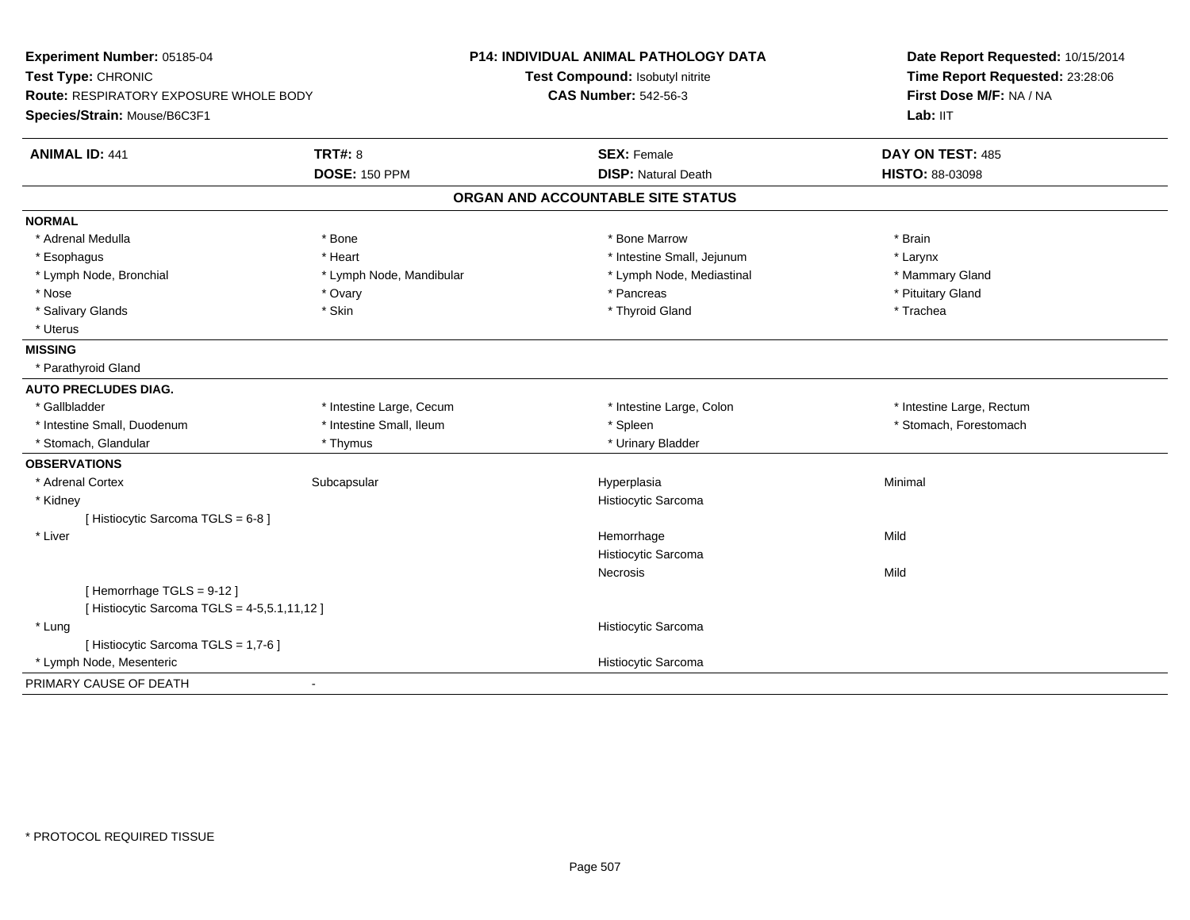**Experiment Number:** 05185-04
**Test Type:** CHRONIC
**Route:** RESPIRATORY EXPOSURE WHOLE BODY
**Species/Strain:** Mouse/B6C3F1

**P14: INDIVIDUAL ANIMAL PATHOLOGY DATA**
**Test Compound:** Isobutyl nitrite
**CAS Number:** 542-56-3

**Date Report Requested:** 10/15/2014
**Time Report Requested:** 23:28:06
**First Dose M/F:** NA / NA
**Lab:** IIT

| **ANIMAL ID:** 441 | **TRT#:** 8 | **SEX:** Female | **DAY ON TEST:** 485 |
|---|---|---|---|
| | **DOSE:** 150 PPM | **DISP:** Natural Death | **HISTO:** 88-03098 |

## ORGAN AND ACCOUNTABLE SITE STATUS

**NORMAL**

| | | | |
|---|---|---|---|
| * Adrenal Medulla | * Bone | * Bone Marrow | * Brain |
| * Esophagus | * Heart | * Intestine Small, Jejunum | * Larynx |
| * Lymph Node, Bronchial | * Lymph Node, Mandibular | * Lymph Node, Mediastinal | * Mammary Gland |
| * Nose | * Ovary | * Pancreas | * Pituitary Gland |
| * Salivary Glands | * Skin | * Thyroid Gland | * Trachea |
| * Uterus | | | |

**MISSING**

* Parathyroid Gland

**AUTO PRECLUDES DIAG.**

| | | | |
|---|---|---|---|
| * Gallbladder | * Intestine Large, Cecum | * Intestine Large, Colon | * Intestine Large, Rectum |
| * Intestine Small, Duodenum | * Intestine Small, Ileum | * Spleen | * Stomach, Forestomach |
| * Stomach, Glandular | * Thymus | * Urinary Bladder | |

**OBSERVATIONS**

| | | | |
|---|---|---|---|
| * Adrenal Cortex | Subcapsular | Hyperplasia | Minimal |
| * Kidney | | Histiocytic Sarcoma | |
| [ Histiocytic Sarcoma TGLS = 6-8 ] | | | |
| * Liver | | Hemorrhage | Mild |
| | | Histiocytic Sarcoma | |
| | | Necrosis | Mild |
| [ Hemorrhage TGLS = 9-12 ] | | | |
| [ Histiocytic Sarcoma TGLS = 4-5,5.1,11,12 ] | | | |
| * Lung | | Histiocytic Sarcoma | |
| [ Histiocytic Sarcoma TGLS = 1,7-6 ] | | | |
| * Lymph Node, Mesenteric | | Histiocytic Sarcoma | |

PRIMARY CAUSE OF DEATH -

* PROTOCOL REQUIRED TISSUE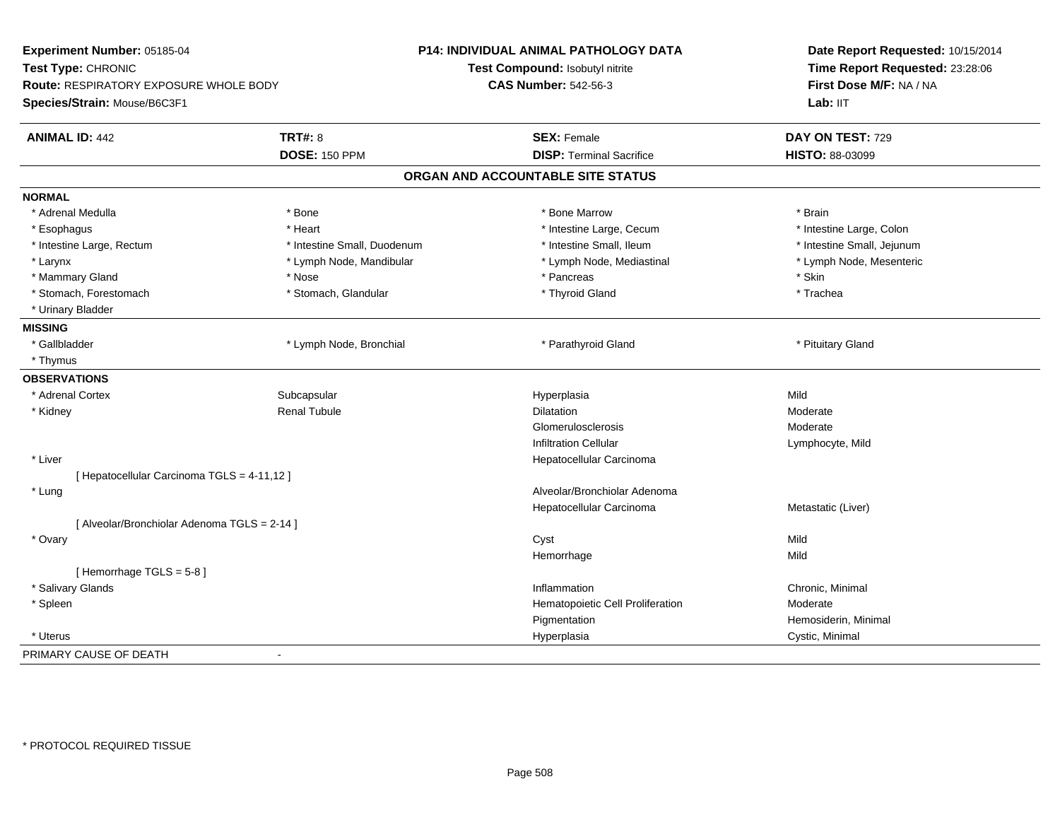**Experiment Number:** 05185-04
**Test Type:** CHRONIC
**Route:** RESPIRATORY EXPOSURE WHOLE BODY
**Species/Strain:** Mouse/B6C3F1

**P14: INDIVIDUAL ANIMAL PATHOLOGY DATA**
**Test Compound:** Isobutyl nitrite
**CAS Number:** 542-56-3

**Date Report Requested:** 10/15/2014
**Time Report Requested:** 23:28:06
**First Dose M/F:** NA / NA
**Lab:** IIT

| **ANIMAL ID:** 442 | **TRT#:** 8 | **SEX:** Female | **DAY ON TEST:** 729 |
|---|---|---|---|
| | **DOSE:** 150 PPM | **DISP:** Terminal Sacrifice | **HISTO:** 88-03099 |

## ORGAN AND ACCOUNTABLE SITE STATUS

**NORMAL**

| | | | |
|---|---|---|---|
| * Adrenal Medulla | * Bone | * Bone Marrow | * Brain |
| * Esophagus | * Heart | * Intestine Large, Cecum | * Intestine Large, Colon |
| * Intestine Large, Rectum | * Intestine Small, Duodenum | * Intestine Small, Ileum | * Intestine Small, Jejunum |
| * Larynx | * Lymph Node, Mandibular | * Lymph Node, Mediastinal | * Lymph Node, Mesenteric |
| * Mammary Gland | * Nose | * Pancreas | * Skin |
| * Stomach, Forestomach | * Stomach, Glandular | * Thyroid Gland | * Trachea |
| * Urinary Bladder | | | |

**MISSING**

| | | | |
|---|---|---|---|
| * Gallbladder | * Lymph Node, Bronchial | * Parathyroid Gland | * Pituitary Gland |
| * Thymus | | | |

**OBSERVATIONS**

| | | | |
|---|---|---|---|
| * Adrenal Cortex | Subcapsular | Hyperplasia | Mild |
| * Kidney | Renal Tubule | Dilatation | Moderate |
| | | Glomerulosclerosis | Moderate |
| | | Infiltration Cellular | Lymphocyte, Mild |
| * Liver | | Hepatocellular Carcinoma | |
| [ Hepatocellular Carcinoma TGLS = 4-11,12 ] | | | |
| * Lung | | Alveolar/Bronchiolar Adenoma | |
| | | Hepatocellular Carcinoma | Metastatic (Liver) |
| [ Alveolar/Bronchiolar Adenoma TGLS = 2-14 ] | | | |
| * Ovary | | Cyst | Mild |
| | | Hemorrhage | Mild |
| [ Hemorrhage TGLS = 5-8 ] | | | |
| * Salivary Glands | | Inflammation | Chronic, Minimal |
| * Spleen | | Hematopoietic Cell Proliferation | Moderate |
| | | Pigmentation | Hemosiderin, Minimal |
| * Uterus | | Hyperplasia | Cystic, Minimal |

PRIMARY CAUSE OF DEATH -

* PROTOCOL REQUIRED TISSUE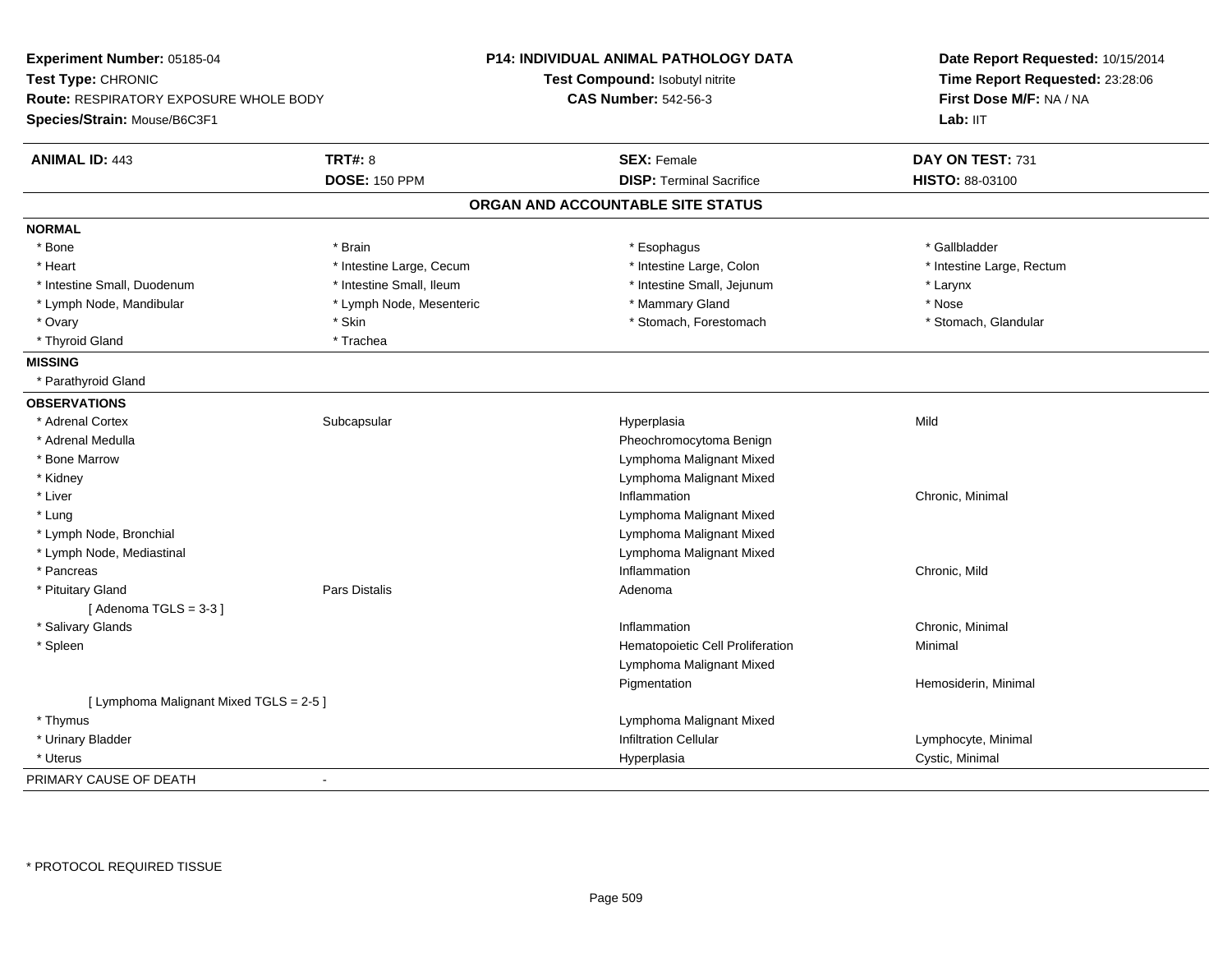**Experiment Number:** 05185-04
**Test Type:** CHRONIC
**Route:** RESPIRATORY EXPOSURE WHOLE BODY
**Species/Strain:** Mouse/B6C3F1

**P14: INDIVIDUAL ANIMAL PATHOLOGY DATA**
**Test Compound:** Isobutyl nitrite
**CAS Number:** 542-56-3

**Date Report Requested:** 10/15/2014
**Time Report Requested:** 23:28:06
**First Dose M/F:** NA / NA
**Lab:** IIT

| **ANIMAL ID:** 443 | **TRT#:** 8 | **SEX:** Female | **DAY ON TEST:** 731 |
|---|---|---|---|
| | **DOSE:** 150 PPM | **DISP:** Terminal Sacrifice | **HISTO:** 88-03100 |

## ORGAN AND ACCOUNTABLE SITE STATUS

| | | | |
|---|---|---|---|
| **NORMAL** | | | |
| * Bone | * Brain | * Esophagus | * Gallbladder |
| * Heart | * Intestine Large, Cecum | * Intestine Large, Colon | * Intestine Large, Rectum |
| * Intestine Small, Duodenum | * Intestine Small, Ileum | * Intestine Small, Jejunum | * Larynx |
| * Lymph Node, Mandibular | * Lymph Node, Mesenteric | * Mammary Gland | * Nose |
| * Ovary | * Skin | * Stomach, Forestomach | * Stomach, Glandular |
| * Thyroid Gland | * Trachea | | |
| **MISSING** | | | |
| * Parathyroid Gland | | | |
| **OBSERVATIONS** | | | |
| * Adrenal Cortex | Subcapsular | Hyperplasia | Mild |
| * Adrenal Medulla | | Pheochromocytoma Benign | |
| * Bone Marrow | | Lymphoma Malignant Mixed | |
| * Kidney | | Lymphoma Malignant Mixed | |
| * Liver | | Inflammation | Chronic, Minimal |
| * Lung | | Lymphoma Malignant Mixed | |
| * Lymph Node, Bronchial | | Lymphoma Malignant Mixed | |
| * Lymph Node, Mediastinal | | Lymphoma Malignant Mixed | |
| * Pancreas | | Inflammation | Chronic, Mild |
| * Pituitary Gland | Pars Distalis | Adenoma | |
| [ Adenoma TGLS = 3-3 ] | | | |
| * Salivary Glands | | Inflammation | Chronic, Minimal |
| * Spleen | | Hematopoietic Cell Proliferation | Minimal |
| | | Lymphoma Malignant Mixed | |
| | | Pigmentation | Hemosiderin, Minimal |
| [ Lymphoma Malignant Mixed TGLS = 2-5 ] | | | |
| * Thymus | | Lymphoma Malignant Mixed | |
| * Urinary Bladder | | Infiltration Cellular | Lymphocyte, Minimal |
| * Uterus | | Hyperplasia | Cystic, Minimal |
| PRIMARY CAUSE OF DEATH | - | | |

* PROTOCOL REQUIRED TISSUE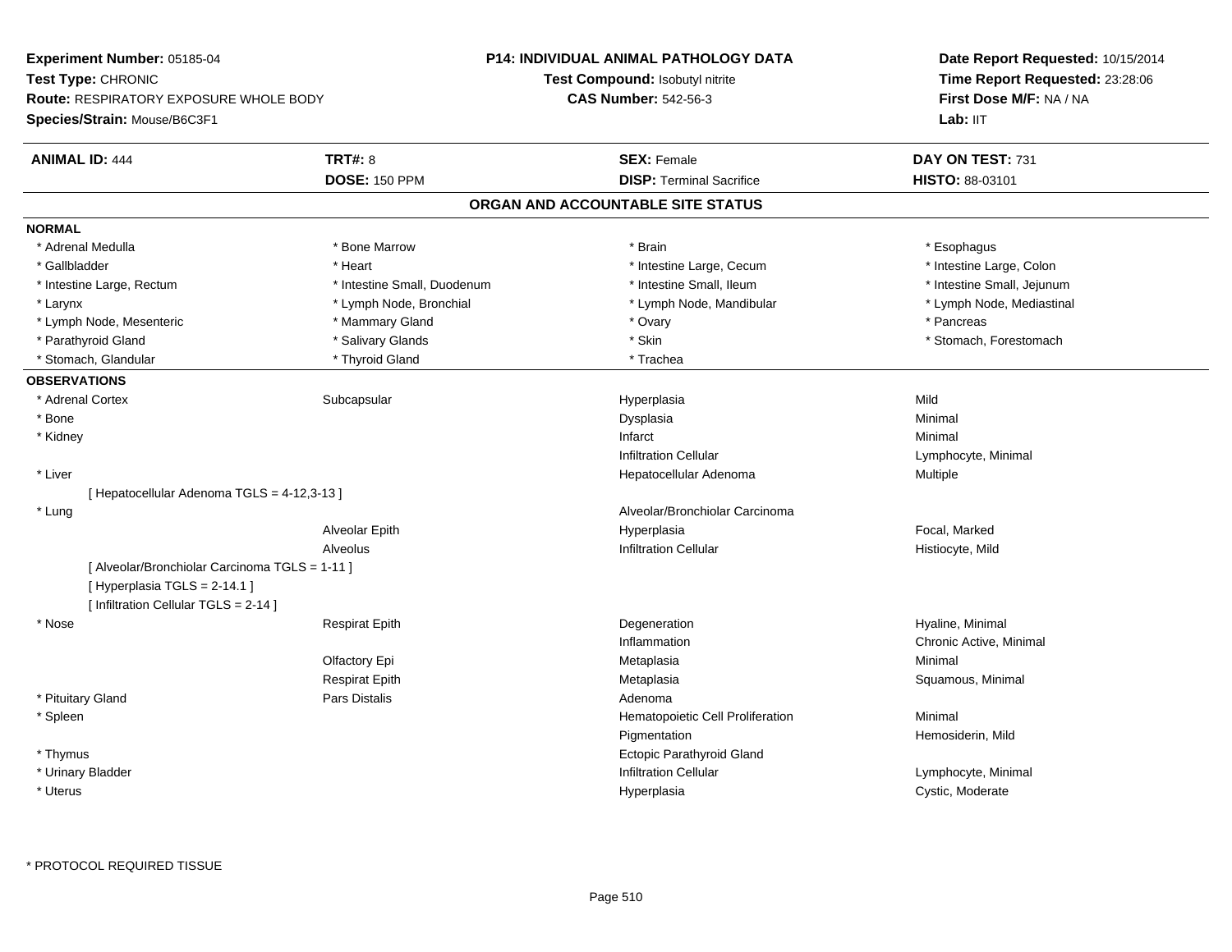**Experiment Number:** 05185-04
**Test Type:** CHRONIC
**Route:** RESPIRATORY EXPOSURE WHOLE BODY
**Species/Strain:** Mouse/B6C3F1

**P14: INDIVIDUAL ANIMAL PATHOLOGY DATA**
**Test Compound:** Isobutyl nitrite
**CAS Number:** 542-56-3

**Date Report Requested:** 10/15/2014
**Time Report Requested:** 23:28:06
**First Dose M/F:** NA / NA
**Lab:** IIT

| **ANIMAL ID:** 444 | **TRT#:** 8 | **SEX:** Female | **DAY ON TEST:** 731 |
|---|---|---|---|
| | **DOSE:** 150 PPM | **DISP:** Terminal Sacrifice | **HISTO:** 88-03101 |

## ORGAN AND ACCOUNTABLE SITE STATUS

**NORMAL**

| | | | |
|---|---|---|---|
| * Adrenal Medulla | * Bone Marrow | * Brain | * Esophagus |
| * Gallbladder | * Heart | * Intestine Large, Cecum | * Intestine Large, Colon |
| * Intestine Large, Rectum | * Intestine Small, Duodenum | * Intestine Small, Ileum | * Intestine Small, Jejunum |
| * Larynx | * Lymph Node, Bronchial | * Lymph Node, Mandibular | * Lymph Node, Mediastinal |
| * Lymph Node, Mesenteric | * Mammary Gland | * Ovary | * Pancreas |
| * Parathyroid Gland | * Salivary Glands | * Skin | * Stomach, Forestomach |
| * Stomach, Glandular | * Thyroid Gland | * Trachea | |

**OBSERVATIONS**

| | | | |
|---|---|---|---|
| * Adrenal Cortex | Subcapsular | Hyperplasia | Mild |
| * Bone | | Dysplasia | Minimal |
| * Kidney | | Infarct | Minimal |
| | | Infiltration Cellular | Lymphocyte, Minimal |
| * Liver | | Hepatocellular Adenoma | Multiple |
| [ Hepatocellular Adenoma TGLS = 4-12,3-13 ] | | | |
| * Lung | | Alveolar/Bronchiolar Carcinoma | |
| | Alveolar Epith | Hyperplasia | Focal, Marked |
| | Alveolus | Infiltration Cellular | Histiocyte, Mild |
| [ Alveolar/Bronchiolar Carcinoma TGLS = 1-11 ] | | | |
| [ Hyperplasia TGLS = 2-14.1 ] | | | |
| [ Infiltration Cellular TGLS = 2-14 ] | | | |
| * Nose | Respirat Epith | Degeneration | Hyaline, Minimal |
| | | Inflammation | Chronic Active, Minimal |
| | Olfactory Epi | Metaplasia | Minimal |
| | Respirat Epith | Metaplasia | Squamous, Minimal |
| * Pituitary Gland | Pars Distalis | Adenoma | |
| * Spleen | | Hematopoietic Cell Proliferation | Minimal |
| | | Pigmentation | Hemosiderin, Mild |
| * Thymus | | Ectopic Parathyroid Gland | |
| * Urinary Bladder | | Infiltration Cellular | Lymphocyte, Minimal |
| * Uterus | | Hyperplasia | Cystic, Moderate |

\* PROTOCOL REQUIRED TISSUE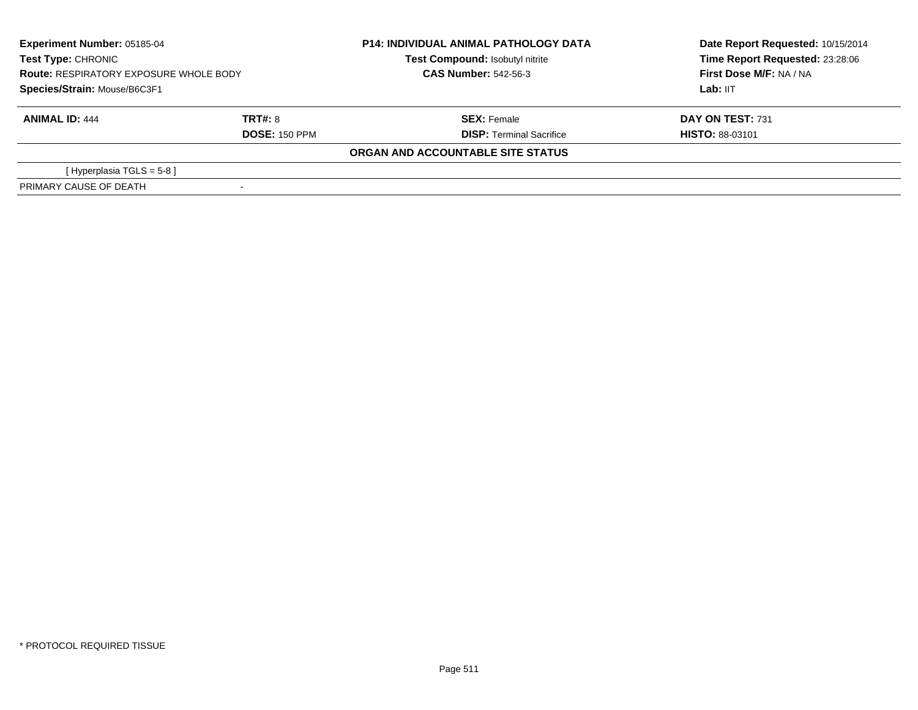**Experiment Number:** 05185-04
**Test Type:** CHRONIC
**Route:** RESPIRATORY EXPOSURE WHOLE BODY
**Species/Strain:** Mouse/B6C3F1

**P14: INDIVIDUAL ANIMAL PATHOLOGY DATA**
**Test Compound:** Isobutyl nitrite
**CAS Number:** 542-56-3

**Date Report Requested:** 10/15/2014
**Time Report Requested:** 23:28:06
**First Dose M/F:** NA / NA
**Lab:** IIT

| **ANIMAL ID:** 444 | **TRT#:** 8 | **SEX:** Female | **DAY ON TEST:** 731 |
|---|---|---|---|
| | **DOSE:** 150 PPM | **DISP:** Terminal Sacrifice | **HISTO:** 88-03101 |

**ORGAN AND ACCOUNTABLE SITE STATUS**

| | |
|---|---|
| [ Hyperplasia TGLS = 5-8 ] | |
| PRIMARY CAUSE OF DEATH | - |

* PROTOCOL REQUIRED TISSUE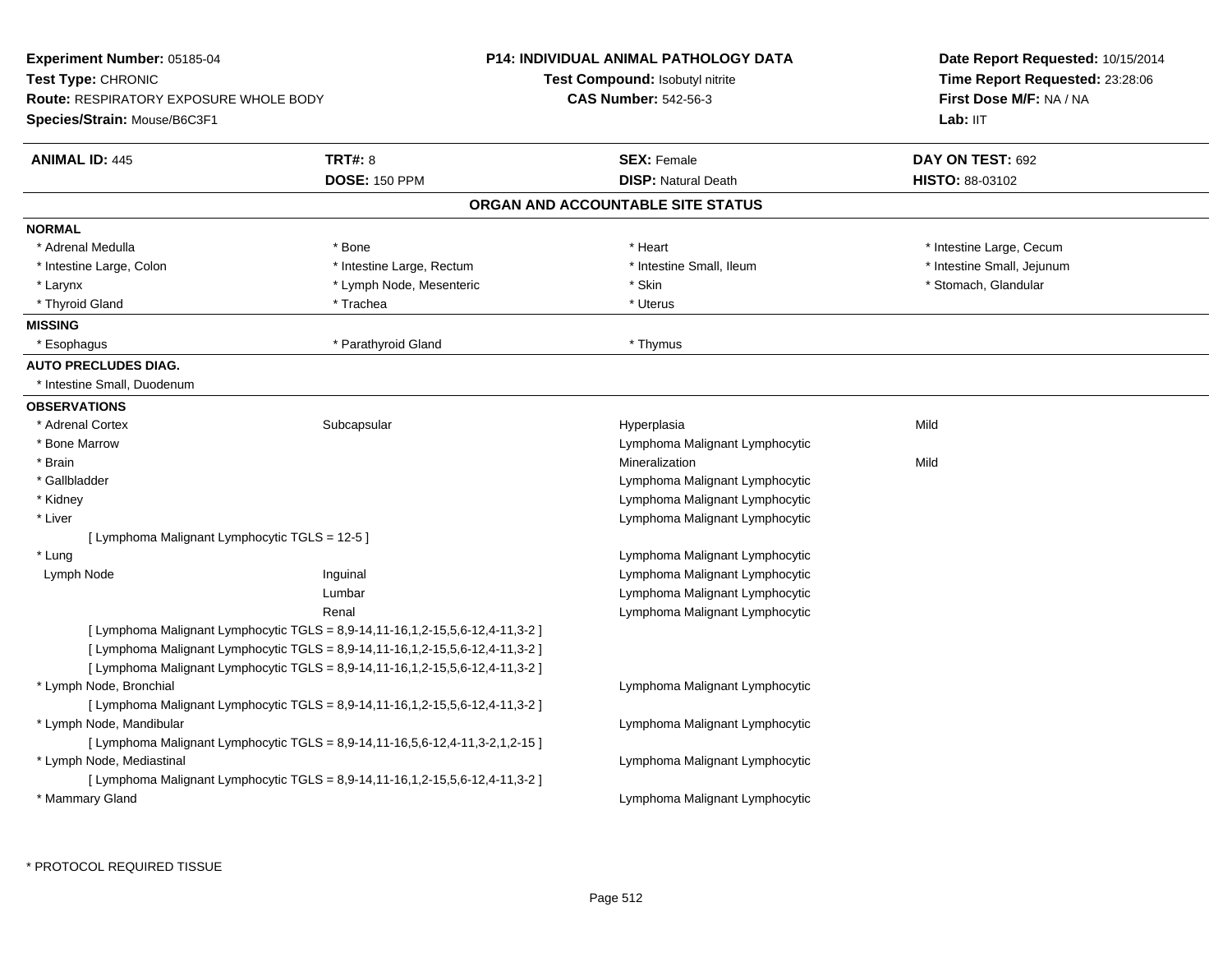**Experiment Number:** 05185-04
**Test Type:** CHRONIC
**Route:** RESPIRATORY EXPOSURE WHOLE BODY
**Species/Strain:** Mouse/B6C3F1

**P14: INDIVIDUAL ANIMAL PATHOLOGY DATA**
**Test Compound:** Isobutyl nitrite
**CAS Number:** 542-56-3

**Date Report Requested:** 10/15/2014
**Time Report Requested:** 23:28:06
**First Dose M/F:** NA / NA
**Lab:** IIT

| **ANIMAL ID:** 445 | **TRT#:** 8 | **SEX:** Female | **DAY ON TEST:** 692 |
|---|---|---|---|
| | **DOSE:** 150 PPM | **DISP:** Natural Death | **HISTO:** 88-03102 |

## ORGAN AND ACCOUNTABLE SITE STATUS

**NORMAL**

| | | | |
|---|---|---|---|
| * Adrenal Medulla | * Bone | * Heart | * Intestine Large, Cecum |
| * Intestine Large, Colon | * Intestine Large, Rectum | * Intestine Small, Ileum | * Intestine Small, Jejunum |
| * Larynx | * Lymph Node, Mesenteric | * Skin | * Stomach, Glandular |
| * Thyroid Gland | * Trachea | * Uterus | |

**MISSING**

| | | |
|---|---|---|
| * Esophagus | * Parathyroid Gland | * Thymus |

**AUTO PRECLUDES DIAG.**

* Intestine Small, Duodenum

**OBSERVATIONS**

| | | | |
|---|---|---|---|
| * Adrenal Cortex | Subcapsular | Hyperplasia | Mild |
| * Bone Marrow | | Lymphoma Malignant Lymphocytic | |
| * Brain | | Mineralization | Mild |
| * Gallbladder | | Lymphoma Malignant Lymphocytic | |
| * Kidney | | Lymphoma Malignant Lymphocytic | |
| * Liver | | Lymphoma Malignant Lymphocytic | |
| [ Lymphoma Malignant Lymphocytic TGLS = 12-5 ] | | | |
| * Lung | | Lymphoma Malignant Lymphocytic | |
| Lymph Node | Inguinal | Lymphoma Malignant Lymphocytic | |
| | Lumbar | Lymphoma Malignant Lymphocytic | |
| | Renal | Lymphoma Malignant Lymphocytic | |
| [ Lymphoma Malignant Lymphocytic TGLS = 8,9-14,11-16,1,2-15,5,6-12,4-11,3-2 ] | | | |
| [ Lymphoma Malignant Lymphocytic TGLS = 8,9-14,11-16,1,2-15,5,6-12,4-11,3-2 ] | | | |
| [ Lymphoma Malignant Lymphocytic TGLS = 8,9-14,11-16,1,2-15,5,6-12,4-11,3-2 ] | | | |
| * Lymph Node, Bronchial | | Lymphoma Malignant Lymphocytic | |
| [ Lymphoma Malignant Lymphocytic TGLS = 8,9-14,11-16,1,2-15,5,6-12,4-11,3-2 ] | | | |
| * Lymph Node, Mandibular | | Lymphoma Malignant Lymphocytic | |
| [ Lymphoma Malignant Lymphocytic TGLS = 8,9-14,11-16,5,6-12,4-11,3-2,1,2-15 ] | | | |
| * Lymph Node, Mediastinal | | Lymphoma Malignant Lymphocytic | |
| [ Lymphoma Malignant Lymphocytic TGLS = 8,9-14,11-16,1,2-15,5,6-12,4-11,3-2 ] | | | |
| * Mammary Gland | | Lymphoma Malignant Lymphocytic | |

* PROTOCOL REQUIRED TISSUE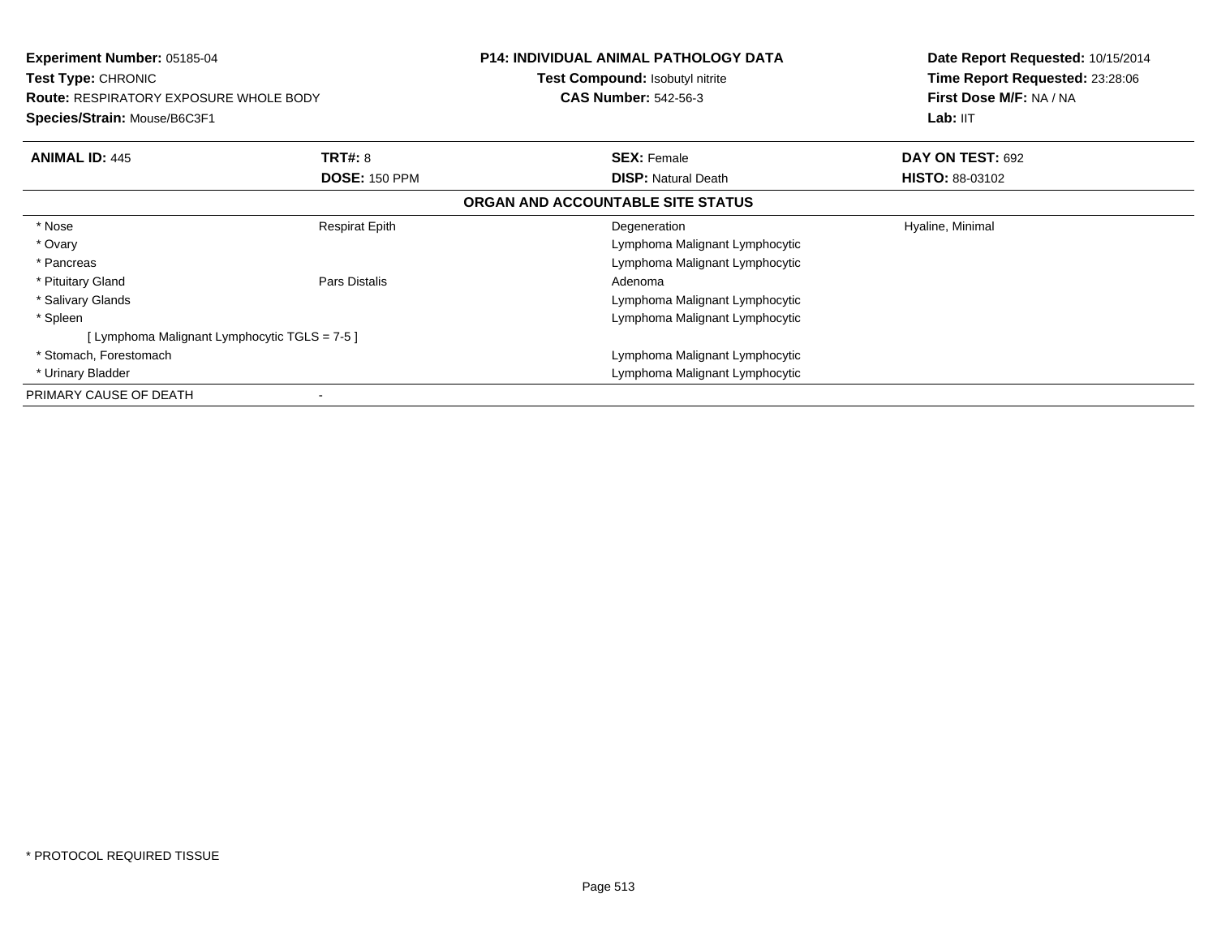**Experiment Number:** 05185-04
**Test Type:** CHRONIC
**Route:** RESPIRATORY EXPOSURE WHOLE BODY
**Species/Strain:** Mouse/B6C3F1

**P14: INDIVIDUAL ANIMAL PATHOLOGY DATA**
**Test Compound:** Isobutyl nitrite
**CAS Number:** 542-56-3

**Date Report Requested:** 10/15/2014
**Time Report Requested:** 23:28:06
**First Dose M/F:** NA / NA
**Lab:** IIT

| **ANIMAL ID:** 445 | **TRT#:** 8 | **SEX:** Female | **DAY ON TEST:** 692 |
|---|---|---|---|
| | **DOSE:** 150 PPM | **DISP:** Natural Death | **HISTO:** 88-03102 |

**ORGAN AND ACCOUNTABLE SITE STATUS**

| | | | |
|---|---|---|---|
| * Nose | Respirat Epith | Degeneration | Hyaline, Minimal |
| * Ovary | | Lymphoma Malignant Lymphocytic | |
| * Pancreas | | Lymphoma Malignant Lymphocytic | |
| * Pituitary Gland | Pars Distalis | Adenoma | |
| * Salivary Glands | | Lymphoma Malignant Lymphocytic | |
| * Spleen | | Lymphoma Malignant Lymphocytic | |
| [ Lymphoma Malignant Lymphocytic TGLS = 7-5 ] | | | |
| * Stomach, Forestomach | | Lymphoma Malignant Lymphocytic | |
| * Urinary Bladder | | Lymphoma Malignant Lymphocytic | |
| PRIMARY CAUSE OF DEATH | - | | |

* PROTOCOL REQUIRED TISSUE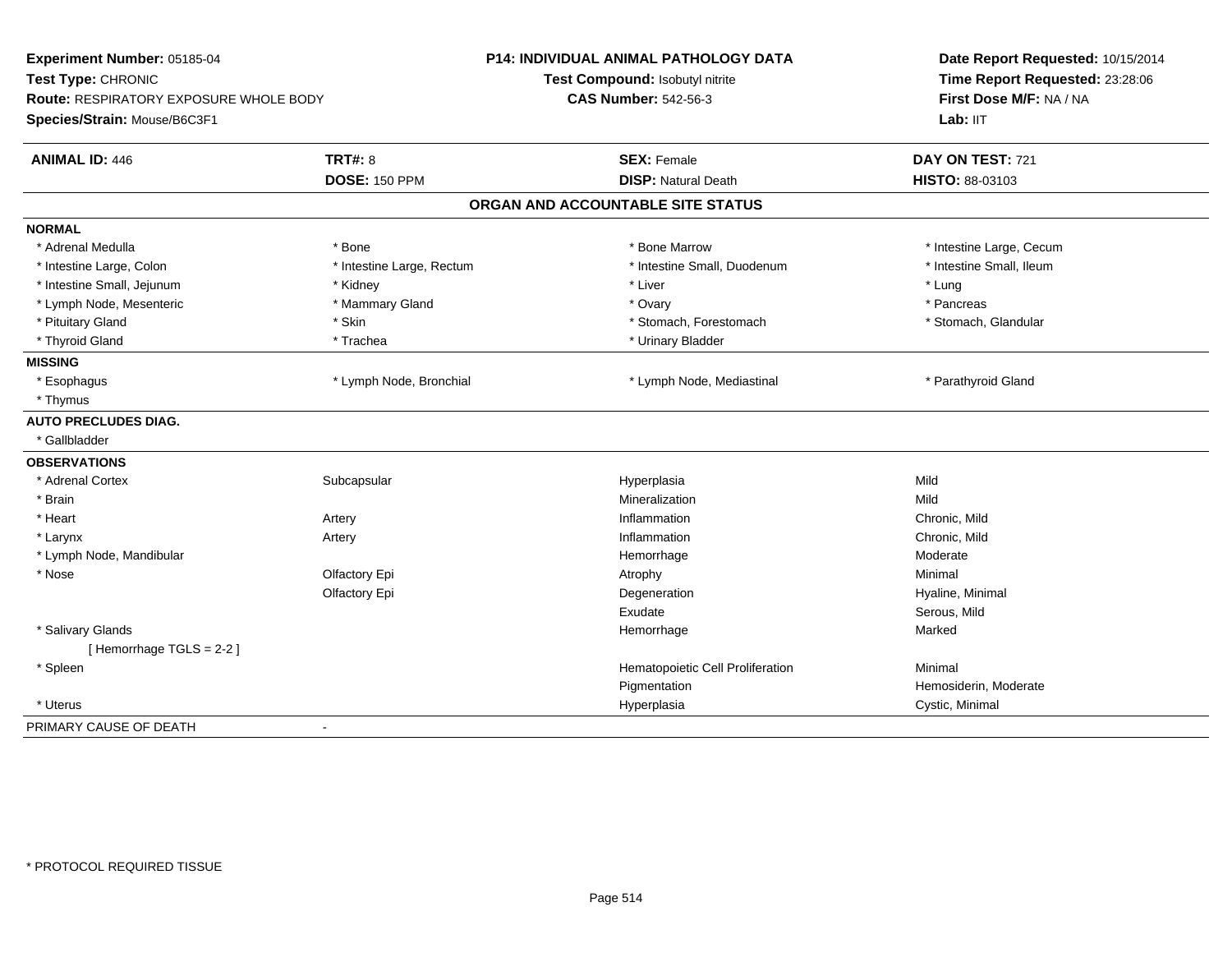**Experiment Number:** 05185-04
**Test Type:** CHRONIC
**Route:** RESPIRATORY EXPOSURE WHOLE BODY
**Species/Strain:** Mouse/B6C3F1

**P14: INDIVIDUAL ANIMAL PATHOLOGY DATA**
**Test Compound:** Isobutyl nitrite
**CAS Number:** 542-56-3

**Date Report Requested:** 10/15/2014
**Time Report Requested:** 23:28:06
**First Dose M/F:** NA / NA
**Lab:** IIT

| **ANIMAL ID:** 446 | **TRT#:** 8 | **SEX:** Female | **DAY ON TEST:** 721 |
|---|---|---|---|
| | **DOSE:** 150 PPM | **DISP:** Natural Death | **HISTO:** 88-03103 |

## ORGAN AND ACCOUNTABLE SITE STATUS

**NORMAL**

| | | | |
|---|---|---|---|
| * Adrenal Medulla | * Bone | * Bone Marrow | * Intestine Large, Cecum |
| * Intestine Large, Colon | * Intestine Large, Rectum | * Intestine Small, Duodenum | * Intestine Small, Ileum |
| * Intestine Small, Jejunum | * Kidney | * Liver | * Lung |
| * Lymph Node, Mesenteric | * Mammary Gland | * Ovary | * Pancreas |
| * Pituitary Gland | * Skin | * Stomach, Forestomach | * Stomach, Glandular |
| * Thyroid Gland | * Trachea | * Urinary Bladder | |

**MISSING**

| | | | |
|---|---|---|---|
| * Esophagus | * Lymph Node, Bronchial | * Lymph Node, Mediastinal | * Parathyroid Gland |
| * Thymus | | | |

**AUTO PRECLUDES DIAG.**

* Gallbladder

**OBSERVATIONS**

| | | | |
|---|---|---|---|
| * Adrenal Cortex | Subcapsular | Hyperplasia | Mild |
| * Brain | | Mineralization | Mild |
| * Heart | Artery | Inflammation | Chronic, Mild |
| * Larynx | Artery | Inflammation | Chronic, Mild |
| * Lymph Node, Mandibular | | Hemorrhage | Moderate |
| * Nose | Olfactory Epi | Atrophy | Minimal |
| | Olfactory Epi | Degeneration | Hyaline, Minimal |
| | | Exudate | Serous, Mild |
| * Salivary Glands | | Hemorrhage | Marked |
| [ Hemorrhage TGLS = 2-2 ] | | | |
| * Spleen | | Hematopoietic Cell Proliferation | Minimal |
| | | Pigmentation | Hemosiderin, Moderate |
| * Uterus | | Hyperplasia | Cystic, Minimal |

PRIMARY CAUSE OF DEATH -

* PROTOCOL REQUIRED TISSUE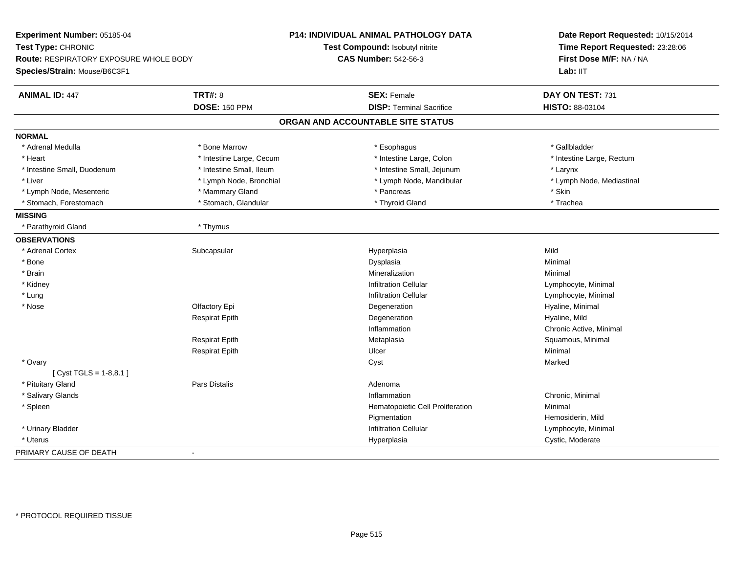**Experiment Number:** 05185-04
**Test Type:** CHRONIC
**Route:** RESPIRATORY EXPOSURE WHOLE BODY
**Species/Strain:** Mouse/B6C3F1

**P14: INDIVIDUAL ANIMAL PATHOLOGY DATA**
**Test Compound:** Isobutyl nitrite
**CAS Number:** 542-56-3

**Date Report Requested:** 10/15/2014
**Time Report Requested:** 23:28:06
**First Dose M/F:** NA / NA
**Lab:** IIT

| **ANIMAL ID:** 447 | **TRT#:** 8 | **SEX:** Female | **DAY ON TEST:** 731 |
|---|---|---|---|
| | **DOSE:** 150 PPM | **DISP:** Terminal Sacrifice | **HISTO:** 88-03104 |

## ORGAN AND ACCOUNTABLE SITE STATUS

**NORMAL**

| | | | |
|---|---|---|---|
| * Adrenal Medulla | * Bone Marrow | * Esophagus | * Gallbladder |
| * Heart | * Intestine Large, Cecum | * Intestine Large, Colon | * Intestine Large, Rectum |
| * Intestine Small, Duodenum | * Intestine Small, Ileum | * Intestine Small, Jejunum | * Larynx |
| * Liver | * Lymph Node, Bronchial | * Lymph Node, Mandibular | * Lymph Node, Mediastinal |
| * Lymph Node, Mesenteric | * Mammary Gland | * Pancreas | * Skin |
| * Stomach, Forestomach | * Stomach, Glandular | * Thyroid Gland | * Trachea |

**MISSING**

| | |
|---|---|
| * Parathyroid Gland | * Thymus |

**OBSERVATIONS**

| | | | |
|---|---|---|---|
| * Adrenal Cortex | Subcapsular | Hyperplasia | Mild |
| * Bone | | Dysplasia | Minimal |
| * Brain | | Mineralization | Minimal |
| * Kidney | | Infiltration Cellular | Lymphocyte, Minimal |
| * Lung | | Infiltration Cellular | Lymphocyte, Minimal |
| * Nose | Olfactory Epi | Degeneration | Hyaline, Minimal |
| | Respirat Epith | Degeneration | Hyaline, Mild |
| | | Inflammation | Chronic Active, Minimal |
| | Respirat Epith | Metaplasia | Squamous, Minimal |
| | Respirat Epith | Ulcer | Minimal |
| * Ovary | | Cyst | Marked |
| [ Cyst TGLS = 1-8,8.1 ] | | | |
| * Pituitary Gland | Pars Distalis | Adenoma | |
| * Salivary Glands | | Inflammation | Chronic, Minimal |
| * Spleen | | Hematopoietic Cell Proliferation | Minimal |
| | | Pigmentation | Hemosiderin, Mild |
| * Urinary Bladder | | Infiltration Cellular | Lymphocyte, Minimal |
| * Uterus | | Hyperplasia | Cystic, Moderate |

PRIMARY CAUSE OF DEATH -

* PROTOCOL REQUIRED TISSUE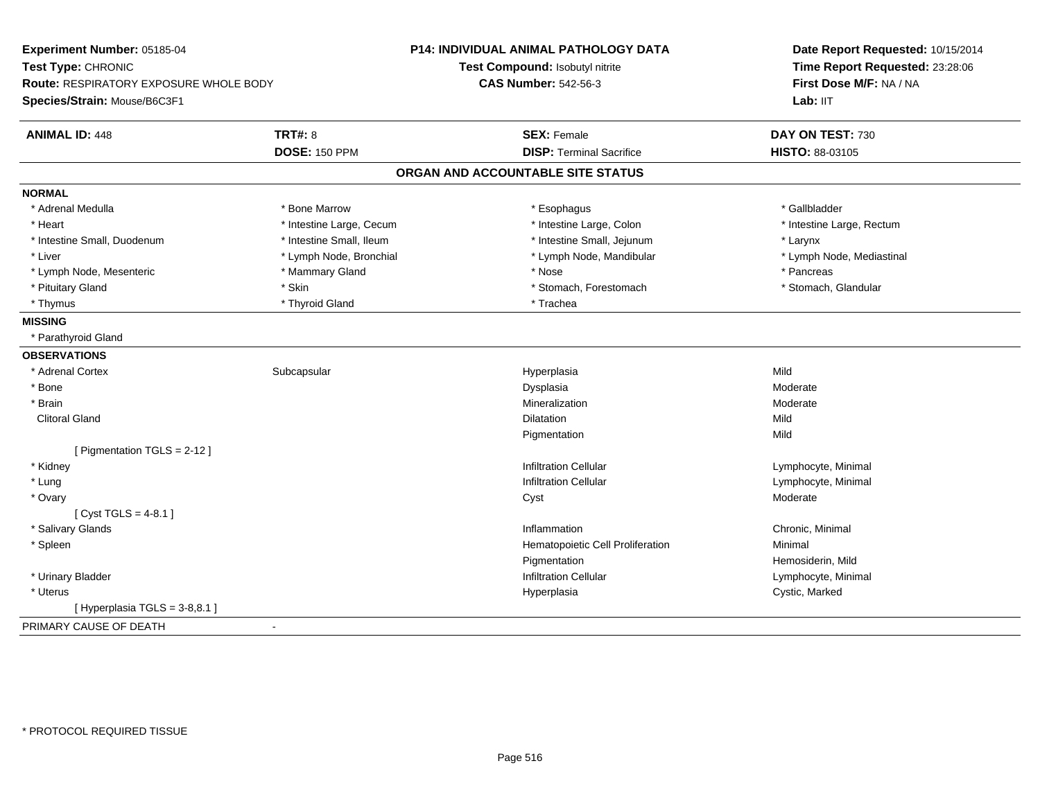**Experiment Number:** 05185-04
**Test Type:** CHRONIC
**Route:** RESPIRATORY EXPOSURE WHOLE BODY
**Species/Strain:** Mouse/B6C3F1

**P14: INDIVIDUAL ANIMAL PATHOLOGY DATA**
**Test Compound:** Isobutyl nitrite
**CAS Number:** 542-56-3

**Date Report Requested:** 10/15/2014
**Time Report Requested:** 23:28:06
**First Dose M/F:** NA / NA
**Lab:** IIT

| **ANIMAL ID:** 448 | **TRT#:** 8 | **SEX:** Female | **DAY ON TEST:** 730 |
|---|---|---|---|
| | **DOSE:** 150 PPM | **DISP:** Terminal Sacrifice | **HISTO:** 88-03105 |

## ORGAN AND ACCOUNTABLE SITE STATUS

**NORMAL**

| | | | |
|---|---|---|---|
| * Adrenal Medulla | * Bone Marrow | * Esophagus | * Gallbladder |
| * Heart | * Intestine Large, Cecum | * Intestine Large, Colon | * Intestine Large, Rectum |
| * Intestine Small, Duodenum | * Intestine Small, Ileum | * Intestine Small, Jejunum | * Larynx |
| * Liver | * Lymph Node, Bronchial | * Lymph Node, Mandibular | * Lymph Node, Mediastinal |
| * Lymph Node, Mesenteric | * Mammary Gland | * Nose | * Pancreas |
| * Pituitary Gland | * Skin | * Stomach, Forestomach | * Stomach, Glandular |
| * Thymus | * Thyroid Gland | * Trachea | |

**MISSING**

* Parathyroid Gland

**OBSERVATIONS**

| | | | |
|---|---|---|---|
| * Adrenal Cortex | Subcapsular | Hyperplasia | Mild |
| * Bone | | Dysplasia | Moderate |
| * Brain | | Mineralization | Moderate |
| Clitoral Gland | | Dilatation | Mild |
| | | Pigmentation | Mild |
| [ Pigmentation TGLS = 2-12 ] | | | |
| * Kidney | | Infiltration Cellular | Lymphocyte, Minimal |
| * Lung | | Infiltration Cellular | Lymphocyte, Minimal |
| * Ovary | | Cyst | Moderate |
| [ Cyst TGLS = 4-8.1 ] | | | |
| * Salivary Glands | | Inflammation | Chronic, Minimal |
| * Spleen | | Hematopoietic Cell Proliferation | Minimal |
| | | Pigmentation | Hemosiderin, Mild |
| * Urinary Bladder | | Infiltration Cellular | Lymphocyte, Minimal |
| * Uterus | | Hyperplasia | Cystic, Marked |
| [ Hyperplasia TGLS = 3-8,8.1 ] | | | |

PRIMARY CAUSE OF DEATH -

* PROTOCOL REQUIRED TISSUE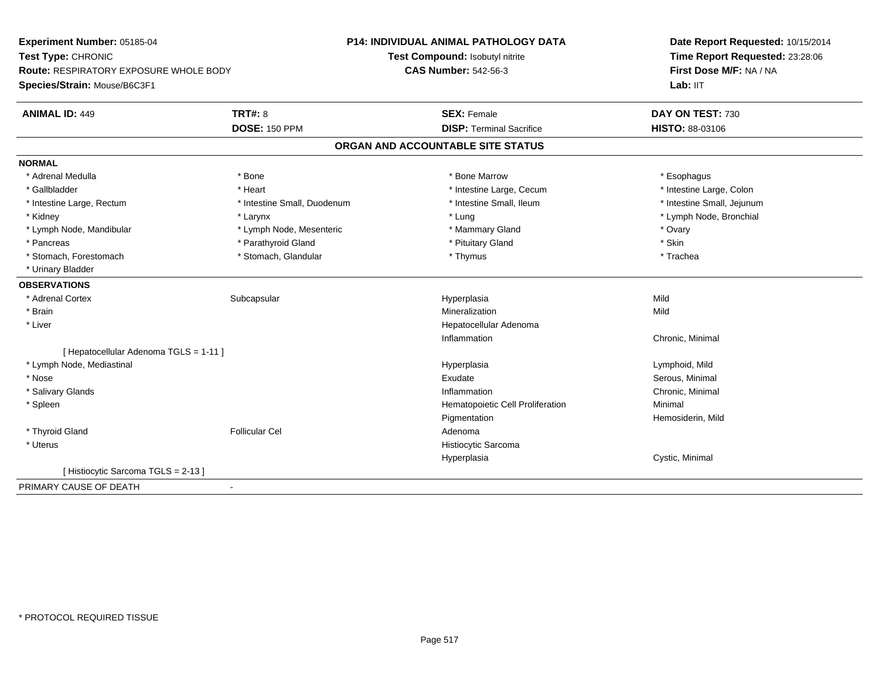**Experiment Number:** 05185-04
**Test Type:** CHRONIC
**Route:** RESPIRATORY EXPOSURE WHOLE BODY
**Species/Strain:** Mouse/B6C3F1

**P14: INDIVIDUAL ANIMAL PATHOLOGY DATA**
**Test Compound:** Isobutyl nitrite
**CAS Number:** 542-56-3

**Date Report Requested:** 10/15/2014
**Time Report Requested:** 23:28:06
**First Dose M/F:** NA / NA
**Lab:** IIT

| **ANIMAL ID:** 449 | **TRT#:** 8 | **SEX:** Female | **DAY ON TEST:** 730 |
|---|---|---|---|
| | **DOSE:** 150 PPM | **DISP:** Terminal Sacrifice | **HISTO:** 88-03106 |

## ORGAN AND ACCOUNTABLE SITE STATUS

**NORMAL**

| | | | |
|---|---|---|---|
| * Adrenal Medulla | * Bone | * Bone Marrow | * Esophagus |
| * Gallbladder | * Heart | * Intestine Large, Cecum | * Intestine Large, Colon |
| * Intestine Large, Rectum | * Intestine Small, Duodenum | * Intestine Small, Ileum | * Intestine Small, Jejunum |
| * Kidney | * Larynx | * Lung | * Lymph Node, Bronchial |
| * Lymph Node, Mandibular | * Lymph Node, Mesenteric | * Mammary Gland | * Ovary |
| * Pancreas | * Parathyroid Gland | * Pituitary Gland | * Skin |
| * Stomach, Forestomach | * Stomach, Glandular | * Thymus | * Trachea |
| * Urinary Bladder | | | |

**OBSERVATIONS**

| | | | |
|---|---|---|---|
| * Adrenal Cortex | Subcapsular | Hyperplasia | Mild |
| * Brain | | Mineralization | Mild |
| * Liver | | Hepatocellular Adenoma | |
| | | Inflammation | Chronic, Minimal |
| [ Hepatocellular Adenoma TGLS = 1-11 ] | | | |
| * Lymph Node, Mediastinal | | Hyperplasia | Lymphoid, Mild |
| * Nose | | Exudate | Serous, Minimal |
| * Salivary Glands | | Inflammation | Chronic, Minimal |
| * Spleen | | Hematopoietic Cell Proliferation | Minimal |
| | | Pigmentation | Hemosiderin, Mild |
| * Thyroid Gland | Follicular Cel | Adenoma | |
| * Uterus | | Histiocytic Sarcoma | |
| | | Hyperplasia | Cystic, Minimal |
| [ Histiocytic Sarcoma TGLS = 2-13 ] | | | |

PRIMARY CAUSE OF DEATH -

* PROTOCOL REQUIRED TISSUE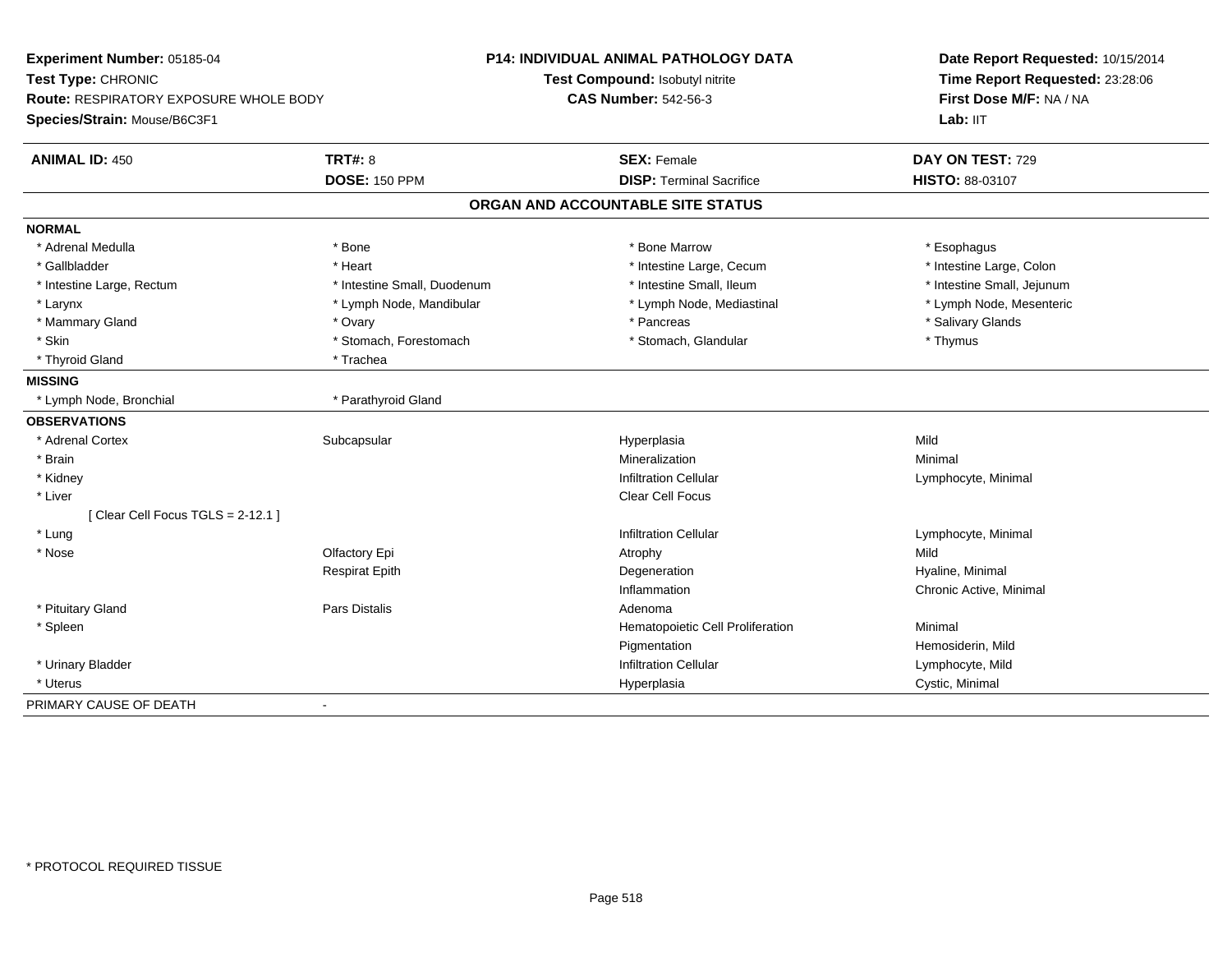**Experiment Number:** 05185-04
**Test Type:** CHRONIC
**Route:** RESPIRATORY EXPOSURE WHOLE BODY
**Species/Strain:** Mouse/B6C3F1

**P14: INDIVIDUAL ANIMAL PATHOLOGY DATA**
**Test Compound:** Isobutyl nitrite
**CAS Number:** 542-56-3

**Date Report Requested:** 10/15/2014
**Time Report Requested:** 23:28:06
**First Dose M/F:** NA / NA
**Lab:** IIT

| **ANIMAL ID:** 450 | **TRT#:** 8 | **SEX:** Female | **DAY ON TEST:** 729 |
|---|---|---|---|
| | **DOSE:** 150 PPM | **DISP:** Terminal Sacrifice | **HISTO:** 88-03107 |

## ORGAN AND ACCOUNTABLE SITE STATUS

**NORMAL**

| | | | |
|---|---|---|---|
| * Adrenal Medulla | * Bone | * Bone Marrow | * Esophagus |
| * Gallbladder | * Heart | * Intestine Large, Cecum | * Intestine Large, Colon |
| * Intestine Large, Rectum | * Intestine Small, Duodenum | * Intestine Small, Ileum | * Intestine Small, Jejunum |
| * Larynx | * Lymph Node, Mandibular | * Lymph Node, Mediastinal | * Lymph Node, Mesenteric |
| * Mammary Gland | * Ovary | * Pancreas | * Salivary Glands |
| * Skin | * Stomach, Forestomach | * Stomach, Glandular | * Thymus |
| * Thyroid Gland | * Trachea | | |

**MISSING**

| | |
|---|---|
| * Lymph Node, Bronchial | * Parathyroid Gland |

**OBSERVATIONS**

| | | | |
|---|---|---|---|
| * Adrenal Cortex | Subcapsular | Hyperplasia | Mild |
| * Brain | | Mineralization | Minimal |
| * Kidney | | Infiltration Cellular | Lymphocyte, Minimal |
| * Liver | | Clear Cell Focus | |
| [ Clear Cell Focus TGLS = 2-12.1 ] | | | |
| * Lung | | Infiltration Cellular | Lymphocyte, Minimal |
| * Nose | Olfactory Epi | Atrophy | Mild |
| | Respirat Epith | Degeneration | Hyaline, Minimal |
| | | Inflammation | Chronic Active, Minimal |
| * Pituitary Gland | Pars Distalis | Adenoma | |
| * Spleen | | Hematopoietic Cell Proliferation | Minimal |
| | | Pigmentation | Hemosiderin, Mild |
| * Urinary Bladder | | Infiltration Cellular | Lymphocyte, Mild |
| * Uterus | | Hyperplasia | Cystic, Minimal |

PRIMARY CAUSE OF DEATH -

* PROTOCOL REQUIRED TISSUE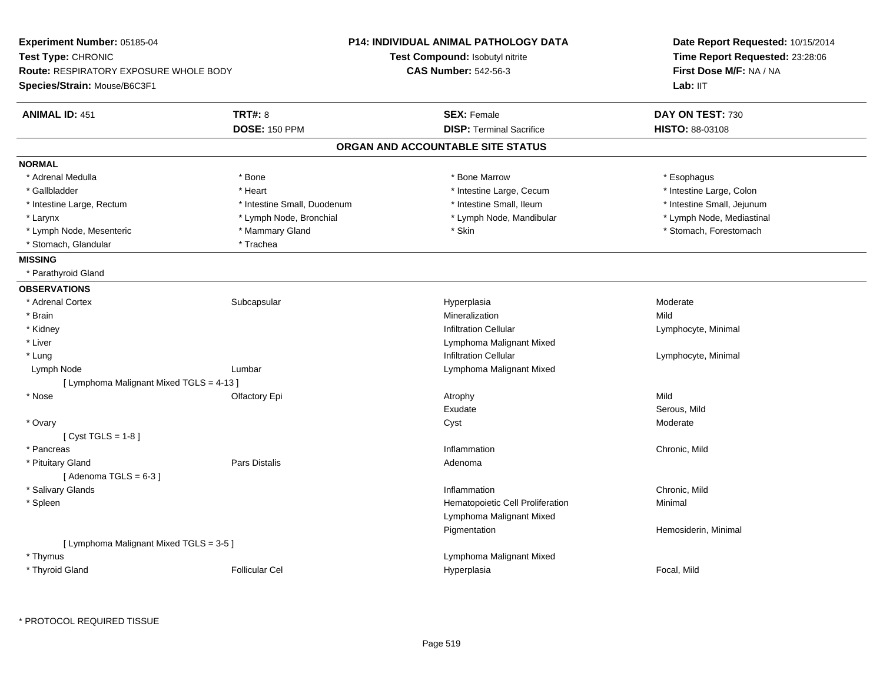**Experiment Number:** 05185-04
**Test Type:** CHRONIC
**Route:** RESPIRATORY EXPOSURE WHOLE BODY
**Species/Strain:** Mouse/B6C3F1

**P14: INDIVIDUAL ANIMAL PATHOLOGY DATA**
**Test Compound:** Isobutyl nitrite
**CAS Number:** 542-56-3

**Date Report Requested:** 10/15/2014
**Time Report Requested:** 23:28:06
**First Dose M/F:** NA / NA
**Lab:** IIT

| **ANIMAL ID:** 451 | **TRT#:** 8 | **SEX:** Female | **DAY ON TEST:** 730 |
|---|---|---|---|
| | **DOSE:** 150 PPM | **DISP:** Terminal Sacrifice | **HISTO:** 88-03108 |

## ORGAN AND ACCOUNTABLE SITE STATUS

**NORMAL**

| | | | |
|---|---|---|---|
| * Adrenal Medulla | * Bone | * Bone Marrow | * Esophagus |
| * Gallbladder | * Heart | * Intestine Large, Cecum | * Intestine Large, Colon |
| * Intestine Large, Rectum | * Intestine Small, Duodenum | * Intestine Small, Ileum | * Intestine Small, Jejunum |
| * Larynx | * Lymph Node, Bronchial | * Lymph Node, Mandibular | * Lymph Node, Mediastinal |
| * Lymph Node, Mesenteric | * Mammary Gland | * Skin | * Stomach, Forestomach |
| * Stomach, Glandular | * Trachea | | |

**MISSING**

* Parathyroid Gland

**OBSERVATIONS**

| | | | |
|---|---|---|---|
| * Adrenal Cortex | Subcapsular | Hyperplasia | Moderate |
| * Brain | | Mineralization | Mild |
| * Kidney | | Infiltration Cellular | Lymphocyte, Minimal |
| * Liver | | Lymphoma Malignant Mixed | |
| * Lung | | Infiltration Cellular | Lymphocyte, Minimal |
| Lymph Node | Lumbar | Lymphoma Malignant Mixed | |
| [ Lymphoma Malignant Mixed TGLS = 4-13 ] | | | |
| * Nose | Olfactory Epi | Atrophy | Mild |
| | | Exudate | Serous, Mild |
| * Ovary | | Cyst | Moderate |
| [ Cyst TGLS = 1-8 ] | | | |
| * Pancreas | | Inflammation | Chronic, Mild |
| * Pituitary Gland | Pars Distalis | Adenoma | |
| [ Adenoma TGLS = 6-3 ] | | | |
| * Salivary Glands | | Inflammation | Chronic, Mild |
| * Spleen | | Hematopoietic Cell Proliferation | Minimal |
| | | Lymphoma Malignant Mixed | |
| | | Pigmentation | Hemosiderin, Minimal |
| [ Lymphoma Malignant Mixed TGLS = 3-5 ] | | | |
| * Thymus | | Lymphoma Malignant Mixed | |
| * Thyroid Gland | Follicular Cel | Hyperplasia | Focal, Mild |

* PROTOCOL REQUIRED TISSUE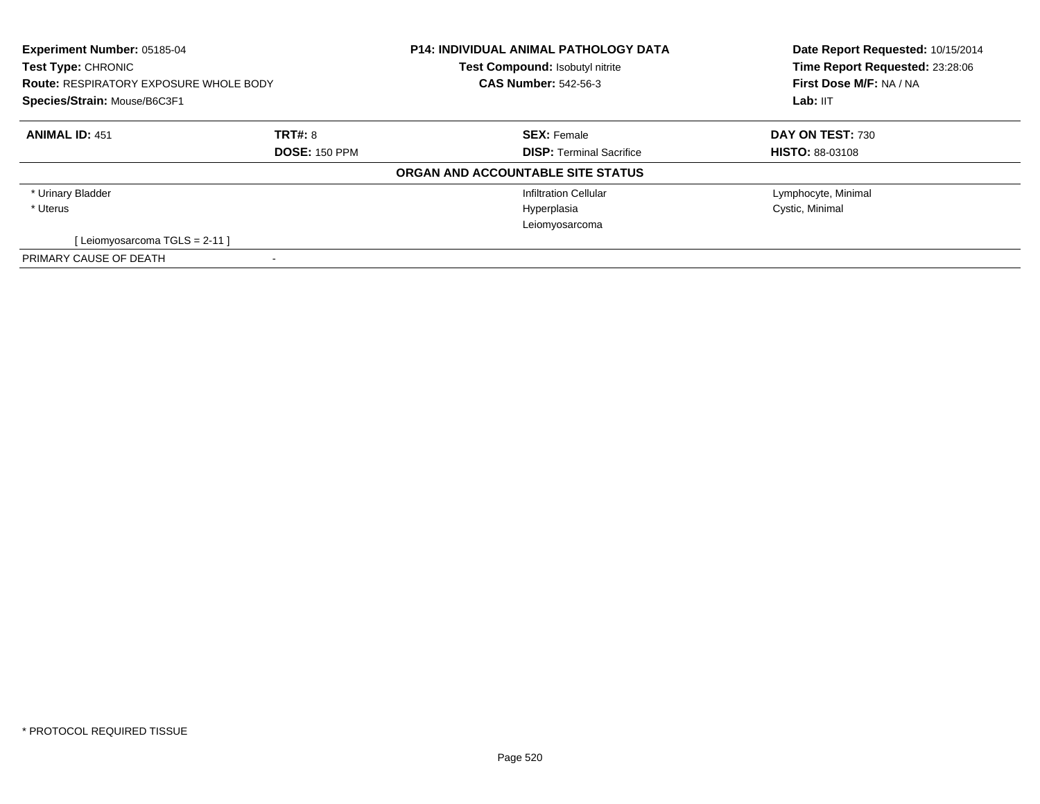| **Experiment Number:** 05185-04 | **P14: INDIVIDUAL ANIMAL PATHOLOGY DATA** | **Date Report Requested:** 10/15/2014 |
|---|---|---|
| **Test Type:** CHRONIC | **Test Compound:** Isobutyl nitrite | **Time Report Requested:** 23:28:06 |
| **Route:** RESPIRATORY EXPOSURE WHOLE BODY | **CAS Number:** 542-56-3 | **First Dose M/F:** NA / NA |
| **Species/Strain:** Mouse/B6C3F1 | | **Lab:** IIT |

| **ANIMAL ID:** 451 | **TRT#:** 8 | **SEX:** Female | **DAY ON TEST:** 730 |
|---|---|---|---|
| | **DOSE:** 150 PPM | **DISP:** Terminal Sacrifice | **HISTO:** 88-03108 |

**ORGAN AND ACCOUNTABLE SITE STATUS**

| | | | |
|---|---|---|---|
| * Urinary Bladder | | Infiltration Cellular | Lymphocyte, Minimal |
| * Uterus | | Hyperplasia | Cystic, Minimal |
| | | Leiomyosarcoma | |
| [ Leiomyosarcoma TGLS = 2-11 ] | | | |
| PRIMARY CAUSE OF DEATH | - | | |

* PROTOCOL REQUIRED TISSUE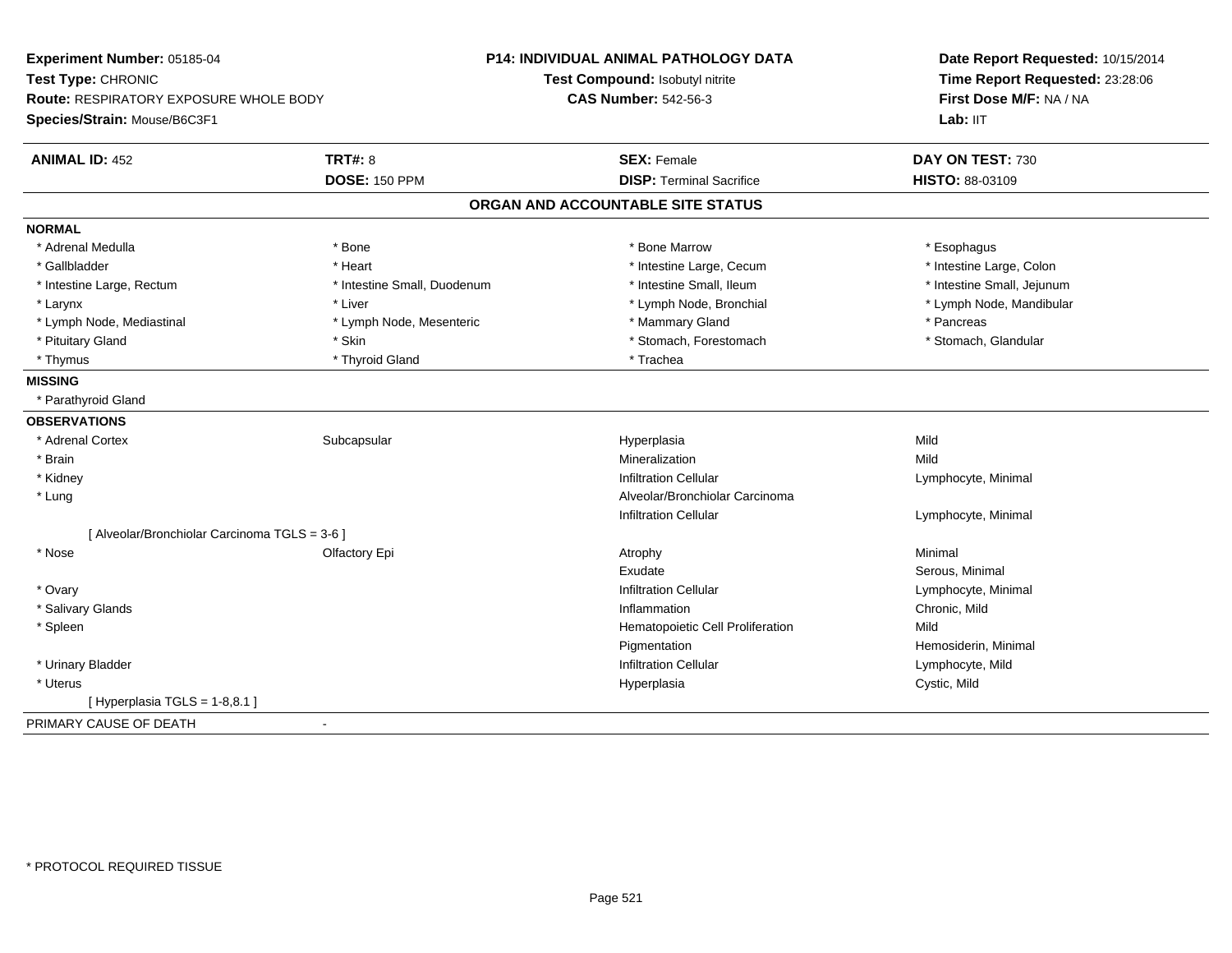**Experiment Number:** 05185-04
**Test Type:** CHRONIC
**Route:** RESPIRATORY EXPOSURE WHOLE BODY
**Species/Strain:** Mouse/B6C3F1

**P14: INDIVIDUAL ANIMAL PATHOLOGY DATA**
**Test Compound:** Isobutyl nitrite
**CAS Number:** 542-56-3

**Date Report Requested:** 10/15/2014
**Time Report Requested:** 23:28:06
**First Dose M/F:** NA / NA
**Lab:** IIT

| **ANIMAL ID:** 452 | **TRT#:** 8 | **SEX:** Female | **DAY ON TEST:** 730 |
|---|---|---|---|
| | **DOSE:** 150 PPM | **DISP:** Terminal Sacrifice | **HISTO:** 88-03109 |

## ORGAN AND ACCOUNTABLE SITE STATUS

**NORMAL**

| | | | |
|---|---|---|---|
| * Adrenal Medulla | * Bone | * Bone Marrow | * Esophagus |
| * Gallbladder | * Heart | * Intestine Large, Cecum | * Intestine Large, Colon |
| * Intestine Large, Rectum | * Intestine Small, Duodenum | * Intestine Small, Ileum | * Intestine Small, Jejunum |
| * Larynx | * Liver | * Lymph Node, Bronchial | * Lymph Node, Mandibular |
| * Lymph Node, Mediastinal | * Lymph Node, Mesenteric | * Mammary Gland | * Pancreas |
| * Pituitary Gland | * Skin | * Stomach, Forestomach | * Stomach, Glandular |
| * Thymus | * Thyroid Gland | * Trachea | |

**MISSING**

* Parathyroid Gland

**OBSERVATIONS**

| | | | |
|---|---|---|---|
| * Adrenal Cortex | Subcapsular | Hyperplasia | Mild |
| * Brain | | Mineralization | Mild |
| * Kidney | | Infiltration Cellular | Lymphocyte, Minimal |
| * Lung | | Alveolar/Bronchiolar Carcinoma | |
| | | Infiltration Cellular | Lymphocyte, Minimal |
| [ Alveolar/Bronchiolar Carcinoma TGLS = 3-6 ] | | | |
| * Nose | Olfactory Epi | Atrophy | Minimal |
| | | Exudate | Serous, Minimal |
| * Ovary | | Infiltration Cellular | Lymphocyte, Minimal |
| * Salivary Glands | | Inflammation | Chronic, Mild |
| * Spleen | | Hematopoietic Cell Proliferation | Mild |
| | | Pigmentation | Hemosiderin, Minimal |
| * Urinary Bladder | | Infiltration Cellular | Lymphocyte, Mild |
| * Uterus | | Hyperplasia | Cystic, Mild |
| [ Hyperplasia TGLS = 1-8,8.1 ] | | | |

PRIMARY CAUSE OF DEATH -

* PROTOCOL REQUIRED TISSUE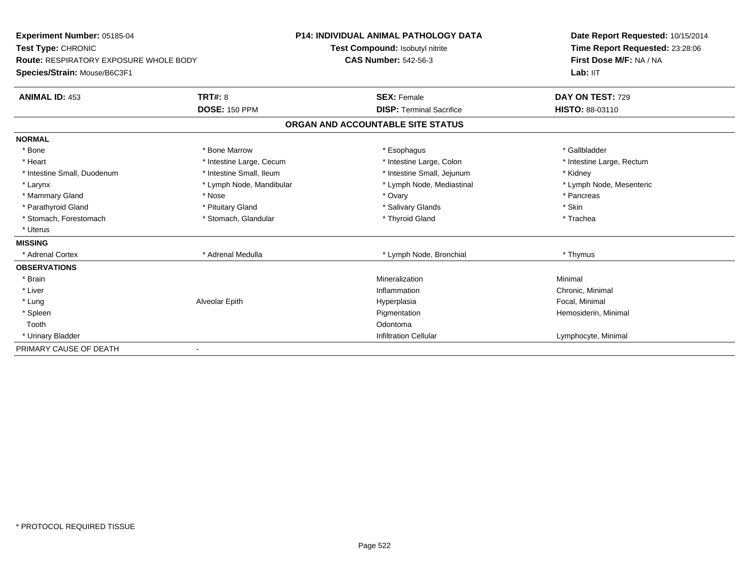**Experiment Number:** 05185-04
**Test Type:** CHRONIC
**Route:** RESPIRATORY EXPOSURE WHOLE BODY
**Species/Strain:** Mouse/B6C3F1

**P14: INDIVIDUAL ANIMAL PATHOLOGY DATA**
**Test Compound:** Isobutyl nitrite
**CAS Number:** 542-56-3

**Date Report Requested:** 10/15/2014
**Time Report Requested:** 23:28:06
**First Dose M/F:** NA / NA
**Lab:** IIT

| **ANIMAL ID:** 453 | **TRT#:** 8 | **SEX:** Female | **DAY ON TEST:** 729 |
|---|---|---|---|
| | **DOSE:** 150 PPM | **DISP:** Terminal Sacrifice | **HISTO:** 88-03110 |

## ORGAN AND ACCOUNTABLE SITE STATUS

| | | | |
|---|---|---|---|
| **NORMAL** | | | |
| * Bone | * Bone Marrow | * Esophagus | * Gallbladder |
| * Heart | * Intestine Large, Cecum | * Intestine Large, Colon | * Intestine Large, Rectum |
| * Intestine Small, Duodenum | * Intestine Small, Ileum | * Intestine Small, Jejunum | * Kidney |
| * Larynx | * Lymph Node, Mandibular | * Lymph Node, Mediastinal | * Lymph Node, Mesenteric |
| * Mammary Gland | * Nose | * Ovary | * Pancreas |
| * Parathyroid Gland | * Pituitary Gland | * Salivary Glands | * Skin |
| * Stomach, Forestomach | * Stomach, Glandular | * Thyroid Gland | * Trachea |
| * Uterus | | | |
| **MISSING** | | | |
| * Adrenal Cortex | * Adrenal Medulla | * Lymph Node, Bronchial | * Thymus |
| **OBSERVATIONS** | | | |
| * Brain | | Mineralization | Minimal |
| * Liver | | Inflammation | Chronic, Minimal |
| * Lung | Alveolar Epith | Hyperplasia | Focal, Minimal |
| * Spleen | | Pigmentation | Hemosiderin, Minimal |
| Tooth | | Odontoma | |
| * Urinary Bladder | | Infiltration Cellular | Lymphocyte, Minimal |
| PRIMARY CAUSE OF DEATH | - | | |

* PROTOCOL REQUIRED TISSUE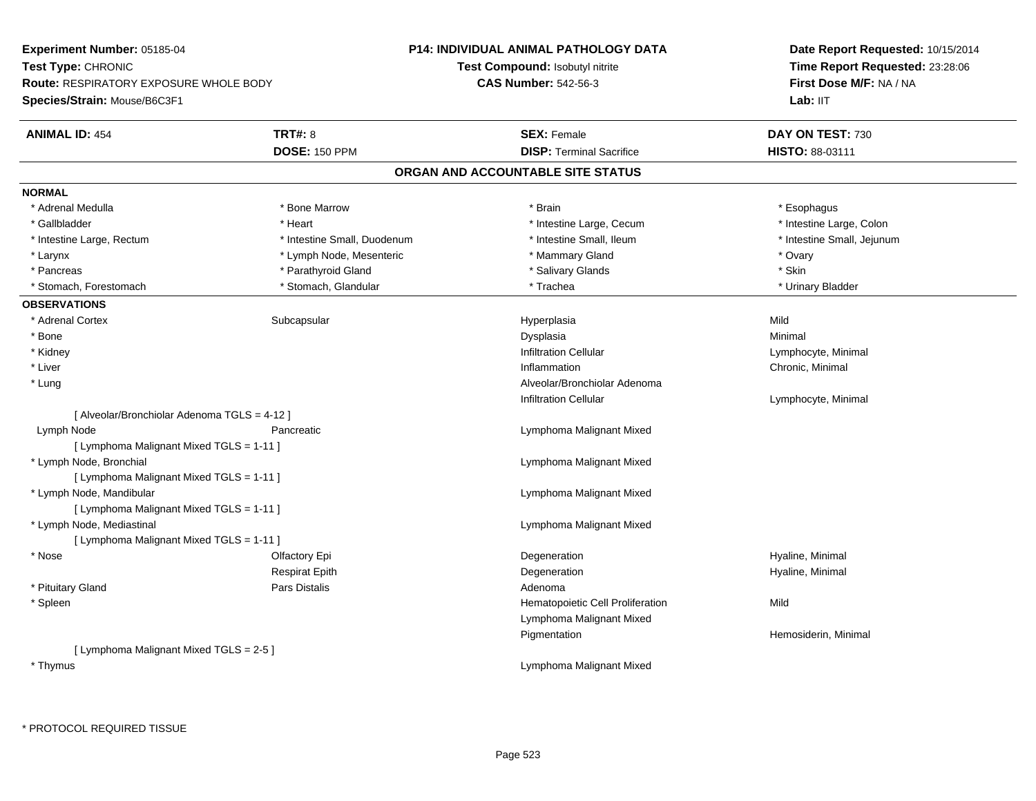**Experiment Number:** 05185-04
**Test Type:** CHRONIC
**Route:** RESPIRATORY EXPOSURE WHOLE BODY
**Species/Strain:** Mouse/B6C3F1

**P14: INDIVIDUAL ANIMAL PATHOLOGY DATA**
**Test Compound:** Isobutyl nitrite
**CAS Number:** 542-56-3

**Date Report Requested:** 10/15/2014
**Time Report Requested:** 23:28:06
**First Dose M/F:** NA / NA
**Lab:** IIT

| **ANIMAL ID:** 454 | **TRT#:** 8 | **SEX:** Female | **DAY ON TEST:** 730 |
|---|---|---|---|
| | **DOSE:** 150 PPM | **DISP:** Terminal Sacrifice | **HISTO:** 88-03111 |

## ORGAN AND ACCOUNTABLE SITE STATUS

### NORMAL

| | | | |
|---|---|---|---|
| * Adrenal Medulla | * Bone Marrow | * Brain | * Esophagus |
| * Gallbladder | * Heart | * Intestine Large, Cecum | * Intestine Large, Colon |
| * Intestine Large, Rectum | * Intestine Small, Duodenum | * Intestine Small, Ileum | * Intestine Small, Jejunum |
| * Larynx | * Lymph Node, Mesenteric | * Mammary Gland | * Ovary |
| * Pancreas | * Parathyroid Gland | * Salivary Glands | * Skin |
| * Stomach, Forestomach | * Stomach, Glandular | * Trachea | * Urinary Bladder |

### OBSERVATIONS

| | | | |
|---|---|---|---|
| * Adrenal Cortex | Subcapsular | Hyperplasia | Mild |
| * Bone | | Dysplasia | Minimal |
| * Kidney | | Infiltration Cellular | Lymphocyte, Minimal |
| * Liver | | Inflammation | Chronic, Minimal |
| * Lung | | Alveolar/Bronchiolar Adenoma | |
| | | Infiltration Cellular | Lymphocyte, Minimal |
| [ Alveolar/Bronchiolar Adenoma TGLS = 4-12 ] | | | |
| Lymph Node | Pancreatic | Lymphoma Malignant Mixed | |
| [ Lymphoma Malignant Mixed TGLS = 1-11 ] | | | |
| * Lymph Node, Bronchial | | Lymphoma Malignant Mixed | |
| [ Lymphoma Malignant Mixed TGLS = 1-11 ] | | | |
| * Lymph Node, Mandibular | | Lymphoma Malignant Mixed | |
| [ Lymphoma Malignant Mixed TGLS = 1-11 ] | | | |
| * Lymph Node, Mediastinal | | Lymphoma Malignant Mixed | |
| [ Lymphoma Malignant Mixed TGLS = 1-11 ] | | | |
| * Nose | Olfactory Epi | Degeneration | Hyaline, Minimal |
| | Respirat Epith | Degeneration | Hyaline, Minimal |
| * Pituitary Gland | Pars Distalis | Adenoma | |
| * Spleen | | Hematopoietic Cell Proliferation | Mild |
| | | Lymphoma Malignant Mixed | |
| | | Pigmentation | Hemosiderin, Minimal |
| [ Lymphoma Malignant Mixed TGLS = 2-5 ] | | | |
| * Thymus | | Lymphoma Malignant Mixed | |

* PROTOCOL REQUIRED TISSUE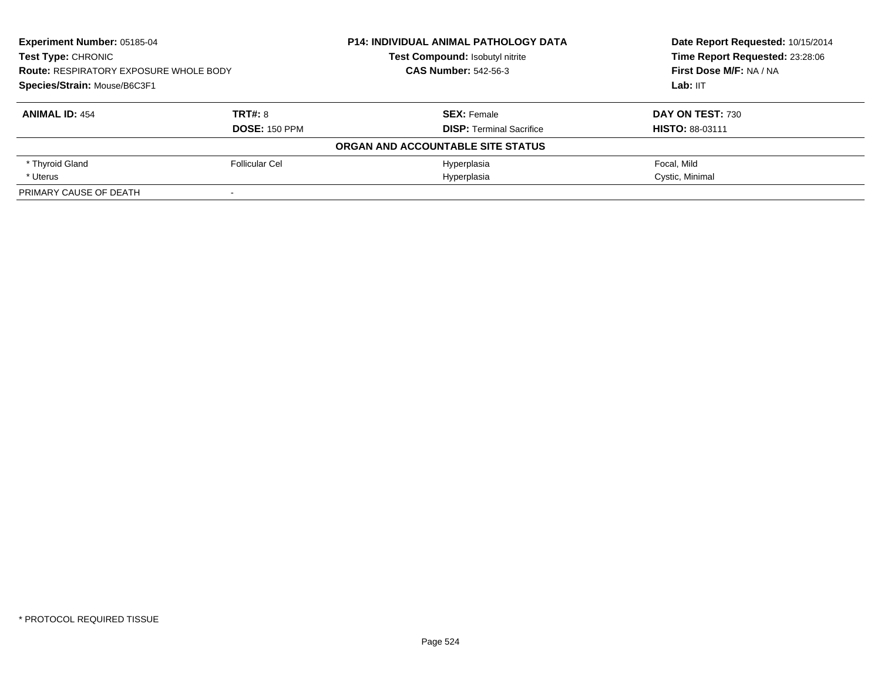**Experiment Number:** 05185-04
**Test Type:** CHRONIC
**Route:** RESPIRATORY EXPOSURE WHOLE BODY
**Species/Strain:** Mouse/B6C3F1

**P14: INDIVIDUAL ANIMAL PATHOLOGY DATA**
**Test Compound:** Isobutyl nitrite
**CAS Number:** 542-56-3

**Date Report Requested:** 10/15/2014
**Time Report Requested:** 23:28:06
**First Dose M/F:** NA / NA
**Lab:** IIT

| **ANIMAL ID:** 454 | **TRT#:** 8 | **SEX:** Female | **DAY ON TEST:** 730 |
|---|---|---|---|
| | **DOSE:** 150 PPM | **DISP:** Terminal Sacrifice | **HISTO:** 88-03111 |
| | | **ORGAN AND ACCOUNTABLE SITE STATUS** | |
| * Thyroid Gland | Follicular Cel | Hyperplasia | Focal, Mild |
| * Uterus | | Hyperplasia | Cystic, Minimal |
| PRIMARY CAUSE OF DEATH | - | | |

* PROTOCOL REQUIRED TISSUE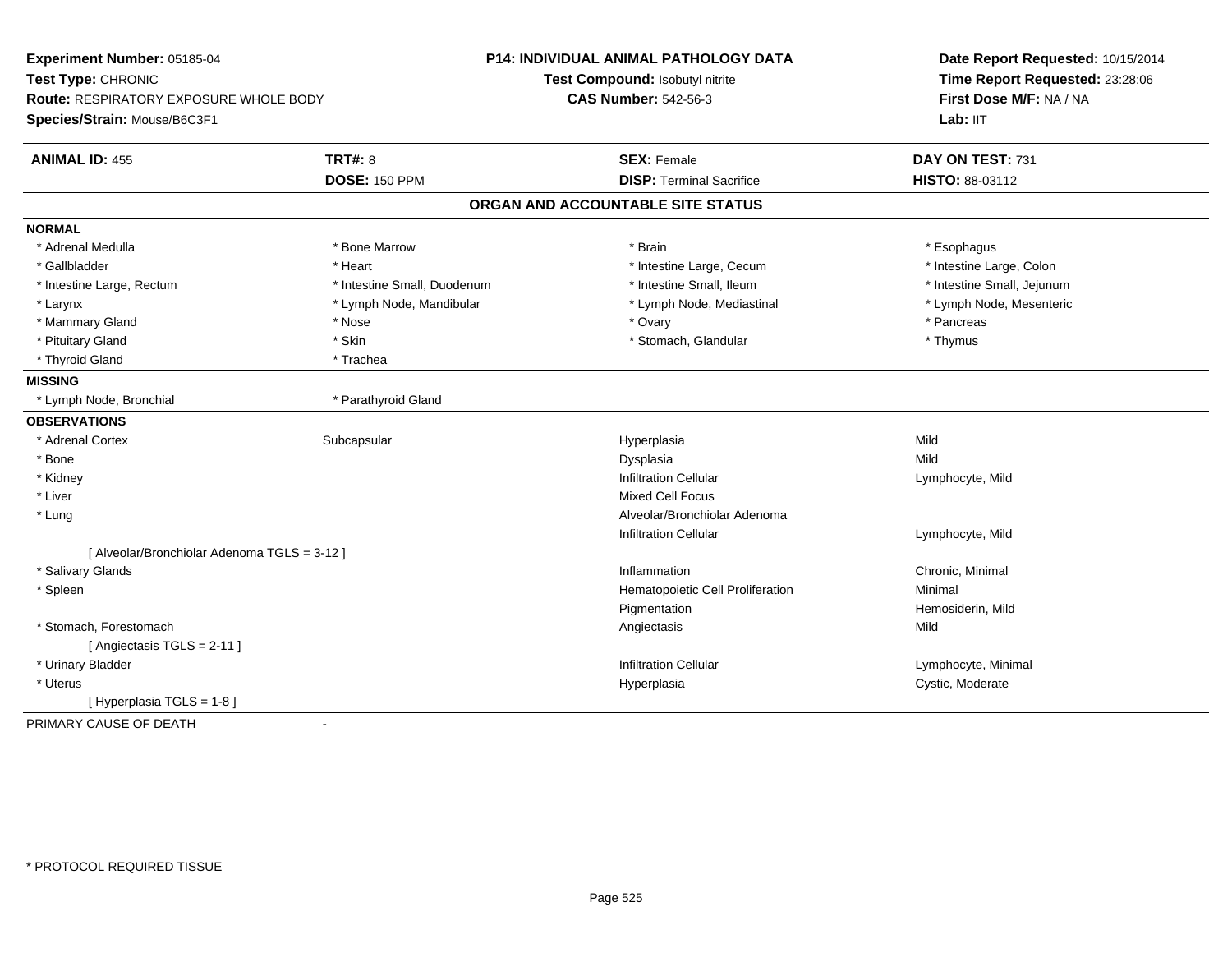**Experiment Number:** 05185-04
**Test Type:** CHRONIC
**Route:** RESPIRATORY EXPOSURE WHOLE BODY
**Species/Strain:** Mouse/B6C3F1

**P14: INDIVIDUAL ANIMAL PATHOLOGY DATA**
**Test Compound:** Isobutyl nitrite
**CAS Number:** 542-56-3

**Date Report Requested:** 10/15/2014
**Time Report Requested:** 23:28:06
**First Dose M/F:** NA / NA
**Lab:** IIT

| **ANIMAL ID:** 455 | **TRT#:** 8 | **SEX:** Female | **DAY ON TEST:** 731 |
|---|---|---|---|
| | **DOSE:** 150 PPM | **DISP:** Terminal Sacrifice | **HISTO:** 88-03112 |

## ORGAN AND ACCOUNTABLE SITE STATUS

**NORMAL**

| | | | |
|---|---|---|---|
| * Adrenal Medulla | * Bone Marrow | * Brain | * Esophagus |
| * Gallbladder | * Heart | * Intestine Large, Cecum | * Intestine Large, Colon |
| * Intestine Large, Rectum | * Intestine Small, Duodenum | * Intestine Small, Ileum | * Intestine Small, Jejunum |
| * Larynx | * Lymph Node, Mandibular | * Lymph Node, Mediastinal | * Lymph Node, Mesenteric |
| * Mammary Gland | * Nose | * Ovary | * Pancreas |
| * Pituitary Gland | * Skin | * Stomach, Glandular | * Thymus |
| * Thyroid Gland | * Trachea | | |

**MISSING**

| | |
|---|---|
| * Lymph Node, Bronchial | * Parathyroid Gland |

**OBSERVATIONS**

| | | | |
|---|---|---|---|
| * Adrenal Cortex | Subcapsular | Hyperplasia | Mild |
| * Bone | | Dysplasia | Mild |
| * Kidney | | Infiltration Cellular | Lymphocyte, Mild |
| * Liver | | Mixed Cell Focus | |
| * Lung | | Alveolar/Bronchiolar Adenoma | |
| | | Infiltration Cellular | Lymphocyte, Mild |
| [ Alveolar/Bronchiolar Adenoma TGLS = 3-12 ] | | | |
| * Salivary Glands | | Inflammation | Chronic, Minimal |
| * Spleen | | Hematopoietic Cell Proliferation | Minimal |
| | | Pigmentation | Hemosiderin, Mild |
| * Stomach, Forestomach | | Angiectasis | Mild |
| [ Angiectasis TGLS = 2-11 ] | | | |
| * Urinary Bladder | | Infiltration Cellular | Lymphocyte, Minimal |
| * Uterus | | Hyperplasia | Cystic, Moderate |
| [ Hyperplasia TGLS = 1-8 ] | | | |

PRIMARY CAUSE OF DEATH -

* PROTOCOL REQUIRED TISSUE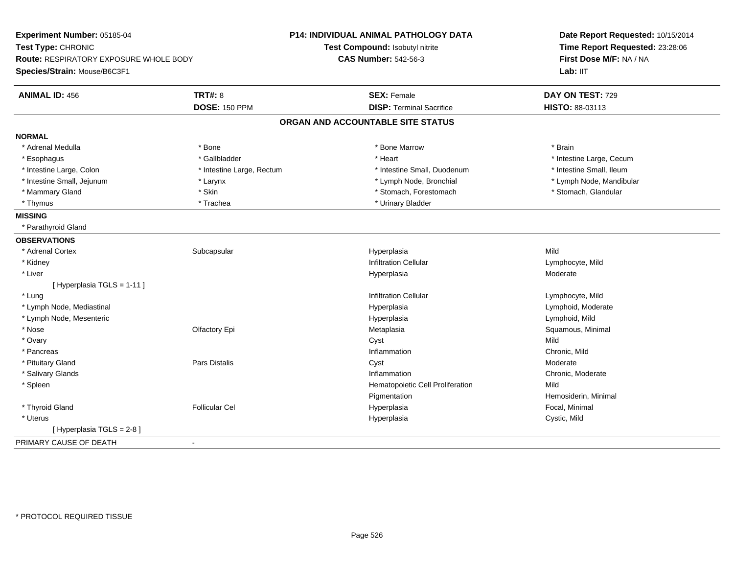**Experiment Number:** 05185-04
**Test Type:** CHRONIC
**Route:** RESPIRATORY EXPOSURE WHOLE BODY
**Species/Strain:** Mouse/B6C3F1

**P14: INDIVIDUAL ANIMAL PATHOLOGY DATA**
**Test Compound:** Isobutyl nitrite
**CAS Number:** 542-56-3

**Date Report Requested:** 10/15/2014
**Time Report Requested:** 23:28:06
**First Dose M/F:** NA / NA
**Lab:** IIT

| **ANIMAL ID:** 456 | **TRT#:** 8 | **SEX:** Female | **DAY ON TEST:** 729 |
|---|---|---|---|
| | **DOSE:** 150 PPM | **DISP:** Terminal Sacrifice | **HISTO:** 88-03113 |

## ORGAN AND ACCOUNTABLE SITE STATUS

**NORMAL**

| | | | |
|---|---|---|---|
| * Adrenal Medulla | * Bone | * Bone Marrow | * Brain |
| * Esophagus | * Gallbladder | * Heart | * Intestine Large, Cecum |
| * Intestine Large, Colon | * Intestine Large, Rectum | * Intestine Small, Duodenum | * Intestine Small, Ileum |
| * Intestine Small, Jejunum | * Larynx | * Lymph Node, Bronchial | * Lymph Node, Mandibular |
| * Mammary Gland | * Skin | * Stomach, Forestomach | * Stomach, Glandular |
| * Thymus | * Trachea | * Urinary Bladder | |

**MISSING**

* Parathyroid Gland

**OBSERVATIONS**

| | | | |
|---|---|---|---|
| * Adrenal Cortex | Subcapsular | Hyperplasia | Mild |
| * Kidney | | Infiltration Cellular | Lymphocyte, Mild |
| * Liver | | Hyperplasia | Moderate |
| [ Hyperplasia TGLS = 1-11 ] | | | |
| * Lung | | Infiltration Cellular | Lymphocyte, Mild |
| * Lymph Node, Mediastinal | | Hyperplasia | Lymphoid, Moderate |
| * Lymph Node, Mesenteric | | Hyperplasia | Lymphoid, Mild |
| * Nose | Olfactory Epi | Metaplasia | Squamous, Minimal |
| * Ovary | | Cyst | Mild |
| * Pancreas | | Inflammation | Chronic, Mild |
| * Pituitary Gland | Pars Distalis | Cyst | Moderate |
| * Salivary Glands | | Inflammation | Chronic, Moderate |
| * Spleen | | Hematopoietic Cell Proliferation | Mild |
| | | Pigmentation | Hemosiderin, Minimal |
| * Thyroid Gland | Follicular Cel | Hyperplasia | Focal, Minimal |
| * Uterus | | Hyperplasia | Cystic, Mild |
| [ Hyperplasia TGLS = 2-8 ] | | | |

PRIMARY CAUSE OF DEATH -

* PROTOCOL REQUIRED TISSUE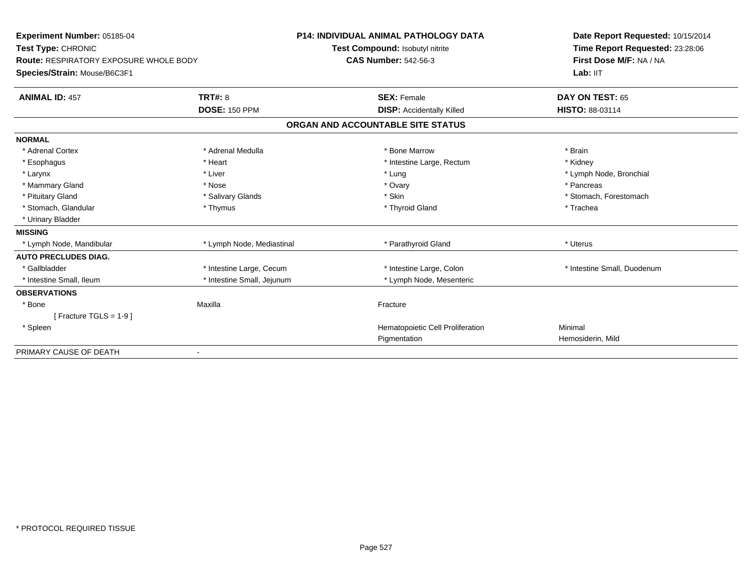**Experiment Number:** 05185-04
**Test Type:** CHRONIC
**Route:** RESPIRATORY EXPOSURE WHOLE BODY
**Species/Strain:** Mouse/B6C3F1

**P14: INDIVIDUAL ANIMAL PATHOLOGY DATA**
**Test Compound:** Isobutyl nitrite
**CAS Number:** 542-56-3

**Date Report Requested:** 10/15/2014
**Time Report Requested:** 23:28:06
**First Dose M/F:** NA / NA
**Lab:** IIT

| **ANIMAL ID:** 457 | **TRT#:** 8 | **SEX:** Female | **DAY ON TEST:** 65 |
|---|---|---|---|
| | **DOSE:** 150 PPM | **DISP:** Accidentally Killed | **HISTO:** 88-03114 |

**ORGAN AND ACCOUNTABLE SITE STATUS**

| | | | |
|---|---|---|---|
| **NORMAL** | | | |
| * Adrenal Cortex | * Adrenal Medulla | * Bone Marrow | * Brain |
| * Esophagus | * Heart | * Intestine Large, Rectum | * Kidney |
| * Larynx | * Liver | * Lung | * Lymph Node, Bronchial |
| * Mammary Gland | * Nose | * Ovary | * Pancreas |
| * Pituitary Gland | * Salivary Glands | * Skin | * Stomach, Forestomach |
| * Stomach, Glandular | * Thymus | * Thyroid Gland | * Trachea |
| * Urinary Bladder | | | |
| **MISSING** | | | |
| * Lymph Node, Mandibular | * Lymph Node, Mediastinal | * Parathyroid Gland | * Uterus |
| **AUTO PRECLUDES DIAG.** | | | |
| * Gallbladder | * Intestine Large, Cecum | * Intestine Large, Colon | * Intestine Small, Duodenum |
| * Intestine Small, Ileum | * Intestine Small, Jejunum | * Lymph Node, Mesenteric | |
| **OBSERVATIONS** | | | |
| * Bone | Maxilla | Fracture | |
| [ Fracture TGLS = 1-9 ] | | | |
| * Spleen | | Hematopoietic Cell Proliferation | Minimal |
| | | Pigmentation | Hemosiderin, Mild |
| PRIMARY CAUSE OF DEATH | - | | |

* PROTOCOL REQUIRED TISSUE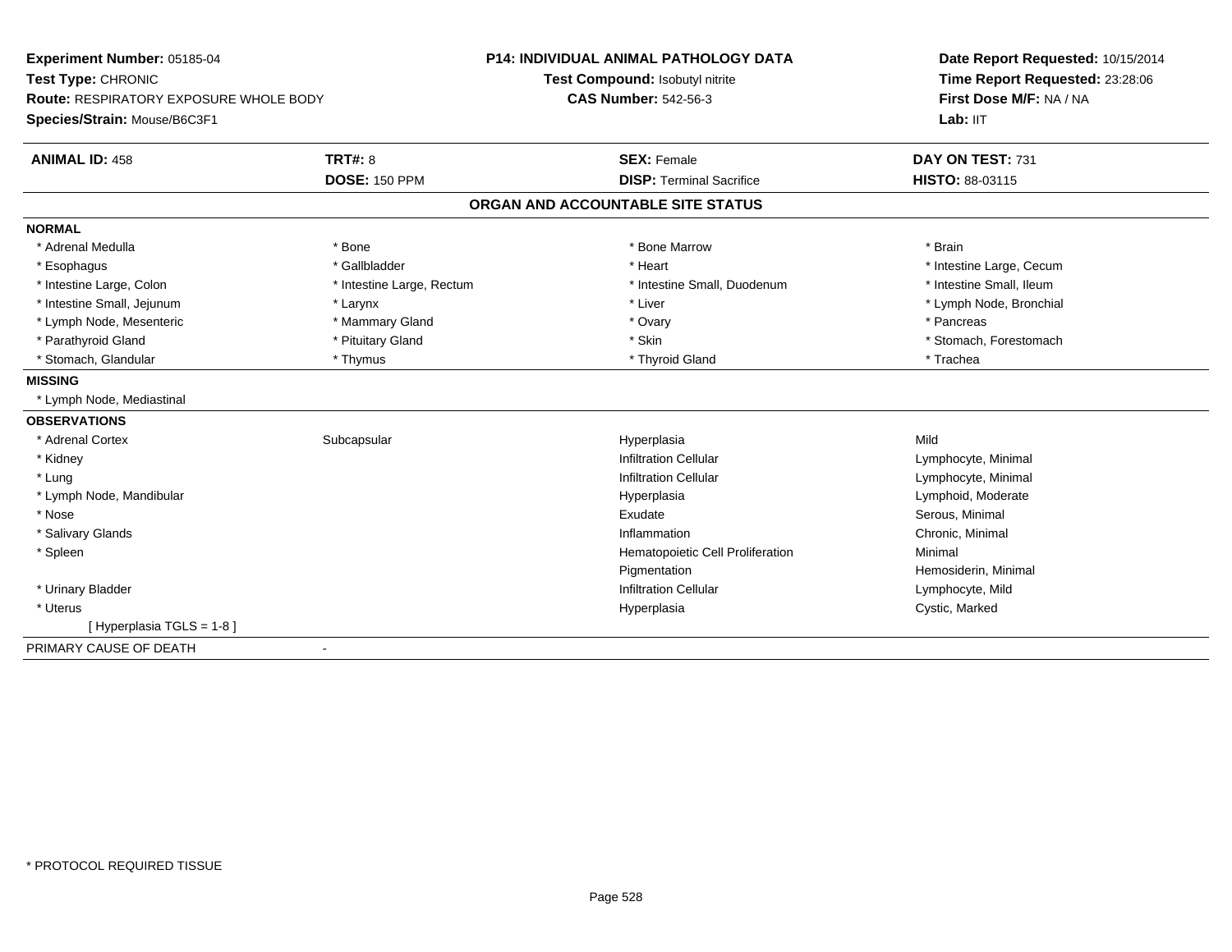**Experiment Number:** 05185-04
**Test Type:** CHRONIC
**Route:** RESPIRATORY EXPOSURE WHOLE BODY
**Species/Strain:** Mouse/B6C3F1

**P14: INDIVIDUAL ANIMAL PATHOLOGY DATA**
**Test Compound:** Isobutyl nitrite
**CAS Number:** 542-56-3

**Date Report Requested:** 10/15/2014
**Time Report Requested:** 23:28:06
**First Dose M/F:** NA / NA
**Lab:** IIT

| **ANIMAL ID:** 458 | **TRT#:** 8 | **SEX:** Female | **DAY ON TEST:** 731 |
|---|---|---|---|
| | **DOSE:** 150 PPM | **DISP:** Terminal Sacrifice | **HISTO:** 88-03115 |

## ORGAN AND ACCOUNTABLE SITE STATUS

**NORMAL**

| | | | |
|---|---|---|---|
| * Adrenal Medulla | * Bone | * Bone Marrow | * Brain |
| * Esophagus | * Gallbladder | * Heart | * Intestine Large, Cecum |
| * Intestine Large, Colon | * Intestine Large, Rectum | * Intestine Small, Duodenum | * Intestine Small, Ileum |
| * Intestine Small, Jejunum | * Larynx | * Liver | * Lymph Node, Bronchial |
| * Lymph Node, Mesenteric | * Mammary Gland | * Ovary | * Pancreas |
| * Parathyroid Gland | * Pituitary Gland | * Skin | * Stomach, Forestomach |
| * Stomach, Glandular | * Thymus | * Thyroid Gland | * Trachea |

**MISSING**

* Lymph Node, Mediastinal

**OBSERVATIONS**

| | | | |
|---|---|---|---|
| * Adrenal Cortex | Subcapsular | Hyperplasia | Mild |
| * Kidney | | Infiltration Cellular | Lymphocyte, Minimal |
| * Lung | | Infiltration Cellular | Lymphocyte, Minimal |
| * Lymph Node, Mandibular | | Hyperplasia | Lymphoid, Moderate |
| * Nose | | Exudate | Serous, Minimal |
| * Salivary Glands | | Inflammation | Chronic, Minimal |
| * Spleen | | Hematopoietic Cell Proliferation | Minimal |
| | | Pigmentation | Hemosiderin, Minimal |
| * Urinary Bladder | | Infiltration Cellular | Lymphocyte, Mild |
| * Uterus | | Hyperplasia | Cystic, Marked |
| [ Hyperplasia TGLS = 1-8 ] | | | |

PRIMARY CAUSE OF DEATH -

* PROTOCOL REQUIRED TISSUE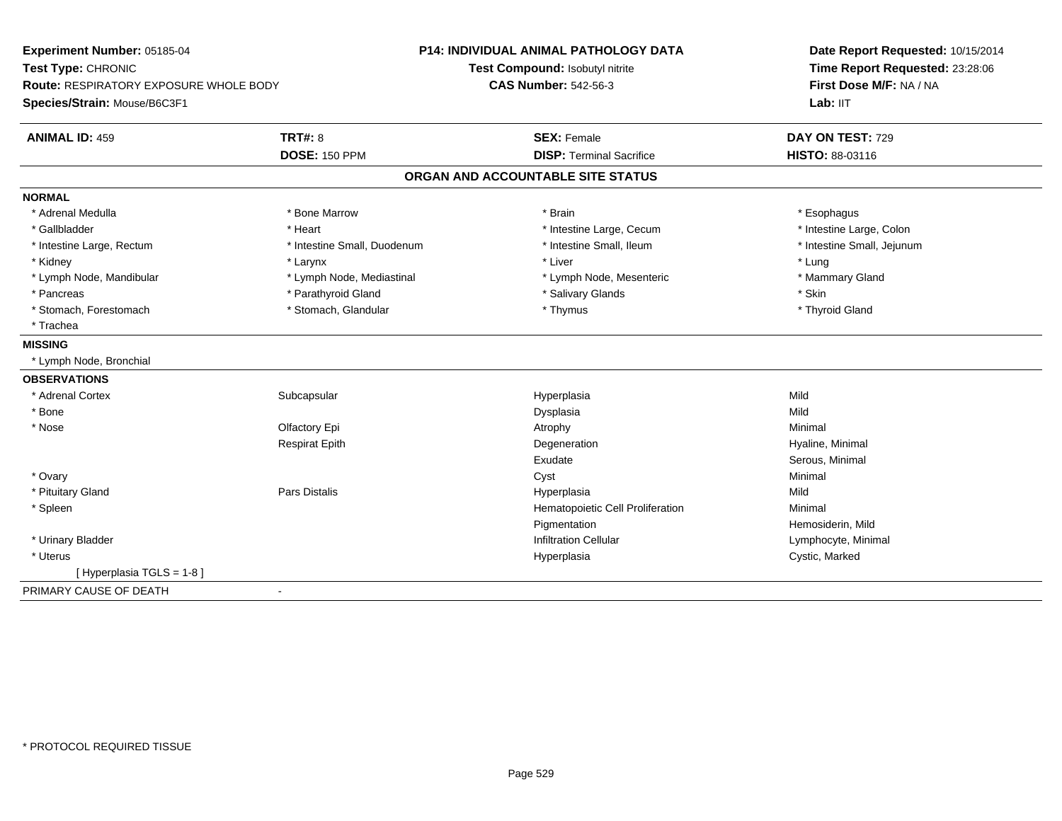**Experiment Number:** 05185-04
**Test Type:** CHRONIC
**Route:** RESPIRATORY EXPOSURE WHOLE BODY
**Species/Strain:** Mouse/B6C3F1

**P14: INDIVIDUAL ANIMAL PATHOLOGY DATA**
**Test Compound:** Isobutyl nitrite
**CAS Number:** 542-56-3

**Date Report Requested:** 10/15/2014
**Time Report Requested:** 23:28:06
**First Dose M/F:** NA / NA
**Lab:** IIT

| **ANIMAL ID:** 459 | **TRT#:** 8 | **SEX:** Female | **DAY ON TEST:** 729 |
|---|---|---|---|
| | **DOSE:** 150 PPM | **DISP:** Terminal Sacrifice | **HISTO:** 88-03116 |

## ORGAN AND ACCOUNTABLE SITE STATUS

**NORMAL**

| | | | |
|---|---|---|---|
| * Adrenal Medulla | * Bone Marrow | * Brain | * Esophagus |
| * Gallbladder | * Heart | * Intestine Large, Cecum | * Intestine Large, Colon |
| * Intestine Large, Rectum | * Intestine Small, Duodenum | * Intestine Small, Ileum | * Intestine Small, Jejunum |
| * Kidney | * Larynx | * Liver | * Lung |
| * Lymph Node, Mandibular | * Lymph Node, Mediastinal | * Lymph Node, Mesenteric | * Mammary Gland |
| * Pancreas | * Parathyroid Gland | * Salivary Glands | * Skin |
| * Stomach, Forestomach | * Stomach, Glandular | * Thymus | * Thyroid Gland |
| * Trachea | | | |

**MISSING**

* Lymph Node, Bronchial

**OBSERVATIONS**

| | | | |
|---|---|---|---|
| * Adrenal Cortex | Subcapsular | Hyperplasia | Mild |
| * Bone | | Dysplasia | Mild |
| * Nose | Olfactory Epi | Atrophy | Minimal |
| | Respirat Epith | Degeneration | Hyaline, Minimal |
| | | Exudate | Serous, Minimal |
| * Ovary | | Cyst | Minimal |
| * Pituitary Gland | Pars Distalis | Hyperplasia | Mild |
| * Spleen | | Hematopoietic Cell Proliferation | Minimal |
| | | Pigmentation | Hemosiderin, Mild |
| * Urinary Bladder | | Infiltration Cellular | Lymphocyte, Minimal |
| * Uterus | | Hyperplasia | Cystic, Marked |
| [ Hyperplasia TGLS = 1-8 ] | | | |

PRIMARY CAUSE OF DEATH -

* PROTOCOL REQUIRED TISSUE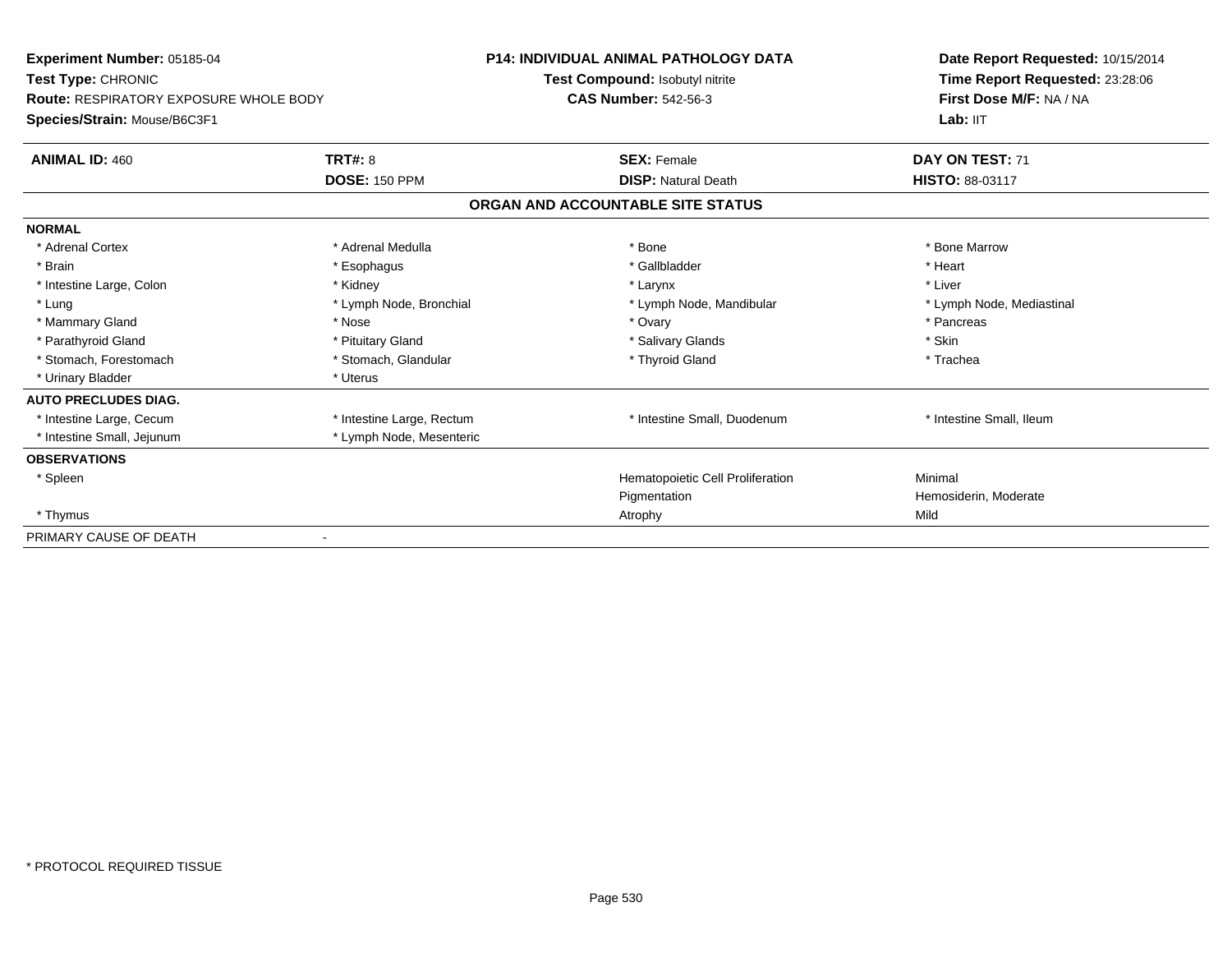**Experiment Number:** 05185-04
**Test Type:** CHRONIC
**Route:** RESPIRATORY EXPOSURE WHOLE BODY
**Species/Strain:** Mouse/B6C3F1

**P14: INDIVIDUAL ANIMAL PATHOLOGY DATA**
**Test Compound:** Isobutyl nitrite
**CAS Number:** 542-56-3

**Date Report Requested:** 10/15/2014
**Time Report Requested:** 23:28:06
**First Dose M/F:** NA / NA
**Lab:** IIT

| **ANIMAL ID:** 460 | **TRT#:** 8 | **SEX:** Female | **DAY ON TEST:** 71 |
|---|---|---|---|
| | **DOSE:** 150 PPM | **DISP:** Natural Death | **HISTO:** 88-03117 |

## ORGAN AND ACCOUNTABLE SITE STATUS

| | | | |
|---|---|---|---|
| **NORMAL** | | | |
| * Adrenal Cortex | * Adrenal Medulla | * Bone | * Bone Marrow |
| * Brain | * Esophagus | * Gallbladder | * Heart |
| * Intestine Large, Colon | * Kidney | * Larynx | * Liver |
| * Lung | * Lymph Node, Bronchial | * Lymph Node, Mandibular | * Lymph Node, Mediastinal |
| * Mammary Gland | * Nose | * Ovary | * Pancreas |
| * Parathyroid Gland | * Pituitary Gland | * Salivary Glands | * Skin |
| * Stomach, Forestomach | * Stomach, Glandular | * Thyroid Gland | * Trachea |
| * Urinary Bladder | * Uterus | | |
| **AUTO PRECLUDES DIAG.** | | | |
| * Intestine Large, Cecum | * Intestine Large, Rectum | * Intestine Small, Duodenum | * Intestine Small, Ileum |
| * Intestine Small, Jejunum | * Lymph Node, Mesenteric | | |
| **OBSERVATIONS** | | | |
| * Spleen | | Hematopoietic Cell Proliferation | Minimal |
| | | Pigmentation | Hemosiderin, Moderate |
| * Thymus | | Atrophy | Mild |
| PRIMARY CAUSE OF DEATH | - | | |

* PROTOCOL REQUIRED TISSUE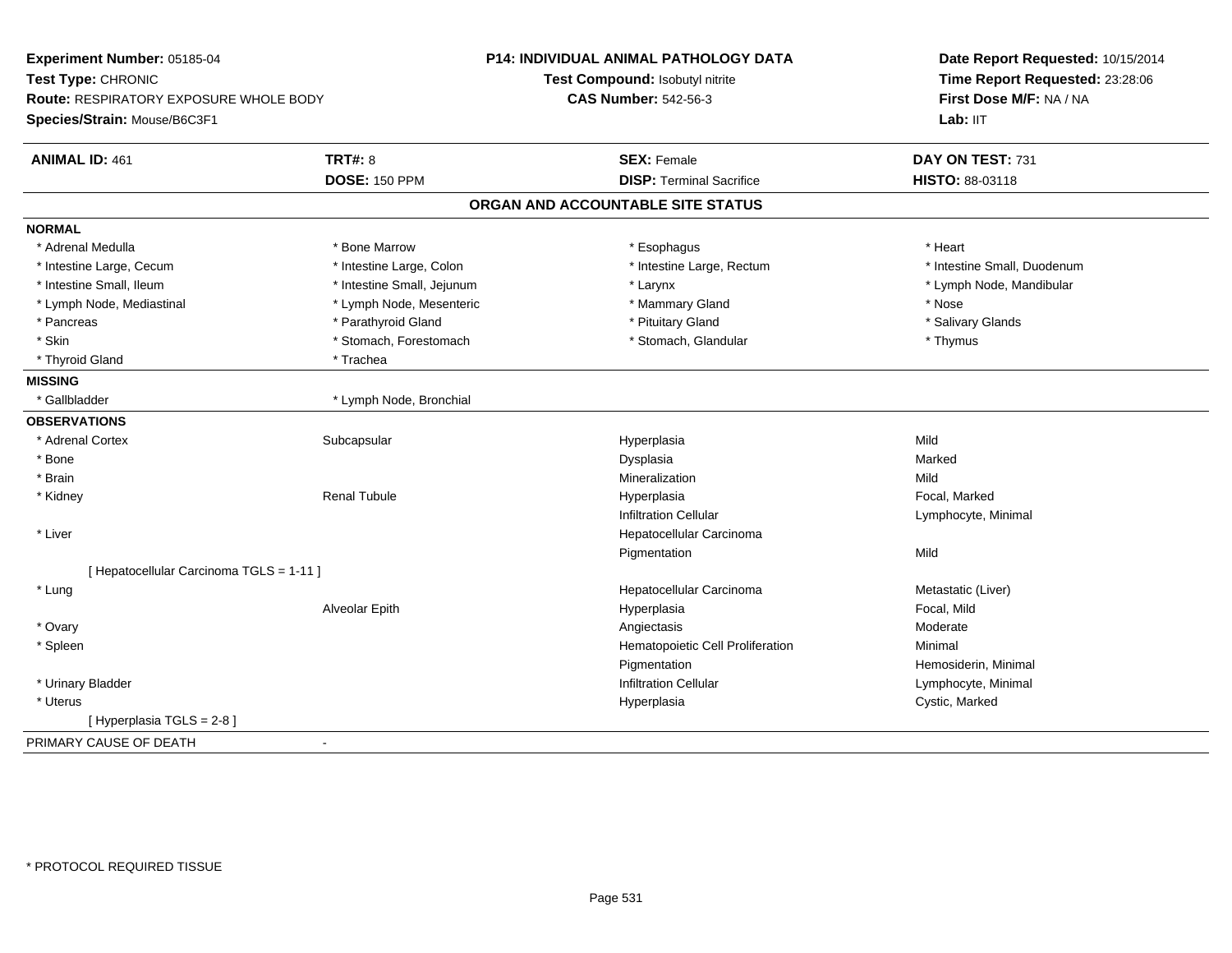**Experiment Number:** 05185-04
**Test Type:** CHRONIC
**Route:** RESPIRATORY EXPOSURE WHOLE BODY
**Species/Strain:** Mouse/B6C3F1

**P14: INDIVIDUAL ANIMAL PATHOLOGY DATA**
**Test Compound:** Isobutyl nitrite
**CAS Number:** 542-56-3

**Date Report Requested:** 10/15/2014
**Time Report Requested:** 23:28:06
**First Dose M/F:** NA / NA
**Lab:** IIT

| **ANIMAL ID:** 461 | **TRT#:** 8 | **SEX:** Female | **DAY ON TEST:** 731 |
|---|---|---|---|
| | **DOSE:** 150 PPM | **DISP:** Terminal Sacrifice | **HISTO:** 88-03118 |

## ORGAN AND ACCOUNTABLE SITE STATUS

**NORMAL**

| | | | |
|---|---|---|---|
| * Adrenal Medulla | * Bone Marrow | * Esophagus | * Heart |
| * Intestine Large, Cecum | * Intestine Large, Colon | * Intestine Large, Rectum | * Intestine Small, Duodenum |
| * Intestine Small, Ileum | * Intestine Small, Jejunum | * Larynx | * Lymph Node, Mandibular |
| * Lymph Node, Mediastinal | * Lymph Node, Mesenteric | * Mammary Gland | * Nose |
| * Pancreas | * Parathyroid Gland | * Pituitary Gland | * Salivary Glands |
| * Skin | * Stomach, Forestomach | * Stomach, Glandular | * Thymus |
| * Thyroid Gland | * Trachea | | |

**MISSING**

| | |
|---|---|
| * Gallbladder | * Lymph Node, Bronchial |

**OBSERVATIONS**

| | | | |
|---|---|---|---|
| * Adrenal Cortex | Subcapsular | Hyperplasia | Mild |
| * Bone | | Dysplasia | Marked |
| * Brain | | Mineralization | Mild |
| * Kidney | Renal Tubule | Hyperplasia | Focal, Marked |
| | | Infiltration Cellular | Lymphocyte, Minimal |
| * Liver | | Hepatocellular Carcinoma | |
| | | Pigmentation | Mild |
| [ Hepatocellular Carcinoma TGLS = 1-11 ] | | | |
| * Lung | | Hepatocellular Carcinoma | Metastatic (Liver) |
| | Alveolar Epith | Hyperplasia | Focal, Mild |
| * Ovary | | Angiectasis | Moderate |
| * Spleen | | Hematopoietic Cell Proliferation | Minimal |
| | | Pigmentation | Hemosiderin, Minimal |
| * Urinary Bladder | | Infiltration Cellular | Lymphocyte, Minimal |
| * Uterus | | Hyperplasia | Cystic, Marked |
| [ Hyperplasia TGLS = 2-8 ] | | | |

PRIMARY CAUSE OF DEATH -

* PROTOCOL REQUIRED TISSUE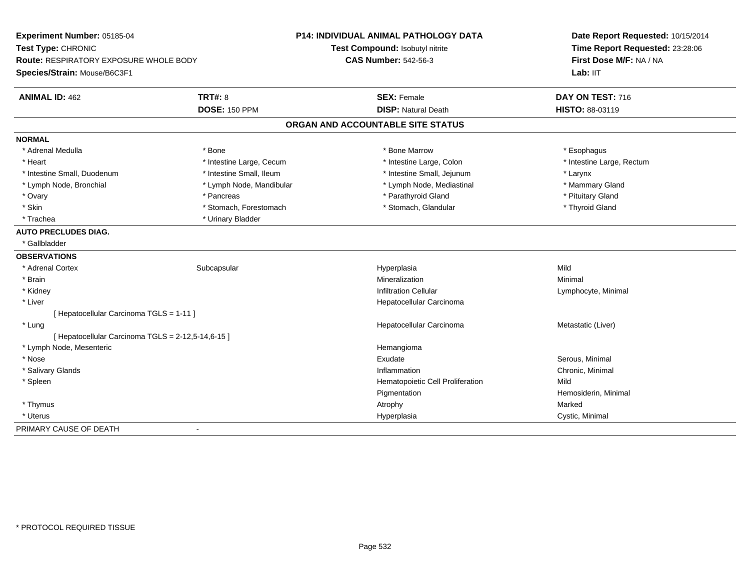**Experiment Number:** 05185-04
**Test Type:** CHRONIC
**Route:** RESPIRATORY EXPOSURE WHOLE BODY
**Species/Strain:** Mouse/B6C3F1

**P14: INDIVIDUAL ANIMAL PATHOLOGY DATA**
**Test Compound:** Isobutyl nitrite
**CAS Number:** 542-56-3

**Date Report Requested:** 10/15/2014
**Time Report Requested:** 23:28:06
**First Dose M/F:** NA / NA
**Lab:** IIT

| **ANIMAL ID:** 462 | **TRT#:** 8 | **SEX:** Female | **DAY ON TEST:** 716 |
|---|---|---|---|
| | **DOSE:** 150 PPM | **DISP:** Natural Death | **HISTO:** 88-03119 |

## ORGAN AND ACCOUNTABLE SITE STATUS

**NORMAL**

| | | | |
|---|---|---|---|
| * Adrenal Medulla | * Bone | * Bone Marrow | * Esophagus |
| * Heart | * Intestine Large, Cecum | * Intestine Large, Colon | * Intestine Large, Rectum |
| * Intestine Small, Duodenum | * Intestine Small, Ileum | * Intestine Small, Jejunum | * Larynx |
| * Lymph Node, Bronchial | * Lymph Node, Mandibular | * Lymph Node, Mediastinal | * Mammary Gland |
| * Ovary | * Pancreas | * Parathyroid Gland | * Pituitary Gland |
| * Skin | * Stomach, Forestomach | * Stomach, Glandular | * Thyroid Gland |
| * Trachea | * Urinary Bladder | | |

**AUTO PRECLUDES DIAG.**

* Gallbladder

**OBSERVATIONS**

| | | | |
|---|---|---|---|
| * Adrenal Cortex | Subcapsular | Hyperplasia | Mild |
| * Brain | | Mineralization | Minimal |
| * Kidney | | Infiltration Cellular | Lymphocyte, Minimal |
| * Liver | | Hepatocellular Carcinoma | |
| [ Hepatocellular Carcinoma TGLS = 1-11 ] | | | |
| * Lung | | Hepatocellular Carcinoma | Metastatic (Liver) |
| [ Hepatocellular Carcinoma TGLS = 2-12,5-14,6-15 ] | | | |
| * Lymph Node, Mesenteric | | Hemangioma | |
| * Nose | | Exudate | Serous, Minimal |
| * Salivary Glands | | Inflammation | Chronic, Minimal |
| * Spleen | | Hematopoietic Cell Proliferation | Mild |
| | | Pigmentation | Hemosiderin, Minimal |
| * Thymus | | Atrophy | Marked |
| * Uterus | | Hyperplasia | Cystic, Minimal |

PRIMARY CAUSE OF DEATH -

\* PROTOCOL REQUIRED TISSUE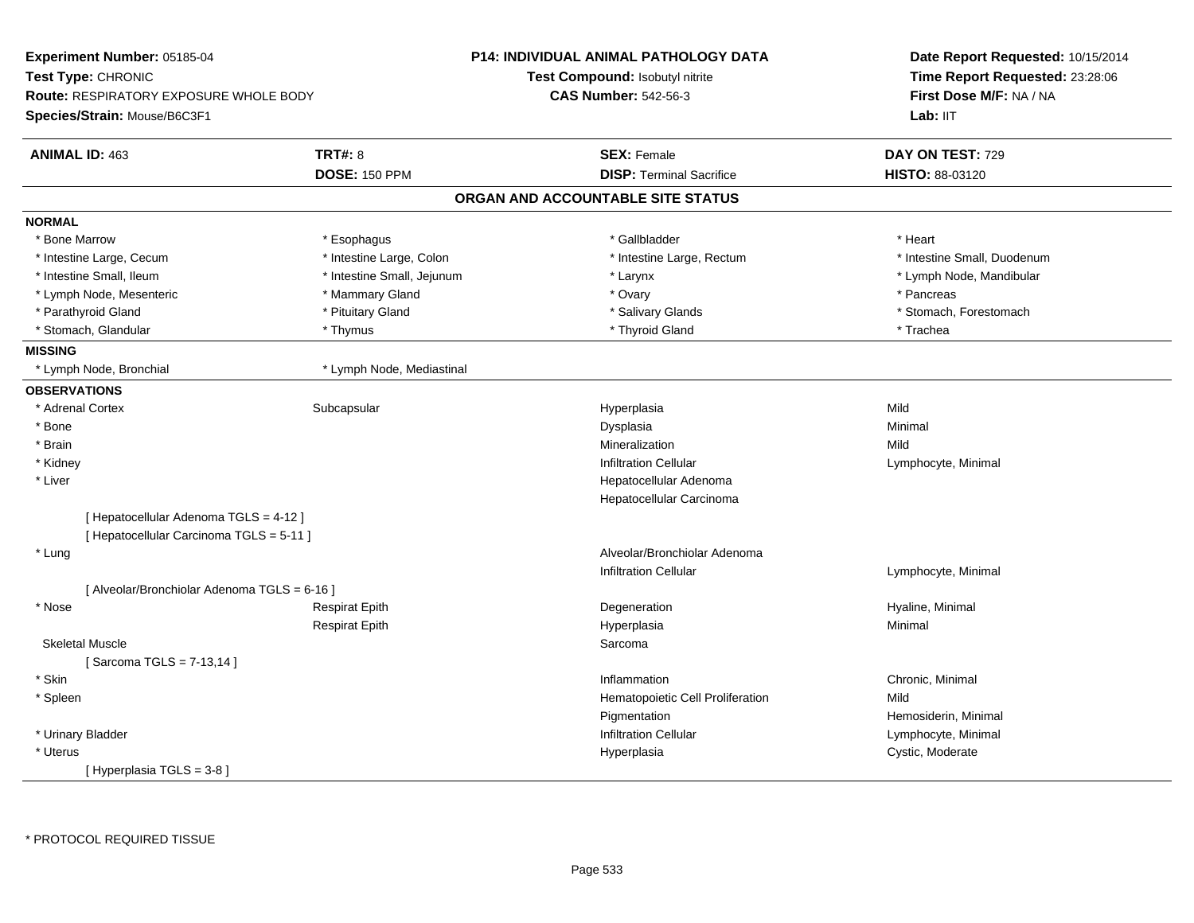**Experiment Number:** 05185-04
**Test Type:** CHRONIC
**Route:** RESPIRATORY EXPOSURE WHOLE BODY
**Species/Strain:** Mouse/B6C3F1

**P14: INDIVIDUAL ANIMAL PATHOLOGY DATA**
**Test Compound:** Isobutyl nitrite
**CAS Number:** 542-56-3

**Date Report Requested:** 10/15/2014
**Time Report Requested:** 23:28:06
**First Dose M/F:** NA / NA
**Lab:** IIT

| **ANIMAL ID:** 463 | **TRT#:** 8 | **SEX:** Female | **DAY ON TEST:** 729 |
|---|---|---|---|
| | **DOSE:** 150 PPM | **DISP:** Terminal Sacrifice | **HISTO:** 88-03120 |

## ORGAN AND ACCOUNTABLE SITE STATUS

**NORMAL**

| | | | |
|---|---|---|---|
| * Bone Marrow | * Esophagus | * Gallbladder | * Heart |
| * Intestine Large, Cecum | * Intestine Large, Colon | * Intestine Large, Rectum | * Intestine Small, Duodenum |
| * Intestine Small, Ileum | * Intestine Small, Jejunum | * Larynx | * Lymph Node, Mandibular |
| * Lymph Node, Mesenteric | * Mammary Gland | * Ovary | * Pancreas |
| * Parathyroid Gland | * Pituitary Gland | * Salivary Glands | * Stomach, Forestomach |
| * Stomach, Glandular | * Thymus | * Thyroid Gland | * Trachea |

**MISSING**

| | |
|---|---|
| * Lymph Node, Bronchial | * Lymph Node, Mediastinal |

**OBSERVATIONS**

| Organ | Site | Observation | Severity |
|---|---|---|---|
| * Adrenal Cortex | Subcapsular | Hyperplasia | Mild |
| * Bone | | Dysplasia | Minimal |
| * Brain | | Mineralization | Mild |
| * Kidney | | Infiltration Cellular | Lymphocyte, Minimal |
| * Liver | | Hepatocellular Adenoma | |
| | | Hepatocellular Carcinoma | |
| [ Hepatocellular Adenoma TGLS = 4-12 ] | | | |
| [ Hepatocellular Carcinoma TGLS = 5-11 ] | | | |
| * Lung | | Alveolar/Bronchiolar Adenoma | |
| | | Infiltration Cellular | Lymphocyte, Minimal |
| [ Alveolar/Bronchiolar Adenoma TGLS = 6-16 ] | | | |
| * Nose | Respirat Epith | Degeneration | Hyaline, Minimal |
| | Respirat Epith | Hyperplasia | Minimal |
| Skeletal Muscle | | Sarcoma | |
| [ Sarcoma TGLS = 7-13,14 ] | | | |
| * Skin | | Inflammation | Chronic, Minimal |
| * Spleen | | Hematopoietic Cell Proliferation | Mild |
| | | Pigmentation | Hemosiderin, Minimal |
| * Urinary Bladder | | Infiltration Cellular | Lymphocyte, Minimal |
| * Uterus | | Hyperplasia | Cystic, Moderate |
| [ Hyperplasia TGLS = 3-8 ] | | | |

* PROTOCOL REQUIRED TISSUE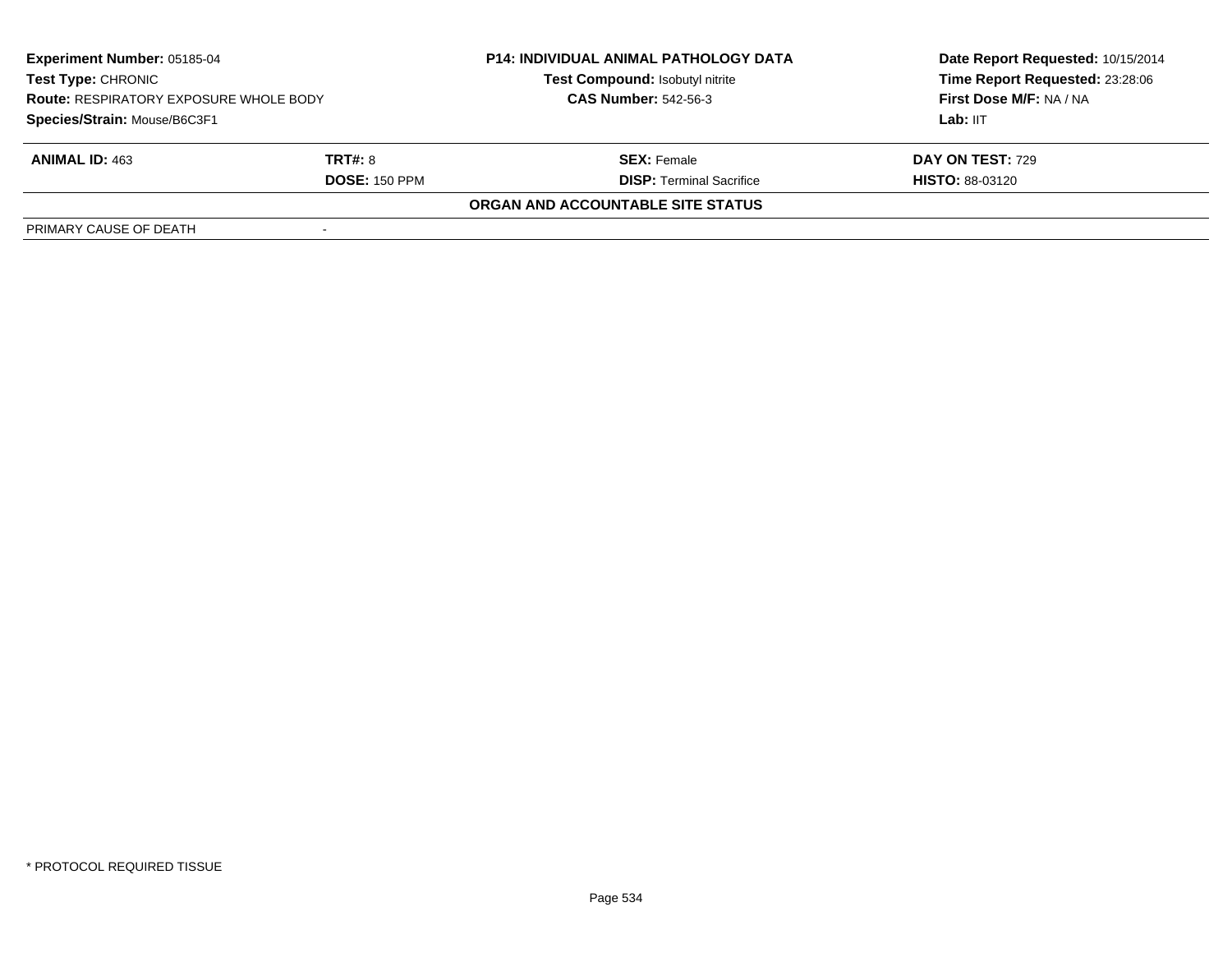**Experiment Number:** 05185-04
**Test Type:** CHRONIC
**Route:** RESPIRATORY EXPOSURE WHOLE BODY
**Species/Strain:** Mouse/B6C3F1

**P14: INDIVIDUAL ANIMAL PATHOLOGY DATA**
**Test Compound:** Isobutyl nitrite
**CAS Number:** 542-56-3

**Date Report Requested:** 10/15/2014
**Time Report Requested:** 23:28:06
**First Dose M/F:** NA / NA
**Lab:** IIT

| **ANIMAL ID:** 463 | **TRT#:** 8 | **SEX:** Female | **DAY ON TEST:** 729 |
|---|---|---|---|
| | **DOSE:** 150 PPM | **DISP:** Terminal Sacrifice | **HISTO:** 88-03120 |

**ORGAN AND ACCOUNTABLE SITE STATUS**

| PRIMARY CAUSE OF DEATH | - |
|---|---|

* PROTOCOL REQUIRED TISSUE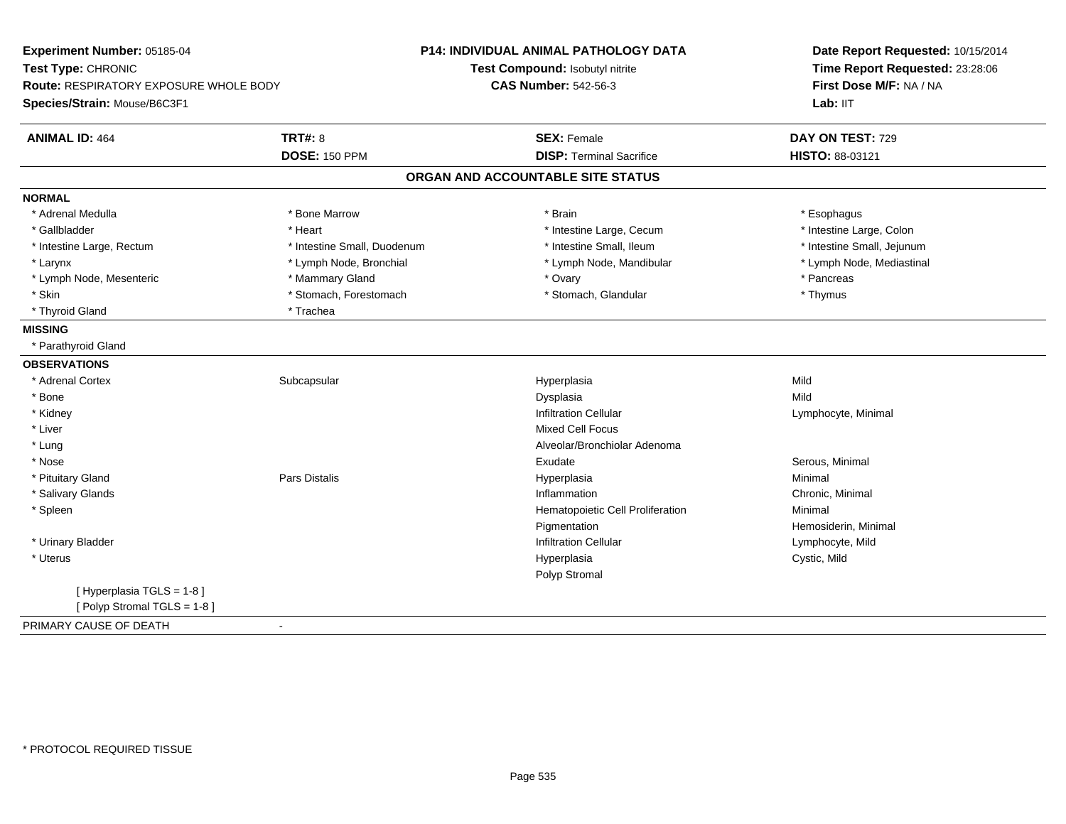**Experiment Number:** 05185-04
**Test Type:** CHRONIC
**Route:** RESPIRATORY EXPOSURE WHOLE BODY
**Species/Strain:** Mouse/B6C3F1

**P14: INDIVIDUAL ANIMAL PATHOLOGY DATA**
**Test Compound:** Isobutyl nitrite
**CAS Number:** 542-56-3

**Date Report Requested:** 10/15/2014
**Time Report Requested:** 23:28:06
**First Dose M/F:** NA / NA
**Lab:** IIT

| **ANIMAL ID:** 464 | **TRT#:** 8 | **SEX:** Female | **DAY ON TEST:** 729 |
|---|---|---|---|
| | **DOSE:** 150 PPM | **DISP:** Terminal Sacrifice | **HISTO:** 88-03121 |

## ORGAN AND ACCOUNTABLE SITE STATUS

**NORMAL**

| | | | |
|---|---|---|---|
| * Adrenal Medulla | * Bone Marrow | * Brain | * Esophagus |
| * Gallbladder | * Heart | * Intestine Large, Cecum | * Intestine Large, Colon |
| * Intestine Large, Rectum | * Intestine Small, Duodenum | * Intestine Small, Ileum | * Intestine Small, Jejunum |
| * Larynx | * Lymph Node, Bronchial | * Lymph Node, Mandibular | * Lymph Node, Mediastinal |
| * Lymph Node, Mesenteric | * Mammary Gland | * Ovary | * Pancreas |
| * Skin | * Stomach, Forestomach | * Stomach, Glandular | * Thymus |
| * Thyroid Gland | * Trachea | | |

**MISSING**

* Parathyroid Gland

**OBSERVATIONS**

| | | | |
|---|---|---|---|
| * Adrenal Cortex | Subcapsular | Hyperplasia | Mild |
| * Bone | | Dysplasia | Mild |
| * Kidney | | Infiltration Cellular | Lymphocyte, Minimal |
| * Liver | | Mixed Cell Focus | |
| * Lung | | Alveolar/Bronchiolar Adenoma | |
| * Nose | | Exudate | Serous, Minimal |
| * Pituitary Gland | Pars Distalis | Hyperplasia | Minimal |
| * Salivary Glands | | Inflammation | Chronic, Minimal |
| * Spleen | | Hematopoietic Cell Proliferation | Minimal |
| | | Pigmentation | Hemosiderin, Minimal |
| * Urinary Bladder | | Infiltration Cellular | Lymphocyte, Mild |
| * Uterus | | Hyperplasia | Cystic, Mild |
| | | Polyp Stromal | |

[ Hyperplasia TGLS = 1-8 ]
[ Polyp Stromal TGLS = 1-8 ]

PRIMARY CAUSE OF DEATH -

* PROTOCOL REQUIRED TISSUE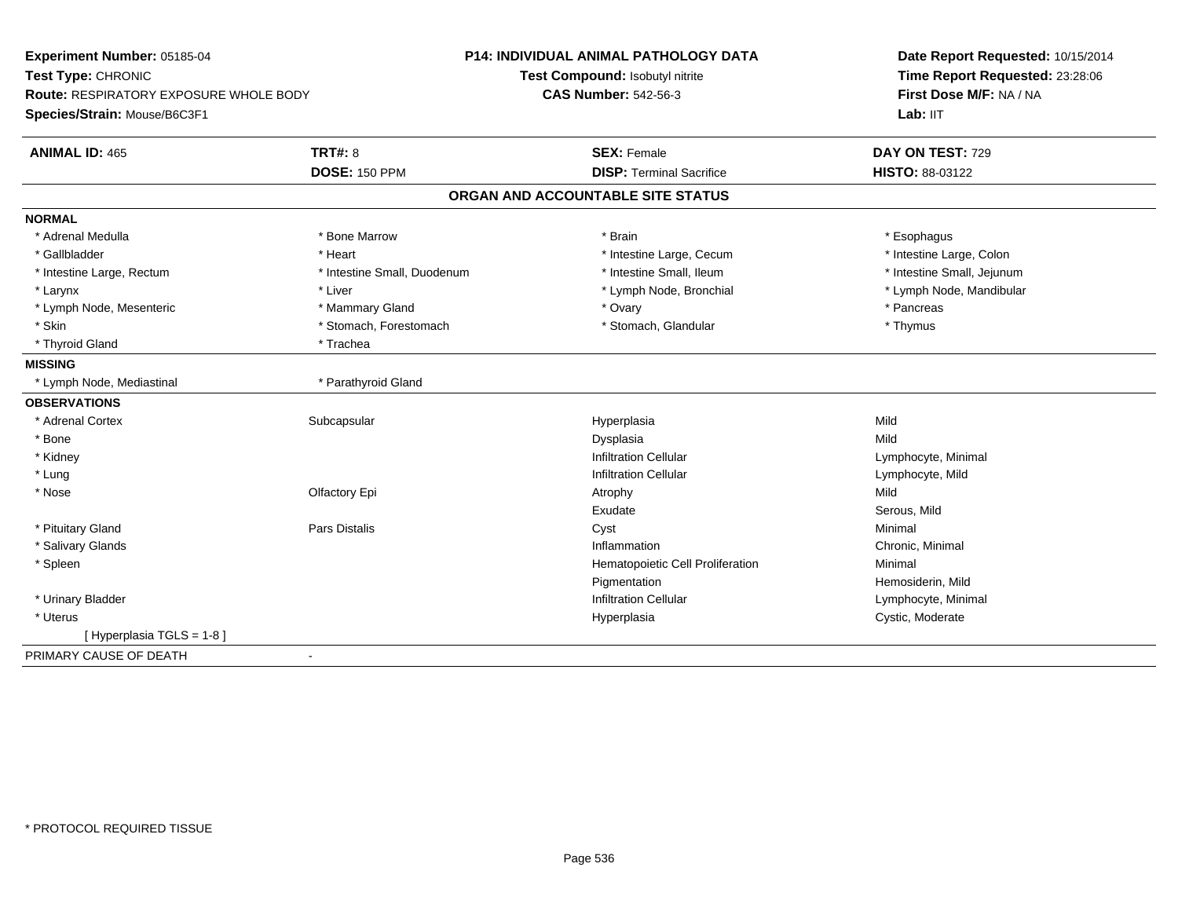**Experiment Number:** 05185-04
**Test Type:** CHRONIC
**Route:** RESPIRATORY EXPOSURE WHOLE BODY
**Species/Strain:** Mouse/B6C3F1

**P14: INDIVIDUAL ANIMAL PATHOLOGY DATA**
**Test Compound:** Isobutyl nitrite
**CAS Number:** 542-56-3

**Date Report Requested:** 10/15/2014
**Time Report Requested:** 23:28:06
**First Dose M/F:** NA / NA
**Lab:** IIT

| **ANIMAL ID:** 465 | **TRT#:** 8 | **SEX:** Female | **DAY ON TEST:** 729 |
|---|---|---|---|
| | **DOSE:** 150 PPM | **DISP:** Terminal Sacrifice | **HISTO:** 88-03122 |

## ORGAN AND ACCOUNTABLE SITE STATUS

**NORMAL**

| | | | |
|---|---|---|---|
| * Adrenal Medulla | * Bone Marrow | * Brain | * Esophagus |
| * Gallbladder | * Heart | * Intestine Large, Cecum | * Intestine Large, Colon |
| * Intestine Large, Rectum | * Intestine Small, Duodenum | * Intestine Small, Ileum | * Intestine Small, Jejunum |
| * Larynx | * Liver | * Lymph Node, Bronchial | * Lymph Node, Mandibular |
| * Lymph Node, Mesenteric | * Mammary Gland | * Ovary | * Pancreas |
| * Skin | * Stomach, Forestomach | * Stomach, Glandular | * Thymus |
| * Thyroid Gland | * Trachea | | |

**MISSING**

| | |
|---|---|
| * Lymph Node, Mediastinal | * Parathyroid Gland |

**OBSERVATIONS**

| | | | |
|---|---|---|---|
| * Adrenal Cortex | Subcapsular | Hyperplasia | Mild |
| * Bone | | Dysplasia | Mild |
| * Kidney | | Infiltration Cellular | Lymphocyte, Minimal |
| * Lung | | Infiltration Cellular | Lymphocyte, Mild |
| * Nose | Olfactory Epi | Atrophy | Mild |
| | | Exudate | Serous, Mild |
| * Pituitary Gland | Pars Distalis | Cyst | Minimal |
| * Salivary Glands | | Inflammation | Chronic, Minimal |
| * Spleen | | Hematopoietic Cell Proliferation | Minimal |
| | | Pigmentation | Hemosiderin, Mild |
| * Urinary Bladder | | Infiltration Cellular | Lymphocyte, Minimal |
| * Uterus | | Hyperplasia | Cystic, Moderate |
| [ Hyperplasia TGLS = 1-8 ] | | | |

PRIMARY CAUSE OF DEATH -

* PROTOCOL REQUIRED TISSUE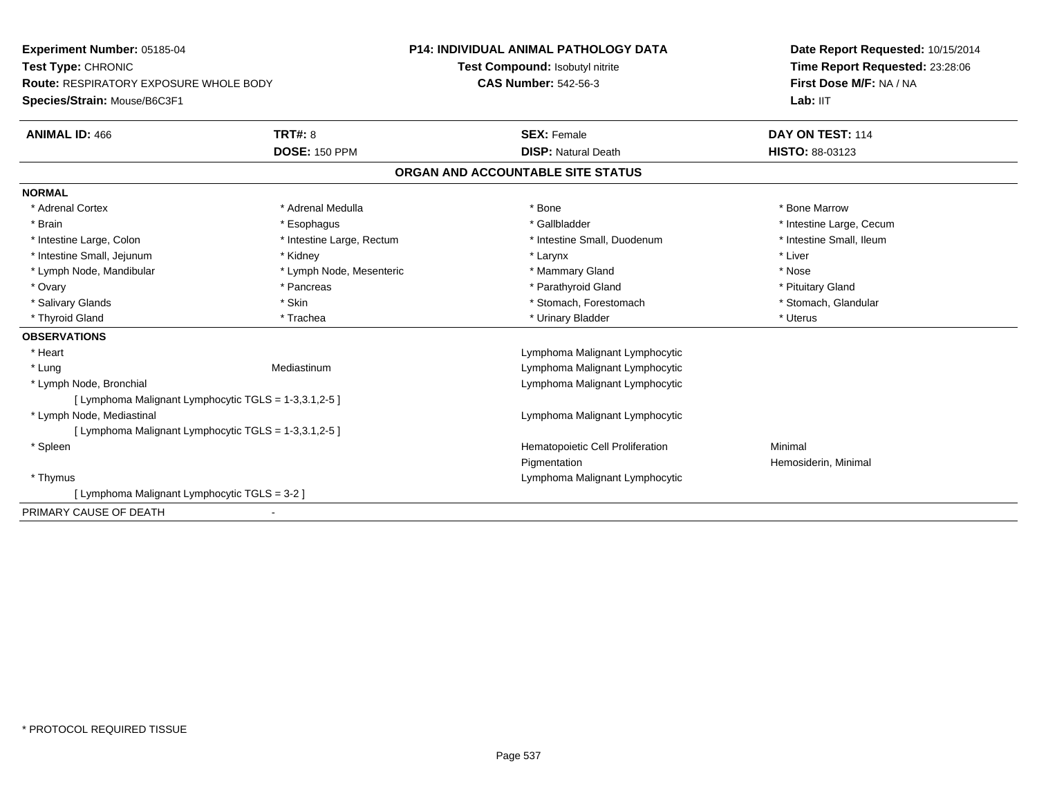**Experiment Number:** 05185-04
**Test Type:** CHRONIC
**Route:** RESPIRATORY EXPOSURE WHOLE BODY
**Species/Strain:** Mouse/B6C3F1

**P14: INDIVIDUAL ANIMAL PATHOLOGY DATA**
**Test Compound:** Isobutyl nitrite
**CAS Number:** 542-56-3

**Date Report Requested:** 10/15/2014
**Time Report Requested:** 23:28:06
**First Dose M/F:** NA / NA
**Lab:** IIT

| **ANIMAL ID:** 466 | **TRT#:** 8 | **SEX:** Female | **DAY ON TEST:** 114 |
|---|---|---|---|
| | **DOSE:** 150 PPM | **DISP:** Natural Death | **HISTO:** 88-03123 |

## ORGAN AND ACCOUNTABLE SITE STATUS

**NORMAL**

| | | | |
|---|---|---|---|
| * Adrenal Cortex | * Adrenal Medulla | * Bone | * Bone Marrow |
| * Brain | * Esophagus | * Gallbladder | * Intestine Large, Cecum |
| * Intestine Large, Colon | * Intestine Large, Rectum | * Intestine Small, Duodenum | * Intestine Small, Ileum |
| * Intestine Small, Jejunum | * Kidney | * Larynx | * Liver |
| * Lymph Node, Mandibular | * Lymph Node, Mesenteric | * Mammary Gland | * Nose |
| * Ovary | * Pancreas | * Parathyroid Gland | * Pituitary Gland |
| * Salivary Glands | * Skin | * Stomach, Forestomach | * Stomach, Glandular |
| * Thyroid Gland | * Trachea | * Urinary Bladder | * Uterus |

**OBSERVATIONS**

| | | | |
|---|---|---|---|
| * Heart | | Lymphoma Malignant Lymphocytic | |
| * Lung | Mediastinum | Lymphoma Malignant Lymphocytic | |
| * Lymph Node, Bronchial | | Lymphoma Malignant Lymphocytic | |
| [ Lymphoma Malignant Lymphocytic TGLS = 1-3,3.1,2-5 ] | | | |
| * Lymph Node, Mediastinal | | Lymphoma Malignant Lymphocytic | |
| [ Lymphoma Malignant Lymphocytic TGLS = 1-3,3.1,2-5 ] | | | |
| * Spleen | | Hematopoietic Cell Proliferation | Minimal |
| | | Pigmentation | Hemosiderin, Minimal |
| * Thymus | | Lymphoma Malignant Lymphocytic | |
| [ Lymphoma Malignant Lymphocytic TGLS = 3-2 ] | | | |

PRIMARY CAUSE OF DEATH -

* PROTOCOL REQUIRED TISSUE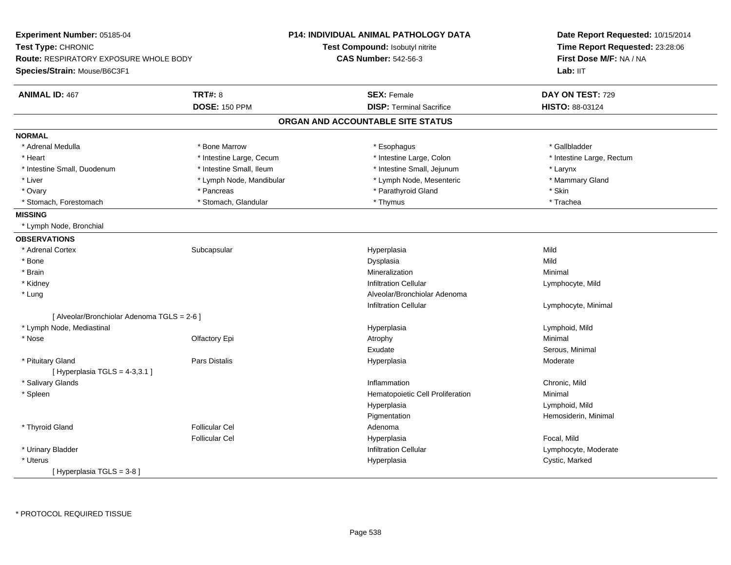**Experiment Number:** 05185-04
**Test Type:** CHRONIC
**Route:** RESPIRATORY EXPOSURE WHOLE BODY
**Species/Strain:** Mouse/B6C3F1

**P14: INDIVIDUAL ANIMAL PATHOLOGY DATA**
**Test Compound:** Isobutyl nitrite
**CAS Number:** 542-56-3

**Date Report Requested:** 10/15/2014
**Time Report Requested:** 23:28:06
**First Dose M/F:** NA / NA
**Lab:** IIT

| **ANIMAL ID:** 467 | **TRT#:** 8 | **SEX:** Female | **DAY ON TEST:** 729 |
|---|---|---|---|
| | **DOSE:** 150 PPM | **DISP:** Terminal Sacrifice | **HISTO:** 88-03124 |

## ORGAN AND ACCOUNTABLE SITE STATUS

**NORMAL**

| | | | |
|---|---|---|---|
| * Adrenal Medulla | * Bone Marrow | * Esophagus | * Gallbladder |
| * Heart | * Intestine Large, Cecum | * Intestine Large, Colon | * Intestine Large, Rectum |
| * Intestine Small, Duodenum | * Intestine Small, Ileum | * Intestine Small, Jejunum | * Larynx |
| * Liver | * Lymph Node, Mandibular | * Lymph Node, Mesenteric | * Mammary Gland |
| * Ovary | * Pancreas | * Parathyroid Gland | * Skin |
| * Stomach, Forestomach | * Stomach, Glandular | * Thymus | * Trachea |

**MISSING**

* Lymph Node, Bronchial

**OBSERVATIONS**

| | | | |
|---|---|---|---|
| * Adrenal Cortex | Subcapsular | Hyperplasia | Mild |
| * Bone | | Dysplasia | Mild |
| * Brain | | Mineralization | Minimal |
| * Kidney | | Infiltration Cellular | Lymphocyte, Mild |
| * Lung | | Alveolar/Bronchiolar Adenoma | |
| | | Infiltration Cellular | Lymphocyte, Minimal |
| [ Alveolar/Bronchiolar Adenoma TGLS = 2-6 ] | | | |
| * Lymph Node, Mediastinal | | Hyperplasia | Lymphoid, Mild |
| * Nose | Olfactory Epi | Atrophy | Minimal |
| | | Exudate | Serous, Minimal |
| * Pituitary Gland | Pars Distalis | Hyperplasia | Moderate |
| [ Hyperplasia TGLS = 4-3,3.1 ] | | | |
| * Salivary Glands | | Inflammation | Chronic, Mild |
| * Spleen | | Hematopoietic Cell Proliferation | Minimal |
| | | Hyperplasia | Lymphoid, Mild |
| | | Pigmentation | Hemosiderin, Minimal |
| * Thyroid Gland | Follicular Cel | Adenoma | |
| | Follicular Cel | Hyperplasia | Focal, Mild |
| * Urinary Bladder | | Infiltration Cellular | Lymphocyte, Moderate |
| * Uterus | | Hyperplasia | Cystic, Marked |
| [ Hyperplasia TGLS = 3-8 ] | | | |

\* PROTOCOL REQUIRED TISSUE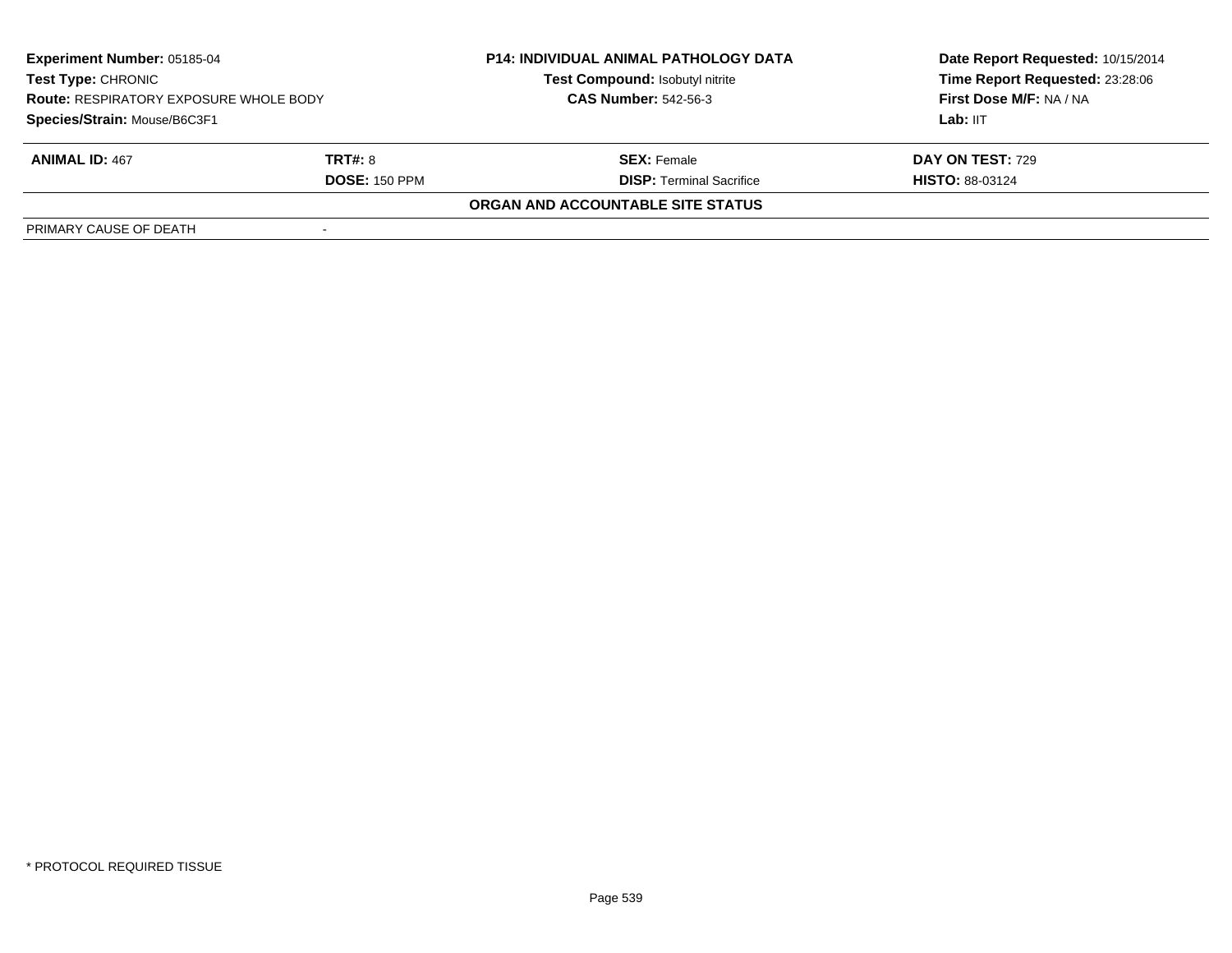**Experiment Number:** 05185-04
**Test Type:** CHRONIC
**Route:** RESPIRATORY EXPOSURE WHOLE BODY
**Species/Strain:** Mouse/B6C3F1

**P14: INDIVIDUAL ANIMAL PATHOLOGY DATA**
**Test Compound:** Isobutyl nitrite
**CAS Number:** 542-56-3

**Date Report Requested:** 10/15/2014
**Time Report Requested:** 23:28:06
**First Dose M/F:** NA / NA
**Lab:** IIT

| **ANIMAL ID:** 467 | **TRT#:** 8 | **SEX:** Female | **DAY ON TEST:** 729 |
|---|---|---|---|
| | **DOSE:** 150 PPM | **DISP:** Terminal Sacrifice | **HISTO:** 88-03124 |

**ORGAN AND ACCOUNTABLE SITE STATUS**

| PRIMARY CAUSE OF DEATH | - |
|---|---|

\* PROTOCOL REQUIRED TISSUE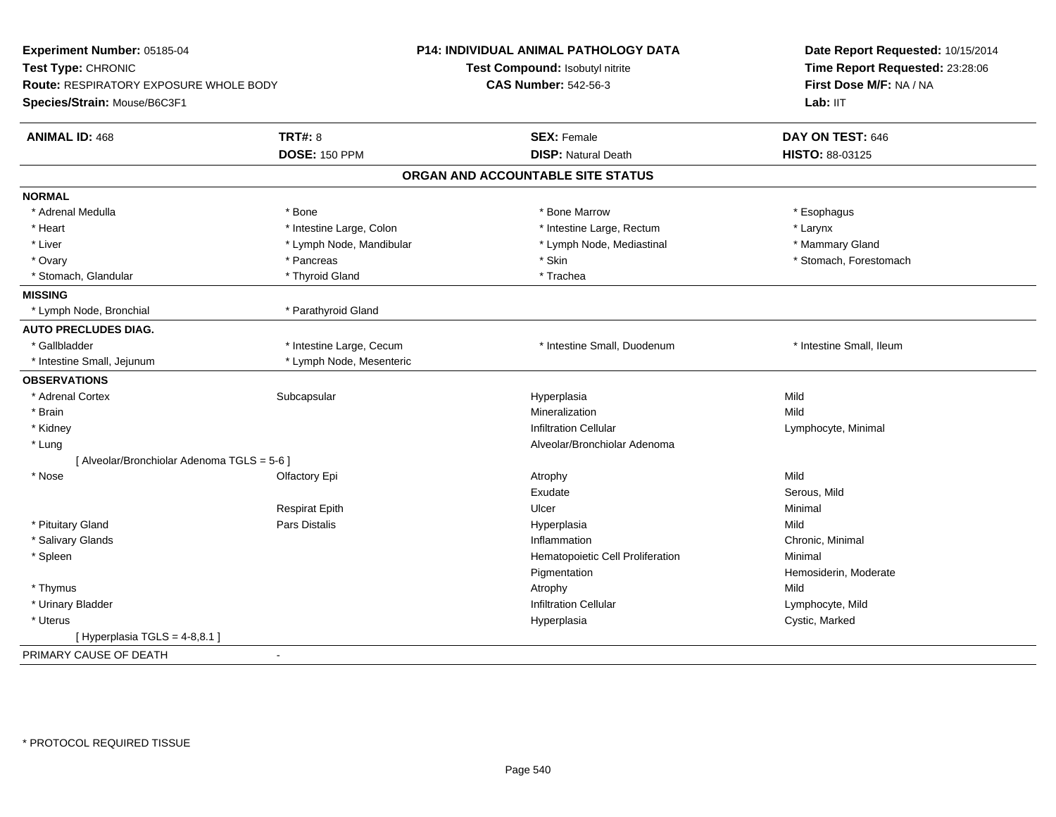**Experiment Number:** 05185-04
**Test Type:** CHRONIC
**Route:** RESPIRATORY EXPOSURE WHOLE BODY
**Species/Strain:** Mouse/B6C3F1

**P14: INDIVIDUAL ANIMAL PATHOLOGY DATA**
**Test Compound:** Isobutyl nitrite
**CAS Number:** 542-56-3

**Date Report Requested:** 10/15/2014
**Time Report Requested:** 23:28:06
**First Dose M/F:** NA / NA
**Lab:** IIT

| **ANIMAL ID:** 468 | **TRT#:** 8 | **SEX:** Female | **DAY ON TEST:** 646 |
|---|---|---|---|
| | **DOSE:** 150 PPM | **DISP:** Natural Death | **HISTO:** 88-03125 |

## ORGAN AND ACCOUNTABLE SITE STATUS

**NORMAL**

| | | | |
|---|---|---|---|
| * Adrenal Medulla | * Bone | * Bone Marrow | * Esophagus |
| * Heart | * Intestine Large, Colon | * Intestine Large, Rectum | * Larynx |
| * Liver | * Lymph Node, Mandibular | * Lymph Node, Mediastinal | * Mammary Gland |
| * Ovary | * Pancreas | * Skin | * Stomach, Forestomach |
| * Stomach, Glandular | * Thyroid Gland | * Trachea | |

**MISSING**

| | |
|---|---|
| * Lymph Node, Bronchial | * Parathyroid Gland |

**AUTO PRECLUDES DIAG.**

| | | | |
|---|---|---|---|
| * Gallbladder | * Intestine Large, Cecum | * Intestine Small, Duodenum | * Intestine Small, Ileum |
| * Intestine Small, Jejunum | * Lymph Node, Mesenteric | | |

**OBSERVATIONS**

| | | | |
|---|---|---|---|
| * Adrenal Cortex | Subcapsular | Hyperplasia | Mild |
| * Brain | | Mineralization | Mild |
| * Kidney | | Infiltration Cellular | Lymphocyte, Minimal |
| * Lung | | Alveolar/Bronchiolar Adenoma | |
| [ Alveolar/Bronchiolar Adenoma TGLS = 5-6 ] | | | |
| * Nose | Olfactory Epi | Atrophy | Mild |
| | | Exudate | Serous, Mild |
| | Respirat Epith | Ulcer | Minimal |
| * Pituitary Gland | Pars Distalis | Hyperplasia | Mild |
| * Salivary Glands | | Inflammation | Chronic, Minimal |
| * Spleen | | Hematopoietic Cell Proliferation | Minimal |
| | | Pigmentation | Hemosiderin, Moderate |
| * Thymus | | Atrophy | Mild |
| * Urinary Bladder | | Infiltration Cellular | Lymphocyte, Mild |
| * Uterus | | Hyperplasia | Cystic, Marked |
| [ Hyperplasia TGLS = 4-8,8.1 ] | | | |

PRIMARY CAUSE OF DEATH -

* PROTOCOL REQUIRED TISSUE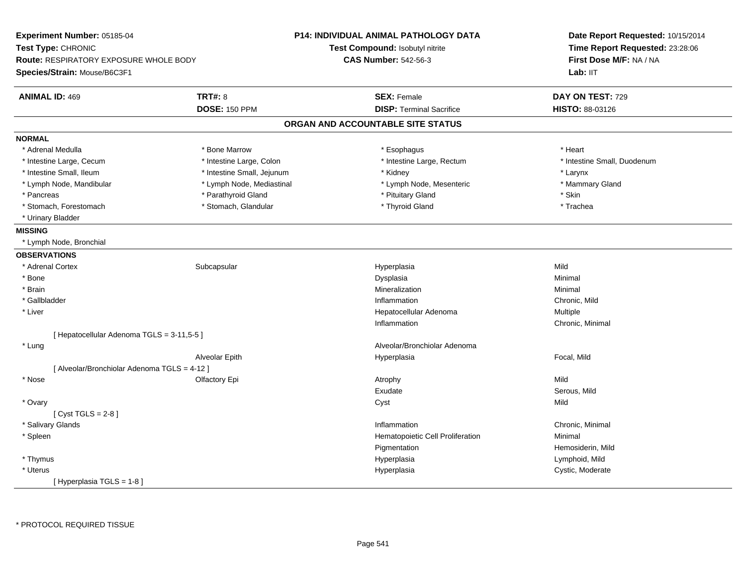**Experiment Number:** 05185-04
**Test Type:** CHRONIC
**Route:** RESPIRATORY EXPOSURE WHOLE BODY
**Species/Strain:** Mouse/B6C3F1

**P14: INDIVIDUAL ANIMAL PATHOLOGY DATA**
**Test Compound:** Isobutyl nitrite
**CAS Number:** 542-56-3

**Date Report Requested:** 10/15/2014
**Time Report Requested:** 23:28:06
**First Dose M/F:** NA / NA
**Lab:** IIT

| **ANIMAL ID:** 469 | **TRT#:** 8 | **SEX:** Female | **DAY ON TEST:** 729 |
|---|---|---|---|
| | **DOSE:** 150 PPM | **DISP:** Terminal Sacrifice | **HISTO:** 88-03126 |

## ORGAN AND ACCOUNTABLE SITE STATUS

**NORMAL**

| | | | |
|---|---|---|---|
| * Adrenal Medulla | * Bone Marrow | * Esophagus | * Heart |
| * Intestine Large, Cecum | * Intestine Large, Colon | * Intestine Large, Rectum | * Intestine Small, Duodenum |
| * Intestine Small, Ileum | * Intestine Small, Jejunum | * Kidney | * Larynx |
| * Lymph Node, Mandibular | * Lymph Node, Mediastinal | * Lymph Node, Mesenteric | * Mammary Gland |
| * Pancreas | * Parathyroid Gland | * Pituitary Gland | * Skin |
| * Stomach, Forestomach | * Stomach, Glandular | * Thyroid Gland | * Trachea |
| * Urinary Bladder | | | |

**MISSING**

* Lymph Node, Bronchial

**OBSERVATIONS**

| | | | |
|---|---|---|---|
| * Adrenal Cortex | Subcapsular | Hyperplasia | Mild |
| * Bone | | Dysplasia | Minimal |
| * Brain | | Mineralization | Minimal |
| * Gallbladder | | Inflammation | Chronic, Mild |
| * Liver | | Hepatocellular Adenoma | Multiple |
| | | Inflammation | Chronic, Minimal |
| [ Hepatocellular Adenoma TGLS = 3-11,5-5 ] | | | |
| * Lung | | Alveolar/Bronchiolar Adenoma | |
| | Alveolar Epith | Hyperplasia | Focal, Mild |
| [ Alveolar/Bronchiolar Adenoma TGLS = 4-12 ] | | | |
| * Nose | Olfactory Epi | Atrophy | Mild |
| | | Exudate | Serous, Mild |
| * Ovary | | Cyst | Mild |
| [ Cyst TGLS = 2-8 ] | | | |
| * Salivary Glands | | Inflammation | Chronic, Minimal |
| * Spleen | | Hematopoietic Cell Proliferation | Minimal |
| | | Pigmentation | Hemosiderin, Mild |
| * Thymus | | Hyperplasia | Lymphoid, Mild |
| * Uterus | | Hyperplasia | Cystic, Moderate |
| [ Hyperplasia TGLS = 1-8 ] | | | |

* PROTOCOL REQUIRED TISSUE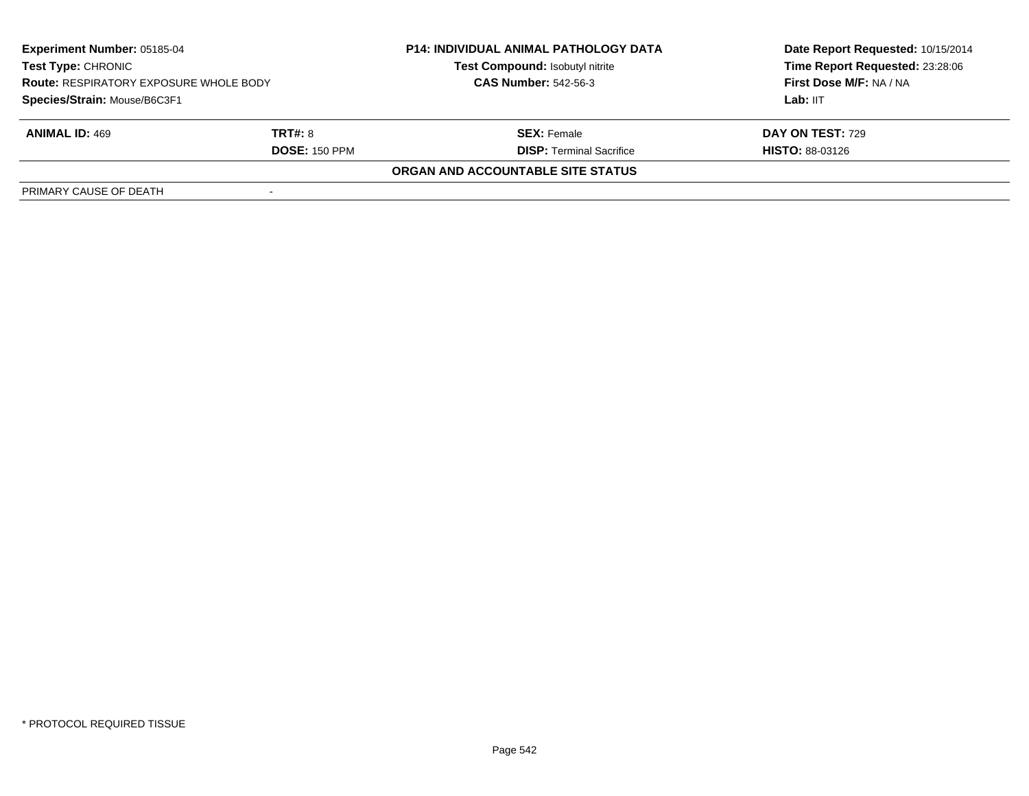| Experiment Number: 05185-04 | P14: INDIVIDUAL ANIMAL PATHOLOGY DATA | Date Report Requested: 10/15/2014 |
|---|---|---|
| Test Type: CHRONIC | Test Compound: Isobutyl nitrite | Time Report Requested: 23:28:06 |
| Route: RESPIRATORY EXPOSURE WHOLE BODY | CAS Number: 542-56-3 | First Dose M/F: NA / NA |
| Species/Strain: Mouse/B6C3F1 | | Lab: IIT |

| ANIMAL ID: 469 | TRT#: 8 | SEX: Female | DAY ON TEST: 729 |
|---|---|---|---|
| | DOSE: 150 PPM | DISP: Terminal Sacrifice | HISTO: 88-03126 |

**ORGAN AND ACCOUNTABLE SITE STATUS**

| PRIMARY CAUSE OF DEATH | - |
|---|---|

\* PROTOCOL REQUIRED TISSUE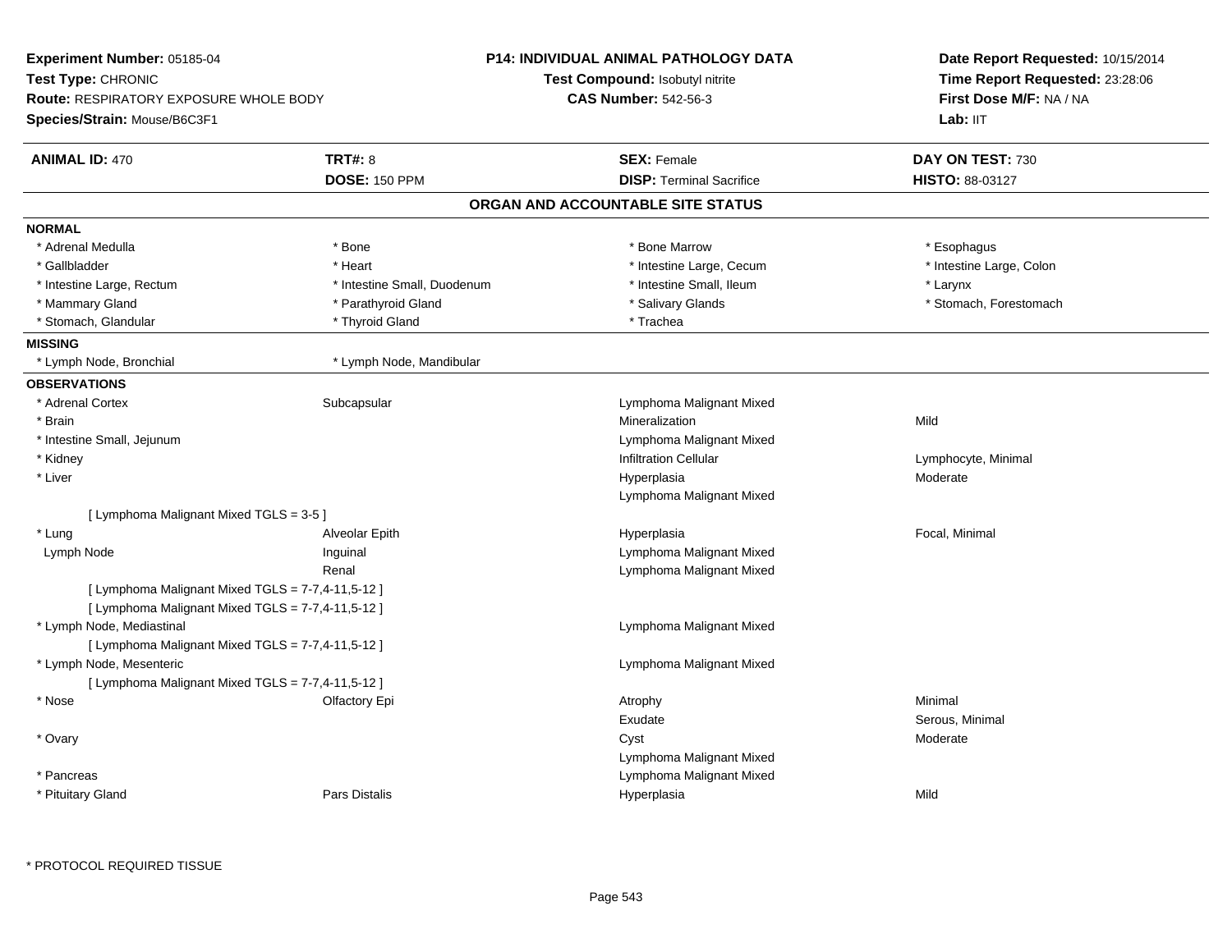**Experiment Number:** 05185-04
**Test Type:** CHRONIC
**Route:** RESPIRATORY EXPOSURE WHOLE BODY
**Species/Strain:** Mouse/B6C3F1

**P14: INDIVIDUAL ANIMAL PATHOLOGY DATA**
**Test Compound:** Isobutyl nitrite
**CAS Number:** 542-56-3

**Date Report Requested:** 10/15/2014
**Time Report Requested:** 23:28:06
**First Dose M/F:** NA / NA
**Lab:** IIT

| **ANIMAL ID:** 470 | **TRT#:** 8 | **SEX:** Female | **DAY ON TEST:** 730 |
|---|---|---|---|
| | **DOSE:** 150 PPM | **DISP:** Terminal Sacrifice | **HISTO:** 88-03127 |

## ORGAN AND ACCOUNTABLE SITE STATUS

**NORMAL**

| | | | |
|---|---|---|---|
| * Adrenal Medulla | * Bone | * Bone Marrow | * Esophagus |
| * Gallbladder | * Heart | * Intestine Large, Cecum | * Intestine Large, Colon |
| * Intestine Large, Rectum | * Intestine Small, Duodenum | * Intestine Small, Ileum | * Larynx |
| * Mammary Gland | * Parathyroid Gland | * Salivary Glands | * Stomach, Forestomach |
| * Stomach, Glandular | * Thyroid Gland | * Trachea | |

**MISSING**

| | |
|---|---|
| * Lymph Node, Bronchial | * Lymph Node, Mandibular |

**OBSERVATIONS**

| | | | |
|---|---|---|---|
| * Adrenal Cortex | Subcapsular | Lymphoma Malignant Mixed | |
| * Brain | | Mineralization | Mild |
| * Intestine Small, Jejunum | | Lymphoma Malignant Mixed | |
| * Kidney | | Infiltration Cellular | Lymphocyte, Minimal |
| * Liver | | Hyperplasia | Moderate |
| | | Lymphoma Malignant Mixed | |
| [ Lymphoma Malignant Mixed TGLS = 3-5 ] | | | |
| * Lung | Alveolar Epith | Hyperplasia | Focal, Minimal |
| Lymph Node | Inguinal | Lymphoma Malignant Mixed | |
| | Renal | Lymphoma Malignant Mixed | |
| [ Lymphoma Malignant Mixed TGLS = 7-7,4-11,5-12 ] | | | |
| [ Lymphoma Malignant Mixed TGLS = 7-7,4-11,5-12 ] | | | |
| * Lymph Node, Mediastinal | | Lymphoma Malignant Mixed | |
| [ Lymphoma Malignant Mixed TGLS = 7-7,4-11,5-12 ] | | | |
| * Lymph Node, Mesenteric | | Lymphoma Malignant Mixed | |
| [ Lymphoma Malignant Mixed TGLS = 7-7,4-11,5-12 ] | | | |
| * Nose | Olfactory Epi | Atrophy | Minimal |
| | | Exudate | Serous, Minimal |
| * Ovary | | Cyst | Moderate |
| | | Lymphoma Malignant Mixed | |
| * Pancreas | | Lymphoma Malignant Mixed | |
| * Pituitary Gland | Pars Distalis | Hyperplasia | Mild |

\* PROTOCOL REQUIRED TISSUE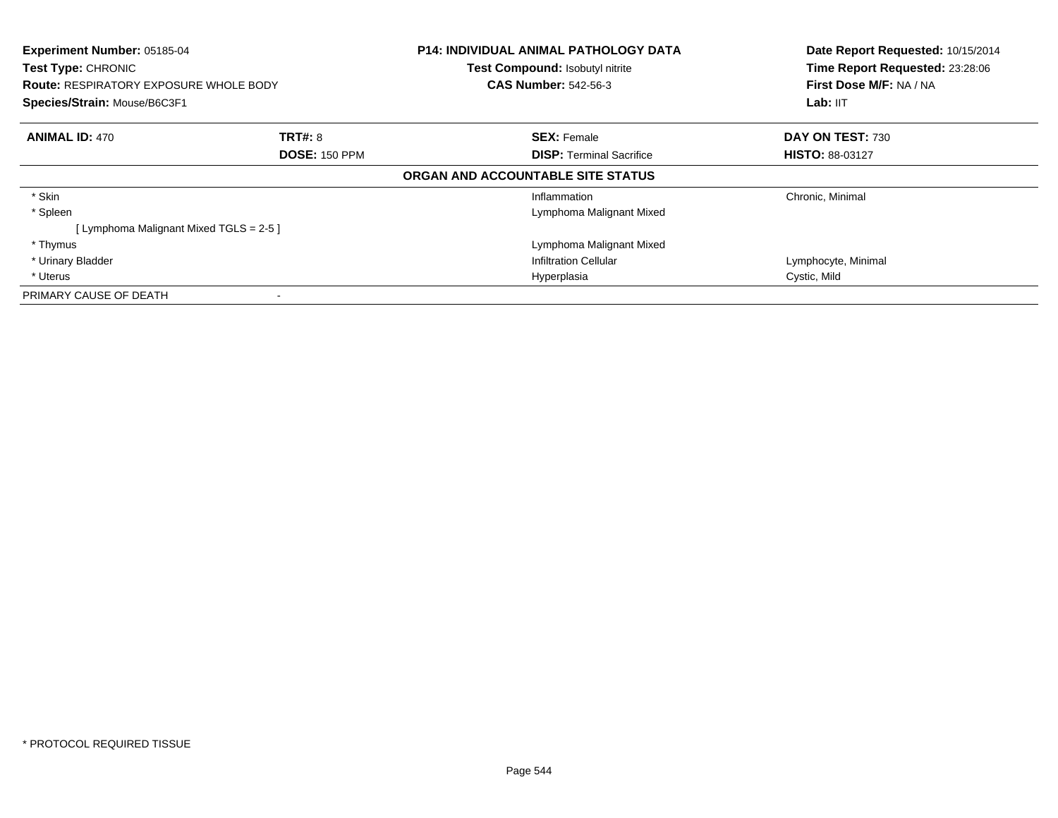**Experiment Number:** 05185-04
**Test Type:** CHRONIC
**Route:** RESPIRATORY EXPOSURE WHOLE BODY
**Species/Strain:** Mouse/B6C3F1

**P14: INDIVIDUAL ANIMAL PATHOLOGY DATA**
**Test Compound:** Isobutyl nitrite
**CAS Number:** 542-56-3

**Date Report Requested:** 10/15/2014
**Time Report Requested:** 23:28:06
**First Dose M/F:** NA / NA
**Lab:** IIT

| **ANIMAL ID:** 470 | **TRT#:** 8 | **SEX:** Female | **DAY ON TEST:** 730 |
|---|---|---|---|
| | **DOSE:** 150 PPM | **DISP:** Terminal Sacrifice | **HISTO:** 88-03127 |

**ORGAN AND ACCOUNTABLE SITE STATUS**

| Organ | | Finding | Qualifier |
|---|---|---|---|
| * Skin | | Inflammation | Chronic, Minimal |
| * Spleen | | Lymphoma Malignant Mixed | |
| [ Lymphoma Malignant Mixed TGLS = 2-5 ] | | | |
| * Thymus | | Lymphoma Malignant Mixed | |
| * Urinary Bladder | | Infiltration Cellular | Lymphocyte, Minimal |
| * Uterus | | Hyperplasia | Cystic, Mild |
| PRIMARY CAUSE OF DEATH | - | | |

\* PROTOCOL REQUIRED TISSUE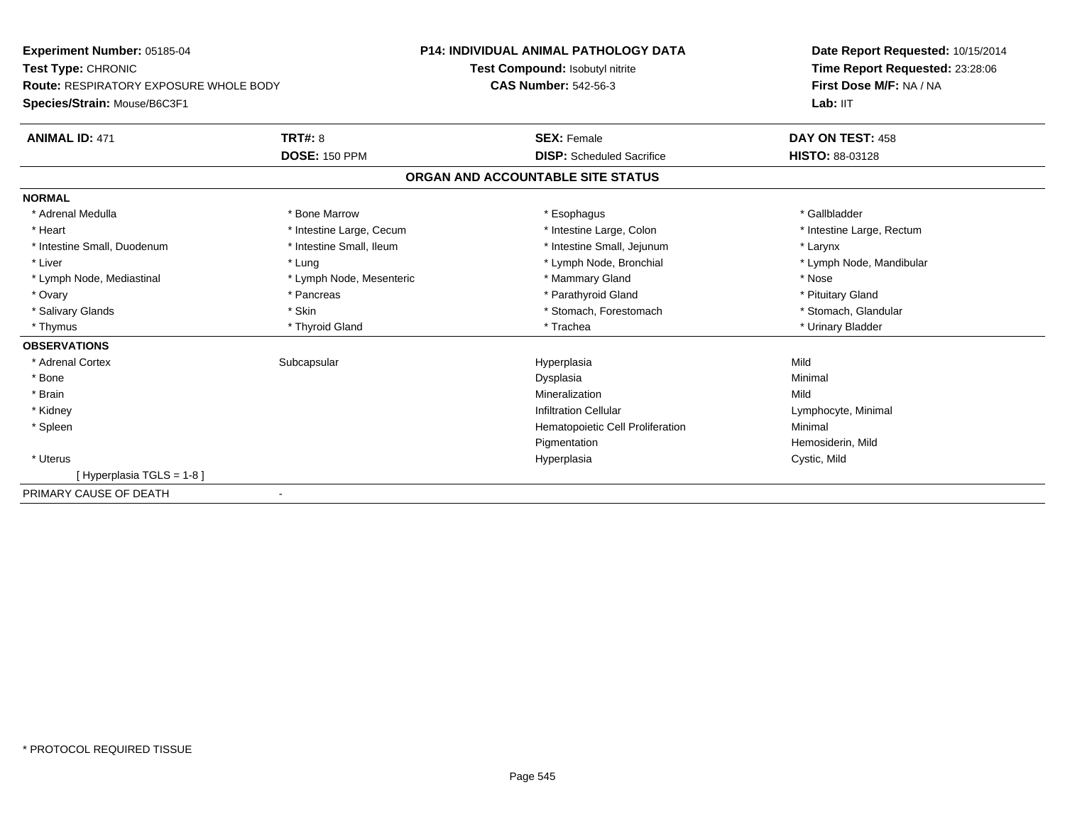**Experiment Number:** 05185-04
**Test Type:** CHRONIC
**Route:** RESPIRATORY EXPOSURE WHOLE BODY
**Species/Strain:** Mouse/B6C3F1

**P14: INDIVIDUAL ANIMAL PATHOLOGY DATA**
**Test Compound:** Isobutyl nitrite
**CAS Number:** 542-56-3

**Date Report Requested:** 10/15/2014
**Time Report Requested:** 23:28:06
**First Dose M/F:** NA / NA
**Lab:** IIT

| **ANIMAL ID:** 471 | **TRT#:** 8 | **SEX:** Female | **DAY ON TEST:** 458 |
|---|---|---|---|
| | **DOSE:** 150 PPM | **DISP:** Scheduled Sacrifice | **HISTO:** 88-03128 |

## ORGAN AND ACCOUNTABLE SITE STATUS

**NORMAL**

| | | | |
|---|---|---|---|
| * Adrenal Medulla | * Bone Marrow | * Esophagus | * Gallbladder |
| * Heart | * Intestine Large, Cecum | * Intestine Large, Colon | * Intestine Large, Rectum |
| * Intestine Small, Duodenum | * Intestine Small, Ileum | * Intestine Small, Jejunum | * Larynx |
| * Liver | * Lung | * Lymph Node, Bronchial | * Lymph Node, Mandibular |
| * Lymph Node, Mediastinal | * Lymph Node, Mesenteric | * Mammary Gland | * Nose |
| * Ovary | * Pancreas | * Parathyroid Gland | * Pituitary Gland |
| * Salivary Glands | * Skin | * Stomach, Forestomach | * Stomach, Glandular |
| * Thymus | * Thyroid Gland | * Trachea | * Urinary Bladder |

**OBSERVATIONS**

| | | | |
|---|---|---|---|
| * Adrenal Cortex | Subcapsular | Hyperplasia | Mild |
| * Bone | | Dysplasia | Minimal |
| * Brain | | Mineralization | Mild |
| * Kidney | | Infiltration Cellular | Lymphocyte, Minimal |
| * Spleen | | Hematopoietic Cell Proliferation | Minimal |
| | | Pigmentation | Hemosiderin, Mild |
| * Uterus | | Hyperplasia | Cystic, Mild |
| [ Hyperplasia TGLS = 1-8 ] | | | |

PRIMARY CAUSE OF DEATH -

* PROTOCOL REQUIRED TISSUE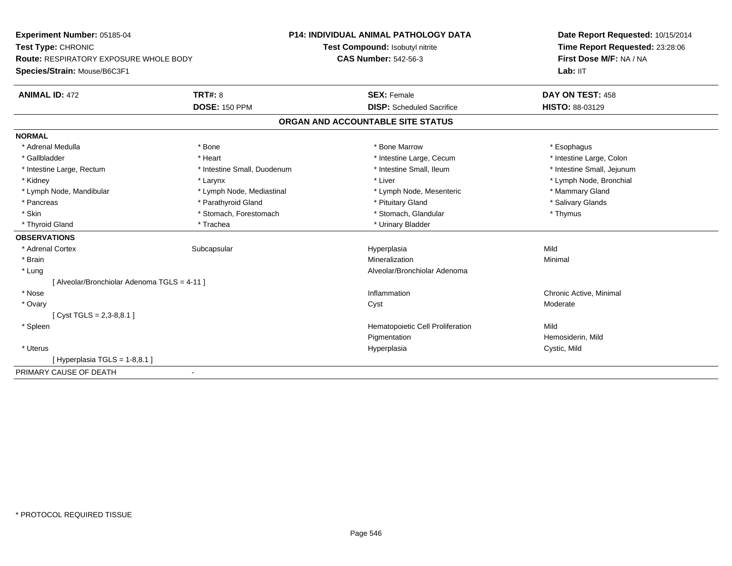**Experiment Number:** 05185-04
**Test Type:** CHRONIC
**Route:** RESPIRATORY EXPOSURE WHOLE BODY
**Species/Strain:** Mouse/B6C3F1

**P14: INDIVIDUAL ANIMAL PATHOLOGY DATA**
**Test Compound:** Isobutyl nitrite
**CAS Number:** 542-56-3

**Date Report Requested:** 10/15/2014
**Time Report Requested:** 23:28:06
**First Dose M/F:** NA / NA
**Lab:** IIT

| **ANIMAL ID:** 472 | **TRT#:** 8 | **SEX:** Female | **DAY ON TEST:** 458 |
|---|---|---|---|
| | **DOSE:** 150 PPM | **DISP:** Scheduled Sacrifice | **HISTO:** 88-03129 |

## ORGAN AND ACCOUNTABLE SITE STATUS

**NORMAL**

| | | | |
|---|---|---|---|
| * Adrenal Medulla | * Bone | * Bone Marrow | * Esophagus |
| * Gallbladder | * Heart | * Intestine Large, Cecum | * Intestine Large, Colon |
| * Intestine Large, Rectum | * Intestine Small, Duodenum | * Intestine Small, Ileum | * Intestine Small, Jejunum |
| * Kidney | * Larynx | * Liver | * Lymph Node, Bronchial |
| * Lymph Node, Mandibular | * Lymph Node, Mediastinal | * Lymph Node, Mesenteric | * Mammary Gland |
| * Pancreas | * Parathyroid Gland | * Pituitary Gland | * Salivary Glands |
| * Skin | * Stomach, Forestomach | * Stomach, Glandular | * Thymus |
| * Thyroid Gland | * Trachea | * Urinary Bladder | |

**OBSERVATIONS**

| | | | |
|---|---|---|---|
| * Adrenal Cortex | Subcapsular | Hyperplasia | Mild |
| * Brain | | Mineralization | Minimal |
| * Lung | | Alveolar/Bronchiolar Adenoma | |
| [ Alveolar/Bronchiolar Adenoma TGLS = 4-11 ] | | | |
| * Nose | | Inflammation | Chronic Active, Minimal |
| * Ovary | | Cyst | Moderate |
| [ Cyst TGLS = 2,3-8,8.1 ] | | | |
| * Spleen | | Hematopoietic Cell Proliferation | Mild |
| | | Pigmentation | Hemosiderin, Mild |
| * Uterus | | Hyperplasia | Cystic, Mild |
| [ Hyperplasia TGLS = 1-8,8.1 ] | | | |

PRIMARY CAUSE OF DEATH -

* PROTOCOL REQUIRED TISSUE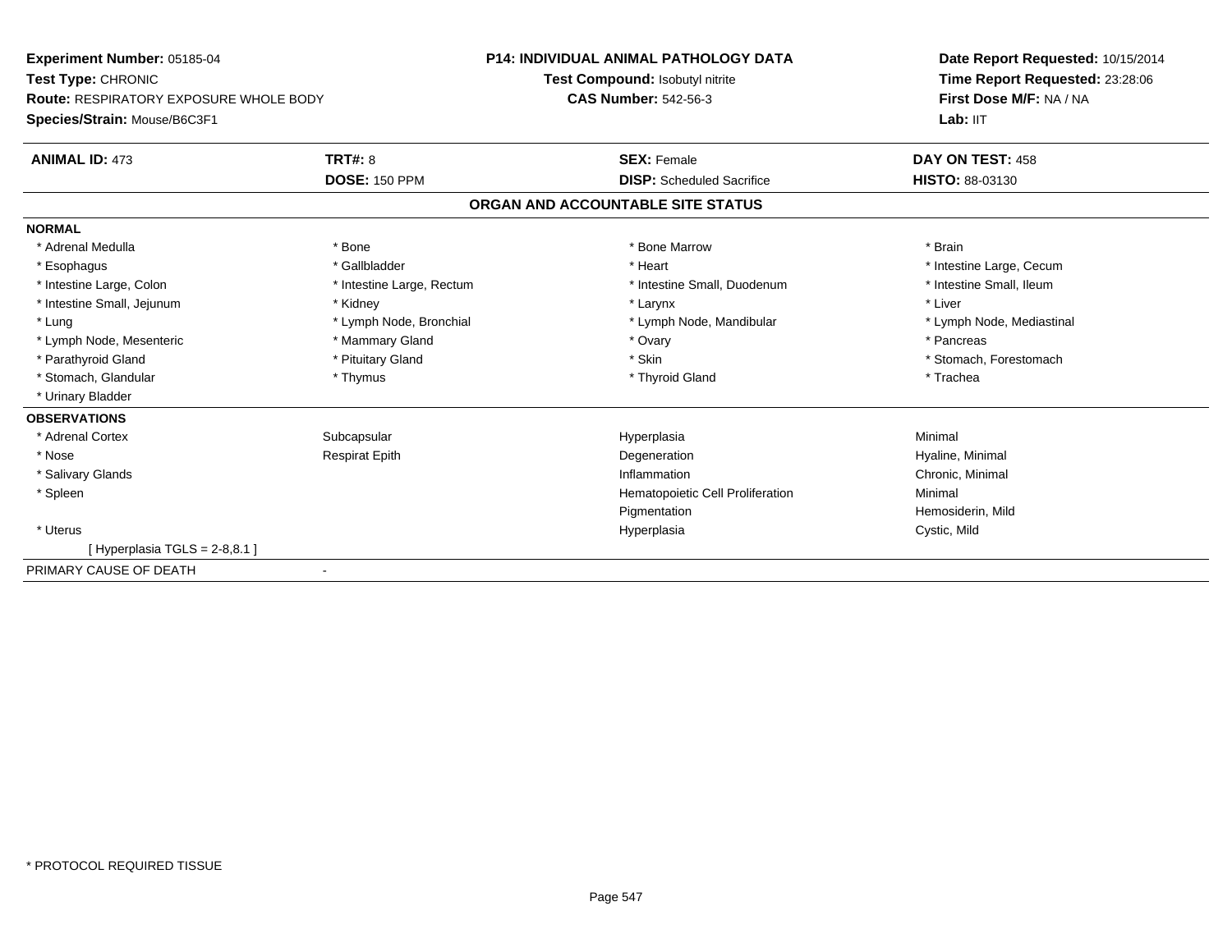**Experiment Number:** 05185-04
**Test Type:** CHRONIC
**Route:** RESPIRATORY EXPOSURE WHOLE BODY
**Species/Strain:** Mouse/B6C3F1

**P14: INDIVIDUAL ANIMAL PATHOLOGY DATA**
**Test Compound:** Isobutyl nitrite
**CAS Number:** 542-56-3

**Date Report Requested:** 10/15/2014
**Time Report Requested:** 23:28:06
**First Dose M/F:** NA / NA
**Lab:** IIT

| **ANIMAL ID:** 473 | **TRT#:** 8 | **SEX:** Female | **DAY ON TEST:** 458 |
|---|---|---|---|
| | **DOSE:** 150 PPM | **DISP:** Scheduled Sacrifice | **HISTO:** 88-03130 |

## ORGAN AND ACCOUNTABLE SITE STATUS

**NORMAL**

| | | | |
|---|---|---|---|
| * Adrenal Medulla | * Bone | * Bone Marrow | * Brain |
| * Esophagus | * Gallbladder | * Heart | * Intestine Large, Cecum |
| * Intestine Large, Colon | * Intestine Large, Rectum | * Intestine Small, Duodenum | * Intestine Small, Ileum |
| * Intestine Small, Jejunum | * Kidney | * Larynx | * Liver |
| * Lung | * Lymph Node, Bronchial | * Lymph Node, Mandibular | * Lymph Node, Mediastinal |
| * Lymph Node, Mesenteric | * Mammary Gland | * Ovary | * Pancreas |
| * Parathyroid Gland | * Pituitary Gland | * Skin | * Stomach, Forestomach |
| * Stomach, Glandular | * Thymus | * Thyroid Gland | * Trachea |
| * Urinary Bladder | | | |

**OBSERVATIONS**

| | | | |
|---|---|---|---|
| * Adrenal Cortex | Subcapsular | Hyperplasia | Minimal |
| * Nose | Respirat Epith | Degeneration | Hyaline, Minimal |
| * Salivary Glands | | Inflammation | Chronic, Minimal |
| * Spleen | | Hematopoietic Cell Proliferation | Minimal |
| | | Pigmentation | Hemosiderin, Mild |
| * Uterus | | Hyperplasia | Cystic, Mild |
| [ Hyperplasia TGLS = 2-8,8.1 ] | | | |

PRIMARY CAUSE OF DEATH -

\* PROTOCOL REQUIRED TISSUE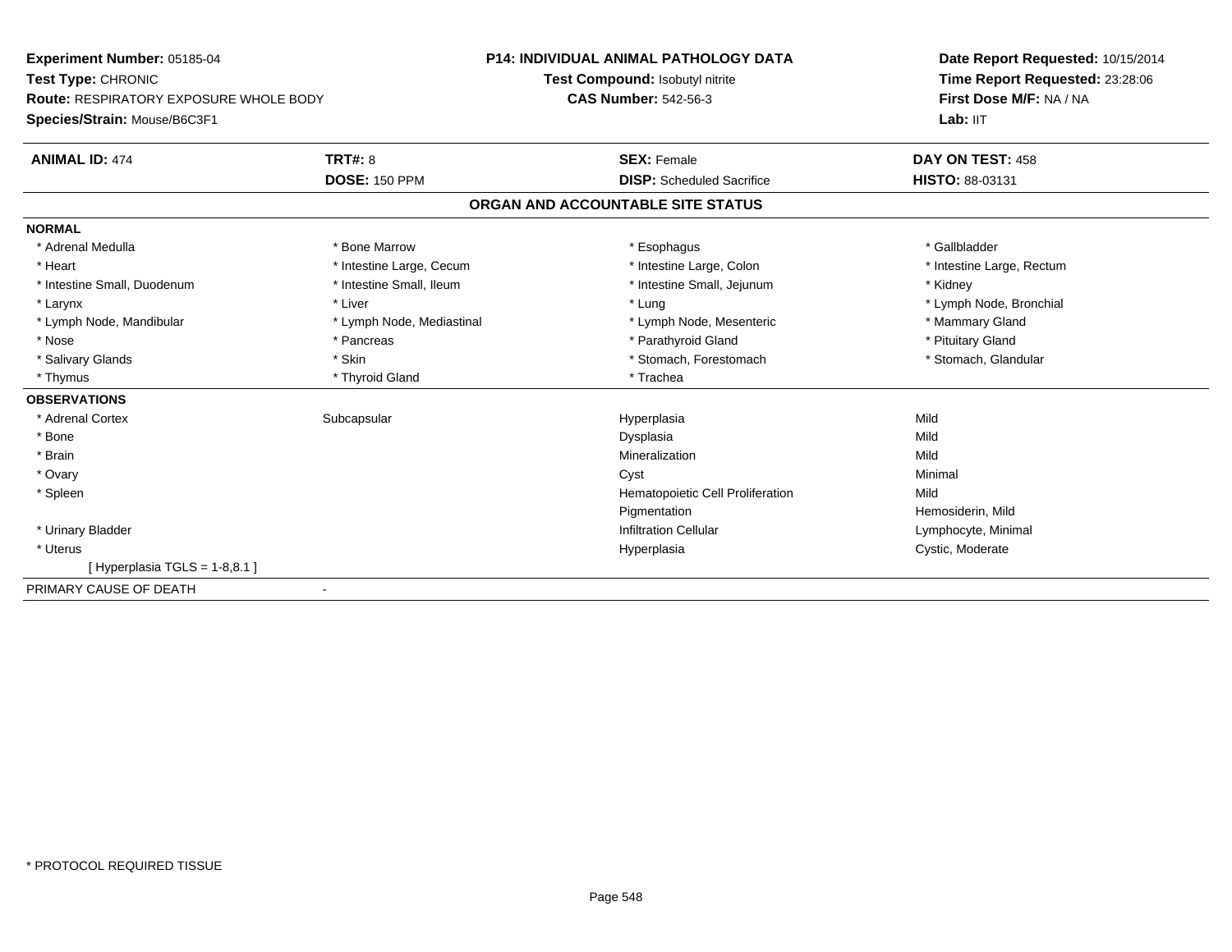**Experiment Number:** 05185-04
**Test Type:** CHRONIC
**Route:** RESPIRATORY EXPOSURE WHOLE BODY
**Species/Strain:** Mouse/B6C3F1

**P14: INDIVIDUAL ANIMAL PATHOLOGY DATA**
**Test Compound:** Isobutyl nitrite
**CAS Number:** 542-56-3

**Date Report Requested:** 10/15/2014
**Time Report Requested:** 23:28:06
**First Dose M/F:** NA / NA
**Lab:** IIT

| **ANIMAL ID:** 474 | **TRT#:** 8 | **SEX:** Female | **DAY ON TEST:** 458 |
|---|---|---|---|
| | **DOSE:** 150 PPM | **DISP:** Scheduled Sacrifice | **HISTO:** 88-03131 |

## ORGAN AND ACCOUNTABLE SITE STATUS

**NORMAL**

| | | | |
|---|---|---|---|
| * Adrenal Medulla | * Bone Marrow | * Esophagus | * Gallbladder |
| * Heart | * Intestine Large, Cecum | * Intestine Large, Colon | * Intestine Large, Rectum |
| * Intestine Small, Duodenum | * Intestine Small, Ileum | * Intestine Small, Jejunum | * Kidney |
| * Larynx | * Liver | * Lung | * Lymph Node, Bronchial |
| * Lymph Node, Mandibular | * Lymph Node, Mediastinal | * Lymph Node, Mesenteric | * Mammary Gland |
| * Nose | * Pancreas | * Parathyroid Gland | * Pituitary Gland |
| * Salivary Glands | * Skin | * Stomach, Forestomach | * Stomach, Glandular |
| * Thymus | * Thyroid Gland | * Trachea | |

**OBSERVATIONS**

| | | | |
|---|---|---|---|
| * Adrenal Cortex | Subcapsular | Hyperplasia | Mild |
| * Bone | | Dysplasia | Mild |
| * Brain | | Mineralization | Mild |
| * Ovary | | Cyst | Minimal |
| * Spleen | | Hematopoietic Cell Proliferation | Mild |
| | | Pigmentation | Hemosiderin, Mild |
| * Urinary Bladder | | Infiltration Cellular | Lymphocyte, Minimal |
| * Uterus | | Hyperplasia | Cystic, Moderate |
| [ Hyperplasia TGLS = 1-8,8.1 ] | | | |

PRIMARY CAUSE OF DEATH -

* PROTOCOL REQUIRED TISSUE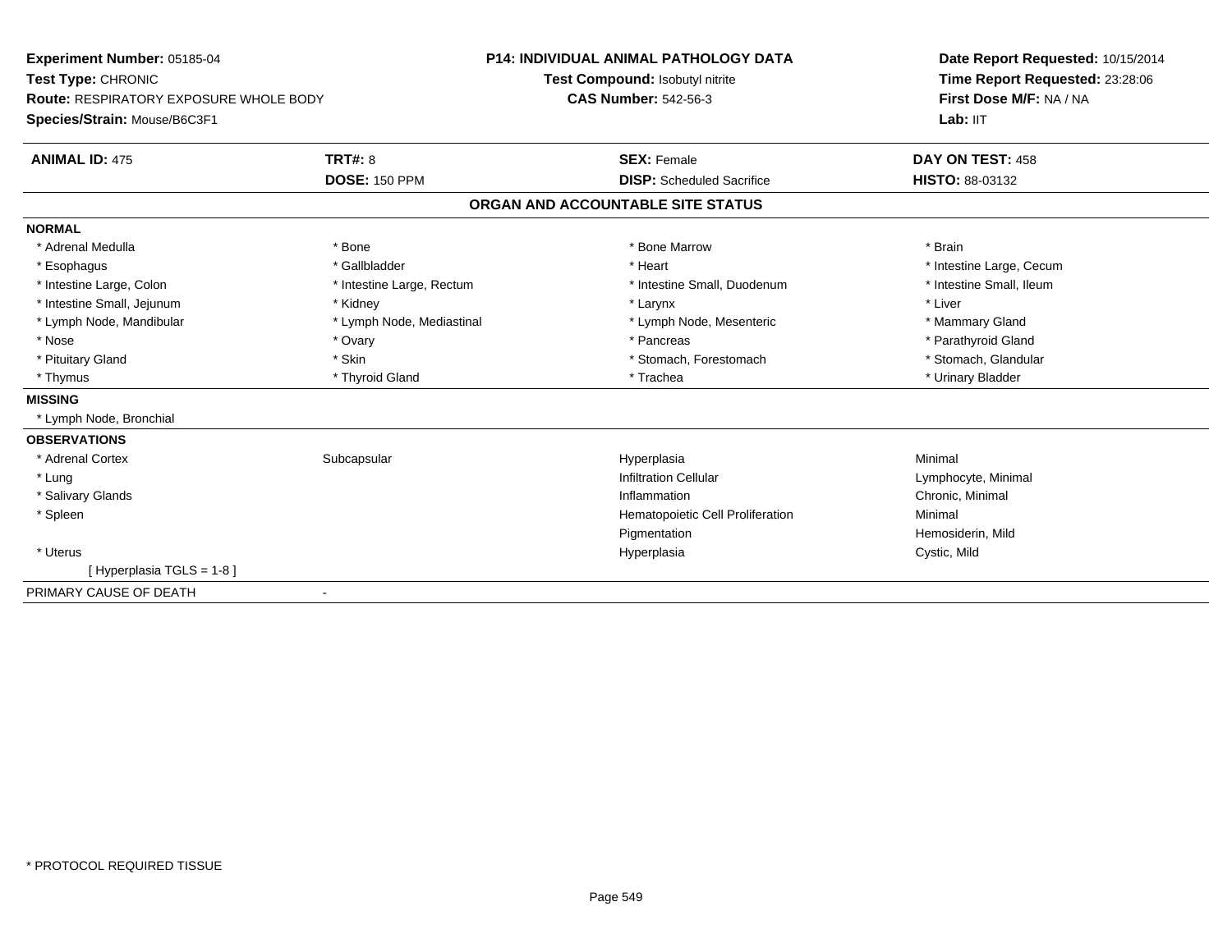**Experiment Number:** 05185-04
**Test Type:** CHRONIC
**Route:** RESPIRATORY EXPOSURE WHOLE BODY
**Species/Strain:** Mouse/B6C3F1

**P14: INDIVIDUAL ANIMAL PATHOLOGY DATA**
**Test Compound:** Isobutyl nitrite
**CAS Number:** 542-56-3

**Date Report Requested:** 10/15/2014
**Time Report Requested:** 23:28:06
**First Dose M/F:** NA / NA
**Lab:** IIT

| **ANIMAL ID:** 475 | **TRT#:** 8 | **SEX:** Female | **DAY ON TEST:** 458 |
|---|---|---|---|
| | **DOSE:** 150 PPM | **DISP:** Scheduled Sacrifice | **HISTO:** 88-03132 |

**ORGAN AND ACCOUNTABLE SITE STATUS**

**NORMAL**

| | | | |
|---|---|---|---|
| * Adrenal Medulla | * Bone | * Bone Marrow | * Brain |
| * Esophagus | * Gallbladder | * Heart | * Intestine Large, Cecum |
| * Intestine Large, Colon | * Intestine Large, Rectum | * Intestine Small, Duodenum | * Intestine Small, Ileum |
| * Intestine Small, Jejunum | * Kidney | * Larynx | * Liver |
| * Lymph Node, Mandibular | * Lymph Node, Mediastinal | * Lymph Node, Mesenteric | * Mammary Gland |
| * Nose | * Ovary | * Pancreas | * Parathyroid Gland |
| * Pituitary Gland | * Skin | * Stomach, Forestomach | * Stomach, Glandular |
| * Thymus | * Thyroid Gland | * Trachea | * Urinary Bladder |

**MISSING**

* Lymph Node, Bronchial

**OBSERVATIONS**

| | | | |
|---|---|---|---|
| * Adrenal Cortex | Subcapsular | Hyperplasia | Minimal |
| * Lung | | Infiltration Cellular | Lymphocyte, Minimal |
| * Salivary Glands | | Inflammation | Chronic, Minimal |
| * Spleen | | Hematopoietic Cell Proliferation | Minimal |
| | | Pigmentation | Hemosiderin, Mild |
| * Uterus | | Hyperplasia | Cystic, Mild |
| [ Hyperplasia TGLS = 1-8 ] | | | |

PRIMARY CAUSE OF DEATH -

* PROTOCOL REQUIRED TISSUE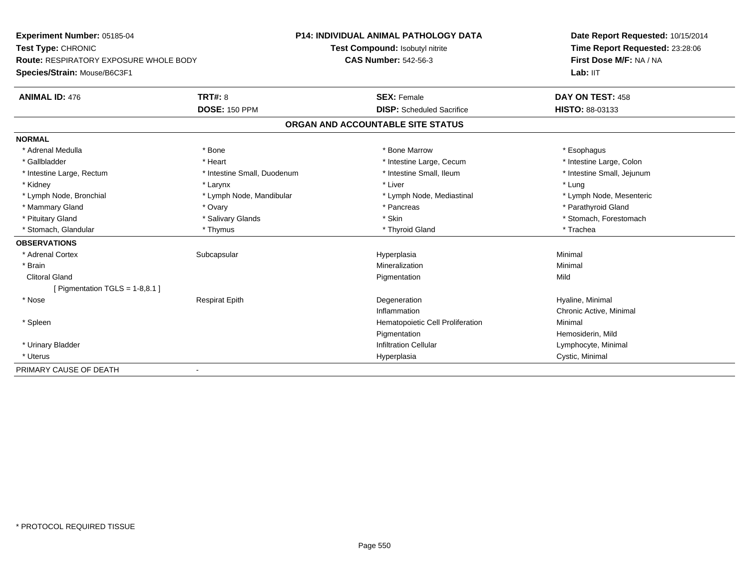**Experiment Number:** 05185-04
**Test Type:** CHRONIC
**Route:** RESPIRATORY EXPOSURE WHOLE BODY
**Species/Strain:** Mouse/B6C3F1

**P14: INDIVIDUAL ANIMAL PATHOLOGY DATA**
**Test Compound:** Isobutyl nitrite
**CAS Number:** 542-56-3

**Date Report Requested:** 10/15/2014
**Time Report Requested:** 23:28:06
**First Dose M/F:** NA / NA
**Lab:** IIT

| **ANIMAL ID:** 476 | **TRT#:** 8 | **SEX:** Female | **DAY ON TEST:** 458 |
|---|---|---|---|
| | **DOSE:** 150 PPM | **DISP:** Scheduled Sacrifice | **HISTO:** 88-03133 |

## ORGAN AND ACCOUNTABLE SITE STATUS

| | | | |
|---|---|---|---|
| **NORMAL** | | | |
| * Adrenal Medulla | * Bone | * Bone Marrow | * Esophagus |
| * Gallbladder | * Heart | * Intestine Large, Cecum | * Intestine Large, Colon |
| * Intestine Large, Rectum | * Intestine Small, Duodenum | * Intestine Small, Ileum | * Intestine Small, Jejunum |
| * Kidney | * Larynx | * Liver | * Lung |
| * Lymph Node, Bronchial | * Lymph Node, Mandibular | * Lymph Node, Mediastinal | * Lymph Node, Mesenteric |
| * Mammary Gland | * Ovary | * Pancreas | * Parathyroid Gland |
| * Pituitary Gland | * Salivary Glands | * Skin | * Stomach, Forestomach |
| * Stomach, Glandular | * Thymus | * Thyroid Gland | * Trachea |
| **OBSERVATIONS** | | | |
| * Adrenal Cortex | Subcapsular | Hyperplasia | Minimal |
| * Brain | | Mineralization | Minimal |
| Clitoral Gland | | Pigmentation | Mild |
| [ Pigmentation TGLS = 1-8,8.1 ] | | | |
| * Nose | Respirat Epith | Degeneration | Hyaline, Minimal |
| | | Inflammation | Chronic Active, Minimal |
| * Spleen | | Hematopoietic Cell Proliferation | Minimal |
| | | Pigmentation | Hemosiderin, Mild |
| * Urinary Bladder | | Infiltration Cellular | Lymphocyte, Minimal |
| * Uterus | | Hyperplasia | Cystic, Minimal |
| PRIMARY CAUSE OF DEATH | - | | |

* PROTOCOL REQUIRED TISSUE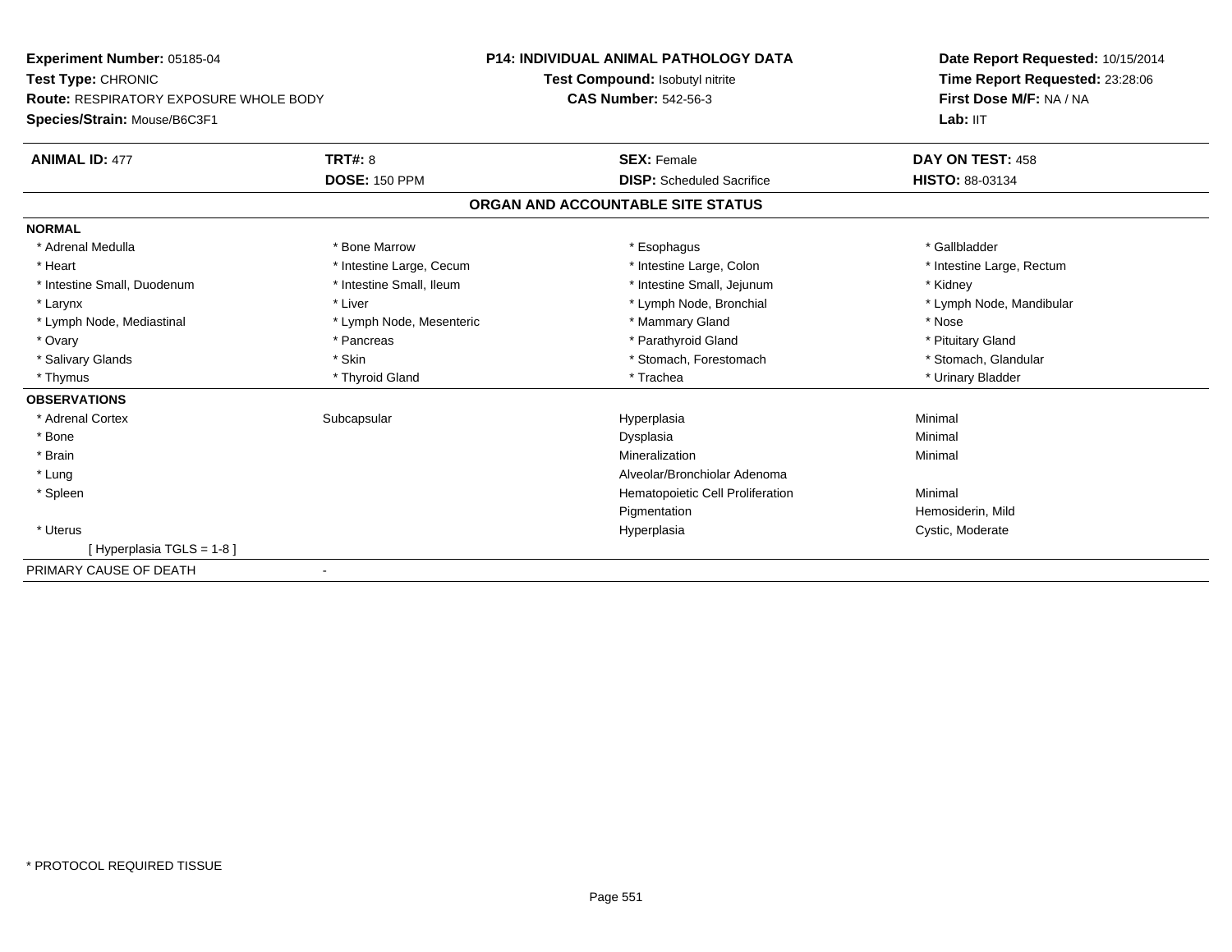**Experiment Number:** 05185-04
**Test Type:** CHRONIC
**Route:** RESPIRATORY EXPOSURE WHOLE BODY
**Species/Strain:** Mouse/B6C3F1

**P14: INDIVIDUAL ANIMAL PATHOLOGY DATA**
**Test Compound:** Isobutyl nitrite
**CAS Number:** 542-56-3

**Date Report Requested:** 10/15/2014
**Time Report Requested:** 23:28:06
**First Dose M/F:** NA / NA
**Lab:** IIT

| **ANIMAL ID:** 477 | **TRT#:** 8 | **SEX:** Female | **DAY ON TEST:** 458 |
|---|---|---|---|
| | **DOSE:** 150 PPM | **DISP:** Scheduled Sacrifice | **HISTO:** 88-03134 |

## ORGAN AND ACCOUNTABLE SITE STATUS

**NORMAL**

| | | | |
|---|---|---|---|
| * Adrenal Medulla | * Bone Marrow | * Esophagus | * Gallbladder |
| * Heart | * Intestine Large, Cecum | * Intestine Large, Colon | * Intestine Large, Rectum |
| * Intestine Small, Duodenum | * Intestine Small, Ileum | * Intestine Small, Jejunum | * Kidney |
| * Larynx | * Liver | * Lymph Node, Bronchial | * Lymph Node, Mandibular |
| * Lymph Node, Mediastinal | * Lymph Node, Mesenteric | * Mammary Gland | * Nose |
| * Ovary | * Pancreas | * Parathyroid Gland | * Pituitary Gland |
| * Salivary Glands | * Skin | * Stomach, Forestomach | * Stomach, Glandular |
| * Thymus | * Thyroid Gland | * Trachea | * Urinary Bladder |

**OBSERVATIONS**

| | | | |
|---|---|---|---|
| * Adrenal Cortex | Subcapsular | Hyperplasia | Minimal |
| * Bone | | Dysplasia | Minimal |
| * Brain | | Mineralization | Minimal |
| * Lung | | Alveolar/Bronchiolar Adenoma | |
| * Spleen | | Hematopoietic Cell Proliferation | Minimal |
| | | Pigmentation | Hemosiderin, Mild |
| * Uterus | | Hyperplasia | Cystic, Moderate |
| [ Hyperplasia TGLS = 1-8 ] | | | |

PRIMARY CAUSE OF DEATH -

* PROTOCOL REQUIRED TISSUE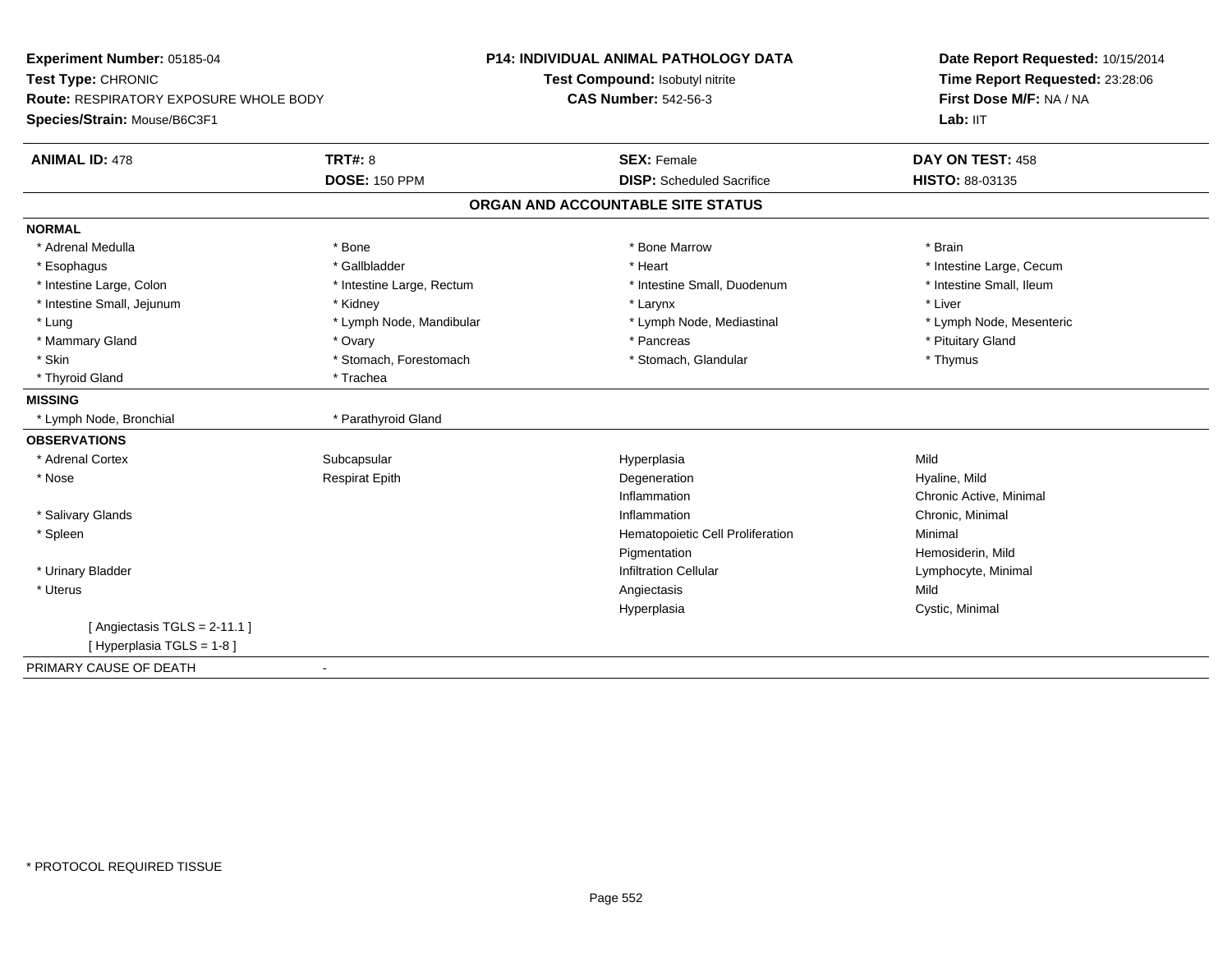**Experiment Number:** 05185-04
**Test Type:** CHRONIC
**Route:** RESPIRATORY EXPOSURE WHOLE BODY
**Species/Strain:** Mouse/B6C3F1

**P14: INDIVIDUAL ANIMAL PATHOLOGY DATA**
**Test Compound:** Isobutyl nitrite
**CAS Number:** 542-56-3

**Date Report Requested:** 10/15/2014
**Time Report Requested:** 23:28:06
**First Dose M/F:** NA / NA
**Lab:** IIT

| **ANIMAL ID:** 478 | **TRT#:** 8 | **SEX:** Female | **DAY ON TEST:** 458 |
|---|---|---|---|
| | **DOSE:** 150 PPM | **DISP:** Scheduled Sacrifice | **HISTO:** 88-03135 |

## ORGAN AND ACCOUNTABLE SITE STATUS

**NORMAL**

| | | | |
|---|---|---|---|
| * Adrenal Medulla | * Bone | * Bone Marrow | * Brain |
| * Esophagus | * Gallbladder | * Heart | * Intestine Large, Cecum |
| * Intestine Large, Colon | * Intestine Large, Rectum | * Intestine Small, Duodenum | * Intestine Small, Ileum |
| * Intestine Small, Jejunum | * Kidney | * Larynx | * Liver |
| * Lung | * Lymph Node, Mandibular | * Lymph Node, Mediastinal | * Lymph Node, Mesenteric |
| * Mammary Gland | * Ovary | * Pancreas | * Pituitary Gland |
| * Skin | * Stomach, Forestomach | * Stomach, Glandular | * Thymus |
| * Thyroid Gland | * Trachea | | |

**MISSING**

| | |
|---|---|
| * Lymph Node, Bronchial | * Parathyroid Gland |

**OBSERVATIONS**

| | | | |
|---|---|---|---|
| * Adrenal Cortex | Subcapsular | Hyperplasia | Mild |
| * Nose | Respirat Epith | Degeneration | Hyaline, Mild |
| | | Inflammation | Chronic Active, Minimal |
| * Salivary Glands | | Inflammation | Chronic, Minimal |
| * Spleen | | Hematopoietic Cell Proliferation | Minimal |
| | | Pigmentation | Hemosiderin, Mild |
| * Urinary Bladder | | Infiltration Cellular | Lymphocyte, Minimal |
| * Uterus | | Angiectasis | Mild |
| | | Hyperplasia | Cystic, Minimal |

[ Angiectasis TGLS = 2-11.1 ]
[ Hyperplasia TGLS = 1-8 ]

PRIMARY CAUSE OF DEATH -

* PROTOCOL REQUIRED TISSUE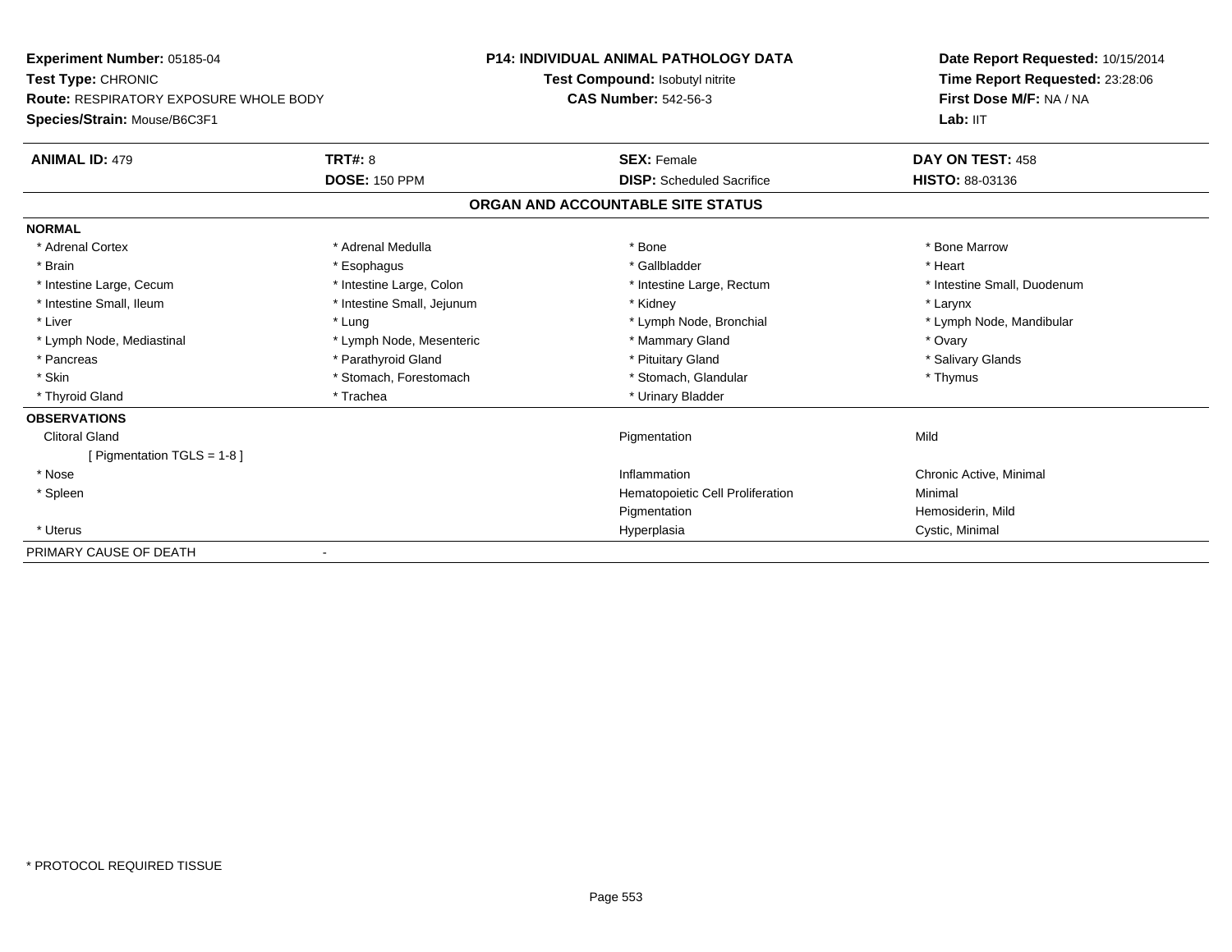**Experiment Number:** 05185-04
**Test Type:** CHRONIC
**Route:** RESPIRATORY EXPOSURE WHOLE BODY
**Species/Strain:** Mouse/B6C3F1

**P14: INDIVIDUAL ANIMAL PATHOLOGY DATA**
**Test Compound:** Isobutyl nitrite
**CAS Number:** 542-56-3

**Date Report Requested:** 10/15/2014
**Time Report Requested:** 23:28:06
**First Dose M/F:** NA / NA
**Lab:** IIT

| **ANIMAL ID:** 479 | **TRT#:** 8 | **SEX:** Female | **DAY ON TEST:** 458 |
|---|---|---|---|
| | **DOSE:** 150 PPM | **DISP:** Scheduled Sacrifice | **HISTO:** 88-03136 |

## ORGAN AND ACCOUNTABLE SITE STATUS

**NORMAL**

| | | | |
|---|---|---|---|
| * Adrenal Cortex | * Adrenal Medulla | * Bone | * Bone Marrow |
| * Brain | * Esophagus | * Gallbladder | * Heart |
| * Intestine Large, Cecum | * Intestine Large, Colon | * Intestine Large, Rectum | * Intestine Small, Duodenum |
| * Intestine Small, Ileum | * Intestine Small, Jejunum | * Kidney | * Larynx |
| * Liver | * Lung | * Lymph Node, Bronchial | * Lymph Node, Mandibular |
| * Lymph Node, Mediastinal | * Lymph Node, Mesenteric | * Mammary Gland | * Ovary |
| * Pancreas | * Parathyroid Gland | * Pituitary Gland | * Salivary Glands |
| * Skin | * Stomach, Forestomach | * Stomach, Glandular | * Thymus |
| * Thyroid Gland | * Trachea | * Urinary Bladder | |

**OBSERVATIONS**

| Organ | Observation | Severity |
|---|---|---|
| Clitoral Gland | Pigmentation | Mild |
| [ Pigmentation TGLS = 1-8 ] | | |
| * Nose | Inflammation | Chronic Active, Minimal |
| * Spleen | Hematopoietic Cell Proliferation | Minimal |
| | Pigmentation | Hemosiderin, Mild |
| * Uterus | Hyperplasia | Cystic, Minimal |

PRIMARY CAUSE OF DEATH -

\* PROTOCOL REQUIRED TISSUE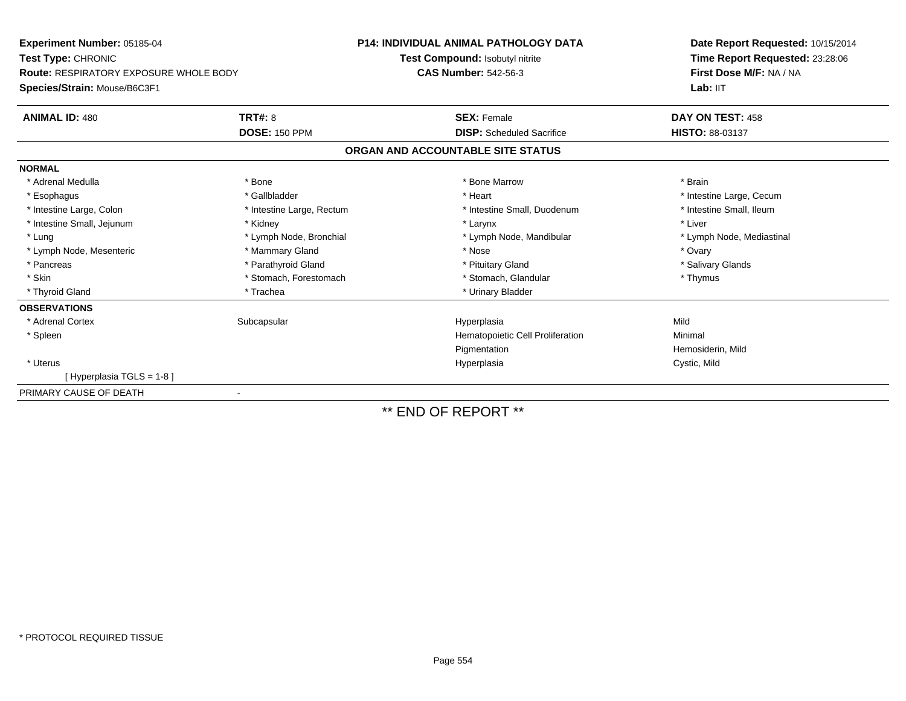**Experiment Number:** 05185-04
**Test Type:** CHRONIC
**Route:** RESPIRATORY EXPOSURE WHOLE BODY
**Species/Strain:** Mouse/B6C3F1

**P14: INDIVIDUAL ANIMAL PATHOLOGY DATA**
**Test Compound:** Isobutyl nitrite
**CAS Number:** 542-56-3

**Date Report Requested:** 10/15/2014
**Time Report Requested:** 23:28:06
**First Dose M/F:** NA / NA
**Lab:** IIT

| **ANIMAL ID:** 480 | **TRT#:** 8 | **SEX:** Female | **DAY ON TEST:** 458 |
|---|---|---|---|
| | **DOSE:** 150 PPM | **DISP:** Scheduled Sacrifice | **HISTO:** 88-03137 |

## ORGAN AND ACCOUNTABLE SITE STATUS

| | | | |
|---|---|---|---|
| **NORMAL** | | | |
| * Adrenal Medulla | * Bone | * Bone Marrow | * Brain |
| * Esophagus | * Gallbladder | * Heart | * Intestine Large, Cecum |
| * Intestine Large, Colon | * Intestine Large, Rectum | * Intestine Small, Duodenum | * Intestine Small, Ileum |
| * Intestine Small, Jejunum | * Kidney | * Larynx | * Liver |
| * Lung | * Lymph Node, Bronchial | * Lymph Node, Mandibular | * Lymph Node, Mediastinal |
| * Lymph Node, Mesenteric | * Mammary Gland | * Nose | * Ovary |
| * Pancreas | * Parathyroid Gland | * Pituitary Gland | * Salivary Glands |
| * Skin | * Stomach, Forestomach | * Stomach, Glandular | * Thymus |
| * Thyroid Gland | * Trachea | * Urinary Bladder | |
| **OBSERVATIONS** | | | |
| * Adrenal Cortex | Subcapsular | Hyperplasia | Mild |
| * Spleen | | Hematopoietic Cell Proliferation | Minimal |
| | | Pigmentation | Hemosiderin, Mild |
| * Uterus | | Hyperplasia | Cystic, Mild |
| [ Hyperplasia TGLS = 1-8 ] | | | |
| PRIMARY CAUSE OF DEATH | - | | |

** END OF REPORT **

* PROTOCOL REQUIRED TISSUE